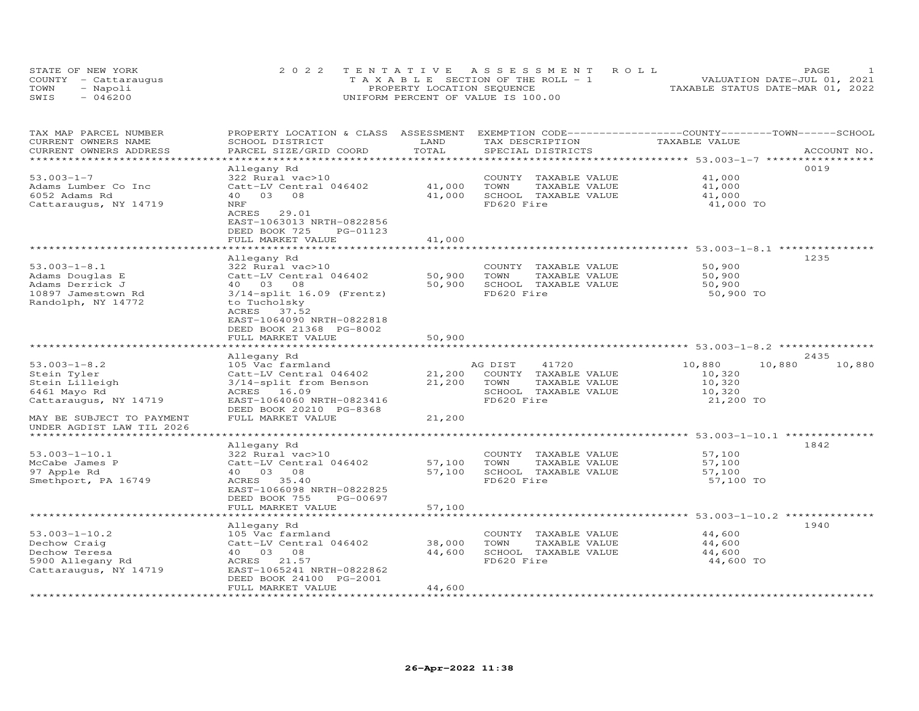STATE OF NEW YORK
COUNTY - Cattaraugus
TOWN - Napoli
SWIS - 046200

2 0 2 2 T E N T A T I V E A S S E S S M E N T R O L L
T A X A B L E SECTION OF THE ROLL - 1
PROPERTY LOCATION SEQUENCE
UNIFORM PERCENT OF VALUE IS 100.00

VALUATION DATE-JUL 01, 2021
TAXABLE STATUS DATE-MAR 01, 2022

| TAX MAP PARCEL NUMBER / CURRENT OWNERS NAME / CURRENT OWNERS ADDRESS | PROPERTY LOCATION & CLASS / SCHOOL DISTRICT / PARCEL SIZE/GRID COORD | ASSESSMENT LAND / TOTAL | EXEMPTION CODE / TAX DESCRIPTION / SPECIAL DISTRICTS | COUNTY TAXABLE VALUE | TOWN | SCHOOL | ACCOUNT NO. |
|---|---|---|---|---|---|---|---|
| 53.003-1-7 | Allegany Rd | | | | | | 0019 |
| | 322 Rural vac>10 | | COUNTY TAXABLE VALUE | 41,000 | | | |
| Adams Lumber Co Inc | Catt-LV Central 046402 | 41,000 | TOWN TAXABLE VALUE | 41,000 | | | |
| 6052 Adams Rd | 40 03 08 | 41,000 | SCHOOL TAXABLE VALUE | 41,000 | | | |
| Cattaraugus, NY 14719 | NRF | | FD620 Fire | 41,000 TO | | | |
| | ACRES 29.01 | | | | | | |
| | EAST-1063013 NRTH-0822856 | | | | | | |
| | DEED BOOK 725 PG-01123 | | | | | | |
| | FULL MARKET VALUE | 41,000 | | | | | |
| 53.003-1-8.1 | Allegany Rd | | | | | | 1235 |
| | 322 Rural vac>10 | | COUNTY TAXABLE VALUE | 50,900 | | | |
| Adams Douglas E | Catt-LV Central 046402 | 50,900 | TOWN TAXABLE VALUE | 50,900 | | | |
| Adams Derrick J | 40 03 08 | 50,900 | SCHOOL TAXABLE VALUE | 50,900 | | | |
| 10897 Jamestown Rd | 3/14-split 16.09 (Frentz) | | FD620 Fire | 50,900 TO | | | |
| Randolph, NY 14772 | to Tucholsky | | | | | | |
| | ACRES 37.52 | | | | | | |
| | EAST-1064090 NRTH-0822818 | | | | | | |
| | DEED BOOK 21368 PG-8002 | | | | | | |
| | FULL MARKET VALUE | 50,900 | | | | | |
| 53.003-1-8.2 | Allegany Rd | | | | | | 2435 |
| | 105 Vac farmland | | AG DIST 41720 | 10,880 | 10,880 | 10,880 | |
| Stein Tyler | Catt-LV Central 046402 | 21,200 | COUNTY TAXABLE VALUE | 10,320 | | | |
| Stein Lilleigh | 3/14-split from Benson | 21,200 | TOWN TAXABLE VALUE | 10,320 | | | |
| 6461 Mayo Rd | ACRES 16.09 | | SCHOOL TAXABLE VALUE | 10,320 | | | |
| Cattaraugus, NY 14719 | EAST-1064060 NRTH-0823416 | | FD620 Fire | 21,200 TO | | | |
| | DEED BOOK 20210 PG-8368 | | | | | | |
| MAY BE SUBJECT TO PAYMENT | FULL MARKET VALUE | 21,200 | | | | | |
| UNDER AGDIST LAW TIL 2026 | | | | | | | |
| 53.003-1-10.1 | Allegany Rd | | | | | | 1842 |
| | 322 Rural vac>10 | | COUNTY TAXABLE VALUE | 57,100 | | | |
| McCabe James P | Catt-LV Central 046402 | 57,100 | TOWN TAXABLE VALUE | 57,100 | | | |
| 97 Apple Rd | 40 03 08 | 57,100 | SCHOOL TAXABLE VALUE | 57,100 | | | |
| Smethport, PA 16749 | ACRES 35.40 | | FD620 Fire | 57,100 TO | | | |
| | EAST-1066098 NRTH-0822825 | | | | | | |
| | DEED BOOK 755 PG-00697 | | | | | | |
| | FULL MARKET VALUE | 57,100 | | | | | |
| 53.003-1-10.2 | Allegany Rd | | | | | | 1940 |
| | 105 Vac farmland | | COUNTY TAXABLE VALUE | 44,600 | | | |
| Dechow Craig | Catt-LV Central 046402 | 38,000 | TOWN TAXABLE VALUE | 44,600 | | | |
| Dechow Teresa | 40 03 08 | 44,600 | SCHOOL TAXABLE VALUE | 44,600 | | | |
| 5900 Allegany Rd | ACRES 21.57 | | FD620 Fire | 44,600 TO | | | |
| Cattaraugus, NY 14719 | EAST-1065241 NRTH-0822862 | | | | | | |
| | DEED BOOK 24100 PG-2001 | | | | | | |
| | FULL MARKET VALUE | 44,600 | | | | | |

26-Apr-2022 11:38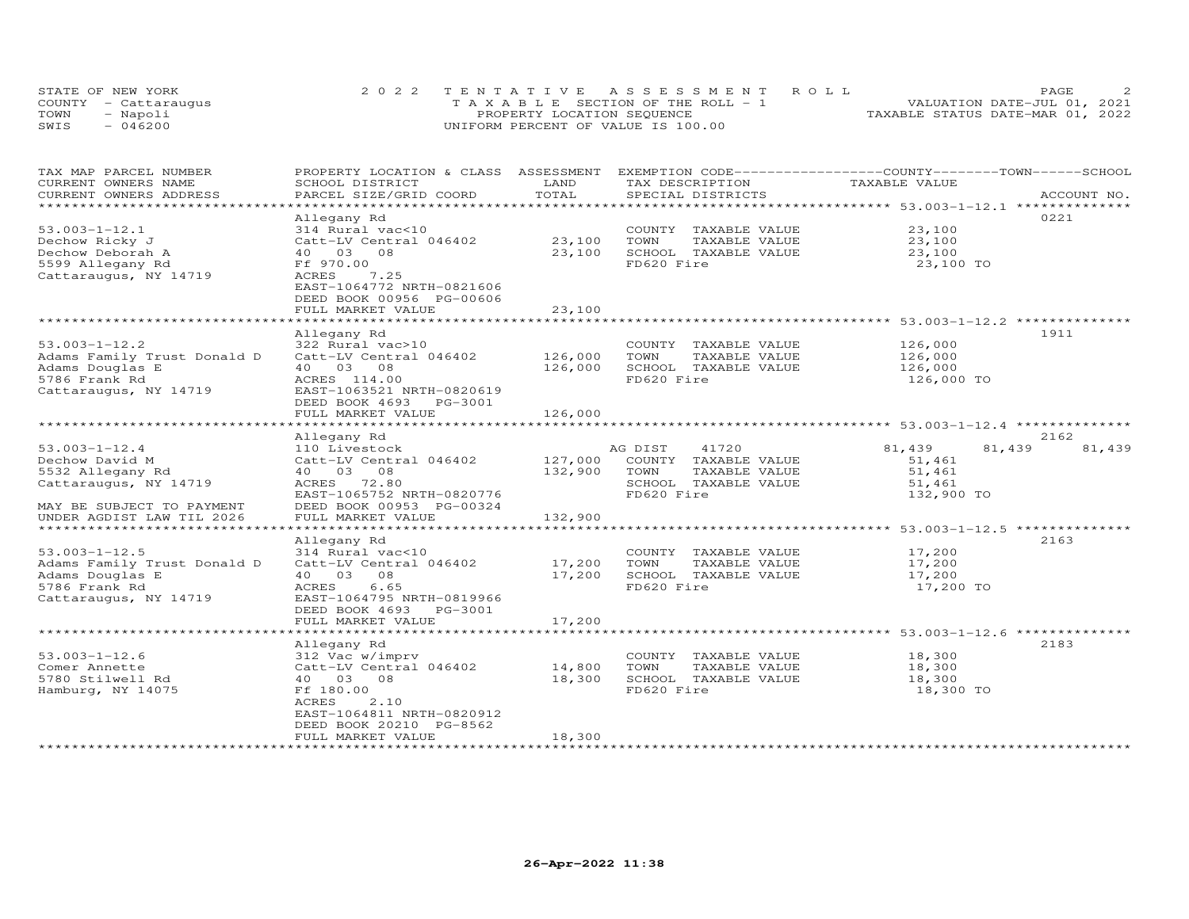STATE OF NEW YORK
COUNTY - Cattaraugus
TOWN - Napoli
SWIS - 046200

2022 TENTATIVE ASSESSMENT ROLL
TAXABLE SECTION OF THE ROLL - 1
PROPERTY LOCATION SEQUENCE
UNIFORM PERCENT OF VALUE IS 100.00

VALUATION DATE-JUL 01, 2021
TAXABLE STATUS DATE-MAR 01, 2022

| TAX MAP PARCEL NUMBER / CURRENT OWNERS NAME / CURRENT OWNERS ADDRESS | PROPERTY LOCATION & CLASS / SCHOOL DISTRICT / PARCEL SIZE/GRID COORD | ASSESSMENT LAND / TOTAL | EXEMPTION CODE / TAX DESCRIPTION / SPECIAL DISTRICTS | COUNTY TAXABLE VALUE | TOWN | SCHOOL | ACCOUNT NO. |
|---|---|---|---|---|---|---|---|
| 53.003-1-12.1 | Allegany Rd | | | | | | 0221 |
| Dechow Ricky J | 314 Rural vac<10 | | COUNTY TAXABLE VALUE | 23,100 | | | |
| Dechow Deborah A | Catt-LV Central 046402 | 23,100 | TOWN TAXABLE VALUE | 23,100 | | | |
| 5599 Allegany Rd | 40 03 08 | 23,100 | SCHOOL TAXABLE VALUE | 23,100 | | | |
| Cattaraugus, NY 14719 | Ff 970.00 | | FD620 Fire | 23,100 TO | | | |
| | ACRES 7.25 | | | | | | |
| | EAST-1064772 NRTH-0821606 | | | | | | |
| | DEED BOOK 00956 PG-00606 | | | | | | |
| | FULL MARKET VALUE | 23,100 | | | | | |
| 53.003-1-12.2 | Allegany Rd | | | | | | 1911 |
| Adams Family Trust Donald D | 322 Rural vac>10 | | COUNTY TAXABLE VALUE | 126,000 | | | |
| Adams Douglas E | Catt-LV Central 046402 | 126,000 | TOWN TAXABLE VALUE | 126,000 | | | |
| 5786 Frank Rd | 40 03 08 | 126,000 | SCHOOL TAXABLE VALUE | 126,000 | | | |
| Cattaraugus, NY 14719 | ACRES 114.00 | | FD620 Fire | 126,000 TO | | | |
| | EAST-1063521 NRTH-0820619 | | | | | | |
| | DEED BOOK 4693 PG-3001 | | | | | | |
| | FULL MARKET VALUE | 126,000 | | | | | |
| 53.003-1-12.4 | Allegany Rd | | | | | | 2162 |
| Dechow David M | 110 Livestock | | AG DIST 41720 | 81,439 | 81,439 | 81,439 | |
| 5532 Allegany Rd | Catt-LV Central 046402 | 127,000 | COUNTY TAXABLE VALUE | 51,461 | | | |
| Cattaraugus, NY 14719 | 40 03 08 | 132,900 | TOWN TAXABLE VALUE | 51,461 | | | |
| | ACRES 72.80 | | SCHOOL TAXABLE VALUE | 51,461 | | | |
| MAY BE SUBJECT TO PAYMENT | EAST-1065752 NRTH-0820776 | | FD620 Fire | 132,900 TO | | | |
| UNDER AGDIST LAW TIL 2026 | DEED BOOK 00953 PG-00324 | | | | | | |
| | FULL MARKET VALUE | 132,900 | | | | | |
| 53.003-1-12.5 | Allegany Rd | | | | | | 2163 |
| Adams Family Trust Donald D | 314 Rural vac<10 | | COUNTY TAXABLE VALUE | 17,200 | | | |
| Adams Douglas E | Catt-LV Central 046402 | 17,200 | TOWN TAXABLE VALUE | 17,200 | | | |
| 5786 Frank Rd | 40 03 08 | 17,200 | SCHOOL TAXABLE VALUE | 17,200 | | | |
| Cattaraugus, NY 14719 | ACRES 6.65 | | FD620 Fire | 17,200 TO | | | |
| | EAST-1064795 NRTH-0819966 | | | | | | |
| | DEED BOOK 4693 PG-3001 | | | | | | |
| | FULL MARKET VALUE | 17,200 | | | | | |
| 53.003-1-12.6 | Allegany Rd | | | | | | 2183 |
| Comer Annette | 312 Vac w/imprv | | COUNTY TAXABLE VALUE | 18,300 | | | |
| 5780 Stilwell Rd | Catt-LV Central 046402 | 14,800 | TOWN TAXABLE VALUE | 18,300 | | | |
| Hamburg, NY 14075 | 40 03 08 | 18,300 | SCHOOL TAXABLE VALUE | 18,300 | | | |
| | Ff 180.00 | | FD620 Fire | 18,300 TO | | | |
| | ACRES 2.10 | | | | | | |
| | EAST-1064811 NRTH-0820912 | | | | | | |
| | DEED BOOK 20210 PG-8562 | | | | | | |
| | FULL MARKET VALUE | 18,300 | | | | | |

26-Apr-2022 11:38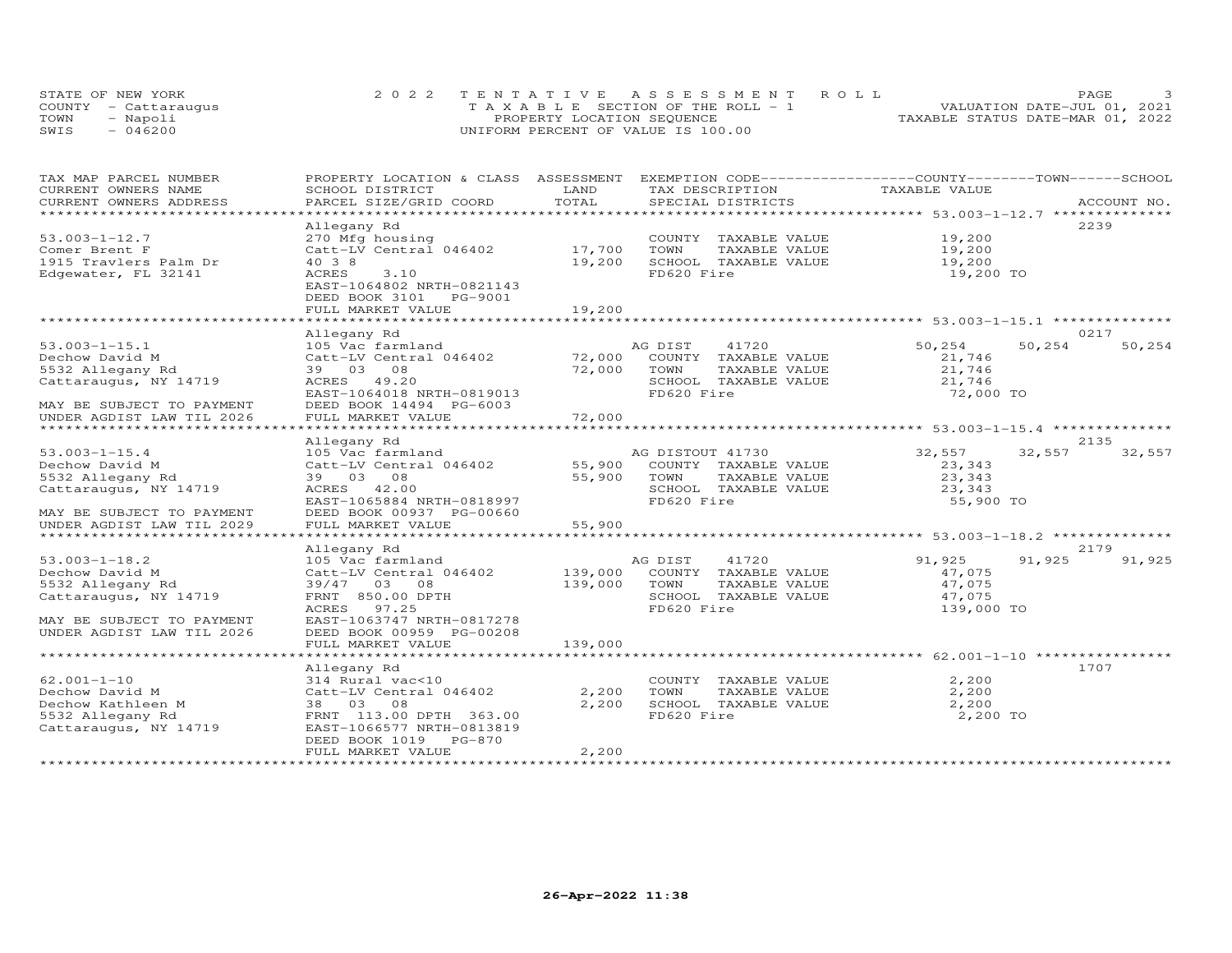STATE OF NEW YORK
COUNTY - Cattaraugus
TOWN - Napoli
SWIS - 046200

2022 TENTATIVE ASSESSMENT ROLL
TAXABLE SECTION OF THE ROLL - 1
PROPERTY LOCATION SEQUENCE
UNIFORM PERCENT OF VALUE IS 100.00

VALUATION DATE-JUL 01, 2021
TAXABLE STATUS DATE-MAR 01, 2022

| TAX MAP PARCEL NUMBER / CURRENT OWNERS NAME / CURRENT OWNERS ADDRESS | PROPERTY LOCATION & CLASS / SCHOOL DISTRICT / PARCEL SIZE/GRID COORD | ASSESSMENT LAND | TOTAL | EXEMPTION CODE / TAX DESCRIPTION / SPECIAL DISTRICTS | COUNTY TAXABLE VALUE | TOWN | SCHOOL | ACCOUNT NO. |
|---|---|---|---|---|---|---|---|---|
| **53.003-1-12.7** | Allegany Rd | | | | | | | 2239 |
| 53.003-1-12.7 | 270 Mfg housing | | | COUNTY TAXABLE VALUE | 19,200 | | | |
| Comer Brent F | Catt-LV Central 046402 | 17,700 | | TOWN TAXABLE VALUE | 19,200 | | | |
| 1915 Travlers Palm Dr | 40 3 8 | | 19,200 | SCHOOL TAXABLE VALUE | 19,200 | | | |
| Edgewater, FL 32141 | ACRES 3.10 | | | FD620 Fire | 19,200 TO | | | |
| | EAST-1064802 NRTH-0821143 | | | | | | | |
| | DEED BOOK 3101 PG-9001 | | | | | | | |
| | FULL MARKET VALUE | | 19,200 | | | | | |
| **53.003-1-15.1** | Allegany Rd | | | | | | | 0217 |
| 53.003-1-15.1 | 105 Vac farmland | | | AG DIST 41720 | 50,254 | 50,254 | 50,254 | |
| Dechow David M | Catt-LV Central 046402 | 72,000 | | COUNTY TAXABLE VALUE | 21,746 | | | |
| 5532 Allegany Rd | 39 03 08 | | 72,000 | TOWN TAXABLE VALUE | 21,746 | | | |
| Cattaraugus, NY 14719 | ACRES 49.20 | | | SCHOOL TAXABLE VALUE | 21,746 | | | |
| | EAST-1064018 NRTH-0819013 | | | FD620 Fire | 72,000 TO | | | |
| MAY BE SUBJECT TO PAYMENT | DEED BOOK 14494 PG-6003 | | | | | | | |
| UNDER AGDIST LAW TIL 2026 | FULL MARKET VALUE | | 72,000 | | | | | |
| **53.003-1-15.4** | Allegany Rd | | | | | | | 2135 |
| 53.003-1-15.4 | 105 Vac farmland | | | AG DISTOUT 41730 | 32,557 | 32,557 | 32,557 | |
| Dechow David M | Catt-LV Central 046402 | 55,900 | | COUNTY TAXABLE VALUE | 23,343 | | | |
| 5532 Allegany Rd | 39 03 08 | | 55,900 | TOWN TAXABLE VALUE | 23,343 | | | |
| Cattaraugus, NY 14719 | ACRES 42.00 | | | SCHOOL TAXABLE VALUE | 23,343 | | | |
| | EAST-1065884 NRTH-0818997 | | | FD620 Fire | 55,900 TO | | | |
| MAY BE SUBJECT TO PAYMENT | DEED BOOK 00937 PG-00660 | | | | | | | |
| UNDER AGDIST LAW TIL 2029 | FULL MARKET VALUE | | 55,900 | | | | | |
| **53.003-1-18.2** | Allegany Rd | | | | | | | 2179 |
| 53.003-1-18.2 | 105 Vac farmland | | | AG DIST 41720 | 91,925 | 91,925 | 91,925 | |
| Dechow David M | Catt-LV Central 046402 | 139,000 | | COUNTY TAXABLE VALUE | 47,075 | | | |
| 5532 Allegany Rd | 39/47 03 08 | | 139,000 | TOWN TAXABLE VALUE | 47,075 | | | |
| Cattaraugus, NY 14719 | FRNT 850.00 DPTH | | | SCHOOL TAXABLE VALUE | 47,075 | | | |
| | ACRES 97.25 | | | FD620 Fire | 139,000 TO | | | |
| MAY BE SUBJECT TO PAYMENT | EAST-1063747 NRTH-0817278 | | | | | | | |
| UNDER AGDIST LAW TIL 2026 | DEED BOOK 00959 PG-00208 | | | | | | | |
| | FULL MARKET VALUE | | 139,000 | | | | | |
| **62.001-1-10** | Allegany Rd | | | | | | | 1707 |
| 62.001-1-10 | 314 Rural vac<10 | | | COUNTY TAXABLE VALUE | 2,200 | | | |
| Dechow David M | Catt-LV Central 046402 | 2,200 | | TOWN TAXABLE VALUE | 2,200 | | | |
| Dechow Kathleen M | 38 03 08 | | 2,200 | SCHOOL TAXABLE VALUE | 2,200 | | | |
| 5532 Allegany Rd | FRNT 113.00 DPTH 363.00 | | | FD620 Fire | 2,200 TO | | | |
| Cattaraugus, NY 14719 | EAST-1066577 NRTH-0813819 | | | | | | | |
| | DEED BOOK 1019 PG-870 | | | | | | | |
| | FULL MARKET VALUE | | 2,200 | | | | | |

26-Apr-2022 11:38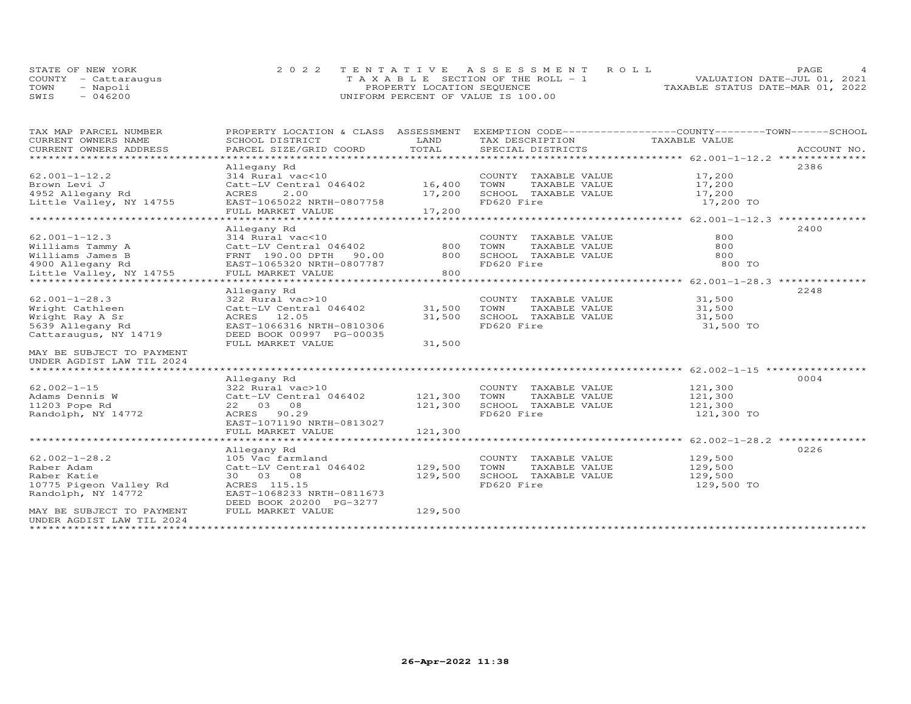STATE OF NEW YORK
COUNTY - Cattaraugus
TOWN - Napoli
SWIS - 046200

2022 TENTATIVE ASSESSMENT ROLL
TAXABLE SECTION OF THE ROLL - 1
PROPERTY LOCATION SEQUENCE
UNIFORM PERCENT OF VALUE IS 100.00

VALUATION DATE-JUL 01, 2021
TAXABLE STATUS DATE-MAR 01, 2022

| TAX MAP PARCEL NUMBER / CURRENT OWNERS NAME / CURRENT OWNERS ADDRESS | PROPERTY LOCATION & CLASS / SCHOOL DISTRICT / PARCEL SIZE/GRID COORD | ASSESSMENT LAND | TOTAL | EXEMPTION CODE / TAX DESCRIPTION / SPECIAL DISTRICTS | COUNTY--------TOWN------SCHOOL TAXABLE VALUE | ACCOUNT NO. |
|---|---|---|---|---|---|---|
| 62.001-1-12.2 | Allegany Rd | | | | | 2386 |
| | 314 Rural vac<10 | | | COUNTY TAXABLE VALUE | 17,200 | |
| Brown Levi J | Catt-LV Central 046402 | 16,400 | | TOWN TAXABLE VALUE | 17,200 | |
| 4952 Allegany Rd | ACRES 2.00 | | 17,200 | SCHOOL TAXABLE VALUE | 17,200 | |
| Little Valley, NY 14755 | EAST-1065022 NRTH-0807758 | | | FD620 Fire | 17,200 TO | |
| | FULL MARKET VALUE | | 17,200 | | | |
| 62.001-1-12.3 | Allegany Rd | | | | | 2400 |
| | 314 Rural vac<10 | | | COUNTY TAXABLE VALUE | 800 | |
| Williams Tammy A | Catt-LV Central 046402 | 800 | | TOWN TAXABLE VALUE | 800 | |
| Williams James B | FRNT 190.00 DPTH 90.00 | | 800 | SCHOOL TAXABLE VALUE | 800 | |
| 4900 Allegany Rd | EAST-1065320 NRTH-0807787 | | | FD620 Fire | 800 TO | |
| Little Valley, NY 14755 | FULL MARKET VALUE | | 800 | | | |
| 62.001-1-28.3 | Allegany Rd | | | | | 2248 |
| | 322 Rural vac>10 | | | COUNTY TAXABLE VALUE | 31,500 | |
| Wright Cathleen | Catt-LV Central 046402 | 31,500 | | TOWN TAXABLE VALUE | 31,500 | |
| Wright Ray A Sr | ACRES 12.05 | | 31,500 | SCHOOL TAXABLE VALUE | 31,500 | |
| 5639 Allegany Rd | EAST-1066316 NRTH-0810306 | | | FD620 Fire | 31,500 TO | |
| Cattaraugus, NY 14719 | DEED BOOK 00997 PG-00035 | | | | | |
| | FULL MARKET VALUE | | 31,500 | | | |
| MAY BE SUBJECT TO PAYMENT UNDER AGDIST LAW TIL 2024 | | | | | | |
| 62.002-1-15 | Allegany Rd | | | | | 0004 |
| | 322 Rural vac>10 | | | COUNTY TAXABLE VALUE | 121,300 | |
| Adams Dennis W | Catt-LV Central 046402 | 121,300 | | TOWN TAXABLE VALUE | 121,300 | |
| 11203 Pope Rd | 22 03 08 | | 121,300 | SCHOOL TAXABLE VALUE | 121,300 | |
| Randolph, NY 14772 | ACRES 90.29 | | | FD620 Fire | 121,300 TO | |
| | EAST-1071190 NRTH-0813027 | | | | | |
| | FULL MARKET VALUE | | 121,300 | | | |
| 62.002-1-28.2 | Allegany Rd | | | | | 0226 |
| | 105 Vac farmland | | | COUNTY TAXABLE VALUE | 129,500 | |
| Raber Adam | Catt-LV Central 046402 | 129,500 | | TOWN TAXABLE VALUE | 129,500 | |
| Raber Katie | 30 03 08 | | 129,500 | SCHOOL TAXABLE VALUE | 129,500 | |
| 10775 Pigeon Valley Rd | ACRES 115.15 | | | FD620 Fire | 129,500 TO | |
| Randolph, NY 14772 | EAST-1068233 NRTH-0811673 | | | | | |
| | DEED BOOK 20200 PG-3277 | | | | | |
| MAY BE SUBJECT TO PAYMENT UNDER AGDIST LAW TIL 2024 | FULL MARKET VALUE | | 129,500 | | | |

26-Apr-2022 11:38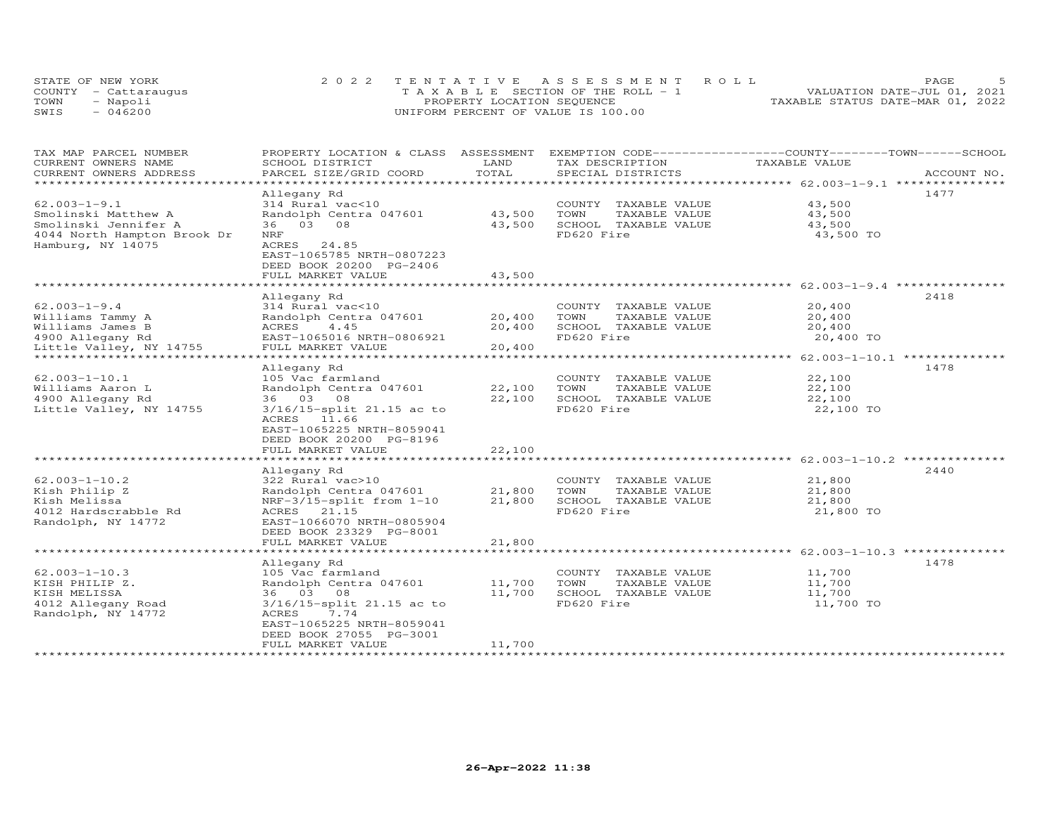STATE OF NEW YORK
COUNTY - Cattaraugus
TOWN - Napoli
SWIS - 046200

2022 TENTATIVE ASSESSMENT ROLL
TAXABLE SECTION OF THE ROLL - 1
PROPERTY LOCATION SEQUENCE
UNIFORM PERCENT OF VALUE IS 100.00

VALUATION DATE-JUL 01, 2021
TAXABLE STATUS DATE-MAR 01, 2022

| TAX MAP PARCEL NUMBER / CURRENT OWNERS NAME / CURRENT OWNERS ADDRESS | PROPERTY LOCATION & CLASS / SCHOOL DISTRICT / PARCEL SIZE/GRID COORD | ASSESSMENT LAND | TOTAL | EXEMPTION CODE / TAX DESCRIPTION / SPECIAL DISTRICTS | COUNTY/TOWN/SCHOOL TAXABLE VALUE | ACCOUNT NO. |
|---|---|---|---|---|---|---|
| 62.003-1-9.1 | Allegany Rd | | | | | 1477 |
| | 314 Rural vac<10 | | | COUNTY TAXABLE VALUE | 43,500 | |
| Smolinski Matthew A | Randolph Centra 047601 | 43,500 | | TOWN TAXABLE VALUE | 43,500 | |
| Smolinski Jennifer A | 36 03 08 | | 43,500 | SCHOOL TAXABLE VALUE | 43,500 | |
| 4044 North Hampton Brook Dr | NRF | | | FD620 Fire | 43,500 TO | |
| Hamburg, NY 14075 | ACRES 24.85 | | | | | |
| | EAST-1065785 NRTH-0807223 | | | | | |
| | DEED BOOK 20200 PG-2406 | | | | | |
| | FULL MARKET VALUE | | 43,500 | | | |
| 62.003-1-9.4 | Allegany Rd | | | | | 2418 |
| | 314 Rural vac<10 | | | COUNTY TAXABLE VALUE | 20,400 | |
| Williams Tammy A | Randolph Centra 047601 | 20,400 | | TOWN TAXABLE VALUE | 20,400 | |
| Williams James B | ACRES 4.45 | | 20,400 | SCHOOL TAXABLE VALUE | 20,400 | |
| 4900 Allegany Rd | EAST-1065016 NRTH-0806921 | | | FD620 Fire | 20,400 TO | |
| Little Valley, NY 14755 | FULL MARKET VALUE | | 20,400 | | | |
| 62.003-1-10.1 | Allegany Rd | | | | | 1478 |
| | 105 Vac farmland | | | COUNTY TAXABLE VALUE | 22,100 | |
| Williams Aaron L | Randolph Centra 047601 | 22,100 | | TOWN TAXABLE VALUE | 22,100 | |
| 4900 Allegany Rd | 36 03 08 | | 22,100 | SCHOOL TAXABLE VALUE | 22,100 | |
| Little Valley, NY 14755 | 3/16/15-split 21.15 ac to | | | FD620 Fire | 22,100 TO | |
| | ACRES 11.66 | | | | | |
| | EAST-1065225 NRTH-8059041 | | | | | |
| | DEED BOOK 20200 PG-8196 | | | | | |
| | FULL MARKET VALUE | | 22,100 | | | |
| 62.003-1-10.2 | Allegany Rd | | | | | 2440 |
| | 322 Rural vac>10 | | | COUNTY TAXABLE VALUE | 21,800 | |
| Kish Philip Z | Randolph Centra 047601 | 21,800 | | TOWN TAXABLE VALUE | 21,800 | |
| Kish Melissa | NRF-3/15-split from 1-10 | | 21,800 | SCHOOL TAXABLE VALUE | 21,800 | |
| 4012 Hardscrabble Rd | ACRES 21.15 | | | FD620 Fire | 21,800 TO | |
| Randolph, NY 14772 | EAST-1066070 NRTH-0805904 | | | | | |
| | DEED BOOK 23329 PG-8001 | | | | | |
| | FULL MARKET VALUE | | 21,800 | | | |
| 62.003-1-10.3 | Allegany Rd | | | | | 1478 |
| | 105 Vac farmland | | | COUNTY TAXABLE VALUE | 11,700 | |
| KISH PHILIP Z. | Randolph Centra 047601 | 11,700 | | TOWN TAXABLE VALUE | 11,700 | |
| KISH MELISSA | 36 03 08 | | 11,700 | SCHOOL TAXABLE VALUE | 11,700 | |
| 4012 Allegany Road | 3/16/15-split 21.15 ac to | | | FD620 Fire | 11,700 TO | |
| Randolph, NY 14772 | ACRES 7.74 | | | | | |
| | EAST-1065225 NRTH-8059041 | | | | | |
| | DEED BOOK 27055 PG-3001 | | | | | |
| | FULL MARKET VALUE | | 11,700 | | | |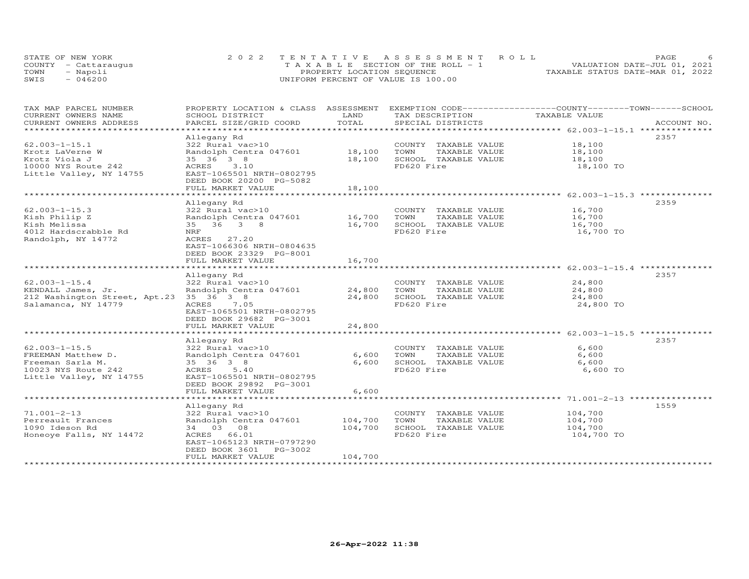STATE OF NEW YORK — 2022 TENTATIVE ASSESSMENT ROLL
COUNTY - Cattaraugus — TAXABLE SECTION OF THE ROLL - 1 — VALUATION DATE-JUL 01, 2021
TOWN - Napoli — PROPERTY LOCATION SEQUENCE — TAXABLE STATUS DATE-MAR 01, 2022
SWIS - 046200 — UNIFORM PERCENT OF VALUE IS 100.00

| TAX MAP PARCEL NUMBER / CURRENT OWNERS NAME / CURRENT OWNERS ADDRESS | PROPERTY LOCATION & CLASS / SCHOOL DISTRICT / PARCEL SIZE/GRID COORD | ASSESSMENT LAND | TOTAL | EXEMPTION CODE / TAX DESCRIPTION / SPECIAL DISTRICTS | COUNTY / TOWN / SCHOOL TAXABLE VALUE | ACCOUNT NO. |
|---|---|---|---|---|---|---|
| 62.003-1-15.1 | Allegany Rd | | | | | 2357 |
| Krotz LaVerne W | 322 Rural vac>10 | | | COUNTY TAXABLE VALUE | 18,100 | |
| Krotz Viola J | Randolph Centra 047601 | 18,100 | | TOWN TAXABLE VALUE | 18,100 | |
| 10000 NYS Route 242 | 35 36 3 8 | | 18,100 | SCHOOL TAXABLE VALUE | 18,100 | |
| Little Valley, NY 14755 | ACRES 3.10 | | | FD620 Fire | 18,100 TO | |
| | EAST-1065501 NRTH-0802795 | | | | | |
| | DEED BOOK 20200 PG-5082 | | | | | |
| | FULL MARKET VALUE | | 18,100 | | | |
| 62.003-1-15.3 | Allegany Rd | | | | | 2359 |
| Kish Philip Z | 322 Rural vac>10 | | | COUNTY TAXABLE VALUE | 16,700 | |
| Kish Melissa | Randolph Centra 047601 | 16,700 | | TOWN TAXABLE VALUE | 16,700 | |
| 4012 Hardscrabble Rd | 35 36 3 8 | | 16,700 | SCHOOL TAXABLE VALUE | 16,700 | |
| Randolph, NY 14772 | NRF | | | FD620 Fire | 16,700 TO | |
| | ACRES 27.20 | | | | | |
| | EAST-1066306 NRTH-0804635 | | | | | |
| | DEED BOOK 23329 PG-8001 | | | | | |
| | FULL MARKET VALUE | | 16,700 | | | |
| 62.003-1-15.4 | Allegany Rd | | | | | 2357 |
| KENDALL James, Jr. | 322 Rural vac>10 | | | COUNTY TAXABLE VALUE | 24,800 | |
| 212 Washington Street, Apt.23 | Randolph Centra 047601 | 24,800 | | TOWN TAXABLE VALUE | 24,800 | |
| Salamanca, NY 14779 | 35 36 3 8 | | 24,800 | SCHOOL TAXABLE VALUE | 24,800 | |
| | ACRES 7.05 | | | FD620 Fire | 24,800 TO | |
| | EAST-1065501 NRTH-0802795 | | | | | |
| | DEED BOOK 29682 PG-3001 | | | | | |
| | FULL MARKET VALUE | | 24,800 | | | |
| 62.003-1-15.5 | Allegany Rd | | | | | 2357 |
| FREEMAN Matthew D. | 322 Rural vac>10 | | | COUNTY TAXABLE VALUE | 6,600 | |
| Freeman Sarla M. | Randolph Centra 047601 | 6,600 | | TOWN TAXABLE VALUE | 6,600 | |
| 10023 NYS Route 242 | 35 36 3 8 | | 6,600 | SCHOOL TAXABLE VALUE | 6,600 | |
| Little Valley, NY 14755 | ACRES 5.40 | | | FD620 Fire | 6,600 TO | |
| | EAST-1065501 NRTH-0802795 | | | | | |
| | DEED BOOK 29892 PG-3001 | | | | | |
| | FULL MARKET VALUE | | 6,600 | | | |
| 71.001-2-13 | Allegany Rd | | | | | 1559 |
| Perreault Frances | 322 Rural vac>10 | | | COUNTY TAXABLE VALUE | 104,700 | |
| 1090 Ideson Rd | Randolph Centra 047601 | 104,700 | | TOWN TAXABLE VALUE | 104,700 | |
| Honeoye Falls, NY 14472 | 34 03 08 | | 104,700 | SCHOOL TAXABLE VALUE | 104,700 | |
| | ACRES 66.01 | | | FD620 Fire | 104,700 TO | |
| | EAST-1065123 NRTH-0797290 | | | | | |
| | DEED BOOK 3601 PG-3002 | | | | | |
| | FULL MARKET VALUE | | 104,700 | | | |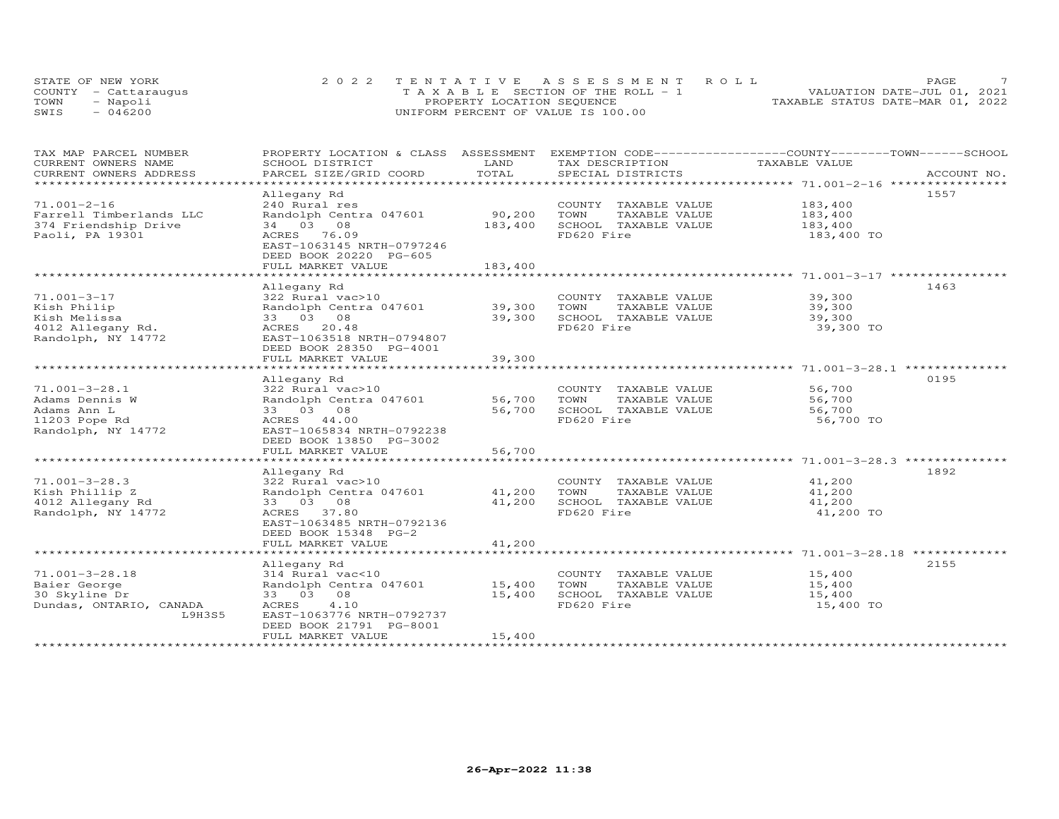STATE OF NEW YORK — COUNTY - Cattaraugus — TOWN - Napoli — SWIS - 046200

2022 TENTATIVE ASSESSMENT ROLL
TAXABLE SECTION OF THE ROLL - 1
PROPERTY LOCATION SEQUENCE
UNIFORM PERCENT OF VALUE IS 100.00

VALUATION DATE-JUL 01, 2021
TAXABLE STATUS DATE-MAR 01, 2022

| TAX MAP PARCEL NUMBER / CURRENT OWNERS NAME / CURRENT OWNERS ADDRESS | PROPERTY LOCATION & CLASS / SCHOOL DISTRICT / PARCEL SIZE/GRID COORD | ASSESSMENT LAND | TOTAL | EXEMPTION CODE / TAX DESCRIPTION / SPECIAL DISTRICTS | COUNTY--------TOWN------SCHOOL TAXABLE VALUE | ACCOUNT NO. |
|---|---|---|---|---|---|---|
| 71.001-2-16 | Allegany Rd | | | | | 1557 |
| Farrell Timberlands LLC | 240 Rural res | | | COUNTY TAXABLE VALUE | 183,400 | |
| 374 Friendship Drive | Randolph Centra 047601 | 90,200 | | TOWN TAXABLE VALUE | 183,400 | |
| Paoli, PA 19301 | 34 03 08 | | 183,400 | SCHOOL TAXABLE VALUE | 183,400 | |
| | ACRES 76.09 | | | FD620 Fire | 183,400 TO | |
| | EAST-1063145 NRTH-0797246 | | | | | |
| | DEED BOOK 20220 PG-605 | | | | | |
| | FULL MARKET VALUE | | 183,400 | | | |
| 71.001-3-17 | Allegany Rd | | | | | 1463 |
| Kish Philip | 322 Rural vac>10 | | | COUNTY TAXABLE VALUE | 39,300 | |
| Kish Melissa | Randolph Centra 047601 | 39,300 | | TOWN TAXABLE VALUE | 39,300 | |
| 4012 Allegany Rd. | 33 03 08 | | 39,300 | SCHOOL TAXABLE VALUE | 39,300 | |
| Randolph, NY 14772 | ACRES 20.48 | | | FD620 Fire | 39,300 TO | |
| | EAST-1063518 NRTH-0794807 | | | | | |
| | DEED BOOK 28350 PG-4001 | | | | | |
| | FULL MARKET VALUE | | 39,300 | | | |
| 71.001-3-28.1 | Allegany Rd | | | | | 0195 |
| Adams Dennis W | 322 Rural vac>10 | | | COUNTY TAXABLE VALUE | 56,700 | |
| Adams Ann L | Randolph Centra 047601 | 56,700 | | TOWN TAXABLE VALUE | 56,700 | |
| 11203 Pope Rd | 33 03 08 | | 56,700 | SCHOOL TAXABLE VALUE | 56,700 | |
| Randolph, NY 14772 | ACRES 44.00 | | | FD620 Fire | 56,700 TO | |
| | EAST-1065834 NRTH-0792238 | | | | | |
| | DEED BOOK 13850 PG-3002 | | | | | |
| | FULL MARKET VALUE | | 56,700 | | | |
| 71.001-3-28.3 | Allegany Rd | | | | | 1892 |
| Kish Phillip Z | 322 Rural vac>10 | | | COUNTY TAXABLE VALUE | 41,200 | |
| 4012 Allegany Rd | Randolph Centra 047601 | 41,200 | | TOWN TAXABLE VALUE | 41,200 | |
| Randolph, NY 14772 | 33 03 08 | | 41,200 | SCHOOL TAXABLE VALUE | 41,200 | |
| | ACRES 37.80 | | | FD620 Fire | 41,200 TO | |
| | EAST-1063485 NRTH-0792136 | | | | | |
| | DEED BOOK 15348 PG-2 | | | | | |
| | FULL MARKET VALUE | | 41,200 | | | |
| 71.001-3-28.18 | Allegany Rd | | | | | 2155 |
| Baier George | 314 Rural vac<10 | | | COUNTY TAXABLE VALUE | 15,400 | |
| 30 Skyline Dr | Randolph Centra 047601 | 15,400 | | TOWN TAXABLE VALUE | 15,400 | |
| Dundas, ONTARIO, CANADA L9H3S5 | 33 03 08 | | 15,400 | SCHOOL TAXABLE VALUE | 15,400 | |
| | ACRES 4.10 | | | FD620 Fire | 15,400 TO | |
| | EAST-1063776 NRTH-0792737 | | | | | |
| | DEED BOOK 21791 PG-8001 | | | | | |
| | FULL MARKET VALUE | | 15,400 | | | |

26-Apr-2022 11:38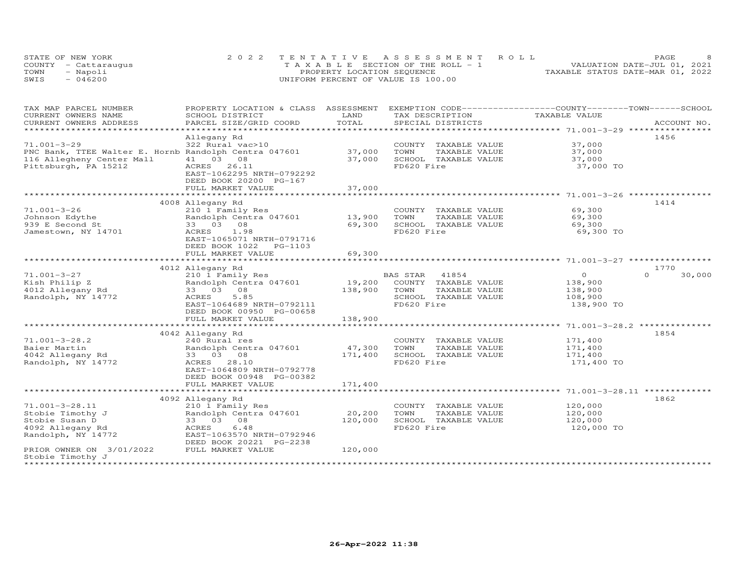STATE OF NEW YORK
COUNTY - Cattaraugus
TOWN - Napoli
SWIS - 046200

2022 TENTATIVE ASSESSMENT ROLL
TAXABLE SECTION OF THE ROLL - 1
PROPERTY LOCATION SEQUENCE
UNIFORM PERCENT OF VALUE IS 100.00

VALUATION DATE-JUL 01, 2021
TAXABLE STATUS DATE-MAR 01, 2022

| TAX MAP PARCEL NUMBER / CURRENT OWNERS NAME / CURRENT OWNERS ADDRESS | PROPERTY LOCATION & CLASS / SCHOOL DISTRICT / PARCEL SIZE/GRID COORD | ASSESSMENT LAND | TOTAL | EXEMPTION CODE / TAX DESCRIPTION / SPECIAL DISTRICTS | COUNTY TAXABLE VALUE | TOWN | SCHOOL | ACCOUNT NO. |
|---|---|---|---|---|---|---|---|---|
| 71.001-3-29 | Allegany Rd | | | | | | | 1456 |
| 71.001-3-29 | 322 Rural vac>10 | | | COUNTY TAXABLE VALUE | 37,000 | | | |
| PNC Bank, TTEE Walter E. Hornb | Randolph Centra 047601 | 37,000 | | TOWN TAXABLE VALUE | 37,000 | | | |
| 116 Allegheny Center Mall | 41 03 08 | | 37,000 | SCHOOL TAXABLE VALUE | 37,000 | | | |
| Pittsburgh, PA 15212 | ACRES 26.11 | | | FD620 Fire | 37,000 TO | | | |
| | EAST-1062295 NRTH-0792292 | | | | | | | |
| | DEED BOOK 20200 PG-167 | | | | | | | |
| | FULL MARKET VALUE | | 37,000 | | | | | |
| 71.001-3-26 | 4008 Allegany Rd | | | | | | | 1414 |
| 71.001-3-26 | 210 1 Family Res | | | COUNTY TAXABLE VALUE | 69,300 | | | |
| Johnson Edythe | Randolph Centra 047601 | 13,900 | | TOWN TAXABLE VALUE | 69,300 | | | |
| 939 E Second St | 33 03 08 | | 69,300 | SCHOOL TAXABLE VALUE | 69,300 | | | |
| Jamestown, NY 14701 | ACRES 1.98 | | | FD620 Fire | 69,300 TO | | | |
| | EAST-1065071 NRTH-0791716 | | | | | | | |
| | DEED BOOK 1022 PG-1103 | | | | | | | |
| | FULL MARKET VALUE | | 69,300 | | | | | |
| 71.001-3-27 | 4012 Allegany Rd | | | | | | | 1770 |
| 71.001-3-27 | 210 1 Family Res | | | BAS STAR 41854 | 0 | 0 | 30,000 | |
| Kish Philip Z | Randolph Centra 047601 | 19,200 | | COUNTY TAXABLE VALUE | 138,900 | | | |
| 4012 Allegany Rd | 33 03 08 | | 138,900 | TOWN TAXABLE VALUE | 138,900 | | | |
| Randolph, NY 14772 | ACRES 5.85 | | | SCHOOL TAXABLE VALUE | 108,900 | | | |
| | EAST-1064689 NRTH-0792111 | | | FD620 Fire | 138,900 TO | | | |
| | DEED BOOK 00950 PG-00658 | | | | | | | |
| | FULL MARKET VALUE | | 138,900 | | | | | |
| 71.001-3-28.2 | 4042 Allegany Rd | | | | | | | 1854 |
| 71.001-3-28.2 | 240 Rural res | | | COUNTY TAXABLE VALUE | 171,400 | | | |
| Baier Martin | Randolph Centra 047601 | 47,300 | | TOWN TAXABLE VALUE | 171,400 | | | |
| 4042 Allegany Rd | 33 03 08 | | 171,400 | SCHOOL TAXABLE VALUE | 171,400 | | | |
| Randolph, NY 14772 | ACRES 28.10 | | | FD620 Fire | 171,400 TO | | | |
| | EAST-1064809 NRTH-0792778 | | | | | | | |
| | DEED BOOK 00948 PG-00382 | | | | | | | |
| | FULL MARKET VALUE | | 171,400 | | | | | |
| 71.001-3-28.11 | 4092 Allegany Rd | | | | | | | 1862 |
| 71.001-3-28.11 | 210 1 Family Res | | | COUNTY TAXABLE VALUE | 120,000 | | | |
| Stobie Timothy J | Randolph Centra 047601 | 20,200 | | TOWN TAXABLE VALUE | 120,000 | | | |
| Stobie Susan D | 33 03 08 | | 120,000 | SCHOOL TAXABLE VALUE | 120,000 | | | |
| 4092 Allegany Rd | ACRES 6.48 | | | FD620 Fire | 120,000 TO | | | |
| Randolph, NY 14772 | EAST-1063570 NRTH-0792946 | | | | | | | |
| | DEED BOOK 20221 PG-2238 | | | | | | | |
| PRIOR OWNER ON 3/01/2022 | FULL MARKET VALUE | | 120,000 | | | | | |
| Stobie Timothy J | | | | | | | | |

26-Apr-2022 11:38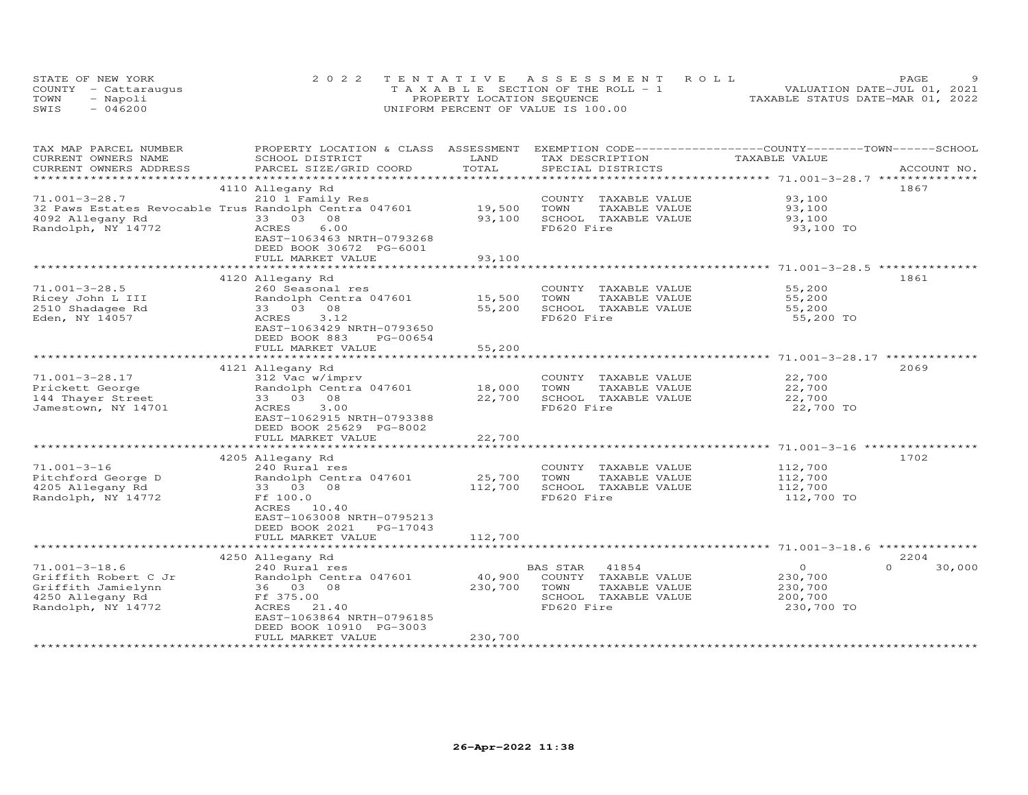STATE OF NEW YORK
COUNTY - Cattaraugus
TOWN - Napoli
SWIS - 046200

2022 TENTATIVE ASSESSMENT ROLL
TAXABLE SECTION OF THE ROLL - 1
PROPERTY LOCATION SEQUENCE
UNIFORM PERCENT OF VALUE IS 100.00

VALUATION DATE-JUL 01, 2021
TAXABLE STATUS DATE-MAR 01, 2022

| TAX MAP PARCEL NUMBER / CURRENT OWNERS NAME / CURRENT OWNERS ADDRESS | PROPERTY LOCATION & CLASS / SCHOOL DISTRICT / PARCEL SIZE/GRID COORD | ASSESSMENT LAND / TOTAL | EXEMPTION CODE / TAX DESCRIPTION / SPECIAL DISTRICTS | COUNTY / TOWN / SCHOOL TAXABLE VALUE | ACCOUNT NO. |
|---|---|---|---|---|---|
| 71.001-3-28.7 | 4110 Allegany Rd | | | | 1867 |
| | 210 1 Family Res | | COUNTY TAXABLE VALUE | 93,100 | |
| 32 Paws Estates Revocable Trus | Randolph Centra 047601 | 19,500 | TOWN TAXABLE VALUE | 93,100 | |
| 4092 Allegany Rd | 33 03 08 | 93,100 | SCHOOL TAXABLE VALUE | 93,100 | |
| Randolph, NY 14772 | ACRES 6.00 | | FD620 Fire | 93,100 TO | |
| | EAST-1063463 NRTH-0793268 | | | | |
| | DEED BOOK 30672 PG-6001 | | | | |
| | FULL MARKET VALUE | 93,100 | | | |
| 71.001-3-28.5 | 4120 Allegany Rd | | | | 1861 |
| | 260 Seasonal res | | COUNTY TAXABLE VALUE | 55,200 | |
| Ricey John L III | Randolph Centra 047601 | 15,500 | TOWN TAXABLE VALUE | 55,200 | |
| 2510 Shadagee Rd | 33 03 08 | 55,200 | SCHOOL TAXABLE VALUE | 55,200 | |
| Eden, NY 14057 | ACRES 3.12 | | FD620 Fire | 55,200 TO | |
| | EAST-1063429 NRTH-0793650 | | | | |
| | DEED BOOK 883 PG-00654 | | | | |
| | FULL MARKET VALUE | 55,200 | | | |
| 71.001-3-28.17 | 4121 Allegany Rd | | | | 2069 |
| | 312 Vac w/imprv | | COUNTY TAXABLE VALUE | 22,700 | |
| Prickett George | Randolph Centra 047601 | 18,000 | TOWN TAXABLE VALUE | 22,700 | |
| 144 Thayer Street | 33 03 08 | 22,700 | SCHOOL TAXABLE VALUE | 22,700 | |
| Jamestown, NY 14701 | ACRES 3.00 | | FD620 Fire | 22,700 TO | |
| | EAST-1062915 NRTH-0793388 | | | | |
| | DEED BOOK 25629 PG-8002 | | | | |
| | FULL MARKET VALUE | 22,700 | | | |
| 71.001-3-16 | 4205 Allegany Rd | | | | 1702 |
| | 240 Rural res | | COUNTY TAXABLE VALUE | 112,700 | |
| Pitchford George D | Randolph Centra 047601 | 25,700 | TOWN TAXABLE VALUE | 112,700 | |
| 4205 Allegany Rd | 33 03 08 | 112,700 | SCHOOL TAXABLE VALUE | 112,700 | |
| Randolph, NY 14772 | Ff 100.0 | | FD620 Fire | 112,700 TO | |
| | ACRES 10.40 | | | | |
| | EAST-1063008 NRTH-0795213 | | | | |
| | DEED BOOK 2021 PG-17043 | | | | |
| | FULL MARKET VALUE | 112,700 | | | |
| 71.001-3-18.6 | 4250 Allegany Rd | | | | 2204 |
| | 240 Rural res | | BAS STAR 41854 | 0 | 0 30,000 |
| Griffith Robert C Jr | Randolph Centra 047601 | 40,900 | COUNTY TAXABLE VALUE | 230,700 | |
| Griffith Jamielynn | 36 03 08 | 230,700 | TOWN TAXABLE VALUE | 230,700 | |
| 4250 Allegany Rd | Ff 375.00 | | SCHOOL TAXABLE VALUE | 200,700 | |
| Randolph, NY 14772 | ACRES 21.40 | | FD620 Fire | 230,700 TO | |
| | EAST-1063864 NRTH-0796185 | | | | |
| | DEED BOOK 10910 PG-3003 | | | | |
| | FULL MARKET VALUE | 230,700 | | | |

26-Apr-2022 11:38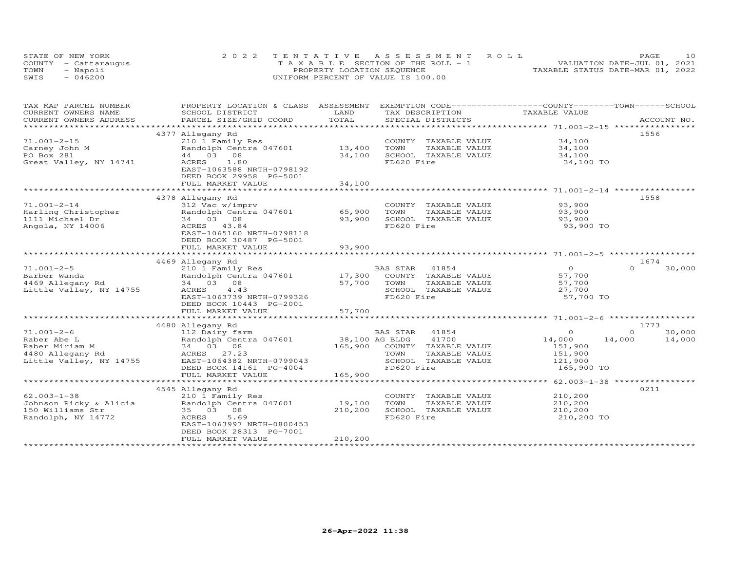STATE OF NEW YORK | 2022 TENTATIVE ASSESSMENT ROLL | PAGE 10
COUNTY - Cattaraugus | TAXABLE SECTION OF THE ROLL - 1 | VALUATION DATE-JUL 01, 2021
TOWN - Napoli | PROPERTY LOCATION SEQUENCE | TAXABLE STATUS DATE-MAR 01, 2022
SWIS - 046200 | UNIFORM PERCENT OF VALUE IS 100.00

| TAX MAP PARCEL NUMBER / CURRENT OWNERS NAME / CURRENT OWNERS ADDRESS | PROPERTY LOCATION & CLASS / SCHOOL DISTRICT / PARCEL SIZE/GRID COORD | ASSESSMENT LAND | TOTAL | EXEMPTION CODE / TAX DESCRIPTION / SPECIAL DISTRICTS | COUNTY TAXABLE VALUE | TOWN | SCHOOL | ACCOUNT NO. |
|---|---|---|---|---|---|---|---|---|
| | 4377 Allegany Rd | | | | | | | 1556 |
| 71.001-2-15 | 210 1 Family Res | | | COUNTY TAXABLE VALUE | 34,100 | | | |
| Carney John M | Randolph Centra 047601 | 13,400 | | TOWN TAXABLE VALUE | 34,100 | | | |
| PO Box 281 | 44 03 08 | | 34,100 | SCHOOL TAXABLE VALUE | 34,100 | | | |
| Great Valley, NY 14741 | ACRES 1.80 | | | FD620 Fire | 34,100 TO | | | |
| | EAST-1063588 NRTH-0798192 | | | | | | | |
| | DEED BOOK 29958 PG-5001 | | | | | | | |
| | FULL MARKET VALUE | | 34,100 | | | | | |
| | 4378 Allegany Rd | | | | | | | 1558 |
| 71.001-2-14 | 312 Vac w/imprv | | | COUNTY TAXABLE VALUE | 93,900 | | | |
| Harling Christopher | Randolph Centra 047601 | 65,900 | | TOWN TAXABLE VALUE | 93,900 | | | |
| 1111 Michael Dr | 34 03 08 | | 93,900 | SCHOOL TAXABLE VALUE | 93,900 | | | |
| Angola, NY 14006 | ACRES 43.84 | | | FD620 Fire | 93,900 TO | | | |
| | EAST-1065160 NRTH-0798118 | | | | | | | |
| | DEED BOOK 30487 PG-5001 | | | | | | | |
| | FULL MARKET VALUE | | 93,900 | | | | | |
| | 4469 Allegany Rd | | | | | | | 1674 |
| 71.001-2-5 | 210 1 Family Res | | | BAS STAR 41854 | 0 | 0 | 30,000 | |
| Barber Wanda | Randolph Centra 047601 | 17,300 | | COUNTY TAXABLE VALUE | 57,700 | | | |
| 4469 Allegany Rd | 34 03 08 | | 57,700 | TOWN TAXABLE VALUE | 57,700 | | | |
| Little Valley, NY 14755 | ACRES 4.43 | | | SCHOOL TAXABLE VALUE | 27,700 | | | |
| | EAST-1063739 NRTH-0799326 | | | FD620 Fire | 57,700 TO | | | |
| | DEED BOOK 10443 PG-2001 | | | | | | | |
| | FULL MARKET VALUE | | 57,700 | | | | | |
| | 4480 Allegany Rd | | | | | | | 1773 |
| 71.001-2-6 | 112 Dairy farm | | | BAS STAR 41854 | 0 | 0 | 30,000 | |
| Raber Abe L | Randolph Centra 047601 | 38,100 | | AG BLDG 41700 | 14,000 | 14,000 | 14,000 | |
| Raber Miriam M | 34 03 08 | | 165,900 | COUNTY TAXABLE VALUE | 151,900 | | | |
| 4480 Allegany Rd | ACRES 27.23 | | | TOWN TAXABLE VALUE | 151,900 | | | |
| Little Valley, NY 14755 | EAST-1064382 NRTH-0799043 | | | SCHOOL TAXABLE VALUE | 121,900 | | | |
| | DEED BOOK 14161 PG-4004 | | | FD620 Fire | 165,900 TO | | | |
| | FULL MARKET VALUE | | 165,900 | | | | | |
| | 4545 Allegany Rd | | | | | | | 0211 |
| 62.003-1-38 | 210 1 Family Res | | | COUNTY TAXABLE VALUE | 210,200 | | | |
| Johnson Ricky & Alicia | Randolph Centra 047601 | 19,100 | | TOWN TAXABLE VALUE | 210,200 | | | |
| 150 Williams Str | 35 03 08 | | 210,200 | SCHOOL TAXABLE VALUE | 210,200 | | | |
| Randolph, NY 14772 | ACRES 5.69 | | | FD620 Fire | 210,200 TO | | | |
| | EAST-1063997 NRTH-0800453 | | | | | | | |
| | DEED BOOK 28313 PG-7001 | | | | | | | |
| | FULL MARKET VALUE | | 210,200 | | | | | |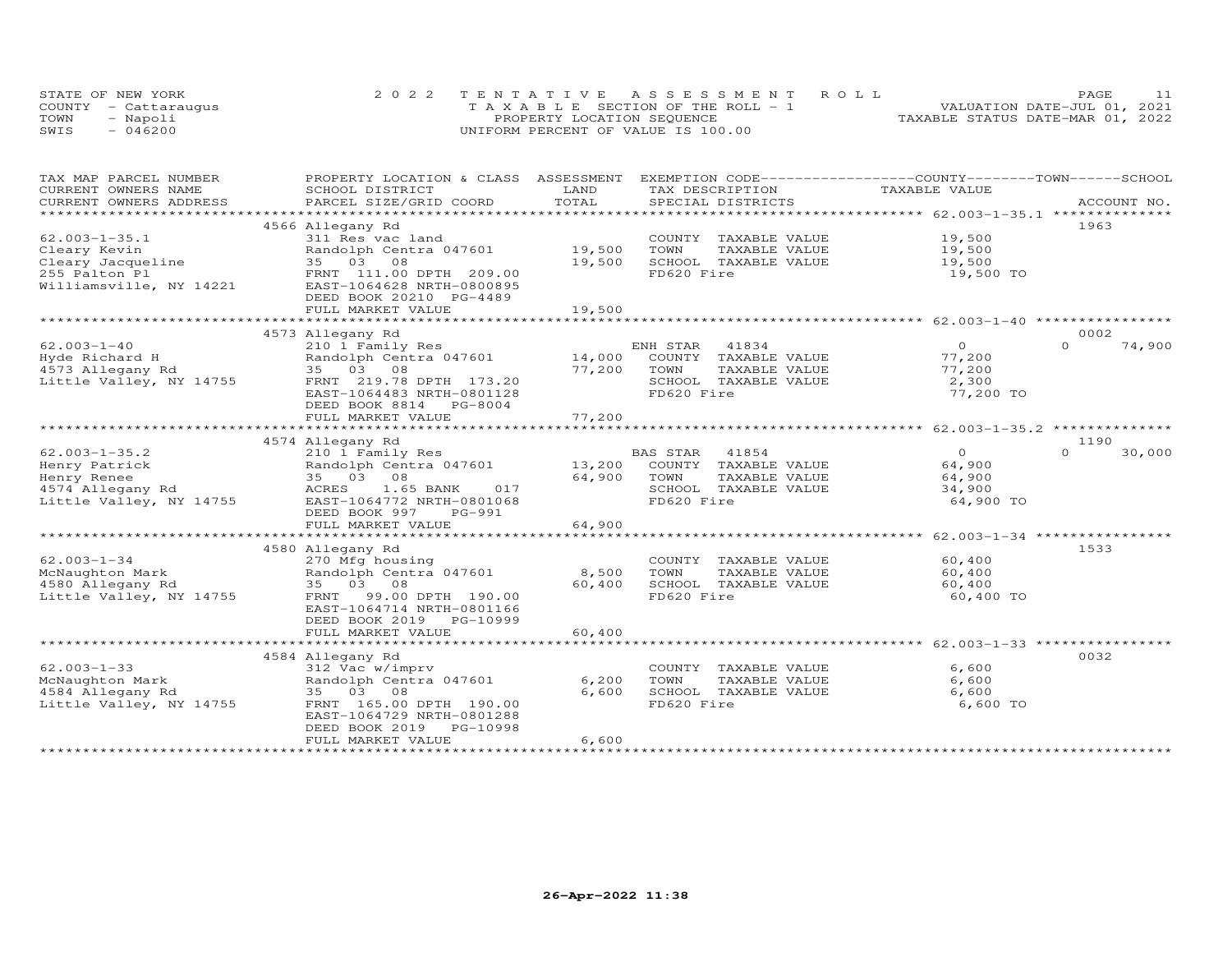STATE OF NEW YORK
COUNTY - Cattaraugus
TOWN - Napoli
SWIS - 046200

2022 TENTATIVE ASSESSMENT ROLL
TAXABLE SECTION OF THE ROLL - 1
PROPERTY LOCATION SEQUENCE
UNIFORM PERCENT OF VALUE IS 100.00

VALUATION DATE-JUL 01, 2021
TAXABLE STATUS DATE-MAR 01, 2022

| TAX MAP PARCEL NUMBER / CURRENT OWNERS NAME / CURRENT OWNERS ADDRESS | PROPERTY LOCATION & CLASS / SCHOOL DISTRICT / PARCEL SIZE/GRID COORD | ASSESSMENT LAND | TOTAL | EXEMPTION CODE / TAX DESCRIPTION / SPECIAL DISTRICTS | COUNTY / TOWN / SCHOOL TAXABLE VALUE | ACCOUNT NO. |
|---|---|---|---|---|---|---|
| | 4566 Allegany Rd | | | | | 1963 |
| 62.003-1-35.1 | 311 Res vac land | | | COUNTY TAXABLE VALUE | 19,500 | |
| Cleary Kevin | Randolph Centra 047601 | 19,500 | | TOWN TAXABLE VALUE | 19,500 | |
| Cleary Jacqueline | 35 03 08 | | 19,500 | SCHOOL TAXABLE VALUE | 19,500 | |
| 255 Palton Pl | FRNT 111.00 DPTH 209.00 | | | FD620 Fire | 19,500 TO | |
| Williamsville, NY 14221 | EAST-1064628 NRTH-0800895 | | | | | |
| | DEED BOOK 20210 PG-4489 | | | | | |
| | FULL MARKET VALUE | | 19,500 | | | |
| | 4573 Allegany Rd | | | | | 0002 |
| 62.003-1-40 | 210 1 Family Res | | | ENH STAR 41834 | 0 0 74,900 | |
| Hyde Richard H | Randolph Centra 047601 | 14,000 | | COUNTY TAXABLE VALUE | 77,200 | |
| 4573 Allegany Rd | 35 03 08 | | 77,200 | TOWN TAXABLE VALUE | 77,200 | |
| Little Valley, NY 14755 | FRNT 219.78 DPTH 173.20 | | | SCHOOL TAXABLE VALUE | 2,300 | |
| | EAST-1064483 NRTH-0801128 | | | FD620 Fire | 77,200 TO | |
| | DEED BOOK 8814 PG-8004 | | | | | |
| | FULL MARKET VALUE | | 77,200 | | | |
| | 4574 Allegany Rd | | | | | 1190 |
| 62.003-1-35.2 | 210 1 Family Res | | | BAS STAR 41854 | 0 0 30,000 | |
| Henry Patrick | Randolph Centra 047601 | 13,200 | | COUNTY TAXABLE VALUE | 64,900 | |
| Henry Renee | 35 03 08 | | 64,900 | TOWN TAXABLE VALUE | 64,900 | |
| 4574 Allegany Rd | ACRES 1.65 BANK 017 | | | SCHOOL TAXABLE VALUE | 34,900 | |
| Little Valley, NY 14755 | EAST-1064772 NRTH-0801068 | | | FD620 Fire | 64,900 TO | |
| | DEED BOOK 997 PG-991 | | | | | |
| | FULL MARKET VALUE | | 64,900 | | | |
| | 4580 Allegany Rd | | | | | 1533 |
| 62.003-1-34 | 270 Mfg housing | | | COUNTY TAXABLE VALUE | 60,400 | |
| McNaughton Mark | Randolph Centra 047601 | 8,500 | | TOWN TAXABLE VALUE | 60,400 | |
| 4580 Allegany Rd | 35 03 08 | | 60,400 | SCHOOL TAXABLE VALUE | 60,400 | |
| Little Valley, NY 14755 | FRNT 99.00 DPTH 190.00 | | | FD620 Fire | 60,400 TO | |
| | EAST-1064714 NRTH-0801166 | | | | | |
| | DEED BOOK 2019 PG-10999 | | | | | |
| | FULL MARKET VALUE | | 60,400 | | | |
| | 4584 Allegany Rd | | | | | 0032 |
| 62.003-1-33 | 312 Vac w/imprv | | | COUNTY TAXABLE VALUE | 6,600 | |
| McNaughton Mark | Randolph Centra 047601 | 6,200 | | TOWN TAXABLE VALUE | 6,600 | |
| 4584 Allegany Rd | 35 03 08 | | 6,600 | SCHOOL TAXABLE VALUE | 6,600 | |
| Little Valley, NY 14755 | FRNT 165.00 DPTH 190.00 | | | FD620 Fire | 6,600 TO | |
| | EAST-1064729 NRTH-0801288 | | | | | |
| | DEED BOOK 2019 PG-10998 | | | | | |
| | FULL MARKET VALUE | | 6,600 | | | |

26-Apr-2022 11:38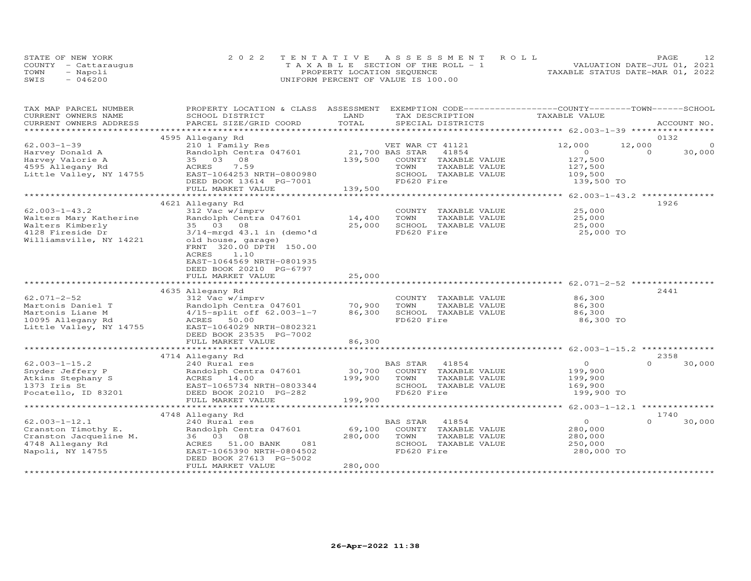STATE OF NEW YORK
COUNTY - Cattaraugus
TOWN - Napoli
SWIS - 046200

2 0 2 2 T E N T A T I V E A S S E S S M E N T R O L L
T A X A B L E SECTION OF THE ROLL - 1
PROPERTY LOCATION SEQUENCE
UNIFORM PERCENT OF VALUE IS 100.00

VALUATION DATE-JUL 01, 2021
TAXABLE STATUS DATE-MAR 01, 2022

| TAX MAP PARCEL NUMBER / CURRENT OWNERS NAME / CURRENT OWNERS ADDRESS | PROPERTY LOCATION & CLASS / SCHOOL DISTRICT / PARCEL SIZE/GRID COORD | ASSESSMENT LAND | TOTAL | EXEMPTION CODE / TAX DESCRIPTION / SPECIAL DISTRICTS | COUNTY TAXABLE VALUE | TOWN | SCHOOL | ACCOUNT NO. |
|---|---|---|---|---|---|---|---|---|
| | 4595 Allegany Rd | | | | | | | 0132 |
| 62.003-1-39 | 210 1 Family Res | | | VET WAR CT 41121 | 12,000 | 12,000 | 0 | |
| Harvey Donald A | Randolph Centra 047601 | 21,700 | | BAS STAR 41854 | 0 | 0 | 30,000 | |
| Harvey Valorie A | 35 03 08 | | 139,500 | COUNTY TAXABLE VALUE | 127,500 | | | |
| 4595 Allegany Rd | ACRES 7.59 | | | TOWN TAXABLE VALUE | 127,500 | | | |
| Little Valley, NY 14755 | EAST-1064253 NRTH-0800980 | | | SCHOOL TAXABLE VALUE | 109,500 | | | |
| | DEED BOOK 13614 PG-7001 | | | FD620 Fire | 139,500 TO | | | |
| | FULL MARKET VALUE | | 139,500 | | | | | |
| | 4621 Allegany Rd | | | | | | | 1926 |
| 62.003-1-43.2 | 312 Vac w/imprv | | | COUNTY TAXABLE VALUE | 25,000 | | | |
| Walters Mary Katherine | Randolph Centra 047601 | 14,400 | | TOWN TAXABLE VALUE | 25,000 | | | |
| Walters Kimberly | 35 03 08 | | 25,000 | SCHOOL TAXABLE VALUE | 25,000 | | | |
| 4128 Fireside Dr | 3/14-mrgd 43.1 in (demo'd | | | FD620 Fire | 25,000 TO | | | |
| Williamsville, NY 14221 | old house, garage) | | | | | | | |
| | FRNT 320.00 DPTH 150.00 | | | | | | | |
| | ACRES 1.10 | | | | | | | |
| | EAST-1064569 NRTH-0801935 | | | | | | | |
| | DEED BOOK 20210 PG-6797 | | | | | | | |
| | FULL MARKET VALUE | | 25,000 | | | | | |
| | 4635 Allegany Rd | | | | | | | 2441 |
| 62.071-2-52 | 312 Vac w/imprv | | | COUNTY TAXABLE VALUE | 86,300 | | | |
| Martonis Daniel T | Randolph Centra 047601 | 70,900 | | TOWN TAXABLE VALUE | 86,300 | | | |
| Martonis Liane M | 4/15-split off 62.003-1-7 | | 86,300 | SCHOOL TAXABLE VALUE | 86,300 | | | |
| 10095 Allegany Rd | ACRES 50.00 | | | FD620 Fire | 86,300 TO | | | |
| Little Valley, NY 14755 | EAST-1064029 NRTH-0802321 | | | | | | | |
| | DEED BOOK 23535 PG-7002 | | | | | | | |
| | FULL MARKET VALUE | | 86,300 | | | | | |
| | 4714 Allegany Rd | | | | | | | 2358 |
| 62.003-1-15.2 | 240 Rural res | | | BAS STAR 41854 | 0 | 0 | 30,000 | |
| Snyder Jeffery P | Randolph Centra 047601 | 30,700 | | COUNTY TAXABLE VALUE | 199,900 | | | |
| Atkins Stephany S | ACRES 14.00 | | 199,900 | TOWN TAXABLE VALUE | 199,900 | | | |
| 1373 Iris St | EAST-1065734 NRTH-0803344 | | | SCHOOL TAXABLE VALUE | 169,900 | | | |
| Pocatello, ID 83201 | DEED BOOK 20210 PG-282 | | | FD620 Fire | 199,900 TO | | | |
| | FULL MARKET VALUE | | 199,900 | | | | | |
| | 4748 Allegany Rd | | | | | | | 1740 |
| 62.003-1-12.1 | 240 Rural res | | | BAS STAR 41854 | 0 | 0 | 30,000 | |
| Cranston Timothy E. | Randolph Centra 047601 | 69,100 | | COUNTY TAXABLE VALUE | 280,000 | | | |
| Cranston Jacqueline M. | 36 03 08 | | 280,000 | TOWN TAXABLE VALUE | 280,000 | | | |
| 4748 Allegany Rd | ACRES 51.00 BANK 081 | | | SCHOOL TAXABLE VALUE | 250,000 | | | |
| Napoli, NY 14755 | EAST-1065390 NRTH-0804502 | | | FD620 Fire | 280,000 TO | | | |
| | DEED BOOK 27613 PG-5002 | | | | | | | |
| | FULL MARKET VALUE | | 280,000 | | | | | |

26-Apr-2022 11:38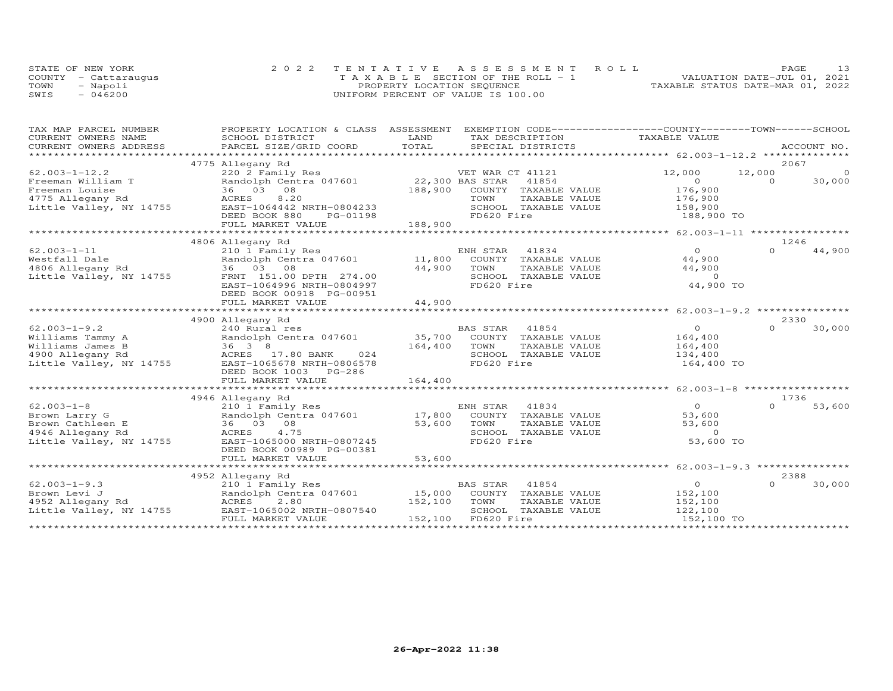STATE OF NEW YORK
COUNTY - Cattaraugus
TOWN - Napoli
SWIS - 046200

2 0 2 2 T E N T A T I V E A S S E S S M E N T R O L L
T A X A B L E SECTION OF THE ROLL - 1
PROPERTY LOCATION SEQUENCE
UNIFORM PERCENT OF VALUE IS 100.00

VALUATION DATE-JUL 01, 2021
TAXABLE STATUS DATE-MAR 01, 2022

| TAX MAP PARCEL NUMBER / CURRENT OWNERS NAME / CURRENT OWNERS ADDRESS | PROPERTY LOCATION & CLASS / SCHOOL DISTRICT / PARCEL SIZE/GRID COORD | ASSESSMENT LAND / TOTAL | EXEMPTION CODE / TAX DESCRIPTION / SPECIAL DISTRICTS | COUNTY TAXABLE VALUE | TOWN | SCHOOL / ACCOUNT NO. |
|---|---|---|---|---|---|---|
| **62.003-1-12.2** | 4775 Allegany Rd | | | | | 2067 |
| 62.003-1-12.2 | 220 2 Family Res | | VET WAR CT 41121 | 12,000 | 12,000 | 0 |
| Freeman William T | Randolph Centra 047601 | 22,300 | BAS STAR 41854 | 0 | 0 | 30,000 |
| Freeman Louise | 36 03 08 | 188,900 | COUNTY TAXABLE VALUE | 176,900 | | |
| 4775 Allegany Rd | ACRES 8.20 | | TOWN TAXABLE VALUE | 176,900 | | |
| Little Valley, NY 14755 | EAST-1064442 NRTH-0804233 | | SCHOOL TAXABLE VALUE | 158,900 | | |
| | DEED BOOK 880 PG-01198 | | FD620 Fire | 188,900 TO | | |
| | FULL MARKET VALUE | 188,900 | | | | |
| **62.003-1-11** | 4806 Allegany Rd | | | | | 1246 |
| 62.003-1-11 | 210 1 Family Res | | ENH STAR 41834 | 0 | 0 | 44,900 |
| Westfall Dale | Randolph Centra 047601 | 11,800 | COUNTY TAXABLE VALUE | 44,900 | | |
| 4806 Allegany Rd | 36 03 08 | 44,900 | TOWN TAXABLE VALUE | 44,900 | | |
| Little Valley, NY 14755 | FRNT 151.00 DPTH 274.00 | | SCHOOL TAXABLE VALUE | 0 | | |
| | EAST-1064996 NRTH-0804997 | | FD620 Fire | 44,900 TO | | |
| | DEED BOOK 00918 PG-00951 | | | | | |
| | FULL MARKET VALUE | 44,900 | | | | |
| **62.003-1-9.2** | 4900 Allegany Rd | | | | | 2330 |
| 62.003-1-9.2 | 240 Rural res | | BAS STAR 41854 | 0 | 0 | 30,000 |
| Williams Tammy A | Randolph Centra 047601 | 35,700 | COUNTY TAXABLE VALUE | 164,400 | | |
| Williams James B | 36 3 8 | 164,400 | TOWN TAXABLE VALUE | 164,400 | | |
| 4900 Allegany Rd | ACRES 17.80 BANK 024 | | SCHOOL TAXABLE VALUE | 134,400 | | |
| Little Valley, NY 14755 | EAST-1065678 NRTH-0806578 | | FD620 Fire | 164,400 TO | | |
| | DEED BOOK 1003 PG-286 | | | | | |
| | FULL MARKET VALUE | 164,400 | | | | |
| **62.003-1-8** | 4946 Allegany Rd | | | | | 1736 |
| 62.003-1-8 | 210 1 Family Res | | ENH STAR 41834 | 0 | 0 | 53,600 |
| Brown Larry G | Randolph Centra 047601 | 17,800 | COUNTY TAXABLE VALUE | 53,600 | | |
| Brown Cathleen E | 36 03 08 | 53,600 | TOWN TAXABLE VALUE | 53,600 | | |
| 4946 Allegany Rd | ACRES 4.75 | | SCHOOL TAXABLE VALUE | 0 | | |
| Little Valley, NY 14755 | EAST-1065000 NRTH-0807245 | | FD620 Fire | 53,600 TO | | |
| | DEED BOOK 00989 PG-00381 | | | | | |
| | FULL MARKET VALUE | 53,600 | | | | |
| **62.003-1-9.3** | 4952 Allegany Rd | | | | | 2388 |
| 62.003-1-9.3 | 210 1 Family Res | | BAS STAR 41854 | 0 | 0 | 30,000 |
| Brown Levi J | Randolph Centra 047601 | 15,000 | COUNTY TAXABLE VALUE | 152,100 | | |
| 4952 Allegany Rd | ACRES 2.80 | 152,100 | TOWN TAXABLE VALUE | 152,100 | | |
| Little Valley, NY 14755 | EAST-1065002 NRTH-0807540 | | SCHOOL TAXABLE VALUE | 122,100 | | |
| | FULL MARKET VALUE | 152,100 | FD620 Fire | 152,100 TO | | |

26-Apr-2022 11:38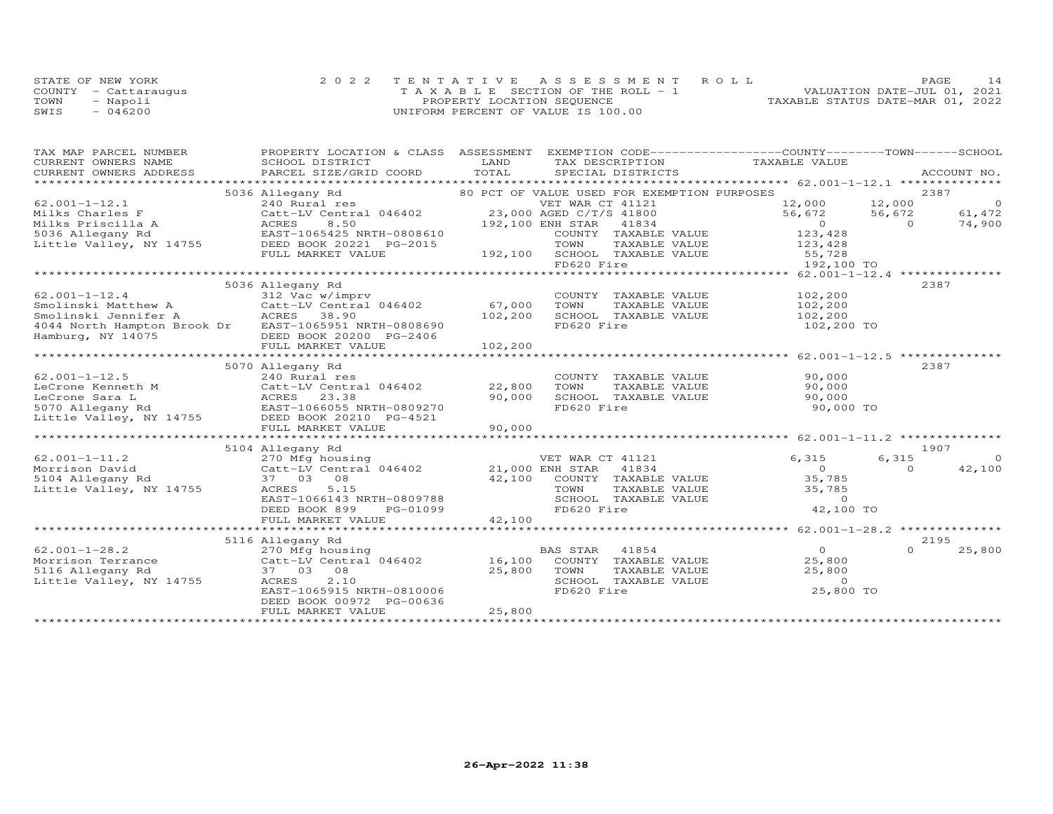STATE OF NEW YORK
COUNTY - Cattaraugus
TOWN - Napoli
SWIS - 046200

2 0 2 2 TENTATIVE ASSESSMENT ROLL
TAXABLE SECTION OF THE ROLL - 1
PROPERTY LOCATION SEQUENCE
UNIFORM PERCENT OF VALUE IS 100.00

VALUATION DATE-JUL 01, 2021
TAXABLE STATUS DATE-MAR 01, 2022

```
TAX MAP PARCEL NUMBER          PROPERTY LOCATION & CLASS  ASSESSMENT  EXEMPTION CODE------------------COUNTY--------TOWN------SCHOOL
CURRENT OWNERS NAME            SCHOOL DISTRICT               LAND      TAX DESCRIPTION             TAXABLE VALUE
CURRENT OWNERS ADDRESS         PARCEL SIZE/GRID COORD        TOTAL     SPECIAL DISTRICTS                                           ACCOUNT NO.
******************************************************************************************************* 62.001-1-12.1 **************
                     5036 Allegany Rd                     80 PCT OF VALUE USED FOR EXEMPTION PURPOSES                              2387
62.001-1-12.1                  240 Rural res                      VET WAR CT 41121          12,000        12,000             0
Milks Charles F                Catt-LV Central 046402      23,000 AGED C/T/S 41800          56,672        56,672        61,472
Milks Priscilla A              ACRES     8.50             192,100 ENH STAR    41834              0             0        74,900
5036 Allegany Rd               EAST-1065425 NRTH-0808610          COUNTY  TAXABLE VALUE        123,428
Little Valley, NY 14755        DEED BOOK 20221 PG-2015            TOWN    TAXABLE VALUE        123,428
                               FULL MARKET VALUE          192,100 SCHOOL  TAXABLE VALUE         55,728
                                                                  FD620 Fire                   192,100 TO
******************************************************************************************************* 62.001-1-12.4 **************
                     5036 Allegany Rd                                                                                         2387
62.001-1-12.4                  312 Vac w/imprv                    COUNTY  TAXABLE VALUE        102,200
Smolinski Matthew A            Catt-LV Central 046402      67,000 TOWN    TAXABLE VALUE        102,200
Smolinski Jennifer A           ACRES    38.90             102,200 SCHOOL  TAXABLE VALUE        102,200
4044 North Hampton Brook Dr    EAST-1065951 NRTH-0808690          FD620 Fire                   102,200 TO
Hamburg, NY 14075              DEED BOOK 20200 PG-2406
                               FULL MARKET VALUE          102,200
******************************************************************************************************* 62.001-1-12.5 **************
                     5070 Allegany Rd                                                                                         2387
62.001-1-12.5                  240 Rural res                      COUNTY  TAXABLE VALUE         90,000
LeCrone Kenneth M              Catt-LV Central 046402      22,800 TOWN    TAXABLE VALUE         90,000
LeCrone Sara L                 ACRES    23.38              90,000 SCHOOL  TAXABLE VALUE         90,000
5070 Allegany Rd               EAST-1066055 NRTH-0809270          FD620 Fire                    90,000 TO
Little Valley, NY 14755        DEED BOOK 20210 PG-4521
                               FULL MARKET VALUE           90,000
******************************************************************************************************* 62.001-1-11.2 **************
                     5104 Allegany Rd                                                                                         1907
62.001-1-11.2                  270 Mfg housing                    VET WAR CT 41121           6,315         6,315             0
Morrison David                 Catt-LV Central 046402      21,000 ENH STAR    41834              0             0        42,100
5104 Allegany Rd               37  03  08                  42,100 COUNTY  TAXABLE VALUE         35,785
Little Valley, NY 14755        ACRES     5.15                     TOWN    TAXABLE VALUE         35,785
                               EAST-1066143 NRTH-0809788          SCHOOL  TAXABLE VALUE              0
                               DEED BOOK 899    PG-01099          FD620 Fire                    42,100 TO
                               FULL MARKET VALUE           42,100
******************************************************************************************************* 62.001-1-28.2 **************
                     5116 Allegany Rd                                                                                         2195
62.001-1-28.2                  270 Mfg housing                    BAS STAR    41854              0             0        25,800
Morrison Terrance              Catt-LV Central 046402      16,100 COUNTY  TAXABLE VALUE         25,800
5116 Allegany Rd               37  03  08                  25,800 TOWN    TAXABLE VALUE         25,800
Little Valley, NY 14755        ACRES     2.10                     SCHOOL  TAXABLE VALUE              0
                               EAST-1065915 NRTH-0810006          FD620 Fire                    25,800 TO
                               DEED BOOK 00972 PG-00636
                               FULL MARKET VALUE           25,800
************************************************************************************************************************************
```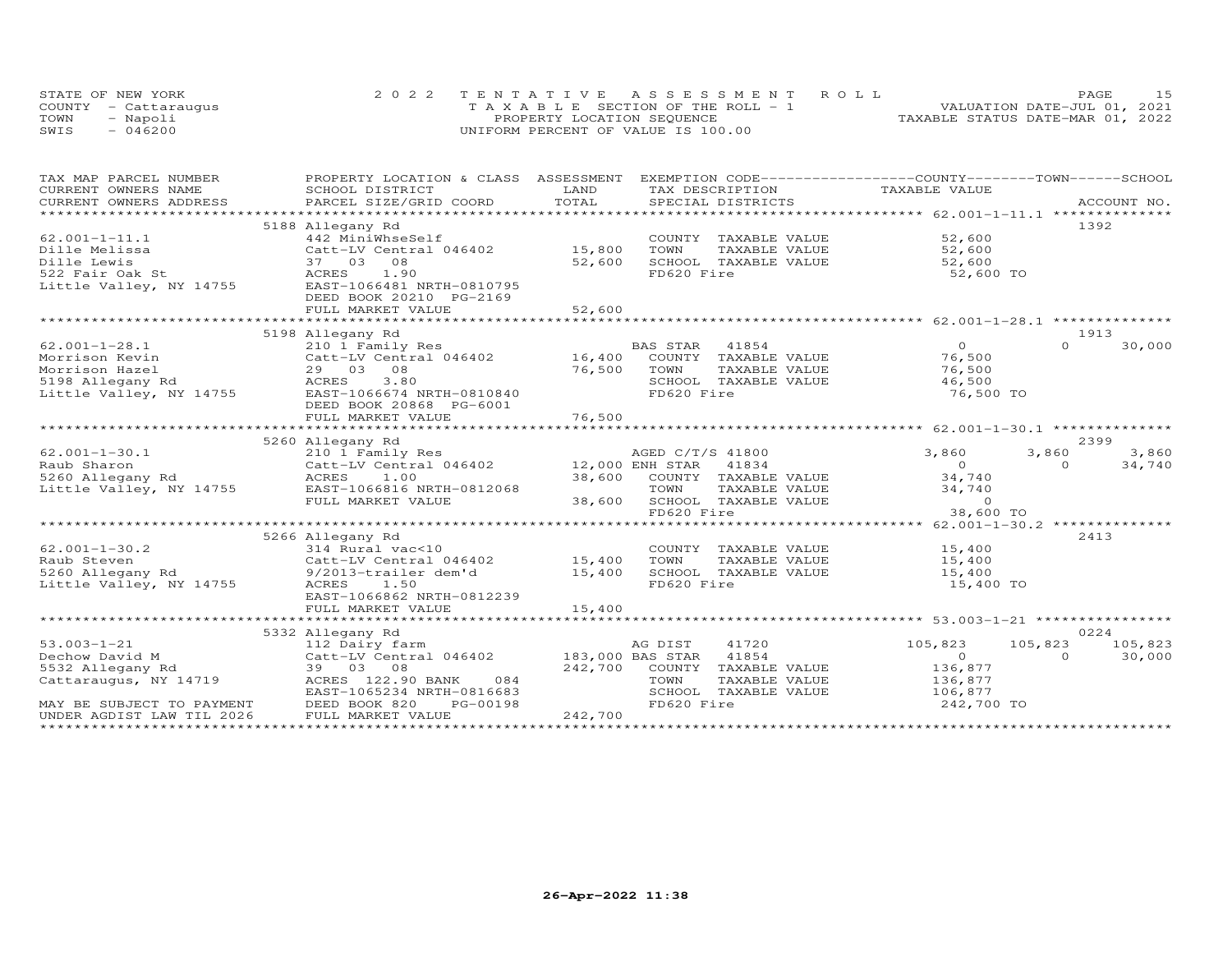STATE OF NEW YORK
COUNTY - Cattaraugus
TOWN - Napoli
SWIS - 046200

2022 TENTATIVE ASSESSMENT ROLL
TAXABLE SECTION OF THE ROLL - 1
PROPERTY LOCATION SEQUENCE
UNIFORM PERCENT OF VALUE IS 100.00

VALUATION DATE-JUL 01, 2021
TAXABLE STATUS DATE-MAR 01, 2022

| TAX MAP PARCEL NUMBER / CURRENT OWNERS NAME / CURRENT OWNERS ADDRESS | PROPERTY LOCATION & CLASS / SCHOOL DISTRICT / PARCEL SIZE/GRID COORD | ASSESSMENT LAND / TOTAL | EXEMPTION CODE / TAX DESCRIPTION / SPECIAL DISTRICTS | COUNTY TAXABLE VALUE | TOWN | SCHOOL | ACCOUNT NO. |
|---|---|---|---|---|---|---|---|
| **62.001-1-11.1** | 5188 Allegany Rd | | | | | | 1392 |
| | 442 MiniWhseSelf | | COUNTY TAXABLE VALUE | 52,600 | | | |
| Dille Melissa | Catt-LV Central 046402 | 15,800 | TOWN TAXABLE VALUE | 52,600 | | | |
| Dille Lewis | 37 03 08 | 52,600 | SCHOOL TAXABLE VALUE | 52,600 | | | |
| 522 Fair Oak St | ACRES 1.90 | | FD620 Fire | 52,600 TO | | | |
| Little Valley, NY 14755 | EAST-1066481 NRTH-0810795 | | | | | | |
| | DEED BOOK 20210 PG-2169 | | | | | | |
| | FULL MARKET VALUE | 52,600 | | | | | |
| **62.001-1-28.1** | 5198 Allegany Rd | | | | | | 1913 |
| | 210 1 Family Res | | BAS STAR 41854 | 0 | 0 | 30,000 | |
| Morrison Kevin | Catt-LV Central 046402 | 16,400 | COUNTY TAXABLE VALUE | 76,500 | | | |
| Morrison Hazel | 29 03 08 | 76,500 | TOWN TAXABLE VALUE | 76,500 | | | |
| 5198 Allegany Rd | ACRES 3.80 | | SCHOOL TAXABLE VALUE | 46,500 | | | |
| Little Valley, NY 14755 | EAST-1066674 NRTH-0810840 | | FD620 Fire | 76,500 TO | | | |
| | DEED BOOK 20868 PG-6001 | | | | | | |
| | FULL MARKET VALUE | 76,500 | | | | | |
| **62.001-1-30.1** | 5260 Allegany Rd | | | | | | 2399 |
| | 210 1 Family Res | | AGED C/T/S 41800 | 3,860 | 3,860 | 3,860 | |
| Raub Sharon | Catt-LV Central 046402 | 12,000 | ENH STAR 41834 | 0 | 0 | 34,740 | |
| 5260 Allegany Rd | ACRES 1.00 | 38,600 | COUNTY TAXABLE VALUE | 34,740 | | | |
| Little Valley, NY 14755 | EAST-1066816 NRTH-0812068 | | TOWN TAXABLE VALUE | 34,740 | | | |
| | FULL MARKET VALUE | 38,600 | SCHOOL TAXABLE VALUE | 0 | | | |
| | | | FD620 Fire | 38,600 TO | | | |
| **62.001-1-30.2** | 5266 Allegany Rd | | | | | | 2413 |
| | 314 Rural vac<10 | | COUNTY TAXABLE VALUE | 15,400 | | | |
| Raub Steven | Catt-LV Central 046402 | 15,400 | TOWN TAXABLE VALUE | 15,400 | | | |
| 5260 Allegany Rd | 9/2013-trailer dem'd | 15,400 | SCHOOL TAXABLE VALUE | 15,400 | | | |
| Little Valley, NY 14755 | ACRES 1.50 | | FD620 Fire | 15,400 TO | | | |
| | EAST-1066862 NRTH-0812239 | | | | | | |
| | FULL MARKET VALUE | 15,400 | | | | | |
| **53.003-1-21** | 5332 Allegany Rd | | | | | | 0224 |
| | 112 Dairy farm | | AG DIST 41720 | 105,823 | 105,823 | 105,823 | |
| Dechow David M | Catt-LV Central 046402 | 183,000 | BAS STAR 41854 | 0 | 0 | 30,000 | |
| 5532 Allegany Rd | 39 03 08 | 242,700 | COUNTY TAXABLE VALUE | 136,877 | | | |
| Cattaraugus, NY 14719 | ACRES 122.90 BANK 084 | | TOWN TAXABLE VALUE | 136,877 | | | |
| | EAST-1065234 NRTH-0816683 | | SCHOOL TAXABLE VALUE | 106,877 | | | |
| MAY BE SUBJECT TO PAYMENT | DEED BOOK 820 PG-00198 | | FD620 Fire | 242,700 TO | | | |
| UNDER AGDIST LAW TIL 2026 | FULL MARKET VALUE | 242,700 | | | | | |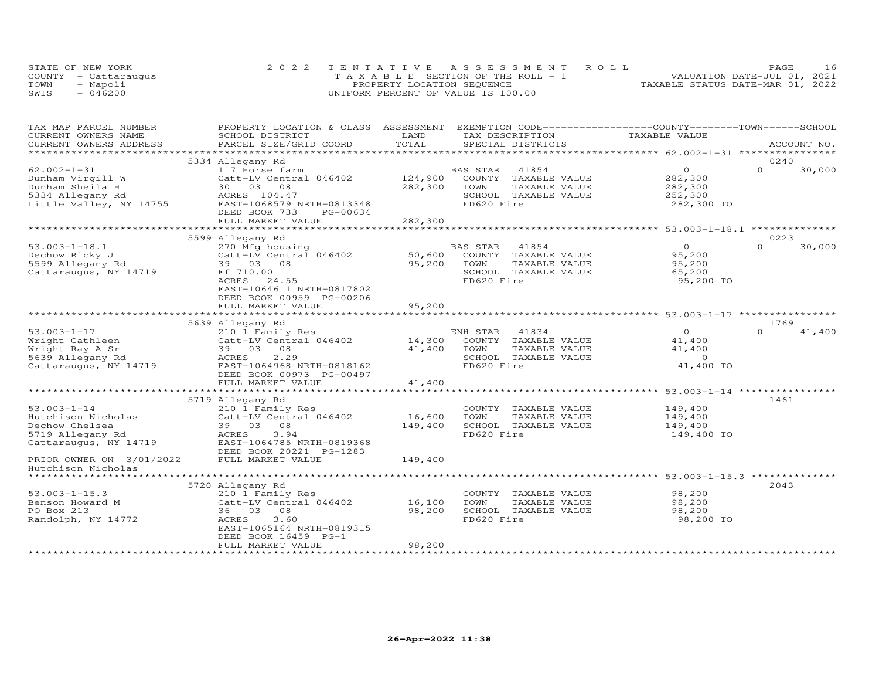STATE OF NEW YORK
COUNTY - Cattaraugus
TOWN - Napoli
SWIS - 046200

2022 TENTATIVE ASSESSMENT ROLL
TAXABLE SECTION OF THE ROLL - 1
PROPERTY LOCATION SEQUENCE
UNIFORM PERCENT OF VALUE IS 100.00

VALUATION DATE-JUL 01, 2021
TAXABLE STATUS DATE-MAR 01, 2022

| TAX MAP PARCEL NUMBER / CURRENT OWNERS NAME / CURRENT OWNERS ADDRESS | PROPERTY LOCATION & CLASS / SCHOOL DISTRICT / PARCEL SIZE/GRID COORD | ASSESSMENT LAND / TOTAL | EXEMPTION CODE / TAX DESCRIPTION / SPECIAL DISTRICTS | COUNTY TAXABLE VALUE | TOWN | SCHOOL / ACCOUNT NO. |
|---|---|---|---|---|---|---|
| | 5334 Allegany Rd | | | | | 0240 |
| 62.002-1-31 | 117 Horse farm | | BAS STAR 41854 | 0 | 0 | 30,000 |
| Dunham Virgill W | Catt-LV Central 046402 | 124,900 | COUNTY TAXABLE VALUE | 282,300 | | |
| Dunham Sheila H | 30 03 08 | 282,300 | TOWN TAXABLE VALUE | 282,300 | | |
| 5334 Allegany Rd | ACRES 104.47 | | SCHOOL TAXABLE VALUE | 252,300 | | |
| Little Valley, NY 14755 | EAST-1068579 NRTH-0813348 | | FD620 Fire | 282,300 TO | | |
| | DEED BOOK 733 PG-00634 | | | | | |
| | FULL MARKET VALUE | 282,300 | | | | |
| | 5599 Allegany Rd | | | | | 0223 |
| 53.003-1-18.1 | 270 Mfg housing | | BAS STAR 41854 | 0 | 0 | 30,000 |
| Dechow Ricky J | Catt-LV Central 046402 | 50,600 | COUNTY TAXABLE VALUE | 95,200 | | |
| 5599 Allegany Rd | 39 03 08 | 95,200 | TOWN TAXABLE VALUE | 95,200 | | |
| Cattaraugus, NY 14719 | Ff 710.00 | | SCHOOL TAXABLE VALUE | 65,200 | | |
| | ACRES 24.55 | | FD620 Fire | 95,200 TO | | |
| | EAST-1064611 NRTH-0817802 | | | | | |
| | DEED BOOK 00959 PG-00206 | | | | | |
| | FULL MARKET VALUE | 95,200 | | | | |
| | 5639 Allegany Rd | | | | | 1769 |
| 53.003-1-17 | 210 1 Family Res | | ENH STAR 41834 | 0 | 0 | 41,400 |
| Wright Cathleen | Catt-LV Central 046402 | 14,300 | COUNTY TAXABLE VALUE | 41,400 | | |
| Wright Ray A Sr | 39 03 08 | 41,400 | TOWN TAXABLE VALUE | 41,400 | | |
| 5639 Allegany Rd | ACRES 2.29 | | SCHOOL TAXABLE VALUE | 0 | | |
| Cattaraugus, NY 14719 | EAST-1064968 NRTH-0818162 | | FD620 Fire | 41,400 TO | | |
| | DEED BOOK 00973 PG-00497 | | | | | |
| | FULL MARKET VALUE | 41,400 | | | | |
| | 5719 Allegany Rd | | | | | 1461 |
| 53.003-1-14 | 210 1 Family Res | | COUNTY TAXABLE VALUE | 149,400 | | |
| Hutchison Nicholas | Catt-LV Central 046402 | 16,600 | TOWN TAXABLE VALUE | 149,400 | | |
| Dechow Chelsea | 39 03 08 | 149,400 | SCHOOL TAXABLE VALUE | 149,400 | | |
| 5719 Allegany Rd | ACRES 3.94 | | FD620 Fire | 149,400 TO | | |
| Cattaraugus, NY 14719 | EAST-1064785 NRTH-0819368 | | | | | |
| | DEED BOOK 20221 PG-1283 | | | | | |
| PRIOR OWNER ON 3/01/2022 | FULL MARKET VALUE | 149,400 | | | | |
| Hutchison Nicholas | | | | | | |
| | 5720 Allegany Rd | | | | | 2043 |
| 53.003-1-15.3 | 210 1 Family Res | | COUNTY TAXABLE VALUE | 98,200 | | |
| Benson Howard M | Catt-LV Central 046402 | 16,100 | TOWN TAXABLE VALUE | 98,200 | | |
| PO Box 213 | 36 03 08 | 98,200 | SCHOOL TAXABLE VALUE | 98,200 | | |
| Randolph, NY 14772 | ACRES 3.60 | | FD620 Fire | 98,200 TO | | |
| | EAST-1065164 NRTH-0819315 | | | | | |
| | DEED BOOK 16459 PG-1 | | | | | |
| | FULL MARKET VALUE | 98,200 | | | | |

26-Apr-2022 11:38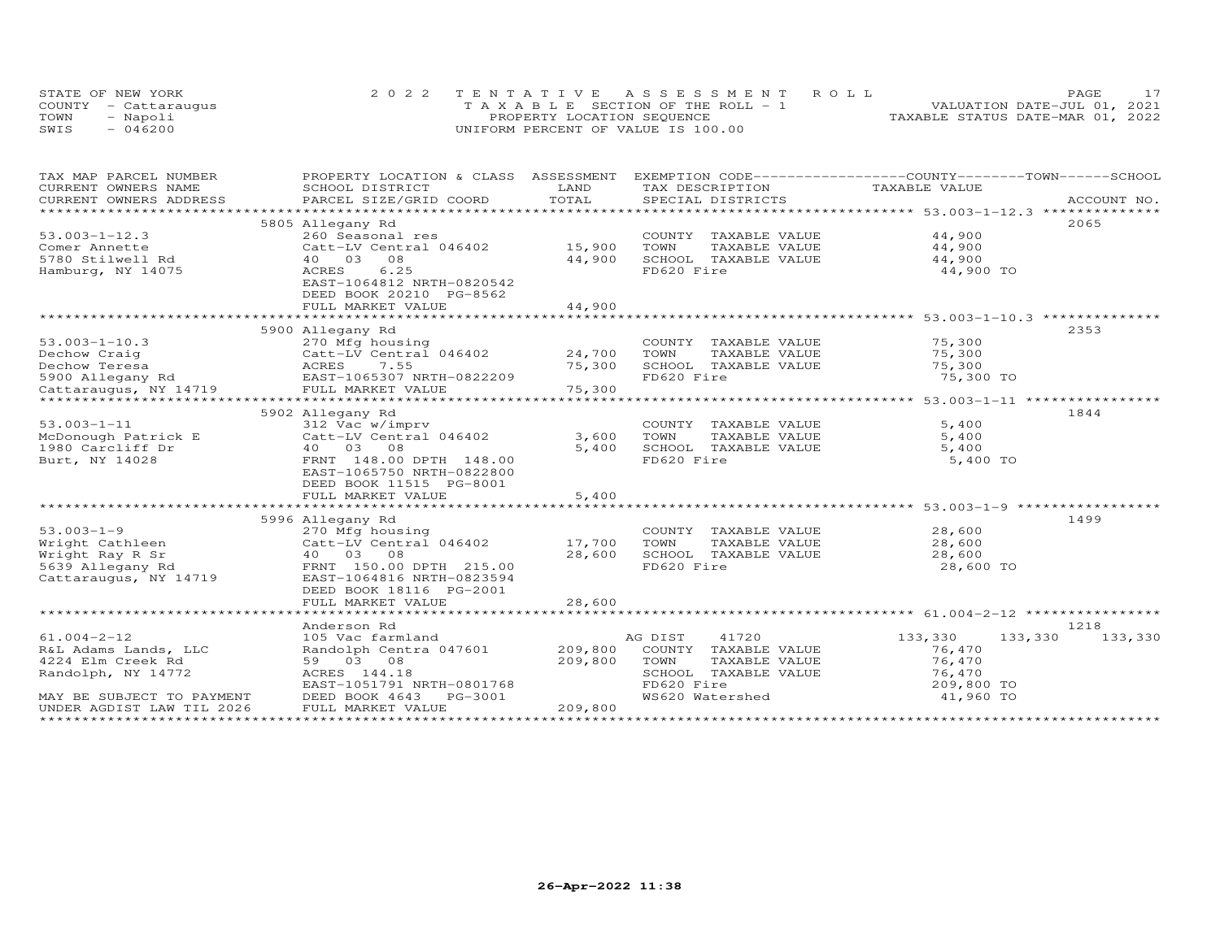STATE OF NEW YORK — 2022 TENTATIVE ASSESSMENT ROLL
COUNTY - Cattaraugus — TAXABLE SECTION OF THE ROLL - 1 — VALUATION DATE-JUL 01, 2021
TOWN - Napoli — PROPERTY LOCATION SEQUENCE — TAXABLE STATUS DATE-MAR 01, 2022
SWIS - 046200 — UNIFORM PERCENT OF VALUE IS 100.00

| TAX MAP PARCEL NUMBER / CURRENT OWNERS NAME / CURRENT OWNERS ADDRESS | PROPERTY LOCATION & CLASS / SCHOOL DISTRICT / PARCEL SIZE/GRID COORD | ASSESSMENT LAND | TOTAL | EXEMPTION CODE / TAX DESCRIPTION / SPECIAL DISTRICTS | COUNTY | TOWN | SCHOOL | ACCOUNT NO. |
|---|---|---|---|---|---|---|---|---|
| 53.003-1-12.3 | 5805 Allegany Rd | | | | | | | 2065 |
| Comer Annette | 260 Seasonal res | | | COUNTY TAXABLE VALUE | 44,900 | | | |
| 5780 Stilwell Rd | Catt-LV Central 046402 | 15,900 | | TOWN TAXABLE VALUE | | 44,900 | | |
| Hamburg, NY 14075 | 40 03 08 | | 44,900 | SCHOOL TAXABLE VALUE | | | 44,900 | |
| | ACRES 6.25 | | | FD620 Fire | 44,900 TO | | | |
| | EAST-1064812 NRTH-0820542 | | | | | | | |
| | DEED BOOK 20210 PG-8562 | | | | | | | |
| | FULL MARKET VALUE | | 44,900 | | | | | |
| 53.003-1-10.3 | 5900 Allegany Rd | | | | | | | 2353 |
| Dechow Craig | 270 Mfg housing | | | COUNTY TAXABLE VALUE | 75,300 | | | |
| Dechow Teresa | Catt-LV Central 046402 | 24,700 | | TOWN TAXABLE VALUE | | 75,300 | | |
| 5900 Allegany Rd | ACRES 7.55 | | 75,300 | SCHOOL TAXABLE VALUE | | | 75,300 | |
| Cattaraugus, NY 14719 | EAST-1065307 NRTH-0822209 | | | FD620 Fire | 75,300 TO | | | |
| | FULL MARKET VALUE | | 75,300 | | | | | |
| 53.003-1-11 | 5902 Allegany Rd | | | | | | | 1844 |
| McDonough Patrick E | 312 Vac w/imprv | | | COUNTY TAXABLE VALUE | 5,400 | | | |
| 1980 Carcliff Dr | Catt-LV Central 046402 | 3,600 | | TOWN TAXABLE VALUE | | 5,400 | | |
| Burt, NY 14028 | 40 03 08 | | 5,400 | SCHOOL TAXABLE VALUE | | | 5,400 | |
| | FRNT 148.00 DPTH 148.00 | | | FD620 Fire | 5,400 TO | | | |
| | EAST-1065750 NRTH-0822800 | | | | | | | |
| | DEED BOOK 11515 PG-8001 | | | | | | | |
| | FULL MARKET VALUE | | 5,400 | | | | | |
| 53.003-1-9 | 5996 Allegany Rd | | | | | | | 1499 |
| Wright Cathleen | 270 Mfg housing | | | COUNTY TAXABLE VALUE | 28,600 | | | |
| Wright Ray R Sr | Catt-LV Central 046402 | 17,700 | | TOWN TAXABLE VALUE | | 28,600 | | |
| 5639 Allegany Rd | 40 03 08 | | 28,600 | SCHOOL TAXABLE VALUE | | | 28,600 | |
| Cattaraugus, NY 14719 | FRNT 150.00 DPTH 215.00 | | | FD620 Fire | 28,600 TO | | | |
| | EAST-1064816 NRTH-0823594 | | | | | | | |
| | DEED BOOK 18116 PG-2001 | | | | | | | |
| | FULL MARKET VALUE | | 28,600 | | | | | |
| 61.004-2-12 | Anderson Rd | | | | | | | 1218 |
| R&L Adams Lands, LLC | 105 Vac farmland | | | AG DIST 41720 | 133,330 | 133,330 | 133,330 | |
| 4224 Elm Creek Rd | Randolph Centra 047601 | 209,800 | | COUNTY TAXABLE VALUE | 76,470 | | | |
| Randolph, NY 14772 | 59 03 08 | | 209,800 | TOWN TAXABLE VALUE | | 76,470 | | |
| | ACRES 144.18 | | | SCHOOL TAXABLE VALUE | | | 76,470 | |
| | EAST-1051791 NRTH-0801768 | | | FD620 Fire | 209,800 TO | | | |
| MAY BE SUBJECT TO PAYMENT | DEED BOOK 4643 PG-3001 | | | WS620 Watershed | 41,960 TO | | | |
| UNDER AGDIST LAW TIL 2026 | FULL MARKET VALUE | | 209,800 | | | | | |

26-Apr-2022 11:38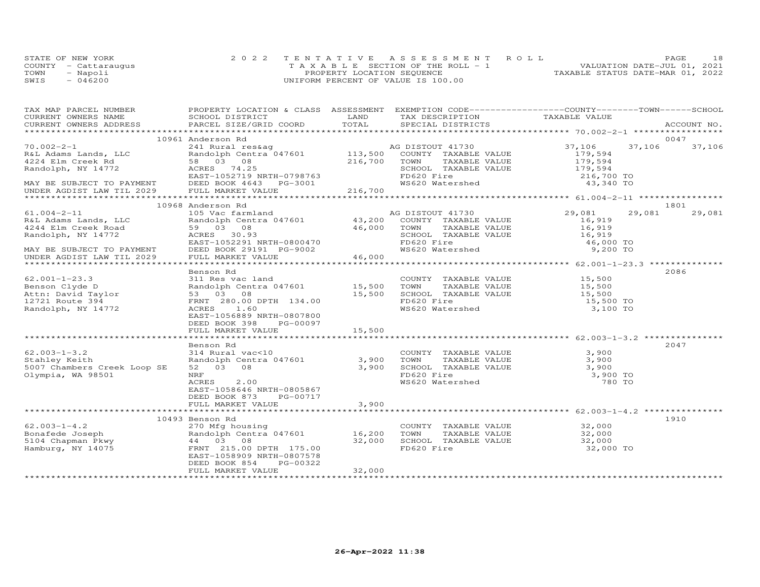STATE OF NEW YORK
COUNTY - Cattaraugus
TOWN - Napoli
SWIS - 046200

2022 TENTATIVE ASSESSMENT ROLL
TAXABLE SECTION OF THE ROLL - 1
PROPERTY LOCATION SEQUENCE
UNIFORM PERCENT OF VALUE IS 100.00

VALUATION DATE-JUL 01, 2021
TAXABLE STATUS DATE-MAR 01, 2022

| TAX MAP PARCEL NUMBER<br>CURRENT OWNERS NAME<br>CURRENT OWNERS ADDRESS | PROPERTY LOCATION & CLASS<br>SCHOOL DISTRICT<br>PARCEL SIZE/GRID COORD | ASSESSMENT<br>LAND<br>TOTAL | EXEMPTION CODE<br>TAX DESCRIPTION<br>SPECIAL DISTRICTS | COUNTY<br>TAXABLE VALUE | TOWN | SCHOOL<br>ACCOUNT NO. |
|---|---|---|---|---|---|---|
| **70.002-2-1** | 10961 Anderson Rd | | | | | 0047 |
| R&L Adams Lands, LLC | 241 Rural res&ag | | AG DISTOUT 41730 | 37,106 | 37,106 | 37,106 |
| 4224 Elm Creek Rd | Randolph Centra 047601 | 113,500 | COUNTY TAXABLE VALUE | 179,594 | | |
| Randolph, NY 14772 | 58 03 08 | 216,700 | TOWN TAXABLE VALUE | 179,594 | | |
| | ACRES 74.25 | | SCHOOL TAXABLE VALUE | 179,594 | | |
| | EAST-1052719 NRTH-0798763 | | FD620 Fire | 216,700 TO | | |
| MAY BE SUBJECT TO PAYMENT | DEED BOOK 4643 PG-3001 | | WS620 Watershed | 43,340 TO | | |
| UNDER AGDIST LAW TIL 2029 | FULL MARKET VALUE | 216,700 | | | | |
| **61.004-2-11** | 10968 Anderson Rd | | | | | 1801 |
| R&L Adams Lands, LLC | 105 Vac farmland | | AG DISTOUT 41730 | 29,081 | 29,081 | 29,081 |
| 4244 Elm Creek Road | Randolph Centra 047601 | 43,200 | COUNTY TAXABLE VALUE | 16,919 | | |
| Randolph, NY 14772 | 59 03 08 | 46,000 | TOWN TAXABLE VALUE | 16,919 | | |
| | ACRES 30.93 | | SCHOOL TAXABLE VALUE | 16,919 | | |
| | EAST-1052291 NRTH-0800470 | | FD620 Fire | 46,000 TO | | |
| MAY BE SUBJECT TO PAYMENT | DEED BOOK 29191 PG-9002 | | WS620 Watershed | 9,200 TO | | |
| UNDER AGDIST LAW TIL 2029 | FULL MARKET VALUE | 46,000 | | | | |
| **62.001-1-23.3** | Benson Rd | | | | | 2086 |
| Benson Clyde D | 311 Res vac land | | COUNTY TAXABLE VALUE | 15,500 | | |
| Attn: David Taylor | Randolph Centra 047601 | 15,500 | TOWN TAXABLE VALUE | 15,500 | | |
| 12721 Route 394 | 53 03 08 | 15,500 | SCHOOL TAXABLE VALUE | 15,500 | | |
| Randolph, NY 14772 | FRNT 280.00 DPTH 134.00 | | FD620 Fire | 15,500 TO | | |
| | ACRES 1.60 | | WS620 Watershed | 3,100 TO | | |
| | EAST-1056889 NRTH-0807800 | | | | | |
| | DEED BOOK 398 PG-00097 | | | | | |
| | FULL MARKET VALUE | 15,500 | | | | |
| **62.003-1-3.2** | Benson Rd | | | | | 2047 |
| Stahley Keith | 314 Rural vac<10 | | COUNTY TAXABLE VALUE | 3,900 | | |
| 5007 Chambers Creek Loop SE | Randolph Centra 047601 | 3,900 | TOWN TAXABLE VALUE | 3,900 | | |
| Olympia, WA 98501 | 52 03 08 | 3,900 | SCHOOL TAXABLE VALUE | 3,900 | | |
| | NRF | | FD620 Fire | 3,900 TO | | |
| | ACRES 2.00 | | WS620 Watershed | 780 TO | | |
| | EAST-1058646 NRTH-0805867 | | | | | |
| | DEED BOOK 873 PG-00717 | | | | | |
| | FULL MARKET VALUE | 3,900 | | | | |
| **62.003-1-4.2** | 10493 Benson Rd | | | | | 1910 |
| Bonafede Joseph | 270 Mfg housing | | COUNTY TAXABLE VALUE | 32,000 | | |
| 5104 Chapman Pkwy | Randolph Centra 047601 | 16,200 | TOWN TAXABLE VALUE | 32,000 | | |
| Hamburg, NY 14075 | 44 03 08 | 32,000 | SCHOOL TAXABLE VALUE | 32,000 | | |
| | FRNT 215.00 DPTH 175.00 | | FD620 Fire | 32,000 TO | | |
| | EAST-1058909 NRTH-0807578 | | | | | |
| | DEED BOOK 854 PG-00322 | | | | | |
| | FULL MARKET VALUE | 32,000 | | | | |

26-Apr-2022 11:38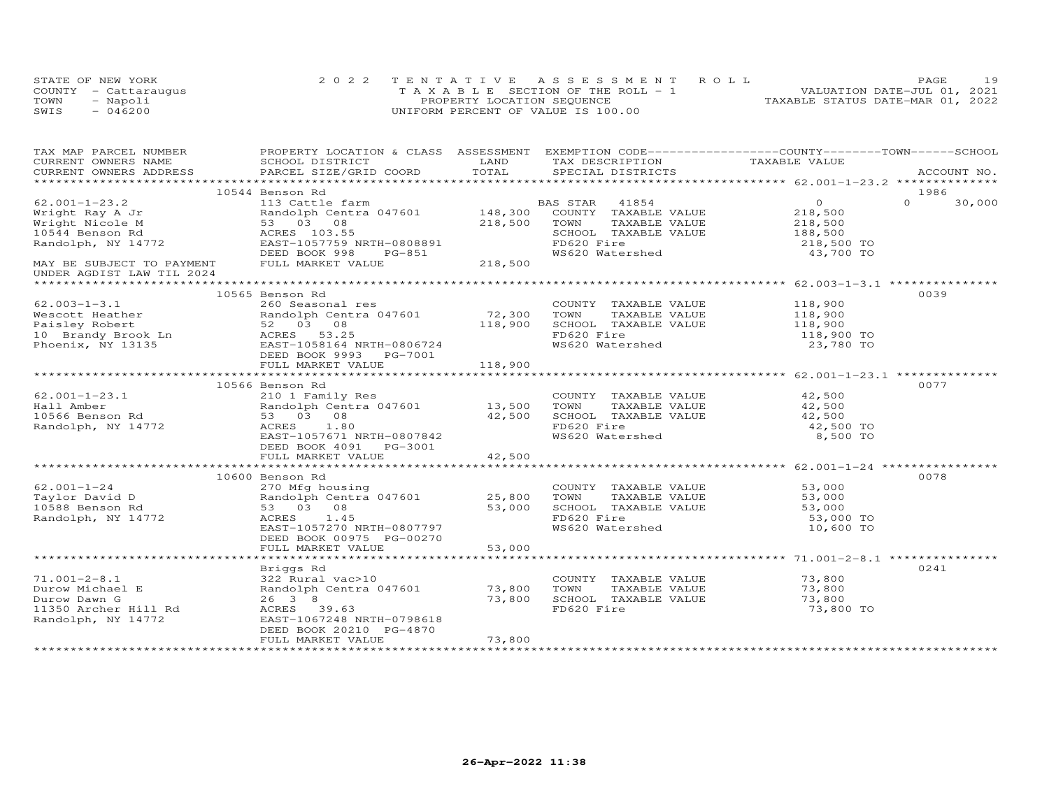STATE OF NEW YORK
COUNTY - Cattaraugus
TOWN - Napoli
SWIS - 046200

2022 TENTATIVE ASSESSMENT ROLL
TAXABLE SECTION OF THE ROLL - 1
PROPERTY LOCATION SEQUENCE
UNIFORM PERCENT OF VALUE IS 100.00

VALUATION DATE-JUL 01, 2021
TAXABLE STATUS DATE-MAR 01, 2022

| TAX MAP PARCEL NUMBER / CURRENT OWNERS NAME / CURRENT OWNERS ADDRESS | PROPERTY LOCATION & CLASS / SCHOOL DISTRICT / PARCEL SIZE/GRID COORD | ASSESSMENT LAND / TOTAL | EXEMPTION CODE / TAX DESCRIPTION / SPECIAL DISTRICTS | COUNTY / TOWN / SCHOOL TAXABLE VALUE | ACCOUNT NO. |
|---|---|---|---|---|---|
| **62.001-1-23.2** | 10544 Benson Rd | | | | 1986 |
| 62.001-1-23.2 | 113 Cattle farm | | BAS STAR 41854 | 0 | 0 30,000 |
| Wright Ray A Jr | Randolph Centra 047601 | 148,300 | COUNTY TAXABLE VALUE | 218,500 | |
| Wright Nicole M | 53 03 08 | 218,500 | TOWN TAXABLE VALUE | 218,500 | |
| 10544 Benson Rd | ACRES 103.55 | | SCHOOL TAXABLE VALUE | 188,500 | |
| Randolph, NY 14772 | EAST-1057759 NRTH-0808891 | | FD620 Fire | 218,500 TO | |
| | DEED BOOK 998 PG-851 | | WS620 Watershed | 43,700 TO | |
| MAY BE SUBJECT TO PAYMENT | FULL MARKET VALUE | 218,500 | | | |
| UNDER AGDIST LAW TIL 2024 | | | | | |
| **62.003-1-3.1** | 10565 Benson Rd | | | | 0039 |
| 62.003-1-3.1 | 260 Seasonal res | | COUNTY TAXABLE VALUE | 118,900 | |
| Wescott Heather | Randolph Centra 047601 | 72,300 | TOWN TAXABLE VALUE | 118,900 | |
| Paisley Robert | 52 03 08 | 118,900 | SCHOOL TAXABLE VALUE | 118,900 | |
| 10 Brandy Brook Ln | ACRES 53.25 | | FD620 Fire | 118,900 TO | |
| Phoenix, NY 13135 | EAST-1058164 NRTH-0806724 | | WS620 Watershed | 23,780 TO | |
| | DEED BOOK 9993 PG-7001 | | | | |
| | FULL MARKET VALUE | 118,900 | | | |
| **62.001-1-23.1** | 10566 Benson Rd | | | | 0077 |
| 62.001-1-23.1 | 210 1 Family Res | | COUNTY TAXABLE VALUE | 42,500 | |
| Hall Amber | Randolph Centra 047601 | 13,500 | TOWN TAXABLE VALUE | 42,500 | |
| 10566 Benson Rd | 53 03 08 | 42,500 | SCHOOL TAXABLE VALUE | 42,500 | |
| Randolph, NY 14772 | ACRES 1.80 | | FD620 Fire | 42,500 TO | |
| | EAST-1057671 NRTH-0807842 | | WS620 Watershed | 8,500 TO | |
| | DEED BOOK 4091 PG-3001 | | | | |
| | FULL MARKET VALUE | 42,500 | | | |
| **62.001-1-24** | 10600 Benson Rd | | | | 0078 |
| 62.001-1-24 | 270 Mfg housing | | COUNTY TAXABLE VALUE | 53,000 | |
| Taylor David D | Randolph Centra 047601 | 25,800 | TOWN TAXABLE VALUE | 53,000 | |
| 10588 Benson Rd | 53 03 08 | 53,000 | SCHOOL TAXABLE VALUE | 53,000 | |
| Randolph, NY 14772 | ACRES 1.45 | | FD620 Fire | 53,000 TO | |
| | EAST-1057270 NRTH-0807797 | | WS620 Watershed | 10,600 TO | |
| | DEED BOOK 00975 PG-00270 | | | | |
| | FULL MARKET VALUE | 53,000 | | | |
| **71.001-2-8.1** | Briggs Rd | | | | 0241 |
| 71.001-2-8.1 | 322 Rural vac>10 | | COUNTY TAXABLE VALUE | 73,800 | |
| Durow Michael E | Randolph Centra 047601 | 73,800 | TOWN TAXABLE VALUE | 73,800 | |
| Durow Dawn G | 26 3 8 | 73,800 | SCHOOL TAXABLE VALUE | 73,800 | |
| 11350 Archer Hill Rd | ACRES 39.63 | | FD620 Fire | 73,800 TO | |
| Randolph, NY 14772 | EAST-1067248 NRTH-0798618 | | | | |
| | DEED BOOK 20210 PG-4870 | | | | |
| | FULL MARKET VALUE | 73,800 | | | |

26-Apr-2022 11:38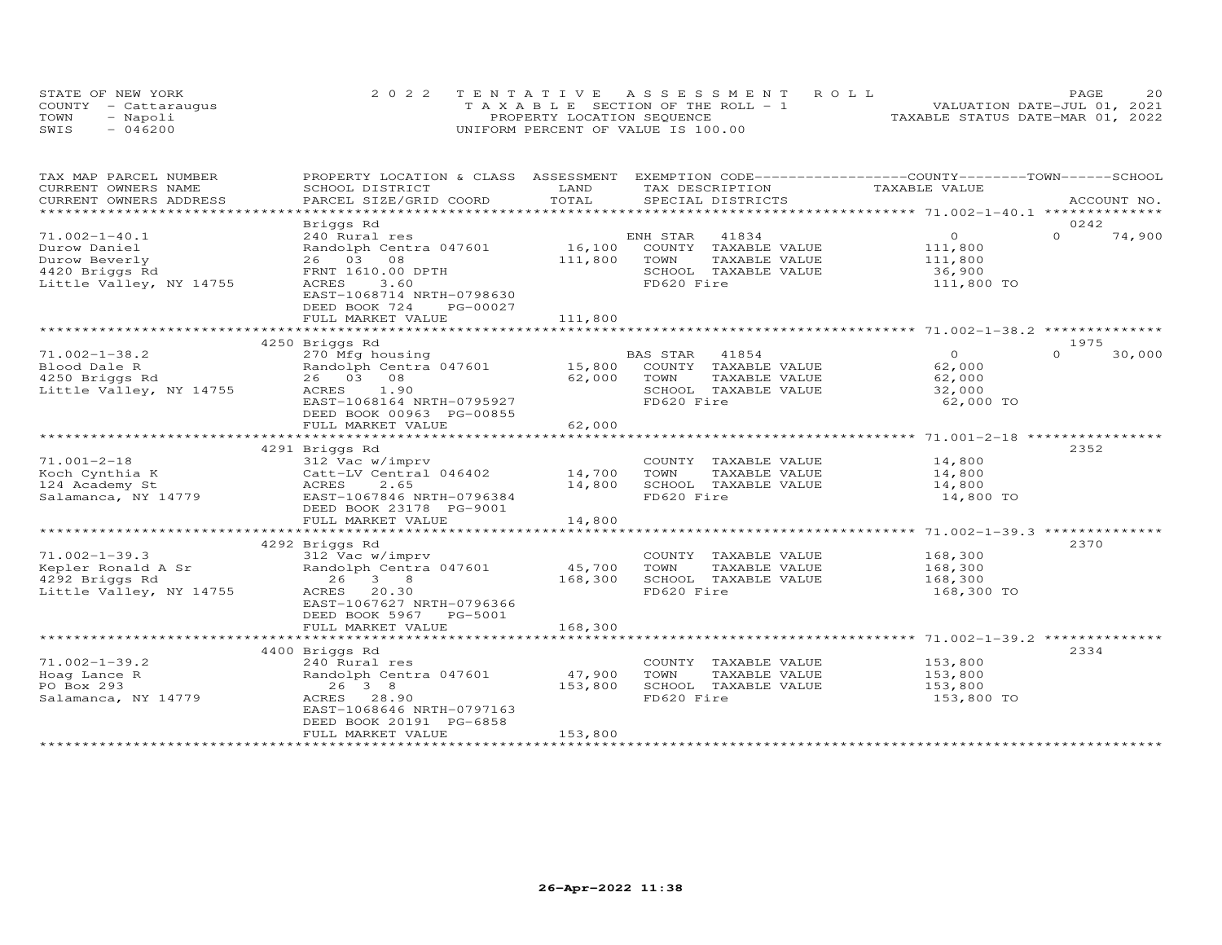STATE OF NEW YORK
COUNTY - Cattaraugus
TOWN - Napoli
SWIS - 046200

2022 TENTATIVE ASSESSMENT ROLL
TAXABLE SECTION OF THE ROLL - 1
PROPERTY LOCATION SEQUENCE
UNIFORM PERCENT OF VALUE IS 100.00

VALUATION DATE-JUL 01, 2021
TAXABLE STATUS DATE-MAR 01, 2022

| TAX MAP PARCEL NUMBER<br>CURRENT OWNERS NAME<br>CURRENT OWNERS ADDRESS | PROPERTY LOCATION & CLASS<br>SCHOOL DISTRICT<br>PARCEL SIZE/GRID COORD | ASSESSMENT<br>LAND<br>TOTAL | EXEMPTION CODE<br>TAX DESCRIPTION<br>SPECIAL DISTRICTS | COUNTY / TOWN / SCHOOL<br>TAXABLE VALUE | ACCOUNT NO. |
|---|---|---|---|---|---|
| **71.002-1-40.1** | Briggs Rd | | | | 0242 |
| 71.002-1-40.1 | 240 Rural res | | ENH STAR 41834 | 0 | 0 74,900 |
| Durow Daniel | Randolph Centra 047601 | 16,100 | COUNTY TAXABLE VALUE | 111,800 | |
| Durow Beverly | 26 03 08 | 111,800 | TOWN TAXABLE VALUE | 111,800 | |
| 4420 Briggs Rd | FRNT 1610.00 DPTH | | SCHOOL TAXABLE VALUE | 36,900 | |
| Little Valley, NY 14755 | ACRES 3.60 | | FD620 Fire | 111,800 TO | |
| | EAST-1068714 NRTH-0798630 | | | | |
| | DEED BOOK 724 PG-00027 | | | | |
| | FULL MARKET VALUE | 111,800 | | | |
| **71.002-1-38.2** | 4250 Briggs Rd | | | | 1975 |
| 71.002-1-38.2 | 270 Mfg housing | | BAS STAR 41854 | 0 | 0 30,000 |
| Blood Dale R | Randolph Centra 047601 | 15,800 | COUNTY TAXABLE VALUE | 62,000 | |
| 4250 Briggs Rd | 26 03 08 | 62,000 | TOWN TAXABLE VALUE | 62,000 | |
| Little Valley, NY 14755 | ACRES 1.90 | | SCHOOL TAXABLE VALUE | 32,000 | |
| | EAST-1068164 NRTH-0795927 | | FD620 Fire | 62,000 TO | |
| | DEED BOOK 00963 PG-00855 | | | | |
| | FULL MARKET VALUE | 62,000 | | | |
| **71.001-2-18** | 4291 Briggs Rd | | | | 2352 |
| 71.001-2-18 | 312 Vac w/imprv | | COUNTY TAXABLE VALUE | 14,800 | |
| Koch Cynthia K | Catt-LV Central 046402 | 14,700 | TOWN TAXABLE VALUE | 14,800 | |
| 124 Academy St | ACRES 2.65 | 14,800 | SCHOOL TAXABLE VALUE | 14,800 | |
| Salamanca, NY 14779 | EAST-1067846 NRTH-0796384 | | FD620 Fire | 14,800 TO | |
| | DEED BOOK 23178 PG-9001 | | | | |
| | FULL MARKET VALUE | 14,800 | | | |
| **71.002-1-39.3** | 4292 Briggs Rd | | | | 2370 |
| 71.002-1-39.3 | 312 Vac w/imprv | | COUNTY TAXABLE VALUE | 168,300 | |
| Kepler Ronald A Sr | Randolph Centra 047601 | 45,700 | TOWN TAXABLE VALUE | 168,300 | |
| 4292 Briggs Rd | 26 3 8 | 168,300 | SCHOOL TAXABLE VALUE | 168,300 | |
| Little Valley, NY 14755 | ACRES 20.30 | | FD620 Fire | 168,300 TO | |
| | EAST-1067627 NRTH-0796366 | | | | |
| | DEED BOOK 5967 PG-5001 | | | | |
| | FULL MARKET VALUE | 168,300 | | | |
| **71.002-1-39.2** | 4400 Briggs Rd | | | | 2334 |
| 71.002-1-39.2 | 240 Rural res | | COUNTY TAXABLE VALUE | 153,800 | |
| Hoag Lance R | Randolph Centra 047601 | 47,900 | TOWN TAXABLE VALUE | 153,800 | |
| PO Box 293 | 26 3 8 | 153,800 | SCHOOL TAXABLE VALUE | 153,800 | |
| Salamanca, NY 14779 | ACRES 28.90 | | FD620 Fire | 153,800 TO | |
| | EAST-1068646 NRTH-0797163 | | | | |
| | DEED BOOK 20191 PG-6858 | | | | |
| | FULL MARKET VALUE | 153,800 | | | |

26-Apr-2022 11:38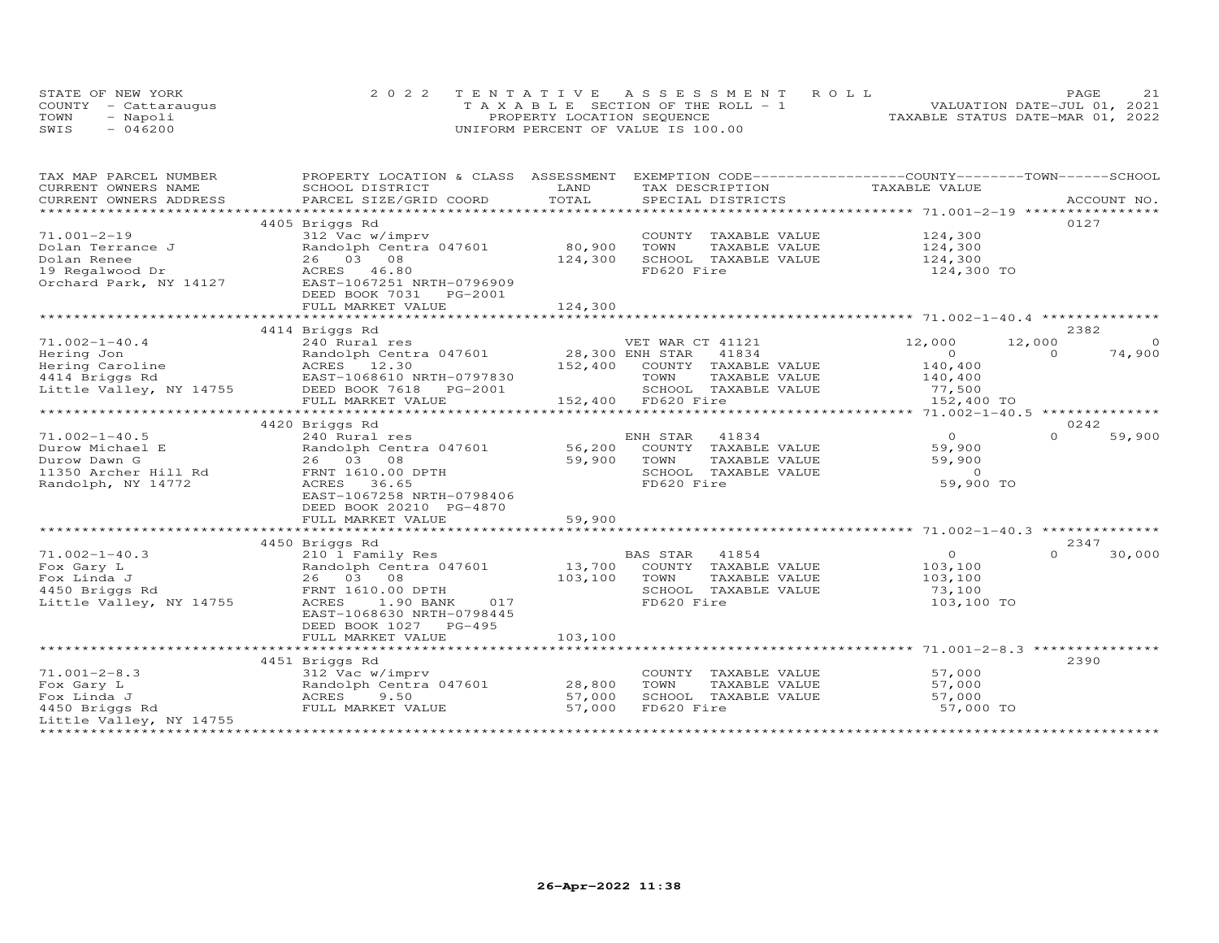STATE OF NEW YORK
COUNTY - Cattaraugus
TOWN - Napoli
SWIS - 046200

2022 TENTATIVE ASSESSMENT ROLL
TAXABLE SECTION OF THE ROLL - 1
PROPERTY LOCATION SEQUENCE
UNIFORM PERCENT OF VALUE IS 100.00

VALUATION DATE-JUL 01, 2021
TAXABLE STATUS DATE-MAR 01, 2022

| TAX MAP PARCEL NUMBER / CURRENT OWNERS NAME / CURRENT OWNERS ADDRESS | PROPERTY LOCATION & CLASS / SCHOOL DISTRICT / PARCEL SIZE/GRID COORD | ASSESSMENT LAND / TOTAL | EXEMPTION CODE / TAX DESCRIPTION / SPECIAL DISTRICTS | COUNTY TAXABLE VALUE | TOWN | SCHOOL / ACCOUNT NO. |
|---|---|---|---|---|---|---|
| | 4405 Briggs Rd | | | | | 0127 |
| 71.001-2-19 | 312 Vac w/imprv | | COUNTY TAXABLE VALUE | 124,300 | | |
| Dolan Terrance J | Randolph Centra 047601 | 80,900 | TOWN TAXABLE VALUE | 124,300 | | |
| Dolan Renee | 26 03 08 | 124,300 | SCHOOL TAXABLE VALUE | 124,300 | | |
| 19 Regalwood Dr | ACRES 46.80 | | FD620 Fire | 124,300 TO | | |
| Orchard Park, NY 14127 | EAST-1067251 NRTH-0796909 | | | | | |
| | DEED BOOK 7031 PG-2001 | | | | | |
| | FULL MARKET VALUE | 124,300 | | | | |
| | 4414 Briggs Rd | | | | | 2382 |
| 71.002-1-40.4 | 240 Rural res | | VET WAR CT 41121 | 12,000 | 12,000 | 0 |
| Hering Jon | Randolph Centra 047601 | 28,300 | ENH STAR 41834 | 0 | 0 | 74,900 |
| Hering Caroline | ACRES 12.30 | 152,400 | COUNTY TAXABLE VALUE | 140,400 | | |
| 4414 Briggs Rd | EAST-1068610 NRTH-0797830 | | TOWN TAXABLE VALUE | 140,400 | | |
| Little Valley, NY 14755 | DEED BOOK 7618 PG-2001 | | SCHOOL TAXABLE VALUE | 77,500 | | |
| | FULL MARKET VALUE | 152,400 | FD620 Fire | 152,400 TO | | |
| | 4420 Briggs Rd | | | | | 0242 |
| 71.002-1-40.5 | 240 Rural res | | ENH STAR 41834 | 0 | 0 | 59,900 |
| Durow Michael E | Randolph Centra 047601 | 56,200 | COUNTY TAXABLE VALUE | 59,900 | | |
| Durow Dawn G | 26 03 08 | 59,900 | TOWN TAXABLE VALUE | 59,900 | | |
| 11350 Archer Hill Rd | FRNT 1610.00 DPTH | | SCHOOL TAXABLE VALUE | 0 | | |
| Randolph, NY 14772 | ACRES 36.65 | | FD620 Fire | 59,900 TO | | |
| | EAST-1067258 NRTH-0798406 | | | | | |
| | DEED BOOK 20210 PG-4870 | | | | | |
| | FULL MARKET VALUE | 59,900 | | | | |
| | 4450 Briggs Rd | | | | | 2347 |
| 71.002-1-40.3 | 210 1 Family Res | | BAS STAR 41854 | 0 | 0 | 30,000 |
| Fox Gary L | Randolph Centra 047601 | 13,700 | COUNTY TAXABLE VALUE | 103,100 | | |
| Fox Linda J | 26 03 08 | 103,100 | TOWN TAXABLE VALUE | 103,100 | | |
| 4450 Briggs Rd | FRNT 1610.00 DPTH | | SCHOOL TAXABLE VALUE | 73,100 | | |
| Little Valley, NY 14755 | ACRES 1.90 BANK 017 | | FD620 Fire | 103,100 TO | | |
| | EAST-1068630 NRTH-0798445 | | | | | |
| | DEED BOOK 1027 PG-495 | | | | | |
| | FULL MARKET VALUE | 103,100 | | | | |
| | 4451 Briggs Rd | | | | | 2390 |
| 71.001-2-8.3 | 312 Vac w/imprv | | COUNTY TAXABLE VALUE | 57,000 | | |
| Fox Gary L | Randolph Centra 047601 | 28,800 | TOWN TAXABLE VALUE | 57,000 | | |
| Fox Linda J | ACRES 9.50 | 57,000 | SCHOOL TAXABLE VALUE | 57,000 | | |
| 4450 Briggs Rd | FULL MARKET VALUE | 57,000 | FD620 Fire | 57,000 TO | | |
| Little Valley, NY 14755 | | | | | | |

26-Apr-2022 11:38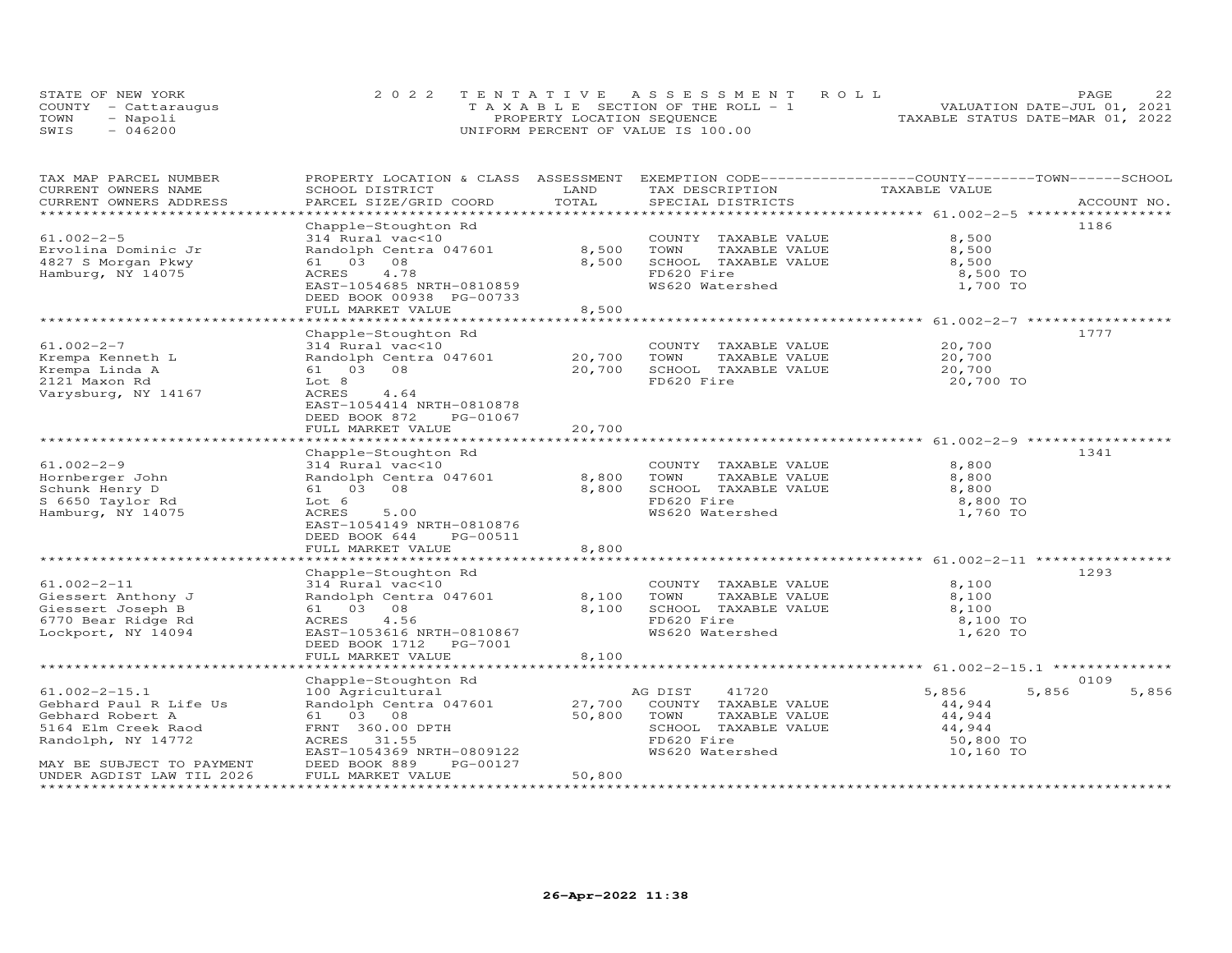STATE OF NEW YORK — 2022 TENTATIVE ASSESSMENT ROLL
COUNTY - Cattaraugus — TAXABLE SECTION OF THE ROLL - 1 — VALUATION DATE-JUL 01, 2021
TOWN - Napoli — PROPERTY LOCATION SEQUENCE — TAXABLE STATUS DATE-MAR 01, 2022
SWIS - 046200 — UNIFORM PERCENT OF VALUE IS 100.00

| TAX MAP PARCEL NUMBER / CURRENT OWNERS NAME / CURRENT OWNERS ADDRESS | PROPERTY LOCATION & CLASS / SCHOOL DISTRICT / PARCEL SIZE/GRID COORD | ASSESSMENT LAND | TOTAL | EXEMPTION CODE / TAX DESCRIPTION / SPECIAL DISTRICTS | COUNTY | TOWN | SCHOOL / TAXABLE VALUE | ACCOUNT NO. |
|---|---|---|---|---|---|---|---|---|
| 61.002-2-5 | Chapple-Stoughton Rd | | | | | | | 1186 |
| 61.002-2-5 | 314 Rural vac<10 | | | COUNTY TAXABLE VALUE | | | 8,500 | |
| Ervolina Dominic Jr | Randolph Centra 047601 | 8,500 | | TOWN TAXABLE VALUE | | | 8,500 | |
| 4827 S Morgan Pkwy | 61 03 08 | | 8,500 | SCHOOL TAXABLE VALUE | | | 8,500 | |
| Hamburg, NY 14075 | ACRES 4.78 | | | FD620 Fire | | | 8,500 TO | |
| | EAST-1054685 NRTH-0810859 | | | WS620 Watershed | | | 1,700 TO | |
| | DEED BOOK 00938 PG-00733 | | | | | | | |
| | FULL MARKET VALUE | | 8,500 | | | | | |
| 61.002-2-7 | Chapple-Stoughton Rd | | | | | | | 1777 |
| 61.002-2-7 | 314 Rural vac<10 | | | COUNTY TAXABLE VALUE | | | 20,700 | |
| Krempa Kenneth L | Randolph Centra 047601 | 20,700 | | TOWN TAXABLE VALUE | | | 20,700 | |
| Krempa Linda A | 61 03 08 | | 20,700 | SCHOOL TAXABLE VALUE | | | 20,700 | |
| 2121 Maxon Rd | Lot 8 | | | FD620 Fire | | | 20,700 TO | |
| Varysburg, NY 14167 | ACRES 4.64 | | | | | | | |
| | EAST-1054414 NRTH-0810878 | | | | | | | |
| | DEED BOOK 872 PG-01067 | | | | | | | |
| | FULL MARKET VALUE | | 20,700 | | | | | |
| 61.002-2-9 | Chapple-Stoughton Rd | | | | | | | 1341 |
| 61.002-2-9 | 314 Rural vac<10 | | | COUNTY TAXABLE VALUE | | | 8,800 | |
| Hornberger John | Randolph Centra 047601 | 8,800 | | TOWN TAXABLE VALUE | | | 8,800 | |
| Schunk Henry D | 61 03 08 | | 8,800 | SCHOOL TAXABLE VALUE | | | 8,800 | |
| S 6650 Taylor Rd | Lot 6 | | | FD620 Fire | | | 8,800 TO | |
| Hamburg, NY 14075 | ACRES 5.00 | | | WS620 Watershed | | | 1,760 TO | |
| | EAST-1054149 NRTH-0810876 | | | | | | | |
| | DEED BOOK 644 PG-00511 | | | | | | | |
| | FULL MARKET VALUE | | 8,800 | | | | | |
| 61.002-2-11 | Chapple-Stoughton Rd | | | | | | | 1293 |
| 61.002-2-11 | 314 Rural vac<10 | | | COUNTY TAXABLE VALUE | | | 8,100 | |
| Giessert Anthony J | Randolph Centra 047601 | 8,100 | | TOWN TAXABLE VALUE | | | 8,100 | |
| Giessert Joseph B | 61 03 08 | | 8,100 | SCHOOL TAXABLE VALUE | | | 8,100 | |
| 6770 Bear Ridge Rd | ACRES 4.56 | | | FD620 Fire | | | 8,100 TO | |
| Lockport, NY 14094 | EAST-1053616 NRTH-0810867 | | | WS620 Watershed | | | 1,620 TO | |
| | DEED BOOK 1712 PG-7001 | | | | | | | |
| | FULL MARKET VALUE | | 8,100 | | | | | |
| 61.002-2-15.1 | Chapple-Stoughton Rd | | | | | | | 0109 |
| 61.002-2-15.1 | 100 Agricultural | | | AG DIST 41720 | 5,856 | 5,856 | 5,856 | |
| Gebhard Paul R Life Us | Randolph Centra 047601 | 27,700 | | COUNTY TAXABLE VALUE | | | 44,944 | |
| Gebhard Robert A | 61 03 08 | | 50,800 | TOWN TAXABLE VALUE | | | 44,944 | |
| 5164 Elm Creek Raod | FRNT 360.00 DPTH | | | SCHOOL TAXABLE VALUE | | | 44,944 | |
| Randolph, NY 14772 | ACRES 31.55 | | | FD620 Fire | | | 50,800 TO | |
| | EAST-1054369 NRTH-0809122 | | | WS620 Watershed | | | 10,160 TO | |
| MAY BE SUBJECT TO PAYMENT | DEED BOOK 889 PG-00127 | | | | | | | |
| UNDER AGDIST LAW TIL 2026 | FULL MARKET VALUE | | 50,800 | | | | | |

26-Apr-2022 11:38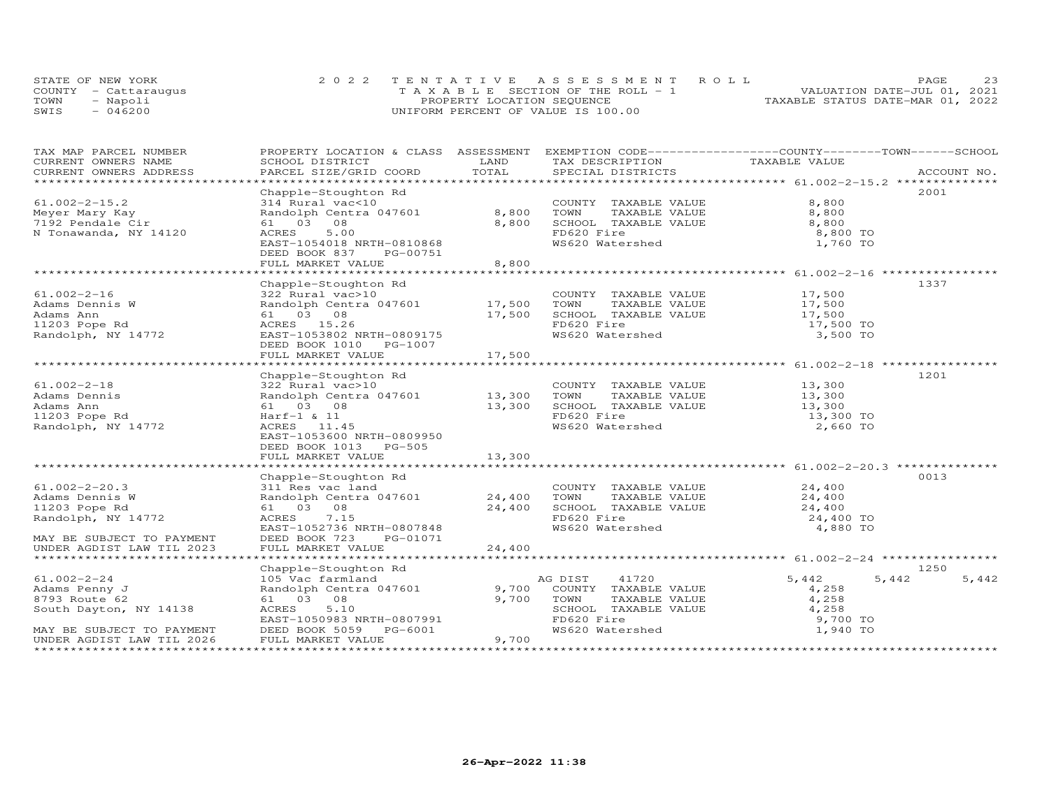STATE OF NEW YORK
COUNTY - Cattaraugus
TOWN - Napoli
SWIS - 046200

2 0 2 2 T E N T A T I V E A S S E S S M E N T R O L L
T A X A B L E SECTION OF THE ROLL - 1
PROPERTY LOCATION SEQUENCE
UNIFORM PERCENT OF VALUE IS 100.00

VALUATION DATE-JUL 01, 2021
TAXABLE STATUS DATE-MAR 01, 2022

| TAX MAP PARCEL NUMBER / CURRENT OWNERS NAME / CURRENT OWNERS ADDRESS | PROPERTY LOCATION & CLASS / SCHOOL DISTRICT / PARCEL SIZE/GRID COORD | ASSESSMENT LAND / TOTAL | EXEMPTION CODE / TAX DESCRIPTION / SPECIAL DISTRICTS | COUNTY TAXABLE VALUE | TOWN | SCHOOL / ACCOUNT NO. |
|---|---|---|---|---|---|---|
| 61.002-2-15.2 | Chapple-Stoughton Rd | | | | | 2001 |
| 61.002-2-15.2 | 314 Rural vac<10 | | COUNTY TAXABLE VALUE | 8,800 | | |
| Meyer Mary Kay | Randolph Centra 047601 | 8,800 | TOWN TAXABLE VALUE | 8,800 | | |
| 7192 Pendale Cir | 61 03 08 | 8,800 | SCHOOL TAXABLE VALUE | 8,800 | | |
| N Tonawanda, NY 14120 | ACRES 5.00 | | FD620 Fire | 8,800 TO | | |
| | EAST-1054018 NRTH-0810868 | | WS620 Watershed | 1,760 TO | | |
| | DEED BOOK 837 PG-00751 | | | | | |
| | FULL MARKET VALUE | 8,800 | | | | |
| 61.002-2-16 | Chapple-Stoughton Rd | | | | | 1337 |
| 61.002-2-16 | 322 Rural vac>10 | | COUNTY TAXABLE VALUE | 17,500 | | |
| Adams Dennis W | Randolph Centra 047601 | 17,500 | TOWN TAXABLE VALUE | 17,500 | | |
| Adams Ann | 61 03 08 | 17,500 | SCHOOL TAXABLE VALUE | 17,500 | | |
| 11203 Pope Rd | ACRES 15.26 | | FD620 Fire | 17,500 TO | | |
| Randolph, NY 14772 | EAST-1053802 NRTH-0809175 | | WS620 Watershed | 3,500 TO | | |
| | DEED BOOK 1010 PG-1007 | | | | | |
| | FULL MARKET VALUE | 17,500 | | | | |
| 61.002-2-18 | Chapple-Stoughton Rd | | | | | 1201 |
| 61.002-2-18 | 322 Rural vac>10 | | COUNTY TAXABLE VALUE | 13,300 | | |
| Adams Dennis | Randolph Centra 047601 | 13,300 | TOWN TAXABLE VALUE | 13,300 | | |
| Adams Ann | 61 03 08 | 13,300 | SCHOOL TAXABLE VALUE | 13,300 | | |
| 11203 Pope Rd | Harf-1 & 11 | | FD620 Fire | 13,300 TO | | |
| Randolph, NY 14772 | ACRES 11.45 | | WS620 Watershed | 2,660 TO | | |
| | EAST-1053600 NRTH-0809950 | | | | | |
| | DEED BOOK 1013 PG-505 | | | | | |
| | FULL MARKET VALUE | 13,300 | | | | |
| 61.002-2-20.3 | Chapple-Stoughton Rd | | | | | 0013 |
| 61.002-2-20.3 | 311 Res vac land | | COUNTY TAXABLE VALUE | 24,400 | | |
| Adams Dennis W | Randolph Centra 047601 | 24,400 | TOWN TAXABLE VALUE | 24,400 | | |
| 11203 Pope Rd | 61 03 08 | 24,400 | SCHOOL TAXABLE VALUE | 24,400 | | |
| Randolph, NY 14772 | ACRES 7.15 | | FD620 Fire | 24,400 TO | | |
| | EAST-1052736 NRTH-0807848 | | WS620 Watershed | 4,880 TO | | |
| MAY BE SUBJECT TO PAYMENT | DEED BOOK 723 PG-01071 | | | | | |
| UNDER AGDIST LAW TIL 2023 | FULL MARKET VALUE | 24,400 | | | | |
| 61.002-2-24 | Chapple-Stoughton Rd | | | | | 1250 |
| 61.002-2-24 | 105 Vac farmland | | AG DIST 41720 | 5,442 | 5,442 | 5,442 |
| Adams Penny J | Randolph Centra 047601 | 9,700 | COUNTY TAXABLE VALUE | 4,258 | | |
| 8793 Route 62 | 61 03 08 | 9,700 | TOWN TAXABLE VALUE | 4,258 | | |
| South Dayton, NY 14138 | ACRES 5.10 | | SCHOOL TAXABLE VALUE | 4,258 | | |
| | EAST-1050983 NRTH-0807991 | | FD620 Fire | 9,700 TO | | |
| MAY BE SUBJECT TO PAYMENT | DEED BOOK 5059 PG-6001 | | WS620 Watershed | 1,940 TO | | |
| UNDER AGDIST LAW TIL 2026 | FULL MARKET VALUE | 9,700 | | | | |

26-Apr-2022 11:38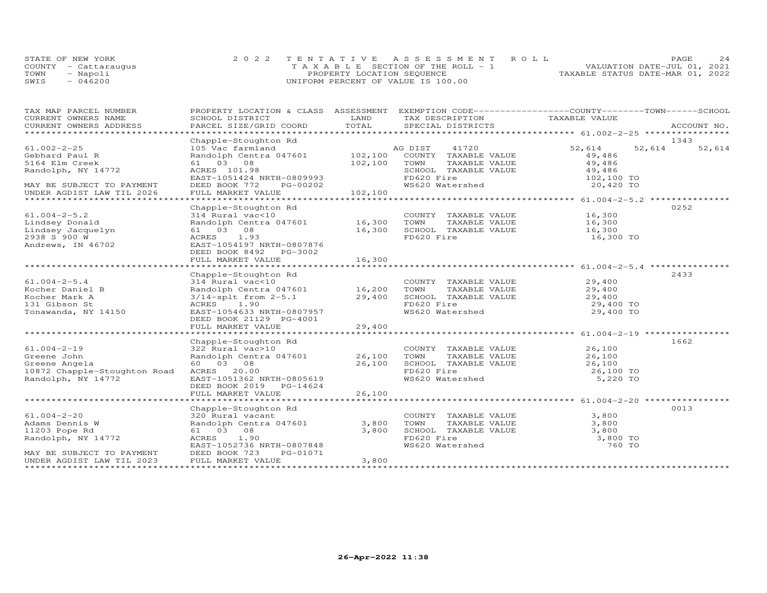STATE OF NEW YORK — 2022 TENTATIVE ASSESSMENT ROLL — PAGE 24
COUNTY - Cattaraugus — TAXABLE SECTION OF THE ROLL - 1 — VALUATION DATE-JUL 01, 2021
TOWN - Napoli — PROPERTY LOCATION SEQUENCE — TAXABLE STATUS DATE-MAR 01, 2022
SWIS - 046200 — UNIFORM PERCENT OF VALUE IS 100.00

| TAX MAP PARCEL NUMBER / CURRENT OWNERS NAME / CURRENT OWNERS ADDRESS | PROPERTY LOCATION & CLASS / SCHOOL DISTRICT / PARCEL SIZE/GRID COORD | ASSESSMENT LAND | TOTAL | EXEMPTION CODE / TAX DESCRIPTION / SPECIAL DISTRICTS | COUNTY TAXABLE VALUE | TOWN | SCHOOL | ACCOUNT NO. |
|---|---|---|---|---|---|---|---|---|
| **61.002-2-25** | Chapple-Stoughton Rd | | | | | | | 1343 |
| Gebhard Paul R | 105 Vac farmland | | | AG DIST 41720 | 52,614 | 52,614 | 52,614 | |
| 5164 Elm Creek | Randolph Centra 047601 | 102,100 | | COUNTY TAXABLE VALUE | 49,486 | | | |
| Randolph, NY 14772 | 61 03 08 | | 102,100 | TOWN TAXABLE VALUE | 49,486 | | | |
| | ACRES 101.98 | | | SCHOOL TAXABLE VALUE | 49,486 | | | |
| | EAST-1051424 NRTH-0809993 | | | FD620 Fire | 102,100 TO | | | |
| MAY BE SUBJECT TO PAYMENT | DEED BOOK 772 PG-00202 | | | WS620 Watershed | 20,420 TO | | | |
| UNDER AGDIST LAW TIL 2026 | FULL MARKET VALUE | | 102,100 | | | | | |
| **61.004-2-5.2** | Chapple-Stoughton Rd | | | | | | | 0252 |
| Lindsey Donald | 314 Rural vac<10 | | | COUNTY TAXABLE VALUE | 16,300 | | | |
| Lindsey Jacquelyn | Randolph Centra 047601 | 16,300 | | TOWN TAXABLE VALUE | 16,300 | | | |
| 2938 S 900 W | 61 03 08 | | 16,300 | SCHOOL TAXABLE VALUE | 16,300 | | | |
| Andrews, IN 46702 | ACRES 1.93 | | | FD620 Fire | 16,300 TO | | | |
| | EAST-1054197 NRTH-0807876 | | | | | | | |
| | DEED BOOK 8492 PG-3002 | | | | | | | |
| | FULL MARKET VALUE | | 16,300 | | | | | |
| **61.004-2-5.4** | Chapple-Stoughton Rd | | | | | | | 2433 |
| Kocher Daniel B | 314 Rural vac<10 | | | COUNTY TAXABLE VALUE | 29,400 | | | |
| Kocher Mark A | Randolph Centra 047601 | 16,200 | | TOWN TAXABLE VALUE | 29,400 | | | |
| 131 Gibson St | 3/14-splt from 2-5.1 | | 29,400 | SCHOOL TAXABLE VALUE | 29,400 | | | |
| Tonawanda, NY 14150 | ACRES 1.90 | | | FD620 Fire | 29,400 TO | | | |
| | EAST-1054633 NRTH-0807957 | | | WS620 Watershed | 29,400 TO | | | |
| | DEED BOOK 21129 PG-4001 | | | | | | | |
| | FULL MARKET VALUE | | 29,400 | | | | | |
| **61.004-2-19** | Chapple-Stoughton Rd | | | | | | | 1662 |
| Greene John | 322 Rural vac>10 | | | COUNTY TAXABLE VALUE | 26,100 | | | |
| Greene Angela | Randolph Centra 047601 | 26,100 | | TOWN TAXABLE VALUE | 26,100 | | | |
| 10872 Chapple-Stoughton Road | 60 03 08 | | 26,100 | SCHOOL TAXABLE VALUE | 26,100 | | | |
| Randolph, NY 14772 | ACRES 20.00 | | | FD620 Fire | 26,100 TO | | | |
| | EAST-1051362 NRTH-0805619 | | | WS620 Watershed | 5,220 TO | | | |
| | DEED BOOK 2019 PG-14624 | | | | | | | |
| | FULL MARKET VALUE | | 26,100 | | | | | |
| **61.004-2-20** | Chapple-Stoughton Rd | | | | | | | 0013 |
| Adams Dennis W | 320 Rural vacant | | | COUNTY TAXABLE VALUE | 3,800 | | | |
| 11203 Pope Rd | Randolph Centra 047601 | 3,800 | | TOWN TAXABLE VALUE | 3,800 | | | |
| Randolph, NY 14772 | 61 03 08 | | 3,800 | SCHOOL TAXABLE VALUE | 3,800 | | | |
| | ACRES 1.90 | | | FD620 Fire | 3,800 TO | | | |
| | EAST-1052736 NRTH-0807848 | | | WS620 Watershed | 760 TO | | | |
| MAY BE SUBJECT TO PAYMENT | DEED BOOK 723 PG-01071 | | | | | | | |
| UNDER AGDIST LAW TIL 2023 | FULL MARKET VALUE | | 3,800 | | | | | |

26-Apr-2022 11:38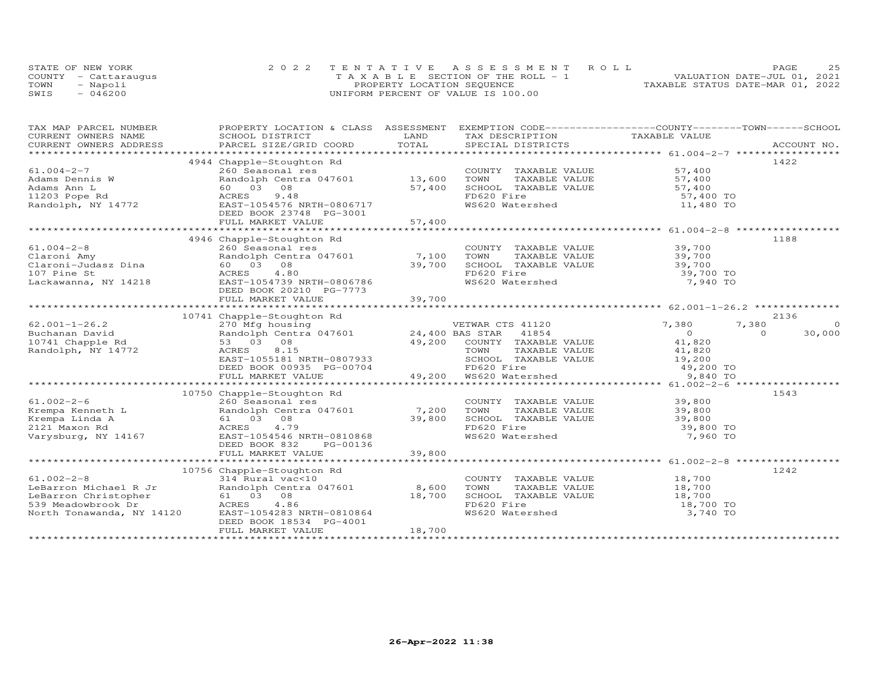STATE OF NEW YORK — 2022 TENTATIVE ASSESSMENT ROLL — TAXABLE SECTION OF THE ROLL - 1 — PROPERTY LOCATION SEQUENCE — UNIFORM PERCENT OF VALUE IS 100.00

COUNTY - Cattaraugus — TOWN - Napoli — SWIS - 046200

VALUATION DATE-JUL 01, 2021 — TAXABLE STATUS DATE-MAR 01, 2022

| TAX MAP PARCEL NUMBER / CURRENT OWNERS NAME / CURRENT OWNERS ADDRESS | PROPERTY LOCATION & CLASS / SCHOOL DISTRICT / PARCEL SIZE/GRID COORD | ASSESSMENT LAND | ASSESSMENT TOTAL | EXEMPTION CODE / TAX DESCRIPTION / SPECIAL DISTRICTS | COUNTY TAXABLE VALUE | TOWN TAXABLE VALUE | SCHOOL TAXABLE VALUE | ACCOUNT NO. |
|---|---|---|---|---|---|---|---|---|
| 61.004-2-7 | 4944 Chapple-Stoughton Rd | | | | | | | 1422 |
| Adams Dennis W | 260 Seasonal res | | | COUNTY TAXABLE VALUE | 57,400 | | | |
| Adams Ann L | Randolph Centra 047601 | 13,600 | | TOWN TAXABLE VALUE | 57,400 | | | |
| 11203 Pope Rd | 60 03 08 | | 57,400 | SCHOOL TAXABLE VALUE | 57,400 | | | |
| Randolph, NY 14772 | ACRES 9.48 | | | FD620 Fire | 57,400 TO | | | |
| | EAST-1054576 NRTH-0806717 | | | WS620 Watershed | 11,480 TO | | | |
| | DEED BOOK 23748 PG-3001 | | | | | | | |
| | FULL MARKET VALUE | | 57,400 | | | | | |
| 61.004-2-8 | 4946 Chapple-Stoughton Rd | | | | | | | 1188 |
| Claroni Amy | 260 Seasonal res | | | COUNTY TAXABLE VALUE | 39,700 | | | |
| Claroni-Judasz Dina | Randolph Centra 047601 | 7,100 | | TOWN TAXABLE VALUE | 39,700 | | | |
| 107 Pine St | 60 03 08 | | 39,700 | SCHOOL TAXABLE VALUE | 39,700 | | | |
| Lackawanna, NY 14218 | ACRES 4.80 | | | FD620 Fire | 39,700 TO | | | |
| | EAST-1054739 NRTH-0806786 | | | WS620 Watershed | 7,940 TO | | | |
| | DEED BOOK 20210 PG-7773 | | | | | | | |
| | FULL MARKET VALUE | | 39,700 | | | | | |
| 62.001-1-26.2 | 10741 Chapple-Stoughton Rd | | | | | | | 2136 |
| Buchanan David | 270 Mfg housing | | | VETWAR CTS 41120 | 7,380 | 7,380 | 0 | |
| 10741 Chapple Rd | Randolph Centra 047601 | 24,400 | | BAS STAR 41854 | 0 | 0 | 30,000 | |
| Randolph, NY 14772 | 53 03 08 | | 49,200 | COUNTY TAXABLE VALUE | 41,820 | | | |
| | ACRES 8.15 | | | TOWN TAXABLE VALUE | 41,820 | | | |
| | EAST-1055181 NRTH-0807933 | | | SCHOOL TAXABLE VALUE | 19,200 | | | |
| | DEED BOOK 00935 PG-00704 | | | FD620 Fire | 49,200 TO | | | |
| | FULL MARKET VALUE | | 49,200 | WS620 Watershed | 9,840 TO | | | |
| 61.002-2-6 | 10750 Chapple-Stoughton Rd | | | | | | | 1543 |
| Krempa Kenneth L | 260 Seasonal res | | | COUNTY TAXABLE VALUE | 39,800 | | | |
| Krempa Linda A | Randolph Centra 047601 | 7,200 | | TOWN TAXABLE VALUE | 39,800 | | | |
| 2121 Maxon Rd | 61 03 08 | | 39,800 | SCHOOL TAXABLE VALUE | 39,800 | | | |
| Varysburg, NY 14167 | ACRES 4.79 | | | FD620 Fire | 39,800 TO | | | |
| | EAST-1054546 NRTH-0810868 | | | WS620 Watershed | 7,960 TO | | | |
| | DEED BOOK 832 PG-00136 | | | | | | | |
| | FULL MARKET VALUE | | 39,800 | | | | | |
| 61.002-2-8 | 10756 Chapple-Stoughton Rd | | | | | | | 1242 |
| LeBarron Michael R Jr | 314 Rural vac<10 | | | COUNTY TAXABLE VALUE | 18,700 | | | |
| LeBarron Christopher | Randolph Centra 047601 | 8,600 | | TOWN TAXABLE VALUE | 18,700 | | | |
| 539 Meadowbrook Dr | 61 03 08 | | 18,700 | SCHOOL TAXABLE VALUE | 18,700 | | | |
| North Tonawanda, NY 14120 | ACRES 4.86 | | | FD620 Fire | 18,700 TO | | | |
| | EAST-1054283 NRTH-0810864 | | | WS620 Watershed | 3,740 TO | | | |
| | DEED BOOK 18534 PG-4001 | | | | | | | |
| | FULL MARKET VALUE | | 18,700 | | | | | |

26-Apr-2022 11:38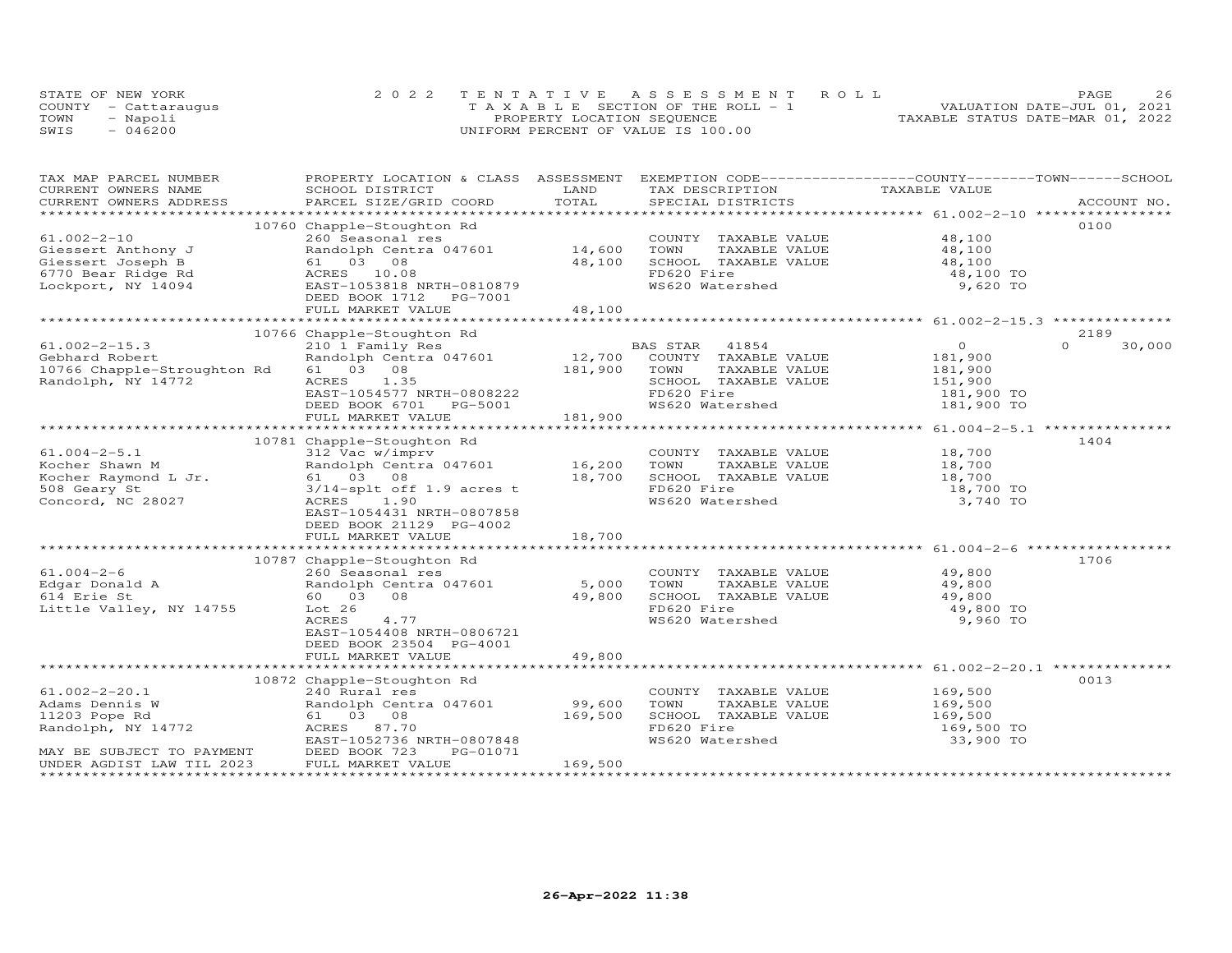STATE OF NEW YORK
COUNTY - Cattaraugus
TOWN - Napoli
SWIS - 046200

2022 TENTATIVE ASSESSMENT ROLL
TAXABLE SECTION OF THE ROLL - 1
PROPERTY LOCATION SEQUENCE
UNIFORM PERCENT OF VALUE IS 100.00

VALUATION DATE-JUL 01, 2021
TAXABLE STATUS DATE-MAR 01, 2022

| TAX MAP PARCEL NUMBER / CURRENT OWNERS NAME / CURRENT OWNERS ADDRESS | PROPERTY LOCATION & CLASS / SCHOOL DISTRICT / PARCEL SIZE/GRID COORD | ASSESSMENT LAND | TOTAL | EXEMPTION CODE / TAX DESCRIPTION / SPECIAL DISTRICTS | COUNTY TAXABLE VALUE | TOWN | SCHOOL / ACCOUNT NO. |
|---|---|---|---|---|---|---|---|
| **61.002-2-10** | 10760 Chapple-Stoughton Rd | | | | | | 0100 |
| 61.002-2-10 | 260 Seasonal res | | | COUNTY TAXABLE VALUE | 48,100 | | |
| Giessert Anthony J | Randolph Centra 047601 | 14,600 | | TOWN TAXABLE VALUE | 48,100 | | |
| Giessert Joseph B | 61 03 08 | | 48,100 | SCHOOL TAXABLE VALUE | 48,100 | | |
| 6770 Bear Ridge Rd | ACRES 10.08 | | | FD620 Fire | 48,100 TO | | |
| Lockport, NY 14094 | EAST-1053818 NRTH-0810879 | | | WS620 Watershed | 9,620 TO | | |
| | DEED BOOK 1712 PG-7001 | | | | | | |
| | FULL MARKET VALUE | | 48,100 | | | | |
| **61.002-2-15.3** | 10766 Chapple-Stoughton Rd | | | | | | 2189 |
| 61.002-2-15.3 | 210 1 Family Res | | | BAS STAR 41854 | 0 | 0 | 30,000 |
| Gebhard Robert | Randolph Centra 047601 | 12,700 | | COUNTY TAXABLE VALUE | 181,900 | | |
| 10766 Chapple-Stroughton Rd | 61 03 08 | | 181,900 | TOWN TAXABLE VALUE | 181,900 | | |
| Randolph, NY 14772 | ACRES 1.35 | | | SCHOOL TAXABLE VALUE | 151,900 | | |
| | EAST-1054577 NRTH-0808222 | | | FD620 Fire | 181,900 TO | | |
| | DEED BOOK 6701 PG-5001 | | | WS620 Watershed | 181,900 TO | | |
| | FULL MARKET VALUE | | 181,900 | | | | |
| **61.004-2-5.1** | 10781 Chapple-Stoughton Rd | | | | | | 1404 |
| 61.004-2-5.1 | 312 Vac w/imprv | | | COUNTY TAXABLE VALUE | 18,700 | | |
| Kocher Shawn M | Randolph Centra 047601 | 16,200 | | TOWN TAXABLE VALUE | 18,700 | | |
| Kocher Raymond L Jr. | 61 03 08 | | 18,700 | SCHOOL TAXABLE VALUE | 18,700 | | |
| 508 Geary St | 3/14-splt off 1.9 acres t | | | FD620 Fire | 18,700 TO | | |
| Concord, NC 28027 | ACRES 1.90 | | | WS620 Watershed | 3,740 TO | | |
| | EAST-1054431 NRTH-0807858 | | | | | | |
| | DEED BOOK 21129 PG-4002 | | | | | | |
| | FULL MARKET VALUE | | 18,700 | | | | |
| **61.004-2-6** | 10787 Chapple-Stoughton Rd | | | | | | 1706 |
| 61.004-2-6 | 260 Seasonal res | | | COUNTY TAXABLE VALUE | 49,800 | | |
| Edgar Donald A | Randolph Centra 047601 | 5,000 | | TOWN TAXABLE VALUE | 49,800 | | |
| 614 Erie St | 60 03 08 | | 49,800 | SCHOOL TAXABLE VALUE | 49,800 | | |
| Little Valley, NY 14755 | Lot 26 | | | FD620 Fire | 49,800 TO | | |
| | ACRES 4.77 | | | WS620 Watershed | 9,960 TO | | |
| | EAST-1054408 NRTH-0806721 | | | | | | |
| | DEED BOOK 23504 PG-4001 | | | | | | |
| | FULL MARKET VALUE | | 49,800 | | | | |
| **61.002-2-20.1** | 10872 Chapple-Stoughton Rd | | | | | | 0013 |
| 61.002-2-20.1 | 240 Rural res | | | COUNTY TAXABLE VALUE | 169,500 | | |
| Adams Dennis W | Randolph Centra 047601 | 99,600 | | TOWN TAXABLE VALUE | 169,500 | | |
| 11203 Pope Rd | 61 03 08 | | 169,500 | SCHOOL TAXABLE VALUE | 169,500 | | |
| Randolph, NY 14772 | ACRES 87.70 | | | FD620 Fire | 169,500 TO | | |
| | EAST-1052736 NRTH-0807848 | | | WS620 Watershed | 33,900 TO | | |
| MAY BE SUBJECT TO PAYMENT | DEED BOOK 723 PG-01071 | | | | | | |
| UNDER AGDIST LAW TIL 2023 | FULL MARKET VALUE | | 169,500 | | | | |

26-Apr-2022 11:38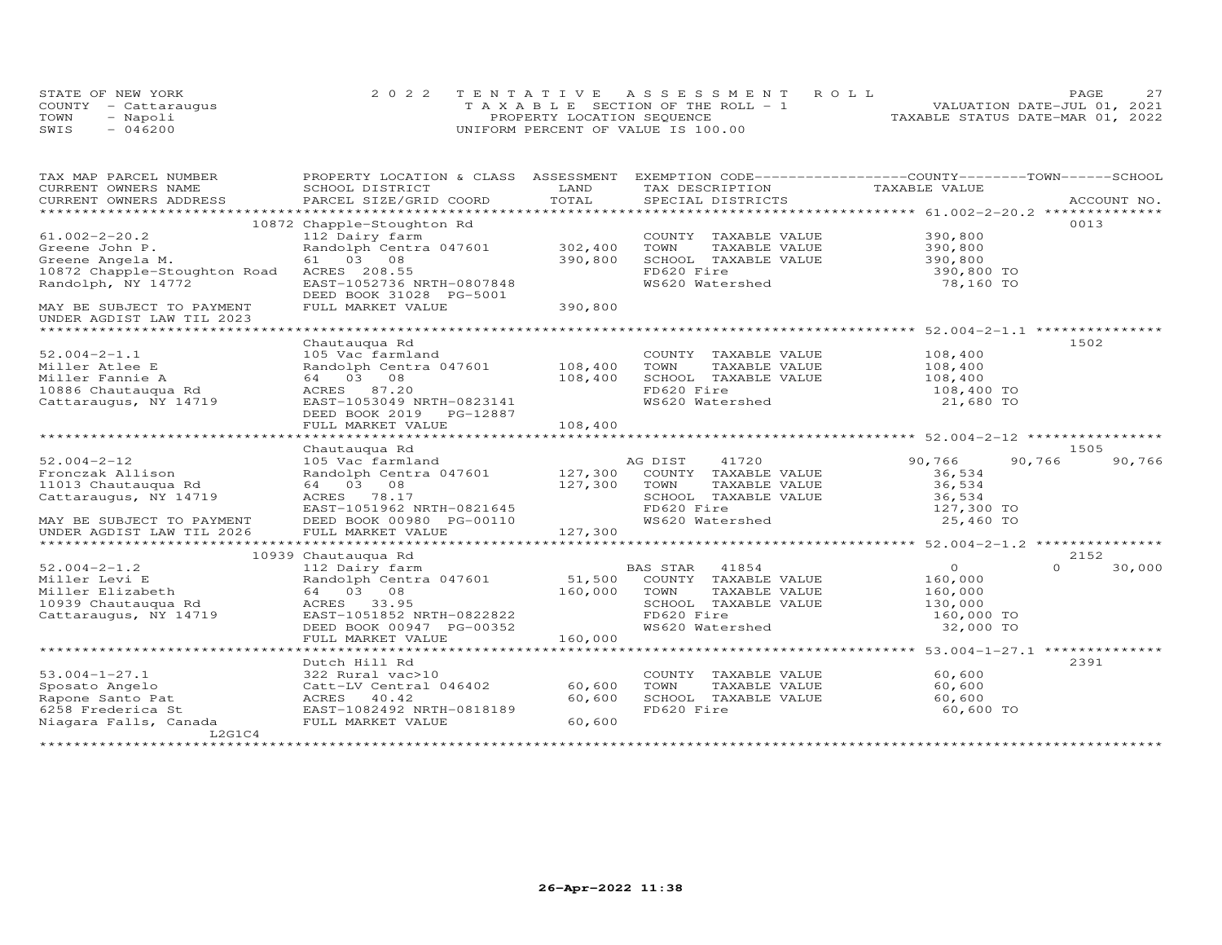STATE OF NEW YORK
COUNTY - Cattaraugus
TOWN - Napoli
SWIS - 046200

2022 TENTATIVE ASSESSMENT ROLL
TAXABLE SECTION OF THE ROLL - 1
PROPERTY LOCATION SEQUENCE
UNIFORM PERCENT OF VALUE IS 100.00

VALUATION DATE-JUL 01, 2021
TAXABLE STATUS DATE-MAR 01, 2022

| TAX MAP PARCEL NUMBER / CURRENT OWNERS NAME / CURRENT OWNERS ADDRESS | PROPERTY LOCATION & CLASS / SCHOOL DISTRICT / PARCEL SIZE/GRID COORD | ASSESSMENT LAND / TOTAL | EXEMPTION CODE / TAX DESCRIPTION / SPECIAL DISTRICTS | COUNTY TAXABLE VALUE | TOWN | SCHOOL | ACCOUNT NO. |
|---|---|---|---|---|---|---|---|
| 61.002-2-20.2 | 10872 Chapple-Stoughton Rd | | | | | | 0013 |
| 61.002-2-20.2 | 112 Dairy farm | | COUNTY TAXABLE VALUE | 390,800 | | | |
| Greene John P. | Randolph Centra 047601 | 302,400 | TOWN TAXABLE VALUE | 390,800 | | | |
| Greene Angela M. | 61 03 08 | 390,800 | SCHOOL TAXABLE VALUE | 390,800 | | | |
| 10872 Chapple-Stoughton Road | ACRES 208.55 | | FD620 Fire | 390,800 TO | | | |
| Randolph, NY 14772 | EAST-1052736 NRTH-0807848 | | WS620 Watershed | 78,160 TO | | | |
| | DEED BOOK 31028 PG-5001 | | | | | | |
| MAY BE SUBJECT TO PAYMENT | FULL MARKET VALUE | 390,800 | | | | | |
| UNDER AGDIST LAW TIL 2023 | | | | | | | |
| 52.004-2-1.1 | Chautauqua Rd | | | | | | 1502 |
| 52.004-2-1.1 | 105 Vac farmland | | COUNTY TAXABLE VALUE | 108,400 | | | |
| Miller Atlee E | Randolph Centra 047601 | 108,400 | TOWN TAXABLE VALUE | 108,400 | | | |
| Miller Fannie A | 64 03 08 | 108,400 | SCHOOL TAXABLE VALUE | 108,400 | | | |
| 10886 Chautauqua Rd | ACRES 87.20 | | FD620 Fire | 108,400 TO | | | |
| Cattaraugus, NY 14719 | EAST-1053049 NRTH-0823141 | | WS620 Watershed | 21,680 TO | | | |
| | DEED BOOK 2019 PG-12887 | | | | | | |
| | FULL MARKET VALUE | 108,400 | | | | | |
| 52.004-2-12 | Chautauqua Rd | | | | | | 1505 |
| 52.004-2-12 | 105 Vac farmland | | AG DIST 41720 | 90,766 | 90,766 | 90,766 | |
| Fronczak Allison | Randolph Centra 047601 | 127,300 | COUNTY TAXABLE VALUE | 36,534 | | | |
| 11013 Chautauqua Rd | 64 03 08 | 127,300 | TOWN TAXABLE VALUE | 36,534 | | | |
| Cattaraugus, NY 14719 | ACRES 78.17 | | SCHOOL TAXABLE VALUE | 36,534 | | | |
| | EAST-1051962 NRTH-0821645 | | FD620 Fire | 127,300 TO | | | |
| MAY BE SUBJECT TO PAYMENT | DEED BOOK 00980 PG-00110 | | WS620 Watershed | 25,460 TO | | | |
| UNDER AGDIST LAW TIL 2026 | FULL MARKET VALUE | 127,300 | | | | | |
| 52.004-2-1.2 | 10939 Chautauqua Rd | | | | | | 2152 |
| 52.004-2-1.2 | 112 Dairy farm | | BAS STAR 41854 | 0 | 0 | 30,000 | |
| Miller Levi E | Randolph Centra 047601 | 51,500 | COUNTY TAXABLE VALUE | 160,000 | | | |
| Miller Elizabeth | 64 03 08 | 160,000 | TOWN TAXABLE VALUE | 160,000 | | | |
| 10939 Chautauqua Rd | ACRES 33.95 | | SCHOOL TAXABLE VALUE | 130,000 | | | |
| Cattaraugus, NY 14719 | EAST-1051852 NRTH-0822822 | | FD620 Fire | 160,000 TO | | | |
| | DEED BOOK 00947 PG-00352 | | WS620 Watershed | 32,000 TO | | | |
| | FULL MARKET VALUE | 160,000 | | | | | |
| 53.004-1-27.1 | Dutch Hill Rd | | | | | | 2391 |
| 53.004-1-27.1 | 322 Rural vac>10 | | COUNTY TAXABLE VALUE | 60,600 | | | |
| Sposato Angelo | Catt-LV Central 046402 | 60,600 | TOWN TAXABLE VALUE | 60,600 | | | |
| Rapone Santo Pat | ACRES 40.42 | 60,600 | SCHOOL TAXABLE VALUE | 60,600 | | | |
| 6258 Frederica St | EAST-1082492 NRTH-0818189 | | FD620 Fire | 60,600 TO | | | |
| Niagara Falls, Canada | FULL MARKET VALUE | 60,600 | | | | | |
| L2G1C4 | | | | | | | |

26-Apr-2022 11:38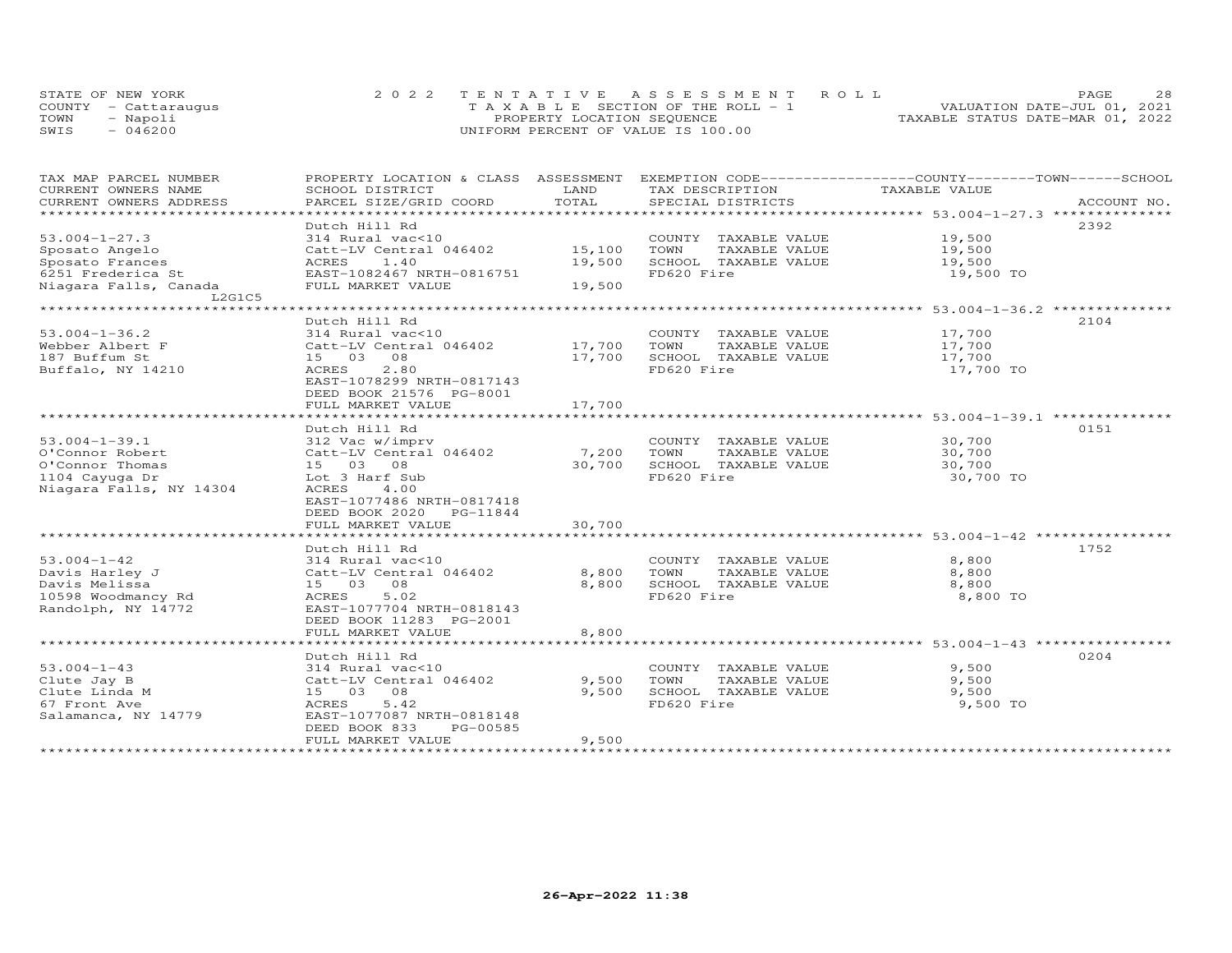STATE OF NEW YORK
COUNTY - Cattaraugus
TOWN - Napoli
SWIS - 046200

2022 TENTATIVE ASSESSMENT ROLL
TAXABLE SECTION OF THE ROLL - 1
PROPERTY LOCATION SEQUENCE
UNIFORM PERCENT OF VALUE IS 100.00

VALUATION DATE-JUL 01, 2021
TAXABLE STATUS DATE-MAR 01, 2022

| TAX MAP PARCEL NUMBER / CURRENT OWNERS NAME / CURRENT OWNERS ADDRESS | PROPERTY LOCATION & CLASS / SCHOOL DISTRICT / PARCEL SIZE/GRID COORD | ASSESSMENT LAND / TOTAL | EXEMPTION CODE / TAX DESCRIPTION / SPECIAL DISTRICTS | TAXABLE VALUE (COUNTY / TOWN / SCHOOL) | ACCOUNT NO. |
|---|---|---|---|---|---|
| 53.004-1-27.3 | Dutch Hill Rd | | | | 2392 |
| 53.004-1-27.3 | 314 Rural vac<10 | | COUNTY TAXABLE VALUE | 19,500 | |
| Sposato Angelo | Catt-LV Central 046402 | 15,100 | TOWN TAXABLE VALUE | 19,500 | |
| Sposato Frances | ACRES 1.40 | 19,500 | SCHOOL TAXABLE VALUE | 19,500 | |
| 6251 Frederica St | EAST-1082467 NRTH-0816751 | | FD620 Fire | 19,500 TO | |
| Niagara Falls, Canada L2G1C5 | FULL MARKET VALUE | 19,500 | | | |
| 53.004-1-36.2 | Dutch Hill Rd | | | | 2104 |
| 53.004-1-36.2 | 314 Rural vac<10 | | COUNTY TAXABLE VALUE | 17,700 | |
| Webber Albert F | Catt-LV Central 046402 | 17,700 | TOWN TAXABLE VALUE | 17,700 | |
| 187 Buffum St | 15 03 08 | 17,700 | SCHOOL TAXABLE VALUE | 17,700 | |
| Buffalo, NY 14210 | ACRES 2.80 | | FD620 Fire | 17,700 TO | |
| | EAST-1078299 NRTH-0817143 | | | | |
| | DEED BOOK 21576 PG-8001 | | | | |
| | FULL MARKET VALUE | 17,700 | | | |
| 53.004-1-39.1 | Dutch Hill Rd | | | | 0151 |
| 53.004-1-39.1 | 312 Vac w/imprv | | COUNTY TAXABLE VALUE | 30,700 | |
| O'Connor Robert | Catt-LV Central 046402 | 7,200 | TOWN TAXABLE VALUE | 30,700 | |
| O'Connor Thomas | 15 03 08 | 30,700 | SCHOOL TAXABLE VALUE | 30,700 | |
| 1104 Cayuga Dr | Lot 3 Harf Sub | | FD620 Fire | 30,700 TO | |
| Niagara Falls, NY 14304 | ACRES 4.00 | | | | |
| | EAST-1077486 NRTH-0817418 | | | | |
| | DEED BOOK 2020 PG-11844 | | | | |
| | FULL MARKET VALUE | 30,700 | | | |
| 53.004-1-42 | Dutch Hill Rd | | | | 1752 |
| 53.004-1-42 | 314 Rural vac<10 | | COUNTY TAXABLE VALUE | 8,800 | |
| Davis Harley J | Catt-LV Central 046402 | 8,800 | TOWN TAXABLE VALUE | 8,800 | |
| Davis Melissa | 15 03 08 | 8,800 | SCHOOL TAXABLE VALUE | 8,800 | |
| 10598 Woodmancy Rd | ACRES 5.02 | | FD620 Fire | 8,800 TO | |
| Randolph, NY 14772 | EAST-1077704 NRTH-0818143 | | | | |
| | DEED BOOK 11283 PG-2001 | | | | |
| | FULL MARKET VALUE | 8,800 | | | |
| 53.004-1-43 | Dutch Hill Rd | | | | 0204 |
| 53.004-1-43 | 314 Rural vac<10 | | COUNTY TAXABLE VALUE | 9,500 | |
| Clute Jay B | Catt-LV Central 046402 | 9,500 | TOWN TAXABLE VALUE | 9,500 | |
| Clute Linda M | 15 03 08 | 9,500 | SCHOOL TAXABLE VALUE | 9,500 | |
| 67 Front Ave | ACRES 5.42 | | FD620 Fire | 9,500 TO | |
| Salamanca, NY 14779 | EAST-1077087 NRTH-0818148 | | | | |
| | DEED BOOK 833 PG-00585 | | | | |
| | FULL MARKET VALUE | 9,500 | | | |

26-Apr-2022 11:38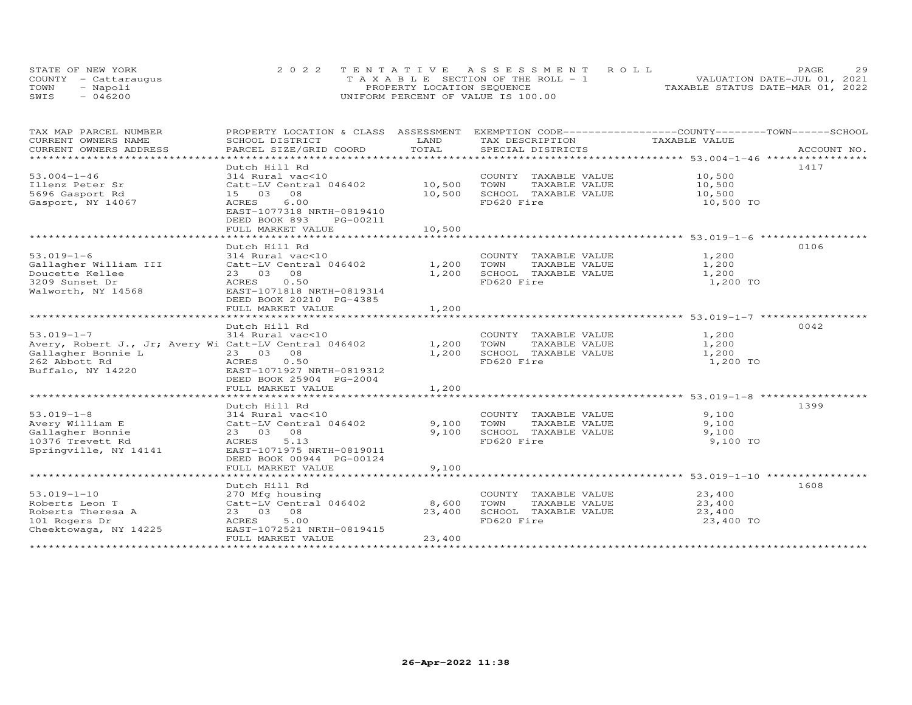STATE OF NEW YORK — COUNTY - Cattaraugus — TOWN - Napoli — SWIS - 046200

2022 TENTATIVE ASSESSMENT ROLL
TAXABLE SECTION OF THE ROLL - 1
PROPERTY LOCATION SEQUENCE
UNIFORM PERCENT OF VALUE IS 100.00

VALUATION DATE-JUL 01, 2021
TAXABLE STATUS DATE-MAR 01, 2022

| TAX MAP PARCEL NUMBER / CURRENT OWNERS NAME / CURRENT OWNERS ADDRESS | PROPERTY LOCATION & CLASS / SCHOOL DISTRICT / PARCEL SIZE/GRID COORD | ASSESSMENT LAND | TOTAL | EXEMPTION CODE / TAX DESCRIPTION / SPECIAL DISTRICTS | COUNTY / TOWN / SCHOOL TAXABLE VALUE | ACCOUNT NO. |
|---|---|---|---|---|---|---|
| 53.004-1-46 | Dutch Hill Rd | | | | | 1417 |
| 53.004-1-46 | 314 Rural vac<10 | | | COUNTY TAXABLE VALUE | 10,500 | |
| Illenz Peter Sr | Catt-LV Central 046402 | 10,500 | | TOWN TAXABLE VALUE | 10,500 | |
| 5696 Gasport Rd | 15 03 08 | | 10,500 | SCHOOL TAXABLE VALUE | 10,500 | |
| Gasport, NY 14067 | ACRES 6.00 | | | FD620 Fire | 10,500 TO | |
| | EAST-1077318 NRTH-0819410 | | | | | |
| | DEED BOOK 893 PG-00211 | | | | | |
| | FULL MARKET VALUE | | 10,500 | | | |
| 53.019-1-6 | Dutch Hill Rd | | | | | 0106 |
| 53.019-1-6 | 314 Rural vac<10 | | | COUNTY TAXABLE VALUE | 1,200 | |
| Gallagher William III | Catt-LV Central 046402 | 1,200 | | TOWN TAXABLE VALUE | 1,200 | |
| Doucette Kellee | 23 03 08 | | 1,200 | SCHOOL TAXABLE VALUE | 1,200 | |
| 3209 Sunset Dr | ACRES 0.50 | | | FD620 Fire | 1,200 TO | |
| Walworth, NY 14568 | EAST-1071818 NRTH-0819314 | | | | | |
| | DEED BOOK 20210 PG-4385 | | | | | |
| | FULL MARKET VALUE | | 1,200 | | | |
| 53.019-1-7 | Dutch Hill Rd | | | | | 0042 |
| 53.019-1-7 | 314 Rural vac<10 | | | COUNTY TAXABLE VALUE | 1,200 | |
| Avery, Robert J., Jr; Avery Wi | Catt-LV Central 046402 | 1,200 | | TOWN TAXABLE VALUE | 1,200 | |
| Gallagher Bonnie L | 23 03 08 | | 1,200 | SCHOOL TAXABLE VALUE | 1,200 | |
| 262 Abbott Rd | ACRES 0.50 | | | FD620 Fire | 1,200 TO | |
| Buffalo, NY 14220 | EAST-1071927 NRTH-0819312 | | | | | |
| | DEED BOOK 25904 PG-2004 | | | | | |
| | FULL MARKET VALUE | | 1,200 | | | |
| 53.019-1-8 | Dutch Hill Rd | | | | | 1399 |
| 53.019-1-8 | 314 Rural vac<10 | | | COUNTY TAXABLE VALUE | 9,100 | |
| Avery William E | Catt-LV Central 046402 | 9,100 | | TOWN TAXABLE VALUE | 9,100 | |
| Gallagher Bonnie | 23 03 08 | | 9,100 | SCHOOL TAXABLE VALUE | 9,100 | |
| 10376 Trevett Rd | ACRES 5.13 | | | FD620 Fire | 9,100 TO | |
| Springville, NY 14141 | EAST-1071975 NRTH-0819011 | | | | | |
| | DEED BOOK 00944 PG-00124 | | | | | |
| | FULL MARKET VALUE | | 9,100 | | | |
| 53.019-1-10 | Dutch Hill Rd | | | | | 1608 |
| 53.019-1-10 | 270 Mfg housing | | | COUNTY TAXABLE VALUE | 23,400 | |
| Roberts Leon T | Catt-LV Central 046402 | 8,600 | | TOWN TAXABLE VALUE | 23,400 | |
| Roberts Theresa A | 23 03 08 | | 23,400 | SCHOOL TAXABLE VALUE | 23,400 | |
| 101 Rogers Dr | ACRES 5.00 | | | FD620 Fire | 23,400 TO | |
| Cheektowaga, NY 14225 | EAST-1072521 NRTH-0819415 | | | | | |
| | FULL MARKET VALUE | | 23,400 | | | |

26-Apr-2022 11:38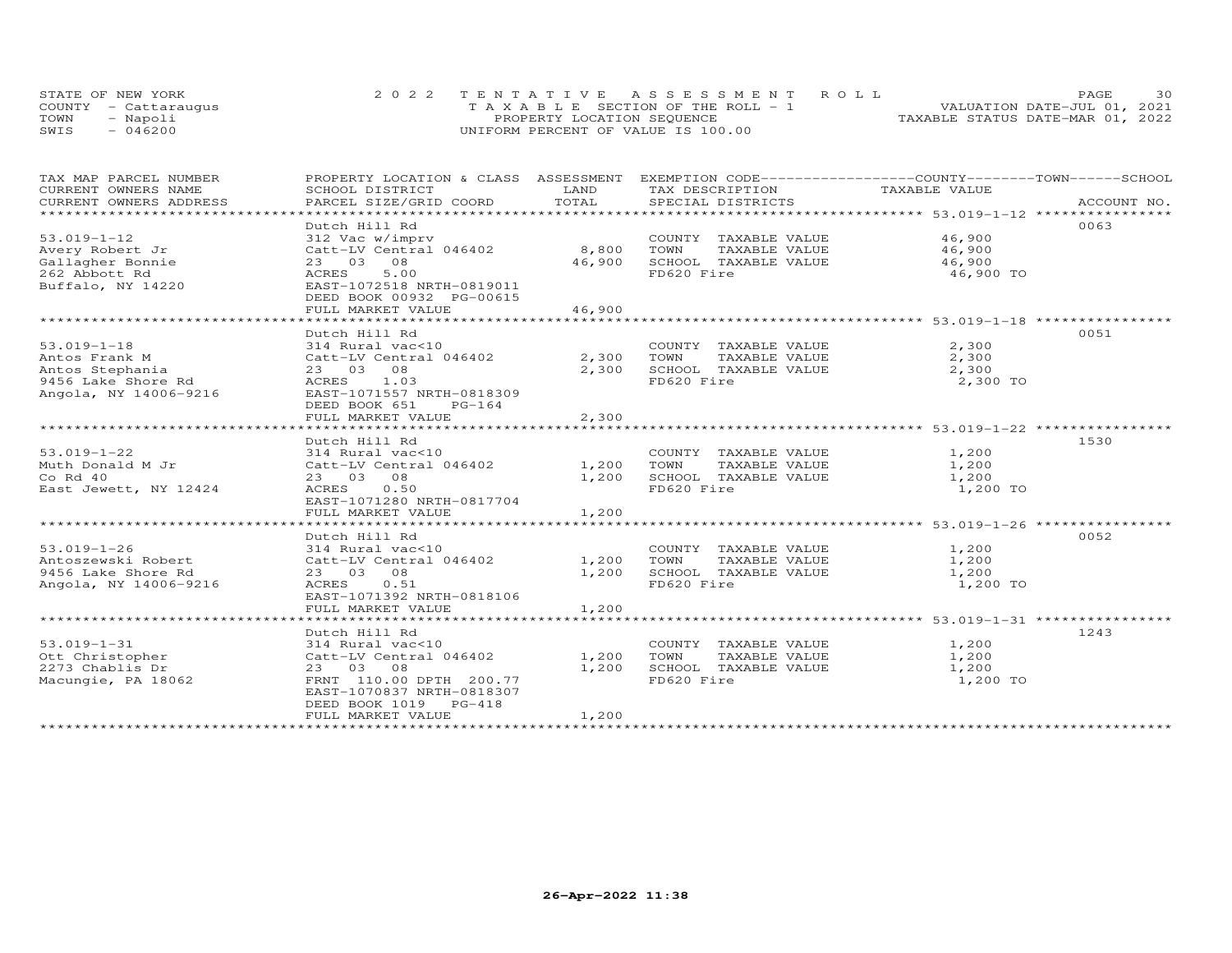STATE OF NEW YORK
COUNTY - Cattaraugus
TOWN - Napoli
SWIS - 046200

2022 TENTATIVE ASSESSMENT ROLL
TAXABLE SECTION OF THE ROLL - 1
PROPERTY LOCATION SEQUENCE
UNIFORM PERCENT OF VALUE IS 100.00

VALUATION DATE-JUL 01, 2021
TAXABLE STATUS DATE-MAR 01, 2022

| TAX MAP PARCEL NUMBER / CURRENT OWNERS NAME / CURRENT OWNERS ADDRESS | PROPERTY LOCATION & CLASS / SCHOOL DISTRICT / PARCEL SIZE/GRID COORD | ASSESSMENT LAND / TOTAL | EXEMPTION CODE / TAX DESCRIPTION / SPECIAL DISTRICTS | COUNTY / TOWN / SCHOOL TAXABLE VALUE | ACCOUNT NO. |
|---|---|---|---|---|---|
| 53.019-1-12 | Dutch Hill Rd | | | | 0063 |
| | 312 Vac w/imprv | | COUNTY TAXABLE VALUE | 46,900 | |
| Avery Robert Jr | Catt-LV Central 046402 | 8,800 | TOWN TAXABLE VALUE | 46,900 | |
| Gallagher Bonnie | 23 03 08 | 46,900 | SCHOOL TAXABLE VALUE | 46,900 | |
| 262 Abbott Rd | ACRES 5.00 | | FD620 Fire | 46,900 TO | |
| Buffalo, NY 14220 | EAST-1072518 NRTH-0819011 | | | | |
| | DEED BOOK 00932 PG-00615 | | | | |
| | FULL MARKET VALUE | 46,900 | | | |
| 53.019-1-18 | Dutch Hill Rd | | | | 0051 |
| | 314 Rural vac<10 | | COUNTY TAXABLE VALUE | 2,300 | |
| Antos Frank M | Catt-LV Central 046402 | 2,300 | TOWN TAXABLE VALUE | 2,300 | |
| Antos Stephania | 23 03 08 | 2,300 | SCHOOL TAXABLE VALUE | 2,300 | |
| 9456 Lake Shore Rd | ACRES 1.03 | | FD620 Fire | 2,300 TO | |
| Angola, NY 14006-9216 | EAST-1071557 NRTH-0818309 | | | | |
| | DEED BOOK 651 PG-164 | | | | |
| | FULL MARKET VALUE | 2,300 | | | |
| 53.019-1-22 | Dutch Hill Rd | | | | 1530 |
| | 314 Rural vac<10 | | COUNTY TAXABLE VALUE | 1,200 | |
| Muth Donald M Jr | Catt-LV Central 046402 | 1,200 | TOWN TAXABLE VALUE | 1,200 | |
| Co Rd 40 | 23 03 08 | 1,200 | SCHOOL TAXABLE VALUE | 1,200 | |
| East Jewett, NY 12424 | ACRES 0.50 | | FD620 Fire | 1,200 TO | |
| | EAST-1071280 NRTH-0817704 | | | | |
| | FULL MARKET VALUE | 1,200 | | | |
| 53.019-1-26 | Dutch Hill Rd | | | | 0052 |
| | 314 Rural vac<10 | | COUNTY TAXABLE VALUE | 1,200 | |
| Antoszewski Robert | Catt-LV Central 046402 | 1,200 | TOWN TAXABLE VALUE | 1,200 | |
| 9456 Lake Shore Rd | 23 03 08 | 1,200 | SCHOOL TAXABLE VALUE | 1,200 | |
| Angola, NY 14006-9216 | ACRES 0.51 | | FD620 Fire | 1,200 TO | |
| | EAST-1071392 NRTH-0818106 | | | | |
| | FULL MARKET VALUE | 1,200 | | | |
| 53.019-1-31 | Dutch Hill Rd | | | | 1243 |
| | 314 Rural vac<10 | | COUNTY TAXABLE VALUE | 1,200 | |
| Ott Christopher | Catt-LV Central 046402 | 1,200 | TOWN TAXABLE VALUE | 1,200 | |
| 2273 Chablis Dr | 23 03 08 | 1,200 | SCHOOL TAXABLE VALUE | 1,200 | |
| Macungie, PA 18062 | FRNT 110.00 DPTH 200.77 | | FD620 Fire | 1,200 TO | |
| | EAST-1070837 NRTH-0818307 | | | | |
| | DEED BOOK 1019 PG-418 | | | | |
| | FULL MARKET VALUE | 1,200 | | | |

26-Apr-2022 11:38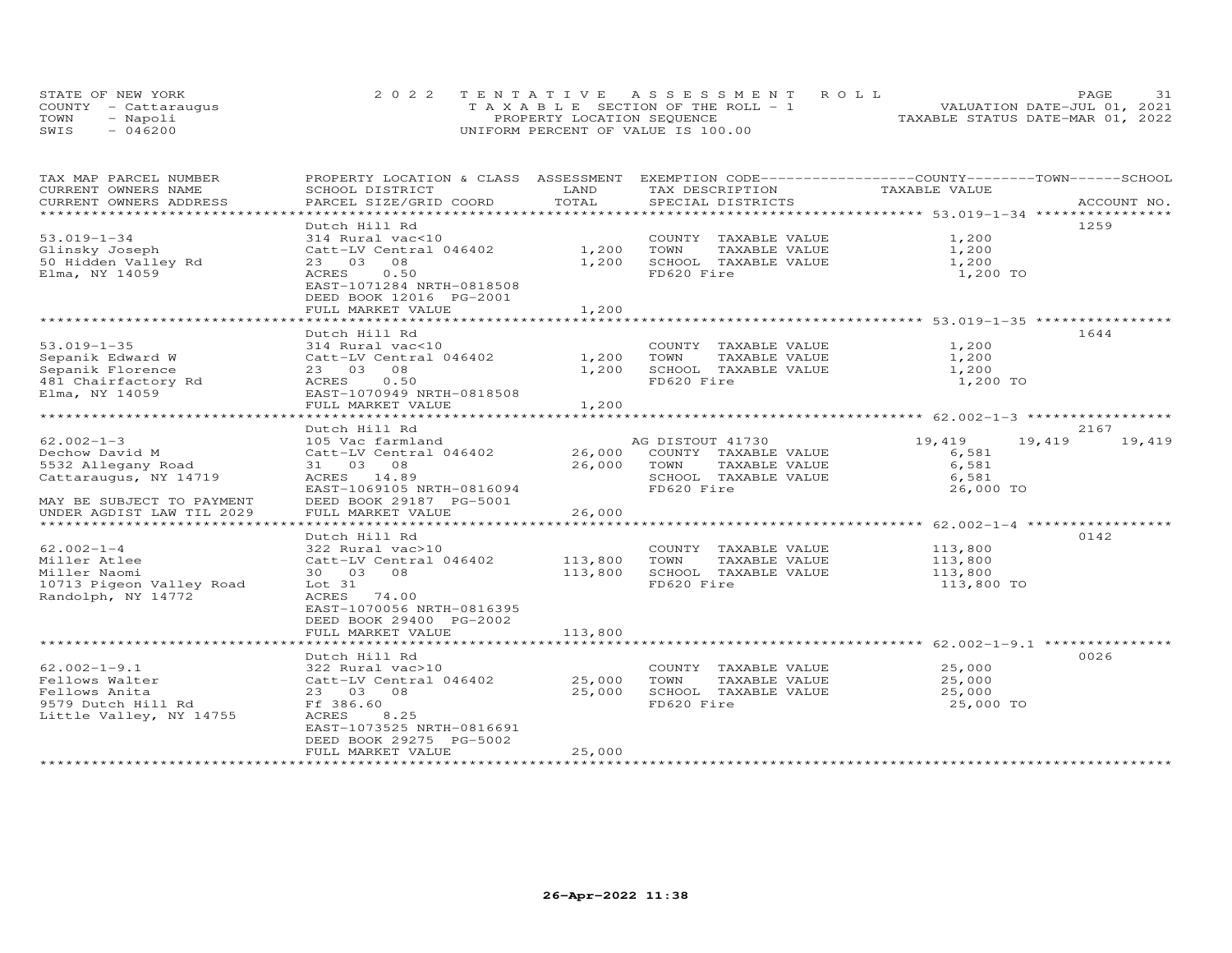STATE OF NEW YORK
COUNTY - Cattaraugus
TOWN - Napoli
SWIS - 046200

2022 TENTATIVE ASSESSMENT ROLL
TAXABLE SECTION OF THE ROLL - 1
PROPERTY LOCATION SEQUENCE
UNIFORM PERCENT OF VALUE IS 100.00

VALUATION DATE-JUL 01, 2021
TAXABLE STATUS DATE-MAR 01, 2022

| TAX MAP PARCEL NUMBER / CURRENT OWNERS NAME / CURRENT OWNERS ADDRESS | PROPERTY LOCATION & CLASS / SCHOOL DISTRICT / PARCEL SIZE/GRID COORD | ASSESSMENT LAND | TOTAL | EXEMPTION CODE / TAX DESCRIPTION / SPECIAL DISTRICTS | COUNTY | TOWN | SCHOOL | ACCOUNT NO. |
|---|---|---|---|---|---|---|---|---|
| **53.019-1-34** | Dutch Hill Rd | | | | | | | 1259 |
| 53.019-1-34 | 314 Rural vac<10 | | | COUNTY TAXABLE VALUE | 1,200 | | | |
| Glinsky Joseph | Catt-LV Central 046402 | 1,200 | | TOWN TAXABLE VALUE | | 1,200 | | |
| 50 Hidden Valley Rd | 23 03 08 | | 1,200 | SCHOOL TAXABLE VALUE | | | 1,200 | |
| Elma, NY 14059 | ACRES 0.50 | | | FD620 Fire | 1,200 TO | | | |
| | EAST-1071284 NRTH-0818508 | | | | | | | |
| | DEED BOOK 12016 PG-2001 | | | | | | | |
| | FULL MARKET VALUE | | 1,200 | | | | | |
| **53.019-1-35** | Dutch Hill Rd | | | | | | | 1644 |
| 53.019-1-35 | 314 Rural vac<10 | | | COUNTY TAXABLE VALUE | 1,200 | | | |
| Sepanik Edward W | Catt-LV Central 046402 | 1,200 | | TOWN TAXABLE VALUE | | 1,200 | | |
| Sepanik Florence | 23 03 08 | | 1,200 | SCHOOL TAXABLE VALUE | | | 1,200 | |
| 481 Chairfactory Rd | ACRES 0.50 | | | FD620 Fire | 1,200 TO | | | |
| Elma, NY 14059 | EAST-1070949 NRTH-0818508 | | | | | | | |
| | FULL MARKET VALUE | | 1,200 | | | | | |
| **62.002-1-3** | Dutch Hill Rd | | | | | | | 2167 |
| 62.002-1-3 | 105 Vac farmland | | | AG DISTOUT 41730 | 19,419 | 19,419 | 19,419 | |
| Dechow David M | Catt-LV Central 046402 | 26,000 | | COUNTY TAXABLE VALUE | 6,581 | | | |
| 5532 Allegany Road | 31 03 08 | | 26,000 | TOWN TAXABLE VALUE | | 6,581 | | |
| Cattaraugus, NY 14719 | ACRES 14.89 | | | SCHOOL TAXABLE VALUE | | | 6,581 | |
| | EAST-1069105 NRTH-0816094 | | | FD620 Fire | 26,000 TO | | | |
| MAY BE SUBJECT TO PAYMENT | DEED BOOK 29187 PG-5001 | | | | | | | |
| UNDER AGDIST LAW TIL 2029 | FULL MARKET VALUE | | 26,000 | | | | | |
| **62.002-1-4** | Dutch Hill Rd | | | | | | | 0142 |
| 62.002-1-4 | 322 Rural vac>10 | | | COUNTY TAXABLE VALUE | 113,800 | | | |
| Miller Atlee | Catt-LV Central 046402 | 113,800 | | TOWN TAXABLE VALUE | | 113,800 | | |
| Miller Naomi | 30 03 08 | | 113,800 | SCHOOL TAXABLE VALUE | | | 113,800 | |
| 10713 Pigeon Valley Road | Lot 31 | | | FD620 Fire | 113,800 TO | | | |
| Randolph, NY 14772 | ACRES 74.00 | | | | | | | |
| | EAST-1070056 NRTH-0816395 | | | | | | | |
| | DEED BOOK 29400 PG-2002 | | | | | | | |
| | FULL MARKET VALUE | | 113,800 | | | | | |
| **62.002-1-9.1** | Dutch Hill Rd | | | | | | | 0026 |
| 62.002-1-9.1 | 322 Rural vac>10 | | | COUNTY TAXABLE VALUE | 25,000 | | | |
| Fellows Walter | Catt-LV Central 046402 | 25,000 | | TOWN TAXABLE VALUE | | 25,000 | | |
| Fellows Anita | 23 03 08 | | 25,000 | SCHOOL TAXABLE VALUE | | | 25,000 | |
| 9579 Dutch Hill Rd | Ff 386.60 | | | FD620 Fire | 25,000 TO | | | |
| Little Valley, NY 14755 | ACRES 8.25 | | | | | | | |
| | EAST-1073525 NRTH-0816691 | | | | | | | |
| | DEED BOOK 29275 PG-5002 | | | | | | | |
| | FULL MARKET VALUE | | 25,000 | | | | | |

26-Apr-2022 11:38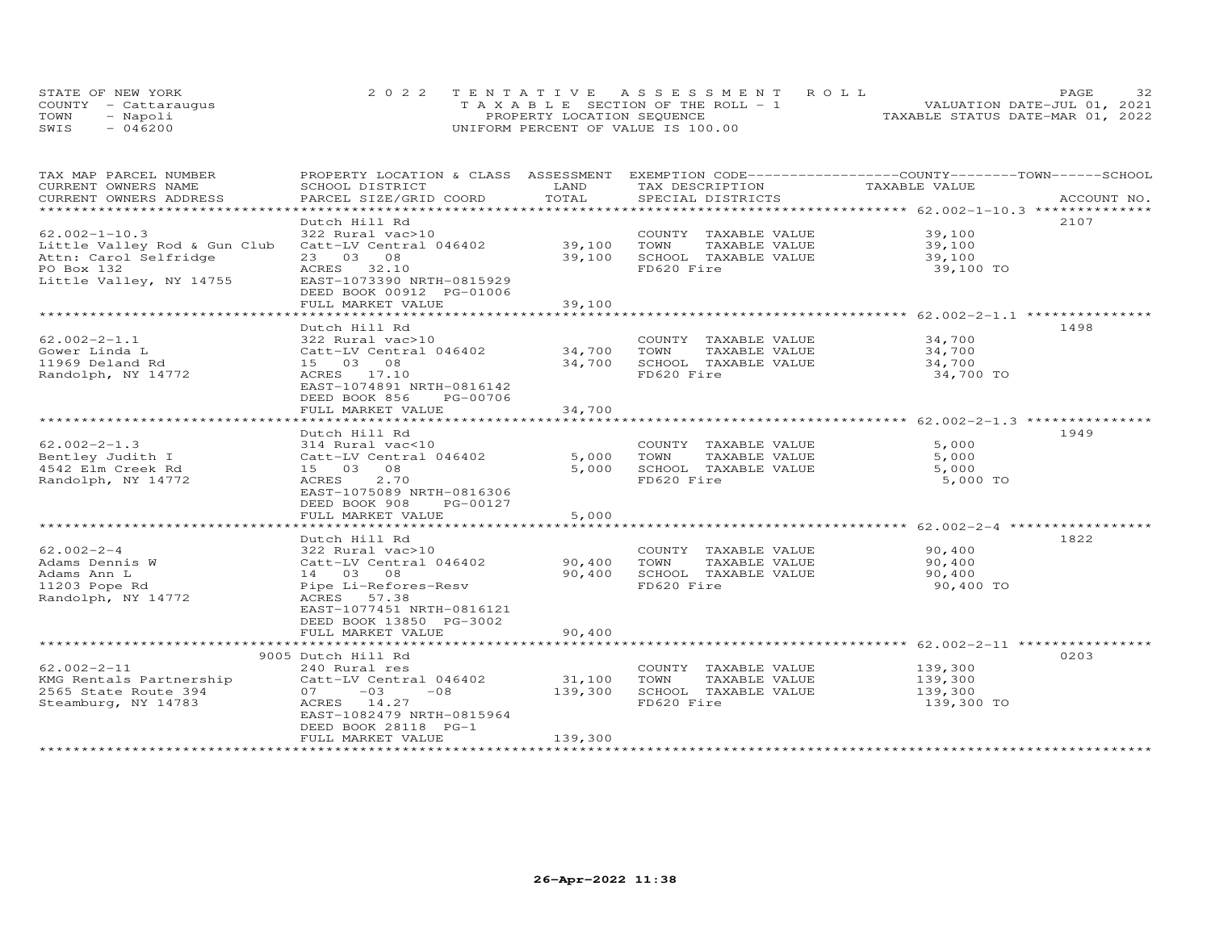STATE OF NEW YORK
COUNTY - Cattaraugus
TOWN - Napoli
SWIS - 046200

2022 TENTATIVE ASSESSMENT ROLL
TAXABLE SECTION OF THE ROLL - 1
PROPERTY LOCATION SEQUENCE
UNIFORM PERCENT OF VALUE IS 100.00

VALUATION DATE-JUL 01, 2021
TAXABLE STATUS DATE-MAR 01, 2022

| TAX MAP PARCEL NUMBER / CURRENT OWNERS NAME / CURRENT OWNERS ADDRESS | PROPERTY LOCATION & CLASS / SCHOOL DISTRICT / PARCEL SIZE/GRID COORD | ASSESSMENT LAND | TOTAL | EXEMPTION CODE / TAX DESCRIPTION / SPECIAL DISTRICTS | COUNTY / TOWN / SCHOOL TAXABLE VALUE | ACCOUNT NO. |
|---|---|---|---|---|---|---|
| 62.002-1-10.3 | Dutch Hill Rd | | | | | 2107 |
| Little Valley Rod & Gun Club | 322 Rural vac>10 | | | COUNTY TAXABLE VALUE | 39,100 | |
| Attn: Carol Selfridge | Catt-LV Central 046402 | 39,100 | | TOWN TAXABLE VALUE | 39,100 | |
| PO Box 132 | 23 03 08 | | 39,100 | SCHOOL TAXABLE VALUE | 39,100 | |
| Little Valley, NY 14755 | ACRES 32.10 | | | FD620 Fire | 39,100 TO | |
| | EAST-1073390 NRTH-0815929 | | | | | |
| | DEED BOOK 00912 PG-01006 | | | | | |
| | FULL MARKET VALUE | | 39,100 | | | |
| 62.002-2-1.1 | Dutch Hill Rd | | | | | 1498 |
| Gower Linda L | 322 Rural vac>10 | | | COUNTY TAXABLE VALUE | 34,700 | |
| 11969 Deland Rd | Catt-LV Central 046402 | 34,700 | | TOWN TAXABLE VALUE | 34,700 | |
| Randolph, NY 14772 | 15 03 08 | | 34,700 | SCHOOL TAXABLE VALUE | 34,700 | |
| | ACRES 17.10 | | | FD620 Fire | 34,700 TO | |
| | EAST-1074891 NRTH-0816142 | | | | | |
| | DEED BOOK 856 PG-00706 | | | | | |
| | FULL MARKET VALUE | | 34,700 | | | |
| 62.002-2-1.3 | Dutch Hill Rd | | | | | 1949 |
| Bentley Judith I | 314 Rural vac<10 | | | COUNTY TAXABLE VALUE | 5,000 | |
| 4542 Elm Creek Rd | Catt-LV Central 046402 | 5,000 | | TOWN TAXABLE VALUE | 5,000 | |
| Randolph, NY 14772 | 15 03 08 | | 5,000 | SCHOOL TAXABLE VALUE | 5,000 | |
| | ACRES 2.70 | | | FD620 Fire | 5,000 TO | |
| | EAST-1075089 NRTH-0816306 | | | | | |
| | DEED BOOK 908 PG-00127 | | | | | |
| | FULL MARKET VALUE | | 5,000 | | | |
| 62.002-2-4 | Dutch Hill Rd | | | | | 1822 |
| Adams Dennis W | 322 Rural vac>10 | | | COUNTY TAXABLE VALUE | 90,400 | |
| Adams Ann L | Catt-LV Central 046402 | 90,400 | | TOWN TAXABLE VALUE | 90,400 | |
| 11203 Pope Rd | 14 03 08 | | 90,400 | SCHOOL TAXABLE VALUE | 90,400 | |
| Randolph, NY 14772 | Pipe Li-Refores-Resv | | | FD620 Fire | 90,400 TO | |
| | ACRES 57.38 | | | | | |
| | EAST-1077451 NRTH-0816121 | | | | | |
| | DEED BOOK 13850 PG-3002 | | | | | |
| | FULL MARKET VALUE | | 90,400 | | | |
| 62.002-2-11 | 9005 Dutch Hill Rd | | | | | 0203 |
| KMG Rentals Partnership | 240 Rural res | | | COUNTY TAXABLE VALUE | 139,300 | |
| 2565 State Route 394 | Catt-LV Central 046402 | 31,100 | | TOWN TAXABLE VALUE | 139,300 | |
| Steamburg, NY 14783 | 07 -03 -08 | | 139,300 | SCHOOL TAXABLE VALUE | 139,300 | |
| | ACRES 14.27 | | | FD620 Fire | 139,300 TO | |
| | EAST-1082479 NRTH-0815964 | | | | | |
| | DEED BOOK 28118 PG-1 | | | | | |
| | FULL MARKET VALUE | | 139,300 | | | |

26-Apr-2022 11:38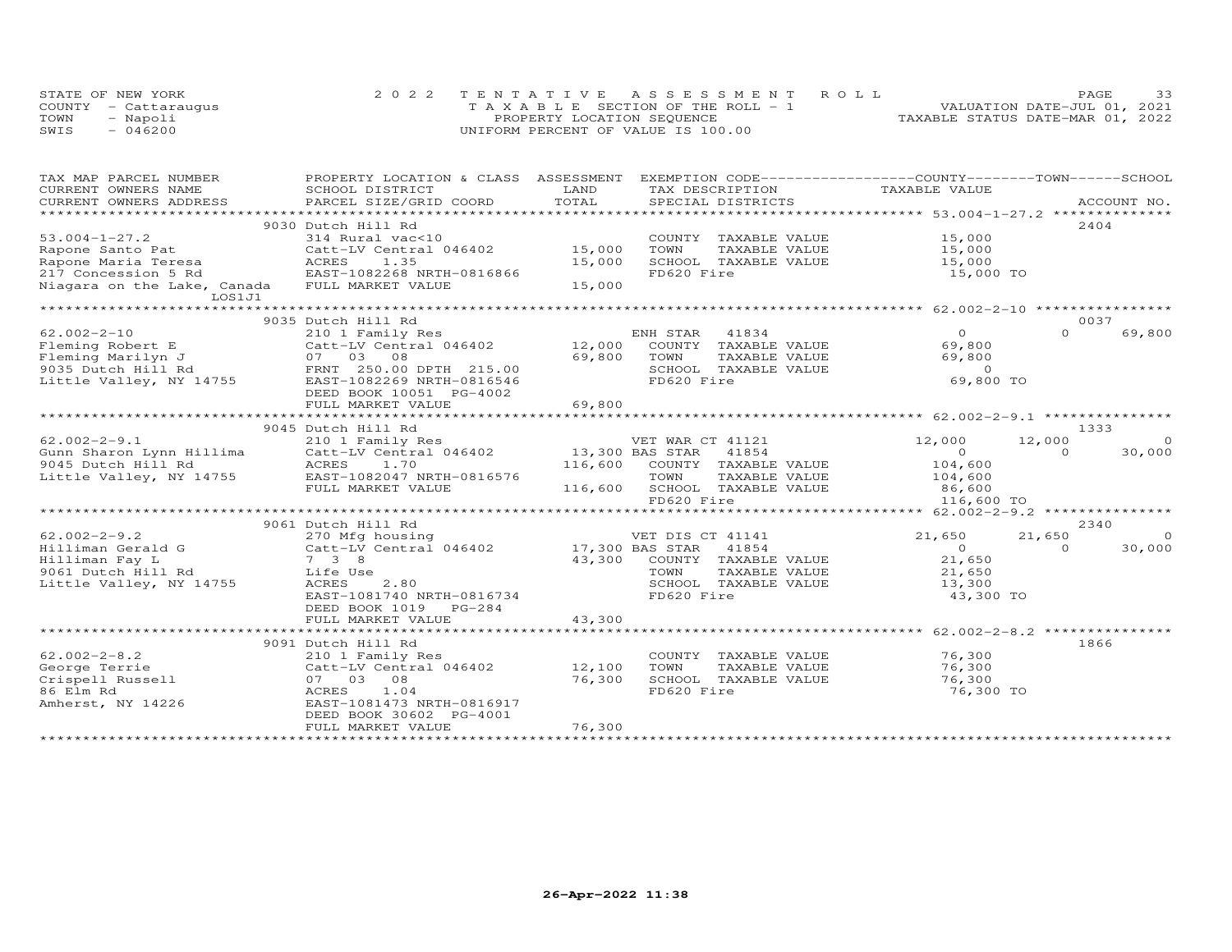STATE OF NEW YORK
COUNTY - Cattaraugus
TOWN - Napoli
SWIS - 046200

2 0 2 2 TENTATIVE ASSESSMENT ROLL
TAXABLE SECTION OF THE ROLL - 1
PROPERTY LOCATION SEQUENCE
UNIFORM PERCENT OF VALUE IS 100.00

VALUATION DATE-JUL 01, 2021
TAXABLE STATUS DATE-MAR 01, 2022

| TAX MAP PARCEL NUMBER / CURRENT OWNERS NAME / CURRENT OWNERS ADDRESS | PROPERTY LOCATION & CLASS / SCHOOL DISTRICT / PARCEL SIZE/GRID COORD | ASSESSMENT LAND | TOTAL | EXEMPTION CODE / TAX DESCRIPTION / SPECIAL DISTRICTS | COUNTY TAXABLE VALUE | TOWN | SCHOOL | ACCOUNT NO. |
|---|---|---|---|---|---|---|---|---|
| **53.004-1-27.2** | 9030 Dutch Hill Rd | | | | | | | 2404 |
| Rapone Santo Pat | 314 Rural vac<10 | | | COUNTY TAXABLE VALUE | 15,000 | | | |
| Rapone Maria Teresa | Catt-LV Central 046402 | 15,000 | | TOWN TAXABLE VALUE | 15,000 | | | |
| 217 Concession 5 Rd | ACRES 1.35 | | 15,000 | SCHOOL TAXABLE VALUE | 15,000 | | | |
| Niagara on the Lake, Canada LOS1J1 | EAST-1082268 NRTH-0816866 | | | FD620 Fire | 15,000 TO | | | |
| | FULL MARKET VALUE | | 15,000 | | | | | |
| **62.002-2-10** | 9035 Dutch Hill Rd | | | | | | | 0037 |
| Fleming Robert E | 210 1 Family Res | | | ENH STAR 41834 | 0 | 0 | 69,800 | |
| Fleming Marilyn J | Catt-LV Central 046402 | 12,000 | | COUNTY TAXABLE VALUE | 69,800 | | | |
| 9035 Dutch Hill Rd | 07 03 08 | | 69,800 | TOWN TAXABLE VALUE | 69,800 | | | |
| Little Valley, NY 14755 | FRNT 250.00 DPTH 215.00 | | | SCHOOL TAXABLE VALUE | 0 | | | |
| | EAST-1082269 NRTH-0816546 | | | FD620 Fire | 69,800 TO | | | |
| | DEED BOOK 10051 PG-4002 | | | | | | | |
| | FULL MARKET VALUE | | 69,800 | | | | | |
| **62.002-2-9.1** | 9045 Dutch Hill Rd | | | | | | | 1333 |
| Gunn Sharon Lynn Hillima | 210 1 Family Res | | | VET WAR CT 41121 | 12,000 | 12,000 | 0 | |
| 9045 Dutch Hill Rd | Catt-LV Central 046402 | 13,300 | | BAS STAR 41854 | 0 | 0 | 30,000 | |
| Little Valley, NY 14755 | ACRES 1.70 | | 116,600 | COUNTY TAXABLE VALUE | 104,600 | | | |
| | EAST-1082047 NRTH-0816576 | | | TOWN TAXABLE VALUE | 104,600 | | | |
| | FULL MARKET VALUE | | 116,600 | SCHOOL TAXABLE VALUE | 86,600 | | | |
| | | | | FD620 Fire | 116,600 TO | | | |
| **62.002-2-9.2** | 9061 Dutch Hill Rd | | | | | | | 2340 |
| Hilliman Gerald G | 270 Mfg housing | | | VET DIS CT 41141 | 21,650 | 21,650 | 0 | |
| Hilliman Fay L | Catt-LV Central 046402 | 17,300 | | BAS STAR 41854 | 0 | 0 | 30,000 | |
| 9061 Dutch Hill Rd | 7 3 8 | | 43,300 | COUNTY TAXABLE VALUE | 21,650 | | | |
| Little Valley, NY 14755 | Life Use | | | TOWN TAXABLE VALUE | 21,650 | | | |
| | ACRES 2.80 | | | SCHOOL TAXABLE VALUE | 13,300 | | | |
| | EAST-1081740 NRTH-0816734 | | | FD620 Fire | 43,300 TO | | | |
| | DEED BOOK 1019 PG-284 | | | | | | | |
| | FULL MARKET VALUE | | 43,300 | | | | | |
| **62.002-2-8.2** | 9091 Dutch Hill Rd | | | | | | | 1866 |
| George Terrie | 210 1 Family Res | | | COUNTY TAXABLE VALUE | 76,300 | | | |
| Crispell Russell | Catt-LV Central 046402 | 12,100 | | TOWN TAXABLE VALUE | 76,300 | | | |
| 86 Elm Rd | 07 03 08 | | 76,300 | SCHOOL TAXABLE VALUE | 76,300 | | | |
| Amherst, NY 14226 | ACRES 1.04 | | | FD620 Fire | 76,300 TO | | | |
| | EAST-1081473 NRTH-0816917 | | | | | | | |
| | DEED BOOK 30602 PG-4001 | | | | | | | |
| | FULL MARKET VALUE | | 76,300 | | | | | |

26-Apr-2022 11:38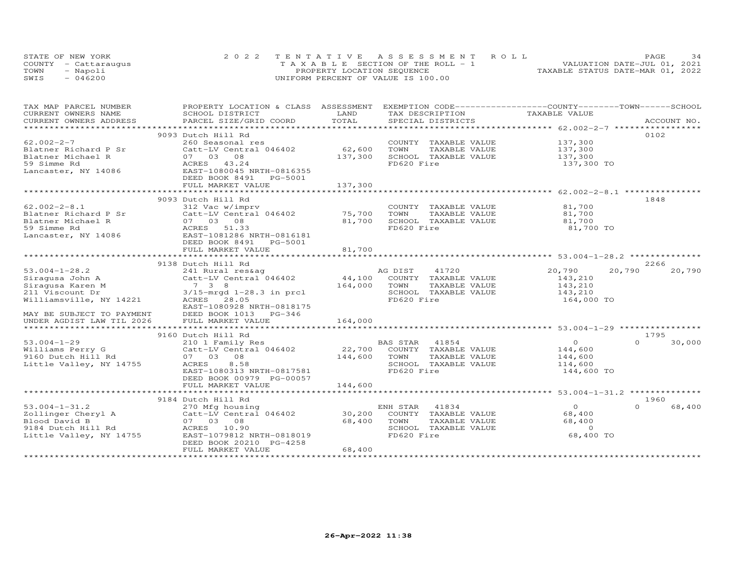STATE OF NEW YORK
COUNTY - Cattaraugus
TOWN - Napoli
SWIS - 046200

2022 TENTATIVE ASSESSMENT ROLL
TAXABLE SECTION OF THE ROLL - 1
PROPERTY LOCATION SEQUENCE
UNIFORM PERCENT OF VALUE IS 100.00

VALUATION DATE-JUL 01, 2021
TAXABLE STATUS DATE-MAR 01, 2022

| TAX MAP PARCEL NUMBER / CURRENT OWNERS NAME / CURRENT OWNERS ADDRESS | PROPERTY LOCATION & CLASS / SCHOOL DISTRICT / PARCEL SIZE/GRID COORD | ASSESSMENT LAND / TOTAL | EXEMPTION CODE / TAX DESCRIPTION / SPECIAL DISTRICTS | COUNTY TAXABLE VALUE | TOWN | SCHOOL / ACCOUNT NO. |
|---|---|---|---|---|---|---|
| | 9093 Dutch Hill Rd | | | | | 0102 |
| 62.002-2-7 | 260 Seasonal res | | COUNTY TAXABLE VALUE | 137,300 | | |
| Blatner Richard P Sr | Catt-LV Central 046402 | 62,600 | TOWN TAXABLE VALUE | 137,300 | | |
| Blatner Michael R | 07 03 08 | 137,300 | SCHOOL TAXABLE VALUE | 137,300 | | |
| 59 Simme Rd | ACRES 43.24 | | FD620 Fire | 137,300 TO | | |
| Lancaster, NY 14086 | EAST-1080045 NRTH-0816355 | | | | | |
| | DEED BOOK 8491 PG-5001 | | | | | |
| | FULL MARKET VALUE | 137,300 | | | | |
| | 9093 Dutch Hill Rd | | | | | 1848 |
| 62.002-2-8.1 | 312 Vac w/imprv | | COUNTY TAXABLE VALUE | 81,700 | | |
| Blatner Richard P Sr | Catt-LV Central 046402 | 75,700 | TOWN TAXABLE VALUE | 81,700 | | |
| Blatner Michael R | 07 03 08 | 81,700 | SCHOOL TAXABLE VALUE | 81,700 | | |
| 59 Simme Rd | ACRES 51.33 | | FD620 Fire | 81,700 TO | | |
| Lancaster, NY 14086 | EAST-1081286 NRTH-0816181 | | | | | |
| | DEED BOOK 8491 PG-5001 | | | | | |
| | FULL MARKET VALUE | 81,700 | | | | |
| | 9138 Dutch Hill Rd | | | | | 2266 |
| 53.004-1-28.2 | 241 Rural res&ag | | AG DIST 41720 | 20,790 | 20,790 | 20,790 |
| Siragusa John A | Catt-LV Central 046402 | 44,100 | COUNTY TAXABLE VALUE | 143,210 | | |
| Siragusa Karen M | 7 3 8 | 164,000 | TOWN TAXABLE VALUE | 143,210 | | |
| 211 Viscount Dr | 3/15-mrgd 1-28.3 in prcl | | SCHOOL TAXABLE VALUE | 143,210 | | |
| Williamsville, NY 14221 | ACRES 28.05 | | FD620 Fire | 164,000 TO | | |
| | EAST-1080928 NRTH-0818175 | | | | | |
| MAY BE SUBJECT TO PAYMENT | DEED BOOK 1013 PG-346 | | | | | |
| UNDER AGDIST LAW TIL 2026 | FULL MARKET VALUE | 164,000 | | | | |
| | 9160 Dutch Hill Rd | | | | | 1795 |
| 53.004-1-29 | 210 1 Family Res | | BAS STAR 41854 | 0 | 0 | 30,000 |
| Williams Perry G | Catt-LV Central 046402 | 22,700 | COUNTY TAXABLE VALUE | 144,600 | | |
| 9160 Dutch Hill Rd | 07 03 08 | 144,600 | TOWN TAXABLE VALUE | 144,600 | | |
| Little Valley, NY 14755 | ACRES 8.58 | | SCHOOL TAXABLE VALUE | 114,600 | | |
| | EAST-1080313 NRTH-0817581 | | FD620 Fire | 144,600 TO | | |
| | DEED BOOK 00979 PG-00057 | | | | | |
| | FULL MARKET VALUE | 144,600 | | | | |
| | 9184 Dutch Hill Rd | | | | | 1960 |
| 53.004-1-31.2 | 270 Mfg housing | | ENH STAR 41834 | 0 | 0 | 68,400 |
| Zollinger Cheryl A | Catt-LV Central 046402 | 30,200 | COUNTY TAXABLE VALUE | 68,400 | | |
| Blood David B | 07 03 08 | 68,400 | TOWN TAXABLE VALUE | 68,400 | | |
| 9184 Dutch Hill Rd | ACRES 10.90 | | SCHOOL TAXABLE VALUE | 0 | | |
| Little Valley, NY 14755 | EAST-1079812 NRTH-0818019 | | FD620 Fire | 68,400 TO | | |
| | DEED BOOK 20210 PG-4258 | | | | | |
| | FULL MARKET VALUE | 68,400 | | | | |

26-Apr-2022 11:38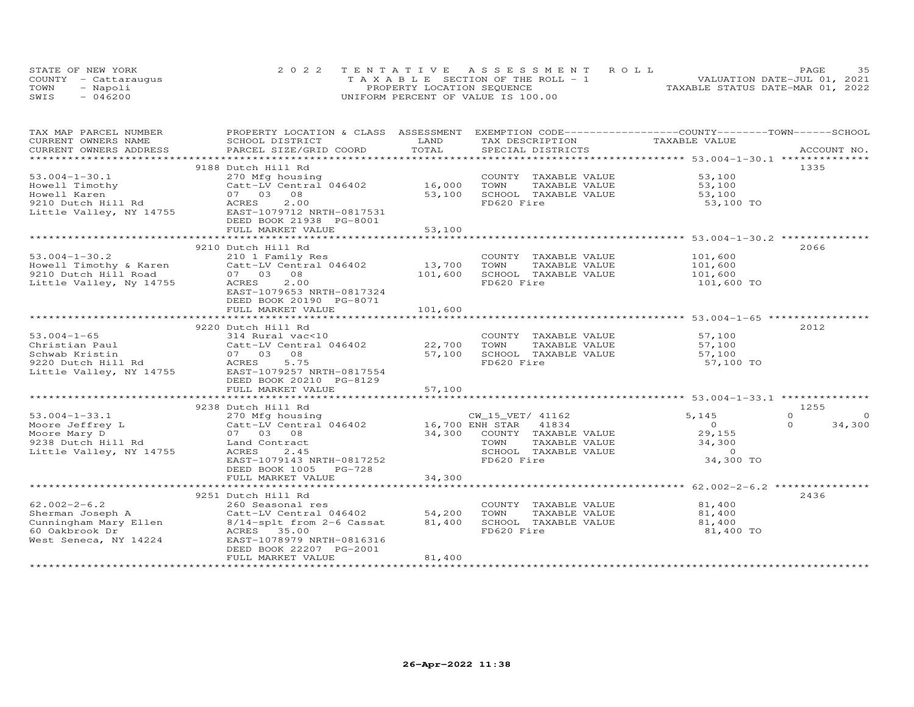STATE OF NEW YORK
COUNTY - Cattaraugus
TOWN - Napoli
SWIS - 046200

2022 TENTATIVE ASSESSMENT ROLL
TAXABLE SECTION OF THE ROLL - 1
PROPERTY LOCATION SEQUENCE
UNIFORM PERCENT OF VALUE IS 100.00

VALUATION DATE-JUL 01, 2021
TAXABLE STATUS DATE-MAR 01, 2022

| TAX MAP PARCEL NUMBER / CURRENT OWNERS NAME / CURRENT OWNERS ADDRESS | PROPERTY LOCATION & CLASS / SCHOOL DISTRICT / PARCEL SIZE/GRID COORD | ASSESSMENT LAND / TOTAL | EXEMPTION CODE / TAX DESCRIPTION / SPECIAL DISTRICTS | COUNTY TAXABLE VALUE | TOWN | SCHOOL | ACCOUNT NO. |
|---|---|---|---|---|---|---|---|
| | 9188 Dutch Hill Rd | | | | | | 1335 |
| 53.004-1-30.1 | 270 Mfg housing | | COUNTY TAXABLE VALUE | 53,100 | | | |
| Howell Timothy | Catt-LV Central 046402 | 16,000 | TOWN TAXABLE VALUE | 53,100 | | | |
| Howell Karen | 07 03 08 | 53,100 | SCHOOL TAXABLE VALUE | 53,100 | | | |
| 9210 Dutch Hill Rd | ACRES 2.00 | | FD620 Fire | 53,100 TO | | | |
| Little Valley, NY 14755 | EAST-1079712 NRTH-0817531 | | | | | | |
| | DEED BOOK 21938 PG-8001 | | | | | | |
| | FULL MARKET VALUE | 53,100 | | | | | |
| | 9210 Dutch Hill Rd | | | | | | 2066 |
| 53.004-1-30.2 | 210 1 Family Res | | COUNTY TAXABLE VALUE | 101,600 | | | |
| Howell Timothy & Karen | Catt-LV Central 046402 | 13,700 | TOWN TAXABLE VALUE | 101,600 | | | |
| 9210 Dutch Hill Road | 07 03 08 | 101,600 | SCHOOL TAXABLE VALUE | 101,600 | | | |
| Little Valley, Ny 14755 | ACRES 2.00 | | FD620 Fire | 101,600 TO | | | |
| | EAST-1079653 NRTH-0817324 | | | | | | |
| | DEED BOOK 20190 PG-8071 | | | | | | |
| | FULL MARKET VALUE | 101,600 | | | | | |
| | 9220 Dutch Hill Rd | | | | | | 2012 |
| 53.004-1-65 | 314 Rural vac<10 | | COUNTY TAXABLE VALUE | 57,100 | | | |
| Christian Paul | Catt-LV Central 046402 | 22,700 | TOWN TAXABLE VALUE | 57,100 | | | |
| Schwab Kristin | 07 03 08 | 57,100 | SCHOOL TAXABLE VALUE | 57,100 | | | |
| 9220 Dutch Hill Rd | ACRES 5.75 | | FD620 Fire | 57,100 TO | | | |
| Little Valley, NY 14755 | EAST-1079257 NRTH-0817554 | | | | | | |
| | DEED BOOK 20210 PG-8129 | | | | | | |
| | FULL MARKET VALUE | 57,100 | | | | | |
| | 9238 Dutch Hill Rd | | | | | | 1255 |
| 53.004-1-33.1 | 270 Mfg housing | | CW_15_VET/ 41162 | 5,145 | 0 | 0 | |
| Moore Jeffrey L | Catt-LV Central 046402 | 16,700 | ENH STAR 41834 | 0 | 0 | 34,300 | |
| Moore Mary D | 07 03 08 | 34,300 | COUNTY TAXABLE VALUE | 29,155 | | | |
| 9238 Dutch Hill Rd | Land Contract | | TOWN TAXABLE VALUE | 34,300 | | | |
| Little Valley, NY 14755 | ACRES 2.45 | | SCHOOL TAXABLE VALUE | 0 | | | |
| | EAST-1079143 NRTH-0817252 | | FD620 Fire | 34,300 TO | | | |
| | DEED BOOK 1005 PG-728 | | | | | | |
| | FULL MARKET VALUE | 34,300 | | | | | |
| | 9251 Dutch Hill Rd | | | | | | 2436 |
| 62.002-2-6.2 | 260 Seasonal res | | COUNTY TAXABLE VALUE | 81,400 | | | |
| Sherman Joseph A | Catt-LV Central 046402 | 54,200 | TOWN TAXABLE VALUE | 81,400 | | | |
| Cunningham Mary Ellen | 8/14-splt from 2-6 Cassat | 81,400 | SCHOOL TAXABLE VALUE | 81,400 | | | |
| 60 Oakbrook Dr | ACRES 35.00 | | FD620 Fire | 81,400 TO | | | |
| West Seneca, NY 14224 | EAST-1078979 NRTH-0816316 | | | | | | |
| | DEED BOOK 22207 PG-2001 | | | | | | |
| | FULL MARKET VALUE | 81,400 | | | | | |

26-Apr-2022 11:38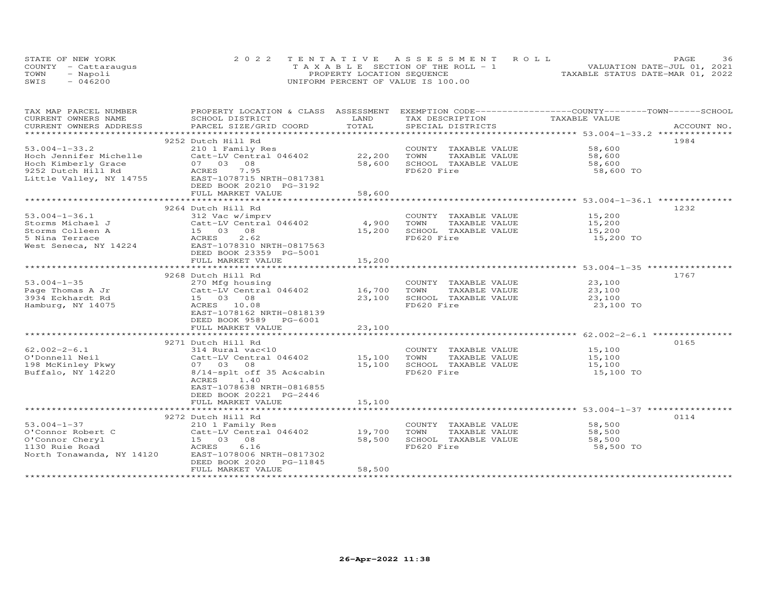STATE OF NEW YORK
COUNTY - Cattaraugus
TOWN - Napoli
SWIS - 046200

2022 TENTATIVE ASSESSMENT ROLL
TAXABLE SECTION OF THE ROLL - 1
PROPERTY LOCATION SEQUENCE
UNIFORM PERCENT OF VALUE IS 100.00

VALUATION DATE-JUL 01, 2021
TAXABLE STATUS DATE-MAR 01, 2022

| TAX MAP PARCEL NUMBER / CURRENT OWNERS NAME / CURRENT OWNERS ADDRESS | PROPERTY LOCATION & CLASS / SCHOOL DISTRICT / PARCEL SIZE/GRID COORD | ASSESSMENT LAND | TOTAL | EXEMPTION CODE / TAX DESCRIPTION / SPECIAL DISTRICTS | TAXABLE VALUE | ACCOUNT NO. |
|---|---|---|---|---|---|---|
| | 9252 Dutch Hill Rd | | | | | 1984 |
| 53.004-1-33.2 | 210 1 Family Res | | | COUNTY TAXABLE VALUE | 58,600 | |
| Hoch Jennifer Michelle | Catt-LV Central 046402 | 22,200 | | TOWN TAXABLE VALUE | 58,600 | |
| Hoch Kimberly Grace | 07 03 08 | | 58,600 | SCHOOL TAXABLE VALUE | 58,600 | |
| 9252 Dutch Hill Rd | ACRES 7.95 | | | FD620 Fire | 58,600 TO | |
| Little Valley, NY 14755 | EAST-1078715 NRTH-0817381 | | | | | |
| | DEED BOOK 20210 PG-3192 | | | | | |
| | FULL MARKET VALUE | | 58,600 | | | |
| | 9264 Dutch Hill Rd | | | | | 1232 |
| 53.004-1-36.1 | 312 Vac w/imprv | | | COUNTY TAXABLE VALUE | 15,200 | |
| Storms Michael J | Catt-LV Central 046402 | 4,900 | | TOWN TAXABLE VALUE | 15,200 | |
| Storms Colleen A | 15 03 08 | | 15,200 | SCHOOL TAXABLE VALUE | 15,200 | |
| 5 Nina Terrace | ACRES 2.62 | | | FD620 Fire | 15,200 TO | |
| West Seneca, NY 14224 | EAST-1078310 NRTH-0817563 | | | | | |
| | DEED BOOK 23359 PG-5001 | | | | | |
| | FULL MARKET VALUE | | 15,200 | | | |
| | 9268 Dutch Hill Rd | | | | | 1767 |
| 53.004-1-35 | 270 Mfg housing | | | COUNTY TAXABLE VALUE | 23,100 | |
| Page Thomas A Jr | Catt-LV Central 046402 | 16,700 | | TOWN TAXABLE VALUE | 23,100 | |
| 3934 Eckhardt Rd | 15 03 08 | | 23,100 | SCHOOL TAXABLE VALUE | 23,100 | |
| Hamburg, NY 14075 | ACRES 10.08 | | | FD620 Fire | 23,100 TO | |
| | EAST-1078162 NRTH-0818139 | | | | | |
| | DEED BOOK 9589 PG-6001 | | | | | |
| | FULL MARKET VALUE | | 23,100 | | | |
| | 9271 Dutch Hill Rd | | | | | 0165 |
| 62.002-2-6.1 | 314 Rural vac<10 | | | COUNTY TAXABLE VALUE | 15,100 | |
| O'Donnell Neil | Catt-LV Central 046402 | 15,100 | | TOWN TAXABLE VALUE | 15,100 | |
| 198 McKinley Pkwy | 07 03 08 | | 15,100 | SCHOOL TAXABLE VALUE | 15,100 | |
| Buffalo, NY 14220 | 8/14-splt off 35 Ac&cabin | | | FD620 Fire | 15,100 TO | |
| | ACRES 1.40 | | | | | |
| | EAST-1078638 NRTH-0816855 | | | | | |
| | DEED BOOK 20221 PG-2446 | | | | | |
| | FULL MARKET VALUE | | 15,100 | | | |
| | 9272 Dutch Hill Rd | | | | | 0114 |
| 53.004-1-37 | 210 1 Family Res | | | COUNTY TAXABLE VALUE | 58,500 | |
| O'Connor Robert C | Catt-LV Central 046402 | 19,700 | | TOWN TAXABLE VALUE | 58,500 | |
| O'Connor Cheryl | 15 03 08 | | 58,500 | SCHOOL TAXABLE VALUE | 58,500 | |
| 1130 Ruie Road | ACRES 6.16 | | | FD620 Fire | 58,500 TO | |
| North Tonawanda, NY 14120 | EAST-1078006 NRTH-0817302 | | | | | |
| | DEED BOOK 2020 PG-11845 | | | | | |
| | FULL MARKET VALUE | | 58,500 | | | |

26-Apr-2022 11:38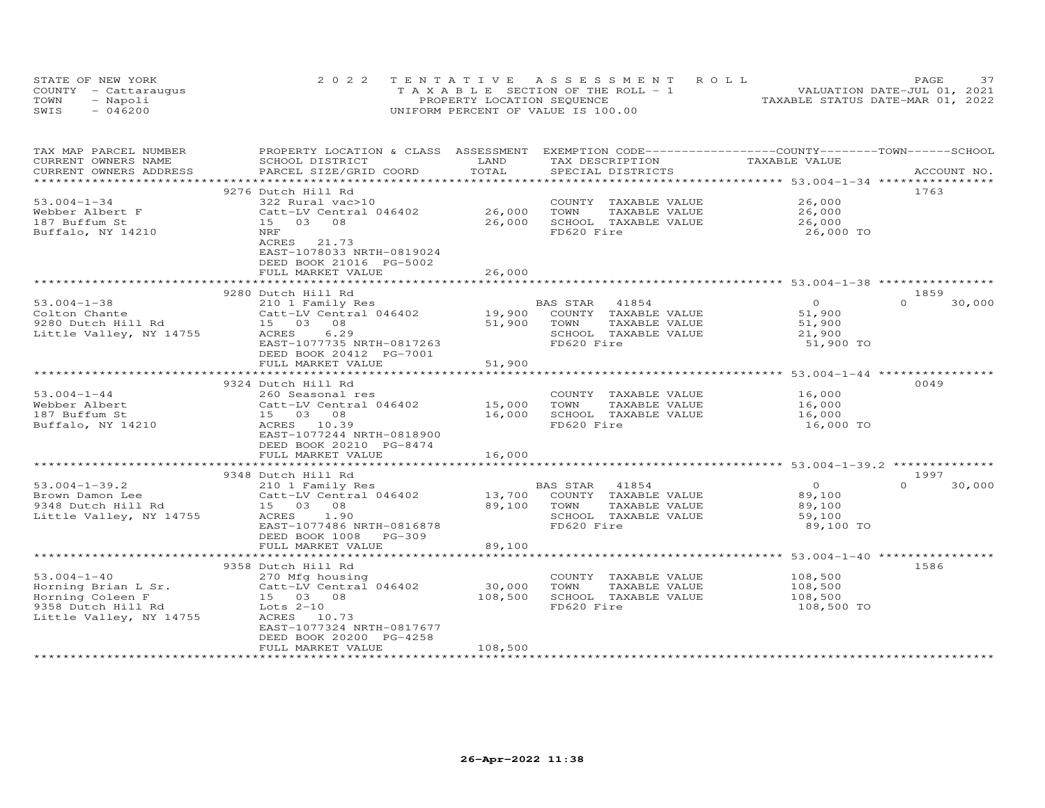STATE OF NEW YORK — 2022 TENTATIVE ASSESSMENT ROLL
COUNTY - Cattaraugus — TAXABLE SECTION OF THE ROLL - 1 — VALUATION DATE-JUL 01, 2021
TOWN - Napoli — PROPERTY LOCATION SEQUENCE — TAXABLE STATUS DATE-MAR 01, 2022
SWIS - 046200 — UNIFORM PERCENT OF VALUE IS 100.00

| TAX MAP PARCEL NUMBER / CURRENT OWNERS NAME / CURRENT OWNERS ADDRESS | PROPERTY LOCATION & CLASS / SCHOOL DISTRICT / PARCEL SIZE/GRID COORD | ASSESSMENT LAND | TOTAL | EXEMPTION CODE / TAX DESCRIPTION / SPECIAL DISTRICTS | COUNTY TAXABLE VALUE | TOWN | SCHOOL | ACCOUNT NO. |
|---|---|---|---|---|---|---|---|---|
| **53.004-1-34** | 9276 Dutch Hill Rd | | | | | | | 1763 |
| Webber Albert F | 322 Rural vac>10 | | | COUNTY TAXABLE VALUE | 26,000 | | | |
| 187 Buffum St | Catt-LV Central 046402 | 26,000 | | TOWN TAXABLE VALUE | 26,000 | | | |
| Buffalo, NY 14210 | 15 03 08 | | 26,000 | SCHOOL TAXABLE VALUE | 26,000 | | | |
| | NRF | | | FD620 Fire | 26,000 TO | | | |
| | ACRES 21.73 | | | | | | | |
| | EAST-1078033 NRTH-0819024 | | | | | | | |
| | DEED BOOK 21016 PG-5002 | | | | | | | |
| | FULL MARKET VALUE | | 26,000 | | | | | |
| **53.004-1-38** | 9280 Dutch Hill Rd | | | | | | | 1859 |
| Colton Chante | 210 1 Family Res | | | BAS STAR 41854 | 0 | 0 | 30,000 | |
| 9280 Dutch Hill Rd | Catt-LV Central 046402 | 19,900 | | COUNTY TAXABLE VALUE | 51,900 | | | |
| Little Valley, NY 14755 | 15 03 08 | | 51,900 | TOWN TAXABLE VALUE | 51,900 | | | |
| | ACRES 6.29 | | | SCHOOL TAXABLE VALUE | 21,900 | | | |
| | EAST-1077735 NRTH-0817263 | | | FD620 Fire | 51,900 TO | | | |
| | DEED BOOK 20412 PG-7001 | | | | | | | |
| | FULL MARKET VALUE | | 51,900 | | | | | |
| **53.004-1-44** | 9324 Dutch Hill Rd | | | | | | | 0049 |
| Webber Albert | 260 Seasonal res | | | COUNTY TAXABLE VALUE | 16,000 | | | |
| 187 Buffum St | Catt-LV Central 046402 | 15,000 | | TOWN TAXABLE VALUE | 16,000 | | | |
| Buffalo, NY 14210 | 15 03 08 | | 16,000 | SCHOOL TAXABLE VALUE | 16,000 | | | |
| | ACRES 10.39 | | | FD620 Fire | 16,000 TO | | | |
| | EAST-1077244 NRTH-0818900 | | | | | | | |
| | DEED BOOK 20210 PG-8474 | | | | | | | |
| | FULL MARKET VALUE | | 16,000 | | | | | |
| **53.004-1-39.2** | 9348 Dutch Hill Rd | | | | | | | 1997 |
| Brown Damon Lee | 210 1 Family Res | | | BAS STAR 41854 | 0 | 0 | 30,000 | |
| 9348 Dutch Hill Rd | Catt-LV Central 046402 | 13,700 | | COUNTY TAXABLE VALUE | 89,100 | | | |
| Little Valley, NY 14755 | 15 03 08 | | 89,100 | TOWN TAXABLE VALUE | 89,100 | | | |
| | ACRES 1.90 | | | SCHOOL TAXABLE VALUE | 59,100 | | | |
| | EAST-1077486 NRTH-0816878 | | | FD620 Fire | 89,100 TO | | | |
| | DEED BOOK 1008 PG-309 | | | | | | | |
| | FULL MARKET VALUE | | 89,100 | | | | | |
| **53.004-1-40** | 9358 Dutch Hill Rd | | | | | | | 1586 |
| Horning Brian L Sr. | 270 Mfg housing | | | COUNTY TAXABLE VALUE | 108,500 | | | |
| Horning Coleen F | Catt-LV Central 046402 | 30,000 | | TOWN TAXABLE VALUE | 108,500 | | | |
| 9358 Dutch Hill Rd | 15 03 08 | | 108,500 | SCHOOL TAXABLE VALUE | 108,500 | | | |
| Little Valley, NY 14755 | Lots 2-10 | | | FD620 Fire | 108,500 TO | | | |
| | ACRES 10.73 | | | | | | | |
| | EAST-1077324 NRTH-0817677 | | | | | | | |
| | DEED BOOK 20200 PG-4258 | | | | | | | |
| | FULL MARKET VALUE | | 108,500 | | | | | |

26-Apr-2022 11:38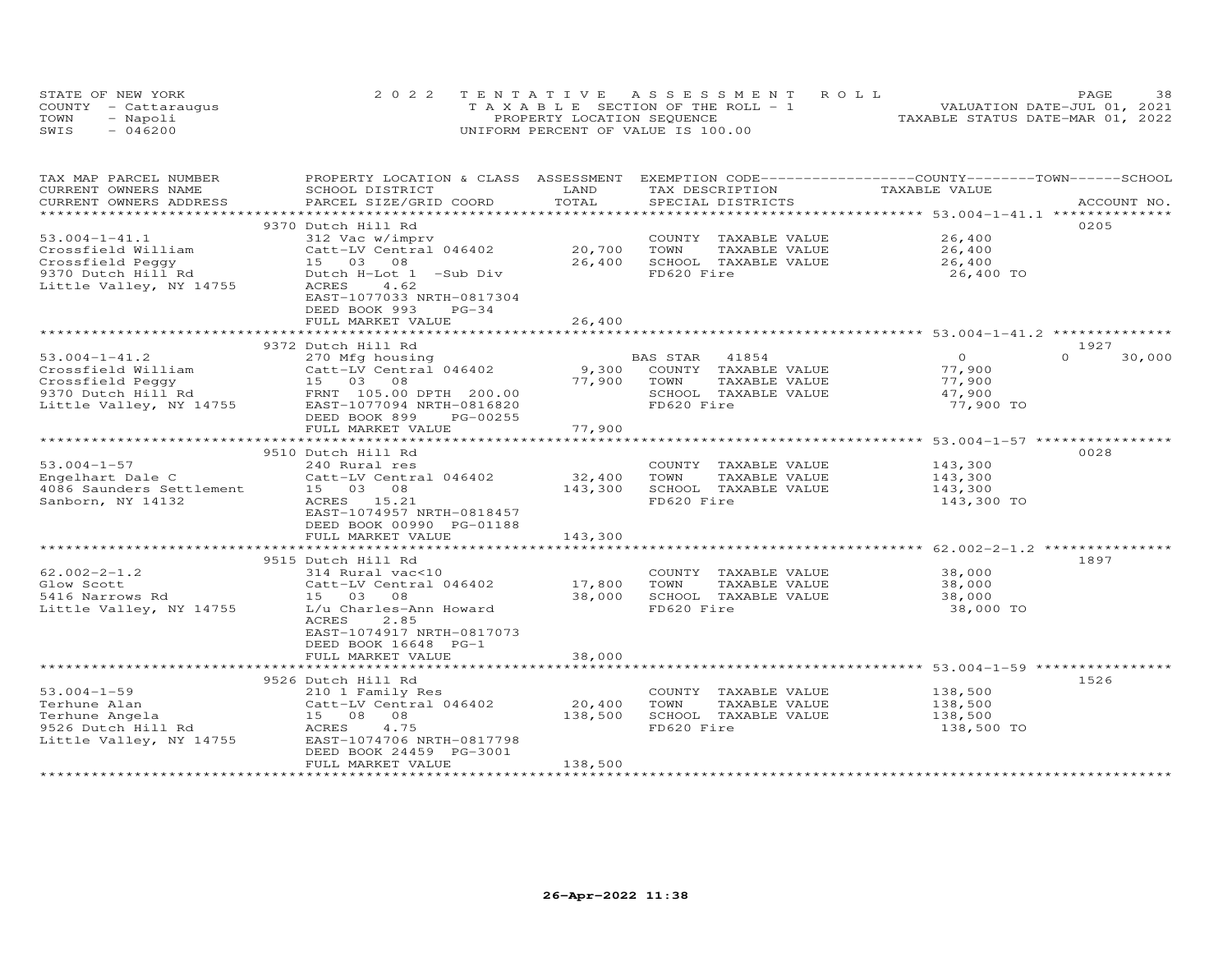STATE OF NEW YORK
COUNTY - Cattaraugus
TOWN - Napoli
SWIS - 046200

2 0 2 2 TENTATIVE ASSESSMENT ROLL
TAXABLE SECTION OF THE ROLL - 1
PROPERTY LOCATION SEQUENCE
UNIFORM PERCENT OF VALUE IS 100.00

VALUATION DATE-JUL 01, 2021
TAXABLE STATUS DATE-MAR 01, 2022

| TAX MAP PARCEL NUMBER / CURRENT OWNERS NAME / CURRENT OWNERS ADDRESS | PROPERTY LOCATION & CLASS / SCHOOL DISTRICT / PARCEL SIZE/GRID COORD | ASSESSMENT LAND / TOTAL | EXEMPTION CODE / TAX DESCRIPTION / SPECIAL DISTRICTS | COUNTY / TOWN / SCHOOL TAXABLE VALUE | ACCOUNT NO. |
|---|---|---|---|---|---|
| | 9370 Dutch Hill Rd | | | | 0205 |
| 53.004-1-41.1 | 312 Vac w/imprv | | COUNTY TAXABLE VALUE | 26,400 | |
| Crossfield William | Catt-LV Central 046402 | 20,700 | TOWN TAXABLE VALUE | 26,400 | |
| Crossfield Peggy | 15 03 08 | 26,400 | SCHOOL TAXABLE VALUE | 26,400 | |
| 9370 Dutch Hill Rd | Dutch H-Lot 1 -Sub Div | | FD620 Fire | 26,400 TO | |
| Little Valley, NY 14755 | ACRES 4.62 | | | | |
| | EAST-1077033 NRTH-0817304 | | | | |
| | DEED BOOK 993 PG-34 | | | | |
| | FULL MARKET VALUE | 26,400 | | | |
| | 9372 Dutch Hill Rd | | | | 1927 |
| 53.004-1-41.2 | 270 Mfg housing | | BAS STAR 41854 | 0 0 30,000 | |
| Crossfield William | Catt-LV Central 046402 | 9,300 | COUNTY TAXABLE VALUE | 77,900 | |
| Crossfield Peggy | 15 03 08 | 77,900 | TOWN TAXABLE VALUE | 77,900 | |
| 9370 Dutch Hill Rd | FRNT 105.00 DPTH 200.00 | | SCHOOL TAXABLE VALUE | 47,900 | |
| Little Valley, NY 14755 | EAST-1077094 NRTH-0816820 | | FD620 Fire | 77,900 TO | |
| | DEED BOOK 899 PG-00255 | | | | |
| | FULL MARKET VALUE | 77,900 | | | |
| | 9510 Dutch Hill Rd | | | | 0028 |
| 53.004-1-57 | 240 Rural res | | COUNTY TAXABLE VALUE | 143,300 | |
| Engelhart Dale C | Catt-LV Central 046402 | 32,400 | TOWN TAXABLE VALUE | 143,300 | |
| 4086 Saunders Settlement | 15 03 08 | 143,300 | SCHOOL TAXABLE VALUE | 143,300 | |
| Sanborn, NY 14132 | ACRES 15.21 | | FD620 Fire | 143,300 TO | |
| | EAST-1074957 NRTH-0818457 | | | | |
| | DEED BOOK 00990 PG-01188 | | | | |
| | FULL MARKET VALUE | 143,300 | | | |
| | 9515 Dutch Hill Rd | | | | 1897 |
| 62.002-2-1.2 | 314 Rural vac<10 | | COUNTY TAXABLE VALUE | 38,000 | |
| Glow Scott | Catt-LV Central 046402 | 17,800 | TOWN TAXABLE VALUE | 38,000 | |
| 5416 Narrows Rd | 15 03 08 | 38,000 | SCHOOL TAXABLE VALUE | 38,000 | |
| Little Valley, NY 14755 | L/u Charles-Ann Howard | | FD620 Fire | 38,000 TO | |
| | ACRES 2.85 | | | | |
| | EAST-1074917 NRTH-0817073 | | | | |
| | DEED BOOK 16648 PG-1 | | | | |
| | FULL MARKET VALUE | 38,000 | | | |
| | 9526 Dutch Hill Rd | | | | 1526 |
| 53.004-1-59 | 210 1 Family Res | | COUNTY TAXABLE VALUE | 138,500 | |
| Terhune Alan | Catt-LV Central 046402 | 20,400 | TOWN TAXABLE VALUE | 138,500 | |
| Terhune Angela | 15 08 08 | 138,500 | SCHOOL TAXABLE VALUE | 138,500 | |
| 9526 Dutch Hill Rd | ACRES 4.75 | | FD620 Fire | 138,500 TO | |
| Little Valley, NY 14755 | EAST-1074706 NRTH-0817798 | | | | |
| | DEED BOOK 24459 PG-3001 | | | | |
| | FULL MARKET VALUE | 138,500 | | | |

26-Apr-2022 11:38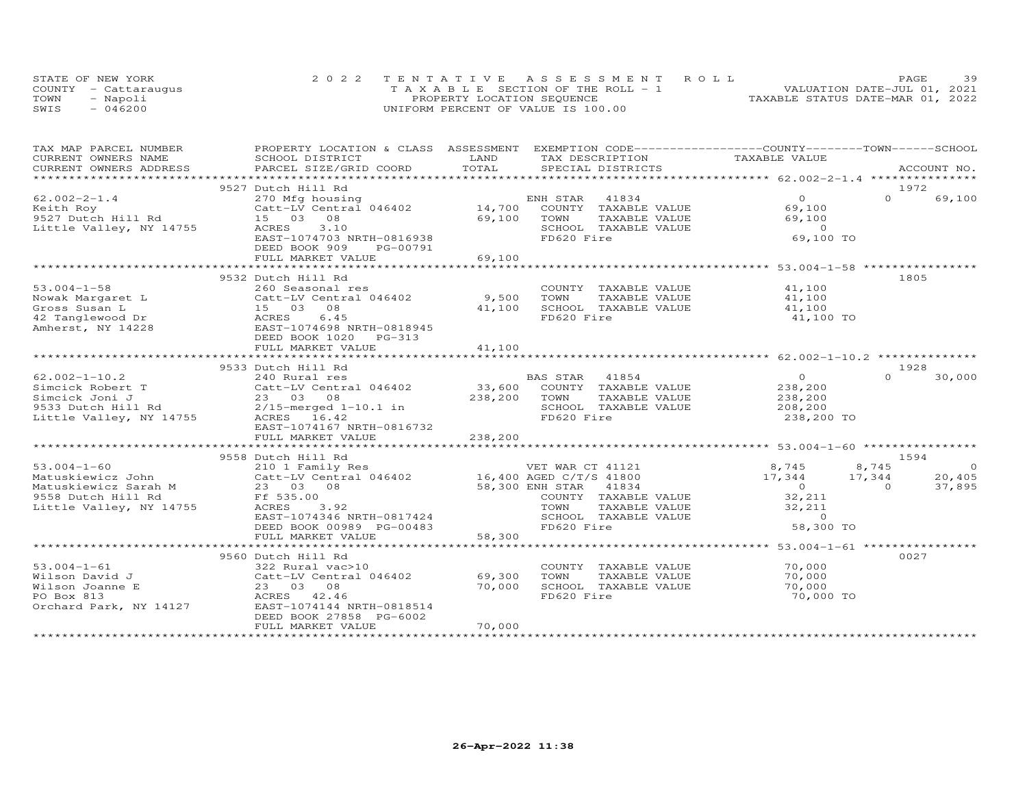STATE OF NEW YORK | 2022 TENTATIVE ASSESSMENT ROLL | VALUATION DATE-JUL 01, 2021
COUNTY - Cattaraugus | TAXABLE SECTION OF THE ROLL - 1 | TAXABLE STATUS DATE-MAR 01, 2022
TOWN - Napoli | PROPERTY LOCATION SEQUENCE
SWIS - 046200 | UNIFORM PERCENT OF VALUE IS 100.00

| TAX MAP PARCEL NUMBER / CURRENT OWNERS NAME / CURRENT OWNERS ADDRESS | PROPERTY LOCATION & CLASS / SCHOOL DISTRICT / PARCEL SIZE/GRID COORD | ASSESSMENT LAND | TOTAL | EXEMPTION CODE / TAX DESCRIPTION / SPECIAL DISTRICTS | COUNTY TAXABLE VALUE | TOWN | SCHOOL | ACCOUNT NO. |
|---|---|---|---|---|---|---|---|---|
| 62.002-2-1.4 | 9527 Dutch Hill Rd | | | | | | | 1972 |
| Keith Roy | 270 Mfg housing | | | ENH STAR 41834 | 0 | 0 | 69,100 | |
| 9527 Dutch Hill Rd | Catt-LV Central 046402 | 14,700 | | COUNTY TAXABLE VALUE | 69,100 | | | |
| Little Valley, NY 14755 | 15 03 08 | | 69,100 | TOWN TAXABLE VALUE | 69,100 | | | |
| | ACRES 3.10 | | | SCHOOL TAXABLE VALUE | 0 | | | |
| | EAST-1074703 NRTH-0816938 | | | FD620 Fire | 69,100 TO | | | |
| | DEED BOOK 909 PG-00791 | | | | | | | |
| | FULL MARKET VALUE | | 69,100 | | | | | |
| 53.004-1-58 | 9532 Dutch Hill Rd | | | | | | | 1805 |
| Nowak Margaret L | 260 Seasonal res | | | COUNTY TAXABLE VALUE | 41,100 | | | |
| Gross Susan L | Catt-LV Central 046402 | 9,500 | | TOWN TAXABLE VALUE | 41,100 | | | |
| 42 Tanglewood Dr | 15 03 08 | | 41,100 | SCHOOL TAXABLE VALUE | 41,100 | | | |
| Amherst, NY 14228 | ACRES 6.45 | | | FD620 Fire | 41,100 TO | | | |
| | EAST-1074698 NRTH-0818945 | | | | | | | |
| | DEED BOOK 1020 PG-313 | | | | | | | |
| | FULL MARKET VALUE | | 41,100 | | | | | |
| 62.002-1-10.2 | 9533 Dutch Hill Rd | | | | | | | 1928 |
| Simcick Robert T | 240 Rural res | | | BAS STAR 41854 | 0 | 0 | 30,000 | |
| Simcick Joni J | Catt-LV Central 046402 | 33,600 | | COUNTY TAXABLE VALUE | 238,200 | | | |
| 9533 Dutch Hill Rd | 23 03 08 | | 238,200 | TOWN TAXABLE VALUE | 238,200 | | | |
| Little Valley, NY 14755 | 2/15-merged 1-10.1 in | | | SCHOOL TAXABLE VALUE | 208,200 | | | |
| | ACRES 16.42 | | | FD620 Fire | 238,200 TO | | | |
| | EAST-1074167 NRTH-0816732 | | | | | | | |
| | FULL MARKET VALUE | | 238,200 | | | | | |
| 53.004-1-60 | 9558 Dutch Hill Rd | | | | | | | 1594 |
| Matuskiewicz John | 210 1 Family Res | | | VET WAR CT 41121 | 8,745 | 8,745 | 0 | |
| Matuskiewicz Sarah M | Catt-LV Central 046402 | 16,400 | | AGED C/T/S 41800 | 17,344 | 17,344 | 20,405 | |
| 9558 Dutch Hill Rd | 23 03 08 | | 58,300 | ENH STAR 41834 | 0 | 0 | 37,895 | |
| Little Valley, NY 14755 | Ff 535.00 | | | COUNTY TAXABLE VALUE | 32,211 | | | |
| | ACRES 3.92 | | | TOWN TAXABLE VALUE | 32,211 | | | |
| | EAST-1074346 NRTH-0817424 | | | SCHOOL TAXABLE VALUE | 0 | | | |
| | DEED BOOK 00989 PG-00483 | | | FD620 Fire | 58,300 TO | | | |
| | FULL MARKET VALUE | | 58,300 | | | | | |
| 53.004-1-61 | 9560 Dutch Hill Rd | | | | | | | 0027 |
| Wilson David J | 322 Rural vac>10 | | | COUNTY TAXABLE VALUE | 70,000 | | | |
| Wilson Joanne E | Catt-LV Central 046402 | 69,300 | | TOWN TAXABLE VALUE | 70,000 | | | |
| PO Box 813 | 23 03 08 | | 70,000 | SCHOOL TAXABLE VALUE | 70,000 | | | |
| Orchard Park, NY 14127 | ACRES 42.46 | | | FD620 Fire | 70,000 TO | | | |
| | EAST-1074144 NRTH-0818514 | | | | | | | |
| | DEED BOOK 27858 PG-6002 | | | | | | | |
| | FULL MARKET VALUE | | 70,000 | | | | | |

26-Apr-2022 11:38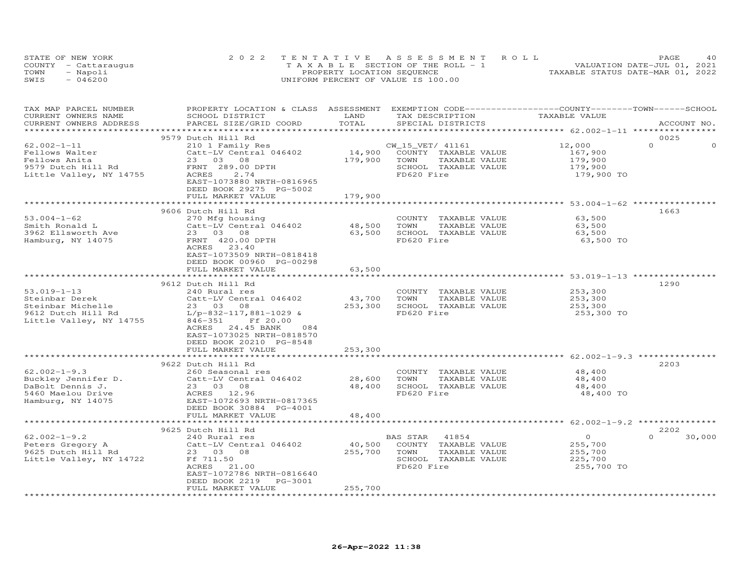STATE OF NEW YORK
COUNTY - Cattaraugus
TOWN - Napoli
SWIS - 046200

2022 TENTATIVE ASSESSMENT ROLL
TAXABLE SECTION OF THE ROLL - 1
PROPERTY LOCATION SEQUENCE
UNIFORM PERCENT OF VALUE IS 100.00

VALUATION DATE-JUL 01, 2021
TAXABLE STATUS DATE-MAR 01, 2022

| TAX MAP PARCEL NUMBER / CURRENT OWNERS NAME / CURRENT OWNERS ADDRESS | PROPERTY LOCATION & CLASS / SCHOOL DISTRICT / PARCEL SIZE/GRID COORD | ASSESSMENT LAND / TOTAL | EXEMPTION CODE / TAX DESCRIPTION / SPECIAL DISTRICTS | COUNTY | TOWN | SCHOOL | ACCOUNT NO. |
|---|---|---|---|---|---|---|---|
| **62.002-1-11** | 9579 Dutch Hill Rd | | | | | | 0025 |
| Fellows Walter | 210 1 Family Res | | CW_15_VET/ 41161 | 12,000 | 0 | 0 | |
| Fellows Anita | Catt-LV Central 046402 | 14,900 | COUNTY TAXABLE VALUE | 167,900 | | | |
| 9579 Dutch Hill Rd | 23 03 08 | 179,900 | TOWN TAXABLE VALUE | | 179,900 | | |
| Little Valley, NY 14755 | FRNT 289.00 DPTH | | SCHOOL TAXABLE VALUE | | | 179,900 | |
| | ACRES 2.74 | | FD620 Fire | 179,900 TO | | | |
| | EAST-1073880 NRTH-0816965 | | | | | | |
| | DEED BOOK 29275 PG-5002 | | | | | | |
| | FULL MARKET VALUE | 179,900 | | | | | |
| **53.004-1-62** | 9606 Dutch Hill Rd | | | | | | 1663 |
| Smith Ronald L | 270 Mfg housing | | COUNTY TAXABLE VALUE | 63,500 | | | |
| 3962 Ellsworth Ave | Catt-LV Central 046402 | 48,500 | TOWN TAXABLE VALUE | | 63,500 | | |
| Hamburg, NY 14075 | 23 03 08 | 63,500 | SCHOOL TAXABLE VALUE | | | 63,500 | |
| | FRNT 420.00 DPTH | | FD620 Fire | 63,500 TO | | | |
| | ACRES 23.40 | | | | | | |
| | EAST-1073509 NRTH-0818418 | | | | | | |
| | DEED BOOK 00960 PG-00298 | | | | | | |
| | FULL MARKET VALUE | 63,500 | | | | | |
| **53.019-1-13** | 9612 Dutch Hill Rd | | | | | | 1290 |
| Steinbar Derek | 240 Rural res | | COUNTY TAXABLE VALUE | 253,300 | | | |
| Steinbar Michelle | Catt-LV Central 046402 | 43,700 | TOWN TAXABLE VALUE | | 253,300 | | |
| 9612 Dutch Hill Rd | 23 03 08 | 253,300 | SCHOOL TAXABLE VALUE | | | 253,300 | |
| Little Valley, NY 14755 | L/p-832-117,881-1029 & | | FD620 Fire | 253,300 TO | | | |
| | 846-351 Ff 20.00 | | | | | | |
| | ACRES 24.45 BANK 084 | | | | | | |
| | EAST-1073025 NRTH-0818570 | | | | | | |
| | DEED BOOK 20210 PG-8548 | | | | | | |
| | FULL MARKET VALUE | 253,300 | | | | | |
| **62.002-1-9.3** | 9622 Dutch Hill Rd | | | | | | 2203 |
| Buckley Jennifer D. | 260 Seasonal res | | COUNTY TAXABLE VALUE | 48,400 | | | |
| DaBolt Dennis J. | Catt-LV Central 046402 | 28,600 | TOWN TAXABLE VALUE | | 48,400 | | |
| 5460 Maelou Drive | 23 03 08 | 48,400 | SCHOOL TAXABLE VALUE | | | 48,400 | |
| Hamburg, NY 14075 | ACRES 12.96 | | FD620 Fire | 48,400 TO | | | |
| | EAST-1072693 NRTH-0817365 | | | | | | |
| | DEED BOOK 30884 PG-4001 | | | | | | |
| | FULL MARKET VALUE | 48,400 | | | | | |
| **62.002-1-9.2** | 9625 Dutch Hill Rd | | | | | | 2202 |
| Peters Gregory A | 240 Rural res | | BAS STAR 41854 | 0 | 0 | 30,000 | |
| 9625 Dutch Hill Rd | Catt-LV Central 046402 | 40,500 | COUNTY TAXABLE VALUE | 255,700 | | | |
| Little Valley, NY 14722 | 23 03 08 | 255,700 | TOWN TAXABLE VALUE | | 255,700 | | |
| | Ff 711.50 | | SCHOOL TAXABLE VALUE | | | 225,700 | |
| | ACRES 21.00 | | FD620 Fire | 255,700 TO | | | |
| | EAST-1072786 NRTH-0816640 | | | | | | |
| | DEED BOOK 2219 PG-3001 | | | | | | |
| | FULL MARKET VALUE | 255,700 | | | | | |

26-Apr-2022 11:38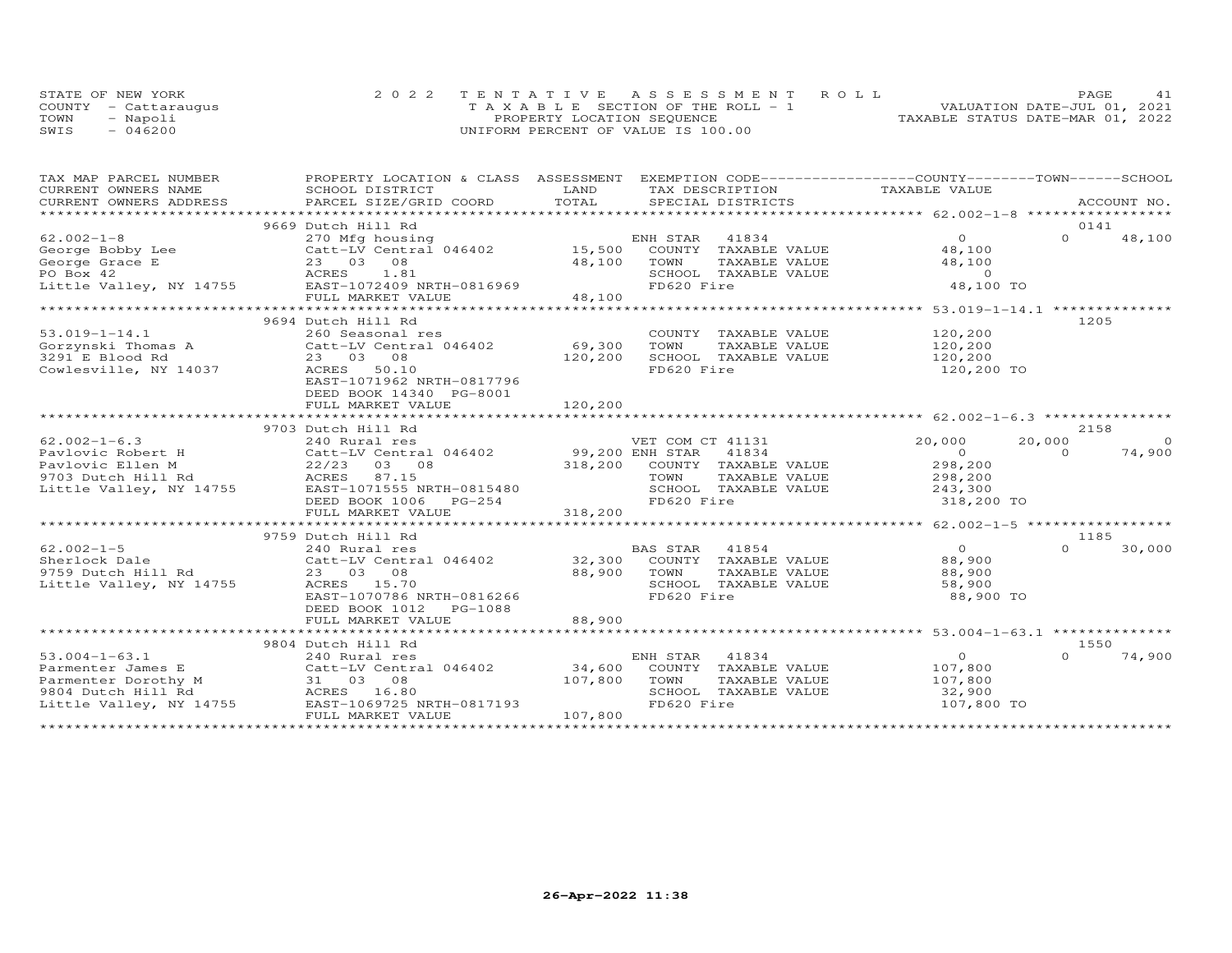STATE OF NEW YORK
COUNTY - Cattaraugus
TOWN - Napoli
SWIS - 046200

2022 TENTATIVE ASSESSMENT ROLL
TAXABLE SECTION OF THE ROLL - 1
PROPERTY LOCATION SEQUENCE
UNIFORM PERCENT OF VALUE IS 100.00

VALUATION DATE-JUL 01, 2021
TAXABLE STATUS DATE-MAR 01, 2022

| TAX MAP PARCEL NUMBER / CURRENT OWNERS NAME / CURRENT OWNERS ADDRESS | PROPERTY LOCATION & CLASS / SCHOOL DISTRICT / PARCEL SIZE/GRID COORD | ASSESSMENT LAND | TOTAL | EXEMPTION CODE / TAX DESCRIPTION / SPECIAL DISTRICTS | COUNTY TAXABLE VALUE | TOWN | SCHOOL | ACCOUNT NO. |
|---|---|---|---|---|---|---|---|---|
| | 9669 Dutch Hill Rd | | | | | | | 0141 |
| 62.002-1-8 | 270 Mfg housing | | | ENH STAR 41834 | 0 | 0 | 48,100 | |
| George Bobby Lee | Catt-LV Central 046402 | 15,500 | | COUNTY TAXABLE VALUE | 48,100 | | | |
| George Grace E | 23 03 08 | | 48,100 | TOWN TAXABLE VALUE | 48,100 | | | |
| PO Box 42 | ACRES 1.81 | | | SCHOOL TAXABLE VALUE | 0 | | | |
| Little Valley, NY 14755 | EAST-1072409 NRTH-0816969 | | | FD620 Fire | 48,100 TO | | | |
| | FULL MARKET VALUE | | 48,100 | | | | | |
| | 9694 Dutch Hill Rd | | | | | | | 1205 |
| 53.019-1-14.1 | 260 Seasonal res | | | COUNTY TAXABLE VALUE | 120,200 | | | |
| Gorzynski Thomas A | Catt-LV Central 046402 | 69,300 | | TOWN TAXABLE VALUE | 120,200 | | | |
| 3291 E Blood Rd | 23 03 08 | | 120,200 | SCHOOL TAXABLE VALUE | 120,200 | | | |
| Cowlesville, NY 14037 | ACRES 50.10 | | | FD620 Fire | 120,200 TO | | | |
| | EAST-1071962 NRTH-0817796 | | | | | | | |
| | DEED BOOK 14340 PG-8001 | | | | | | | |
| | FULL MARKET VALUE | | 120,200 | | | | | |
| | 9703 Dutch Hill Rd | | | | | | | 2158 |
| 62.002-1-6.3 | 240 Rural res | | | VET COM CT 41131 | 20,000 | 20,000 | 0 | |
| Pavlovic Robert H | Catt-LV Central 046402 | 99,200 | | ENH STAR 41834 | 0 | 0 | 74,900 | |
| Pavlovic Ellen M | 22/23 03 08 | | 318,200 | COUNTY TAXABLE VALUE | 298,200 | | | |
| 9703 Dutch Hill Rd | ACRES 87.15 | | | TOWN TAXABLE VALUE | 298,200 | | | |
| Little Valley, NY 14755 | EAST-1071555 NRTH-0815480 | | | SCHOOL TAXABLE VALUE | 243,300 | | | |
| | DEED BOOK 1006 PG-254 | | | FD620 Fire | 318,200 TO | | | |
| | FULL MARKET VALUE | | 318,200 | | | | | |
| | 9759 Dutch Hill Rd | | | | | | | 1185 |
| 62.002-1-5 | 240 Rural res | | | BAS STAR 41854 | 0 | 0 | 30,000 | |
| Sherlock Dale | Catt-LV Central 046402 | 32,300 | | COUNTY TAXABLE VALUE | 88,900 | | | |
| 9759 Dutch Hill Rd | 23 03 08 | | 88,900 | TOWN TAXABLE VALUE | 88,900 | | | |
| Little Valley, NY 14755 | ACRES 15.70 | | | SCHOOL TAXABLE VALUE | 58,900 | | | |
| | EAST-1070786 NRTH-0816266 | | | FD620 Fire | 88,900 TO | | | |
| | DEED BOOK 1012 PG-1088 | | | | | | | |
| | FULL MARKET VALUE | | 88,900 | | | | | |
| | 9804 Dutch Hill Rd | | | | | | | 1550 |
| 53.004-1-63.1 | 240 Rural res | | | ENH STAR 41834 | 0 | 0 | 74,900 | |
| Parmenter James E | Catt-LV Central 046402 | 34,600 | | COUNTY TAXABLE VALUE | 107,800 | | | |
| Parmenter Dorothy M | 31 03 08 | | 107,800 | TOWN TAXABLE VALUE | 107,800 | | | |
| 9804 Dutch Hill Rd | ACRES 16.80 | | | SCHOOL TAXABLE VALUE | 32,900 | | | |
| Little Valley, NY 14755 | EAST-1069725 NRTH-0817193 | | | FD620 Fire | 107,800 TO | | | |
| | FULL MARKET VALUE | | 107,800 | | | | | |

26-Apr-2022 11:38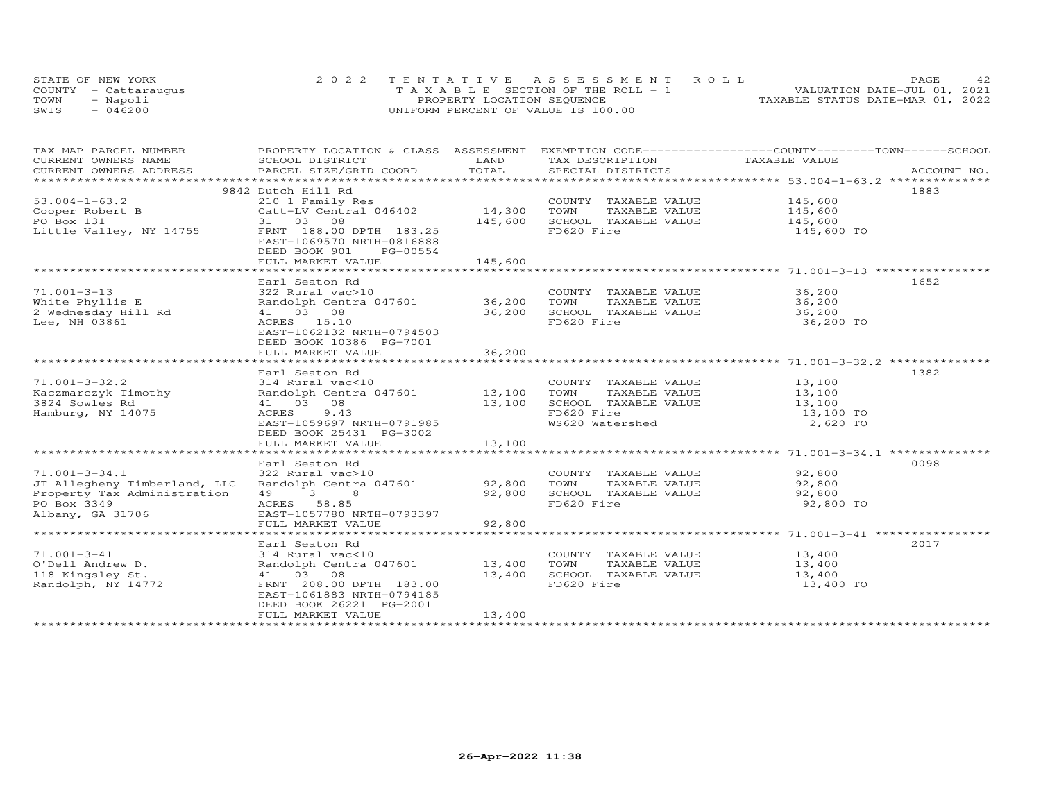STATE OF NEW YORK
COUNTY - Cattaraugus
TOWN - Napoli
SWIS - 046200

2022 TENTATIVE ASSESSMENT ROLL
TAXABLE SECTION OF THE ROLL - 1
PROPERTY LOCATION SEQUENCE
UNIFORM PERCENT OF VALUE IS 100.00

VALUATION DATE-JUL 01, 2021
TAXABLE STATUS DATE-MAR 01, 2022

| TAX MAP PARCEL NUMBER / CURRENT OWNERS NAME / CURRENT OWNERS ADDRESS | PROPERTY LOCATION & CLASS / SCHOOL DISTRICT / PARCEL SIZE/GRID COORD | ASSESSMENT LAND | TOTAL | EXEMPTION CODE / TAX DESCRIPTION / SPECIAL DISTRICTS | TAXABLE VALUE | ACCOUNT NO. |
|---|---|---|---|---|---|---|
| 53.004-1-63.2 | 9842 Dutch Hill Rd | | | | | 1883 |
| Cooper Robert B | 210 1 Family Res | | | COUNTY TAXABLE VALUE | 145,600 | |
| PO Box 131 | Catt-LV Central 046402 | 14,300 | | TOWN TAXABLE VALUE | 145,600 | |
| Little Valley, NY 14755 | 31 03 08 | | 145,600 | SCHOOL TAXABLE VALUE | 145,600 | |
| | FRNT 188.00 DPTH 183.25 | | | FD620 Fire | 145,600 TO | |
| | EAST-1069570 NRTH-0816888 | | | | | |
| | DEED BOOK 901 PG-00554 | | | | | |
| | FULL MARKET VALUE | | 145,600 | | | |
| 71.001-3-13 | Earl Seaton Rd | | | | | 1652 |
| White Phyllis E | 322 Rural vac>10 | | | COUNTY TAXABLE VALUE | 36,200 | |
| 2 Wednesday Hill Rd | Randolph Centra 047601 | 36,200 | | TOWN TAXABLE VALUE | 36,200 | |
| Lee, NH 03861 | 41 03 08 | | 36,200 | SCHOOL TAXABLE VALUE | 36,200 | |
| | ACRES 15.10 | | | FD620 Fire | 36,200 TO | |
| | EAST-1062132 NRTH-0794503 | | | | | |
| | DEED BOOK 10386 PG-7001 | | | | | |
| | FULL MARKET VALUE | | 36,200 | | | |
| 71.001-3-32.2 | Earl Seaton Rd | | | | | 1382 |
| Kaczmarczyk Timothy | 314 Rural vac<10 | | | COUNTY TAXABLE VALUE | 13,100 | |
| 3824 Sowles Rd | Randolph Centra 047601 | 13,100 | | TOWN TAXABLE VALUE | 13,100 | |
| Hamburg, NY 14075 | 41 03 08 | | 13,100 | SCHOOL TAXABLE VALUE | 13,100 | |
| | ACRES 9.43 | | | FD620 Fire | 13,100 TO | |
| | EAST-1059697 NRTH-0791985 | | | WS620 Watershed | 2,620 TO | |
| | DEED BOOK 25431 PG-3002 | | | | | |
| | FULL MARKET VALUE | | 13,100 | | | |
| 71.001-3-34.1 | Earl Seaton Rd | | | | | 0098 |
| JT Allegheny Timberland, LLC | 322 Rural vac>10 | | | COUNTY TAXABLE VALUE | 92,800 | |
| Property Tax Administration | Randolph Centra 047601 | 92,800 | | TOWN TAXABLE VALUE | 92,800 | |
| PO Box 3349 | 49 3 8 | | 92,800 | SCHOOL TAXABLE VALUE | 92,800 | |
| Albany, GA 31706 | ACRES 58.85 | | | FD620 Fire | 92,800 TO | |
| | EAST-1057780 NRTH-0793397 | | | | | |
| | FULL MARKET VALUE | | 92,800 | | | |
| 71.001-3-41 | Earl Seaton Rd | | | | | 2017 |
| O'Dell Andrew D. | 314 Rural vac<10 | | | COUNTY TAXABLE VALUE | 13,400 | |
| 118 Kingsley St. | Randolph Centra 047601 | 13,400 | | TOWN TAXABLE VALUE | 13,400 | |
| Randolph, NY 14772 | 41 03 08 | | 13,400 | SCHOOL TAXABLE VALUE | 13,400 | |
| | FRNT 208.00 DPTH 183.00 | | | FD620 Fire | 13,400 TO | |
| | EAST-1061883 NRTH-0794185 | | | | | |
| | DEED BOOK 26221 PG-2001 | | | | | |
| | FULL MARKET VALUE | | 13,400 | | | |

26-Apr-2022 11:38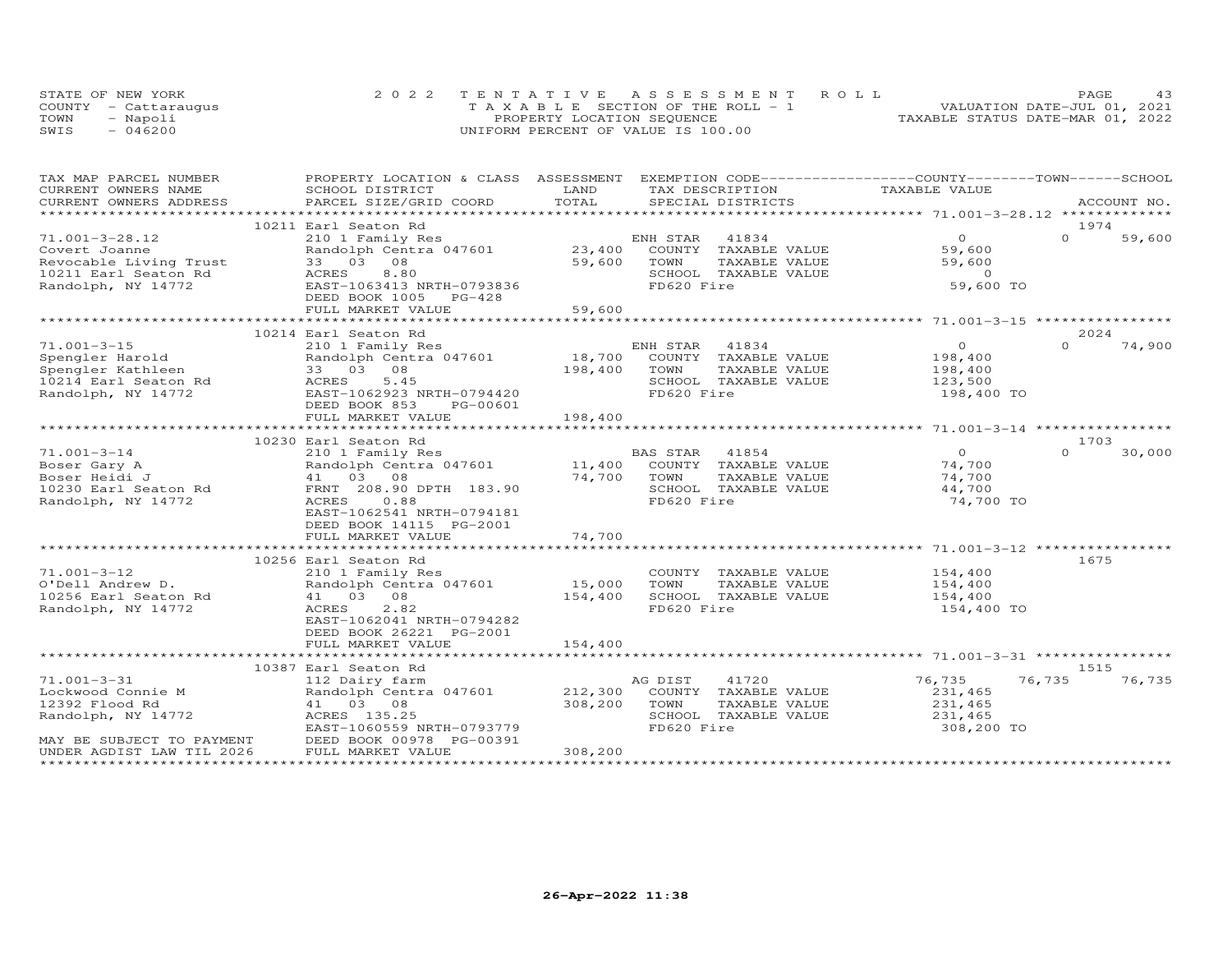STATE OF NEW YORK
COUNTY - Cattaraugus
TOWN - Napoli
SWIS - 046200

2022 TENTATIVE ASSESSMENT ROLL
TAXABLE SECTION OF THE ROLL - 1
PROPERTY LOCATION SEQUENCE
UNIFORM PERCENT OF VALUE IS 100.00

VALUATION DATE-JUL 01, 2021
TAXABLE STATUS DATE-MAR 01, 2022

| TAX MAP PARCEL NUMBER / CURRENT OWNERS NAME / CURRENT OWNERS ADDRESS | PROPERTY LOCATION & CLASS / SCHOOL DISTRICT / PARCEL SIZE/GRID COORD | ASSESSMENT LAND | TOTAL | EXEMPTION CODE / TAX DESCRIPTION / SPECIAL DISTRICTS | COUNTY TAXABLE VALUE | TOWN | SCHOOL / ACCOUNT NO. |
|---|---|---|---|---|---|---|---|
| 71.001-3-28.12 | 10211 Earl Seaton Rd | | | | | | 1974 |
| 71.001-3-28.12 | 210 1 Family Res | | | ENH STAR 41834 | 0 | 0 | 59,600 |
| Covert Joanne | Randolph Centra 047601 | 23,400 | | COUNTY TAXABLE VALUE | 59,600 | | |
| Revocable Living Trust | 33 03 08 | | 59,600 | TOWN TAXABLE VALUE | 59,600 | | |
| 10211 Earl Seaton Rd | ACRES 8.80 | | | SCHOOL TAXABLE VALUE | 0 | | |
| Randolph, NY 14772 | EAST-1063413 NRTH-0793836 | | | FD620 Fire | 59,600 TO | | |
| | DEED BOOK 1005 PG-428 | | | | | | |
| | FULL MARKET VALUE | | 59,600 | | | | |
| 71.001-3-15 | 10214 Earl Seaton Rd | | | | | | 2024 |
| 71.001-3-15 | 210 1 Family Res | | | ENH STAR 41834 | 0 | 0 | 74,900 |
| Spengler Harold | Randolph Centra 047601 | 18,700 | | COUNTY TAXABLE VALUE | 198,400 | | |
| Spengler Kathleen | 33 03 08 | | 198,400 | TOWN TAXABLE VALUE | 198,400 | | |
| 10214 Earl Seaton Rd | ACRES 5.45 | | | SCHOOL TAXABLE VALUE | 123,500 | | |
| Randolph, NY 14772 | EAST-1062923 NRTH-0794420 | | | FD620 Fire | 198,400 TO | | |
| | DEED BOOK 853 PG-00601 | | | | | | |
| | FULL MARKET VALUE | | 198,400 | | | | |
| 71.001-3-14 | 10230 Earl Seaton Rd | | | | | | 1703 |
| 71.001-3-14 | 210 1 Family Res | | | BAS STAR 41854 | 0 | 0 | 30,000 |
| Boser Gary A | Randolph Centra 047601 | 11,400 | | COUNTY TAXABLE VALUE | 74,700 | | |
| Boser Heidi J | 41 03 08 | | 74,700 | TOWN TAXABLE VALUE | 74,700 | | |
| 10230 Earl Seaton Rd | FRNT 208.90 DPTH 183.90 | | | SCHOOL TAXABLE VALUE | 44,700 | | |
| Randolph, NY 14772 | ACRES 0.88 | | | FD620 Fire | 74,700 TO | | |
| | EAST-1062541 NRTH-0794181 | | | | | | |
| | DEED BOOK 14115 PG-2001 | | | | | | |
| | FULL MARKET VALUE | | 74,700 | | | | |
| 71.001-3-12 | 10256 Earl Seaton Rd | | | | | | 1675 |
| 71.001-3-12 | 210 1 Family Res | | | COUNTY TAXABLE VALUE | 154,400 | | |
| O'Dell Andrew D. | Randolph Centra 047601 | 15,000 | | TOWN TAXABLE VALUE | 154,400 | | |
| 10256 Earl Seaton Rd | 41 03 08 | | 154,400 | SCHOOL TAXABLE VALUE | 154,400 | | |
| Randolph, NY 14772 | ACRES 2.82 | | | FD620 Fire | 154,400 TO | | |
| | EAST-1062041 NRTH-0794282 | | | | | | |
| | DEED BOOK 26221 PG-2001 | | | | | | |
| | FULL MARKET VALUE | | 154,400 | | | | |
| 71.001-3-31 | 10387 Earl Seaton Rd | | | | | | 1515 |
| 71.001-3-31 | 112 Dairy farm | | | AG DIST 41720 | 76,735 | 76,735 | 76,735 |
| Lockwood Connie M | Randolph Centra 047601 | 212,300 | | COUNTY TAXABLE VALUE | 231,465 | | |
| 12392 Flood Rd | 41 03 08 | | 308,200 | TOWN TAXABLE VALUE | 231,465 | | |
| Randolph, NY 14772 | ACRES 135.25 | | | SCHOOL TAXABLE VALUE | 231,465 | | |
| | EAST-1060559 NRTH-0793779 | | | FD620 Fire | 308,200 TO | | |
| MAY BE SUBJECT TO PAYMENT | DEED BOOK 00978 PG-00391 | | | | | | |
| UNDER AGDIST LAW TIL 2026 | FULL MARKET VALUE | | 308,200 | | | | |

26-Apr-2022 11:38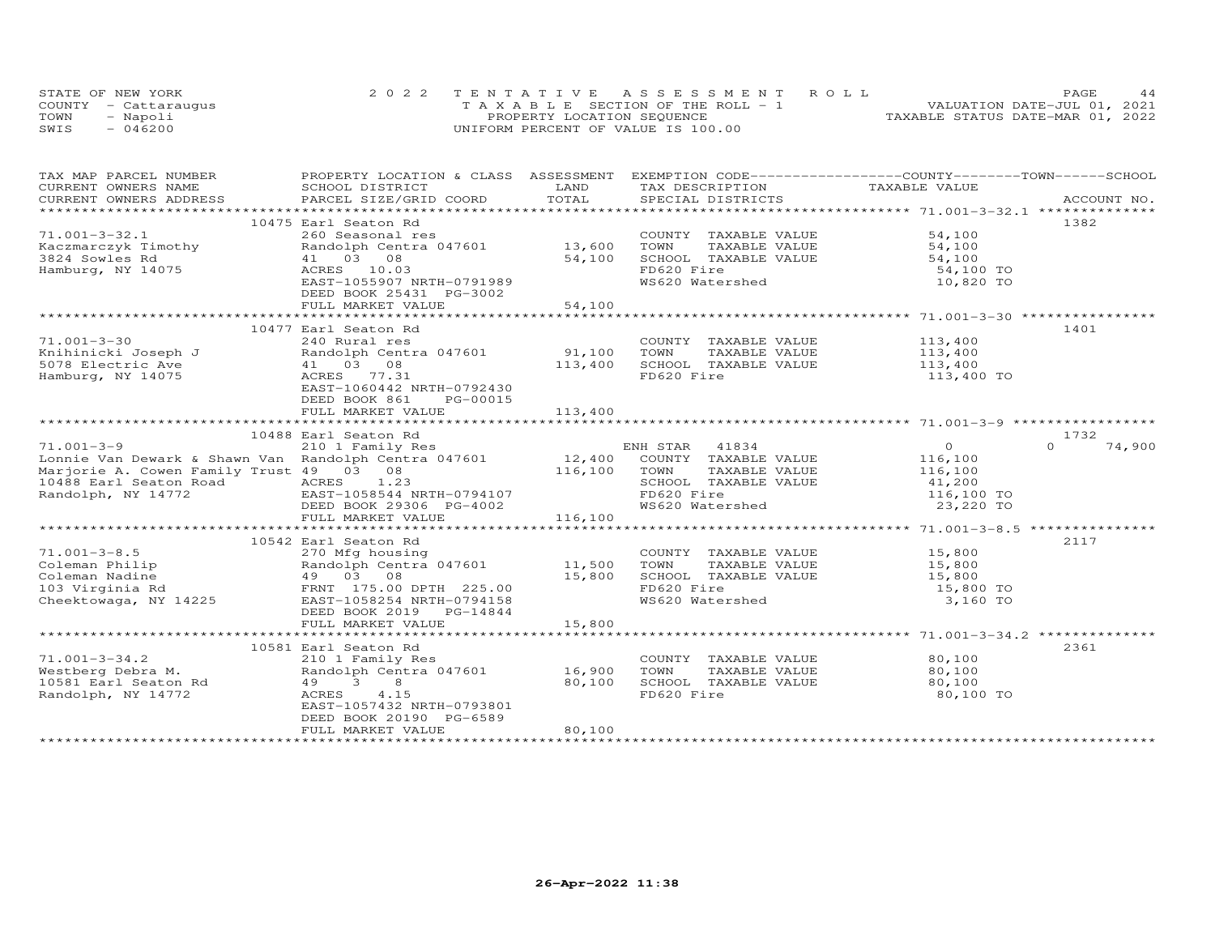STATE OF NEW YORK
COUNTY - Cattaraugus
TOWN - Napoli
SWIS - 046200

2022 TENTATIVE ASSESSMENT ROLL
TAXABLE SECTION OF THE ROLL - 1
PROPERTY LOCATION SEQUENCE
UNIFORM PERCENT OF VALUE IS 100.00

VALUATION DATE-JUL 01, 2021
TAXABLE STATUS DATE-MAR 01, 2022

| TAX MAP PARCEL NUMBER / CURRENT OWNERS NAME / CURRENT OWNERS ADDRESS | PROPERTY LOCATION & CLASS / SCHOOL DISTRICT / PARCEL SIZE/GRID COORD | ASSESSMENT LAND / TOTAL | EXEMPTION CODE / TAX DESCRIPTION / SPECIAL DISTRICTS | COUNTY / TOWN / SCHOOL TAXABLE VALUE | ACCOUNT NO. |
|---|---|---|---|---|---|
| 71.001-3-32.1 | 10475 Earl Seaton Rd | | | | 1382 |
| Kaczmarczyk Timothy | 260 Seasonal res | | COUNTY TAXABLE VALUE | 54,100 | |
| 3824 Sowles Rd | Randolph Centra 047601 | 13,600 | TOWN TAXABLE VALUE | 54,100 | |
| Hamburg, NY 14075 | 41 03 08 | 54,100 | SCHOOL TAXABLE VALUE | 54,100 | |
| | ACRES 10.03 | | FD620 Fire | 54,100 TO | |
| | EAST-1055907 NRTH-0791989 | | WS620 Watershed | 10,820 TO | |
| | DEED BOOK 25431 PG-3002 | | | | |
| | FULL MARKET VALUE | 54,100 | | | |
| 71.001-3-30 | 10477 Earl Seaton Rd | | | | 1401 |
| Knihinicki Joseph J | 240 Rural res | | COUNTY TAXABLE VALUE | 113,400 | |
| 5078 Electric Ave | Randolph Centra 047601 | 91,100 | TOWN TAXABLE VALUE | 113,400 | |
| Hamburg, NY 14075 | 41 03 08 | 113,400 | SCHOOL TAXABLE VALUE | 113,400 | |
| | ACRES 77.31 | | FD620 Fire | 113,400 TO | |
| | EAST-1060442 NRTH-0792430 | | | | |
| | DEED BOOK 861 PG-00015 | | | | |
| | FULL MARKET VALUE | 113,400 | | | |
| 71.001-3-9 | 10488 Earl Seaton Rd | | | | 1732 |
| Lonnie Van Dewark & Shawn Van | 210 1 Family Res | | ENH STAR 41834 | 0 / 0 / 74,900 | |
| Marjorie A. Cowen Family Trust | Randolph Centra 047601 | 12,400 | COUNTY TAXABLE VALUE | 116,100 | |
| 10488 Earl Seaton Road | 49 03 08 | 116,100 | TOWN TAXABLE VALUE | 116,100 | |
| Randolph, NY 14772 | ACRES 1.23 | | SCHOOL TAXABLE VALUE | 41,200 | |
| | EAST-1058544 NRTH-0794107 | | FD620 Fire | 116,100 TO | |
| | DEED BOOK 29306 PG-4002 | | WS620 Watershed | 23,220 TO | |
| | FULL MARKET VALUE | 116,100 | | | |
| 71.001-3-8.5 | 10542 Earl Seaton Rd | | | | 2117 |
| Coleman Philip | 270 Mfg housing | | COUNTY TAXABLE VALUE | 15,800 | |
| Coleman Nadine | Randolph Centra 047601 | 11,500 | TOWN TAXABLE VALUE | 15,800 | |
| 103 Virginia Rd | 49 03 08 | 15,800 | SCHOOL TAXABLE VALUE | 15,800 | |
| Cheektowaga, NY 14225 | FRNT 175.00 DPTH 225.00 | | FD620 Fire | 15,800 TO | |
| | EAST-1058254 NRTH-0794158 | | WS620 Watershed | 3,160 TO | |
| | DEED BOOK 2019 PG-14844 | | | | |
| | FULL MARKET VALUE | 15,800 | | | |
| 71.001-3-34.2 | 10581 Earl Seaton Rd | | | | 2361 |
| Westberg Debra M. | 210 1 Family Res | | COUNTY TAXABLE VALUE | 80,100 | |
| 10581 Earl Seaton Rd | Randolph Centra 047601 | 16,900 | TOWN TAXABLE VALUE | 80,100 | |
| Randolph, NY 14772 | 49 3 8 | 80,100 | SCHOOL TAXABLE VALUE | 80,100 | |
| | ACRES 4.15 | | FD620 Fire | 80,100 TO | |
| | EAST-1057432 NRTH-0793801 | | | | |
| | DEED BOOK 20190 PG-6589 | | | | |
| | FULL MARKET VALUE | 80,100 | | | |

26-Apr-2022 11:38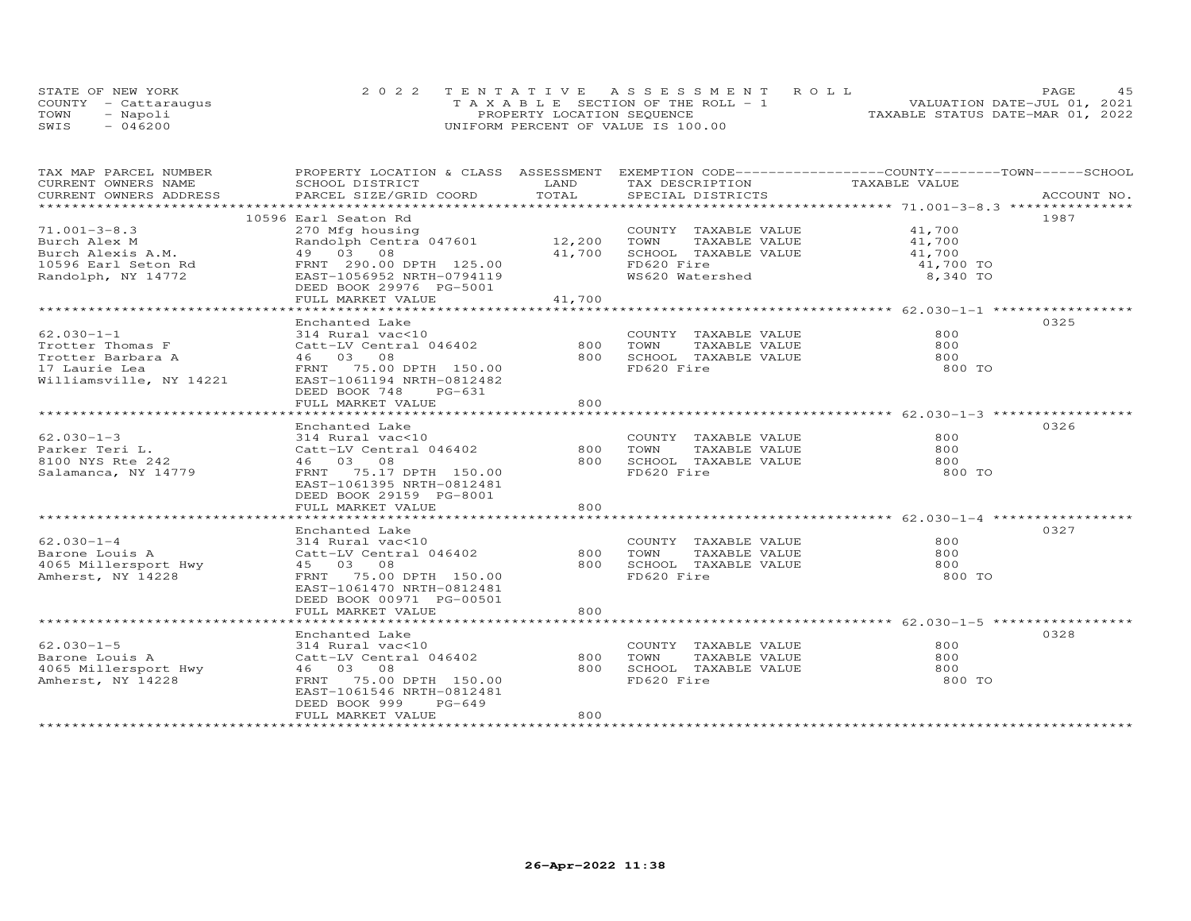STATE OF NEW YORK
COUNTY - Cattaraugus
TOWN - Napoli
SWIS - 046200

2022 TENTATIVE ASSESSMENT ROLL
TAXABLE SECTION OF THE ROLL - 1
PROPERTY LOCATION SEQUENCE
UNIFORM PERCENT OF VALUE IS 100.00

VALUATION DATE-JUL 01, 2021
TAXABLE STATUS DATE-MAR 01, 2022

| TAX MAP PARCEL NUMBER / CURRENT OWNERS NAME / CURRENT OWNERS ADDRESS | PROPERTY LOCATION & CLASS / SCHOOL DISTRICT / PARCEL SIZE/GRID COORD | ASSESSMENT LAND | TOTAL | EXEMPTION CODE / TAX DESCRIPTION / SPECIAL DISTRICTS | COUNTY--------TOWN------SCHOOL TAXABLE VALUE | ACCOUNT NO. |
|---|---|---|---|---|---|---|
| **71.001-3-8.3** | 10596 Earl Seaton Rd | | | | | 1987 |
| 71.001-3-8.3 | 270 Mfg housing | | | COUNTY TAXABLE VALUE | 41,700 | |
| Burch Alex M | Randolph Centra 047601 | 12,200 | | TOWN TAXABLE VALUE | 41,700 | |
| Burch Alexis A.M. | 49 03 08 | | 41,700 | SCHOOL TAXABLE VALUE | 41,700 | |
| 10596 Earl Seton Rd | FRNT 290.00 DPTH 125.00 | | | FD620 Fire | 41,700 TO | |
| Randolph, NY 14772 | EAST-1056952 NRTH-0794119 | | | WS620 Watershed | 8,340 TO | |
| | DEED BOOK 29976 PG-5001 | | | | | |
| | FULL MARKET VALUE | | 41,700 | | | |
| **62.030-1-1** | Enchanted Lake | | | | | 0325 |
| 62.030-1-1 | 314 Rural vac<10 | | | COUNTY TAXABLE VALUE | 800 | |
| Trotter Thomas F | Catt-LV Central 046402 | 800 | | TOWN TAXABLE VALUE | 800 | |
| Trotter Barbara A | 46 03 08 | | 800 | SCHOOL TAXABLE VALUE | 800 | |
| 17 Laurie Lea | FRNT 75.00 DPTH 150.00 | | | FD620 Fire | 800 TO | |
| Williamsville, NY 14221 | EAST-1061194 NRTH-0812482 | | | | | |
| | DEED BOOK 748 PG-631 | | | | | |
| | FULL MARKET VALUE | | 800 | | | |
| **62.030-1-3** | Enchanted Lake | | | | | 0326 |
| 62.030-1-3 | 314 Rural vac<10 | | | COUNTY TAXABLE VALUE | 800 | |
| Parker Teri L. | Catt-LV Central 046402 | 800 | | TOWN TAXABLE VALUE | 800 | |
| 8100 NYS Rte 242 | 46 03 08 | | 800 | SCHOOL TAXABLE VALUE | 800 | |
| Salamanca, NY 14779 | FRNT 75.17 DPTH 150.00 | | | FD620 Fire | 800 TO | |
| | EAST-1061395 NRTH-0812481 | | | | | |
| | DEED BOOK 29159 PG-8001 | | | | | |
| | FULL MARKET VALUE | | 800 | | | |
| **62.030-1-4** | Enchanted Lake | | | | | 0327 |
| 62.030-1-4 | 314 Rural vac<10 | | | COUNTY TAXABLE VALUE | 800 | |
| Barone Louis A | Catt-LV Central 046402 | 800 | | TOWN TAXABLE VALUE | 800 | |
| 4065 Millersport Hwy | 45 03 08 | | 800 | SCHOOL TAXABLE VALUE | 800 | |
| Amherst, NY 14228 | FRNT 75.00 DPTH 150.00 | | | FD620 Fire | 800 TO | |
| | EAST-1061470 NRTH-0812481 | | | | | |
| | DEED BOOK 00971 PG-00501 | | | | | |
| | FULL MARKET VALUE | | 800 | | | |
| **62.030-1-5** | Enchanted Lake | | | | | 0328 |
| 62.030-1-5 | 314 Rural vac<10 | | | COUNTY TAXABLE VALUE | 800 | |
| Barone Louis A | Catt-LV Central 046402 | 800 | | TOWN TAXABLE VALUE | 800 | |
| 4065 Millersport Hwy | 46 03 08 | | 800 | SCHOOL TAXABLE VALUE | 800 | |
| Amherst, NY 14228 | FRNT 75.00 DPTH 150.00 | | | FD620 Fire | 800 TO | |
| | EAST-1061546 NRTH-0812481 | | | | | |
| | DEED BOOK 999 PG-649 | | | | | |
| | FULL MARKET VALUE | | 800 | | | |

26-Apr-2022 11:38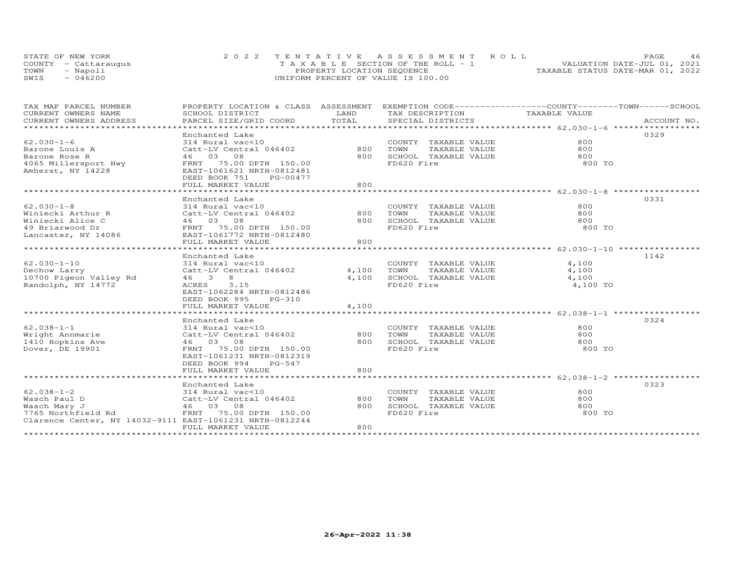STATE OF NEW YORK | COUNTY - Cattaraugus | TOWN - Napoli | SWIS - 046200

2022 TENTATIVE ASSESSMENT ROLL
TAXABLE SECTION OF THE ROLL - 1
PROPERTY LOCATION SEQUENCE
UNIFORM PERCENT OF VALUE IS 100.00

VALUATION DATE-JUL 01, 2021
TAXABLE STATUS DATE-MAR 01, 2022

| TAX MAP PARCEL NUMBER / CURRENT OWNERS NAME / CURRENT OWNERS ADDRESS | PROPERTY LOCATION & CLASS / SCHOOL DISTRICT / PARCEL SIZE/GRID COORD | ASSESSMENT LAND / TOTAL | EXEMPTION CODE / TAX DESCRIPTION / SPECIAL DISTRICTS | TAXABLE VALUE (COUNTY / TOWN / SCHOOL) | ACCOUNT NO. |
|---|---|---|---|---|---|
| **62.030-1-6** | Enchanted Lake | | | | 0329 |
| 62.030-1-6 | 314 Rural vac<10 | | COUNTY TAXABLE VALUE | 800 | |
| Barone Louis A | Catt-LV Central 046402 | 800 | TOWN TAXABLE VALUE | 800 | |
| Barone Rose R | 46 03 08 | 800 | SCHOOL TAXABLE VALUE | 800 | |
| 4065 Millersport Hwy | FRNT 75.00 DPTH 150.00 | | FD620 Fire | 800 TO | |
| Amherst, NY 14228 | EAST-1061621 NRTH-0812481 | | | | |
| | DEED BOOK 751 PG-00477 | | | | |
| | FULL MARKET VALUE | 800 | | | |
| **62.030-1-8** | Enchanted Lake | | | | 0331 |
| 62.030-1-8 | 314 Rural vac<10 | | COUNTY TAXABLE VALUE | 800 | |
| Winiecki Arthur R | Catt-LV Central 046402 | 800 | TOWN TAXABLE VALUE | 800 | |
| Winiecki Alice C | 46 03 08 | 800 | SCHOOL TAXABLE VALUE | 800 | |
| 49 Briarwood Dr | FRNT 75.00 DPTH 150.00 | | FD620 Fire | 800 TO | |
| Lancaster, NY 14086 | EAST-1061772 NRTH-0812480 | | | | |
| | FULL MARKET VALUE | 800 | | | |
| **62.030-1-10** | Enchanted Lake | | | | 1142 |
| 62.030-1-10 | 314 Rural vac<10 | | COUNTY TAXABLE VALUE | 4,100 | |
| Dechow Larry | Catt-LV Central 046402 | 4,100 | TOWN TAXABLE VALUE | 4,100 | |
| 10700 Pigeon Valley Rd | 46 3 8 | 4,100 | SCHOOL TAXABLE VALUE | 4,100 | |
| Randolph, NY 14772 | ACRES 3.15 | | FD620 Fire | 4,100 TO | |
| | EAST-1062284 NRTH-0812486 | | | | |
| | DEED BOOK 995 PG-310 | | | | |
| | FULL MARKET VALUE | 4,100 | | | |
| **62.038-1-1** | Enchanted Lake | | | | 0324 |
| 62.038-1-1 | 314 Rural vac<10 | | COUNTY TAXABLE VALUE | 800 | |
| Wright Annmarie | Catt-LV Central 046402 | 800 | TOWN TAXABLE VALUE | 800 | |
| 1410 Hopkins Ave | 46 03 08 | 800 | SCHOOL TAXABLE VALUE | 800 | |
| Dover, DE 19901 | FRNT 75.00 DPTH 150.00 | | FD620 Fire | 800 TO | |
| | EAST-1061231 NRTH-0812319 | | | | |
| | DEED BOOK 994 PG-547 | | | | |
| | FULL MARKET VALUE | 800 | | | |
| **62.038-1-2** | Enchanted Lake | | | | 0323 |
| 62.038-1-2 | 314 Rural vac<10 | | COUNTY TAXABLE VALUE | 800 | |
| Wasch Paul D | Catt-LV Central 046402 | 800 | TOWN TAXABLE VALUE | 800 | |
| Wasch Mary J | 46 03 08 | 800 | SCHOOL TAXABLE VALUE | 800 | |
| 7765 Northfield Rd | FRNT 75.00 DPTH 150.00 | | FD620 Fire | 800 TO | |
| Clarence Center, NY 14032-9111 | EAST-1061231 NRTH-0812244 | | | | |
| | FULL MARKET VALUE | 800 | | | |

26-Apr-2022 11:38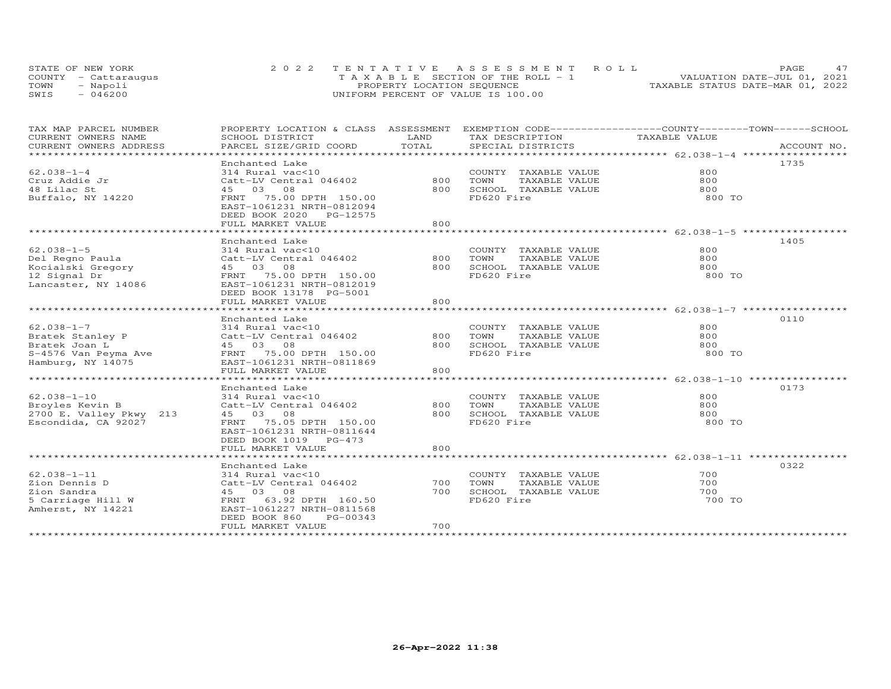STATE OF NEW YORK
COUNTY - Cattaraugus
TOWN - Napoli
SWIS - 046200

2022 TENTATIVE ASSESSMENT ROLL
TAXABLE SECTION OF THE ROLL - 1
PROPERTY LOCATION SEQUENCE
UNIFORM PERCENT OF VALUE IS 100.00

VALUATION DATE-JUL 01, 2021
TAXABLE STATUS DATE-MAR 01, 2022

| TAX MAP PARCEL NUMBER<br>CURRENT OWNERS NAME<br>CURRENT OWNERS ADDRESS | PROPERTY LOCATION & CLASS<br>SCHOOL DISTRICT<br>PARCEL SIZE/GRID COORD | ASSESSMENT<br>LAND<br>TOTAL | EXEMPTION CODE<br>TAX DESCRIPTION<br>SPECIAL DISTRICTS | COUNTY--------TOWN------SCHOOL<br>TAXABLE VALUE | ACCOUNT NO. |
|---|---|---|---|---|---|
| 62.038-1-4<br>Cruz Addie Jr<br>48 Lilac St<br>Buffalo, NY 14220 | Enchanted Lake<br>314 Rural vac<10<br>Catt-LV Central 046402<br>45 03 08<br>FRNT 75.00 DPTH 150.00<br>EAST-1061231 NRTH-0812094<br>DEED BOOK 2020 PG-12575<br>FULL MARKET VALUE | <br><br>800<br>800<br><br><br><br>800 | <br><br>COUNTY TAXABLE VALUE<br>TOWN TAXABLE VALUE<br>SCHOOL TAXABLE VALUE<br>FD620 Fire | <br><br>800<br>800<br>800<br>800 TO | 1735 |
| 62.038-1-5<br>Del Regno Paula<br>Kocialski Gregory<br>12 Signal Dr<br>Lancaster, NY 14086 | Enchanted Lake<br>314 Rural vac<10<br>Catt-LV Central 046402<br>45 03 08<br>FRNT 75.00 DPTH 150.00<br>EAST-1061231 NRTH-0812019<br>DEED BOOK 13178 PG-5001<br>FULL MARKET VALUE | <br><br>800<br>800<br><br><br><br>800 | <br><br>COUNTY TAXABLE VALUE<br>TOWN TAXABLE VALUE<br>SCHOOL TAXABLE VALUE<br>FD620 Fire | <br><br>800<br>800<br>800<br>800 TO | 1405 |
| 62.038-1-7<br>Bratek Stanley P<br>Bratek Joan L<br>S-4576 Van Peyma Ave<br>Hamburg, NY 14075 | Enchanted Lake<br>314 Rural vac<10<br>Catt-LV Central 046402<br>45 03 08<br>FRNT 75.00 DPTH 150.00<br>EAST-1061231 NRTH-0811869<br>FULL MARKET VALUE | <br><br>800<br>800<br><br><br>800 | <br><br>COUNTY TAXABLE VALUE<br>TOWN TAXABLE VALUE<br>SCHOOL TAXABLE VALUE<br>FD620 Fire | <br><br>800<br>800<br>800<br>800 TO | 0110 |
| 62.038-1-10<br>Broyles Kevin B<br>2700 E. Valley Pkwy 213<br>Escondida, CA 92027 | Enchanted Lake<br>314 Rural vac<10<br>Catt-LV Central 046402<br>45 03 08<br>FRNT 75.05 DPTH 150.00<br>EAST-1061231 NRTH-0811644<br>DEED BOOK 1019 PG-473<br>FULL MARKET VALUE | <br><br>800<br>800<br><br><br><br>800 | <br><br>COUNTY TAXABLE VALUE<br>TOWN TAXABLE VALUE<br>SCHOOL TAXABLE VALUE<br>FD620 Fire | <br><br>800<br>800<br>800<br>800 TO | 0173 |
| 62.038-1-11<br>Zion Dennis D<br>Zion Sandra<br>5 Carriage Hill W<br>Amherst, NY 14221 | Enchanted Lake<br>314 Rural vac<10<br>Catt-LV Central 046402<br>45 03 08<br>FRNT 63.92 DPTH 160.50<br>EAST-1061227 NRTH-0811568<br>DEED BOOK 860 PG-00343<br>FULL MARKET VALUE | <br><br>700<br>700<br><br><br><br>700 | <br><br>COUNTY TAXABLE VALUE<br>TOWN TAXABLE VALUE<br>SCHOOL TAXABLE VALUE<br>FD620 Fire | <br><br>700<br>700<br>700<br>700 TO | 0322 |

26-Apr-2022 11:38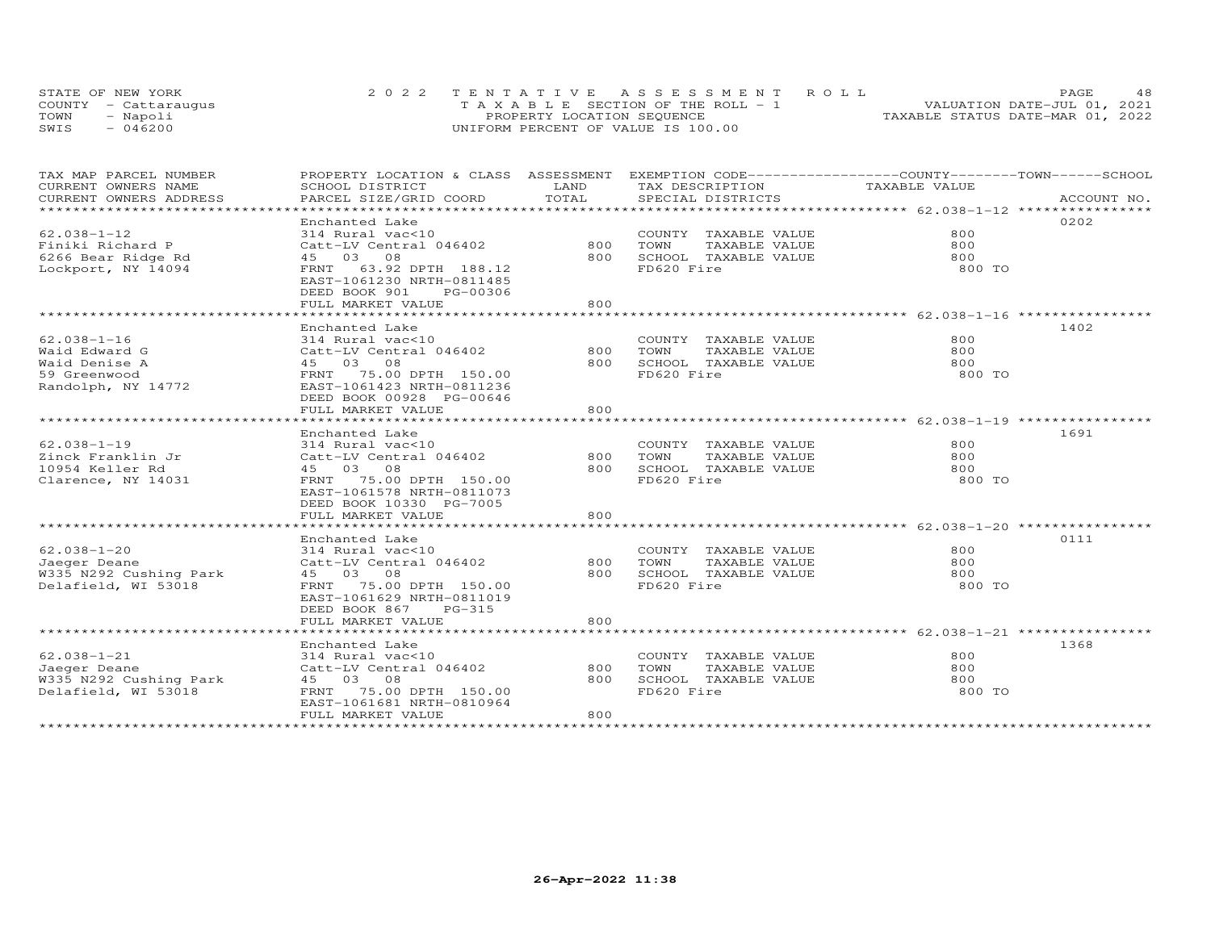STATE OF NEW YORK
COUNTY - Cattaraugus
TOWN - Napoli
SWIS - 046200

2022 TENTATIVE ASSESSMENT ROLL
TAXABLE SECTION OF THE ROLL - 1
PROPERTY LOCATION SEQUENCE
UNIFORM PERCENT OF VALUE IS 100.00

VALUATION DATE-JUL 01, 2021
TAXABLE STATUS DATE-MAR 01, 2022

| TAX MAP PARCEL NUMBER / CURRENT OWNERS NAME / CURRENT OWNERS ADDRESS | PROPERTY LOCATION & CLASS / SCHOOL DISTRICT / PARCEL SIZE/GRID COORD | ASSESSMENT LAND / TOTAL | EXEMPTION CODE / TAX DESCRIPTION / SPECIAL DISTRICTS | COUNTY / TOWN / SCHOOL TAXABLE VALUE | ACCOUNT NO. |
|---|---|---|---|---|---|
| 62.038-1-12 | Enchanted Lake | | | | 0202 |
| | 314 Rural vac<10 | | COUNTY TAXABLE VALUE | 800 | |
| Finiki Richard P | Catt-LV Central 046402 | 800 | TOWN TAXABLE VALUE | 800 | |
| 6266 Bear Ridge Rd | 45 03 08 | 800 | SCHOOL TAXABLE VALUE | 800 | |
| Lockport, NY 14094 | FRNT 63.92 DPTH 188.12 | | FD620 Fire | 800 TO | |
| | EAST-1061230 NRTH-0811485 | | | | |
| | DEED BOOK 901 PG-00306 | | | | |
| | FULL MARKET VALUE | 800 | | | |
| 62.038-1-16 | Enchanted Lake | | | | 1402 |
| | 314 Rural vac<10 | | COUNTY TAXABLE VALUE | 800 | |
| Waid Edward G | Catt-LV Central 046402 | 800 | TOWN TAXABLE VALUE | 800 | |
| Waid Denise A | 45 03 08 | 800 | SCHOOL TAXABLE VALUE | 800 | |
| 59 Greenwood | FRNT 75.00 DPTH 150.00 | | FD620 Fire | 800 TO | |
| Randolph, NY 14772 | EAST-1061423 NRTH-0811236 | | | | |
| | DEED BOOK 00928 PG-00646 | | | | |
| | FULL MARKET VALUE | 800 | | | |
| 62.038-1-19 | Enchanted Lake | | | | 1691 |
| | 314 Rural vac<10 | | COUNTY TAXABLE VALUE | 800 | |
| Zinck Franklin Jr | Catt-LV Central 046402 | 800 | TOWN TAXABLE VALUE | 800 | |
| 10954 Keller Rd | 45 03 08 | 800 | SCHOOL TAXABLE VALUE | 800 | |
| Clarence, NY 14031 | FRNT 75.00 DPTH 150.00 | | FD620 Fire | 800 TO | |
| | EAST-1061578 NRTH-0811073 | | | | |
| | DEED BOOK 10330 PG-7005 | | | | |
| | FULL MARKET VALUE | 800 | | | |
| 62.038-1-20 | Enchanted Lake | | | | 0111 |
| | 314 Rural vac<10 | | COUNTY TAXABLE VALUE | 800 | |
| Jaeger Deane | Catt-LV Central 046402 | 800 | TOWN TAXABLE VALUE | 800 | |
| W335 N292 Cushing Park | 45 03 08 | 800 | SCHOOL TAXABLE VALUE | 800 | |
| Delafield, WI 53018 | FRNT 75.00 DPTH 150.00 | | FD620 Fire | 800 TO | |
| | EAST-1061629 NRTH-0811019 | | | | |
| | DEED BOOK 867 PG-315 | | | | |
| | FULL MARKET VALUE | 800 | | | |
| 62.038-1-21 | Enchanted Lake | | | | 1368 |
| | 314 Rural vac<10 | | COUNTY TAXABLE VALUE | 800 | |
| Jaeger Deane | Catt-LV Central 046402 | 800 | TOWN TAXABLE VALUE | 800 | |
| W335 N292 Cushing Park | 45 03 08 | 800 | SCHOOL TAXABLE VALUE | 800 | |
| Delafield, WI 53018 | FRNT 75.00 DPTH 150.00 | | FD620 Fire | 800 TO | |
| | EAST-1061681 NRTH-0810964 | | | | |
| | FULL MARKET VALUE | 800 | | | |

26-Apr-2022 11:38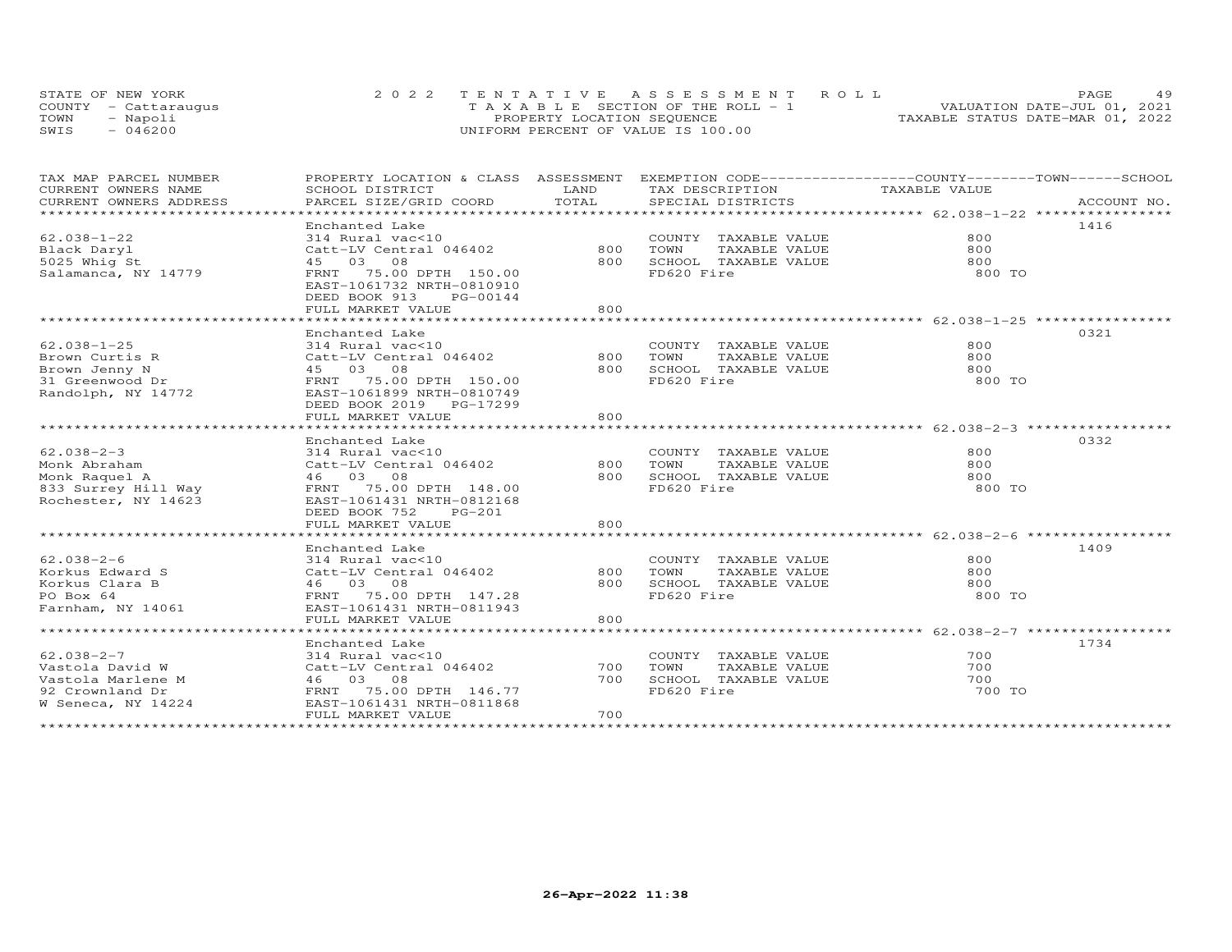STATE OF NEW YORK — 2022 TENTATIVE ASSESSMENT ROLL
COUNTY - Cattaraugus — TAXABLE SECTION OF THE ROLL - 1 — VALUATION DATE-JUL 01, 2021
TOWN - Napoli — PROPERTY LOCATION SEQUENCE — TAXABLE STATUS DATE-MAR 01, 2022
SWIS - 046200 — UNIFORM PERCENT OF VALUE IS 100.00

| TAX MAP PARCEL NUMBER / CURRENT OWNERS NAME / CURRENT OWNERS ADDRESS | PROPERTY LOCATION & CLASS / SCHOOL DISTRICT / PARCEL SIZE/GRID COORD | ASSESSMENT LAND | TOTAL | EXEMPTION CODE / TAX DESCRIPTION / SPECIAL DISTRICTS | COUNTY--------TOWN------SCHOOL TAXABLE VALUE | ACCOUNT NO. |
|---|---|---|---|---|---|---|
| 62.038-1-22 | Enchanted Lake | | | | | 1416 |
| | 314 Rural vac<10 | | | COUNTY TAXABLE VALUE | 800 | |
| Black Daryl | Catt-LV Central 046402 | 800 | | TOWN TAXABLE VALUE | 800 | |
| 5025 Whig St | 45 03 08 | | 800 | SCHOOL TAXABLE VALUE | 800 | |
| Salamanca, NY 14779 | FRNT 75.00 DPTH 150.00 | | | FD620 Fire | 800 TO | |
| | EAST-1061732 NRTH-0810910 | | | | | |
| | DEED BOOK 913 PG-00144 | | | | | |
| | FULL MARKET VALUE | | 800 | | | |
| 62.038-1-25 | Enchanted Lake | | | | | 0321 |
| | 314 Rural vac<10 | | | COUNTY TAXABLE VALUE | 800 | |
| Brown Curtis R | Catt-LV Central 046402 | 800 | | TOWN TAXABLE VALUE | 800 | |
| Brown Jenny N | 45 03 08 | | 800 | SCHOOL TAXABLE VALUE | 800 | |
| 31 Greenwood Dr | FRNT 75.00 DPTH 150.00 | | | FD620 Fire | 800 TO | |
| Randolph, NY 14772 | EAST-1061899 NRTH-0810749 | | | | | |
| | DEED BOOK 2019 PG-17299 | | | | | |
| | FULL MARKET VALUE | | 800 | | | |
| 62.038-2-3 | Enchanted Lake | | | | | 0332 |
| | 314 Rural vac<10 | | | COUNTY TAXABLE VALUE | 800 | |
| Monk Abraham | Catt-LV Central 046402 | 800 | | TOWN TAXABLE VALUE | 800 | |
| Monk Raquel A | 46 03 08 | | 800 | SCHOOL TAXABLE VALUE | 800 | |
| 833 Surrey Hill Way | FRNT 75.00 DPTH 148.00 | | | FD620 Fire | 800 TO | |
| Rochester, NY 14623 | EAST-1061431 NRTH-0812168 | | | | | |
| | DEED BOOK 752 PG-201 | | | | | |
| | FULL MARKET VALUE | | 800 | | | |
| 62.038-2-6 | Enchanted Lake | | | | | 1409 |
| | 314 Rural vac<10 | | | COUNTY TAXABLE VALUE | 800 | |
| Korkus Edward S | Catt-LV Central 046402 | 800 | | TOWN TAXABLE VALUE | 800 | |
| Korkus Clara B | 46 03 08 | | 800 | SCHOOL TAXABLE VALUE | 800 | |
| PO Box 64 | FRNT 75.00 DPTH 147.28 | | | FD620 Fire | 800 TO | |
| Farnham, NY 14061 | EAST-1061431 NRTH-0811943 | | | | | |
| | FULL MARKET VALUE | | 800 | | | |
| 62.038-2-7 | Enchanted Lake | | | | | 1734 |
| | 314 Rural vac<10 | | | COUNTY TAXABLE VALUE | 700 | |
| Vastola David W | Catt-LV Central 046402 | 700 | | TOWN TAXABLE VALUE | 700 | |
| Vastola Marlene M | 46 03 08 | | 700 | SCHOOL TAXABLE VALUE | 700 | |
| 92 Crownland Dr | FRNT 75.00 DPTH 146.77 | | | FD620 Fire | 700 TO | |
| W Seneca, NY 14224 | EAST-1061431 NRTH-0811868 | | | | | |
| | FULL MARKET VALUE | | 700 | | | |

26-Apr-2022 11:38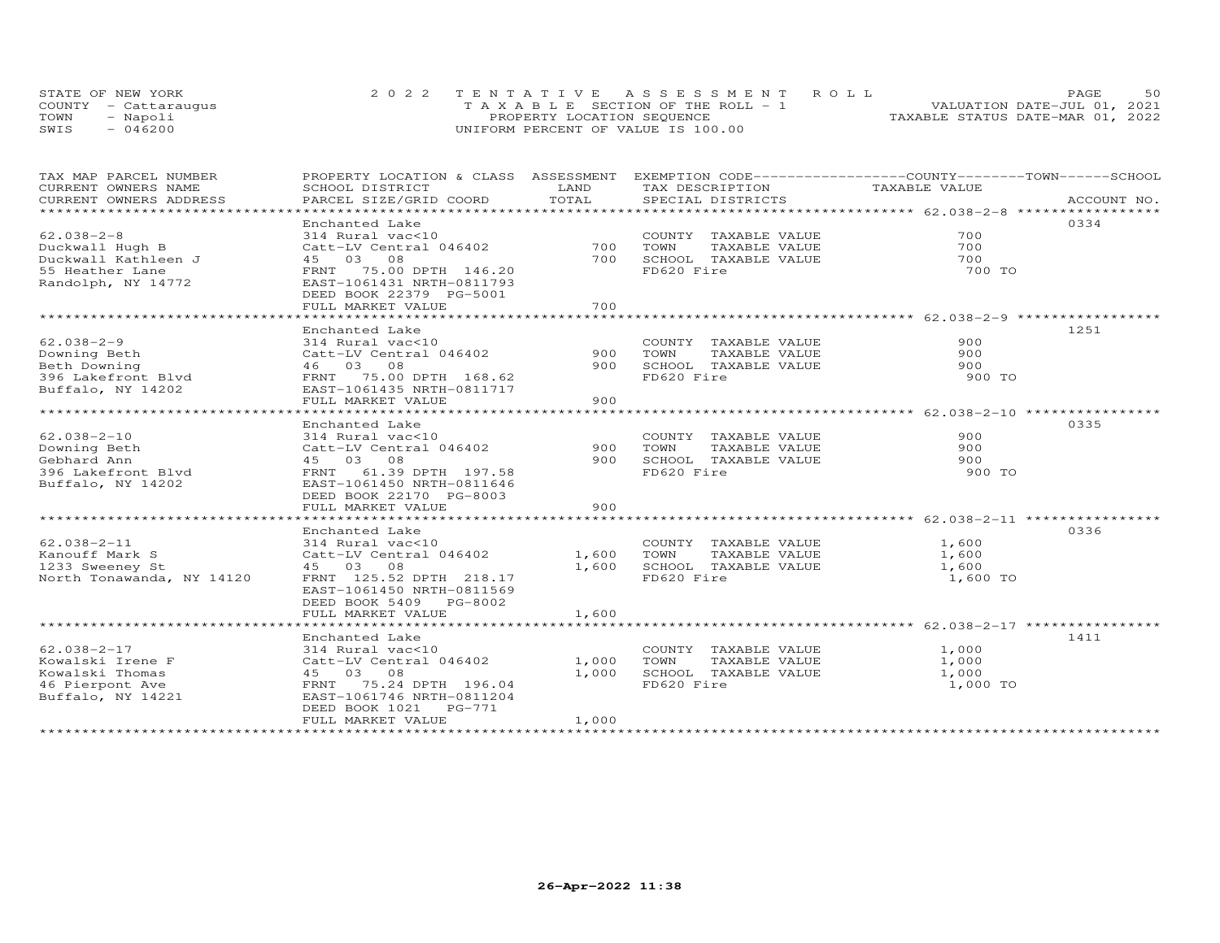STATE OF NEW YORK
COUNTY - Cattaraugus
TOWN - Napoli
SWIS - 046200

2022 TENTATIVE ASSESSMENT ROLL
TAXABLE SECTION OF THE ROLL - 1
PROPERTY LOCATION SEQUENCE
UNIFORM PERCENT OF VALUE IS 100.00

VALUATION DATE-JUL 01, 2021
TAXABLE STATUS DATE-MAR 01, 2022

| TAX MAP PARCEL NUMBER / CURRENT OWNERS NAME / CURRENT OWNERS ADDRESS | PROPERTY LOCATION & CLASS / SCHOOL DISTRICT / PARCEL SIZE/GRID COORD | ASSESSMENT LAND / TOTAL | EXEMPTION CODE / TAX DESCRIPTION / SPECIAL DISTRICTS | TAXABLE VALUE (COUNTY / TOWN / SCHOOL) | ACCOUNT NO. |
|---|---|---|---|---|---|
| | Enchanted Lake | | | | 0334 |
| 62.038-2-8 | 314 Rural vac<10 | | COUNTY TAXABLE VALUE | 700 | |
| Duckwall Hugh B | Catt-LV Central 046402 | 700 | TOWN TAXABLE VALUE | 700 | |
| Duckwall Kathleen J | 45 03 08 | 700 | SCHOOL TAXABLE VALUE | 700 | |
| 55 Heather Lane | FRNT 75.00 DPTH 146.20 | | FD620 Fire | 700 TO | |
| Randolph, NY 14772 | EAST-1061431 NRTH-0811793 | | | | |
| | DEED BOOK 22379 PG-5001 | | | | |
| | FULL MARKET VALUE | 700 | | | |
| | Enchanted Lake | | | | 1251 |
| 62.038-2-9 | 314 Rural vac<10 | | COUNTY TAXABLE VALUE | 900 | |
| Downing Beth | Catt-LV Central 046402 | 900 | TOWN TAXABLE VALUE | 900 | |
| Beth Downing | 46 03 08 | 900 | SCHOOL TAXABLE VALUE | 900 | |
| 396 Lakefront Blvd | FRNT 75.00 DPTH 168.62 | | FD620 Fire | 900 TO | |
| Buffalo, NY 14202 | EAST-1061435 NRTH-0811717 | | | | |
| | FULL MARKET VALUE | 900 | | | |
| | Enchanted Lake | | | | 0335 |
| 62.038-2-10 | 314 Rural vac<10 | | COUNTY TAXABLE VALUE | 900 | |
| Downing Beth | Catt-LV Central 046402 | 900 | TOWN TAXABLE VALUE | 900 | |
| Gebhard Ann | 45 03 08 | 900 | SCHOOL TAXABLE VALUE | 900 | |
| 396 Lakefront Blvd | FRNT 61.39 DPTH 197.58 | | FD620 Fire | 900 TO | |
| Buffalo, NY 14202 | EAST-1061450 NRTH-0811646 | | | | |
| | DEED BOOK 22170 PG-8003 | | | | |
| | FULL MARKET VALUE | 900 | | | |
| | Enchanted Lake | | | | 0336 |
| 62.038-2-11 | 314 Rural vac<10 | | COUNTY TAXABLE VALUE | 1,600 | |
| Kanouff Mark S | Catt-LV Central 046402 | 1,600 | TOWN TAXABLE VALUE | 1,600 | |
| 1233 Sweeney St | 45 03 08 | 1,600 | SCHOOL TAXABLE VALUE | 1,600 | |
| North Tonawanda, NY 14120 | FRNT 125.52 DPTH 218.17 | | FD620 Fire | 1,600 TO | |
| | EAST-1061450 NRTH-0811569 | | | | |
| | DEED BOOK 5409 PG-8002 | | | | |
| | FULL MARKET VALUE | 1,600 | | | |
| | Enchanted Lake | | | | 1411 |
| 62.038-2-17 | 314 Rural vac<10 | | COUNTY TAXABLE VALUE | 1,000 | |
| Kowalski Irene F | Catt-LV Central 046402 | 1,000 | TOWN TAXABLE VALUE | 1,000 | |
| Kowalski Thomas | 45 03 08 | 1,000 | SCHOOL TAXABLE VALUE | 1,000 | |
| 46 Pierpont Ave | FRNT 75.24 DPTH 196.04 | | FD620 Fire | 1,000 TO | |
| Buffalo, NY 14221 | EAST-1061746 NRTH-0811204 | | | | |
| | DEED BOOK 1021 PG-771 | | | | |
| | FULL MARKET VALUE | 1,000 | | | |

26-Apr-2022 11:38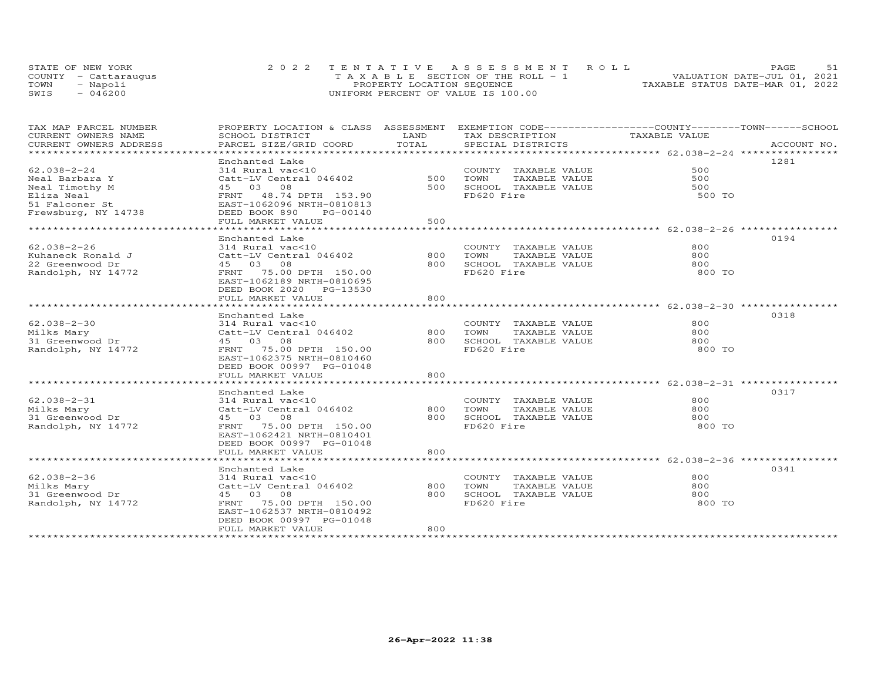STATE OF NEW YORK
COUNTY - Cattaraugus
TOWN - Napoli
SWIS - 046200

2022 TENTATIVE ASSESSMENT ROLL
TAXABLE SECTION OF THE ROLL - 1
PROPERTY LOCATION SEQUENCE
UNIFORM PERCENT OF VALUE IS 100.00

VALUATION DATE-JUL 01, 2021
TAXABLE STATUS DATE-MAR 01, 2022

| TAX MAP PARCEL NUMBER / CURRENT OWNERS NAME / CURRENT OWNERS ADDRESS | PROPERTY LOCATION & CLASS / SCHOOL DISTRICT / PARCEL SIZE/GRID COORD | ASSESSMENT LAND / TOTAL | EXEMPTION CODE / TAX DESCRIPTION / SPECIAL DISTRICTS | COUNTY / TOWN / SCHOOL TAXABLE VALUE | ACCOUNT NO. |
|---|---|---|---|---|---|
| 62.038-2-24 | Enchanted Lake | | | | 1281 |
| | 314 Rural vac<10 | | COUNTY TAXABLE VALUE | 500 | |
| Neal Barbara Y | Catt-LV Central 046402 | 500 | TOWN TAXABLE VALUE | 500 | |
| Neal Timothy M | 45 03 08 | 500 | SCHOOL TAXABLE VALUE | 500 | |
| Eliza Neal | FRNT 48.74 DPTH 153.90 | | FD620 Fire | 500 TO | |
| 51 Falconer St | EAST-1062096 NRTH-0810813 | | | | |
| Frewsburg, NY 14738 | DEED BOOK 890 PG-00140 | | | | |
| | FULL MARKET VALUE | 500 | | | |
| 62.038-2-26 | Enchanted Lake | | | | 0194 |
| | 314 Rural vac<10 | | COUNTY TAXABLE VALUE | 800 | |
| Kuhaneck Ronald J | Catt-LV Central 046402 | 800 | TOWN TAXABLE VALUE | 800 | |
| 22 Greenwood Dr | 45 03 08 | 800 | SCHOOL TAXABLE VALUE | 800 | |
| Randolph, NY 14772 | FRNT 75.00 DPTH 150.00 | | FD620 Fire | 800 TO | |
| | EAST-1062189 NRTH-0810695 | | | | |
| | DEED BOOK 2020 PG-13530 | | | | |
| | FULL MARKET VALUE | 800 | | | |
| 62.038-2-30 | Enchanted Lake | | | | 0318 |
| | 314 Rural vac<10 | | COUNTY TAXABLE VALUE | 800 | |
| Milks Mary | Catt-LV Central 046402 | 800 | TOWN TAXABLE VALUE | 800 | |
| 31 Greenwood Dr | 45 03 08 | 800 | SCHOOL TAXABLE VALUE | 800 | |
| Randolph, NY 14772 | FRNT 75.00 DPTH 150.00 | | FD620 Fire | 800 TO | |
| | EAST-1062375 NRTH-0810460 | | | | |
| | DEED BOOK 00997 PG-01048 | | | | |
| | FULL MARKET VALUE | 800 | | | |
| 62.038-2-31 | Enchanted Lake | | | | 0317 |
| | 314 Rural vac<10 | | COUNTY TAXABLE VALUE | 800 | |
| Milks Mary | Catt-LV Central 046402 | 800 | TOWN TAXABLE VALUE | 800 | |
| 31 Greenwood Dr | 45 03 08 | 800 | SCHOOL TAXABLE VALUE | 800 | |
| Randolph, NY 14772 | FRNT 75.00 DPTH 150.00 | | FD620 Fire | 800 TO | |
| | EAST-1062421 NRTH-0810401 | | | | |
| | DEED BOOK 00997 PG-01048 | | | | |
| | FULL MARKET VALUE | 800 | | | |
| 62.038-2-36 | Enchanted Lake | | | | 0341 |
| | 314 Rural vac<10 | | COUNTY TAXABLE VALUE | 800 | |
| Milks Mary | Catt-LV Central 046402 | 800 | TOWN TAXABLE VALUE | 800 | |
| 31 Greenwood Dr | 45 03 08 | 800 | SCHOOL TAXABLE VALUE | 800 | |
| Randolph, NY 14772 | FRNT 75.00 DPTH 150.00 | | FD620 Fire | 800 TO | |
| | EAST-1062537 NRTH-0810492 | | | | |
| | DEED BOOK 00997 PG-01048 | | | | |
| | FULL MARKET VALUE | 800 | | | |

26-Apr-2022 11:38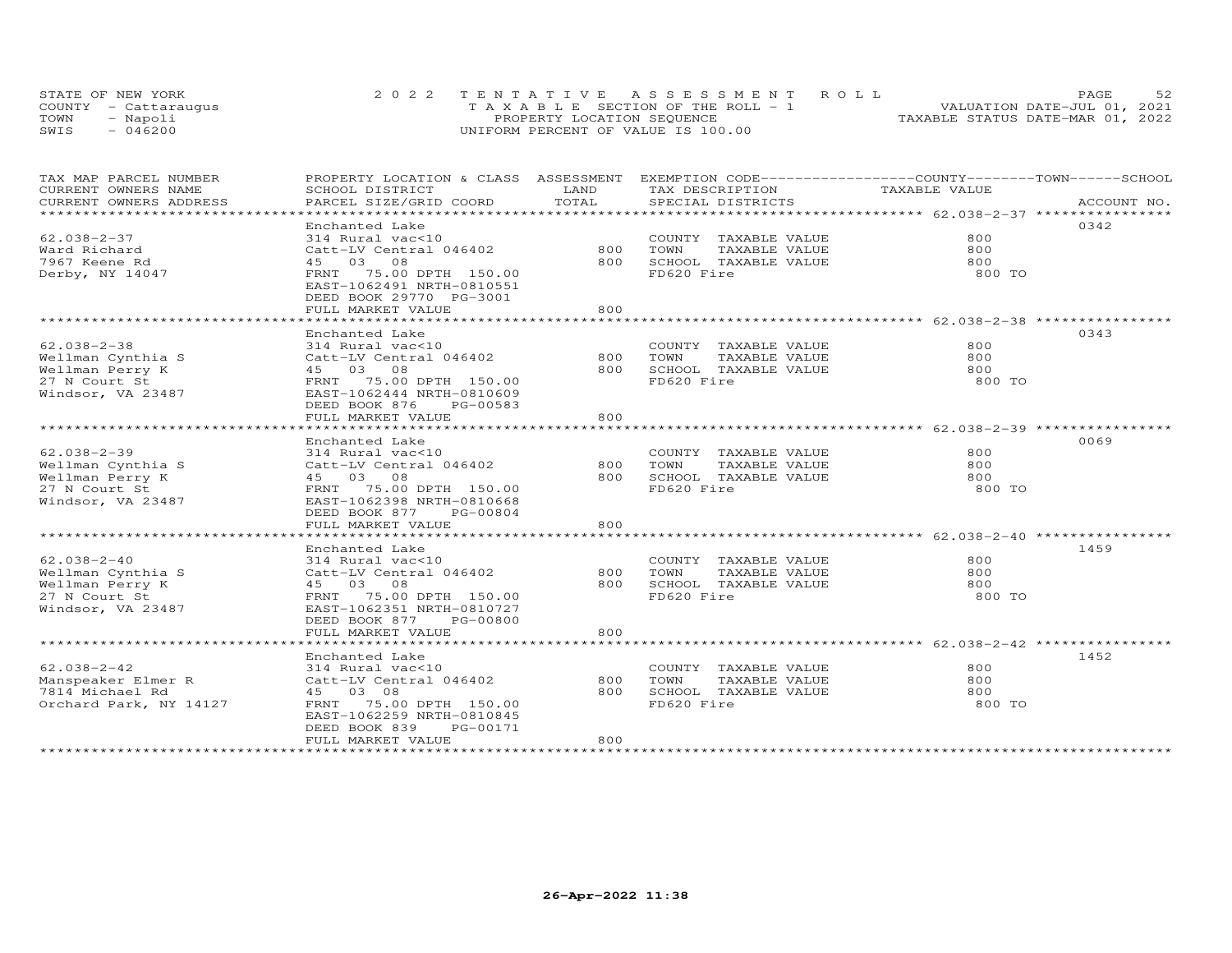STATE OF NEW YORK
COUNTY - Cattaraugus
TOWN - Napoli
SWIS - 046200

2022 TENTATIVE ASSESSMENT ROLL
TAXABLE SECTION OF THE ROLL - 1
PROPERTY LOCATION SEQUENCE
UNIFORM PERCENT OF VALUE IS 100.00

VALUATION DATE-JUL 01, 2021
TAXABLE STATUS DATE-MAR 01, 2022

| TAX MAP PARCEL NUMBER / CURRENT OWNERS NAME / CURRENT OWNERS ADDRESS | PROPERTY LOCATION & CLASS / SCHOOL DISTRICT / PARCEL SIZE/GRID COORD | ASSESSMENT LAND / TOTAL | EXEMPTION CODE / TAX DESCRIPTION / SPECIAL DISTRICTS | COUNTY / TOWN / SCHOOL TAXABLE VALUE | ACCOUNT NO. |
|---|---|---|---|---|---|
| 62.038-2-37 | Enchanted Lake | | | | 0342 |
| | 314 Rural vac<10 | | COUNTY TAXABLE VALUE | 800 | |
| Ward Richard | Catt-LV Central 046402 | 800 | TOWN TAXABLE VALUE | 800 | |
| 7967 Keene Rd | 45 03 08 | 800 | SCHOOL TAXABLE VALUE | 800 | |
| Derby, NY 14047 | FRNT 75.00 DPTH 150.00 | | FD620 Fire | 800 TO | |
| | EAST-1062491 NRTH-0810551 | | | | |
| | DEED BOOK 29770 PG-3001 | | | | |
| | FULL MARKET VALUE | 800 | | | |
| 62.038-2-38 | Enchanted Lake | | | | 0343 |
| | 314 Rural vac<10 | | COUNTY TAXABLE VALUE | 800 | |
| Wellman Cynthia S | Catt-LV Central 046402 | 800 | TOWN TAXABLE VALUE | 800 | |
| Wellman Perry K | 45 03 08 | 800 | SCHOOL TAXABLE VALUE | 800 | |
| 27 N Court St | FRNT 75.00 DPTH 150.00 | | FD620 Fire | 800 TO | |
| Windsor, VA 23487 | EAST-1062444 NRTH-0810609 | | | | |
| | DEED BOOK 876 PG-00583 | | | | |
| | FULL MARKET VALUE | 800 | | | |
| 62.038-2-39 | Enchanted Lake | | | | 0069 |
| | 314 Rural vac<10 | | COUNTY TAXABLE VALUE | 800 | |
| Wellman Cynthia S | Catt-LV Central 046402 | 800 | TOWN TAXABLE VALUE | 800 | |
| Wellman Perry K | 45 03 08 | 800 | SCHOOL TAXABLE VALUE | 800 | |
| 27 N Court St | FRNT 75.00 DPTH 150.00 | | FD620 Fire | 800 TO | |
| Windsor, VA 23487 | EAST-1062398 NRTH-0810668 | | | | |
| | DEED BOOK 877 PG-00804 | | | | |
| | FULL MARKET VALUE | 800 | | | |
| 62.038-2-40 | Enchanted Lake | | | | 1459 |
| | 314 Rural vac<10 | | COUNTY TAXABLE VALUE | 800 | |
| Wellman Cynthia S | Catt-LV Central 046402 | 800 | TOWN TAXABLE VALUE | 800 | |
| Wellman Perry K | 45 03 08 | 800 | SCHOOL TAXABLE VALUE | 800 | |
| 27 N Court St | FRNT 75.00 DPTH 150.00 | | FD620 Fire | 800 TO | |
| Windsor, VA 23487 | EAST-1062351 NRTH-0810727 | | | | |
| | DEED BOOK 877 PG-00800 | | | | |
| | FULL MARKET VALUE | 800 | | | |
| 62.038-2-42 | Enchanted Lake | | | | 1452 |
| | 314 Rural vac<10 | | COUNTY TAXABLE VALUE | 800 | |
| Manspeaker Elmer R | Catt-LV Central 046402 | 800 | TOWN TAXABLE VALUE | 800 | |
| 7814 Michael Rd | 45 03 08 | 800 | SCHOOL TAXABLE VALUE | 800 | |
| Orchard Park, NY 14127 | FRNT 75.00 DPTH 150.00 | | FD620 Fire | 800 TO | |
| | EAST-1062259 NRTH-0810845 | | | | |
| | DEED BOOK 839 PG-00171 | | | | |
| | FULL MARKET VALUE | 800 | | | |

26-Apr-2022 11:38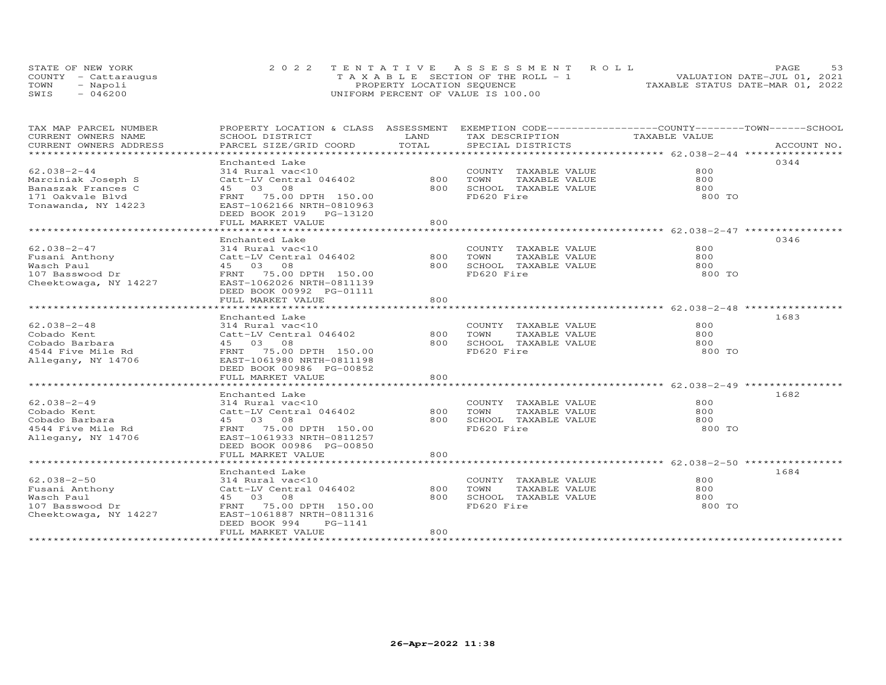STATE OF NEW YORK
COUNTY - Cattaraugus
TOWN - Napoli
SWIS - 046200

2022 TENTATIVE ASSESSMENT ROLL
TAXABLE SECTION OF THE ROLL - 1
PROPERTY LOCATION SEQUENCE
UNIFORM PERCENT OF VALUE IS 100.00

VALUATION DATE-JUL 01, 2021
TAXABLE STATUS DATE-MAR 01, 2022

| TAX MAP PARCEL NUMBER / CURRENT OWNERS NAME / CURRENT OWNERS ADDRESS | PROPERTY LOCATION & CLASS / SCHOOL DISTRICT / PARCEL SIZE/GRID COORD | ASSESSMENT LAND / TOTAL | EXEMPTION CODE / TAX DESCRIPTION / SPECIAL DISTRICTS | COUNTY / TOWN / SCHOOL TAXABLE VALUE | ACCOUNT NO. |
|---|---|---|---|---|---|
| 62.038-2-44 | Enchanted Lake | | | | 0344 |
| Marciniak Joseph S | 314 Rural vac<10 | | COUNTY TAXABLE VALUE | 800 | |
| Banaszak Frances C | Catt-LV Central 046402 | 800 | TOWN TAXABLE VALUE | 800 | |
| 171 Oakvale Blvd | 45 03 08 | 800 | SCHOOL TAXABLE VALUE | 800 | |
| Tonawanda, NY 14223 | FRNT 75.00 DPTH 150.00 | | FD620 Fire | 800 TO | |
| | EAST-1062166 NRTH-0810963 | | | | |
| | DEED BOOK 2019 PG-13120 | | | | |
| | FULL MARKET VALUE | 800 | | | |
| 62.038-2-47 | Enchanted Lake | | | | 0346 |
| Fusani Anthony | 314 Rural vac<10 | | COUNTY TAXABLE VALUE | 800 | |
| Wasch Paul | Catt-LV Central 046402 | 800 | TOWN TAXABLE VALUE | 800 | |
| 107 Basswood Dr | 45 03 08 | 800 | SCHOOL TAXABLE VALUE | 800 | |
| Cheektowaga, NY 14227 | FRNT 75.00 DPTH 150.00 | | FD620 Fire | 800 TO | |
| | EAST-1062026 NRTH-0811139 | | | | |
| | DEED BOOK 00992 PG-01111 | | | | |
| | FULL MARKET VALUE | 800 | | | |
| 62.038-2-48 | Enchanted Lake | | | | 1683 |
| Cobado Kent | 314 Rural vac<10 | | COUNTY TAXABLE VALUE | 800 | |
| Cobado Barbara | Catt-LV Central 046402 | 800 | TOWN TAXABLE VALUE | 800 | |
| 4544 Five Mile Rd | 45 03 08 | 800 | SCHOOL TAXABLE VALUE | 800 | |
| Allegany, NY 14706 | FRNT 75.00 DPTH 150.00 | | FD620 Fire | 800 TO | |
| | EAST-1061980 NRTH-0811198 | | | | |
| | DEED BOOK 00986 PG-00852 | | | | |
| | FULL MARKET VALUE | 800 | | | |
| 62.038-2-49 | Enchanted Lake | | | | 1682 |
| Cobado Kent | 314 Rural vac<10 | | COUNTY TAXABLE VALUE | 800 | |
| Cobado Barbara | Catt-LV Central 046402 | 800 | TOWN TAXABLE VALUE | 800 | |
| 4544 Five Mile Rd | 45 03 08 | 800 | SCHOOL TAXABLE VALUE | 800 | |
| Allegany, NY 14706 | FRNT 75.00 DPTH 150.00 | | FD620 Fire | 800 TO | |
| | EAST-1061933 NRTH-0811257 | | | | |
| | DEED BOOK 00986 PG-00850 | | | | |
| | FULL MARKET VALUE | 800 | | | |
| 62.038-2-50 | Enchanted Lake | | | | 1684 |
| Fusani Anthony | 314 Rural vac<10 | | COUNTY TAXABLE VALUE | 800 | |
| Wasch Paul | Catt-LV Central 046402 | 800 | TOWN TAXABLE VALUE | 800 | |
| 107 Basswood Dr | 45 03 08 | 800 | SCHOOL TAXABLE VALUE | 800 | |
| Cheektowaga, NY 14227 | FRNT 75.00 DPTH 150.00 | | FD620 Fire | 800 TO | |
| | EAST-1061887 NRTH-0811316 | | | | |
| | DEED BOOK 994 PG-1141 | | | | |
| | FULL MARKET VALUE | 800 | | | |

26-Apr-2022 11:38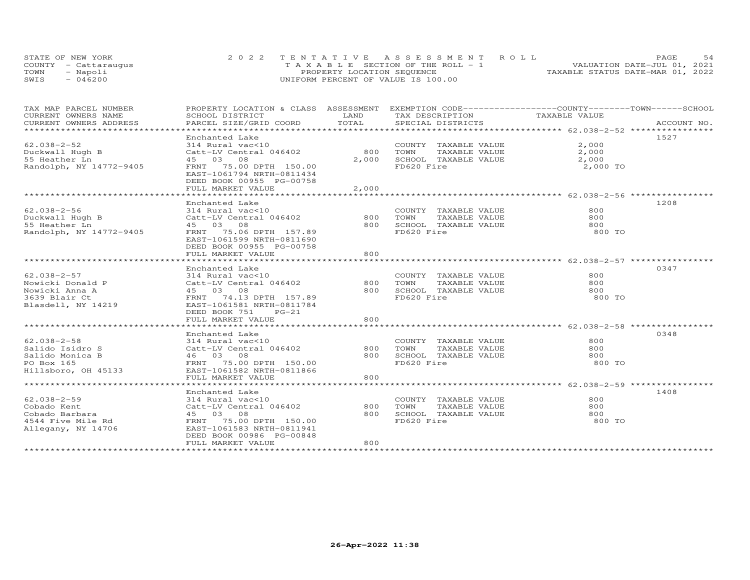STATE OF NEW YORK | 2 0 2 2 T E N T A T I V E A S S E S S M E N T R O L L
COUNTY - Cattaraugus | T A X A B L E SECTION OF THE ROLL - 1 | VALUATION DATE-JUL 01, 2021
TOWN - Napoli | PROPERTY LOCATION SEQUENCE | TAXABLE STATUS DATE-MAR 01, 2022
SWIS - 046200 | UNIFORM PERCENT OF VALUE IS 100.00

| TAX MAP PARCEL NUMBER / CURRENT OWNERS NAME / CURRENT OWNERS ADDRESS | PROPERTY LOCATION & CLASS / SCHOOL DISTRICT / PARCEL SIZE/GRID COORD | ASSESSMENT LAND | TOTAL | EXEMPTION CODE / TAX DESCRIPTION / SPECIAL DISTRICTS | TAXABLE VALUE (COUNTY / TOWN / SCHOOL) | ACCOUNT NO. |
|---|---|---|---|---|---|---|
| 62.038-2-52 | Enchanted Lake | | | | | 1527 |
| Duckwall Hugh B | 314 Rural vac<10 | | | COUNTY TAXABLE VALUE | 2,000 | |
| 55 Heather Ln | Catt-LV Central 046402 | 800 | | TOWN TAXABLE VALUE | 2,000 | |
| Randolph, NY 14772-9405 | 45 03 08 | | 2,000 | SCHOOL TAXABLE VALUE | 2,000 | |
| | FRNT 75.00 DPTH 150.00 | | | FD620 Fire | 2,000 TO | |
| | EAST-1061794 NRTH-0811434 | | | | | |
| | DEED BOOK 00955 PG-00758 | | | | | |
| | FULL MARKET VALUE | | 2,000 | | | |
| 62.038-2-56 | Enchanted Lake | | | | | 1208 |
| Duckwall Hugh B | 314 Rural vac<10 | | | COUNTY TAXABLE VALUE | 800 | |
| 55 Heather Ln | Catt-LV Central 046402 | 800 | | TOWN TAXABLE VALUE | 800 | |
| Randolph, NY 14772-9405 | 45 03 08 | | 800 | SCHOOL TAXABLE VALUE | 800 | |
| | FRNT 75.06 DPTH 157.89 | | | FD620 Fire | 800 TO | |
| | EAST-1061599 NRTH-0811690 | | | | | |
| | DEED BOOK 00955 PG-00758 | | | | | |
| | FULL MARKET VALUE | | 800 | | | |
| 62.038-2-57 | Enchanted Lake | | | | | 0347 |
| Nowicki Donald P | 314 Rural vac<10 | | | COUNTY TAXABLE VALUE | 800 | |
| Nowicki Anna A | Catt-LV Central 046402 | 800 | | TOWN TAXABLE VALUE | 800 | |
| 3639 Blair Ct | 45 03 08 | | 800 | SCHOOL TAXABLE VALUE | 800 | |
| Blasdell, NY 14219 | FRNT 74.13 DPTH 157.89 | | | FD620 Fire | 800 TO | |
| | EAST-1061581 NRTH-0811784 | | | | | |
| | DEED BOOK 751 PG-21 | | | | | |
| | FULL MARKET VALUE | | 800 | | | |
| 62.038-2-58 | Enchanted Lake | | | | | 0348 |
| Salido Isidro S | 314 Rural vac<10 | | | COUNTY TAXABLE VALUE | 800 | |
| Salido Monica B | Catt-LV Central 046402 | 800 | | TOWN TAXABLE VALUE | 800 | |
| PO Box 165 | 46 03 08 | | 800 | SCHOOL TAXABLE VALUE | 800 | |
| Hillsboro, OH 45133 | FRNT 75.00 DPTH 150.00 | | | FD620 Fire | 800 TO | |
| | EAST-1061582 NRTH-0811866 | | | | | |
| | FULL MARKET VALUE | | 800 | | | |
| 62.038-2-59 | Enchanted Lake | | | | | 1408 |
| Cobado Kent | 314 Rural vac<10 | | | COUNTY TAXABLE VALUE | 800 | |
| Cobado Barbara | Catt-LV Central 046402 | 800 | | TOWN TAXABLE VALUE | 800 | |
| 4544 Five Mile Rd | 45 03 08 | | 800 | SCHOOL TAXABLE VALUE | 800 | |
| Allegany, NY 14706 | FRNT 75.00 DPTH 150.00 | | | FD620 Fire | 800 TO | |
| | EAST-1061583 NRTH-0811941 | | | | | |
| | DEED BOOK 00986 PG-00848 | | | | | |
| | FULL MARKET VALUE | | 800 | | | |

26-Apr-2022 11:38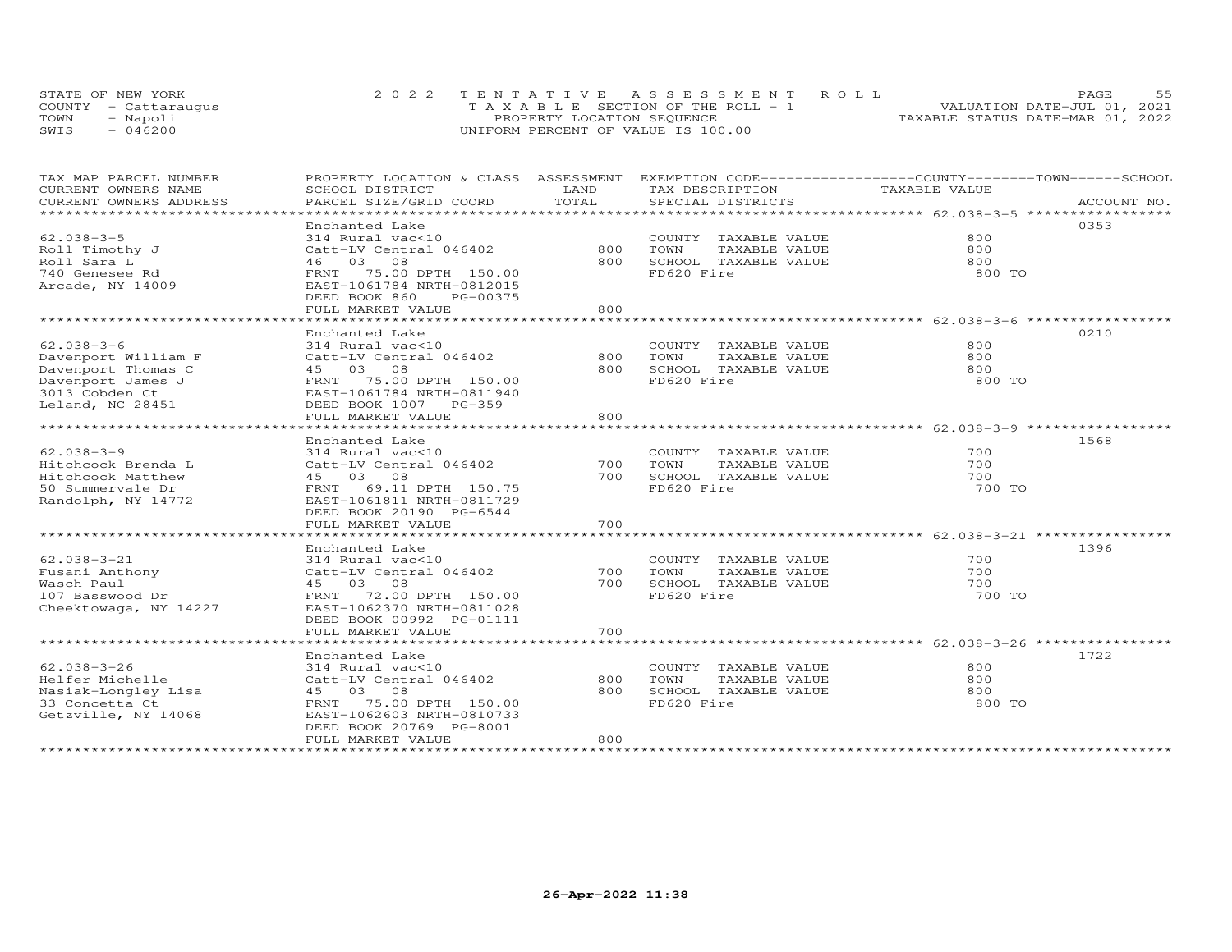STATE OF NEW YORK
COUNTY - Cattaraugus
TOWN - Napoli
SWIS - 046200

2022 TENTATIVE ASSESSMENT ROLL
TAXABLE SECTION OF THE ROLL - 1
PROPERTY LOCATION SEQUENCE
UNIFORM PERCENT OF VALUE IS 100.00

VALUATION DATE-JUL 01, 2021
TAXABLE STATUS DATE-MAR 01, 2022

| TAX MAP PARCEL NUMBER / CURRENT OWNERS NAME / CURRENT OWNERS ADDRESS | PROPERTY LOCATION & CLASS / SCHOOL DISTRICT / PARCEL SIZE/GRID COORD | ASSESSMENT LAND / TOTAL | EXEMPTION CODE / TAX DESCRIPTION / SPECIAL DISTRICTS | COUNTY / TOWN / SCHOOL TAXABLE VALUE | ACCOUNT NO. |
|---|---|---|---|---|---|
| 62.038-3-5 | Enchanted Lake | | | | 0353 |
| | 314 Rural vac<10 | | COUNTY TAXABLE VALUE | 800 | |
| Roll Timothy J | Catt-LV Central 046402 | 800 | TOWN TAXABLE VALUE | 800 | |
| Roll Sara L | 46 03 08 | 800 | SCHOOL TAXABLE VALUE | 800 | |
| 740 Genesee Rd | FRNT 75.00 DPTH 150.00 | | FD620 Fire | 800 TO | |
| Arcade, NY 14009 | EAST-1061784 NRTH-0812015 | | | | |
| | DEED BOOK 860 PG-00375 | | | | |
| | FULL MARKET VALUE | 800 | | | |
| 62.038-3-6 | Enchanted Lake | | | | 0210 |
| | 314 Rural vac<10 | | COUNTY TAXABLE VALUE | 800 | |
| Davenport William F | Catt-LV Central 046402 | 800 | TOWN TAXABLE VALUE | 800 | |
| Davenport Thomas C | 45 03 08 | 800 | SCHOOL TAXABLE VALUE | 800 | |
| Davenport James J | FRNT 75.00 DPTH 150.00 | | FD620 Fire | 800 TO | |
| 3013 Cobden Ct | EAST-1061784 NRTH-0811940 | | | | |
| Leland, NC 28451 | DEED BOOK 1007 PG-359 | | | | |
| | FULL MARKET VALUE | 800 | | | |
| 62.038-3-9 | Enchanted Lake | | | | 1568 |
| | 314 Rural vac<10 | | COUNTY TAXABLE VALUE | 700 | |
| Hitchcock Brenda L | Catt-LV Central 046402 | 700 | TOWN TAXABLE VALUE | 700 | |
| Hitchcock Matthew | 45 03 08 | 700 | SCHOOL TAXABLE VALUE | 700 | |
| 50 Summervale Dr | FRNT 69.11 DPTH 150.75 | | FD620 Fire | 700 TO | |
| Randolph, NY 14772 | EAST-1061811 NRTH-0811729 | | | | |
| | DEED BOOK 20190 PG-6544 | | | | |
| | FULL MARKET VALUE | 700 | | | |
| 62.038-3-21 | Enchanted Lake | | | | 1396 |
| | 314 Rural vac<10 | | COUNTY TAXABLE VALUE | 700 | |
| Fusani Anthony | Catt-LV Central 046402 | 700 | TOWN TAXABLE VALUE | 700 | |
| Wasch Paul | 45 03 08 | 700 | SCHOOL TAXABLE VALUE | 700 | |
| 107 Basswood Dr | FRNT 72.00 DPTH 150.00 | | FD620 Fire | 700 TO | |
| Cheektowaga, NY 14227 | EAST-1062370 NRTH-0811028 | | | | |
| | DEED BOOK 00992 PG-01111 | | | | |
| | FULL MARKET VALUE | 700 | | | |
| 62.038-3-26 | Enchanted Lake | | | | 1722 |
| | 314 Rural vac<10 | | COUNTY TAXABLE VALUE | 800 | |
| Helfer Michelle | Catt-LV Central 046402 | 800 | TOWN TAXABLE VALUE | 800 | |
| Nasiak-Longley Lisa | 45 03 08 | 800 | SCHOOL TAXABLE VALUE | 800 | |
| 33 Concetta Ct | FRNT 75.00 DPTH 150.00 | | FD620 Fire | 800 TO | |
| Getzville, NY 14068 | EAST-1062603 NRTH-0810733 | | | | |
| | DEED BOOK 20769 PG-8001 | | | | |
| | FULL MARKET VALUE | 800 | | | |

26-Apr-2022 11:38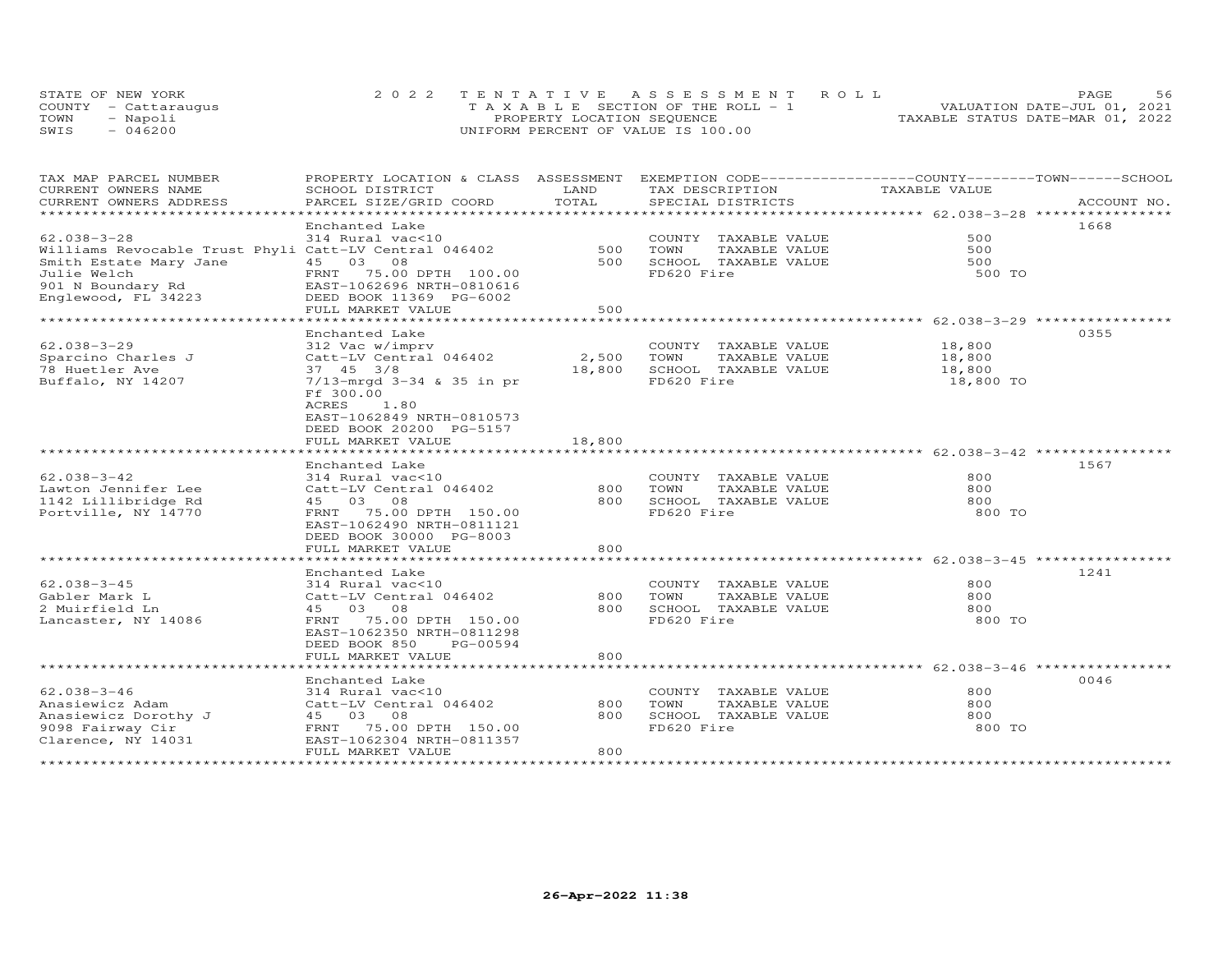STATE OF NEW YORK
COUNTY - Cattaraugus
TOWN - Napoli
SWIS - 046200

2022 TENTATIVE ASSESSMENT ROLL
TAXABLE SECTION OF THE ROLL - 1
PROPERTY LOCATION SEQUENCE
UNIFORM PERCENT OF VALUE IS 100.00

VALUATION DATE-JUL 01, 2021
TAXABLE STATUS DATE-MAR 01, 2022

| TAX MAP PARCEL NUMBER / CURRENT OWNERS NAME / CURRENT OWNERS ADDRESS | PROPERTY LOCATION & CLASS / SCHOOL DISTRICT / PARCEL SIZE/GRID COORD | ASSESSMENT LAND / TOTAL | EXEMPTION CODE / TAX DESCRIPTION / SPECIAL DISTRICTS | TAXABLE VALUE (COUNTY / TOWN / SCHOOL) | ACCOUNT NO. |
|---|---|---|---|---|---|
| 62.038-3-28 | Enchanted Lake | | | | 1668 |
| | 314 Rural vac<10 | | COUNTY TAXABLE VALUE | 500 | |
| Williams Revocable Trust Phyli | Catt-LV Central 046402 | 500 | TOWN TAXABLE VALUE | 500 | |
| Smith Estate Mary Jane | 45 03 08 | 500 | SCHOOL TAXABLE VALUE | 500 | |
| Julie Welch | FRNT 75.00 DPTH 100.00 | | FD620 Fire | 500 TO | |
| 901 N Boundary Rd | EAST-1062696 NRTH-0810616 | | | | |
| Englewood, FL 34223 | DEED BOOK 11369 PG-6002 | | | | |
| | FULL MARKET VALUE | 500 | | | |
| 62.038-3-29 | Enchanted Lake | | | | 0355 |
| | 312 Vac w/imprv | | COUNTY TAXABLE VALUE | 18,800 | |
| Sparcino Charles J | Catt-LV Central 046402 | 2,500 | TOWN TAXABLE VALUE | 18,800 | |
| 78 Huetler Ave | 37 45 3/8 | 18,800 | SCHOOL TAXABLE VALUE | 18,800 | |
| Buffalo, NY 14207 | 7/13-mrgd 3-34 & 35 in pr | | FD620 Fire | 18,800 TO | |
| | Ff 300.00 | | | | |
| | ACRES 1.80 | | | | |
| | EAST-1062849 NRTH-0810573 | | | | |
| | DEED BOOK 20200 PG-5157 | | | | |
| | FULL MARKET VALUE | 18,800 | | | |
| 62.038-3-42 | Enchanted Lake | | | | 1567 |
| | 314 Rural vac<10 | | COUNTY TAXABLE VALUE | 800 | |
| Lawton Jennifer Lee | Catt-LV Central 046402 | 800 | TOWN TAXABLE VALUE | 800 | |
| 1142 Lillibridge Rd | 45 03 08 | 800 | SCHOOL TAXABLE VALUE | 800 | |
| Portville, NY 14770 | FRNT 75.00 DPTH 150.00 | | FD620 Fire | 800 TO | |
| | EAST-1062490 NRTH-0811121 | | | | |
| | DEED BOOK 30000 PG-8003 | | | | |
| | FULL MARKET VALUE | 800 | | | |
| 62.038-3-45 | Enchanted Lake | | | | 1241 |
| | 314 Rural vac<10 | | COUNTY TAXABLE VALUE | 800 | |
| Gabler Mark L | Catt-LV Central 046402 | 800 | TOWN TAXABLE VALUE | 800 | |
| 2 Muirfield Ln | 45 03 08 | 800 | SCHOOL TAXABLE VALUE | 800 | |
| Lancaster, NY 14086 | FRNT 75.00 DPTH 150.00 | | FD620 Fire | 800 TO | |
| | EAST-1062350 NRTH-0811298 | | | | |
| | DEED BOOK 850 PG-00594 | | | | |
| | FULL MARKET VALUE | 800 | | | |
| 62.038-3-46 | Enchanted Lake | | | | 0046 |
| | 314 Rural vac<10 | | COUNTY TAXABLE VALUE | 800 | |
| Anasiewicz Adam | Catt-LV Central 046402 | 800 | TOWN TAXABLE VALUE | 800 | |
| Anasiewicz Dorothy J | 45 03 08 | 800 | SCHOOL TAXABLE VALUE | 800 | |
| 9098 Fairway Cir | FRNT 75.00 DPTH 150.00 | | FD620 Fire | 800 TO | |
| Clarence, NY 14031 | EAST-1062304 NRTH-0811357 | | | | |
| | FULL MARKET VALUE | 800 | | | |

26-Apr-2022 11:38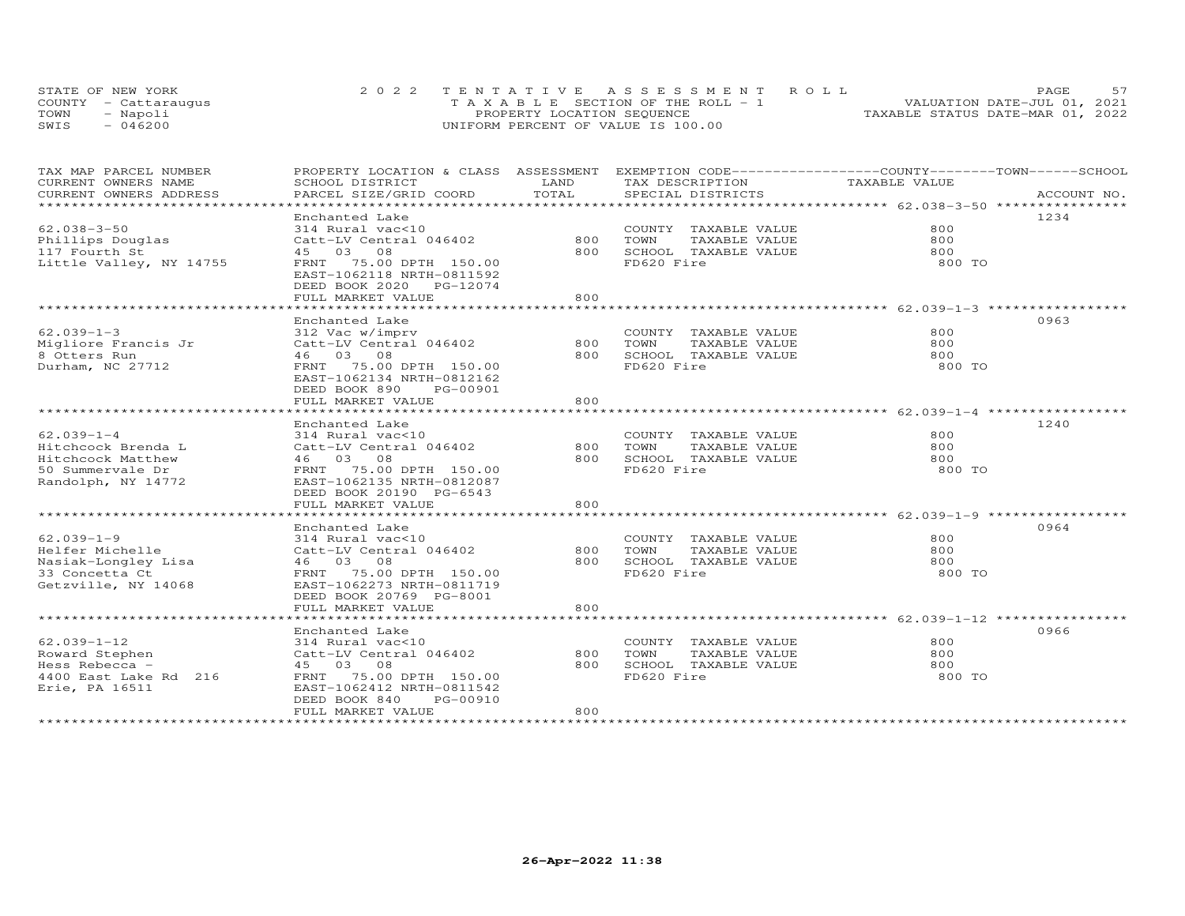STATE OF NEW YORK
COUNTY - Cattaraugus
TOWN - Napoli
SWIS - 046200

2022 TENTATIVE ASSESSMENT ROLL
TAXABLE SECTION OF THE ROLL - 1
PROPERTY LOCATION SEQUENCE
UNIFORM PERCENT OF VALUE IS 100.00

VALUATION DATE-JUL 01, 2021
TAXABLE STATUS DATE-MAR 01, 2022

| TAX MAP PARCEL NUMBER<br>CURRENT OWNERS NAME<br>CURRENT OWNERS ADDRESS | PROPERTY LOCATION & CLASS<br>SCHOOL DISTRICT<br>PARCEL SIZE/GRID COORD | ASSESSMENT<br>LAND<br>TOTAL | EXEMPTION CODE-----COUNTY-----TOWN-----SCHOOL<br>TAX DESCRIPTION<br>SPECIAL DISTRICTS | TAXABLE VALUE | ACCOUNT NO. |
|---|---|---|---|---|---|
| **62.038-3-50** | Enchanted Lake | | | | 1234 |
| 62.038-3-50 | 314 Rural vac<10 | | COUNTY TAXABLE VALUE | 800 | |
| Phillips Douglas | Catt-LV Central 046402 | 800 | TOWN TAXABLE VALUE | 800 | |
| 117 Fourth St | 45 03 08 | 800 | SCHOOL TAXABLE VALUE | 800 | |
| Little Valley, NY 14755 | FRNT 75.00 DPTH 150.00 | | FD620 Fire | 800 TO | |
| | EAST-1062118 NRTH-0811592 | | | | |
| | DEED BOOK 2020 PG-12074 | | | | |
| | FULL MARKET VALUE | 800 | | | |
| **62.039-1-3** | Enchanted Lake | | | | 0963 |
| 62.039-1-3 | 312 Vac w/imprv | | COUNTY TAXABLE VALUE | 800 | |
| Migliore Francis Jr | Catt-LV Central 046402 | 800 | TOWN TAXABLE VALUE | 800 | |
| 8 Otters Run | 46 03 08 | 800 | SCHOOL TAXABLE VALUE | 800 | |
| Durham, NC 27712 | FRNT 75.00 DPTH 150.00 | | FD620 Fire | 800 TO | |
| | EAST-1062134 NRTH-0812162 | | | | |
| | DEED BOOK 890 PG-00901 | | | | |
| | FULL MARKET VALUE | 800 | | | |
| **62.039-1-4** | Enchanted Lake | | | | 1240 |
| 62.039-1-4 | 314 Rural vac<10 | | COUNTY TAXABLE VALUE | 800 | |
| Hitchcock Brenda L | Catt-LV Central 046402 | 800 | TOWN TAXABLE VALUE | 800 | |
| Hitchcock Matthew | 46 03 08 | 800 | SCHOOL TAXABLE VALUE | 800 | |
| 50 Summervale Dr | FRNT 75.00 DPTH 150.00 | | FD620 Fire | 800 TO | |
| Randolph, NY 14772 | EAST-1062135 NRTH-0812087 | | | | |
| | DEED BOOK 20190 PG-6543 | | | | |
| | FULL MARKET VALUE | 800 | | | |
| **62.039-1-9** | Enchanted Lake | | | | 0964 |
| 62.039-1-9 | 314 Rural vac<10 | | COUNTY TAXABLE VALUE | 800 | |
| Helfer Michelle | Catt-LV Central 046402 | 800 | TOWN TAXABLE VALUE | 800 | |
| Nasiak-Longley Lisa | 46 03 08 | 800 | SCHOOL TAXABLE VALUE | 800 | |
| 33 Concetta Ct | FRNT 75.00 DPTH 150.00 | | FD620 Fire | 800 TO | |
| Getzville, NY 14068 | EAST-1062273 NRTH-0811719 | | | | |
| | DEED BOOK 20769 PG-8001 | | | | |
| | FULL MARKET VALUE | 800 | | | |
| **62.039-1-12** | Enchanted Lake | | | | 0966 |
| 62.039-1-12 | 314 Rural vac<10 | | COUNTY TAXABLE VALUE | 800 | |
| Roward Stephen | Catt-LV Central 046402 | 800 | TOWN TAXABLE VALUE | 800 | |
| Hess Rebecca - | 45 03 08 | 800 | SCHOOL TAXABLE VALUE | 800 | |
| 4400 East Lake Rd 216 | FRNT 75.00 DPTH 150.00 | | FD620 Fire | 800 TO | |
| Erie, PA 16511 | EAST-1062412 NRTH-0811542 | | | | |
| | DEED BOOK 840 PG-00910 | | | | |
| | FULL MARKET VALUE | 800 | | | |

26-Apr-2022 11:38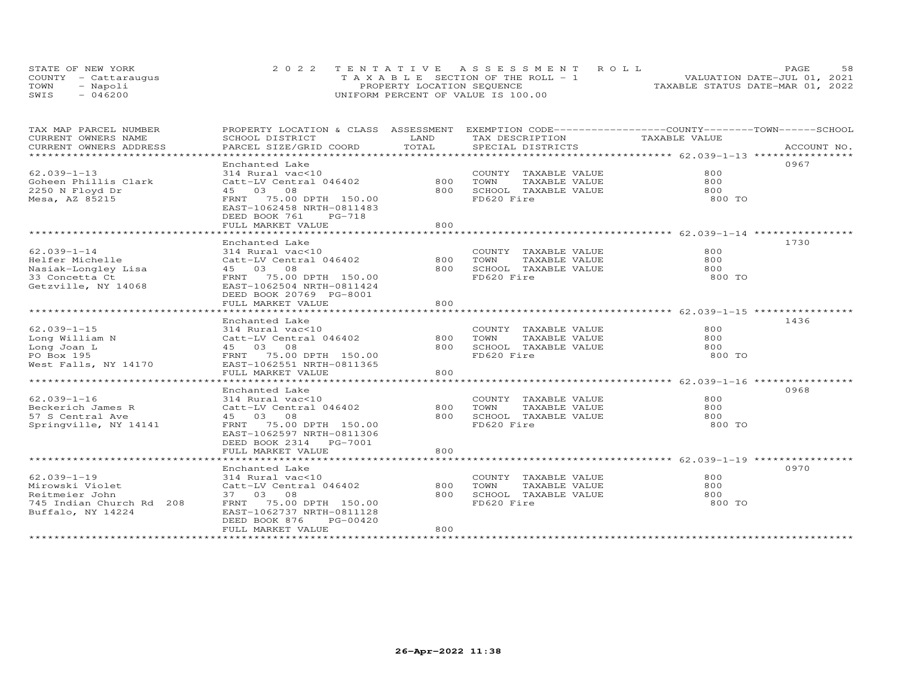STATE OF NEW YORK
COUNTY - Cattaraugus
TOWN - Napoli
SWIS - 046200

2022 TENTATIVE ASSESSMENT ROLL
TAXABLE SECTION OF THE ROLL - 1
PROPERTY LOCATION SEQUENCE
UNIFORM PERCENT OF VALUE IS 100.00

VALUATION DATE-JUL 01, 2021
TAXABLE STATUS DATE-MAR 01, 2022

| TAX MAP PARCEL NUMBER / CURRENT OWNERS NAME / CURRENT OWNERS ADDRESS | PROPERTY LOCATION & CLASS / SCHOOL DISTRICT / PARCEL SIZE/GRID COORD | ASSESSMENT LAND / TOTAL | EXEMPTION CODE / TAX DESCRIPTION / SPECIAL DISTRICTS | COUNTY / TOWN / SCHOOL TAXABLE VALUE | ACCOUNT NO. |
|---|---|---|---|---|---|
| 62.039-1-13 | Enchanted Lake | | | | 0967 |
| Goheen Phillis Clark | 314 Rural vac<10 | | COUNTY TAXABLE VALUE | 800 | |
| 2250 N Floyd Dr | Catt-LV Central 046402 | 800 | TOWN TAXABLE VALUE | 800 | |
| Mesa, AZ 85215 | 45 03 08 | 800 | SCHOOL TAXABLE VALUE | 800 | |
| | FRNT 75.00 DPTH 150.00 | | FD620 Fire | 800 TO | |
| | EAST-1062458 NRTH-0811483 | | | | |
| | DEED BOOK 761 PG-718 | | | | |
| | FULL MARKET VALUE | 800 | | | |
| 62.039-1-14 | Enchanted Lake | | | | 1730 |
| Helfer Michelle | 314 Rural vac<10 | | COUNTY TAXABLE VALUE | 800 | |
| Nasiak-Longley Lisa | Catt-LV Central 046402 | 800 | TOWN TAXABLE VALUE | 800 | |
| 33 Concetta Ct | 45 03 08 | 800 | SCHOOL TAXABLE VALUE | 800 | |
| Getzville, NY 14068 | FRNT 75.00 DPTH 150.00 | | FD620 Fire | 800 TO | |
| | EAST-1062504 NRTH-0811424 | | | | |
| | DEED BOOK 20769 PG-8001 | | | | |
| | FULL MARKET VALUE | 800 | | | |
| 62.039-1-15 | Enchanted Lake | | | | 1436 |
| Long William N | 314 Rural vac<10 | | COUNTY TAXABLE VALUE | 800 | |
| Long Joan L | Catt-LV Central 046402 | 800 | TOWN TAXABLE VALUE | 800 | |
| PO Box 195 | 45 03 08 | 800 | SCHOOL TAXABLE VALUE | 800 | |
| West Falls, NY 14170 | FRNT 75.00 DPTH 150.00 | | FD620 Fire | 800 TO | |
| | EAST-1062551 NRTH-0811365 | | | | |
| | FULL MARKET VALUE | 800 | | | |
| 62.039-1-16 | Enchanted Lake | | | | 0968 |
| Beckerich James R | 314 Rural vac<10 | | COUNTY TAXABLE VALUE | 800 | |
| 57 S Central Ave | Catt-LV Central 046402 | 800 | TOWN TAXABLE VALUE | 800 | |
| Springville, NY 14141 | 45 03 08 | 800 | SCHOOL TAXABLE VALUE | 800 | |
| | FRNT 75.00 DPTH 150.00 | | FD620 Fire | 800 TO | |
| | EAST-1062597 NRTH-0811306 | | | | |
| | DEED BOOK 2314 PG-7001 | | | | |
| | FULL MARKET VALUE | 800 | | | |
| 62.039-1-19 | Enchanted Lake | | | | 0970 |
| Mirowski Violet | 314 Rural vac<10 | | COUNTY TAXABLE VALUE | 800 | |
| Reitmeier John | Catt-LV Central 046402 | 800 | TOWN TAXABLE VALUE | 800 | |
| 745 Indian Church Rd 208 | 37 03 08 | 800 | SCHOOL TAXABLE VALUE | 800 | |
| Buffalo, NY 14224 | FRNT 75.00 DPTH 150.00 | | FD620 Fire | 800 TO | |
| | EAST-1062737 NRTH-0811128 | | | | |
| | DEED BOOK 876 PG-00420 | | | | |
| | FULL MARKET VALUE | 800 | | | |

26-Apr-2022 11:38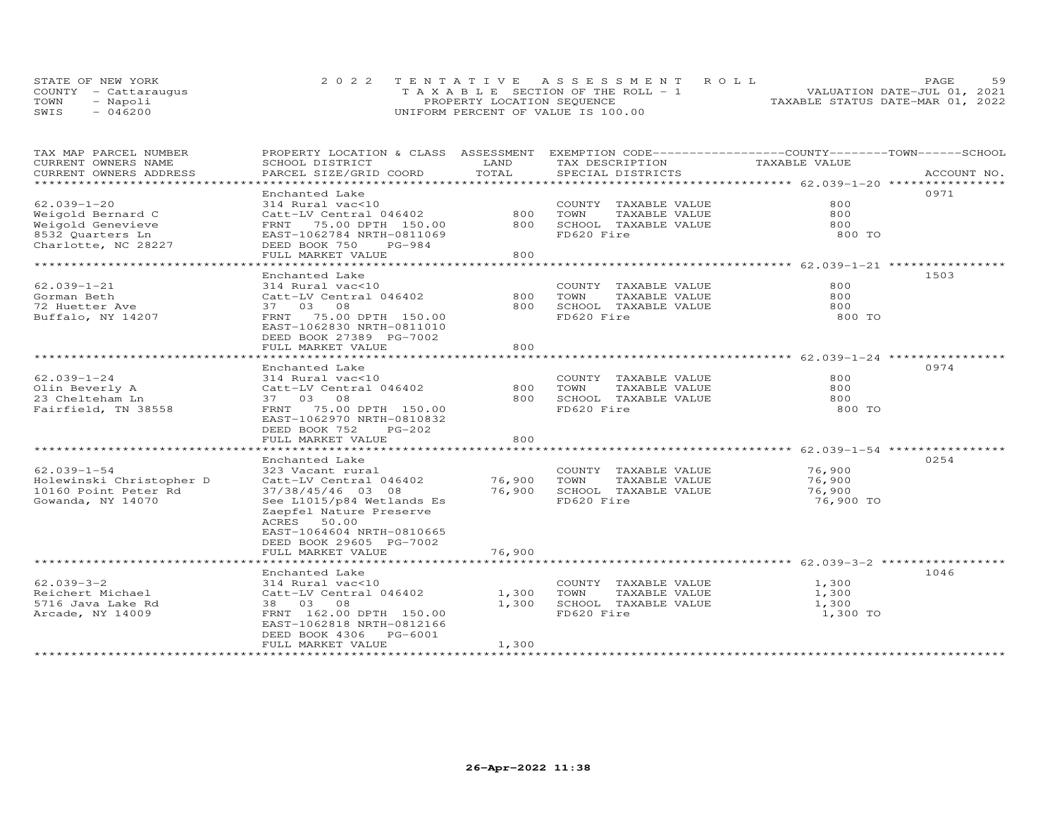STATE OF NEW YORK
COUNTY - Cattaraugus
TOWN - Napoli
SWIS - 046200

2022 TENTATIVE ASSESSMENT ROLL
TAXABLE SECTION OF THE ROLL - 1
PROPERTY LOCATION SEQUENCE
UNIFORM PERCENT OF VALUE IS 100.00

VALUATION DATE-JUL 01, 2021
TAXABLE STATUS DATE-MAR 01, 2022

| TAX MAP PARCEL NUMBER / CURRENT OWNERS NAME / CURRENT OWNERS ADDRESS | PROPERTY LOCATION & CLASS / SCHOOL DISTRICT / PARCEL SIZE/GRID COORD | ASSESSMENT LAND | TOTAL | EXEMPTION CODE / TAX DESCRIPTION / SPECIAL DISTRICTS | TAXABLE VALUE (COUNTY / TOWN / SCHOOL) | ACCOUNT NO. |
|---|---|---|---|---|---|---|
| 62.039-1-20 | Enchanted Lake | | | | | 0971 |
| Weigold Bernard C | 314 Rural vac<10 | | | COUNTY TAXABLE VALUE | 800 | |
| Weigold Genevieve | Catt-LV Central 046402 | 800 | | TOWN TAXABLE VALUE | 800 | |
| 8532 Quarters Ln | FRNT 75.00 DPTH 150.00 | | 800 | SCHOOL TAXABLE VALUE | 800 | |
| Charlotte, NC 28227 | EAST-1062784 NRTH-0811069 | | | FD620 Fire | 800 TO | |
| | DEED BOOK 750 PG-984 | | | | | |
| | FULL MARKET VALUE | | 800 | | | |
| 62.039-1-21 | Enchanted Lake | | | | | 1503 |
| Gorman Beth | 314 Rural vac<10 | | | COUNTY TAXABLE VALUE | 800 | |
| 72 Huetter Ave | Catt-LV Central 046402 | 800 | | TOWN TAXABLE VALUE | 800 | |
| Buffalo, NY 14207 | 37 03 08 | | 800 | SCHOOL TAXABLE VALUE | 800 | |
| | FRNT 75.00 DPTH 150.00 | | | FD620 Fire | 800 TO | |
| | EAST-1062830 NRTH-0811010 | | | | | |
| | DEED BOOK 27389 PG-7002 | | | | | |
| | FULL MARKET VALUE | | 800 | | | |
| 62.039-1-24 | Enchanted Lake | | | | | 0974 |
| Olin Beverly A | 314 Rural vac<10 | | | COUNTY TAXABLE VALUE | 800 | |
| 23 Chelteham Ln | Catt-LV Central 046402 | 800 | | TOWN TAXABLE VALUE | 800 | |
| Fairfield, TN 38558 | 37 03 08 | | 800 | SCHOOL TAXABLE VALUE | 800 | |
| | FRNT 75.00 DPTH 150.00 | | | FD620 Fire | 800 TO | |
| | EAST-1062970 NRTH-0810832 | | | | | |
| | DEED BOOK 752 PG-202 | | | | | |
| | FULL MARKET VALUE | | 800 | | | |
| 62.039-1-54 | Enchanted Lake | | | | | 0254 |
| Holewinski Christopher D | 323 Vacant rural | | | COUNTY TAXABLE VALUE | 76,900 | |
| 10160 Point Peter Rd | Catt-LV Central 046402 | 76,900 | | TOWN TAXABLE VALUE | 76,900 | |
| Gowanda, NY 14070 | 37/38/45/46 03 08 | | 76,900 | SCHOOL TAXABLE VALUE | 76,900 | |
| | See L1015/p84 Wetlands Es | | | FD620 Fire | 76,900 TO | |
| | Zaepfel Nature Preserve | | | | | |
| | ACRES 50.00 | | | | | |
| | EAST-1064604 NRTH-0810665 | | | | | |
| | DEED BOOK 29605 PG-7002 | | | | | |
| | FULL MARKET VALUE | | 76,900 | | | |
| 62.039-3-2 | Enchanted Lake | | | | | 1046 |
| Reichert Michael | 314 Rural vac<10 | | | COUNTY TAXABLE VALUE | 1,300 | |
| 5716 Java Lake Rd | Catt-LV Central 046402 | 1,300 | | TOWN TAXABLE VALUE | 1,300 | |
| Arcade, NY 14009 | 38 03 08 | | 1,300 | SCHOOL TAXABLE VALUE | 1,300 | |
| | FRNT 162.00 DPTH 150.00 | | | FD620 Fire | 1,300 TO | |
| | EAST-1062818 NRTH-0812166 | | | | | |
| | DEED BOOK 4306 PG-6001 | | | | | |
| | FULL MARKET VALUE | | 1,300 | | | |

26-Apr-2022 11:38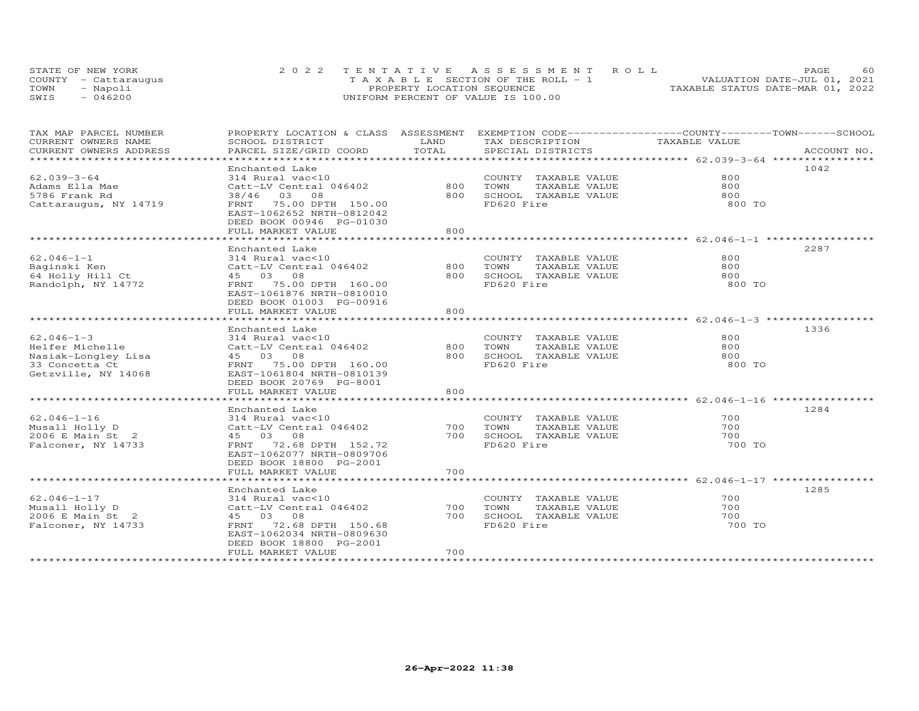STATE OF NEW YORK
COUNTY - Cattaraugus
TOWN - Napoli
SWIS - 046200

2022 TENTATIVE ASSESSMENT ROLL
TAXABLE SECTION OF THE ROLL - 1
PROPERTY LOCATION SEQUENCE
UNIFORM PERCENT OF VALUE IS 100.00

VALUATION DATE-JUL 01, 2021
TAXABLE STATUS DATE-MAR 01, 2022

| TAX MAP PARCEL NUMBER / CURRENT OWNERS NAME / CURRENT OWNERS ADDRESS | PROPERTY LOCATION & CLASS / SCHOOL DISTRICT / PARCEL SIZE/GRID COORD | ASSESSMENT LAND / TOTAL | EXEMPTION CODE / TAX DESCRIPTION / SPECIAL DISTRICTS | COUNTY / TOWN / SCHOOL TAXABLE VALUE | ACCOUNT NO. |
|---|---|---|---|---|---|
| 62.039-3-64 | Enchanted Lake | | | | 1042 |
| | 314 Rural vac<10 | | COUNTY TAXABLE VALUE | 800 | |
| Adams Ella Mae | Catt-LV Central 046402 | 800 | TOWN TAXABLE VALUE | 800 | |
| 5786 Frank Rd | 38/46 03 08 | 800 | SCHOOL TAXABLE VALUE | 800 | |
| Cattaraugus, NY 14719 | FRNT 75.00 DPTH 150.00 | | FD620 Fire | 800 TO | |
| | EAST-1062652 NRTH-0812042 | | | | |
| | DEED BOOK 00946 PG-01030 | | | | |
| | FULL MARKET VALUE | 800 | | | |
| 62.046-1-1 | Enchanted Lake | | | | 2287 |
| | 314 Rural vac<10 | | COUNTY TAXABLE VALUE | 800 | |
| Baginski Ken | Catt-LV Central 046402 | 800 | TOWN TAXABLE VALUE | 800 | |
| 64 Holly Hill Ct | 45 03 08 | 800 | SCHOOL TAXABLE VALUE | 800 | |
| Randolph, NY 14772 | FRNT 75.00 DPTH 160.00 | | FD620 Fire | 800 TO | |
| | EAST-1061876 NRTH-0810010 | | | | |
| | DEED BOOK 01003 PG-00916 | | | | |
| | FULL MARKET VALUE | 800 | | | |
| 62.046-1-3 | Enchanted Lake | | | | 1336 |
| | 314 Rural vac<10 | | COUNTY TAXABLE VALUE | 800 | |
| Helfer Michelle | Catt-LV Central 046402 | 800 | TOWN TAXABLE VALUE | 800 | |
| Nasiak-Longley Lisa | 45 03 08 | 800 | SCHOOL TAXABLE VALUE | 800 | |
| 33 Concetta Ct | FRNT 75.00 DPTH 160.00 | | FD620 Fire | 800 TO | |
| Getzville, NY 14068 | EAST-1061804 NRTH-0810139 | | | | |
| | DEED BOOK 20769 PG-8001 | | | | |
| | FULL MARKET VALUE | 800 | | | |
| 62.046-1-16 | Enchanted Lake | | | | 1284 |
| | 314 Rural vac<10 | | COUNTY TAXABLE VALUE | 700 | |
| Musall Holly D | Catt-LV Central 046402 | 700 | TOWN TAXABLE VALUE | 700 | |
| 2006 E Main St 2 | 45 03 08 | 700 | SCHOOL TAXABLE VALUE | 700 | |
| Falconer, NY 14733 | FRNT 72.68 DPTH 152.72 | | FD620 Fire | 700 TO | |
| | EAST-1062077 NRTH-0809706 | | | | |
| | DEED BOOK 18800 PG-2001 | | | | |
| | FULL MARKET VALUE | 700 | | | |
| 62.046-1-17 | Enchanted Lake | | | | 1285 |
| | 314 Rural vac<10 | | COUNTY TAXABLE VALUE | 700 | |
| Musall Holly D | Catt-LV Central 046402 | 700 | TOWN TAXABLE VALUE | 700 | |
| 2006 E Main St 2 | 45 03 08 | 700 | SCHOOL TAXABLE VALUE | 700 | |
| Falconer, NY 14733 | FRNT 72.68 DPTH 150.68 | | FD620 Fire | 700 TO | |
| | EAST-1062034 NRTH-0809630 | | | | |
| | DEED BOOK 18800 PG-2001 | | | | |
| | FULL MARKET VALUE | 700 | | | |

26-Apr-2022 11:38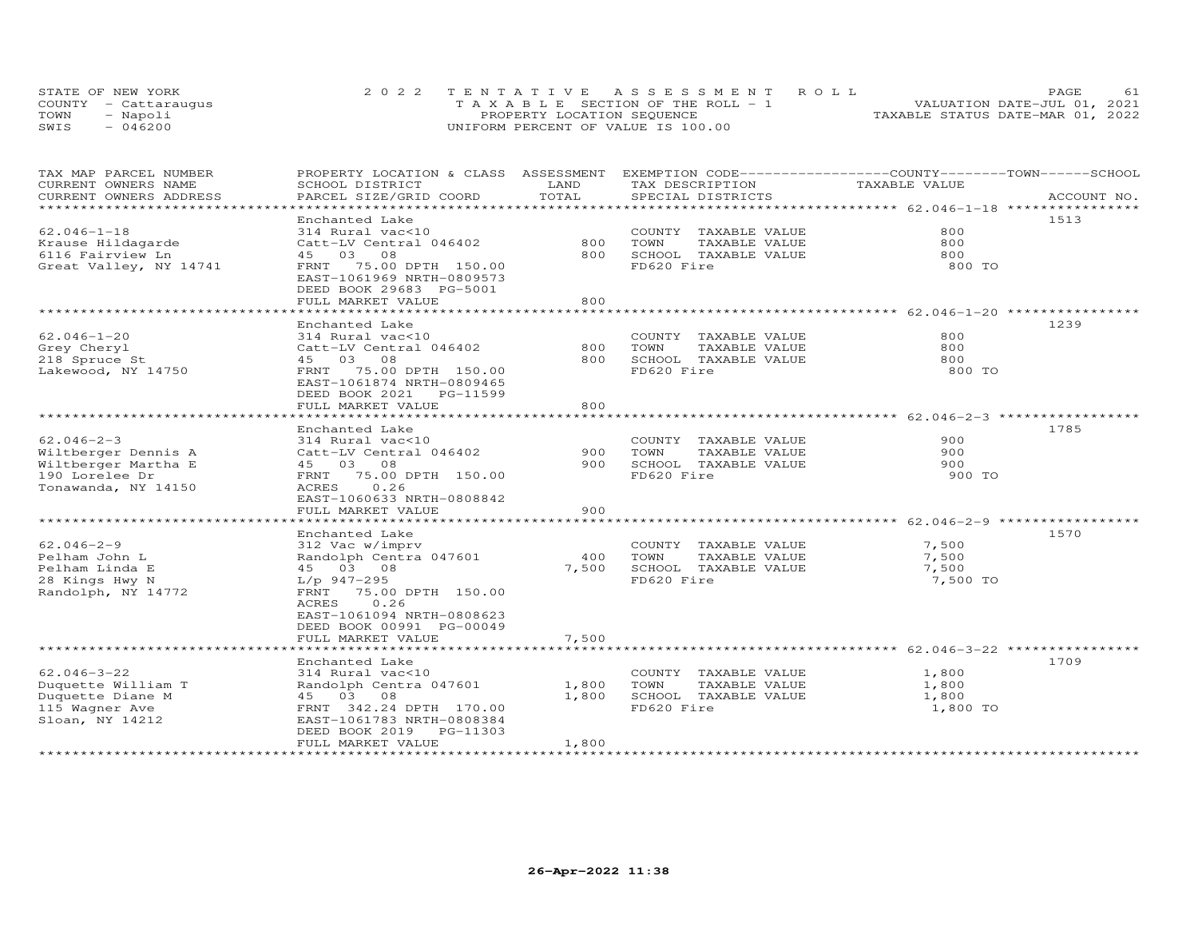STATE OF NEW YORK — 2022 TENTATIVE ASSESSMENT ROLL
COUNTY - Cattaraugus — TAXABLE SECTION OF THE ROLL - 1 — VALUATION DATE-JUL 01, 2021
TOWN - Napoli — PROPERTY LOCATION SEQUENCE — TAXABLE STATUS DATE-MAR 01, 2022
SWIS - 046200 — UNIFORM PERCENT OF VALUE IS 100.00

| TAX MAP PARCEL NUMBER / CURRENT OWNERS NAME / CURRENT OWNERS ADDRESS | PROPERTY LOCATION & CLASS / SCHOOL DISTRICT / PARCEL SIZE/GRID COORD | ASSESSMENT LAND / TOTAL | EXEMPTION CODE / TAX DESCRIPTION / SPECIAL DISTRICTS | TAXABLE VALUE | ACCOUNT NO. |
|---|---|---|---|---|---|
| **62.046-1-18** | Enchanted Lake | | | | 1513 |
| 62.046-1-18 | 314 Rural vac<10 | | COUNTY TAXABLE VALUE | 800 | |
| Krause Hildagarde | Catt-LV Central 046402 | 800 | TOWN TAXABLE VALUE | 800 | |
| 6116 Fairview Ln | 45 03 08 | 800 | SCHOOL TAXABLE VALUE | 800 | |
| Great Valley, NY 14741 | FRNT 75.00 DPTH 150.00 | | FD620 Fire | 800 TO | |
| | EAST-1061969 NRTH-0809573 | | | | |
| | DEED BOOK 29683 PG-5001 | | | | |
| | FULL MARKET VALUE | 800 | | | |
| **62.046-1-20** | Enchanted Lake | | | | 1239 |
| 62.046-1-20 | 314 Rural vac<10 | | COUNTY TAXABLE VALUE | 800 | |
| Grey Cheryl | Catt-LV Central 046402 | 800 | TOWN TAXABLE VALUE | 800 | |
| 218 Spruce St | 45 03 08 | 800 | SCHOOL TAXABLE VALUE | 800 | |
| Lakewood, NY 14750 | FRNT 75.00 DPTH 150.00 | | FD620 Fire | 800 TO | |
| | EAST-1061874 NRTH-0809465 | | | | |
| | DEED BOOK 2021 PG-11599 | | | | |
| | FULL MARKET VALUE | 800 | | | |
| **62.046-2-3** | Enchanted Lake | | | | 1785 |
| 62.046-2-3 | 314 Rural vac<10 | | COUNTY TAXABLE VALUE | 900 | |
| Wiltberger Dennis A | Catt-LV Central 046402 | 900 | TOWN TAXABLE VALUE | 900 | |
| Wiltberger Martha E | 45 03 08 | 900 | SCHOOL TAXABLE VALUE | 900 | |
| 190 Lorelee Dr | FRNT 75.00 DPTH 150.00 | | FD620 Fire | 900 TO | |
| Tonawanda, NY 14150 | ACRES 0.26 | | | | |
| | EAST-1060633 NRTH-0808842 | | | | |
| | FULL MARKET VALUE | 900 | | | |
| **62.046-2-9** | Enchanted Lake | | | | 1570 |
| 62.046-2-9 | 312 Vac w/imprv | | COUNTY TAXABLE VALUE | 7,500 | |
| Pelham John L | Randolph Centra 047601 | 400 | TOWN TAXABLE VALUE | 7,500 | |
| Pelham Linda E | 45 03 08 | 7,500 | SCHOOL TAXABLE VALUE | 7,500 | |
| 28 Kings Hwy N | L/p 947-295 | | FD620 Fire | 7,500 TO | |
| Randolph, NY 14772 | FRNT 75.00 DPTH 150.00 | | | | |
| | ACRES 0.26 | | | | |
| | EAST-1061094 NRTH-0808623 | | | | |
| | DEED BOOK 00991 PG-00049 | | | | |
| | FULL MARKET VALUE | 7,500 | | | |
| **62.046-3-22** | Enchanted Lake | | | | 1709 |
| 62.046-3-22 | 314 Rural vac<10 | | COUNTY TAXABLE VALUE | 1,800 | |
| Duquette William T | Randolph Centra 047601 | 1,800 | TOWN TAXABLE VALUE | 1,800 | |
| Duquette Diane M | 45 03 08 | 1,800 | SCHOOL TAXABLE VALUE | 1,800 | |
| 115 Wagner Ave | FRNT 342.24 DPTH 170.00 | | FD620 Fire | 1,800 TO | |
| Sloan, NY 14212 | EAST-1061783 NRTH-0808384 | | | | |
| | DEED BOOK 2019 PG-11303 | | | | |
| | FULL MARKET VALUE | 1,800 | | | |

26-Apr-2022 11:38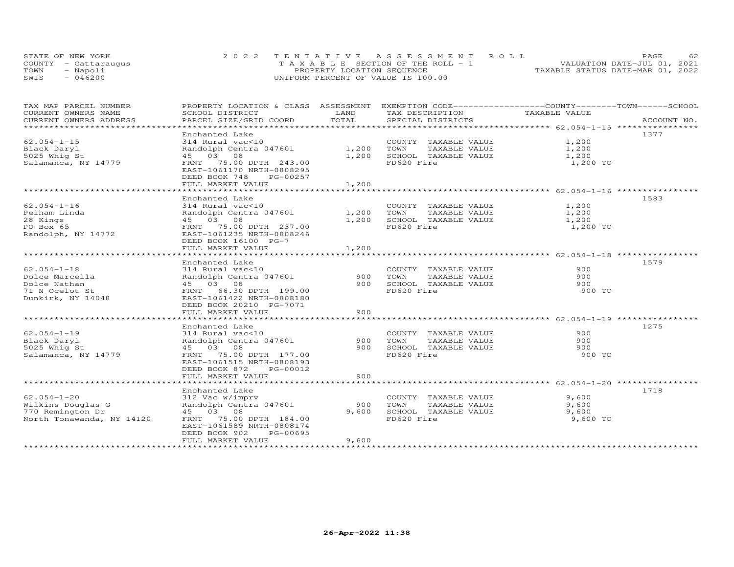STATE OF NEW YORK
COUNTY - Cattaraugus
TOWN - Napoli
SWIS - 046200

2022 TENTATIVE ASSESSMENT ROLL
TAXABLE SECTION OF THE ROLL - 1
PROPERTY LOCATION SEQUENCE
UNIFORM PERCENT OF VALUE IS 100.00

VALUATION DATE-JUL 01, 2021
TAXABLE STATUS DATE-MAR 01, 2022

| TAX MAP PARCEL NUMBER / CURRENT OWNERS NAME / CURRENT OWNERS ADDRESS | PROPERTY LOCATION & CLASS / SCHOOL DISTRICT / PARCEL SIZE/GRID COORD | ASSESSMENT LAND | TOTAL | EXEMPTION CODE / TAX DESCRIPTION / SPECIAL DISTRICTS | TAXABLE VALUE | ACCOUNT NO. |
|---|---|---|---|---|---|---|
| 62.054-1-15 | Enchanted Lake | | | | | 1377 |
| | 314 Rural vac<10 | | | COUNTY TAXABLE VALUE | 1,200 | |
| Black Daryl | Randolph Centra 047601 | 1,200 | | TOWN TAXABLE VALUE | 1,200 | |
| 5025 Whig St | 45 03 08 | | 1,200 | SCHOOL TAXABLE VALUE | 1,200 | |
| Salamanca, NY 14779 | FRNT 75.00 DPTH 243.00 | | | FD620 Fire | 1,200 TO | |
| | EAST-1061170 NRTH-0808295 | | | | | |
| | DEED BOOK 748 PG-00257 | | | | | |
| | FULL MARKET VALUE | | 1,200 | | | |
| 62.054-1-16 | Enchanted Lake | | | | | 1583 |
| | 314 Rural vac<10 | | | COUNTY TAXABLE VALUE | 1,200 | |
| Pelham Linda | Randolph Centra 047601 | 1,200 | | TOWN TAXABLE VALUE | 1,200 | |
| 28 Kings | 45 03 08 | | 1,200 | SCHOOL TAXABLE VALUE | 1,200 | |
| PO Box 65 | FRNT 75.00 DPTH 237.00 | | | FD620 Fire | 1,200 TO | |
| Randolph, NY 14772 | EAST-1061235 NRTH-0808246 | | | | | |
| | DEED BOOK 16100 PG-7 | | | | | |
| | FULL MARKET VALUE | | 1,200 | | | |
| 62.054-1-18 | Enchanted Lake | | | | | 1579 |
| | 314 Rural vac<10 | | | COUNTY TAXABLE VALUE | 900 | |
| Dolce Marcella | Randolph Centra 047601 | 900 | | TOWN TAXABLE VALUE | 900 | |
| Dolce Nathan | 45 03 08 | | 900 | SCHOOL TAXABLE VALUE | 900 | |
| 71 N Ocelot St | FRNT 66.30 DPTH 199.00 | | | FD620 Fire | 900 TO | |
| Dunkirk, NY 14048 | EAST-1061422 NRTH-0808180 | | | | | |
| | DEED BOOK 20210 PG-7071 | | | | | |
| | FULL MARKET VALUE | | 900 | | | |
| 62.054-1-19 | Enchanted Lake | | | | | 1275 |
| | 314 Rural vac<10 | | | COUNTY TAXABLE VALUE | 900 | |
| Black Daryl | Randolph Centra 047601 | 900 | | TOWN TAXABLE VALUE | 900 | |
| 5025 Whig St | 45 03 08 | | 900 | SCHOOL TAXABLE VALUE | 900 | |
| Salamanca, NY 14779 | FRNT 75.00 DPTH 177.00 | | | FD620 Fire | 900 TO | |
| | EAST-1061515 NRTH-0808193 | | | | | |
| | DEED BOOK 872 PG-00012 | | | | | |
| | FULL MARKET VALUE | | 900 | | | |
| 62.054-1-20 | Enchanted Lake | | | | | 1718 |
| | 312 Vac w/imprv | | | COUNTY TAXABLE VALUE | 9,600 | |
| Wilkins Douglas G | Randolph Centra 047601 | 900 | | TOWN TAXABLE VALUE | 9,600 | |
| 770 Remington Dr | 45 03 08 | | 9,600 | SCHOOL TAXABLE VALUE | 9,600 | |
| North Tonawanda, NY 14120 | FRNT 75.00 DPTH 184.00 | | | FD620 Fire | 9,600 TO | |
| | EAST-1061589 NRTH-0808174 | | | | | |
| | DEED BOOK 902 PG-00695 | | | | | |
| | FULL MARKET VALUE | | 9,600 | | | |

26-Apr-2022 11:38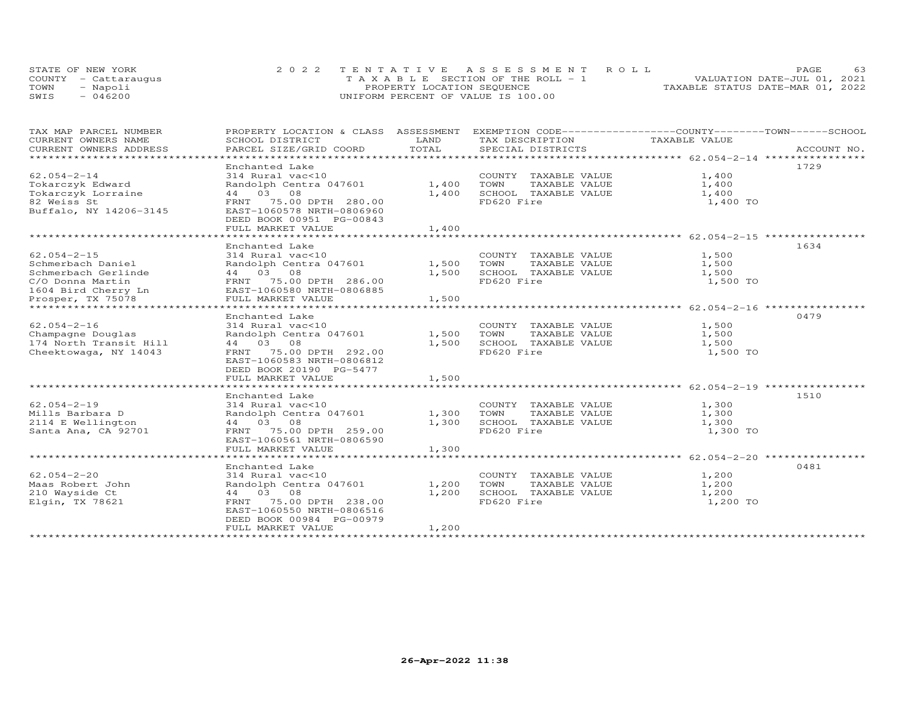STATE OF NEW YORK
COUNTY - Cattaraugus
TOWN - Napoli
SWIS - 046200

2022 TENTATIVE ASSESSMENT ROLL
TAXABLE SECTION OF THE ROLL - 1
PROPERTY LOCATION SEQUENCE
UNIFORM PERCENT OF VALUE IS 100.00

VALUATION DATE-JUL 01, 2021
TAXABLE STATUS DATE-MAR 01, 2022

| TAX MAP PARCEL NUMBER / CURRENT OWNERS NAME / CURRENT OWNERS ADDRESS | PROPERTY LOCATION & CLASS / SCHOOL DISTRICT / PARCEL SIZE/GRID COORD | ASSESSMENT LAND | TOTAL | EXEMPTION CODE / TAX DESCRIPTION / SPECIAL DISTRICTS | TAXABLE VALUE (COUNTY / TOWN / SCHOOL) | ACCOUNT NO. |
|---|---|---|---|---|---|---|
| 62.054-2-14 | Enchanted Lake | | | | | 1729 |
| | 314 Rural vac<10 | | | COUNTY TAXABLE VALUE | 1,400 | |
| Tokarczyk Edward | Randolph Centra 047601 | 1,400 | | TOWN TAXABLE VALUE | 1,400 | |
| Tokarczyk Lorraine | 44 03 08 | | 1,400 | SCHOOL TAXABLE VALUE | 1,400 | |
| 82 Weiss St | FRNT 75.00 DPTH 280.00 | | | FD620 Fire | 1,400 TO | |
| Buffalo, NY 14206-3145 | EAST-1060578 NRTH-0806960 | | | | | |
| | DEED BOOK 00951 PG-00843 | | | | | |
| | FULL MARKET VALUE | | 1,400 | | | |
| 62.054-2-15 | Enchanted Lake | | | | | 1634 |
| | 314 Rural vac<10 | | | COUNTY TAXABLE VALUE | 1,500 | |
| Schmerbach Daniel | Randolph Centra 047601 | 1,500 | | TOWN TAXABLE VALUE | 1,500 | |
| Schmerbach Gerlinde | 44 03 08 | | 1,500 | SCHOOL TAXABLE VALUE | 1,500 | |
| C/O Donna Martin | FRNT 75.00 DPTH 286.00 | | | FD620 Fire | 1,500 TO | |
| 1604 Bird Cherry Ln | EAST-1060580 NRTH-0806885 | | | | | |
| Prosper, TX 75078 | FULL MARKET VALUE | | 1,500 | | | |
| 62.054-2-16 | Enchanted Lake | | | | | 0479 |
| | 314 Rural vac<10 | | | COUNTY TAXABLE VALUE | 1,500 | |
| Champagne Douglas | Randolph Centra 047601 | 1,500 | | TOWN TAXABLE VALUE | 1,500 | |
| 174 North Transit Hill | 44 03 08 | | 1,500 | SCHOOL TAXABLE VALUE | 1,500 | |
| Cheektowaga, NY 14043 | FRNT 75.00 DPTH 292.00 | | | FD620 Fire | 1,500 TO | |
| | EAST-1060583 NRTH-0806812 | | | | | |
| | DEED BOOK 20190 PG-5477 | | | | | |
| | FULL MARKET VALUE | | 1,500 | | | |
| 62.054-2-19 | Enchanted Lake | | | | | 1510 |
| | 314 Rural vac<10 | | | COUNTY TAXABLE VALUE | 1,300 | |
| Mills Barbara D | Randolph Centra 047601 | 1,300 | | TOWN TAXABLE VALUE | 1,300 | |
| 2114 E Wellington | 44 03 08 | | 1,300 | SCHOOL TAXABLE VALUE | 1,300 | |
| Santa Ana, CA 92701 | FRNT 75.00 DPTH 259.00 | | | FD620 Fire | 1,300 TO | |
| | EAST-1060561 NRTH-0806590 | | | | | |
| | FULL MARKET VALUE | | 1,300 | | | |
| 62.054-2-20 | Enchanted Lake | | | | | 0481 |
| | 314 Rural vac<10 | | | COUNTY TAXABLE VALUE | 1,200 | |
| Maas Robert John | Randolph Centra 047601 | 1,200 | | TOWN TAXABLE VALUE | 1,200 | |
| 210 Wayside Ct | 44 03 08 | | 1,200 | SCHOOL TAXABLE VALUE | 1,200 | |
| Elgin, TX 78621 | FRNT 75.00 DPTH 238.00 | | | FD620 Fire | 1,200 TO | |
| | EAST-1060550 NRTH-0806516 | | | | | |
| | DEED BOOK 00984 PG-00979 | | | | | |
| | FULL MARKET VALUE | | 1,200 | | | |

26-Apr-2022 11:38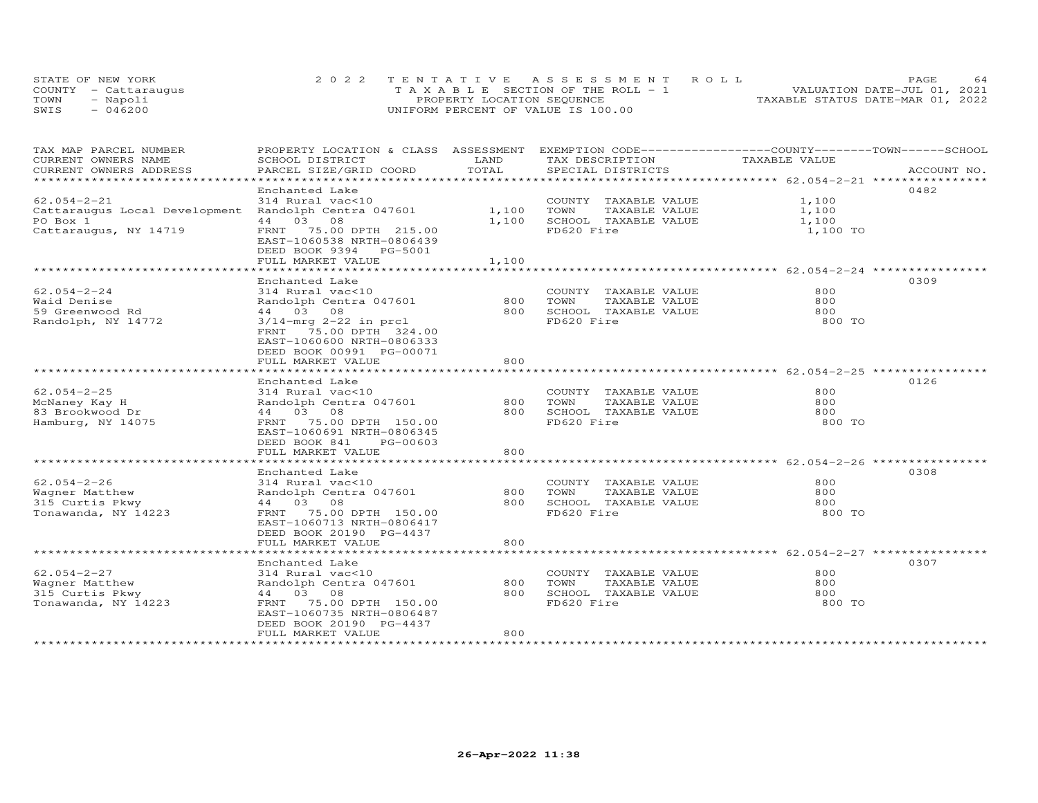STATE OF NEW YORK 2022 TENTATIVE ASSESSMENT ROLL
COUNTY - Cattaraugus TAXABLE SECTION OF THE ROLL - 1 VALUATION DATE-JUL 01, 2021
TOWN - Napoli PROPERTY LOCATION SEQUENCE TAXABLE STATUS DATE-MAR 01, 2022
SWIS - 046200 UNIFORM PERCENT OF VALUE IS 100.00

| TAX MAP PARCEL NUMBER / CURRENT OWNERS NAME / CURRENT OWNERS ADDRESS | PROPERTY LOCATION & CLASS / SCHOOL DISTRICT / PARCEL SIZE/GRID COORD | ASSESSMENT LAND | TOTAL | EXEMPTION CODE / TAX DESCRIPTION / SPECIAL DISTRICTS | COUNTY / TOWN / SCHOOL TAXABLE VALUE | ACCOUNT NO. |
|---|---|---|---|---|---|---|
| 62.054-2-21 | Enchanted Lake | | | | | 0482 |
| Cattaraugus Local Development | 314 Rural vac<10 | | | COUNTY TAXABLE VALUE | 1,100 | |
| PO Box 1 | Randolph Centra 047601 | 1,100 | | TOWN TAXABLE VALUE | 1,100 | |
| Cattaraugus, NY 14719 | 44 03 08 | | 1,100 | SCHOOL TAXABLE VALUE | 1,100 | |
| | FRNT 75.00 DPTH 215.00 | | | FD620 Fire | 1,100 TO | |
| | EAST-1060538 NRTH-0806439 | | | | | |
| | DEED BOOK 9394 PG-5001 | | | | | |
| | FULL MARKET VALUE | | 1,100 | | | |
| 62.054-2-24 | Enchanted Lake | | | | | 0309 |
| Waid Denise | 314 Rural vac<10 | | | COUNTY TAXABLE VALUE | 800 | |
| 59 Greenwood Rd | Randolph Centra 047601 | 800 | | TOWN TAXABLE VALUE | 800 | |
| Randolph, NY 14772 | 44 03 08 | | 800 | SCHOOL TAXABLE VALUE | 800 | |
| | 3/14-mrg 2-22 in prcl | | | FD620 Fire | 800 TO | |
| | FRNT 75.00 DPTH 324.00 | | | | | |
| | EAST-1060600 NRTH-0806333 | | | | | |
| | DEED BOOK 00991 PG-00071 | | | | | |
| | FULL MARKET VALUE | | 800 | | | |
| 62.054-2-25 | Enchanted Lake | | | | | 0126 |
| McNaney Kay H | 314 Rural vac<10 | | | COUNTY TAXABLE VALUE | 800 | |
| 83 Brookwood Dr | Randolph Centra 047601 | 800 | | TOWN TAXABLE VALUE | 800 | |
| Hamburg, NY 14075 | 44 03 08 | | 800 | SCHOOL TAXABLE VALUE | 800 | |
| | FRNT 75.00 DPTH 150.00 | | | FD620 Fire | 800 TO | |
| | EAST-1060691 NRTH-0806345 | | | | | |
| | DEED BOOK 841 PG-00603 | | | | | |
| | FULL MARKET VALUE | | 800 | | | |
| 62.054-2-26 | Enchanted Lake | | | | | 0308 |
| Wagner Matthew | 314 Rural vac<10 | | | COUNTY TAXABLE VALUE | 800 | |
| 315 Curtis Pkwy | Randolph Centra 047601 | 800 | | TOWN TAXABLE VALUE | 800 | |
| Tonawanda, NY 14223 | 44 03 08 | | 800 | SCHOOL TAXABLE VALUE | 800 | |
| | FRNT 75.00 DPTH 150.00 | | | FD620 Fire | 800 TO | |
| | EAST-1060713 NRTH-0806417 | | | | | |
| | DEED BOOK 20190 PG-4437 | | | | | |
| | FULL MARKET VALUE | | 800 | | | |
| 62.054-2-27 | Enchanted Lake | | | | | 0307 |
| Wagner Matthew | 314 Rural vac<10 | | | COUNTY TAXABLE VALUE | 800 | |
| 315 Curtis Pkwy | Randolph Centra 047601 | 800 | | TOWN TAXABLE VALUE | 800 | |
| Tonawanda, NY 14223 | 44 03 08 | | 800 | SCHOOL TAXABLE VALUE | 800 | |
| | FRNT 75.00 DPTH 150.00 | | | FD620 Fire | 800 TO | |
| | EAST-1060735 NRTH-0806487 | | | | | |
| | DEED BOOK 20190 PG-4437 | | | | | |
| | FULL MARKET VALUE | | 800 | | | |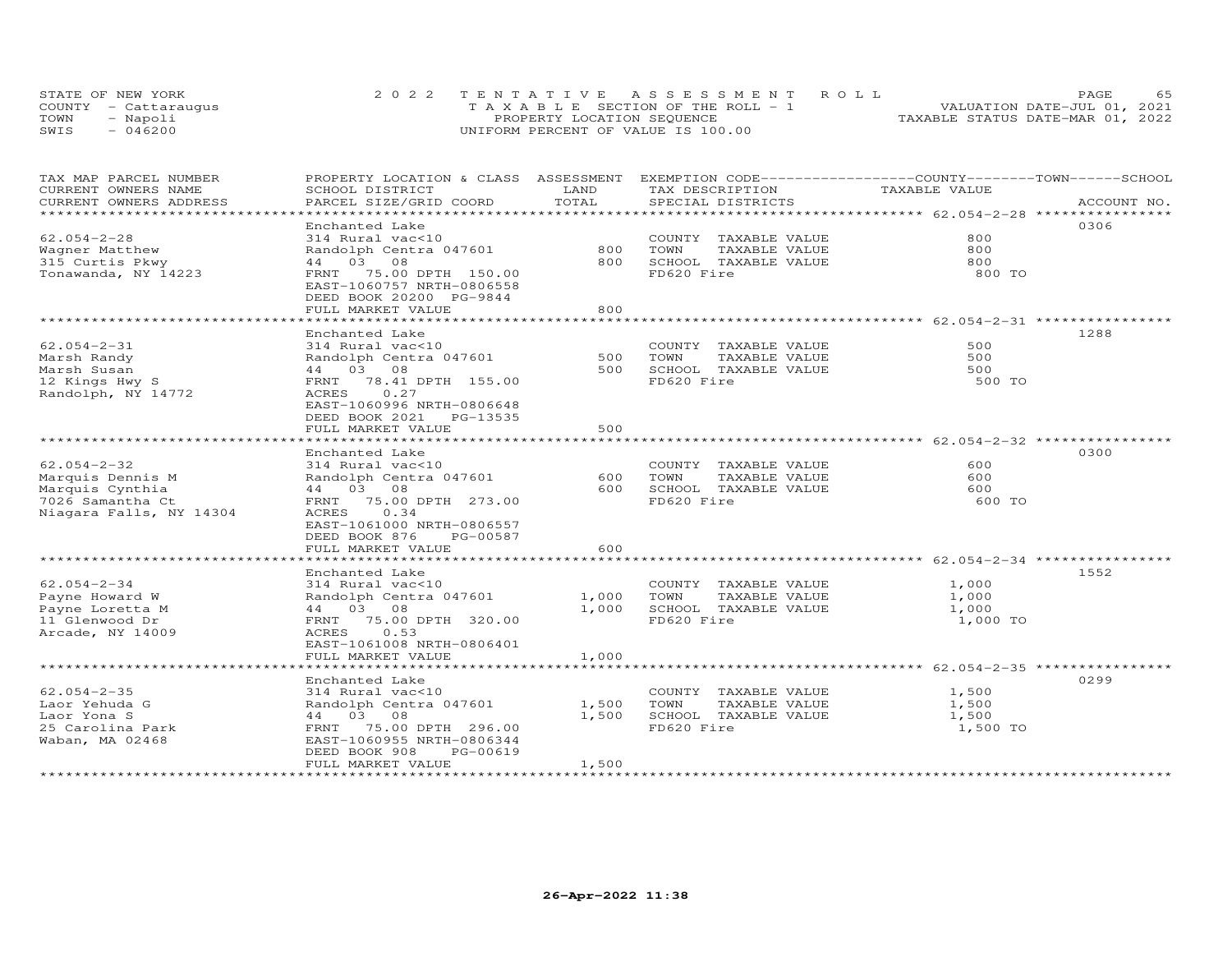STATE OF NEW YORK — 2022 TENTATIVE ASSESSMENT ROLL — VALUATION DATE-JUL 01, 2021
COUNTY - Cattaraugus — TAXABLE SECTION OF THE ROLL - 1 — TAXABLE STATUS DATE-MAR 01, 2022
TOWN - Napoli — PROPERTY LOCATION SEQUENCE
SWIS - 046200 — UNIFORM PERCENT OF VALUE IS 100.00

| TAX MAP PARCEL NUMBER / CURRENT OWNERS NAME / CURRENT OWNERS ADDRESS | PROPERTY LOCATION & CLASS / SCHOOL DISTRICT / PARCEL SIZE/GRID COORD | ASSESSMENT LAND | TOTAL | EXEMPTION CODE / TAX DESCRIPTION / SPECIAL DISTRICTS | COUNTY--------TOWN------SCHOOL TAXABLE VALUE | ACCOUNT NO. |
|---|---|---|---|---|---|---|
| 62.054-2-28 | Enchanted Lake | | | | | 0306 |
| Wagner Matthew | 314 Rural vac<10 | | | COUNTY TAXABLE VALUE | 800 | |
| 315 Curtis Pkwy | Randolph Centra 047601 | 800 | | TOWN TAXABLE VALUE | 800 | |
| Tonawanda, NY 14223 | 44 03 08 | | 800 | SCHOOL TAXABLE VALUE | 800 | |
| | FRNT 75.00 DPTH 150.00 | | | FD620 Fire | 800 TO | |
| | EAST-1060757 NRTH-0806558 | | | | | |
| | DEED BOOK 20200 PG-9844 | | | | | |
| | FULL MARKET VALUE | | 800 | | | |
| 62.054-2-31 | Enchanted Lake | | | | | 1288 |
| Marsh Randy | 314 Rural vac<10 | | | COUNTY TAXABLE VALUE | 500 | |
| Marsh Susan | Randolph Centra 047601 | 500 | | TOWN TAXABLE VALUE | 500 | |
| 12 Kings Hwy S | 44 03 08 | | 500 | SCHOOL TAXABLE VALUE | 500 | |
| Randolph, NY 14772 | FRNT 78.41 DPTH 155.00 | | | FD620 Fire | 500 TO | |
| | ACRES 0.27 | | | | | |
| | EAST-1060996 NRTH-0806648 | | | | | |
| | DEED BOOK 2021 PG-13535 | | | | | |
| | FULL MARKET VALUE | | 500 | | | |
| 62.054-2-32 | Enchanted Lake | | | | | 0300 |
| Marquis Dennis M | 314 Rural vac<10 | | | COUNTY TAXABLE VALUE | 600 | |
| Marquis Cynthia | Randolph Centra 047601 | 600 | | TOWN TAXABLE VALUE | 600 | |
| 7026 Samantha Ct | 44 03 08 | | 600 | SCHOOL TAXABLE VALUE | 600 | |
| Niagara Falls, NY 14304 | FRNT 75.00 DPTH 273.00 | | | FD620 Fire | 600 TO | |
| | ACRES 0.34 | | | | | |
| | EAST-1061000 NRTH-0806557 | | | | | |
| | DEED BOOK 876 PG-00587 | | | | | |
| | FULL MARKET VALUE | | 600 | | | |
| 62.054-2-34 | Enchanted Lake | | | | | 1552 |
| Payne Howard W | 314 Rural vac<10 | | | COUNTY TAXABLE VALUE | 1,000 | |
| Payne Loretta M | Randolph Centra 047601 | 1,000 | | TOWN TAXABLE VALUE | 1,000 | |
| 11 Glenwood Dr | 44 03 08 | | 1,000 | SCHOOL TAXABLE VALUE | 1,000 | |
| Arcade, NY 14009 | FRNT 75.00 DPTH 320.00 | | | FD620 Fire | 1,000 TO | |
| | ACRES 0.53 | | | | | |
| | EAST-1061008 NRTH-0806401 | | | | | |
| | FULL MARKET VALUE | | 1,000 | | | |
| 62.054-2-35 | Enchanted Lake | | | | | 0299 |
| Laor Yehuda G | 314 Rural vac<10 | | | COUNTY TAXABLE VALUE | 1,500 | |
| Laor Yona S | Randolph Centra 047601 | 1,500 | | TOWN TAXABLE VALUE | 1,500 | |
| 25 Carolina Park | 44 03 08 | | 1,500 | SCHOOL TAXABLE VALUE | 1,500 | |
| Waban, MA 02468 | FRNT 75.00 DPTH 296.00 | | | FD620 Fire | 1,500 TO | |
| | EAST-1060955 NRTH-0806344 | | | | | |
| | DEED BOOK 908 PG-00619 | | | | | |
| | FULL MARKET VALUE | | 1,500 | | | |

26-Apr-2022 11:38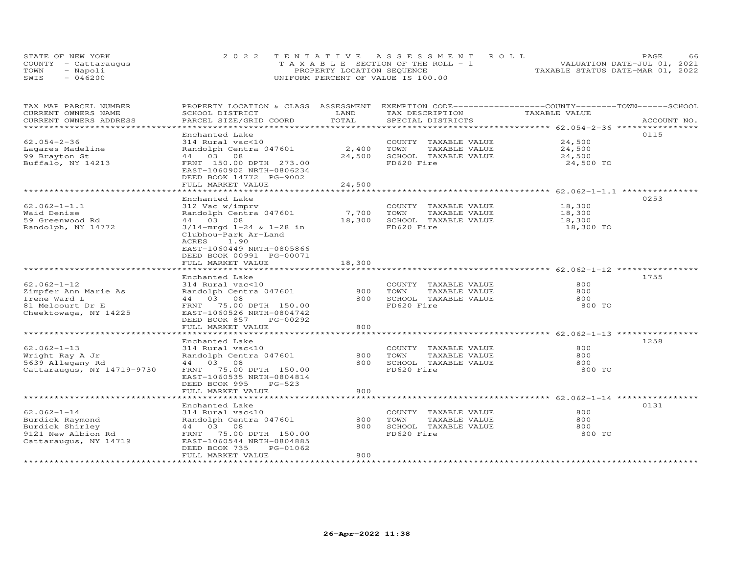STATE OF NEW YORK
COUNTY - Cattaraugus
TOWN - Napoli
SWIS - 046200

2022 TENTATIVE ASSESSMENT ROLL
TAXABLE SECTION OF THE ROLL - 1
PROPERTY LOCATION SEQUENCE
UNIFORM PERCENT OF VALUE IS 100.00

VALUATION DATE-JUL 01, 2021
TAXABLE STATUS DATE-MAR 01, 2022

| TAX MAP PARCEL NUMBER / CURRENT OWNERS NAME / CURRENT OWNERS ADDRESS | PROPERTY LOCATION & CLASS / SCHOOL DISTRICT / PARCEL SIZE/GRID COORD | ASSESSMENT LAND / TOTAL | EXEMPTION CODE / TAX DESCRIPTION / SPECIAL DISTRICTS | TAXABLE VALUE (COUNTY / TOWN / SCHOOL) | ACCOUNT NO. |
|---|---|---|---|---|---|
| 62.054-2-36 | Enchanted Lake | | | | 0115 |
| Lagares Madeline | 314 Rural vac<10 | | COUNTY TAXABLE VALUE | 24,500 | |
| 99 Brayton St | Randolph Centra 047601 | 2,400 | TOWN TAXABLE VALUE | 24,500 | |
| Buffalo, NY 14213 | 44 03 08 | 24,500 | SCHOOL TAXABLE VALUE | 24,500 | |
| | FRNT 150.00 DPTH 273.00 | | FD620 Fire | 24,500 TO | |
| | EAST-1060902 NRTH-0806234 | | | | |
| | DEED BOOK 14772 PG-9002 | | | | |
| | FULL MARKET VALUE | 24,500 | | | |
| 62.062-1-1.1 | Enchanted Lake | | | | 0253 |
| Waid Denise | 312 Vac w/imprv | | COUNTY TAXABLE VALUE | 18,300 | |
| 59 Greenwood Rd | Randolph Centra 047601 | 7,700 | TOWN TAXABLE VALUE | 18,300 | |
| Randolph, NY 14772 | 44 03 08 | 18,300 | SCHOOL TAXABLE VALUE | 18,300 | |
| | 3/14-mrgd 1-24 & 1-28 in | | FD620 Fire | 18,300 TO | |
| | Clubhou-Park Ar-Land | | | | |
| | ACRES 1.90 | | | | |
| | EAST-1060449 NRTH-0805866 | | | | |
| | DEED BOOK 00991 PG-00071 | | | | |
| | FULL MARKET VALUE | 18,300 | | | |
| 62.062-1-12 | Enchanted Lake | | | | 1755 |
| Zimpfer Ann Marie As | 314 Rural vac<10 | | COUNTY TAXABLE VALUE | 800 | |
| Irene Ward L | Randolph Centra 047601 | 800 | TOWN TAXABLE VALUE | 800 | |
| 81 Melcourt Dr E | 44 03 08 | 800 | SCHOOL TAXABLE VALUE | 800 | |
| Cheektowaga, NY 14225 | FRNT 75.00 DPTH 150.00 | | FD620 Fire | 800 TO | |
| | EAST-1060526 NRTH-0804742 | | | | |
| | DEED BOOK 857 PG-00292 | | | | |
| | FULL MARKET VALUE | 800 | | | |
| 62.062-1-13 | Enchanted Lake | | | | 1258 |
| Wright Ray A Jr | 314 Rural vac<10 | | COUNTY TAXABLE VALUE | 800 | |
| 5639 Allegany Rd | Randolph Centra 047601 | 800 | TOWN TAXABLE VALUE | 800 | |
| Cattaraugus, NY 14719-9730 | 44 03 08 | 800 | SCHOOL TAXABLE VALUE | 800 | |
| | FRNT 75.00 DPTH 150.00 | | FD620 Fire | 800 TO | |
| | EAST-1060535 NRTH-0804814 | | | | |
| | DEED BOOK 995 PG-523 | | | | |
| | FULL MARKET VALUE | 800 | | | |
| 62.062-1-14 | Enchanted Lake | | | | 0131 |
| Burdick Raymond | 314 Rural vac<10 | | COUNTY TAXABLE VALUE | 800 | |
| Burdick Shirley | Randolph Centra 047601 | 800 | TOWN TAXABLE VALUE | 800 | |
| 9121 New Albion Rd | 44 03 08 | 800 | SCHOOL TAXABLE VALUE | 800 | |
| Cattaraugus, NY 14719 | FRNT 75.00 DPTH 150.00 | | FD620 Fire | 800 TO | |
| | EAST-1060544 NRTH-0804885 | | | | |
| | DEED BOOK 735 PG-01062 | | | | |
| | FULL MARKET VALUE | 800 | | | |

26-Apr-2022 11:38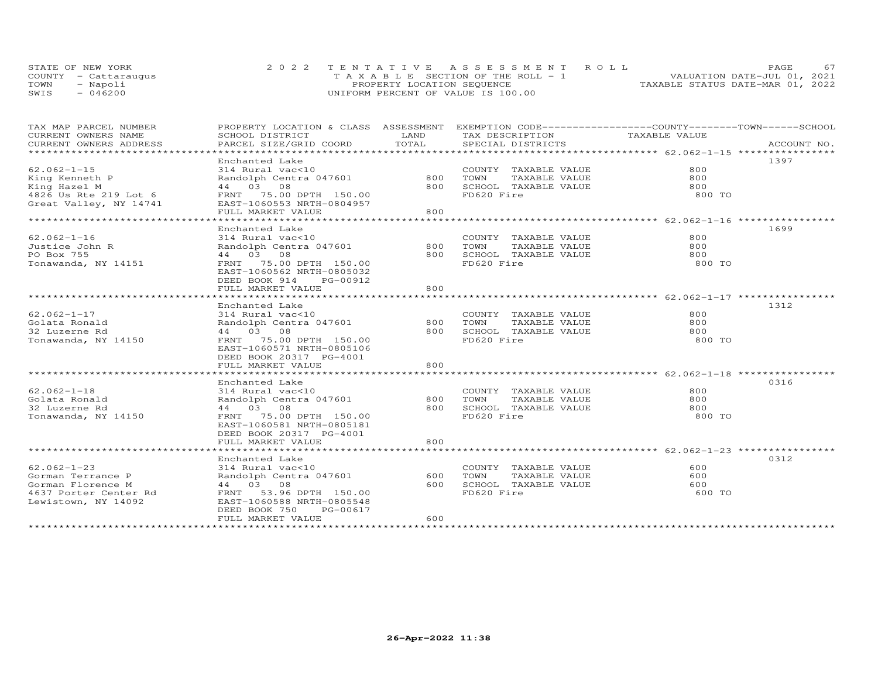STATE OF NEW YORK
COUNTY - Cattaraugus
TOWN - Napoli
SWIS - 046200

2022 TENTATIVE ASSESSMENT ROLL
TAXABLE SECTION OF THE ROLL - 1
PROPERTY LOCATION SEQUENCE
UNIFORM PERCENT OF VALUE IS 100.00

VALUATION DATE-JUL 01, 2021
TAXABLE STATUS DATE-MAR 01, 2022

| TAX MAP PARCEL NUMBER / CURRENT OWNERS NAME / CURRENT OWNERS ADDRESS | PROPERTY LOCATION & CLASS / SCHOOL DISTRICT / PARCEL SIZE/GRID COORD | ASSESSMENT LAND / TOTAL | EXEMPTION CODE / TAX DESCRIPTION / SPECIAL DISTRICTS | COUNTY / TOWN / SCHOOL TAXABLE VALUE | ACCOUNT NO. |
|---|---|---|---|---|---|
| 62.062-1-15 | Enchanted Lake | | | | 1397 |
| | 314 Rural vac<10 | | COUNTY TAXABLE VALUE | 800 | |
| King Kenneth P | Randolph Centra 047601 | 800 | TOWN TAXABLE VALUE | 800 | |
| King Hazel M | 44 03 08 | 800 | SCHOOL TAXABLE VALUE | 800 | |
| 4826 Us Rte 219 Lot 6 | FRNT 75.00 DPTH 150.00 | | FD620 Fire | 800 TO | |
| Great Valley, NY 14741 | EAST-1060553 NRTH-0804957 | | | | |
| | FULL MARKET VALUE | 800 | | | |
| 62.062-1-16 | Enchanted Lake | | | | 1699 |
| | 314 Rural vac<10 | | COUNTY TAXABLE VALUE | 800 | |
| Justice John R | Randolph Centra 047601 | 800 | TOWN TAXABLE VALUE | 800 | |
| PO Box 755 | 44 03 08 | 800 | SCHOOL TAXABLE VALUE | 800 | |
| Tonawanda, NY 14151 | FRNT 75.00 DPTH 150.00 | | FD620 Fire | 800 TO | |
| | EAST-1060562 NRTH-0805032 | | | | |
| | DEED BOOK 914 PG-00912 | | | | |
| | FULL MARKET VALUE | 800 | | | |
| 62.062-1-17 | Enchanted Lake | | | | 1312 |
| | 314 Rural vac<10 | | COUNTY TAXABLE VALUE | 800 | |
| Golata Ronald | Randolph Centra 047601 | 800 | TOWN TAXABLE VALUE | 800 | |
| 32 Luzerne Rd | 44 03 08 | 800 | SCHOOL TAXABLE VALUE | 800 | |
| Tonawanda, NY 14150 | FRNT 75.00 DPTH 150.00 | | FD620 Fire | 800 TO | |
| | EAST-1060571 NRTH-0805106 | | | | |
| | DEED BOOK 20317 PG-4001 | | | | |
| | FULL MARKET VALUE | 800 | | | |
| 62.062-1-18 | Enchanted Lake | | | | 0316 |
| | 314 Rural vac<10 | | COUNTY TAXABLE VALUE | 800 | |
| Golata Ronald | Randolph Centra 047601 | 800 | TOWN TAXABLE VALUE | 800 | |
| 32 Luzerne Rd | 44 03 08 | 800 | SCHOOL TAXABLE VALUE | 800 | |
| Tonawanda, NY 14150 | FRNT 75.00 DPTH 150.00 | | FD620 Fire | 800 TO | |
| | EAST-1060581 NRTH-0805181 | | | | |
| | DEED BOOK 20317 PG-4001 | | | | |
| | FULL MARKET VALUE | 800 | | | |
| 62.062-1-23 | Enchanted Lake | | | | 0312 |
| | 314 Rural vac<10 | | COUNTY TAXABLE VALUE | 600 | |
| Gorman Terrance P | Randolph Centra 047601 | 600 | TOWN TAXABLE VALUE | 600 | |
| Gorman Florence M | 44 03 08 | 600 | SCHOOL TAXABLE VALUE | 600 | |
| 4637 Porter Center Rd | FRNT 53.96 DPTH 150.00 | | FD620 Fire | 600 TO | |
| Lewistown, NY 14092 | EAST-1060588 NRTH-0805548 | | | | |
| | DEED BOOK 750 PG-00617 | | | | |
| | FULL MARKET VALUE | 600 | | | |

26-Apr-2022 11:38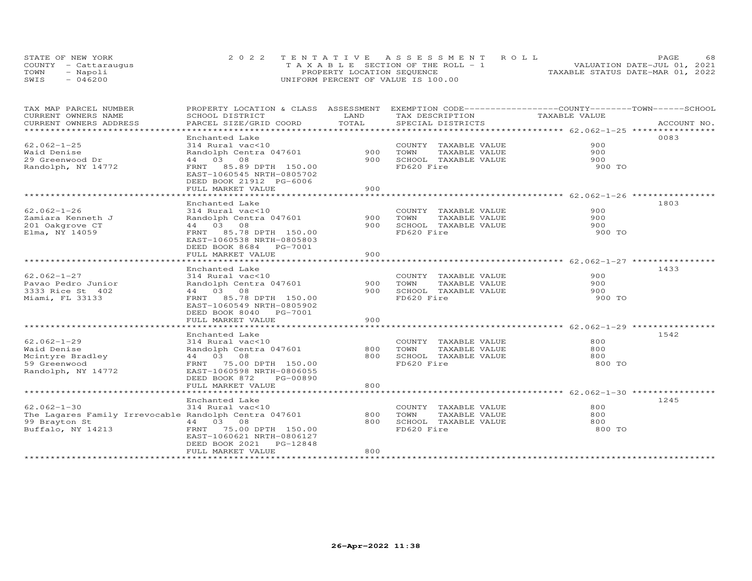STATE OF NEW YORK
COUNTY - Cattaraugus
TOWN - Napoli
SWIS - 046200

# 2022 TENTATIVE ASSESSMENT ROLL
TAXABLE SECTION OF THE ROLL - 1
PROPERTY LOCATION SEQUENCE
UNIFORM PERCENT OF VALUE IS 100.00

VALUATION DATE-JUL 01, 2021
TAXABLE STATUS DATE-MAR 01, 2022

| TAX MAP PARCEL NUMBER / CURRENT OWNERS NAME / CURRENT OWNERS ADDRESS | PROPERTY LOCATION & CLASS / SCHOOL DISTRICT / PARCEL SIZE/GRID COORD | ASSESSMENT LAND / TOTAL | EXEMPTION CODE / TAX DESCRIPTION / SPECIAL DISTRICTS | COUNTY--------TOWN------SCHOOL TAXABLE VALUE | ACCOUNT NO. |
|---|---|---|---|---|---|
| **62.062-1-25** | Enchanted Lake | | | | 0083 |
| 62.062-1-25 | 314 Rural vac<10 | | COUNTY TAXABLE VALUE | 900 | |
| Waid Denise | Randolph Centra 047601 | 900 | TOWN TAXABLE VALUE | 900 | |
| 29 Greenwood Dr | 44 03 08 | 900 | SCHOOL TAXABLE VALUE | 900 | |
| Randolph, NY 14772 | FRNT 85.89 DPTH 150.00 | | FD620 Fire | 900 TO | |
| | EAST-1060545 NRTH-0805702 | | | | |
| | DEED BOOK 21912 PG-6006 | | | | |
| | FULL MARKET VALUE | 900 | | | |
| **62.062-1-26** | Enchanted Lake | | | | 1803 |
| 62.062-1-26 | 314 Rural vac<10 | | COUNTY TAXABLE VALUE | 900 | |
| Zamiara Kenneth J | Randolph Centra 047601 | 900 | TOWN TAXABLE VALUE | 900 | |
| 201 Oakgrove CT | 44 03 08 | 900 | SCHOOL TAXABLE VALUE | 900 | |
| Elma, NY 14059 | FRNT 85.78 DPTH 150.00 | | FD620 Fire | 900 TO | |
| | EAST-1060538 NRTH-0805803 | | | | |
| | DEED BOOK 8684 PG-7001 | | | | |
| | FULL MARKET VALUE | 900 | | | |
| **62.062-1-27** | Enchanted Lake | | | | 1433 |
| 62.062-1-27 | 314 Rural vac<10 | | COUNTY TAXABLE VALUE | 900 | |
| Pavao Pedro Junior | Randolph Centra 047601 | 900 | TOWN TAXABLE VALUE | 900 | |
| 3333 Rice St 402 | 44 03 08 | 900 | SCHOOL TAXABLE VALUE | 900 | |
| Miami, FL 33133 | FRNT 85.78 DPTH 150.00 | | FD620 Fire | 900 TO | |
| | EAST-1060549 NRTH-0805902 | | | | |
| | DEED BOOK 8040 PG-7001 | | | | |
| | FULL MARKET VALUE | 900 | | | |
| **62.062-1-29** | Enchanted Lake | | | | 1542 |
| 62.062-1-29 | 314 Rural vac<10 | | COUNTY TAXABLE VALUE | 800 | |
| Waid Denise | Randolph Centra 047601 | 800 | TOWN TAXABLE VALUE | 800 | |
| Mcintyre Bradley | 44 03 08 | 800 | SCHOOL TAXABLE VALUE | 800 | |
| 59 Greenwood | FRNT 75.00 DPTH 150.00 | | FD620 Fire | 800 TO | |
| Randolph, NY 14772 | EAST-1060598 NRTH-0806055 | | | | |
| | DEED BOOK 872 PG-00890 | | | | |
| | FULL MARKET VALUE | 800 | | | |
| **62.062-1-30** | Enchanted Lake | | | | 1245 |
| 62.062-1-30 | 314 Rural vac<10 | | COUNTY TAXABLE VALUE | 800 | |
| The Lagares Family Irrevocable | Randolph Centra 047601 | 800 | TOWN TAXABLE VALUE | 800 | |
| 99 Brayton St | 44 03 08 | 800 | SCHOOL TAXABLE VALUE | 800 | |
| Buffalo, NY 14213 | FRNT 75.00 DPTH 150.00 | | FD620 Fire | 800 TO | |
| | EAST-1060621 NRTH-0806127 | | | | |
| | DEED BOOK 2021 PG-12848 | | | | |
| | FULL MARKET VALUE | 800 | | | |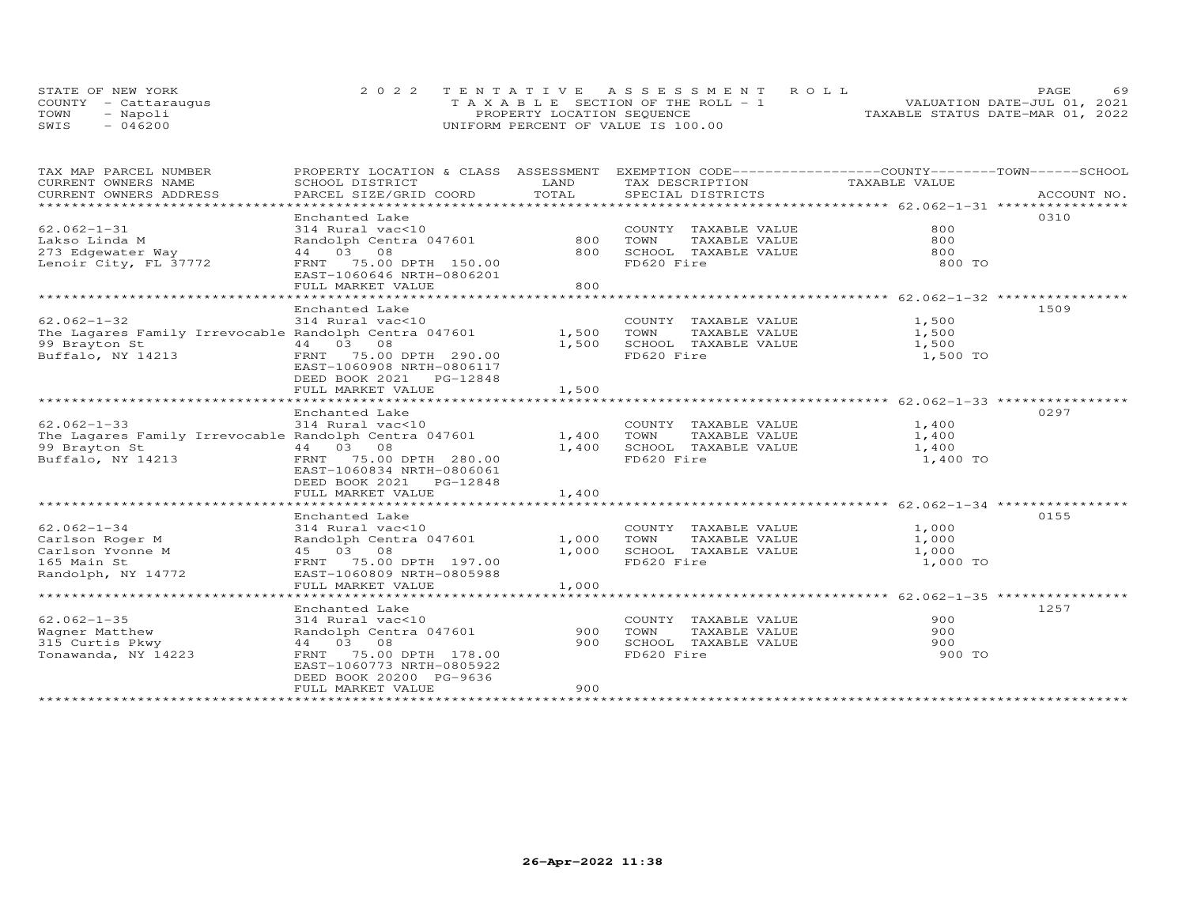STATE OF NEW YORK
COUNTY - Cattaraugus
TOWN - Napoli
SWIS - 046200

2022 TENTATIVE ASSESSMENT ROLL
TAXABLE SECTION OF THE ROLL - 1
PROPERTY LOCATION SEQUENCE
UNIFORM PERCENT OF VALUE IS 100.00

VALUATION DATE-JUL 01, 2021
TAXABLE STATUS DATE-MAR 01, 2022

| TAX MAP PARCEL NUMBER / CURRENT OWNERS NAME / CURRENT OWNERS ADDRESS | PROPERTY LOCATION & CLASS / SCHOOL DISTRICT / PARCEL SIZE/GRID COORD | ASSESSMENT LAND / TOTAL | EXEMPTION CODE / TAX DESCRIPTION / SPECIAL DISTRICTS | TAXABLE VALUE (COUNTY / TOWN / SCHOOL) | ACCOUNT NO. |
|---|---|---|---|---|---|
| 62.062-1-31 | Enchanted Lake | | | | 0310 |
| | 314 Rural vac<10 | | COUNTY TAXABLE VALUE | 800 | |
| Lakso Linda M | Randolph Centra 047601 | 800 | TOWN TAXABLE VALUE | 800 | |
| 273 Edgewater Way | 44 03 08 | 800 | SCHOOL TAXABLE VALUE | 800 | |
| Lenoir City, FL 37772 | FRNT 75.00 DPTH 150.00 | | FD620 Fire | 800 TO | |
| | EAST-1060646 NRTH-0806201 | | | | |
| | FULL MARKET VALUE | 800 | | | |
| 62.062-1-32 | Enchanted Lake | | | | 1509 |
| | 314 Rural vac<10 | | COUNTY TAXABLE VALUE | 1,500 | |
| The Lagares Family Irrevocable | Randolph Centra 047601 | 1,500 | TOWN TAXABLE VALUE | 1,500 | |
| 99 Brayton St | 44 03 08 | 1,500 | SCHOOL TAXABLE VALUE | 1,500 | |
| Buffalo, NY 14213 | FRNT 75.00 DPTH 290.00 | | FD620 Fire | 1,500 TO | |
| | EAST-1060908 NRTH-0806117 | | | | |
| | DEED BOOK 2021 PG-12848 | | | | |
| | FULL MARKET VALUE | 1,500 | | | |
| 62.062-1-33 | Enchanted Lake | | | | 0297 |
| | 314 Rural vac<10 | | COUNTY TAXABLE VALUE | 1,400 | |
| The Lagares Family Irrevocable | Randolph Centra 047601 | 1,400 | TOWN TAXABLE VALUE | 1,400 | |
| 99 Brayton St | 44 03 08 | 1,400 | SCHOOL TAXABLE VALUE | 1,400 | |
| Buffalo, NY 14213 | FRNT 75.00 DPTH 280.00 | | FD620 Fire | 1,400 TO | |
| | EAST-1060834 NRTH-0806061 | | | | |
| | DEED BOOK 2021 PG-12848 | | | | |
| | FULL MARKET VALUE | 1,400 | | | |
| 62.062-1-34 | Enchanted Lake | | | | 0155 |
| | 314 Rural vac<10 | | COUNTY TAXABLE VALUE | 1,000 | |
| Carlson Roger M | Randolph Centra 047601 | 1,000 | TOWN TAXABLE VALUE | 1,000 | |
| Carlson Yvonne M | 45 03 08 | 1,000 | SCHOOL TAXABLE VALUE | 1,000 | |
| 165 Main St | FRNT 75.00 DPTH 197.00 | | FD620 Fire | 1,000 TO | |
| Randolph, NY 14772 | EAST-1060809 NRTH-0805988 | | | | |
| | FULL MARKET VALUE | 1,000 | | | |
| 62.062-1-35 | Enchanted Lake | | | | 1257 |
| | 314 Rural vac<10 | | COUNTY TAXABLE VALUE | 900 | |
| Wagner Matthew | Randolph Centra 047601 | 900 | TOWN TAXABLE VALUE | 900 | |
| 315 Curtis Pkwy | 44 03 08 | 900 | SCHOOL TAXABLE VALUE | 900 | |
| Tonawanda, NY 14223 | FRNT 75.00 DPTH 178.00 | | FD620 Fire | 900 TO | |
| | EAST-1060773 NRTH-0805922 | | | | |
| | DEED BOOK 20200 PG-9636 | | | | |
| | FULL MARKET VALUE | 900 | | | |

26-Apr-2022 11:38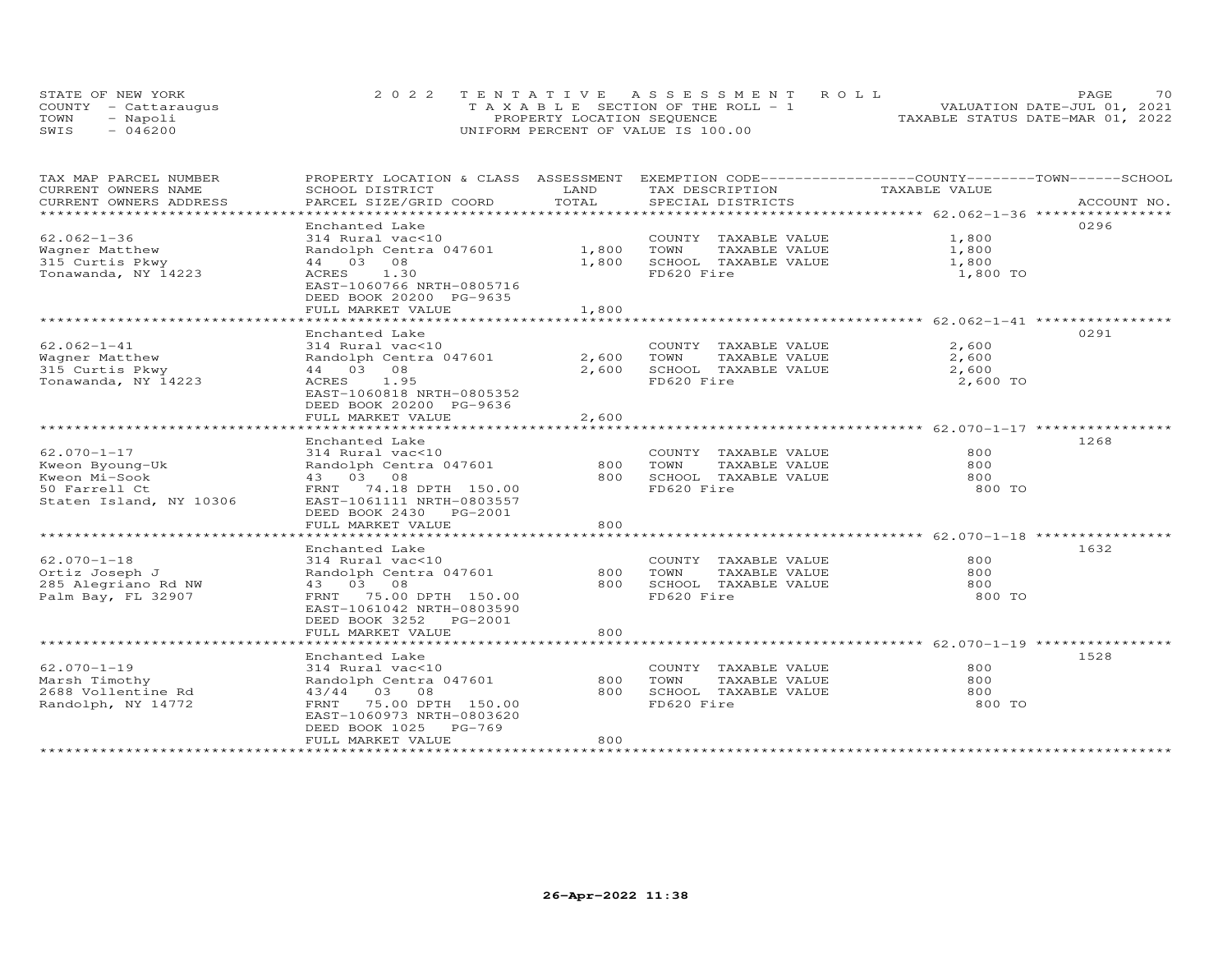STATE OF NEW YORK
COUNTY - Cattaraugus
TOWN - Napoli
SWIS - 046200

# 2022 TENTATIVE ASSESSMENT ROLL

TAXABLE SECTION OF THE ROLL - 1
PROPERTY LOCATION SEQUENCE
UNIFORM PERCENT OF VALUE IS 100.00

VALUATION DATE-JUL 01, 2021
TAXABLE STATUS DATE-MAR 01, 2022

| TAX MAP PARCEL NUMBER / CURRENT OWNERS NAME / CURRENT OWNERS ADDRESS | PROPERTY LOCATION & CLASS / SCHOOL DISTRICT / PARCEL SIZE/GRID COORD | ASSESSMENT LAND | TOTAL | EXEMPTION CODE / TAX DESCRIPTION / SPECIAL DISTRICTS | COUNTY / TOWN / SCHOOL TAXABLE VALUE | ACCOUNT NO. |
|---|---|---|---|---|---|---|
| 62.062-1-36 | Enchanted Lake | | | | | 0296 |
| | 314 Rural vac<10 | | | COUNTY TAXABLE VALUE | 1,800 | |
| Wagner Matthew | Randolph Centra 047601 | 1,800 | | TOWN TAXABLE VALUE | 1,800 | |
| 315 Curtis Pkwy | 44 03 08 | | 1,800 | SCHOOL TAXABLE VALUE | 1,800 | |
| Tonawanda, NY 14223 | ACRES 1.30 | | | FD620 Fire | 1,800 TO | |
| | EAST-1060766 NRTH-0805716 | | | | | |
| | DEED BOOK 20200 PG-9635 | | | | | |
| | FULL MARKET VALUE | | 1,800 | | | |
| 62.062-1-41 | Enchanted Lake | | | | | 0291 |
| | 314 Rural vac<10 | | | COUNTY TAXABLE VALUE | 2,600 | |
| Wagner Matthew | Randolph Centra 047601 | 2,600 | | TOWN TAXABLE VALUE | 2,600 | |
| 315 Curtis Pkwy | 44 03 08 | | 2,600 | SCHOOL TAXABLE VALUE | 2,600 | |
| Tonawanda, NY 14223 | ACRES 1.95 | | | FD620 Fire | 2,600 TO | |
| | EAST-1060818 NRTH-0805352 | | | | | |
| | DEED BOOK 20200 PG-9636 | | | | | |
| | FULL MARKET VALUE | | 2,600 | | | |
| 62.070-1-17 | Enchanted Lake | | | | | 1268 |
| | 314 Rural vac<10 | | | COUNTY TAXABLE VALUE | 800 | |
| Kweon Byoung-Uk | Randolph Centra 047601 | 800 | | TOWN TAXABLE VALUE | 800 | |
| Kweon Mi-Sook | 43 03 08 | | 800 | SCHOOL TAXABLE VALUE | 800 | |
| 50 Farrell Ct | FRNT 74.18 DPTH 150.00 | | | FD620 Fire | 800 TO | |
| Staten Island, NY 10306 | EAST-1061111 NRTH-0803557 | | | | | |
| | DEED BOOK 2430 PG-2001 | | | | | |
| | FULL MARKET VALUE | | 800 | | | |
| 62.070-1-18 | Enchanted Lake | | | | | 1632 |
| | 314 Rural vac<10 | | | COUNTY TAXABLE VALUE | 800 | |
| Ortiz Joseph J | Randolph Centra 047601 | 800 | | TOWN TAXABLE VALUE | 800 | |
| 285 Alegriano Rd NW | 43 03 08 | | 800 | SCHOOL TAXABLE VALUE | 800 | |
| Palm Bay, FL 32907 | FRNT 75.00 DPTH 150.00 | | | FD620 Fire | 800 TO | |
| | EAST-1061042 NRTH-0803590 | | | | | |
| | DEED BOOK 3252 PG-2001 | | | | | |
| | FULL MARKET VALUE | | 800 | | | |
| 62.070-1-19 | Enchanted Lake | | | | | 1528 |
| | 314 Rural vac<10 | | | COUNTY TAXABLE VALUE | 800 | |
| Marsh Timothy | Randolph Centra 047601 | 800 | | TOWN TAXABLE VALUE | 800 | |
| 2688 Vollentine Rd | 43/44 03 08 | | 800 | SCHOOL TAXABLE VALUE | 800 | |
| Randolph, NY 14772 | FRNT 75.00 DPTH 150.00 | | | FD620 Fire | 800 TO | |
| | EAST-1060973 NRTH-0803620 | | | | | |
| | DEED BOOK 1025 PG-769 | | | | | |
| | FULL MARKET VALUE | | 800 | | | |

26-Apr-2022 11:38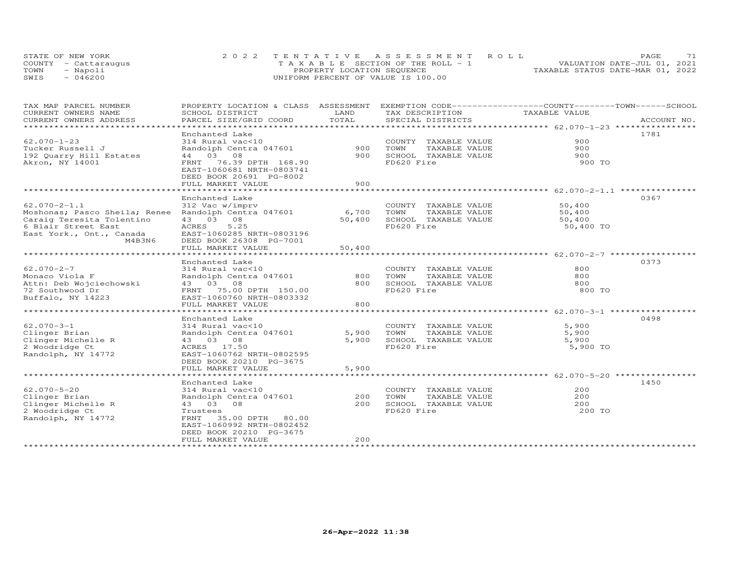STATE OF NEW YORK
COUNTY - Cattaraugus
TOWN - Napoli
SWIS - 046200

2022 TENTATIVE ASSESSMENT ROLL
TAXABLE SECTION OF THE ROLL - 1
PROPERTY LOCATION SEQUENCE
UNIFORM PERCENT OF VALUE IS 100.00

VALUATION DATE-JUL 01, 2021
TAXABLE STATUS DATE-MAR 01, 2022

| TAX MAP PARCEL NUMBER / CURRENT OWNERS NAME / CURRENT OWNERS ADDRESS | PROPERTY LOCATION & CLASS / SCHOOL DISTRICT / PARCEL SIZE/GRID COORD | ASSESSMENT LAND / TOTAL | EXEMPTION CODE / TAX DESCRIPTION / SPECIAL DISTRICTS | COUNTY--------TOWN------SCHOOL TAXABLE VALUE | ACCOUNT NO. |
|---|---|---|---|---|---|
| **62.070-1-23** | Enchanted Lake | | | | 1781 |
| 62.070-1-23 | 314 Rural vac<10 | | COUNTY TAXABLE VALUE | 900 | |
| Tucker Russell J | Randolph Centra 047601 | 900 | TOWN TAXABLE VALUE | 900 | |
| 192 Quarry Hill Estates | 44 03 08 | 900 | SCHOOL TAXABLE VALUE | 900 | |
| Akron, NY 14001 | FRNT 76.39 DPTH 168.90 | | FD620 Fire | 900 TO | |
| | EAST-1060681 NRTH-0803741 | | | | |
| | DEED BOOK 20691 PG-8002 | | | | |
| | FULL MARKET VALUE | 900 | | | |
| **62.070-2-1.1** | Enchanted Lake | | | | 0367 |
| 62.070-2-1.1 | 312 Vac w/imprv | | COUNTY TAXABLE VALUE | 50,400 | |
| Moshonas; Pasco Sheila; Renee | Randolph Centra 047601 | 6,700 | TOWN TAXABLE VALUE | 50,400 | |
| Caraig Teresita Tolentino | 43 03 08 | 50,400 | SCHOOL TAXABLE VALUE | 50,400 | |
| 6 Blair Street East | ACRES 5.25 | | FD620 Fire | 50,400 TO | |
| East York., Ont., Canada | EAST-1060285 NRTH-0803196 | | | | |
| M4B3N6 | DEED BOOK 26308 PG-7001 | | | | |
| | FULL MARKET VALUE | 50,400 | | | |
| **62.070-2-7** | Enchanted Lake | | | | 0373 |
| 62.070-2-7 | 314 Rural vac<10 | | COUNTY TAXABLE VALUE | 800 | |
| Monaco Viola F | Randolph Centra 047601 | 800 | TOWN TAXABLE VALUE | 800 | |
| Attn: Deb Wojciechowski | 43 03 08 | 800 | SCHOOL TAXABLE VALUE | 800 | |
| 72 Southwood Dr | FRNT 75.00 DPTH 150.00 | | FD620 Fire | 800 TO | |
| Buffalo, NY 14223 | EAST-1060760 NRTH-0803332 | | | | |
| | FULL MARKET VALUE | 800 | | | |
| **62.070-3-1** | Enchanted Lake | | | | 0498 |
| 62.070-3-1 | 314 Rural vac<10 | | COUNTY TAXABLE VALUE | 5,900 | |
| Clinger Brian | Randolph Centra 047601 | 5,900 | TOWN TAXABLE VALUE | 5,900 | |
| Clinger Michelle R | 43 03 08 | 5,900 | SCHOOL TAXABLE VALUE | 5,900 | |
| 2 Woodridge Ct | ACRES 17.50 | | FD620 Fire | 5,900 TO | |
| Randolph, NY 14772 | EAST-1060762 NRTH-0802595 | | | | |
| | DEED BOOK 20210 PG-3675 | | | | |
| | FULL MARKET VALUE | 5,900 | | | |
| **62.070-5-20** | Enchanted Lake | | | | 1450 |
| 62.070-5-20 | 314 Rural vac<10 | | COUNTY TAXABLE VALUE | 200 | |
| Clinger Brian | Randolph Centra 047601 | 200 | TOWN TAXABLE VALUE | 200 | |
| Clinger Michelle R | 43 03 08 | 200 | SCHOOL TAXABLE VALUE | 200 | |
| 2 Woodridge Ct | Trustees | | FD620 Fire | 200 TO | |
| Randolph, NY 14772 | FRNT 35.00 DPTH 80.00 | | | | |
| | EAST-1060992 NRTH-0802452 | | | | |
| | DEED BOOK 20210 PG-3675 | | | | |
| | FULL MARKET VALUE | 200 | | | |

26-Apr-2022 11:38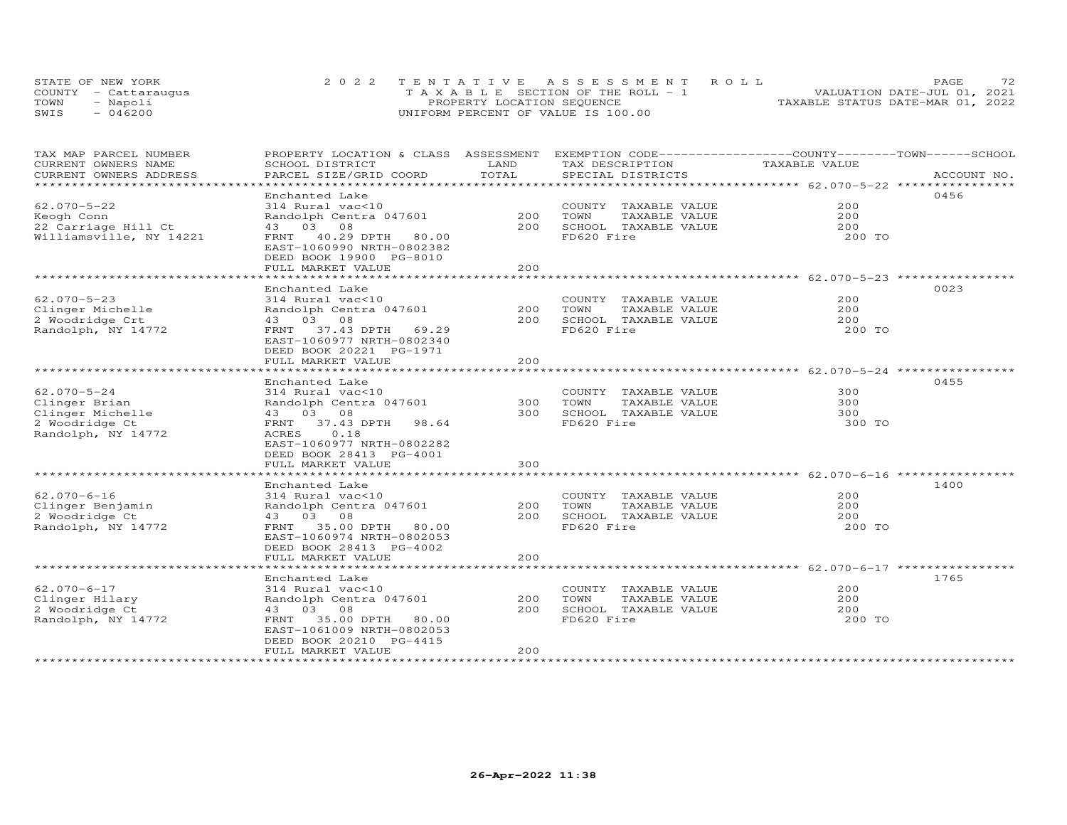STATE OF NEW YORK | 2022 TENTATIVE ASSESSMENT ROLL
COUNTY - Cattaraugus | TAXABLE SECTION OF THE ROLL - 1 | VALUATION DATE-JUL 01, 2021
TOWN - Napoli | PROPERTY LOCATION SEQUENCE | TAXABLE STATUS DATE-MAR 01, 2022
SWIS - 046200 | UNIFORM PERCENT OF VALUE IS 100.00

| TAX MAP PARCEL NUMBER / CURRENT OWNERS NAME / CURRENT OWNERS ADDRESS | PROPERTY LOCATION & CLASS / SCHOOL DISTRICT / PARCEL SIZE/GRID COORD | ASSESSMENT LAND / TOTAL | EXEMPTION CODE / TAX DESCRIPTION / SPECIAL DISTRICTS | COUNTY--------TOWN------SCHOOL TAXABLE VALUE | ACCOUNT NO. |
|---|---|---|---|---|---|
| 62.070-5-22 | Enchanted Lake | | | | 0456 |
| | 314 Rural vac<10 | | COUNTY TAXABLE VALUE | 200 | |
| Keogh Conn | Randolph Centra 047601 | 200 | TOWN TAXABLE VALUE | 200 | |
| 22 Carriage Hill Ct | 43 03 08 | 200 | SCHOOL TAXABLE VALUE | 200 | |
| Williamsville, NY 14221 | FRNT 40.29 DPTH 80.00 | | FD620 Fire | 200 TO | |
| | EAST-1060990 NRTH-0802382 | | | | |
| | DEED BOOK 19900 PG-8010 | | | | |
| | FULL MARKET VALUE | 200 | | | |
| 62.070-5-23 | Enchanted Lake | | | | 0023 |
| | 314 Rural vac<10 | | COUNTY TAXABLE VALUE | 200 | |
| Clinger Michelle | Randolph Centra 047601 | 200 | TOWN TAXABLE VALUE | 200 | |
| 2 Woodridge Crt | 43 03 08 | 200 | SCHOOL TAXABLE VALUE | 200 | |
| Randolph, NY 14772 | FRNT 37.43 DPTH 69.29 | | FD620 Fire | 200 TO | |
| | EAST-1060977 NRTH-0802340 | | | | |
| | DEED BOOK 20221 PG-1971 | | | | |
| | FULL MARKET VALUE | 200 | | | |
| 62.070-5-24 | Enchanted Lake | | | | 0455 |
| | 314 Rural vac<10 | | COUNTY TAXABLE VALUE | 300 | |
| Clinger Brian | Randolph Centra 047601 | 300 | TOWN TAXABLE VALUE | 300 | |
| Clinger Michelle | 43 03 08 | 300 | SCHOOL TAXABLE VALUE | 300 | |
| 2 Woodridge Ct | FRNT 37.43 DPTH 98.64 | | FD620 Fire | 300 TO | |
| Randolph, NY 14772 | ACRES 0.18 | | | | |
| | EAST-1060977 NRTH-0802282 | | | | |
| | DEED BOOK 28413 PG-4001 | | | | |
| | FULL MARKET VALUE | 300 | | | |
| 62.070-6-16 | Enchanted Lake | | | | 1400 |
| | 314 Rural vac<10 | | COUNTY TAXABLE VALUE | 200 | |
| Clinger Benjamin | Randolph Centra 047601 | 200 | TOWN TAXABLE VALUE | 200 | |
| 2 Woodridge Ct | 43 03 08 | 200 | SCHOOL TAXABLE VALUE | 200 | |
| Randolph, NY 14772 | FRNT 35.00 DPTH 80.00 | | FD620 Fire | 200 TO | |
| | EAST-1060974 NRTH-0802053 | | | | |
| | DEED BOOK 28413 PG-4002 | | | | |
| | FULL MARKET VALUE | 200 | | | |
| 62.070-6-17 | Enchanted Lake | | | | 1765 |
| | 314 Rural vac<10 | | COUNTY TAXABLE VALUE | 200 | |
| Clinger Hilary | Randolph Centra 047601 | 200 | TOWN TAXABLE VALUE | 200 | |
| 2 Woodridge Ct | 43 03 08 | 200 | SCHOOL TAXABLE VALUE | 200 | |
| Randolph, NY 14772 | FRNT 35.00 DPTH 80.00 | | FD620 Fire | 200 TO | |
| | EAST-1061009 NRTH-0802053 | | | | |
| | DEED BOOK 20210 PG-4415 | | | | |
| | FULL MARKET VALUE | 200 | | | |

26-Apr-2022 11:38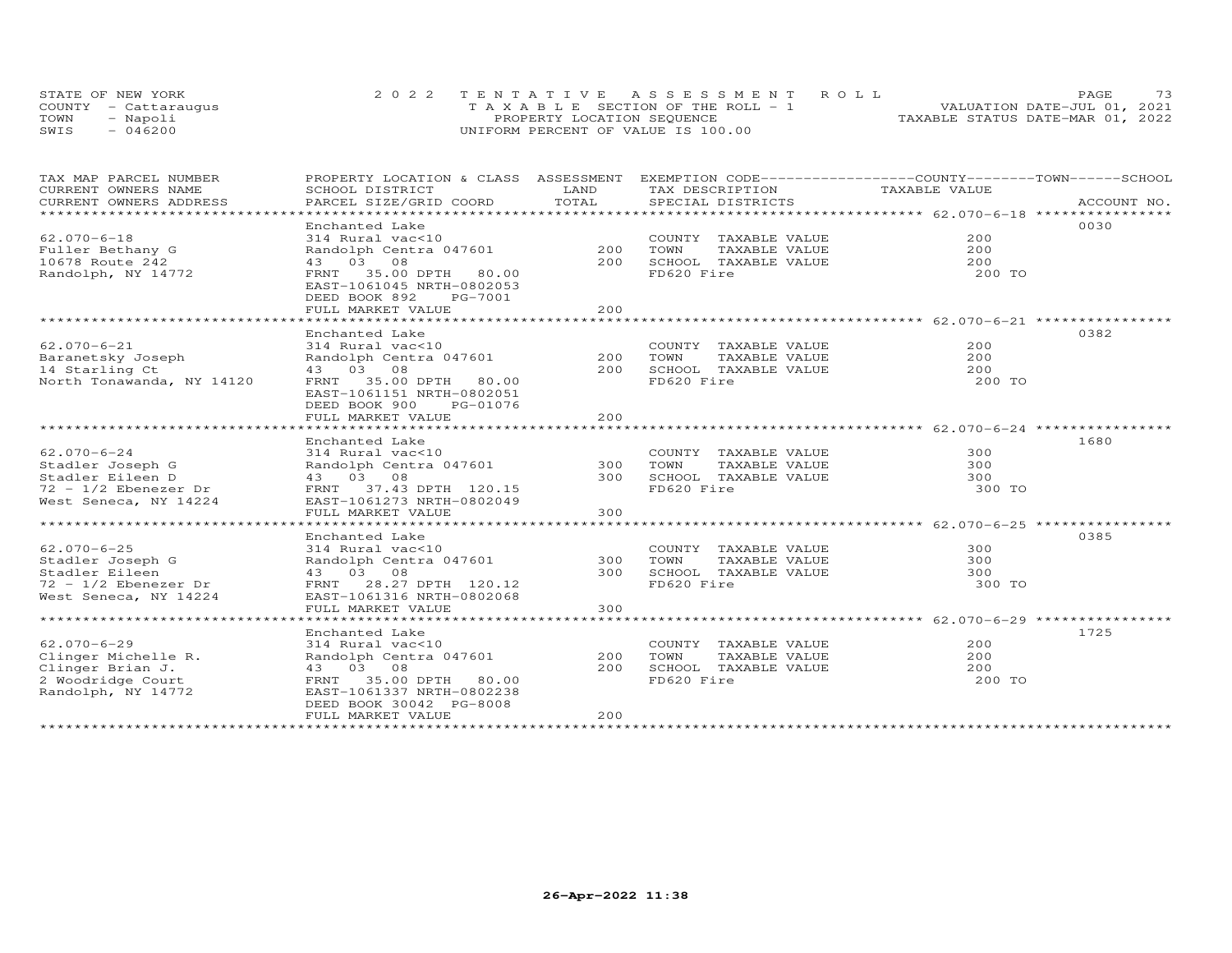STATE OF NEW YORK — 2022 TENTATIVE ASSESSMENT ROLL
COUNTY - Cattaraugus — TAXABLE SECTION OF THE ROLL - 1 — VALUATION DATE-JUL 01, 2021
TOWN - Napoli — PROPERTY LOCATION SEQUENCE — TAXABLE STATUS DATE-MAR 01, 2022
SWIS - 046200 — UNIFORM PERCENT OF VALUE IS 100.00

| TAX MAP PARCEL NUMBER / CURRENT OWNERS NAME / CURRENT OWNERS ADDRESS | PROPERTY LOCATION & CLASS / SCHOOL DISTRICT / PARCEL SIZE/GRID COORD | ASSESSMENT LAND | TOTAL | EXEMPTION CODE / TAX DESCRIPTION / SPECIAL DISTRICTS | COUNTY/TOWN/SCHOOL TAXABLE VALUE | ACCOUNT NO. |
|---|---|---|---|---|---|---|
| 62.070-6-18 | Enchanted Lake | | | | | 0030 |
| Fuller Bethany G | 314 Rural vac<10 | | | COUNTY TAXABLE VALUE | 200 | |
| 10678 Route 242 | Randolph Centra 047601 | 200 | | TOWN TAXABLE VALUE | 200 | |
| Randolph, NY 14772 | 43 03 08 | | 200 | SCHOOL TAXABLE VALUE | 200 | |
| | FRNT 35.00 DPTH 80.00 | | | FD620 Fire | 200 TO | |
| | EAST-1061045 NRTH-0802053 | | | | | |
| | DEED BOOK 892 PG-7001 | | | | | |
| | FULL MARKET VALUE | | 200 | | | |
| 62.070-6-21 | Enchanted Lake | | | | | 0382 |
| Baranetsky Joseph | 314 Rural vac<10 | | | COUNTY TAXABLE VALUE | 200 | |
| 14 Starling Ct | Randolph Centra 047601 | 200 | | TOWN TAXABLE VALUE | 200 | |
| North Tonawanda, NY 14120 | 43 03 08 | | 200 | SCHOOL TAXABLE VALUE | 200 | |
| | FRNT 35.00 DPTH 80.00 | | | FD620 Fire | 200 TO | |
| | EAST-1061151 NRTH-0802051 | | | | | |
| | DEED BOOK 900 PG-01076 | | | | | |
| | FULL MARKET VALUE | | 200 | | | |
| 62.070-6-24 | Enchanted Lake | | | | | 1680 |
| Stadler Joseph G | 314 Rural vac<10 | | | COUNTY TAXABLE VALUE | 300 | |
| Stadler Eileen D | Randolph Centra 047601 | 300 | | TOWN TAXABLE VALUE | 300 | |
| 72 - 1/2 Ebenezer Dr | 43 03 08 | | 300 | SCHOOL TAXABLE VALUE | 300 | |
| West Seneca, NY 14224 | FRNT 37.43 DPTH 120.15 | | | FD620 Fire | 300 TO | |
| | EAST-1061273 NRTH-0802049 | | | | | |
| | FULL MARKET VALUE | | 300 | | | |
| 62.070-6-25 | Enchanted Lake | | | | | 0385 |
| Stadler Joseph G | 314 Rural vac<10 | | | COUNTY TAXABLE VALUE | 300 | |
| Stadler Eileen | Randolph Centra 047601 | 300 | | TOWN TAXABLE VALUE | 300 | |
| 72 - 1/2 Ebenezer Dr | 43 03 08 | | 300 | SCHOOL TAXABLE VALUE | 300 | |
| West Seneca, NY 14224 | FRNT 28.27 DPTH 120.12 | | | FD620 Fire | 300 TO | |
| | EAST-1061316 NRTH-0802068 | | | | | |
| | FULL MARKET VALUE | | 300 | | | |
| 62.070-6-29 | Enchanted Lake | | | | | 1725 |
| Clinger Michelle R. | 314 Rural vac<10 | | | COUNTY TAXABLE VALUE | 200 | |
| Clinger Brian J. | Randolph Centra 047601 | 200 | | TOWN TAXABLE VALUE | 200 | |
| 2 Woodridge Court | 43 03 08 | | 200 | SCHOOL TAXABLE VALUE | 200 | |
| Randolph, NY 14772 | FRNT 35.00 DPTH 80.00 | | | FD620 Fire | 200 TO | |
| | EAST-1061337 NRTH-0802238 | | | | | |
| | DEED BOOK 30042 PG-8008 | | | | | |
| | FULL MARKET VALUE | | 200 | | | |

26-Apr-2022 11:38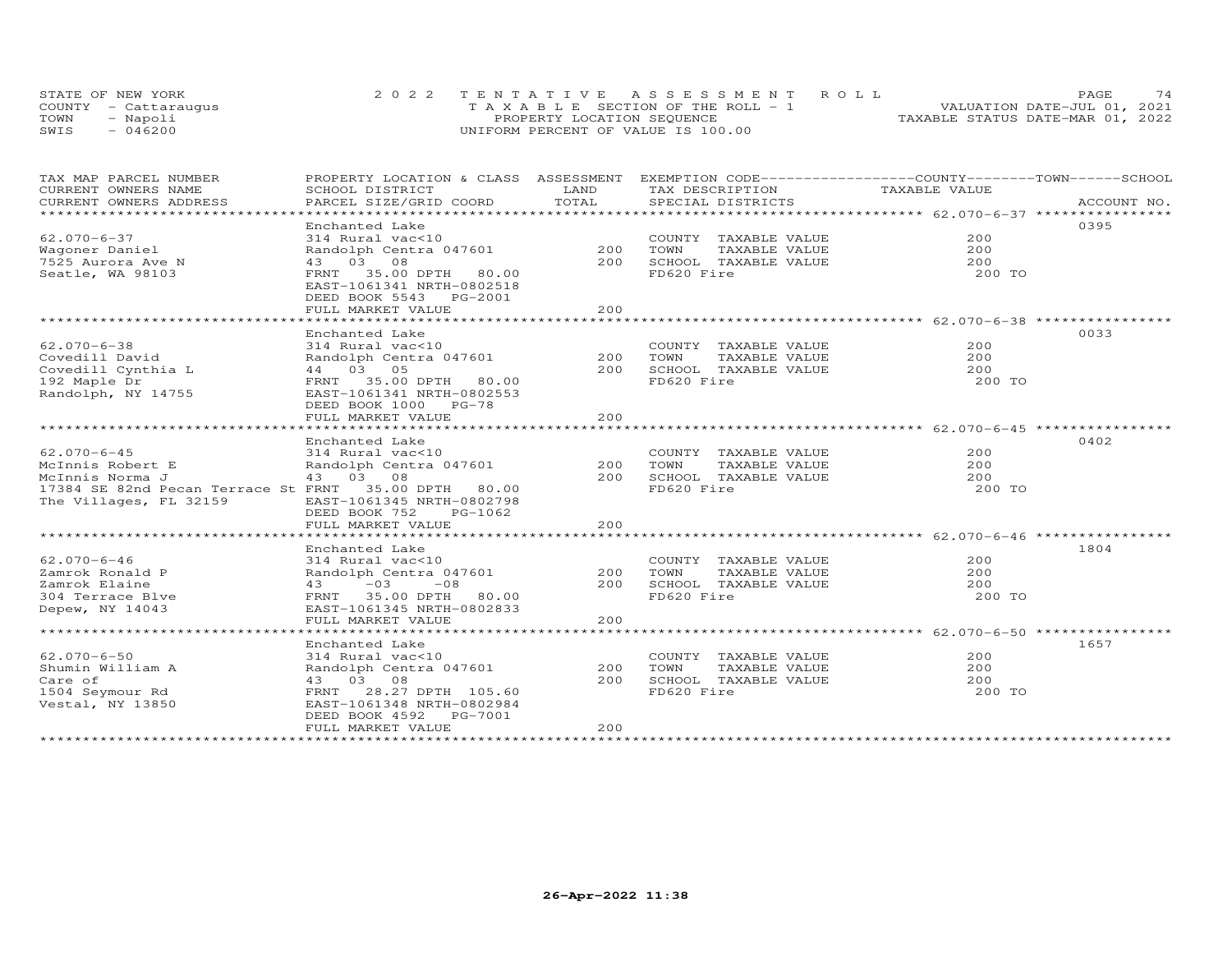STATE OF NEW YORK | 2022 TENTATIVE ASSESSMENT ROLL
COUNTY - Cattaraugus | TAXABLE SECTION OF THE ROLL - 1 | VALUATION DATE-JUL 01, 2021
TOWN - Napoli | PROPERTY LOCATION SEQUENCE | TAXABLE STATUS DATE-MAR 01, 2022
SWIS - 046200 | UNIFORM PERCENT OF VALUE IS 100.00

| TAX MAP PARCEL NUMBER / CURRENT OWNERS NAME / CURRENT OWNERS ADDRESS | PROPERTY LOCATION & CLASS / SCHOOL DISTRICT / PARCEL SIZE/GRID COORD | ASSESSMENT LAND / TOTAL | EXEMPTION CODE / TAX DESCRIPTION / SPECIAL DISTRICTS | TAXABLE VALUE (COUNTY / TOWN / SCHOOL) | ACCOUNT NO. |
|---|---|---|---|---|---|
| **62.070-6-37** | Enchanted Lake | | | | 0395 |
| 62.070-6-37 | 314 Rural vac<10 | | COUNTY TAXABLE VALUE | 200 | |
| Wagoner Daniel | Randolph Centra 047601 | 200 | TOWN TAXABLE VALUE | 200 | |
| 7525 Aurora Ave N | 43 03 08 | 200 | SCHOOL TAXABLE VALUE | 200 | |
| Seatle, WA 98103 | FRNT 35.00 DPTH 80.00 | | FD620 Fire | 200 TO | |
| | EAST-1061341 NRTH-0802518 | | | | |
| | DEED BOOK 5543 PG-2001 | | | | |
| | FULL MARKET VALUE | 200 | | | |
| **62.070-6-38** | Enchanted Lake | | | | 0033 |
| 62.070-6-38 | 314 Rural vac<10 | | COUNTY TAXABLE VALUE | 200 | |
| Covedill David | Randolph Centra 047601 | 200 | TOWN TAXABLE VALUE | 200 | |
| Covedill Cynthia L | 44 03 05 | 200 | SCHOOL TAXABLE VALUE | 200 | |
| 192 Maple Dr | FRNT 35.00 DPTH 80.00 | | FD620 Fire | 200 TO | |
| Randolph, NY 14755 | EAST-1061341 NRTH-0802553 | | | | |
| | DEED BOOK 1000 PG-78 | | | | |
| | FULL MARKET VALUE | 200 | | | |
| **62.070-6-45** | Enchanted Lake | | | | 0402 |
| 62.070-6-45 | 314 Rural vac<10 | | COUNTY TAXABLE VALUE | 200 | |
| McInnis Robert E | Randolph Centra 047601 | 200 | TOWN TAXABLE VALUE | 200 | |
| McInnis Norma J | 43 03 08 | 200 | SCHOOL TAXABLE VALUE | 200 | |
| 17384 SE 82nd Pecan Terrace St | FRNT 35.00 DPTH 80.00 | | FD620 Fire | 200 TO | |
| The Villages, FL 32159 | EAST-1061345 NRTH-0802798 | | | | |
| | DEED BOOK 752 PG-1062 | | | | |
| | FULL MARKET VALUE | 200 | | | |
| **62.070-6-46** | Enchanted Lake | | | | 1804 |
| 62.070-6-46 | 314 Rural vac<10 | | COUNTY TAXABLE VALUE | 200 | |
| Zamrok Ronald P | Randolph Centra 047601 | 200 | TOWN TAXABLE VALUE | 200 | |
| Zamrok Elaine | 43 -03 -08 | 200 | SCHOOL TAXABLE VALUE | 200 | |
| 304 Terrace Blve | FRNT 35.00 DPTH 80.00 | | FD620 Fire | 200 TO | |
| Depew, NY 14043 | EAST-1061345 NRTH-0802833 | | | | |
| | FULL MARKET VALUE | 200 | | | |
| **62.070-6-50** | Enchanted Lake | | | | 1657 |
| 62.070-6-50 | 314 Rural vac<10 | | COUNTY TAXABLE VALUE | 200 | |
| Shumin William A | Randolph Centra 047601 | 200 | TOWN TAXABLE VALUE | 200 | |
| Care of | 43 03 08 | 200 | SCHOOL TAXABLE VALUE | 200 | |
| 1504 Seymour Rd | FRNT 28.27 DPTH 105.60 | | FD620 Fire | 200 TO | |
| Vestal, NY 13850 | EAST-1061348 NRTH-0802984 | | | | |
| | DEED BOOK 4592 PG-7001 | | | | |
| | FULL MARKET VALUE | 200 | | | |

26-Apr-2022 11:38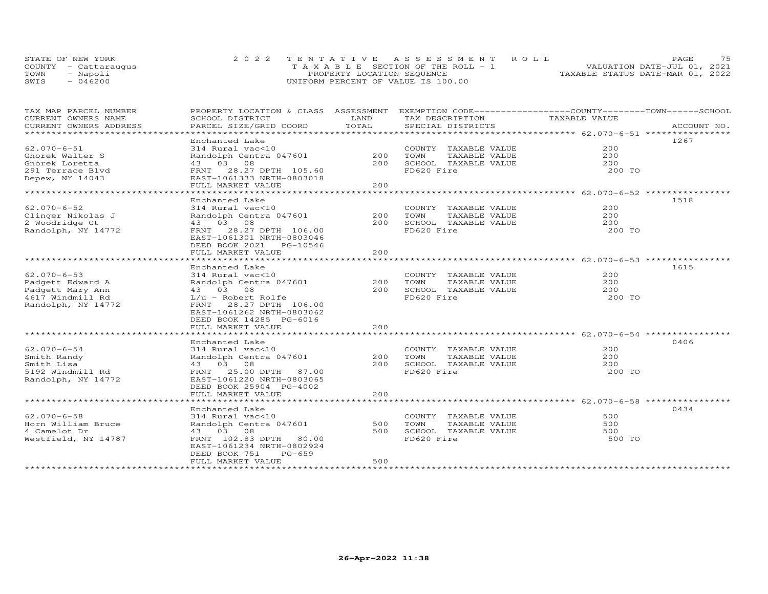STATE OF NEW YORK — 2022 TENTATIVE ASSESSMENT ROLL
COUNTY - Cattaraugus — TAXABLE SECTION OF THE ROLL - 1 — VALUATION DATE-JUL 01, 2021
TOWN - Napoli — PROPERTY LOCATION SEQUENCE — TAXABLE STATUS DATE-MAR 01, 2022
SWIS - 046200 — UNIFORM PERCENT OF VALUE IS 100.00

| TAX MAP PARCEL NUMBER / CURRENT OWNERS NAME / CURRENT OWNERS ADDRESS | PROPERTY LOCATION & CLASS / SCHOOL DISTRICT / PARCEL SIZE/GRID COORD | ASSESSMENT LAND | TOTAL | EXEMPTION CODE / TAX DESCRIPTION / SPECIAL DISTRICTS | TAXABLE VALUE (COUNTY / TOWN / SCHOOL) | ACCOUNT NO. |
|---|---|---|---|---|---|---|
| 62.070-6-51 | Enchanted Lake | | | | | 1267 |
| Gnorek Walter S | 314 Rural vac<10 | | | COUNTY TAXABLE VALUE | 200 | |
| Gnorek Loretta | Randolph Centra 047601 | 200 | | TOWN TAXABLE VALUE | 200 | |
| 291 Terrace Blvd | 43 03 08 | | 200 | SCHOOL TAXABLE VALUE | 200 | |
| Depew, NY 14043 | FRNT 28.27 DPTH 105.60 | | | FD620 Fire | 200 TO | |
| | EAST-1061333 NRTH-0803018 | | | | | |
| | FULL MARKET VALUE | | 200 | | | |
| 62.070-6-52 | Enchanted Lake | | | | | 1518 |
| Clinger Nikolas J | 314 Rural vac<10 | | | COUNTY TAXABLE VALUE | 200 | |
| 2 Woodridge Ct | Randolph Centra 047601 | 200 | | TOWN TAXABLE VALUE | 200 | |
| Randolph, NY 14772 | 43 03 08 | | 200 | SCHOOL TAXABLE VALUE | 200 | |
| | FRNT 28.27 DPTH 106.00 | | | FD620 Fire | 200 TO | |
| | EAST-1061301 NRTH-0803046 | | | | | |
| | DEED BOOK 2021 PG-10546 | | | | | |
| | FULL MARKET VALUE | | 200 | | | |
| 62.070-6-53 | Enchanted Lake | | | | | 1615 |
| Padgett Edward A | 314 Rural vac<10 | | | COUNTY TAXABLE VALUE | 200 | |
| Padgett Mary Ann | Randolph Centra 047601 | 200 | | TOWN TAXABLE VALUE | 200 | |
| 4617 Windmill Rd | 43 03 08 | | 200 | SCHOOL TAXABLE VALUE | 200 | |
| Randolph, NY 14772 | L/u - Robert Rolfe | | | FD620 Fire | 200 TO | |
| | FRNT 28.27 DPTH 106.00 | | | | | |
| | EAST-1061262 NRTH-0803062 | | | | | |
| | DEED BOOK 14285 PG-6016 | | | | | |
| | FULL MARKET VALUE | | 200 | | | |
| 62.070-6-54 | Enchanted Lake | | | | | 0406 |
| Smith Randy | 314 Rural vac<10 | | | COUNTY TAXABLE VALUE | 200 | |
| Smith Lisa | Randolph Centra 047601 | 200 | | TOWN TAXABLE VALUE | 200 | |
| 5192 Windmill Rd | 43 03 08 | | 200 | SCHOOL TAXABLE VALUE | 200 | |
| Randolph, NY 14772 | FRNT 25.00 DPTH 87.00 | | | FD620 Fire | 200 TO | |
| | EAST-1061220 NRTH-0803065 | | | | | |
| | DEED BOOK 25904 PG-4002 | | | | | |
| | FULL MARKET VALUE | | 200 | | | |
| 62.070-6-58 | Enchanted Lake | | | | | 0434 |
| Horn William Bruce | 314 Rural vac<10 | | | COUNTY TAXABLE VALUE | 500 | |
| 4 Camelot Dr | Randolph Centra 047601 | 500 | | TOWN TAXABLE VALUE | 500 | |
| Westfield, NY 14787 | 43 03 08 | | 500 | SCHOOL TAXABLE VALUE | 500 | |
| | FRNT 102.83 DPTH 80.00 | | | FD620 Fire | 500 TO | |
| | EAST-1061234 NRTH-0802924 | | | | | |
| | DEED BOOK 751 PG-659 | | | | | |
| | FULL MARKET VALUE | | 500 | | | |

26-Apr-2022 11:38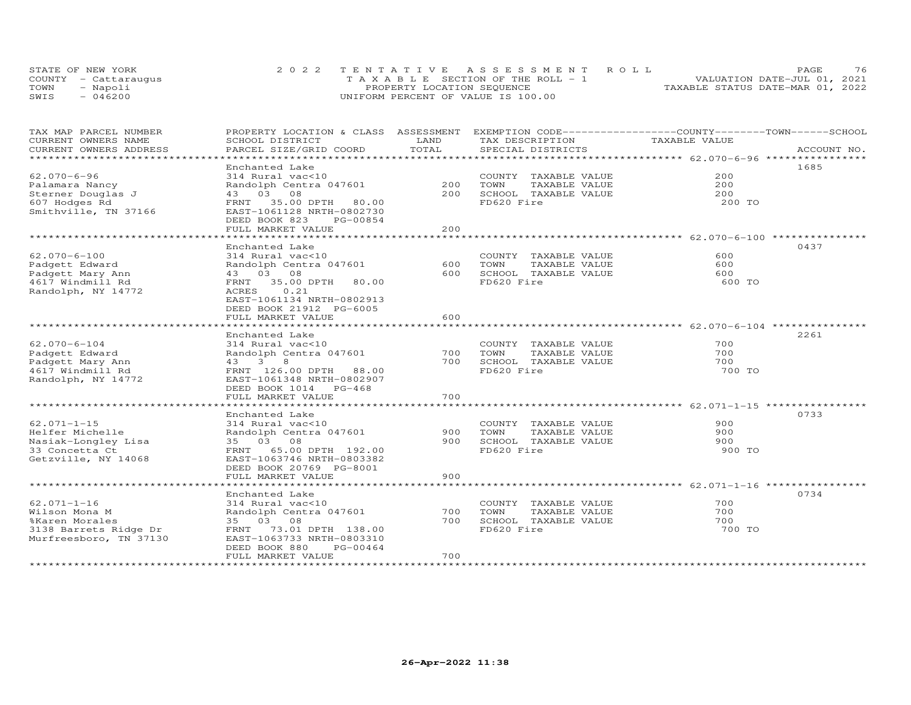STATE OF NEW YORK
COUNTY - Cattaraugus
TOWN - Napoli
SWIS - 046200

2022 TENTATIVE ASSESSMENT ROLL
TAXABLE SECTION OF THE ROLL - 1
PROPERTY LOCATION SEQUENCE
UNIFORM PERCENT OF VALUE IS 100.00

VALUATION DATE-JUL 01, 2021
TAXABLE STATUS DATE-MAR 01, 2022

| TAX MAP PARCEL NUMBER / CURRENT OWNERS NAME / CURRENT OWNERS ADDRESS | PROPERTY LOCATION & CLASS / SCHOOL DISTRICT / PARCEL SIZE/GRID COORD | ASSESSMENT LAND | TOTAL | EXEMPTION CODE / TAX DESCRIPTION / SPECIAL DISTRICTS | COUNTY--------TOWN------SCHOOL TAXABLE VALUE | ACCOUNT NO. |
|---|---|---|---|---|---|---|
| 62.070-6-96 | Enchanted Lake | | | | | 1685 |
| | 314 Rural vac<10 | | | COUNTY TAXABLE VALUE | 200 | |
| Palamara Nancy | Randolph Centra 047601 | 200 | | TOWN TAXABLE VALUE | 200 | |
| Sterner Douglas J | 43 03 08 | | 200 | SCHOOL TAXABLE VALUE | 200 | |
| 607 Hodges Rd | FRNT 35.00 DPTH 80.00 | | | FD620 Fire | 200 TO | |
| Smithville, TN 37166 | EAST-1061128 NRTH-0802730 | | | | | |
| | DEED BOOK 823 PG-00854 | | | | | |
| | FULL MARKET VALUE | | 200 | | | |
| 62.070-6-100 | Enchanted Lake | | | | | 0437 |
| | 314 Rural vac<10 | | | COUNTY TAXABLE VALUE | 600 | |
| Padgett Edward | Randolph Centra 047601 | 600 | | TOWN TAXABLE VALUE | 600 | |
| Padgett Mary Ann | 43 03 08 | | 600 | SCHOOL TAXABLE VALUE | 600 | |
| 4617 Windmill Rd | FRNT 35.00 DPTH 80.00 | | | FD620 Fire | 600 TO | |
| Randolph, NY 14772 | ACRES 0.21 | | | | | |
| | EAST-1061134 NRTH-0802913 | | | | | |
| | DEED BOOK 21912 PG-6005 | | | | | |
| | FULL MARKET VALUE | | 600 | | | |
| 62.070-6-104 | Enchanted Lake | | | | | 2261 |
| | 314 Rural vac<10 | | | COUNTY TAXABLE VALUE | 700 | |
| Padgett Edward | Randolph Centra 047601 | 700 | | TOWN TAXABLE VALUE | 700 | |
| Padgett Mary Ann | 43 3 8 | | 700 | SCHOOL TAXABLE VALUE | 700 | |
| 4617 Windmill Rd | FRNT 126.00 DPTH 88.00 | | | FD620 Fire | 700 TO | |
| Randolph, NY 14772 | EAST-1061348 NRTH-0802907 | | | | | |
| | DEED BOOK 1014 PG-468 | | | | | |
| | FULL MARKET VALUE | | 700 | | | |
| 62.071-1-15 | Enchanted Lake | | | | | 0733 |
| | 314 Rural vac<10 | | | COUNTY TAXABLE VALUE | 900 | |
| Helfer Michelle | Randolph Centra 047601 | 900 | | TOWN TAXABLE VALUE | 900 | |
| Nasiak-Longley Lisa | 35 03 08 | | 900 | SCHOOL TAXABLE VALUE | 900 | |
| 33 Concetta Ct | FRNT 65.00 DPTH 192.00 | | | FD620 Fire | 900 TO | |
| Getzville, NY 14068 | EAST-1063746 NRTH-0803382 | | | | | |
| | DEED BOOK 20769 PG-8001 | | | | | |
| | FULL MARKET VALUE | | 900 | | | |
| 62.071-1-16 | Enchanted Lake | | | | | 0734 |
| | 314 Rural vac<10 | | | COUNTY TAXABLE VALUE | 700 | |
| Wilson Mona M | Randolph Centra 047601 | 700 | | TOWN TAXABLE VALUE | 700 | |
| %Karen Morales | 35 03 08 | | 700 | SCHOOL TAXABLE VALUE | 700 | |
| 3138 Barrets Ridge Dr | FRNT 73.01 DPTH 138.00 | | | FD620 Fire | 700 TO | |
| Murfreesboro, TN 37130 | EAST-1063733 NRTH-0803310 | | | | | |
| | DEED BOOK 880 PG-00464 | | | | | |
| | FULL MARKET VALUE | | 700 | | | |

26-Apr-2022 11:38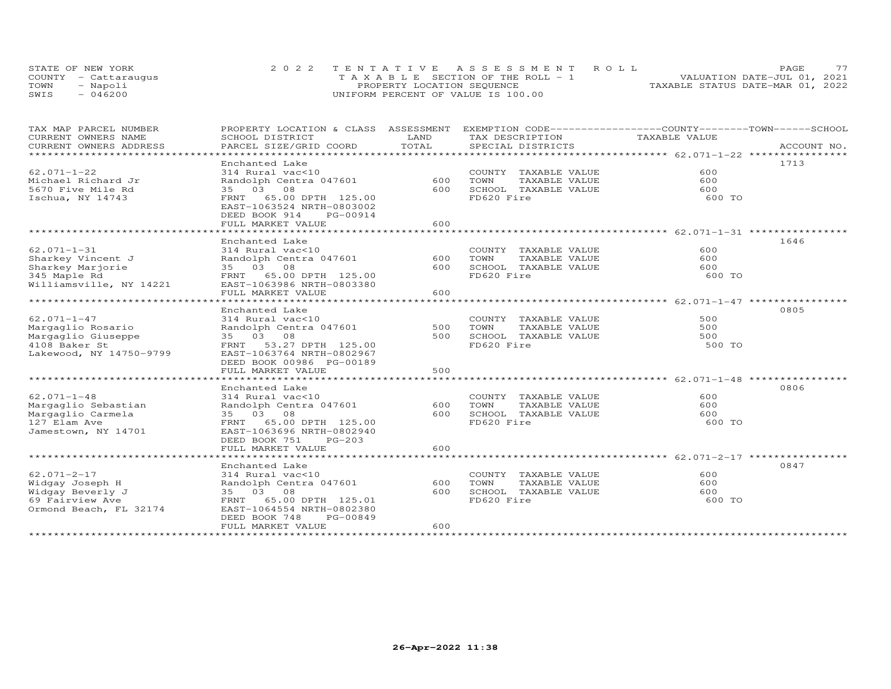STATE OF NEW YORK
COUNTY - Cattaraugus
TOWN - Napoli
SWIS - 046200

2022 TENTATIVE ASSESSMENT ROLL
TAXABLE SECTION OF THE ROLL - 1
PROPERTY LOCATION SEQUENCE
UNIFORM PERCENT OF VALUE IS 100.00

VALUATION DATE-JUL 01, 2021
TAXABLE STATUS DATE-MAR 01, 2022

| TAX MAP PARCEL NUMBER<br>CURRENT OWNERS NAME<br>CURRENT OWNERS ADDRESS | PROPERTY LOCATION & CLASS<br>SCHOOL DISTRICT<br>PARCEL SIZE/GRID COORD | ASSESSMENT<br>LAND<br>TOTAL | EXEMPTION CODE------COUNTY-----TOWN-----SCHOOL<br>TAX DESCRIPTION<br>SPECIAL DISTRICTS | TAXABLE VALUE | ACCOUNT NO. |
|---|---|---|---|---|---|
| 62.071-1-22 | Enchanted Lake | | | | 1713 |
| 62.071-1-22 | 314 Rural vac<10 | | COUNTY TAXABLE VALUE | 600 | |
| Michael Richard Jr | Randolph Centra 047601 | 600 | TOWN TAXABLE VALUE | 600 | |
| 5670 Five Mile Rd | 35 03 08 | 600 | SCHOOL TAXABLE VALUE | 600 | |
| Ischua, NY 14743 | FRNT 65.00 DPTH 125.00 | | FD620 Fire | 600 TO | |
| | EAST-1063524 NRTH-0803002 | | | | |
| | DEED BOOK 914 PG-00914 | | | | |
| | FULL MARKET VALUE | 600 | | | |
| 62.071-1-31 | Enchanted Lake | | | | 1646 |
| 62.071-1-31 | 314 Rural vac<10 | | COUNTY TAXABLE VALUE | 600 | |
| Sharkey Vincent J | Randolph Centra 047601 | 600 | TOWN TAXABLE VALUE | 600 | |
| Sharkey Marjorie | 35 03 08 | 600 | SCHOOL TAXABLE VALUE | 600 | |
| 345 Maple Rd | FRNT 65.00 DPTH 125.00 | | FD620 Fire | 600 TO | |
| Williamsville, NY 14221 | EAST-1063986 NRTH-0803380 | | | | |
| | FULL MARKET VALUE | 600 | | | |
| 62.071-1-47 | Enchanted Lake | | | | 0805 |
| 62.071-1-47 | 314 Rural vac<10 | | COUNTY TAXABLE VALUE | 500 | |
| Margaglio Rosario | Randolph Centra 047601 | 500 | TOWN TAXABLE VALUE | 500 | |
| Margaglio Giuseppe | 35 03 08 | 500 | SCHOOL TAXABLE VALUE | 500 | |
| 4108 Baker St | FRNT 53.27 DPTH 125.00 | | FD620 Fire | 500 TO | |
| Lakewood, NY 14750-9799 | EAST-1063764 NRTH-0802967 | | | | |
| | DEED BOOK 00986 PG-00189 | | | | |
| | FULL MARKET VALUE | 500 | | | |
| 62.071-1-48 | Enchanted Lake | | | | 0806 |
| 62.071-1-48 | 314 Rural vac<10 | | COUNTY TAXABLE VALUE | 600 | |
| Margaglio Sebastian | Randolph Centra 047601 | 600 | TOWN TAXABLE VALUE | 600 | |
| Margaglio Carmela | 35 03 08 | 600 | SCHOOL TAXABLE VALUE | 600 | |
| 127 Elam Ave | FRNT 65.00 DPTH 125.00 | | FD620 Fire | 600 TO | |
| Jamestown, NY 14701 | EAST-1063696 NRTH-0802940 | | | | |
| | DEED BOOK 751 PG-203 | | | | |
| | FULL MARKET VALUE | 600 | | | |
| 62.071-2-17 | Enchanted Lake | | | | 0847 |
| 62.071-2-17 | 314 Rural vac<10 | | COUNTY TAXABLE VALUE | 600 | |
| Widgay Joseph H | Randolph Centra 047601 | 600 | TOWN TAXABLE VALUE | 600 | |
| Widgay Beverly J | 35 03 08 | 600 | SCHOOL TAXABLE VALUE | 600 | |
| 69 Fairview Ave | FRNT 65.00 DPTH 125.01 | | FD620 Fire | 600 TO | |
| Ormond Beach, FL 32174 | EAST-1064554 NRTH-0802380 | | | | |
| | DEED BOOK 748 PG-00849 | | | | |
| | FULL MARKET VALUE | 600 | | | |

26-Apr-2022 11:38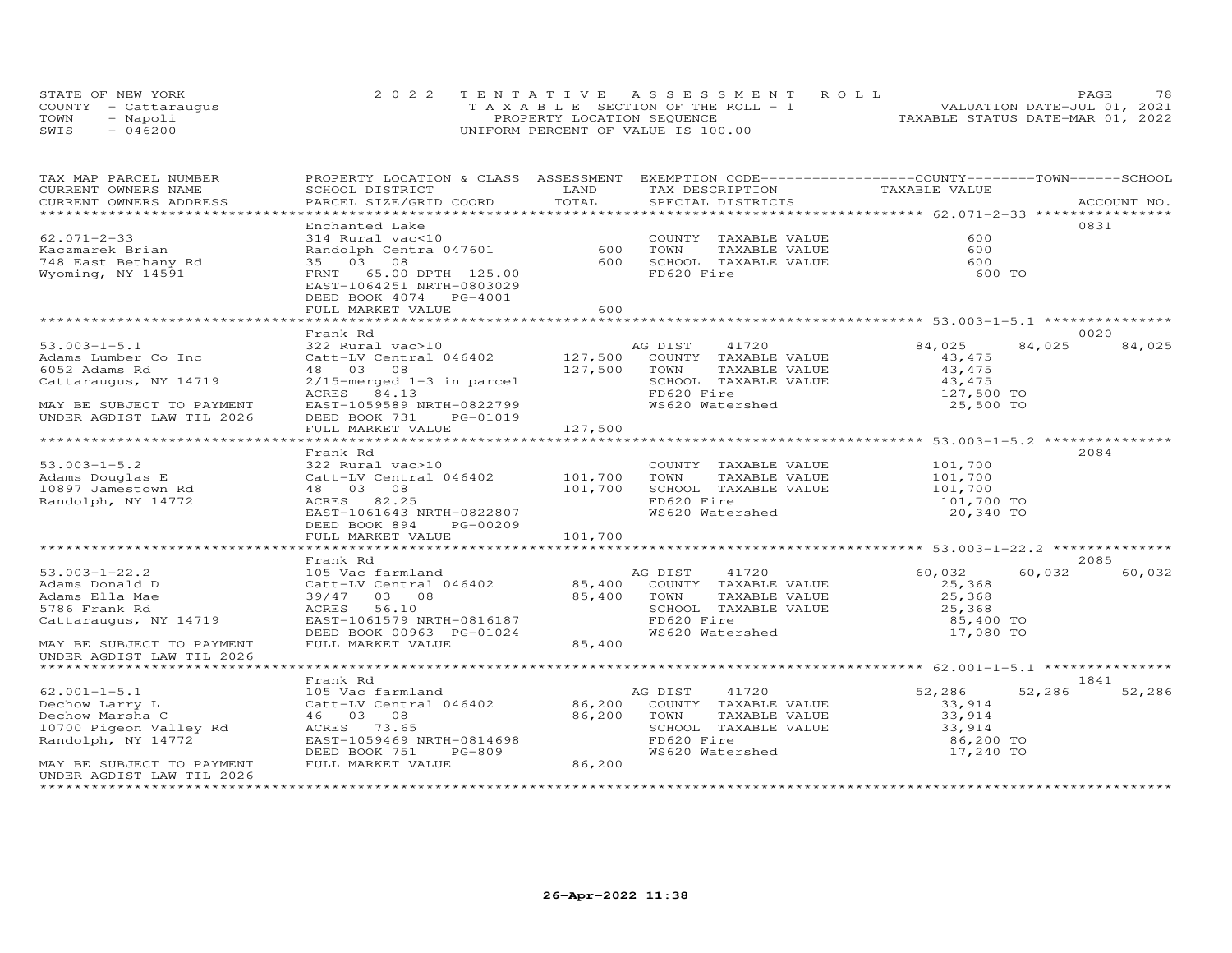STATE OF NEW YORK
COUNTY - Cattaraugus
TOWN - Napoli
SWIS - 046200

2 0 2 2 TENTATIVE ASSESSMENT ROLL
TAXABLE SECTION OF THE ROLL - 1
PROPERTY LOCATION SEQUENCE
UNIFORM PERCENT OF VALUE IS 100.00

VALUATION DATE-JUL 01, 2021
TAXABLE STATUS DATE-MAR 01, 2022

| TAX MAP PARCEL NUMBER / CURRENT OWNERS NAME / CURRENT OWNERS ADDRESS | PROPERTY LOCATION & CLASS / SCHOOL DISTRICT / PARCEL SIZE/GRID COORD | ASSESSMENT LAND | TOTAL | EXEMPTION CODE / TAX DESCRIPTION / SPECIAL DISTRICTS | COUNTY TAXABLE VALUE | TOWN | SCHOOL | ACCOUNT NO. |
|---|---|---|---|---|---|---|---|---|
| 62.071-2-33 | Enchanted Lake | | | | | | | 0831 |
| Kaczmarek Brian | 314 Rural vac<10 | | | COUNTY TAXABLE VALUE | 600 | | | |
| 748 East Bethany Rd | Randolph Centra 047601 | 600 | | TOWN TAXABLE VALUE | 600 | | | |
| Wyoming, NY 14591 | 35 03 08 | | 600 | SCHOOL TAXABLE VALUE | 600 | | | |
| | FRNT 65.00 DPTH 125.00 | | | FD620 Fire | 600 TO | | | |
| | EAST-1064251 NRTH-0803029 | | | | | | | |
| | DEED BOOK 4074 PG-4001 | | | | | | | |
| | FULL MARKET VALUE | | 600 | | | | | |
| 53.003-1-5.1 | Frank Rd | | | | | | | 0020 |
| Adams Lumber Co Inc | 322 Rural vac>10 | | | AG DIST 41720 | 84,025 | 84,025 | 84,025 | |
| 6052 Adams Rd | Catt-LV Central 046402 | 127,500 | | COUNTY TAXABLE VALUE | 43,475 | | | |
| Cattaraugus, NY 14719 | 48 03 08 | | 127,500 | TOWN TAXABLE VALUE | 43,475 | | | |
| | 2/15-merged 1-3 in parcel | | | SCHOOL TAXABLE VALUE | 43,475 | | | |
| | ACRES 84.13 | | | FD620 Fire | 127,500 TO | | | |
| MAY BE SUBJECT TO PAYMENT | EAST-1059589 NRTH-0822799 | | | WS620 Watershed | 25,500 TO | | | |
| UNDER AGDIST LAW TIL 2026 | DEED BOOK 731 PG-01019 | | | | | | | |
| | FULL MARKET VALUE | | 127,500 | | | | | |
| 53.003-1-5.2 | Frank Rd | | | | | | | 2084 |
| Adams Douglas E | 322 Rural vac>10 | | | COUNTY TAXABLE VALUE | 101,700 | | | |
| 10897 Jamestown Rd | Catt-LV Central 046402 | 101,700 | | TOWN TAXABLE VALUE | 101,700 | | | |
| Randolph, NY 14772 | 48 03 08 | | 101,700 | SCHOOL TAXABLE VALUE | 101,700 | | | |
| | ACRES 82.25 | | | FD620 Fire | 101,700 TO | | | |
| | EAST-1061643 NRTH-0822807 | | | WS620 Watershed | 20,340 TO | | | |
| | DEED BOOK 894 PG-00209 | | | | | | | |
| | FULL MARKET VALUE | | 101,700 | | | | | |
| 53.003-1-22.2 | Frank Rd | | | | | | | 2085 |
| Adams Donald D | 105 Vac farmland | | | AG DIST 41720 | 60,032 | 60,032 | 60,032 | |
| Adams Ella Mae | Catt-LV Central 046402 | 85,400 | | COUNTY TAXABLE VALUE | 25,368 | | | |
| 5786 Frank Rd | 39/47 03 08 | | 85,400 | TOWN TAXABLE VALUE | 25,368 | | | |
| Cattaraugus, NY 14719 | ACRES 56.10 | | | SCHOOL TAXABLE VALUE | 25,368 | | | |
| | EAST-1061579 NRTH-0816187 | | | FD620 Fire | 85,400 TO | | | |
| | DEED BOOK 00963 PG-01024 | | | WS620 Watershed | 17,080 TO | | | |
| MAY BE SUBJECT TO PAYMENT | FULL MARKET VALUE | | 85,400 | | | | | |
| UNDER AGDIST LAW TIL 2026 | | | | | | | | |
| 62.001-1-5.1 | Frank Rd | | | | | | | 1841 |
| Dechow Larry L | 105 Vac farmland | | | AG DIST 41720 | 52,286 | 52,286 | 52,286 | |
| Dechow Marsha C | Catt-LV Central 046402 | 86,200 | | COUNTY TAXABLE VALUE | 33,914 | | | |
| 10700 Pigeon Valley Rd | 46 03 08 | | 86,200 | TOWN TAXABLE VALUE | 33,914 | | | |
| Randolph, NY 14772 | ACRES 73.65 | | | SCHOOL TAXABLE VALUE | 33,914 | | | |
| | EAST-1059469 NRTH-0814698 | | | FD620 Fire | 86,200 TO | | | |
| | DEED BOOK 751 PG-809 | | | WS620 Watershed | 17,240 TO | | | |
| MAY BE SUBJECT TO PAYMENT | FULL MARKET VALUE | | 86,200 | | | | | |
| UNDER AGDIST LAW TIL 2026 | | | | | | | | |

26-Apr-2022 11:38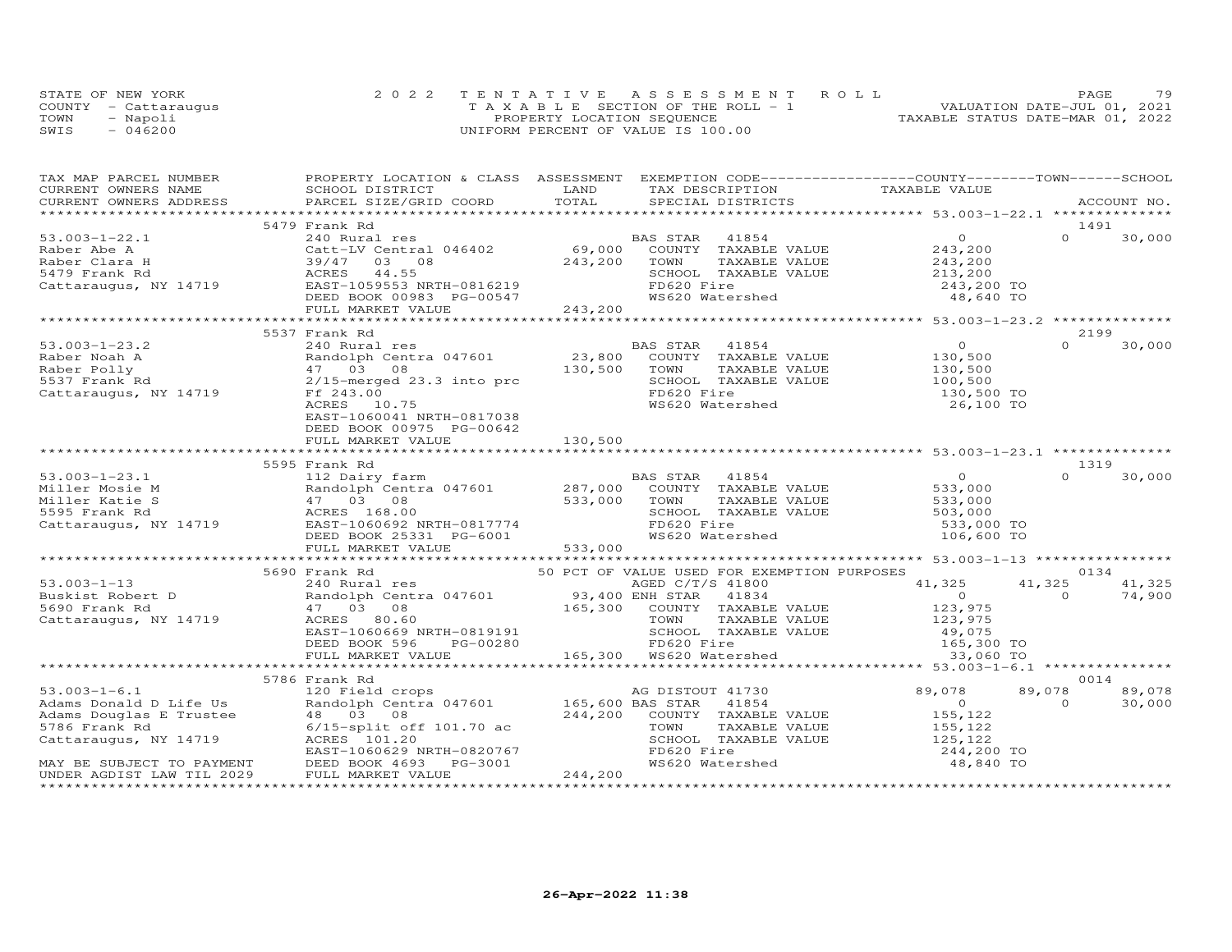STATE OF NEW YORK
COUNTY - Cattaraugus
TOWN - Napoli
SWIS - 046200

2022 TENTATIVE ASSESSMENT ROLL
TAXABLE SECTION OF THE ROLL - 1
PROPERTY LOCATION SEQUENCE
UNIFORM PERCENT OF VALUE IS 100.00

VALUATION DATE-JUL 01, 2021
TAXABLE STATUS DATE-MAR 01, 2022

| TAX MAP PARCEL NUMBER / CURRENT OWNERS NAME / CURRENT OWNERS ADDRESS | PROPERTY LOCATION & CLASS / SCHOOL DISTRICT / PARCEL SIZE/GRID COORD | ASSESSMENT LAND / TOTAL | EXEMPTION CODE / TAX DESCRIPTION / SPECIAL DISTRICTS | COUNTY TAXABLE VALUE | TOWN | SCHOOL / ACCOUNT NO. |
|---|---|---|---|---|---|---|
| 53.003-1-22.1 | 5479 Frank Rd | | | | | 1491 |
| | 240 Rural res | | BAS STAR 41854 | 0 | 0 | 30,000 |
| Raber Abe A | Catt-LV Central 046402 | 69,000 | COUNTY TAXABLE VALUE | 243,200 | | |
| Raber Clara H | 39/47 03 08 | 243,200 | TOWN TAXABLE VALUE | 243,200 | | |
| 5479 Frank Rd | ACRES 44.55 | | SCHOOL TAXABLE VALUE | 213,200 | | |
| Cattaraugus, NY 14719 | EAST-1059553 NRTH-0816219 | | FD620 Fire | 243,200 TO | | |
| | DEED BOOK 00983 PG-00547 | | WS620 Watershed | 48,640 TO | | |
| | FULL MARKET VALUE | 243,200 | | | | |
| 53.003-1-23.2 | 5537 Frank Rd | | | | | 2199 |
| | 240 Rural res | | BAS STAR 41854 | 0 | 0 | 30,000 |
| Raber Noah A | Randolph Centra 047601 | 23,800 | COUNTY TAXABLE VALUE | 130,500 | | |
| Raber Polly | 47 03 08 | 130,500 | TOWN TAXABLE VALUE | 130,500 | | |
| 5537 Frank Rd | 2/15-merged 23.3 into prc | | SCHOOL TAXABLE VALUE | 100,500 | | |
| Cattaraugus, NY 14719 | Ff 243.00 | | FD620 Fire | 130,500 TO | | |
| | ACRES 10.75 | | WS620 Watershed | 26,100 TO | | |
| | EAST-1060041 NRTH-0817038 | | | | | |
| | DEED BOOK 00975 PG-00642 | | | | | |
| | FULL MARKET VALUE | 130,500 | | | | |
| 53.003-1-23.1 | 5595 Frank Rd | | | | | 1319 |
| | 112 Dairy farm | | BAS STAR 41854 | 0 | 0 | 30,000 |
| Miller Mosie M | Randolph Centra 047601 | 287,000 | COUNTY TAXABLE VALUE | 533,000 | | |
| Miller Katie S | 47 03 08 | 533,000 | TOWN TAXABLE VALUE | 533,000 | | |
| 5595 Frank Rd | ACRES 168.00 | | SCHOOL TAXABLE VALUE | 503,000 | | |
| Cattaraugus, NY 14719 | EAST-1060692 NRTH-0817774 | | FD620 Fire | 533,000 TO | | |
| | DEED BOOK 25331 PG-6001 | | WS620 Watershed | 106,600 TO | | |
| | FULL MARKET VALUE | 533,000 | | | | |
| 53.003-1-13 | 5690 Frank Rd | | 50 PCT OF VALUE USED FOR EXEMPTION PURPOSES | | | 0134 |
| | 240 Rural res | | AGED C/T/S 41800 | 41,325 | 41,325 | 41,325 |
| Buskist Robert D | Randolph Centra 047601 | 93,400 | ENH STAR 41834 | 0 | 0 | 74,900 |
| 5690 Frank Rd | 47 03 08 | 165,300 | COUNTY TAXABLE VALUE | 123,975 | | |
| Cattaraugus, NY 14719 | ACRES 80.60 | | TOWN TAXABLE VALUE | 123,975 | | |
| | EAST-1060669 NRTH-0819191 | | SCHOOL TAXABLE VALUE | 49,075 | | |
| | DEED BOOK 596 PG-00280 | | FD620 Fire | 165,300 TO | | |
| | FULL MARKET VALUE | 165,300 | WS620 Watershed | 33,060 TO | | |
| 53.003-1-6.1 | 5786 Frank Rd | | | | | 0014 |
| | 120 Field crops | | AG DISTOUT 41730 | 89,078 | 89,078 | 89,078 |
| Adams Donald D Life Us | Randolph Centra 047601 | 165,600 | BAS STAR 41854 | 0 | 0 | 30,000 |
| Adams Douglas E Trustee | 48 03 08 | 244,200 | COUNTY TAXABLE VALUE | 155,122 | | |
| 5786 Frank Rd | 6/15-split off 101.70 ac | | TOWN TAXABLE VALUE | 155,122 | | |
| Cattaraugus, NY 14719 | ACRES 101.20 | | SCHOOL TAXABLE VALUE | 125,122 | | |
| | EAST-1060629 NRTH-0820767 | | FD620 Fire | 244,200 TO | | |
| MAY BE SUBJECT TO PAYMENT | DEED BOOK 4693 PG-3001 | | WS620 Watershed | 48,840 TO | | |
| UNDER AGDIST LAW TIL 2029 | FULL MARKET VALUE | 244,200 | | | | |

26-Apr-2022 11:38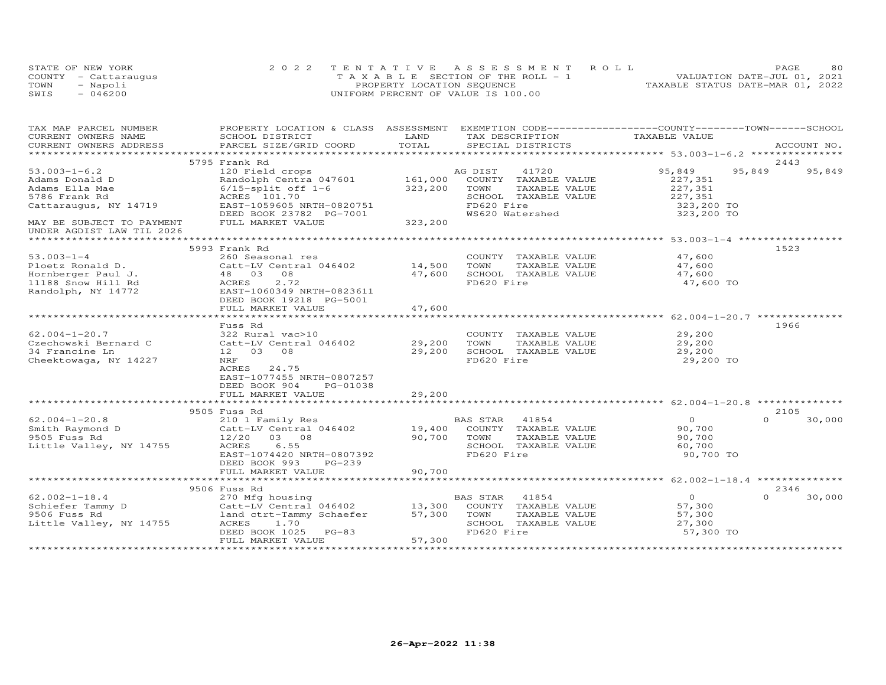STATE OF NEW YORK — 2022 TENTATIVE ASSESSMENT ROLL
COUNTY - Cattaraugus — TAXABLE SECTION OF THE ROLL - 1 — VALUATION DATE-JUL 01, 2021
TOWN - Napoli — PROPERTY LOCATION SEQUENCE — TAXABLE STATUS DATE-MAR 01, 2022
SWIS - 046200 — UNIFORM PERCENT OF VALUE IS 100.00

| TAX MAP PARCEL NUMBER / CURRENT OWNERS NAME / CURRENT OWNERS ADDRESS | PROPERTY LOCATION & CLASS / SCHOOL DISTRICT / PARCEL SIZE/GRID COORD | ASSESSMENT LAND / TOTAL | EXEMPTION CODE / TAX DESCRIPTION / SPECIAL DISTRICTS | COUNTY TAXABLE VALUE | TOWN | SCHOOL | ACCOUNT NO. |
|---|---|---|---|---|---|---|---|
| | 5795 Frank Rd | | | | | | 2443 |
| 53.003-1-6.2 | 120 Field crops | | AG DIST 41720 | 95,849 | 95,849 | 95,849 | |
| Adams Donald D | Randolph Centra 047601 | 161,000 | COUNTY TAXABLE VALUE | 227,351 | | | |
| Adams Ella Mae | 6/15-split off 1-6 | 323,200 | TOWN TAXABLE VALUE | 227,351 | | | |
| 5786 Frank Rd | ACRES 101.70 | | SCHOOL TAXABLE VALUE | 227,351 | | | |
| Cattaraugus, NY 14719 | EAST-1059605 NRTH-0820751 | | FD620 Fire | 323,200 TO | | | |
| | DEED BOOK 23782 PG-7001 | | WS620 Watershed | 323,200 TO | | | |
| MAY BE SUBJECT TO PAYMENT UNDER AGDIST LAW TIL 2026 | FULL MARKET VALUE | 323,200 | | | | | |
| | 5993 Frank Rd | | | | | | 1523 |
| 53.003-1-4 | 260 Seasonal res | | COUNTY TAXABLE VALUE | 47,600 | | | |
| Ploetz Ronald D. | Catt-LV Central 046402 | 14,500 | TOWN TAXABLE VALUE | 47,600 | | | |
| Hornberger Paul J. | 48 03 08 | 47,600 | SCHOOL TAXABLE VALUE | 47,600 | | | |
| 11188 Snow Hill Rd | ACRES 2.72 | | FD620 Fire | 47,600 TO | | | |
| Randolph, NY 14772 | EAST-1060349 NRTH-0823611 | | | | | | |
| | DEED BOOK 19218 PG-5001 | | | | | | |
| | FULL MARKET VALUE | 47,600 | | | | | |
| | Fuss Rd | | | | | | 1966 |
| 62.004-1-20.7 | 322 Rural vac>10 | | COUNTY TAXABLE VALUE | 29,200 | | | |
| Czechowski Bernard C | Catt-LV Central 046402 | 29,200 | TOWN TAXABLE VALUE | 29,200 | | | |
| 34 Francine Ln | 12 03 08 | 29,200 | SCHOOL TAXABLE VALUE | 29,200 | | | |
| Cheektowaga, NY 14227 | NRF | | FD620 Fire | 29,200 TO | | | |
| | ACRES 24.75 | | | | | | |
| | EAST-1077455 NRTH-0807257 | | | | | | |
| | DEED BOOK 904 PG-01038 | | | | | | |
| | FULL MARKET VALUE | 29,200 | | | | | |
| | 9505 Fuss Rd | | | | | | 2105 |
| 62.004-1-20.8 | 210 1 Family Res | | BAS STAR 41854 | 0 | 0 | 30,000 | |
| Smith Raymond D | Catt-LV Central 046402 | 19,400 | COUNTY TAXABLE VALUE | 90,700 | | | |
| 9505 Fuss Rd | 12/20 03 08 | 90,700 | TOWN TAXABLE VALUE | 90,700 | | | |
| Little Valley, NY 14755 | ACRES 6.55 | | SCHOOL TAXABLE VALUE | 60,700 | | | |
| | EAST-1074420 NRTH-0807392 | | FD620 Fire | 90,700 TO | | | |
| | DEED BOOK 993 PG-239 | | | | | | |
| | FULL MARKET VALUE | 90,700 | | | | | |
| | 9506 Fuss Rd | | | | | | 2346 |
| 62.002-1-18.4 | 270 Mfg housing | | BAS STAR 41854 | 0 | 0 | 30,000 | |
| Schiefer Tammy D | Catt-LV Central 046402 | 13,300 | COUNTY TAXABLE VALUE | 57,300 | | | |
| 9506 Fuss Rd | land ctrt-Tammy Schaefer | 57,300 | TOWN TAXABLE VALUE | 57,300 | | | |
| Little Valley, NY 14755 | ACRES 1.70 | | SCHOOL TAXABLE VALUE | 27,300 | | | |
| | DEED BOOK 1025 PG-83 | | FD620 Fire | 57,300 TO | | | |
| | FULL MARKET VALUE | 57,300 | | | | | |

26-Apr-2022 11:38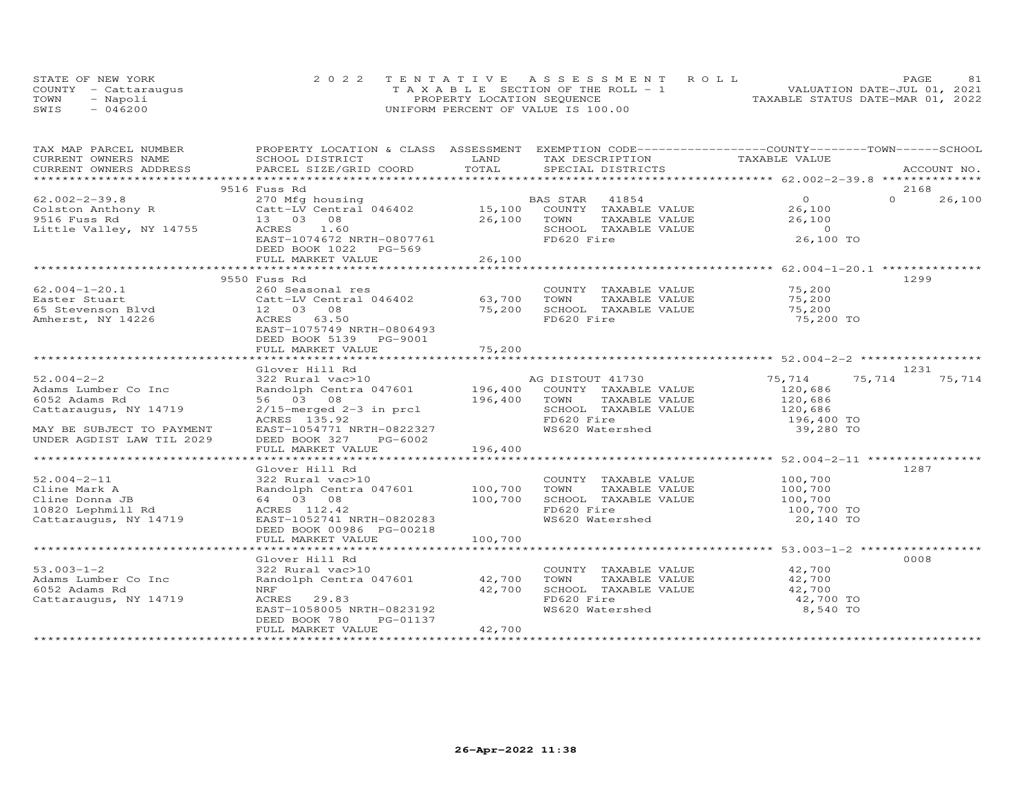STATE OF NEW YORK
COUNTY - Cattaraugus
TOWN - Napoli
SWIS - 046200

2022 TENTATIVE ASSESSMENT ROLL
TAXABLE SECTION OF THE ROLL - 1
PROPERTY LOCATION SEQUENCE
UNIFORM PERCENT OF VALUE IS 100.00

VALUATION DATE-JUL 01, 2021
TAXABLE STATUS DATE-MAR 01, 2022

| TAX MAP PARCEL NUMBER / CURRENT OWNERS NAME / CURRENT OWNERS ADDRESS | PROPERTY LOCATION & CLASS / SCHOOL DISTRICT / PARCEL SIZE/GRID COORD | ASSESSMENT LAND | TOTAL | EXEMPTION CODE / TAX DESCRIPTION / SPECIAL DISTRICTS | COUNTY | TOWN | SCHOOL / TAXABLE VALUE | ACCOUNT NO. |
|---|---|---|---|---|---|---|---|---|
| **62.002-2-39.8** | 9516 Fuss Rd | | | | | | | 2168 |
| 62.002-2-39.8 | 270 Mfg housing | | | BAS STAR 41854 | 0 | 0 | 26,100 | |
| Colston Anthony R | Catt-LV Central 046402 | 15,100 | | COUNTY TAXABLE VALUE | 26,100 | | | |
| 9516 Fuss Rd | 13 03 08 | | 26,100 | TOWN TAXABLE VALUE | | 26,100 | | |
| Little Valley, NY 14755 | ACRES 1.60 | | | SCHOOL TAXABLE VALUE | | | 0 | |
| | EAST-1074672 NRTH-0807761 | | | FD620 Fire | | | 26,100 TO | |
| | DEED BOOK 1022 PG-569 | | | | | | | |
| | FULL MARKET VALUE | | 26,100 | | | | | |
| **62.004-1-20.1** | 9550 Fuss Rd | | | | | | | 1299 |
| 62.004-1-20.1 | 260 Seasonal res | | | COUNTY TAXABLE VALUE | 75,200 | | | |
| Easter Stuart | Catt-LV Central 046402 | 63,700 | | TOWN TAXABLE VALUE | | 75,200 | | |
| 65 Stevenson Blvd | 12 03 08 | | 75,200 | SCHOOL TAXABLE VALUE | | | 75,200 | |
| Amherst, NY 14226 | ACRES 63.50 | | | FD620 Fire | | | 75,200 TO | |
| | EAST-1075749 NRTH-0806493 | | | | | | | |
| | DEED BOOK 5139 PG-9001 | | | | | | | |
| | FULL MARKET VALUE | | 75,200 | | | | | |
| **52.004-2-2** | Glover Hill Rd | | | | | | | 1231 |
| 52.004-2-2 | 322 Rural vac>10 | | | AG DISTOUT 41730 | 75,714 | 75,714 | 75,714 | |
| Adams Lumber Co Inc | Randolph Centra 047601 | 196,400 | | COUNTY TAXABLE VALUE | 120,686 | | | |
| 6052 Adams Rd | 56 03 08 | | 196,400 | TOWN TAXABLE VALUE | | 120,686 | | |
| Cattaraugus, NY 14719 | 2/15-merged 2-3 in prcl | | | SCHOOL TAXABLE VALUE | | | 120,686 | |
| | ACRES 135.92 | | | FD620 Fire | | | 196,400 TO | |
| MAY BE SUBJECT TO PAYMENT | EAST-1054771 NRTH-0822327 | | | WS620 Watershed | | | 39,280 TO | |
| UNDER AGDIST LAW TIL 2029 | DEED BOOK 327 PG-6002 | | | | | | | |
| | FULL MARKET VALUE | | 196,400 | | | | | |
| **52.004-2-11** | Glover Hill Rd | | | | | | | 1287 |
| 52.004-2-11 | 322 Rural vac>10 | | | COUNTY TAXABLE VALUE | 100,700 | | | |
| Cline Mark A | Randolph Centra 047601 | 100,700 | | TOWN TAXABLE VALUE | | 100,700 | | |
| Cline Donna JB | 64 03 08 | | 100,700 | SCHOOL TAXABLE VALUE | | | 100,700 | |
| 10820 Lephmill Rd | ACRES 112.42 | | | FD620 Fire | | | 100,700 TO | |
| Cattaraugus, NY 14719 | EAST-1052741 NRTH-0820283 | | | WS620 Watershed | | | 20,140 TO | |
| | DEED BOOK 00986 PG-00218 | | | | | | | |
| | FULL MARKET VALUE | | 100,700 | | | | | |
| **53.003-1-2** | Glover Hill Rd | | | | | | | 0008 |
| 53.003-1-2 | 322 Rural vac>10 | | | COUNTY TAXABLE VALUE | 42,700 | | | |
| Adams Lumber Co Inc | Randolph Centra 047601 | 42,700 | | TOWN TAXABLE VALUE | | 42,700 | | |
| 6052 Adams Rd | NRF | | 42,700 | SCHOOL TAXABLE VALUE | | | 42,700 | |
| Cattaraugus, NY 14719 | ACRES 29.83 | | | FD620 Fire | | | 42,700 TO | |
| | EAST-1058005 NRTH-0823192 | | | WS620 Watershed | | | 8,540 TO | |
| | DEED BOOK 780 PG-01137 | | | | | | | |
| | FULL MARKET VALUE | | 42,700 | | | | | |

26-Apr-2022 11:38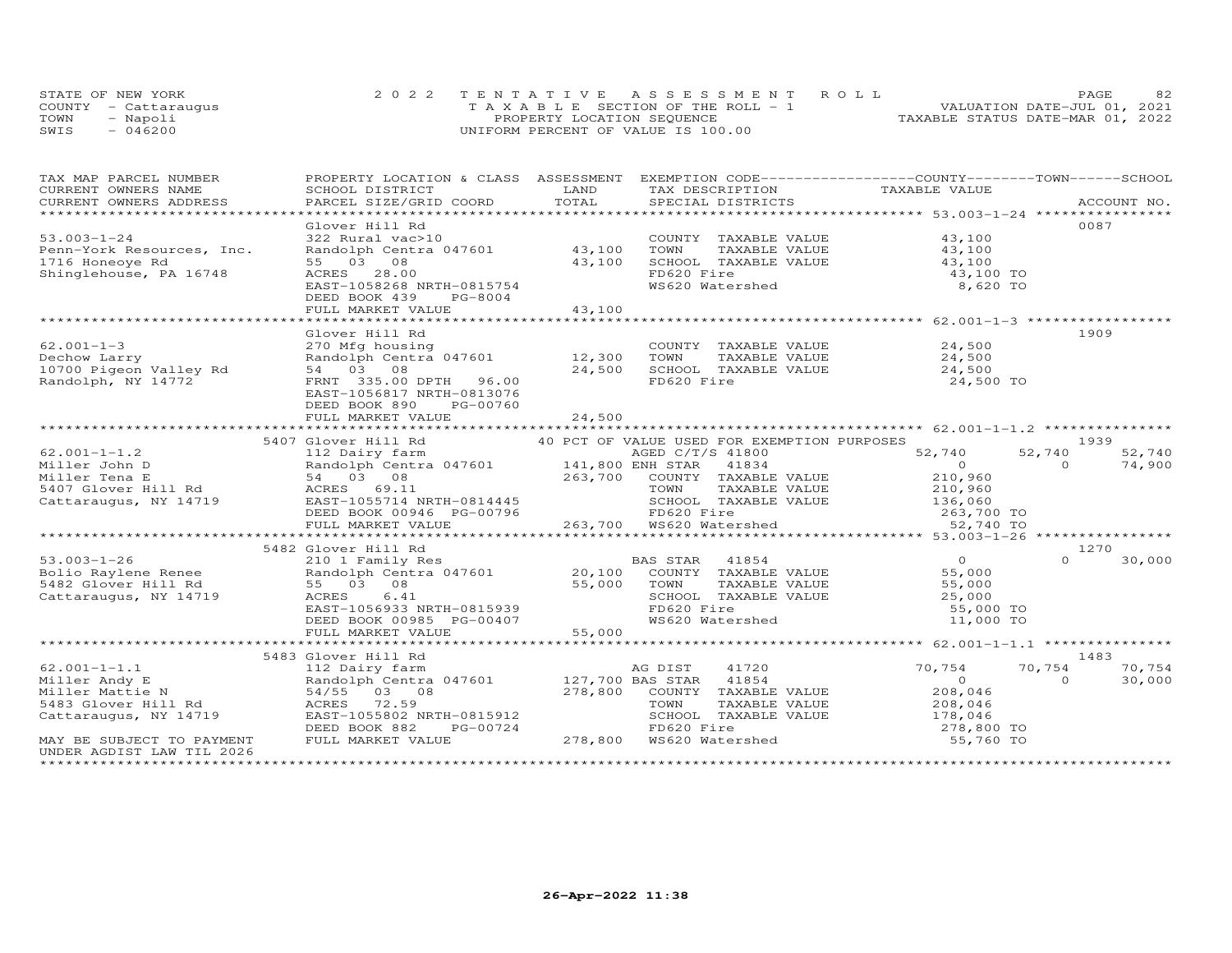STATE OF NEW YORK — 2022 TENTATIVE ASSESSMENT ROLL
COUNTY - Cattaraugus — TAXABLE SECTION OF THE ROLL - 1 — VALUATION DATE-JUL 01, 2021
TOWN - Napoli — PROPERTY LOCATION SEQUENCE — TAXABLE STATUS DATE-MAR 01, 2022
SWIS - 046200 — UNIFORM PERCENT OF VALUE IS 100.00

| TAX MAP PARCEL NUMBER / CURRENT OWNERS NAME / CURRENT OWNERS ADDRESS | PROPERTY LOCATION & CLASS / SCHOOL DISTRICT / PARCEL SIZE/GRID COORD | ASSESSMENT LAND | TOTAL | EXEMPTION CODE / TAX DESCRIPTION / SPECIAL DISTRICTS | COUNTY TAXABLE VALUE | TOWN | SCHOOL | ACCOUNT NO. |
|---|---|---|---|---|---|---|---|---|
| **53.003-1-24** | Glover Hill Rd | | | | | | | 0087 |
| 53.003-1-24 | 322 Rural vac>10 | | | COUNTY TAXABLE VALUE | 43,100 | | | |
| Penn-York Resources, Inc. | Randolph Centra 047601 | 43,100 | | TOWN TAXABLE VALUE | 43,100 | | | |
| 1716 Honeoye Rd | 55 03 08 | | 43,100 | SCHOOL TAXABLE VALUE | 43,100 | | | |
| Shinglehouse, PA 16748 | ACRES 28.00 | | | FD620 Fire | 43,100 TO | | | |
| | EAST-1058268 NRTH-0815754 | | | WS620 Watershed | 8,620 TO | | | |
| | DEED BOOK 439 PG-8004 | | | | | | | |
| | FULL MARKET VALUE | | 43,100 | | | | | |
| **62.001-1-3** | Glover Hill Rd | | | | | | | 1909 |
| 62.001-1-3 | 270 Mfg housing | | | COUNTY TAXABLE VALUE | 24,500 | | | |
| Dechow Larry | Randolph Centra 047601 | 12,300 | | TOWN TAXABLE VALUE | 24,500 | | | |
| 10700 Pigeon Valley Rd | 54 03 08 | | 24,500 | SCHOOL TAXABLE VALUE | 24,500 | | | |
| Randolph, NY 14772 | FRNT 335.00 DPTH 96.00 | | | FD620 Fire | 24,500 TO | | | |
| | EAST-1056817 NRTH-0813076 | | | | | | | |
| | DEED BOOK 890 PG-00760 | | | | | | | |
| | FULL MARKET VALUE | | 24,500 | | | | | |
| **62.001-1-1.2** | 5407 Glover Hill Rd | | | 40 PCT OF VALUE USED FOR EXEMPTION PURPOSES | | | | 1939 |
| 62.001-1-1.2 | 112 Dairy farm | | | AGED C/T/S 41800 | 52,740 | 52,740 | 52,740 | |
| Miller John D | Randolph Centra 047601 | 141,800 | | ENH STAR 41834 | 0 | 0 | 74,900 | |
| Miller Tena E | 54 03 08 | | 263,700 | COUNTY TAXABLE VALUE | 210,960 | | | |
| 5407 Glover Hill Rd | ACRES 69.11 | | | TOWN TAXABLE VALUE | 210,960 | | | |
| Cattaraugus, NY 14719 | EAST-1055714 NRTH-0814445 | | | SCHOOL TAXABLE VALUE | 136,060 | | | |
| | DEED BOOK 00946 PG-00796 | | | FD620 Fire | 263,700 TO | | | |
| | FULL MARKET VALUE | | 263,700 | WS620 Watershed | 52,740 TO | | | |
| **53.003-1-26** | 5482 Glover Hill Rd | | | | | | | 1270 |
| 53.003-1-26 | 210 1 Family Res | | | BAS STAR 41854 | 0 | 0 | 30,000 | |
| Bolio Raylene Renee | Randolph Centra 047601 | 20,100 | | COUNTY TAXABLE VALUE | 55,000 | | | |
| 5482 Glover Hill Rd | 55 03 08 | | 55,000 | TOWN TAXABLE VALUE | 55,000 | | | |
| Cattaraugus, NY 14719 | ACRES 6.41 | | | SCHOOL TAXABLE VALUE | 25,000 | | | |
| | EAST-1056933 NRTH-0815939 | | | FD620 Fire | 55,000 TO | | | |
| | DEED BOOK 00985 PG-00407 | | | WS620 Watershed | 11,000 TO | | | |
| | FULL MARKET VALUE | | 55,000 | | | | | |
| **62.001-1-1.1** | 5483 Glover Hill Rd | | | | | | | 1483 |
| 62.001-1-1.1 | 112 Dairy farm | | | AG DIST 41720 | 70,754 | 70,754 | 70,754 | |
| Miller Andy E | Randolph Centra 047601 | 127,700 | | BAS STAR 41854 | 0 | 0 | 30,000 | |
| Miller Mattie N | 54/55 03 08 | | 278,800 | COUNTY TAXABLE VALUE | 208,046 | | | |
| 5483 Glover Hill Rd | ACRES 72.59 | | | TOWN TAXABLE VALUE | 208,046 | | | |
| Cattaraugus, NY 14719 | EAST-1055802 NRTH-0815912 | | | SCHOOL TAXABLE VALUE | 178,046 | | | |
| | DEED BOOK 882 PG-00724 | | | FD620 Fire | 278,800 TO | | | |
| MAY BE SUBJECT TO PAYMENT | FULL MARKET VALUE | | 278,800 | WS620 Watershed | 55,760 TO | | | |
| UNDER AGDIST LAW TIL 2026 | | | | | | | | |

26-Apr-2022 11:38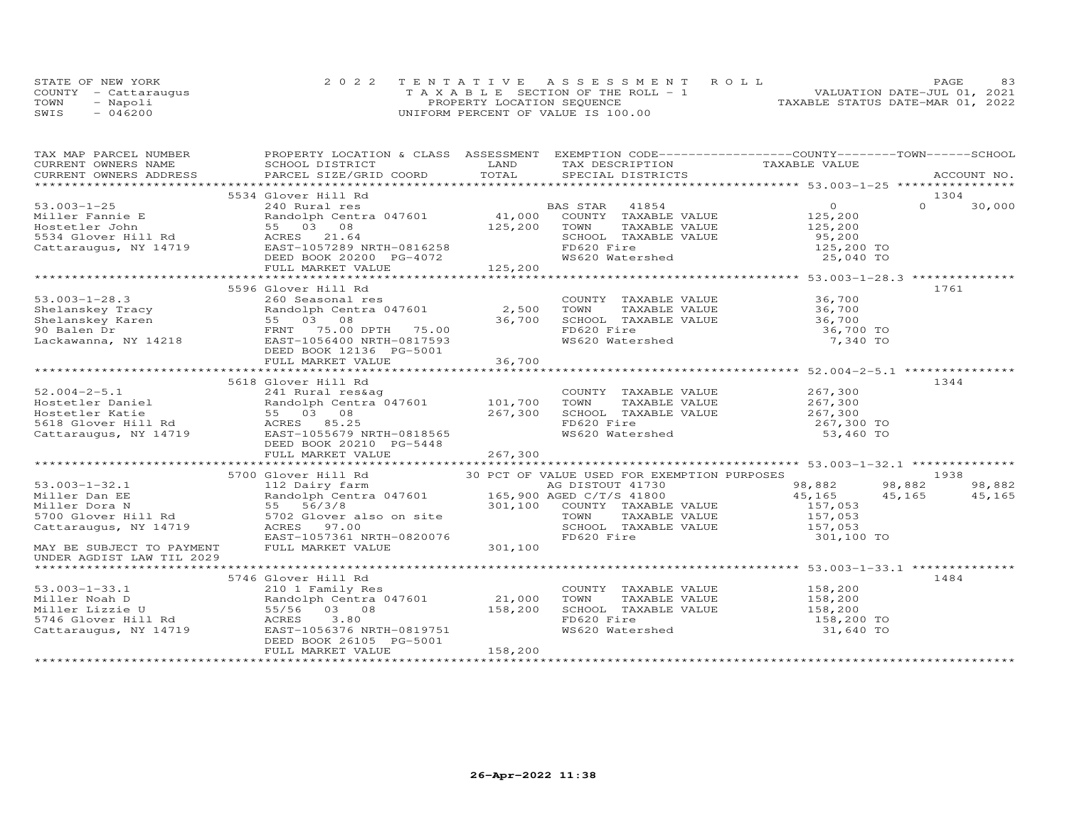STATE OF NEW YORK
COUNTY - Cattaraugus
TOWN - Napoli
SWIS - 046200

2 0 2 2 TENTATIVE ASSESSMENT ROLL
TAXABLE SECTION OF THE ROLL - 1
PROPERTY LOCATION SEQUENCE
UNIFORM PERCENT OF VALUE IS 100.00

VALUATION DATE-JUL 01, 2021
TAXABLE STATUS DATE-MAR 01, 2022

| TAX MAP PARCEL NUMBER / CURRENT OWNERS NAME / CURRENT OWNERS ADDRESS | PROPERTY LOCATION & CLASS / SCHOOL DISTRICT / PARCEL SIZE/GRID COORD | ASSESSMENT LAND / TOTAL | EXEMPTION CODE / TAX DESCRIPTION / SPECIAL DISTRICTS | COUNTY TAXABLE VALUE | TOWN | SCHOOL | ACCOUNT NO. |
|---|---|---|---|---|---|---|---|
| | 5534 Glover Hill Rd | | | | | | 1304 |
| 53.003-1-25 | 240 Rural res | | BAS STAR 41854 | 0 | 0 | 30,000 | |
| Miller Fannie E | Randolph Centra 047601 | 41,000 | COUNTY TAXABLE VALUE | 125,200 | | | |
| Hostetler John | 55 03 08 | 125,200 | TOWN TAXABLE VALUE | 125,200 | | | |
| 5534 Glover Hill Rd | ACRES 21.64 | | SCHOOL TAXABLE VALUE | 95,200 | | | |
| Cattaraugus, NY 14719 | EAST-1057289 NRTH-0816258 | | FD620 Fire | 125,200 TO | | | |
| | DEED BOOK 20200 PG-4072 | | WS620 Watershed | 25,040 TO | | | |
| | FULL MARKET VALUE | 125,200 | | | | | |
| | 5596 Glover Hill Rd | | | | | | 1761 |
| 53.003-1-28.3 | 260 Seasonal res | | COUNTY TAXABLE VALUE | 36,700 | | | |
| Shelanskey Tracy | Randolph Centra 047601 | 2,500 | TOWN TAXABLE VALUE | 36,700 | | | |
| Shelanskey Karen | 55 03 08 | 36,700 | SCHOOL TAXABLE VALUE | 36,700 | | | |
| 90 Balen Dr | FRNT 75.00 DPTH 75.00 | | FD620 Fire | 36,700 TO | | | |
| Lackawanna, NY 14218 | EAST-1056400 NRTH-0817593 | | WS620 Watershed | 7,340 TO | | | |
| | DEED BOOK 12136 PG-5001 | | | | | | |
| | FULL MARKET VALUE | 36,700 | | | | | |
| | 5618 Glover Hill Rd | | | | | | 1344 |
| 52.004-2-5.1 | 241 Rural res&ag | | COUNTY TAXABLE VALUE | 267,300 | | | |
| Hostetler Daniel | Randolph Centra 047601 | 101,700 | TOWN TAXABLE VALUE | 267,300 | | | |
| Hostetler Katie | 55 03 08 | 267,300 | SCHOOL TAXABLE VALUE | 267,300 | | | |
| 5618 Glover Hill Rd | ACRES 85.25 | | FD620 Fire | 267,300 TO | | | |
| Cattaraugus, NY 14719 | EAST-1055679 NRTH-0818565 | | WS620 Watershed | 53,460 TO | | | |
| | DEED BOOK 20210 PG-5448 | | | | | | |
| | FULL MARKET VALUE | 267,300 | | | | | |
| | 5700 Glover Hill Rd | | 30 PCT OF VALUE USED FOR EXEMPTION PURPOSES | | | | 1938 |
| 53.003-1-32.1 | 112 Dairy farm | | AG DISTOUT 41730 | 98,882 | 98,882 | 98,882 | |
| Miller Dan EE | Randolph Centra 047601 | 165,900 | AGED C/T/S 41800 | 45,165 | 45,165 | 45,165 | |
| Miller Dora N | 55 56/3/8 | 301,100 | COUNTY TAXABLE VALUE | 157,053 | | | |
| 5700 Glover Hill Rd | 5702 Glover also on site | | TOWN TAXABLE VALUE | 157,053 | | | |
| Cattaraugus, NY 14719 | ACRES 97.00 | | SCHOOL TAXABLE VALUE | 157,053 | | | |
| | EAST-1057361 NRTH-0820076 | | FD620 Fire | 301,100 TO | | | |
| MAY BE SUBJECT TO PAYMENT | FULL MARKET VALUE | 301,100 | | | | | |
| UNDER AGDIST LAW TIL 2029 | | | | | | | |
| | 5746 Glover Hill Rd | | | | | | 1484 |
| 53.003-1-33.1 | 210 1 Family Res | | COUNTY TAXABLE VALUE | 158,200 | | | |
| Miller Noah D | Randolph Centra 047601 | 21,000 | TOWN TAXABLE VALUE | 158,200 | | | |
| Miller Lizzie U | 55/56 03 08 | 158,200 | SCHOOL TAXABLE VALUE | 158,200 | | | |
| 5746 Glover Hill Rd | ACRES 3.80 | | FD620 Fire | 158,200 TO | | | |
| Cattaraugus, NY 14719 | EAST-1056376 NRTH-0819751 | | WS620 Watershed | 31,640 TO | | | |
| | DEED BOOK 26105 PG-5001 | | | | | | |
| | FULL MARKET VALUE | 158,200 | | | | | |

26-Apr-2022 11:38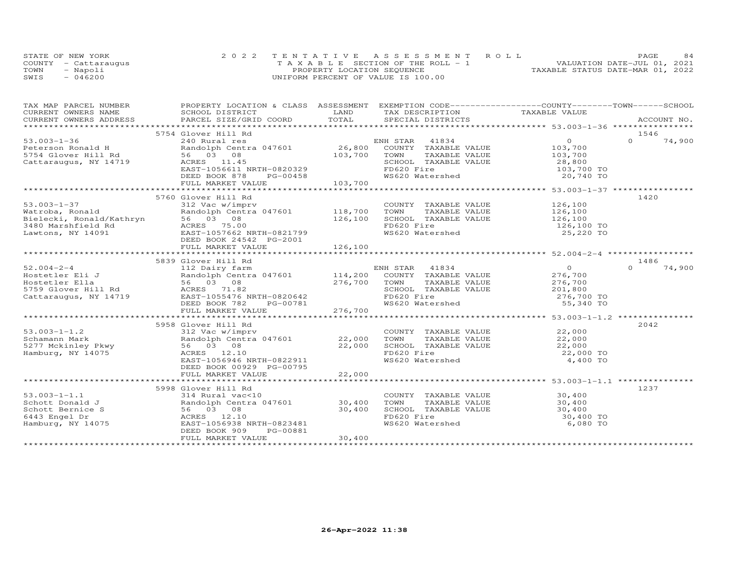STATE OF NEW YORK
COUNTY - Cattaraugus
TOWN - Napoli
SWIS - 046200

2022 TENTATIVE ASSESSMENT ROLL
TAXABLE SECTION OF THE ROLL - 1
PROPERTY LOCATION SEQUENCE
UNIFORM PERCENT OF VALUE IS 100.00

VALUATION DATE-JUL 01, 2021
TAXABLE STATUS DATE-MAR 01, 2022

| TAX MAP PARCEL NUMBER / CURRENT OWNERS NAME / CURRENT OWNERS ADDRESS | PROPERTY LOCATION & CLASS / SCHOOL DISTRICT / PARCEL SIZE/GRID COORD | ASSESSMENT LAND | TOTAL | EXEMPTION CODE / TAX DESCRIPTION / SPECIAL DISTRICTS | COUNTY / TOWN / SCHOOL TAXABLE VALUE | ACCOUNT NO. |
|---|---|---|---|---|---|---|
| | 5754 Glover Hill Rd | | | | | 1546 |
| 53.003-1-36 | 240 Rural res | | | ENH STAR 41834 | 0 | 0 74,900 |
| Peterson Ronald H | Randolph Centra 047601 | 26,800 | | COUNTY TAXABLE VALUE | 103,700 | |
| 5754 Glover Hill Rd | 56 03 08 | | 103,700 | TOWN TAXABLE VALUE | 103,700 | |
| Cattaraugus, NY 14719 | ACRES 11.45 | | | SCHOOL TAXABLE VALUE | 28,800 | |
| | EAST-1056611 NRTH-0820329 | | | FD620 Fire | 103,700 TO | |
| | DEED BOOK 878 PG-00458 | | | WS620 Watershed | 20,740 TO | |
| | FULL MARKET VALUE | | 103,700 | | | |
| | 5760 Glover Hill Rd | | | | | 1420 |
| 53.003-1-37 | 312 Vac w/imprv | | | COUNTY TAXABLE VALUE | 126,100 | |
| Watroba, Ronald | Randolph Centra 047601 | 118,700 | | TOWN TAXABLE VALUE | 126,100 | |
| Bielecki, Ronald/Kathryn | 56 03 08 | | 126,100 | SCHOOL TAXABLE VALUE | 126,100 | |
| 3480 Marshfield Rd | ACRES 75.00 | | | FD620 Fire | 126,100 TO | |
| Lawtons, NY 14091 | EAST-1057662 NRTH-0821799 | | | WS620 Watershed | 25,220 TO | |
| | DEED BOOK 24542 PG-2001 | | | | | |
| | FULL MARKET VALUE | | 126,100 | | | |
| | 5839 Glover Hill Rd | | | | | 1486 |
| 52.004-2-4 | 112 Dairy farm | | | ENH STAR 41834 | 0 | 0 74,900 |
| Hostetler Eli J | Randolph Centra 047601 | 114,200 | | COUNTY TAXABLE VALUE | 276,700 | |
| Hostetler Ella | 56 03 08 | | 276,700 | TOWN TAXABLE VALUE | 276,700 | |
| 5759 Glover Hill Rd | ACRES 71.82 | | | SCHOOL TAXABLE VALUE | 201,800 | |
| Cattaraugus, NY 14719 | EAST-1055476 NRTH-0820642 | | | FD620 Fire | 276,700 TO | |
| | DEED BOOK 782 PG-00781 | | | WS620 Watershed | 55,340 TO | |
| | FULL MARKET VALUE | | 276,700 | | | |
| | 5958 Glover Hill Rd | | | | | 2042 |
| 53.003-1-1.2 | 312 Vac w/imprv | | | COUNTY TAXABLE VALUE | 22,000 | |
| Schamann Mark | Randolph Centra 047601 | 22,000 | | TOWN TAXABLE VALUE | 22,000 | |
| 5277 Mckinley Pkwy | 56 03 08 | | 22,000 | SCHOOL TAXABLE VALUE | 22,000 | |
| Hamburg, NY 14075 | ACRES 12.10 | | | FD620 Fire | 22,000 TO | |
| | EAST-1056946 NRTH-0822911 | | | WS620 Watershed | 4,400 TO | |
| | DEED BOOK 00929 PG-00795 | | | | | |
| | FULL MARKET VALUE | | 22,000 | | | |
| | 5998 Glover Hill Rd | | | | | 1237 |
| 53.003-1-1.1 | 314 Rural vac<10 | | | COUNTY TAXABLE VALUE | 30,400 | |
| Schott Donald J | Randolph Centra 047601 | 30,400 | | TOWN TAXABLE VALUE | 30,400 | |
| Schott Bernice S | 56 03 08 | | 30,400 | SCHOOL TAXABLE VALUE | 30,400 | |
| 6443 Engel Dr | ACRES 12.10 | | | FD620 Fire | 30,400 TO | |
| Hamburg, NY 14075 | EAST-1056938 NRTH-0823481 | | | WS620 Watershed | 6,080 TO | |
| | DEED BOOK 909 PG-00881 | | | | | |
| | FULL MARKET VALUE | | 30,400 | | | |

26-Apr-2022 11:38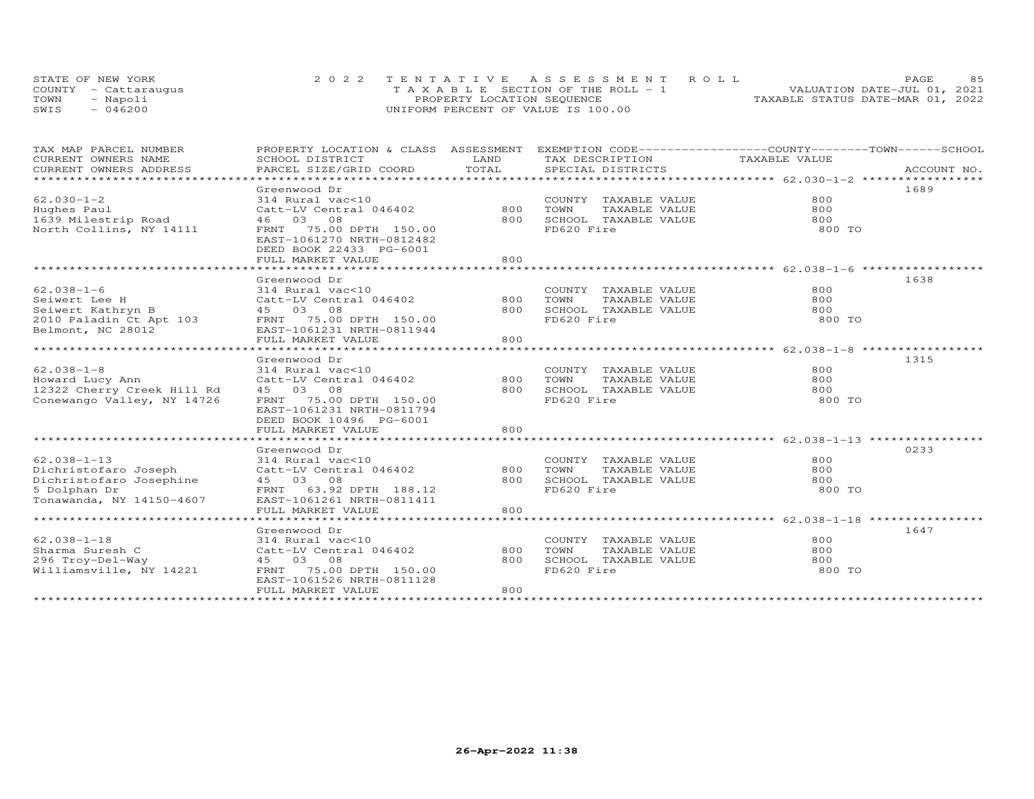STATE OF NEW YORK | COUNTY - Cattaraugus | TOWN - Napoli | SWIS - 046200

2022 TENTATIVE ASSESSMENT ROLL
TAXABLE SECTION OF THE ROLL - 1
PROPERTY LOCATION SEQUENCE
UNIFORM PERCENT OF VALUE IS 100.00

VALUATION DATE-JUL 01, 2021
TAXABLE STATUS DATE-MAR 01, 2022

| TAX MAP PARCEL NUMBER / CURRENT OWNERS NAME / CURRENT OWNERS ADDRESS | PROPERTY LOCATION & CLASS / SCHOOL DISTRICT / PARCEL SIZE/GRID COORD | ASSESSMENT LAND / TOTAL | EXEMPTION CODE / TAX DESCRIPTION / SPECIAL DISTRICTS | COUNTY / TOWN / SCHOOL TAXABLE VALUE | ACCOUNT NO. |
|---|---|---|---|---|---|
| 62.030-1-2 | Greenwood Dr | | | | 1689 |
| Hughes Paul | 314 Rural vac<10 | | COUNTY TAXABLE VALUE | 800 | |
| 1639 Milestrip Road | Catt-LV Central 046402 | 800 | TOWN TAXABLE VALUE | 800 | |
| North Collins, NY 14111 | 46 03 08 | 800 | SCHOOL TAXABLE VALUE | 800 | |
| | FRNT 75.00 DPTH 150.00 | | FD620 Fire | 800 TO | |
| | EAST-1061270 NRTH-0812482 | | | | |
| | DEED BOOK 22433 PG-6001 | | | | |
| | FULL MARKET VALUE | 800 | | | |
| 62.038-1-6 | Greenwood Dr | | | | 1638 |
| Seiwert Lee H | 314 Rural vac<10 | | COUNTY TAXABLE VALUE | 800 | |
| Seiwert Kathryn B | Catt-LV Central 046402 | 800 | TOWN TAXABLE VALUE | 800 | |
| 2010 Paladin Ct Apt 103 | 45 03 08 | 800 | SCHOOL TAXABLE VALUE | 800 | |
| Belmont, NC 28012 | FRNT 75.00 DPTH 150.00 | | FD620 Fire | 800 TO | |
| | EAST-1061231 NRTH-0811944 | | | | |
| | FULL MARKET VALUE | 800 | | | |
| 62.038-1-8 | Greenwood Dr | | | | 1315 |
| Howard Lucy Ann | 314 Rural vac<10 | | COUNTY TAXABLE VALUE | 800 | |
| 12322 Cherry Creek Hill Rd | Catt-LV Central 046402 | 800 | TOWN TAXABLE VALUE | 800 | |
| Conewango Valley, NY 14726 | 45 03 08 | 800 | SCHOOL TAXABLE VALUE | 800 | |
| | FRNT 75.00 DPTH 150.00 | | FD620 Fire | 800 TO | |
| | EAST-1061231 NRTH-0811794 | | | | |
| | DEED BOOK 10496 PG-6001 | | | | |
| | FULL MARKET VALUE | 800 | | | |
| 62.038-1-13 | Greenwood Dr | | | | 0233 |
| Dichristofaro Joseph | 314 Rural vac<10 | | COUNTY TAXABLE VALUE | 800 | |
| Dichristofaro Josephine | Catt-LV Central 046402 | 800 | TOWN TAXABLE VALUE | 800 | |
| 5 Dolphan Dr | 45 03 08 | 800 | SCHOOL TAXABLE VALUE | 800 | |
| Tonawanda, NY 14150-4607 | FRNT 63.92 DPTH 188.12 | | FD620 Fire | 800 TO | |
| | EAST-1061261 NRTH-0811411 | | | | |
| | FULL MARKET VALUE | 800 | | | |
| 62.038-1-18 | Greenwood Dr | | | | 1647 |
| Sharma Suresh C | 314 Rural vac<10 | | COUNTY TAXABLE VALUE | 800 | |
| 296 Troy-Del-Way | Catt-LV Central 046402 | 800 | TOWN TAXABLE VALUE | 800 | |
| Williamsville, NY 14221 | 45 03 08 | 800 | SCHOOL TAXABLE VALUE | 800 | |
| | FRNT 75.00 DPTH 150.00 | | FD620 Fire | 800 TO | |
| | EAST-1061526 NRTH-0811128 | | | | |
| | FULL MARKET VALUE | 800 | | | |

26-Apr-2022 11:38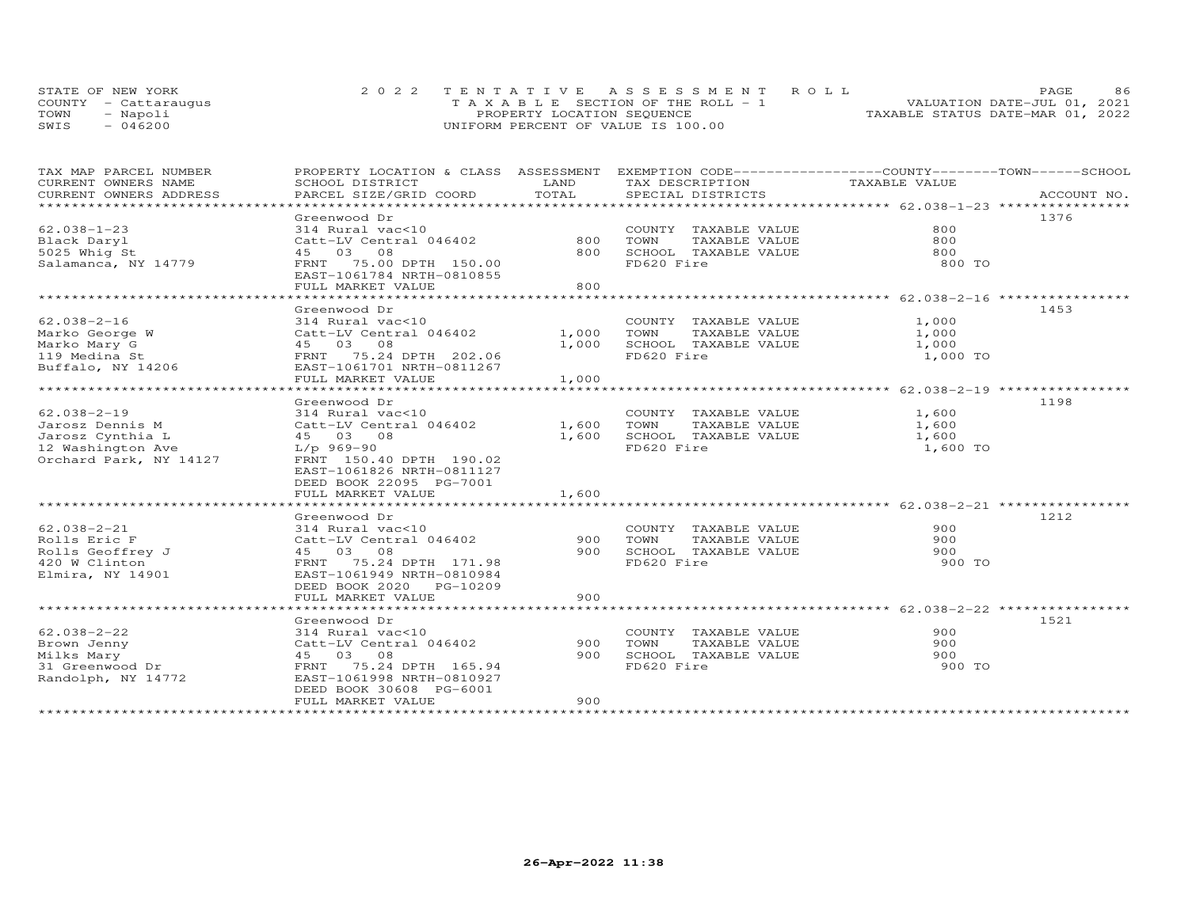STATE OF NEW YORK
COUNTY - Cattaraugus
TOWN - Napoli
SWIS - 046200

2 0 2 2 T E N T A T I V E A S S E S S M E N T R O L L
T A X A B L E SECTION OF THE ROLL - 1
PROPERTY LOCATION SEQUENCE
UNIFORM PERCENT OF VALUE IS 100.00

VALUATION DATE-JUL 01, 2021
TAXABLE STATUS DATE-MAR 01, 2022

| TAX MAP PARCEL NUMBER / CURRENT OWNERS NAME / CURRENT OWNERS ADDRESS | PROPERTY LOCATION & CLASS / SCHOOL DISTRICT / PARCEL SIZE/GRID COORD | ASSESSMENT LAND / TOTAL | EXEMPTION CODE / TAX DESCRIPTION / SPECIAL DISTRICTS | COUNTY--------TOWN------SCHOOL TAXABLE VALUE | ACCOUNT NO. |
|---|---|---|---|---|---|
| 62.038-1-23 | Greenwood Dr | | | | 1376 |
| 62.038-1-23 | 314 Rural vac<10 | | COUNTY TAXABLE VALUE | 800 | |
| Black Daryl | Catt-LV Central 046402 | 800 | TOWN TAXABLE VALUE | 800 | |
| 5025 Whig St | 45 03 08 | 800 | SCHOOL TAXABLE VALUE | 800 | |
| Salamanca, NY 14779 | FRNT 75.00 DPTH 150.00 | | FD620 Fire | 800 TO | |
| | EAST-1061784 NRTH-0810855 | | | | |
| | FULL MARKET VALUE | 800 | | | |
| 62.038-2-16 | Greenwood Dr | | | | 1453 |
| 62.038-2-16 | 314 Rural vac<10 | | COUNTY TAXABLE VALUE | 1,000 | |
| Marko George W | Catt-LV Central 046402 | 1,000 | TOWN TAXABLE VALUE | 1,000 | |
| Marko Mary G | 45 03 08 | 1,000 | SCHOOL TAXABLE VALUE | 1,000 | |
| 119 Medina St | FRNT 75.24 DPTH 202.06 | | FD620 Fire | 1,000 TO | |
| Buffalo, NY 14206 | EAST-1061701 NRTH-0811267 | | | | |
| | FULL MARKET VALUE | 1,000 | | | |
| 62.038-2-19 | Greenwood Dr | | | | 1198 |
| 62.038-2-19 | 314 Rural vac<10 | | COUNTY TAXABLE VALUE | 1,600 | |
| Jarosz Dennis M | Catt-LV Central 046402 | 1,600 | TOWN TAXABLE VALUE | 1,600 | |
| Jarosz Cynthia L | 45 03 08 | 1,600 | SCHOOL TAXABLE VALUE | 1,600 | |
| 12 Washington Ave | L/p 969-90 | | FD620 Fire | 1,600 TO | |
| Orchard Park, NY 14127 | FRNT 150.40 DPTH 190.02 | | | | |
| | EAST-1061826 NRTH-0811127 | | | | |
| | DEED BOOK 22095 PG-7001 | | | | |
| | FULL MARKET VALUE | 1,600 | | | |
| 62.038-2-21 | Greenwood Dr | | | | 1212 |
| 62.038-2-21 | 314 Rural vac<10 | | COUNTY TAXABLE VALUE | 900 | |
| Rolls Eric F | Catt-LV Central 046402 | 900 | TOWN TAXABLE VALUE | 900 | |
| Rolls Geoffrey J | 45 03 08 | 900 | SCHOOL TAXABLE VALUE | 900 | |
| 420 W Clinton | FRNT 75.24 DPTH 171.98 | | FD620 Fire | 900 TO | |
| Elmira, NY 14901 | EAST-1061949 NRTH-0810984 | | | | |
| | DEED BOOK 2020 PG-10209 | | | | |
| | FULL MARKET VALUE | 900 | | | |
| 62.038-2-22 | Greenwood Dr | | | | 1521 |
| 62.038-2-22 | 314 Rural vac<10 | | COUNTY TAXABLE VALUE | 900 | |
| Brown Jenny | Catt-LV Central 046402 | 900 | TOWN TAXABLE VALUE | 900 | |
| Milks Mary | 45 03 08 | 900 | SCHOOL TAXABLE VALUE | 900 | |
| 31 Greenwood Dr | FRNT 75.24 DPTH 165.94 | | FD620 Fire | 900 TO | |
| Randolph, NY 14772 | EAST-1061998 NRTH-0810927 | | | | |
| | DEED BOOK 30608 PG-6001 | | | | |
| | FULL MARKET VALUE | 900 | | | |

26-Apr-2022 11:38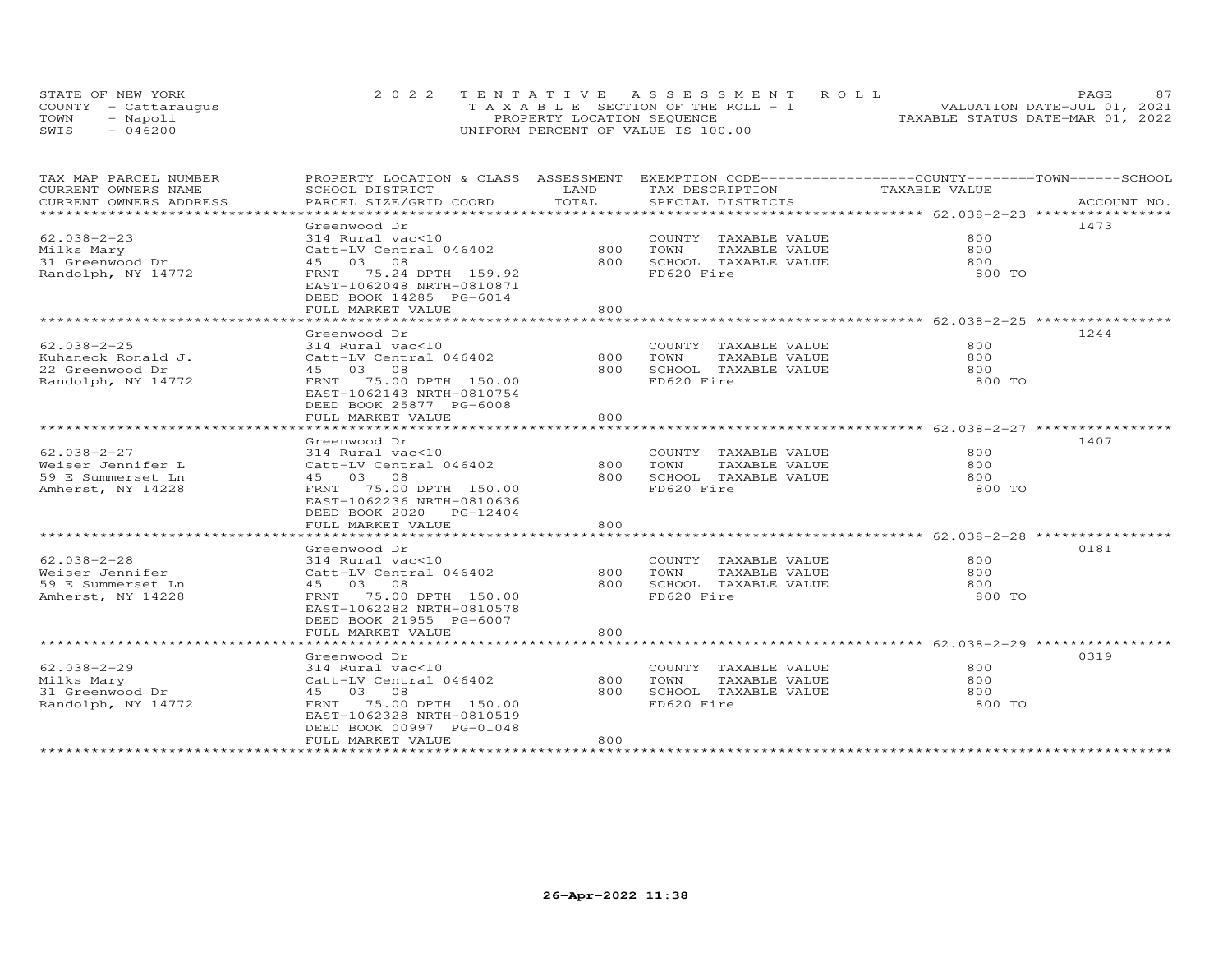STATE OF NEW YORK
COUNTY - Cattaraugus
TOWN - Napoli
SWIS - 046200

2 0 2 2 T E N T A T I V E A S S E S S M E N T R O L L
T A X A B L E SECTION OF THE ROLL - 1
PROPERTY LOCATION SEQUENCE
UNIFORM PERCENT OF VALUE IS 100.00

VALUATION DATE-JUL 01, 2021
TAXABLE STATUS DATE-MAR 01, 2022

| TAX MAP PARCEL NUMBER / CURRENT OWNERS NAME / CURRENT OWNERS ADDRESS | PROPERTY LOCATION & CLASS / SCHOOL DISTRICT / PARCEL SIZE/GRID COORD | ASSESSMENT LAND | TOTAL | EXEMPTION CODE / TAX DESCRIPTION / SPECIAL DISTRICTS | COUNTY / TOWN / SCHOOL TAXABLE VALUE | ACCOUNT NO. |
|---|---|---|---|---|---|---|
| 62.038-2-23 | Greenwood Dr | | | | | 1473 |
| Milks Mary | 314 Rural vac<10 | | | COUNTY TAXABLE VALUE | 800 | |
| 31 Greenwood Dr | Catt-LV Central 046402 | 800 | | TOWN TAXABLE VALUE | 800 | |
| Randolph, NY 14772 | 45 03 08 | | 800 | SCHOOL TAXABLE VALUE | 800 | |
| | FRNT 75.24 DPTH 159.92 | | | FD620 Fire | 800 TO | |
| | EAST-1062048 NRTH-0810871 | | | | | |
| | DEED BOOK 14285 PG-6014 | | | | | |
| | FULL MARKET VALUE | | 800 | | | |
| 62.038-2-25 | Greenwood Dr | | | | | 1244 |
| Kuhaneck Ronald J. | 314 Rural vac<10 | | | COUNTY TAXABLE VALUE | 800 | |
| 22 Greenwood Dr | Catt-LV Central 046402 | 800 | | TOWN TAXABLE VALUE | 800 | |
| Randolph, NY 14772 | 45 03 08 | | 800 | SCHOOL TAXABLE VALUE | 800 | |
| | FRNT 75.00 DPTH 150.00 | | | FD620 Fire | 800 TO | |
| | EAST-1062143 NRTH-0810754 | | | | | |
| | DEED BOOK 25877 PG-6008 | | | | | |
| | FULL MARKET VALUE | | 800 | | | |
| 62.038-2-27 | Greenwood Dr | | | | | 1407 |
| Weiser Jennifer L | 314 Rural vac<10 | | | COUNTY TAXABLE VALUE | 800 | |
| 59 E Summerset Ln | Catt-LV Central 046402 | 800 | | TOWN TAXABLE VALUE | 800 | |
| Amherst, NY 14228 | 45 03 08 | | 800 | SCHOOL TAXABLE VALUE | 800 | |
| | FRNT 75.00 DPTH 150.00 | | | FD620 Fire | 800 TO | |
| | EAST-1062236 NRTH-0810636 | | | | | |
| | DEED BOOK 2020 PG-12404 | | | | | |
| | FULL MARKET VALUE | | 800 | | | |
| 62.038-2-28 | Greenwood Dr | | | | | 0181 |
| Weiser Jennifer | 314 Rural vac<10 | | | COUNTY TAXABLE VALUE | 800 | |
| 59 E Summerset Ln | Catt-LV Central 046402 | 800 | | TOWN TAXABLE VALUE | 800 | |
| Amherst, NY 14228 | 45 03 08 | | 800 | SCHOOL TAXABLE VALUE | 800 | |
| | FRNT 75.00 DPTH 150.00 | | | FD620 Fire | 800 TO | |
| | EAST-1062282 NRTH-0810578 | | | | | |
| | DEED BOOK 21955 PG-6007 | | | | | |
| | FULL MARKET VALUE | | 800 | | | |
| 62.038-2-29 | Greenwood Dr | | | | | 0319 |
| Milks Mary | 314 Rural vac<10 | | | COUNTY TAXABLE VALUE | 800 | |
| 31 Greenwood Dr | Catt-LV Central 046402 | 800 | | TOWN TAXABLE VALUE | 800 | |
| Randolph, NY 14772 | 45 03 08 | | 800 | SCHOOL TAXABLE VALUE | 800 | |
| | FRNT 75.00 DPTH 150.00 | | | FD620 Fire | 800 TO | |
| | EAST-1062328 NRTH-0810519 | | | | | |
| | DEED BOOK 00997 PG-01048 | | | | | |
| | FULL MARKET VALUE | | 800 | | | |

26-Apr-2022 11:38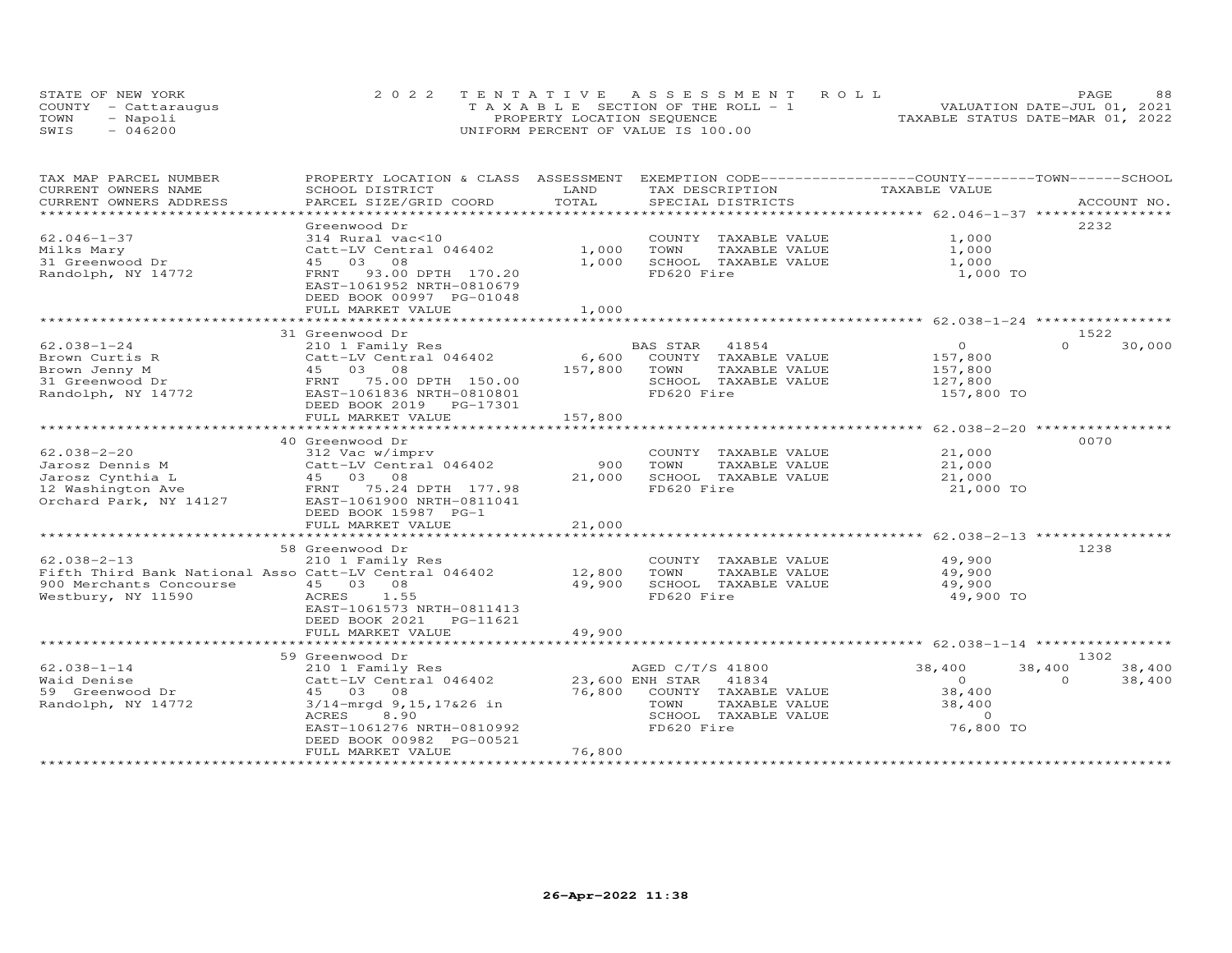STATE OF NEW YORK
COUNTY - Cattaraugus
TOWN - Napoli
SWIS - 046200

2022 TENTATIVE ASSESSMENT ROLL
TAXABLE SECTION OF THE ROLL - 1
PROPERTY LOCATION SEQUENCE
UNIFORM PERCENT OF VALUE IS 100.00

VALUATION DATE-JUL 01, 2021
TAXABLE STATUS DATE-MAR 01, 2022

| TAX MAP PARCEL NUMBER / CURRENT OWNERS NAME / CURRENT OWNERS ADDRESS | PROPERTY LOCATION & CLASS / SCHOOL DISTRICT / PARCEL SIZE/GRID COORD | ASSESSMENT LAND | TOTAL | EXEMPTION CODE / TAX DESCRIPTION / SPECIAL DISTRICTS | COUNTY TAXABLE VALUE | TOWN | SCHOOL | ACCOUNT NO. |
|---|---|---|---|---|---|---|---|---|
| 62.046-1-37 | Greenwood Dr | | | | | | | 2232 |
| 62.046-1-37 | 314 Rural vac<10 | | | COUNTY TAXABLE VALUE | 1,000 | | | |
| Milks Mary | Catt-LV Central 046402 | 1,000 | | TOWN TAXABLE VALUE | 1,000 | | | |
| 31 Greenwood Dr | 45 03 08 | | 1,000 | SCHOOL TAXABLE VALUE | 1,000 | | | |
| Randolph, NY 14772 | FRNT 93.00 DPTH 170.20 | | | FD620 Fire | 1,000 TO | | | |
| | EAST-1061952 NRTH-0810679 | | | | | | | |
| | DEED BOOK 00997 PG-01048 | | | | | | | |
| | FULL MARKET VALUE | | 1,000 | | | | | |
| 62.038-1-24 | 31 Greenwood Dr | | | | | | | 1522 |
| 62.038-1-24 | 210 1 Family Res | | | BAS STAR 41854 | 0 | 0 | 30,000 | |
| Brown Curtis R | Catt-LV Central 046402 | 6,600 | | COUNTY TAXABLE VALUE | 157,800 | | | |
| Brown Jenny M | 45 03 08 | | 157,800 | TOWN TAXABLE VALUE | 157,800 | | | |
| 31 Greenwood Dr | FRNT 75.00 DPTH 150.00 | | | SCHOOL TAXABLE VALUE | 127,800 | | | |
| Randolph, NY 14772 | EAST-1061836 NRTH-0810801 | | | FD620 Fire | 157,800 TO | | | |
| | DEED BOOK 2019 PG-17301 | | | | | | | |
| | FULL MARKET VALUE | | 157,800 | | | | | |
| 62.038-2-20 | 40 Greenwood Dr | | | | | | | 0070 |
| 62.038-2-20 | 312 Vac w/imprv | | | COUNTY TAXABLE VALUE | 21,000 | | | |
| Jarosz Dennis M | Catt-LV Central 046402 | 900 | | TOWN TAXABLE VALUE | 21,000 | | | |
| Jarosz Cynthia L | 45 03 08 | | 21,000 | SCHOOL TAXABLE VALUE | 21,000 | | | |
| 12 Washington Ave | FRNT 75.24 DPTH 177.98 | | | FD620 Fire | 21,000 TO | | | |
| Orchard Park, NY 14127 | EAST-1061900 NRTH-0811041 | | | | | | | |
| | DEED BOOK 15987 PG-1 | | | | | | | |
| | FULL MARKET VALUE | | 21,000 | | | | | |
| 62.038-2-13 | 58 Greenwood Dr | | | | | | | 1238 |
| 62.038-2-13 | 210 1 Family Res | | | COUNTY TAXABLE VALUE | 49,900 | | | |
| Fifth Third Bank National Asso | Catt-LV Central 046402 | 12,800 | | TOWN TAXABLE VALUE | 49,900 | | | |
| 900 Merchants Concourse | 45 03 08 | | 49,900 | SCHOOL TAXABLE VALUE | 49,900 | | | |
| Westbury, NY 11590 | ACRES 1.55 | | | FD620 Fire | 49,900 TO | | | |
| | EAST-1061573 NRTH-0811413 | | | | | | | |
| | DEED BOOK 2021 PG-11621 | | | | | | | |
| | FULL MARKET VALUE | | 49,900 | | | | | |
| 62.038-1-14 | 59 Greenwood Dr | | | | | | | 1302 |
| 62.038-1-14 | 210 1 Family Res | | | AGED C/T/S 41800 | 38,400 | 38,400 | 38,400 | |
| Waid Denise | Catt-LV Central 046402 | 23,600 | | ENH STAR 41834 | 0 | 0 | 38,400 | |
| 59 Greenwood Dr | 45 03 08 | | 76,800 | COUNTY TAXABLE VALUE | 38,400 | | | |
| Randolph, NY 14772 | 3/14-mrgd 9,15,17&26 in | | | TOWN TAXABLE VALUE | 38,400 | | | |
| | ACRES 8.90 | | | SCHOOL TAXABLE VALUE | 0 | | | |
| | EAST-1061276 NRTH-0810992 | | | FD620 Fire | 76,800 TO | | | |
| | DEED BOOK 00982 PG-00521 | | | | | | | |
| | FULL MARKET VALUE | | 76,800 | | | | | |

26-Apr-2022 11:38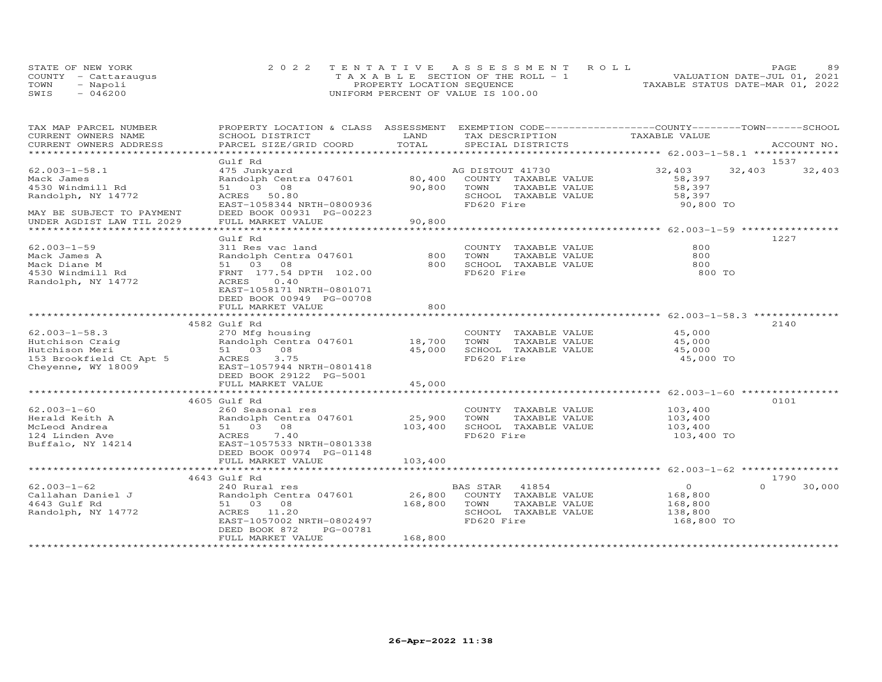STATE OF NEW YORK
COUNTY - Cattaraugus
TOWN - Napoli
SWIS - 046200

2022 TENTATIVE ASSESSMENT ROLL
TAXABLE SECTION OF THE ROLL - 1
PROPERTY LOCATION SEQUENCE
UNIFORM PERCENT OF VALUE IS 100.00

VALUATION DATE-JUL 01, 2021
TAXABLE STATUS DATE-MAR 01, 2022

| TAX MAP PARCEL NUMBER / CURRENT OWNERS NAME / CURRENT OWNERS ADDRESS | PROPERTY LOCATION & CLASS / SCHOOL DISTRICT / PARCEL SIZE/GRID COORD | ASSESSMENT LAND | TOTAL | EXEMPTION CODE / TAX DESCRIPTION / SPECIAL DISTRICTS | COUNTY TAXABLE VALUE | TOWN | SCHOOL | ACCOUNT NO. |
|---|---|---|---|---|---|---|---|---|
| **62.003-1-58.1** | Gulf Rd | | | | | | | 1537 |
| 62.003-1-58.1 | 475 Junkyard | | | AG DISTOUT 41730 | 32,403 | 32,403 | 32,403 | |
| Mack James | Randolph Centra 047601 | 80,400 | | COUNTY TAXABLE VALUE | 58,397 | | | |
| 4530 Windmill Rd | 51 03 08 | | 90,800 | TOWN TAXABLE VALUE | 58,397 | | | |
| Randolph, NY 14772 | ACRES 50.80 | | | SCHOOL TAXABLE VALUE | 58,397 | | | |
| | EAST-1058344 NRTH-0800936 | | | FD620 Fire | 90,800 TO | | | |
| MAY BE SUBJECT TO PAYMENT | DEED BOOK 00931 PG-00223 | | | | | | | |
| UNDER AGDIST LAW TIL 2029 | FULL MARKET VALUE | | 90,800 | | | | | |
| **62.003-1-59** | Gulf Rd | | | | | | | 1227 |
| 62.003-1-59 | 311 Res vac land | | | COUNTY TAXABLE VALUE | 800 | | | |
| Mack James A | Randolph Centra 047601 | 800 | | TOWN TAXABLE VALUE | 800 | | | |
| Mack Diane M | 51 03 08 | | 800 | SCHOOL TAXABLE VALUE | 800 | | | |
| 4530 Windmill Rd | FRNT 177.54 DPTH 102.00 | | | FD620 Fire | 800 TO | | | |
| Randolph, NY 14772 | ACRES 0.40 | | | | | | | |
| | EAST-1058171 NRTH-0801071 | | | | | | | |
| | DEED BOOK 00949 PG-00708 | | | | | | | |
| | FULL MARKET VALUE | | 800 | | | | | |
| **62.003-1-58.3** | 4582 Gulf Rd | | | | | | | 2140 |
| 62.003-1-58.3 | 270 Mfg housing | | | COUNTY TAXABLE VALUE | 45,000 | | | |
| Hutchison Craig | Randolph Centra 047601 | 18,700 | | TOWN TAXABLE VALUE | 45,000 | | | |
| Hutchison Meri | 51 03 08 | | 45,000 | SCHOOL TAXABLE VALUE | 45,000 | | | |
| 153 Brookfield Ct Apt 5 | ACRES 3.75 | | | FD620 Fire | 45,000 TO | | | |
| Cheyenne, WY 18009 | EAST-1057944 NRTH-0801418 | | | | | | | |
| | DEED BOOK 29122 PG-5001 | | | | | | | |
| | FULL MARKET VALUE | | 45,000 | | | | | |
| **62.003-1-60** | 4605 Gulf Rd | | | | | | | 0101 |
| 62.003-1-60 | 260 Seasonal res | | | COUNTY TAXABLE VALUE | 103,400 | | | |
| Herald Keith A | Randolph Centra 047601 | 25,900 | | TOWN TAXABLE VALUE | 103,400 | | | |
| McLeod Andrea | 51 03 08 | | 103,400 | SCHOOL TAXABLE VALUE | 103,400 | | | |
| 124 Linden Ave | ACRES 7.40 | | | FD620 Fire | 103,400 TO | | | |
| Buffalo, NY 14214 | EAST-1057533 NRTH-0801338 | | | | | | | |
| | DEED BOOK 00974 PG-01148 | | | | | | | |
| | FULL MARKET VALUE | | 103,400 | | | | | |
| **62.003-1-62** | 4643 Gulf Rd | | | | | | | 1790 |
| 62.003-1-62 | 240 Rural res | | | BAS STAR 41854 | 0 | 0 | 30,000 | |
| Callahan Daniel J | Randolph Centra 047601 | 26,800 | | COUNTY TAXABLE VALUE | 168,800 | | | |
| 4643 Gulf Rd | 51 03 08 | | 168,800 | TOWN TAXABLE VALUE | 168,800 | | | |
| Randolph, NY 14772 | ACRES 11.20 | | | SCHOOL TAXABLE VALUE | 138,800 | | | |
| | EAST-1057002 NRTH-0802497 | | | FD620 Fire | 168,800 TO | | | |
| | DEED BOOK 872 PG-00781 | | | | | | | |
| | FULL MARKET VALUE | | 168,800 | | | | | |

26-Apr-2022 11:38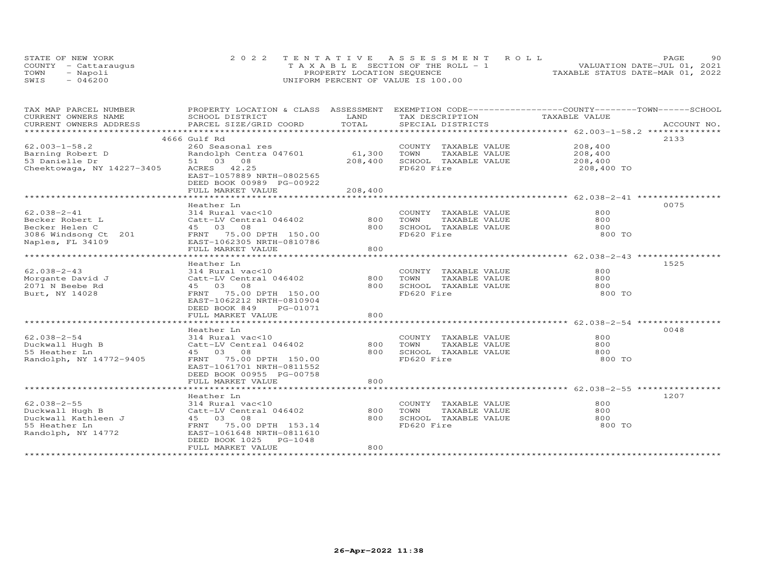STATE OF NEW YORK | 2022 TENTATIVE ASSESSMENT ROLL | VALUATION DATE-JUL 01, 2021
COUNTY - Cattaraugus | TAXABLE SECTION OF THE ROLL - 1 | TAXABLE STATUS DATE-MAR 01, 2022
TOWN - Napoli | PROPERTY LOCATION SEQUENCE
SWIS - 046200 | UNIFORM PERCENT OF VALUE IS 100.00

| TAX MAP PARCEL NUMBER / CURRENT OWNERS NAME / CURRENT OWNERS ADDRESS | PROPERTY LOCATION & CLASS / SCHOOL DISTRICT / PARCEL SIZE/GRID COORD | ASSESSMENT LAND | TOTAL | EXEMPTION CODE / TAX DESCRIPTION / SPECIAL DISTRICTS | TAXABLE VALUE (COUNTY / TOWN / SCHOOL) | ACCOUNT NO. |
|---|---|---|---|---|---|---|
| 62.003-1-58.2 | 4666 Gulf Rd | | | | | 2133 |
| 62.003-1-58.2 | 260 Seasonal res | | | COUNTY TAXABLE VALUE | 208,400 | |
| Barning Robert D | Randolph Centra 047601 | 61,300 | | TOWN TAXABLE VALUE | 208,400 | |
| 53 Danielle Dr | 51 03 08 | | 208,400 | SCHOOL TAXABLE VALUE | 208,400 | |
| Cheektowaga, NY 14227-3405 | ACRES 42.25 | | | FD620 Fire | 208,400 TO | |
| | EAST-1057889 NRTH-0802565 | | | | | |
| | DEED BOOK 00989 PG-00922 | | | | | |
| | FULL MARKET VALUE | | 208,400 | | | |
| 62.038-2-41 | Heather Ln | | | | | 0075 |
| 62.038-2-41 | 314 Rural vac<10 | | | COUNTY TAXABLE VALUE | 800 | |
| Becker Robert L | Catt-LV Central 046402 | 800 | | TOWN TAXABLE VALUE | 800 | |
| Becker Helen C | 45 03 08 | | 800 | SCHOOL TAXABLE VALUE | 800 | |
| 3086 Windsong Ct 201 | FRNT 75.00 DPTH 150.00 | | | FD620 Fire | 800 TO | |
| Naples, FL 34109 | EAST-1062305 NRTH-0810786 | | | | | |
| | FULL MARKET VALUE | | 800 | | | |
| 62.038-2-43 | Heather Ln | | | | | 1525 |
| 62.038-2-43 | 314 Rural vac<10 | | | COUNTY TAXABLE VALUE | 800 | |
| Morgante David J | Catt-LV Central 046402 | 800 | | TOWN TAXABLE VALUE | 800 | |
| 2071 N Beebe Rd | 45 03 08 | | 800 | SCHOOL TAXABLE VALUE | 800 | |
| Burt, NY 14028 | FRNT 75.00 DPTH 150.00 | | | FD620 Fire | 800 TO | |
| | EAST-1062212 NRTH-0810904 | | | | | |
| | DEED BOOK 849 PG-01071 | | | | | |
| | FULL MARKET VALUE | | 800 | | | |
| 62.038-2-54 | Heather Ln | | | | | 0048 |
| 62.038-2-54 | 314 Rural vac<10 | | | COUNTY TAXABLE VALUE | 800 | |
| Duckwall Hugh B | Catt-LV Central 046402 | 800 | | TOWN TAXABLE VALUE | 800 | |
| 55 Heather Ln | 45 03 08 | | 800 | SCHOOL TAXABLE VALUE | 800 | |
| Randolph, NY 14772-9405 | FRNT 75.00 DPTH 150.00 | | | FD620 Fire | 800 TO | |
| | EAST-1061701 NRTH-0811552 | | | | | |
| | DEED BOOK 00955 PG-00758 | | | | | |
| | FULL MARKET VALUE | | 800 | | | |
| 62.038-2-55 | Heather Ln | | | | | 1207 |
| 62.038-2-55 | 314 Rural vac<10 | | | COUNTY TAXABLE VALUE | 800 | |
| Duckwall Hugh B | Catt-LV Central 046402 | 800 | | TOWN TAXABLE VALUE | 800 | |
| Duckwall Kathleen J | 45 03 08 | | 800 | SCHOOL TAXABLE VALUE | 800 | |
| 55 Heather Ln | FRNT 75.00 DPTH 153.14 | | | FD620 Fire | 800 TO | |
| Randolph, NY 14772 | EAST-1061648 NRTH-0811610 | | | | | |
| | DEED BOOK 1025 PG-1048 | | | | | |
| | FULL MARKET VALUE | | 800 | | | |

26-Apr-2022 11:38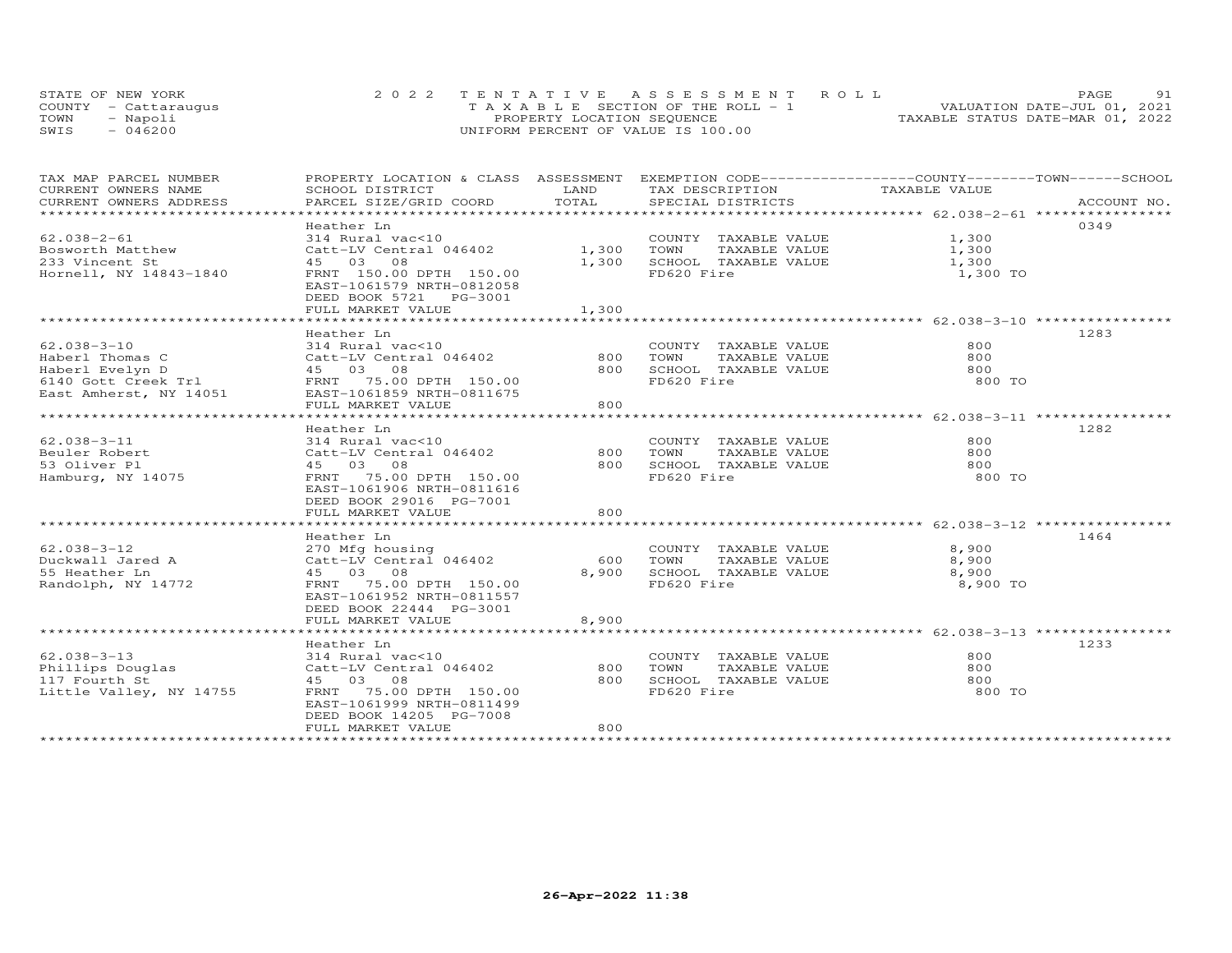STATE OF NEW YORK
COUNTY - Cattaraugus
TOWN - Napoli
SWIS - 046200

2022 TENTATIVE ASSESSMENT ROLL
TAXABLE SECTION OF THE ROLL - 1
PROPERTY LOCATION SEQUENCE
UNIFORM PERCENT OF VALUE IS 100.00

VALUATION DATE-JUL 01, 2021
TAXABLE STATUS DATE-MAR 01, 2022

| TAX MAP PARCEL NUMBER / CURRENT OWNERS NAME / CURRENT OWNERS ADDRESS | PROPERTY LOCATION & CLASS / SCHOOL DISTRICT / PARCEL SIZE/GRID COORD | ASSESSMENT LAND | TOTAL | EXEMPTION CODE / TAX DESCRIPTION / SPECIAL DISTRICTS | TAXABLE VALUE (COUNTY / TOWN / SCHOOL) | ACCOUNT NO. |
|---|---|---|---|---|---|---|
| **62.038-2-61** | Heather Ln | | | | | 0349 |
| 62.038-2-61 | 314 Rural vac<10 | | | COUNTY TAXABLE VALUE | 1,300 | |
| Bosworth Matthew | Catt-LV Central 046402 | 1,300 | | TOWN TAXABLE VALUE | 1,300 | |
| 233 Vincent St | 45 03 08 | | 1,300 | SCHOOL TAXABLE VALUE | 1,300 | |
| Hornell, NY 14843-1840 | FRNT 150.00 DPTH 150.00 | | | FD620 Fire | 1,300 TO | |
| | EAST-1061579 NRTH-0812058 | | | | | |
| | DEED BOOK 5721 PG-3001 | | | | | |
| | FULL MARKET VALUE | | 1,300 | | | |
| **62.038-3-10** | Heather Ln | | | | | 1283 |
| 62.038-3-10 | 314 Rural vac<10 | | | COUNTY TAXABLE VALUE | 800 | |
| Haberl Thomas C | Catt-LV Central 046402 | 800 | | TOWN TAXABLE VALUE | 800 | |
| Haberl Evelyn D | 45 03 08 | | 800 | SCHOOL TAXABLE VALUE | 800 | |
| 6140 Gott Creek Trl | FRNT 75.00 DPTH 150.00 | | | FD620 Fire | 800 TO | |
| East Amherst, NY 14051 | EAST-1061859 NRTH-0811675 | | | | | |
| | FULL MARKET VALUE | | 800 | | | |
| **62.038-3-11** | Heather Ln | | | | | 1282 |
| 62.038-3-11 | 314 Rural vac<10 | | | COUNTY TAXABLE VALUE | 800 | |
| Beuler Robert | Catt-LV Central 046402 | 800 | | TOWN TAXABLE VALUE | 800 | |
| 53 Oliver Pl | 45 03 08 | | 800 | SCHOOL TAXABLE VALUE | 800 | |
| Hamburg, NY 14075 | FRNT 75.00 DPTH 150.00 | | | FD620 Fire | 800 TO | |
| | EAST-1061906 NRTH-0811616 | | | | | |
| | DEED BOOK 29016 PG-7001 | | | | | |
| | FULL MARKET VALUE | | 800 | | | |
| **62.038-3-12** | Heather Ln | | | | | 1464 |
| 62.038-3-12 | 270 Mfg housing | | | COUNTY TAXABLE VALUE | 8,900 | |
| Duckwall Jared A | Catt-LV Central 046402 | 600 | | TOWN TAXABLE VALUE | 8,900 | |
| 55 Heather Ln | 45 03 08 | | 8,900 | SCHOOL TAXABLE VALUE | 8,900 | |
| Randolph, NY 14772 | FRNT 75.00 DPTH 150.00 | | | FD620 Fire | 8,900 TO | |
| | EAST-1061952 NRTH-0811557 | | | | | |
| | DEED BOOK 22444 PG-3001 | | | | | |
| | FULL MARKET VALUE | | 8,900 | | | |
| **62.038-3-13** | Heather Ln | | | | | 1233 |
| 62.038-3-13 | 314 Rural vac<10 | | | COUNTY TAXABLE VALUE | 800 | |
| Phillips Douglas | Catt-LV Central 046402 | 800 | | TOWN TAXABLE VALUE | 800 | |
| 117 Fourth St | 45 03 08 | | 800 | SCHOOL TAXABLE VALUE | 800 | |
| Little Valley, NY 14755 | FRNT 75.00 DPTH 150.00 | | | FD620 Fire | 800 TO | |
| | EAST-1061999 NRTH-0811499 | | | | | |
| | DEED BOOK 14205 PG-7008 | | | | | |
| | FULL MARKET VALUE | | 800 | | | |

26-Apr-2022 11:38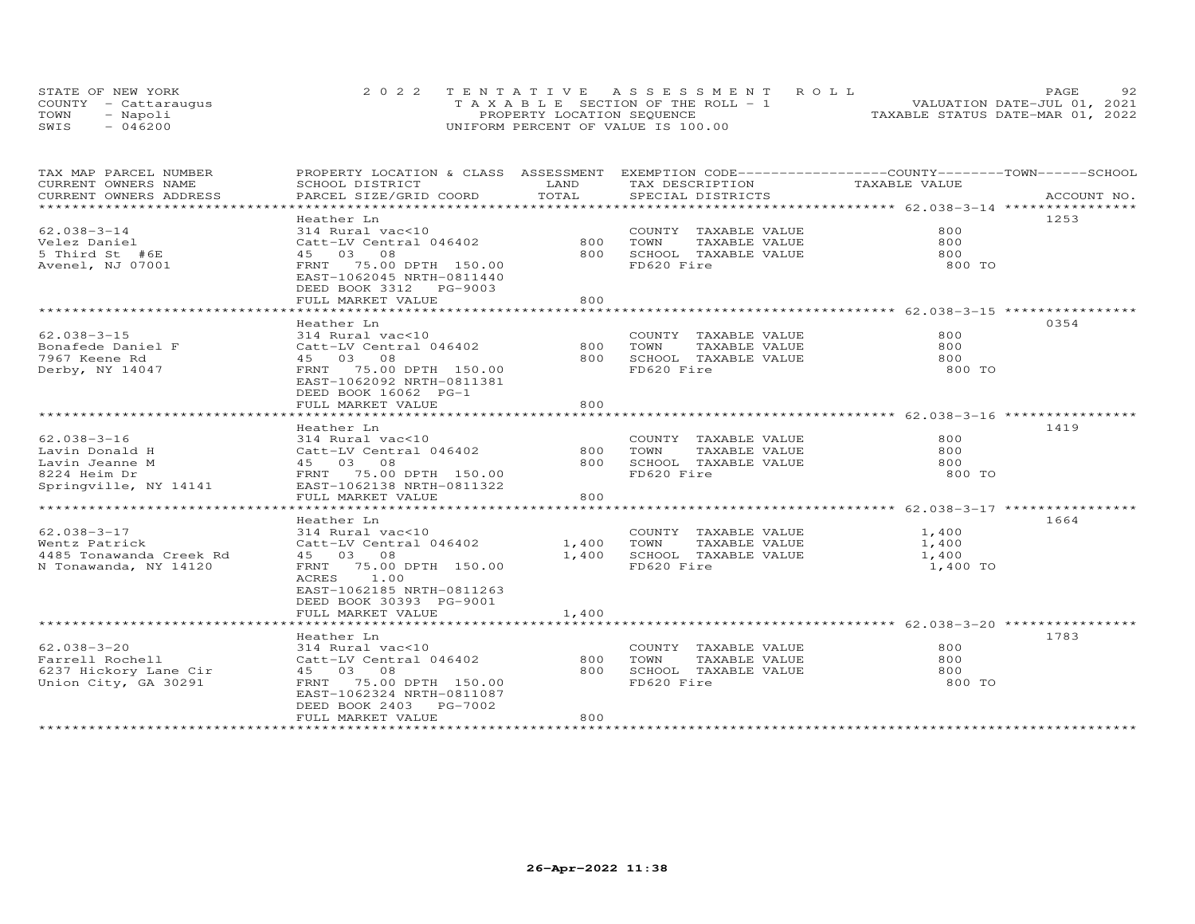STATE OF NEW YORK
COUNTY - Cattaraugus
TOWN - Napoli
SWIS - 046200

2022 TENTATIVE ASSESSMENT ROLL
TAXABLE SECTION OF THE ROLL - 1
PROPERTY LOCATION SEQUENCE
UNIFORM PERCENT OF VALUE IS 100.00

VALUATION DATE-JUL 01, 2021
TAXABLE STATUS DATE-MAR 01, 2022

| TAX MAP PARCEL NUMBER / CURRENT OWNERS NAME / CURRENT OWNERS ADDRESS | PROPERTY LOCATION & CLASS / SCHOOL DISTRICT / PARCEL SIZE/GRID COORD | ASSESSMENT LAND / TOTAL | EXEMPTION CODE / TAX DESCRIPTION / SPECIAL DISTRICTS | COUNTY--------TOWN------SCHOOL TAXABLE VALUE | ACCOUNT NO. |
|---|---|---|---|---|---|
| 62.038-3-14 | Heather Ln | | | | 1253 |
| 62.038-3-14 | 314 Rural vac<10 | | COUNTY TAXABLE VALUE | 800 | |
| Velez Daniel | Catt-LV Central 046402 | 800 | TOWN TAXABLE VALUE | 800 | |
| 5 Third St #6E | 45 03 08 | 800 | SCHOOL TAXABLE VALUE | 800 | |
| Avenel, NJ 07001 | FRNT 75.00 DPTH 150.00 | | FD620 Fire | 800 TO | |
| | EAST-1062045 NRTH-0811440 | | | | |
| | DEED BOOK 3312 PG-9003 | | | | |
| | FULL MARKET VALUE | 800 | | | |
| 62.038-3-15 | Heather Ln | | | | 0354 |
| 62.038-3-15 | 314 Rural vac<10 | | COUNTY TAXABLE VALUE | 800 | |
| Bonafede Daniel F | Catt-LV Central 046402 | 800 | TOWN TAXABLE VALUE | 800 | |
| 7967 Keene Rd | 45 03 08 | 800 | SCHOOL TAXABLE VALUE | 800 | |
| Derby, NY 14047 | FRNT 75.00 DPTH 150.00 | | FD620 Fire | 800 TO | |
| | EAST-1062092 NRTH-0811381 | | | | |
| | DEED BOOK 16062 PG-1 | | | | |
| | FULL MARKET VALUE | 800 | | | |
| 62.038-3-16 | Heather Ln | | | | 1419 |
| 62.038-3-16 | 314 Rural vac<10 | | COUNTY TAXABLE VALUE | 800 | |
| Lavin Donald H | Catt-LV Central 046402 | 800 | TOWN TAXABLE VALUE | 800 | |
| Lavin Jeanne M | 45 03 08 | 800 | SCHOOL TAXABLE VALUE | 800 | |
| 8224 Heim Dr | FRNT 75.00 DPTH 150.00 | | FD620 Fire | 800 TO | |
| Springville, NY 14141 | EAST-1062138 NRTH-0811322 | | | | |
| | FULL MARKET VALUE | 800 | | | |
| 62.038-3-17 | Heather Ln | | | | 1664 |
| 62.038-3-17 | 314 Rural vac<10 | | COUNTY TAXABLE VALUE | 1,400 | |
| Wentz Patrick | Catt-LV Central 046402 | 1,400 | TOWN TAXABLE VALUE | 1,400 | |
| 4485 Tonawanda Creek Rd | 45 03 08 | 1,400 | SCHOOL TAXABLE VALUE | 1,400 | |
| N Tonawanda, NY 14120 | FRNT 75.00 DPTH 150.00 | | FD620 Fire | 1,400 TO | |
| | ACRES 1.00 | | | | |
| | EAST-1062185 NRTH-0811263 | | | | |
| | DEED BOOK 30393 PG-9001 | | | | |
| | FULL MARKET VALUE | 1,400 | | | |
| 62.038-3-20 | Heather Ln | | | | 1783 |
| 62.038-3-20 | 314 Rural vac<10 | | COUNTY TAXABLE VALUE | 800 | |
| Farrell Rochell | Catt-LV Central 046402 | 800 | TOWN TAXABLE VALUE | 800 | |
| 6237 Hickory Lane Cir | 45 03 08 | 800 | SCHOOL TAXABLE VALUE | 800 | |
| Union City, GA 30291 | FRNT 75.00 DPTH 150.00 | | FD620 Fire | 800 TO | |
| | EAST-1062324 NRTH-0811087 | | | | |
| | DEED BOOK 2403 PG-7002 | | | | |
| | FULL MARKET VALUE | 800 | | | |

26-Apr-2022 11:38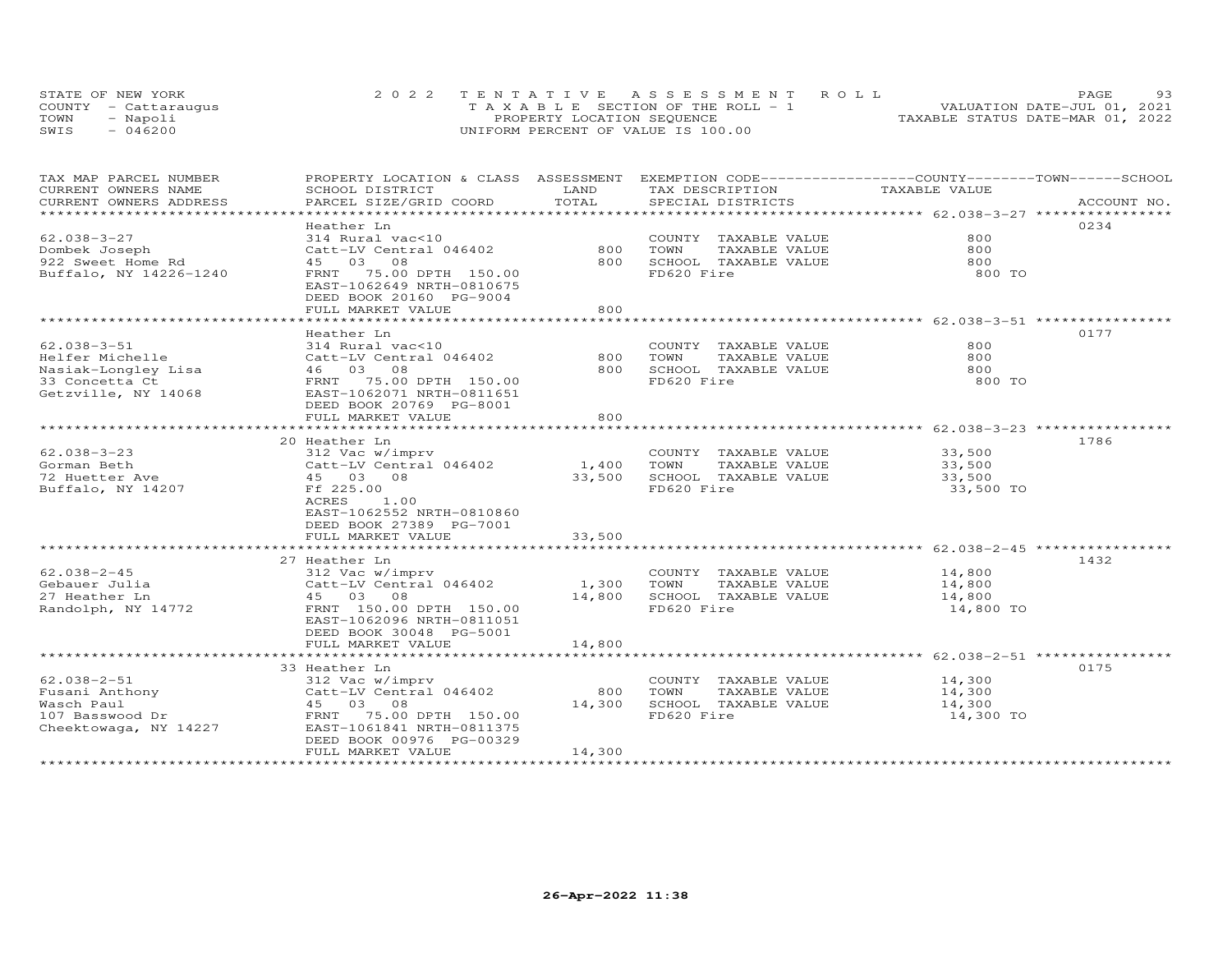STATE OF NEW YORK
COUNTY - Cattaraugus
TOWN - Napoli
SWIS - 046200

2022 TENTATIVE ASSESSMENT ROLL
TAXABLE SECTION OF THE ROLL - 1
PROPERTY LOCATION SEQUENCE
UNIFORM PERCENT OF VALUE IS 100.00

VALUATION DATE-JUL 01, 2021
TAXABLE STATUS DATE-MAR 01, 2022

| TAX MAP PARCEL NUMBER / CURRENT OWNERS NAME / CURRENT OWNERS ADDRESS | PROPERTY LOCATION & CLASS / SCHOOL DISTRICT / PARCEL SIZE/GRID COORD | ASSESSMENT LAND / TOTAL | EXEMPTION CODE / TAX DESCRIPTION / SPECIAL DISTRICTS | COUNTY--------TOWN------SCHOOL TAXABLE VALUE | ACCOUNT NO. |
|---|---|---|---|---|---|
| 62.038-3-27 | Heather Ln | | | | 0234 |
| 62.038-3-27 | 314 Rural vac<10 | | COUNTY TAXABLE VALUE | 800 | |
| Dombek Joseph | Catt-LV Central 046402 | 800 | TOWN TAXABLE VALUE | 800 | |
| 922 Sweet Home Rd | 45 03 08 | 800 | SCHOOL TAXABLE VALUE | 800 | |
| Buffalo, NY 14226-1240 | FRNT 75.00 DPTH 150.00 | | FD620 Fire | 800 TO | |
| | EAST-1062649 NRTH-0810675 | | | | |
| | DEED BOOK 20160 PG-9004 | | | | |
| | FULL MARKET VALUE | 800 | | | |
| 62.038-3-51 | Heather Ln | | | | 0177 |
| 62.038-3-51 | 314 Rural vac<10 | | COUNTY TAXABLE VALUE | 800 | |
| Helfer Michelle | Catt-LV Central 046402 | 800 | TOWN TAXABLE VALUE | 800 | |
| Nasiak-Longley Lisa | 46 03 08 | 800 | SCHOOL TAXABLE VALUE | 800 | |
| 33 Concetta Ct | FRNT 75.00 DPTH 150.00 | | FD620 Fire | 800 TO | |
| Getzville, NY 14068 | EAST-1062071 NRTH-0811651 | | | | |
| | DEED BOOK 20769 PG-8001 | | | | |
| | FULL MARKET VALUE | 800 | | | |
| 62.038-3-23 | 20 Heather Ln | | | | 1786 |
| 62.038-3-23 | 312 Vac w/imprv | | COUNTY TAXABLE VALUE | 33,500 | |
| Gorman Beth | Catt-LV Central 046402 | 1,400 | TOWN TAXABLE VALUE | 33,500 | |
| 72 Huetter Ave | 45 03 08 | 33,500 | SCHOOL TAXABLE VALUE | 33,500 | |
| Buffalo, NY 14207 | Ff 225.00 | | FD620 Fire | 33,500 TO | |
| | ACRES 1.00 | | | | |
| | EAST-1062552 NRTH-0810860 | | | | |
| | DEED BOOK 27389 PG-7001 | | | | |
| | FULL MARKET VALUE | 33,500 | | | |
| 62.038-2-45 | 27 Heather Ln | | | | 1432 |
| 62.038-2-45 | 312 Vac w/imprv | | COUNTY TAXABLE VALUE | 14,800 | |
| Gebauer Julia | Catt-LV Central 046402 | 1,300 | TOWN TAXABLE VALUE | 14,800 | |
| 27 Heather Ln | 45 03 08 | 14,800 | SCHOOL TAXABLE VALUE | 14,800 | |
| Randolph, NY 14772 | FRNT 150.00 DPTH 150.00 | | FD620 Fire | 14,800 TO | |
| | EAST-1062096 NRTH-0811051 | | | | |
| | DEED BOOK 30048 PG-5001 | | | | |
| | FULL MARKET VALUE | 14,800 | | | |
| 62.038-2-51 | 33 Heather Ln | | | | 0175 |
| 62.038-2-51 | 312 Vac w/imprv | | COUNTY TAXABLE VALUE | 14,300 | |
| Fusani Anthony | Catt-LV Central 046402 | 800 | TOWN TAXABLE VALUE | 14,300 | |
| Wasch Paul | 45 03 08 | 14,300 | SCHOOL TAXABLE VALUE | 14,300 | |
| 107 Basswood Dr | FRNT 75.00 DPTH 150.00 | | FD620 Fire | 14,300 TO | |
| Cheektowaga, NY 14227 | EAST-1061841 NRTH-0811375 | | | | |
| | DEED BOOK 00976 PG-00329 | | | | |
| | FULL MARKET VALUE | 14,300 | | | |

26-Apr-2022 11:38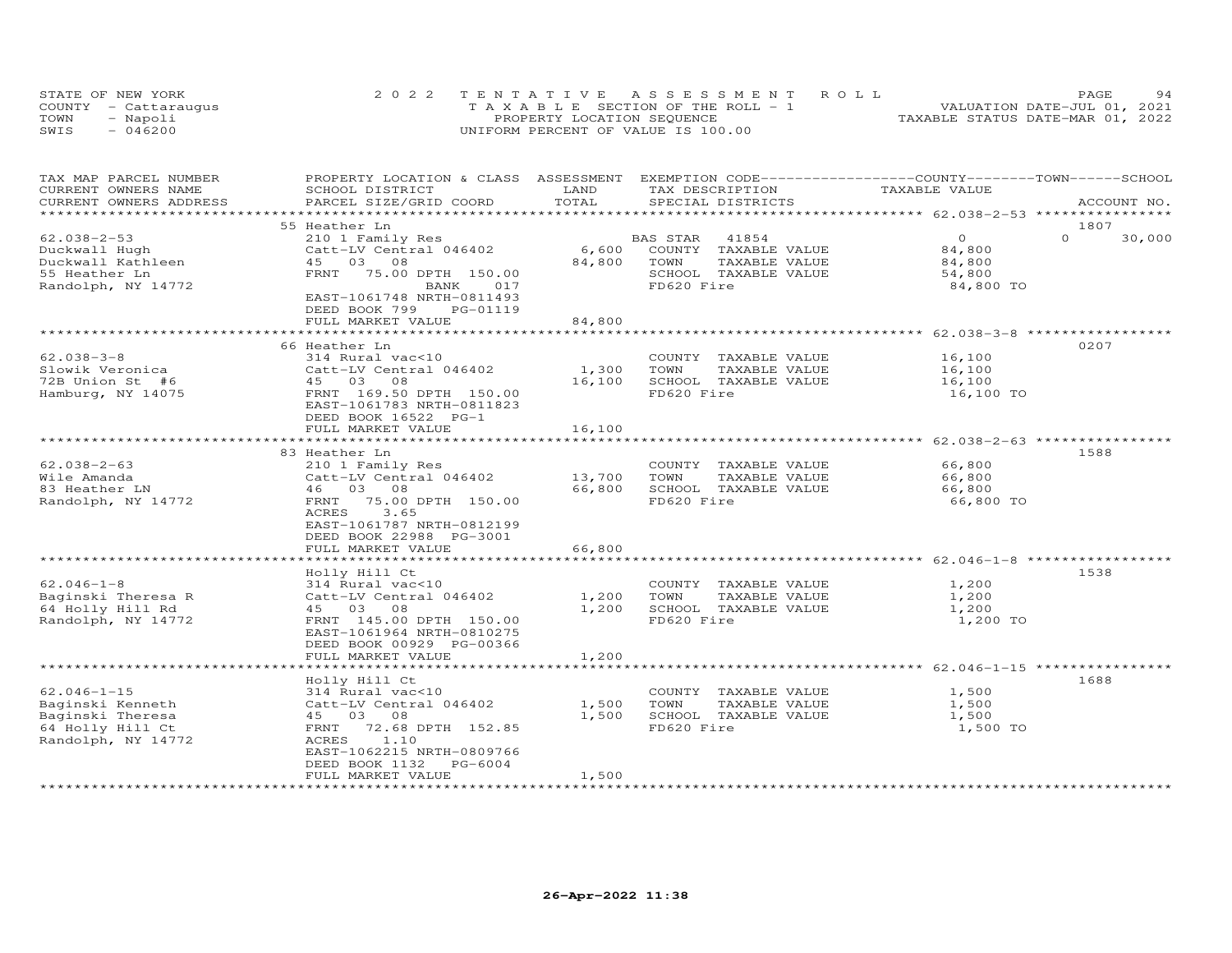STATE OF NEW YORK
COUNTY - Cattaraugus
TOWN - Napoli
SWIS - 046200

2022 TENTATIVE ASSESSMENT ROLL
TAXABLE SECTION OF THE ROLL - 1
PROPERTY LOCATION SEQUENCE
UNIFORM PERCENT OF VALUE IS 100.00

VALUATION DATE-JUL 01, 2021
TAXABLE STATUS DATE-MAR 01, 2022

| TAX MAP PARCEL NUMBER / CURRENT OWNERS NAME / CURRENT OWNERS ADDRESS | PROPERTY LOCATION & CLASS / SCHOOL DISTRICT / PARCEL SIZE/GRID COORD | ASSESSMENT LAND | TOTAL | EXEMPTION CODE / TAX DESCRIPTION / SPECIAL DISTRICTS | COUNTY TAXABLE VALUE | TOWN | SCHOOL | ACCOUNT NO. |
|---|---|---|---|---|---|---|---|---|
| 62.038-2-53 | 55 Heather Ln | | | | | | | 1807 |
| Duckwall Hugh | 210 1 Family Res | | | BAS STAR 41854 | 0 | 0 | 30,000 | |
| Duckwall Kathleen | Catt-LV Central 046402 | 6,600 | | COUNTY TAXABLE VALUE | 84,800 | | | |
| 55 Heather Ln | 45 03 08 | | 84,800 | TOWN TAXABLE VALUE | 84,800 | | | |
| Randolph, NY 14772 | FRNT 75.00 DPTH 150.00 | | | SCHOOL TAXABLE VALUE | 54,800 | | | |
| | BANK 017 | | | FD620 Fire | 84,800 TO | | | |
| | EAST-1061748 NRTH-0811493 | | | | | | | |
| | DEED BOOK 799 PG-01119 | | | | | | | |
| | FULL MARKET VALUE | | 84,800 | | | | | |
| 62.038-3-8 | 66 Heather Ln | | | | | | | 0207 |
| Slowik Veronica | 314 Rural vac<10 | | | COUNTY TAXABLE VALUE | 16,100 | | | |
| 72B Union St #6 | Catt-LV Central 046402 | 1,300 | | TOWN TAXABLE VALUE | 16,100 | | | |
| Hamburg, NY 14075 | 45 03 08 | | 16,100 | SCHOOL TAXABLE VALUE | 16,100 | | | |
| | FRNT 169.50 DPTH 150.00 | | | FD620 Fire | 16,100 TO | | | |
| | EAST-1061783 NRTH-0811823 | | | | | | | |
| | DEED BOOK 16522 PG-1 | | | | | | | |
| | FULL MARKET VALUE | | 16,100 | | | | | |
| 62.038-2-63 | 83 Heather Ln | | | | | | | 1588 |
| Wile Amanda | 210 1 Family Res | | | COUNTY TAXABLE VALUE | 66,800 | | | |
| 83 Heather LN | Catt-LV Central 046402 | 13,700 | | TOWN TAXABLE VALUE | 66,800 | | | |
| Randolph, NY 14772 | 46 03 08 | | 66,800 | SCHOOL TAXABLE VALUE | 66,800 | | | |
| | FRNT 75.00 DPTH 150.00 | | | FD620 Fire | 66,800 TO | | | |
| | ACRES 3.65 | | | | | | | |
| | EAST-1061787 NRTH-0812199 | | | | | | | |
| | DEED BOOK 22988 PG-3001 | | | | | | | |
| | FULL MARKET VALUE | | 66,800 | | | | | |
| 62.046-1-8 | Holly Hill Ct | | | | | | | 1538 |
| Baginski Theresa R | 314 Rural vac<10 | | | COUNTY TAXABLE VALUE | 1,200 | | | |
| 64 Holly Hill Rd | Catt-LV Central 046402 | 1,200 | | TOWN TAXABLE VALUE | 1,200 | | | |
| Randolph, NY 14772 | 45 03 08 | | 1,200 | SCHOOL TAXABLE VALUE | 1,200 | | | |
| | FRNT 145.00 DPTH 150.00 | | | FD620 Fire | 1,200 TO | | | |
| | EAST-1061964 NRTH-0810275 | | | | | | | |
| | DEED BOOK 00929 PG-00366 | | | | | | | |
| | FULL MARKET VALUE | | 1,200 | | | | | |
| 62.046-1-15 | Holly Hill Ct | | | | | | | 1688 |
| Baginski Kenneth | 314 Rural vac<10 | | | COUNTY TAXABLE VALUE | 1,500 | | | |
| Baginski Theresa | Catt-LV Central 046402 | 1,500 | | TOWN TAXABLE VALUE | 1,500 | | | |
| 64 Holly Hill Ct | 45 03 08 | | 1,500 | SCHOOL TAXABLE VALUE | 1,500 | | | |
| Randolph, NY 14772 | FRNT 72.68 DPTH 152.85 | | | FD620 Fire | 1,500 TO | | | |
| | ACRES 1.10 | | | | | | | |
| | EAST-1062215 NRTH-0809766 | | | | | | | |
| | DEED BOOK 1132 PG-6004 | | | | | | | |
| | FULL MARKET VALUE | | 1,500 | | | | | |

26-Apr-2022 11:38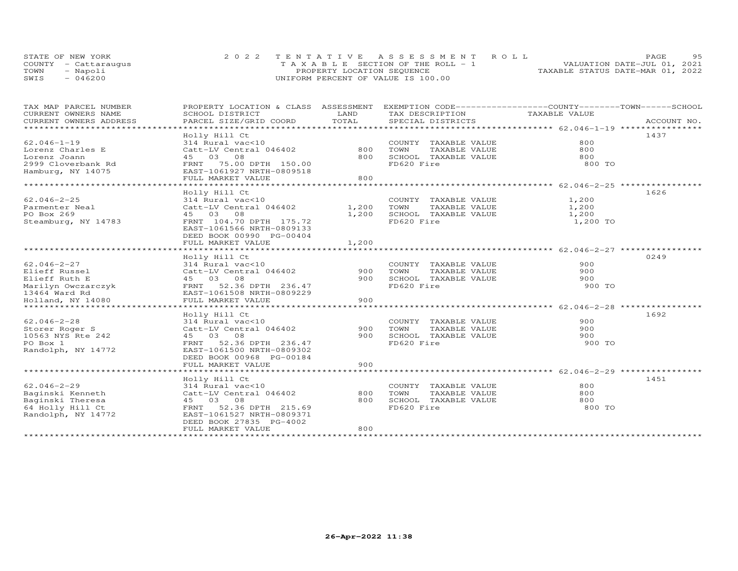STATE OF NEW YORK
COUNTY - Cattaraugus
TOWN - Napoli
SWIS - 046200

2022 TENTATIVE ASSESSMENT ROLL
TAXABLE SECTION OF THE ROLL - 1
PROPERTY LOCATION SEQUENCE
UNIFORM PERCENT OF VALUE IS 100.00

VALUATION DATE-JUL 01, 2021
TAXABLE STATUS DATE-MAR 01, 2022

| TAX MAP PARCEL NUMBER / CURRENT OWNERS NAME / CURRENT OWNERS ADDRESS | PROPERTY LOCATION & CLASS / SCHOOL DISTRICT / PARCEL SIZE/GRID COORD | ASSESSMENT LAND / TOTAL | EXEMPTION CODE / TAX DESCRIPTION / SPECIAL DISTRICTS | TAXABLE VALUE (COUNTY / TOWN / SCHOOL) | ACCOUNT NO. |
|---|---|---|---|---|---|
| **62.046-1-19** | Holly Hill Ct | | | | 1437 |
| 62.046-1-19 | 314 Rural vac<10 | | COUNTY TAXABLE VALUE | 800 | |
| Lorenz Charles E | Catt-LV Central 046402 | 800 | TOWN TAXABLE VALUE | 800 | |
| Lorenz Joann | 45 03 08 | 800 | SCHOOL TAXABLE VALUE | 800 | |
| 2999 Cloverbank Rd | FRNT 75.00 DPTH 150.00 | | FD620 Fire | 800 TO | |
| Hamburg, NY 14075 | EAST-1061927 NRTH-0809518 | | | | |
| | FULL MARKET VALUE | 800 | | | |
| **62.046-2-25** | Holly Hill Ct | | | | 1626 |
| 62.046-2-25 | 314 Rural vac<10 | | COUNTY TAXABLE VALUE | 1,200 | |
| Parmenter Neal | Catt-LV Central 046402 | 1,200 | TOWN TAXABLE VALUE | 1,200 | |
| PO Box 269 | 45 03 08 | 1,200 | SCHOOL TAXABLE VALUE | 1,200 | |
| Steamburg, NY 14783 | FRNT 104.70 DPTH 175.72 | | FD620 Fire | 1,200 TO | |
| | EAST-1061566 NRTH-0809133 | | | | |
| | DEED BOOK 00990 PG-00404 | | | | |
| | FULL MARKET VALUE | 1,200 | | | |
| **62.046-2-27** | Holly Hill Ct | | | | 0249 |
| 62.046-2-27 | 314 Rural vac<10 | | COUNTY TAXABLE VALUE | 900 | |
| Elieff Russel | Catt-LV Central 046402 | 900 | TOWN TAXABLE VALUE | 900 | |
| Elieff Ruth E | 45 03 08 | 900 | SCHOOL TAXABLE VALUE | 900 | |
| Marilyn Owczarczyk | FRNT 52.36 DPTH 236.47 | | FD620 Fire | 900 TO | |
| 13464 Ward Rd | EAST-1061508 NRTH-0809229 | | | | |
| Holland, NY 14080 | FULL MARKET VALUE | 900 | | | |
| **62.046-2-28** | Holly Hill Ct | | | | 1692 |
| 62.046-2-28 | 314 Rural vac<10 | | COUNTY TAXABLE VALUE | 900 | |
| Storer Roger S | Catt-LV Central 046402 | 900 | TOWN TAXABLE VALUE | 900 | |
| 10563 NYS Rte 242 | 45 03 08 | 900 | SCHOOL TAXABLE VALUE | 900 | |
| PO Box 1 | FRNT 52.36 DPTH 236.47 | | FD620 Fire | 900 TO | |
| Randolph, NY 14772 | EAST-1061500 NRTH-0809302 | | | | |
| | DEED BOOK 00968 PG-00184 | | | | |
| | FULL MARKET VALUE | 900 | | | |
| **62.046-2-29** | Holly Hill Ct | | | | 1451 |
| 62.046-2-29 | 314 Rural vac<10 | | COUNTY TAXABLE VALUE | 800 | |
| Baginski Kenneth | Catt-LV Central 046402 | 800 | TOWN TAXABLE VALUE | 800 | |
| Baginski Theresa | 45 03 08 | 800 | SCHOOL TAXABLE VALUE | 800 | |
| 64 Holly Hill Ct | FRNT 52.36 DPTH 215.69 | | FD620 Fire | 800 TO | |
| Randolph, NY 14772 | EAST-1061527 NRTH-0809371 | | | | |
| | DEED BOOK 27835 PG-4002 | | | | |
| | FULL MARKET VALUE | 800 | | | |

26-Apr-2022 11:38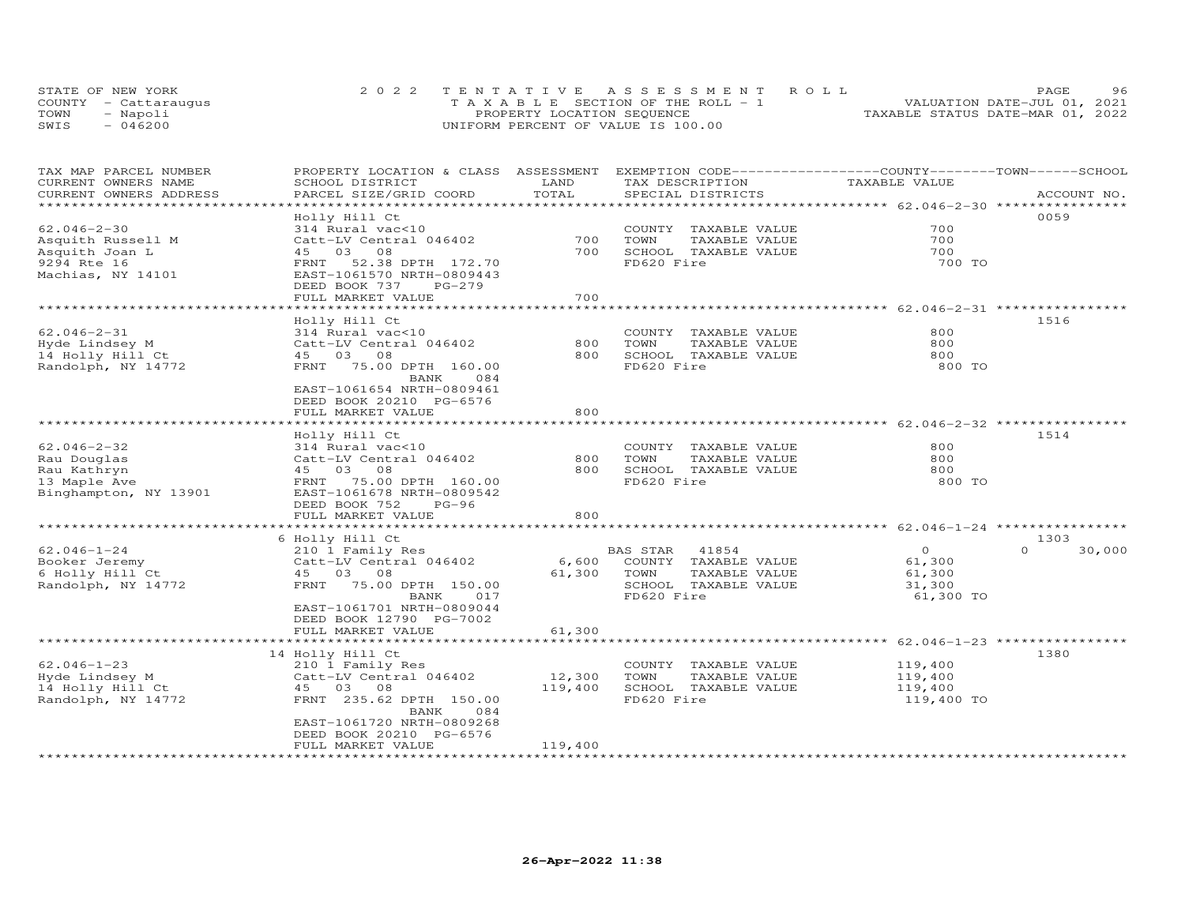STATE OF NEW YORK
COUNTY - Cattaraugus
TOWN - Napoli
SWIS - 046200

2022 TENTATIVE ASSESSMENT ROLL
TAXABLE SECTION OF THE ROLL - 1
PROPERTY LOCATION SEQUENCE
UNIFORM PERCENT OF VALUE IS 100.00

VALUATION DATE-JUL 01, 2021
TAXABLE STATUS DATE-MAR 01, 2022

| TAX MAP PARCEL NUMBER / CURRENT OWNERS NAME / CURRENT OWNERS ADDRESS | PROPERTY LOCATION & CLASS / SCHOOL DISTRICT / PARCEL SIZE/GRID COORD | ASSESSMENT LAND / TOTAL | EXEMPTION CODE / TAX DESCRIPTION / SPECIAL DISTRICTS | COUNTY / TOWN / SCHOOL TAXABLE VALUE | ACCOUNT NO. |
|---|---|---|---|---|---|
| 62.046-2-30 | Holly Hill Ct | | | | 0059 |
| | 314 Rural vac<10 | | COUNTY TAXABLE VALUE | 700 | |
| Asquith Russell M | Catt-LV Central 046402 | 700 | TOWN TAXABLE VALUE | 700 | |
| Asquith Joan L | 45 03 08 | 700 | SCHOOL TAXABLE VALUE | 700 | |
| 9294 Rte 16 | FRNT 52.38 DPTH 172.70 | | FD620 Fire | 700 TO | |
| Machias, NY 14101 | EAST-1061570 NRTH-0809443 | | | | |
| | DEED BOOK 737 PG-279 | | | | |
| | FULL MARKET VALUE | 700 | | | |
| 62.046-2-31 | Holly Hill Ct | | | | 1516 |
| | 314 Rural vac<10 | | COUNTY TAXABLE VALUE | 800 | |
| Hyde Lindsey M | Catt-LV Central 046402 | 800 | TOWN TAXABLE VALUE | 800 | |
| 14 Holly Hill Ct | 45 03 08 | 800 | SCHOOL TAXABLE VALUE | 800 | |
| Randolph, NY 14772 | FRNT 75.00 DPTH 160.00 | | FD620 Fire | 800 TO | |
| | BANK 084 | | | | |
| | EAST-1061654 NRTH-0809461 | | | | |
| | DEED BOOK 20210 PG-6576 | | | | |
| | FULL MARKET VALUE | 800 | | | |
| 62.046-2-32 | Holly Hill Ct | | | | 1514 |
| | 314 Rural vac<10 | | COUNTY TAXABLE VALUE | 800 | |
| Rau Douglas | Catt-LV Central 046402 | 800 | TOWN TAXABLE VALUE | 800 | |
| Rau Kathryn | 45 03 08 | 800 | SCHOOL TAXABLE VALUE | 800 | |
| 13 Maple Ave | FRNT 75.00 DPTH 160.00 | | FD620 Fire | 800 TO | |
| Binghampton, NY 13901 | EAST-1061678 NRTH-0809542 | | | | |
| | DEED BOOK 752 PG-96 | | | | |
| | FULL MARKET VALUE | 800 | | | |
| 62.046-1-24 | 6 Holly Hill Ct | | | | 1303 |
| | 210 1 Family Res | | BAS STAR 41854 | 0 / 0 / 30,000 | |
| Booker Jeremy | Catt-LV Central 046402 | 6,600 | COUNTY TAXABLE VALUE | 61,300 | |
| 6 Holly Hill Ct | 45 03 08 | 61,300 | TOWN TAXABLE VALUE | 61,300 | |
| Randolph, NY 14772 | FRNT 75.00 DPTH 150.00 | | SCHOOL TAXABLE VALUE | 31,300 | |
| | BANK 017 | | FD620 Fire | 61,300 TO | |
| | EAST-1061701 NRTH-0809044 | | | | |
| | DEED BOOK 12790 PG-7002 | | | | |
| | FULL MARKET VALUE | 61,300 | | | |
| 62.046-1-23 | 14 Holly Hill Ct | | | | 1380 |
| | 210 1 Family Res | | COUNTY TAXABLE VALUE | 119,400 | |
| Hyde Lindsey M | Catt-LV Central 046402 | 12,300 | TOWN TAXABLE VALUE | 119,400 | |
| 14 Holly Hill Ct | 45 03 08 | 119,400 | SCHOOL TAXABLE VALUE | 119,400 | |
| Randolph, NY 14772 | FRNT 235.62 DPTH 150.00 | | FD620 Fire | 119,400 TO | |
| | BANK 084 | | | | |
| | EAST-1061720 NRTH-0809268 | | | | |
| | DEED BOOK 20210 PG-6576 | | | | |
| | FULL MARKET VALUE | 119,400 | | | |

26-Apr-2022 11:38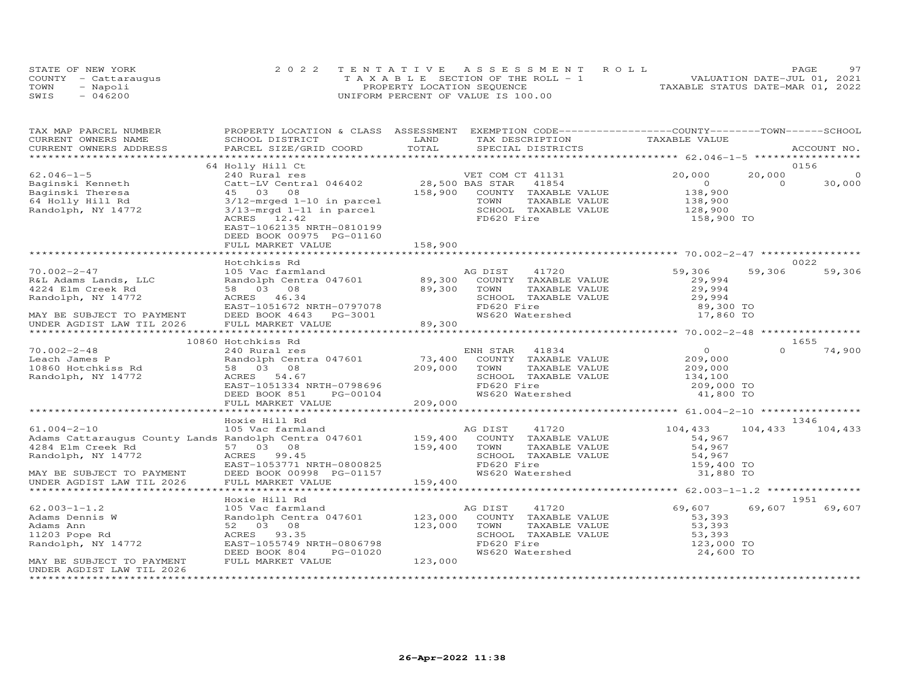STATE OF NEW YORK
COUNTY - Cattaraugus
TOWN - Napoli
SWIS - 046200

2022 TENTATIVE ASSESSMENT ROLL
TAXABLE SECTION OF THE ROLL - 1
PROPERTY LOCATION SEQUENCE
UNIFORM PERCENT OF VALUE IS 100.00

VALUATION DATE-JUL 01, 2021
TAXABLE STATUS DATE-MAR 01, 2022

| TAX MAP PARCEL NUMBER / CURRENT OWNERS NAME / CURRENT OWNERS ADDRESS | PROPERTY LOCATION & CLASS / SCHOOL DISTRICT / PARCEL SIZE/GRID COORD | ASSESSMENT LAND / TOTAL | EXEMPTION CODE / TAX DESCRIPTION / SPECIAL DISTRICTS | COUNTY TAXABLE VALUE | TOWN | SCHOOL / ACCOUNT NO. |
|---|---|---|---|---|---|---|
| **62.046-1-5** | 64 Holly Hill Ct | | | | | 0156 |
| 62.046-1-5 | 240 Rural res | | VET COM CT 41131 | 20,000 | 20,000 | 0 |
| Baginski Kenneth | Catt-LV Central 046402 | 28,500 | BAS STAR 41854 | 0 | 0 | 30,000 |
| Baginski Theresa | 45 03 08 | 158,900 | COUNTY TAXABLE VALUE | 138,900 | | |
| 64 Holly Hill Rd | 3/12-mrged 1-10 in parcel | | TOWN TAXABLE VALUE | 138,900 | | |
| Randolph, NY 14772 | 3/13-mrgd 1-11 in parcel | | SCHOOL TAXABLE VALUE | 128,900 | | |
| | ACRES 12.42 | | FD620 Fire | 158,900 TO | | |
| | EAST-1062135 NRTH-0810199 | | | | | |
| | DEED BOOK 00975 PG-01160 | | | | | |
| | FULL MARKET VALUE | 158,900 | | | | |
| **70.002-2-47** | Hotchkiss Rd | | | | | 0022 |
| 70.002-2-47 | 105 Vac farmland | | AG DIST 41720 | 59,306 | 59,306 | 59,306 |
| R&L Adams Lands, LLC | Randolph Centra 047601 | 89,300 | COUNTY TAXABLE VALUE | 29,994 | | |
| 4224 Elm Creek Rd | 58 03 08 | 89,300 | TOWN TAXABLE VALUE | 29,994 | | |
| Randolph, NY 14772 | ACRES 46.34 | | SCHOOL TAXABLE VALUE | 29,994 | | |
| | EAST-1051672 NRTH-0797078 | | FD620 Fire | 89,300 TO | | |
| MAY BE SUBJECT TO PAYMENT | DEED BOOK 4643 PG-3001 | | WS620 Watershed | 17,860 TO | | |
| UNDER AGDIST LAW TIL 2026 | FULL MARKET VALUE | 89,300 | | | | |
| **70.002-2-48** | 10860 Hotchkiss Rd | | | | | 1655 |
| 70.002-2-48 | 240 Rural res | | ENH STAR 41834 | 0 | 0 | 74,900 |
| Leach James P | Randolph Centra 047601 | 73,400 | COUNTY TAXABLE VALUE | 209,000 | | |
| 10860 Hotchkiss Rd | 58 03 08 | 209,000 | TOWN TAXABLE VALUE | 209,000 | | |
| Randolph, NY 14772 | ACRES 54.67 | | SCHOOL TAXABLE VALUE | 134,100 | | |
| | EAST-1051334 NRTH-0798696 | | FD620 Fire | 209,000 TO | | |
| | DEED BOOK 851 PG-00104 | | WS620 Watershed | 41,800 TO | | |
| | FULL MARKET VALUE | 209,000 | | | | |
| **61.004-2-10** | Hoxie Hill Rd | | | | | 1346 |
| 61.004-2-10 | 105 Vac farmland | | AG DIST 41720 | 104,433 | 104,433 | 104,433 |
| Adams Cattaraugus County Lands | Randolph Centra 047601 | 159,400 | COUNTY TAXABLE VALUE | 54,967 | | |
| 4284 Elm Creek Rd | 57 03 08 | 159,400 | TOWN TAXABLE VALUE | 54,967 | | |
| Randolph, NY 14772 | ACRES 99.45 | | SCHOOL TAXABLE VALUE | 54,967 | | |
| | EAST-1053771 NRTH-0800825 | | FD620 Fire | 159,400 TO | | |
| MAY BE SUBJECT TO PAYMENT | DEED BOOK 00998 PG-01157 | | WS620 Watershed | 31,880 TO | | |
| UNDER AGDIST LAW TIL 2026 | FULL MARKET VALUE | 159,400 | | | | |
| **62.003-1-1.2** | Hoxie Hill Rd | | | | | 1951 |
| 62.003-1-1.2 | 105 Vac farmland | | AG DIST 41720 | 69,607 | 69,607 | 69,607 |
| Adams Dennis W | Randolph Centra 047601 | 123,000 | COUNTY TAXABLE VALUE | 53,393 | | |
| Adams Ann | 52 03 08 | 123,000 | TOWN TAXABLE VALUE | 53,393 | | |
| 11203 Pope Rd | ACRES 93.35 | | SCHOOL TAXABLE VALUE | 53,393 | | |
| Randolph, NY 14772 | EAST-1055749 NRTH-0806798 | | FD620 Fire | 123,000 TO | | |
| | DEED BOOK 804 PG-01020 | | WS620 Watershed | 24,600 TO | | |
| MAY BE SUBJECT TO PAYMENT | FULL MARKET VALUE | 123,000 | | | | |
| UNDER AGDIST LAW TIL 2026 | | | | | | |

26-Apr-2022 11:38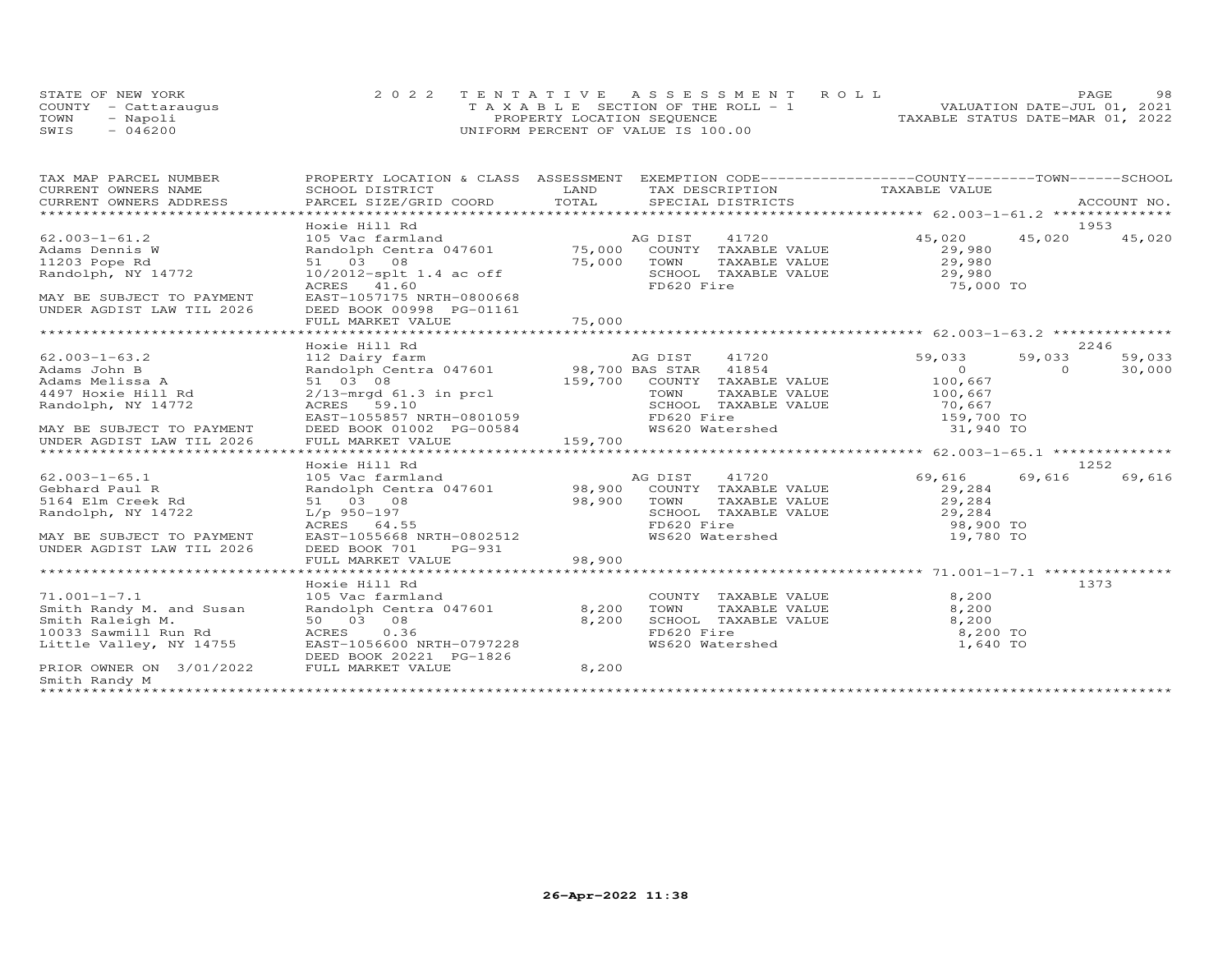STATE OF NEW YORK — 2022 TENTATIVE ASSESSMENT ROLL
COUNTY - Cattaraugus — TAXABLE SECTION OF THE ROLL - 1 — VALUATION DATE-JUL 01, 2021
TOWN - Napoli — PROPERTY LOCATION SEQUENCE — TAXABLE STATUS DATE-MAR 01, 2022
SWIS - 046200 — UNIFORM PERCENT OF VALUE IS 100.00

| TAX MAP PARCEL NUMBER / CURRENT OWNERS NAME / CURRENT OWNERS ADDRESS | PROPERTY LOCATION & CLASS / SCHOOL DISTRICT / PARCEL SIZE/GRID COORD | ASSESSMENT LAND / TOTAL | EXEMPTION CODE / TAX DESCRIPTION / SPECIAL DISTRICTS | COUNTY TAXABLE VALUE | TOWN | SCHOOL / ACCOUNT NO. |
|---|---|---|---|---|---|---|
| 62.003-1-61.2 | Hoxie Hill Rd | | | | | 1953 |
| | 105 Vac farmland | | AG DIST 41720 | 45,020 | 45,020 | 45,020 |
| Adams Dennis W | Randolph Centra 047601 | 75,000 | COUNTY TAXABLE VALUE | 29,980 | | |
| 11203 Pope Rd | 51 03 08 | 75,000 | TOWN TAXABLE VALUE | 29,980 | | |
| Randolph, NY 14772 | 10/2012-splt 1.4 ac off | | SCHOOL TAXABLE VALUE | 29,980 | | |
| | ACRES 41.60 | | FD620 Fire | 75,000 TO | | |
| MAY BE SUBJECT TO PAYMENT | EAST-1057175 NRTH-0800668 | | | | | |
| UNDER AGDIST LAW TIL 2026 | DEED BOOK 00998 PG-01161 | | | | | |
| | FULL MARKET VALUE | 75,000 | | | | |
| 62.003-1-63.2 | Hoxie Hill Rd | | | | | 2246 |
| | 112 Dairy farm | | AG DIST 41720 | 59,033 | 59,033 | 59,033 |
| Adams John B | Randolph Centra 047601 | 98,700 | BAS STAR 41854 | 0 | 0 | 30,000 |
| Adams Melissa A | 51 03 08 | 159,700 | COUNTY TAXABLE VALUE | 100,667 | | |
| 4497 Hoxie Hill Rd | 2/13-mrgd 61.3 in prcl | | TOWN TAXABLE VALUE | 100,667 | | |
| Randolph, NY 14772 | ACRES 59.10 | | SCHOOL TAXABLE VALUE | 70,667 | | |
| | EAST-1055857 NRTH-0801059 | | FD620 Fire | 159,700 TO | | |
| MAY BE SUBJECT TO PAYMENT | DEED BOOK 01002 PG-00584 | | WS620 Watershed | 31,940 TO | | |
| UNDER AGDIST LAW TIL 2026 | FULL MARKET VALUE | 159,700 | | | | |
| 62.003-1-65.1 | Hoxie Hill Rd | | | | | 1252 |
| | 105 Vac farmland | | AG DIST 41720 | 69,616 | 69,616 | 69,616 |
| Gebhard Paul R | Randolph Centra 047601 | 98,900 | COUNTY TAXABLE VALUE | 29,284 | | |
| 5164 Elm Creek Rd | 51 03 08 | 98,900 | TOWN TAXABLE VALUE | 29,284 | | |
| Randolph, NY 14722 | L/p 950-197 | | SCHOOL TAXABLE VALUE | 29,284 | | |
| | ACRES 64.55 | | FD620 Fire | 98,900 TO | | |
| MAY BE SUBJECT TO PAYMENT | EAST-1055668 NRTH-0802512 | | WS620 Watershed | 19,780 TO | | |
| UNDER AGDIST LAW TIL 2026 | DEED BOOK 701 PG-931 | | | | | |
| | FULL MARKET VALUE | 98,900 | | | | |
| 71.001-1-7.1 | Hoxie Hill Rd | | | | | 1373 |
| | 105 Vac farmland | | COUNTY TAXABLE VALUE | 8,200 | | |
| Smith Randy M. and Susan | Randolph Centra 047601 | 8,200 | TOWN TAXABLE VALUE | 8,200 | | |
| Smith Raleigh M. | 50 03 08 | 8,200 | SCHOOL TAXABLE VALUE | 8,200 | | |
| 10033 Sawmill Run Rd | ACRES 0.36 | | FD620 Fire | 8,200 TO | | |
| Little Valley, NY 14755 | EAST-1056600 NRTH-0797228 | | WS620 Watershed | 1,640 TO | | |
| | DEED BOOK 20221 PG-1826 | | | | | |
| PRIOR OWNER ON 3/01/2022 | FULL MARKET VALUE | 8,200 | | | | |
| Smith Randy M | | | | | | |

26-Apr-2022 11:38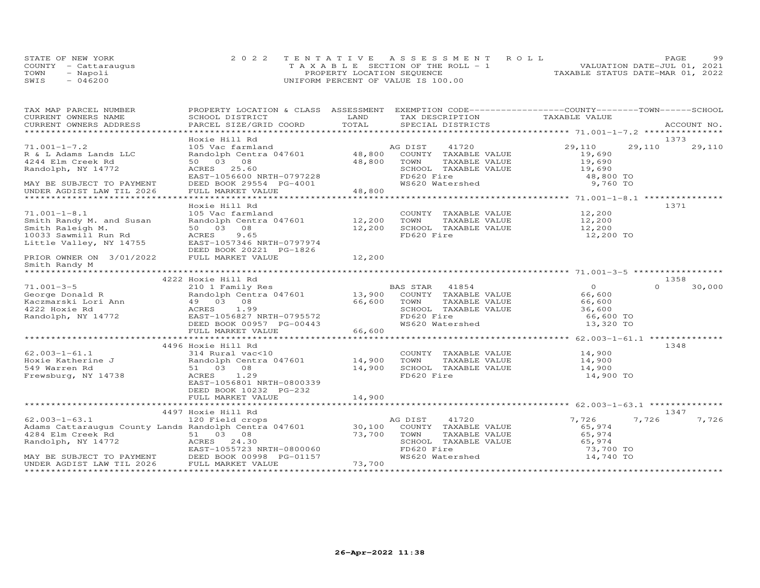STATE OF NEW YORK
COUNTY - Cattaraugus
TOWN - Napoli
SWIS - 046200

2022 TENTATIVE ASSESSMENT ROLL
TAXABLE SECTION OF THE ROLL - 1
PROPERTY LOCATION SEQUENCE
UNIFORM PERCENT OF VALUE IS 100.00

VALUATION DATE-JUL 01, 2021
TAXABLE STATUS DATE-MAR 01, 2022

| TAX MAP PARCEL NUMBER / CURRENT OWNERS NAME / CURRENT OWNERS ADDRESS | PROPERTY LOCATION & CLASS / SCHOOL DISTRICT / PARCEL SIZE/GRID COORD | ASSESSMENT LAND / TOTAL | EXEMPTION CODE / TAX DESCRIPTION / SPECIAL DISTRICTS | COUNTY TAXABLE VALUE | TOWN | SCHOOL | ACCOUNT NO. |
|---|---|---|---|---|---|---|---|
| **71.001-1-7.2** | Hoxie Hill Rd | | | | | | 1373 |
| 71.001-1-7.2 | 105 Vac farmland | | AG DIST 41720 | 29,110 | 29,110 | 29,110 | |
| R & L Adams Lands LLC | Randolph Centra 047601 | 48,800 | COUNTY TAXABLE VALUE | 19,690 | | | |
| 4244 Elm Creek Rd | 50 03 08 | 48,800 | TOWN TAXABLE VALUE | 19,690 | | | |
| Randolph, NY 14772 | ACRES 25.60 | | SCHOOL TAXABLE VALUE | 19,690 | | | |
| | EAST-1056600 NRTH-0797228 | | FD620 Fire | 48,800 TO | | | |
| MAY BE SUBJECT TO PAYMENT | DEED BOOK 29554 PG-4001 | | WS620 Watershed | 9,760 TO | | | |
| UNDER AGDIST LAW TIL 2026 | FULL MARKET VALUE | 48,800 | | | | | |
| **71.001-1-8.1** | Hoxie Hill Rd | | | | | | 1371 |
| 71.001-1-8.1 | 105 Vac farmland | | COUNTY TAXABLE VALUE | 12,200 | | | |
| Smith Randy M. and Susan | Randolph Centra 047601 | 12,200 | TOWN TAXABLE VALUE | 12,200 | | | |
| Smith Raleigh M. | 50 03 08 | 12,200 | SCHOOL TAXABLE VALUE | 12,200 | | | |
| 10033 Sawmill Run Rd | ACRES 9.65 | | FD620 Fire | 12,200 TO | | | |
| Little Valley, NY 14755 | EAST-1057346 NRTH-0797974 | | | | | | |
| | DEED BOOK 20221 PG-1826 | | | | | | |
| PRIOR OWNER ON 3/01/2022 | FULL MARKET VALUE | 12,200 | | | | | |
| Smith Randy M | | | | | | | |
| **71.001-3-5** | 4222 Hoxie Hill Rd | | | | | | 1358 |
| 71.001-3-5 | 210 1 Family Res | | BAS STAR 41854 | 0 | 0 | 30,000 | |
| George Donald R | Randolph Centra 047601 | 13,900 | COUNTY TAXABLE VALUE | 66,600 | | | |
| Kaczmarski Lori Ann | 49 03 08 | 66,600 | TOWN TAXABLE VALUE | 66,600 | | | |
| 4222 Hoxie Rd | ACRES 1.99 | | SCHOOL TAXABLE VALUE | 36,600 | | | |
| Randolph, NY 14772 | EAST-1056827 NRTH-0795572 | | FD620 Fire | 66,600 TO | | | |
| | DEED BOOK 00957 PG-00443 | | WS620 Watershed | 13,320 TO | | | |
| | FULL MARKET VALUE | 66,600 | | | | | |
| **62.003-1-61.1** | 4496 Hoxie Hill Rd | | | | | | 1348 |
| 62.003-1-61.1 | 314 Rural vac<10 | | COUNTY TAXABLE VALUE | 14,900 | | | |
| Hoxie Katherine J | Randolph Centra 047601 | 14,900 | TOWN TAXABLE VALUE | 14,900 | | | |
| 549 Warren Rd | 51 03 08 | 14,900 | SCHOOL TAXABLE VALUE | 14,900 | | | |
| Frewsburg, NY 14738 | ACRES 1.29 | | FD620 Fire | 14,900 TO | | | |
| | EAST-1056801 NRTH-0800339 | | | | | | |
| | DEED BOOK 10232 PG-232 | | | | | | |
| | FULL MARKET VALUE | 14,900 | | | | | |
| **62.003-1-63.1** | 4497 Hoxie Hill Rd | | | | | | 1347 |
| 62.003-1-63.1 | 120 Field crops | | AG DIST 41720 | 7,726 | 7,726 | 7,726 | |
| Adams Cattaraugus County Lands | Randolph Centra 047601 | 30,100 | COUNTY TAXABLE VALUE | 65,974 | | | |
| 4284 Elm Creek Rd | 51 03 08 | 73,700 | TOWN TAXABLE VALUE | 65,974 | | | |
| Randolph, NY 14772 | ACRES 24.30 | | SCHOOL TAXABLE VALUE | 65,974 | | | |
| | EAST-1055723 NRTH-0800060 | | FD620 Fire | 73,700 TO | | | |
| MAY BE SUBJECT TO PAYMENT | DEED BOOK 00998 PG-01157 | | WS620 Watershed | 14,740 TO | | | |
| UNDER AGDIST LAW TIL 2026 | FULL MARKET VALUE | 73,700 | | | | | |

26-Apr-2022 11:38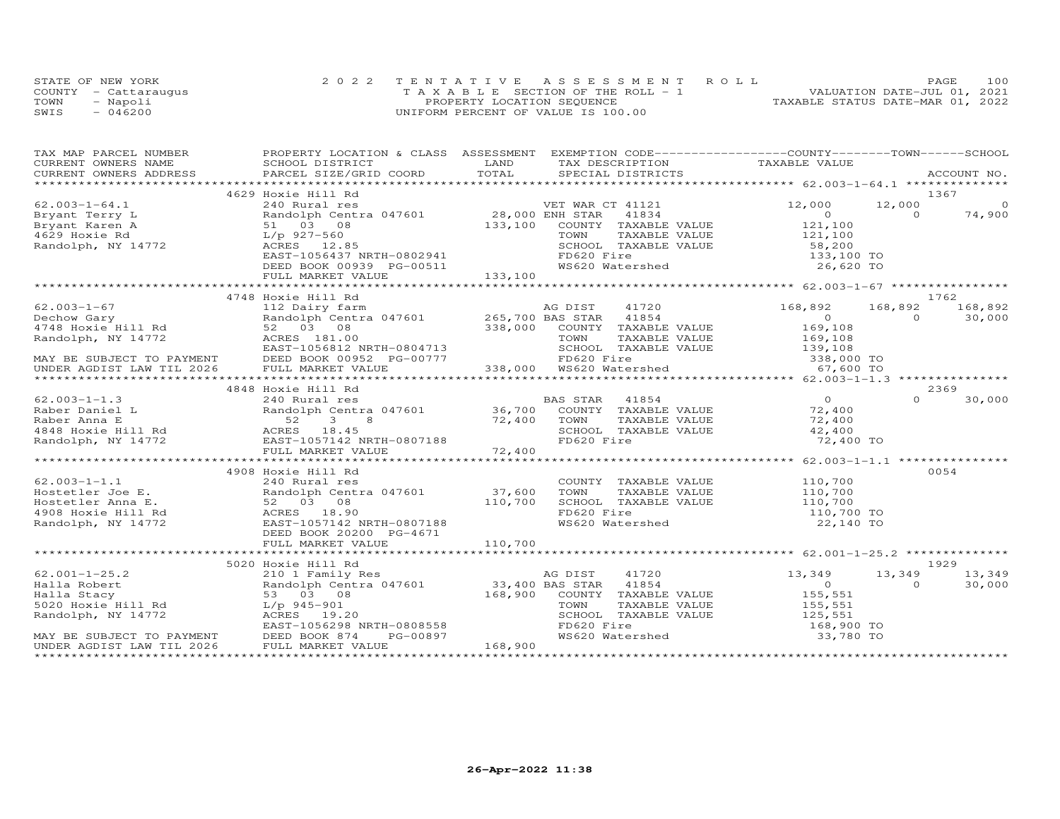STATE OF NEW YORK
COUNTY - Cattaraugus
TOWN - Napoli
SWIS - 046200

2 0 2 2 T E N T A T I V E A S S E S S M E N T R O L L
T A X A B L E SECTION OF THE ROLL - 1
PROPERTY LOCATION SEQUENCE
UNIFORM PERCENT OF VALUE IS 100.00

VALUATION DATE-JUL 01, 2021
TAXABLE STATUS DATE-MAR 01, 2022

| TAX MAP PARCEL NUMBER / CURRENT OWNERS NAME / CURRENT OWNERS ADDRESS | PROPERTY LOCATION & CLASS / SCHOOL DISTRICT / PARCEL SIZE/GRID COORD | ASSESSMENT LAND / TOTAL | EXEMPTION CODE / TAX DESCRIPTION / SPECIAL DISTRICTS | COUNTY TAXABLE VALUE | TOWN | SCHOOL | ACCOUNT NO. |
|---|---|---|---|---|---|---|---|
| | 4629 Hoxie Hill Rd | | | | | | 1367 |
| 62.003-1-64.1 | 240 Rural res | | VET WAR CT 41121 | 12,000 | 12,000 | 0 | |
| Bryant Terry L | Randolph Centra 047601 | 28,000 | ENH STAR 41834 | 0 | 0 | 74,900 | |
| Bryant Karen A | 51 03 08 | 133,100 | COUNTY TAXABLE VALUE | 121,100 | | | |
| 4629 Hoxie Rd | L/p 927-560 | | TOWN TAXABLE VALUE | 121,100 | | | |
| Randolph, NY 14772 | ACRES 12.85 | | SCHOOL TAXABLE VALUE | 58,200 | | | |
| | EAST-1056437 NRTH-0802941 | | FD620 Fire | 133,100 TO | | | |
| | DEED BOOK 00939 PG-00511 | | WS620 Watershed | 26,620 TO | | | |
| | FULL MARKET VALUE | 133,100 | | | | | |
| | 4748 Hoxie Hill Rd | | | | | | 1762 |
| 62.003-1-67 | 112 Dairy farm | | AG DIST 41720 | 168,892 | 168,892 | 168,892 | |
| Dechow Gary | Randolph Centra 047601 | 265,700 | BAS STAR 41854 | 0 | 0 | 30,000 | |
| 4748 Hoxie Hill Rd | 52 03 08 | 338,000 | COUNTY TAXABLE VALUE | 169,108 | | | |
| Randolph, NY 14772 | ACRES 181.00 | | TOWN TAXABLE VALUE | 169,108 | | | |
| | EAST-1056812 NRTH-0804713 | | SCHOOL TAXABLE VALUE | 139,108 | | | |
| MAY BE SUBJECT TO PAYMENT | DEED BOOK 00952 PG-00777 | | FD620 Fire | 338,000 TO | | | |
| UNDER AGDIST LAW TIL 2026 | FULL MARKET VALUE | 338,000 | WS620 Watershed | 67,600 TO | | | |
| | 4848 Hoxie Hill Rd | | | | | | 2369 |
| 62.003-1-1.3 | 240 Rural res | | BAS STAR 41854 | 0 | 0 | 30,000 | |
| Raber Daniel L | Randolph Centra 047601 | 36,700 | COUNTY TAXABLE VALUE | 72,400 | | | |
| Raber Anna E | 52 3 8 | 72,400 | TOWN TAXABLE VALUE | 72,400 | | | |
| 4848 Hoxie Hill Rd | ACRES 18.45 | | SCHOOL TAXABLE VALUE | 42,400 | | | |
| Randolph, NY 14772 | EAST-1057142 NRTH-0807188 | | FD620 Fire | 72,400 TO | | | |
| | FULL MARKET VALUE | 72,400 | | | | | |
| | 4908 Hoxie Hill Rd | | | | | | 0054 |
| 62.003-1-1.1 | 240 Rural res | | COUNTY TAXABLE VALUE | 110,700 | | | |
| Hostetler Joe E. | Randolph Centra 047601 | 37,600 | TOWN TAXABLE VALUE | 110,700 | | | |
| Hostetler Anna E. | 52 03 08 | 110,700 | SCHOOL TAXABLE VALUE | 110,700 | | | |
| 4908 Hoxie Hill Rd | ACRES 18.90 | | FD620 Fire | 110,700 TO | | | |
| Randolph, NY 14772 | EAST-1057142 NRTH-0807188 | | WS620 Watershed | 22,140 TO | | | |
| | DEED BOOK 20200 PG-4671 | | | | | | |
| | FULL MARKET VALUE | 110,700 | | | | | |
| | 5020 Hoxie Hill Rd | | | | | | 1929 |
| 62.001-1-25.2 | 210 1 Family Res | | AG DIST 41720 | 13,349 | 13,349 | 13,349 | |
| Halla Robert | Randolph Centra 047601 | 33,400 | BAS STAR 41854 | 0 | 0 | 30,000 | |
| Halla Stacy | 53 03 08 | 168,900 | COUNTY TAXABLE VALUE | 155,551 | | | |
| 5020 Hoxie Hill Rd | L/p 945-901 | | TOWN TAXABLE VALUE | 155,551 | | | |
| Randolph, NY 14772 | ACRES 19.20 | | SCHOOL TAXABLE VALUE | 125,551 | | | |
| | EAST-1056298 NRTH-0808558 | | FD620 Fire | 168,900 TO | | | |
| MAY BE SUBJECT TO PAYMENT | DEED BOOK 874 PG-00897 | | WS620 Watershed | 33,780 TO | | | |
| UNDER AGDIST LAW TIL 2026 | FULL MARKET VALUE | 168,900 | | | | | |

26-Apr-2022 11:38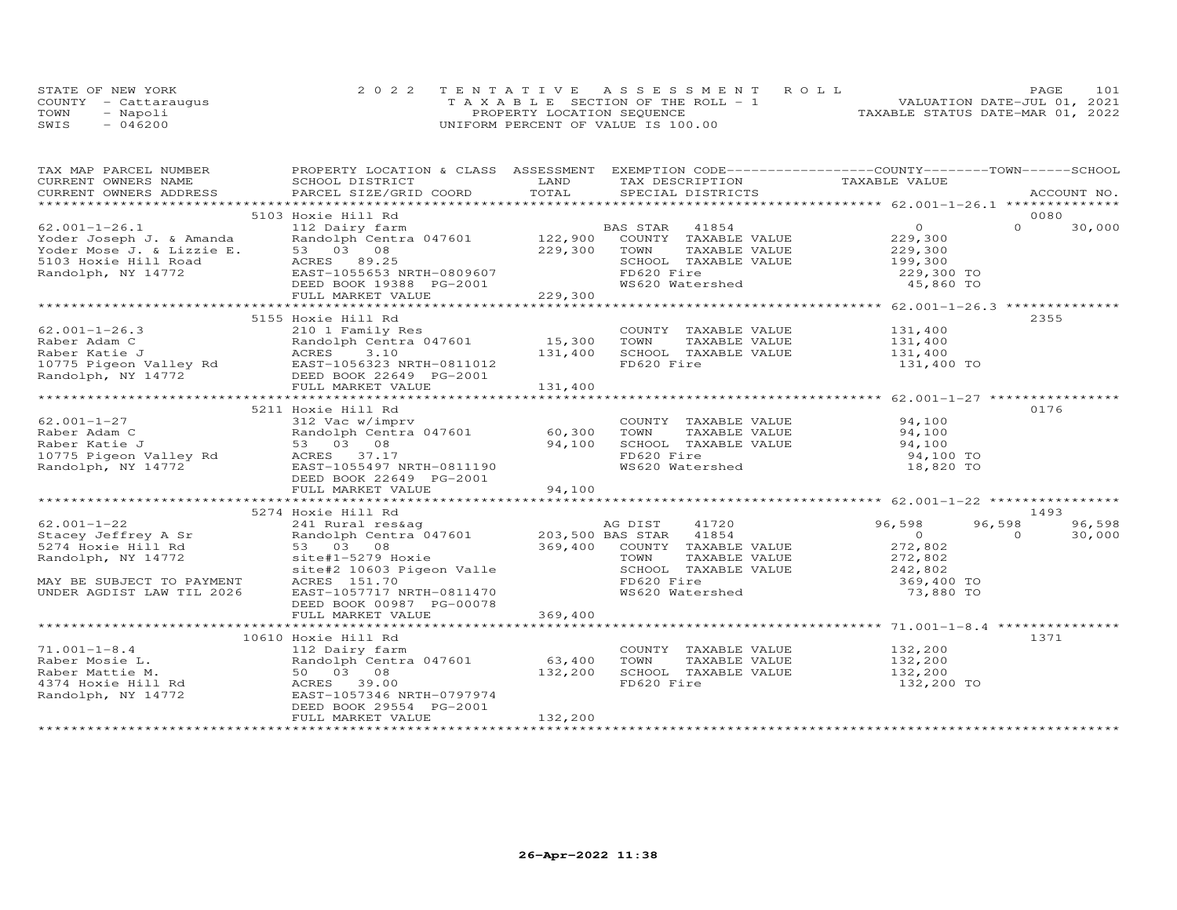STATE OF NEW YORK | 2022 TENTATIVE ASSESSMENT ROLL | VALUATION DATE-JUL 01, 2021
COUNTY - Cattaraugus | TAXABLE SECTION OF THE ROLL - 1 | TAXABLE STATUS DATE-MAR 01, 2022
TOWN - Napoli | PROPERTY LOCATION SEQUENCE
SWIS - 046200 | UNIFORM PERCENT OF VALUE IS 100.00

| TAX MAP PARCEL NUMBER / CURRENT OWNERS NAME / CURRENT OWNERS ADDRESS | PROPERTY LOCATION & CLASS / SCHOOL DISTRICT / PARCEL SIZE/GRID COORD | ASSESSMENT LAND / TOTAL | EXEMPTION CODE / TAX DESCRIPTION / SPECIAL DISTRICTS | COUNTY TAXABLE VALUE | TOWN | SCHOOL / ACCOUNT NO. |
|---|---|---|---|---|---|---|
| **62.001-1-26.1** | 5103 Hoxie Hill Rd | | | | | 0080 |
| 62.001-1-26.1 | 112 Dairy farm | | BAS STAR 41854 | 0 | 0 | 30,000 |
| Yoder Joseph J. & Amanda | Randolph Centra 047601 | 122,900 | COUNTY TAXABLE VALUE | 229,300 | | |
| Yoder Mose J. & Lizzie E. | 53 03 08 | 229,300 | TOWN TAXABLE VALUE | 229,300 | | |
| 5103 Hoxie Hill Road | ACRES 89.25 | | SCHOOL TAXABLE VALUE | 199,300 | | |
| Randolph, NY 14772 | EAST-1055653 NRTH-0809607 | | FD620 Fire | 229,300 TO | | |
| | DEED BOOK 19388 PG-2001 | | WS620 Watershed | 45,860 TO | | |
| | FULL MARKET VALUE | 229,300 | | | | |
| **62.001-1-26.3** | 5155 Hoxie Hill Rd | | | | | 2355 |
| 62.001-1-26.3 | 210 1 Family Res | | COUNTY TAXABLE VALUE | 131,400 | | |
| Raber Adam C | Randolph Centra 047601 | 15,300 | TOWN TAXABLE VALUE | 131,400 | | |
| Raber Katie J | ACRES 3.10 | 131,400 | SCHOOL TAXABLE VALUE | 131,400 | | |
| 10775 Pigeon Valley Rd | EAST-1056323 NRTH-0811012 | | FD620 Fire | 131,400 TO | | |
| Randolph, NY 14772 | DEED BOOK 22649 PG-2001 | | | | | |
| | FULL MARKET VALUE | 131,400 | | | | |
| **62.001-1-27** | 5211 Hoxie Hill Rd | | | | | 0176 |
| 62.001-1-27 | 312 Vac w/imprv | | COUNTY TAXABLE VALUE | 94,100 | | |
| Raber Adam C | Randolph Centra 047601 | 60,300 | TOWN TAXABLE VALUE | 94,100 | | |
| Raber Katie J | 53 03 08 | 94,100 | SCHOOL TAXABLE VALUE | 94,100 | | |
| 10775 Pigeon Valley Rd | ACRES 37.17 | | FD620 Fire | 94,100 TO | | |
| Randolph, NY 14772 | EAST-1055497 NRTH-0811190 | | WS620 Watershed | 18,820 TO | | |
| | DEED BOOK 22649 PG-2001 | | | | | |
| | FULL MARKET VALUE | 94,100 | | | | |
| **62.001-1-22** | 5274 Hoxie Hill Rd | | | | | 1493 |
| 62.001-1-22 | 241 Rural res&ag | | AG DIST 41720 | 96,598 | 96,598 | 96,598 |
| Stacey Jeffrey A Sr | Randolph Centra 047601 | 203,500 | BAS STAR 41854 | 0 | 0 | 30,000 |
| 5274 Hoxie Hill Rd | 53 03 08 | 369,400 | COUNTY TAXABLE VALUE | 272,802 | | |
| Randolph, NY 14772 | site#1-5279 Hoxie | | TOWN TAXABLE VALUE | 272,802 | | |
| | site#2 10603 Pigeon Valle | | SCHOOL TAXABLE VALUE | 242,802 | | |
| MAY BE SUBJECT TO PAYMENT | ACRES 151.70 | | FD620 Fire | 369,400 TO | | |
| UNDER AGDIST LAW TIL 2026 | EAST-1057717 NRTH-0811470 | | WS620 Watershed | 73,880 TO | | |
| | DEED BOOK 00987 PG-00078 | | | | | |
| | FULL MARKET VALUE | 369,400 | | | | |
| **71.001-1-8.4** | 10610 Hoxie Hill Rd | | | | | 1371 |
| 71.001-1-8.4 | 112 Dairy farm | | COUNTY TAXABLE VALUE | 132,200 | | |
| Raber Mosie L. | Randolph Centra 047601 | 63,400 | TOWN TAXABLE VALUE | 132,200 | | |
| Raber Mattie M. | 50 03 08 | 132,200 | SCHOOL TAXABLE VALUE | 132,200 | | |
| 4374 Hoxie Hill Rd | ACRES 39.00 | | FD620 Fire | 132,200 TO | | |
| Randolph, NY 14772 | EAST-1057346 NRTH-0797974 | | | | | |
| | DEED BOOK 29554 PG-2001 | | | | | |
| | FULL MARKET VALUE | 132,200 | | | | |

26-Apr-2022 11:38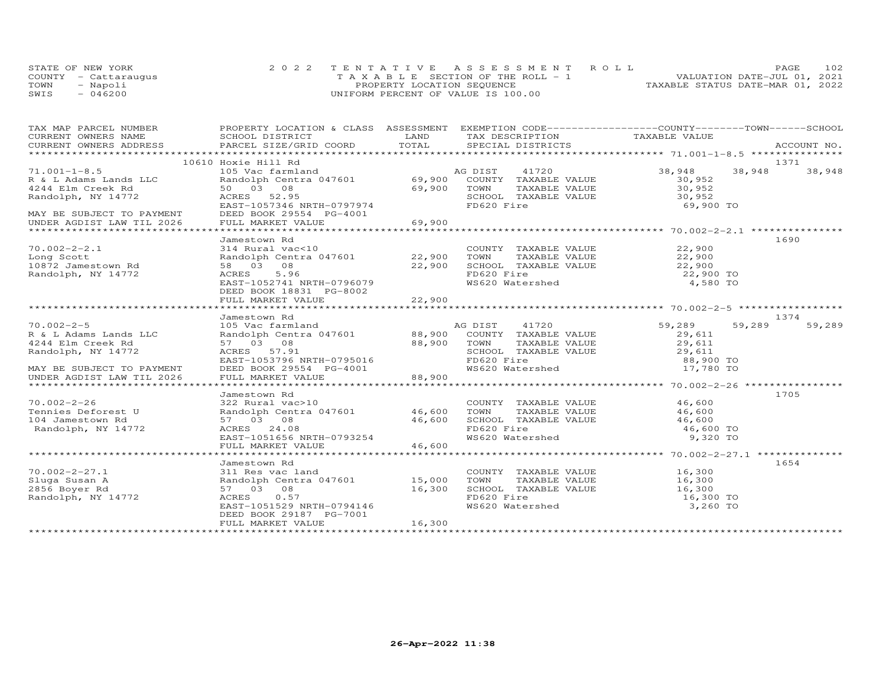STATE OF NEW YORK
COUNTY - Cattaraugus
TOWN - Napoli
SWIS - 046200

# 2022 TENTATIVE ASSESSMENT ROLL

TAXABLE SECTION OF THE ROLL - 1
PROPERTY LOCATION SEQUENCE
UNIFORM PERCENT OF VALUE IS 100.00

VALUATION DATE-JUL 01, 2021
TAXABLE STATUS DATE-MAR 01, 2022

| TAX MAP PARCEL NUMBER / CURRENT OWNERS NAME / CURRENT OWNERS ADDRESS | PROPERTY LOCATION & CLASS / SCHOOL DISTRICT / PARCEL SIZE/GRID COORD | ASSESSMENT LAND / TOTAL | EXEMPTION CODE / TAX DESCRIPTION / SPECIAL DISTRICTS | COUNTY TAXABLE VALUE | TOWN | SCHOOL | ACCOUNT NO. |
|---|---|---|---|---|---|---|---|
| **71.001-1-8.5** | 10610 Hoxie Hill Rd | | | | | | 1371 |
| 71.001-1-8.5 | 105 Vac farmland | | AG DIST 41720 | 38,948 | 38,948 | 38,948 | |
| R & L Adams Lands LLC | Randolph Centra 047601 | 69,900 | COUNTY TAXABLE VALUE | 30,952 | | | |
| 4244 Elm Creek Rd | 50 03 08 | 69,900 | TOWN TAXABLE VALUE | 30,952 | | | |
| Randolph, NY 14772 | ACRES 52.95 | | SCHOOL TAXABLE VALUE | 30,952 | | | |
| | EAST-1057346 NRTH-0797974 | | FD620 Fire | 69,900 TO | | | |
| MAY BE SUBJECT TO PAYMENT | DEED BOOK 29554 PG-4001 | | | | | | |
| UNDER AGDIST LAW TIL 2026 | FULL MARKET VALUE | 69,900 | | | | | |
| **70.002-2-2.1** | Jamestown Rd | | | | | | 1690 |
| 70.002-2-2.1 | 314 Rural vac<10 | | COUNTY TAXABLE VALUE | 22,900 | | | |
| Long Scott | Randolph Centra 047601 | 22,900 | TOWN TAXABLE VALUE | 22,900 | | | |
| 10872 Jamestown Rd | 58 03 08 | 22,900 | SCHOOL TAXABLE VALUE | 22,900 | | | |
| Randolph, NY 14772 | ACRES 5.96 | | FD620 Fire | 22,900 TO | | | |
| | EAST-1052741 NRTH-0796079 | | WS620 Watershed | 4,580 TO | | | |
| | DEED BOOK 18831 PG-8002 | | | | | | |
| | FULL MARKET VALUE | 22,900 | | | | | |
| **70.002-2-5** | Jamestown Rd | | | | | | 1374 |
| 70.002-2-5 | 105 Vac farmland | | AG DIST 41720 | 59,289 | 59,289 | 59,289 | |
| R & L Adams Lands LLC | Randolph Centra 047601 | 88,900 | COUNTY TAXABLE VALUE | 29,611 | | | |
| 4244 Elm Creek Rd | 57 03 08 | 88,900 | TOWN TAXABLE VALUE | 29,611 | | | |
| Randolph, NY 14772 | ACRES 57.91 | | SCHOOL TAXABLE VALUE | 29,611 | | | |
| | EAST-1053796 NRTH-0795016 | | FD620 Fire | 88,900 TO | | | |
| MAY BE SUBJECT TO PAYMENT | DEED BOOK 29554 PG-4001 | | WS620 Watershed | 17,780 TO | | | |
| UNDER AGDIST LAW TIL 2026 | FULL MARKET VALUE | 88,900 | | | | | |
| **70.002-2-26** | Jamestown Rd | | | | | | 1705 |
| 70.002-2-26 | 322 Rural vac>10 | | COUNTY TAXABLE VALUE | 46,600 | | | |
| Tennies Deforest U | Randolph Centra 047601 | 46,600 | TOWN TAXABLE VALUE | 46,600 | | | |
| 104 Jamestown Rd | 57 03 08 | 46,600 | SCHOOL TAXABLE VALUE | 46,600 | | | |
| Randolph, NY 14772 | ACRES 24.08 | | FD620 Fire | 46,600 TO | | | |
| | EAST-1051656 NRTH-0793254 | | WS620 Watershed | 9,320 TO | | | |
| | FULL MARKET VALUE | 46,600 | | | | | |
| **70.002-2-27.1** | Jamestown Rd | | | | | | 1654 |
| 70.002-2-27.1 | 311 Res vac land | | COUNTY TAXABLE VALUE | 16,300 | | | |
| Sluga Susan A | Randolph Centra 047601 | 15,000 | TOWN TAXABLE VALUE | 16,300 | | | |
| 2856 Boyer Rd | 57 03 08 | 16,300 | SCHOOL TAXABLE VALUE | 16,300 | | | |
| Randolph, NY 14772 | ACRES 0.57 | | FD620 Fire | 16,300 TO | | | |
| | EAST-1051529 NRTH-0794146 | | WS620 Watershed | 3,260 TO | | | |
| | DEED BOOK 29187 PG-7001 | | | | | | |
| | FULL MARKET VALUE | 16,300 | | | | | |

26-Apr-2022 11:38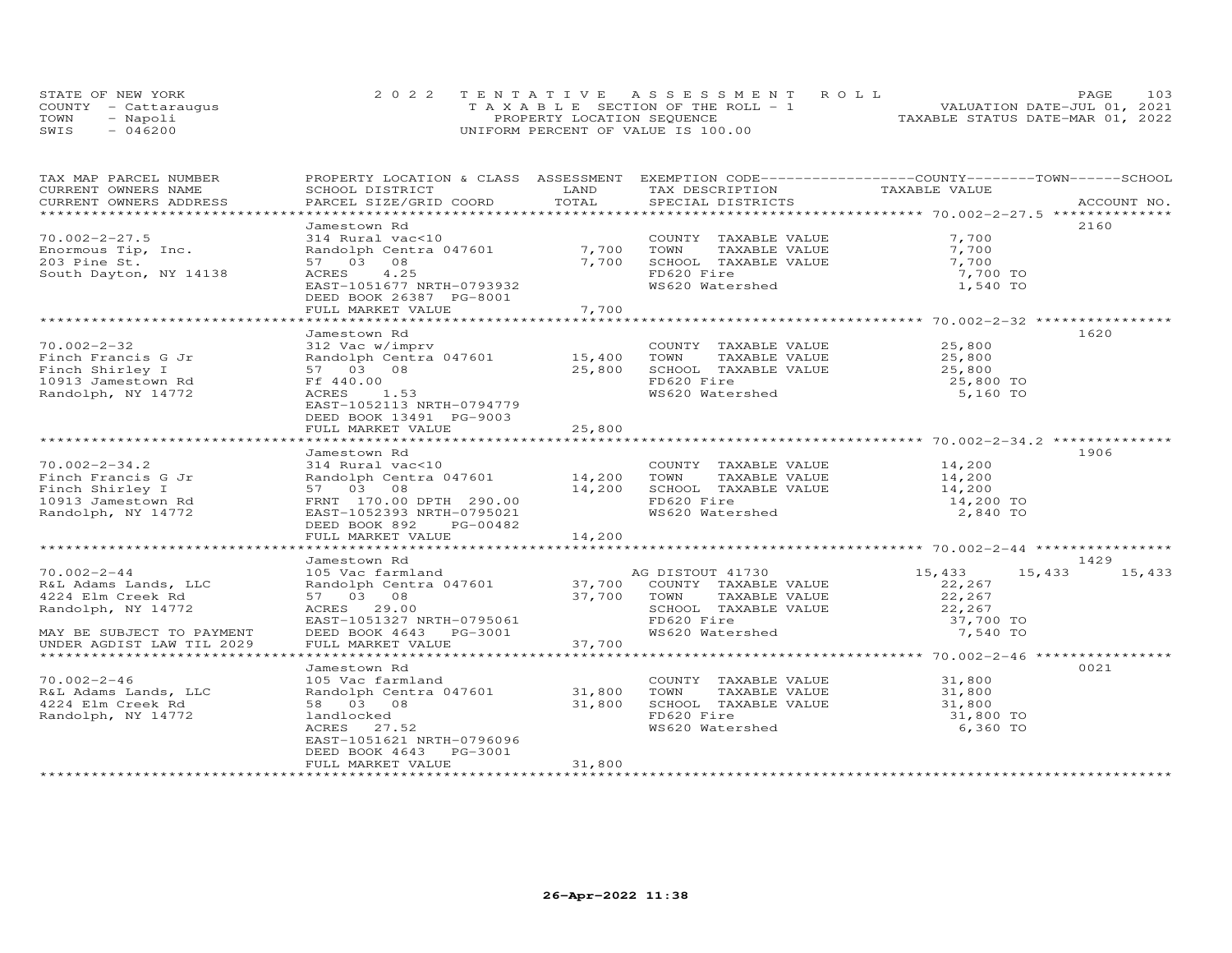STATE OF NEW YORK
COUNTY - Cattaraugus
TOWN - Napoli
SWIS - 046200

2022 TENTATIVE ASSESSMENT ROLL
TAXABLE SECTION OF THE ROLL - 1
PROPERTY LOCATION SEQUENCE
UNIFORM PERCENT OF VALUE IS 100.00

VALUATION DATE-JUL 01, 2021
TAXABLE STATUS DATE-MAR 01, 2022

| TAX MAP PARCEL NUMBER / CURRENT OWNERS NAME / CURRENT OWNERS ADDRESS | PROPERTY LOCATION & CLASS / SCHOOL DISTRICT / PARCEL SIZE/GRID COORD | ASSESSMENT LAND | TOTAL | EXEMPTION CODE / TAX DESCRIPTION / SPECIAL DISTRICTS | COUNTY TAXABLE VALUE | TOWN | SCHOOL | ACCOUNT NO. |
|---|---|---|---|---|---|---|---|---|
| **70.002-2-27.5** | Jamestown Rd | | | | | | | 2160 |
| 70.002-2-27.5 | 314 Rural vac<10 | | | COUNTY TAXABLE VALUE | 7,700 | | | |
| Enormous Tip, Inc. | Randolph Centra 047601 | 7,700 | | TOWN TAXABLE VALUE | 7,700 | | | |
| 203 Pine St. | 57 03 08 | | 7,700 | SCHOOL TAXABLE VALUE | 7,700 | | | |
| South Dayton, NY 14138 | ACRES 4.25 | | | FD620 Fire | 7,700 TO | | | |
| | EAST-1051677 NRTH-0793932 | | | WS620 Watershed | 1,540 TO | | | |
| | DEED BOOK 26387 PG-8001 | | | | | | | |
| | FULL MARKET VALUE | | 7,700 | | | | | |
| **70.002-2-32** | Jamestown Rd | | | | | | | 1620 |
| 70.002-2-32 | 312 Vac w/imprv | | | COUNTY TAXABLE VALUE | 25,800 | | | |
| Finch Francis G Jr | Randolph Centra 047601 | 15,400 | | TOWN TAXABLE VALUE | 25,800 | | | |
| Finch Shirley I | 57 03 08 | | 25,800 | SCHOOL TAXABLE VALUE | 25,800 | | | |
| 10913 Jamestown Rd | Ff 440.00 | | | FD620 Fire | 25,800 TO | | | |
| Randolph, NY 14772 | ACRES 1.53 | | | WS620 Watershed | 5,160 TO | | | |
| | EAST-1052113 NRTH-0794779 | | | | | | | |
| | DEED BOOK 13491 PG-9003 | | | | | | | |
| | FULL MARKET VALUE | | 25,800 | | | | | |
| **70.002-2-34.2** | Jamestown Rd | | | | | | | 1906 |
| 70.002-2-34.2 | 314 Rural vac<10 | | | COUNTY TAXABLE VALUE | 14,200 | | | |
| Finch Francis G Jr | Randolph Centra 047601 | 14,200 | | TOWN TAXABLE VALUE | 14,200 | | | |
| Finch Shirley I | 57 03 08 | | 14,200 | SCHOOL TAXABLE VALUE | 14,200 | | | |
| 10913 Jamestown Rd | FRNT 170.00 DPTH 290.00 | | | FD620 Fire | 14,200 TO | | | |
| Randolph, NY 14772 | EAST-1052393 NRTH-0795021 | | | WS620 Watershed | 2,840 TO | | | |
| | DEED BOOK 892 PG-00482 | | | | | | | |
| | FULL MARKET VALUE | | 14,200 | | | | | |
| **70.002-2-44** | Jamestown Rd | | | | | | | 1429 |
| 70.002-2-44 | 105 Vac farmland | | | AG DISTOUT 41730 | 15,433 | 15,433 | 15,433 | |
| R&L Adams Lands, LLC | Randolph Centra 047601 | 37,700 | | COUNTY TAXABLE VALUE | 22,267 | | | |
| 4224 Elm Creek Rd | 57 03 08 | | 37,700 | TOWN TAXABLE VALUE | 22,267 | | | |
| Randolph, NY 14772 | ACRES 29.00 | | | SCHOOL TAXABLE VALUE | 22,267 | | | |
| | EAST-1051327 NRTH-0795061 | | | FD620 Fire | 37,700 TO | | | |
| MAY BE SUBJECT TO PAYMENT | DEED BOOK 4643 PG-3001 | | | WS620 Watershed | 7,540 TO | | | |
| UNDER AGDIST LAW TIL 2029 | FULL MARKET VALUE | | 37,700 | | | | | |
| **70.002-2-46** | Jamestown Rd | | | | | | | 0021 |
| 70.002-2-46 | 105 Vac farmland | | | COUNTY TAXABLE VALUE | 31,800 | | | |
| R&L Adams Lands, LLC | Randolph Centra 047601 | 31,800 | | TOWN TAXABLE VALUE | 31,800 | | | |
| 4224 Elm Creek Rd | 58 03 08 | | 31,800 | SCHOOL TAXABLE VALUE | 31,800 | | | |
| Randolph, NY 14772 | landlocked | | | FD620 Fire | 31,800 TO | | | |
| | ACRES 27.52 | | | WS620 Watershed | 6,360 TO | | | |
| | EAST-1051621 NRTH-0796096 | | | | | | | |
| | DEED BOOK 4643 PG-3001 | | | | | | | |
| | FULL MARKET VALUE | | 31,800 | | | | | |

26-Apr-2022 11:38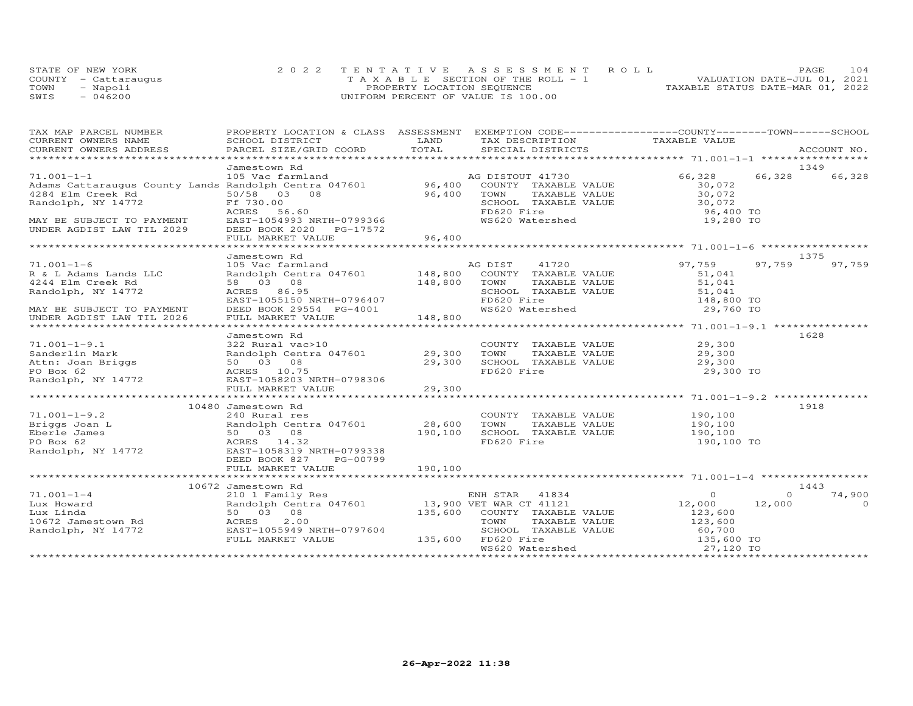STATE OF NEW YORK
COUNTY - Cattaraugus
TOWN - Napoli
SWIS - 046200

2022 TENTATIVE ASSESSMENT ROLL
TAXABLE SECTION OF THE ROLL - 1
PROPERTY LOCATION SEQUENCE
UNIFORM PERCENT OF VALUE IS 100.00

VALUATION DATE-JUL 01, 2021
TAXABLE STATUS DATE-MAR 01, 2022

| TAX MAP PARCEL NUMBER / CURRENT OWNERS NAME / CURRENT OWNERS ADDRESS | PROPERTY LOCATION & CLASS / SCHOOL DISTRICT / PARCEL SIZE/GRID COORD | ASSESSMENT LAND / TOTAL | EXEMPTION CODE / TAX DESCRIPTION / SPECIAL DISTRICTS | COUNTY | TOWN | SCHOOL | ACCOUNT NO. |
|---|---|---|---|---|---|---|---|
| **71.001-1-1** | Jamestown Rd | | | | | | 1349 |
| 71.001-1-1 | 105 Vac farmland | | AG DISTOUT 41730 | 66,328 | 66,328 | 66,328 | |
| Adams Cattaraugus County Lands | Randolph Centra 047601 | 96,400 | COUNTY TAXABLE VALUE | 30,072 | | | |
| 4284 Elm Creek Rd | 50/58 03 08 | 96,400 | TOWN TAXABLE VALUE | | 30,072 | | |
| Randolph, NY 14772 | Ff 730.00 | | SCHOOL TAXABLE VALUE | | | 30,072 | |
| | ACRES 56.60 | | FD620 Fire | 96,400 TO | | | |
| MAY BE SUBJECT TO PAYMENT | EAST-1054993 NRTH-0799366 | | WS620 Watershed | 19,280 TO | | | |
| UNDER AGDIST LAW TIL 2029 | DEED BOOK 2020 PG-17572 | | | | | | |
| | FULL MARKET VALUE | 96,400 | | | | | |
| **71.001-1-6** | Jamestown Rd | | | | | | 1375 |
| 71.001-1-6 | 105 Vac farmland | | AG DIST 41720 | 97,759 | 97,759 | 97,759 | |
| R & L Adams Lands LLC | Randolph Centra 047601 | 148,800 | COUNTY TAXABLE VALUE | 51,041 | | | |
| 4244 Elm Creek Rd | 58 03 08 | 148,800 | TOWN TAXABLE VALUE | | 51,041 | | |
| Randolph, NY 14772 | ACRES 86.95 | | SCHOOL TAXABLE VALUE | | | 51,041 | |
| | EAST-1055150 NRTH-0796407 | | FD620 Fire | 148,800 TO | | | |
| MAY BE SUBJECT TO PAYMENT | DEED BOOK 29554 PG-4001 | | WS620 Watershed | 29,760 TO | | | |
| UNDER AGDIST LAW TIL 2026 | FULL MARKET VALUE | 148,800 | | | | | |
| **71.001-1-9.1** | Jamestown Rd | | | | | | 1628 |
| 71.001-1-9.1 | 322 Rural vac>10 | | COUNTY TAXABLE VALUE | 29,300 | | | |
| Sanderlin Mark | Randolph Centra 047601 | 29,300 | TOWN TAXABLE VALUE | | 29,300 | | |
| Attn: Joan Briggs | 50 03 08 | 29,300 | SCHOOL TAXABLE VALUE | | | 29,300 | |
| PO Box 62 | ACRES 10.75 | | FD620 Fire | 29,300 TO | | | |
| Randolph, NY 14772 | EAST-1058203 NRTH-0798306 | | | | | | |
| | FULL MARKET VALUE | 29,300 | | | | | |
| **71.001-1-9.2** | 10480 Jamestown Rd | | | | | | 1918 |
| 71.001-1-9.2 | 240 Rural res | | COUNTY TAXABLE VALUE | 190,100 | | | |
| Briggs Joan L | Randolph Centra 047601 | 28,600 | TOWN TAXABLE VALUE | | 190,100 | | |
| Eberle James | 50 03 08 | 190,100 | SCHOOL TAXABLE VALUE | | | 190,100 | |
| PO Box 62 | ACRES 14.32 | | FD620 Fire | 190,100 TO | | | |
| Randolph, NY 14772 | EAST-1058319 NRTH-0799338 | | | | | | |
| | DEED BOOK 827 PG-00799 | | | | | | |
| | FULL MARKET VALUE | 190,100 | | | | | |
| **71.001-1-4** | 10672 Jamestown Rd | | | | | | 1443 |
| 71.001-1-4 | 210 1 Family Res | | ENH STAR 41834 | 0 | 0 | 74,900 | |
| Lux Howard | Randolph Centra 047601 | 13,900 | VET WAR CT 41121 | 12,000 | 12,000 | 0 | |
| Lux Linda | 50 03 08 | 135,600 | COUNTY TAXABLE VALUE | 123,600 | | | |
| 10672 Jamestown Rd | ACRES 2.00 | | TOWN TAXABLE VALUE | | 123,600 | | |
| Randolph, NY 14772 | EAST-1055949 NRTH-0797604 | | SCHOOL TAXABLE VALUE | | | 60,700 | |
| | FULL MARKET VALUE | 135,600 | FD620 Fire | 135,600 TO | | | |
| | | | WS620 Watershed | 27,120 TO | | | |

26-Apr-2022 11:38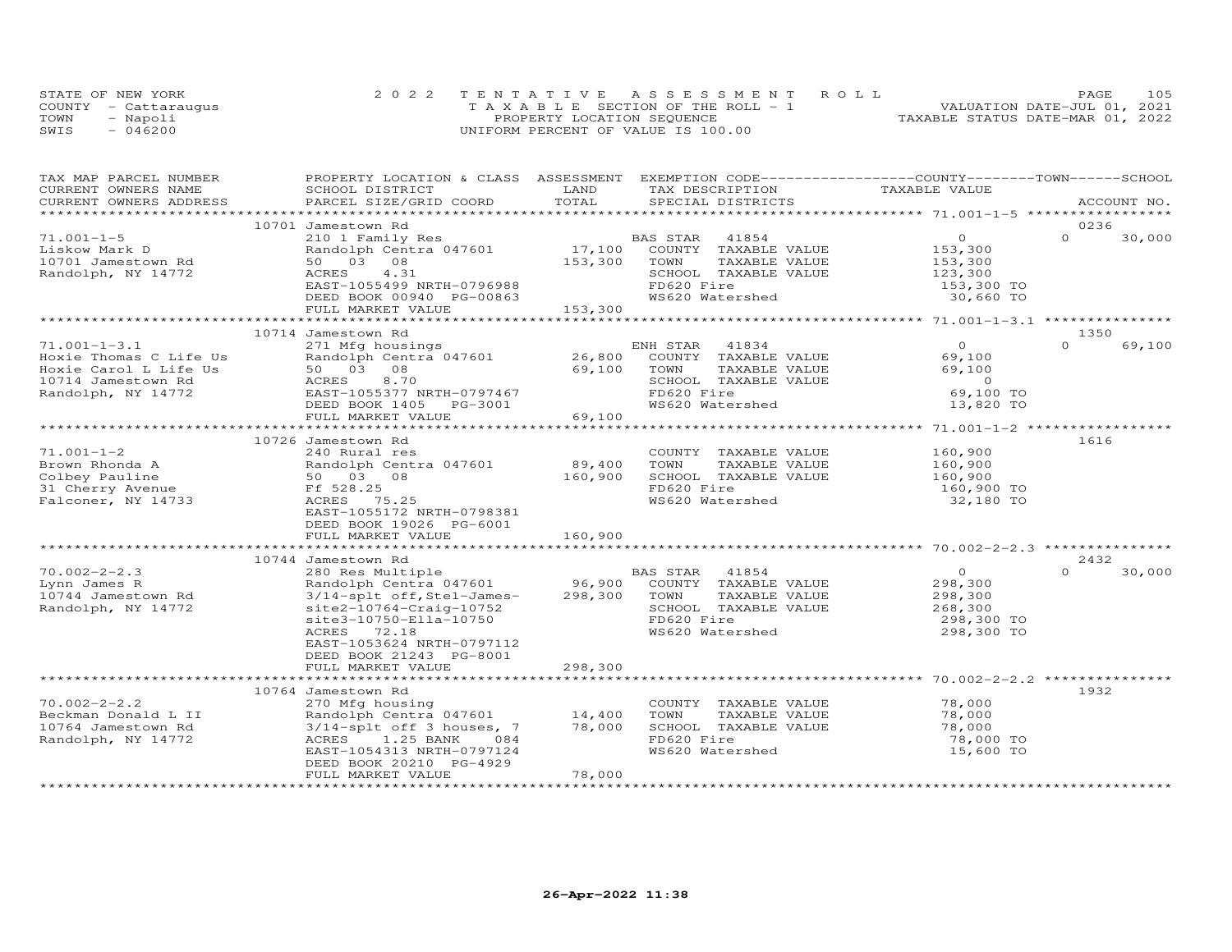STATE OF NEW YORK
COUNTY - Cattaraugus
TOWN - Napoli
SWIS - 046200

2022 TENTATIVE ASSESSMENT ROLL
TAXABLE SECTION OF THE ROLL - 1
PROPERTY LOCATION SEQUENCE
UNIFORM PERCENT OF VALUE IS 100.00

VALUATION DATE-JUL 01, 2021
TAXABLE STATUS DATE-MAR 01, 2022

| TAX MAP PARCEL NUMBER / CURRENT OWNERS NAME / CURRENT OWNERS ADDRESS | PROPERTY LOCATION & CLASS / SCHOOL DISTRICT / PARCEL SIZE/GRID COORD | ASSESSMENT LAND | TOTAL | EXEMPTION CODE / TAX DESCRIPTION / SPECIAL DISTRICTS | COUNTY / TOWN / SCHOOL TAXABLE VALUE | ACCOUNT NO. |
|---|---|---|---|---|---|---|
| | 10701 Jamestown Rd | | | | | 0236 |
| 71.001-1-5 | 210 1 Family Res | | | BAS STAR 41854 | 0 | 0 30,000 |
| Liskow Mark D | Randolph Centra 047601 | 17,100 | | COUNTY TAXABLE VALUE | 153,300 | |
| 10701 Jamestown Rd | 50 03 08 | | 153,300 | TOWN TAXABLE VALUE | 153,300 | |
| Randolph, NY 14772 | ACRES 4.31 | | | SCHOOL TAXABLE VALUE | 123,300 | |
| | EAST-1055499 NRTH-0796988 | | | FD620 Fire | 153,300 TO | |
| | DEED BOOK 00940 PG-00863 | | | WS620 Watershed | 30,660 TO | |
| | FULL MARKET VALUE | | 153,300 | | | |
| | 10714 Jamestown Rd | | | | | 1350 |
| 71.001-1-3.1 | 271 Mfg housings | | | ENH STAR 41834 | 0 | 0 69,100 |
| Hoxie Thomas C Life Us | Randolph Centra 047601 | 26,800 | | COUNTY TAXABLE VALUE | 69,100 | |
| Hoxie Carol L Life Us | 50 03 08 | | 69,100 | TOWN TAXABLE VALUE | 69,100 | |
| 10714 Jamestown Rd | ACRES 8.70 | | | SCHOOL TAXABLE VALUE | 0 | |
| Randolph, NY 14772 | EAST-1055377 NRTH-0797467 | | | FD620 Fire | 69,100 TO | |
| | DEED BOOK 1405 PG-3001 | | | WS620 Watershed | 13,820 TO | |
| | FULL MARKET VALUE | | 69,100 | | | |
| | 10726 Jamestown Rd | | | | | 1616 |
| 71.001-1-2 | 240 Rural res | | | COUNTY TAXABLE VALUE | 160,900 | |
| Brown Rhonda A | Randolph Centra 047601 | 89,400 | | TOWN TAXABLE VALUE | 160,900 | |
| Colbey Pauline | 50 03 08 | | 160,900 | SCHOOL TAXABLE VALUE | 160,900 | |
| 31 Cherry Avenue | Ff 528.25 | | | FD620 Fire | 160,900 TO | |
| Falconer, NY 14733 | ACRES 75.25 | | | WS620 Watershed | 32,180 TO | |
| | EAST-1055172 NRTH-0798381 | | | | | |
| | DEED BOOK 19026 PG-6001 | | | | | |
| | FULL MARKET VALUE | | 160,900 | | | |
| | 10744 Jamestown Rd | | | | | 2432 |
| 70.002-2-2.3 | 280 Res Multiple | | | BAS STAR 41854 | 0 | 0 30,000 |
| Lynn James R | Randolph Centra 047601 | 96,900 | | COUNTY TAXABLE VALUE | 298,300 | |
| 10744 Jamestown Rd | 3/14-splt off,Ste1-James- | | 298,300 | TOWN TAXABLE VALUE | 298,300 | |
| Randolph, NY 14772 | site2-10764-Craig-10752 | | | SCHOOL TAXABLE VALUE | 268,300 | |
| | site3-10750-Ella-10750 | | | FD620 Fire | 298,300 TO | |
| | ACRES 72.18 | | | WS620 Watershed | 298,300 TO | |
| | EAST-1053624 NRTH-0797112 | | | | | |
| | DEED BOOK 21243 PG-8001 | | | | | |
| | FULL MARKET VALUE | | 298,300 | | | |
| | 10764 Jamestown Rd | | | | | 1932 |
| 70.002-2-2.2 | 270 Mfg housing | | | COUNTY TAXABLE VALUE | 78,000 | |
| Beckman Donald L II | Randolph Centra 047601 | 14,400 | | TOWN TAXABLE VALUE | 78,000 | |
| 10764 Jamestown Rd | 3/14-splt off 3 houses, 7 | | 78,000 | SCHOOL TAXABLE VALUE | 78,000 | |
| Randolph, NY 14772 | ACRES 1.25 BANK 084 | | | FD620 Fire | 78,000 TO | |
| | EAST-1054313 NRTH-0797124 | | | WS620 Watershed | 15,600 TO | |
| | DEED BOOK 20210 PG-4929 | | | | | |
| | FULL MARKET VALUE | | 78,000 | | | |

26-Apr-2022 11:38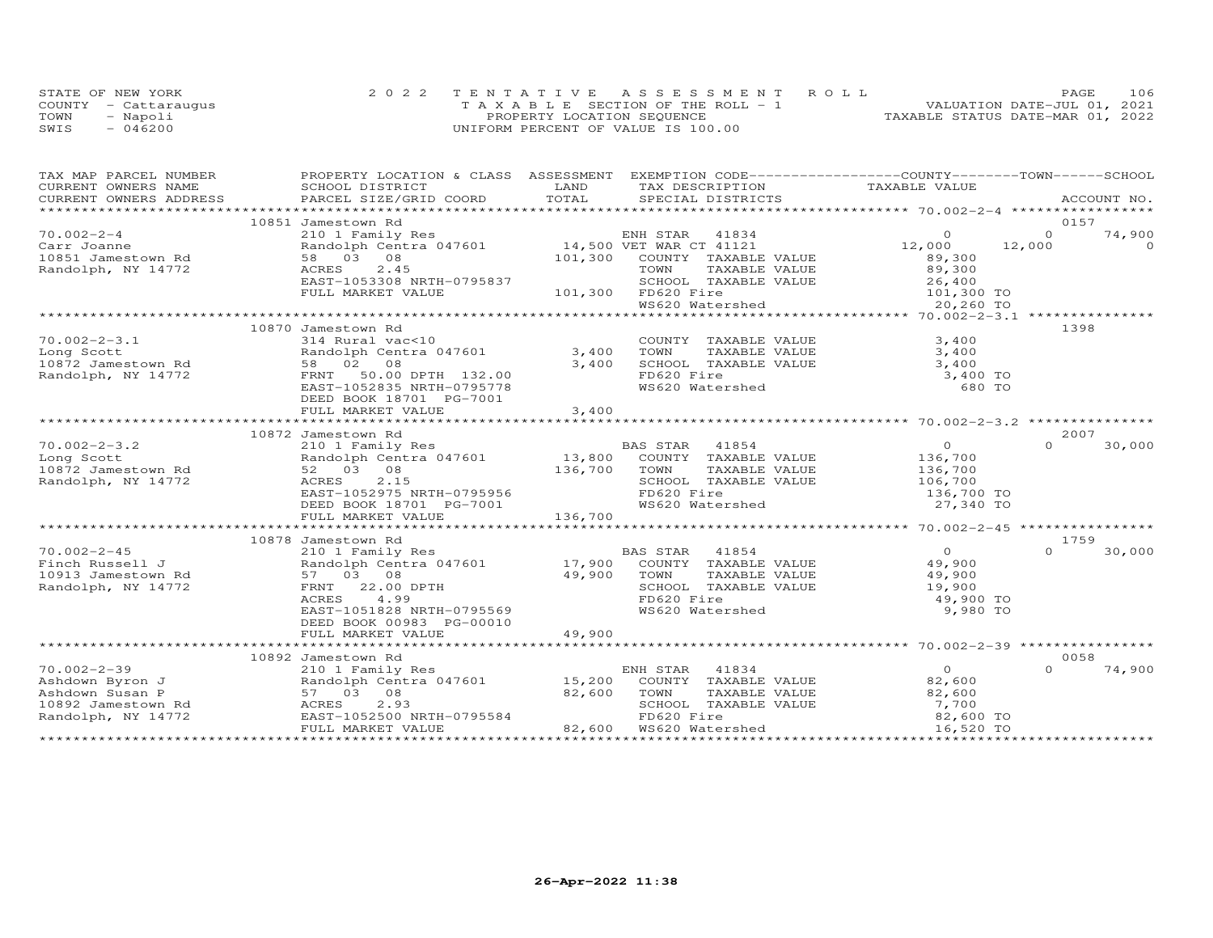STATE OF NEW YORK
COUNTY - Cattaraugus
TOWN - Napoli
SWIS - 046200

2022 TENTATIVE ASSESSMENT ROLL
TAXABLE SECTION OF THE ROLL - 1
PROPERTY LOCATION SEQUENCE
UNIFORM PERCENT OF VALUE IS 100.00

VALUATION DATE-JUL 01, 2021
TAXABLE STATUS DATE-MAR 01, 2022

| TAX MAP PARCEL NUMBER / CURRENT OWNERS NAME / CURRENT OWNERS ADDRESS | PROPERTY LOCATION & CLASS / SCHOOL DISTRICT / PARCEL SIZE/GRID COORD | ASSESSMENT LAND | TOTAL | EXEMPTION CODE / TAX DESCRIPTION / SPECIAL DISTRICTS | COUNTY TAXABLE VALUE | TOWN | SCHOOL / ACCOUNT NO. |
|---|---|---|---|---|---|---|---|
| | 10851 Jamestown Rd | | | | | | 0157 |
| 70.002-2-4 | 210 1 Family Res | | | ENH STAR 41834 | 0 | 0 | 74,900 |
| Carr Joanne | Randolph Centra 047601 | 14,500 | | VET WAR CT 41121 | 12,000 | 12,000 | 0 |
| 10851 Jamestown Rd | 58 03 08 | | 101,300 | COUNTY TAXABLE VALUE | 89,300 | | |
| Randolph, NY 14772 | ACRES 2.45 | | | TOWN TAXABLE VALUE | 89,300 | | |
| | EAST-1053308 NRTH-0795837 | | | SCHOOL TAXABLE VALUE | 26,400 | | |
| | FULL MARKET VALUE | | 101,300 | FD620 Fire | 101,300 TO | | |
| | | | | WS620 Watershed | 20,260 TO | | |
| | 10870 Jamestown Rd | | | | | | 1398 |
| 70.002-2-3.1 | 314 Rural vac<10 | | | COUNTY TAXABLE VALUE | 3,400 | | |
| Long Scott | Randolph Centra 047601 | 3,400 | | TOWN TAXABLE VALUE | 3,400 | | |
| 10872 Jamestown Rd | 58 02 08 | | 3,400 | SCHOOL TAXABLE VALUE | 3,400 | | |
| Randolph, NY 14772 | FRNT 50.00 DPTH 132.00 | | | FD620 Fire | 3,400 TO | | |
| | EAST-1052835 NRTH-0795778 | | | WS620 Watershed | 680 TO | | |
| | DEED BOOK 18701 PG-7001 | | | | | | |
| | FULL MARKET VALUE | | 3,400 | | | | |
| | 10872 Jamestown Rd | | | | | | 2007 |
| 70.002-2-3.2 | 210 1 Family Res | | | BAS STAR 41854 | 0 | 0 | 30,000 |
| Long Scott | Randolph Centra 047601 | 13,800 | | COUNTY TAXABLE VALUE | 136,700 | | |
| 10872 Jamestown Rd | 52 03 08 | | 136,700 | TOWN TAXABLE VALUE | 136,700 | | |
| Randolph, NY 14772 | ACRES 2.15 | | | SCHOOL TAXABLE VALUE | 106,700 | | |
| | EAST-1052975 NRTH-0795956 | | | FD620 Fire | 136,700 TO | | |
| | DEED BOOK 18701 PG-7001 | | | WS620 Watershed | 27,340 TO | | |
| | FULL MARKET VALUE | | 136,700 | | | | |
| | 10878 Jamestown Rd | | | | | | 1759 |
| 70.002-2-45 | 210 1 Family Res | | | BAS STAR 41854 | 0 | 0 | 30,000 |
| Finch Russell J | Randolph Centra 047601 | 17,900 | | COUNTY TAXABLE VALUE | 49,900 | | |
| 10913 Jamestown Rd | 57 03 08 | | 49,900 | TOWN TAXABLE VALUE | 49,900 | | |
| Randolph, NY 14772 | FRNT 22.00 DPTH | | | SCHOOL TAXABLE VALUE | 19,900 | | |
| | ACRES 4.99 | | | FD620 Fire | 49,900 TO | | |
| | EAST-1051828 NRTH-0795569 | | | WS620 Watershed | 9,980 TO | | |
| | DEED BOOK 00983 PG-00010 | | | | | | |
| | FULL MARKET VALUE | | 49,900 | | | | |
| | 10892 Jamestown Rd | | | | | | 0058 |
| 70.002-2-39 | 210 1 Family Res | | | ENH STAR 41834 | 0 | 0 | 74,900 |
| Ashdown Byron J | Randolph Centra 047601 | 15,200 | | COUNTY TAXABLE VALUE | 82,600 | | |
| Ashdown Susan P | 57 03 08 | | 82,600 | TOWN TAXABLE VALUE | 82,600 | | |
| 10892 Jamestown Rd | ACRES 2.93 | | | SCHOOL TAXABLE VALUE | 7,700 | | |
| Randolph, NY 14772 | EAST-1052500 NRTH-0795584 | | | FD620 Fire | 82,600 TO | | |
| | FULL MARKET VALUE | | 82,600 | WS620 Watershed | 16,520 TO | | |

26-Apr-2022 11:38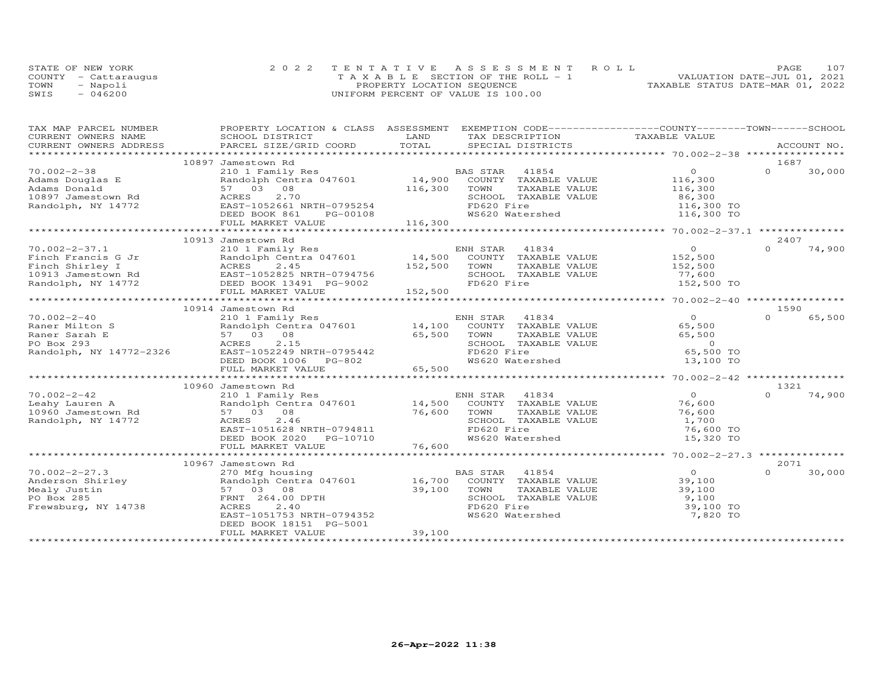STATE OF NEW YORK
COUNTY - Cattaraugus
TOWN - Napoli
SWIS - 046200

2022 TENTATIVE ASSESSMENT ROLL
TAXABLE SECTION OF THE ROLL - 1
PROPERTY LOCATION SEQUENCE
UNIFORM PERCENT OF VALUE IS 100.00

VALUATION DATE-JUL 01, 2021
TAXABLE STATUS DATE-MAR 01, 2022

| TAX MAP PARCEL NUMBER / CURRENT OWNERS NAME / CURRENT OWNERS ADDRESS | PROPERTY LOCATION & CLASS / SCHOOL DISTRICT / PARCEL SIZE/GRID COORD | ASSESSMENT LAND / TOTAL | EXEMPTION CODE / TAX DESCRIPTION / SPECIAL DISTRICTS | COUNTY / TOWN TAXABLE VALUE | SCHOOL / ACCOUNT NO. |
|---|---|---|---|---|---|
| **70.002-2-38** | 10897 Jamestown Rd | | | | 1687 |
| 70.002-2-38 | 210 1 Family Res | | BAS STAR 41854 | 0 | 0 30,000 |
| Adams Douglas E | Randolph Centra 047601 | 14,900 | COUNTY TAXABLE VALUE | 116,300 | |
| Adams Donald | 57 03 08 | 116,300 | TOWN TAXABLE VALUE | 116,300 | |
| 10897 Jamestown Rd | ACRES 2.70 | | SCHOOL TAXABLE VALUE | 86,300 | |
| Randolph, NY 14772 | EAST-1052661 NRTH-0795254 | | FD620 Fire | 116,300 TO | |
| | DEED BOOK 861 PG-00108 | | WS620 Watershed | 116,300 TO | |
| | FULL MARKET VALUE | 116,300 | | | |
| **70.002-2-37.1** | 10913 Jamestown Rd | | | | 2407 |
| 70.002-2-37.1 | 210 1 Family Res | | ENH STAR 41834 | 0 | 0 74,900 |
| Finch Francis G Jr | Randolph Centra 047601 | 14,500 | COUNTY TAXABLE VALUE | 152,500 | |
| Finch Shirley I | ACRES 2.45 | 152,500 | TOWN TAXABLE VALUE | 152,500 | |
| 10913 Jamestown Rd | EAST-1052825 NRTH-0794756 | | SCHOOL TAXABLE VALUE | 77,600 | |
| Randolph, NY 14772 | DEED BOOK 13491 PG-9002 | | FD620 Fire | 152,500 TO | |
| | FULL MARKET VALUE | 152,500 | | | |
| **70.002-2-40** | 10914 Jamestown Rd | | | | 1590 |
| 70.002-2-40 | 210 1 Family Res | | ENH STAR 41834 | 0 | 0 65,500 |
| Raner Milton S | Randolph Centra 047601 | 14,100 | COUNTY TAXABLE VALUE | 65,500 | |
| Raner Sarah E | 57 03 08 | 65,500 | TOWN TAXABLE VALUE | 65,500 | |
| PO Box 293 | ACRES 2.15 | | SCHOOL TAXABLE VALUE | 0 | |
| Randolph, NY 14772-2326 | EAST-1052249 NRTH-0795442 | | FD620 Fire | 65,500 TO | |
| | DEED BOOK 1006 PG-802 | | WS620 Watershed | 13,100 TO | |
| | FULL MARKET VALUE | 65,500 | | | |
| **70.002-2-42** | 10960 Jamestown Rd | | | | 1321 |
| 70.002-2-42 | 210 1 Family Res | | ENH STAR 41834 | 0 | 0 74,900 |
| Leahy Lauren A | Randolph Centra 047601 | 14,500 | COUNTY TAXABLE VALUE | 76,600 | |
| 10960 Jamestown Rd | 57 03 08 | 76,600 | TOWN TAXABLE VALUE | 76,600 | |
| Randolph, NY 14772 | ACRES 2.46 | | SCHOOL TAXABLE VALUE | 1,700 | |
| | EAST-1051628 NRTH-0794811 | | FD620 Fire | 76,600 TO | |
| | DEED BOOK 2020 PG-10710 | | WS620 Watershed | 15,320 TO | |
| | FULL MARKET VALUE | 76,600 | | | |
| **70.002-2-27.3** | 10967 Jamestown Rd | | | | 2071 |
| 70.002-2-27.3 | 270 Mfg housing | | BAS STAR 41854 | 0 | 0 30,000 |
| Anderson Shirley | Randolph Centra 047601 | 16,700 | COUNTY TAXABLE VALUE | 39,100 | |
| Mealy Justin | 57 03 08 | 39,100 | TOWN TAXABLE VALUE | 39,100 | |
| PO Box 285 | FRNT 264.00 DPTH | | SCHOOL TAXABLE VALUE | 9,100 | |
| Frewsburg, NY 14738 | ACRES 2.40 | | FD620 Fire | 39,100 TO | |
| | EAST-1051753 NRTH-0794352 | | WS620 Watershed | 7,820 TO | |
| | DEED BOOK 18151 PG-5001 | | | | |
| | FULL MARKET VALUE | 39,100 | | | |

26-Apr-2022 11:38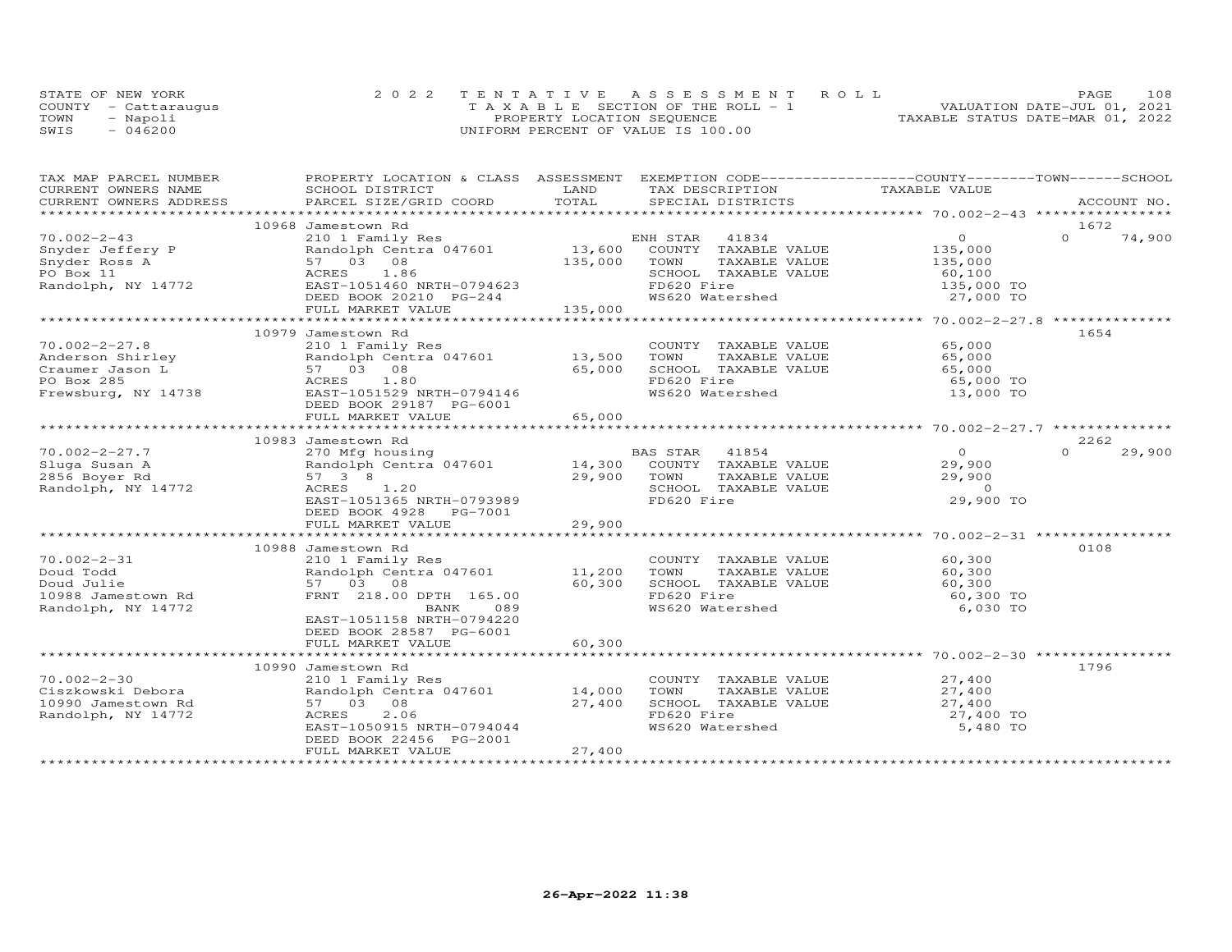STATE OF NEW YORK
COUNTY - Cattaraugus
TOWN - Napoli
SWIS - 046200

2022 TENTATIVE ASSESSMENT ROLL
TAXABLE SECTION OF THE ROLL - 1
PROPERTY LOCATION SEQUENCE
UNIFORM PERCENT OF VALUE IS 100.00

VALUATION DATE-JUL 01, 2021
TAXABLE STATUS DATE-MAR 01, 2022

| TAX MAP PARCEL NUMBER / CURRENT OWNERS NAME / CURRENT OWNERS ADDRESS | PROPERTY LOCATION & CLASS / SCHOOL DISTRICT / PARCEL SIZE/GRID COORD | ASSESSMENT LAND | TOTAL | EXEMPTION CODE / TAX DESCRIPTION / SPECIAL DISTRICTS | COUNTY / TOWN TAXABLE VALUE | SCHOOL | ACCOUNT NO. |
|---|---|---|---|---|---|---|---|
| 70.002-2-43 | 10968 Jamestown Rd | | | | | | 1672 |
| | 210 1 Family Res | | | ENH STAR 41834 | 0 | 0 | 74,900 |
| Snyder Jeffery P | Randolph Centra 047601 | 13,600 | | COUNTY TAXABLE VALUE | 135,000 | | |
| Snyder Ross A | 57 03 08 | | 135,000 | TOWN TAXABLE VALUE | 135,000 | | |
| PO Box 11 | ACRES 1.86 | | | SCHOOL TAXABLE VALUE | 60,100 | | |
| Randolph, NY 14772 | EAST-1051460 NRTH-0794623 | | | FD620 Fire | 135,000 TO | | |
| | DEED BOOK 20210 PG-244 | | | WS620 Watershed | 27,000 TO | | |
| | FULL MARKET VALUE | | 135,000 | | | | |
| 70.002-2-27.8 | 10979 Jamestown Rd | | | | | | 1654 |
| | 210 1 Family Res | | | COUNTY TAXABLE VALUE | 65,000 | | |
| Anderson Shirley | Randolph Centra 047601 | 13,500 | | TOWN TAXABLE VALUE | 65,000 | | |
| Craumer Jason L | 57 03 08 | | 65,000 | SCHOOL TAXABLE VALUE | 65,000 | | |
| PO Box 285 | ACRES 1.80 | | | FD620 Fire | 65,000 TO | | |
| Frewsburg, NY 14738 | EAST-1051529 NRTH-0794146 | | | WS620 Watershed | 13,000 TO | | |
| | DEED BOOK 29187 PG-6001 | | | | | | |
| | FULL MARKET VALUE | | 65,000 | | | | |
| 70.002-2-27.7 | 10983 Jamestown Rd | | | | | | 2262 |
| | 270 Mfg housing | | | BAS STAR 41854 | 0 | 0 | 29,900 |
| Sluga Susan A | Randolph Centra 047601 | 14,300 | | COUNTY TAXABLE VALUE | 29,900 | | |
| 2856 Boyer Rd | 57 3 8 | | 29,900 | TOWN TAXABLE VALUE | 29,900 | | |
| Randolph, NY 14772 | ACRES 1.20 | | | SCHOOL TAXABLE VALUE | 0 | | |
| | EAST-1051365 NRTH-0793989 | | | FD620 Fire | 29,900 TO | | |
| | DEED BOOK 4928 PG-7001 | | | | | | |
| | FULL MARKET VALUE | | 29,900 | | | | |
| 70.002-2-31 | 10988 Jamestown Rd | | | | | | 0108 |
| | 210 1 Family Res | | | COUNTY TAXABLE VALUE | 60,300 | | |
| Doud Todd | Randolph Centra 047601 | 11,200 | | TOWN TAXABLE VALUE | 60,300 | | |
| Doud Julie | 57 03 08 | | 60,300 | SCHOOL TAXABLE VALUE | 60,300 | | |
| 10988 Jamestown Rd | FRNT 218.00 DPTH 165.00 | | | FD620 Fire | 60,300 TO | | |
| Randolph, NY 14772 | BANK 089 | | | WS620 Watershed | 6,030 TO | | |
| | EAST-1051158 NRTH-0794220 | | | | | | |
| | DEED BOOK 28587 PG-6001 | | | | | | |
| | FULL MARKET VALUE | | 60,300 | | | | |
| 70.002-2-30 | 10990 Jamestown Rd | | | | | | 1796 |
| | 210 1 Family Res | | | COUNTY TAXABLE VALUE | 27,400 | | |
| Ciszkowski Debora | Randolph Centra 047601 | 14,000 | | TOWN TAXABLE VALUE | 27,400 | | |
| 10990 Jamestown Rd | 57 03 08 | | 27,400 | SCHOOL TAXABLE VALUE | 27,400 | | |
| Randolph, NY 14772 | ACRES 2.06 | | | FD620 Fire | 27,400 TO | | |
| | EAST-1050915 NRTH-0794044 | | | WS620 Watershed | 5,480 TO | | |
| | DEED BOOK 22456 PG-2001 | | | | | | |
| | FULL MARKET VALUE | | 27,400 | | | | |

26-Apr-2022 11:38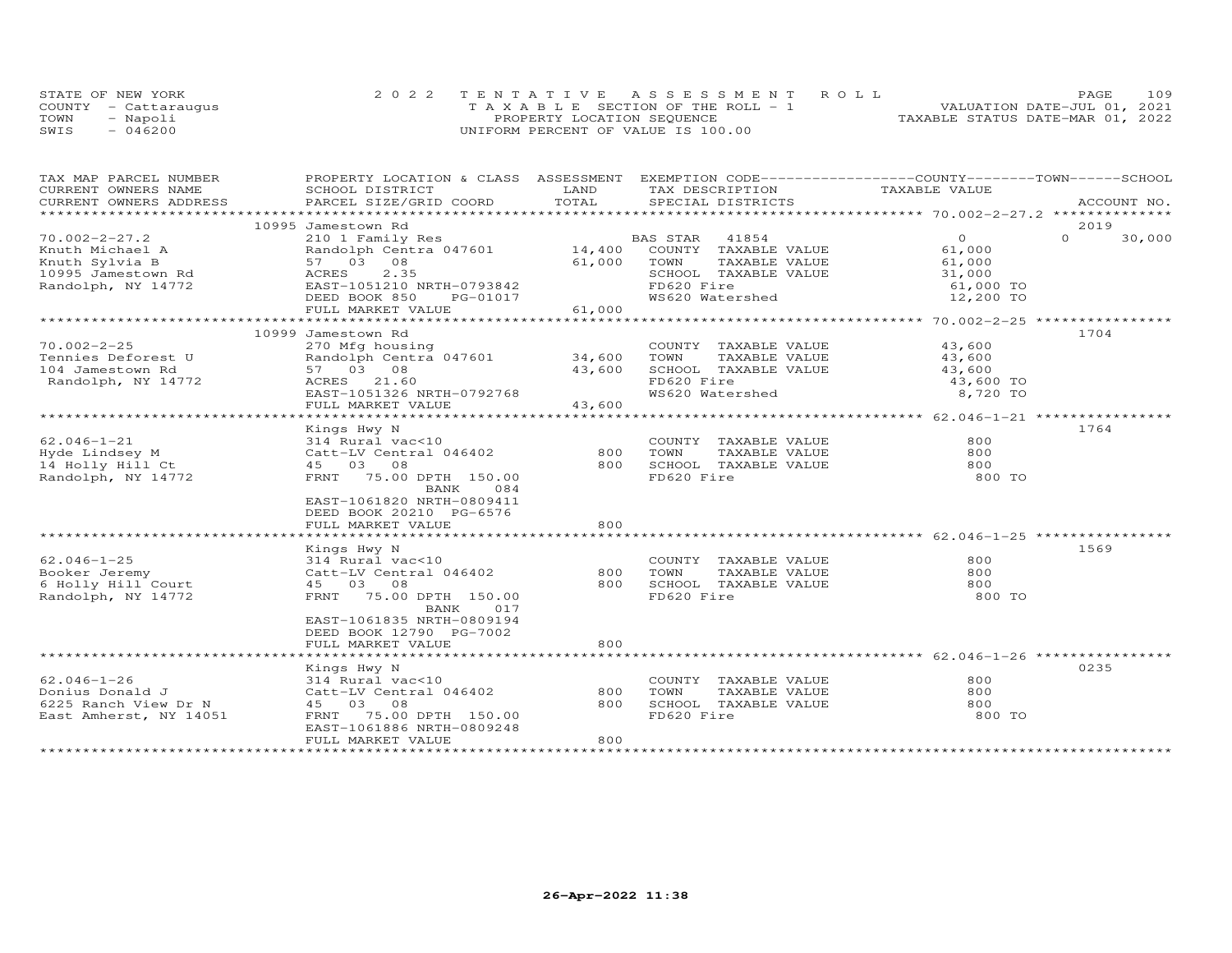STATE OF NEW YORK
COUNTY - Cattaraugus
TOWN - Napoli
SWIS - 046200

2022 TENTATIVE ASSESSMENT ROLL
TAXABLE SECTION OF THE ROLL - 1
PROPERTY LOCATION SEQUENCE
UNIFORM PERCENT OF VALUE IS 100.00

VALUATION DATE-JUL 01, 2021
TAXABLE STATUS DATE-MAR 01, 2022

| TAX MAP PARCEL NUMBER / CURRENT OWNERS NAME / CURRENT OWNERS ADDRESS | PROPERTY LOCATION & CLASS / SCHOOL DISTRICT / PARCEL SIZE/GRID COORD | ASSESSMENT LAND / TOTAL | EXEMPTION CODE / TAX DESCRIPTION / SPECIAL DISTRICTS | COUNTY TAXABLE VALUE | TOWN | SCHOOL | ACCOUNT NO. |
|---|---|---|---|---|---|---|---|
| 70.002-2-27.2 | 10995 Jamestown Rd | | | | | | 2019 |
| | 210 1 Family Res | | BAS STAR 41854 | 0 | 0 | 30,000 | |
| Knuth Michael A | Randolph Centra 047601 | 14,400 | COUNTY TAXABLE VALUE | 61,000 | | | |
| Knuth Sylvia B | 57 03 08 | 61,000 | TOWN TAXABLE VALUE | 61,000 | | | |
| 10995 Jamestown Rd | ACRES 2.35 | | SCHOOL TAXABLE VALUE | 31,000 | | | |
| Randolph, NY 14772 | EAST-1051210 NRTH-0793842 | | FD620 Fire | 61,000 TO | | | |
| | DEED BOOK 850 PG-01017 | | WS620 Watershed | 12,200 TO | | | |
| | FULL MARKET VALUE | 61,000 | | | | | |
| 70.002-2-25 | 10999 Jamestown Rd | | | | | | 1704 |
| | 270 Mfg housing | | COUNTY TAXABLE VALUE | 43,600 | | | |
| Tennies Deforest U | Randolph Centra 047601 | 34,600 | TOWN TAXABLE VALUE | 43,600 | | | |
| 104 Jamestown Rd | 57 03 08 | 43,600 | SCHOOL TAXABLE VALUE | 43,600 | | | |
| Randolph, NY 14772 | ACRES 21.60 | | FD620 Fire | 43,600 TO | | | |
| | EAST-1051326 NRTH-0792768 | | WS620 Watershed | 8,720 TO | | | |
| | FULL MARKET VALUE | 43,600 | | | | | |
| 62.046-1-21 | Kings Hwy N | | | | | | 1764 |
| | 314 Rural vac<10 | | COUNTY TAXABLE VALUE | 800 | | | |
| Hyde Lindsey M | Catt-LV Central 046402 | 800 | TOWN TAXABLE VALUE | 800 | | | |
| 14 Holly Hill Ct | 45 03 08 | 800 | SCHOOL TAXABLE VALUE | 800 | | | |
| Randolph, NY 14772 | FRNT 75.00 DPTH 150.00 | | FD620 Fire | 800 TO | | | |
| | BANK 084 | | | | | | |
| | EAST-1061820 NRTH-0809411 | | | | | | |
| | DEED BOOK 20210 PG-6576 | | | | | | |
| | FULL MARKET VALUE | 800 | | | | | |
| 62.046-1-25 | Kings Hwy N | | | | | | 1569 |
| | 314 Rural vac<10 | | COUNTY TAXABLE VALUE | 800 | | | |
| Booker Jeremy | Catt-LV Central 046402 | 800 | TOWN TAXABLE VALUE | 800 | | | |
| 6 Holly Hill Court | 45 03 08 | 800 | SCHOOL TAXABLE VALUE | 800 | | | |
| Randolph, NY 14772 | FRNT 75.00 DPTH 150.00 | | FD620 Fire | 800 TO | | | |
| | BANK 017 | | | | | | |
| | EAST-1061835 NRTH-0809194 | | | | | | |
| | DEED BOOK 12790 PG-7002 | | | | | | |
| | FULL MARKET VALUE | 800 | | | | | |
| 62.046-1-26 | Kings Hwy N | | | | | | 0235 |
| | 314 Rural vac<10 | | COUNTY TAXABLE VALUE | 800 | | | |
| Donius Donald J | Catt-LV Central 046402 | 800 | TOWN TAXABLE VALUE | 800 | | | |
| 6225 Ranch View Dr N | 45 03 08 | 800 | SCHOOL TAXABLE VALUE | 800 | | | |
| East Amherst, NY 14051 | FRNT 75.00 DPTH 150.00 | | FD620 Fire | 800 TO | | | |
| | EAST-1061886 NRTH-0809248 | | | | | | |
| | FULL MARKET VALUE | 800 | | | | | |

26-Apr-2022 11:38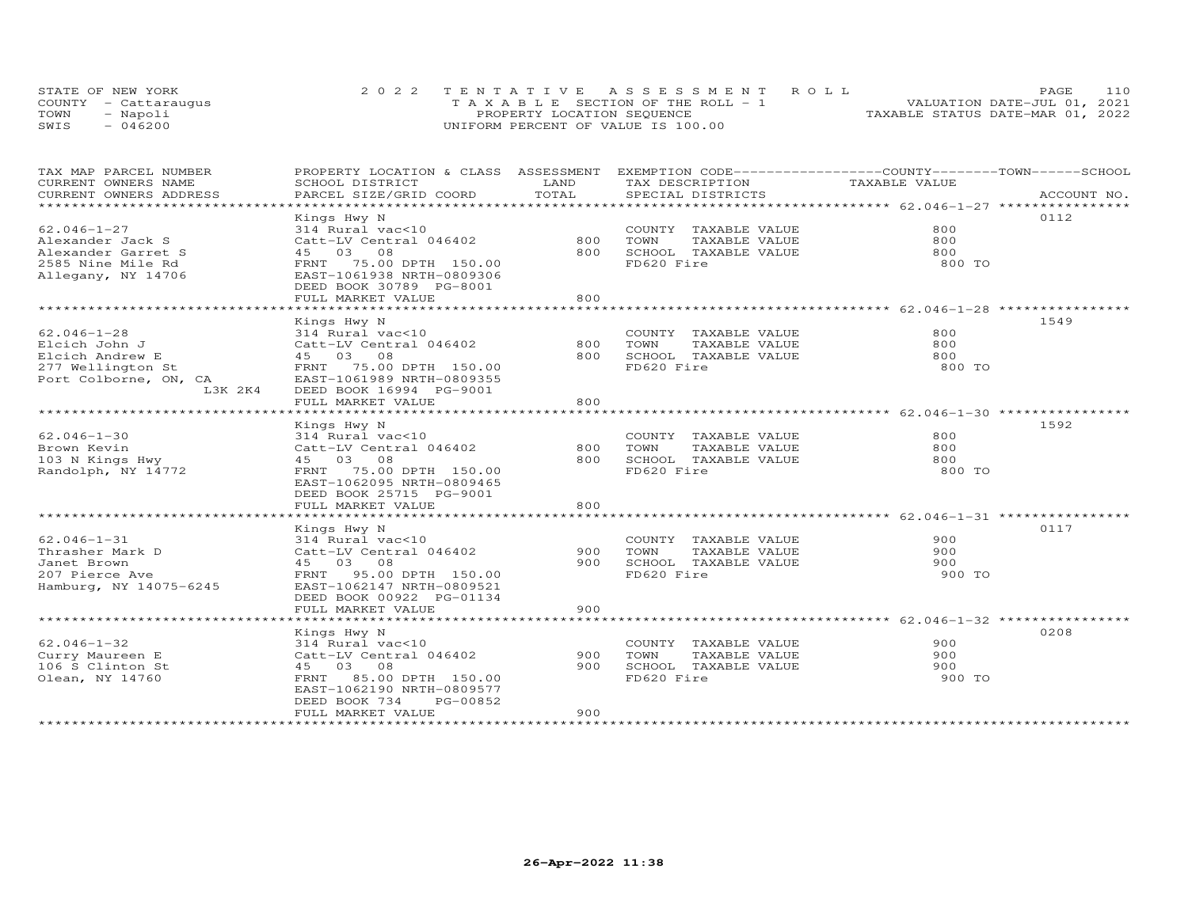STATE OF NEW YORK
COUNTY - Cattaraugus
TOWN - Napoli
SWIS - 046200

2022 TENTATIVE ASSESSMENT ROLL
TAXABLE SECTION OF THE ROLL - 1
PROPERTY LOCATION SEQUENCE
UNIFORM PERCENT OF VALUE IS 100.00

VALUATION DATE-JUL 01, 2021
TAXABLE STATUS DATE-MAR 01, 2022

| TAX MAP PARCEL NUMBER / CURRENT OWNERS NAME / CURRENT OWNERS ADDRESS | PROPERTY LOCATION & CLASS / SCHOOL DISTRICT / PARCEL SIZE/GRID COORD | ASSESSMENT LAND / TOTAL | EXEMPTION CODE / TAX DESCRIPTION / SPECIAL DISTRICTS | COUNTY / TOWN / SCHOOL TAXABLE VALUE | ACCOUNT NO. |
|---|---|---|---|---|---|
| 62.046-1-27 | Kings Hwy N | | | | 0112 |
| | 314 Rural vac<10 | | COUNTY TAXABLE VALUE | 800 | |
| Alexander Jack S | Catt-LV Central 046402 | 800 | TOWN TAXABLE VALUE | 800 | |
| Alexander Garret S | 45 03 08 | 800 | SCHOOL TAXABLE VALUE | 800 | |
| 2585 Nine Mile Rd | FRNT 75.00 DPTH 150.00 | | FD620 Fire | 800 TO | |
| Allegany, NY 14706 | EAST-1061938 NRTH-0809306 | | | | |
| | DEED BOOK 30789 PG-8001 | | | | |
| | FULL MARKET VALUE | 800 | | | |
| 62.046-1-28 | Kings Hwy N | | | | 1549 |
| | 314 Rural vac<10 | | COUNTY TAXABLE VALUE | 800 | |
| Elcich John J | Catt-LV Central 046402 | 800 | TOWN TAXABLE VALUE | 800 | |
| Elcich Andrew E | 45 03 08 | 800 | SCHOOL TAXABLE VALUE | 800 | |
| 277 Wellington St | FRNT 75.00 DPTH 150.00 | | FD620 Fire | 800 TO | |
| Port Colborne, ON, CA L3K 2K4 | EAST-1061989 NRTH-0809355 | | | | |
| | DEED BOOK 16994 PG-9001 | | | | |
| | FULL MARKET VALUE | 800 | | | |
| 62.046-1-30 | Kings Hwy N | | | | 1592 |
| | 314 Rural vac<10 | | COUNTY TAXABLE VALUE | 800 | |
| Brown Kevin | Catt-LV Central 046402 | 800 | TOWN TAXABLE VALUE | 800 | |
| 103 N Kings Hwy | 45 03 08 | 800 | SCHOOL TAXABLE VALUE | 800 | |
| Randolph, NY 14772 | FRNT 75.00 DPTH 150.00 | | FD620 Fire | 800 TO | |
| | EAST-1062095 NRTH-0809465 | | | | |
| | DEED BOOK 25715 PG-9001 | | | | |
| | FULL MARKET VALUE | 800 | | | |
| 62.046-1-31 | Kings Hwy N | | | | 0117 |
| | 314 Rural vac<10 | | COUNTY TAXABLE VALUE | 900 | |
| Thrasher Mark D | Catt-LV Central 046402 | 900 | TOWN TAXABLE VALUE | 900 | |
| Janet Brown | 45 03 08 | 900 | SCHOOL TAXABLE VALUE | 900 | |
| 207 Pierce Ave | FRNT 95.00 DPTH 150.00 | | FD620 Fire | 900 TO | |
| Hamburg, NY 14075-6245 | EAST-1062147 NRTH-0809521 | | | | |
| | DEED BOOK 00922 PG-01134 | | | | |
| | FULL MARKET VALUE | 900 | | | |
| 62.046-1-32 | Kings Hwy N | | | | 0208 |
| | 314 Rural vac<10 | | COUNTY TAXABLE VALUE | 900 | |
| Curry Maureen E | Catt-LV Central 046402 | 900 | TOWN TAXABLE VALUE | 900 | |
| 106 S Clinton St | 45 03 08 | 900 | SCHOOL TAXABLE VALUE | 900 | |
| Olean, NY 14760 | FRNT 85.00 DPTH 150.00 | | FD620 Fire | 900 TO | |
| | EAST-1062190 NRTH-0809577 | | | | |
| | DEED BOOK 734 PG-00852 | | | | |
| | FULL MARKET VALUE | 900 | | | |

26-Apr-2022 11:38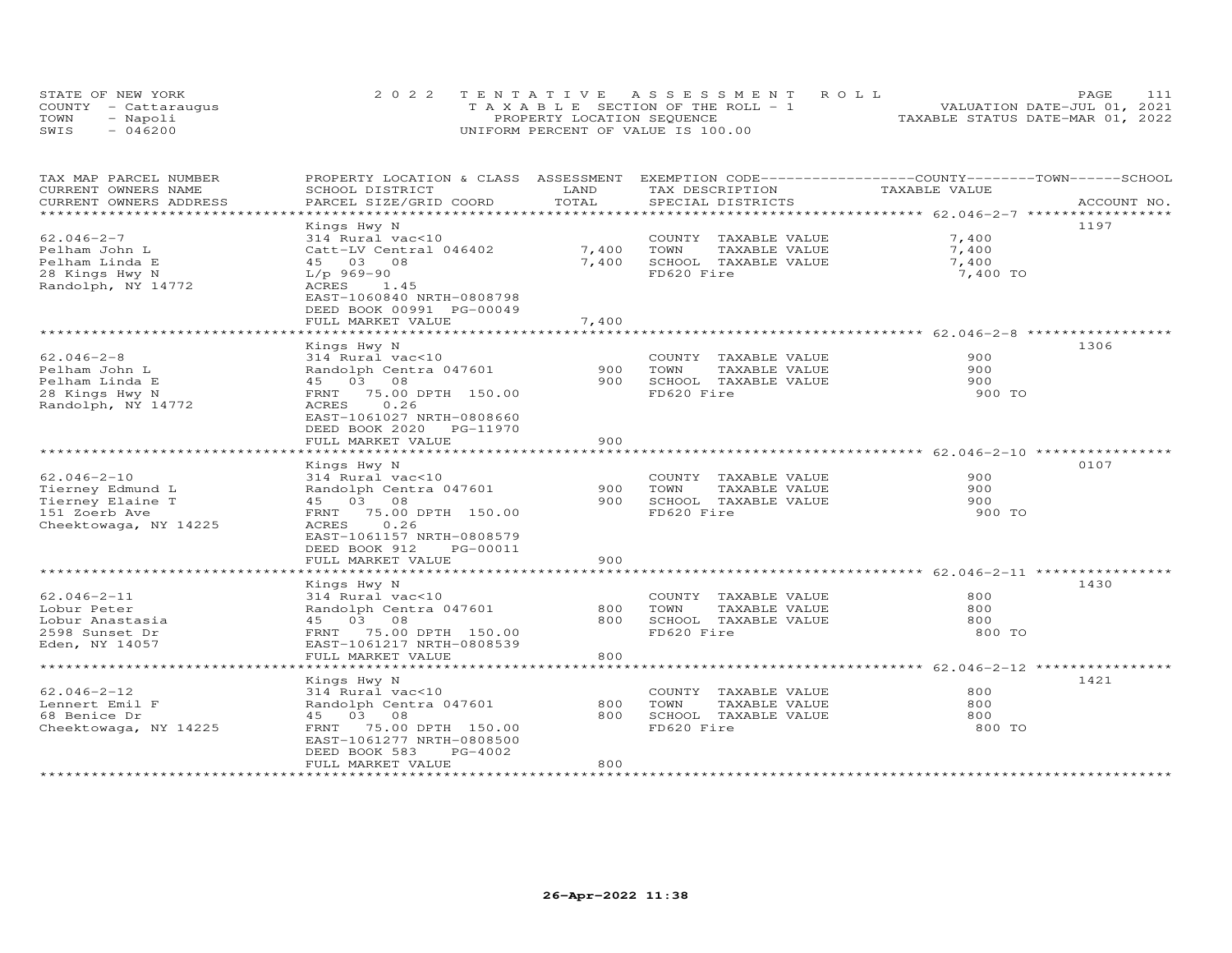STATE OF NEW YORK
COUNTY - Cattaraugus
TOWN - Napoli
SWIS - 046200

2022 TENTATIVE ASSESSMENT ROLL
TAXABLE SECTION OF THE ROLL - 1
PROPERTY LOCATION SEQUENCE
UNIFORM PERCENT OF VALUE IS 100.00

VALUATION DATE-JUL 01, 2021
TAXABLE STATUS DATE-MAR 01, 2022

| TAX MAP PARCEL NUMBER / CURRENT OWNERS NAME / CURRENT OWNERS ADDRESS | PROPERTY LOCATION & CLASS / SCHOOL DISTRICT / PARCEL SIZE/GRID COORD | ASSESSMENT LAND | TOTAL | EXEMPTION CODE / TAX DESCRIPTION / SPECIAL DISTRICTS | COUNTY--------TOWN------SCHOOL TAXABLE VALUE | ACCOUNT NO. |
|---|---|---|---|---|---|---|
| 62.046-2-7 | Kings Hwy N | | | | | 1197 |
| | 314 Rural vac<10 | | | COUNTY TAXABLE VALUE | 7,400 | |
| Pelham John L | Catt-LV Central 046402 | 7,400 | | TOWN TAXABLE VALUE | 7,400 | |
| Pelham Linda E | 45 03 08 | | 7,400 | SCHOOL TAXABLE VALUE | 7,400 | |
| 28 Kings Hwy N | L/p 969-90 | | | FD620 Fire | 7,400 TO | |
| Randolph, NY 14772 | ACRES 1.45 | | | | | |
| | EAST-1060840 NRTH-0808798 | | | | | |
| | DEED BOOK 00991 PG-00049 | | | | | |
| | FULL MARKET VALUE | | 7,400 | | | |
| 62.046-2-8 | Kings Hwy N | | | | | 1306 |
| | 314 Rural vac<10 | | | COUNTY TAXABLE VALUE | 900 | |
| Pelham John L | Randolph Centra 047601 | 900 | | TOWN TAXABLE VALUE | 900 | |
| Pelham Linda E | 45 03 08 | | 900 | SCHOOL TAXABLE VALUE | 900 | |
| 28 Kings Hwy N | FRNT 75.00 DPTH 150.00 | | | FD620 Fire | 900 TO | |
| Randolph, NY 14772 | ACRES 0.26 | | | | | |
| | EAST-1061027 NRTH-0808660 | | | | | |
| | DEED BOOK 2020 PG-11970 | | | | | |
| | FULL MARKET VALUE | | 900 | | | |
| 62.046-2-10 | Kings Hwy N | | | | | 0107 |
| | 314 Rural vac<10 | | | COUNTY TAXABLE VALUE | 900 | |
| Tierney Edmund L | Randolph Centra 047601 | 900 | | TOWN TAXABLE VALUE | 900 | |
| Tierney Elaine T | 45 03 08 | | 900 | SCHOOL TAXABLE VALUE | 900 | |
| 151 Zoerb Ave | FRNT 75.00 DPTH 150.00 | | | FD620 Fire | 900 TO | |
| Cheektowaga, NY 14225 | ACRES 0.26 | | | | | |
| | EAST-1061157 NRTH-0808579 | | | | | |
| | DEED BOOK 912 PG-00011 | | | | | |
| | FULL MARKET VALUE | | 900 | | | |
| 62.046-2-11 | Kings Hwy N | | | | | 1430 |
| | 314 Rural vac<10 | | | COUNTY TAXABLE VALUE | 800 | |
| Lobur Peter | Randolph Centra 047601 | 800 | | TOWN TAXABLE VALUE | 800 | |
| Lobur Anastasia | 45 03 08 | | 800 | SCHOOL TAXABLE VALUE | 800 | |
| 2598 Sunset Dr | FRNT 75.00 DPTH 150.00 | | | FD620 Fire | 800 TO | |
| Eden, NY 14057 | EAST-1061217 NRTH-0808539 | | | | | |
| | FULL MARKET VALUE | | 800 | | | |
| 62.046-2-12 | Kings Hwy N | | | | | 1421 |
| | 314 Rural vac<10 | | | COUNTY TAXABLE VALUE | 800 | |
| Lennert Emil F | Randolph Centra 047601 | 800 | | TOWN TAXABLE VALUE | 800 | |
| 68 Benice Dr | 45 03 08 | | 800 | SCHOOL TAXABLE VALUE | 800 | |
| Cheektowaga, NY 14225 | FRNT 75.00 DPTH 150.00 | | | FD620 Fire | 800 TO | |
| | EAST-1061277 NRTH-0808500 | | | | | |
| | DEED BOOK 583 PG-4002 | | | | | |
| | FULL MARKET VALUE | | 800 | | | |

26-Apr-2022 11:38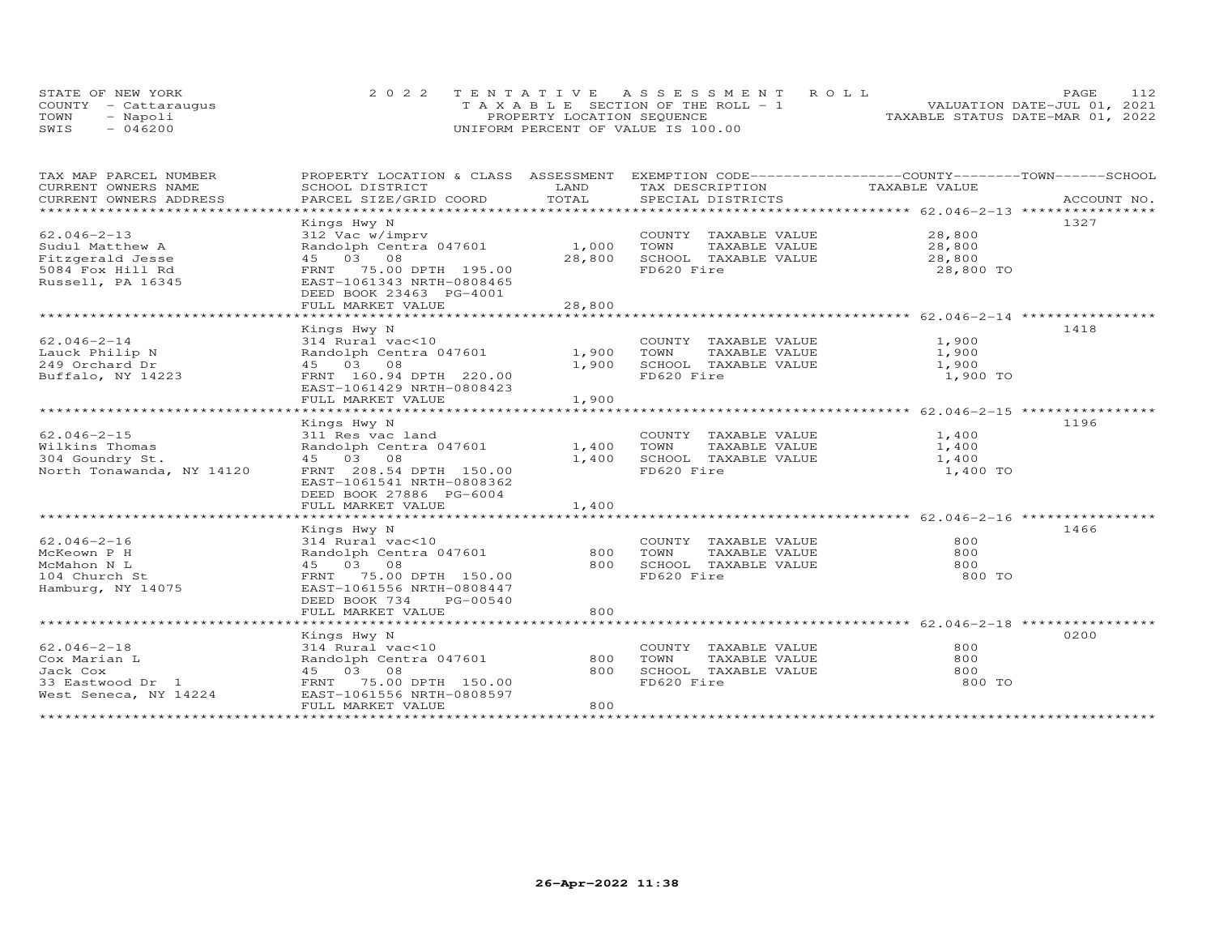STATE OF NEW YORK
COUNTY - Cattaraugus
TOWN - Napoli
SWIS - 046200

# 2022 TENTATIVE ASSESSMENT ROLL

TAXABLE SECTION OF THE ROLL - 1
PROPERTY LOCATION SEQUENCE
UNIFORM PERCENT OF VALUE IS 100.00

VALUATION DATE-JUL 01, 2021
TAXABLE STATUS DATE-MAR 01, 2022

| TAX MAP PARCEL NUMBER / CURRENT OWNERS NAME / CURRENT OWNERS ADDRESS | PROPERTY LOCATION & CLASS / SCHOOL DISTRICT / PARCEL SIZE/GRID COORD | ASSESSMENT LAND / TOTAL | EXEMPTION CODE / TAX DESCRIPTION / SPECIAL DISTRICTS | TAXABLE VALUE (COUNTY / TOWN / SCHOOL) | ACCOUNT NO. |
|---|---|---|---|---|---|
| 62.046-2-13 | Kings Hwy N | | | | 1327 |
| | 312 Vac w/imprv | | COUNTY TAXABLE VALUE | 28,800 | |
| Sudul Matthew A | Randolph Centra 047601 | 1,000 | TOWN TAXABLE VALUE | 28,800 | |
| Fitzgerald Jesse | 45 03 08 | 28,800 | SCHOOL TAXABLE VALUE | 28,800 | |
| 5084 Fox Hill Rd | FRNT 75.00 DPTH 195.00 | | FD620 Fire | 28,800 TO | |
| Russell, PA 16345 | EAST-1061343 NRTH-0808465 | | | | |
| | DEED BOOK 23463 PG-4001 | | | | |
| | FULL MARKET VALUE | 28,800 | | | |
| 62.046-2-14 | Kings Hwy N | | | | 1418 |
| | 314 Rural vac<10 | | COUNTY TAXABLE VALUE | 1,900 | |
| Lauck Philip N | Randolph Centra 047601 | 1,900 | TOWN TAXABLE VALUE | 1,900 | |
| 249 Orchard Dr | 45 03 08 | 1,900 | SCHOOL TAXABLE VALUE | 1,900 | |
| Buffalo, NY 14223 | FRNT 160.94 DPTH 220.00 | | FD620 Fire | 1,900 TO | |
| | EAST-1061429 NRTH-0808423 | | | | |
| | FULL MARKET VALUE | 1,900 | | | |
| 62.046-2-15 | Kings Hwy N | | | | 1196 |
| | 311 Res vac land | | COUNTY TAXABLE VALUE | 1,400 | |
| Wilkins Thomas | Randolph Centra 047601 | 1,400 | TOWN TAXABLE VALUE | 1,400 | |
| 304 Goundry St. | 45 03 08 | 1,400 | SCHOOL TAXABLE VALUE | 1,400 | |
| North Tonawanda, NY 14120 | FRNT 208.54 DPTH 150.00 | | FD620 Fire | 1,400 TO | |
| | EAST-1061541 NRTH-0808362 | | | | |
| | DEED BOOK 27886 PG-6004 | | | | |
| | FULL MARKET VALUE | 1,400 | | | |
| 62.046-2-16 | Kings Hwy N | | | | 1466 |
| | 314 Rural vac<10 | | COUNTY TAXABLE VALUE | 800 | |
| McKeown P H | Randolph Centra 047601 | 800 | TOWN TAXABLE VALUE | 800 | |
| McMahon N L | 45 03 08 | 800 | SCHOOL TAXABLE VALUE | 800 | |
| 104 Church St | FRNT 75.00 DPTH 150.00 | | FD620 Fire | 800 TO | |
| Hamburg, NY 14075 | EAST-1061556 NRTH-0808447 | | | | |
| | DEED BOOK 734 PG-00540 | | | | |
| | FULL MARKET VALUE | 800 | | | |
| 62.046-2-18 | Kings Hwy N | | | | 0200 |
| | 314 Rural vac<10 | | COUNTY TAXABLE VALUE | 800 | |
| Cox Marian L | Randolph Centra 047601 | 800 | TOWN TAXABLE VALUE | 800 | |
| Jack Cox | 45 03 08 | 800 | SCHOOL TAXABLE VALUE | 800 | |
| 33 Eastwood Dr 1 | FRNT 75.00 DPTH 150.00 | | FD620 Fire | 800 TO | |
| West Seneca, NY 14224 | EAST-1061556 NRTH-0808597 | | | | |
| | FULL MARKET VALUE | 800 | | | |

26-Apr-2022 11:38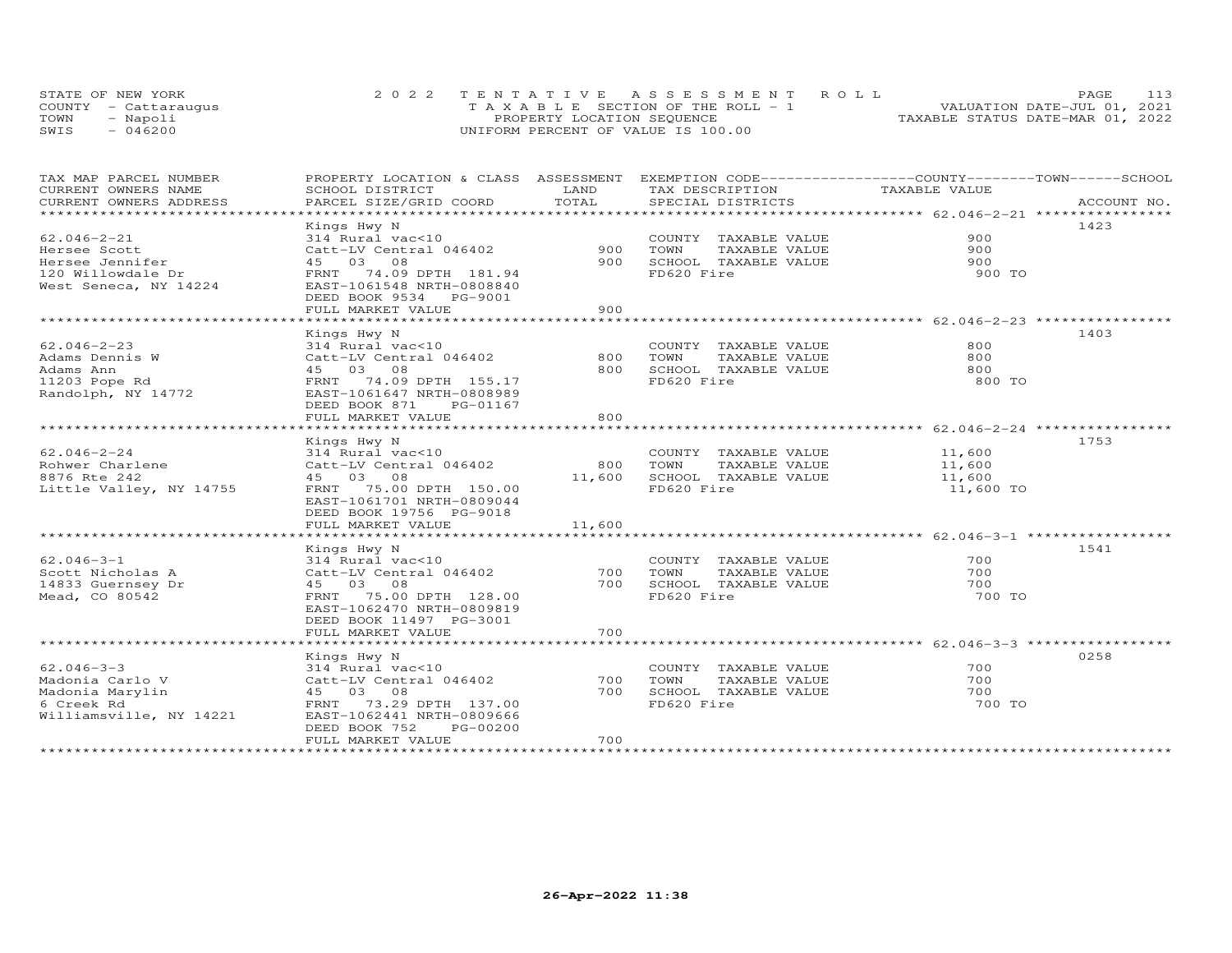STATE OF NEW YORK | 2022 TENTATIVE ASSESSMENT ROLL | PAGE 113
COUNTY - Cattaraugus | TAXABLE SECTION OF THE ROLL - 1 | VALUATION DATE-JUL 01, 2021
TOWN - Napoli | PROPERTY LOCATION SEQUENCE | TAXABLE STATUS DATE-MAR 01, 2022
SWIS - 046200 | UNIFORM PERCENT OF VALUE IS 100.00

| TAX MAP PARCEL NUMBER / CURRENT OWNERS NAME / CURRENT OWNERS ADDRESS | PROPERTY LOCATION & CLASS / SCHOOL DISTRICT / PARCEL SIZE/GRID COORD | ASSESSMENT LAND / TOTAL | EXEMPTION CODE / TAX DESCRIPTION / SPECIAL DISTRICTS | COUNTY--TOWN--SCHOOL TAXABLE VALUE | ACCOUNT NO. |
|---|---|---|---|---|---|
| 62.046-2-21 | Kings Hwy N | | | | 1423 |
| 62.046-2-21 | 314 Rural vac<10 | | COUNTY TAXABLE VALUE | 900 | |
| Hersee Scott | Catt-LV Central 046402 | 900 | TOWN TAXABLE VALUE | 900 | |
| Hersee Jennifer | 45 03 08 | 900 | SCHOOL TAXABLE VALUE | 900 | |
| 120 Willowdale Dr | FRNT 74.09 DPTH 181.94 | | FD620 Fire | 900 TO | |
| West Seneca, NY 14224 | EAST-1061548 NRTH-0808840 | | | | |
| | DEED BOOK 9534 PG-9001 | | | | |
| | FULL MARKET VALUE | 900 | | | |
| 62.046-2-23 | Kings Hwy N | | | | 1403 |
| 62.046-2-23 | 314 Rural vac<10 | | COUNTY TAXABLE VALUE | 800 | |
| Adams Dennis W | Catt-LV Central 046402 | 800 | TOWN TAXABLE VALUE | 800 | |
| Adams Ann | 45 03 08 | 800 | SCHOOL TAXABLE VALUE | 800 | |
| 11203 Pope Rd | FRNT 74.09 DPTH 155.17 | | FD620 Fire | 800 TO | |
| Randolph, NY 14772 | EAST-1061647 NRTH-0808989 | | | | |
| | DEED BOOK 871 PG-01167 | | | | |
| | FULL MARKET VALUE | 800 | | | |
| 62.046-2-24 | Kings Hwy N | | | | 1753 |
| 62.046-2-24 | 314 Rural vac<10 | | COUNTY TAXABLE VALUE | 11,600 | |
| Rohwer Charlene | Catt-LV Central 046402 | 800 | TOWN TAXABLE VALUE | 11,600 | |
| 8876 Rte 242 | 45 03 08 | 11,600 | SCHOOL TAXABLE VALUE | 11,600 | |
| Little Valley, NY 14755 | FRNT 75.00 DPTH 150.00 | | FD620 Fire | 11,600 TO | |
| | EAST-1061701 NRTH-0809044 | | | | |
| | DEED BOOK 19756 PG-9018 | | | | |
| | FULL MARKET VALUE | 11,600 | | | |
| 62.046-3-1 | Kings Hwy N | | | | 1541 |
| 62.046-3-1 | 314 Rural vac<10 | | COUNTY TAXABLE VALUE | 700 | |
| Scott Nicholas A | Catt-LV Central 046402 | 700 | TOWN TAXABLE VALUE | 700 | |
| 14833 Guernsey Dr | 45 03 08 | 700 | SCHOOL TAXABLE VALUE | 700 | |
| Mead, CO 80542 | FRNT 75.00 DPTH 128.00 | | FD620 Fire | 700 TO | |
| | EAST-1062470 NRTH-0809819 | | | | |
| | DEED BOOK 11497 PG-3001 | | | | |
| | FULL MARKET VALUE | 700 | | | |
| 62.046-3-3 | Kings Hwy N | | | | 0258 |
| 62.046-3-3 | 314 Rural vac<10 | | COUNTY TAXABLE VALUE | 700 | |
| Madonia Carlo V | Catt-LV Central 046402 | 700 | TOWN TAXABLE VALUE | 700 | |
| Madonia Marylin | 45 03 08 | 700 | SCHOOL TAXABLE VALUE | 700 | |
| 6 Creek Rd | FRNT 73.29 DPTH 137.00 | | FD620 Fire | 700 TO | |
| Williamsville, NY 14221 | EAST-1062441 NRTH-0809666 | | | | |
| | DEED BOOK 752 PG-00200 | | | | |
| | FULL MARKET VALUE | 700 | | | |

26-Apr-2022 11:38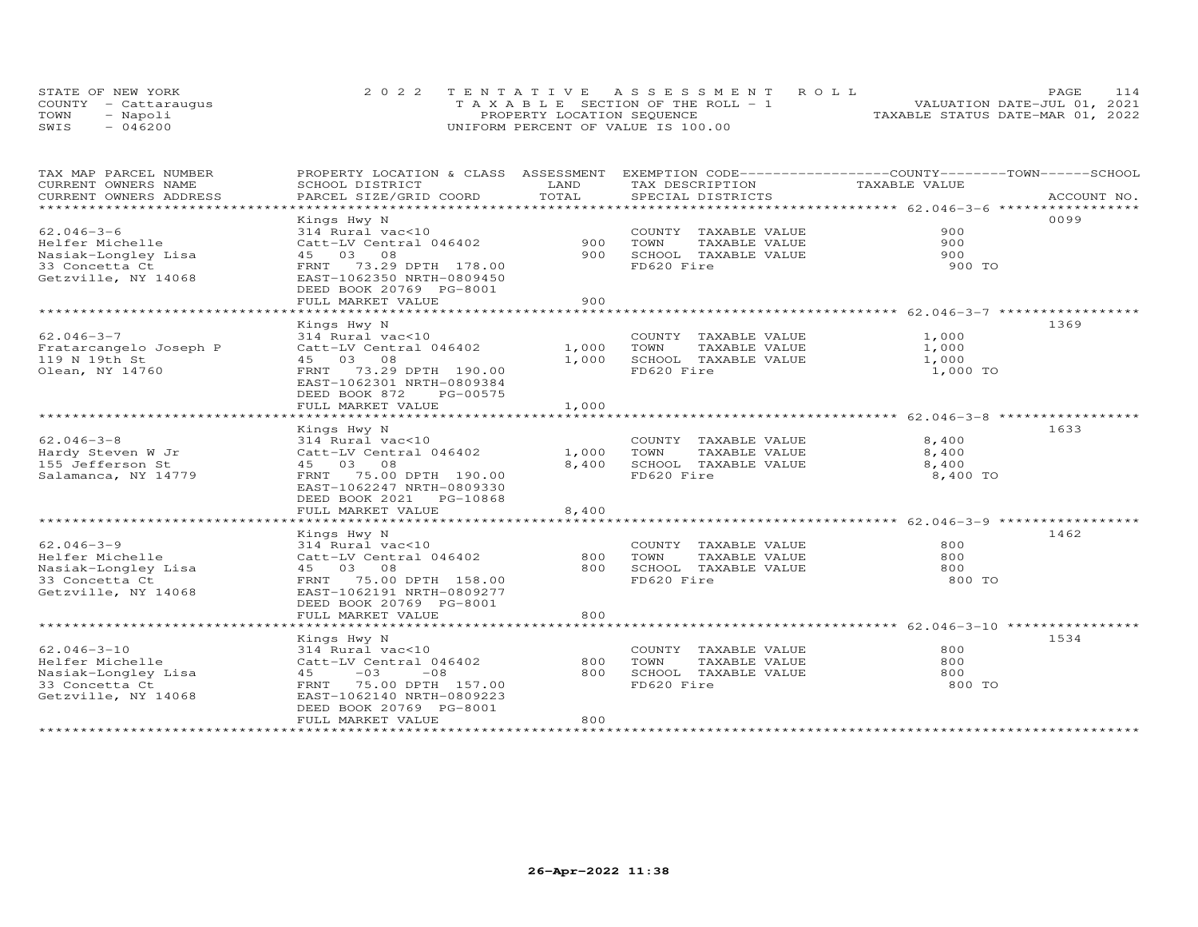STATE OF NEW YORK
COUNTY - Cattaraugus
TOWN - Napoli
SWIS - 046200

2022 TENTATIVE ASSESSMENT ROLL
TAXABLE SECTION OF THE ROLL - 1
PROPERTY LOCATION SEQUENCE
UNIFORM PERCENT OF VALUE IS 100.00

VALUATION DATE-JUL 01, 2021
TAXABLE STATUS DATE-MAR 01, 2022

| TAX MAP PARCEL NUMBER / CURRENT OWNERS NAME / CURRENT OWNERS ADDRESS | PROPERTY LOCATION & CLASS / SCHOOL DISTRICT / PARCEL SIZE/GRID COORD | ASSESSMENT LAND | TOTAL | EXEMPTION CODE / TAX DESCRIPTION / SPECIAL DISTRICTS | COUNTY--------TOWN------SCHOOL TAXABLE VALUE | ACCOUNT NO. |
|---|---|---|---|---|---|---|
| 62.046-3-6 | Kings Hwy N | | | | | 0099 |
| Helfer Michelle | 314 Rural vac<10 | | | COUNTY TAXABLE VALUE | 900 | |
| Nasiak-Longley Lisa | Catt-LV Central 046402 | 900 | | TOWN TAXABLE VALUE | 900 | |
| 33 Concetta Ct | 45 03 08 | | 900 | SCHOOL TAXABLE VALUE | 900 | |
| Getzville, NY 14068 | FRNT 73.29 DPTH 178.00 | | | FD620 Fire | 900 TO | |
| | EAST-1062350 NRTH-0809450 | | | | | |
| | DEED BOOK 20769 PG-8001 | | | | | |
| | FULL MARKET VALUE | | 900 | | | |
| 62.046-3-7 | Kings Hwy N | | | | | 1369 |
| Fratarcangelo Joseph P | 314 Rural vac<10 | | | COUNTY TAXABLE VALUE | 1,000 | |
| 119 N 19th St | Catt-LV Central 046402 | 1,000 | | TOWN TAXABLE VALUE | 1,000 | |
| Olean, NY 14760 | 45 03 08 | | 1,000 | SCHOOL TAXABLE VALUE | 1,000 | |
| | FRNT 73.29 DPTH 190.00 | | | FD620 Fire | 1,000 TO | |
| | EAST-1062301 NRTH-0809384 | | | | | |
| | DEED BOOK 872 PG-00575 | | | | | |
| | FULL MARKET VALUE | | 1,000 | | | |
| 62.046-3-8 | Kings Hwy N | | | | | 1633 |
| Hardy Steven W Jr | 314 Rural vac<10 | | | COUNTY TAXABLE VALUE | 8,400 | |
| 155 Jefferson St | Catt-LV Central 046402 | 1,000 | | TOWN TAXABLE VALUE | 8,400 | |
| Salamanca, NY 14779 | 45 03 08 | | 8,400 | SCHOOL TAXABLE VALUE | 8,400 | |
| | FRNT 75.00 DPTH 190.00 | | | FD620 Fire | 8,400 TO | |
| | EAST-1062247 NRTH-0809330 | | | | | |
| | DEED BOOK 2021 PG-10868 | | | | | |
| | FULL MARKET VALUE | | 8,400 | | | |
| 62.046-3-9 | Kings Hwy N | | | | | 1462 |
| Helfer Michelle | 314 Rural vac<10 | | | COUNTY TAXABLE VALUE | 800 | |
| Nasiak-Longley Lisa | Catt-LV Central 046402 | 800 | | TOWN TAXABLE VALUE | 800 | |
| 33 Concetta Ct | 45 03 08 | | 800 | SCHOOL TAXABLE VALUE | 800 | |
| Getzville, NY 14068 | FRNT 75.00 DPTH 158.00 | | | FD620 Fire | 800 TO | |
| | EAST-1062191 NRTH-0809277 | | | | | |
| | DEED BOOK 20769 PG-8001 | | | | | |
| | FULL MARKET VALUE | | 800 | | | |
| 62.046-3-10 | Kings Hwy N | | | | | 1534 |
| Helfer Michelle | 314 Rural vac<10 | | | COUNTY TAXABLE VALUE | 800 | |
| Nasiak-Longley Lisa | Catt-LV Central 046402 | 800 | | TOWN TAXABLE VALUE | 800 | |
| 33 Concetta Ct | 45 -03 -08 | | 800 | SCHOOL TAXABLE VALUE | 800 | |
| Getzville, NY 14068 | FRNT 75.00 DPTH 157.00 | | | FD620 Fire | 800 TO | |
| | EAST-1062140 NRTH-0809223 | | | | | |
| | DEED BOOK 20769 PG-8001 | | | | | |
| | FULL MARKET VALUE | | 800 | | | |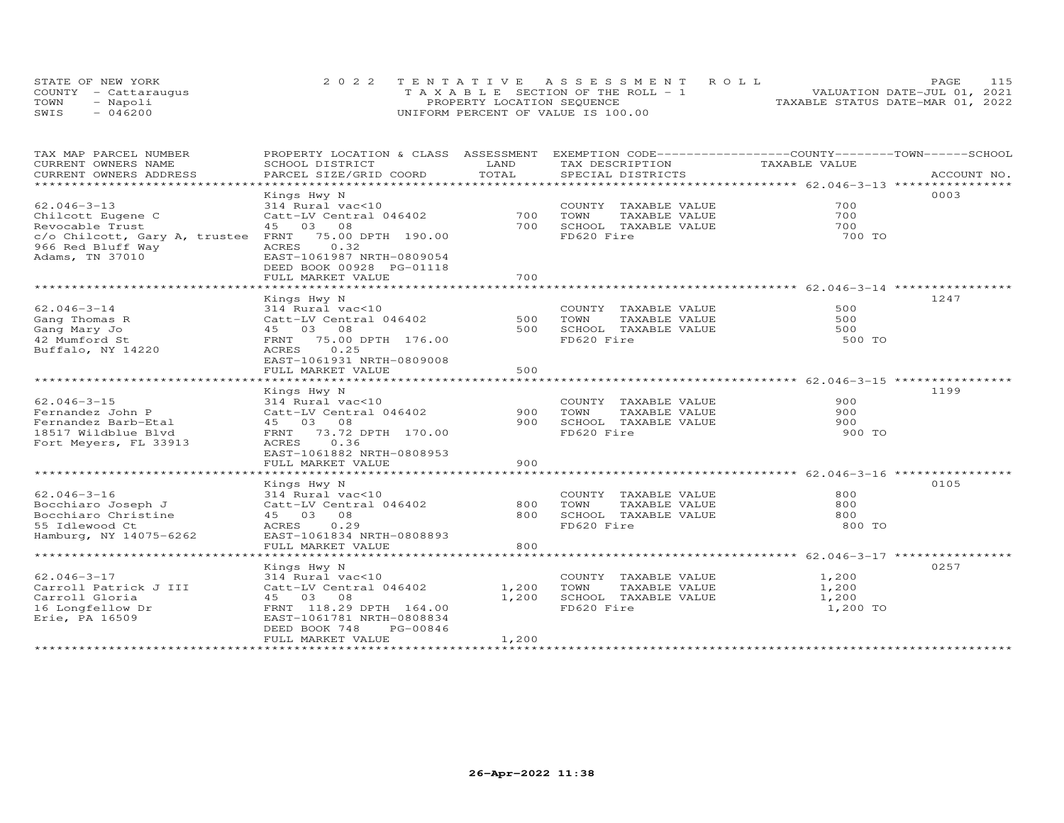STATE OF NEW YORK
COUNTY - Cattaraugus
TOWN - Napoli
SWIS - 046200

2022 TENTATIVE ASSESSMENT ROLL
TAXABLE SECTION OF THE ROLL - 1
PROPERTY LOCATION SEQUENCE
UNIFORM PERCENT OF VALUE IS 100.00

VALUATION DATE-JUL 01, 2021
TAXABLE STATUS DATE-MAR 01, 2022

| TAX MAP PARCEL NUMBER / CURRENT OWNERS NAME / CURRENT OWNERS ADDRESS | PROPERTY LOCATION & CLASS / SCHOOL DISTRICT / PARCEL SIZE/GRID COORD | ASSESSMENT LAND / TOTAL | EXEMPTION CODE / TAX DESCRIPTION / SPECIAL DISTRICTS | COUNTY / TOWN / SCHOOL TAXABLE VALUE | ACCOUNT NO. |
|---|---|---|---|---|---|
| 62.046-3-13 | Kings Hwy N | | | | 0003 |
| Chilcott Eugene C | 314 Rural vac<10 | | COUNTY TAXABLE VALUE | 700 | |
| Revocable Trust | Catt-LV Central 046402 | 700 | TOWN TAXABLE VALUE | 700 | |
| c/o Chilcott, Gary A, trustee | 45 03 08 | 700 | SCHOOL TAXABLE VALUE | 700 | |
| 966 Red Bluff Way | FRNT 75.00 DPTH 190.00 | | FD620 Fire | 700 TO | |
| Adams, TN 37010 | ACRES 0.32 | | | | |
| | EAST-1061987 NRTH-0809054 | | | | |
| | DEED BOOK 00928 PG-01118 | | | | |
| | FULL MARKET VALUE | 700 | | | |
| 62.046-3-14 | Kings Hwy N | | | | 1247 |
| Gang Thomas R | 314 Rural vac<10 | | COUNTY TAXABLE VALUE | 500 | |
| Gang Mary Jo | Catt-LV Central 046402 | 500 | TOWN TAXABLE VALUE | 500 | |
| 42 Mumford St | 45 03 08 | 500 | SCHOOL TAXABLE VALUE | 500 | |
| Buffalo, NY 14220 | FRNT 75.00 DPTH 176.00 | | FD620 Fire | 500 TO | |
| | ACRES 0.25 | | | | |
| | EAST-1061931 NRTH-0809008 | | | | |
| | FULL MARKET VALUE | 500 | | | |
| 62.046-3-15 | Kings Hwy N | | | | 1199 |
| Fernandez John P | 314 Rural vac<10 | | COUNTY TAXABLE VALUE | 900 | |
| Fernandez Barb-Etal | Catt-LV Central 046402 | 900 | TOWN TAXABLE VALUE | 900 | |
| 18517 Wildblue Blvd | 45 03 08 | 900 | SCHOOL TAXABLE VALUE | 900 | |
| Fort Meyers, FL 33913 | FRNT 73.72 DPTH 170.00 | | FD620 Fire | 900 TO | |
| | ACRES 0.36 | | | | |
| | EAST-1061882 NRTH-0808953 | | | | |
| | FULL MARKET VALUE | 900 | | | |
| 62.046-3-16 | Kings Hwy N | | | | 0105 |
| Bocchiaro Joseph J | 314 Rural vac<10 | | COUNTY TAXABLE VALUE | 800 | |
| Bocchiaro Christine | Catt-LV Central 046402 | 800 | TOWN TAXABLE VALUE | 800 | |
| 55 Idlewood Ct | 45 03 08 | 800 | SCHOOL TAXABLE VALUE | 800 | |
| Hamburg, NY 14075-6262 | ACRES 0.29 | | FD620 Fire | 800 TO | |
| | EAST-1061834 NRTH-0808893 | | | | |
| | FULL MARKET VALUE | 800 | | | |
| 62.046-3-17 | Kings Hwy N | | | | 0257 |
| Carroll Patrick J III | 314 Rural vac<10 | | COUNTY TAXABLE VALUE | 1,200 | |
| Carroll Gloria | Catt-LV Central 046402 | 1,200 | TOWN TAXABLE VALUE | 1,200 | |
| 16 Longfellow Dr | 45 03 08 | 1,200 | SCHOOL TAXABLE VALUE | 1,200 | |
| Erie, PA 16509 | FRNT 118.29 DPTH 164.00 | | FD620 Fire | 1,200 TO | |
| | EAST-1061781 NRTH-0808834 | | | | |
| | DEED BOOK 748 PG-00846 | | | | |
| | FULL MARKET VALUE | 1,200 | | | |

26-Apr-2022 11:38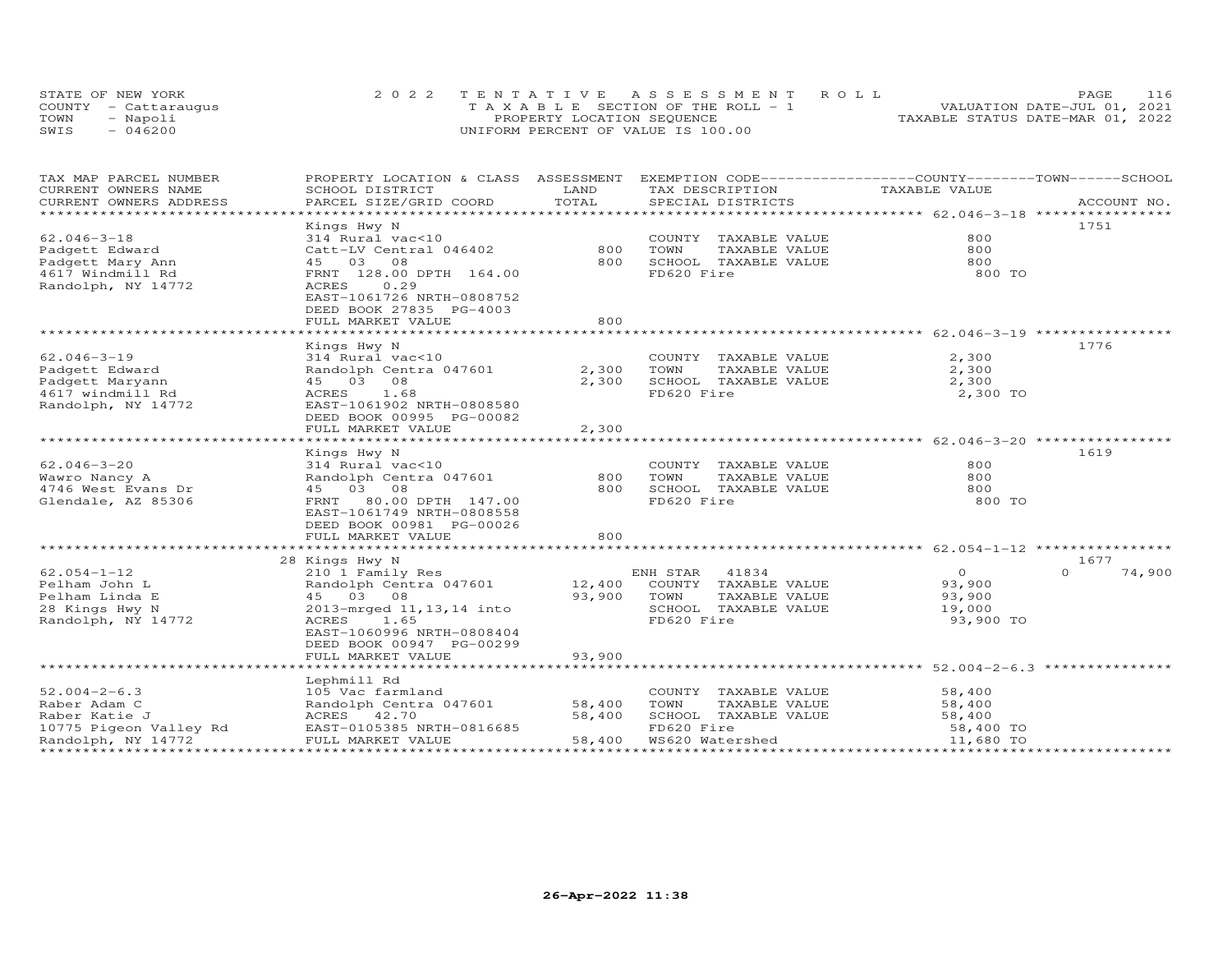STATE OF NEW YORK — COUNTY - Cattaraugus — TOWN - Napoli — SWIS - 046200

2022 TENTATIVE ASSESSMENT ROLL
TAXABLE SECTION OF THE ROLL - 1
PROPERTY LOCATION SEQUENCE
UNIFORM PERCENT OF VALUE IS 100.00

VALUATION DATE-JUL 01, 2021
TAXABLE STATUS DATE-MAR 01, 2022

| TAX MAP PARCEL NUMBER / CURRENT OWNERS NAME / CURRENT OWNERS ADDRESS | PROPERTY LOCATION & CLASS / SCHOOL DISTRICT / PARCEL SIZE/GRID COORD | ASSESSMENT LAND | TOTAL | EXEMPTION CODE / TAX DESCRIPTION / SPECIAL DISTRICTS | COUNTY TAXABLE VALUE | TOWN | SCHOOL | ACCOUNT NO. |
|---|---|---|---|---|---|---|---|---|
| 62.046-3-18 | Kings Hwy N | | | | | | | 1751 |
| | 314 Rural vac<10 | | | COUNTY TAXABLE VALUE | 800 | | | |
| Padgett Edward | Catt-LV Central 046402 | 800 | | TOWN TAXABLE VALUE | 800 | | | |
| Padgett Mary Ann | 45 03 08 | | 800 | SCHOOL TAXABLE VALUE | 800 | | | |
| 4617 Windmill Rd | FRNT 128.00 DPTH 164.00 | | | FD620 Fire | 800 TO | | | |
| Randolph, NY 14772 | ACRES 0.29 | | | | | | | |
| | EAST-1061726 NRTH-0808752 | | | | | | | |
| | DEED BOOK 27835 PG-4003 | | | | | | | |
| | FULL MARKET VALUE | | 800 | | | | | |
| 62.046-3-19 | Kings Hwy N | | | | | | | 1776 |
| | 314 Rural vac<10 | | | COUNTY TAXABLE VALUE | 2,300 | | | |
| Padgett Edward | Randolph Centra 047601 | 2,300 | | TOWN TAXABLE VALUE | 2,300 | | | |
| Padgett Maryann | 45 03 08 | | 2,300 | SCHOOL TAXABLE VALUE | 2,300 | | | |
| 4617 windmill Rd | ACRES 1.68 | | | FD620 Fire | 2,300 TO | | | |
| Randolph, NY 14772 | EAST-1061902 NRTH-0808580 | | | | | | | |
| | DEED BOOK 00995 PG-00082 | | | | | | | |
| | FULL MARKET VALUE | | 2,300 | | | | | |
| 62.046-3-20 | Kings Hwy N | | | | | | | 1619 |
| | 314 Rural vac<10 | | | COUNTY TAXABLE VALUE | 800 | | | |
| Wawro Nancy A | Randolph Centra 047601 | 800 | | TOWN TAXABLE VALUE | 800 | | | |
| 4746 West Evans Dr | 45 03 08 | | 800 | SCHOOL TAXABLE VALUE | 800 | | | |
| Glendale, AZ 85306 | FRNT 80.00 DPTH 147.00 | | | FD620 Fire | 800 TO | | | |
| | EAST-1061749 NRTH-0808558 | | | | | | | |
| | DEED BOOK 00981 PG-00026 | | | | | | | |
| | FULL MARKET VALUE | | 800 | | | | | |
| 62.054-1-12 | 28 Kings Hwy N | | | | | | | 1677 |
| | 210 1 Family Res | | | ENH STAR 41834 | 0 | 0 | 74,900 | |
| Pelham John L | Randolph Centra 047601 | 12,400 | | COUNTY TAXABLE VALUE | 93,900 | | | |
| Pelham Linda E | 45 03 08 | | 93,900 | TOWN TAXABLE VALUE | 93,900 | | | |
| 28 Kings Hwy N | 2013-mrged 11,13,14 into | | | SCHOOL TAXABLE VALUE | 19,000 | | | |
| Randolph, NY 14772 | ACRES 1.65 | | | FD620 Fire | 93,900 TO | | | |
| | EAST-1060996 NRTH-0808404 | | | | | | | |
| | DEED BOOK 00947 PG-00299 | | | | | | | |
| | FULL MARKET VALUE | | 93,900 | | | | | |
| 52.004-2-6.3 | Lephmill Rd | | | | | | | |
| | 105 Vac farmland | | | COUNTY TAXABLE VALUE | 58,400 | | | |
| Raber Adam C | Randolph Centra 047601 | 58,400 | | TOWN TAXABLE VALUE | 58,400 | | | |
| Raber Katie J | ACRES 42.70 | | 58,400 | SCHOOL TAXABLE VALUE | 58,400 | | | |
| 10775 Pigeon Valley Rd | EAST-0105385 NRTH-0816685 | | | FD620 Fire | 58,400 TO | | | |
| Randolph, NY 14772 | FULL MARKET VALUE | | 58,400 | WS620 Watershed | 11,680 TO | | | |

26-Apr-2022 11:38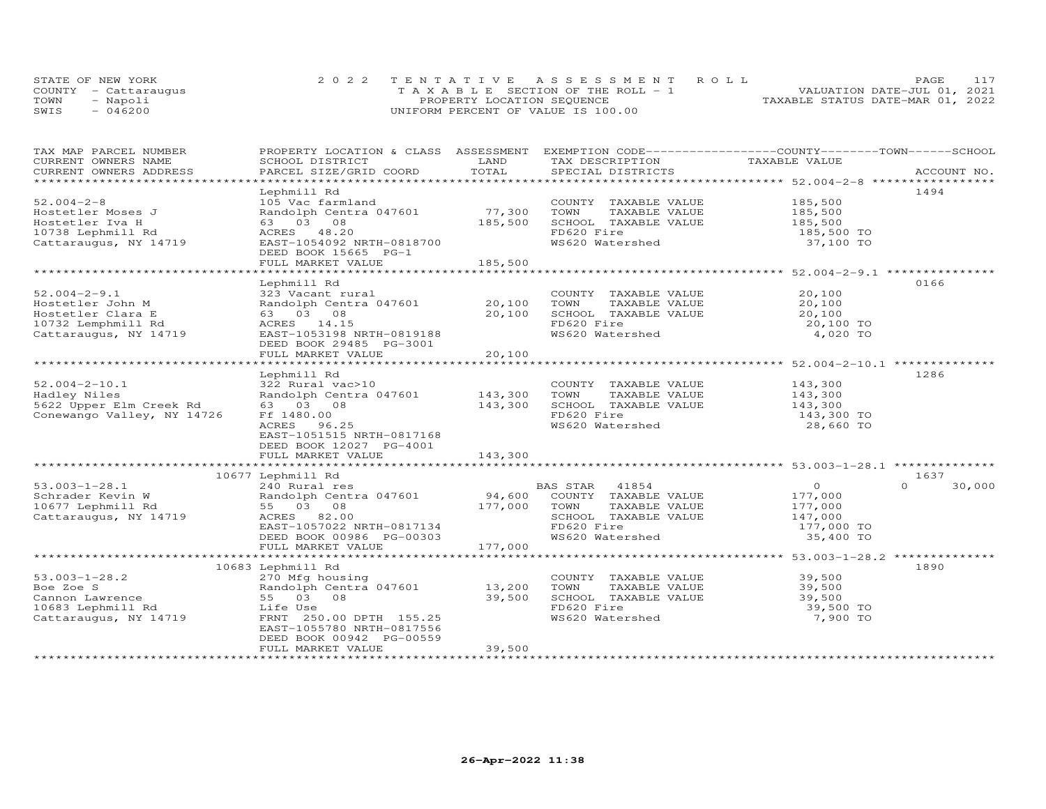STATE OF NEW YORK | COUNTY - Cattaraugus | TOWN - Napoli | SWIS - 046200

**2022 TENTATIVE ASSESSMENT ROLL**
TAXABLE SECTION OF THE ROLL - 1
PROPERTY LOCATION SEQUENCE
UNIFORM PERCENT OF VALUE IS 100.00

VALUATION DATE-JUL 01, 2021
TAXABLE STATUS DATE-MAR 01, 2022

| TAX MAP PARCEL NUMBER / CURRENT OWNERS NAME / CURRENT OWNERS ADDRESS | PROPERTY LOCATION & CLASS / SCHOOL DISTRICT / PARCEL SIZE/GRID COORD | ASSESSMENT LAND | ASSESSMENT TOTAL | EXEMPTION CODE / TAX DESCRIPTION / SPECIAL DISTRICTS | COUNTY TAXABLE VALUE | TOWN | SCHOOL / ACCOUNT NO. |
|---|---|---|---|---|---|---|---|
| **52.004-2-8** | Lephmill Rd | | | | | | 1494 |
| 52.004-2-8 | 105 Vac farmland | | | COUNTY TAXABLE VALUE | 185,500 | | |
| Hostetler Moses J | Randolph Centra 047601 | 77,300 | | TOWN TAXABLE VALUE | 185,500 | | |
| Hostetler Iva H | 63 03 08 | | 185,500 | SCHOOL TAXABLE VALUE | 185,500 | | |
| 10738 Lephmill Rd | ACRES 48.20 | | | FD620 Fire | 185,500 TO | | |
| Cattaraugus, NY 14719 | EAST-1054092 NRTH-0818700 | | | WS620 Watershed | 37,100 TO | | |
| | DEED BOOK 15665 PG-1 | | | | | | |
| | FULL MARKET VALUE | | 185,500 | | | | |
| **52.004-2-9.1** | Lephmill Rd | | | | | | 0166 |
| 52.004-2-9.1 | 323 Vacant rural | | | COUNTY TAXABLE VALUE | 20,100 | | |
| Hostetler John M | Randolph Centra 047601 | 20,100 | | TOWN TAXABLE VALUE | 20,100 | | |
| Hostetler Clara E | 63 03 08 | | 20,100 | SCHOOL TAXABLE VALUE | 20,100 | | |
| 10732 Lemphmill Rd | ACRES 14.15 | | | FD620 Fire | 20,100 TO | | |
| Cattaraugus, NY 14719 | EAST-1053198 NRTH-0819188 | | | WS620 Watershed | 4,020 TO | | |
| | DEED BOOK 29485 PG-3001 | | | | | | |
| | FULL MARKET VALUE | | 20,100 | | | | |
| **52.004-2-10.1** | Lephmill Rd | | | | | | 1286 |
| 52.004-2-10.1 | 322 Rural vac>10 | | | COUNTY TAXABLE VALUE | 143,300 | | |
| Hadley Niles | Randolph Centra 047601 | 143,300 | | TOWN TAXABLE VALUE | 143,300 | | |
| 5622 Upper Elm Creek Rd | 63 03 08 | | 143,300 | SCHOOL TAXABLE VALUE | 143,300 | | |
| Conewango Valley, NY 14726 | Ff 1480.00 | | | FD620 Fire | 143,300 TO | | |
| | ACRES 96.25 | | | WS620 Watershed | 28,660 TO | | |
| | EAST-1051515 NRTH-0817168 | | | | | | |
| | DEED BOOK 12027 PG-4001 | | | | | | |
| | FULL MARKET VALUE | | 143,300 | | | | |
| **53.003-1-28.1** | 10677 Lephmill Rd | | | | | | 1637 |
| 53.003-1-28.1 | 240 Rural res | | | BAS STAR 41854 | 0 | 0 | 30,000 |
| Schrader Kevin W | Randolph Centra 047601 | 94,600 | | COUNTY TAXABLE VALUE | 177,000 | | |
| 10677 Lephmill Rd | 55 03 08 | | 177,000 | TOWN TAXABLE VALUE | 177,000 | | |
| Cattaraugus, NY 14719 | ACRES 82.00 | | | SCHOOL TAXABLE VALUE | 147,000 | | |
| | EAST-1057022 NRTH-0817134 | | | FD620 Fire | 177,000 TO | | |
| | DEED BOOK 00986 PG-00303 | | | WS620 Watershed | 35,400 TO | | |
| | FULL MARKET VALUE | | 177,000 | | | | |
| **53.003-1-28.2** | 10683 Lephmill Rd | | | | | | 1890 |
| 53.003-1-28.2 | 270 Mfg housing | | | COUNTY TAXABLE VALUE | 39,500 | | |
| Boe Zoe S | Randolph Centra 047601 | 13,200 | | TOWN TAXABLE VALUE | 39,500 | | |
| Cannon Lawrence | 55 03 08 | | 39,500 | SCHOOL TAXABLE VALUE | 39,500 | | |
| 10683 Lephmill Rd | Life Use | | | FD620 Fire | 39,500 TO | | |
| Cattaraugus, NY 14719 | FRNT 250.00 DPTH 155.25 | | | WS620 Watershed | 7,900 TO | | |
| | EAST-1055780 NRTH-0817556 | | | | | | |
| | DEED BOOK 00942 PG-00559 | | | | | | |
| | FULL MARKET VALUE | | 39,500 | | | | |

26-Apr-2022 11:38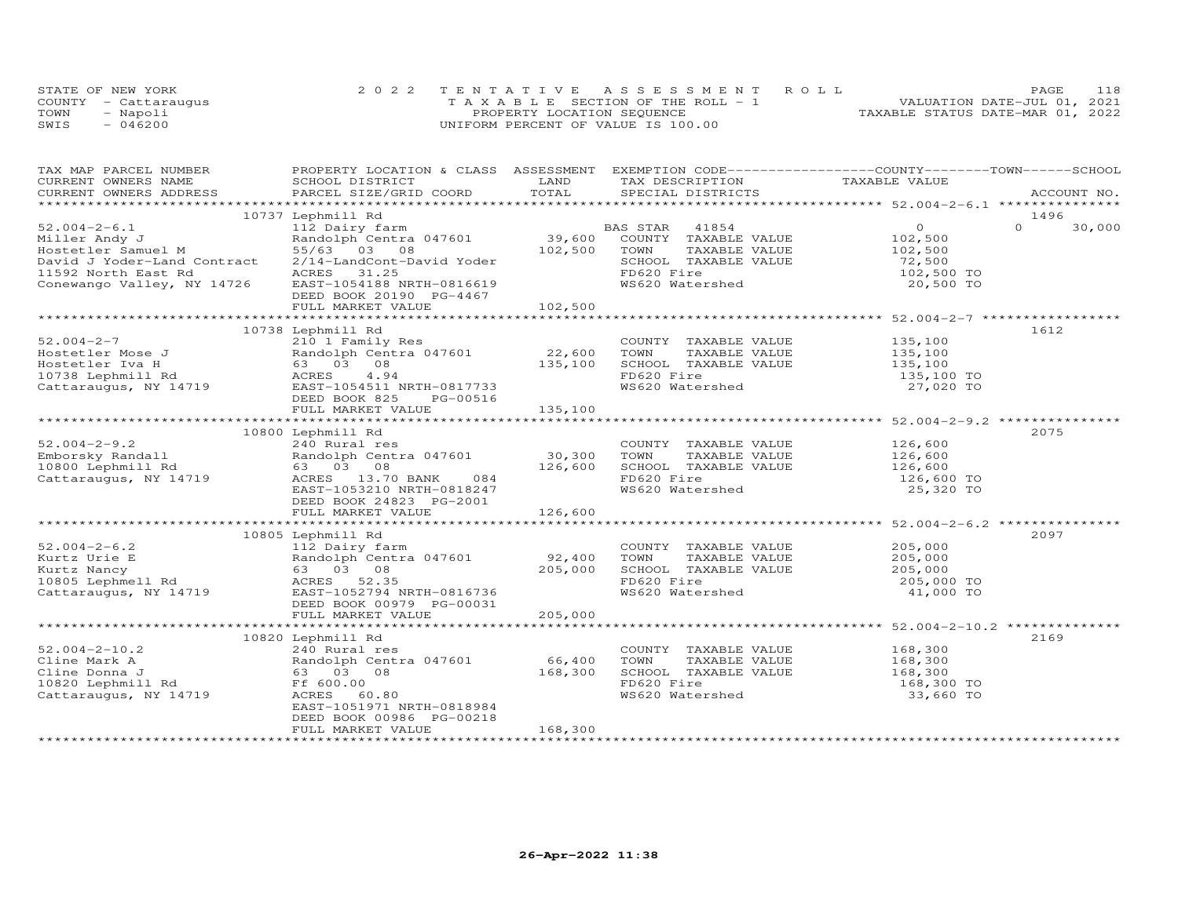STATE OF NEW YORK
COUNTY - Cattaraugus
TOWN - Napoli
SWIS - 046200

2022 TENTATIVE ASSESSMENT ROLL
TAXABLE SECTION OF THE ROLL - 1
PROPERTY LOCATION SEQUENCE
UNIFORM PERCENT OF VALUE IS 100.00

VALUATION DATE-JUL 01, 2021
TAXABLE STATUS DATE-MAR 01, 2022

| TAX MAP PARCEL NUMBER / CURRENT OWNERS NAME / CURRENT OWNERS ADDRESS | PROPERTY LOCATION & CLASS / SCHOOL DISTRICT / PARCEL SIZE/GRID COORD | ASSESSMENT LAND / TOTAL | EXEMPTION CODE / TAX DESCRIPTION / SPECIAL DISTRICTS | COUNTY / TOWN / SCHOOL TAXABLE VALUE | ACCOUNT NO. |
|---|---|---|---|---|---|
| **52.004-2-6.1** | 10737 Lephmill Rd | | | | 1496 |
| 52.004-2-6.1 | 112 Dairy farm | | BAS STAR 41854 | 0 | 0 30,000 |
| Miller Andy J | Randolph Centra 047601 | 39,600 | COUNTY TAXABLE VALUE | 102,500 | |
| Hostetler Samuel M | 55/63 03 08 | 102,500 | TOWN TAXABLE VALUE | 102,500 | |
| David J Yoder-Land Contract | 2/14-LandCont-David Yoder | | SCHOOL TAXABLE VALUE | 72,500 | |
| 11592 North East Rd | ACRES 31.25 | | FD620 Fire | 102,500 TO | |
| Conewango Valley, NY 14726 | EAST-1054188 NRTH-0816619 | | WS620 Watershed | 20,500 TO | |
| | DEED BOOK 20190 PG-4467 | | | | |
| | FULL MARKET VALUE | 102,500 | | | |
| **52.004-2-7** | 10738 Lephmill Rd | | | | 1612 |
| 52.004-2-7 | 210 1 Family Res | | COUNTY TAXABLE VALUE | 135,100 | |
| Hostetler Mose J | Randolph Centra 047601 | 22,600 | TOWN TAXABLE VALUE | 135,100 | |
| Hostetler Iva H | 63 03 08 | 135,100 | SCHOOL TAXABLE VALUE | 135,100 | |
| 10738 Lephmill Rd | ACRES 4.94 | | FD620 Fire | 135,100 TO | |
| Cattaraugus, NY 14719 | EAST-1054511 NRTH-0817733 | | WS620 Watershed | 27,020 TO | |
| | DEED BOOK 825 PG-00516 | | | | |
| | FULL MARKET VALUE | 135,100 | | | |
| **52.004-2-9.2** | 10800 Lephmill Rd | | | | 2075 |
| 52.004-2-9.2 | 240 Rural res | | COUNTY TAXABLE VALUE | 126,600 | |
| Emborsky Randall | Randolph Centra 047601 | 30,300 | TOWN TAXABLE VALUE | 126,600 | |
| 10800 Lephmill Rd | 63 03 08 | 126,600 | SCHOOL TAXABLE VALUE | 126,600 | |
| Cattaraugus, NY 14719 | ACRES 13.70 BANK 084 | | FD620 Fire | 126,600 TO | |
| | EAST-1053210 NRTH-0818247 | | WS620 Watershed | 25,320 TO | |
| | DEED BOOK 24823 PG-2001 | | | | |
| | FULL MARKET VALUE | 126,600 | | | |
| **52.004-2-6.2** | 10805 Lephmill Rd | | | | 2097 |
| 52.004-2-6.2 | 112 Dairy farm | | COUNTY TAXABLE VALUE | 205,000 | |
| Kurtz Urie E | Randolph Centra 047601 | 92,400 | TOWN TAXABLE VALUE | 205,000 | |
| Kurtz Nancy | 63 03 08 | 205,000 | SCHOOL TAXABLE VALUE | 205,000 | |
| 10805 Lephmell Rd | ACRES 52.35 | | FD620 Fire | 205,000 TO | |
| Cattaraugus, NY 14719 | EAST-1052794 NRTH-0816736 | | WS620 Watershed | 41,000 TO | |
| | DEED BOOK 00979 PG-00031 | | | | |
| | FULL MARKET VALUE | 205,000 | | | |
| **52.004-2-10.2** | 10820 Lephmill Rd | | | | 2169 |
| 52.004-2-10.2 | 240 Rural res | | COUNTY TAXABLE VALUE | 168,300 | |
| Cline Mark A | Randolph Centra 047601 | 66,400 | TOWN TAXABLE VALUE | 168,300 | |
| Cline Donna J | 63 03 08 | 168,300 | SCHOOL TAXABLE VALUE | 168,300 | |
| 10820 Lephmill Rd | Ff 600.00 | | FD620 Fire | 168,300 TO | |
| Cattaraugus, NY 14719 | ACRES 60.80 | | WS620 Watershed | 33,660 TO | |
| | EAST-1051971 NRTH-0818984 | | | | |
| | DEED BOOK 00986 PG-00218 | | | | |
| | FULL MARKET VALUE | 168,300 | | | |

26-Apr-2022 11:38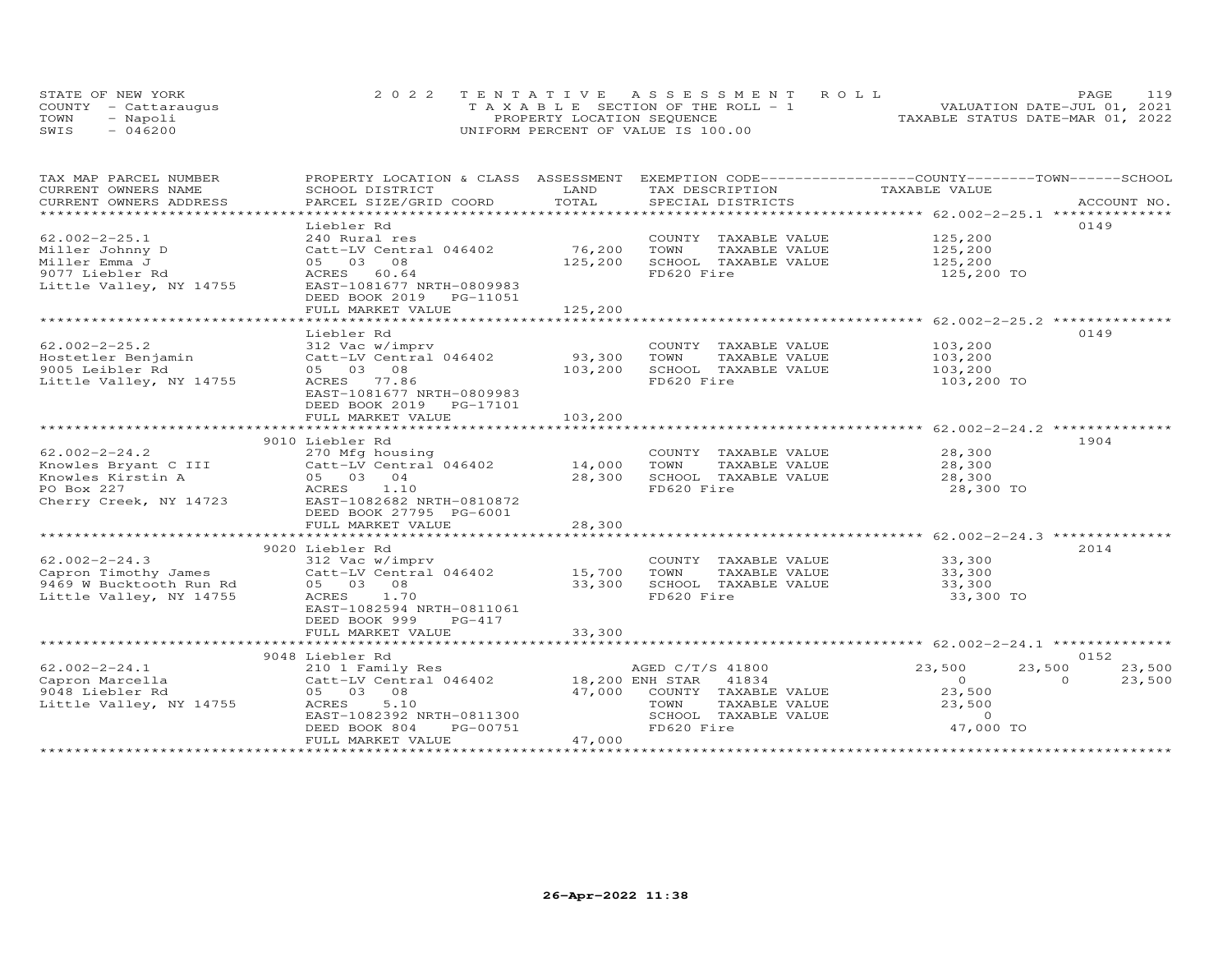STATE OF NEW YORK
COUNTY - Cattaraugus
TOWN - Napoli
SWIS - 046200

2022 TENTATIVE ASSESSMENT ROLL
TAXABLE SECTION OF THE ROLL - 1
PROPERTY LOCATION SEQUENCE
UNIFORM PERCENT OF VALUE IS 100.00

VALUATION DATE-JUL 01, 2021
TAXABLE STATUS DATE-MAR 01, 2022

| TAX MAP PARCEL NUMBER / CURRENT OWNERS NAME / CURRENT OWNERS ADDRESS | PROPERTY LOCATION & CLASS / SCHOOL DISTRICT / PARCEL SIZE/GRID COORD | ASSESSMENT LAND | TOTAL | EXEMPTION CODE / TAX DESCRIPTION / SPECIAL DISTRICTS | COUNTY TAXABLE VALUE | TOWN | SCHOOL | ACCOUNT NO. |
|---|---|---|---|---|---|---|---|---|
| **62.002-2-25.1** | Liebler Rd | | | | | | | 0149 |
| 62.002-2-25.1 | 240 Rural res | | | COUNTY TAXABLE VALUE | 125,200 | | | |
| Miller Johnny D | Catt-LV Central 046402 | 76,200 | | TOWN TAXABLE VALUE | 125,200 | | | |
| Miller Emma J | 05 03 08 | | 125,200 | SCHOOL TAXABLE VALUE | 125,200 | | | |
| 9077 Liebler Rd | ACRES 60.64 | | | FD620 Fire | 125,200 TO | | | |
| Little Valley, NY 14755 | EAST-1081677 NRTH-0809983 | | | | | | | |
| | DEED BOOK 2019 PG-11051 | | | | | | | |
| | FULL MARKET VALUE | | 125,200 | | | | | |
| **62.002-2-25.2** | Liebler Rd | | | | | | | 0149 |
| 62.002-2-25.2 | 312 Vac w/imprv | | | COUNTY TAXABLE VALUE | 103,200 | | | |
| Hostetler Benjamin | Catt-LV Central 046402 | 93,300 | | TOWN TAXABLE VALUE | 103,200 | | | |
| 9005 Leibler Rd | 05 03 08 | | 103,200 | SCHOOL TAXABLE VALUE | 103,200 | | | |
| Little Valley, NY 14755 | ACRES 77.86 | | | FD620 Fire | 103,200 TO | | | |
| | EAST-1081677 NRTH-0809983 | | | | | | | |
| | DEED BOOK 2019 PG-17101 | | | | | | | |
| | FULL MARKET VALUE | | 103,200 | | | | | |
| **62.002-2-24.2** | 9010 Liebler Rd | | | | | | | 1904 |
| 62.002-2-24.2 | 270 Mfg housing | | | COUNTY TAXABLE VALUE | 28,300 | | | |
| Knowles Bryant C III | Catt-LV Central 046402 | 14,000 | | TOWN TAXABLE VALUE | 28,300 | | | |
| Knowles Kirstin A | 05 03 04 | | 28,300 | SCHOOL TAXABLE VALUE | 28,300 | | | |
| PO Box 227 | ACRES 1.10 | | | FD620 Fire | 28,300 TO | | | |
| Cherry Creek, NY 14723 | EAST-1082682 NRTH-0810872 | | | | | | | |
| | DEED BOOK 27795 PG-6001 | | | | | | | |
| | FULL MARKET VALUE | | 28,300 | | | | | |
| **62.002-2-24.3** | 9020 Liebler Rd | | | | | | | 2014 |
| 62.002-2-24.3 | 312 Vac w/imprv | | | COUNTY TAXABLE VALUE | 33,300 | | | |
| Capron Timothy James | Catt-LV Central 046402 | 15,700 | | TOWN TAXABLE VALUE | 33,300 | | | |
| 9469 W Bucktooth Run Rd | 05 03 08 | | 33,300 | SCHOOL TAXABLE VALUE | 33,300 | | | |
| Little Valley, NY 14755 | ACRES 1.70 | | | FD620 Fire | 33,300 TO | | | |
| | EAST-1082594 NRTH-0811061 | | | | | | | |
| | DEED BOOK 999 PG-417 | | | | | | | |
| | FULL MARKET VALUE | | 33,300 | | | | | |
| **62.002-2-24.1** | 9048 Liebler Rd | | | | | | | 0152 |
| 62.002-2-24.1 | 210 1 Family Res | | | AGED C/T/S 41800 | 23,500 | 23,500 | 23,500 | |
| Capron Marcella | Catt-LV Central 046402 | 18,200 | | ENH STAR 41834 | 0 | 0 | 23,500 | |
| 9048 Liebler Rd | 05 03 08 | | 47,000 | COUNTY TAXABLE VALUE | 23,500 | | | |
| Little Valley, NY 14755 | ACRES 5.10 | | | TOWN TAXABLE VALUE | 23,500 | | | |
| | EAST-1082392 NRTH-0811300 | | | SCHOOL TAXABLE VALUE | 0 | | | |
| | DEED BOOK 804 PG-00751 | | | FD620 Fire | 47,000 TO | | | |
| | FULL MARKET VALUE | | 47,000 | | | | | |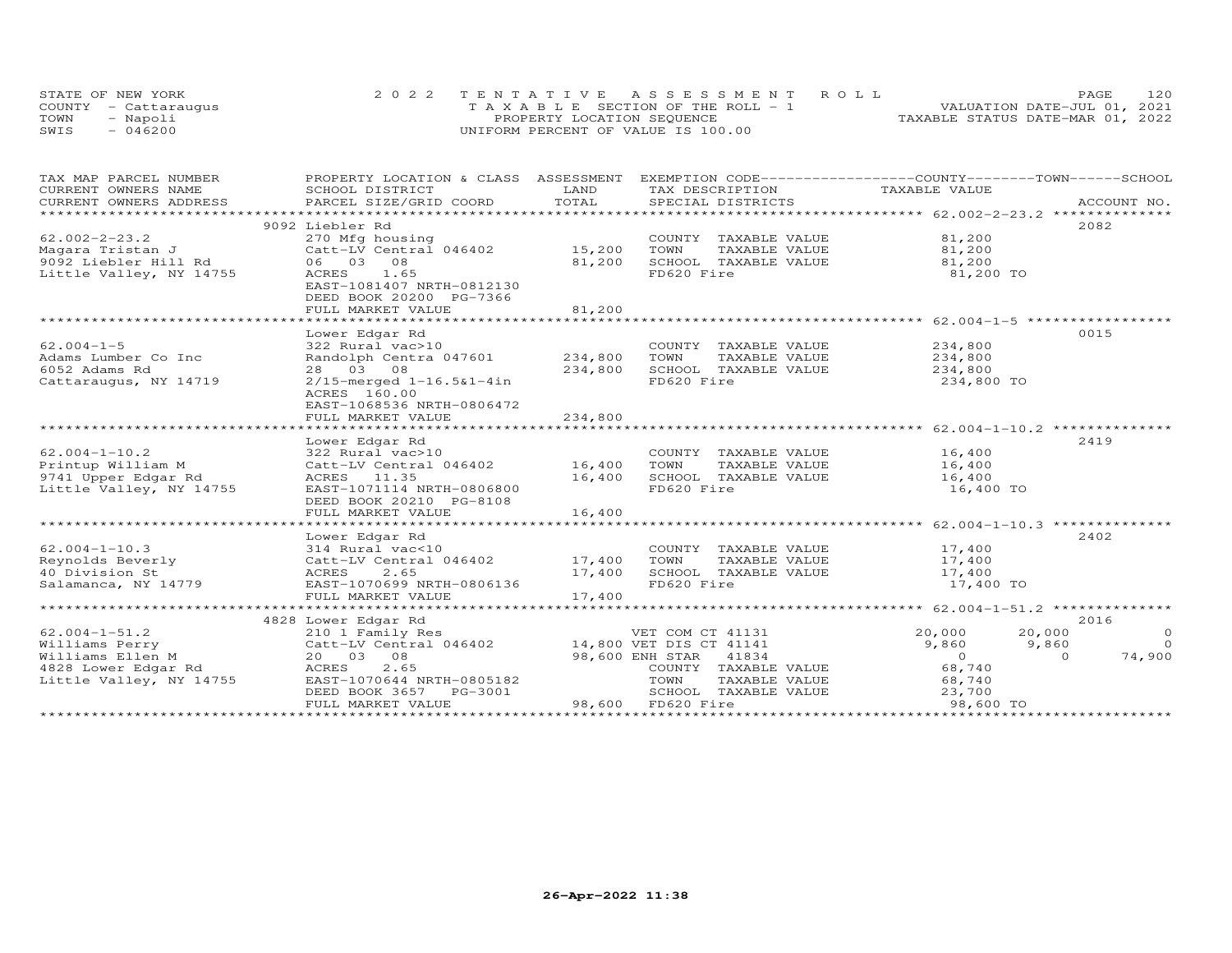STATE OF NEW YORK
COUNTY - Cattaraugus
TOWN - Napoli
SWIS - 046200

2022 TENTATIVE ASSESSMENT ROLL
TAXABLE SECTION OF THE ROLL - 1
PROPERTY LOCATION SEQUENCE
UNIFORM PERCENT OF VALUE IS 100.00

VALUATION DATE-JUL 01, 2021
TAXABLE STATUS DATE-MAR 01, 2022

| TAX MAP PARCEL NUMBER / CURRENT OWNERS NAME / CURRENT OWNERS ADDRESS | PROPERTY LOCATION & CLASS / SCHOOL DISTRICT / PARCEL SIZE/GRID COORD | ASSESSMENT LAND | TOTAL | EXEMPTION CODE / TAX DESCRIPTION / SPECIAL DISTRICTS | COUNTY TAXABLE VALUE | TOWN | SCHOOL | ACCOUNT NO. |
|---|---|---|---|---|---|---|---|---|
| 62.002-2-23.2 | 9092 Liebler Rd | | | | | | | 2082 |
| 62.002-2-23.2 | 270 Mfg housing | | | COUNTY TAXABLE VALUE | 81,200 | | | |
| Magara Tristan J | Catt-LV Central 046402 | 15,200 | | TOWN TAXABLE VALUE | 81,200 | | | |
| 9092 Liebler Hill Rd | 06 03 08 | | 81,200 | SCHOOL TAXABLE VALUE | 81,200 | | | |
| Little Valley, NY 14755 | ACRES 1.65 | | | FD620 Fire | 81,200 TO | | | |
| | EAST-1081407 NRTH-0812130 | | | | | | | |
| | DEED BOOK 20200 PG-7366 | | | | | | | |
| | FULL MARKET VALUE | | 81,200 | | | | | |
| 62.004-1-5 | Lower Edgar Rd | | | | | | | 0015 |
| 62.004-1-5 | 322 Rural vac>10 | | | COUNTY TAXABLE VALUE | 234,800 | | | |
| Adams Lumber Co Inc | Randolph Centra 047601 | 234,800 | | TOWN TAXABLE VALUE | 234,800 | | | |
| 6052 Adams Rd | 28 03 08 | | 234,800 | SCHOOL TAXABLE VALUE | 234,800 | | | |
| Cattaraugus, NY 14719 | 2/15-merged 1-16.5&1-4in | | | FD620 Fire | 234,800 TO | | | |
| | ACRES 160.00 | | | | | | | |
| | EAST-1068536 NRTH-0806472 | | | | | | | |
| | FULL MARKET VALUE | | 234,800 | | | | | |
| 62.004-1-10.2 | Lower Edgar Rd | | | | | | | 2419 |
| 62.004-1-10.2 | 322 Rural vac>10 | | | COUNTY TAXABLE VALUE | 16,400 | | | |
| Printup William M | Catt-LV Central 046402 | 16,400 | | TOWN TAXABLE VALUE | 16,400 | | | |
| 9741 Upper Edgar Rd | ACRES 11.35 | | 16,400 | SCHOOL TAXABLE VALUE | 16,400 | | | |
| Little Valley, NY 14755 | EAST-1071114 NRTH-0806800 | | | FD620 Fire | 16,400 TO | | | |
| | DEED BOOK 20210 PG-8108 | | | | | | | |
| | FULL MARKET VALUE | | 16,400 | | | | | |
| 62.004-1-10.3 | Lower Edgar Rd | | | | | | | 2402 |
| 62.004-1-10.3 | 314 Rural vac<10 | | | COUNTY TAXABLE VALUE | 17,400 | | | |
| Reynolds Beverly | Catt-LV Central 046402 | 17,400 | | TOWN TAXABLE VALUE | 17,400 | | | |
| 40 Division St | ACRES 2.65 | | 17,400 | SCHOOL TAXABLE VALUE | 17,400 | | | |
| Salamanca, NY 14779 | EAST-1070699 NRTH-0806136 | | | FD620 Fire | 17,400 TO | | | |
| | FULL MARKET VALUE | | 17,400 | | | | | |
| 62.004-1-51.2 | 4828 Lower Edgar Rd | | | | | | | 2016 |
| 62.004-1-51.2 | 210 1 Family Res | | | VET COM CT 41131 | 20,000 | 20,000 | 0 | |
| Williams Perry | Catt-LV Central 046402 | 14,800 | | VET DIS CT 41141 | 9,860 | 9,860 | 0 | |
| Williams Ellen M | 20 03 08 | | 98,600 | ENH STAR 41834 | 0 | 0 | 74,900 | |
| 4828 Lower Edgar Rd | ACRES 2.65 | | | COUNTY TAXABLE VALUE | 68,740 | | | |
| Little Valley, NY 14755 | EAST-1070644 NRTH-0805182 | | | TOWN TAXABLE VALUE | 68,740 | | | |
| | DEED BOOK 3657 PG-3001 | | | SCHOOL TAXABLE VALUE | 23,700 | | | |
| | FULL MARKET VALUE | | 98,600 | FD620 Fire | 98,600 TO | | | |

26-Apr-2022 11:38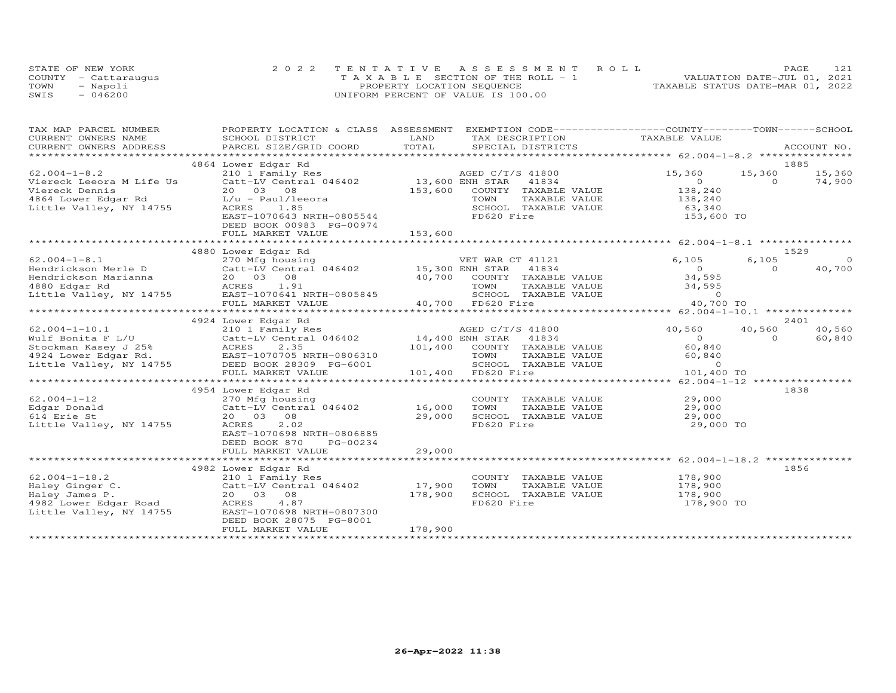STATE OF NEW YORK
COUNTY - Cattaraugus
TOWN - Napoli
SWIS - 046200

2022 TENTATIVE ASSESSMENT ROLL
TAXABLE SECTION OF THE ROLL - 1
PROPERTY LOCATION SEQUENCE
UNIFORM PERCENT OF VALUE IS 100.00

VALUATION DATE-JUL 01, 2021
TAXABLE STATUS DATE-MAR 01, 2022

```
TAX MAP PARCEL NUMBER          PROPERTY LOCATION & CLASS  ASSESSMENT  EXEMPTION CODE------------------COUNTY--------TOWN------SCHOOL
CURRENT OWNERS NAME            SCHOOL DISTRICT               LAND      TAX DESCRIPTION             TAXABLE VALUE
CURRENT OWNERS ADDRESS         PARCEL SIZE/GRID COORD        TOTAL     SPECIAL DISTRICTS                                        ACCOUNT NO.
******************************************************************************************************* 62.004-1-8.2 ***************
                               4864 Lower Edgar Rd                                                                          1885
62.004-1-8.2                   210 1 Family Res                     AGED C/T/S 41800           15,360       15,360        15,360
Viereck Leeora M Life Us       Catt-LV Central 046402        13,600 ENH STAR    41834               0            0        74,900
Viereck Dennis                 20   03   08                 153,600    COUNTY  TAXABLE VALUE       138,240
4864 Lower Edgar Rd            L/u - Paul/leeora                       TOWN    TAXABLE VALUE       138,240
Little Valley, NY 14755        ACRES     1.85                          SCHOOL  TAXABLE VALUE        63,340
                               EAST-1070643 NRTH-0805544               FD620 Fire                  153,600 TO
                               DEED BOOK 00983 PG-00974
                               FULL MARKET VALUE            153,600
******************************************************************************************************* 62.004-1-8.1 ***************
                               4880 Lower Edgar Rd                                                                          1529
62.004-1-8.1                   270 Mfg housing                      VET WAR CT 41121            6,105        6,105             0
Hendrickson Merle D            Catt-LV Central 046402        15,300 ENH STAR    41834               0            0        40,700
Hendrickson Marianna           20   03   08                  40,700    COUNTY  TAXABLE VALUE        34,595
4880 Edgar Rd                  ACRES     1.91                          TOWN    TAXABLE VALUE        34,595
Little Valley, NY 14755        EAST-1070641 NRTH-0805845               SCHOOL  TAXABLE VALUE             0
                               FULL MARKET VALUE             40,700    FD620 Fire                   40,700 TO
******************************************************************************************************* 62.004-1-10.1 **************
                               4924 Lower Edgar Rd                                                                          2401
62.004-1-10.1                  210 1 Family Res                     AGED C/T/S 41800           40,560       40,560        40,560
Wulf Bonita F L/U              Catt-LV Central 046402        14,400 ENH STAR    41834               0            0        60,840
Stockman Kasey J 25%           ACRES     2.35               101,400    COUNTY  TAXABLE VALUE        60,840
4924 Lower Edgar Rd.           EAST-1070705 NRTH-0806310               TOWN    TAXABLE VALUE        60,840
Little Valley, NY 14755        DEED BOOK 28309 PG-6001                 SCHOOL  TAXABLE VALUE             0
                               FULL MARKET VALUE            101,400    FD620 Fire                  101,400 TO
******************************************************************************************************* 62.004-1-12 ****************
                               4954 Lower Edgar Rd                                                                          1838
62.004-1-12                    270 Mfg housing                         COUNTY  TAXABLE VALUE        29,000
Edgar Donald                   Catt-LV Central 046402        16,000    TOWN    TAXABLE VALUE        29,000
614 Erie St                    20   03   08                  29,000    SCHOOL  TAXABLE VALUE        29,000
Little Valley, NY 14755        ACRES     2.02                          FD620 Fire                   29,000 TO
                               EAST-1070698 NRTH-0806885
                               DEED BOOK 870     PG-00234
                               FULL MARKET VALUE             29,000
******************************************************************************************************* 62.004-1-18.2 **************
                               4982 Lower Edgar Rd                                                                          1856
62.004-1-18.2                  210 1 Family Res                        COUNTY  TAXABLE VALUE       178,900
Haley Ginger C.                Catt-LV Central 046402        17,900    TOWN    TAXABLE VALUE       178,900
Haley James P.                 20   03   08                 178,900    SCHOOL  TAXABLE VALUE       178,900
4982 Lower Edgar Road          ACRES     4.87                          FD620 Fire                  178,900 TO
Little Valley, NY 14755        EAST-1070698 NRTH-0807300
                               DEED BOOK 28075 PG-8001
                               FULL MARKET VALUE            178,900
************************************************************************************************************************************
```

26-Apr-2022 11:38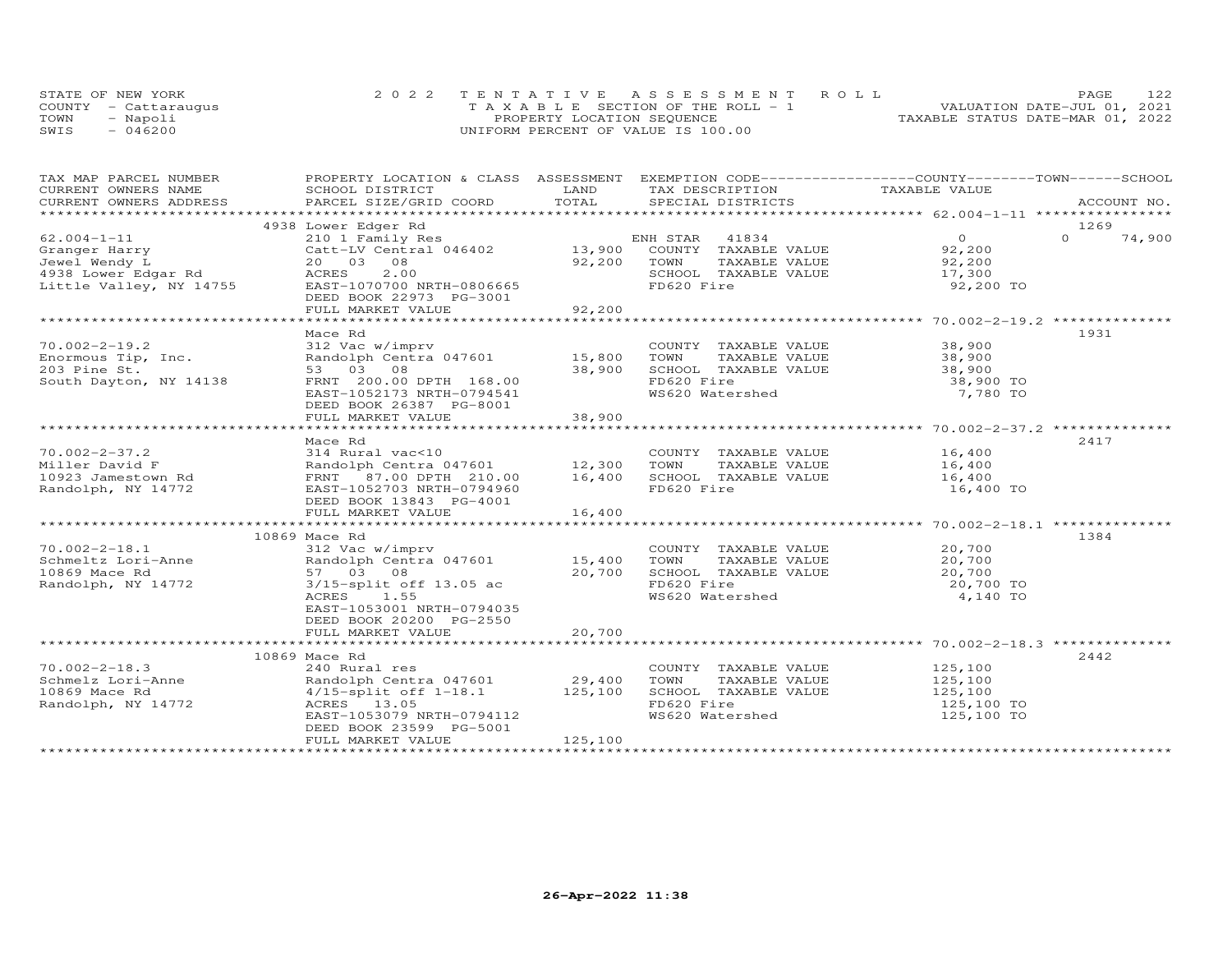STATE OF NEW YORK
COUNTY - Cattaraugus
TOWN - Napoli
SWIS - 046200

2022 TENTATIVE ASSESSMENT ROLL
TAXABLE SECTION OF THE ROLL - 1
PROPERTY LOCATION SEQUENCE
UNIFORM PERCENT OF VALUE IS 100.00

VALUATION DATE-JUL 01, 2021
TAXABLE STATUS DATE-MAR 01, 2022

| TAX MAP PARCEL NUMBER / CURRENT OWNERS NAME / CURRENT OWNERS ADDRESS | PROPERTY LOCATION & CLASS / SCHOOL DISTRICT / PARCEL SIZE/GRID COORD | ASSESSMENT LAND / TOTAL | EXEMPTION CODE / TAX DESCRIPTION / SPECIAL DISTRICTS | COUNTY / TOWN / SCHOOL TAXABLE VALUE | ACCOUNT NO. |
|---|---|---|---|---|---|
| 62.004-1-11 | 4938 Lower Edger Rd | | | | 1269 |
| 62.004-1-11 | 210 1 Family Res | | ENH STAR 41834 | 0 / 0 / 74,900 | |
| Granger Harry | Catt-LV Central 046402 | 13,900 | COUNTY TAXABLE VALUE | 92,200 | |
| Jewel Wendy L | 20 03 08 | 92,200 | TOWN TAXABLE VALUE | 92,200 | |
| 4938 Lower Edgar Rd | ACRES 2.00 | | SCHOOL TAXABLE VALUE | 17,300 | |
| Little Valley, NY 14755 | EAST-1070700 NRTH-0806665 | | FD620 Fire | 92,200 TO | |
| | DEED BOOK 22973 PG-3001 | | | | |
| | FULL MARKET VALUE | 92,200 | | | |
| 70.002-2-19.2 | Mace Rd | | | | 1931 |
| 70.002-2-19.2 | 312 Vac w/imprv | | COUNTY TAXABLE VALUE | 38,900 | |
| Enormous Tip, Inc. | Randolph Centra 047601 | 15,800 | TOWN TAXABLE VALUE | 38,900 | |
| 203 Pine St. | 53 03 08 | 38,900 | SCHOOL TAXABLE VALUE | 38,900 | |
| South Dayton, NY 14138 | FRNT 200.00 DPTH 168.00 | | FD620 Fire | 38,900 TO | |
| | EAST-1052173 NRTH-0794541 | | WS620 Watershed | 7,780 TO | |
| | DEED BOOK 26387 PG-8001 | | | | |
| | FULL MARKET VALUE | 38,900 | | | |
| 70.002-2-37.2 | Mace Rd | | | | 2417 |
| 70.002-2-37.2 | 314 Rural vac<10 | | COUNTY TAXABLE VALUE | 16,400 | |
| Miller David F | Randolph Centra 047601 | 12,300 | TOWN TAXABLE VALUE | 16,400 | |
| 10923 Jamestown Rd | FRNT 87.00 DPTH 210.00 | 16,400 | SCHOOL TAXABLE VALUE | 16,400 | |
| Randolph, NY 14772 | EAST-1052703 NRTH-0794960 | | FD620 Fire | 16,400 TO | |
| | DEED BOOK 13843 PG-4001 | | | | |
| | FULL MARKET VALUE | 16,400 | | | |
| 70.002-2-18.1 | 10869 Mace Rd | | | | 1384 |
| 70.002-2-18.1 | 312 Vac w/imprv | | COUNTY TAXABLE VALUE | 20,700 | |
| Schmeltz Lori-Anne | Randolph Centra 047601 | 15,400 | TOWN TAXABLE VALUE | 20,700 | |
| 10869 Mace Rd | 57 03 08 | 20,700 | SCHOOL TAXABLE VALUE | 20,700 | |
| Randolph, NY 14772 | 3/15-split off 13.05 ac | | FD620 Fire | 20,700 TO | |
| | ACRES 1.55 | | WS620 Watershed | 4,140 TO | |
| | EAST-1053001 NRTH-0794035 | | | | |
| | DEED BOOK 20200 PG-2550 | | | | |
| | FULL MARKET VALUE | 20,700 | | | |
| 70.002-2-18.3 | 10869 Mace Rd | | | | 2442 |
| 70.002-2-18.3 | 240 Rural res | | COUNTY TAXABLE VALUE | 125,100 | |
| Schmelz Lori-Anne | Randolph Centra 047601 | 29,400 | TOWN TAXABLE VALUE | 125,100 | |
| 10869 Mace Rd | 4/15-split off 1-18.1 | 125,100 | SCHOOL TAXABLE VALUE | 125,100 | |
| Randolph, NY 14772 | ACRES 13.05 | | FD620 Fire | 125,100 TO | |
| | EAST-1053079 NRTH-0794112 | | WS620 Watershed | 125,100 TO | |
| | DEED BOOK 23599 PG-5001 | | | | |
| | FULL MARKET VALUE | 125,100 | | | |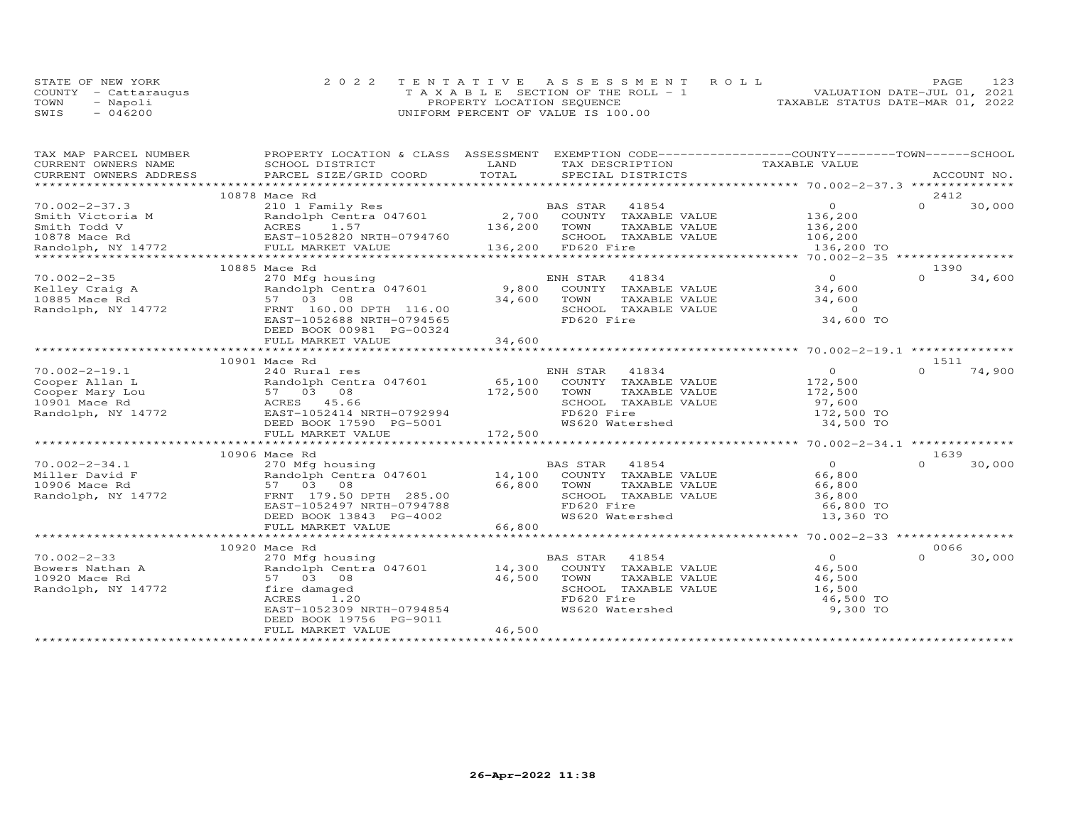STATE OF NEW YORK
COUNTY - Cattaraugus
TOWN - Napoli
SWIS - 046200

2022 TENTATIVE ASSESSMENT ROLL
TAXABLE SECTION OF THE ROLL - 1
PROPERTY LOCATION SEQUENCE
UNIFORM PERCENT OF VALUE IS 100.00

VALUATION DATE-JUL 01, 2021
TAXABLE STATUS DATE-MAR 01, 2022

| TAX MAP PARCEL NUMBER / CURRENT OWNERS NAME / CURRENT OWNERS ADDRESS | PROPERTY LOCATION & CLASS / SCHOOL DISTRICT / PARCEL SIZE/GRID COORD | ASSESSMENT LAND | TOTAL | EXEMPTION CODE / TAX DESCRIPTION / SPECIAL DISTRICTS | COUNTY / TOWN / SCHOOL TAXABLE VALUE | ACCOUNT NO. |
|---|---|---|---|---|---|---|
| 70.002-2-37.3 | 10878 Mace Rd | | | | | 2412 |
| 70.002-2-37.3 | 210 1 Family Res | | | BAS STAR 41854 | 0 | 0 30,000 |
| Smith Victoria M | Randolph Centra 047601 | 2,700 | | COUNTY TAXABLE VALUE | 136,200 | |
| Smith Todd V | ACRES 1.57 | | 136,200 | TOWN TAXABLE VALUE | 136,200 | |
| 10878 Mace Rd | EAST-1052820 NRTH-0794760 | | | SCHOOL TAXABLE VALUE | 106,200 | |
| Randolph, NY 14772 | FULL MARKET VALUE | | 136,200 | FD620 Fire | 136,200 TO | |
| 70.002-2-35 | 10885 Mace Rd | | | | | 1390 |
| 70.002-2-35 | 270 Mfg housing | | | ENH STAR 41834 | 0 | 0 34,600 |
| Kelley Craig A | Randolph Centra 047601 | 9,800 | | COUNTY TAXABLE VALUE | 34,600 | |
| 10885 Mace Rd | 57 03 08 | | 34,600 | TOWN TAXABLE VALUE | 34,600 | |
| Randolph, NY 14772 | FRNT 160.00 DPTH 116.00 | | | SCHOOL TAXABLE VALUE | 0 | |
| | EAST-1052688 NRTH-0794565 | | | FD620 Fire | 34,600 TO | |
| | DEED BOOK 00981 PG-00324 | | | | | |
| | FULL MARKET VALUE | | 34,600 | | | |
| 70.002-2-19.1 | 10901 Mace Rd | | | | | 1511 |
| 70.002-2-19.1 | 240 Rural res | | | ENH STAR 41834 | 0 | 0 74,900 |
| Cooper Allan L | Randolph Centra 047601 | 65,100 | | COUNTY TAXABLE VALUE | 172,500 | |
| Cooper Mary Lou | 57 03 08 | | 172,500 | TOWN TAXABLE VALUE | 172,500 | |
| 10901 Mace Rd | ACRES 45.66 | | | SCHOOL TAXABLE VALUE | 97,600 | |
| Randolph, NY 14772 | EAST-1052414 NRTH-0792994 | | | FD620 Fire | 172,500 TO | |
| | DEED BOOK 17590 PG-5001 | | | WS620 Watershed | 34,500 TO | |
| | FULL MARKET VALUE | | 172,500 | | | |
| 70.002-2-34.1 | 10906 Mace Rd | | | | | 1639 |
| 70.002-2-34.1 | 270 Mfg housing | | | BAS STAR 41854 | 0 | 0 30,000 |
| Miller David F | Randolph Centra 047601 | 14,100 | | COUNTY TAXABLE VALUE | 66,800 | |
| 10906 Mace Rd | 57 03 08 | | 66,800 | TOWN TAXABLE VALUE | 66,800 | |
| Randolph, NY 14772 | FRNT 179.50 DPTH 285.00 | | | SCHOOL TAXABLE VALUE | 36,800 | |
| | EAST-1052497 NRTH-0794788 | | | FD620 Fire | 66,800 TO | |
| | DEED BOOK 13843 PG-4002 | | | WS620 Watershed | 13,360 TO | |
| | FULL MARKET VALUE | | 66,800 | | | |
| 70.002-2-33 | 10920 Mace Rd | | | | | 0066 |
| 70.002-2-33 | 270 Mfg housing | | | BAS STAR 41854 | 0 | 0 30,000 |
| Bowers Nathan A | Randolph Centra 047601 | 14,300 | | COUNTY TAXABLE VALUE | 46,500 | |
| 10920 Mace Rd | 57 03 08 | | 46,500 | TOWN TAXABLE VALUE | 46,500 | |
| Randolph, NY 14772 | fire damaged | | | SCHOOL TAXABLE VALUE | 16,500 | |
| | ACRES 1.20 | | | FD620 Fire | 46,500 TO | |
| | EAST-1052309 NRTH-0794854 | | | WS620 Watershed | 9,300 TO | |
| | DEED BOOK 19756 PG-9011 | | | | | |
| | FULL MARKET VALUE | | 46,500 | | | |

26-Apr-2022 11:38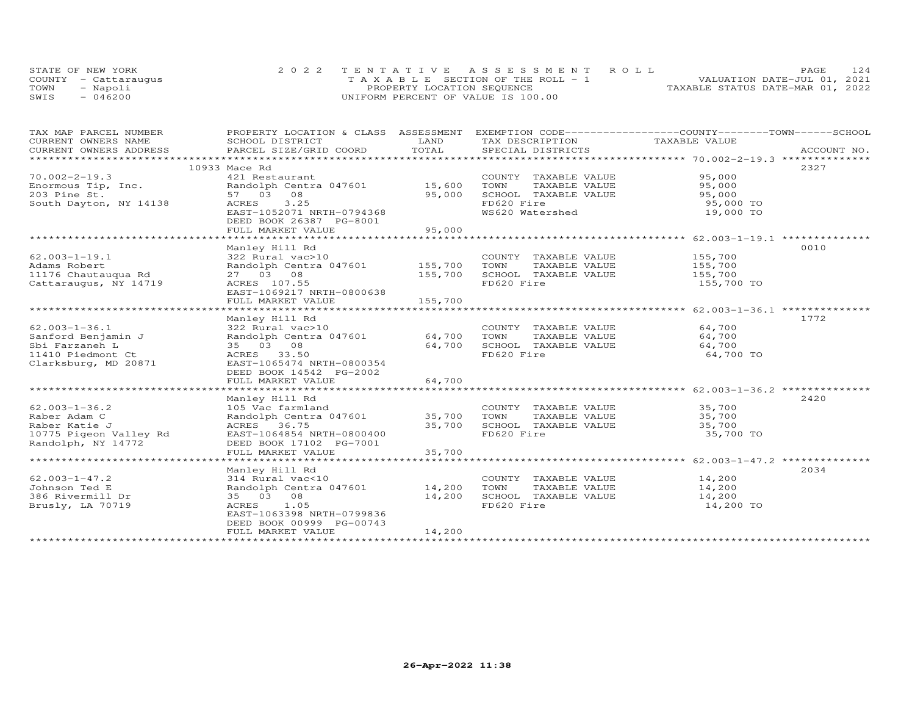STATE OF NEW YORK
COUNTY - Cattaraugus
TOWN - Napoli
SWIS - 046200

2022 TENTATIVE ASSESSMENT ROLL
TAXABLE SECTION OF THE ROLL - 1
PROPERTY LOCATION SEQUENCE
UNIFORM PERCENT OF VALUE IS 100.00

VALUATION DATE-JUL 01, 2021
TAXABLE STATUS DATE-MAR 01, 2022

| TAX MAP PARCEL NUMBER / CURRENT OWNERS NAME / CURRENT OWNERS ADDRESS | PROPERTY LOCATION & CLASS / SCHOOL DISTRICT / PARCEL SIZE/GRID COORD | ASSESSMENT LAND / TOTAL | EXEMPTION CODE / TAX DESCRIPTION / SPECIAL DISTRICTS | COUNTY / TOWN / SCHOOL TAXABLE VALUE | ACCOUNT NO. |
|---|---|---|---|---|---|
| 70.002-2-19.3 | 10933 Mace Rd | | | | 2327 |
| | 421 Restaurant | | COUNTY TAXABLE VALUE | 95,000 | |
| Enormous Tip, Inc. | Randolph Centra 047601 | 15,600 | TOWN TAXABLE VALUE | 95,000 | |
| 203 Pine St. | 57 03 08 | 95,000 | SCHOOL TAXABLE VALUE | 95,000 | |
| South Dayton, NY 14138 | ACRES 3.25 | | FD620 Fire | 95,000 TO | |
| | EAST-1052071 NRTH-0794368 | | WS620 Watershed | 19,000 TO | |
| | DEED BOOK 26387 PG-8001 | | | | |
| | FULL MARKET VALUE | 95,000 | | | |
| 62.003-1-19.1 | Manley Hill Rd | | | | 0010 |
| | 322 Rural vac>10 | | COUNTY TAXABLE VALUE | 155,700 | |
| Adams Robert | Randolph Centra 047601 | 155,700 | TOWN TAXABLE VALUE | 155,700 | |
| 11176 Chautauqua Rd | 27 03 08 | 155,700 | SCHOOL TAXABLE VALUE | 155,700 | |
| Cattaraugus, NY 14719 | ACRES 107.55 | | FD620 Fire | 155,700 TO | |
| | EAST-1069217 NRTH-0800638 | | | | |
| | FULL MARKET VALUE | 155,700 | | | |
| 62.003-1-36.1 | Manley Hill Rd | | | | 1772 |
| | 322 Rural vac>10 | | COUNTY TAXABLE VALUE | 64,700 | |
| Sanford Benjamin J | Randolph Centra 047601 | 64,700 | TOWN TAXABLE VALUE | 64,700 | |
| Sbi Farzaneh L | 35 03 08 | 64,700 | SCHOOL TAXABLE VALUE | 64,700 | |
| 11410 Piedmont Ct | ACRES 33.50 | | FD620 Fire | 64,700 TO | |
| Clarksburg, MD 20871 | EAST-1065474 NRTH-0800354 | | | | |
| | DEED BOOK 14542 PG-2002 | | | | |
| | FULL MARKET VALUE | 64,700 | | | |
| 62.003-1-36.2 | Manley Hill Rd | | | | 2420 |
| | 105 Vac farmland | | COUNTY TAXABLE VALUE | 35,700 | |
| Raber Adam C | Randolph Centra 047601 | 35,700 | TOWN TAXABLE VALUE | 35,700 | |
| Raber Katie J | ACRES 36.75 | 35,700 | SCHOOL TAXABLE VALUE | 35,700 | |
| 10775 Pigeon Valley Rd | EAST-1064854 NRTH-0800400 | | FD620 Fire | 35,700 TO | |
| Randolph, NY 14772 | DEED BOOK 17102 PG-7001 | | | | |
| | FULL MARKET VALUE | 35,700 | | | |
| 62.003-1-47.2 | Manley Hill Rd | | | | 2034 |
| | 314 Rural vac<10 | | COUNTY TAXABLE VALUE | 14,200 | |
| Johnson Ted E | Randolph Centra 047601 | 14,200 | TOWN TAXABLE VALUE | 14,200 | |
| 386 Rivermill Dr | 35 03 08 | 14,200 | SCHOOL TAXABLE VALUE | 14,200 | |
| Brusly, LA 70719 | ACRES 1.05 | | FD620 Fire | 14,200 TO | |
| | EAST-1063398 NRTH-0799836 | | | | |
| | DEED BOOK 00999 PG-00743 | | | | |
| | FULL MARKET VALUE | 14,200 | | | |

26-Apr-2022 11:38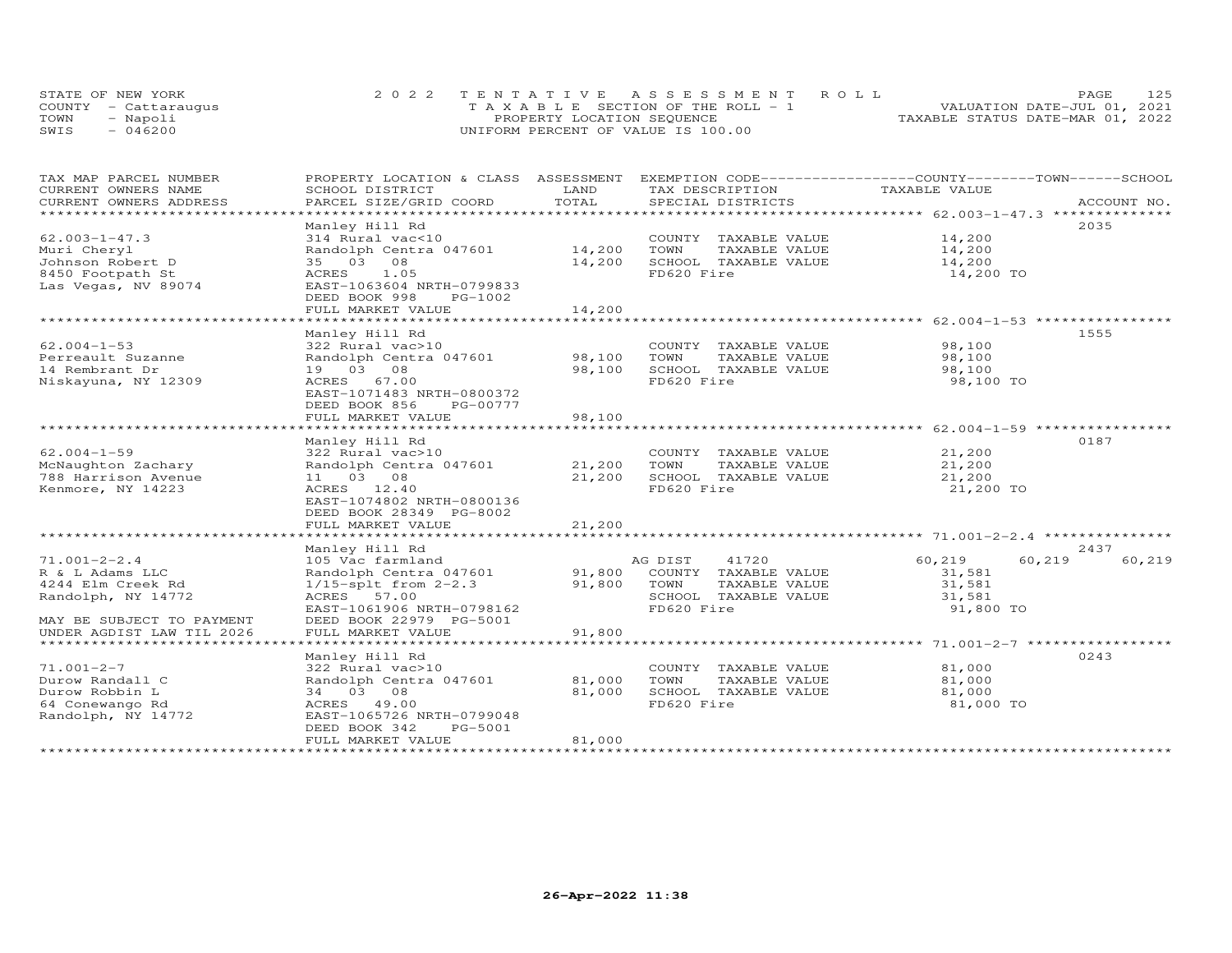STATE OF NEW YORK 2022 TENTATIVE ASSESSMENT ROLL
COUNTY - Cattaraugus TAXABLE SECTION OF THE ROLL - 1 VALUATION DATE-JUL 01, 2021
TOWN - Napoli PROPERTY LOCATION SEQUENCE TAXABLE STATUS DATE-MAR 01, 2022
SWIS - 046200 UNIFORM PERCENT OF VALUE IS 100.00

| TAX MAP PARCEL NUMBER / CURRENT OWNERS NAME / CURRENT OWNERS ADDRESS | PROPERTY LOCATION & CLASS / SCHOOL DISTRICT / PARCEL SIZE/GRID COORD | ASSESSMENT LAND / TOTAL | EXEMPTION CODE / TAX DESCRIPTION / SPECIAL DISTRICTS | COUNTY TAXABLE VALUE | TOWN | SCHOOL | ACCOUNT NO. |
|---|---|---|---|---|---|---|---|
| 62.003-1-47.3 | Manley Hill Rd | | | | | | 2035 |
| 62.003-1-47.3 | 314 Rural vac<10 | | COUNTY TAXABLE VALUE | 14,200 | | | |
| Muri Cheryl | Randolph Centra 047601 | 14,200 | TOWN TAXABLE VALUE | 14,200 | | | |
| Johnson Robert D | 35 03 08 | 14,200 | SCHOOL TAXABLE VALUE | 14,200 | | | |
| 8450 Footpath St | ACRES 1.05 | | FD620 Fire | 14,200 TO | | | |
| Las Vegas, NV 89074 | EAST-1063604 NRTH-0799833 | | | | | | |
| | DEED BOOK 998 PG-1002 | | | | | | |
| | FULL MARKET VALUE | 14,200 | | | | | |
| 62.004-1-53 | Manley Hill Rd | | | | | | 1555 |
| 62.004-1-53 | 322 Rural vac>10 | | COUNTY TAXABLE VALUE | 98,100 | | | |
| Perreault Suzanne | Randolph Centra 047601 | 98,100 | TOWN TAXABLE VALUE | 98,100 | | | |
| 14 Rembrant Dr | 19 03 08 | 98,100 | SCHOOL TAXABLE VALUE | 98,100 | | | |
| Niskayuna, NY 12309 | ACRES 67.00 | | FD620 Fire | 98,100 TO | | | |
| | EAST-1071483 NRTH-0800372 | | | | | | |
| | DEED BOOK 856 PG-00777 | | | | | | |
| | FULL MARKET VALUE | 98,100 | | | | | |
| 62.004-1-59 | Manley Hill Rd | | | | | | 0187 |
| 62.004-1-59 | 322 Rural vac>10 | | COUNTY TAXABLE VALUE | 21,200 | | | |
| McNaughton Zachary | Randolph Centra 047601 | 21,200 | TOWN TAXABLE VALUE | 21,200 | | | |
| 788 Harrison Avenue | 11 03 08 | 21,200 | SCHOOL TAXABLE VALUE | 21,200 | | | |
| Kenmore, NY 14223 | ACRES 12.40 | | FD620 Fire | 21,200 TO | | | |
| | EAST-1074802 NRTH-0800136 | | | | | | |
| | DEED BOOK 28349 PG-8002 | | | | | | |
| | FULL MARKET VALUE | 21,200 | | | | | |
| 71.001-2-2.4 | Manley Hill Rd | | | | | | 2437 |
| 71.001-2-2.4 | 105 Vac farmland | | AG DIST 41720 | 60,219 | 60,219 | 60,219 | |
| R & L Adams LLC | Randolph Centra 047601 | 91,800 | COUNTY TAXABLE VALUE | 31,581 | | | |
| 4244 Elm Creek Rd | 1/15-splt from 2-2.3 | 91,800 | TOWN TAXABLE VALUE | 31,581 | | | |
| Randolph, NY 14772 | ACRES 57.00 | | SCHOOL TAXABLE VALUE | 31,581 | | | |
| | EAST-1061906 NRTH-0798162 | | FD620 Fire | 91,800 TO | | | |
| MAY BE SUBJECT TO PAYMENT | DEED BOOK 22979 PG-5001 | | | | | | |
| UNDER AGDIST LAW TIL 2026 | FULL MARKET VALUE | 91,800 | | | | | |
| 71.001-2-7 | Manley Hill Rd | | | | | | 0243 |
| 71.001-2-7 | 322 Rural vac>10 | | COUNTY TAXABLE VALUE | 81,000 | | | |
| Durow Randall C | Randolph Centra 047601 | 81,000 | TOWN TAXABLE VALUE | 81,000 | | | |
| Durow Robbin L | 34 03 08 | 81,000 | SCHOOL TAXABLE VALUE | 81,000 | | | |
| 64 Conewango Rd | ACRES 49.00 | | FD620 Fire | 81,000 TO | | | |
| Randolph, NY 14772 | EAST-1065726 NRTH-0799048 | | | | | | |
| | DEED BOOK 342 PG-5001 | | | | | | |
| | FULL MARKET VALUE | 81,000 | | | | | |

26-Apr-2022 11:38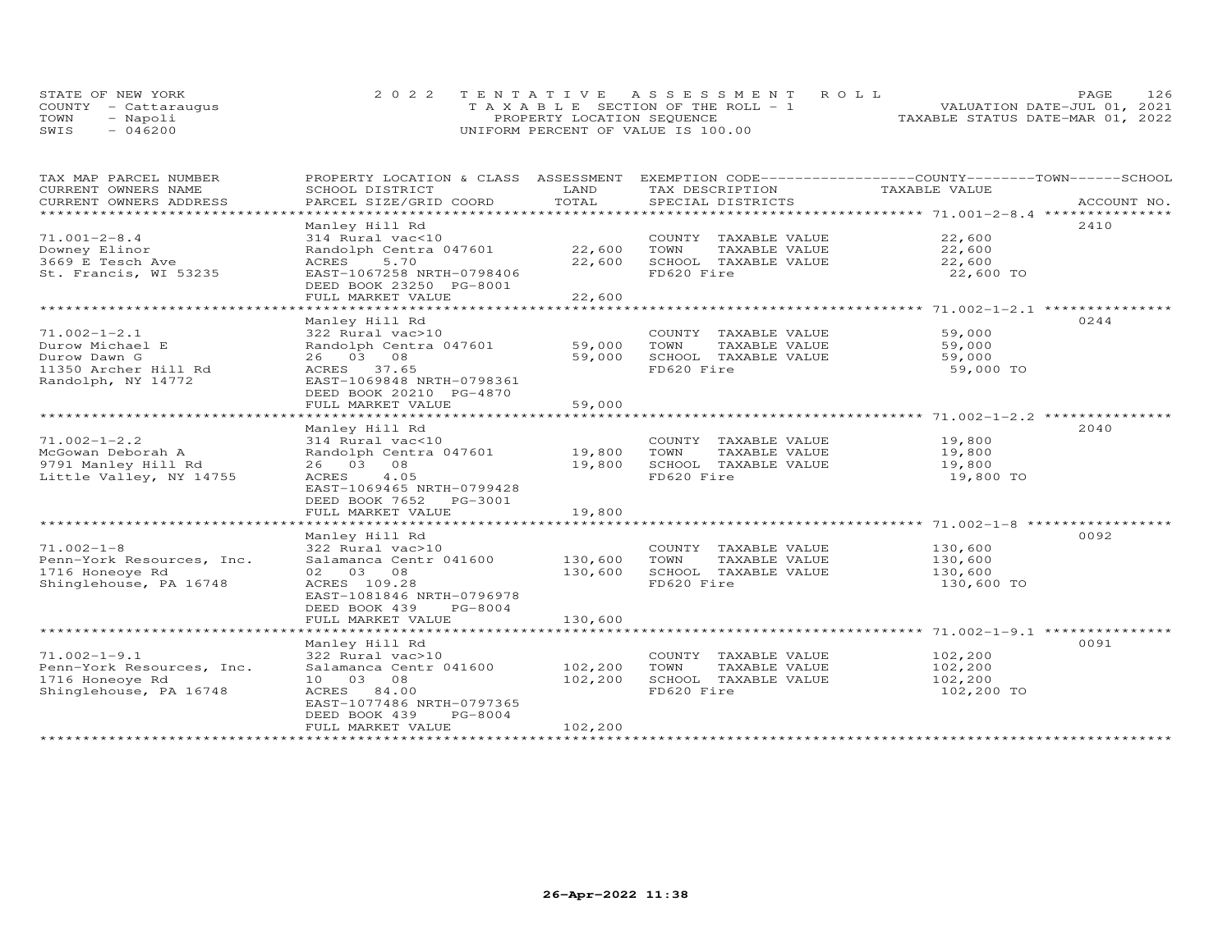STATE OF NEW YORK
COUNTY - Cattaraugus
TOWN - Napoli
SWIS - 046200

2022 TENTATIVE ASSESSMENT ROLL
TAXABLE SECTION OF THE ROLL - 1
PROPERTY LOCATION SEQUENCE
UNIFORM PERCENT OF VALUE IS 100.00

VALUATION DATE-JUL 01, 2021
TAXABLE STATUS DATE-MAR 01, 2022

| TAX MAP PARCEL NUMBER / CURRENT OWNERS NAME / CURRENT OWNERS ADDRESS | PROPERTY LOCATION & CLASS / SCHOOL DISTRICT / PARCEL SIZE/GRID COORD | ASSESSMENT LAND / TOTAL | EXEMPTION CODE / TAX DESCRIPTION / SPECIAL DISTRICTS | COUNTY--------TOWN------SCHOOL TAXABLE VALUE | ACCOUNT NO. |
|---|---|---|---|---|---|
| 71.001-2-8.4 | Manley Hill Rd | | | | 2410 |
| 71.001-2-8.4 | 314 Rural vac<10 | | COUNTY TAXABLE VALUE | 22,600 | |
| Downey Elinor | Randolph Centra 047601 | 22,600 | TOWN TAXABLE VALUE | 22,600 | |
| 3669 E Tesch Ave | ACRES 5.70 | 22,600 | SCHOOL TAXABLE VALUE | 22,600 | |
| St. Francis, WI 53235 | EAST-1067258 NRTH-0798406 | | FD620 Fire | 22,600 TO | |
| | DEED BOOK 23250 PG-8001 | | | | |
| | FULL MARKET VALUE | 22,600 | | | |
| 71.002-1-2.1 | Manley Hill Rd | | | | 0244 |
| 71.002-1-2.1 | 322 Rural vac>10 | | COUNTY TAXABLE VALUE | 59,000 | |
| Durow Michael E | Randolph Centra 047601 | 59,000 | TOWN TAXABLE VALUE | 59,000 | |
| Durow Dawn G | 26 03 08 | 59,000 | SCHOOL TAXABLE VALUE | 59,000 | |
| 11350 Archer Hill Rd | ACRES 37.65 | | FD620 Fire | 59,000 TO | |
| Randolph, NY 14772 | EAST-1069848 NRTH-0798361 | | | | |
| | DEED BOOK 20210 PG-4870 | | | | |
| | FULL MARKET VALUE | 59,000 | | | |
| 71.002-1-2.2 | Manley Hill Rd | | | | 2040 |
| 71.002-1-2.2 | 314 Rural vac<10 | | COUNTY TAXABLE VALUE | 19,800 | |
| McGowan Deborah A | Randolph Centra 047601 | 19,800 | TOWN TAXABLE VALUE | 19,800 | |
| 9791 Manley Hill Rd | 26 03 08 | 19,800 | SCHOOL TAXABLE VALUE | 19,800 | |
| Little Valley, NY 14755 | ACRES 4.05 | | FD620 Fire | 19,800 TO | |
| | EAST-1069465 NRTH-0799428 | | | | |
| | DEED BOOK 7652 PG-3001 | | | | |
| | FULL MARKET VALUE | 19,800 | | | |
| 71.002-1-8 | Manley Hill Rd | | | | 0092 |
| 71.002-1-8 | 322 Rural vac>10 | | COUNTY TAXABLE VALUE | 130,600 | |
| Penn-York Resources, Inc. | Salamanca Centr 041600 | 130,600 | TOWN TAXABLE VALUE | 130,600 | |
| 1716 Honeoye Rd | 02 03 08 | 130,600 | SCHOOL TAXABLE VALUE | 130,600 | |
| Shinglehouse, PA 16748 | ACRES 109.28 | | FD620 Fire | 130,600 TO | |
| | EAST-1081846 NRTH-0796978 | | | | |
| | DEED BOOK 439 PG-8004 | | | | |
| | FULL MARKET VALUE | 130,600 | | | |
| 71.002-1-9.1 | Manley Hill Rd | | | | 0091 |
| 71.002-1-9.1 | 322 Rural vac>10 | | COUNTY TAXABLE VALUE | 102,200 | |
| Penn-York Resources, Inc. | Salamanca Centr 041600 | 102,200 | TOWN TAXABLE VALUE | 102,200 | |
| 1716 Honeoye Rd | 10 03 08 | 102,200 | SCHOOL TAXABLE VALUE | 102,200 | |
| Shinglehouse, PA 16748 | ACRES 84.00 | | FD620 Fire | 102,200 TO | |
| | EAST-1077486 NRTH-0797365 | | | | |
| | DEED BOOK 439 PG-8004 | | | | |
| | FULL MARKET VALUE | 102,200 | | | |

26-Apr-2022 11:38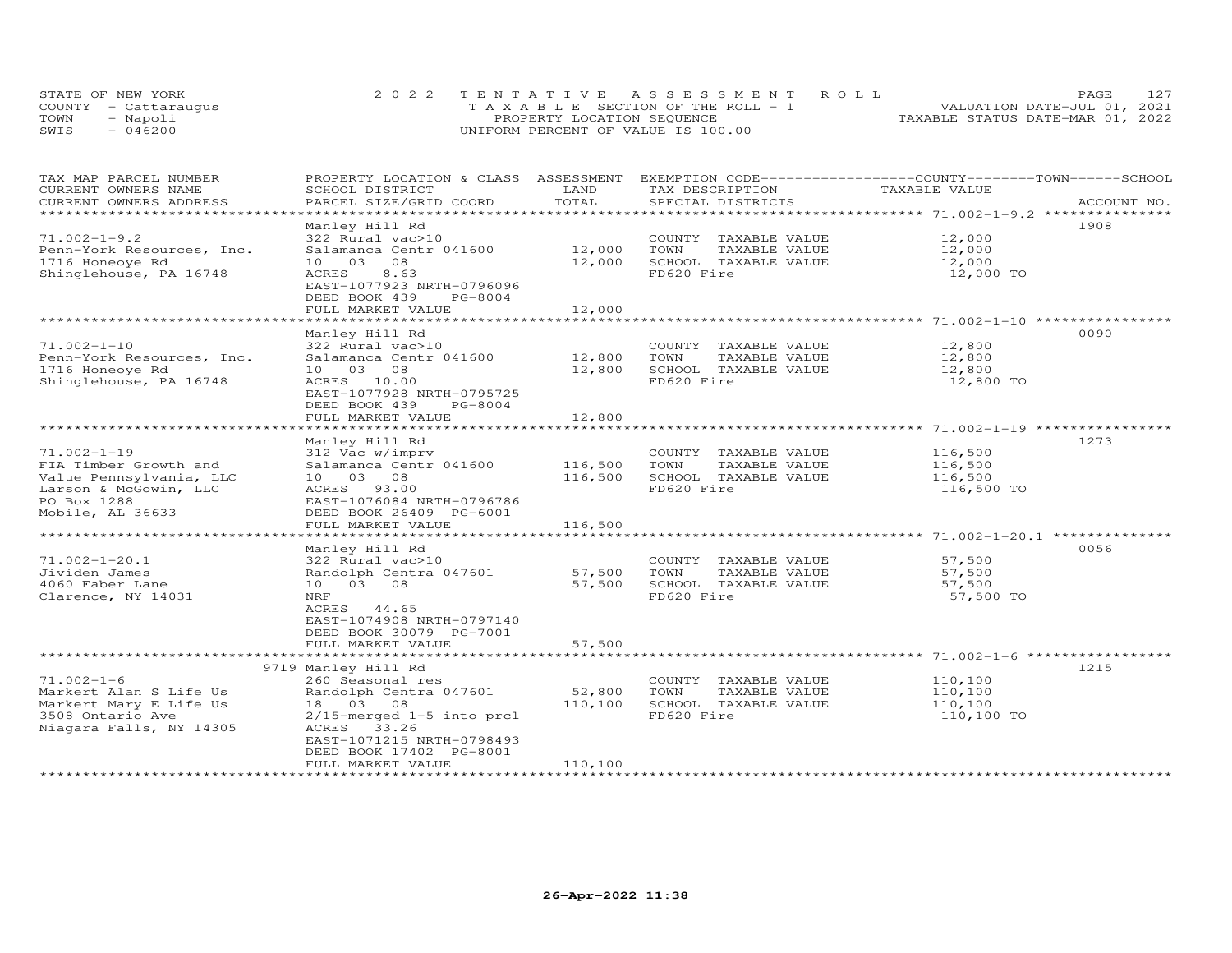STATE OF NEW YORK
COUNTY - Cattaraugus
TOWN - Napoli
SWIS - 046200

2022 TENTATIVE ASSESSMENT ROLL
TAXABLE SECTION OF THE ROLL - 1
PROPERTY LOCATION SEQUENCE
UNIFORM PERCENT OF VALUE IS 100.00

VALUATION DATE-JUL 01, 2021
TAXABLE STATUS DATE-MAR 01, 2022

| TAX MAP PARCEL NUMBER / CURRENT OWNERS NAME / CURRENT OWNERS ADDRESS | PROPERTY LOCATION & CLASS / SCHOOL DISTRICT / PARCEL SIZE/GRID COORD | ASSESSMENT LAND | TOTAL | EXEMPTION CODE / TAX DESCRIPTION / SPECIAL DISTRICTS | COUNTY--------TOWN------SCHOOL TAXABLE VALUE | ACCOUNT NO. |
|---|---|---|---|---|---|---|
| 71.002-1-9.2 | Manley Hill Rd | | | | | 1908 |
| 71.002-1-9.2 | 322 Rural vac>10 | | | COUNTY TAXABLE VALUE | 12,000 | |
| Penn-York Resources, Inc. | Salamanca Centr 041600 | 12,000 | | TOWN TAXABLE VALUE | 12,000 | |
| 1716 Honeoye Rd | 10 03 08 | | 12,000 | SCHOOL TAXABLE VALUE | 12,000 | |
| Shinglehouse, PA 16748 | ACRES 8.63 | | | FD620 Fire | 12,000 TO | |
| | EAST-1077923 NRTH-0796096 | | | | | |
| | DEED BOOK 439 PG-8004 | | | | | |
| | FULL MARKET VALUE | | 12,000 | | | |
| 71.002-1-10 | Manley Hill Rd | | | | | 0090 |
| 71.002-1-10 | 322 Rural vac>10 | | | COUNTY TAXABLE VALUE | 12,800 | |
| Penn-York Resources, Inc. | Salamanca Centr 041600 | 12,800 | | TOWN TAXABLE VALUE | 12,800 | |
| 1716 Honeoye Rd | 10 03 08 | | 12,800 | SCHOOL TAXABLE VALUE | 12,800 | |
| Shinglehouse, PA 16748 | ACRES 10.00 | | | FD620 Fire | 12,800 TO | |
| | EAST-1077928 NRTH-0795725 | | | | | |
| | DEED BOOK 439 PG-8004 | | | | | |
| | FULL MARKET VALUE | | 12,800 | | | |
| 71.002-1-19 | Manley Hill Rd | | | | | 1273 |
| 71.002-1-19 | 312 Vac w/imprv | | | COUNTY TAXABLE VALUE | 116,500 | |
| FIA Timber Growth and | Salamanca Centr 041600 | 116,500 | | TOWN TAXABLE VALUE | 116,500 | |
| Value Pennsylvania, LLC | 10 03 08 | | 116,500 | SCHOOL TAXABLE VALUE | 116,500 | |
| Larson & McGowin, LLC | ACRES 93.00 | | | FD620 Fire | 116,500 TO | |
| PO Box 1288 | EAST-1076084 NRTH-0796786 | | | | | |
| Mobile, AL 36633 | DEED BOOK 26409 PG-6001 | | | | | |
| | FULL MARKET VALUE | | 116,500 | | | |
| 71.002-1-20.1 | Manley Hill Rd | | | | | 0056 |
| 71.002-1-20.1 | 322 Rural vac>10 | | | COUNTY TAXABLE VALUE | 57,500 | |
| Jividen James | Randolph Centra 047601 | 57,500 | | TOWN TAXABLE VALUE | 57,500 | |
| 4060 Faber Lane | 10 03 08 | | 57,500 | SCHOOL TAXABLE VALUE | 57,500 | |
| Clarence, NY 14031 | NRF | | | FD620 Fire | 57,500 TO | |
| | ACRES 44.65 | | | | | |
| | EAST-1074908 NRTH-0797140 | | | | | |
| | DEED BOOK 30079 PG-7001 | | | | | |
| | FULL MARKET VALUE | | 57,500 | | | |
| 71.002-1-6 | 9719 Manley Hill Rd | | | | | 1215 |
| 71.002-1-6 | 260 Seasonal res | | | COUNTY TAXABLE VALUE | 110,100 | |
| Markert Alan S Life Us | Randolph Centra 047601 | 52,800 | | TOWN TAXABLE VALUE | 110,100 | |
| Markert Mary E Life Us | 18 03 08 | | 110,100 | SCHOOL TAXABLE VALUE | 110,100 | |
| 3508 Ontario Ave | 2/15-merged 1-5 into prcl | | | FD620 Fire | 110,100 TO | |
| Niagara Falls, NY 14305 | ACRES 33.26 | | | | | |
| | EAST-1071215 NRTH-0798493 | | | | | |
| | DEED BOOK 17402 PG-8001 | | | | | |
| | FULL MARKET VALUE | | 110,100 | | | |

26-Apr-2022 11:38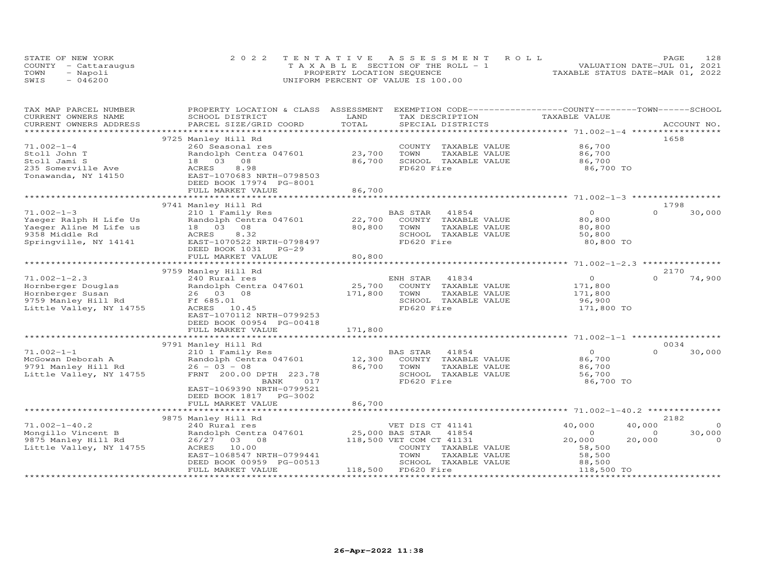STATE OF NEW YORK
COUNTY - Cattaraugus
TOWN - Napoli
SWIS - 046200

2022 TENTATIVE ASSESSMENT ROLL
TAXABLE SECTION OF THE ROLL - 1
PROPERTY LOCATION SEQUENCE
UNIFORM PERCENT OF VALUE IS 100.00

VALUATION DATE-JUL 01, 2021
TAXABLE STATUS DATE-MAR 01, 2022

| TAX MAP PARCEL NUMBER / CURRENT OWNERS NAME / CURRENT OWNERS ADDRESS | PROPERTY LOCATION & CLASS / SCHOOL DISTRICT / PARCEL SIZE/GRID COORD | ASSESSMENT LAND / TOTAL | EXEMPTION CODE / TAX DESCRIPTION / SPECIAL DISTRICTS | COUNTY TAXABLE VALUE | TOWN | SCHOOL | ACCOUNT NO. |
|---|---|---|---|---|---|---|---|
| 71.002-1-4 | 9725 Manley Hill Rd | | | | | | 1658 |
| | 260 Seasonal res | | COUNTY TAXABLE VALUE | 86,700 | | | |
| Stoll John T | Randolph Centra 047601 | 23,700 | TOWN TAXABLE VALUE | 86,700 | | | |
| Stoll Jami S | 18 03 08 | 86,700 | SCHOOL TAXABLE VALUE | 86,700 | | | |
| 235 Somerville Ave | ACRES 8.98 | | FD620 Fire | 86,700 TO | | | |
| Tonawanda, NY 14150 | EAST-1070683 NRTH-0798503 | | | | | | |
| | DEED BOOK 17974 PG-8001 | | | | | | |
| | FULL MARKET VALUE | 86,700 | | | | | |
| 71.002-1-3 | 9741 Manley Hill Rd | | | | | | 1798 |
| | 210 1 Family Res | | BAS STAR 41854 | 0 | 0 | 30,000 | |
| Yaeger Ralph H Life Us | Randolph Centra 047601 | 22,700 | COUNTY TAXABLE VALUE | 80,800 | | | |
| Yaeger Aline M Life us | 18 03 08 | 80,800 | TOWN TAXABLE VALUE | 80,800 | | | |
| 9358 Middle Rd | ACRES 8.32 | | SCHOOL TAXABLE VALUE | 50,800 | | | |
| Springville, NY 14141 | EAST-1070522 NRTH-0798497 | | FD620 Fire | 80,800 TO | | | |
| | DEED BOOK 1031 PG-29 | | | | | | |
| | FULL MARKET VALUE | 80,800 | | | | | |
| 71.002-1-2.3 | 9759 Manley Hill Rd | | | | | | 2170 |
| | 240 Rural res | | ENH STAR 41834 | 0 | 0 | 74,900 | |
| Hornberger Douglas | Randolph Centra 047601 | 25,700 | COUNTY TAXABLE VALUE | 171,800 | | | |
| Hornberger Susan | 26 03 08 | 171,800 | TOWN TAXABLE VALUE | 171,800 | | | |
| 9759 Manley Hill Rd | Ff 685.01 | | SCHOOL TAXABLE VALUE | 96,900 | | | |
| Little Valley, NY 14755 | ACRES 10.45 | | FD620 Fire | 171,800 TO | | | |
| | EAST-1070112 NRTH-0799253 | | | | | | |
| | DEED BOOK 00954 PG-00418 | | | | | | |
| | FULL MARKET VALUE | 171,800 | | | | | |
| 71.002-1-1 | 9791 Manley Hill Rd | | | | | | 0034 |
| | 210 1 Family Res | | BAS STAR 41854 | 0 | 0 | 30,000 | |
| McGowan Deborah A | Randolph Centra 047601 | 12,300 | COUNTY TAXABLE VALUE | 86,700 | | | |
| 9791 Manley Hill Rd | 26 - 03 - 08 | 86,700 | TOWN TAXABLE VALUE | 86,700 | | | |
| Little Valley, NY 14755 | FRNT 200.00 DPTH 223.78 | | SCHOOL TAXABLE VALUE | 56,700 | | | |
| | BANK 017 | | FD620 Fire | 86,700 TO | | | |
| | EAST-1069390 NRTH-0799521 | | | | | | |
| | DEED BOOK 1817 PG-3002 | | | | | | |
| | FULL MARKET VALUE | 86,700 | | | | | |
| 71.002-1-40.2 | 9875 Manley Hill Rd | | | | | | 2182 |
| | 240 Rural res | | VET DIS CT 41141 | 40,000 | 40,000 | 0 | |
| Mongillo Vincent B | Randolph Centra 047601 | 25,000 | BAS STAR 41854 | 0 | 0 | 30,000 | |
| 9875 Manley Hill Rd | 26/27 03 08 | 118,500 | VET COM CT 41131 | 20,000 | 20,000 | 0 | |
| Little Valley, NY 14755 | ACRES 10.00 | | COUNTY TAXABLE VALUE | 58,500 | | | |
| | EAST-1068547 NRTH-0799441 | | TOWN TAXABLE VALUE | 58,500 | | | |
| | DEED BOOK 00959 PG-00513 | | SCHOOL TAXABLE VALUE | 88,500 | | | |
| | FULL MARKET VALUE | 118,500 | FD620 Fire | 118,500 TO | | | |

26-Apr-2022 11:38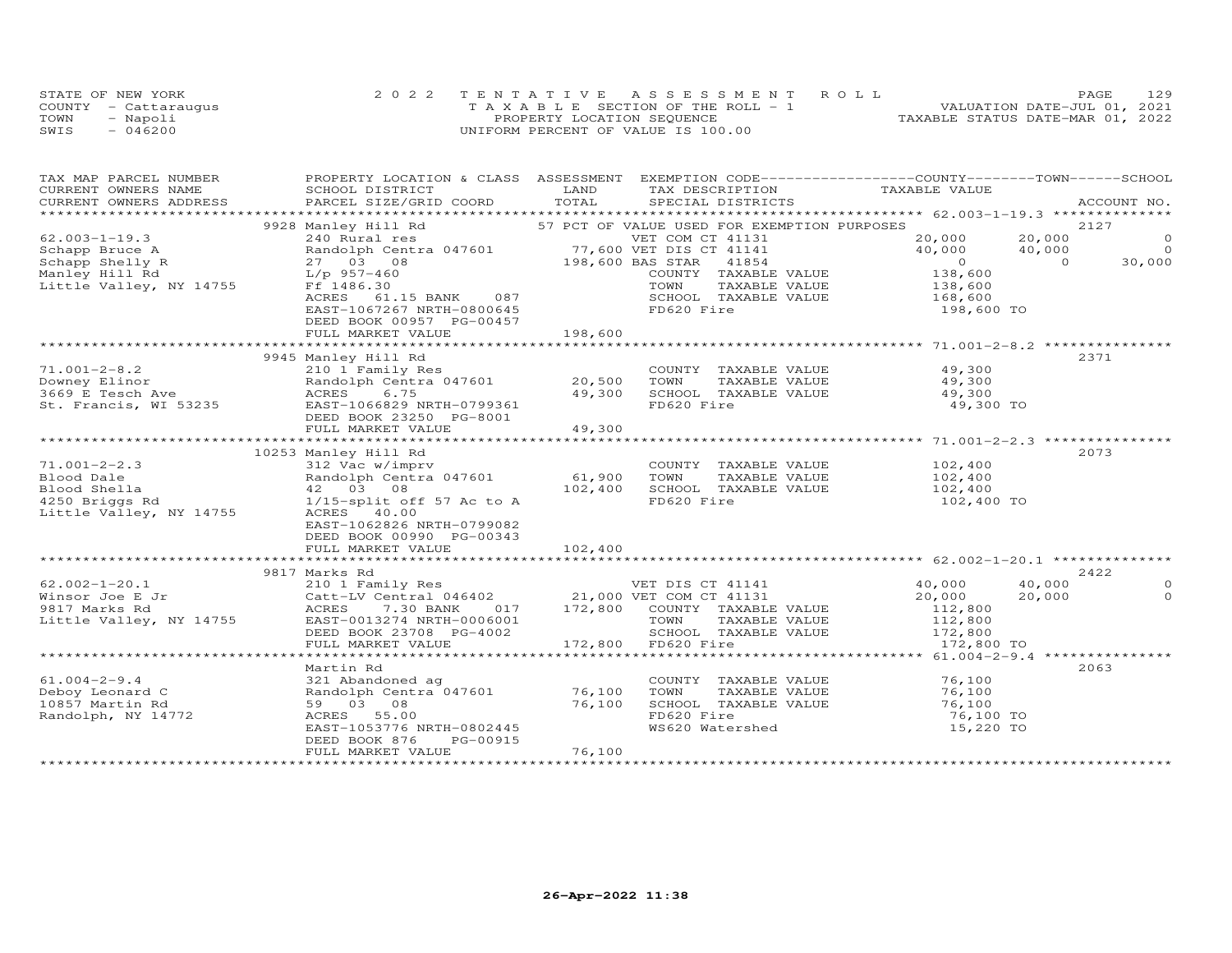STATE OF NEW YORK
COUNTY - Cattaraugus
TOWN - Napoli
SWIS - 046200

2022 TENTATIVE ASSESSMENT ROLL
TAXABLE SECTION OF THE ROLL - 1
PROPERTY LOCATION SEQUENCE
UNIFORM PERCENT OF VALUE IS 100.00

VALUATION DATE-JUL 01, 2021
TAXABLE STATUS DATE-MAR 01, 2022

| TAX MAP PARCEL NUMBER / CURRENT OWNERS NAME / CURRENT OWNERS ADDRESS | PROPERTY LOCATION & CLASS / SCHOOL DISTRICT / PARCEL SIZE/GRID COORD | ASSESSMENT LAND | TOTAL | EXEMPTION CODE / TAX DESCRIPTION / SPECIAL DISTRICTS | COUNTY TAXABLE VALUE | TOWN | SCHOOL | ACCOUNT NO. |
|---|---|---|---|---|---|---|---|---|
| 62.003-1-19.3 | 9928 Manley Hill Rd | | | 57 PCT OF VALUE USED FOR EXEMPTION PURPOSES | | | | 2127 |
| | 240 Rural res | | | VET COM CT 41131 | 20,000 | 20,000 | 0 | |
| Schapp Bruce A | Randolph Centra 047601 | 77,600 | | VET DIS CT 41141 | 40,000 | 40,000 | 0 | |
| Schapp Shelly R | 27 03 08 | | 198,600 | BAS STAR 41854 | 0 | 0 | 30,000 | |
| Manley Hill Rd | L/p 957-460 | | | COUNTY TAXABLE VALUE | 138,600 | | | |
| Little Valley, NY 14755 | Ff 1486.30 | | | TOWN TAXABLE VALUE | 138,600 | | | |
| | ACRES 61.15 BANK 087 | | | SCHOOL TAXABLE VALUE | 168,600 | | | |
| | EAST-1067267 NRTH-0800645 | | | FD620 Fire | 198,600 TO | | | |
| | DEED BOOK 00957 PG-00457 | | | | | | | |
| | FULL MARKET VALUE | | 198,600 | | | | | |
| 71.001-2-8.2 | 9945 Manley Hill Rd | | | | | | | 2371 |
| | 210 1 Family Res | | | COUNTY TAXABLE VALUE | 49,300 | | | |
| Downey Elinor | Randolph Centra 047601 | 20,500 | | TOWN TAXABLE VALUE | 49,300 | | | |
| 3669 E Tesch Ave | ACRES 6.75 | | 49,300 | SCHOOL TAXABLE VALUE | 49,300 | | | |
| St. Francis, WI 53235 | EAST-1066829 NRTH-0799361 | | | FD620 Fire | 49,300 TO | | | |
| | DEED BOOK 23250 PG-8001 | | | | | | | |
| | FULL MARKET VALUE | | 49,300 | | | | | |
| 71.001-2-2.3 | 10253 Manley Hill Rd | | | | | | | 2073 |
| | 312 Vac w/imprv | | | COUNTY TAXABLE VALUE | 102,400 | | | |
| Blood Dale | Randolph Centra 047601 | 61,900 | | TOWN TAXABLE VALUE | 102,400 | | | |
| Blood Shella | 42 03 08 | | 102,400 | SCHOOL TAXABLE VALUE | 102,400 | | | |
| 4250 Briggs Rd | 1/15-split off 57 Ac to A | | | FD620 Fire | 102,400 TO | | | |
| Little Valley, NY 14755 | ACRES 40.00 | | | | | | | |
| | EAST-1062826 NRTH-0799082 | | | | | | | |
| | DEED BOOK 00990 PG-00343 | | | | | | | |
| | FULL MARKET VALUE | | 102,400 | | | | | |
| 62.002-1-20.1 | 9817 Marks Rd | | | | | | | 2422 |
| | 210 1 Family Res | | | VET DIS CT 41141 | 40,000 | 40,000 | 0 | |
| Winsor Joe E Jr | Catt-LV Central 046402 | 21,000 | | VET COM CT 41131 | 20,000 | 20,000 | 0 | |
| 9817 Marks Rd | ACRES 7.30 BANK 017 | | 172,800 | COUNTY TAXABLE VALUE | 112,800 | | | |
| Little Valley, NY 14755 | EAST-0013274 NRTH-0006001 | | | TOWN TAXABLE VALUE | 112,800 | | | |
| | DEED BOOK 23708 PG-4002 | | | SCHOOL TAXABLE VALUE | 172,800 | | | |
| | FULL MARKET VALUE | | 172,800 | FD620 Fire | 172,800 TO | | | |
| 61.004-2-9.4 | Martin Rd | | | | | | | 2063 |
| | 321 Abandoned ag | | | COUNTY TAXABLE VALUE | 76,100 | | | |
| Deboy Leonard C | Randolph Centra 047601 | 76,100 | | TOWN TAXABLE VALUE | 76,100 | | | |
| 10857 Martin Rd | 59 03 08 | | 76,100 | SCHOOL TAXABLE VALUE | 76,100 | | | |
| Randolph, NY 14772 | ACRES 55.00 | | | FD620 Fire | 76,100 TO | | | |
| | EAST-1053776 NRTH-0802445 | | | WS620 Watershed | 15,220 TO | | | |
| | DEED BOOK 876 PG-00915 | | | | | | | |
| | FULL MARKET VALUE | | 76,100 | | | | | |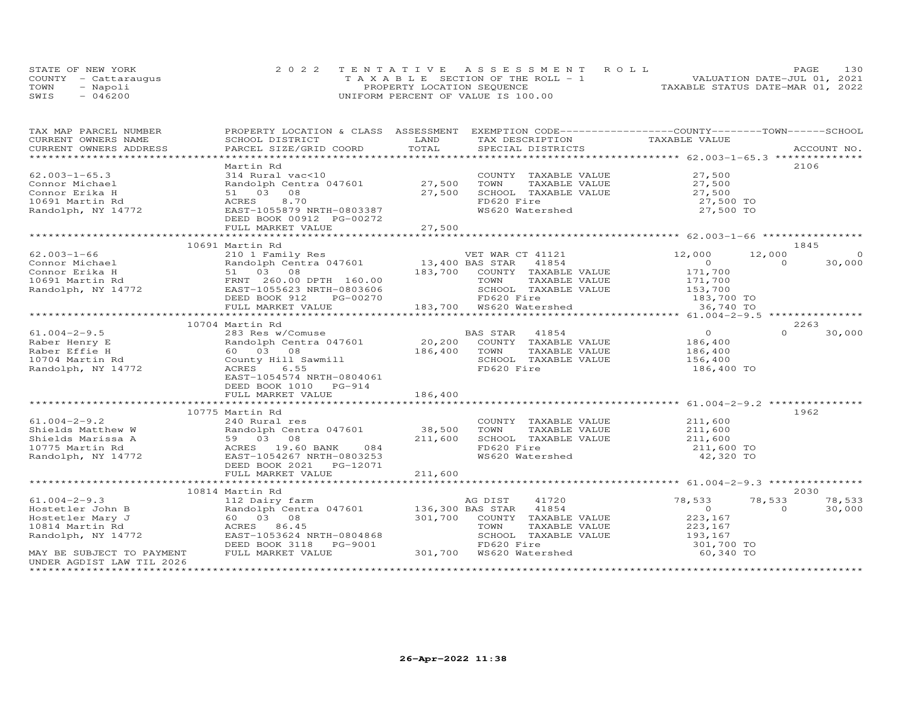STATE OF NEW YORK
COUNTY - Cattaraugus
TOWN - Napoli
SWIS - 046200

2022 TENTATIVE ASSESSMENT ROLL
TAXABLE SECTION OF THE ROLL - 1
PROPERTY LOCATION SEQUENCE
UNIFORM PERCENT OF VALUE IS 100.00

VALUATION DATE-JUL 01, 2021
TAXABLE STATUS DATE-MAR 01, 2022

| TAX MAP PARCEL NUMBER / CURRENT OWNERS NAME / CURRENT OWNERS ADDRESS | PROPERTY LOCATION & CLASS / SCHOOL DISTRICT / PARCEL SIZE/GRID COORD | ASSESSMENT LAND / TOTAL | EXEMPTION CODE / TAX DESCRIPTION / SPECIAL DISTRICTS | COUNTY TAXABLE VALUE | TOWN | SCHOOL / ACCOUNT NO. |
|---|---|---|---|---|---|---|
| **62.003-1-65.3** | Martin Rd | | | | | 2106 |
| 62.003-1-65.3 | 314 Rural vac<10 | | COUNTY TAXABLE VALUE | 27,500 | | |
| Connor Michael | Randolph Centra 047601 | 27,500 | TOWN TAXABLE VALUE | 27,500 | | |
| Connor Erika H | 51 03 08 | 27,500 | SCHOOL TAXABLE VALUE | 27,500 | | |
| 10691 Martin Rd | ACRES 8.70 | | FD620 Fire | 27,500 TO | | |
| Randolph, NY 14772 | EAST-1055879 NRTH-0803387 | | WS620 Watershed | 27,500 TO | | |
| | DEED BOOK 00912 PG-00272 | | | | | |
| | FULL MARKET VALUE | 27,500 | | | | |
| **62.003-1-66** | 10691 Martin Rd | | | | | 1845 |
| 62.003-1-66 | 210 1 Family Res | | VET WAR CT 41121 | 12,000 | 12,000 | 0 |
| Connor Michael | Randolph Centra 047601 | 13,400 | BAS STAR 41854 | 0 | 0 | 30,000 |
| Connor Erika H | 51 03 08 | 183,700 | COUNTY TAXABLE VALUE | 171,700 | | |
| 10691 Martin Rd | FRNT 260.00 DPTH 160.00 | | TOWN TAXABLE VALUE | 171,700 | | |
| Randolph, NY 14772 | EAST-1055623 NRTH-0803606 | | SCHOOL TAXABLE VALUE | 153,700 | | |
| | DEED BOOK 912 PG-00270 | | FD620 Fire | 183,700 TO | | |
| | FULL MARKET VALUE | 183,700 | WS620 Watershed | 36,740 TO | | |
| **61.004-2-9.5** | 10704 Martin Rd | | | | | 2263 |
| 61.004-2-9.5 | 283 Res w/Comuse | | BAS STAR 41854 | 0 | 0 | 30,000 |
| Raber Henry E | Randolph Centra 047601 | 20,200 | COUNTY TAXABLE VALUE | 186,400 | | |
| Raber Effie H | 60 03 08 | 186,400 | TOWN TAXABLE VALUE | 186,400 | | |
| 10704 Martin Rd | County Hill Sawmill | | SCHOOL TAXABLE VALUE | 156,400 | | |
| Randolph, NY 14772 | ACRES 6.55 | | FD620 Fire | 186,400 TO | | |
| | EAST-1054574 NRTH-0804061 | | | | | |
| | DEED BOOK 1010 PG-914 | | | | | |
| | FULL MARKET VALUE | 186,400 | | | | |
| **61.004-2-9.2** | 10775 Martin Rd | | | | | 1962 |
| 61.004-2-9.2 | 240 Rural res | | COUNTY TAXABLE VALUE | 211,600 | | |
| Shields Matthew W | Randolph Centra 047601 | 38,500 | TOWN TAXABLE VALUE | 211,600 | | |
| Shields Marissa A | 59 03 08 | 211,600 | SCHOOL TAXABLE VALUE | 211,600 | | |
| 10775 Martin Rd | ACRES 19.60 BANK 084 | | FD620 Fire | 211,600 TO | | |
| Randolph, NY 14772 | EAST-1054267 NRTH-0803253 | | WS620 Watershed | 42,320 TO | | |
| | DEED BOOK 2021 PG-12071 | | | | | |
| | FULL MARKET VALUE | 211,600 | | | | |
| **61.004-2-9.3** | 10814 Martin Rd | | | | | 2030 |
| 61.004-2-9.3 | 112 Dairy farm | | AG DIST 41720 | 78,533 | 78,533 | 78,533 |
| Hostetler John B | Randolph Centra 047601 | 136,300 | BAS STAR 41854 | 0 | 0 | 30,000 |
| Hostetler Mary J | 60 03 08 | 301,700 | COUNTY TAXABLE VALUE | 223,167 | | |
| 10814 Martin Rd | ACRES 86.45 | | TOWN TAXABLE VALUE | 223,167 | | |
| Randolph, NY 14772 | EAST-1053624 NRTH-0804868 | | SCHOOL TAXABLE VALUE | 193,167 | | |
| | DEED BOOK 3118 PG-9001 | | FD620 Fire | 301,700 TO | | |
| MAY BE SUBJECT TO PAYMENT UNDER AGDIST LAW TIL 2026 | FULL MARKET VALUE | 301,700 | WS620 Watershed | 60,340 TO | | |

26-Apr-2022 11:38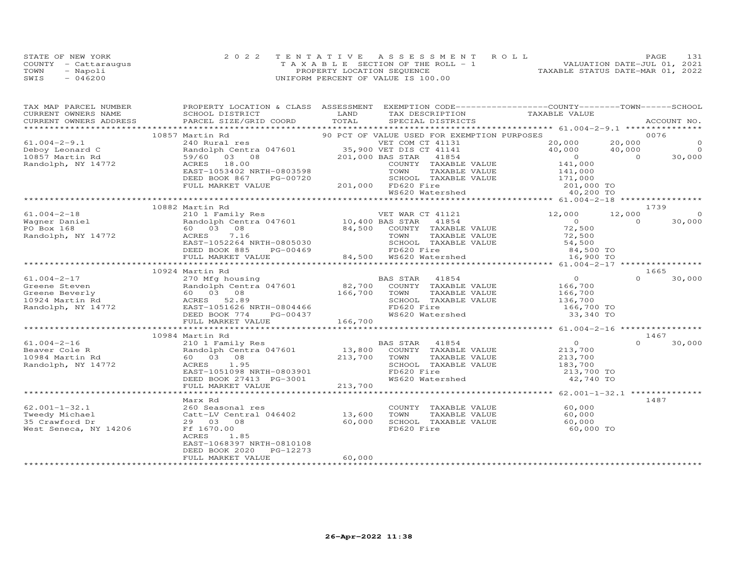STATE OF NEW YORK | COUNTY - Cattaraugus | TOWN - Napoli | SWIS - 046200

2022 TENTATIVE ASSESSMENT ROLL
TAXABLE SECTION OF THE ROLL - 1
PROPERTY LOCATION SEQUENCE
UNIFORM PERCENT OF VALUE IS 100.00

VALUATION DATE-JUL 01, 2021
TAXABLE STATUS DATE-MAR 01, 2022

| TAX MAP PARCEL NUMBER / CURRENT OWNERS NAME / CURRENT OWNERS ADDRESS | PROPERTY LOCATION & CLASS / SCHOOL DISTRICT / PARCEL SIZE/GRID COORD | ASSESSMENT LAND / TOTAL | EXEMPTION CODE / TAX DESCRIPTION / SPECIAL DISTRICTS | COUNTY TAXABLE VALUE | TOWN | SCHOOL | ACCOUNT NO. |
|---|---|---|---|---|---|---|---|
| | 10857 Martin Rd | | 90 PCT OF VALUE USED FOR EXEMPTION PURPOSES | | | | 0076 |
| 61.004-2-9.1 | 240 Rural res | | VET COM CT 41131 | 20,000 | 20,000 | 0 | |
| Deboy Leonard C | Randolph Centra 047601 | 35,900 | VET DIS CT 41141 | 40,000 | 40,000 | 0 | |
| 10857 Martin Rd | 59/60 03 08 | 201,000 | BAS STAR 41854 | 0 | 0 | 30,000 | |
| Randolph, NY 14772 | ACRES 18.00 | | COUNTY TAXABLE VALUE | 141,000 | | | |
| | EAST-1053402 NRTH-0803598 | | TOWN TAXABLE VALUE | 141,000 | | | |
| | DEED BOOK 867 PG-00720 | | SCHOOL TAXABLE VALUE | 171,000 | | | |
| | FULL MARKET VALUE | 201,000 | FD620 Fire | 201,000 TO | | | |
| | | | WS620 Watershed | 40,200 TO | | | |
| | 10882 Martin Rd | | | | | | 1739 |
| 61.004-2-18 | 210 1 Family Res | | VET WAR CT 41121 | 12,000 | 12,000 | 0 | |
| Wagner Daniel | Randolph Centra 047601 | 10,400 | BAS STAR 41854 | 0 | 0 | 30,000 | |
| PO Box 168 | 60 03 08 | 84,500 | COUNTY TAXABLE VALUE | 72,500 | | | |
| Randolph, NY 14772 | ACRES 7.16 | | TOWN TAXABLE VALUE | 72,500 | | | |
| | EAST-1052264 NRTH-0805030 | | SCHOOL TAXABLE VALUE | 54,500 | | | |
| | DEED BOOK 885 PG-00469 | | FD620 Fire | 84,500 TO | | | |
| | FULL MARKET VALUE | 84,500 | WS620 Watershed | 16,900 TO | | | |
| | 10924 Martin Rd | | | | | | 1665 |
| 61.004-2-17 | 270 Mfg housing | | BAS STAR 41854 | 0 | 0 | 30,000 | |
| Greene Steven | Randolph Centra 047601 | 82,700 | COUNTY TAXABLE VALUE | 166,700 | | | |
| Greene Beverly | 60 03 08 | 166,700 | TOWN TAXABLE VALUE | 166,700 | | | |
| 10924 Martin Rd | ACRES 52.89 | | SCHOOL TAXABLE VALUE | 136,700 | | | |
| Randolph, NY 14772 | EAST-1051626 NRTH-0804466 | | FD620 Fire | 166,700 TO | | | |
| | DEED BOOK 774 PG-00437 | | WS620 Watershed | 33,340 TO | | | |
| | FULL MARKET VALUE | 166,700 | | | | | |
| | 10984 Martin Rd | | | | | | 1467 |
| 61.004-2-16 | 210 1 Family Res | | BAS STAR 41854 | 0 | 0 | 30,000 | |
| Beaver Cole R | Randolph Centra 047601 | 13,800 | COUNTY TAXABLE VALUE | 213,700 | | | |
| 10984 Martin Rd | 60 03 08 | 213,700 | TOWN TAXABLE VALUE | 213,700 | | | |
| Randolph, NY 14772 | ACRES 1.95 | | SCHOOL TAXABLE VALUE | 183,700 | | | |
| | EAST-1051098 NRTH-0803901 | | FD620 Fire | 213,700 TO | | | |
| | DEED BOOK 27413 PG-3001 | | WS620 Watershed | 42,740 TO | | | |
| | FULL MARKET VALUE | 213,700 | | | | | |
| | Marx Rd | | | | | | 1487 |
| 62.001-1-32.1 | 260 Seasonal res | | COUNTY TAXABLE VALUE | 60,000 | | | |
| Tweedy Michael | Catt-LV Central 046402 | 13,600 | TOWN TAXABLE VALUE | 60,000 | | | |
| 35 Crawford Dr | 29 03 08 | 60,000 | SCHOOL TAXABLE VALUE | 60,000 | | | |
| West Seneca, NY 14206 | Ff 1670.00 | | FD620 Fire | 60,000 TO | | | |
| | ACRES 1.85 | | | | | | |
| | EAST-1068397 NRTH-0810108 | | | | | | |
| | DEED BOOK 2020 PG-12273 | | | | | | |
| | FULL MARKET VALUE | 60,000 | | | | | |

26-Apr-2022 11:38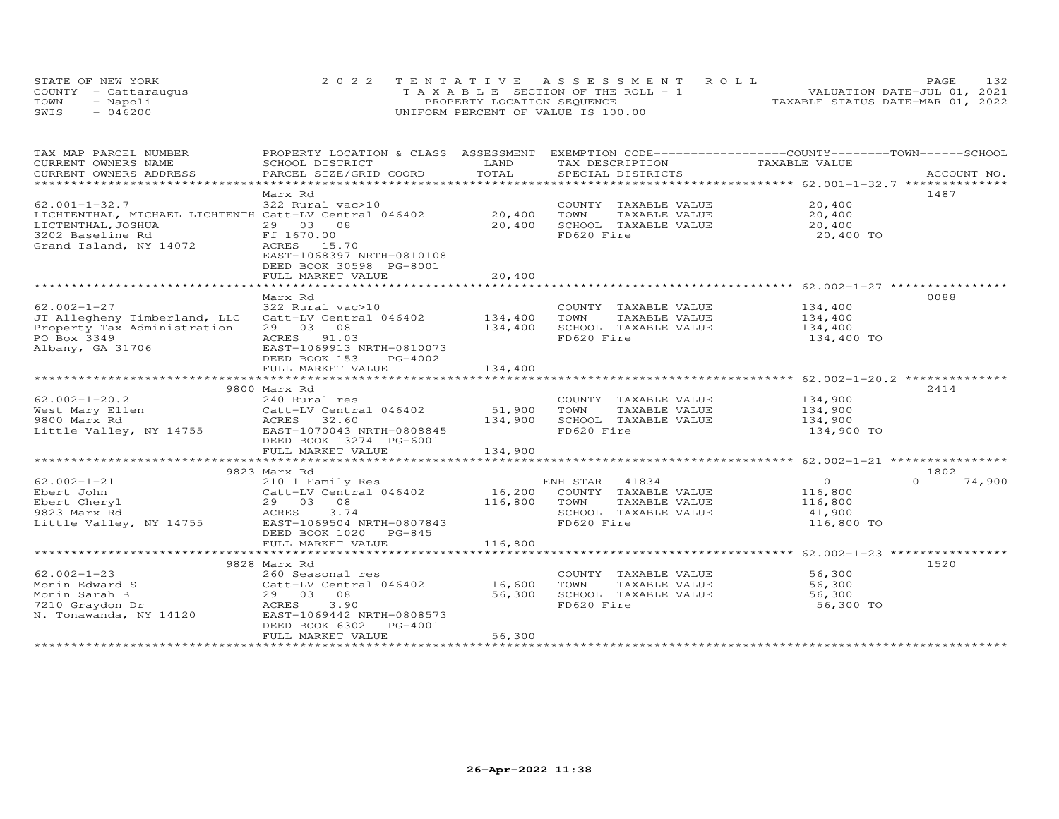STATE OF NEW YORK
COUNTY - Cattaraugus
TOWN - Napoli
SWIS - 046200

2022 TENTATIVE ASSESSMENT ROLL
TAXABLE SECTION OF THE ROLL - 1
PROPERTY LOCATION SEQUENCE
UNIFORM PERCENT OF VALUE IS 100.00

VALUATION DATE-JUL 01, 2021
TAXABLE STATUS DATE-MAR 01, 2022

| TAX MAP PARCEL NUMBER / CURRENT OWNERS NAME / CURRENT OWNERS ADDRESS | PROPERTY LOCATION & CLASS / SCHOOL DISTRICT / PARCEL SIZE/GRID COORD | ASSESSMENT LAND / TOTAL | EXEMPTION CODE / TAX DESCRIPTION / SPECIAL DISTRICTS | COUNTY / TOWN / SCHOOL TAXABLE VALUE | ACCOUNT NO. |
|---|---|---|---|---|---|
| 62.001-1-32.7 | Marx Rd | | | | 1487 |
| 62.001-1-32.7 | 322 Rural vac>10 | | COUNTY TAXABLE VALUE | 20,400 | |
| LICHTENTHAL, MICHAEL LICHTENTH | Catt-LV Central 046402 | 20,400 | TOWN TAXABLE VALUE | 20,400 | |
| LICTENTHAL, JOSHUA | 29 03 08 | 20,400 | SCHOOL TAXABLE VALUE | 20,400 | |
| 3202 Baseline Rd | Ff 1670.00 | | FD620 Fire | 20,400 TO | |
| Grand Island, NY 14072 | ACRES 15.70 | | | | |
| | EAST-1068397 NRTH-0810108 | | | | |
| | DEED BOOK 30598 PG-8001 | | | | |
| | FULL MARKET VALUE | 20,400 | | | |
| 62.002-1-27 | Marx Rd | | | | 0088 |
| 62.002-1-27 | 322 Rural vac>10 | | COUNTY TAXABLE VALUE | 134,400 | |
| JT Allegheny Timberland, LLC | Catt-LV Central 046402 | 134,400 | TOWN TAXABLE VALUE | 134,400 | |
| Property Tax Administration | 29 03 08 | 134,400 | SCHOOL TAXABLE VALUE | 134,400 | |
| PO Box 3349 | ACRES 91.03 | | FD620 Fire | 134,400 TO | |
| Albany, GA 31706 | EAST-1069913 NRTH-0810073 | | | | |
| | DEED BOOK 153 PG-4002 | | | | |
| | FULL MARKET VALUE | 134,400 | | | |
| 62.002-1-20.2 | 9800 Marx Rd | | | | 2414 |
| 62.002-1-20.2 | 240 Rural res | | COUNTY TAXABLE VALUE | 134,900 | |
| West Mary Ellen | Catt-LV Central 046402 | 51,900 | TOWN TAXABLE VALUE | 134,900 | |
| 9800 Marx Rd | ACRES 32.60 | 134,900 | SCHOOL TAXABLE VALUE | 134,900 | |
| Little Valley, NY 14755 | EAST-1070043 NRTH-0808845 | | FD620 Fire | 134,900 TO | |
| | DEED BOOK 13274 PG-6001 | | | | |
| | FULL MARKET VALUE | 134,900 | | | |
| 62.002-1-21 | 9823 Marx Rd | | | | 1802 |
| 62.002-1-21 | 210 1 Family Res | | ENH STAR 41834 | 0 0 74,900 | |
| Ebert John | Catt-LV Central 046402 | 16,200 | COUNTY TAXABLE VALUE | 116,800 | |
| Ebert Cheryl | 29 03 08 | 116,800 | TOWN TAXABLE VALUE | 116,800 | |
| 9823 Marx Rd | ACRES 3.74 | | SCHOOL TAXABLE VALUE | 41,900 | |
| Little Valley, NY 14755 | EAST-1069504 NRTH-0807843 | | FD620 Fire | 116,800 TO | |
| | DEED BOOK 1020 PG-845 | | | | |
| | FULL MARKET VALUE | 116,800 | | | |
| 62.002-1-23 | 9828 Marx Rd | | | | 1520 |
| 62.002-1-23 | 260 Seasonal res | | COUNTY TAXABLE VALUE | 56,300 | |
| Monin Edward S | Catt-LV Central 046402 | 16,600 | TOWN TAXABLE VALUE | 56,300 | |
| Monin Sarah B | 29 03 08 | 56,300 | SCHOOL TAXABLE VALUE | 56,300 | |
| 7210 Graydon Dr | ACRES 3.90 | | FD620 Fire | 56,300 TO | |
| N. Tonawanda, NY 14120 | EAST-1069442 NRTH-0808573 | | | | |
| | DEED BOOK 6302 PG-4001 | | | | |
| | FULL MARKET VALUE | 56,300 | | | |

26-Apr-2022 11:38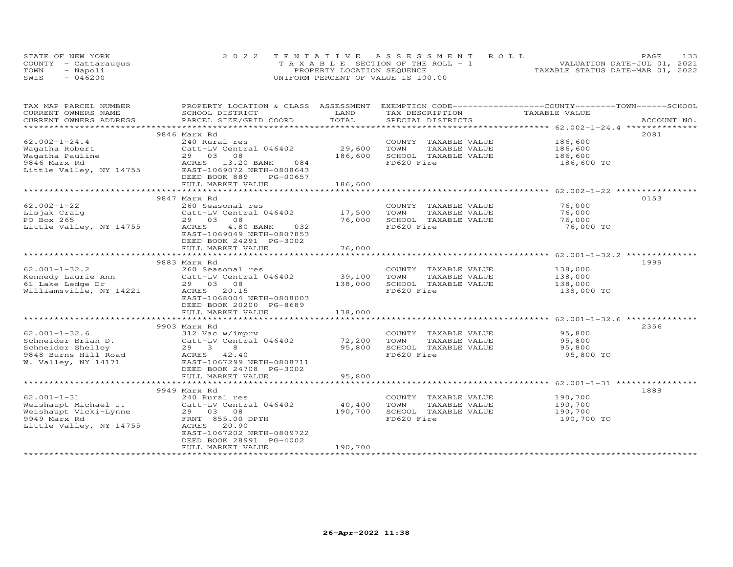STATE OF NEW YORK
COUNTY - Cattaraugus
TOWN - Napoli
SWIS - 046200

2022 TENTATIVE ASSESSMENT ROLL
TAXABLE SECTION OF THE ROLL - 1
PROPERTY LOCATION SEQUENCE
UNIFORM PERCENT OF VALUE IS 100.00

VALUATION DATE-JUL 01, 2021
TAXABLE STATUS DATE-MAR 01, 2022

| TAX MAP PARCEL NUMBER / CURRENT OWNERS NAME / CURRENT OWNERS ADDRESS | PROPERTY LOCATION & CLASS / SCHOOL DISTRICT / PARCEL SIZE/GRID COORD | ASSESSMENT LAND | TOTAL | EXEMPTION CODE / TAX DESCRIPTION / SPECIAL DISTRICTS | TAXABLE VALUE | ACCOUNT NO. |
|---|---|---|---|---|---|---|
| 62.002-1-24.4 | 9846 Marx Rd | | | | | 2081 |
| Wagatha Robert | 240 Rural res | | | COUNTY TAXABLE VALUE | 186,600 | |
| Wagatha Pauline | Catt-LV Central 046402 | 29,600 | | TOWN TAXABLE VALUE | 186,600 | |
| 9846 Marx Rd | 29 03 08 | | 186,600 | SCHOOL TAXABLE VALUE | 186,600 | |
| Little Valley, NY 14755 | ACRES 13.20 BANK 084 | | | FD620 Fire | 186,600 TO | |
| | EAST-1069072 NRTH-0808643 | | | | | |
| | DEED BOOK 889 PG-00657 | | | | | |
| | FULL MARKET VALUE | | 186,600 | | | |
| 62.002-1-22 | 9847 Marx Rd | | | | | 0153 |
| Lisjak Craig | 260 Seasonal res | | | COUNTY TAXABLE VALUE | 76,000 | |
| PO Box 265 | Catt-LV Central 046402 | 17,500 | | TOWN TAXABLE VALUE | 76,000 | |
| Little Valley, NY 14755 | 29 03 08 | | 76,000 | SCHOOL TAXABLE VALUE | 76,000 | |
| | ACRES 4.80 BANK 032 | | | FD620 Fire | 76,000 TO | |
| | EAST-1069049 NRTH-0807853 | | | | | |
| | DEED BOOK 24291 PG-3002 | | | | | |
| | FULL MARKET VALUE | | 76,000 | | | |
| 62.001-1-32.2 | 9883 Marx Rd | | | | | 1999 |
| Kennedy Laurie Ann | 260 Seasonal res | | | COUNTY TAXABLE VALUE | 138,000 | |
| 61 Lake Ledge Dr | Catt-LV Central 046402 | 39,100 | | TOWN TAXABLE VALUE | 138,000 | |
| Williamsville, NY 14221 | 29 03 08 | | 138,000 | SCHOOL TAXABLE VALUE | 138,000 | |
| | ACRES 20.15 | | | FD620 Fire | 138,000 TO | |
| | EAST-1068004 NRTH-0808003 | | | | | |
| | DEED BOOK 20200 PG-8689 | | | | | |
| | FULL MARKET VALUE | | 138,000 | | | |
| 62.001-1-32.6 | 9903 Marx Rd | | | | | 2356 |
| Schneider Brian D. | 312 Vac w/imprv | | | COUNTY TAXABLE VALUE | 95,800 | |
| Schneider Shelley | Catt-LV Central 046402 | 72,200 | | TOWN TAXABLE VALUE | 95,800 | |
| 9848 Burns Hill Road | 29 3 8 | | 95,800 | SCHOOL TAXABLE VALUE | 95,800 | |
| W. Valley, NY 14171 | ACRES 42.40 | | | FD620 Fire | 95,800 TO | |
| | EAST-1067299 NRTH-0808711 | | | | | |
| | DEED BOOK 24708 PG-3002 | | | | | |
| | FULL MARKET VALUE | | 95,800 | | | |
| 62.001-1-31 | 9949 Marx Rd | | | | | 1888 |
| Weishaupt Michael J. | 240 Rural res | | | COUNTY TAXABLE VALUE | 190,700 | |
| Weishaupt Vicki-Lynne | Catt-LV Central 046402 | 40,400 | | TOWN TAXABLE VALUE | 190,700 | |
| 9949 Marx Rd | 29 03 08 | | 190,700 | SCHOOL TAXABLE VALUE | 190,700 | |
| Little Valley, NY 14755 | FRNT 855.00 DPTH | | | FD620 Fire | 190,700 TO | |
| | ACRES 20.90 | | | | | |
| | EAST-1067202 NRTH-0809722 | | | | | |
| | DEED BOOK 28991 PG-4002 | | | | | |
| | FULL MARKET VALUE | | 190,700 | | | |

26-Apr-2022 11:38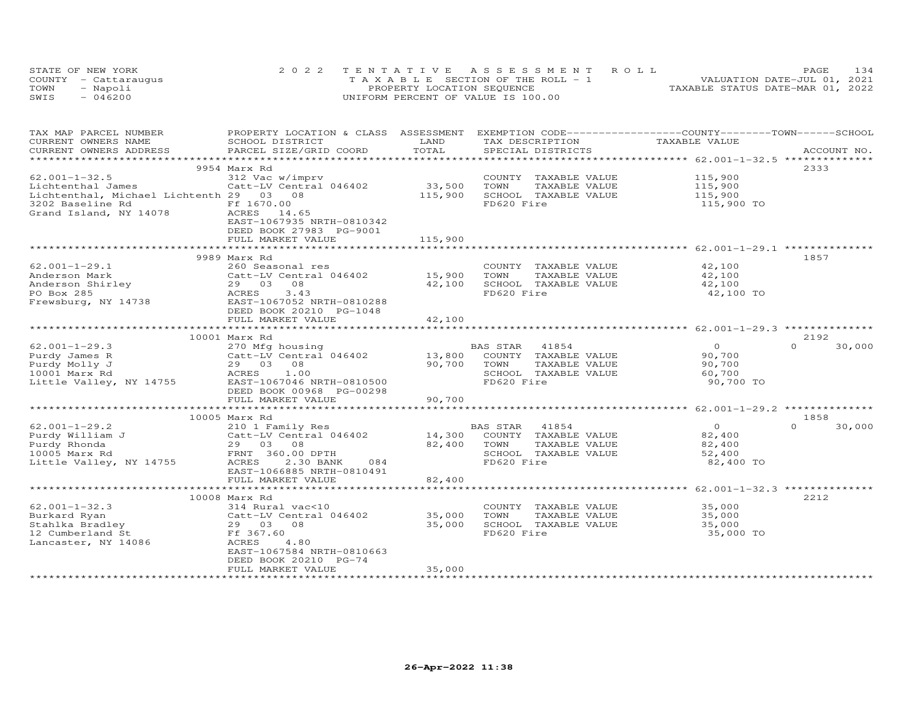STATE OF NEW YORK
COUNTY - Cattaraugus
TOWN - Napoli
SWIS - 046200

2022 TENTATIVE ASSESSMENT ROLL
TAXABLE SECTION OF THE ROLL - 1
PROPERTY LOCATION SEQUENCE
UNIFORM PERCENT OF VALUE IS 100.00

VALUATION DATE-JUL 01, 2021
TAXABLE STATUS DATE-MAR 01, 2022

| TAX MAP PARCEL NUMBER / CURRENT OWNERS NAME / CURRENT OWNERS ADDRESS | PROPERTY LOCATION & CLASS / SCHOOL DISTRICT / PARCEL SIZE/GRID COORD | ASSESSMENT LAND | TOTAL | EXEMPTION CODE / TAX DESCRIPTION / SPECIAL DISTRICTS | COUNTY / TOWN / SCHOOL TAXABLE VALUE | ACCOUNT NO. |
|---|---|---|---|---|---|---|
| **62.001-1-32.5** | 9954 Marx Rd | | | | | 2333 |
| 62.001-1-32.5 | 312 Vac w/imprv | | | COUNTY TAXABLE VALUE | 115,900 | |
| Lichtenthal James | Catt-LV Central 046402 | 33,500 | | TOWN TAXABLE VALUE | 115,900 | |
| Lichtenthal, Michael Lichtenth | 29 03 08 | | 115,900 | SCHOOL TAXABLE VALUE | 115,900 | |
| 3202 Baseline Rd | Ff 1670.00 | | | FD620 Fire | 115,900 TO | |
| Grand Island, NY 14078 | ACRES 14.65 | | | | | |
| | EAST-1067935 NRTH-0810342 | | | | | |
| | DEED BOOK 27983 PG-9001 | | | | | |
| | FULL MARKET VALUE | | 115,900 | | | |
| **62.001-1-29.1** | 9989 Marx Rd | | | | | 1857 |
| 62.001-1-29.1 | 260 Seasonal res | | | COUNTY TAXABLE VALUE | 42,100 | |
| Anderson Mark | Catt-LV Central 046402 | 15,900 | | TOWN TAXABLE VALUE | 42,100 | |
| Anderson Shirley | 29 03 08 | | 42,100 | SCHOOL TAXABLE VALUE | 42,100 | |
| PO Box 285 | ACRES 3.43 | | | FD620 Fire | 42,100 TO | |
| Frewsburg, NY 14738 | EAST-1067052 NRTH-0810288 | | | | | |
| | DEED BOOK 20210 PG-1048 | | | | | |
| | FULL MARKET VALUE | | 42,100 | | | |
| **62.001-1-29.3** | 10001 Marx Rd | | | | | 2192 |
| 62.001-1-29.3 | 270 Mfg housing | | | BAS STAR 41854 | 0 / 0 / 30,000 | |
| Purdy James R | Catt-LV Central 046402 | 13,800 | | COUNTY TAXABLE VALUE | 90,700 | |
| Purdy Molly J | 29 03 08 | | 90,700 | TOWN TAXABLE VALUE | 90,700 | |
| 10001 Marx Rd | ACRES 1.00 | | | SCHOOL TAXABLE VALUE | 60,700 | |
| Little Valley, NY 14755 | EAST-1067046 NRTH-0810500 | | | FD620 Fire | 90,700 TO | |
| | DEED BOOK 00968 PG-00298 | | | | | |
| | FULL MARKET VALUE | | 90,700 | | | |
| **62.001-1-29.2** | 10005 Marx Rd | | | | | 1858 |
| 62.001-1-29.2 | 210 1 Family Res | | | BAS STAR 41854 | 0 / 0 / 30,000 | |
| Purdy William J | Catt-LV Central 046402 | 14,300 | | COUNTY TAXABLE VALUE | 82,400 | |
| Purdy Rhonda | 29 03 08 | | 82,400 | TOWN TAXABLE VALUE | 82,400 | |
| 10005 Marx Rd | FRNT 360.00 DPTH | | | SCHOOL TAXABLE VALUE | 52,400 | |
| Little Valley, NY 14755 | ACRES 2.30 BANK 084 | | | FD620 Fire | 82,400 TO | |
| | EAST-1066885 NRTH-0810491 | | | | | |
| | FULL MARKET VALUE | | 82,400 | | | |
| **62.001-1-32.3** | 10008 Marx Rd | | | | | 2212 |
| 62.001-1-32.3 | 314 Rural vac<10 | | | COUNTY TAXABLE VALUE | 35,000 | |
| Burkard Ryan | Catt-LV Central 046402 | 35,000 | | TOWN TAXABLE VALUE | 35,000 | |
| Stahlka Bradley | 29 03 08 | | 35,000 | SCHOOL TAXABLE VALUE | 35,000 | |
| 12 Cumberland St | Ff 367.60 | | | FD620 Fire | 35,000 TO | |
| Lancaster, NY 14086 | ACRES 4.80 | | | | | |
| | EAST-1067584 NRTH-0810663 | | | | | |
| | DEED BOOK 20210 PG-74 | | | | | |
| | FULL MARKET VALUE | | 35,000 | | | |

26-Apr-2022 11:38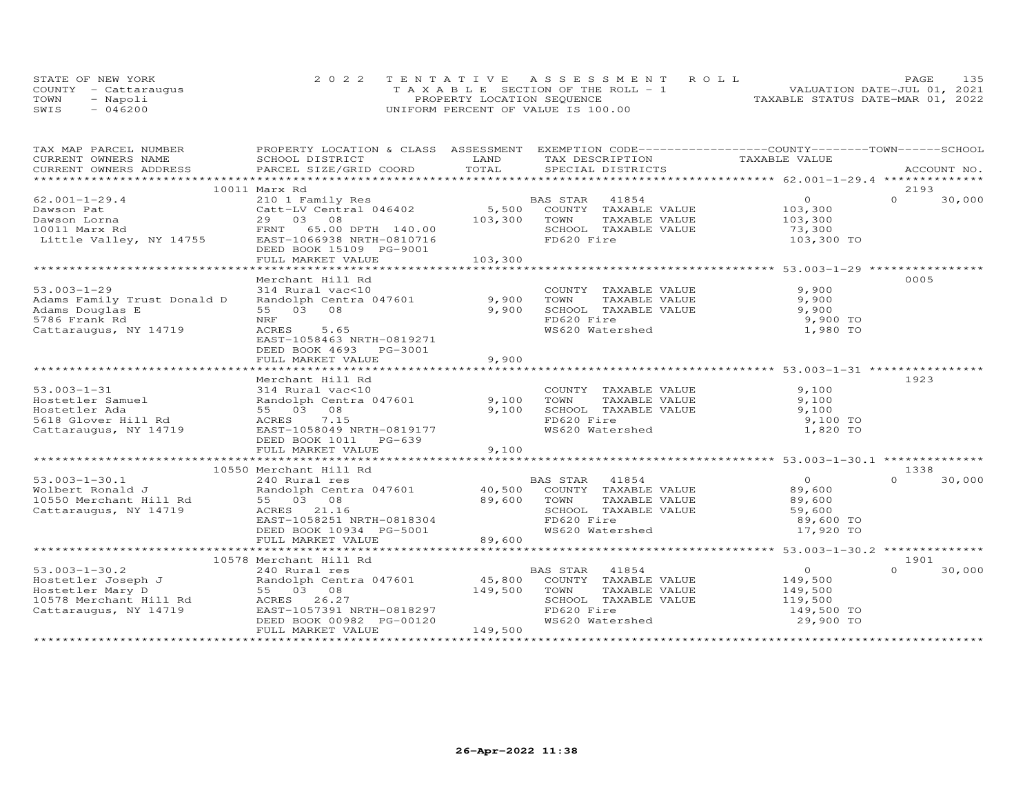STATE OF NEW YORK
COUNTY - Cattaraugus
TOWN - Napoli
SWIS - 046200

2022 TENTATIVE ASSESSMENT ROLL
TAXABLE SECTION OF THE ROLL - 1
PROPERTY LOCATION SEQUENCE
UNIFORM PERCENT OF VALUE IS 100.00

VALUATION DATE-JUL 01, 2021
TAXABLE STATUS DATE-MAR 01, 2022

| TAX MAP PARCEL NUMBER / CURRENT OWNERS NAME / CURRENT OWNERS ADDRESS | PROPERTY LOCATION & CLASS / SCHOOL DISTRICT / PARCEL SIZE/GRID COORD | ASSESSMENT LAND | TOTAL | EXEMPTION CODE / TAX DESCRIPTION / SPECIAL DISTRICTS | COUNTY / TOWN / SCHOOL TAXABLE VALUE | ACCOUNT NO. |
|---|---|---|---|---|---|---|
| **62.001-1-29.4** | 10011 Marx Rd | | | | | 2193 |
| 62.001-1-29.4 | 210 1 Family Res | | | BAS STAR 41854 | 0 | 0 30,000 |
| Dawson Pat | Catt-LV Central 046402 | 5,500 | | COUNTY TAXABLE VALUE | 103,300 | |
| Dawson Lorna | 29 03 08 | | 103,300 | TOWN TAXABLE VALUE | 103,300 | |
| 10011 Marx Rd | FRNT 65.00 DPTH 140.00 | | | SCHOOL TAXABLE VALUE | 73,300 | |
| Little Valley, NY 14755 | EAST-1066938 NRTH-0810716 | | | FD620 Fire | 103,300 TO | |
| | DEED BOOK 15109 PG-9001 | | | | | |
| | FULL MARKET VALUE | | 103,300 | | | |
| **53.003-1-29** | Merchant Hill Rd | | | | | 0005 |
| 53.003-1-29 | 314 Rural vac<10 | | | COUNTY TAXABLE VALUE | 9,900 | |
| Adams Family Trust Donald D | Randolph Centra 047601 | 9,900 | | TOWN TAXABLE VALUE | 9,900 | |
| Adams Douglas E | 55 03 08 | | 9,900 | SCHOOL TAXABLE VALUE | 9,900 | |
| 5786 Frank Rd | NRF | | | FD620 Fire | 9,900 TO | |
| Cattaraugus, NY 14719 | ACRES 5.65 | | | WS620 Watershed | 1,980 TO | |
| | EAST-1058463 NRTH-0819271 | | | | | |
| | DEED BOOK 4693 PG-3001 | | | | | |
| | FULL MARKET VALUE | | 9,900 | | | |
| **53.003-1-31** | Merchant Hill Rd | | | | | 1923 |
| 53.003-1-31 | 314 Rural vac<10 | | | COUNTY TAXABLE VALUE | 9,100 | |
| Hostetler Samuel | Randolph Centra 047601 | 9,100 | | TOWN TAXABLE VALUE | 9,100 | |
| Hostetler Ada | 55 03 08 | | 9,100 | SCHOOL TAXABLE VALUE | 9,100 | |
| 5618 Glover Hill Rd | ACRES 7.15 | | | FD620 Fire | 9,100 TO | |
| Cattaraugus, NY 14719 | EAST-1058049 NRTH-0819177 | | | WS620 Watershed | 1,820 TO | |
| | DEED BOOK 1011 PG-639 | | | | | |
| | FULL MARKET VALUE | | 9,100 | | | |
| **53.003-1-30.1** | 10550 Merchant Hill Rd | | | | | 1338 |
| 53.003-1-30.1 | 240 Rural res | | | BAS STAR 41854 | 0 | 0 30,000 |
| Wolbert Ronald J | Randolph Centra 047601 | 40,500 | | COUNTY TAXABLE VALUE | 89,600 | |
| 10550 Merchant Hill Rd | 55 03 08 | | 89,600 | TOWN TAXABLE VALUE | 89,600 | |
| Cattaraugus, NY 14719 | ACRES 21.16 | | | SCHOOL TAXABLE VALUE | 59,600 | |
| | EAST-1058251 NRTH-0818304 | | | FD620 Fire | 89,600 TO | |
| | DEED BOOK 10934 PG-5001 | | | WS620 Watershed | 17,920 TO | |
| | FULL MARKET VALUE | | 89,600 | | | |
| **53.003-1-30.2** | 10578 Merchant Hill Rd | | | | | 1901 |
| 53.003-1-30.2 | 240 Rural res | | | BAS STAR 41854 | 0 | 0 30,000 |
| Hostetler Joseph J | Randolph Centra 047601 | 45,800 | | COUNTY TAXABLE VALUE | 149,500 | |
| Hostetler Mary D | 55 03 08 | | 149,500 | TOWN TAXABLE VALUE | 149,500 | |
| 10578 Merchant Hill Rd | ACRES 26.27 | | | SCHOOL TAXABLE VALUE | 119,500 | |
| Cattaraugus, NY 14719 | EAST-1057391 NRTH-0818297 | | | FD620 Fire | 149,500 TO | |
| | DEED BOOK 00982 PG-00120 | | | WS620 Watershed | 29,900 TO | |
| | FULL MARKET VALUE | | 149,500 | | | |

26-Apr-2022 11:38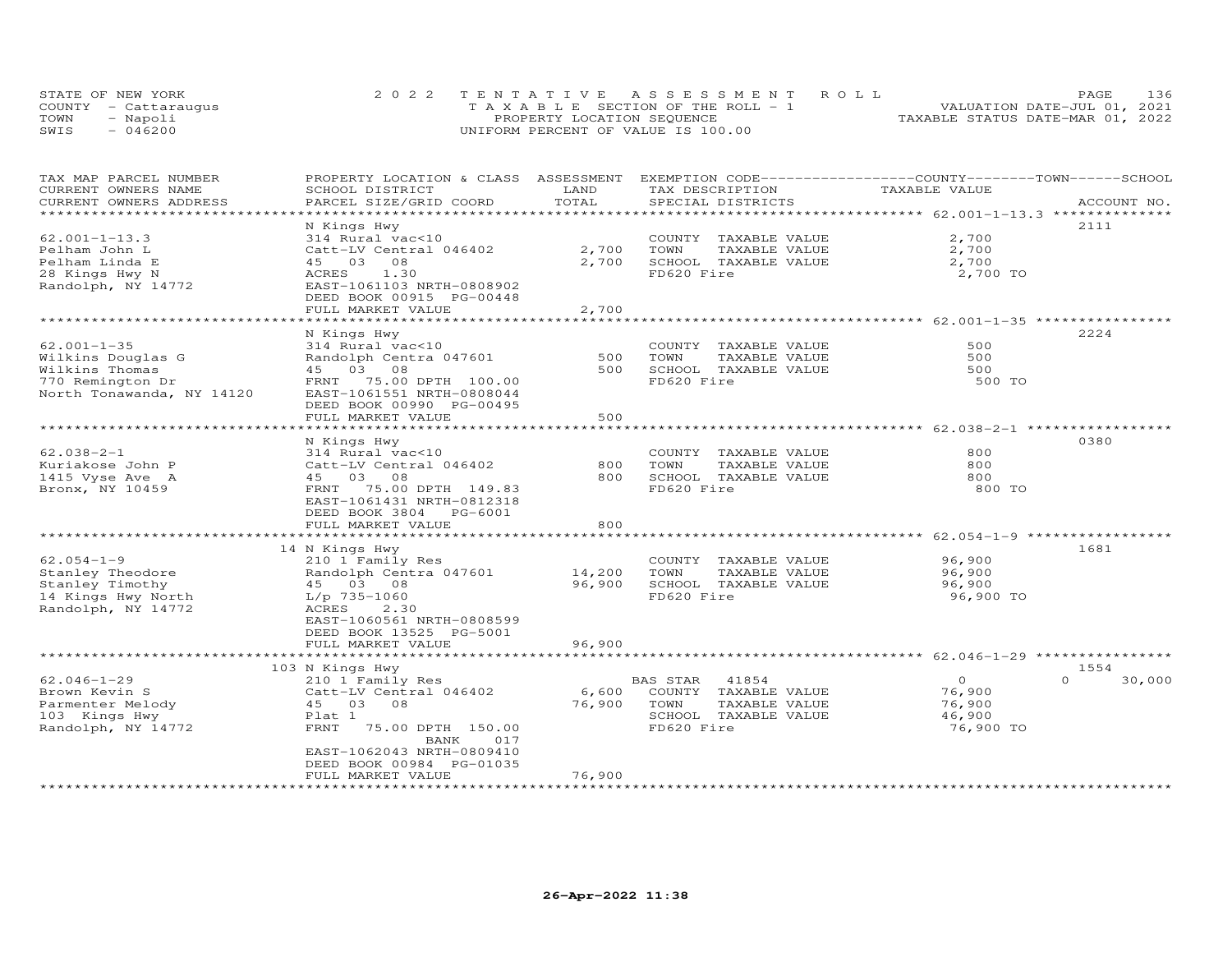STATE OF NEW YORK
COUNTY - Cattaraugus
TOWN - Napoli
SWIS - 046200

2022 TENTATIVE ASSESSMENT ROLL
TAXABLE SECTION OF THE ROLL - 1
PROPERTY LOCATION SEQUENCE
UNIFORM PERCENT OF VALUE IS 100.00

VALUATION DATE-JUL 01, 2021
TAXABLE STATUS DATE-MAR 01, 2022

| TAX MAP PARCEL NUMBER / CURRENT OWNERS NAME / CURRENT OWNERS ADDRESS | PROPERTY LOCATION & CLASS / SCHOOL DISTRICT / PARCEL SIZE/GRID COORD | ASSESSMENT LAND | TOTAL | EXEMPTION CODE / TAX DESCRIPTION / SPECIAL DISTRICTS | COUNTY TAXABLE VALUE | TOWN | SCHOOL | ACCOUNT NO. |
|---|---|---|---|---|---|---|---|---|
| 62.001-1-13.3 | N Kings Hwy | | | | | | | 2111 |
| Pelham John L | 314 Rural vac<10 | | | COUNTY TAXABLE VALUE | 2,700 | | | |
| Pelham Linda E | Catt-LV Central 046402 | 2,700 | | TOWN TAXABLE VALUE | 2,700 | | | |
| 28 Kings Hwy N | 45 03 08 | | 2,700 | SCHOOL TAXABLE VALUE | 2,700 | | | |
| Randolph, NY 14772 | ACRES 1.30 | | | FD620 Fire | 2,700 TO | | | |
| | EAST-1061103 NRTH-0808902 | | | | | | | |
| | DEED BOOK 00915 PG-00448 | | | | | | | |
| | FULL MARKET VALUE | | 2,700 | | | | | |
| 62.001-1-35 | N Kings Hwy | | | | | | | 2224 |
| Wilkins Douglas G | 314 Rural vac<10 | | | COUNTY TAXABLE VALUE | 500 | | | |
| Wilkins Thomas | Randolph Centra 047601 | 500 | | TOWN TAXABLE VALUE | 500 | | | |
| 770 Remington Dr | 45 03 08 | | 500 | SCHOOL TAXABLE VALUE | 500 | | | |
| North Tonawanda, NY 14120 | FRNT 75.00 DPTH 100.00 | | | FD620 Fire | 500 TO | | | |
| | EAST-1061551 NRTH-0808044 | | | | | | | |
| | DEED BOOK 00990 PG-00495 | | | | | | | |
| | FULL MARKET VALUE | | 500 | | | | | |
| 62.038-2-1 | N Kings Hwy | | | | | | | 0380 |
| Kuriakose John P | 314 Rural vac<10 | | | COUNTY TAXABLE VALUE | 800 | | | |
| 1415 Vyse Ave A | Catt-LV Central 046402 | 800 | | TOWN TAXABLE VALUE | 800 | | | |
| Bronx, NY 10459 | 45 03 08 | | 800 | SCHOOL TAXABLE VALUE | 800 | | | |
| | FRNT 75.00 DPTH 149.83 | | | FD620 Fire | 800 TO | | | |
| | EAST-1061431 NRTH-0812318 | | | | | | | |
| | DEED BOOK 3804 PG-6001 | | | | | | | |
| | FULL MARKET VALUE | | 800 | | | | | |
| 62.054-1-9 | 14 N Kings Hwy | | | | | | | 1681 |
| Stanley Theodore | 210 1 Family Res | | | COUNTY TAXABLE VALUE | 96,900 | | | |
| Stanley Timothy | Randolph Centra 047601 | 14,200 | | TOWN TAXABLE VALUE | 96,900 | | | |
| 14 Kings Hwy North | 45 03 08 | | 96,900 | SCHOOL TAXABLE VALUE | 96,900 | | | |
| Randolph, NY 14772 | L/p 735-1060 | | | FD620 Fire | 96,900 TO | | | |
| | ACRES 2.30 | | | | | | | |
| | EAST-1060561 NRTH-0808599 | | | | | | | |
| | DEED BOOK 13525 PG-5001 | | | | | | | |
| | FULL MARKET VALUE | | 96,900 | | | | | |
| 62.046-1-29 | 103 N Kings Hwy | | | | | | | 1554 |
| Brown Kevin S | 210 1 Family Res | | | BAS STAR 41854 | 0 | | 0 | 30,000 |
| Parmenter Melody | Catt-LV Central 046402 | 6,600 | | COUNTY TAXABLE VALUE | 76,900 | | | |
| 103 Kings Hwy | 45 03 08 | | 76,900 | TOWN TAXABLE VALUE | 76,900 | | | |
| Randolph, NY 14772 | Plat 1 | | | SCHOOL TAXABLE VALUE | 46,900 | | | |
| | FRNT 75.00 DPTH 150.00 | | | FD620 Fire | 76,900 TO | | | |
| | BANK 017 | | | | | | | |
| | EAST-1062043 NRTH-0809410 | | | | | | | |
| | DEED BOOK 00984 PG-01035 | | | | | | | |
| | FULL MARKET VALUE | | 76,900 | | | | | |

26-Apr-2022 11:38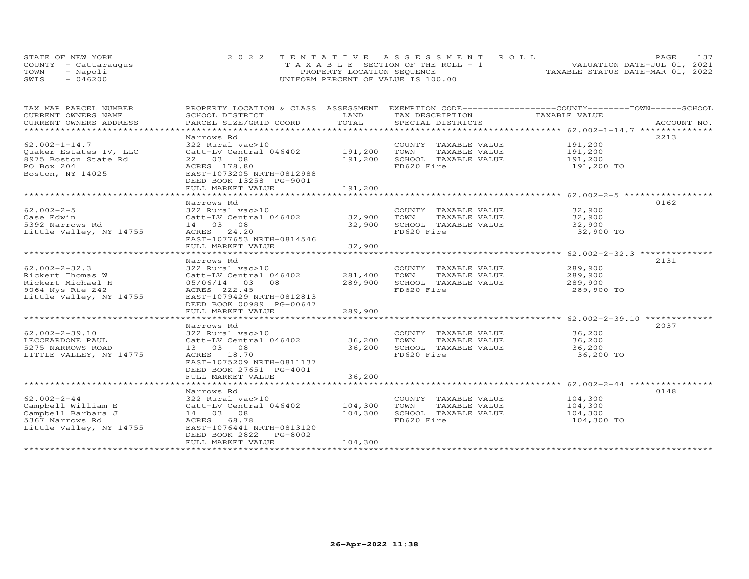STATE OF NEW YORK
COUNTY - Cattaraugus
TOWN - Napoli
SWIS - 046200

2022 TENTATIVE ASSESSMENT ROLL
TAXABLE SECTION OF THE ROLL - 1
PROPERTY LOCATION SEQUENCE
UNIFORM PERCENT OF VALUE IS 100.00

VALUATION DATE-JUL 01, 2021
TAXABLE STATUS DATE-MAR 01, 2022

| TAX MAP PARCEL NUMBER / CURRENT OWNERS NAME / CURRENT OWNERS ADDRESS | PROPERTY LOCATION & CLASS / SCHOOL DISTRICT / PARCEL SIZE/GRID COORD | ASSESSMENT LAND | TOTAL | EXEMPTION CODE / TAX DESCRIPTION / SPECIAL DISTRICTS | COUNTY / TOWN / SCHOOL TAXABLE VALUE | ACCOUNT NO. |
|---|---|---|---|---|---|---|
| 62.002-1-14.7 | Narrows Rd | | | | | 2213 |
| | 322 Rural vac>10 | | | COUNTY TAXABLE VALUE | 191,200 | |
| Quaker Estates IV, LLC | Catt-LV Central 046402 | 191,200 | | TOWN TAXABLE VALUE | 191,200 | |
| 8975 Boston State Rd | 22 03 08 | | 191,200 | SCHOOL TAXABLE VALUE | 191,200 | |
| PO Box 204 | ACRES 178.80 | | | FD620 Fire | 191,200 TO | |
| Boston, NY 14025 | EAST-1073205 NRTH-0812988 | | | | | |
| | DEED BOOK 13258 PG-9001 | | | | | |
| | FULL MARKET VALUE | | 191,200 | | | |
| 62.002-2-5 | Narrows Rd | | | | | 0162 |
| | 322 Rural vac>10 | | | COUNTY TAXABLE VALUE | 32,900 | |
| Case Edwin | Catt-LV Central 046402 | 32,900 | | TOWN TAXABLE VALUE | 32,900 | |
| 5392 Narrows Rd | 14 03 08 | | 32,900 | SCHOOL TAXABLE VALUE | 32,900 | |
| Little Valley, NY 14755 | ACRES 24.20 | | | FD620 Fire | 32,900 TO | |
| | EAST-1077653 NRTH-0814546 | | | | | |
| | FULL MARKET VALUE | | 32,900 | | | |
| 62.002-2-32.3 | Narrows Rd | | | | | 2131 |
| | 322 Rural vac>10 | | | COUNTY TAXABLE VALUE | 289,900 | |
| Rickert Thomas W | Catt-LV Central 046402 | 281,400 | | TOWN TAXABLE VALUE | 289,900 | |
| Rickert Michael H | 05/06/14 03 08 | | 289,900 | SCHOOL TAXABLE VALUE | 289,900 | |
| 9064 Nys Rte 242 | ACRES 222.45 | | | FD620 Fire | 289,900 TO | |
| Little Valley, NY 14755 | EAST-1079429 NRTH-0812813 | | | | | |
| | DEED BOOK 00989 PG-00647 | | | | | |
| | FULL MARKET VALUE | | 289,900 | | | |
| 62.002-2-39.10 | Narrows Rd | | | | | 2037 |
| | 322 Rural vac>10 | | | COUNTY TAXABLE VALUE | 36,200 | |
| LECCEARDONE PAUL | Catt-LV Central 046402 | 36,200 | | TOWN TAXABLE VALUE | 36,200 | |
| 5275 NARROWS ROAD | 13 03 08 | | 36,200 | SCHOOL TAXABLE VALUE | 36,200 | |
| LITTLE VALLEY, NY 14775 | ACRES 18.70 | | | FD620 Fire | 36,200 TO | |
| | EAST-1075209 NRTH-0811137 | | | | | |
| | DEED BOOK 27651 PG-4001 | | | | | |
| | FULL MARKET VALUE | | 36,200 | | | |
| 62.002-2-44 | Narrows Rd | | | | | 0148 |
| | 322 Rural vac>10 | | | COUNTY TAXABLE VALUE | 104,300 | |
| Campbell William E | Catt-LV Central 046402 | 104,300 | | TOWN TAXABLE VALUE | 104,300 | |
| Campbell Barbara J | 14 03 08 | | 104,300 | SCHOOL TAXABLE VALUE | 104,300 | |
| 5367 Narrows Rd | ACRES 68.78 | | | FD620 Fire | 104,300 TO | |
| Little Valley, NY 14755 | EAST-1076441 NRTH-0813120 | | | | | |
| | DEED BOOK 2822 PG-8002 | | | | | |
| | FULL MARKET VALUE | | 104,300 | | | |

26-Apr-2022 11:38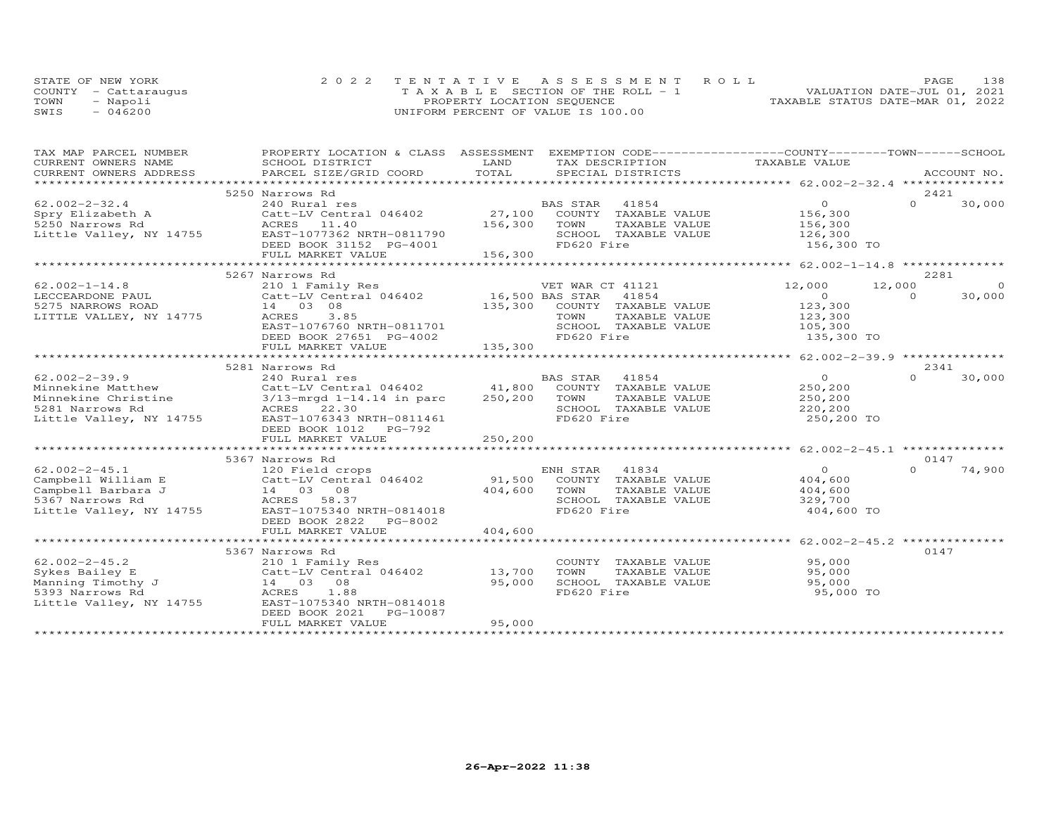STATE OF NEW YORK
COUNTY - Cattaraugus
TOWN - Napoli
SWIS - 046200

2022 TENTATIVE ASSESSMENT ROLL
TAXABLE SECTION OF THE ROLL - 1
PROPERTY LOCATION SEQUENCE
UNIFORM PERCENT OF VALUE IS 100.00

VALUATION DATE-JUL 01, 2021
TAXABLE STATUS DATE-MAR 01, 2022

| TAX MAP PARCEL NUMBER / CURRENT OWNERS NAME / CURRENT OWNERS ADDRESS | PROPERTY LOCATION & CLASS / SCHOOL DISTRICT / PARCEL SIZE/GRID COORD | ASSESSMENT LAND / TOTAL | EXEMPTION CODE / TAX DESCRIPTION / SPECIAL DISTRICTS | COUNTY TAXABLE VALUE | TOWN | SCHOOL | ACCOUNT NO. |
|---|---|---|---|---|---|---|---|
| **62.002-2-32.4** | 5250 Narrows Rd | | | | | | 2421 |
| 62.002-2-32.4 | 240 Rural res | | BAS STAR 41854 | 0 | 0 | 30,000 | |
| Spry Elizabeth A | Catt-LV Central 046402 | 27,100 | COUNTY TAXABLE VALUE | 156,300 | | | |
| 5250 Narrows Rd | ACRES 11.40 | 156,300 | TOWN TAXABLE VALUE | 156,300 | | | |
| Little Valley, NY 14755 | EAST-1077362 NRTH-0811790 | | SCHOOL TAXABLE VALUE | 126,300 | | | |
| | DEED BOOK 31152 PG-4001 | | FD620 Fire | 156,300 TO | | | |
| | FULL MARKET VALUE | 156,300 | | | | | |
| **62.002-1-14.8** | 5267 Narrows Rd | | | | | | 2281 |
| 62.002-1-14.8 | 210 1 Family Res | | VET WAR CT 41121 | 12,000 | 12,000 | 0 | |
| LECCEARDONE PAUL | Catt-LV Central 046402 | 16,500 | BAS STAR 41854 | 0 | 0 | 30,000 | |
| 5275 NARROWS ROAD | 14 03 08 | 135,300 | COUNTY TAXABLE VALUE | 123,300 | | | |
| LITTLE VALLEY, NY 14775 | ACRES 3.85 | | TOWN TAXABLE VALUE | 123,300 | | | |
| | EAST-1076760 NRTH-0811701 | | SCHOOL TAXABLE VALUE | 105,300 | | | |
| | DEED BOOK 27651 PG-4002 | | FD620 Fire | 135,300 TO | | | |
| | FULL MARKET VALUE | 135,300 | | | | | |
| **62.002-2-39.9** | 5281 Narrows Rd | | | | | | 2341 |
| 62.002-2-39.9 | 240 Rural res | | BAS STAR 41854 | 0 | 0 | 30,000 | |
| Minnekine Matthew | Catt-LV Central 046402 | 41,800 | COUNTY TAXABLE VALUE | 250,200 | | | |
| Minnekine Christine | 3/13-mrgd 1-14.14 in parc | 250,200 | TOWN TAXABLE VALUE | 250,200 | | | |
| 5281 Narrows Rd | ACRES 22.30 | | SCHOOL TAXABLE VALUE | 220,200 | | | |
| Little Valley, NY 14755 | EAST-1076343 NRTH-0811461 | | FD620 Fire | 250,200 TO | | | |
| | DEED BOOK 1012 PG-792 | | | | | | |
| | FULL MARKET VALUE | 250,200 | | | | | |
| **62.002-2-45.1** | 5367 Narrows Rd | | | | | | 0147 |
| 62.002-2-45.1 | 120 Field crops | | ENH STAR 41834 | 0 | 0 | 74,900 | |
| Campbell William E | Catt-LV Central 046402 | 91,500 | COUNTY TAXABLE VALUE | 404,600 | | | |
| Campbell Barbara J | 14 03 08 | 404,600 | TOWN TAXABLE VALUE | 404,600 | | | |
| 5367 Narrows Rd | ACRES 58.37 | | SCHOOL TAXABLE VALUE | 329,700 | | | |
| Little Valley, NY 14755 | EAST-1075340 NRTH-0814018 | | FD620 Fire | 404,600 TO | | | |
| | DEED BOOK 2822 PG-8002 | | | | | | |
| | FULL MARKET VALUE | 404,600 | | | | | |
| **62.002-2-45.2** | 5367 Narrows Rd | | | | | | 0147 |
| 62.002-2-45.2 | 210 1 Family Res | | COUNTY TAXABLE VALUE | 95,000 | | | |
| Sykes Bailey E | Catt-LV Central 046402 | 13,700 | TOWN TAXABLE VALUE | 95,000 | | | |
| Manning Timothy J | 14 03 08 | 95,000 | SCHOOL TAXABLE VALUE | 95,000 | | | |
| 5393 Narrows Rd | ACRES 1.88 | | FD620 Fire | 95,000 TO | | | |
| Little Valley, NY 14755 | EAST-1075340 NRTH-0814018 | | | | | | |
| | DEED BOOK 2021 PG-10087 | | | | | | |
| | FULL MARKET VALUE | 95,000 | | | | | |

26-Apr-2022 11:38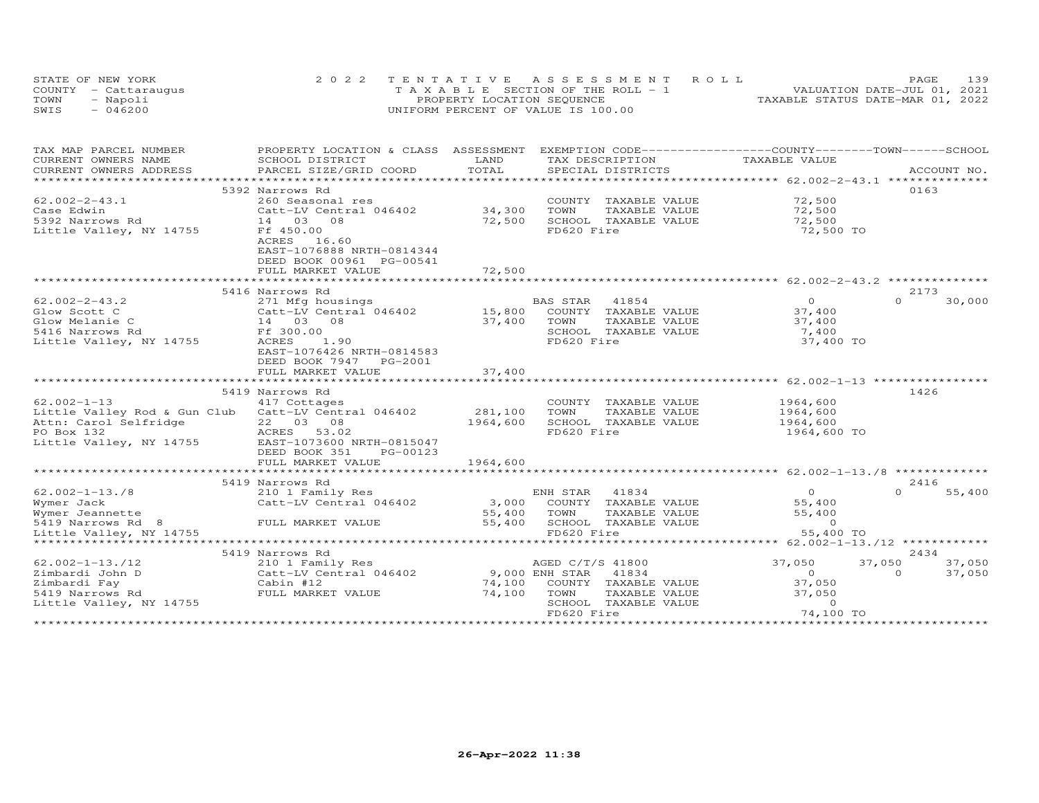STATE OF NEW YORK
COUNTY - Cattaraugus
TOWN - Napoli
SWIS - 046200

2022 TENTATIVE ASSESSMENT ROLL
TAXABLE SECTION OF THE ROLL - 1
PROPERTY LOCATION SEQUENCE
UNIFORM PERCENT OF VALUE IS 100.00

VALUATION DATE-JUL 01, 2021
TAXABLE STATUS DATE-MAR 01, 2022

| TAX MAP PARCEL NUMBER / CURRENT OWNERS NAME / CURRENT OWNERS ADDRESS | PROPERTY LOCATION & CLASS / SCHOOL DISTRICT / PARCEL SIZE/GRID COORD | ASSESSMENT LAND / TOTAL | EXEMPTION CODE / TAX DESCRIPTION / SPECIAL DISTRICTS | COUNTY | TOWN | SCHOOL | ACCOUNT NO. |
|---|---|---|---|---|---|---|---|
| **62.002-2-43.1** | 5392 Narrows Rd | | | | | | 0163 |
| 62.002-2-43.1 | 260 Seasonal res | | COUNTY TAXABLE VALUE | 72,500 | | | |
| Case Edwin | Catt-LV Central 046402 | 34,300 | TOWN TAXABLE VALUE | 72,500 | | | |
| 5392 Narrows Rd | 14 03 08 | 72,500 | SCHOOL TAXABLE VALUE | 72,500 | | | |
| Little Valley, NY 14755 | Ff 450.00 | | FD620 Fire | 72,500 TO | | | |
| | ACRES 16.60 | | | | | | |
| | EAST-1076888 NRTH-0814344 | | | | | | |
| | DEED BOOK 00961 PG-00541 | | | | | | |
| | FULL MARKET VALUE | 72,500 | | | | | |
| **62.002-2-43.2** | 5416 Narrows Rd | | | | | | 2173 |
| 62.002-2-43.2 | 271 Mfg housings | | BAS STAR 41854 | 0 | 0 | 30,000 | |
| Glow Scott C | Catt-LV Central 046402 | 15,800 | COUNTY TAXABLE VALUE | 37,400 | | | |
| Glow Melanie C | 14 03 08 | 37,400 | TOWN TAXABLE VALUE | 37,400 | | | |
| 5416 Narrows Rd | Ff 300.00 | | SCHOOL TAXABLE VALUE | 7,400 | | | |
| Little Valley, NY 14755 | ACRES 1.90 | | FD620 Fire | 37,400 TO | | | |
| | EAST-1076426 NRTH-0814583 | | | | | | |
| | DEED BOOK 7947 PG-2001 | | | | | | |
| | FULL MARKET VALUE | 37,400 | | | | | |
| **62.002-1-13** | 5419 Narrows Rd | | | | | | 1426 |
| 62.002-1-13 | 417 Cottages | | COUNTY TAXABLE VALUE | 1964,600 | | | |
| Little Valley Rod & Gun Club | Catt-LV Central 046402 | 281,100 | TOWN TAXABLE VALUE | 1964,600 | | | |
| Attn: Carol Selfridge | 22 03 08 | 1964,600 | SCHOOL TAXABLE VALUE | 1964,600 | | | |
| PO Box 132 | ACRES 53.02 | | FD620 Fire | 1964,600 TO | | | |
| Little Valley, NY 14755 | EAST-1073600 NRTH-0815047 | | | | | | |
| | DEED BOOK 351 PG-00123 | | | | | | |
| | FULL MARKET VALUE | 1964,600 | | | | | |
| **62.002-1-13./8** | 5419 Narrows Rd | | | | | | 2416 |
| 62.002-1-13./8 | 210 1 Family Res | | ENH STAR 41834 | 0 | 0 | 55,400 | |
| Wymer Jack | Catt-LV Central 046402 | 3,000 | COUNTY TAXABLE VALUE | 55,400 | | | |
| Wymer Jeannette | | 55,400 | TOWN TAXABLE VALUE | 55,400 | | | |
| 5419 Narrows Rd 8 | FULL MARKET VALUE | 55,400 | SCHOOL TAXABLE VALUE | 0 | | | |
| Little Valley, NY 14755 | | | FD620 Fire | 55,400 TO | | | |
| **62.002-1-13./12** | 5419 Narrows Rd | | | | | | 2434 |
| 62.002-1-13./12 | 210 1 Family Res | | AGED C/T/S 41800 | 37,050 | 37,050 | 37,050 | |
| Zimbardi John D | Catt-LV Central 046402 | 9,000 | ENH STAR 41834 | 0 | 0 | 37,050 | |
| Zimbardi Fay | Cabin #12 | 74,100 | COUNTY TAXABLE VALUE | 37,050 | | | |
| 5419 Narrows Rd | FULL MARKET VALUE | 74,100 | TOWN TAXABLE VALUE | 37,050 | | | |
| Little Valley, NY 14755 | | | SCHOOL TAXABLE VALUE | 0 | | | |
| | | | FD620 Fire | 74,100 TO | | | |

26-Apr-2022 11:38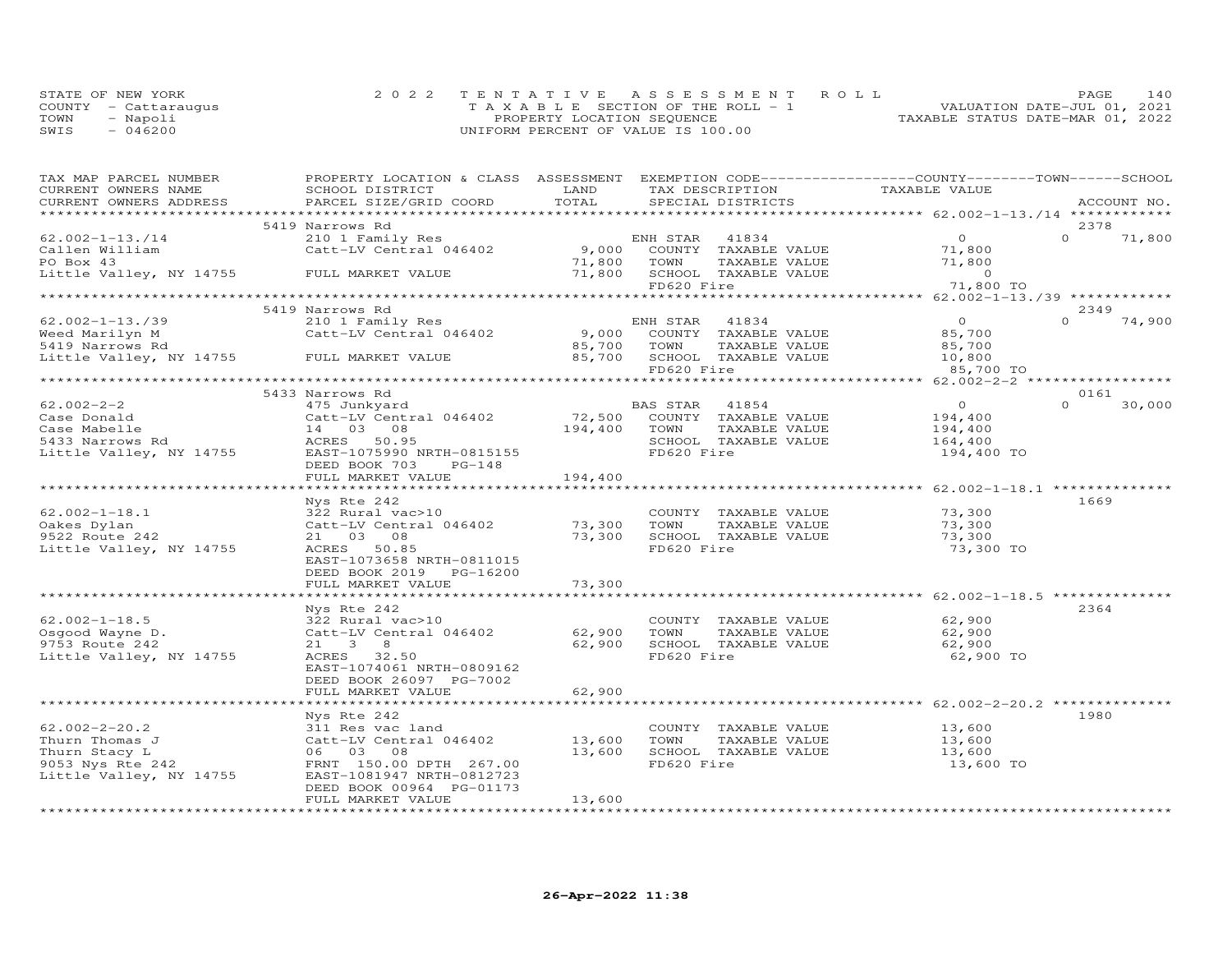STATE OF NEW YORK
COUNTY - Cattaraugus
TOWN - Napoli
SWIS - 046200

2022 TENTATIVE ASSESSMENT ROLL
TAXABLE SECTION OF THE ROLL - 1
PROPERTY LOCATION SEQUENCE
UNIFORM PERCENT OF VALUE IS 100.00

VALUATION DATE-JUL 01, 2021
TAXABLE STATUS DATE-MAR 01, 2022

| TAX MAP PARCEL NUMBER / CURRENT OWNERS NAME / CURRENT OWNERS ADDRESS | PROPERTY LOCATION & CLASS / SCHOOL DISTRICT / PARCEL SIZE/GRID COORD | ASSESSMENT LAND / TOTAL | EXEMPTION CODE / TAX DESCRIPTION / SPECIAL DISTRICTS | COUNTY TAXABLE VALUE | TOWN | SCHOOL / ACCOUNT NO. |
|---|---|---|---|---|---|---|
| | 5419 Narrows Rd | | | | | 2378 |
| 62.002-1-13./14 | 210 1 Family Res | | ENH STAR 41834 | 0 | 0 | 71,800 |
| Callen William | Catt-LV Central 046402 | 9,000 | COUNTY TAXABLE VALUE | 71,800 | | |
| PO Box 43 | | 71,800 | TOWN TAXABLE VALUE | 71,800 | | |
| Little Valley, NY 14755 | FULL MARKET VALUE | 71,800 | SCHOOL TAXABLE VALUE | 0 | | |
| | | | FD620 Fire | 71,800 TO | | |
| | 5419 Narrows Rd | | | | | 2349 |
| 62.002-1-13./39 | 210 1 Family Res | | ENH STAR 41834 | 0 | 0 | 74,900 |
| Weed Marilyn M | Catt-LV Central 046402 | 9,000 | COUNTY TAXABLE VALUE | 85,700 | | |
| 5419 Narrows Rd | | 85,700 | TOWN TAXABLE VALUE | 85,700 | | |
| Little Valley, NY 14755 | FULL MARKET VALUE | 85,700 | SCHOOL TAXABLE VALUE | 10,800 | | |
| | | | FD620 Fire | 85,700 TO | | |
| | 5433 Narrows Rd | | | | | 0161 |
| 62.002-2-2 | 475 Junkyard | | BAS STAR 41854 | 0 | 0 | 30,000 |
| Case Donald | Catt-LV Central 046402 | 72,500 | COUNTY TAXABLE VALUE | 194,400 | | |
| Case Mabelle | 14 03 08 | 194,400 | TOWN TAXABLE VALUE | 194,400 | | |
| 5433 Narrows Rd | ACRES 50.95 | | SCHOOL TAXABLE VALUE | 164,400 | | |
| Little Valley, NY 14755 | EAST-1075990 NRTH-0815155 | | FD620 Fire | 194,400 TO | | |
| | DEED BOOK 703 PG-148 | | | | | |
| | FULL MARKET VALUE | 194,400 | | | | |
| | Nys Rte 242 | | | | | 1669 |
| 62.002-1-18.1 | 322 Rural vac>10 | | COUNTY TAXABLE VALUE | 73,300 | | |
| Oakes Dylan | Catt-LV Central 046402 | 73,300 | TOWN TAXABLE VALUE | 73,300 | | |
| 9522 Route 242 | 21 03 08 | 73,300 | SCHOOL TAXABLE VALUE | 73,300 | | |
| Little Valley, NY 14755 | ACRES 50.85 | | FD620 Fire | 73,300 TO | | |
| | EAST-1073658 NRTH-0811015 | | | | | |
| | DEED BOOK 2019 PG-16200 | | | | | |
| | FULL MARKET VALUE | 73,300 | | | | |
| | Nys Rte 242 | | | | | 2364 |
| 62.002-1-18.5 | 322 Rural vac>10 | | COUNTY TAXABLE VALUE | 62,900 | | |
| Osgood Wayne D. | Catt-LV Central 046402 | 62,900 | TOWN TAXABLE VALUE | 62,900 | | |
| 9753 Route 242 | 21 3 8 | 62,900 | SCHOOL TAXABLE VALUE | 62,900 | | |
| Little Valley, NY 14755 | ACRES 32.50 | | FD620 Fire | 62,900 TO | | |
| | EAST-1074061 NRTH-0809162 | | | | | |
| | DEED BOOK 26097 PG-7002 | | | | | |
| | FULL MARKET VALUE | 62,900 | | | | |
| | Nys Rte 242 | | | | | 1980 |
| 62.002-2-20.2 | 311 Res vac land | | COUNTY TAXABLE VALUE | 13,600 | | |
| Thurn Thomas J | Catt-LV Central 046402 | 13,600 | TOWN TAXABLE VALUE | 13,600 | | |
| Thurn Stacy L | 06 03 08 | 13,600 | SCHOOL TAXABLE VALUE | 13,600 | | |
| 9053 Nys Rte 242 | FRNT 150.00 DPTH 267.00 | | FD620 Fire | 13,600 TO | | |
| Little Valley, NY 14755 | EAST-1081947 NRTH-0812723 | | | | | |
| | DEED BOOK 00964 PG-01173 | | | | | |
| | FULL MARKET VALUE | 13,600 | | | | |

26-Apr-2022 11:38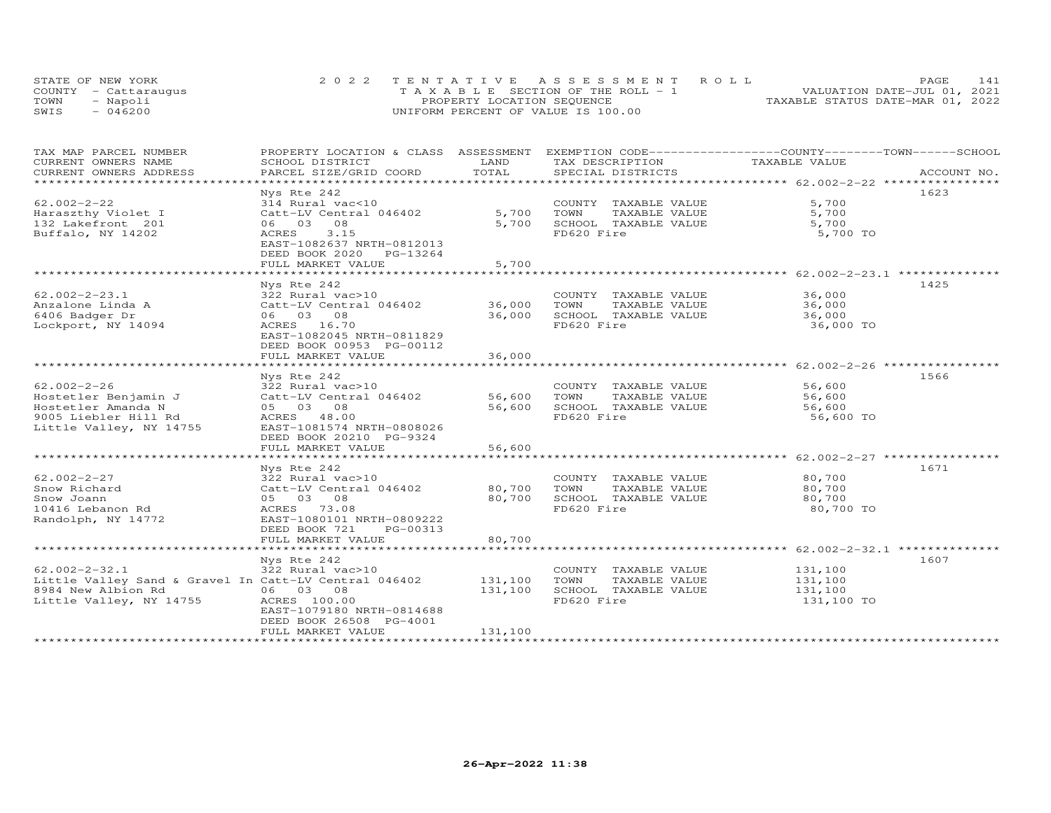STATE OF NEW YORK
COUNTY - Cattaraugus
TOWN - Napoli
SWIS - 046200

2022 TENTATIVE ASSESSMENT ROLL
TAXABLE SECTION OF THE ROLL - 1
PROPERTY LOCATION SEQUENCE
UNIFORM PERCENT OF VALUE IS 100.00

VALUATION DATE-JUL 01, 2021
TAXABLE STATUS DATE-MAR 01, 2022

| TAX MAP PARCEL NUMBER / CURRENT OWNERS NAME / CURRENT OWNERS ADDRESS | PROPERTY LOCATION & CLASS / SCHOOL DISTRICT / PARCEL SIZE/GRID COORD | ASSESSMENT LAND / TOTAL | EXEMPTION CODE / TAX DESCRIPTION / SPECIAL DISTRICTS | COUNTY / TOWN / SCHOOL TAXABLE VALUE | ACCOUNT NO. |
|---|---|---|---|---|---|
| 62.002-2-22 | Nys Rte 242 | | | | 1623 |
| 62.002-2-22 | 314 Rural vac<10 | | COUNTY TAXABLE VALUE | 5,700 | |
| Haraszthy Violet I | Catt-LV Central 046402 | 5,700 | TOWN TAXABLE VALUE | 5,700 | |
| 132 Lakefront 201 | 06 03 08 | 5,700 | SCHOOL TAXABLE VALUE | 5,700 | |
| Buffalo, NY 14202 | ACRES 3.15 | | FD620 Fire | 5,700 TO | |
| | EAST-1082637 NRTH-0812013 | | | | |
| | DEED BOOK 2020 PG-13264 | | | | |
| | FULL MARKET VALUE | 5,700 | | | |
| 62.002-2-23.1 | Nys Rte 242 | | | | 1425 |
| 62.002-2-23.1 | 322 Rural vac>10 | | COUNTY TAXABLE VALUE | 36,000 | |
| Anzalone Linda A | Catt-LV Central 046402 | 36,000 | TOWN TAXABLE VALUE | 36,000 | |
| 6406 Badger Dr | 06 03 08 | 36,000 | SCHOOL TAXABLE VALUE | 36,000 | |
| Lockport, NY 14094 | ACRES 16.70 | | FD620 Fire | 36,000 TO | |
| | EAST-1082045 NRTH-0811829 | | | | |
| | DEED BOOK 00953 PG-00112 | | | | |
| | FULL MARKET VALUE | 36,000 | | | |
| 62.002-2-26 | Nys Rte 242 | | | | 1566 |
| 62.002-2-26 | 322 Rural vac>10 | | COUNTY TAXABLE VALUE | 56,600 | |
| Hostetler Benjamin J | Catt-LV Central 046402 | 56,600 | TOWN TAXABLE VALUE | 56,600 | |
| Hostetler Amanda N | 05 03 08 | 56,600 | SCHOOL TAXABLE VALUE | 56,600 | |
| 9005 Liebler Hill Rd | ACRES 48.00 | | FD620 Fire | 56,600 TO | |
| Little Valley, NY 14755 | EAST-1081574 NRTH-0808026 | | | | |
| | DEED BOOK 20210 PG-9324 | | | | |
| | FULL MARKET VALUE | 56,600 | | | |
| 62.002-2-27 | Nys Rte 242 | | | | 1671 |
| 62.002-2-27 | 322 Rural vac>10 | | COUNTY TAXABLE VALUE | 80,700 | |
| Snow Richard | Catt-LV Central 046402 | 80,700 | TOWN TAXABLE VALUE | 80,700 | |
| Snow Joann | 05 03 08 | 80,700 | SCHOOL TAXABLE VALUE | 80,700 | |
| 10416 Lebanon Rd | ACRES 73.08 | | FD620 Fire | 80,700 TO | |
| Randolph, NY 14772 | EAST-1080101 NRTH-0809222 | | | | |
| | DEED BOOK 721 PG-00313 | | | | |
| | FULL MARKET VALUE | 80,700 | | | |
| 62.002-2-32.1 | Nys Rte 242 | | | | 1607 |
| 62.002-2-32.1 | 322 Rural vac>10 | | COUNTY TAXABLE VALUE | 131,100 | |
| Little Valley Sand & Gravel In | Catt-LV Central 046402 | 131,100 | TOWN TAXABLE VALUE | 131,100 | |
| 8984 New Albion Rd | 06 03 08 | 131,100 | SCHOOL TAXABLE VALUE | 131,100 | |
| Little Valley, NY 14755 | ACRES 100.00 | | FD620 Fire | 131,100 TO | |
| | EAST-1079180 NRTH-0814688 | | | | |
| | DEED BOOK 26508 PG-4001 | | | | |
| | FULL MARKET VALUE | 131,100 | | | |

26-Apr-2022 11:38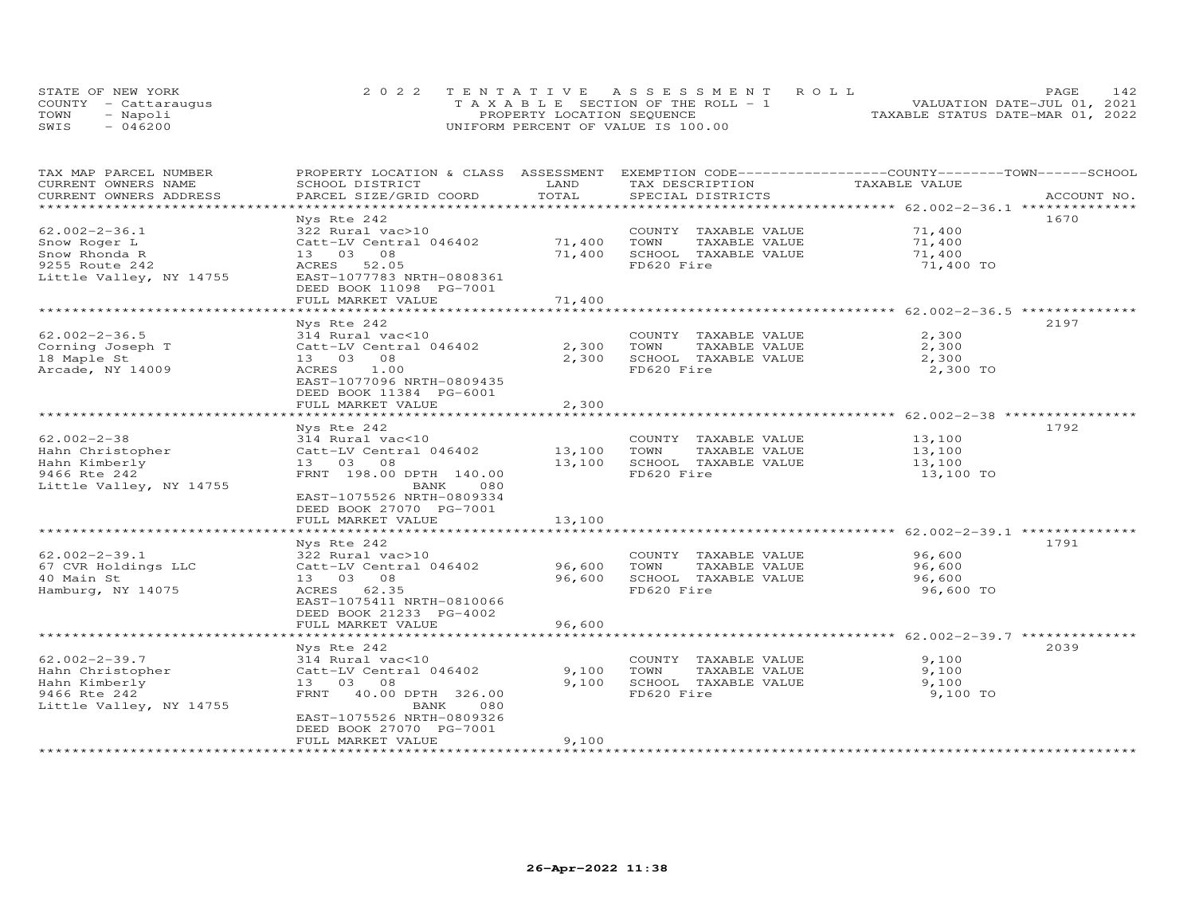STATE OF NEW YORK
COUNTY - Cattaraugus
TOWN - Napoli
SWIS - 046200

2022 TENTATIVE ASSESSMENT ROLL
TAXABLE SECTION OF THE ROLL - 1
PROPERTY LOCATION SEQUENCE
UNIFORM PERCENT OF VALUE IS 100.00

VALUATION DATE-JUL 01, 2021
TAXABLE STATUS DATE-MAR 01, 2022

| TAX MAP PARCEL NUMBER / CURRENT OWNERS NAME / CURRENT OWNERS ADDRESS | PROPERTY LOCATION & CLASS / SCHOOL DISTRICT / PARCEL SIZE/GRID COORD | ASSESSMENT LAND | TOTAL | EXEMPTION CODE / TAX DESCRIPTION / SPECIAL DISTRICTS | TAXABLE VALUE (COUNTY / TOWN / SCHOOL) | ACCOUNT NO. |
|---|---|---|---|---|---|---|
| 62.002-2-36.1 | Nys Rte 242 | | | | | 1670 |
| 62.002-2-36.1 | 322 Rural vac>10 | | | COUNTY TAXABLE VALUE | 71,400 | |
| Snow Roger L | Catt-LV Central 046402 | 71,400 | | TOWN TAXABLE VALUE | 71,400 | |
| Snow Rhonda R | 13 03 08 | | 71,400 | SCHOOL TAXABLE VALUE | 71,400 | |
| 9255 Route 242 | ACRES 52.05 | | | FD620 Fire | 71,400 TO | |
| Little Valley, NY 14755 | EAST-1077783 NRTH-0808361 | | | | | |
| | DEED BOOK 11098 PG-7001 | | | | | |
| | FULL MARKET VALUE | | 71,400 | | | |
| 62.002-2-36.5 | Nys Rte 242 | | | | | 2197 |
| 62.002-2-36.5 | 314 Rural vac<10 | | | COUNTY TAXABLE VALUE | 2,300 | |
| Corning Joseph T | Catt-LV Central 046402 | 2,300 | | TOWN TAXABLE VALUE | 2,300 | |
| 18 Maple St | 13 03 08 | | 2,300 | SCHOOL TAXABLE VALUE | 2,300 | |
| Arcade, NY 14009 | ACRES 1.00 | | | FD620 Fire | 2,300 TO | |
| | EAST-1077096 NRTH-0809435 | | | | | |
| | DEED BOOK 11384 PG-6001 | | | | | |
| | FULL MARKET VALUE | | 2,300 | | | |
| 62.002-2-38 | Nys Rte 242 | | | | | 1792 |
| 62.002-2-38 | 314 Rural vac<10 | | | COUNTY TAXABLE VALUE | 13,100 | |
| Hahn Christopher | Catt-LV Central 046402 | 13,100 | | TOWN TAXABLE VALUE | 13,100 | |
| Hahn Kimberly | 13 03 08 | | 13,100 | SCHOOL TAXABLE VALUE | 13,100 | |
| 9466 Rte 242 | FRNT 198.00 DPTH 140.00 | | | FD620 Fire | 13,100 TO | |
| Little Valley, NY 14755 | BANK 080 | | | | | |
| | EAST-1075526 NRTH-0809334 | | | | | |
| | DEED BOOK 27070 PG-7001 | | | | | |
| | FULL MARKET VALUE | | 13,100 | | | |
| 62.002-2-39.1 | Nys Rte 242 | | | | | 1791 |
| 62.002-2-39.1 | 322 Rural vac>10 | | | COUNTY TAXABLE VALUE | 96,600 | |
| 67 CVR Holdings LLC | Catt-LV Central 046402 | 96,600 | | TOWN TAXABLE VALUE | 96,600 | |
| 40 Main St | 13 03 08 | | 96,600 | SCHOOL TAXABLE VALUE | 96,600 | |
| Hamburg, NY 14075 | ACRES 62.35 | | | FD620 Fire | 96,600 TO | |
| | EAST-1075411 NRTH-0810066 | | | | | |
| | DEED BOOK 21233 PG-4002 | | | | | |
| | FULL MARKET VALUE | | 96,600 | | | |
| 62.002-2-39.7 | Nys Rte 242 | | | | | 2039 |
| 62.002-2-39.7 | 314 Rural vac<10 | | | COUNTY TAXABLE VALUE | 9,100 | |
| Hahn Christopher | Catt-LV Central 046402 | 9,100 | | TOWN TAXABLE VALUE | 9,100 | |
| Hahn Kimberly | 13 03 08 | | 9,100 | SCHOOL TAXABLE VALUE | 9,100 | |
| 9466 Rte 242 | FRNT 40.00 DPTH 326.00 | | | FD620 Fire | 9,100 TO | |
| Little Valley, NY 14755 | BANK 080 | | | | | |
| | EAST-1075526 NRTH-0809326 | | | | | |
| | DEED BOOK 27070 PG-7001 | | | | | |
| | FULL MARKET VALUE | | 9,100 | | | |

26-Apr-2022 11:38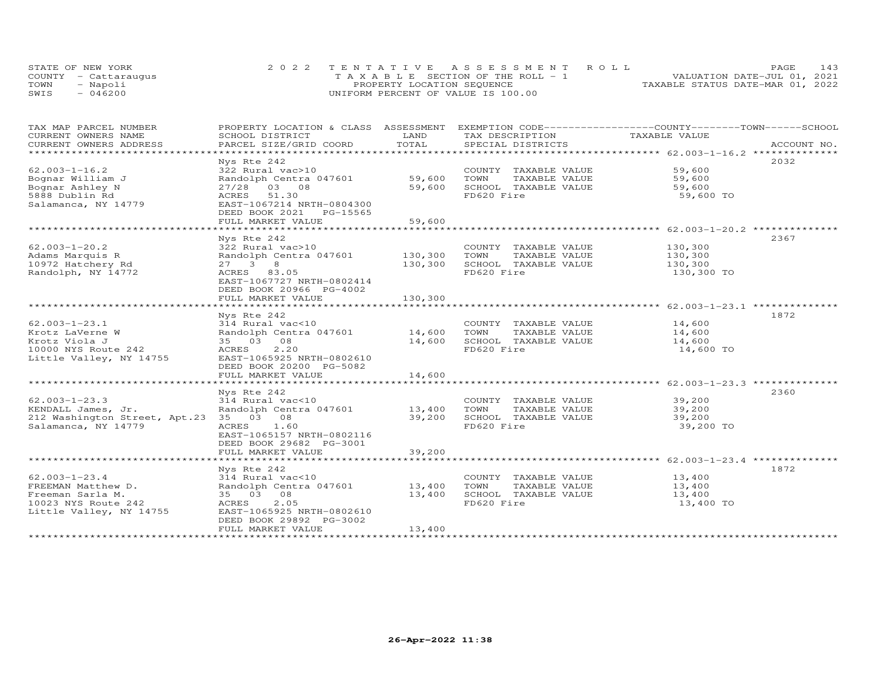STATE OF NEW YORK
COUNTY - Cattaraugus
TOWN - Napoli
SWIS - 046200

2022 TENTATIVE ASSESSMENT ROLL
TAXABLE SECTION OF THE ROLL - 1
PROPERTY LOCATION SEQUENCE
UNIFORM PERCENT OF VALUE IS 100.00

VALUATION DATE-JUL 01, 2021
TAXABLE STATUS DATE-MAR 01, 2022

| TAX MAP PARCEL NUMBER<br>CURRENT OWNERS NAME<br>CURRENT OWNERS ADDRESS | PROPERTY LOCATION & CLASS<br>SCHOOL DISTRICT<br>PARCEL SIZE/GRID COORD | ASSESSMENT<br>LAND<br>TOTAL | EXEMPTION CODE<br>TAX DESCRIPTION<br>SPECIAL DISTRICTS | COUNTY--------TOWN------SCHOOL<br>TAXABLE VALUE | ACCOUNT NO. |
|---|---|---|---|---|---|
| 62.003-1-16.2<br>Bognar William J<br>Bognar Ashley N<br>5888 Dublin Rd<br>Salamanca, NY 14779 | Nys Rte 242<br>322 Rural vac>10<br>Randolph Centra 047601<br>27/28 03 08<br>ACRES 51.30<br>EAST-1067214 NRTH-0804300<br>DEED BOOK 2021 PG-15565<br>FULL MARKET VALUE | <br><br>59,600<br>59,600<br><br><br><br>59,600 | <br>COUNTY TAXABLE VALUE<br>TOWN TAXABLE VALUE<br>SCHOOL TAXABLE VALUE<br>FD620 Fire | <br>59,600<br>59,600<br>59,600<br>59,600 TO | 2032 |
| 62.003-1-20.2<br>Adams Marquis R<br>10972 Hatchery Rd<br>Randolph, NY 14772 | Nys Rte 242<br>322 Rural vac>10<br>Randolph Centra 047601<br>27 3 8<br>ACRES 83.05<br>EAST-1067727 NRTH-0802414<br>DEED BOOK 20966 PG-4002<br>FULL MARKET VALUE | <br><br>130,300<br>130,300<br><br><br><br>130,300 | <br>COUNTY TAXABLE VALUE<br>TOWN TAXABLE VALUE<br>SCHOOL TAXABLE VALUE<br>FD620 Fire | <br>130,300<br>130,300<br>130,300<br>130,300 TO | 2367 |
| 62.003-1-23.1<br>Krotz LaVerne W<br>Krotz Viola J<br>10000 NYS Route 242<br>Little Valley, NY 14755 | Nys Rte 242<br>314 Rural vac<10<br>Randolph Centra 047601<br>35 03 08<br>ACRES 2.20<br>EAST-1065925 NRTH-0802610<br>DEED BOOK 20200 PG-5082<br>FULL MARKET VALUE | <br><br>14,600<br>14,600<br><br><br><br>14,600 | <br>COUNTY TAXABLE VALUE<br>TOWN TAXABLE VALUE<br>SCHOOL TAXABLE VALUE<br>FD620 Fire | <br>14,600<br>14,600<br>14,600<br>14,600 TO | 1872 |
| 62.003-1-23.3<br>KENDALL James, Jr.<br>212 Washington Street, Apt.23<br>Salamanca, NY 14779 | Nys Rte 242<br>314 Rural vac<10<br>Randolph Centra 047601<br>35 03 08<br>ACRES 1.60<br>EAST-1065157 NRTH-0802116<br>DEED BOOK 29682 PG-3001<br>FULL MARKET VALUE | <br><br>13,400<br>39,200<br><br><br><br>39,200 | <br>COUNTY TAXABLE VALUE<br>TOWN TAXABLE VALUE<br>SCHOOL TAXABLE VALUE<br>FD620 Fire | <br>39,200<br>39,200<br>39,200<br>39,200 TO | 2360 |
| 62.003-1-23.4<br>FREEMAN Matthew D.<br>Freeman Sarla M.<br>10023 NYS Route 242<br>Little Valley, NY 14755 | Nys Rte 242<br>314 Rural vac<10<br>Randolph Centra 047601<br>35 03 08<br>ACRES 2.05<br>EAST-1065925 NRTH-0802610<br>DEED BOOK 29892 PG-3002<br>FULL MARKET VALUE | <br><br>13,400<br>13,400<br><br><br><br>13,400 | <br>COUNTY TAXABLE VALUE<br>TOWN TAXABLE VALUE<br>SCHOOL TAXABLE VALUE<br>FD620 Fire | <br>13,400<br>13,400<br>13,400<br>13,400 TO | 1872 |

26-Apr-2022 11:38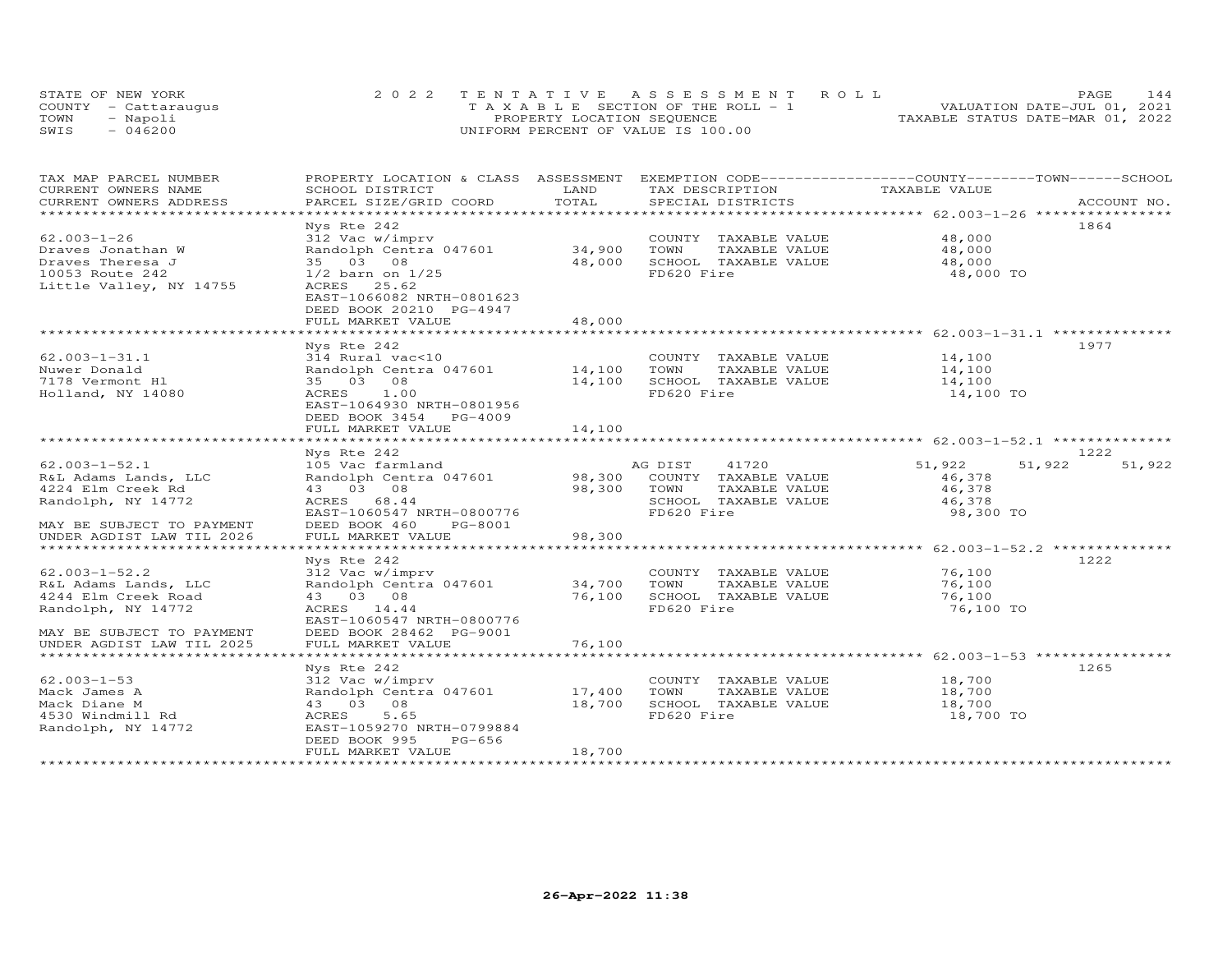STATE OF NEW YORK — COUNTY - Cattaraugus — TOWN - Napoli — SWIS - 046200

2022 TENTATIVE ASSESSMENT ROLL
TAXABLE SECTION OF THE ROLL - 1
PROPERTY LOCATION SEQUENCE
UNIFORM PERCENT OF VALUE IS 100.00

VALUATION DATE-JUL 01, 2021
TAXABLE STATUS DATE-MAR 01, 2022

| TAX MAP PARCEL NUMBER / CURRENT OWNERS NAME / CURRENT OWNERS ADDRESS | PROPERTY LOCATION & CLASS / SCHOOL DISTRICT / PARCEL SIZE/GRID COORD | ASSESSMENT LAND | TOTAL | EXEMPTION CODE / TAX DESCRIPTION / SPECIAL DISTRICTS | COUNTY TAXABLE VALUE | TOWN | SCHOOL | ACCOUNT NO. |
|---|---|---|---|---|---|---|---|---|
| **62.003-1-26** | Nys Rte 242 | | | | | | | 1864 |
| 62.003-1-26 | 312 Vac w/imprv | | | COUNTY TAXABLE VALUE | 48,000 | | | |
| Draves Jonathan W | Randolph Centra 047601 | 34,900 | | TOWN TAXABLE VALUE | 48,000 | | | |
| Draves Theresa J | 35 03 08 | | 48,000 | SCHOOL TAXABLE VALUE | 48,000 | | | |
| 10053 Route 242 | 1/2 barn on 1/25 | | | FD620 Fire | 48,000 TO | | | |
| Little Valley, NY 14755 | ACRES 25.62 | | | | | | | |
| | EAST-1066082 NRTH-0801623 | | | | | | | |
| | DEED BOOK 20210 PG-4947 | | | | | | | |
| | FULL MARKET VALUE | | 48,000 | | | | | |
| **62.003-1-31.1** | Nys Rte 242 | | | | | | | 1977 |
| 62.003-1-31.1 | 314 Rural vac<10 | | | COUNTY TAXABLE VALUE | 14,100 | | | |
| Nuwer Donald | Randolph Centra 047601 | 14,100 | | TOWN TAXABLE VALUE | 14,100 | | | |
| 7178 Vermont Hl | 35 03 08 | | 14,100 | SCHOOL TAXABLE VALUE | 14,100 | | | |
| Holland, NY 14080 | ACRES 1.00 | | | FD620 Fire | 14,100 TO | | | |
| | EAST-1064930 NRTH-0801956 | | | | | | | |
| | DEED BOOK 3454 PG-4009 | | | | | | | |
| | FULL MARKET VALUE | | 14,100 | | | | | |
| **62.003-1-52.1** | Nys Rte 242 | | | | | | | 1222 |
| 62.003-1-52.1 | 105 Vac farmland | | | AG DIST 41720 | 51,922 | 51,922 | 51,922 | |
| R&L Adams Lands, LLC | Randolph Centra 047601 | 98,300 | | COUNTY TAXABLE VALUE | 46,378 | | | |
| 4224 Elm Creek Rd | 43 03 08 | | 98,300 | TOWN TAXABLE VALUE | 46,378 | | | |
| Randolph, NY 14772 | ACRES 68.44 | | | SCHOOL TAXABLE VALUE | 46,378 | | | |
| | EAST-1060547 NRTH-0800776 | | | FD620 Fire | 98,300 TO | | | |
| MAY BE SUBJECT TO PAYMENT | DEED BOOK 460 PG-8001 | | | | | | | |
| UNDER AGDIST LAW TIL 2026 | FULL MARKET VALUE | | 98,300 | | | | | |
| **62.003-1-52.2** | Nys Rte 242 | | | | | | | 1222 |
| 62.003-1-52.2 | 312 Vac w/imprv | | | COUNTY TAXABLE VALUE | 76,100 | | | |
| R&L Adams Lands, LLC | Randolph Centra 047601 | 34,700 | | TOWN TAXABLE VALUE | 76,100 | | | |
| 4244 Elm Creek Road | 43 03 08 | | 76,100 | SCHOOL TAXABLE VALUE | 76,100 | | | |
| Randolph, NY 14772 | ACRES 14.44 | | | FD620 Fire | 76,100 TO | | | |
| | EAST-1060547 NRTH-0800776 | | | | | | | |
| MAY BE SUBJECT TO PAYMENT | DEED BOOK 28462 PG-9001 | | | | | | | |
| UNDER AGDIST LAW TIL 2025 | FULL MARKET VALUE | | 76,100 | | | | | |
| **62.003-1-53** | Nys Rte 242 | | | | | | | 1265 |
| 62.003-1-53 | 312 Vac w/imprv | | | COUNTY TAXABLE VALUE | 18,700 | | | |
| Mack James A | Randolph Centra 047601 | 17,400 | | TOWN TAXABLE VALUE | 18,700 | | | |
| Mack Diane M | 43 03 08 | | 18,700 | SCHOOL TAXABLE VALUE | 18,700 | | | |
| 4530 Windmill Rd | ACRES 5.65 | | | FD620 Fire | 18,700 TO | | | |
| Randolph, NY 14772 | EAST-1059270 NRTH-0799884 | | | | | | | |
| | DEED BOOK 995 PG-656 | | | | | | | |
| | FULL MARKET VALUE | | 18,700 | | | | | |

26-Apr-2022 11:38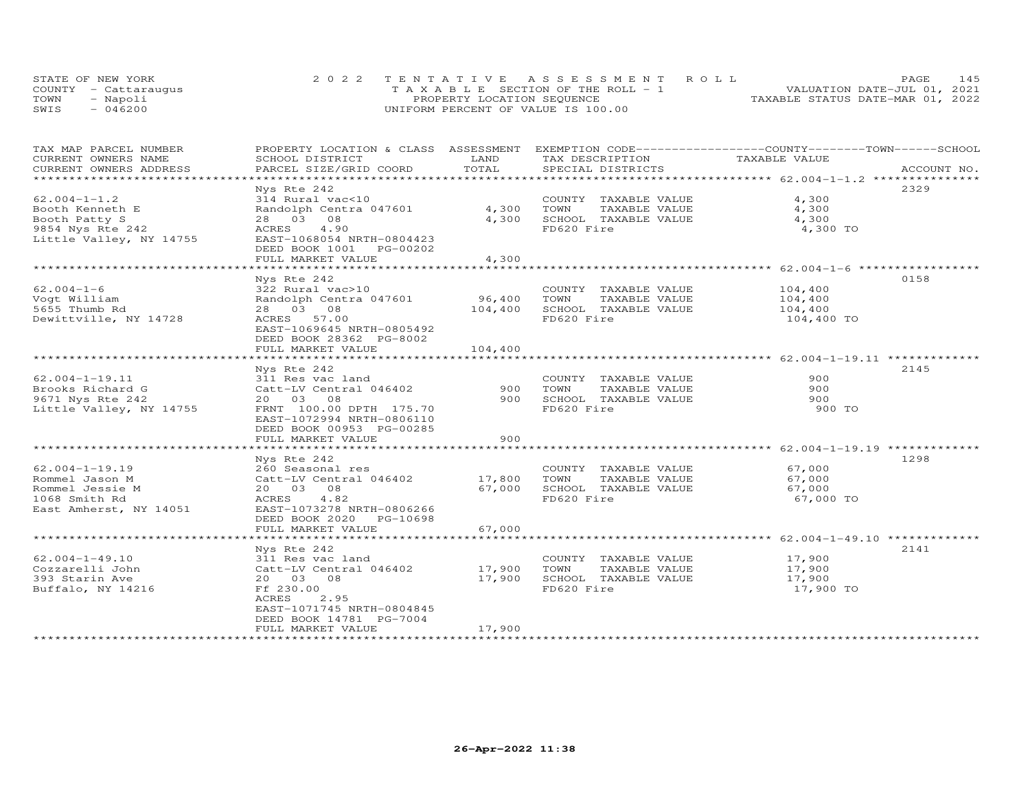STATE OF NEW YORK — 2022 TENTATIVE ASSESSMENT ROLL — VALUATION DATE-JUL 01, 2021
COUNTY - Cattaraugus — TAXABLE SECTION OF THE ROLL - 1 — TAXABLE STATUS DATE-MAR 01, 2022
TOWN - Napoli — PROPERTY LOCATION SEQUENCE
SWIS - 046200 — UNIFORM PERCENT OF VALUE IS 100.00

| TAX MAP PARCEL NUMBER / CURRENT OWNERS NAME / CURRENT OWNERS ADDRESS | PROPERTY LOCATION & CLASS / SCHOOL DISTRICT / PARCEL SIZE/GRID COORD | ASSESSMENT LAND | TOTAL | EXEMPTION CODE / TAX DESCRIPTION / SPECIAL DISTRICTS | COUNTY / TOWN / SCHOOL TAXABLE VALUE | ACCOUNT NO. |
|---|---|---|---|---|---|---|
| **62.004-1-1.2** | Nys Rte 242 | | | | | 2329 |
| 62.004-1-1.2 | 314 Rural vac<10 | | | COUNTY TAXABLE VALUE | 4,300 | |
| Booth Kenneth E | Randolph Centra 047601 | 4,300 | | TOWN TAXABLE VALUE | 4,300 | |
| Booth Patty S | 28 03 08 | | 4,300 | SCHOOL TAXABLE VALUE | 4,300 | |
| 9854 Nys Rte 242 | ACRES 4.90 | | | FD620 Fire | 4,300 TO | |
| Little Valley, NY 14755 | EAST-1068054 NRTH-0804423 | | | | | |
| | DEED BOOK 1001 PG-00202 | | | | | |
| | FULL MARKET VALUE | | 4,300 | | | |
| **62.004-1-6** | Nys Rte 242 | | | | | 0158 |
| 62.004-1-6 | 322 Rural vac>10 | | | COUNTY TAXABLE VALUE | 104,400 | |
| Vogt William | Randolph Centra 047601 | 96,400 | | TOWN TAXABLE VALUE | 104,400 | |
| 5655 Thumb Rd | 28 03 08 | | 104,400 | SCHOOL TAXABLE VALUE | 104,400 | |
| Dewittville, NY 14728 | ACRES 57.00 | | | FD620 Fire | 104,400 TO | |
| | EAST-1069645 NRTH-0805492 | | | | | |
| | DEED BOOK 28362 PG-8002 | | | | | |
| | FULL MARKET VALUE | | 104,400 | | | |
| **62.004-1-19.11** | Nys Rte 242 | | | | | 2145 |
| 62.004-1-19.11 | 311 Res vac land | | | COUNTY TAXABLE VALUE | 900 | |
| Brooks Richard G | Catt-LV Central 046402 | 900 | | TOWN TAXABLE VALUE | 900 | |
| 9671 Nys Rte 242 | 20 03 08 | | 900 | SCHOOL TAXABLE VALUE | 900 | |
| Little Valley, NY 14755 | FRNT 100.00 DPTH 175.70 | | | FD620 Fire | 900 TO | |
| | EAST-1072994 NRTH-0806110 | | | | | |
| | DEED BOOK 00953 PG-00285 | | | | | |
| | FULL MARKET VALUE | | 900 | | | |
| **62.004-1-19.19** | Nys Rte 242 | | | | | 1298 |
| 62.004-1-19.19 | 260 Seasonal res | | | COUNTY TAXABLE VALUE | 67,000 | |
| Rommel Jason M | Catt-LV Central 046402 | 17,800 | | TOWN TAXABLE VALUE | 67,000 | |
| Rommel Jessie M | 20 03 08 | | 67,000 | SCHOOL TAXABLE VALUE | 67,000 | |
| 1068 Smith Rd | ACRES 4.82 | | | FD620 Fire | 67,000 TO | |
| East Amherst, NY 14051 | EAST-1073278 NRTH-0806266 | | | | | |
| | DEED BOOK 2020 PG-10698 | | | | | |
| | FULL MARKET VALUE | | 67,000 | | | |
| **62.004-1-49.10** | Nys Rte 242 | | | | | 2141 |
| 62.004-1-49.10 | 311 Res vac land | | | COUNTY TAXABLE VALUE | 17,900 | |
| Cozzarelli John | Catt-LV Central 046402 | 17,900 | | TOWN TAXABLE VALUE | 17,900 | |
| 393 Starin Ave | 20 03 08 | | 17,900 | SCHOOL TAXABLE VALUE | 17,900 | |
| Buffalo, NY 14216 | Ff 230.00 | | | FD620 Fire | 17,900 TO | |
| | ACRES 2.95 | | | | | |
| | EAST-1071745 NRTH-0804845 | | | | | |
| | DEED BOOK 14781 PG-7004 | | | | | |
| | FULL MARKET VALUE | | 17,900 | | | |

26-Apr-2022 11:38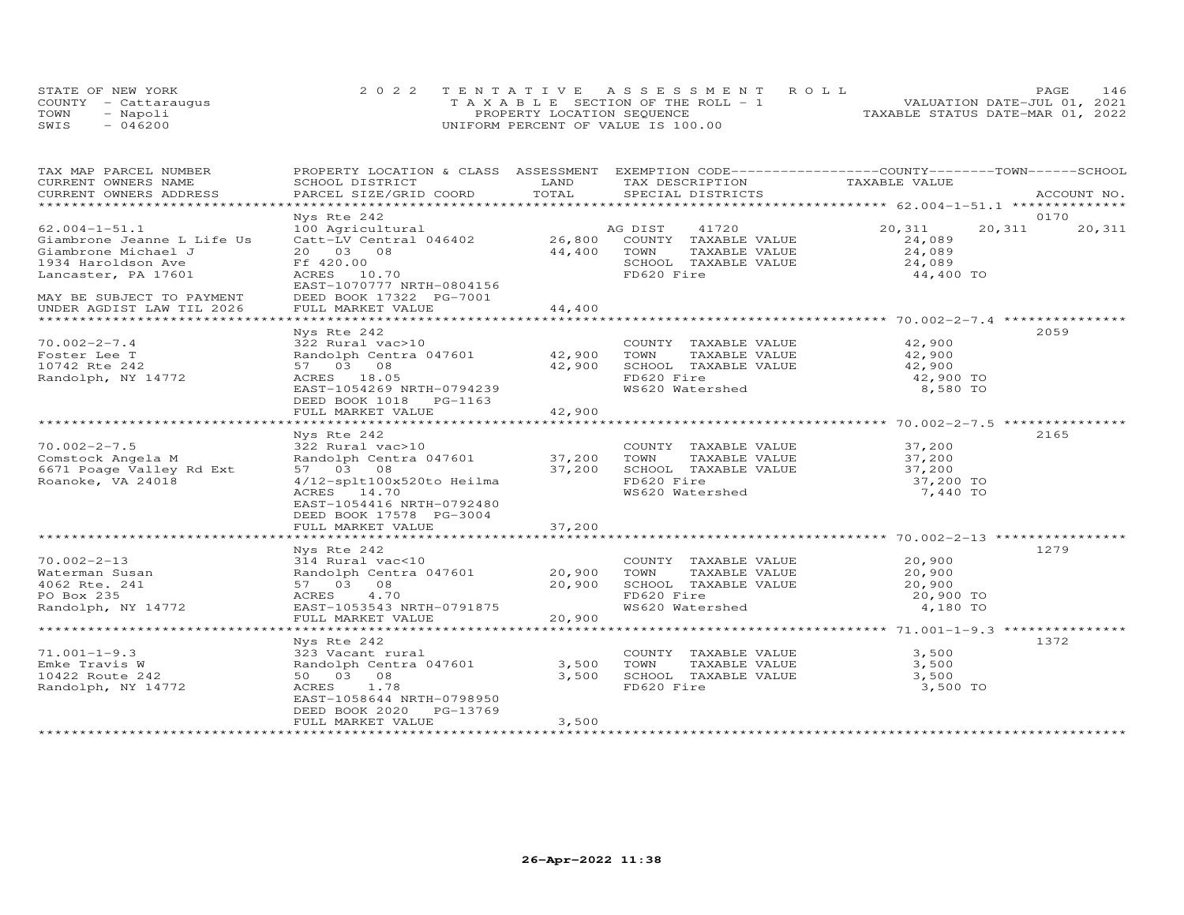STATE OF NEW YORK | 2022 TENTATIVE ASSESSMENT ROLL | VALUATION DATE-JUL 01, 2021
COUNTY - Cattaraugus | TAXABLE SECTION OF THE ROLL - 1 | TAXABLE STATUS DATE-MAR 01, 2022
TOWN - Napoli | PROPERTY LOCATION SEQUENCE
SWIS - 046200 | UNIFORM PERCENT OF VALUE IS 100.00

| TAX MAP PARCEL NUMBER / CURRENT OWNERS NAME / CURRENT OWNERS ADDRESS | PROPERTY LOCATION & CLASS / SCHOOL DISTRICT / PARCEL SIZE/GRID COORD | ASSESSMENT LAND | TOTAL | EXEMPTION CODE / TAX DESCRIPTION / SPECIAL DISTRICTS | COUNTY TAXABLE VALUE | TOWN | SCHOOL | ACCOUNT NO. |
|---|---|---|---|---|---|---|---|---|
| 62.004-1-51.1 | Nys Rte 242 | | | | | | | 0170 |
| 62.004-1-51.1 | 100 Agricultural | | | AG DIST 41720 | 20,311 | 20,311 | 20,311 | |
| Giambrone Jeanne L Life Us | Catt-LV Central 046402 | 26,800 | | COUNTY TAXABLE VALUE | 24,089 | | | |
| Giambrone Michael J | 20 03 08 | | 44,400 | TOWN TAXABLE VALUE | 24,089 | | | |
| 1934 Haroldson Ave | Ff 420.00 | | | SCHOOL TAXABLE VALUE | 24,089 | | | |
| Lancaster, PA 17601 | ACRES 10.70 | | | FD620 Fire | 44,400 TO | | | |
| | EAST-1070777 NRTH-0804156 | | | | | | | |
| MAY BE SUBJECT TO PAYMENT | DEED BOOK 17322 PG-7001 | | | | | | | |
| UNDER AGDIST LAW TIL 2026 | FULL MARKET VALUE | | 44,400 | | | | | |
| 70.002-2-7.4 | Nys Rte 242 | | | | | | | 2059 |
| 70.002-2-7.4 | 322 Rural vac>10 | | | COUNTY TAXABLE VALUE | 42,900 | | | |
| Foster Lee T | Randolph Centra 047601 | 42,900 | | TOWN TAXABLE VALUE | 42,900 | | | |
| 10742 Rte 242 | 57 03 08 | | 42,900 | SCHOOL TAXABLE VALUE | 42,900 | | | |
| Randolph, NY 14772 | ACRES 18.05 | | | FD620 Fire | 42,900 TO | | | |
| | EAST-1054269 NRTH-0794239 | | | WS620 Watershed | 8,580 TO | | | |
| | DEED BOOK 1018 PG-1163 | | | | | | | |
| | FULL MARKET VALUE | | 42,900 | | | | | |
| 70.002-2-7.5 | Nys Rte 242 | | | | | | | 2165 |
| 70.002-2-7.5 | 322 Rural vac>10 | | | COUNTY TAXABLE VALUE | 37,200 | | | |
| Comstock Angela M | Randolph Centra 047601 | 37,200 | | TOWN TAXABLE VALUE | 37,200 | | | |
| 6671 Poage Valley Rd Ext | 57 03 08 | | 37,200 | SCHOOL TAXABLE VALUE | 37,200 | | | |
| Roanoke, VA 24018 | 4/12-splt100x520to Heilma | | | FD620 Fire | 37,200 TO | | | |
| | ACRES 14.70 | | | WS620 Watershed | 7,440 TO | | | |
| | EAST-1054416 NRTH-0792480 | | | | | | | |
| | DEED BOOK 17578 PG-3004 | | | | | | | |
| | FULL MARKET VALUE | | 37,200 | | | | | |
| 70.002-2-13 | Nys Rte 242 | | | | | | | 1279 |
| 70.002-2-13 | 314 Rural vac<10 | | | COUNTY TAXABLE VALUE | 20,900 | | | |
| Waterman Susan | Randolph Centra 047601 | 20,900 | | TOWN TAXABLE VALUE | 20,900 | | | |
| 4062 Rte. 241 | 57 03 08 | | 20,900 | SCHOOL TAXABLE VALUE | 20,900 | | | |
| PO Box 235 | ACRES 4.70 | | | FD620 Fire | 20,900 TO | | | |
| Randolph, NY 14772 | EAST-1053543 NRTH-0791875 | | | WS620 Watershed | 4,180 TO | | | |
| | FULL MARKET VALUE | | 20,900 | | | | | |
| 71.001-1-9.3 | Nys Rte 242 | | | | | | | 1372 |
| 71.001-1-9.3 | 323 Vacant rural | | | COUNTY TAXABLE VALUE | 3,500 | | | |
| Emke Travis W | Randolph Centra 047601 | 3,500 | | TOWN TAXABLE VALUE | 3,500 | | | |
| 10422 Route 242 | 50 03 08 | | 3,500 | SCHOOL TAXABLE VALUE | 3,500 | | | |
| Randolph, NY 14772 | ACRES 1.78 | | | FD620 Fire | 3,500 TO | | | |
| | EAST-1058644 NRTH-0798950 | | | | | | | |
| | DEED BOOK 2020 PG-13769 | | | | | | | |
| | FULL MARKET VALUE | | 3,500 | | | | | |

26-Apr-2022 11:38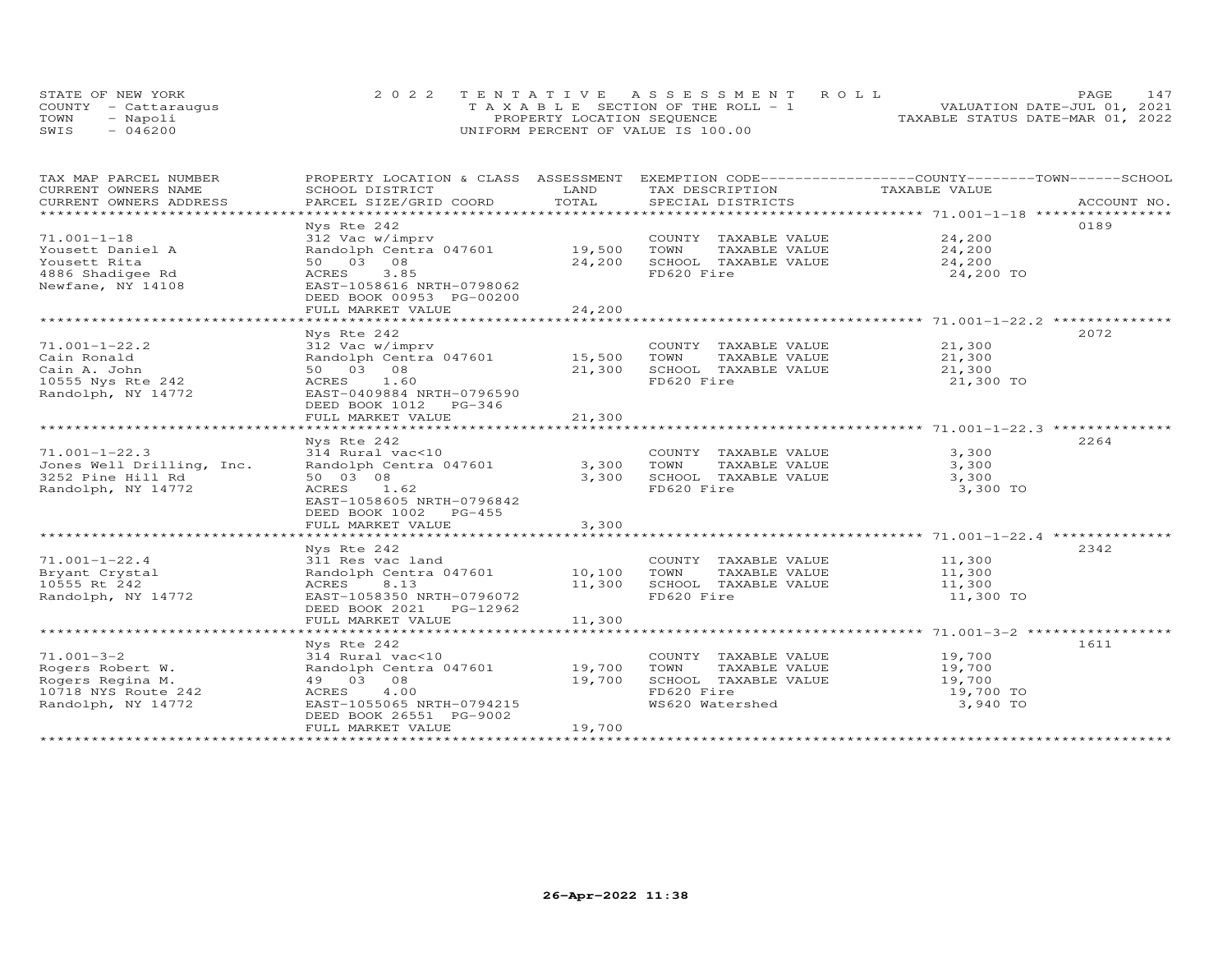STATE OF NEW YORK
COUNTY - Cattaraugus
TOWN - Napoli
SWIS - 046200

2022 TENTATIVE ASSESSMENT ROLL
TAXABLE SECTION OF THE ROLL - 1
PROPERTY LOCATION SEQUENCE
UNIFORM PERCENT OF VALUE IS 100.00

VALUATION DATE-JUL 01, 2021
TAXABLE STATUS DATE-MAR 01, 2022

| TAX MAP PARCEL NUMBER / CURRENT OWNERS NAME / CURRENT OWNERS ADDRESS | PROPERTY LOCATION & CLASS / SCHOOL DISTRICT / PARCEL SIZE/GRID COORD | ASSESSMENT LAND / TOTAL | EXEMPTION CODE / TAX DESCRIPTION / SPECIAL DISTRICTS | COUNTY--------TOWN------SCHOOL TAXABLE VALUE | ACCOUNT NO. |
|---|---|---|---|---|---|
| 71.001-1-18 | Nys Rte 242 | | | | 0189 |
| 71.001-1-18 | 312 Vac w/imprv | | COUNTY TAXABLE VALUE | 24,200 | |
| Yousett Daniel A | Randolph Centra 047601 | 19,500 | TOWN TAXABLE VALUE | 24,200 | |
| Yousett Rita | 50 03 08 | 24,200 | SCHOOL TAXABLE VALUE | 24,200 | |
| 4886 Shadigee Rd | ACRES 3.85 | | FD620 Fire | 24,200 TO | |
| Newfane, NY 14108 | EAST-1058616 NRTH-0798062 | | | | |
| | DEED BOOK 00953 PG-00200 | | | | |
| | FULL MARKET VALUE | 24,200 | | | |
| 71.001-1-22.2 | Nys Rte 242 | | | | 2072 |
| 71.001-1-22.2 | 312 Vac w/imprv | | COUNTY TAXABLE VALUE | 21,300 | |
| Cain Ronald | Randolph Centra 047601 | 15,500 | TOWN TAXABLE VALUE | 21,300 | |
| Cain A. John | 50 03 08 | 21,300 | SCHOOL TAXABLE VALUE | 21,300 | |
| 10555 Nys Rte 242 | ACRES 1.60 | | FD620 Fire | 21,300 TO | |
| Randolph, NY 14772 | EAST-0409884 NRTH-0796590 | | | | |
| | DEED BOOK 1012 PG-346 | | | | |
| | FULL MARKET VALUE | 21,300 | | | |
| 71.001-1-22.3 | Nys Rte 242 | | | | 2264 |
| 71.001-1-22.3 | 314 Rural vac<10 | | COUNTY TAXABLE VALUE | 3,300 | |
| Jones Well Drilling, Inc. | Randolph Centra 047601 | 3,300 | TOWN TAXABLE VALUE | 3,300 | |
| 3252 Pine Hill Rd | 50 03 08 | 3,300 | SCHOOL TAXABLE VALUE | 3,300 | |
| Randolph, NY 14772 | ACRES 1.62 | | FD620 Fire | 3,300 TO | |
| | EAST-1058605 NRTH-0796842 | | | | |
| | DEED BOOK 1002 PG-455 | | | | |
| | FULL MARKET VALUE | 3,300 | | | |
| 71.001-1-22.4 | Nys Rte 242 | | | | 2342 |
| 71.001-1-22.4 | 311 Res vac land | | COUNTY TAXABLE VALUE | 11,300 | |
| Bryant Crystal | Randolph Centra 047601 | 10,100 | TOWN TAXABLE VALUE | 11,300 | |
| 10555 Rt 242 | ACRES 8.13 | 11,300 | SCHOOL TAXABLE VALUE | 11,300 | |
| Randolph, NY 14772 | EAST-1058350 NRTH-0796072 | | FD620 Fire | 11,300 TO | |
| | DEED BOOK 2021 PG-12962 | | | | |
| | FULL MARKET VALUE | 11,300 | | | |
| 71.001-3-2 | Nys Rte 242 | | | | 1611 |
| 71.001-3-2 | 314 Rural vac<10 | | COUNTY TAXABLE VALUE | 19,700 | |
| Rogers Robert W. | Randolph Centra 047601 | 19,700 | TOWN TAXABLE VALUE | 19,700 | |
| Rogers Regina M. | 49 03 08 | 19,700 | SCHOOL TAXABLE VALUE | 19,700 | |
| 10718 NYS Route 242 | ACRES 4.00 | | FD620 Fire | 19,700 TO | |
| Randolph, NY 14772 | EAST-1055065 NRTH-0794215 | | WS620 Watershed | 3,940 TO | |
| | DEED BOOK 26551 PG-9002 | | | | |
| | FULL MARKET VALUE | 19,700 | | | |

26-Apr-2022 11:38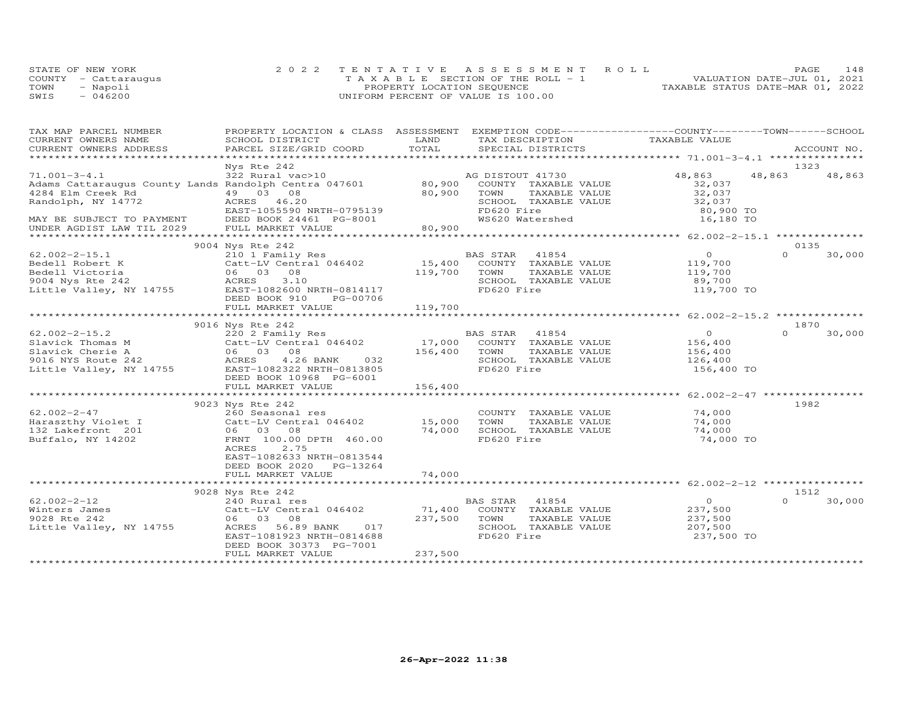STATE OF NEW YORK
COUNTY - Cattaraugus
TOWN - Napoli
SWIS - 046200

2022 TENTATIVE ASSESSMENT ROLL
TAXABLE SECTION OF THE ROLL - 1
PROPERTY LOCATION SEQUENCE
UNIFORM PERCENT OF VALUE IS 100.00

VALUATION DATE-JUL 01, 2021
TAXABLE STATUS DATE-MAR 01, 2022

```
TAX MAP PARCEL NUMBER      PROPERTY LOCATION & CLASS  ASSESSMENT  EXEMPTION CODE------------------COUNTY--------TOWN------SCHOOL
CURRENT OWNERS NAME        SCHOOL DISTRICT               LAND      TAX DESCRIPTION            TAXABLE VALUE
CURRENT OWNERS ADDRESS     PARCEL SIZE/GRID COORD        TOTAL     SPECIAL DISTRICTS                                       ACCOUNT NO.
******************************************************************************************************* 71.001-3-4.1 ****************
                           Nys Rte 242                                                                                     1323
71.001-3-4.1               322 Rural vac>10                         AG DISTOUT 41730               48,863     48,863     48,863
Adams Cattaraugus County Lands Randolph Centra 047601      80,900   COUNTY  TAXABLE VALUE            32,037
4284 Elm Creek Rd          49  03  08                       80,900   TOWN    TAXABLE VALUE            32,037
Randolph, NY 14772         ACRES  46.20                              SCHOOL  TAXABLE VALUE            32,037
                           EAST-1055590 NRTH-0795139                 FD620 Fire                       80,900 TO
MAY BE SUBJECT TO PAYMENT  DEED BOOK 24461 PG-8001                   WS620 Watershed                  16,180 TO
UNDER AGDIST LAW TIL 2029  FULL MARKET VALUE            80,900
******************************************************************************************************* 62.002-2-15.1 **************
                           9004 Nys Rte 242                                                                                0135
62.002-2-15.1              210 1 Family Res                         BAS STAR  41854                     0          0     30,000
Bedell Robert K            Catt-LV Central 046402       15,400   COUNTY  TAXABLE VALUE           119,700
Bedell Victoria            06  03  08                       119,700  TOWN    TAXABLE VALUE           119,700
9004 Nys Rte 242           ACRES   3.10                              SCHOOL  TAXABLE VALUE            89,700
Little Valley, NY 14755    EAST-1082600 NRTH-0814117                 FD620 Fire                      119,700 TO
                           DEED BOOK 910     PG-00706
                           FULL MARKET VALUE           119,700
******************************************************************************************************* 62.002-2-15.2 **************
                           9016 Nys Rte 242                                                                                1870
62.002-2-15.2              220 2 Family Res                         BAS STAR  41854                     0          0     30,000
Slavick Thomas M           Catt-LV Central 046402       17,000   COUNTY  TAXABLE VALUE           156,400
Slavick Cherie A           06  03  08                       156,400  TOWN    TAXABLE VALUE           156,400
9016 NYS Route 242         ACRES   4.26 BANK     032                 SCHOOL  TAXABLE VALUE           126,400
Little Valley, NY 14755    EAST-1082322 NRTH-0813805                 FD620 Fire                      156,400 TO
                           DEED BOOK 10968 PG-6001
                           FULL MARKET VALUE           156,400
******************************************************************************************************* 62.002-2-47 ****************
                           9023 Nys Rte 242                                                                                1982
62.002-2-47                260 Seasonal res                          COUNTY  TAXABLE VALUE            74,000
Haraszthy Violet I         Catt-LV Central 046402       15,000   TOWN    TAXABLE VALUE            74,000
132 Lakefront  201         06  03  08                        74,000  SCHOOL  TAXABLE VALUE            74,000
Buffalo, NY 14202          FRNT 100.00 DPTH 460.00                   FD620 Fire                       74,000 TO
                           ACRES   2.75
                           EAST-1082633 NRTH-0813544
                           DEED BOOK 2020   PG-13264
                           FULL MARKET VALUE            74,000
******************************************************************************************************* 62.002-2-12 ****************
                           9028 Nys Rte 242                                                                                1512
62.002-2-12                240 Rural res                            BAS STAR  41854                     0          0     30,000
Winters James              Catt-LV Central 046402       71,400   COUNTY  TAXABLE VALUE           237,500
9028 Rte 242               06  03  08                       237,500  TOWN    TAXABLE VALUE           237,500
Little Valley, NY 14755    ACRES  56.89 BANK     017                 SCHOOL  TAXABLE VALUE           207,500
                           EAST-1081923 NRTH-0814688                 FD620 Fire                      237,500 TO
                           DEED BOOK 30373 PG-7001
                           FULL MARKET VALUE           237,500
*************************************************************************************************************************************
```

26-Apr-2022 11:38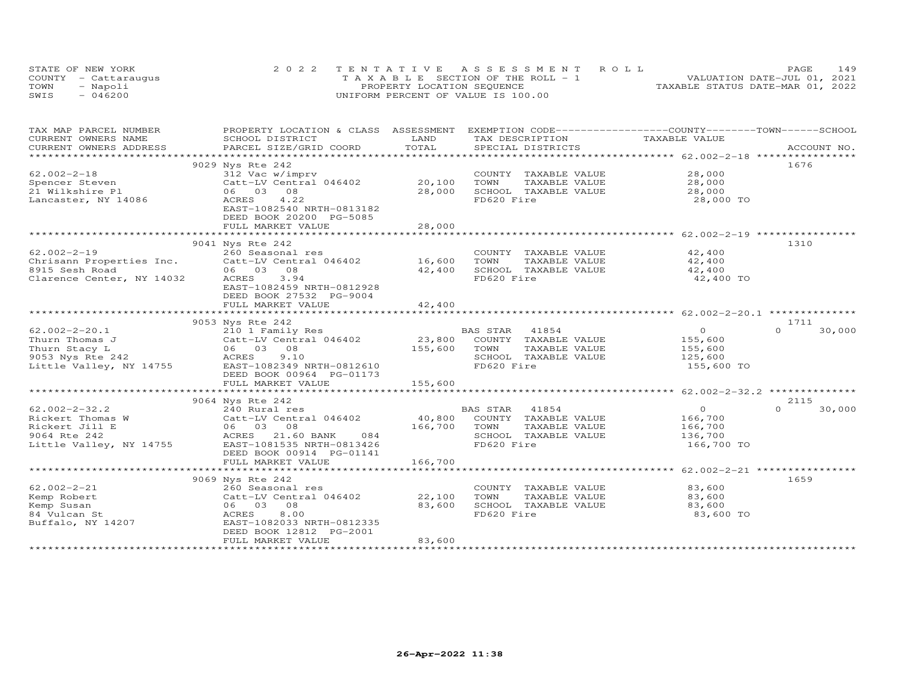STATE OF NEW YORK
COUNTY - Cattaraugus
TOWN - Napoli
SWIS - 046200

2022 TENTATIVE ASSESSMENT ROLL
TAXABLE SECTION OF THE ROLL - 1
PROPERTY LOCATION SEQUENCE
UNIFORM PERCENT OF VALUE IS 100.00

VALUATION DATE-JUL 01, 2021
TAXABLE STATUS DATE-MAR 01, 2022

| TAX MAP PARCEL NUMBER / CURRENT OWNERS NAME / CURRENT OWNERS ADDRESS | PROPERTY LOCATION & CLASS / SCHOOL DISTRICT / PARCEL SIZE/GRID COORD | ASSESSMENT LAND / TOTAL | EXEMPTION CODE / TAX DESCRIPTION / SPECIAL DISTRICTS | COUNTY / TOWN / SCHOOL TAXABLE VALUE | ACCOUNT NO. |
|---|---|---|---|---|---|
| 62.002-2-18 | 9029 Nys Rte 242 | | | | 1676 |
| 62.002-2-18 | 312 Vac w/imprv | | COUNTY TAXABLE VALUE | 28,000 | |
| Spencer Steven | Catt-LV Central 046402 | 20,100 | TOWN TAXABLE VALUE | 28,000 | |
| 21 Wilkshire Pl | 06 03 08 | 28,000 | SCHOOL TAXABLE VALUE | 28,000 | |
| Lancaster, NY 14086 | ACRES 4.22 | | FD620 Fire | 28,000 TO | |
| | EAST-1082540 NRTH-0813182 | | | | |
| | DEED BOOK 20200 PG-5085 | | | | |
| | FULL MARKET VALUE | 28,000 | | | |
| 62.002-2-19 | 9041 Nys Rte 242 | | | | 1310 |
| 62.002-2-19 | 260 Seasonal res | | COUNTY TAXABLE VALUE | 42,400 | |
| Chrisann Properties Inc. | Catt-LV Central 046402 | 16,600 | TOWN TAXABLE VALUE | 42,400 | |
| 8915 Sesh Road | 06 03 08 | 42,400 | SCHOOL TAXABLE VALUE | 42,400 | |
| Clarence Center, NY 14032 | ACRES 3.94 | | FD620 Fire | 42,400 TO | |
| | EAST-1082459 NRTH-0812928 | | | | |
| | DEED BOOK 27532 PG-9004 | | | | |
| | FULL MARKET VALUE | 42,400 | | | |
| 62.002-2-20.1 | 9053 Nys Rte 242 | | | | 1711 |
| 62.002-2-20.1 | 210 1 Family Res | | BAS STAR 41854 | 0 / 0 / 30,000 | |
| Thurn Thomas J | Catt-LV Central 046402 | 23,800 | COUNTY TAXABLE VALUE | 155,600 | |
| Thurn Stacy L | 06 03 08 | 155,600 | TOWN TAXABLE VALUE | 155,600 | |
| 9053 Nys Rte 242 | ACRES 9.10 | | SCHOOL TAXABLE VALUE | 125,600 | |
| Little Valley, NY 14755 | EAST-1082349 NRTH-0812610 | | FD620 Fire | 155,600 TO | |
| | DEED BOOK 00964 PG-01173 | | | | |
| | FULL MARKET VALUE | 155,600 | | | |
| 62.002-2-32.2 | 9064 Nys Rte 242 | | | | 2115 |
| 62.002-2-32.2 | 240 Rural res | | BAS STAR 41854 | 0 / 0 / 30,000 | |
| Rickert Thomas W | Catt-LV Central 046402 | 40,800 | COUNTY TAXABLE VALUE | 166,700 | |
| Rickert Jill E | 06 03 08 | 166,700 | TOWN TAXABLE VALUE | 166,700 | |
| 9064 Rte 242 | ACRES 21.60 BANK 084 | | SCHOOL TAXABLE VALUE | 136,700 | |
| Little Valley, NY 14755 | EAST-1081535 NRTH-0813426 | | FD620 Fire | 166,700 TO | |
| | DEED BOOK 00914 PG-01141 | | | | |
| | FULL MARKET VALUE | 166,700 | | | |
| 62.002-2-21 | 9069 Nys Rte 242 | | | | 1659 |
| 62.002-2-21 | 260 Seasonal res | | COUNTY TAXABLE VALUE | 83,600 | |
| Kemp Robert | Catt-LV Central 046402 | 22,100 | TOWN TAXABLE VALUE | 83,600 | |
| Kemp Susan | 06 03 08 | 83,600 | SCHOOL TAXABLE VALUE | 83,600 | |
| 84 Vulcan St | ACRES 8.00 | | FD620 Fire | 83,600 TO | |
| Buffalo, NY 14207 | EAST-1082033 NRTH-0812335 | | | | |
| | DEED BOOK 12812 PG-2001 | | | | |
| | FULL MARKET VALUE | 83,600 | | | |

26-Apr-2022 11:38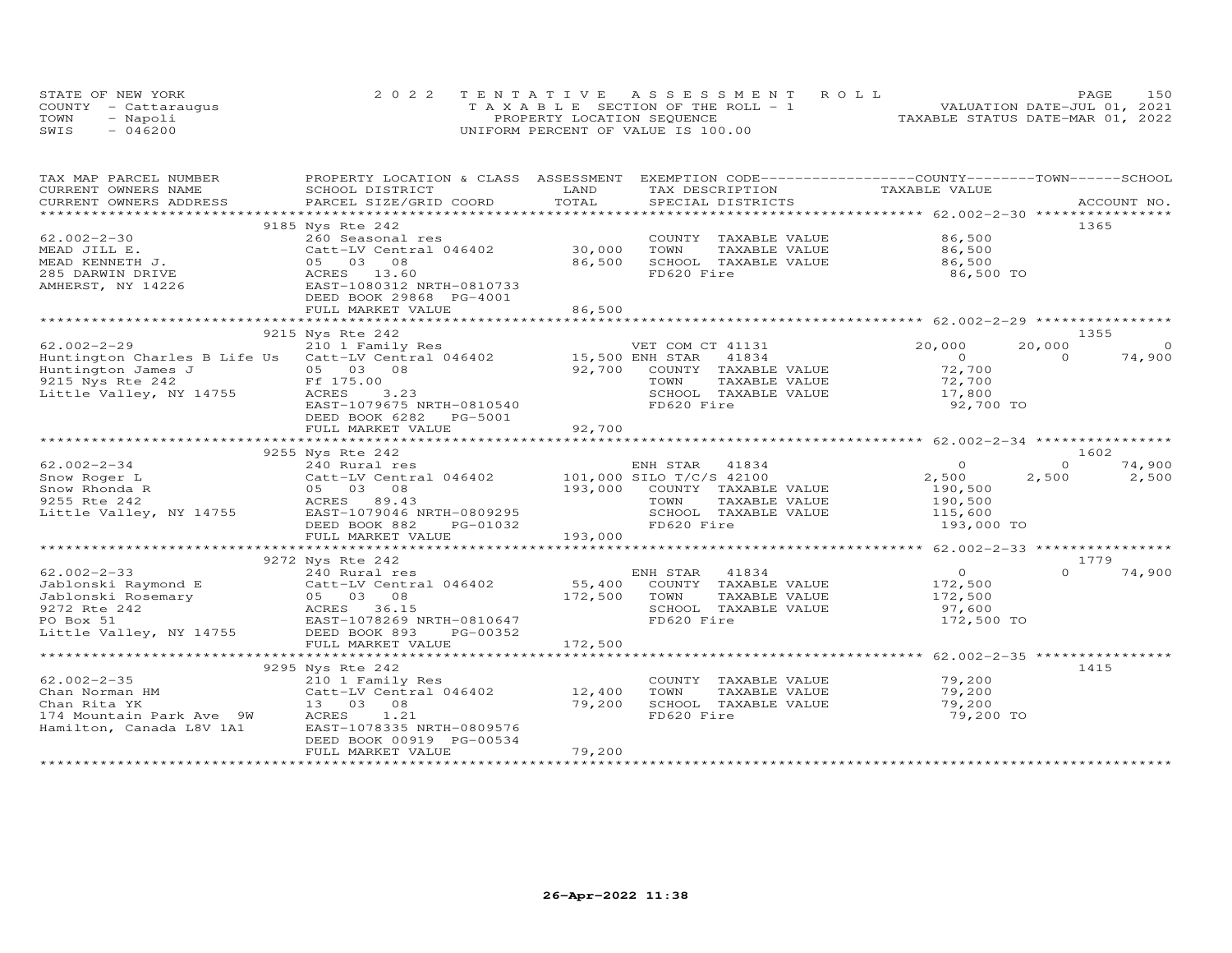STATE OF NEW YORK
COUNTY - Cattaraugus
TOWN - Napoli
SWIS - 046200

2022 TENTATIVE ASSESSMENT ROLL
TAXABLE SECTION OF THE ROLL - 1
PROPERTY LOCATION SEQUENCE
UNIFORM PERCENT OF VALUE IS 100.00

VALUATION DATE-JUL 01, 2021
TAXABLE STATUS DATE-MAR 01, 2022

| TAX MAP PARCEL NUMBER / CURRENT OWNERS NAME / CURRENT OWNERS ADDRESS | PROPERTY LOCATION & CLASS / SCHOOL DISTRICT / PARCEL SIZE/GRID COORD | ASSESSMENT LAND | TOTAL | EXEMPTION CODE / TAX DESCRIPTION / SPECIAL DISTRICTS | COUNTY TAXABLE VALUE | TOWN | SCHOOL | ACCOUNT NO. |
|---|---|---|---|---|---|---|---|---|
| | 9185 Nys Rte 242 | | | | | | | 1365 |
| 62.002-2-30 | 260 Seasonal res | | | COUNTY TAXABLE VALUE | 86,500 | | | |
| MEAD JILL E. | Catt-LV Central 046402 | 30,000 | | TOWN TAXABLE VALUE | 86,500 | | | |
| MEAD KENNETH J. | 05 03 08 | | 86,500 | SCHOOL TAXABLE VALUE | 86,500 | | | |
| 285 DARWIN DRIVE | ACRES 13.60 | | | FD620 Fire | 86,500 TO | | | |
| AMHERST, NY 14226 | EAST-1080312 NRTH-0810733 | | | | | | | |
| | DEED BOOK 29868 PG-4001 | | | | | | | |
| | FULL MARKET VALUE | | 86,500 | | | | | |
| | 9215 Nys Rte 242 | | | | | | | 1355 |
| 62.002-2-29 | 210 1 Family Res | | | VET COM CT 41131 | 20,000 | 20,000 | 0 | |
| Huntington Charles B Life Us | Catt-LV Central 046402 | 15,500 | | ENH STAR 41834 | 0 | 0 | 74,900 | |
| Huntington James J | 05 03 08 | | 92,700 | COUNTY TAXABLE VALUE | 72,700 | | | |
| 9215 Nys Rte 242 | Ff 175.00 | | | TOWN TAXABLE VALUE | 72,700 | | | |
| Little Valley, NY 14755 | ACRES 3.23 | | | SCHOOL TAXABLE VALUE | 17,800 | | | |
| | EAST-1079675 NRTH-0810540 | | | FD620 Fire | 92,700 TO | | | |
| | DEED BOOK 6282 PG-5001 | | | | | | | |
| | FULL MARKET VALUE | | 92,700 | | | | | |
| | 9255 Nys Rte 242 | | | | | | | 1602 |
| 62.002-2-34 | 240 Rural res | | | ENH STAR 41834 | 0 | 0 | 74,900 | |
| Snow Roger L | Catt-LV Central 046402 | 101,000 | | SILO T/C/S 42100 | 2,500 | 2,500 | 2,500 | |
| Snow Rhonda R | 05 03 08 | | 193,000 | COUNTY TAXABLE VALUE | 190,500 | | | |
| 9255 Rte 242 | ACRES 89.43 | | | TOWN TAXABLE VALUE | 190,500 | | | |
| Little Valley, NY 14755 | EAST-1079046 NRTH-0809295 | | | SCHOOL TAXABLE VALUE | 115,600 | | | |
| | DEED BOOK 882 PG-01032 | | | FD620 Fire | 193,000 TO | | | |
| | FULL MARKET VALUE | | 193,000 | | | | | |
| | 9272 Nys Rte 242 | | | | | | | 1779 |
| 62.002-2-33 | 240 Rural res | | | ENH STAR 41834 | 0 | 0 | 74,900 | |
| Jablonski Raymond E | Catt-LV Central 046402 | 55,400 | | COUNTY TAXABLE VALUE | 172,500 | | | |
| Jablonski Rosemary | 05 03 08 | | 172,500 | TOWN TAXABLE VALUE | 172,500 | | | |
| 9272 Rte 242 | ACRES 36.15 | | | SCHOOL TAXABLE VALUE | 97,600 | | | |
| PO Box 51 | EAST-1078269 NRTH-0810647 | | | FD620 Fire | 172,500 TO | | | |
| Little Valley, NY 14755 | DEED BOOK 893 PG-00352 | | | | | | | |
| | FULL MARKET VALUE | | 172,500 | | | | | |
| | 9295 Nys Rte 242 | | | | | | | 1415 |
| 62.002-2-35 | 210 1 Family Res | | | COUNTY TAXABLE VALUE | 79,200 | | | |
| Chan Norman HM | Catt-LV Central 046402 | 12,400 | | TOWN TAXABLE VALUE | 79,200 | | | |
| Chan Rita YK | 13 03 08 | | 79,200 | SCHOOL TAXABLE VALUE | 79,200 | | | |
| 174 Mountain Park Ave 9W | ACRES 1.21 | | | FD620 Fire | 79,200 TO | | | |
| Hamilton, Canada L8V 1A1 | EAST-1078335 NRTH-0809576 | | | | | | | |
| | DEED BOOK 00919 PG-00534 | | | | | | | |
| | FULL MARKET VALUE | | 79,200 | | | | | |

26-Apr-2022 11:38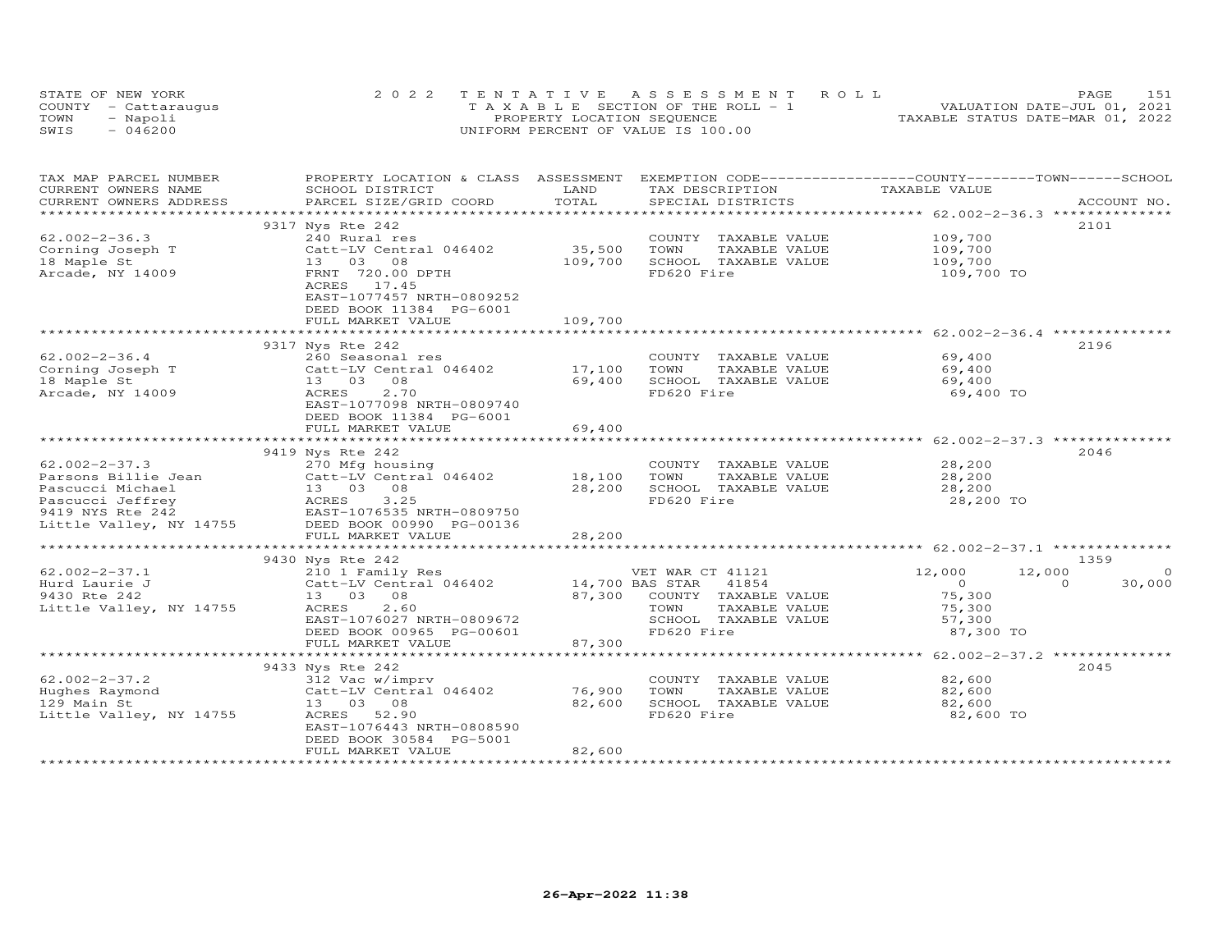STATE OF NEW YORK
COUNTY - Cattaraugus
TOWN - Napoli
SWIS - 046200

2022 TENTATIVE ASSESSMENT ROLL
TAXABLE SECTION OF THE ROLL - 1
PROPERTY LOCATION SEQUENCE
UNIFORM PERCENT OF VALUE IS 100.00

VALUATION DATE-JUL 01, 2021
TAXABLE STATUS DATE-MAR 01, 2022

| TAX MAP PARCEL NUMBER / CURRENT OWNERS NAME / CURRENT OWNERS ADDRESS | PROPERTY LOCATION & CLASS / SCHOOL DISTRICT / PARCEL SIZE/GRID COORD | ASSESSMENT LAND / TOTAL | EXEMPTION CODE / TAX DESCRIPTION / SPECIAL DISTRICTS | COUNTY TAXABLE VALUE | TOWN | SCHOOL | ACCOUNT NO. |
|---|---|---|---|---|---|---|---|
| **62.002-2-36.3** | 9317 Nys Rte 242 | | | | | | 2101 |
| Corning Joseph T | 240 Rural res | | COUNTY TAXABLE VALUE | 109,700 | | | |
| 18 Maple St | Catt-LV Central 046402 | 35,500 | TOWN TAXABLE VALUE | 109,700 | | | |
| Arcade, NY 14009 | 13 03 08 | 109,700 | SCHOOL TAXABLE VALUE | 109,700 | | | |
| | FRNT 720.00 DPTH | | FD620 Fire | 109,700 TO | | | |
| | ACRES 17.45 | | | | | | |
| | EAST-1077457 NRTH-0809252 | | | | | | |
| | DEED BOOK 11384 PG-6001 | | | | | | |
| | FULL MARKET VALUE | 109,700 | | | | | |
| **62.002-2-36.4** | 9317 Nys Rte 242 | | | | | | 2196 |
| Corning Joseph T | 260 Seasonal res | | COUNTY TAXABLE VALUE | 69,400 | | | |
| 18 Maple St | Catt-LV Central 046402 | 17,100 | TOWN TAXABLE VALUE | 69,400 | | | |
| Arcade, NY 14009 | 13 03 08 | 69,400 | SCHOOL TAXABLE VALUE | 69,400 | | | |
| | ACRES 2.70 | | FD620 Fire | 69,400 TO | | | |
| | EAST-1077098 NRTH-0809740 | | | | | | |
| | DEED BOOK 11384 PG-6001 | | | | | | |
| | FULL MARKET VALUE | 69,400 | | | | | |
| **62.002-2-37.3** | 9419 Nys Rte 242 | | | | | | 2046 |
| Parsons Billie Jean | 270 Mfg housing | | COUNTY TAXABLE VALUE | 28,200 | | | |
| Pascucci Michael | Catt-LV Central 046402 | 18,100 | TOWN TAXABLE VALUE | 28,200 | | | |
| Pascucci Jeffrey | 13 03 08 | 28,200 | SCHOOL TAXABLE VALUE | 28,200 | | | |
| 9419 NYS Rte 242 | ACRES 3.25 | | FD620 Fire | 28,200 TO | | | |
| Little Valley, NY 14755 | EAST-1076535 NRTH-0809750 | | | | | | |
| | DEED BOOK 00990 PG-00136 | | | | | | |
| | FULL MARKET VALUE | 28,200 | | | | | |
| **62.002-2-37.1** | 9430 Nys Rte 242 | | | | | | 1359 |
| Hurd Laurie J | 210 1 Family Res | | VET WAR CT 41121 | 12,000 | 12,000 | 0 | |
| 9430 Rte 242 | Catt-LV Central 046402 | 14,700 | BAS STAR 41854 | 0 | 0 | 30,000 | |
| Little Valley, NY 14755 | 13 03 08 | 87,300 | COUNTY TAXABLE VALUE | 75,300 | | | |
| | ACRES 2.60 | | TOWN TAXABLE VALUE | 75,300 | | | |
| | EAST-1076027 NRTH-0809672 | | SCHOOL TAXABLE VALUE | 57,300 | | | |
| | DEED BOOK 00965 PG-00601 | | FD620 Fire | 87,300 TO | | | |
| | FULL MARKET VALUE | 87,300 | | | | | |
| **62.002-2-37.2** | 9433 Nys Rte 242 | | | | | | 2045 |
| Hughes Raymond | 312 Vac w/imprv | | COUNTY TAXABLE VALUE | 82,600 | | | |
| 129 Main St | Catt-LV Central 046402 | 76,900 | TOWN TAXABLE VALUE | 82,600 | | | |
| Little Valley, NY 14755 | 13 03 08 | 82,600 | SCHOOL TAXABLE VALUE | 82,600 | | | |
| | ACRES 52.90 | | FD620 Fire | 82,600 TO | | | |
| | EAST-1076443 NRTH-0808590 | | | | | | |
| | DEED BOOK 30584 PG-5001 | | | | | | |
| | FULL MARKET VALUE | 82,600 | | | | | |

26-Apr-2022 11:38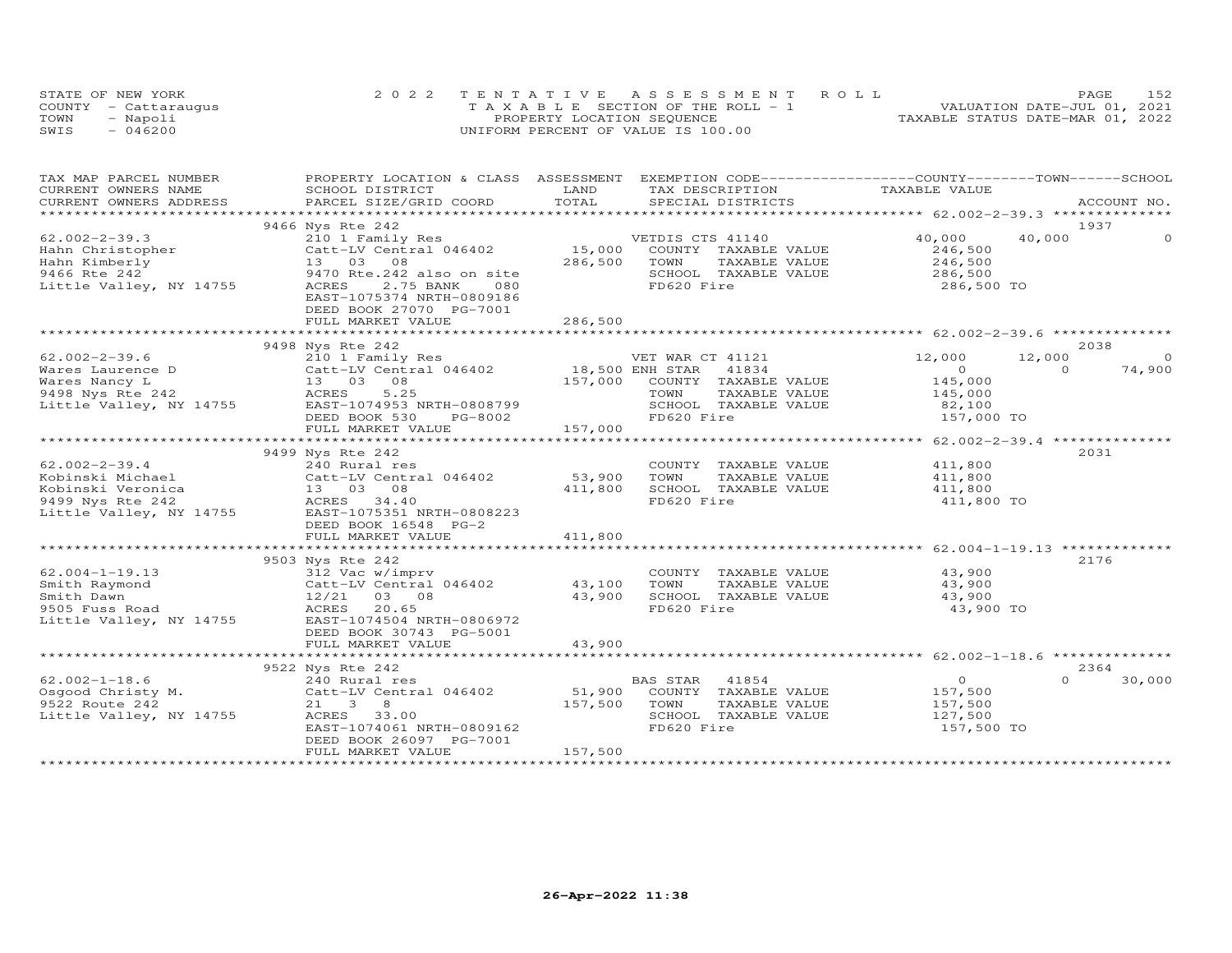STATE OF NEW YORK
COUNTY - Cattaraugus
TOWN - Napoli
SWIS - 046200

2022 TENTATIVE ASSESSMENT ROLL
TAXABLE SECTION OF THE ROLL - 1
PROPERTY LOCATION SEQUENCE
UNIFORM PERCENT OF VALUE IS 100.00

VALUATION DATE-JUL 01, 2021
TAXABLE STATUS DATE-MAR 01, 2022

| TAX MAP PARCEL NUMBER / CURRENT OWNERS NAME / CURRENT OWNERS ADDRESS | PROPERTY LOCATION & CLASS / SCHOOL DISTRICT / PARCEL SIZE/GRID COORD | ASSESSMENT LAND / TOTAL | EXEMPTION CODE / TAX DESCRIPTION / SPECIAL DISTRICTS | COUNTY TAXABLE VALUE | TOWN | SCHOOL | ACCOUNT NO. |
|---|---|---|---|---|---|---|---|
| 62.002-2-39.3 | 9466 Nys Rte 242 | | | | | | 1937 |
| 62.002-2-39.3 | 210 1 Family Res | | VETDIS CTS 41140 | 40,000 | 40,000 | 0 | |
| Hahn Christopher | Catt-LV Central 046402 | 15,000 | COUNTY TAXABLE VALUE | 246,500 | | | |
| Hahn Kimberly | 13 03 08 | 286,500 | TOWN TAXABLE VALUE | 246,500 | | | |
| 9466 Rte 242 | 9470 Rte.242 also on site | | SCHOOL TAXABLE VALUE | 286,500 | | | |
| Little Valley, NY 14755 | ACRES 2.75 BANK 080 | | FD620 Fire | 286,500 TO | | | |
| | EAST-1075374 NRTH-0809186 | | | | | | |
| | DEED BOOK 27070 PG-7001 | | | | | | |
| | FULL MARKET VALUE | 286,500 | | | | | |
| 62.002-2-39.6 | 9498 Nys Rte 242 | | | | | | 2038 |
| 62.002-2-39.6 | 210 1 Family Res | | VET WAR CT 41121 | 12,000 | 12,000 | 0 | |
| Wares Laurence D | Catt-LV Central 046402 | 18,500 | ENH STAR 41834 | 0 | 0 | 74,900 | |
| Wares Nancy L | 13 03 08 | 157,000 | COUNTY TAXABLE VALUE | 145,000 | | | |
| 9498 Nys Rte 242 | ACRES 5.25 | | TOWN TAXABLE VALUE | 145,000 | | | |
| Little Valley, NY 14755 | EAST-1074953 NRTH-0808799 | | SCHOOL TAXABLE VALUE | 82,100 | | | |
| | DEED BOOK 530 PG-8002 | | FD620 Fire | 157,000 TO | | | |
| | FULL MARKET VALUE | 157,000 | | | | | |
| 62.002-2-39.4 | 9499 Nys Rte 242 | | | | | | 2031 |
| 62.002-2-39.4 | 240 Rural res | | COUNTY TAXABLE VALUE | 411,800 | | | |
| Kobinski Michael | Catt-LV Central 046402 | 53,900 | TOWN TAXABLE VALUE | 411,800 | | | |
| Kobinski Veronica | 13 03 08 | 411,800 | SCHOOL TAXABLE VALUE | 411,800 | | | |
| 9499 Nys Rte 242 | ACRES 34.40 | | FD620 Fire | 411,800 TO | | | |
| Little Valley, NY 14755 | EAST-1075351 NRTH-0808223 | | | | | | |
| | DEED BOOK 16548 PG-2 | | | | | | |
| | FULL MARKET VALUE | 411,800 | | | | | |
| 62.004-1-19.13 | 9503 Nys Rte 242 | | | | | | 2176 |
| 62.004-1-19.13 | 312 Vac w/imprv | | COUNTY TAXABLE VALUE | 43,900 | | | |
| Smith Raymond | Catt-LV Central 046402 | 43,100 | TOWN TAXABLE VALUE | 43,900 | | | |
| Smith Dawn | 12/21 03 08 | 43,900 | SCHOOL TAXABLE VALUE | 43,900 | | | |
| 9505 Fuss Road | ACRES 20.65 | | FD620 Fire | 43,900 TO | | | |
| Little Valley, NY 14755 | EAST-1074504 NRTH-0806972 | | | | | | |
| | DEED BOOK 30743 PG-5001 | | | | | | |
| | FULL MARKET VALUE | 43,900 | | | | | |
| 62.002-1-18.6 | 9522 Nys Rte 242 | | | | | | 2364 |
| 62.002-1-18.6 | 240 Rural res | | BAS STAR 41854 | 0 | 0 | 30,000 | |
| Osgood Christy M. | Catt-LV Central 046402 | 51,900 | COUNTY TAXABLE VALUE | 157,500 | | | |
| 9522 Route 242 | 21 3 8 | 157,500 | TOWN TAXABLE VALUE | 157,500 | | | |
| Little Valley, NY 14755 | ACRES 33.00 | | SCHOOL TAXABLE VALUE | 127,500 | | | |
| | EAST-1074061 NRTH-0809162 | | FD620 Fire | 157,500 TO | | | |
| | DEED BOOK 26097 PG-7001 | | | | | | |
| | FULL MARKET VALUE | 157,500 | | | | | |

26-Apr-2022 11:38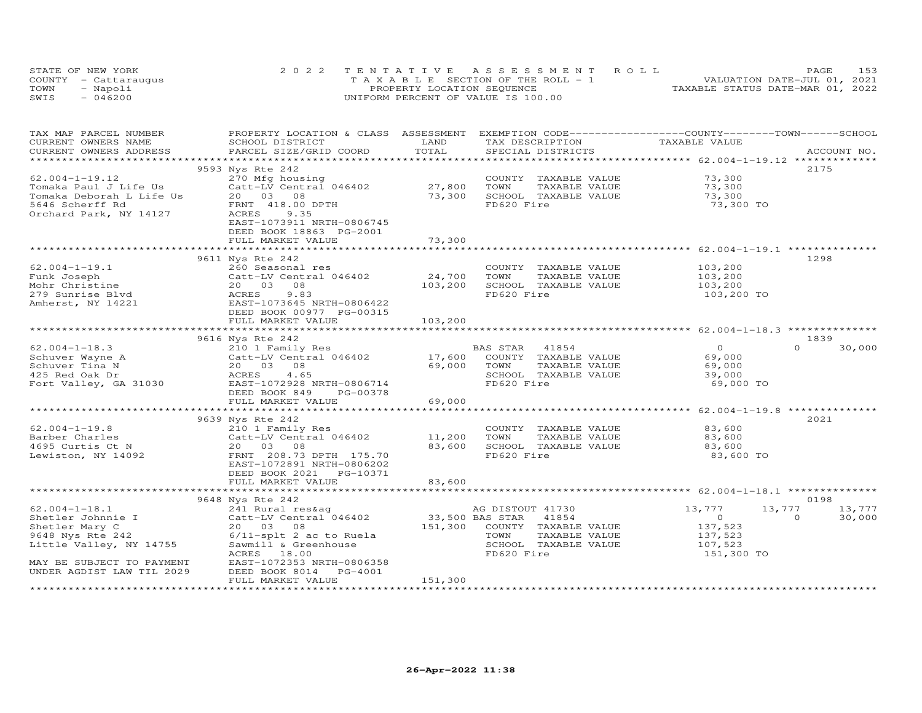STATE OF NEW YORK
COUNTY - Cattaraugus
TOWN - Napoli
SWIS - 046200

2022 TENTATIVE ASSESSMENT ROLL
TAXABLE SECTION OF THE ROLL - 1
PROPERTY LOCATION SEQUENCE
UNIFORM PERCENT OF VALUE IS 100.00

VALUATION DATE-JUL 01, 2021
TAXABLE STATUS DATE-MAR 01, 2022

| TAX MAP PARCEL NUMBER / CURRENT OWNERS NAME / CURRENT OWNERS ADDRESS | PROPERTY LOCATION & CLASS / SCHOOL DISTRICT / PARCEL SIZE/GRID COORD | LAND | ASSESSMENT TOTAL | EXEMPTION CODE / TAX DESCRIPTION / SPECIAL DISTRICTS | COUNTY TAXABLE VALUE | TOWN | SCHOOL | ACCOUNT NO. |
|---|---|---|---|---|---|---|---|---|
| 62.004-1-19.12 | 9593 Nys Rte 242 | | | | | | | 2175 |
| Tomaka Paul J Life Us | 270 Mfg housing | | | COUNTY TAXABLE VALUE | 73,300 | | | |
| Tomaka Deborah L Life Us | Catt-LV Central 046402 | 27,800 | | TOWN TAXABLE VALUE | 73,300 | | | |
| 5646 Scherff Rd | 20 03 08 | | 73,300 | SCHOOL TAXABLE VALUE | 73,300 | | | |
| Orchard Park, NY 14127 | FRNT 418.00 DPTH | | | FD620 Fire | 73,300 TO | | | |
| | ACRES 9.35 | | | | | | | |
| | EAST-1073911 NRTH-0806745 | | | | | | | |
| | DEED BOOK 18863 PG-2001 | | | | | | | |
| | FULL MARKET VALUE | | 73,300 | | | | | |
| 62.004-1-19.1 | 9611 Nys Rte 242 | | | | | | | 1298 |
| Funk Joseph | 260 Seasonal res | | | COUNTY TAXABLE VALUE | 103,200 | | | |
| Mohr Christine | Catt-LV Central 046402 | 24,700 | | TOWN TAXABLE VALUE | 103,200 | | | |
| 279 Sunrise Blvd | 20 03 08 | | 103,200 | SCHOOL TAXABLE VALUE | 103,200 | | | |
| Amherst, NY 14221 | ACRES 9.83 | | | FD620 Fire | 103,200 TO | | | |
| | EAST-1073645 NRTH-0806422 | | | | | | | |
| | DEED BOOK 00977 PG-00315 | | | | | | | |
| | FULL MARKET VALUE | | 103,200 | | | | | |
| 62.004-1-18.3 | 9616 Nys Rte 242 | | | | | | | 1839 |
| Schuver Wayne A | 210 1 Family Res | | | BAS STAR 41854 | 0 | 0 | 30,000 | |
| Schuver Tina N | Catt-LV Central 046402 | 17,600 | | COUNTY TAXABLE VALUE | 69,000 | | | |
| 425 Red Oak Dr | 20 03 08 | | 69,000 | TOWN TAXABLE VALUE | 69,000 | | | |
| Fort Valley, GA 31030 | ACRES 4.65 | | | SCHOOL TAXABLE VALUE | 39,000 | | | |
| | EAST-1072928 NRTH-0806714 | | | FD620 Fire | 69,000 TO | | | |
| | DEED BOOK 849 PG-00378 | | | | | | | |
| | FULL MARKET VALUE | | 69,000 | | | | | |
| 62.004-1-19.8 | 9639 Nys Rte 242 | | | | | | | 2021 |
| Barber Charles | 210 1 Family Res | | | COUNTY TAXABLE VALUE | 83,600 | | | |
| 4695 Curtis Ct N | Catt-LV Central 046402 | 11,200 | | TOWN TAXABLE VALUE | 83,600 | | | |
| Lewiston, NY 14092 | 20 03 08 | | 83,600 | SCHOOL TAXABLE VALUE | 83,600 | | | |
| | FRNT 208.73 DPTH 175.70 | | | FD620 Fire | 83,600 TO | | | |
| | EAST-1072891 NRTH-0806202 | | | | | | | |
| | DEED BOOK 2021 PG-10371 | | | | | | | |
| | FULL MARKET VALUE | | 83,600 | | | | | |
| 62.004-1-18.1 | 9648 Nys Rte 242 | | | | | | | 0198 |
| Shetler Johnnie I | 241 Rural res&ag | | | AG DISTOUT 41730 | 13,777 | 13,777 | 13,777 | |
| Shetler Mary C | Catt-LV Central 046402 | 33,500 | | BAS STAR 41854 | 0 | 0 | 30,000 | |
| 9648 Nys Rte 242 | 20 03 08 | | 151,300 | COUNTY TAXABLE VALUE | 137,523 | | | |
| Little Valley, NY 14755 | 6/11-splt 2 ac to Ruela | | | TOWN TAXABLE VALUE | 137,523 | | | |
| | Sawmill & Greenhouse | | | SCHOOL TAXABLE VALUE | 107,523 | | | |
| MAY BE SUBJECT TO PAYMENT | ACRES 18.00 | | | FD620 Fire | 151,300 TO | | | |
| UNDER AGDIST LAW TIL 2029 | EAST-1072353 NRTH-0806358 | | | | | | | |
| | DEED BOOK 8014 PG-4001 | | | | | | | |
| | FULL MARKET VALUE | | 151,300 | | | | | |

26-Apr-2022 11:38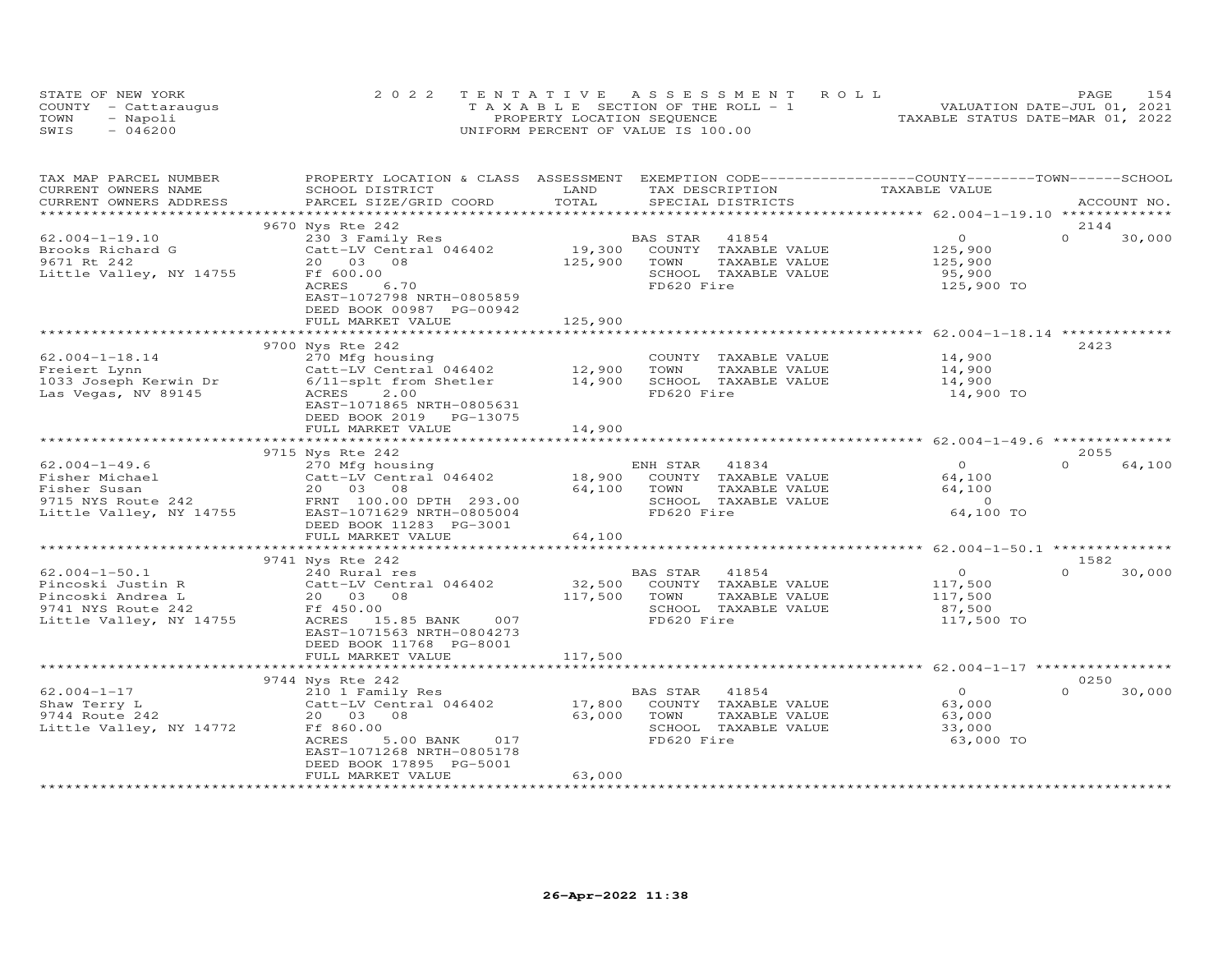STATE OF NEW YORK
COUNTY - Cattaraugus
TOWN - Napoli
SWIS - 046200

2022 TENTATIVE ASSESSMENT ROLL
TAXABLE SECTION OF THE ROLL - 1
PROPERTY LOCATION SEQUENCE
UNIFORM PERCENT OF VALUE IS 100.00

VALUATION DATE-JUL 01, 2021
TAXABLE STATUS DATE-MAR 01, 2022

| TAX MAP PARCEL NUMBER / CURRENT OWNERS NAME / CURRENT OWNERS ADDRESS | PROPERTY LOCATION & CLASS / SCHOOL DISTRICT / PARCEL SIZE/GRID COORD | ASSESSMENT LAND / TOTAL | EXEMPTION CODE / TAX DESCRIPTION / SPECIAL DISTRICTS | COUNTY / TOWN TAXABLE VALUE | SCHOOL / ACCOUNT NO. |
|---|---|---|---|---|---|
| | 9670 Nys Rte 242 | | | | 2144 |
| 62.004-1-19.10 | 230 3 Family Res | | BAS STAR 41854 | 0 | 0 30,000 |
| Brooks Richard G | Catt-LV Central 046402 | 19,300 | COUNTY TAXABLE VALUE | 125,900 | |
| 9671 Rt 242 | 20 03 08 | 125,900 | TOWN TAXABLE VALUE | 125,900 | |
| Little Valley, NY 14755 | Ff 600.00 | | SCHOOL TAXABLE VALUE | 95,900 | |
| | ACRES 6.70 | | FD620 Fire | 125,900 TO | |
| | EAST-1072798 NRTH-0805859 | | | | |
| | DEED BOOK 00987 PG-00942 | | | | |
| | FULL MARKET VALUE | 125,900 | | | |
| | 9700 Nys Rte 242 | | | | 2423 |
| 62.004-1-18.14 | 270 Mfg housing | | COUNTY TAXABLE VALUE | 14,900 | |
| Freiert Lynn | Catt-LV Central 046402 | 12,900 | TOWN TAXABLE VALUE | 14,900 | |
| 1033 Joseph Kerwin Dr | 6/11-splt from Shetler | 14,900 | SCHOOL TAXABLE VALUE | 14,900 | |
| Las Vegas, NV 89145 | ACRES 2.00 | | FD620 Fire | 14,900 TO | |
| | EAST-1071865 NRTH-0805631 | | | | |
| | DEED BOOK 2019 PG-13075 | | | | |
| | FULL MARKET VALUE | 14,900 | | | |
| | 9715 Nys Rte 242 | | | | 2055 |
| 62.004-1-49.6 | 270 Mfg housing | | ENH STAR 41834 | 0 | 0 64,100 |
| Fisher Michael | Catt-LV Central 046402 | 18,900 | COUNTY TAXABLE VALUE | 64,100 | |
| Fisher Susan | 20 03 08 | 64,100 | TOWN TAXABLE VALUE | 64,100 | |
| 9715 NYS Route 242 | FRNT 100.00 DPTH 293.00 | | SCHOOL TAXABLE VALUE | 0 | |
| Little Valley, NY 14755 | EAST-1071629 NRTH-0805004 | | FD620 Fire | 64,100 TO | |
| | DEED BOOK 11283 PG-3001 | | | | |
| | FULL MARKET VALUE | 64,100 | | | |
| | 9741 Nys Rte 242 | | | | 1582 |
| 62.004-1-50.1 | 240 Rural res | | BAS STAR 41854 | 0 | 0 30,000 |
| Pincoski Justin R | Catt-LV Central 046402 | 32,500 | COUNTY TAXABLE VALUE | 117,500 | |
| Pincoski Andrea L | 20 03 08 | 117,500 | TOWN TAXABLE VALUE | 117,500 | |
| 9741 NYS Route 242 | Ff 450.00 | | SCHOOL TAXABLE VALUE | 87,500 | |
| Little Valley, NY 14755 | ACRES 15.85 BANK 007 | | FD620 Fire | 117,500 TO | |
| | EAST-1071563 NRTH-0804273 | | | | |
| | DEED BOOK 11768 PG-8001 | | | | |
| | FULL MARKET VALUE | 117,500 | | | |
| | 9744 Nys Rte 242 | | | | 0250 |
| 62.004-1-17 | 210 1 Family Res | | BAS STAR 41854 | 0 | 0 30,000 |
| Shaw Terry L | Catt-LV Central 046402 | 17,800 | COUNTY TAXABLE VALUE | 63,000 | |
| 9744 Route 242 | 20 03 08 | 63,000 | TOWN TAXABLE VALUE | 63,000 | |
| Little Valley, NY 14772 | Ff 860.00 | | SCHOOL TAXABLE VALUE | 33,000 | |
| | ACRES 5.00 BANK 017 | | FD620 Fire | 63,000 TO | |
| | EAST-1071268 NRTH-0805178 | | | | |
| | DEED BOOK 17895 PG-5001 | | | | |
| | FULL MARKET VALUE | 63,000 | | | |

26-Apr-2022 11:38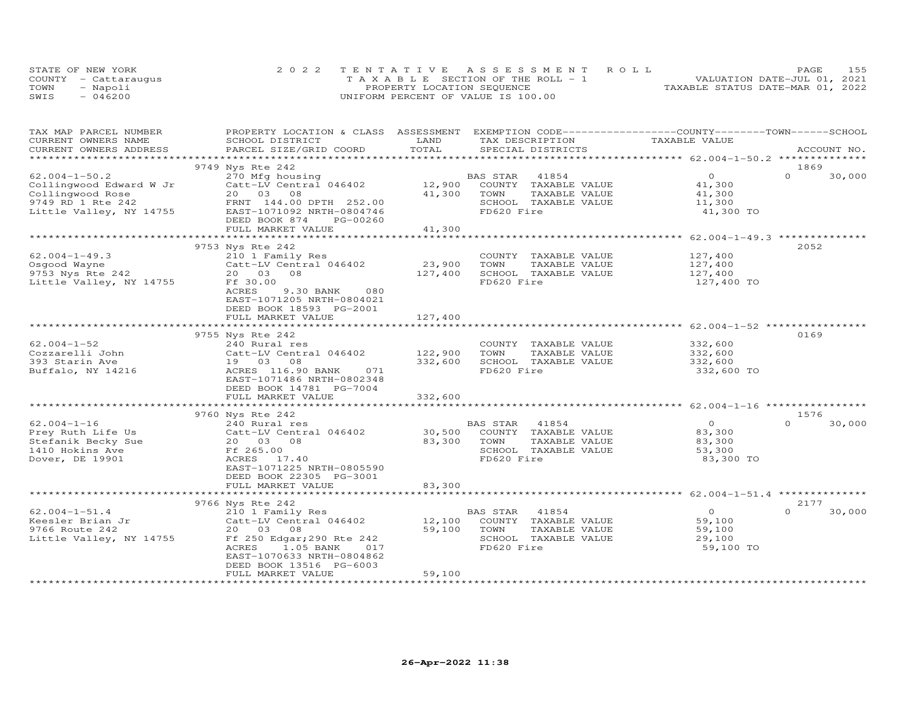STATE OF NEW YORK
COUNTY - Cattaraugus
TOWN - Napoli
SWIS - 046200

2022 TENTATIVE ASSESSMENT ROLL
TAXABLE SECTION OF THE ROLL - 1
PROPERTY LOCATION SEQUENCE
UNIFORM PERCENT OF VALUE IS 100.00

VALUATION DATE-JUL 01, 2021
TAXABLE STATUS DATE-MAR 01, 2022

| TAX MAP PARCEL NUMBER / CURRENT OWNERS NAME / CURRENT OWNERS ADDRESS | PROPERTY LOCATION & CLASS / SCHOOL DISTRICT / PARCEL SIZE/GRID COORD | ASSESSMENT LAND / TOTAL | EXEMPTION CODE / TAX DESCRIPTION / SPECIAL DISTRICTS | COUNTY / TAXABLE VALUE | TOWN | SCHOOL | ACCOUNT NO. |
|---|---|---|---|---|---|---|---|
| **62.004-1-50.2** | 9749 Nys Rte 242 | | | | | | 1869 |
| 62.004-1-50.2 | 270 Mfg housing | | BAS STAR 41854 | 0 | 0 | 30,000 | |
| Collingwood Edward W Jr | Catt-LV Central 046402 | 12,900 | COUNTY TAXABLE VALUE | 41,300 | | | |
| Collingwood Rose | 20 03 08 | 41,300 | TOWN TAXABLE VALUE | 41,300 | | | |
| 9749 RD 1 Rte 242 | FRNT 144.00 DPTH 252.00 | | SCHOOL TAXABLE VALUE | 11,300 | | | |
| Little Valley, NY 14755 | EAST-1071092 NRTH-0804746 | | FD620 Fire | 41,300 TO | | | |
| | DEED BOOK 874 PG-00260 | | | | | | |
| | FULL MARKET VALUE | 41,300 | | | | | |
| **62.004-1-49.3** | 9753 Nys Rte 242 | | | | | | 2052 |
| 62.004-1-49.3 | 210 1 Family Res | | COUNTY TAXABLE VALUE | 127,400 | | | |
| Osgood Wayne | Catt-LV Central 046402 | 23,900 | TOWN TAXABLE VALUE | 127,400 | | | |
| 9753 Nys Rte 242 | 20 03 08 | 127,400 | SCHOOL TAXABLE VALUE | 127,400 | | | |
| Little Valley, NY 14755 | Ff 30.00 | | FD620 Fire | 127,400 TO | | | |
| | ACRES 9.30 BANK 080 | | | | | | |
| | EAST-1071205 NRTH-0804021 | | | | | | |
| | DEED BOOK 18593 PG-2001 | | | | | | |
| | FULL MARKET VALUE | 127,400 | | | | | |
| **62.004-1-52** | 9755 Nys Rte 242 | | | | | | 0169 |
| 62.004-1-52 | 240 Rural res | | COUNTY TAXABLE VALUE | 332,600 | | | |
| Cozzarelli John | Catt-LV Central 046402 | 122,900 | TOWN TAXABLE VALUE | 332,600 | | | |
| 393 Starin Ave | 19 03 08 | 332,600 | SCHOOL TAXABLE VALUE | 332,600 | | | |
| Buffalo, NY 14216 | ACRES 116.90 BANK 071 | | FD620 Fire | 332,600 TO | | | |
| | EAST-1071486 NRTH-0802348 | | | | | | |
| | DEED BOOK 14781 PG-7004 | | | | | | |
| | FULL MARKET VALUE | 332,600 | | | | | |
| **62.004-1-16** | 9760 Nys Rte 242 | | | | | | 1576 |
| 62.004-1-16 | 240 Rural res | | BAS STAR 41854 | 0 | 0 | 30,000 | |
| Prey Ruth Life Us | Catt-LV Central 046402 | 30,500 | COUNTY TAXABLE VALUE | 83,300 | | | |
| Stefanik Becky Sue | 20 03 08 | 83,300 | TOWN TAXABLE VALUE | 83,300 | | | |
| 1410 Hokins Ave | Ff 265.00 | | SCHOOL TAXABLE VALUE | 53,300 | | | |
| Dover, DE 19901 | ACRES 17.40 | | FD620 Fire | 83,300 TO | | | |
| | EAST-1071225 NRTH-0805590 | | | | | | |
| | DEED BOOK 22305 PG-3001 | | | | | | |
| | FULL MARKET VALUE | 83,300 | | | | | |
| **62.004-1-51.4** | 9766 Nys Rte 242 | | | | | | 2177 |
| 62.004-1-51.4 | 210 1 Family Res | | BAS STAR 41854 | 0 | 0 | 30,000 | |
| Keesler Brian Jr | Catt-LV Central 046402 | 12,100 | COUNTY TAXABLE VALUE | 59,100 | | | |
| 9766 Route 242 | 20 03 08 | 59,100 | TOWN TAXABLE VALUE | 59,100 | | | |
| Little Valley, NY 14755 | Ff 250 Edgar;290 Rte 242 | | SCHOOL TAXABLE VALUE | 29,100 | | | |
| | ACRES 1.05 BANK 017 | | FD620 Fire | 59,100 TO | | | |
| | EAST-1070633 NRTH-0804862 | | | | | | |
| | DEED BOOK 13516 PG-6003 | | | | | | |
| | FULL MARKET VALUE | 59,100 | | | | | |

26-Apr-2022 11:38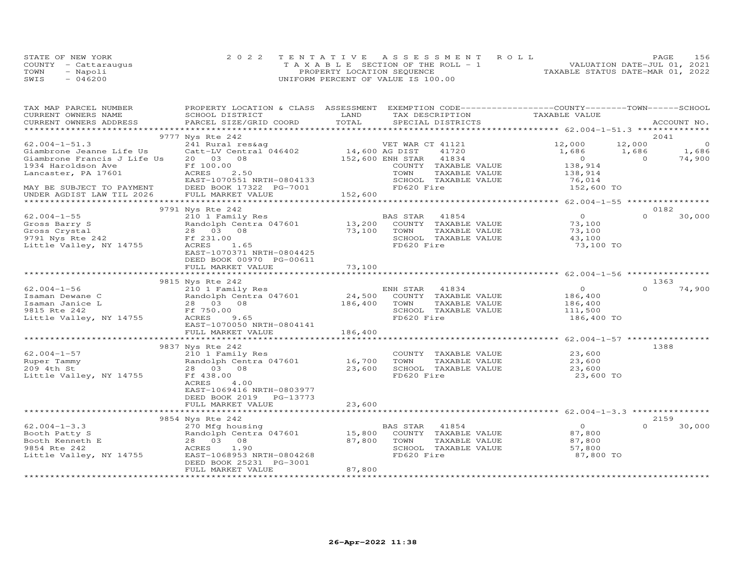STATE OF NEW YORK
COUNTY - Cattaraugus
TOWN - Napoli
SWIS - 046200

2022 TENTATIVE ASSESSMENT ROLL
TAXABLE SECTION OF THE ROLL - 1
PROPERTY LOCATION SEQUENCE
UNIFORM PERCENT OF VALUE IS 100.00

VALUATION DATE-JUL 01, 2021
TAXABLE STATUS DATE-MAR 01, 2022

| TAX MAP PARCEL NUMBER / CURRENT OWNERS NAME / CURRENT OWNERS ADDRESS | PROPERTY LOCATION & CLASS / SCHOOL DISTRICT / PARCEL SIZE/GRID COORD | ASSESSMENT LAND / TOTAL | EXEMPTION CODE / TAX DESCRIPTION / SPECIAL DISTRICTS | COUNTY TAXABLE VALUE | TOWN | SCHOOL / ACCOUNT NO. |
|---|---|---|---|---|---|---|
| **62.004-1-51.3** | 9777 Nys Rte 242 | | | | | 2041 |
| 62.004-1-51.3 | 241 Rural res&ag | | VET WAR CT 41121 | 12,000 | 12,000 | 0 |
| Giambrone Jeanne Life Us | Catt-LV Central 046402 | 14,600 | AG DIST 41720 | 1,686 | 1,686 | 1,686 |
| Giambrone Francis J Life Us | 20 03 08 | 152,600 | ENH STAR 41834 | 0 | 0 | 74,900 |
| 1934 Haroldson Ave | Ff 100.00 | | COUNTY TAXABLE VALUE | 138,914 | | |
| Lancaster, PA 17601 | ACRES 2.50 | | TOWN TAXABLE VALUE | 138,914 | | |
| | EAST-1070551 NRTH-0804133 | | SCHOOL TAXABLE VALUE | 76,014 | | |
| MAY BE SUBJECT TO PAYMENT | DEED BOOK 17322 PG-7001 | | FD620 Fire | 152,600 TO | | |
| UNDER AGDIST LAW TIL 2026 | FULL MARKET VALUE | 152,600 | | | | |
| **62.004-1-55** | 9791 Nys Rte 242 | | | | | 0182 |
| 62.004-1-55 | 210 1 Family Res | | BAS STAR 41854 | 0 | 0 | 30,000 |
| Gross Barry S | Randolph Centra 047601 | 13,200 | COUNTY TAXABLE VALUE | 73,100 | | |
| Gross Crystal | 28 03 08 | 73,100 | TOWN TAXABLE VALUE | 73,100 | | |
| 9791 Nys Rte 242 | Ff 231.00 | | SCHOOL TAXABLE VALUE | 43,100 | | |
| Little Valley, NY 14755 | ACRES 1.65 | | FD620 Fire | 73,100 TO | | |
| | EAST-1070371 NRTH-0804425 | | | | | |
| | DEED BOOK 00970 PG-00611 | | | | | |
| | FULL MARKET VALUE | 73,100 | | | | |
| **62.004-1-56** | 9815 Nys Rte 242 | | | | | 1363 |
| 62.004-1-56 | 210 1 Family Res | | ENH STAR 41834 | 0 | 0 | 74,900 |
| Isaman Dewane C | Randolph Centra 047601 | 24,500 | COUNTY TAXABLE VALUE | 186,400 | | |
| Isaman Janice L | 28 03 08 | 186,400 | TOWN TAXABLE VALUE | 186,400 | | |
| 9815 Rte 242 | Ff 750.00 | | SCHOOL TAXABLE VALUE | 111,500 | | |
| Little Valley, NY 14755 | ACRES 9.65 | | FD620 Fire | 186,400 TO | | |
| | EAST-1070050 NRTH-0804141 | | | | | |
| | FULL MARKET VALUE | 186,400 | | | | |
| **62.004-1-57** | 9837 Nys Rte 242 | | | | | 1388 |
| 62.004-1-57 | 210 1 Family Res | | COUNTY TAXABLE VALUE | 23,600 | | |
| Ruper Tammy | Randolph Centra 047601 | 16,700 | TOWN TAXABLE VALUE | 23,600 | | |
| 209 4th St | 28 03 08 | 23,600 | SCHOOL TAXABLE VALUE | 23,600 | | |
| Little Valley, NY 14755 | Ff 438.00 | | FD620 Fire | 23,600 TO | | |
| | ACRES 4.00 | | | | | |
| | EAST-1069416 NRTH-0803977 | | | | | |
| | DEED BOOK 2019 PG-13773 | | | | | |
| | FULL MARKET VALUE | 23,600 | | | | |
| **62.004-1-3.3** | 9854 Nys Rte 242 | | | | | 2159 |
| 62.004-1-3.3 | 270 Mfg housing | | BAS STAR 41854 | 0 | 0 | 30,000 |
| Booth Patty S | Randolph Centra 047601 | 15,800 | COUNTY TAXABLE VALUE | 87,800 | | |
| Booth Kenneth E | 28 03 08 | 87,800 | TOWN TAXABLE VALUE | 87,800 | | |
| 9854 Rte 242 | ACRES 1.90 | | SCHOOL TAXABLE VALUE | 57,800 | | |
| Little Valley, NY 14755 | EAST-1068953 NRTH-0804268 | | FD620 Fire | 87,800 TO | | |
| | DEED BOOK 25231 PG-3001 | | | | | |
| | FULL MARKET VALUE | 87,800 | | | | |

26-Apr-2022 11:38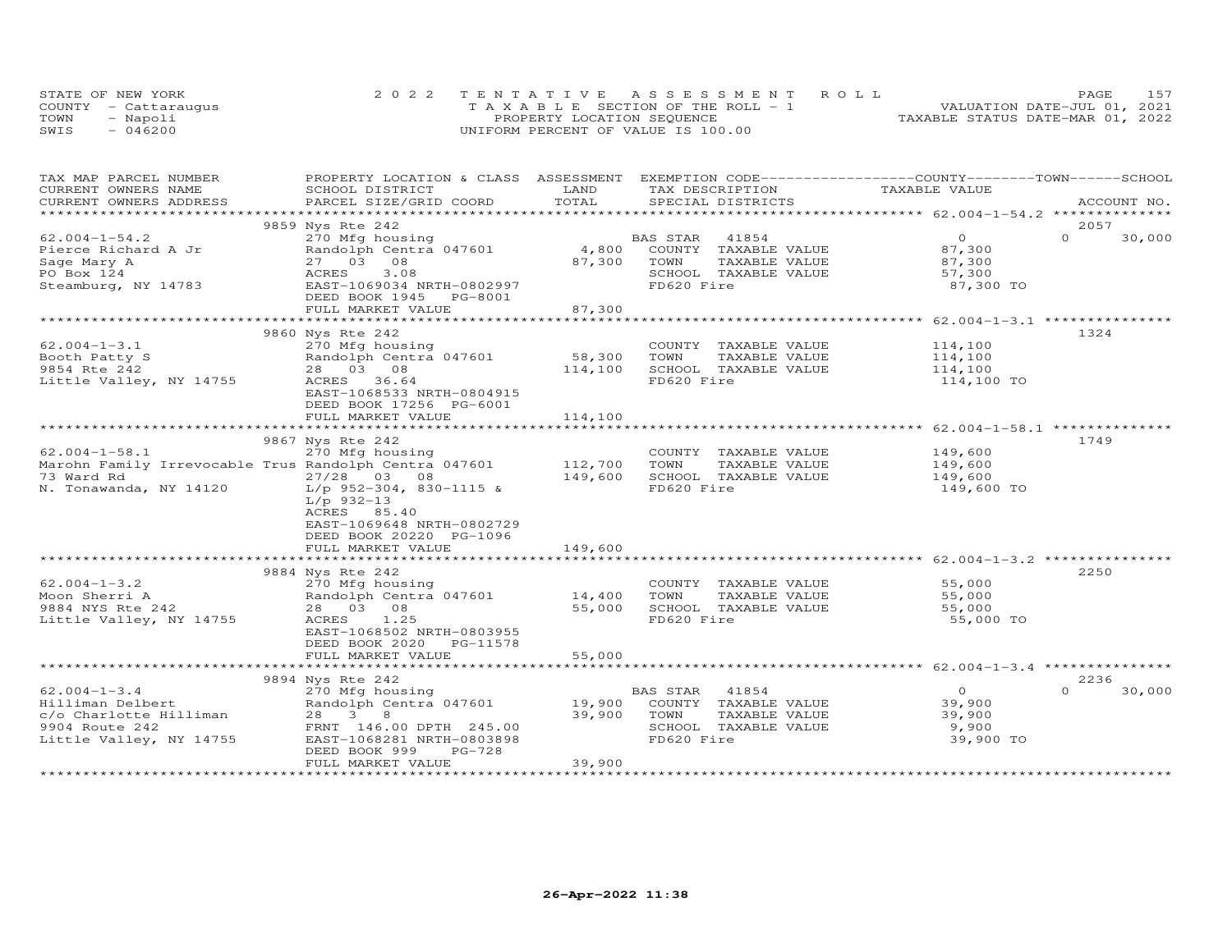STATE OF NEW YORK | 2022 TENTATIVE ASSESSMENT ROLL | VALUATION DATE-JUL 01, 2021
COUNTY - Cattaraugus | TAXABLE SECTION OF THE ROLL - 1 | TAXABLE STATUS DATE-MAR 01, 2022
TOWN - Napoli | PROPERTY LOCATION SEQUENCE
SWIS - 046200 | UNIFORM PERCENT OF VALUE IS 100.00

| TAX MAP PARCEL NUMBER / CURRENT OWNERS NAME / CURRENT OWNERS ADDRESS | PROPERTY LOCATION & CLASS / SCHOOL DISTRICT / PARCEL SIZE/GRID COORD | ASSESSMENT LAND | TOTAL | EXEMPTION CODE / TAX DESCRIPTION / SPECIAL DISTRICTS | COUNTY TAXABLE VALUE | TOWN | SCHOOL / ACCOUNT NO. |
|---|---|---|---|---|---|---|---|
| **62.004-1-54.2** | 9859 Nys Rte 242 | | | | | | 2057 |
| 62.004-1-54.2 | 270 Mfg housing | | | BAS STAR 41854 | 0 | 0 | 30,000 |
| Pierce Richard A Jr | Randolph Centra 047601 | 4,800 | | COUNTY TAXABLE VALUE | 87,300 | | |
| Sage Mary A | 27 03 08 | | 87,300 | TOWN TAXABLE VALUE | 87,300 | | |
| PO Box 124 | ACRES 3.08 | | | SCHOOL TAXABLE VALUE | 57,300 | | |
| Steamburg, NY 14783 | EAST-1069034 NRTH-0802997 | | | FD620 Fire | 87,300 TO | | |
| | DEED BOOK 1945 PG-8001 | | | | | | |
| | FULL MARKET VALUE | | 87,300 | | | | |
| **62.004-1-3.1** | 9860 Nys Rte 242 | | | | | | 1324 |
| 62.004-1-3.1 | 270 Mfg housing | | | COUNTY TAXABLE VALUE | 114,100 | | |
| Booth Patty S | Randolph Centra 047601 | 58,300 | | TOWN TAXABLE VALUE | 114,100 | | |
| 9854 Rte 242 | 28 03 08 | | 114,100 | SCHOOL TAXABLE VALUE | 114,100 | | |
| Little Valley, NY 14755 | ACRES 36.64 | | | FD620 Fire | 114,100 TO | | |
| | EAST-1068533 NRTH-0804915 | | | | | | |
| | DEED BOOK 17256 PG-6001 | | | | | | |
| | FULL MARKET VALUE | | 114,100 | | | | |
| **62.004-1-58.1** | 9867 Nys Rte 242 | | | | | | 1749 |
| 62.004-1-58.1 | 270 Mfg housing | | | COUNTY TAXABLE VALUE | 149,600 | | |
| Marohn Family Irrevocable Trus | Randolph Centra 047601 | 112,700 | | TOWN TAXABLE VALUE | 149,600 | | |
| 73 Ward Rd | 27/28 03 08 | | 149,600 | SCHOOL TAXABLE VALUE | 149,600 | | |
| N. Tonawanda, NY 14120 | L/p 952-304, 830-1115 & | | | FD620 Fire | 149,600 TO | | |
| | L/p 932-13 | | | | | | |
| | ACRES 85.40 | | | | | | |
| | EAST-1069648 NRTH-0802729 | | | | | | |
| | DEED BOOK 20220 PG-1096 | | | | | | |
| | FULL MARKET VALUE | | 149,600 | | | | |
| **62.004-1-3.2** | 9884 Nys Rte 242 | | | | | | 2250 |
| 62.004-1-3.2 | 270 Mfg housing | | | COUNTY TAXABLE VALUE | 55,000 | | |
| Moon Sherri A | Randolph Centra 047601 | 14,400 | | TOWN TAXABLE VALUE | 55,000 | | |
| 9884 NYS Rte 242 | 28 03 08 | | 55,000 | SCHOOL TAXABLE VALUE | 55,000 | | |
| Little Valley, NY 14755 | ACRES 1.25 | | | FD620 Fire | 55,000 TO | | |
| | EAST-1068502 NRTH-0803955 | | | | | | |
| | DEED BOOK 2020 PG-11578 | | | | | | |
| | FULL MARKET VALUE | | 55,000 | | | | |
| **62.004-1-3.4** | 9894 Nys Rte 242 | | | | | | 2236 |
| 62.004-1-3.4 | 270 Mfg housing | | | BAS STAR 41854 | 0 | 0 | 30,000 |
| Hilliman Delbert | Randolph Centra 047601 | 19,900 | | COUNTY TAXABLE VALUE | 39,900 | | |
| c/o Charlotte Hilliman | 28 3 8 | | 39,900 | TOWN TAXABLE VALUE | 39,900 | | |
| 9904 Route 242 | FRNT 146.00 DPTH 245.00 | | | SCHOOL TAXABLE VALUE | 9,900 | | |
| Little Valley, NY 14755 | EAST-1068281 NRTH-0803898 | | | FD620 Fire | 39,900 TO | | |
| | DEED BOOK 999 PG-728 | | | | | | |
| | FULL MARKET VALUE | | 39,900 | | | | |

26-Apr-2022 11:38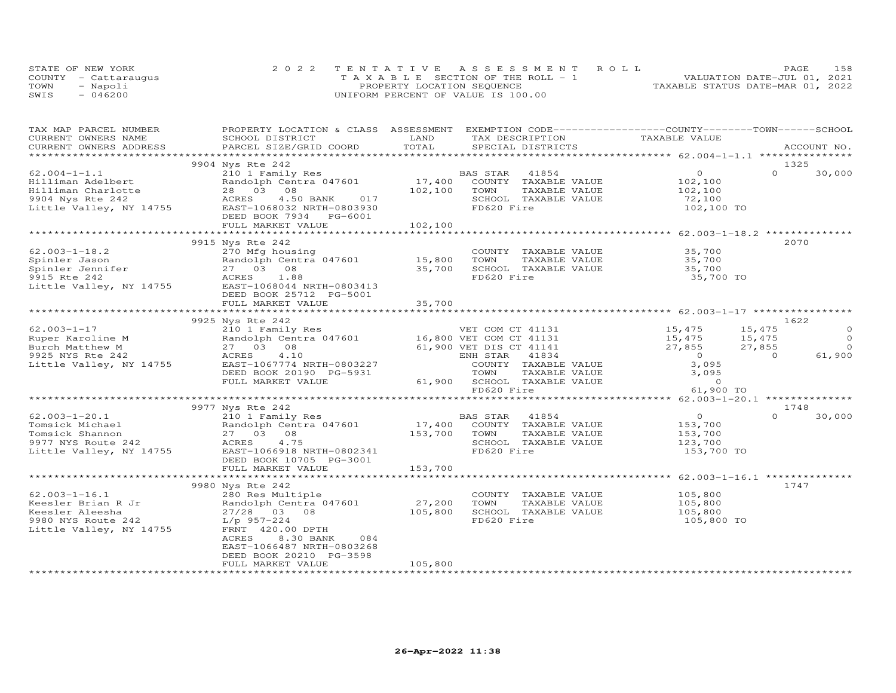STATE OF NEW YORK | 2022 TENTATIVE ASSESSMENT ROLL | VALUATION DATE-JUL 01, 2021
COUNTY - Cattaraugus | TAXABLE SECTION OF THE ROLL - 1 | TAXABLE STATUS DATE-MAR 01, 2022
TOWN - Napoli | PROPERTY LOCATION SEQUENCE
SWIS - 046200 | UNIFORM PERCENT OF VALUE IS 100.00

| TAX MAP PARCEL NUMBER / CURRENT OWNERS NAME / CURRENT OWNERS ADDRESS | PROPERTY LOCATION & CLASS / SCHOOL DISTRICT / PARCEL SIZE/GRID COORD | ASSESSMENT LAND / TOTAL | EXEMPTION CODE / TAX DESCRIPTION / SPECIAL DISTRICTS | COUNTY TAXABLE VALUE | TOWN | SCHOOL / ACCOUNT NO. |
|---|---|---|---|---|---|---|
| **62.004-1-1.1** | 9904 Nys Rte 242 | | | | | 1325 |
| 62.004-1-1.1 | 210 1 Family Res | | BAS STAR 41854 | 0 | 0 | 30,000 |
| Hilliman Adelbert | Randolph Centra 047601 | 17,400 | COUNTY TAXABLE VALUE | 102,100 | | |
| Hilliman Charlotte | 28 03 08 | 102,100 | TOWN TAXABLE VALUE | 102,100 | | |
| 9904 Nys Rte 242 | ACRES 4.50 BANK 017 | | SCHOOL TAXABLE VALUE | 72,100 | | |
| Little Valley, NY 14755 | EAST-1068032 NRTH-0803930 | | FD620 Fire | 102,100 TO | | |
| | DEED BOOK 7934 PG-6001 | | | | | |
| | FULL MARKET VALUE | 102,100 | | | | |
| **62.003-1-18.2** | 9915 Nys Rte 242 | | | | | 2070 |
| 62.003-1-18.2 | 270 Mfg housing | | COUNTY TAXABLE VALUE | 35,700 | | |
| Spinler Jason | Randolph Centra 047601 | 15,800 | TOWN TAXABLE VALUE | 35,700 | | |
| Spinler Jennifer | 27 03 08 | 35,700 | SCHOOL TAXABLE VALUE | 35,700 | | |
| 9915 Rte 242 | ACRES 1.88 | | FD620 Fire | 35,700 TO | | |
| Little Valley, NY 14755 | EAST-1068044 NRTH-0803413 | | | | | |
| | DEED BOOK 25712 PG-5001 | | | | | |
| | FULL MARKET VALUE | 35,700 | | | | |
| **62.003-1-17** | 9925 Nys Rte 242 | | | | | 1622 |
| 62.003-1-17 | 210 1 Family Res | | VET COM CT 41131 | 15,475 | 15,475 | 0 |
| Ruper Karoline M | Randolph Centra 047601 | 16,800 | VET COM CT 41131 | 15,475 | 15,475 | 0 |
| Burch Matthew M | 27 03 08 | 61,900 | VET DIS CT 41141 | 27,855 | 27,855 | 0 |
| 9925 NYS Rte 242 | ACRES 4.10 | | ENH STAR 41834 | 0 | 0 | 61,900 |
| Little Valley, NY 14755 | EAST-1067774 NRTH-0803227 | | COUNTY TAXABLE VALUE | 3,095 | | |
| | DEED BOOK 20190 PG-5931 | | TOWN TAXABLE VALUE | 3,095 | | |
| | FULL MARKET VALUE | 61,900 | SCHOOL TAXABLE VALUE | 0 | | |
| | | | FD620 Fire | 61,900 TO | | |
| **62.003-1-20.1** | 9977 Nys Rte 242 | | | | | 1748 |
| 62.003-1-20.1 | 210 1 Family Res | | BAS STAR 41854 | 0 | 0 | 30,000 |
| Tomsick Michael | Randolph Centra 047601 | 17,400 | COUNTY TAXABLE VALUE | 153,700 | | |
| Tomsick Shannon | 27 03 08 | 153,700 | TOWN TAXABLE VALUE | 153,700 | | |
| 9977 NYS Route 242 | ACRES 4.75 | | SCHOOL TAXABLE VALUE | 123,700 | | |
| Little Valley, NY 14755 | EAST-1066918 NRTH-0802341 | | FD620 Fire | 153,700 TO | | |
| | DEED BOOK 10705 PG-3001 | | | | | |
| | FULL MARKET VALUE | 153,700 | | | | |
| **62.003-1-16.1** | 9980 Nys Rte 242 | | | | | 1747 |
| 62.003-1-16.1 | 280 Res Multiple | | COUNTY TAXABLE VALUE | 105,800 | | |
| Keesler Brian R Jr | Randolph Centra 047601 | 27,200 | TOWN TAXABLE VALUE | 105,800 | | |
| Keesler Aleesha | 27/28 03 08 | 105,800 | SCHOOL TAXABLE VALUE | 105,800 | | |
| 9980 NYS Route 242 | L/p 957-224 | | FD620 Fire | 105,800 TO | | |
| Little Valley, NY 14755 | FRNT 420.00 DPTH | | | | | |
| | ACRES 8.30 BANK 084 | | | | | |
| | EAST-1066487 NRTH-0803268 | | | | | |
| | DEED BOOK 20210 PG-3598 | | | | | |
| | FULL MARKET VALUE | 105,800 | | | | |

26-Apr-2022 11:38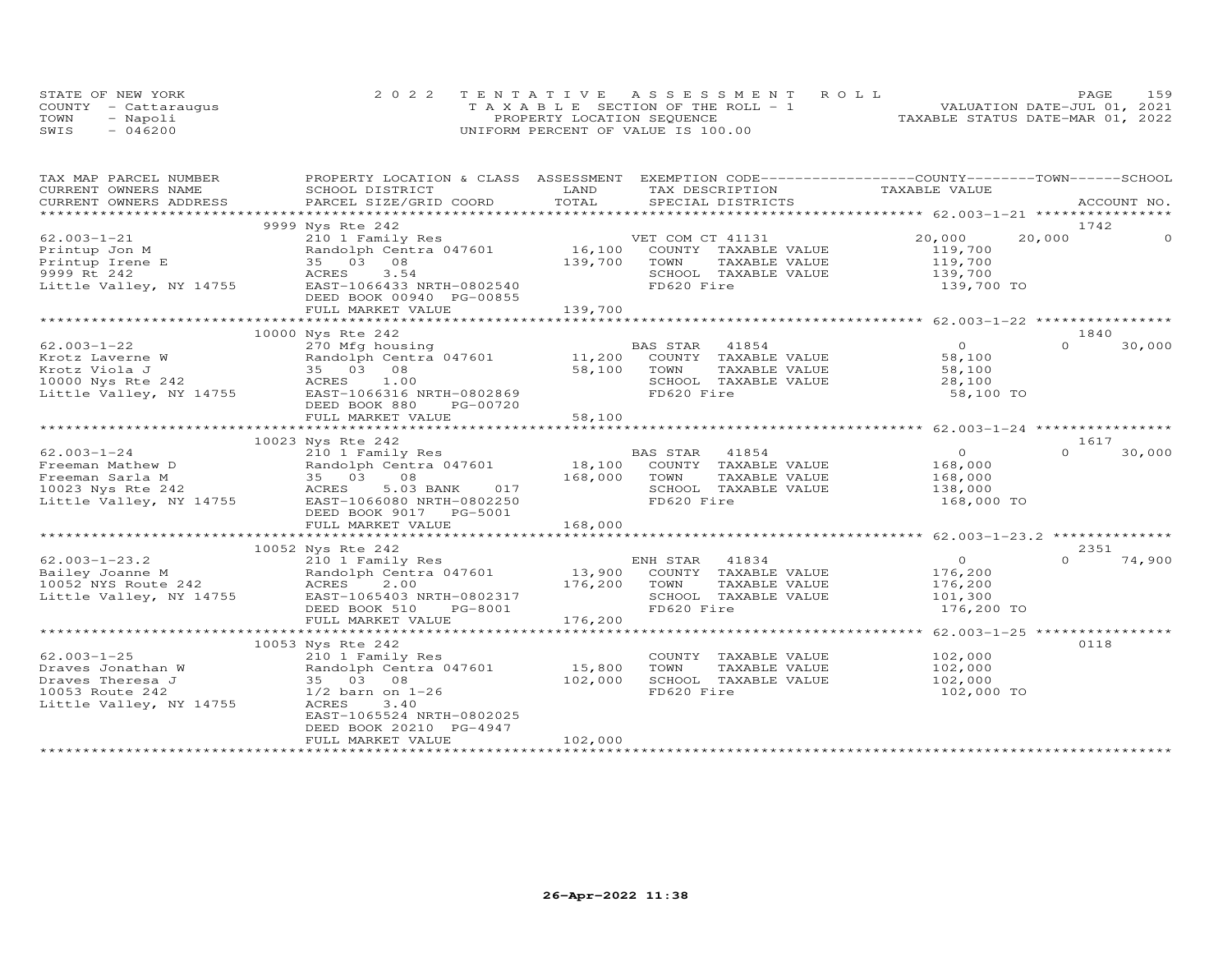STATE OF NEW YORK — 2022 TENTATIVE ASSESSMENT ROLL
COUNTY - Cattaraugus — TAXABLE SECTION OF THE ROLL - 1 — VALUATION DATE-JUL 01, 2021
TOWN - Napoli — PROPERTY LOCATION SEQUENCE — TAXABLE STATUS DATE-MAR 01, 2022
SWIS - 046200 — UNIFORM PERCENT OF VALUE IS 100.00

| TAX MAP PARCEL NUMBER / CURRENT OWNERS NAME / CURRENT OWNERS ADDRESS | PROPERTY LOCATION & CLASS / SCHOOL DISTRICT / PARCEL SIZE/GRID COORD | ASSESSMENT LAND / TOTAL | EXEMPTION CODE / TAX DESCRIPTION / SPECIAL DISTRICTS | COUNTY TAXABLE VALUE | TOWN | SCHOOL / ACCOUNT NO. |
|---|---|---|---|---|---|---|
| **62.003-1-21** | 9999 Nys Rte 242 | | | | | 1742 |
| 62.003-1-21 | 210 1 Family Res | | VET COM CT 41131 | 20,000 | 20,000 | 0 |
| Printup Jon M | Randolph Centra 047601 | 16,100 | COUNTY TAXABLE VALUE | 119,700 | | |
| Printup Irene E | 35 03 08 | 139,700 | TOWN TAXABLE VALUE | 119,700 | | |
| 9999 Rt 242 | ACRES 3.54 | | SCHOOL TAXABLE VALUE | 139,700 | | |
| Little Valley, NY 14755 | EAST-1066433 NRTH-0802540 | | FD620 Fire | 139,700 TO | | |
| | DEED BOOK 00940 PG-00855 | | | | | |
| | FULL MARKET VALUE | 139,700 | | | | |
| **62.003-1-22** | 10000 Nys Rte 242 | | | | | 1840 |
| 62.003-1-22 | 270 Mfg housing | | BAS STAR 41854 | 0 | 0 | 30,000 |
| Krotz Laverne W | Randolph Centra 047601 | 11,200 | COUNTY TAXABLE VALUE | 58,100 | | |
| Krotz Viola J | 35 03 08 | 58,100 | TOWN TAXABLE VALUE | 58,100 | | |
| 10000 Nys Rte 242 | ACRES 1.00 | | SCHOOL TAXABLE VALUE | 28,100 | | |
| Little Valley, NY 14755 | EAST-1066316 NRTH-0802869 | | FD620 Fire | 58,100 TO | | |
| | DEED BOOK 880 PG-00720 | | | | | |
| | FULL MARKET VALUE | 58,100 | | | | |
| **62.003-1-24** | 10023 Nys Rte 242 | | | | | 1617 |
| 62.003-1-24 | 210 1 Family Res | | BAS STAR 41854 | 0 | 0 | 30,000 |
| Freeman Mathew D | Randolph Centra 047601 | 18,100 | COUNTY TAXABLE VALUE | 168,000 | | |
| Freeman Sarla M | 35 03 08 | 168,000 | TOWN TAXABLE VALUE | 168,000 | | |
| 10023 Nys Rte 242 | ACRES 5.03 BANK 017 | | SCHOOL TAXABLE VALUE | 138,000 | | |
| Little Valley, NY 14755 | EAST-1066080 NRTH-0802250 | | FD620 Fire | 168,000 TO | | |
| | DEED BOOK 9017 PG-5001 | | | | | |
| | FULL MARKET VALUE | 168,000 | | | | |
| **62.003-1-23.2** | 10052 Nys Rte 242 | | | | | 2351 |
| 62.003-1-23.2 | 210 1 Family Res | | ENH STAR 41834 | 0 | 0 | 74,900 |
| Bailey Joanne M | Randolph Centra 047601 | 13,900 | COUNTY TAXABLE VALUE | 176,200 | | |
| 10052 NYS Route 242 | ACRES 2.00 | 176,200 | TOWN TAXABLE VALUE | 176,200 | | |
| Little Valley, NY 14755 | EAST-1065403 NRTH-0802317 | | SCHOOL TAXABLE VALUE | 101,300 | | |
| | DEED BOOK 510 PG-8001 | | FD620 Fire | 176,200 TO | | |
| | FULL MARKET VALUE | 176,200 | | | | |
| **62.003-1-25** | 10053 Nys Rte 242 | | | | | 0118 |
| 62.003-1-25 | 210 1 Family Res | | COUNTY TAXABLE VALUE | 102,000 | | |
| Draves Jonathan W | Randolph Centra 047601 | 15,800 | TOWN TAXABLE VALUE | 102,000 | | |
| Draves Theresa J | 35 03 08 | 102,000 | SCHOOL TAXABLE VALUE | 102,000 | | |
| 10053 Route 242 | 1/2 barn on 1-26 | | FD620 Fire | 102,000 TO | | |
| Little Valley, NY 14755 | ACRES 3.40 | | | | | |
| | EAST-1065524 NRTH-0802025 | | | | | |
| | DEED BOOK 20210 PG-4947 | | | | | |
| | FULL MARKET VALUE | 102,000 | | | | |

26-Apr-2022 11:38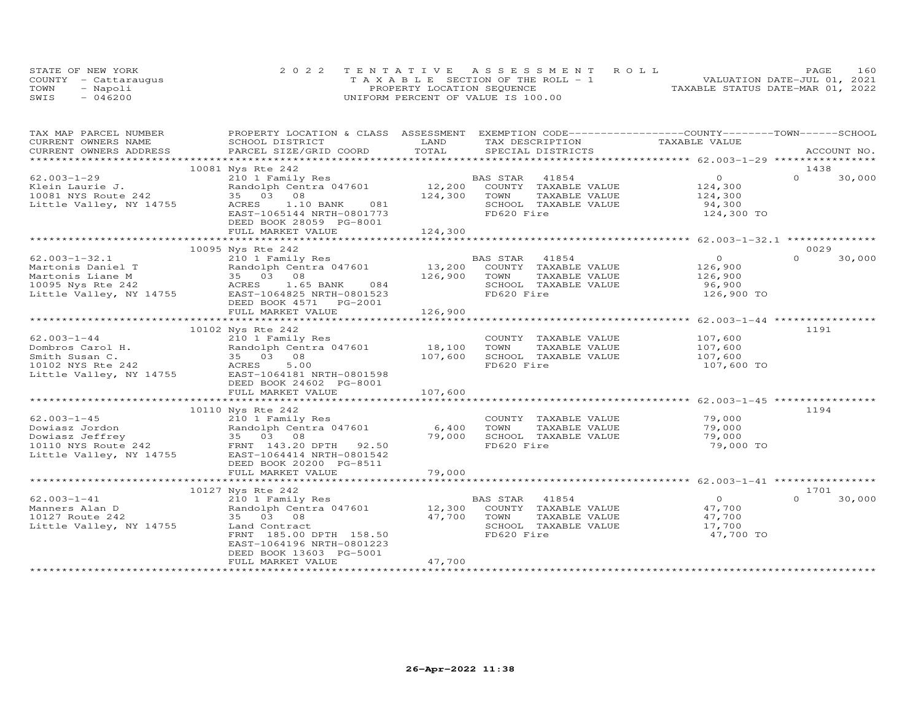STATE OF NEW YORK
COUNTY - Cattaraugus
TOWN - Napoli
SWIS - 046200

2022 TENTATIVE ASSESSMENT ROLL
TAXABLE SECTION OF THE ROLL - 1
PROPERTY LOCATION SEQUENCE
UNIFORM PERCENT OF VALUE IS 100.00

VALUATION DATE-JUL 01, 2021
TAXABLE STATUS DATE-MAR 01, 2022

| TAX MAP PARCEL NUMBER / CURRENT OWNERS NAME / CURRENT OWNERS ADDRESS | PROPERTY LOCATION & CLASS / SCHOOL DISTRICT / PARCEL SIZE/GRID COORD | ASSESSMENT LAND / TOTAL | EXEMPTION CODE / TAX DESCRIPTION / SPECIAL DISTRICTS | COUNTY / TOWN / SCHOOL TAXABLE VALUE | ACCOUNT NO. |
|---|---|---|---|---|---|
| **62.003-1-29** | 10081 Nys Rte 242 | | | | 1438 |
| 62.003-1-29 | 210 1 Family Res | | BAS STAR 41854 | 0 | 0 30,000 |
| Klein Laurie J. | Randolph Centra 047601 | 12,200 | COUNTY TAXABLE VALUE | 124,300 | |
| 10081 NYS Route 242 | 35 03 08 | 124,300 | TOWN TAXABLE VALUE | 124,300 | |
| Little Valley, NY 14755 | ACRES 1.10 BANK 081 | | SCHOOL TAXABLE VALUE | 94,300 | |
| | EAST-1065144 NRTH-0801773 | | FD620 Fire | 124,300 TO | |
| | DEED BOOK 28059 PG-8001 | | | | |
| | FULL MARKET VALUE | 124,300 | | | |
| **62.003-1-32.1** | 10095 Nys Rte 242 | | | | 0029 |
| 62.003-1-32.1 | 210 1 Family Res | | BAS STAR 41854 | 0 | 0 30,000 |
| Martonis Daniel T | Randolph Centra 047601 | 13,200 | COUNTY TAXABLE VALUE | 126,900 | |
| Martonis Liane M | 35 03 08 | 126,900 | TOWN TAXABLE VALUE | 126,900 | |
| 10095 Nys Rte 242 | ACRES 1.65 BANK 084 | | SCHOOL TAXABLE VALUE | 96,900 | |
| Little Valley, NY 14755 | EAST-1064825 NRTH-0801523 | | FD620 Fire | 126,900 TO | |
| | DEED BOOK 4571 PG-2001 | | | | |
| | FULL MARKET VALUE | 126,900 | | | |
| **62.003-1-44** | 10102 Nys Rte 242 | | | | 1191 |
| 62.003-1-44 | 210 1 Family Res | | COUNTY TAXABLE VALUE | 107,600 | |
| Dombros Carol H. | Randolph Centra 047601 | 18,100 | TOWN TAXABLE VALUE | 107,600 | |
| Smith Susan C. | 35 03 08 | 107,600 | SCHOOL TAXABLE VALUE | 107,600 | |
| 10102 NYS Rte 242 | ACRES 5.00 | | FD620 Fire | 107,600 TO | |
| Little Valley, NY 14755 | EAST-1064181 NRTH-0801598 | | | | |
| | DEED BOOK 24602 PG-8001 | | | | |
| | FULL MARKET VALUE | 107,600 | | | |
| **62.003-1-45** | 10110 Nys Rte 242 | | | | 1194 |
| 62.003-1-45 | 210 1 Family Res | | COUNTY TAXABLE VALUE | 79,000 | |
| Dowiasz Jordon | Randolph Centra 047601 | 6,400 | TOWN TAXABLE VALUE | 79,000 | |
| Dowiasz Jeffrey | 35 03 08 | 79,000 | SCHOOL TAXABLE VALUE | 79,000 | |
| 10110 NYS Route 242 | FRNT 143.20 DPTH 92.50 | | FD620 Fire | 79,000 TO | |
| Little Valley, NY 14755 | EAST-1064414 NRTH-0801542 | | | | |
| | DEED BOOK 20200 PG-8511 | | | | |
| | FULL MARKET VALUE | 79,000 | | | |
| **62.003-1-41** | 10127 Nys Rte 242 | | | | 1701 |
| 62.003-1-41 | 210 1 Family Res | | BAS STAR 41854 | 0 | 0 30,000 |
| Manners Alan D | Randolph Centra 047601 | 12,300 | COUNTY TAXABLE VALUE | 47,700 | |
| 10127 Route 242 | 35 03 08 | 47,700 | TOWN TAXABLE VALUE | 47,700 | |
| Little Valley, NY 14755 | Land Contract | | SCHOOL TAXABLE VALUE | 17,700 | |
| | FRNT 185.00 DPTH 158.50 | | FD620 Fire | 47,700 TO | |
| | EAST-1064196 NRTH-0801223 | | | | |
| | DEED BOOK 13603 PG-5001 | | | | |
| | FULL MARKET VALUE | 47,700 | | | |

26-Apr-2022 11:38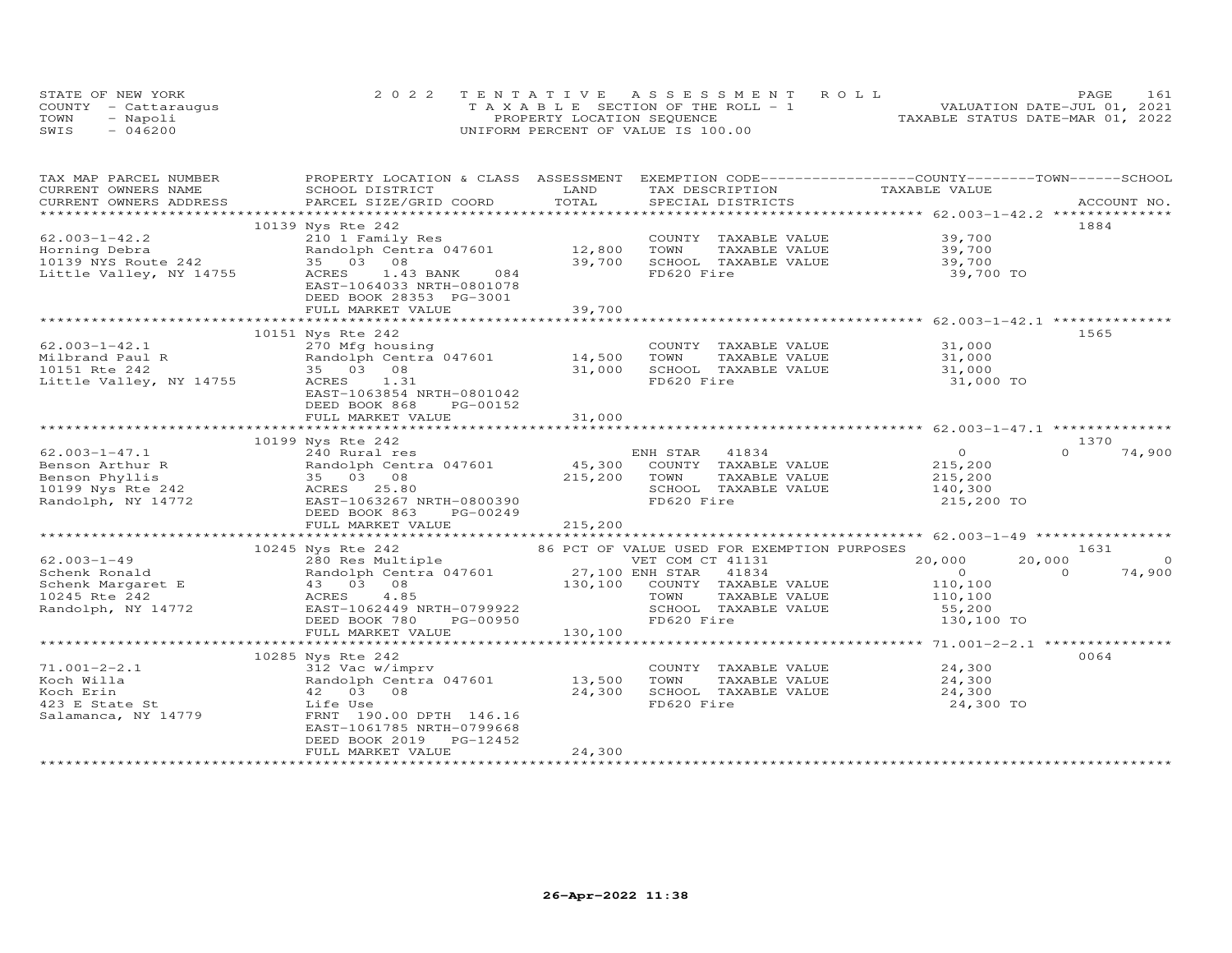STATE OF NEW YORK
COUNTY - Cattaraugus
TOWN - Napoli
SWIS - 046200

2022 TENTATIVE ASSESSMENT ROLL
TAXABLE SECTION OF THE ROLL - 1
PROPERTY LOCATION SEQUENCE
UNIFORM PERCENT OF VALUE IS 100.00

VALUATION DATE-JUL 01, 2021
TAXABLE STATUS DATE-MAR 01, 2022

| TAX MAP PARCEL NUMBER / CURRENT OWNERS NAME / CURRENT OWNERS ADDRESS | PROPERTY LOCATION & CLASS / SCHOOL DISTRICT / PARCEL SIZE/GRID COORD | ASSESSMENT LAND | TOTAL | EXEMPTION CODE / TAX DESCRIPTION / SPECIAL DISTRICTS | COUNTY TAXABLE VALUE | TOWN | SCHOOL | ACCOUNT NO. |
|---|---|---|---|---|---|---|---|---|
| 62.003-1-42.2 | 10139 Nys Rte 242 | | | | | | | 1884 |
| 62.003-1-42.2 | 210 1 Family Res | | | COUNTY TAXABLE VALUE | 39,700 | | | |
| Horning Debra | Randolph Centra 047601 | 12,800 | | TOWN TAXABLE VALUE | 39,700 | | | |
| 10139 NYS Route 242 | 35 03 08 | | 39,700 | SCHOOL TAXABLE VALUE | 39,700 | | | |
| Little Valley, NY 14755 | ACRES 1.43 BANK 084 | | | FD620 Fire | 39,700 TO | | | |
| | EAST-1064033 NRTH-0801078 | | | | | | | |
| | DEED BOOK 28353 PG-3001 | | | | | | | |
| | FULL MARKET VALUE | | 39,700 | | | | | |
| 62.003-1-42.1 | 10151 Nys Rte 242 | | | | | | | 1565 |
| 62.003-1-42.1 | 270 Mfg housing | | | COUNTY TAXABLE VALUE | 31,000 | | | |
| Milbrand Paul R | Randolph Centra 047601 | 14,500 | | TOWN TAXABLE VALUE | 31,000 | | | |
| 10151 Rte 242 | 35 03 08 | | 31,000 | SCHOOL TAXABLE VALUE | 31,000 | | | |
| Little Valley, NY 14755 | ACRES 1.31 | | | FD620 Fire | 31,000 TO | | | |
| | EAST-1063854 NRTH-0801042 | | | | | | | |
| | DEED BOOK 868 PG-00152 | | | | | | | |
| | FULL MARKET VALUE | | 31,000 | | | | | |
| 62.003-1-47.1 | 10199 Nys Rte 242 | | | | | | | 1370 |
| 62.003-1-47.1 | 240 Rural res | | | ENH STAR 41834 | 0 | 0 | 74,900 | |
| Benson Arthur R | Randolph Centra 047601 | 45,300 | | COUNTY TAXABLE VALUE | 215,200 | | | |
| Benson Phyllis | 35 03 08 | | 215,200 | TOWN TAXABLE VALUE | 215,200 | | | |
| 10199 Nys Rte 242 | ACRES 25.80 | | | SCHOOL TAXABLE VALUE | 140,300 | | | |
| Randolph, NY 14772 | EAST-1063267 NRTH-0800390 | | | FD620 Fire | 215,200 TO | | | |
| | DEED BOOK 863 PG-00249 | | | | | | | |
| | FULL MARKET VALUE | | 215,200 | | | | | |
| 62.003-1-49 | 10245 Nys Rte 242 | | | 86 PCT OF VALUE USED FOR EXEMPTION PURPOSES | | | | 1631 |
| 62.003-1-49 | 280 Res Multiple | | | VET COM CT 41131 | 20,000 | 20,000 | 0 | |
| Schenk Ronald | Randolph Centra 047601 | 27,100 | | ENH STAR 41834 | 0 | 0 | 74,900 | |
| Schenk Margaret E | 43 03 08 | | 130,100 | COUNTY TAXABLE VALUE | 110,100 | | | |
| 10245 Rte 242 | ACRES 4.85 | | | TOWN TAXABLE VALUE | 110,100 | | | |
| Randolph, NY 14772 | EAST-1062449 NRTH-0799922 | | | SCHOOL TAXABLE VALUE | 55,200 | | | |
| | DEED BOOK 780 PG-00950 | | | FD620 Fire | 130,100 TO | | | |
| | FULL MARKET VALUE | | 130,100 | | | | | |
| 71.001-2-2.1 | 10285 Nys Rte 242 | | | | | | | 0064 |
| 71.001-2-2.1 | 312 Vac w/imprv | | | COUNTY TAXABLE VALUE | 24,300 | | | |
| Koch Willa | Randolph Centra 047601 | 13,500 | | TOWN TAXABLE VALUE | 24,300 | | | |
| Koch Erin | 42 03 08 | | 24,300 | SCHOOL TAXABLE VALUE | 24,300 | | | |
| 423 E State St | Life Use | | | FD620 Fire | 24,300 TO | | | |
| Salamanca, NY 14779 | FRNT 190.00 DPTH 146.16 | | | | | | | |
| | EAST-1061785 NRTH-0799668 | | | | | | | |
| | DEED BOOK 2019 PG-12452 | | | | | | | |
| | FULL MARKET VALUE | | 24,300 | | | | | |

26-Apr-2022 11:38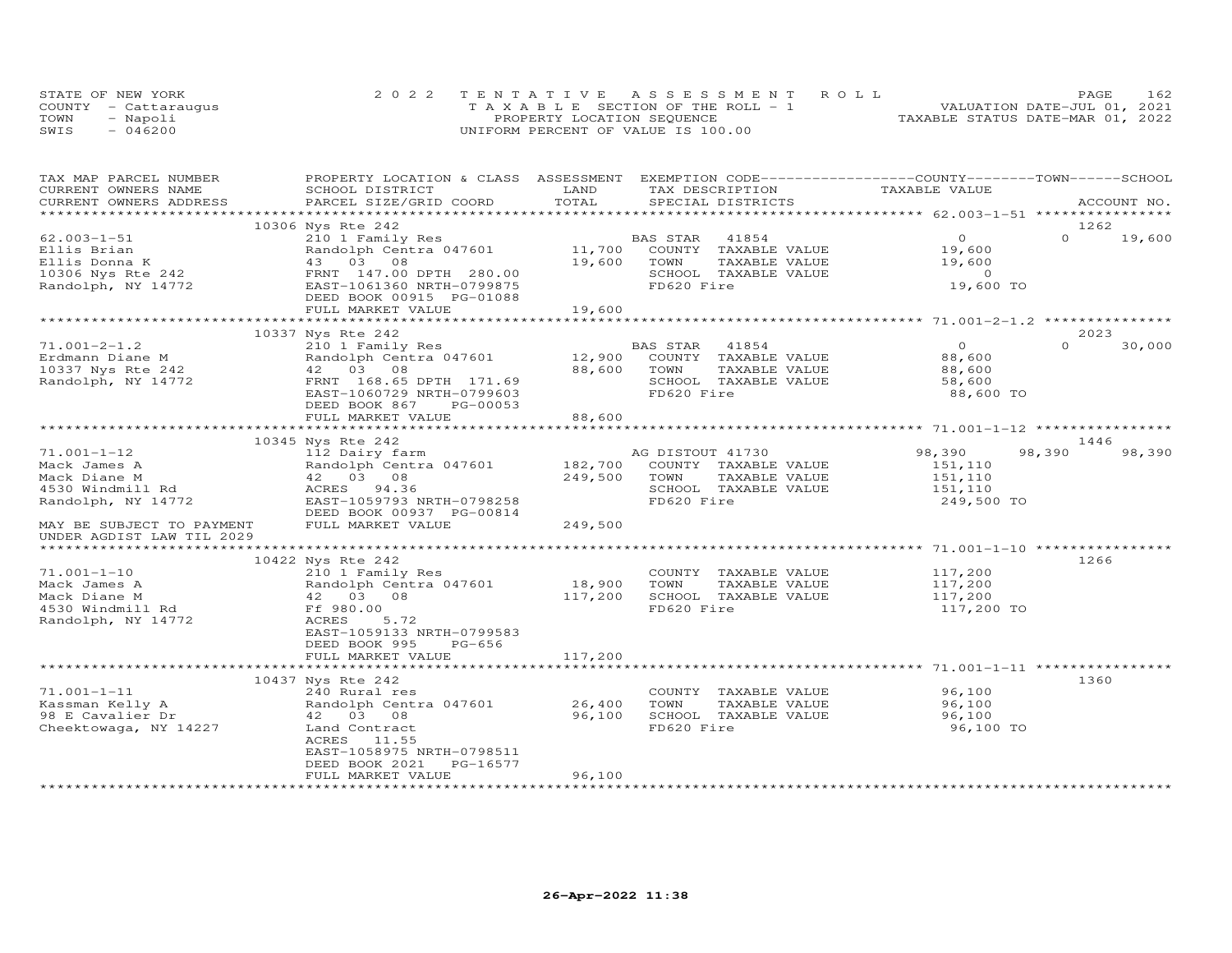STATE OF NEW YORK
COUNTY - Cattaraugus
TOWN - Napoli
SWIS - 046200

2022 TENTATIVE ASSESSMENT ROLL
TAXABLE SECTION OF THE ROLL - 1
PROPERTY LOCATION SEQUENCE
UNIFORM PERCENT OF VALUE IS 100.00

VALUATION DATE-JUL 01, 2021
TAXABLE STATUS DATE-MAR 01, 2022

| TAX MAP PARCEL NUMBER / CURRENT OWNERS NAME / CURRENT OWNERS ADDRESS | PROPERTY LOCATION & CLASS / SCHOOL DISTRICT / PARCEL SIZE/GRID COORD | ASSESSMENT LAND / TOTAL | EXEMPTION CODE / TAX DESCRIPTION / SPECIAL DISTRICTS | COUNTY TAXABLE VALUE | TOWN | SCHOOL / ACCOUNT NO. |
|---|---|---|---|---|---|---|
| | 10306 Nys Rte 242 | | | | | 1262 |
| 62.003-1-51 | 210 1 Family Res | | BAS STAR 41854 | 0 | 0 | 19,600 |
| Ellis Brian | Randolph Centra 047601 | 11,700 | COUNTY TAXABLE VALUE | 19,600 | | |
| Ellis Donna K | 43 03 08 | 19,600 | TOWN TAXABLE VALUE | 19,600 | | |
| 10306 Nys Rte 242 | FRNT 147.00 DPTH 280.00 | | SCHOOL TAXABLE VALUE | 0 | | |
| Randolph, NY 14772 | EAST-1061360 NRTH-0799875 | | FD620 Fire | 19,600 TO | | |
| | DEED BOOK 00915 PG-01088 | | | | | |
| | FULL MARKET VALUE | 19,600 | | | | |
| | 10337 Nys Rte 242 | | | | | 2023 |
| 71.001-2-1.2 | 210 1 Family Res | | BAS STAR 41854 | 0 | 0 | 30,000 |
| Erdmann Diane M | Randolph Centra 047601 | 12,900 | COUNTY TAXABLE VALUE | 88,600 | | |
| 10337 Nys Rte 242 | 42 03 08 | 88,600 | TOWN TAXABLE VALUE | 88,600 | | |
| Randolph, NY 14772 | FRNT 168.65 DPTH 171.69 | | SCHOOL TAXABLE VALUE | 58,600 | | |
| | EAST-1060729 NRTH-0799603 | | FD620 Fire | 88,600 TO | | |
| | DEED BOOK 867 PG-00053 | | | | | |
| | FULL MARKET VALUE | 88,600 | | | | |
| | 10345 Nys Rte 242 | | | | | 1446 |
| 71.001-1-12 | 112 Dairy farm | | AG DISTOUT 41730 | 98,390 | 98,390 | 98,390 |
| Mack James A | Randolph Centra 047601 | 182,700 | COUNTY TAXABLE VALUE | 151,110 | | |
| Mack Diane M | 42 03 08 | 249,500 | TOWN TAXABLE VALUE | 151,110 | | |
| 4530 Windmill Rd | ACRES 94.36 | | SCHOOL TAXABLE VALUE | 151,110 | | |
| Randolph, NY 14772 | EAST-1059793 NRTH-0798258 | | FD620 Fire | 249,500 TO | | |
| | DEED BOOK 00937 PG-00814 | | | | | |
| MAY BE SUBJECT TO PAYMENT | FULL MARKET VALUE | 249,500 | | | | |
| UNDER AGDIST LAW TIL 2029 | | | | | | |
| | 10422 Nys Rte 242 | | | | | 1266 |
| 71.001-1-10 | 210 1 Family Res | | COUNTY TAXABLE VALUE | 117,200 | | |
| Mack James A | Randolph Centra 047601 | 18,900 | TOWN TAXABLE VALUE | 117,200 | | |
| Mack Diane M | 42 03 08 | 117,200 | SCHOOL TAXABLE VALUE | 117,200 | | |
| 4530 Windmill Rd | Ff 980.00 | | FD620 Fire | 117,200 TO | | |
| Randolph, NY 14772 | ACRES 5.72 | | | | | |
| | EAST-1059133 NRTH-0799583 | | | | | |
| | DEED BOOK 995 PG-656 | | | | | |
| | FULL MARKET VALUE | 117,200 | | | | |
| | 10437 Nys Rte 242 | | | | | 1360 |
| 71.001-1-11 | 240 Rural res | | COUNTY TAXABLE VALUE | 96,100 | | |
| Kassman Kelly A | Randolph Centra 047601 | 26,400 | TOWN TAXABLE VALUE | 96,100 | | |
| 98 E Cavalier Dr | 42 03 08 | 96,100 | SCHOOL TAXABLE VALUE | 96,100 | | |
| Cheektowaga, NY 14227 | Land Contract | | FD620 Fire | 96,100 TO | | |
| | ACRES 11.55 | | | | | |
| | EAST-1058975 NRTH-0798511 | | | | | |
| | DEED BOOK 2021 PG-16577 | | | | | |
| | FULL MARKET VALUE | 96,100 | | | | |

26-Apr-2022 11:38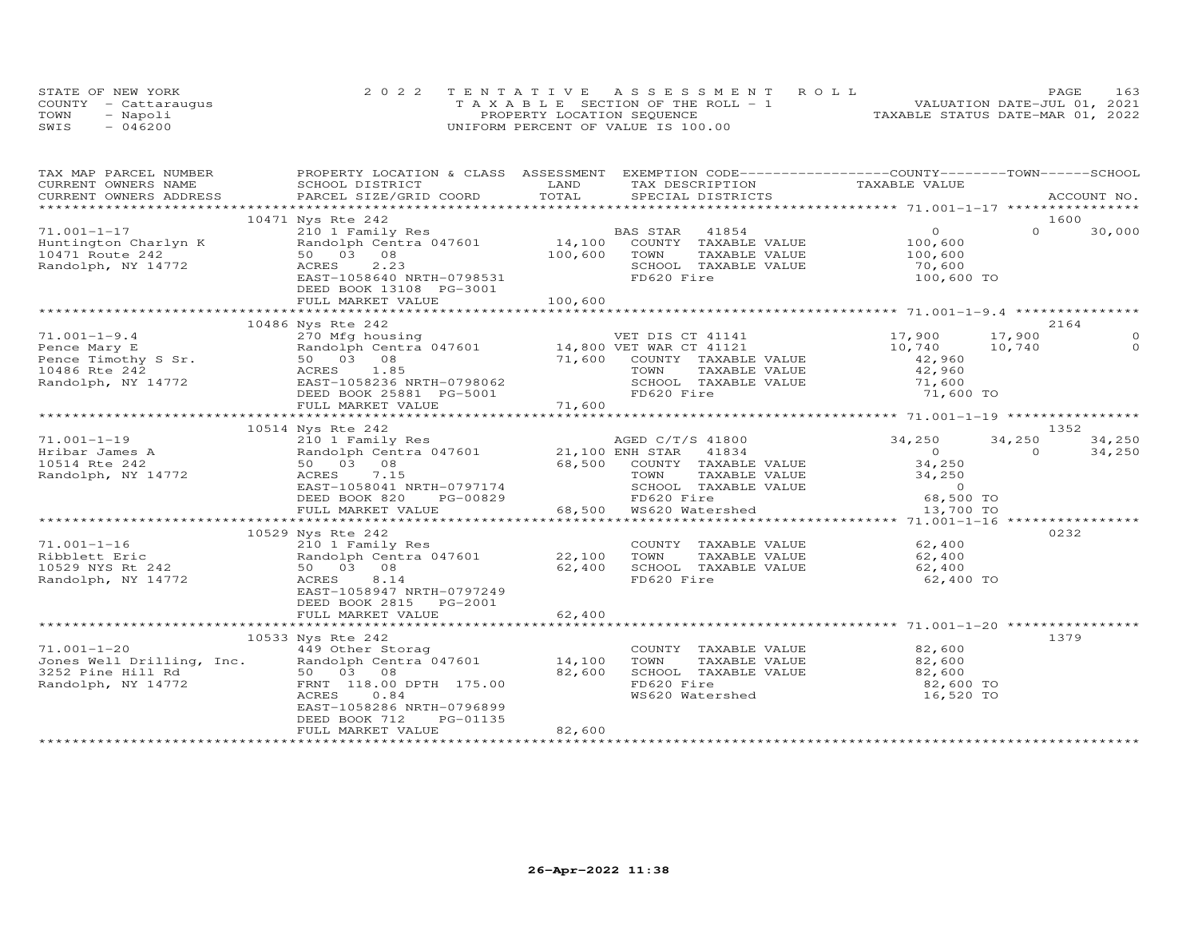STATE OF NEW YORK
COUNTY - Cattaraugus
TOWN - Napoli
SWIS - 046200

2022 TENTATIVE ASSESSMENT ROLL
TAXABLE SECTION OF THE ROLL - 1
PROPERTY LOCATION SEQUENCE
UNIFORM PERCENT OF VALUE IS 100.00

VALUATION DATE-JUL 01, 2021
TAXABLE STATUS DATE-MAR 01, 2022

| TAX MAP PARCEL NUMBER / CURRENT OWNERS NAME / CURRENT OWNERS ADDRESS | PROPERTY LOCATION & CLASS / SCHOOL DISTRICT / PARCEL SIZE/GRID COORD | ASSESSMENT LAND | TOTAL | EXEMPTION CODE / TAX DESCRIPTION / SPECIAL DISTRICTS | COUNTY TAXABLE VALUE | TOWN | SCHOOL / ACCOUNT NO. |
|---|---|---|---|---|---|---|---|
| | 10471 Nys Rte 242 | | | | | | 1600 |
| 71.001-1-17 | 210 1 Family Res | | | BAS STAR 41854 | 0 | 0 | 30,000 |
| Huntington Charlyn K | Randolph Centra 047601 | 14,100 | | COUNTY TAXABLE VALUE | 100,600 | | |
| 10471 Route 242 | 50 03 08 | | 100,600 | TOWN TAXABLE VALUE | 100,600 | | |
| Randolph, NY 14772 | ACRES 2.23 | | | SCHOOL TAXABLE VALUE | 70,600 | | |
| | EAST-1058640 NRTH-0798531 | | | FD620 Fire | 100,600 TO | | |
| | DEED BOOK 13108 PG-3001 | | | | | | |
| | FULL MARKET VALUE | | 100,600 | | | | |
| | 10486 Nys Rte 242 | | | | | | 2164 |
| 71.001-1-9.4 | 270 Mfg housing | | | VET DIS CT 41141 | 17,900 | 17,900 | 0 |
| Pence Mary E | Randolph Centra 047601 | 14,800 | | VET WAR CT 41121 | 10,740 | 10,740 | 0 |
| Pence Timothy S Sr. | 50 03 08 | | 71,600 | COUNTY TAXABLE VALUE | 42,960 | | |
| 10486 Rte 242 | ACRES 1.85 | | | TOWN TAXABLE VALUE | 42,960 | | |
| Randolph, NY 14772 | EAST-1058236 NRTH-0798062 | | | SCHOOL TAXABLE VALUE | 71,600 | | |
| | DEED BOOK 25881 PG-5001 | | | FD620 Fire | 71,600 TO | | |
| | FULL MARKET VALUE | | 71,600 | | | | |
| | 10514 Nys Rte 242 | | | | | | 1352 |
| 71.001-1-19 | 210 1 Family Res | | | AGED C/T/S 41800 | 34,250 | 34,250 | 34,250 |
| Hribar James A | Randolph Centra 047601 | 21,100 | | ENH STAR 41834 | 0 | 0 | 34,250 |
| 10514 Rte 242 | 50 03 08 | | 68,500 | COUNTY TAXABLE VALUE | 34,250 | | |
| Randolph, NY 14772 | ACRES 7.15 | | | TOWN TAXABLE VALUE | 34,250 | | |
| | EAST-1058041 NRTH-0797174 | | | SCHOOL TAXABLE VALUE | 0 | | |
| | DEED BOOK 820 PG-00829 | | | FD620 Fire | 68,500 TO | | |
| | FULL MARKET VALUE | | 68,500 | WS620 Watershed | 13,700 TO | | |
| | 10529 Nys Rte 242 | | | | | | 0232 |
| 71.001-1-16 | 210 1 Family Res | | | COUNTY TAXABLE VALUE | 62,400 | | |
| Ribblett Eric | Randolph Centra 047601 | 22,100 | | TOWN TAXABLE VALUE | 62,400 | | |
| 10529 NYS Rt 242 | 50 03 08 | | 62,400 | SCHOOL TAXABLE VALUE | 62,400 | | |
| Randolph, NY 14772 | ACRES 8.14 | | | FD620 Fire | 62,400 TO | | |
| | EAST-1058947 NRTH-0797249 | | | | | | |
| | DEED BOOK 2815 PG-2001 | | | | | | |
| | FULL MARKET VALUE | | 62,400 | | | | |
| | 10533 Nys Rte 242 | | | | | | 1379 |
| 71.001-1-20 | 449 Other Storag | | | COUNTY TAXABLE VALUE | 82,600 | | |
| Jones Well Drilling, Inc. | Randolph Centra 047601 | 14,100 | | TOWN TAXABLE VALUE | 82,600 | | |
| 3252 Pine Hill Rd | 50 03 08 | | 82,600 | SCHOOL TAXABLE VALUE | 82,600 | | |
| Randolph, NY 14772 | FRNT 118.00 DPTH 175.00 | | | FD620 Fire | 82,600 TO | | |
| | ACRES 0.84 | | | WS620 Watershed | 16,520 TO | | |
| | EAST-1058286 NRTH-0796899 | | | | | | |
| | DEED BOOK 712 PG-01135 | | | | | | |
| | FULL MARKET VALUE | | 82,600 | | | | |

26-Apr-2022 11:38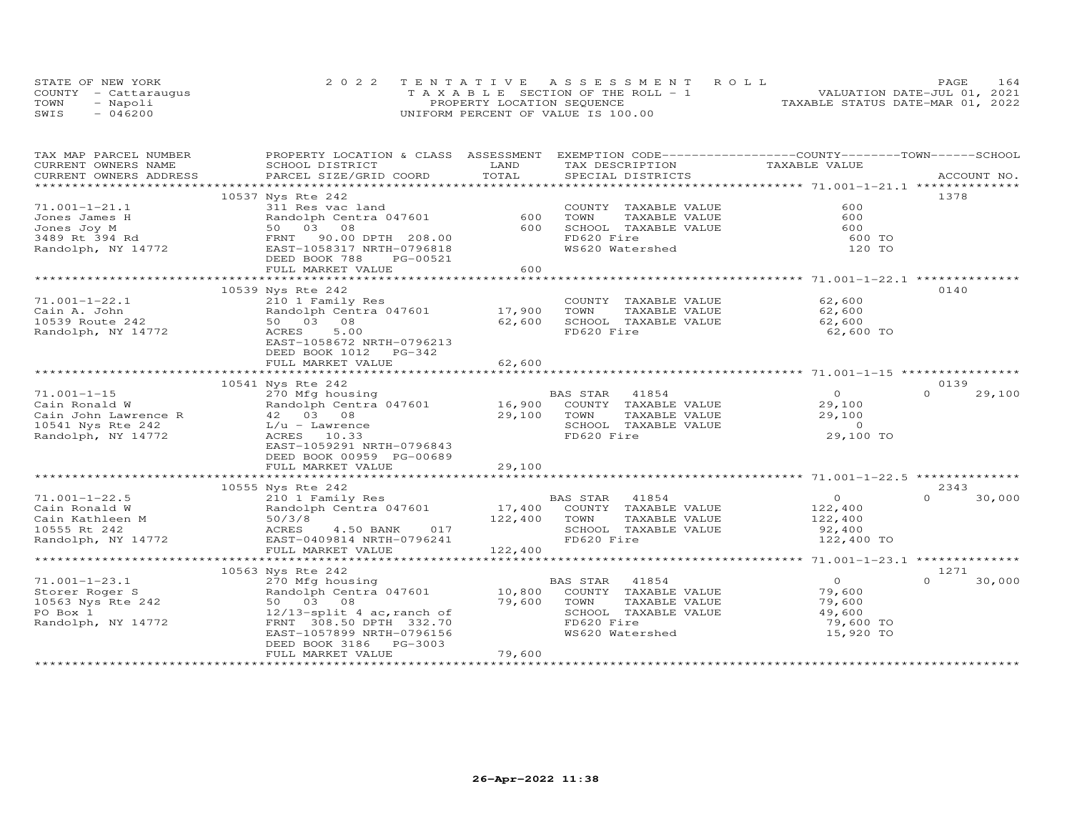STATE OF NEW YORK
COUNTY - Cattaraugus
TOWN - Napoli
SWIS - 046200

2022 TENTATIVE ASSESSMENT ROLL
TAXABLE SECTION OF THE ROLL - 1
PROPERTY LOCATION SEQUENCE
UNIFORM PERCENT OF VALUE IS 100.00

VALUATION DATE-JUL 01, 2021
TAXABLE STATUS DATE-MAR 01, 2022

| TAX MAP PARCEL NUMBER / CURRENT OWNERS NAME / CURRENT OWNERS ADDRESS | PROPERTY LOCATION & CLASS / SCHOOL DISTRICT / PARCEL SIZE/GRID COORD | ASSESSMENT LAND | TOTAL | EXEMPTION CODE / TAX DESCRIPTION / SPECIAL DISTRICTS | COUNTY TAXABLE VALUE | TOWN | SCHOOL | ACCOUNT NO. |
|---|---|---|---|---|---|---|---|---|
| 71.001-1-21.1 | 10537 Nys Rte 242 | | | | | | | 1378 |
| Jones James H | 311 Res vac land | | | COUNTY TAXABLE VALUE | 600 | | | |
| Jones Joy M | Randolph Centra 047601 | 600 | | TOWN TAXABLE VALUE | 600 | | | |
| 3489 Rt 394 Rd | 50 03 08 | | 600 | SCHOOL TAXABLE VALUE | 600 | | | |
| Randolph, NY 14772 | FRNT 90.00 DPTH 208.00 | | | FD620 Fire | 600 TO | | | |
| | EAST-1058317 NRTH-0796818 | | | WS620 Watershed | 120 TO | | | |
| | DEED BOOK 788 PG-00521 | | | | | | | |
| | FULL MARKET VALUE | | 600 | | | | | |
| 71.001-1-22.1 | 10539 Nys Rte 242 | | | | | | | 0140 |
| Cain A. John | 210 1 Family Res | | | COUNTY TAXABLE VALUE | 62,600 | | | |
| 10539 Route 242 | Randolph Centra 047601 | 17,900 | | TOWN TAXABLE VALUE | 62,600 | | | |
| Randolph, NY 14772 | 50 03 08 | | 62,600 | SCHOOL TAXABLE VALUE | 62,600 | | | |
| | ACRES 5.00 | | | FD620 Fire | 62,600 TO | | | |
| | EAST-1058672 NRTH-0796213 | | | | | | | |
| | DEED BOOK 1012 PG-342 | | | | | | | |
| | FULL MARKET VALUE | | 62,600 | | | | | |
| 71.001-1-15 | 10541 Nys Rte 242 | | | | | | | 0139 |
| Cain Ronald W | 270 Mfg housing | | | BAS STAR 41854 | 0 | 0 | 29,100 | |
| Cain John Lawrence R | Randolph Centra 047601 | 16,900 | | COUNTY TAXABLE VALUE | 29,100 | | | |
| 10541 Nys Rte 242 | 42 03 08 | | 29,100 | TOWN TAXABLE VALUE | 29,100 | | | |
| Randolph, NY 14772 | L/u - Lawrence | | | SCHOOL TAXABLE VALUE | 0 | | | |
| | ACRES 10.33 | | | FD620 Fire | 29,100 TO | | | |
| | EAST-1059291 NRTH-0796843 | | | | | | | |
| | DEED BOOK 00959 PG-00689 | | | | | | | |
| | FULL MARKET VALUE | | 29,100 | | | | | |
| 71.001-1-22.5 | 10555 Nys Rte 242 | | | | | | | 2343 |
| Cain Ronald W | 210 1 Family Res | | | BAS STAR 41854 | 0 | 0 | 30,000 | |
| Cain Kathleen M | Randolph Centra 047601 | 17,400 | | COUNTY TAXABLE VALUE | 122,400 | | | |
| 10555 Rt 242 | 50/3/8 | | 122,400 | TOWN TAXABLE VALUE | 122,400 | | | |
| Randolph, NY 14772 | ACRES 4.50 BANK 017 | | | SCHOOL TAXABLE VALUE | 92,400 | | | |
| | EAST-0409814 NRTH-0796241 | | | FD620 Fire | 122,400 TO | | | |
| | FULL MARKET VALUE | | 122,400 | | | | | |
| 71.001-1-23.1 | 10563 Nys Rte 242 | | | | | | | 1271 |
| Storer Roger S | 270 Mfg housing | | | BAS STAR 41854 | 0 | 0 | 30,000 | |
| 10563 Nys Rte 242 | Randolph Centra 047601 | 10,800 | | COUNTY TAXABLE VALUE | 79,600 | | | |
| PO Box 1 | 50 03 08 | | 79,600 | TOWN TAXABLE VALUE | 79,600 | | | |
| Randolph, NY 14772 | 12/13-split 4 ac,ranch of | | | SCHOOL TAXABLE VALUE | 49,600 | | | |
| | FRNT 308.50 DPTH 332.70 | | | FD620 Fire | 79,600 TO | | | |
| | EAST-1057899 NRTH-0796156 | | | WS620 Watershed | 15,920 TO | | | |
| | DEED BOOK 3186 PG-3003 | | | | | | | |
| | FULL MARKET VALUE | | 79,600 | | | | | |

26-Apr-2022 11:38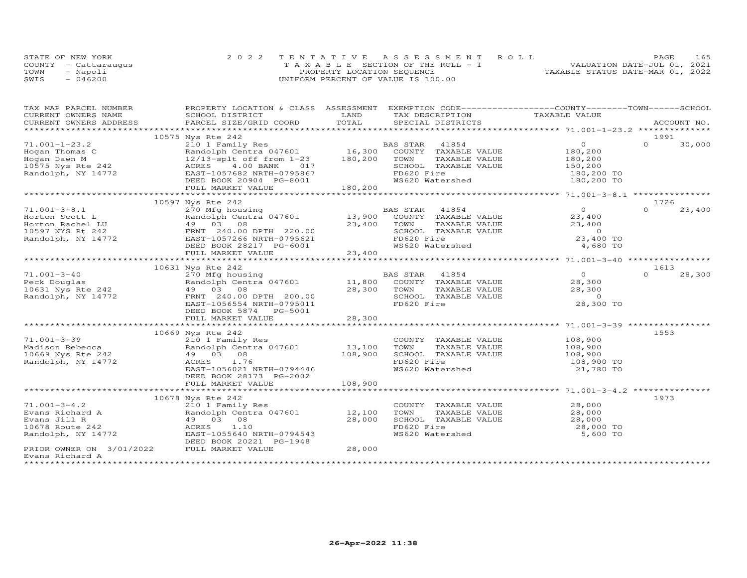STATE OF NEW YORK | COUNTY - Cattaraugus | TOWN - Napoli | SWIS - 046200

2 0 2 2 T E N T A T I V E A S S E S S M E N T R O L L
T A X A B L E SECTION OF THE ROLL - 1
PROPERTY LOCATION SEQUENCE
UNIFORM PERCENT OF VALUE IS 100.00

VALUATION DATE-JUL 01, 2021
TAXABLE STATUS DATE-MAR 01, 2022

| TAX MAP PARCEL NUMBER / CURRENT OWNERS NAME / CURRENT OWNERS ADDRESS | PROPERTY LOCATION & CLASS / SCHOOL DISTRICT / PARCEL SIZE/GRID COORD | ASSESSMENT LAND | TOTAL | EXEMPTION CODE / TAX DESCRIPTION / SPECIAL DISTRICTS | COUNTY / TOWN / SCHOOL TAXABLE VALUE | ACCOUNT NO. |
|---|---|---|---|---|---|---|
| **71.001-1-23.2** | 10575 Nys Rte 242 | | | | | 1991 |
| Hogan Thomas C | 210 1 Family Res | | | BAS STAR 41854 | 0 / 0 | 30,000 |
| Hogan Dawn M | Randolph Centra 047601 | 16,300 | | COUNTY TAXABLE VALUE | 180,200 | |
| 10575 Nys Rte 242 | 12/13-splt off from 1-23 | | 180,200 | TOWN TAXABLE VALUE | 180,200 | |
| Randolph, NY 14772 | ACRES 4.00 BANK 017 | | | SCHOOL TAXABLE VALUE | 150,200 | |
| | EAST-1057682 NRTH-0795867 | | | FD620 Fire | 180,200 TO | |
| | DEED BOOK 20904 PG-8001 | | | WS620 Watershed | 180,200 TO | |
| | FULL MARKET VALUE | | 180,200 | | | |
| **71.001-3-8.1** | 10597 Nys Rte 242 | | | | | 1726 |
| Horton Scott L | 270 Mfg housing | | | BAS STAR 41854 | 0 / 0 | 23,400 |
| Horton Rachel LU | Randolph Centra 047601 | 13,900 | | COUNTY TAXABLE VALUE | 23,400 | |
| 10597 NYS Rt 242 | 49 03 08 | | 23,400 | TOWN TAXABLE VALUE | 23,400 | |
| Randolph, NY 14772 | FRNT 240.00 DPTH 220.00 | | | SCHOOL TAXABLE VALUE | 0 | |
| | EAST-1057266 NRTH-0795621 | | | FD620 Fire | 23,400 TO | |
| | DEED BOOK 28217 PG-6001 | | | WS620 Watershed | 4,680 TO | |
| | FULL MARKET VALUE | | 23,400 | | | |
| **71.001-3-40** | 10631 Nys Rte 242 | | | | | 1613 |
| Peck Douglas | 270 Mfg housing | | | BAS STAR 41854 | 0 / 0 | 28,300 |
| 10631 Nys Rte 242 | Randolph Centra 047601 | 11,800 | | COUNTY TAXABLE VALUE | 28,300 | |
| Randolph, NY 14772 | 49 03 08 | | 28,300 | TOWN TAXABLE VALUE | 28,300 | |
| | FRNT 240.00 DPTH 200.00 | | | SCHOOL TAXABLE VALUE | 0 | |
| | EAST-1056554 NRTH-0795011 | | | FD620 Fire | 28,300 TO | |
| | DEED BOOK 5874 PG-5001 | | | | | |
| | FULL MARKET VALUE | | 28,300 | | | |
| **71.001-3-39** | 10669 Nys Rte 242 | | | | | 1553 |
| Madison Rebecca | 210 1 Family Res | | | COUNTY TAXABLE VALUE | 108,900 | |
| 10669 Nys Rte 242 | Randolph Centra 047601 | 13,100 | | TOWN TAXABLE VALUE | 108,900 | |
| Randolph, NY 14772 | 49 03 08 | | 108,900 | SCHOOL TAXABLE VALUE | 108,900 | |
| | ACRES 1.76 | | | FD620 Fire | 108,900 TO | |
| | EAST-1056021 NRTH-0794446 | | | WS620 Watershed | 21,780 TO | |
| | DEED BOOK 28173 PG-2002 | | | | | |
| | FULL MARKET VALUE | | 108,900 | | | |
| **71.001-3-4.2** | 10678 Nys Rte 242 | | | | | 1973 |
| Evans Richard A | 210 1 Family Res | | | COUNTY TAXABLE VALUE | 28,000 | |
| Evans Jill R | Randolph Centra 047601 | 12,100 | | TOWN TAXABLE VALUE | 28,000 | |
| 10678 Route 242 | 49 03 08 | | 28,000 | SCHOOL TAXABLE VALUE | 28,000 | |
| Randolph, NY 14772 | ACRES 1.10 | | | FD620 Fire | 28,000 TO | |
| | EAST-1055640 NRTH-0794543 | | | WS620 Watershed | 5,600 TO | |
| | DEED BOOK 20221 PG-1948 | | | | | |
| PRIOR OWNER ON 3/01/2022 | FULL MARKET VALUE | | 28,000 | | | |
| Evans Richard A | | | | | | |

26-Apr-2022 11:38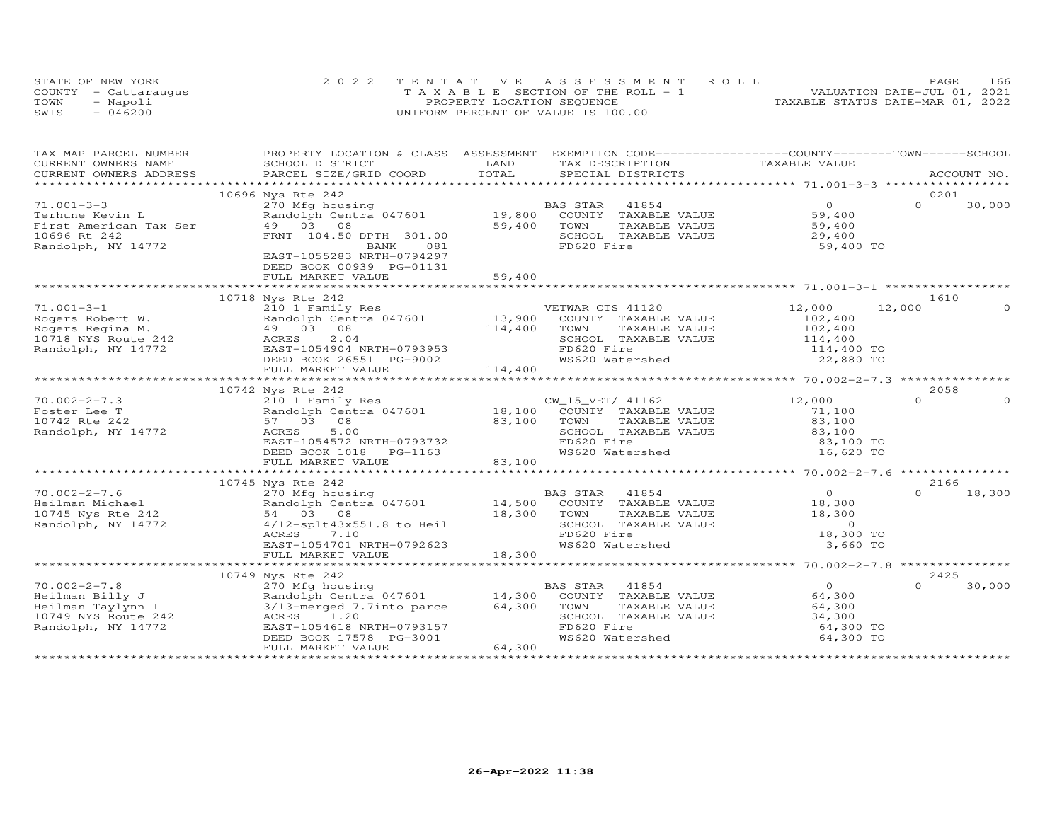STATE OF NEW YORK
COUNTY - Cattaraugus
TOWN - Napoli
SWIS - 046200

2022 TENTATIVE ASSESSMENT ROLL
TAXABLE SECTION OF THE ROLL - 1
PROPERTY LOCATION SEQUENCE
UNIFORM PERCENT OF VALUE IS 100.00

VALUATION DATE-JUL 01, 2021
TAXABLE STATUS DATE-MAR 01, 2022

| TAX MAP PARCEL NUMBER / CURRENT OWNERS NAME / CURRENT OWNERS ADDRESS | PROPERTY LOCATION & CLASS / SCHOOL DISTRICT / PARCEL SIZE/GRID COORD | ASSESSMENT LAND / TOTAL | EXEMPTION CODE / TAX DESCRIPTION / SPECIAL DISTRICTS | COUNTY TAXABLE VALUE | TOWN | SCHOOL / ACCOUNT NO. |
|---|---|---|---|---|---|---|
| 71.001-3-3 | 10696 Nys Rte 242 | | | | | 0201 |
| Terhune Kevin L | 270 Mfg housing | | BAS STAR 41854 | 0 | 0 | 30,000 |
| First American Tax Ser | Randolph Centra 047601 | 19,800 | COUNTY TAXABLE VALUE | 59,400 | | |
| 10696 Rt 242 | 49 03 08 | 59,400 | TOWN TAXABLE VALUE | 59,400 | | |
| Randolph, NY 14772 | FRNT 104.50 DPTH 301.00 | | SCHOOL TAXABLE VALUE | 29,400 | | |
| | BANK 081 | | FD620 Fire | 59,400 TO | | |
| | EAST-1055283 NRTH-0794297 | | | | | |
| | DEED BOOK 00939 PG-01131 | | | | | |
| | FULL MARKET VALUE | 59,400 | | | | |
| 71.001-3-1 | 10718 Nys Rte 242 | | | | | 1610 |
| Rogers Robert W. | 210 1 Family Res | | VETWAR CTS 41120 | 12,000 | 12,000 | 0 |
| Rogers Regina M. | Randolph Centra 047601 | 13,900 | COUNTY TAXABLE VALUE | 102,400 | | |
| 10718 NYS Route 242 | 49 03 08 | 114,400 | TOWN TAXABLE VALUE | 102,400 | | |
| Randolph, NY 14772 | ACRES 2.04 | | SCHOOL TAXABLE VALUE | 114,400 | | |
| | EAST-1054904 NRTH-0793953 | | FD620 Fire | 114,400 TO | | |
| | DEED BOOK 26551 PG-9002 | | WS620 Watershed | 22,880 TO | | |
| | FULL MARKET VALUE | 114,400 | | | | |
| 70.002-2-7.3 | 10742 Nys Rte 242 | | | | | 2058 |
| Foster Lee T | 210 1 Family Res | | CW_15_VET/ 41162 | 12,000 | 0 | 0 |
| 10742 Rte 242 | Randolph Centra 047601 | 18,100 | COUNTY TAXABLE VALUE | 71,100 | | |
| Randolph, NY 14772 | 57 03 08 | 83,100 | TOWN TAXABLE VALUE | 83,100 | | |
| | ACRES 5.00 | | SCHOOL TAXABLE VALUE | 83,100 | | |
| | EAST-1054572 NRTH-0793732 | | FD620 Fire | 83,100 TO | | |
| | DEED BOOK 1018 PG-1163 | | WS620 Watershed | 16,620 TO | | |
| | FULL MARKET VALUE | 83,100 | | | | |
| 70.002-2-7.6 | 10745 Nys Rte 242 | | | | | 2166 |
| Heilman Michael | 270 Mfg housing | | BAS STAR 41854 | 0 | 0 | 18,300 |
| 10745 Nys Rte 242 | Randolph Centra 047601 | 14,500 | COUNTY TAXABLE VALUE | 18,300 | | |
| Randolph, NY 14772 | 54 03 08 | 18,300 | TOWN TAXABLE VALUE | 18,300 | | |
| | 4/12-splt43x551.8 to Heil | | SCHOOL TAXABLE VALUE | 0 | | |
| | ACRES 7.10 | | FD620 Fire | 18,300 TO | | |
| | EAST-1054701 NRTH-0792623 | | WS620 Watershed | 3,660 TO | | |
| | FULL MARKET VALUE | 18,300 | | | | |
| 70.002-2-7.8 | 10749 Nys Rte 242 | | | | | 2425 |
| Heilman Billy J | 270 Mfg housing | | BAS STAR 41854 | 0 | 0 | 30,000 |
| Heilman Taylynn I | Randolph Centra 047601 | 14,300 | COUNTY TAXABLE VALUE | 64,300 | | |
| 10749 NYS Route 242 | 3/13-merged 7.7into parce | 64,300 | TOWN TAXABLE VALUE | 64,300 | | |
| Randolph, NY 14772 | ACRES 1.20 | | SCHOOL TAXABLE VALUE | 34,300 | | |
| | EAST-1054618 NRTH-0793157 | | FD620 Fire | 64,300 TO | | |
| | DEED BOOK 17578 PG-3001 | | WS620 Watershed | 64,300 TO | | |
| | FULL MARKET VALUE | 64,300 | | | | |

26-Apr-2022 11:38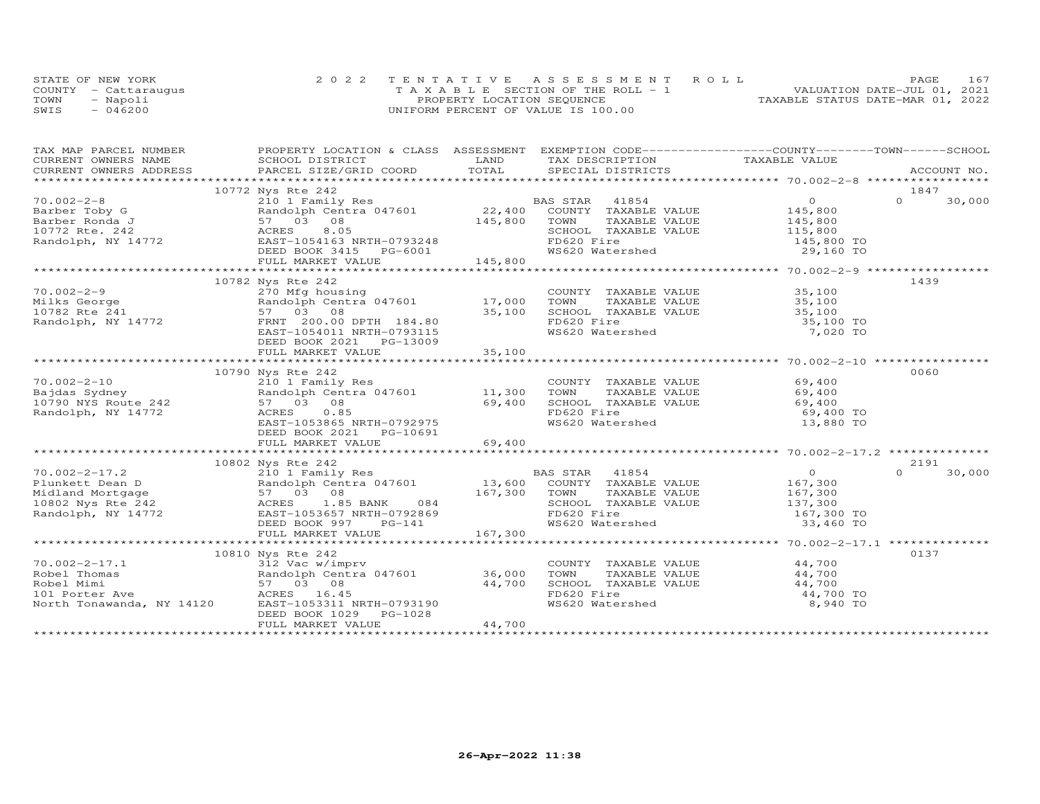STATE OF NEW YORK | 2022 TENTATIVE ASSESSMENT ROLL | PAGE 167
COUNTY - Cattaraugus | TAXABLE SECTION OF THE ROLL - 1 | VALUATION DATE-JUL 01, 2021
TOWN - Napoli | PROPERTY LOCATION SEQUENCE | TAXABLE STATUS DATE-MAR 01, 2022
SWIS - 046200 | UNIFORM PERCENT OF VALUE IS 100.00

| TAX MAP PARCEL NUMBER / CURRENT OWNERS NAME / CURRENT OWNERS ADDRESS | PROPERTY LOCATION & CLASS / SCHOOL DISTRICT / PARCEL SIZE/GRID COORD | ASSESSMENT LAND / TOTAL | EXEMPTION CODE / TAX DESCRIPTION / SPECIAL DISTRICTS | COUNTY / TOWN / SCHOOL TAXABLE VALUE | ACCOUNT NO. |
|---|---|---|---|---|---|
| **70.002-2-8** | 10772 Nys Rte 242 | | | | 1847 |
| 70.002-2-8 | 210 1 Family Res | | BAS STAR 41854 | 0 | 0 30,000 |
| Barber Toby G | Randolph Centra 047601 | 22,400 | COUNTY TAXABLE VALUE | 145,800 | |
| Barber Ronda J | 57 03 08 | 145,800 | TOWN TAXABLE VALUE | 145,800 | |
| 10772 Rte. 242 | ACRES 8.05 | | SCHOOL TAXABLE VALUE | 115,800 | |
| Randolph, NY 14772 | EAST-1054163 NRTH-0793248 | | FD620 Fire | 145,800 TO | |
| | DEED BOOK 3415 PG-6001 | | WS620 Watershed | 29,160 TO | |
| | FULL MARKET VALUE | 145,800 | | | |
| **70.002-2-9** | 10782 Nys Rte 242 | | | | 1439 |
| 70.002-2-9 | 270 Mfg housing | | COUNTY TAXABLE VALUE | 35,100 | |
| Milks George | Randolph Centra 047601 | 17,000 | TOWN TAXABLE VALUE | 35,100 | |
| 10782 Rte 241 | 57 03 08 | 35,100 | SCHOOL TAXABLE VALUE | 35,100 | |
| Randolph, NY 14772 | FRNT 200.00 DPTH 184.80 | | FD620 Fire | 35,100 TO | |
| | EAST-1054011 NRTH-0793115 | | WS620 Watershed | 7,020 TO | |
| | DEED BOOK 2021 PG-13009 | | | | |
| | FULL MARKET VALUE | 35,100 | | | |
| **70.002-2-10** | 10790 Nys Rte 242 | | | | 0060 |
| 70.002-2-10 | 210 1 Family Res | | COUNTY TAXABLE VALUE | 69,400 | |
| Bajdas Sydney | Randolph Centra 047601 | 11,300 | TOWN TAXABLE VALUE | 69,400 | |
| 10790 NYS Route 242 | 57 03 08 | 69,400 | SCHOOL TAXABLE VALUE | 69,400 | |
| Randolph, NY 14772 | ACRES 0.85 | | FD620 Fire | 69,400 TO | |
| | EAST-1053865 NRTH-0792975 | | WS620 Watershed | 13,880 TO | |
| | DEED BOOK 2021 PG-10691 | | | | |
| | FULL MARKET VALUE | 69,400 | | | |
| **70.002-2-17.2** | 10802 Nys Rte 242 | | | | 2191 |
| 70.002-2-17.2 | 210 1 Family Res | | BAS STAR 41854 | 0 | 0 30,000 |
| Plunkett Dean D | Randolph Centra 047601 | 13,600 | COUNTY TAXABLE VALUE | 167,300 | |
| Midland Mortgage | 57 03 08 | 167,300 | TOWN TAXABLE VALUE | 167,300 | |
| 10802 Nys Rte 242 | ACRES 1.85 BANK 084 | | SCHOOL TAXABLE VALUE | 137,300 | |
| Randolph, NY 14772 | EAST-1053657 NRTH-0792869 | | FD620 Fire | 167,300 TO | |
| | DEED BOOK 997 PG-141 | | WS620 Watershed | 33,460 TO | |
| | FULL MARKET VALUE | 167,300 | | | |
| **70.002-2-17.1** | 10810 Nys Rte 242 | | | | 0137 |
| 70.002-2-17.1 | 312 Vac w/imprv | | COUNTY TAXABLE VALUE | 44,700 | |
| Robel Thomas | Randolph Centra 047601 | 36,000 | TOWN TAXABLE VALUE | 44,700 | |
| Robel Mimi | 57 03 08 | 44,700 | SCHOOL TAXABLE VALUE | 44,700 | |
| 101 Porter Ave | ACRES 16.45 | | FD620 Fire | 44,700 TO | |
| North Tonawanda, NY 14120 | EAST-1053311 NRTH-0793190 | | WS620 Watershed | 8,940 TO | |
| | DEED BOOK 1029 PG-1028 | | | | |
| | FULL MARKET VALUE | 44,700 | | | |

26-Apr-2022 11:38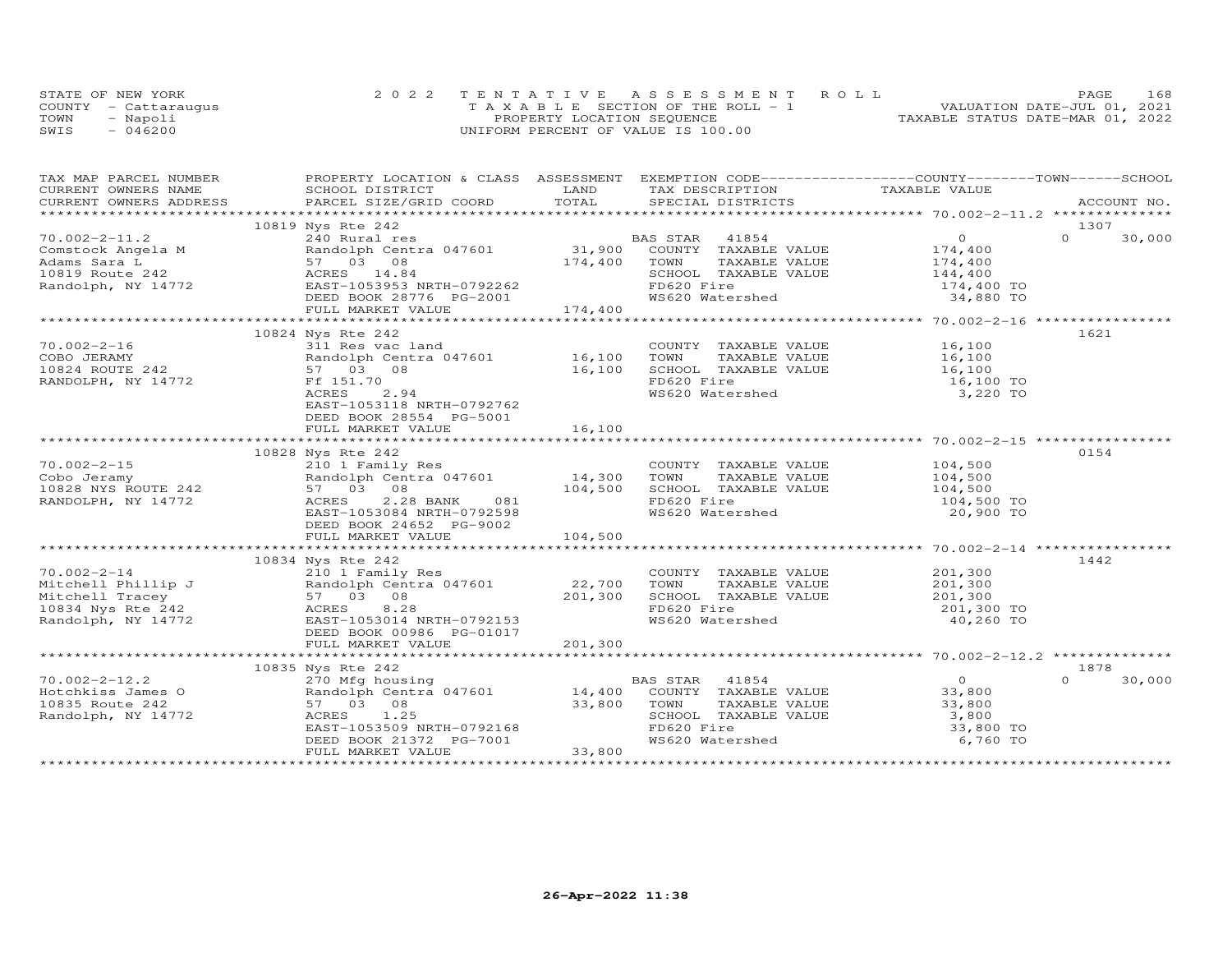STATE OF NEW YORK
COUNTY - Cattaraugus
TOWN - Napoli
SWIS - 046200

2022 TENTATIVE ASSESSMENT ROLL
TAXABLE SECTION OF THE ROLL - 1
PROPERTY LOCATION SEQUENCE
UNIFORM PERCENT OF VALUE IS 100.00

VALUATION DATE-JUL 01, 2021
TAXABLE STATUS DATE-MAR 01, 2022

| TAX MAP PARCEL NUMBER / CURRENT OWNERS NAME / CURRENT OWNERS ADDRESS | PROPERTY LOCATION & CLASS / SCHOOL DISTRICT / PARCEL SIZE/GRID COORD | ASSESSMENT LAND | TOTAL | EXEMPTION CODE / TAX DESCRIPTION / SPECIAL DISTRICTS | COUNTY TAXABLE VALUE | TOWN | SCHOOL | ACCOUNT NO. |
|---|---|---|---|---|---|---|---|---|
| 70.002-2-11.2 | 10819 Nys Rte 242 | | | | | | | 1307 |
| 70.002-2-11.2 | 240 Rural res | | | BAS STAR 41854 | 0 | 0 | 30,000 | |
| Comstock Angela M | Randolph Centra 047601 | 31,900 | | COUNTY TAXABLE VALUE | 174,400 | | | |
| Adams Sara L | 57 03 08 | | 174,400 | TOWN TAXABLE VALUE | 174,400 | | | |
| 10819 Route 242 | ACRES 14.84 | | | SCHOOL TAXABLE VALUE | 144,400 | | | |
| Randolph, NY 14772 | EAST-1053953 NRTH-0792262 | | | FD620 Fire | 174,400 TO | | | |
| | DEED BOOK 28776 PG-2001 | | | WS620 Watershed | 34,880 TO | | | |
| | FULL MARKET VALUE | | 174,400 | | | | | |
| 70.002-2-16 | 10824 Nys Rte 242 | | | | | | | 1621 |
| 70.002-2-16 | 311 Res vac land | | | COUNTY TAXABLE VALUE | 16,100 | | | |
| COBO JERAMY | Randolph Centra 047601 | 16,100 | | TOWN TAXABLE VALUE | 16,100 | | | |
| 10824 ROUTE 242 | 57 03 08 | | 16,100 | SCHOOL TAXABLE VALUE | 16,100 | | | |
| RANDOLPH, NY 14772 | Ff 151.70 | | | FD620 Fire | 16,100 TO | | | |
| | ACRES 2.94 | | | WS620 Watershed | 3,220 TO | | | |
| | EAST-1053118 NRTH-0792762 | | | | | | | |
| | DEED BOOK 28554 PG-5001 | | | | | | | |
| | FULL MARKET VALUE | | 16,100 | | | | | |
| 70.002-2-15 | 10828 Nys Rte 242 | | | | | | | 0154 |
| 70.002-2-15 | 210 1 Family Res | | | COUNTY TAXABLE VALUE | 104,500 | | | |
| Cobo Jeramy | Randolph Centra 047601 | 14,300 | | TOWN TAXABLE VALUE | 104,500 | | | |
| 10828 NYS ROUTE 242 | 57 03 08 | | 104,500 | SCHOOL TAXABLE VALUE | 104,500 | | | |
| RANDOLPH, NY 14772 | ACRES 2.28 BANK 081 | | | FD620 Fire | 104,500 TO | | | |
| | EAST-1053084 NRTH-0792598 | | | WS620 Watershed | 20,900 TO | | | |
| | DEED BOOK 24652 PG-9002 | | | | | | | |
| | FULL MARKET VALUE | | 104,500 | | | | | |
| 70.002-2-14 | 10834 Nys Rte 242 | | | | | | | 1442 |
| 70.002-2-14 | 210 1 Family Res | | | COUNTY TAXABLE VALUE | 201,300 | | | |
| Mitchell Phillip J | Randolph Centra 047601 | 22,700 | | TOWN TAXABLE VALUE | 201,300 | | | |
| Mitchell Tracey | 57 03 08 | | 201,300 | SCHOOL TAXABLE VALUE | 201,300 | | | |
| 10834 Nys Rte 242 | ACRES 8.28 | | | FD620 Fire | 201,300 TO | | | |
| Randolph, NY 14772 | EAST-1053014 NRTH-0792153 | | | WS620 Watershed | 40,260 TO | | | |
| | DEED BOOK 00986 PG-01017 | | | | | | | |
| | FULL MARKET VALUE | | 201,300 | | | | | |
| 70.002-2-12.2 | 10835 Nys Rte 242 | | | | | | | 1878 |
| 70.002-2-12.2 | 270 Mfg housing | | | BAS STAR 41854 | 0 | 0 | 30,000 | |
| Hotchkiss James O | Randolph Centra 047601 | 14,400 | | COUNTY TAXABLE VALUE | 33,800 | | | |
| 10835 Route 242 | 57 03 08 | | 33,800 | TOWN TAXABLE VALUE | 33,800 | | | |
| Randolph, NY 14772 | ACRES 1.25 | | | SCHOOL TAXABLE VALUE | 3,800 | | | |
| | EAST-1053509 NRTH-0792168 | | | FD620 Fire | 33,800 TO | | | |
| | DEED BOOK 21372 PG-7001 | | | WS620 Watershed | 6,760 TO | | | |
| | FULL MARKET VALUE | | 33,800 | | | | | |

26-Apr-2022 11:38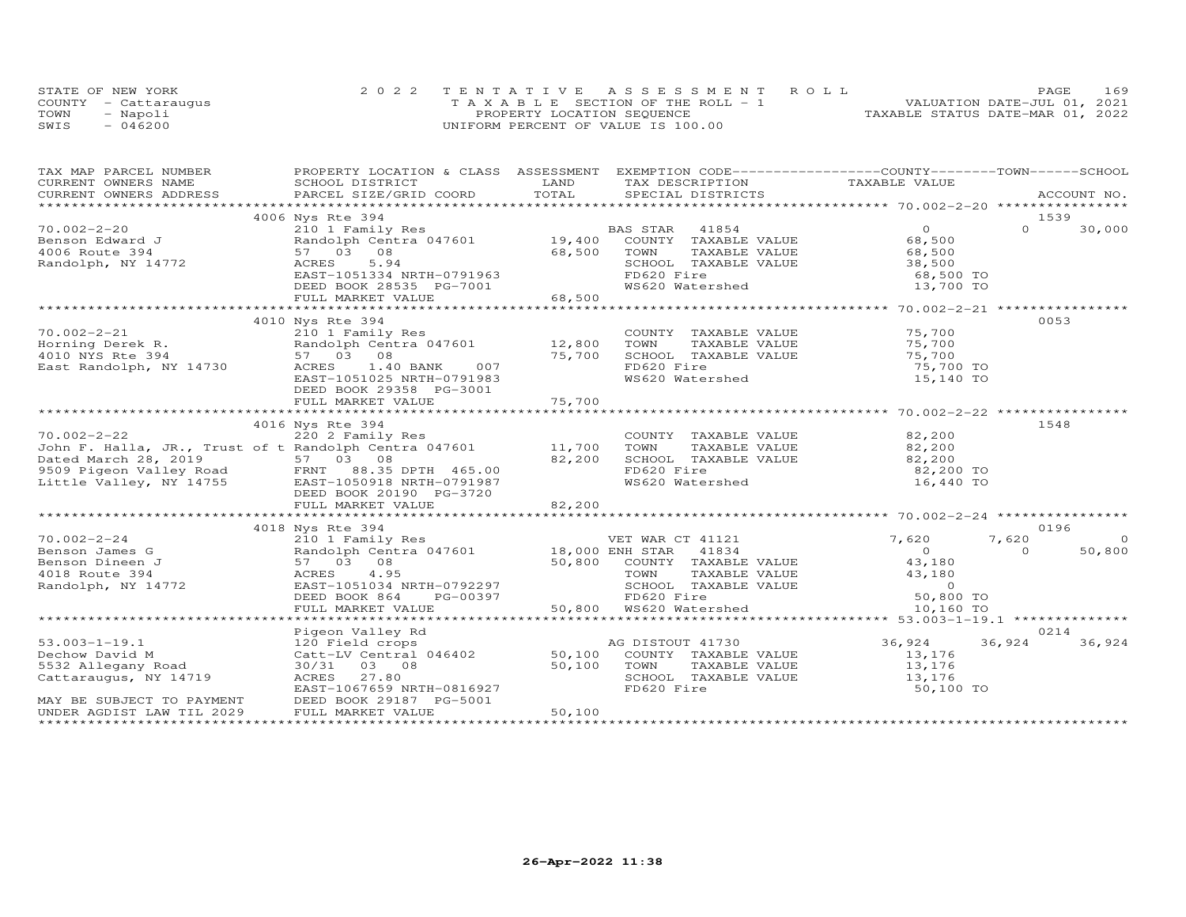STATE OF NEW YORK
COUNTY - Cattaraugus
TOWN - Napoli
SWIS - 046200

2022 TENTATIVE ASSESSMENT ROLL
TAXABLE SECTION OF THE ROLL - 1
PROPERTY LOCATION SEQUENCE
UNIFORM PERCENT OF VALUE IS 100.00

VALUATION DATE-JUL 01, 2021
TAXABLE STATUS DATE-MAR 01, 2022

```
TAX MAP PARCEL NUMBER     PROPERTY LOCATION & CLASS  ASSESSMENT  EXEMPTION CODE------------------COUNTY--------TOWN------SCHOOL
CURRENT OWNERS NAME       SCHOOL DISTRICT              LAND      TAX DESCRIPTION                  TAXABLE VALUE
CURRENT OWNERS ADDRESS    PARCEL SIZE/GRID COORD       TOTAL     SPECIAL DISTRICTS                                          ACCOUNT NO.
******************************************************************************************************* 70.002-2-20 *****************
                          4006 Nys Rte 394                                                                                  1539
70.002-2-20               210 1 Family Res                       BAS STAR  41854                    0            0        30,000
Benson Edward J           Randolph Centra 047601      19,400     COUNTY  TAXABLE VALUE         68,500
4006 Route 394            57  03  08                  68,500     TOWN    TAXABLE VALUE         68,500
Randolph, NY 14772        ACRES    5.94                          SCHOOL  TAXABLE VALUE         38,500
                          EAST-1051334 NRTH-0791963              FD620 Fire                     68,500 TO
                          DEED BOOK 28535  PG-7001               WS620 Watershed                13,700 TO
                          FULL MARKET VALUE           68,500
******************************************************************************************************* 70.002-2-21 *****************
                          4010 Nys Rte 394                                                                                  0053
70.002-2-21               210 1 Family Res                       COUNTY  TAXABLE VALUE         75,700
Horning Derek R.          Randolph Centra 047601      12,800     TOWN    TAXABLE VALUE         75,700
4010 NYS Rte 394          57  03  08                  75,700     SCHOOL  TAXABLE VALUE         75,700
East Randolph, NY 14730   ACRES    1.40 BANK    007              FD620 Fire                     75,700 TO
                          EAST-1051025 NRTH-0791983              WS620 Watershed                15,140 TO
                          DEED BOOK 29358  PG-3001
                          FULL MARKET VALUE           75,700
******************************************************************************************************* 70.002-2-22 *****************
                          4016 Nys Rte 394                                                                                  1548
70.002-2-22               220 2 Family Res                       COUNTY  TAXABLE VALUE         82,200
John F. Halla, JR., Trust of t Randolph Centra 047601 11,700     TOWN    TAXABLE VALUE         82,200
Dated March 28, 2019      57  03  08                  82,200     SCHOOL  TAXABLE VALUE         82,200
9509 Pigeon Valley Road   FRNT   88.35 DPTH 465.00               FD620 Fire                     82,200 TO
Little Valley, NY 14755   EAST-1050918 NRTH-0791987              WS620 Watershed                16,440 TO
                          DEED BOOK 20190  PG-3720
                          FULL MARKET VALUE           82,200
******************************************************************************************************* 70.002-2-24 *****************
                          4018 Nys Rte 394                                                                                  0196
70.002-2-24               210 1 Family Res                       VET WAR CT 41121               7,620        7,620           0
Benson James G            Randolph Centra 047601      18,000 ENH STAR  41834                    0            0        50,800
Benson Dineen J           57  03  08                  50,800     COUNTY  TAXABLE VALUE         43,180
4018 Route 394            ACRES    4.95                          TOWN    TAXABLE VALUE         43,180
Randolph, NY 14772        EAST-1051034 NRTH-0792297              SCHOOL  TAXABLE VALUE              0
                          DEED BOOK 864    PG-00397              FD620 Fire                     50,800 TO
                          FULL MARKET VALUE           50,800     WS620 Watershed                10,160 TO
******************************************************************************************************* 53.003-1-19.1 ***************
                          Pigeon Valley Rd                                                                                  0214
53.003-1-19.1             120 Field crops                        AG DISTOUT 41730              36,924       36,924      36,924
Dechow David M            Catt-LV Central 046402      50,100     COUNTY  TAXABLE VALUE         13,176
5532 Allegany Road        30/31  03  08               50,100     TOWN    TAXABLE VALUE         13,176
Cattaraugus, NY 14719     ACRES   27.80                          SCHOOL  TAXABLE VALUE         13,176
                          EAST-1067659 NRTH-0816927              FD620 Fire                     50,100 TO
MAY BE SUBJECT TO PAYMENT DEED BOOK 29187  PG-5001
UNDER AGDIST LAW TIL 2029 FULL MARKET VALUE           50,100
************************************************************************************************************************************
```

26-Apr-2022 11:38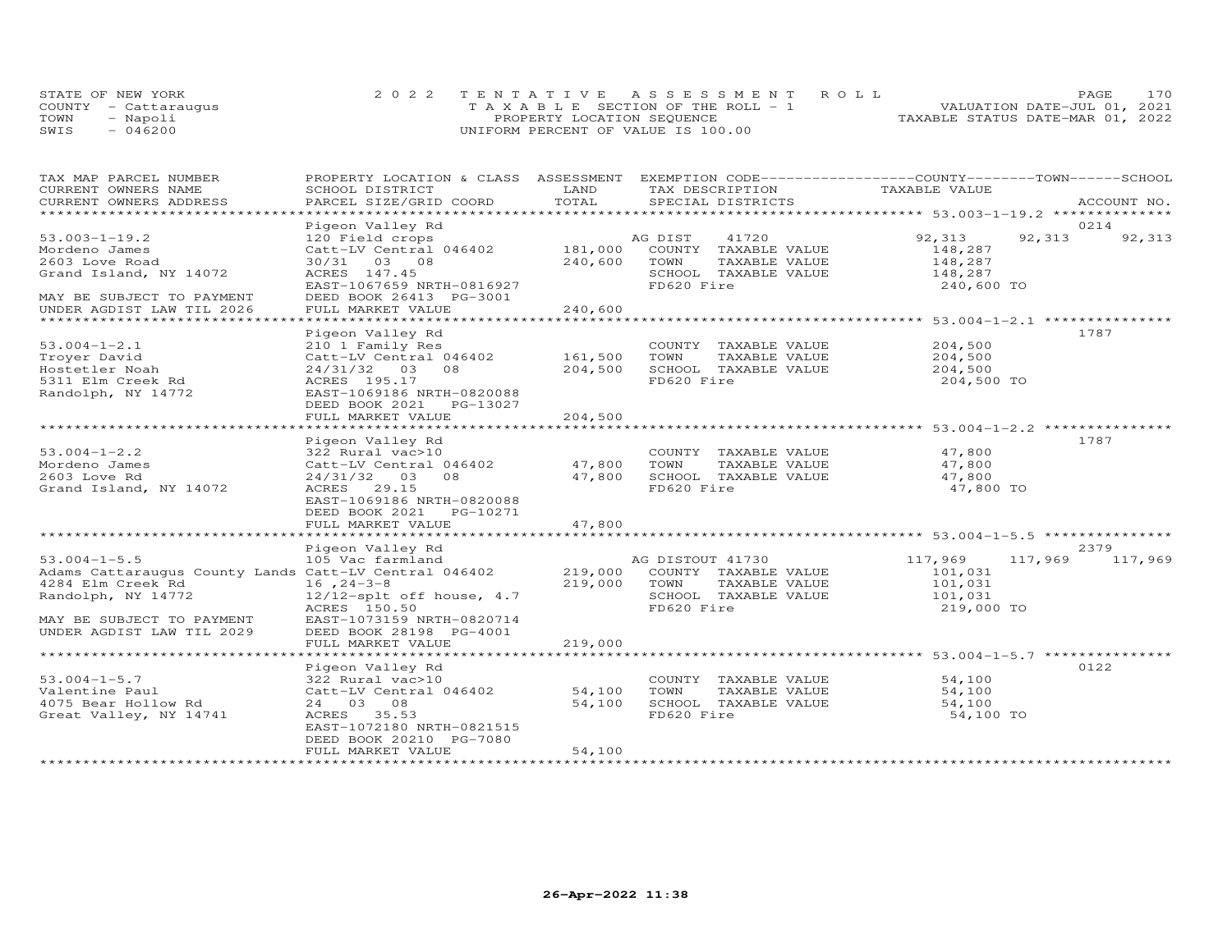STATE OF NEW YORK
COUNTY - Cattaraugus
TOWN - Napoli
SWIS - 046200

2022 TENTATIVE ASSESSMENT ROLL
TAXABLE SECTION OF THE ROLL - 1
PROPERTY LOCATION SEQUENCE
UNIFORM PERCENT OF VALUE IS 100.00

VALUATION DATE-JUL 01, 2021
TAXABLE STATUS DATE-MAR 01, 2022

| TAX MAP PARCEL NUMBER / CURRENT OWNERS NAME / CURRENT OWNERS ADDRESS | PROPERTY LOCATION & CLASS / SCHOOL DISTRICT / PARCEL SIZE/GRID COORD | ASSESSMENT LAND / TOTAL | EXEMPTION CODE / TAX DESCRIPTION / SPECIAL DISTRICTS | COUNTY | TOWN | SCHOOL / TAXABLE VALUE | ACCOUNT NO. |
|---|---|---|---|---|---|---|---|
| **53.003-1-19.2** | Pigeon Valley Rd | | | | | | 0214 |
| 53.003-1-19.2 | 120 Field crops | | AG DIST 41720 | 92,313 | 92,313 | 92,313 | |
| Mordeno James | Catt-LV Central 046402 | 181,000 | COUNTY TAXABLE VALUE | 148,287 | | | |
| 2603 Love Road | 30/31 03 08 | 240,600 | TOWN TAXABLE VALUE | | 148,287 | | |
| Grand Island, NY 14072 | ACRES 147.45 | | SCHOOL TAXABLE VALUE | | | 148,287 | |
| | EAST-1067659 NRTH-0816927 | | FD620 Fire | 240,600 TO | | | |
| MAY BE SUBJECT TO PAYMENT | DEED BOOK 26413 PG-3001 | | | | | | |
| UNDER AGDIST LAW TIL 2026 | FULL MARKET VALUE | 240,600 | | | | | |
| **53.004-1-2.1** | Pigeon Valley Rd | | | | | | 1787 |
| 53.004-1-2.1 | 210 1 Family Res | | COUNTY TAXABLE VALUE | 204,500 | | | |
| Troyer David | Catt-LV Central 046402 | 161,500 | TOWN TAXABLE VALUE | | 204,500 | | |
| Hostetler Noah | 24/31/32 03 08 | 204,500 | SCHOOL TAXABLE VALUE | | | 204,500 | |
| 5311 Elm Creek Rd | ACRES 195.17 | | FD620 Fire | 204,500 TO | | | |
| Randolph, NY 14772 | EAST-1069186 NRTH-0820088 | | | | | | |
| | DEED BOOK 2021 PG-13027 | | | | | | |
| | FULL MARKET VALUE | 204,500 | | | | | |
| **53.004-1-2.2** | Pigeon Valley Rd | | | | | | 1787 |
| 53.004-1-2.2 | 322 Rural vac>10 | | COUNTY TAXABLE VALUE | 47,800 | | | |
| Mordeno James | Catt-LV Central 046402 | 47,800 | TOWN TAXABLE VALUE | | 47,800 | | |
| 2603 Love Rd | 24/31/32 03 08 | 47,800 | SCHOOL TAXABLE VALUE | | | 47,800 | |
| Grand Island, NY 14072 | ACRES 29.15 | | FD620 Fire | 47,800 TO | | | |
| | EAST-1069186 NRTH-0820088 | | | | | | |
| | DEED BOOK 2021 PG-10271 | | | | | | |
| | FULL MARKET VALUE | 47,800 | | | | | |
| **53.004-1-5.5** | Pigeon Valley Rd | | | | | | 2379 |
| 53.004-1-5.5 | 105 Vac farmland | | AG DISTOUT 41730 | 117,969 | 117,969 | 117,969 | |
| Adams Cattaraugus County Lands | Catt-LV Central 046402 | 219,000 | COUNTY TAXABLE VALUE | 101,031 | | | |
| 4284 Elm Creek Rd | 16 ,24-3-8 | 219,000 | TOWN TAXABLE VALUE | | 101,031 | | |
| Randolph, NY 14772 | 12/12-splt off house, 4.7 | | SCHOOL TAXABLE VALUE | | | 101,031 | |
| | ACRES 150.50 | | FD620 Fire | 219,000 TO | | | |
| MAY BE SUBJECT TO PAYMENT | EAST-1073159 NRTH-0820714 | | | | | | |
| UNDER AGDIST LAW TIL 2029 | DEED BOOK 28198 PG-4001 | | | | | | |
| | FULL MARKET VALUE | 219,000 | | | | | |
| **53.004-1-5.7** | Pigeon Valley Rd | | | | | | 0122 |
| 53.004-1-5.7 | 322 Rural vac>10 | | COUNTY TAXABLE VALUE | 54,100 | | | |
| Valentine Paul | Catt-LV Central 046402 | 54,100 | TOWN TAXABLE VALUE | | 54,100 | | |
| 4075 Bear Hollow Rd | 24 03 08 | 54,100 | SCHOOL TAXABLE VALUE | | | 54,100 | |
| Great Valley, NY 14741 | ACRES 35.53 | | FD620 Fire | 54,100 TO | | | |
| | EAST-1072180 NRTH-0821515 | | | | | | |
| | DEED BOOK 20210 PG-7080 | | | | | | |
| | FULL MARKET VALUE | 54,100 | | | | | |

26-Apr-2022 11:38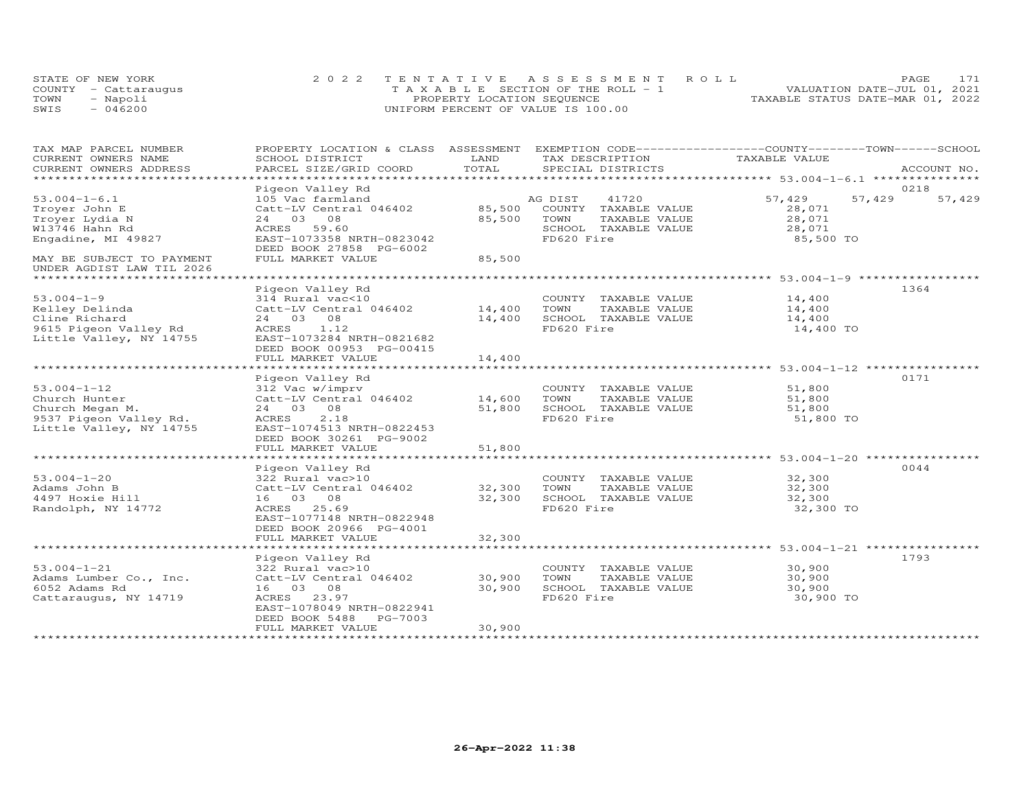STATE OF NEW YORK
COUNTY - Cattaraugus
TOWN - Napoli
SWIS - 046200

2022 TENTATIVE ASSESSMENT ROLL
TAXABLE SECTION OF THE ROLL - 1
PROPERTY LOCATION SEQUENCE
UNIFORM PERCENT OF VALUE IS 100.00

VALUATION DATE-JUL 01, 2021
TAXABLE STATUS DATE-MAR 01, 2022

| TAX MAP PARCEL NUMBER / CURRENT OWNERS NAME / CURRENT OWNERS ADDRESS | PROPERTY LOCATION & CLASS / SCHOOL DISTRICT / PARCEL SIZE/GRID COORD | ASSESSMENT LAND / TOTAL | EXEMPTION CODE / TAX DESCRIPTION / SPECIAL DISTRICTS | COUNTY / TAXABLE VALUE | TOWN | SCHOOL / ACCOUNT NO. |
|---|---|---|---|---|---|---|
| **53.004-1-6.1** | Pigeon Valley Rd | | | | | 0218 |
| 53.004-1-6.1 | 105 Vac farmland | | AG DIST 41720 | 57,429 | 57,429 | 57,429 |
| Troyer John E | Catt-LV Central 046402 | 85,500 | COUNTY TAXABLE VALUE | 28,071 | | |
| Troyer Lydia N | 24 03 08 | 85,500 | TOWN TAXABLE VALUE | 28,071 | | |
| W13746 Hahn Rd | ACRES 59.60 | | SCHOOL TAXABLE VALUE | 28,071 | | |
| Engadine, MI 49827 | EAST-1073358 NRTH-0823042 | | FD620 Fire | 85,500 TO | | |
| | DEED BOOK 27858 PG-6002 | | | | | |
| MAY BE SUBJECT TO PAYMENT UNDER AGDIST LAW TIL 2026 | FULL MARKET VALUE | 85,500 | | | | |
| **53.004-1-9** | Pigeon Valley Rd | | | | | 1364 |
| 53.004-1-9 | 314 Rural vac<10 | | COUNTY TAXABLE VALUE | 14,400 | | |
| Kelley Delinda | Catt-LV Central 046402 | 14,400 | TOWN TAXABLE VALUE | 14,400 | | |
| Cline Richard | 24 03 08 | 14,400 | SCHOOL TAXABLE VALUE | 14,400 | | |
| 9615 Pigeon Valley Rd | ACRES 1.12 | | FD620 Fire | 14,400 TO | | |
| Little Valley, NY 14755 | EAST-1073284 NRTH-0821682 | | | | | |
| | DEED BOOK 00953 PG-00415 | | | | | |
| | FULL MARKET VALUE | 14,400 | | | | |
| **53.004-1-12** | Pigeon Valley Rd | | | | | 0171 |
| 53.004-1-12 | 312 Vac w/imprv | | COUNTY TAXABLE VALUE | 51,800 | | |
| Church Hunter | Catt-LV Central 046402 | 14,600 | TOWN TAXABLE VALUE | 51,800 | | |
| Church Megan M. | 24 03 08 | 51,800 | SCHOOL TAXABLE VALUE | 51,800 | | |
| 9537 Pigeon Valley Rd. | ACRES 2.18 | | FD620 Fire | 51,800 TO | | |
| Little Valley, NY 14755 | EAST-1074513 NRTH-0822453 | | | | | |
| | DEED BOOK 30261 PG-9002 | | | | | |
| | FULL MARKET VALUE | 51,800 | | | | |
| **53.004-1-20** | Pigeon Valley Rd | | | | | 0044 |
| 53.004-1-20 | 322 Rural vac>10 | | COUNTY TAXABLE VALUE | 32,300 | | |
| Adams John B | Catt-LV Central 046402 | 32,300 | TOWN TAXABLE VALUE | 32,300 | | |
| 4497 Hoxie Hill | 16 03 08 | 32,300 | SCHOOL TAXABLE VALUE | 32,300 | | |
| Randolph, NY 14772 | ACRES 25.69 | | FD620 Fire | 32,300 TO | | |
| | EAST-1077148 NRTH-0822948 | | | | | |
| | DEED BOOK 20966 PG-4001 | | | | | |
| | FULL MARKET VALUE | 32,300 | | | | |
| **53.004-1-21** | Pigeon Valley Rd | | | | | 1793 |
| 53.004-1-21 | 322 Rural vac>10 | | COUNTY TAXABLE VALUE | 30,900 | | |
| Adams Lumber Co., Inc. | Catt-LV Central 046402 | 30,900 | TOWN TAXABLE VALUE | 30,900 | | |
| 6052 Adams Rd | 16 03 08 | 30,900 | SCHOOL TAXABLE VALUE | 30,900 | | |
| Cattaraugus, NY 14719 | ACRES 23.97 | | FD620 Fire | 30,900 TO | | |
| | EAST-1078049 NRTH-0822941 | | | | | |
| | DEED BOOK 5488 PG-7003 | | | | | |
| | FULL MARKET VALUE | 30,900 | | | | |

26-Apr-2022 11:38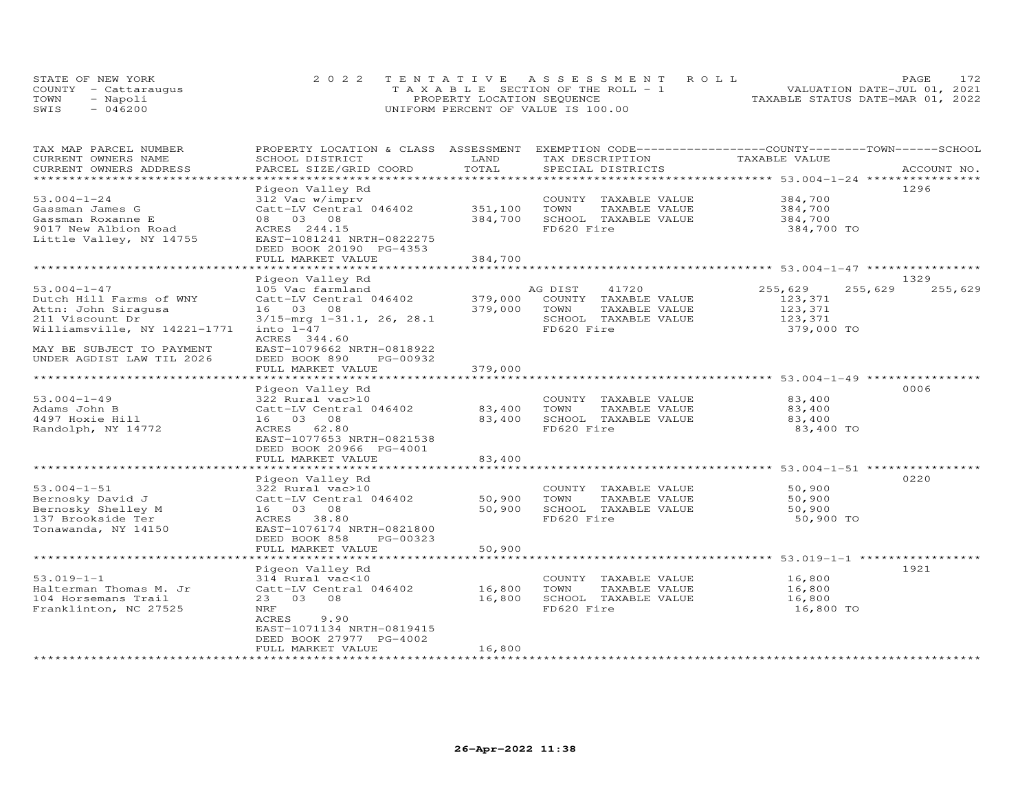STATE OF NEW YORK — 2022 TENTATIVE ASSESSMENT ROLL
COUNTY - Cattaraugus — TAXABLE SECTION OF THE ROLL - 1 — VALUATION DATE-JUL 01, 2021
TOWN - Napoli — PROPERTY LOCATION SEQUENCE — TAXABLE STATUS DATE-MAR 01, 2022
SWIS - 046200 — UNIFORM PERCENT OF VALUE IS 100.00

| TAX MAP PARCEL NUMBER / CURRENT OWNERS NAME / CURRENT OWNERS ADDRESS | PROPERTY LOCATION & CLASS / SCHOOL DISTRICT / PARCEL SIZE/GRID COORD | ASSESSMENT LAND | ASSESSMENT TOTAL | EXEMPTION CODE / TAX DESCRIPTION / SPECIAL DISTRICTS | COUNTY TAXABLE VALUE | TOWN | SCHOOL | ACCOUNT NO. |
|---|---|---|---|---|---|---|---|---|
| 53.004-1-24 | Pigeon Valley Rd | | | | | | | 1296 |
| | 312 Vac w/imprv | | | COUNTY TAXABLE VALUE | 384,700 | | | |
| Gassman James G | Catt-LV Central 046402 | 351,100 | | TOWN TAXABLE VALUE | 384,700 | | | |
| Gassman Roxanne E | 08 03 08 | | 384,700 | SCHOOL TAXABLE VALUE | 384,700 | | | |
| 9017 New Albion Road | ACRES 244.15 | | | FD620 Fire | 384,700 TO | | | |
| Little Valley, NY 14755 | EAST-1081241 NRTH-0822275 | | | | | | | |
| | DEED BOOK 20190 PG-4353 | | | | | | | |
| | FULL MARKET VALUE | | 384,700 | | | | | |
| 53.004-1-47 | Pigeon Valley Rd | | | | | | | 1329 |
| | 105 Vac farmland | | | AG DIST 41720 | 255,629 | 255,629 | 255,629 | |
| Dutch Hill Farms of WNY | Catt-LV Central 046402 | 379,000 | | COUNTY TAXABLE VALUE | 123,371 | | | |
| Attn: John Siragusa | 16 03 08 | | 379,000 | TOWN TAXABLE VALUE | 123,371 | | | |
| 211 Viscount Dr | 3/15-mrg 1-31.1, 26, 28.1 | | | SCHOOL TAXABLE VALUE | 123,371 | | | |
| Williamsville, NY 14221-1771 | into 1-47 | | | FD620 Fire | 379,000 TO | | | |
| | ACRES 344.60 | | | | | | | |
| MAY BE SUBJECT TO PAYMENT | EAST-1079662 NRTH-0818922 | | | | | | | |
| UNDER AGDIST LAW TIL 2026 | DEED BOOK 890 PG-00932 | | | | | | | |
| | FULL MARKET VALUE | | 379,000 | | | | | |
| 53.004-1-49 | Pigeon Valley Rd | | | | | | | 0006 |
| | 322 Rural vac>10 | | | COUNTY TAXABLE VALUE | 83,400 | | | |
| Adams John B | Catt-LV Central 046402 | 83,400 | | TOWN TAXABLE VALUE | 83,400 | | | |
| 4497 Hoxie Hill | 16 03 08 | | 83,400 | SCHOOL TAXABLE VALUE | 83,400 | | | |
| Randolph, NY 14772 | ACRES 62.80 | | | FD620 Fire | 83,400 TO | | | |
| | EAST-1077653 NRTH-0821538 | | | | | | | |
| | DEED BOOK 20966 PG-4001 | | | | | | | |
| | FULL MARKET VALUE | | 83,400 | | | | | |
| 53.004-1-51 | Pigeon Valley Rd | | | | | | | 0220 |
| | 322 Rural vac>10 | | | COUNTY TAXABLE VALUE | 50,900 | | | |
| Bernosky David J | Catt-LV Central 046402 | 50,900 | | TOWN TAXABLE VALUE | 50,900 | | | |
| Bernosky Shelley M | 16 03 08 | | 50,900 | SCHOOL TAXABLE VALUE | 50,900 | | | |
| 137 Brookside Ter | ACRES 38.80 | | | FD620 Fire | 50,900 TO | | | |
| Tonawanda, NY 14150 | EAST-1076174 NRTH-0821800 | | | | | | | |
| | DEED BOOK 858 PG-00323 | | | | | | | |
| | FULL MARKET VALUE | | 50,900 | | | | | |
| 53.019-1-1 | Pigeon Valley Rd | | | | | | | 1921 |
| | 314 Rural vac<10 | | | COUNTY TAXABLE VALUE | 16,800 | | | |
| Halterman Thomas M. Jr | Catt-LV Central 046402 | 16,800 | | TOWN TAXABLE VALUE | 16,800 | | | |
| 104 Horsemans Trail | 23 03 08 | | 16,800 | SCHOOL TAXABLE VALUE | 16,800 | | | |
| Franklinton, NC 27525 | NRF | | | FD620 Fire | 16,800 TO | | | |
| | ACRES 9.90 | | | | | | | |
| | EAST-1071134 NRTH-0819415 | | | | | | | |
| | DEED BOOK 27977 PG-4002 | | | | | | | |
| | FULL MARKET VALUE | | 16,800 | | | | | |

26-Apr-2022 11:38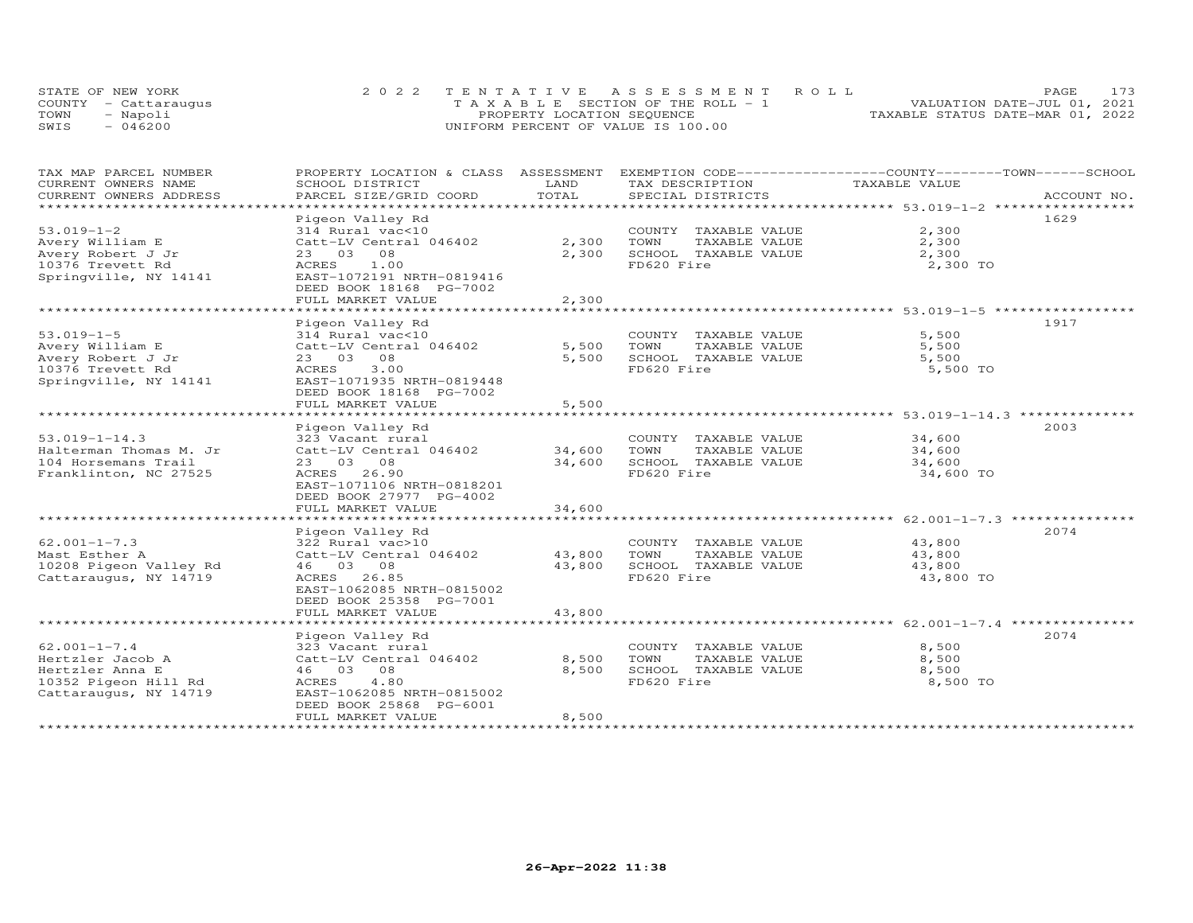STATE OF NEW YORK
COUNTY - Cattaraugus
TOWN - Napoli
SWIS - 046200

2022 TENTATIVE ASSESSMENT ROLL
TAXABLE SECTION OF THE ROLL - 1
PROPERTY LOCATION SEQUENCE
UNIFORM PERCENT OF VALUE IS 100.00

VALUATION DATE-JUL 01, 2021
TAXABLE STATUS DATE-MAR 01, 2022

| TAX MAP PARCEL NUMBER / CURRENT OWNERS NAME / CURRENT OWNERS ADDRESS | PROPERTY LOCATION & CLASS / SCHOOL DISTRICT / PARCEL SIZE/GRID COORD | ASSESSMENT LAND / TOTAL | EXEMPTION CODE / TAX DESCRIPTION / SPECIAL DISTRICTS | COUNTY / TOWN / SCHOOL TAXABLE VALUE | ACCOUNT NO. |
|---|---|---|---|---|---|
| 53.019-1-2 | Pigeon Valley Rd | | | | 1629 |
| 53.019-1-2 | 314 Rural vac<10 | | COUNTY TAXABLE VALUE | 2,300 | |
| Avery William E | Catt-LV Central 046402 | 2,300 | TOWN TAXABLE VALUE | 2,300 | |
| Avery Robert J Jr | 23 03 08 | 2,300 | SCHOOL TAXABLE VALUE | 2,300 | |
| 10376 Trevett Rd | ACRES 1.00 | | FD620 Fire | 2,300 TO | |
| Springville, NY 14141 | EAST-1072191 NRTH-0819416 | | | | |
| | DEED BOOK 18168 PG-7002 | | | | |
| | FULL MARKET VALUE | 2,300 | | | |
| 53.019-1-5 | Pigeon Valley Rd | | | | 1917 |
| 53.019-1-5 | 314 Rural vac<10 | | COUNTY TAXABLE VALUE | 5,500 | |
| Avery William E | Catt-LV Central 046402 | 5,500 | TOWN TAXABLE VALUE | 5,500 | |
| Avery Robert J Jr | 23 03 08 | 5,500 | SCHOOL TAXABLE VALUE | 5,500 | |
| 10376 Trevett Rd | ACRES 3.00 | | FD620 Fire | 5,500 TO | |
| Springville, NY 14141 | EAST-1071935 NRTH-0819448 | | | | |
| | DEED BOOK 18168 PG-7002 | | | | |
| | FULL MARKET VALUE | 5,500 | | | |
| 53.019-1-14.3 | Pigeon Valley Rd | | | | 2003 |
| 53.019-1-14.3 | 323 Vacant rural | | COUNTY TAXABLE VALUE | 34,600 | |
| Halterman Thomas M. Jr | Catt-LV Central 046402 | 34,600 | TOWN TAXABLE VALUE | 34,600 | |
| 104 Horsemans Trail | 23 03 08 | 34,600 | SCHOOL TAXABLE VALUE | 34,600 | |
| Franklinton, NC 27525 | ACRES 26.90 | | FD620 Fire | 34,600 TO | |
| | EAST-1071106 NRTH-0818201 | | | | |
| | DEED BOOK 27977 PG-4002 | | | | |
| | FULL MARKET VALUE | 34,600 | | | |
| 62.001-1-7.3 | Pigeon Valley Rd | | | | 2074 |
| 62.001-1-7.3 | 322 Rural vac>10 | | COUNTY TAXABLE VALUE | 43,800 | |
| Mast Esther A | Catt-LV Central 046402 | 43,800 | TOWN TAXABLE VALUE | 43,800 | |
| 10208 Pigeon Valley Rd | 46 03 08 | 43,800 | SCHOOL TAXABLE VALUE | 43,800 | |
| Cattaraugus, NY 14719 | ACRES 26.85 | | FD620 Fire | 43,800 TO | |
| | EAST-1062085 NRTH-0815002 | | | | |
| | DEED BOOK 25358 PG-7001 | | | | |
| | FULL MARKET VALUE | 43,800 | | | |
| 62.001-1-7.4 | Pigeon Valley Rd | | | | 2074 |
| 62.001-1-7.4 | 323 Vacant rural | | COUNTY TAXABLE VALUE | 8,500 | |
| Hertzler Jacob A | Catt-LV Central 046402 | 8,500 | TOWN TAXABLE VALUE | 8,500 | |
| Hertzler Anna E | 46 03 08 | 8,500 | SCHOOL TAXABLE VALUE | 8,500 | |
| 10352 Pigeon Hill Rd | ACRES 4.80 | | FD620 Fire | 8,500 TO | |
| Cattaraugus, NY 14719 | EAST-1062085 NRTH-0815002 | | | | |
| | DEED BOOK 25868 PG-6001 | | | | |
| | FULL MARKET VALUE | 8,500 | | | |

26-Apr-2022 11:38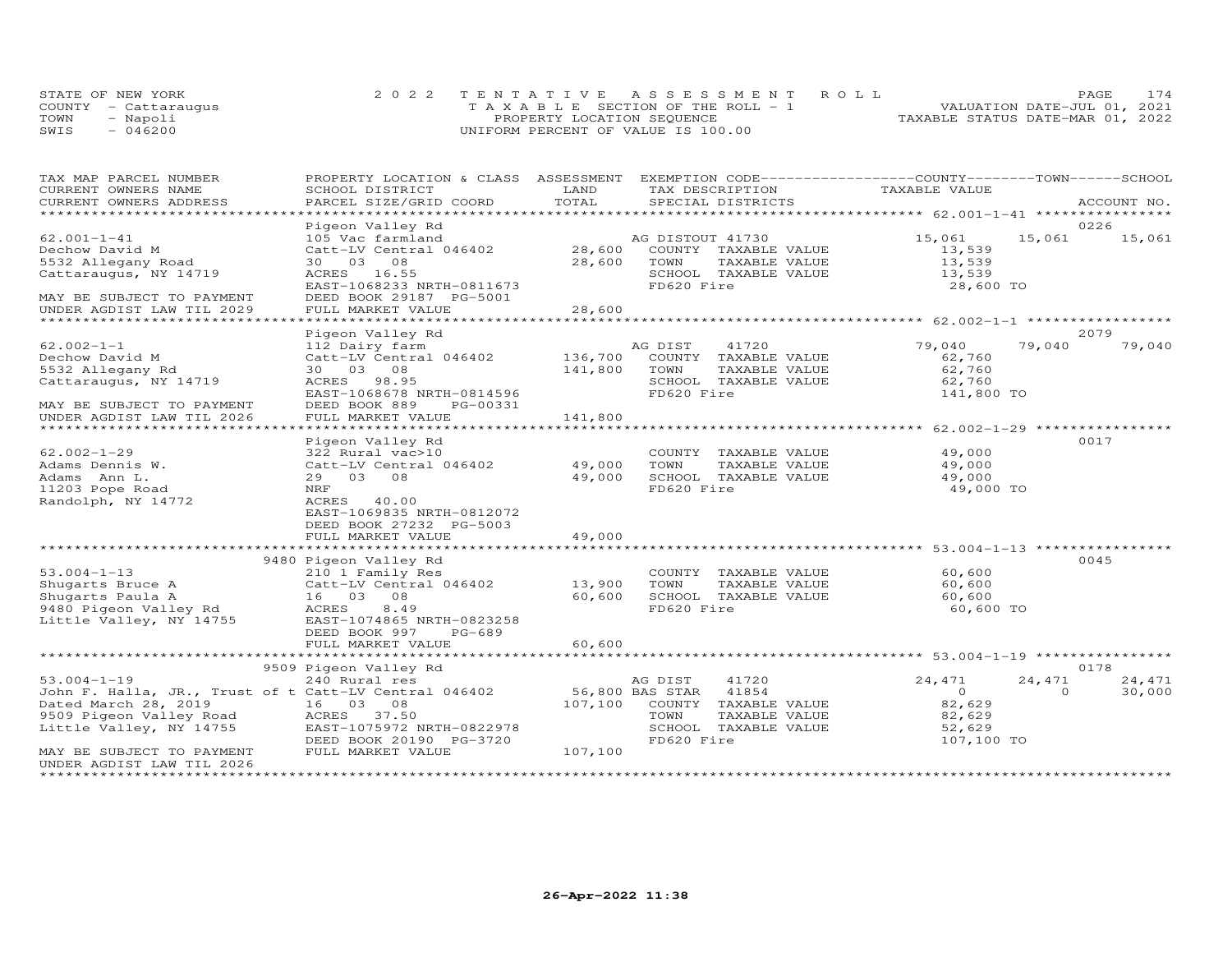STATE OF NEW YORK
COUNTY - Cattaraugus
TOWN - Napoli
SWIS - 046200

2 0 2 2 T E N T A T I V E A S S E S S M E N T R O L L
T A X A B L E SECTION OF THE ROLL - 1
PROPERTY LOCATION SEQUENCE
UNIFORM PERCENT OF VALUE IS 100.00

VALUATION DATE-JUL 01, 2021
TAXABLE STATUS DATE-MAR 01, 2022

| TAX MAP PARCEL NUMBER<br>CURRENT OWNERS NAME<br>CURRENT OWNERS ADDRESS | PROPERTY LOCATION & CLASS<br>SCHOOL DISTRICT<br>PARCEL SIZE/GRID COORD | ASSESSMENT<br>LAND<br>TOTAL | EXEMPTION CODE<br>TAX DESCRIPTION<br>SPECIAL DISTRICTS | COUNTY<br>TAXABLE VALUE | TOWN | SCHOOL<br>ACCOUNT NO. |
|---|---|---|---|---|---|---|
| ******** 62.001-1-41 ******** | Pigeon Valley Rd | | | | | 0226 |
| 62.001-1-41 | 105 Vac farmland | | AG DISTOUT 41730 | 15,061 | 15,061 | 15,061 |
| Dechow David M | Catt-LV Central 046402 | 28,600 | COUNTY TAXABLE VALUE | 13,539 | | |
| 5532 Allegany Road | 30 03 08 | 28,600 | TOWN TAXABLE VALUE | 13,539 | | |
| Cattaraugus, NY 14719 | ACRES 16.55 | | SCHOOL TAXABLE VALUE | 13,539 | | |
| | EAST-1068233 NRTH-0811673 | | FD620 Fire | 28,600 TO | | |
| MAY BE SUBJECT TO PAYMENT | DEED BOOK 29187 PG-5001 | | | | | |
| UNDER AGDIST LAW TIL 2029 | FULL MARKET VALUE | 28,600 | | | | |
| ******** 62.002-1-1 ******** | Pigeon Valley Rd | | | | | 2079 |
| 62.002-1-1 | 112 Dairy farm | | AG DIST 41720 | 79,040 | 79,040 | 79,040 |
| Dechow David M | Catt-LV Central 046402 | 136,700 | COUNTY TAXABLE VALUE | 62,760 | | |
| 5532 Allegany Rd | 30 03 08 | 141,800 | TOWN TAXABLE VALUE | 62,760 | | |
| Cattaraugus, NY 14719 | ACRES 98.95 | | SCHOOL TAXABLE VALUE | 62,760 | | |
| | EAST-1068678 NRTH-0814596 | | FD620 Fire | 141,800 TO | | |
| MAY BE SUBJECT TO PAYMENT | DEED BOOK 889 PG-00331 | | | | | |
| UNDER AGDIST LAW TIL 2026 | FULL MARKET VALUE | 141,800 | | | | |
| ******** 62.002-1-29 ******** | Pigeon Valley Rd | | | | | 0017 |
| 62.002-1-29 | 322 Rural vac>10 | | COUNTY TAXABLE VALUE | 49,000 | | |
| Adams Dennis W. | Catt-LV Central 046402 | 49,000 | TOWN TAXABLE VALUE | 49,000 | | |
| Adams Ann L. | 29 03 08 | 49,000 | SCHOOL TAXABLE VALUE | 49,000 | | |
| 11203 Pope Road | NRF | | FD620 Fire | 49,000 TO | | |
| Randolph, NY 14772 | ACRES 40.00 | | | | | |
| | EAST-1069835 NRTH-0812072 | | | | | |
| | DEED BOOK 27232 PG-5003 | | | | | |
| | FULL MARKET VALUE | 49,000 | | | | |
| ******** 53.004-1-13 ******** | 9480 Pigeon Valley Rd | | | | | 0045 |
| 53.004-1-13 | 210 1 Family Res | | COUNTY TAXABLE VALUE | 60,600 | | |
| Shugarts Bruce A | Catt-LV Central 046402 | 13,900 | TOWN TAXABLE VALUE | 60,600 | | |
| Shugarts Paula A | 16 03 08 | 60,600 | SCHOOL TAXABLE VALUE | 60,600 | | |
| 9480 Pigeon Valley Rd | ACRES 8.49 | | FD620 Fire | 60,600 TO | | |
| Little Valley, NY 14755 | EAST-1074865 NRTH-0823258 | | | | | |
| | DEED BOOK 997 PG-689 | | | | | |
| | FULL MARKET VALUE | 60,600 | | | | |
| ******** 53.004-1-19 ******** | 9509 Pigeon Valley Rd | | | | | 0178 |
| 53.004-1-19 | 240 Rural res | | AG DIST 41720 | 24,471 | 24,471 | 24,471 |
| John F. Halla, JR., Trust of t | Catt-LV Central 046402 | 56,800 | BAS STAR 41854 | 0 | 0 | 30,000 |
| Dated March 28, 2019 | 16 03 08 | 107,100 | COUNTY TAXABLE VALUE | 82,629 | | |
| 9509 Pigeon Valley Road | ACRES 37.50 | | TOWN TAXABLE VALUE | 82,629 | | |
| Little Valley, NY 14755 | EAST-1075972 NRTH-0822978 | | SCHOOL TAXABLE VALUE | 52,629 | | |
| | DEED BOOK 20190 PG-3720 | | FD620 Fire | 107,100 TO | | |
| MAY BE SUBJECT TO PAYMENT | FULL MARKET VALUE | 107,100 | | | | |
| UNDER AGDIST LAW TIL 2026 | | | | | | |

26-Apr-2022 11:38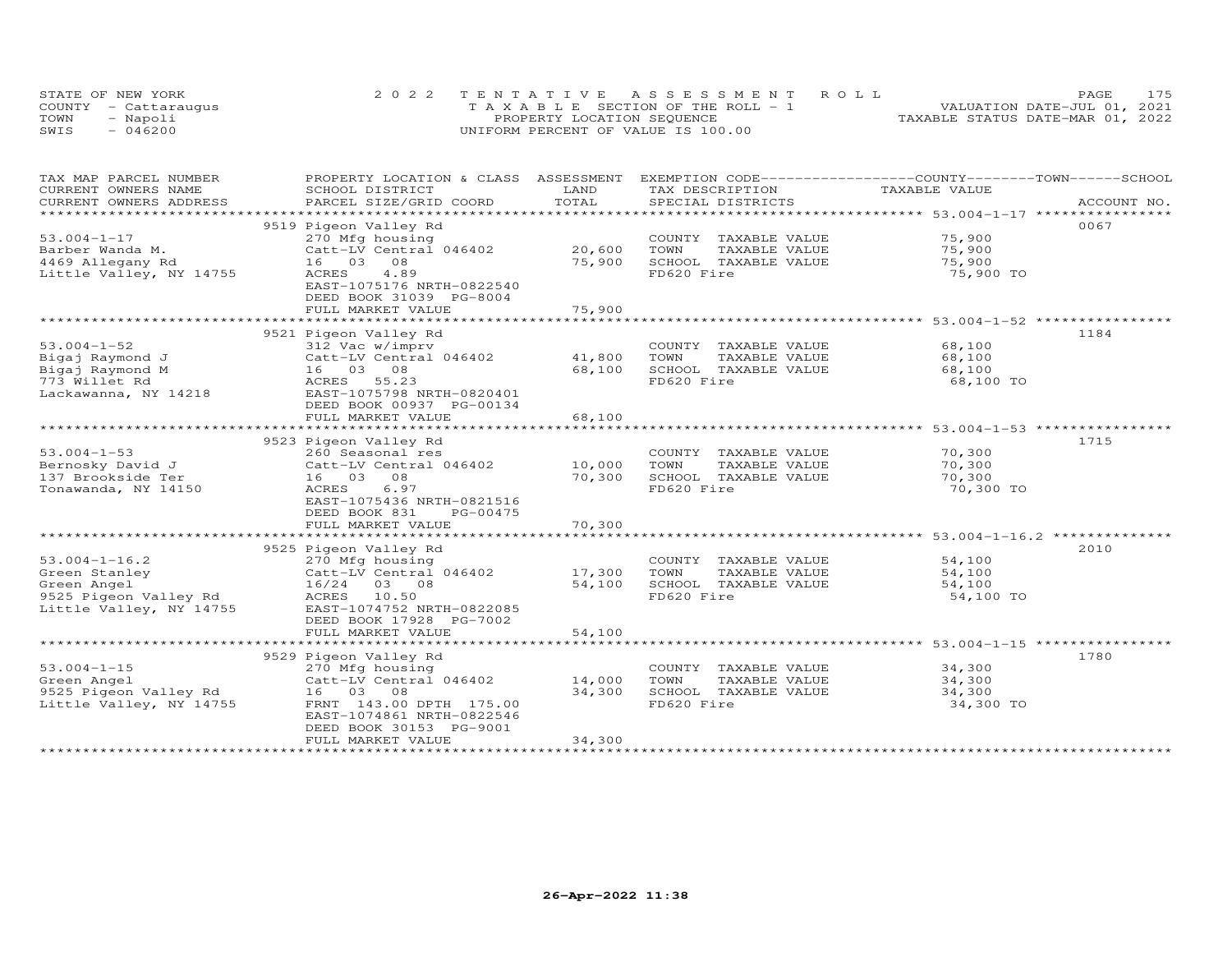STATE OF NEW YORK
COUNTY - Cattaraugus
TOWN - Napoli
SWIS - 046200

2022 TENTATIVE ASSESSMENT ROLL
TAXABLE SECTION OF THE ROLL - 1
PROPERTY LOCATION SEQUENCE
UNIFORM PERCENT OF VALUE IS 100.00

VALUATION DATE-JUL 01, 2021
TAXABLE STATUS DATE-MAR 01, 2022

| TAX MAP PARCEL NUMBER / CURRENT OWNERS NAME / CURRENT OWNERS ADDRESS | PROPERTY LOCATION & CLASS / SCHOOL DISTRICT / PARCEL SIZE/GRID COORD | ASSESSMENT LAND / TOTAL | EXEMPTION CODE / TAX DESCRIPTION / SPECIAL DISTRICTS | COUNTY / TOWN / SCHOOL TAXABLE VALUE | ACCOUNT NO. |
|---|---|---|---|---|---|
| 53.004-1-17 | 9519 Pigeon Valley Rd | | | | 0067 |
| | 270 Mfg housing | | COUNTY TAXABLE VALUE | 75,900 | |
| Barber Wanda M. | Catt-LV Central 046402 | 20,600 | TOWN TAXABLE VALUE | 75,900 | |
| 4469 Allegany Rd | 16 03 08 | 75,900 | SCHOOL TAXABLE VALUE | 75,900 | |
| Little Valley, NY 14755 | ACRES 4.89 | | FD620 Fire | 75,900 TO | |
| | EAST-1075176 NRTH-0822540 | | | | |
| | DEED BOOK 31039 PG-8004 | | | | |
| | FULL MARKET VALUE | 75,900 | | | |
| 53.004-1-52 | 9521 Pigeon Valley Rd | | | | 1184 |
| | 312 Vac w/imprv | | COUNTY TAXABLE VALUE | 68,100 | |
| Bigaj Raymond J | Catt-LV Central 046402 | 41,800 | TOWN TAXABLE VALUE | 68,100 | |
| Bigaj Raymond M | 16 03 08 | 68,100 | SCHOOL TAXABLE VALUE | 68,100 | |
| 773 Willet Rd | ACRES 55.23 | | FD620 Fire | 68,100 TO | |
| Lackawanna, NY 14218 | EAST-1075798 NRTH-0820401 | | | | |
| | DEED BOOK 00937 PG-00134 | | | | |
| | FULL MARKET VALUE | 68,100 | | | |
| 53.004-1-53 | 9523 Pigeon Valley Rd | | | | 1715 |
| | 260 Seasonal res | | COUNTY TAXABLE VALUE | 70,300 | |
| Bernosky David J | Catt-LV Central 046402 | 10,000 | TOWN TAXABLE VALUE | 70,300 | |
| 137 Brookside Ter | 16 03 08 | 70,300 | SCHOOL TAXABLE VALUE | 70,300 | |
| Tonawanda, NY 14150 | ACRES 6.97 | | FD620 Fire | 70,300 TO | |
| | EAST-1075436 NRTH-0821516 | | | | |
| | DEED BOOK 831 PG-00475 | | | | |
| | FULL MARKET VALUE | 70,300 | | | |
| 53.004-1-16.2 | 9525 Pigeon Valley Rd | | | | 2010 |
| | 270 Mfg housing | | COUNTY TAXABLE VALUE | 54,100 | |
| Green Stanley | Catt-LV Central 046402 | 17,300 | TOWN TAXABLE VALUE | 54,100 | |
| Green Angel | 16/24 03 08 | 54,100 | SCHOOL TAXABLE VALUE | 54,100 | |
| 9525 Pigeon Valley Rd | ACRES 10.50 | | FD620 Fire | 54,100 TO | |
| Little Valley, NY 14755 | EAST-1074752 NRTH-0822085 | | | | |
| | DEED BOOK 17928 PG-7002 | | | | |
| | FULL MARKET VALUE | 54,100 | | | |
| 53.004-1-15 | 9529 Pigeon Valley Rd | | | | 1780 |
| | 270 Mfg housing | | COUNTY TAXABLE VALUE | 34,300 | |
| Green Angel | Catt-LV Central 046402 | 14,000 | TOWN TAXABLE VALUE | 34,300 | |
| 9525 Pigeon Valley Rd | 16 03 08 | 34,300 | SCHOOL TAXABLE VALUE | 34,300 | |
| Little Valley, NY 14755 | FRNT 143.00 DPTH 175.00 | | FD620 Fire | 34,300 TO | |
| | EAST-1074861 NRTH-0822546 | | | | |
| | DEED BOOK 30153 PG-9001 | | | | |
| | FULL MARKET VALUE | 34,300 | | | |

26-Apr-2022 11:38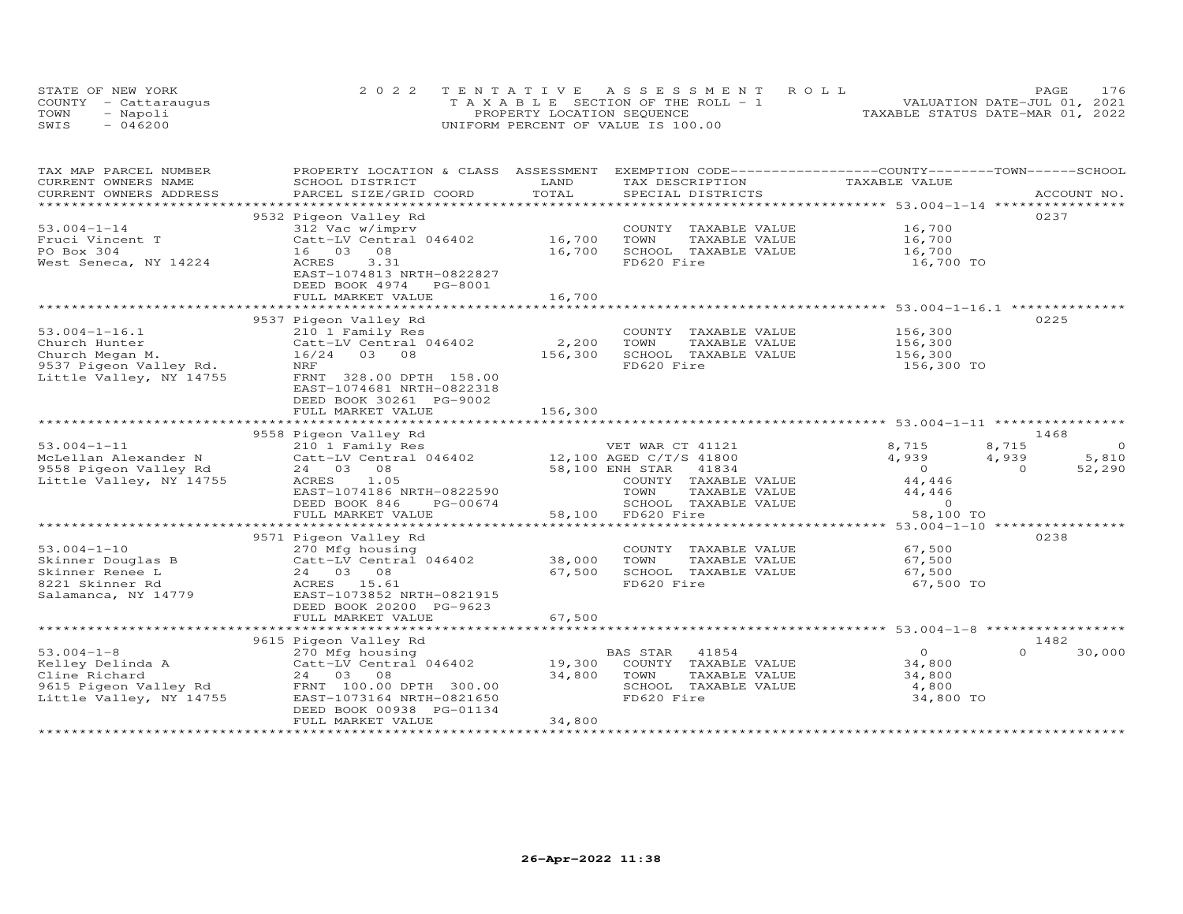STATE OF NEW YORK | COUNTY - Cattaraugus | TOWN - Napoli | SWIS - 046200

2 0 2 2 T E N T A T I V E A S S E S S M E N T R O L L
T A X A B L E SECTION OF THE ROLL - 1
PROPERTY LOCATION SEQUENCE
UNIFORM PERCENT OF VALUE IS 100.00

VALUATION DATE-JUL 01, 2021
TAXABLE STATUS DATE-MAR 01, 2022

| TAX MAP PARCEL NUMBER / CURRENT OWNERS NAME / CURRENT OWNERS ADDRESS | PROPERTY LOCATION & CLASS / SCHOOL DISTRICT / PARCEL SIZE/GRID COORD | ASSESSMENT LAND / TOTAL | EXEMPTION CODE / TAX DESCRIPTION / SPECIAL DISTRICTS | COUNTY TAXABLE VALUE | TOWN | SCHOOL | ACCOUNT NO. |
|---|---|---|---|---|---|---|---|
| | 9532 Pigeon Valley Rd | | | | | | 0237 |
| 53.004-1-14 | 312 Vac w/imprv | | COUNTY TAXABLE VALUE | 16,700 | | | |
| Fruci Vincent T | Catt-LV Central 046402 | 16,700 | TOWN TAXABLE VALUE | 16,700 | | | |
| PO Box 304 | 16 03 08 | 16,700 | SCHOOL TAXABLE VALUE | 16,700 | | | |
| West Seneca, NY 14224 | ACRES 3.31 | | FD620 Fire | 16,700 TO | | | |
| | EAST-1074813 NRTH-0822827 | | | | | | |
| | DEED BOOK 4974 PG-8001 | | | | | | |
| | FULL MARKET VALUE | 16,700 | | | | | |
| | 9537 Pigeon Valley Rd | | | | | | 0225 |
| 53.004-1-16.1 | 210 1 Family Res | | COUNTY TAXABLE VALUE | 156,300 | | | |
| Church Hunter | Catt-LV Central 046402 | 2,200 | TOWN TAXABLE VALUE | 156,300 | | | |
| Church Megan M. | 16/24 03 08 | 156,300 | SCHOOL TAXABLE VALUE | 156,300 | | | |
| 9537 Pigeon Valley Rd. | NRF | | FD620 Fire | 156,300 TO | | | |
| Little Valley, NY 14755 | FRNT 328.00 DPTH 158.00 | | | | | | |
| | EAST-1074681 NRTH-0822318 | | | | | | |
| | DEED BOOK 30261 PG-9002 | | | | | | |
| | FULL MARKET VALUE | 156,300 | | | | | |
| | 9558 Pigeon Valley Rd | | | | | | 1468 |
| 53.004-1-11 | 210 1 Family Res | | VET WAR CT 41121 | 8,715 | 8,715 | 0 | |
| McLellan Alexander N | Catt-LV Central 046402 | 12,100 | AGED C/T/S 41800 | 4,939 | 4,939 | 5,810 | |
| 9558 Pigeon Valley Rd | 24 03 08 | 58,100 | ENH STAR 41834 | 0 | 0 | 52,290 | |
| Little Valley, NY 14755 | ACRES 1.05 | | COUNTY TAXABLE VALUE | 44,446 | | | |
| | EAST-1074186 NRTH-0822590 | | TOWN TAXABLE VALUE | 44,446 | | | |
| | DEED BOOK 846 PG-00674 | | SCHOOL TAXABLE VALUE | 0 | | | |
| | FULL MARKET VALUE | 58,100 | FD620 Fire | 58,100 TO | | | |
| | 9571 Pigeon Valley Rd | | | | | | 0238 |
| 53.004-1-10 | 270 Mfg housing | | COUNTY TAXABLE VALUE | 67,500 | | | |
| Skinner Douglas B | Catt-LV Central 046402 | 38,000 | TOWN TAXABLE VALUE | 67,500 | | | |
| Skinner Renee L | 24 03 08 | 67,500 | SCHOOL TAXABLE VALUE | 67,500 | | | |
| 8221 Skinner Rd | ACRES 15.61 | | FD620 Fire | 67,500 TO | | | |
| Salamanca, NY 14779 | EAST-1073852 NRTH-0821915 | | | | | | |
| | DEED BOOK 20200 PG-9623 | | | | | | |
| | FULL MARKET VALUE | 67,500 | | | | | |
| | 9615 Pigeon Valley Rd | | | | | | 1482 |
| 53.004-1-8 | 270 Mfg housing | | BAS STAR 41854 | 0 | 0 | 30,000 | |
| Kelley Delinda A | Catt-LV Central 046402 | 19,300 | COUNTY TAXABLE VALUE | 34,800 | | | |
| Cline Richard | 24 03 08 | 34,800 | TOWN TAXABLE VALUE | 34,800 | | | |
| 9615 Pigeon Valley Rd | FRNT 100.00 DPTH 300.00 | | SCHOOL TAXABLE VALUE | 4,800 | | | |
| Little Valley, NY 14755 | EAST-1073164 NRTH-0821650 | | FD620 Fire | 34,800 TO | | | |
| | DEED BOOK 00938 PG-01134 | | | | | | |
| | FULL MARKET VALUE | 34,800 | | | | | |

26-Apr-2022 11:38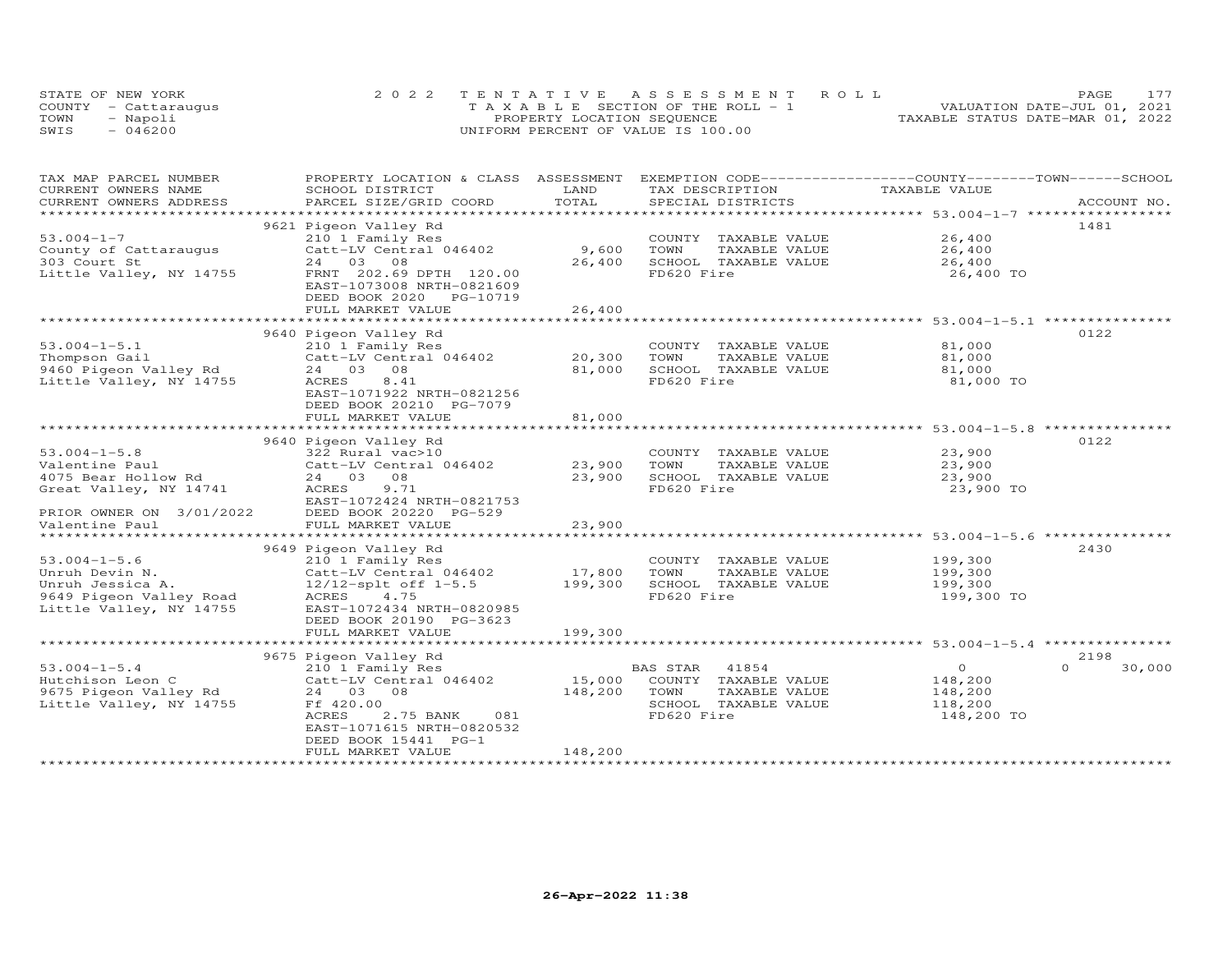STATE OF NEW YORK
COUNTY - Cattaraugus
TOWN - Napoli
SWIS - 046200

2022 TENTATIVE ASSESSMENT ROLL
TAXABLE SECTION OF THE ROLL - 1
PROPERTY LOCATION SEQUENCE
UNIFORM PERCENT OF VALUE IS 100.00

VALUATION DATE-JUL 01, 2021
TAXABLE STATUS DATE-MAR 01, 2022

| TAX MAP PARCEL NUMBER / CURRENT OWNERS NAME / CURRENT OWNERS ADDRESS | PROPERTY LOCATION & CLASS / SCHOOL DISTRICT / PARCEL SIZE/GRID COORD | ASSESSMENT LAND / TOTAL | EXEMPTION CODE / TAX DESCRIPTION / SPECIAL DISTRICTS | COUNTY / TOWN / SCHOOL TAXABLE VALUE | ACCOUNT NO. |
|---|---|---|---|---|---|
| 53.004-1-7 | 9621 Pigeon Valley Rd | | | | 1481 |
| | 210 1 Family Res | | COUNTY TAXABLE VALUE | 26,400 | |
| County of Cattaraugus | Catt-LV Central 046402 | 9,600 | TOWN TAXABLE VALUE | 26,400 | |
| 303 Court St | 24 03 08 | 26,400 | SCHOOL TAXABLE VALUE | 26,400 | |
| Little Valley, NY 14755 | FRNT 202.69 DPTH 120.00 | | FD620 Fire | 26,400 TO | |
| | EAST-1073008 NRTH-0821609 | | | | |
| | DEED BOOK 2020 PG-10719 | | | | |
| | FULL MARKET VALUE | 26,400 | | | |
| 53.004-1-5.1 | 9640 Pigeon Valley Rd | | | | 0122 |
| | 210 1 Family Res | | COUNTY TAXABLE VALUE | 81,000 | |
| Thompson Gail | Catt-LV Central 046402 | 20,300 | TOWN TAXABLE VALUE | 81,000 | |
| 9460 Pigeon Valley Rd | 24 03 08 | 81,000 | SCHOOL TAXABLE VALUE | 81,000 | |
| Little Valley, NY 14755 | ACRES 8.41 | | FD620 Fire | 81,000 TO | |
| | EAST-1071922 NRTH-0821256 | | | | |
| | DEED BOOK 20210 PG-7079 | | | | |
| | FULL MARKET VALUE | 81,000 | | | |
| 53.004-1-5.8 | 9640 Pigeon Valley Rd | | | | 0122 |
| | 322 Rural vac>10 | | COUNTY TAXABLE VALUE | 23,900 | |
| Valentine Paul | Catt-LV Central 046402 | 23,900 | TOWN TAXABLE VALUE | 23,900 | |
| 4075 Bear Hollow Rd | 24 03 08 | 23,900 | SCHOOL TAXABLE VALUE | 23,900 | |
| Great Valley, NY 14741 | ACRES 9.71 | | FD620 Fire | 23,900 TO | |
| | EAST-1072424 NRTH-0821753 | | | | |
| PRIOR OWNER ON 3/01/2022 | DEED BOOK 20220 PG-529 | | | | |
| Valentine Paul | FULL MARKET VALUE | 23,900 | | | |
| 53.004-1-5.6 | 9649 Pigeon Valley Rd | | | | 2430 |
| | 210 1 Family Res | | COUNTY TAXABLE VALUE | 199,300 | |
| Unruh Devin N. | Catt-LV Central 046402 | 17,800 | TOWN TAXABLE VALUE | 199,300 | |
| Unruh Jessica A. | 12/12-splt off 1-5.5 | 199,300 | SCHOOL TAXABLE VALUE | 199,300 | |
| 9649 Pigeon Valley Road | ACRES 4.75 | | FD620 Fire | 199,300 TO | |
| Little Valley, NY 14755 | EAST-1072434 NRTH-0820985 | | | | |
| | DEED BOOK 20190 PG-3623 | | | | |
| | FULL MARKET VALUE | 199,300 | | | |
| 53.004-1-5.4 | 9675 Pigeon Valley Rd | | | | 2198 |
| | 210 1 Family Res | | BAS STAR 41854 | 0 / 0 / 30,000 | |
| Hutchison Leon C | Catt-LV Central 046402 | 15,000 | COUNTY TAXABLE VALUE | 148,200 | |
| 9675 Pigeon Valley Rd | 24 03 08 | 148,200 | TOWN TAXABLE VALUE | 148,200 | |
| Little Valley, NY 14755 | Ff 420.00 | | SCHOOL TAXABLE VALUE | 118,200 | |
| | ACRES 2.75 BANK 081 | | FD620 Fire | 148,200 TO | |
| | EAST-1071615 NRTH-0820532 | | | | |
| | DEED BOOK 15441 PG-1 | | | | |
| | FULL MARKET VALUE | 148,200 | | | |

26-Apr-2022 11:38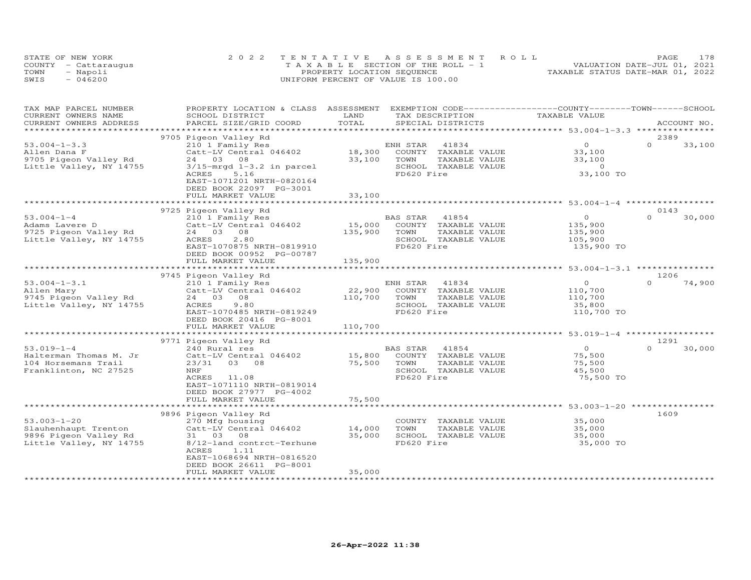STATE OF NEW YORK
COUNTY - Cattaraugus
TOWN - Napoli
SWIS - 046200

2022 TENTATIVE ASSESSMENT ROLL
TAXABLE SECTION OF THE ROLL - 1
PROPERTY LOCATION SEQUENCE
UNIFORM PERCENT OF VALUE IS 100.00

VALUATION DATE-JUL 01, 2021
TAXABLE STATUS DATE-MAR 01, 2022

| TAX MAP PARCEL NUMBER / CURRENT OWNERS NAME / CURRENT OWNERS ADDRESS | PROPERTY LOCATION & CLASS / SCHOOL DISTRICT / PARCEL SIZE/GRID COORD | ASSESSMENT LAND / TOTAL | EXEMPTION CODE / TAX DESCRIPTION / SPECIAL DISTRICTS | COUNTY / TOWN TAXABLE VALUE | SCHOOL / ACCOUNT NO. |
|---|---|---|---|---|---|
| | 9705 Pigeon Valley Rd | | | 53.004-1-3.3 | 2389 |
| 53.004-1-3.3 | 210 1 Family Res | | ENH STAR 41834 | 0 | 0 33,100 |
| Allen Dana F | Catt-LV Central 046402 | 18,300 | COUNTY TAXABLE VALUE | 33,100 | |
| 9705 Pigeon Valley Rd | 24 03 08 | 33,100 | TOWN TAXABLE VALUE | 33,100 | |
| Little Valley, NY 14755 | 3/15-mrgd 1-3.2 in parcel | | SCHOOL TAXABLE VALUE | 0 | |
| | ACRES 5.16 | | FD620 Fire | 33,100 TO | |
| | EAST-1071201 NRTH-0820164 | | | | |
| | DEED BOOK 22097 PG-3001 | | | | |
| | FULL MARKET VALUE | 33,100 | | | |
| | 9725 Pigeon Valley Rd | | | 53.004-1-4 | 0143 |
| 53.004-1-4 | 210 1 Family Res | | BAS STAR 41854 | 0 | 0 30,000 |
| Adams Lavere D | Catt-LV Central 046402 | 15,000 | COUNTY TAXABLE VALUE | 135,900 | |
| 9725 Pigeon Valley Rd | 24 03 08 | 135,900 | TOWN TAXABLE VALUE | 135,900 | |
| Little Valley, NY 14755 | ACRES 2.80 | | SCHOOL TAXABLE VALUE | 105,900 | |
| | EAST-1070875 NRTH-0819910 | | FD620 Fire | 135,900 TO | |
| | DEED BOOK 00952 PG-00787 | | | | |
| | FULL MARKET VALUE | 135,900 | | | |
| | 9745 Pigeon Valley Rd | | | 53.004-1-3.1 | 1206 |
| 53.004-1-3.1 | 210 1 Family Res | | ENH STAR 41834 | 0 | 0 74,900 |
| Allen Mary | Catt-LV Central 046402 | 22,900 | COUNTY TAXABLE VALUE | 110,700 | |
| 9745 Pigeon Valley Rd | 24 03 08 | 110,700 | TOWN TAXABLE VALUE | 110,700 | |
| Little Valley, NY 14755 | ACRES 9.80 | | SCHOOL TAXABLE VALUE | 35,800 | |
| | EAST-1070485 NRTH-0819249 | | FD620 Fire | 110,700 TO | |
| | DEED BOOK 20416 PG-8001 | | | | |
| | FULL MARKET VALUE | 110,700 | | | |
| | 9771 Pigeon Valley Rd | | | 53.019-1-4 | 1291 |
| 53.019-1-4 | 240 Rural res | | BAS STAR 41854 | 0 | 0 30,000 |
| Halterman Thomas M. Jr | Catt-LV Central 046402 | 15,800 | COUNTY TAXABLE VALUE | 75,500 | |
| 104 Horsemans Trail | 23/31 03 08 | 75,500 | TOWN TAXABLE VALUE | 75,500 | |
| Franklinton, NC 27525 | NRF | | SCHOOL TAXABLE VALUE | 45,500 | |
| | ACRES 11.08 | | FD620 Fire | 75,500 TO | |
| | EAST-1071110 NRTH-0819014 | | | | |
| | DEED BOOK 27977 PG-4002 | | | | |
| | FULL MARKET VALUE | 75,500 | | | |
| | 9896 Pigeon Valley Rd | | | 53.003-1-20 | 1609 |
| 53.003-1-20 | 270 Mfg housing | | COUNTY TAXABLE VALUE | 35,000 | |
| Slauhenhaupt Trenton | Catt-LV Central 046402 | 14,000 | TOWN TAXABLE VALUE | 35,000 | |
| 9896 Pigeon Valley Rd | 31 03 08 | 35,000 | SCHOOL TAXABLE VALUE | 35,000 | |
| Little Valley, NY 14755 | 8/12-land contrct-Terhune | | FD620 Fire | 35,000 TO | |
| | ACRES 1.11 | | | | |
| | EAST-1068694 NRTH-0816520 | | | | |
| | DEED BOOK 26611 PG-8001 | | | | |
| | FULL MARKET VALUE | 35,000 | | | |

26-Apr-2022 11:38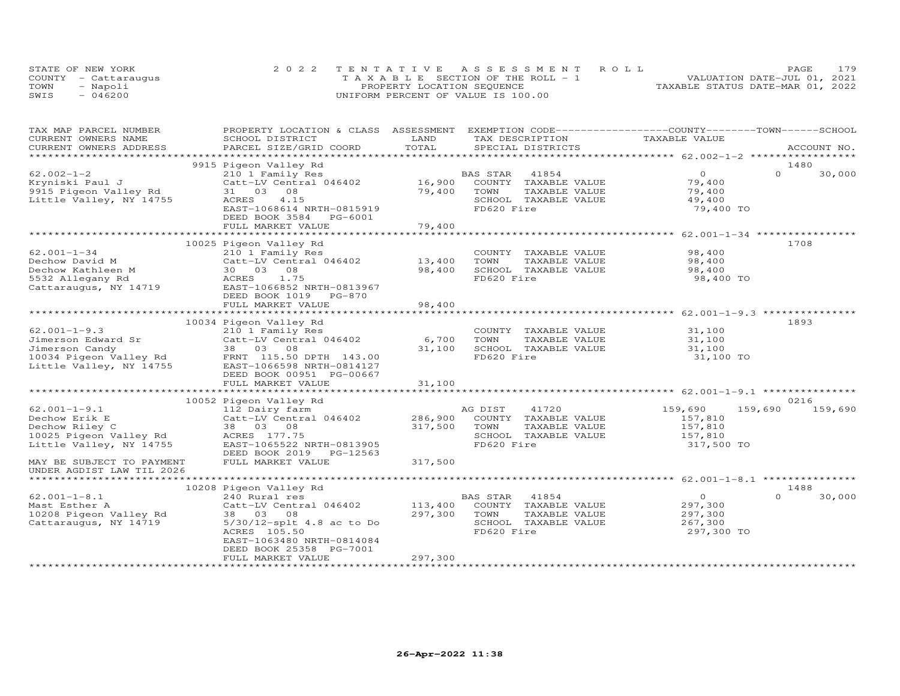STATE OF NEW YORK
COUNTY - Cattaraugus
TOWN - Napoli
SWIS - 046200

2022 TENTATIVE ASSESSMENT ROLL
TAXABLE SECTION OF THE ROLL - 1
PROPERTY LOCATION SEQUENCE
UNIFORM PERCENT OF VALUE IS 100.00

VALUATION DATE-JUL 01, 2021
TAXABLE STATUS DATE-MAR 01, 2022

| TAX MAP PARCEL NUMBER / CURRENT OWNERS NAME / CURRENT OWNERS ADDRESS | PROPERTY LOCATION & CLASS / SCHOOL DISTRICT / PARCEL SIZE/GRID COORD | ASSESSMENT LAND / TOTAL | EXEMPTION CODE / TAX DESCRIPTION / SPECIAL DISTRICTS | COUNTY TAXABLE VALUE | TOWN | SCHOOL / ACCOUNT NO. |
|---|---|---|---|---|---|---|
| 62.002-1-2 | 9915 Pigeon Valley Rd | | | | | 1480 |
| Kryniski Paul J | 210 1 Family Res | | BAS STAR 41854 | 0 | 0 | 30,000 |
| 9915 Pigeon Valley Rd | Catt-LV Central 046402 | 16,900 | COUNTY TAXABLE VALUE | 79,400 | | |
| Little Valley, NY 14755 | 31 03 08 | 79,400 | TOWN TAXABLE VALUE | 79,400 | | |
| | ACRES 4.15 | | SCHOOL TAXABLE VALUE | 49,400 | | |
| | EAST-1068614 NRTH-0815919 | | FD620 Fire | 79,400 TO | | |
| | DEED BOOK 3584 PG-6001 | | | | | |
| | FULL MARKET VALUE | 79,400 | | | | |
| 62.001-1-34 | 10025 Pigeon Valley Rd | | | | | 1708 |
| Dechow David M | 210 1 Family Res | | COUNTY TAXABLE VALUE | 98,400 | | |
| Dechow Kathleen M | Catt-LV Central 046402 | 13,400 | TOWN TAXABLE VALUE | 98,400 | | |
| 5532 Allegany Rd | 30 03 08 | 98,400 | SCHOOL TAXABLE VALUE | 98,400 | | |
| Cattaraugus, NY 14719 | ACRES 1.75 | | FD620 Fire | 98,400 TO | | |
| | EAST-1066852 NRTH-0813967 | | | | | |
| | DEED BOOK 1019 PG-870 | | | | | |
| | FULL MARKET VALUE | 98,400 | | | | |
| 62.001-1-9.3 | 10034 Pigeon Valley Rd | | | | | 1893 |
| Jimerson Edward Sr | 210 1 Family Res | | COUNTY TAXABLE VALUE | 31,100 | | |
| Jimerson Candy | Catt-LV Central 046402 | 6,700 | TOWN TAXABLE VALUE | 31,100 | | |
| 10034 Pigeon Valley Rd | 38 03 08 | 31,100 | SCHOOL TAXABLE VALUE | 31,100 | | |
| Little Valley, NY 14755 | FRNT 115.50 DPTH 143.00 | | FD620 Fire | 31,100 TO | | |
| | EAST-1066598 NRTH-0814127 | | | | | |
| | DEED BOOK 00951 PG-00667 | | | | | |
| | FULL MARKET VALUE | 31,100 | | | | |
| 62.001-1-9.1 | 10052 Pigeon Valley Rd | | | | | 0216 |
| Dechow Erik E | 112 Dairy farm | | AG DIST 41720 | 159,690 | 159,690 | 159,690 |
| Dechow Riley C | Catt-LV Central 046402 | 286,900 | COUNTY TAXABLE VALUE | 157,810 | | |
| 10025 Pigeon Valley Rd | 38 03 08 | 317,500 | TOWN TAXABLE VALUE | 157,810 | | |
| Little Valley, NY 14755 | ACRES 177.75 | | SCHOOL TAXABLE VALUE | 157,810 | | |
| | EAST-1065522 NRTH-0813905 | | FD620 Fire | 317,500 TO | | |
| | DEED BOOK 2019 PG-12563 | | | | | |
| MAY BE SUBJECT TO PAYMENT | FULL MARKET VALUE | 317,500 | | | | |
| UNDER AGDIST LAW TIL 2026 | | | | | | |
| 62.001-1-8.1 | 10208 Pigeon Valley Rd | | | | | 1488 |
| Mast Esther A | 240 Rural res | | BAS STAR 41854 | 0 | 0 | 30,000 |
| 10208 Pigeon Valley Rd | Catt-LV Central 046402 | 113,400 | COUNTY TAXABLE VALUE | 297,300 | | |
| Cattaraugus, NY 14719 | 38 03 08 | 297,300 | TOWN TAXABLE VALUE | 297,300 | | |
| | 5/30/12-splt 4.8 ac to Do | | SCHOOL TAXABLE VALUE | 267,300 | | |
| | ACRES 105.50 | | FD620 Fire | 297,300 TO | | |
| | EAST-1063480 NRTH-0814084 | | | | | |
| | DEED BOOK 25358 PG-7001 | | | | | |
| | FULL MARKET VALUE | 297,300 | | | | |

26-Apr-2022 11:38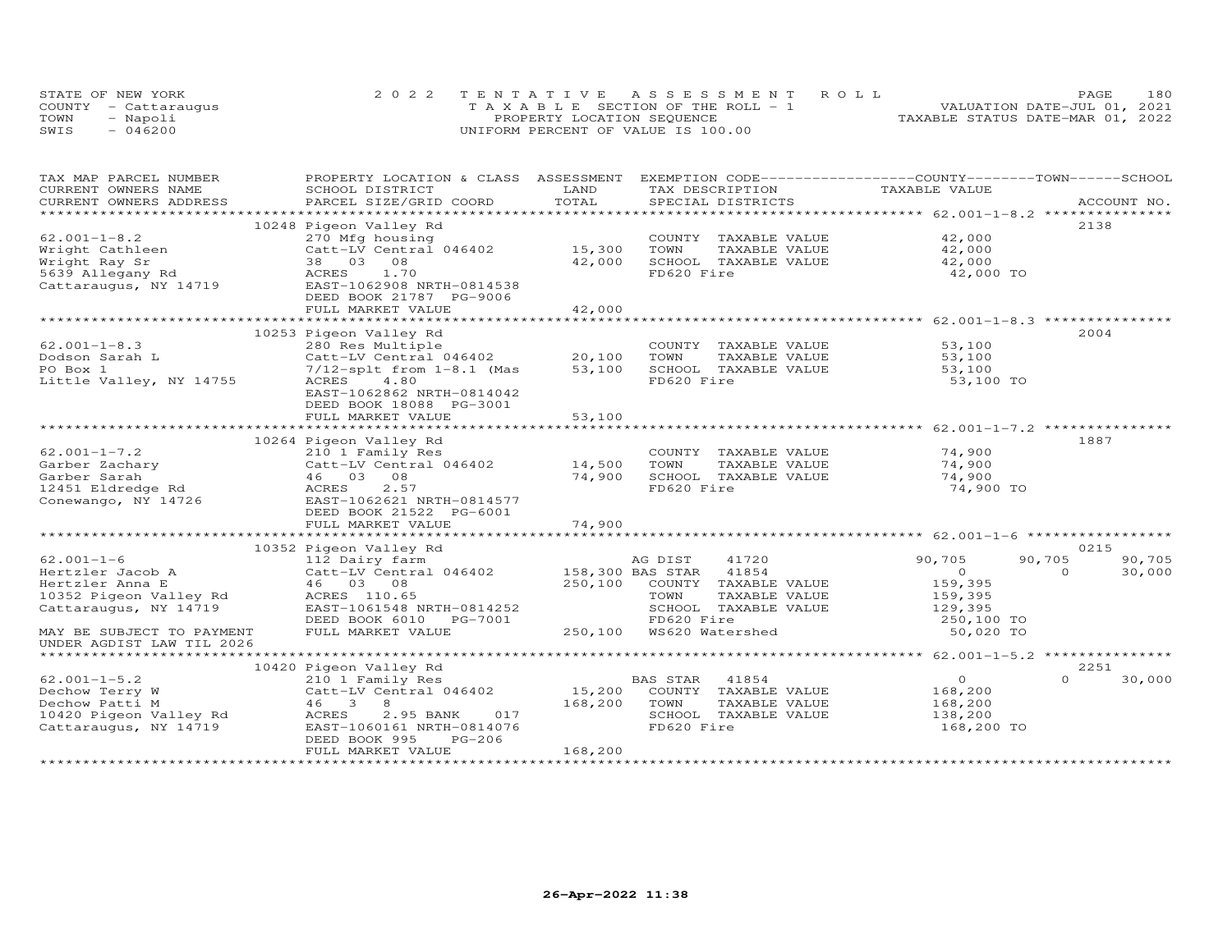STATE OF NEW YORK
COUNTY - Cattaraugus
TOWN - Napoli
SWIS - 046200

2022 TENTATIVE ASSESSMENT ROLL
TAXABLE SECTION OF THE ROLL - 1
PROPERTY LOCATION SEQUENCE
UNIFORM PERCENT OF VALUE IS 100.00

VALUATION DATE-JUL 01, 2021
TAXABLE STATUS DATE-MAR 01, 2022

| TAX MAP PARCEL NUMBER / CURRENT OWNERS NAME / CURRENT OWNERS ADDRESS | PROPERTY LOCATION & CLASS / SCHOOL DISTRICT / PARCEL SIZE/GRID COORD | ASSESSMENT LAND | TOTAL | EXEMPTION CODE / TAX DESCRIPTION / SPECIAL DISTRICTS | COUNTY TAXABLE VALUE | TOWN | SCHOOL | ACCOUNT NO. |
|---|---|---|---|---|---|---|---|---|
| **62.001-1-8.2** | 10248 Pigeon Valley Rd | | | | | | | 2138 |
| 62.001-1-8.2 | 270 Mfg housing | | | COUNTY TAXABLE VALUE | 42,000 | | | |
| Wright Cathleen | Catt-LV Central 046402 | 15,300 | | TOWN TAXABLE VALUE | 42,000 | | | |
| Wright Ray Sr | 38 03 08 | | 42,000 | SCHOOL TAXABLE VALUE | 42,000 | | | |
| 5639 Allegany Rd | ACRES 1.70 | | | FD620 Fire | 42,000 TO | | | |
| Cattaraugus, NY 14719 | EAST-1062908 NRTH-0814538 | | | | | | | |
| | DEED BOOK 21787 PG-9006 | | | | | | | |
| | FULL MARKET VALUE | | 42,000 | | | | | |
| **62.001-1-8.3** | 10253 Pigeon Valley Rd | | | | | | | 2004 |
| 62.001-1-8.3 | 280 Res Multiple | | | COUNTY TAXABLE VALUE | 53,100 | | | |
| Dodson Sarah L | Catt-LV Central 046402 | 20,100 | | TOWN TAXABLE VALUE | 53,100 | | | |
| PO Box 1 | 7/12-splt from 1-8.1 (Mas | | 53,100 | SCHOOL TAXABLE VALUE | 53,100 | | | |
| Little Valley, NY 14755 | ACRES 4.80 | | | FD620 Fire | 53,100 TO | | | |
| | EAST-1062862 NRTH-0814042 | | | | | | | |
| | DEED BOOK 18088 PG-3001 | | | | | | | |
| | FULL MARKET VALUE | | 53,100 | | | | | |
| **62.001-1-7.2** | 10264 Pigeon Valley Rd | | | | | | | 1887 |
| 62.001-1-7.2 | 210 1 Family Res | | | COUNTY TAXABLE VALUE | 74,900 | | | |
| Garber Zachary | Catt-LV Central 046402 | 14,500 | | TOWN TAXABLE VALUE | 74,900 | | | |
| Garber Sarah | 46 03 08 | | 74,900 | SCHOOL TAXABLE VALUE | 74,900 | | | |
| 12451 Eldredge Rd | ACRES 2.57 | | | FD620 Fire | 74,900 TO | | | |
| Conewango, NY 14726 | EAST-1062621 NRTH-0814577 | | | | | | | |
| | DEED BOOK 21522 PG-6001 | | | | | | | |
| | FULL MARKET VALUE | | 74,900 | | | | | |
| **62.001-1-6** | 10352 Pigeon Valley Rd | | | | | | | 0215 |
| 62.001-1-6 | 112 Dairy farm | | | AG DIST 41720 | 90,705 | 90,705 | 90,705 | |
| Hertzler Jacob A | Catt-LV Central 046402 | 158,300 | | BAS STAR 41854 | 0 | 0 | 30,000 | |
| Hertzler Anna E | 46 03 08 | | 250,100 | COUNTY TAXABLE VALUE | 159,395 | | | |
| 10352 Pigeon Valley Rd | ACRES 110.65 | | | TOWN TAXABLE VALUE | 159,395 | | | |
| Cattaraugus, NY 14719 | EAST-1061548 NRTH-0814252 | | | SCHOOL TAXABLE VALUE | 129,395 | | | |
| | DEED BOOK 6010 PG-7001 | | | FD620 Fire | 250,100 TO | | | |
| MAY BE SUBJECT TO PAYMENT | FULL MARKET VALUE | | 250,100 | WS620 Watershed | 50,020 TO | | | |
| UNDER AGDIST LAW TIL 2026 | | | | | | | | |
| **62.001-1-5.2** | 10420 Pigeon Valley Rd | | | | | | | 2251 |
| 62.001-1-5.2 | 210 1 Family Res | | | BAS STAR 41854 | 0 | 0 | 30,000 | |
| Dechow Terry W | Catt-LV Central 046402 | 15,200 | | COUNTY TAXABLE VALUE | 168,200 | | | |
| Dechow Patti M | 46 3 8 | | 168,200 | TOWN TAXABLE VALUE | 168,200 | | | |
| 10420 Pigeon Valley Rd | ACRES 2.95 BANK 017 | | | SCHOOL TAXABLE VALUE | 138,200 | | | |
| Cattaraugus, NY 14719 | EAST-1060161 NRTH-0814076 | | | FD620 Fire | 168,200 TO | | | |
| | DEED BOOK 995 PG-206 | | | | | | | |
| | FULL MARKET VALUE | | 168,200 | | | | | |

26-Apr-2022 11:38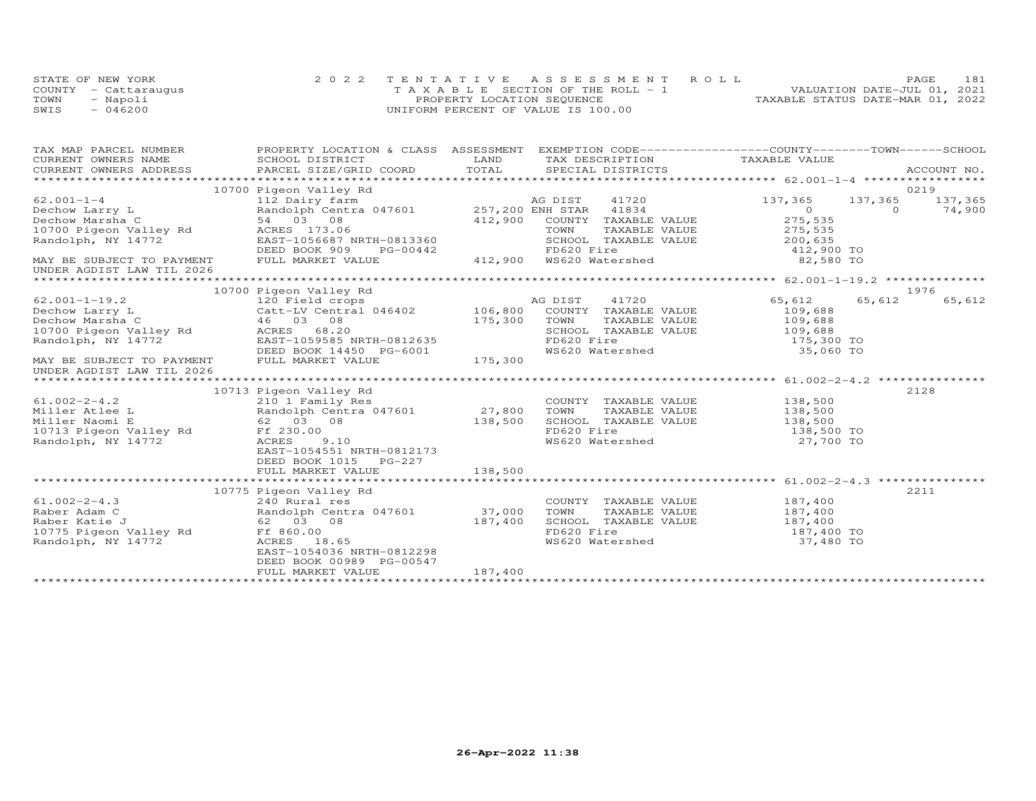STATE OF NEW YORK | 2022 TENTATIVE ASSESSMENT ROLL
COUNTY - Cattaraugus | TAXABLE SECTION OF THE ROLL - 1 | VALUATION DATE-JUL 01, 2021
TOWN - Napoli | PROPERTY LOCATION SEQUENCE | TAXABLE STATUS DATE-MAR 01, 2022
SWIS - 046200 | UNIFORM PERCENT OF VALUE IS 100.00

| TAX MAP PARCEL NUMBER / CURRENT OWNERS NAME / CURRENT OWNERS ADDRESS | PROPERTY LOCATION & CLASS / SCHOOL DISTRICT / PARCEL SIZE/GRID COORD | ASSESSMENT LAND | TOTAL | EXEMPTION CODE / TAX DESCRIPTION / SPECIAL DISTRICTS | COUNTY TAXABLE VALUE | TOWN | SCHOOL / ACCOUNT NO. |
|---|---|---|---|---|---|---|---|
| | 10700 Pigeon Valley Rd | | | | | | 0219 |
| 62.001-1-4 | 112 Dairy farm | | | AG DIST 41720 | 137,365 | 137,365 | 137,365 |
| Dechow Larry L | Randolph Centra 047601 | 257,200 | | ENH STAR 41834 | 0 | 0 | 74,900 |
| Dechow Marsha C | 54 03 08 | | 412,900 | COUNTY TAXABLE VALUE | 275,535 | | |
| 10700 Pigeon Valley Rd | ACRES 173.06 | | | TOWN TAXABLE VALUE | 275,535 | | |
| Randolph, NY 14772 | EAST-1056687 NRTH-0813360 | | | SCHOOL TAXABLE VALUE | 200,635 | | |
| | DEED BOOK 909 PG-00442 | | | FD620 Fire | 412,900 TO | | |
| MAY BE SUBJECT TO PAYMENT | FULL MARKET VALUE | | 412,900 | WS620 Watershed | 82,580 TO | | |
| UNDER AGDIST LAW TIL 2026 | | | | | | | |
| | 10700 Pigeon Valley Rd | | | | | | 1976 |
| 62.001-1-19.2 | 120 Field crops | | | AG DIST 41720 | 65,612 | 65,612 | 65,612 |
| Dechow Larry L | Catt-LV Central 046402 | 106,800 | | COUNTY TAXABLE VALUE | 109,688 | | |
| Dechow Marsha C | 46 03 08 | | 175,300 | TOWN TAXABLE VALUE | 109,688 | | |
| 10700 Pigeon Valley Rd | ACRES 68.20 | | | SCHOOL TAXABLE VALUE | 109,688 | | |
| Randolph, NY 14772 | EAST-1059585 NRTH-0812635 | | | FD620 Fire | 175,300 TO | | |
| | DEED BOOK 14450 PG-6001 | | | WS620 Watershed | 35,060 TO | | |
| MAY BE SUBJECT TO PAYMENT | FULL MARKET VALUE | | 175,300 | | | | |
| UNDER AGDIST LAW TIL 2026 | | | | | | | |
| | 10713 Pigeon Valley Rd | | | | | | 2128 |
| 61.002-2-4.2 | 210 1 Family Res | | | COUNTY TAXABLE VALUE | 138,500 | | |
| Miller Atlee L | Randolph Centra 047601 | 27,800 | | TOWN TAXABLE VALUE | 138,500 | | |
| Miller Naomi E | 62 03 08 | | 138,500 | SCHOOL TAXABLE VALUE | 138,500 | | |
| 10713 Pigeon Valley Rd | Ff 230.00 | | | FD620 Fire | 138,500 TO | | |
| Randolph, NY 14772 | ACRES 9.10 | | | WS620 Watershed | 27,700 TO | | |
| | EAST-1054551 NRTH-0812173 | | | | | | |
| | DEED BOOK 1015 PG-227 | | | | | | |
| | FULL MARKET VALUE | | 138,500 | | | | |
| | 10775 Pigeon Valley Rd | | | | | | 2211 |
| 61.002-2-4.3 | 240 Rural res | | | COUNTY TAXABLE VALUE | 187,400 | | |
| Raber Adam C | Randolph Centra 047601 | 37,000 | | TOWN TAXABLE VALUE | 187,400 | | |
| Raber Katie J | 62 03 08 | | 187,400 | SCHOOL TAXABLE VALUE | 187,400 | | |
| 10775 Pigeon Valley Rd | Ff 860.00 | | | FD620 Fire | 187,400 TO | | |
| Randolph, NY 14772 | ACRES 18.65 | | | WS620 Watershed | 37,480 TO | | |
| | EAST-1054036 NRTH-0812298 | | | | | | |
| | DEED BOOK 00989 PG-00547 | | | | | | |
| | FULL MARKET VALUE | | 187,400 | | | | |

26-Apr-2022 11:38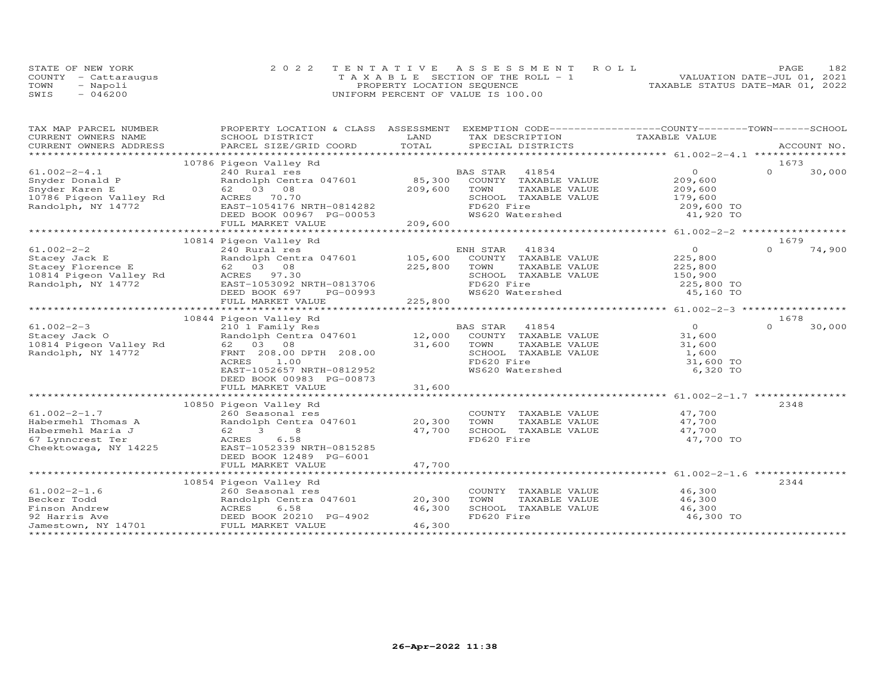STATE OF NEW YORK
COUNTY - Cattaraugus
TOWN - Napoli
SWIS - 046200

2022 TENTATIVE ASSESSMENT ROLL
TAXABLE SECTION OF THE ROLL - 1
PROPERTY LOCATION SEQUENCE
UNIFORM PERCENT OF VALUE IS 100.00

VALUATION DATE-JUL 01, 2021
TAXABLE STATUS DATE-MAR 01, 2022

| TAX MAP PARCEL NUMBER / CURRENT OWNERS NAME / CURRENT OWNERS ADDRESS | PROPERTY LOCATION & CLASS / SCHOOL DISTRICT / PARCEL SIZE/GRID COORD | ASSESSMENT LAND / TOTAL | EXEMPTION CODE / TAX DESCRIPTION / SPECIAL DISTRICTS | COUNTY / TOWN / SCHOOL TAXABLE VALUE | ACCOUNT NO. |
|---|---|---|---|---|---|
| 61.002-2-4.1 | 10786 Pigeon Valley Rd | | | | 1673 |
| 61.002-2-4.1 | 240 Rural res | | BAS STAR 41854 | 0 | 0 30,000 |
| Snyder Donald P | Randolph Centra 047601 | 85,300 | COUNTY TAXABLE VALUE | 209,600 | |
| Snyder Karen E | 62 03 08 | 209,600 | TOWN TAXABLE VALUE | 209,600 | |
| 10786 Pigeon Valley Rd | ACRES 70.70 | | SCHOOL TAXABLE VALUE | 179,600 | |
| Randolph, NY 14772 | EAST-1054176 NRTH-0814282 | | FD620 Fire | 209,600 TO | |
| | DEED BOOK 00967 PG-00053 | | WS620 Watershed | 41,920 TO | |
| | FULL MARKET VALUE | 209,600 | | | |
| 61.002-2-2 | 10814 Pigeon Valley Rd | | | | 1679 |
| 61.002-2-2 | 240 Rural res | | ENH STAR 41834 | 0 | 0 74,900 |
| Stacey Jack E | Randolph Centra 047601 | 105,600 | COUNTY TAXABLE VALUE | 225,800 | |
| Stacey Florence E | 62 03 08 | 225,800 | TOWN TAXABLE VALUE | 225,800 | |
| 10814 Pigeon Valley Rd | ACRES 97.30 | | SCHOOL TAXABLE VALUE | 150,900 | |
| Randolph, NY 14772 | EAST-1053092 NRTH-0813706 | | FD620 Fire | 225,800 TO | |
| | DEED BOOK 697 PG-00993 | | WS620 Watershed | 45,160 TO | |
| | FULL MARKET VALUE | 225,800 | | | |
| 61.002-2-3 | 10844 Pigeon Valley Rd | | | | 1678 |
| 61.002-2-3 | 210 1 Family Res | | BAS STAR 41854 | 0 | 0 30,000 |
| Stacey Jack O | Randolph Centra 047601 | 12,000 | COUNTY TAXABLE VALUE | 31,600 | |
| 10814 Pigeon Valley Rd | 62 03 08 | 31,600 | TOWN TAXABLE VALUE | 31,600 | |
| Randolph, NY 14772 | FRNT 208.00 DPTH 208.00 | | SCHOOL TAXABLE VALUE | 1,600 | |
| | ACRES 1.00 | | FD620 Fire | 31,600 TO | |
| | EAST-1052657 NRTH-0812952 | | WS620 Watershed | 6,320 TO | |
| | DEED BOOK 00983 PG-00873 | | | | |
| | FULL MARKET VALUE | 31,600 | | | |
| 61.002-2-1.7 | 10850 Pigeon Valley Rd | | | | 2348 |
| 61.002-2-1.7 | 260 Seasonal res | | COUNTY TAXABLE VALUE | 47,700 | |
| Habermehl Thomas A | Randolph Centra 047601 | 20,300 | TOWN TAXABLE VALUE | 47,700 | |
| Habermehl Maria J | 62 3 8 | 47,700 | SCHOOL TAXABLE VALUE | 47,700 | |
| 67 Lynncrest Ter | ACRES 6.58 | | FD620 Fire | 47,700 TO | |
| Cheektowaga, NY 14225 | EAST-1052339 NRTH-0815285 | | | | |
| | DEED BOOK 12489 PG-6001 | | | | |
| | FULL MARKET VALUE | 47,700 | | | |
| 61.002-2-1.6 | 10854 Pigeon Valley Rd | | | | 2344 |
| 61.002-2-1.6 | 260 Seasonal res | | COUNTY TAXABLE VALUE | 46,300 | |
| Becker Todd | Randolph Centra 047601 | 20,300 | TOWN TAXABLE VALUE | 46,300 | |
| Finson Andrew | ACRES 6.58 | 46,300 | SCHOOL TAXABLE VALUE | 46,300 | |
| 92 Harris Ave | DEED BOOK 20210 PG-4902 | | FD620 Fire | 46,300 TO | |
| Jamestown, NY 14701 | FULL MARKET VALUE | 46,300 | | | |

26-Apr-2022 11:38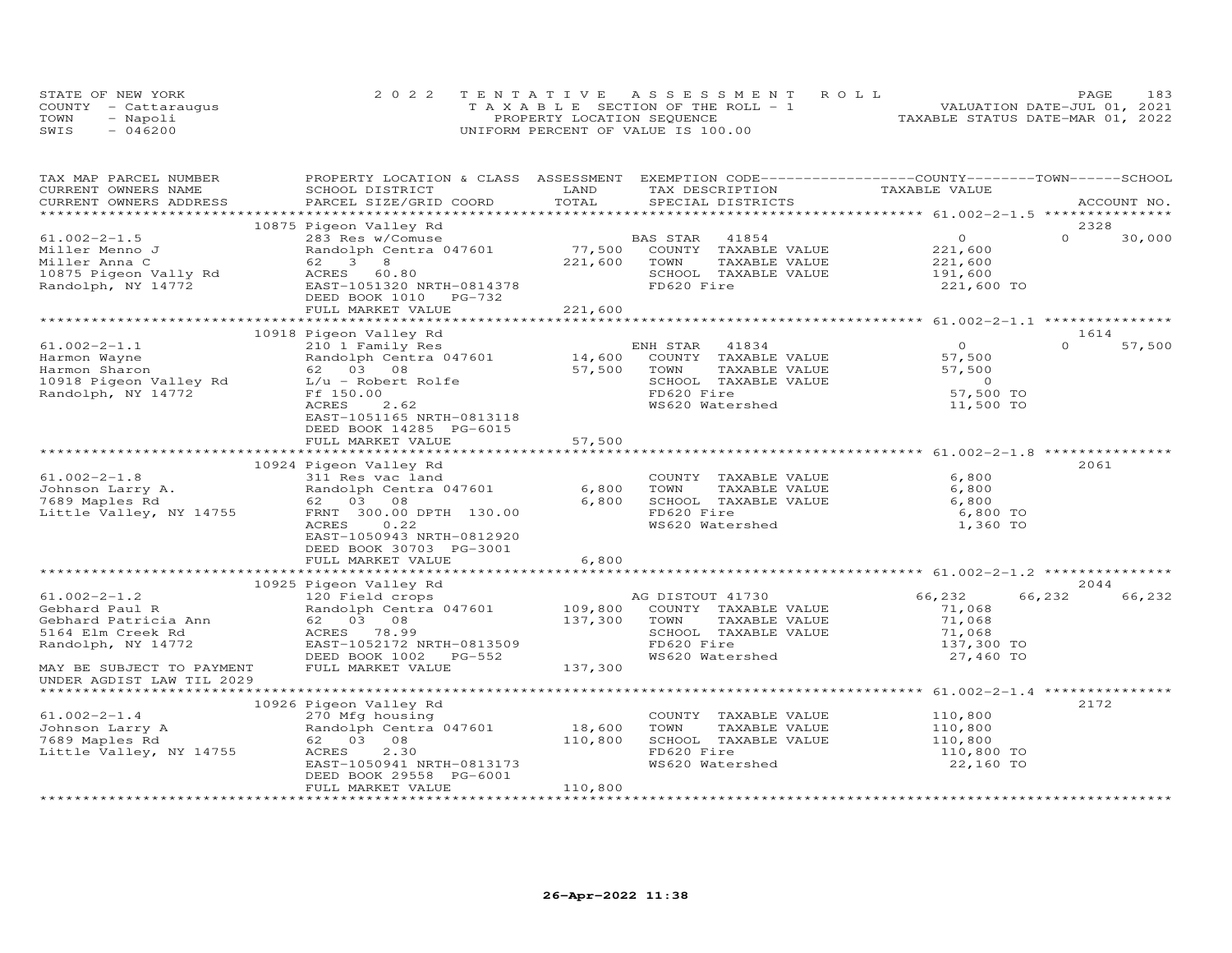STATE OF NEW YORK
COUNTY - Cattaraugus
TOWN - Napoli
SWIS - 046200

2022 TENTATIVE ASSESSMENT ROLL
TAXABLE SECTION OF THE ROLL - 1
PROPERTY LOCATION SEQUENCE
UNIFORM PERCENT OF VALUE IS 100.00

VALUATION DATE-JUL 01, 2021
TAXABLE STATUS DATE-MAR 01, 2022

| TAX MAP PARCEL NUMBER / CURRENT OWNERS NAME / CURRENT OWNERS ADDRESS | PROPERTY LOCATION & CLASS / SCHOOL DISTRICT / PARCEL SIZE/GRID COORD | ASSESSMENT LAND | TOTAL | EXEMPTION CODE / TAX DESCRIPTION / SPECIAL DISTRICTS | COUNTY TAXABLE VALUE | TOWN | SCHOOL / ACCOUNT NO. |
|---|---|---|---|---|---|---|---|
| | 10875 Pigeon Valley Rd | | | | | | 2328 |
| 61.002-2-1.5 | 283 Res w/Comuse | | | BAS STAR 41854 | 0 | 0 | 30,000 |
| Miller Menno J | Randolph Centra 047601 | 77,500 | | COUNTY TAXABLE VALUE | 221,600 | | |
| Miller Anna C | 62 3 8 | | 221,600 | TOWN TAXABLE VALUE | 221,600 | | |
| 10875 Pigeon Vally Rd | ACRES 60.80 | | | SCHOOL TAXABLE VALUE | 191,600 | | |
| Randolph, NY 14772 | EAST-1051320 NRTH-0814378 | | | FD620 Fire | 221,600 TO | | |
| | DEED BOOK 1010 PG-732 | | | | | | |
| | FULL MARKET VALUE | | 221,600 | | | | |
| | 10918 Pigeon Valley Rd | | | | | | 1614 |
| 61.002-2-1.1 | 210 1 Family Res | | | ENH STAR 41834 | 0 | 0 | 57,500 |
| Harmon Wayne | Randolph Centra 047601 | 14,600 | | COUNTY TAXABLE VALUE | 57,500 | | |
| Harmon Sharon | 62 03 08 | | 57,500 | TOWN TAXABLE VALUE | 57,500 | | |
| 10918 Pigeon Valley Rd | L/u - Robert Rolfe | | | SCHOOL TAXABLE VALUE | 0 | | |
| Randolph, NY 14772 | Ff 150.00 | | | FD620 Fire | 57,500 TO | | |
| | ACRES 2.62 | | | WS620 Watershed | 11,500 TO | | |
| | EAST-1051165 NRTH-0813118 | | | | | | |
| | DEED BOOK 14285 PG-6015 | | | | | | |
| | FULL MARKET VALUE | | 57,500 | | | | |
| | 10924 Pigeon Valley Rd | | | | | | 2061 |
| 61.002-2-1.8 | 311 Res vac land | | | COUNTY TAXABLE VALUE | 6,800 | | |
| Johnson Larry A. | Randolph Centra 047601 | 6,800 | | TOWN TAXABLE VALUE | 6,800 | | |
| 7689 Maples Rd | 62 03 08 | | 6,800 | SCHOOL TAXABLE VALUE | 6,800 | | |
| Little Valley, NY 14755 | FRNT 300.00 DPTH 130.00 | | | FD620 Fire | 6,800 TO | | |
| | ACRES 0.22 | | | WS620 Watershed | 1,360 TO | | |
| | EAST-1050943 NRTH-0812920 | | | | | | |
| | DEED BOOK 30703 PG-3001 | | | | | | |
| | FULL MARKET VALUE | | 6,800 | | | | |
| | 10925 Pigeon Valley Rd | | | | | | 2044 |
| 61.002-2-1.2 | 120 Field crops | | | AG DISTOUT 41730 | 66,232 | 66,232 | 66,232 |
| Gebhard Paul R | Randolph Centra 047601 | 109,800 | | COUNTY TAXABLE VALUE | 71,068 | | |
| Gebhard Patricia Ann | 62 03 08 | | 137,300 | TOWN TAXABLE VALUE | 71,068 | | |
| 5164 Elm Creek Rd | ACRES 78.99 | | | SCHOOL TAXABLE VALUE | 71,068 | | |
| Randolph, NY 14772 | EAST-1052172 NRTH-0813509 | | | FD620 Fire | 137,300 TO | | |
| | DEED BOOK 1002 PG-552 | | | WS620 Watershed | 27,460 TO | | |
| MAY BE SUBJECT TO PAYMENT | FULL MARKET VALUE | | 137,300 | | | | |
| UNDER AGDIST LAW TIL 2029 | | | | | | | |
| | 10926 Pigeon Valley Rd | | | | | | 2172 |
| 61.002-2-1.4 | 270 Mfg housing | | | COUNTY TAXABLE VALUE | 110,800 | | |
| Johnson Larry A | Randolph Centra 047601 | 18,600 | | TOWN TAXABLE VALUE | 110,800 | | |
| 7689 Maples Rd | 62 03 08 | | 110,800 | SCHOOL TAXABLE VALUE | 110,800 | | |
| Little Valley, NY 14755 | ACRES 2.30 | | | FD620 Fire | 110,800 TO | | |
| | EAST-1050941 NRTH-0813173 | | | WS620 Watershed | 22,160 TO | | |
| | DEED BOOK 29558 PG-6001 | | | | | | |
| | FULL MARKET VALUE | | 110,800 | | | | |

26-Apr-2022 11:38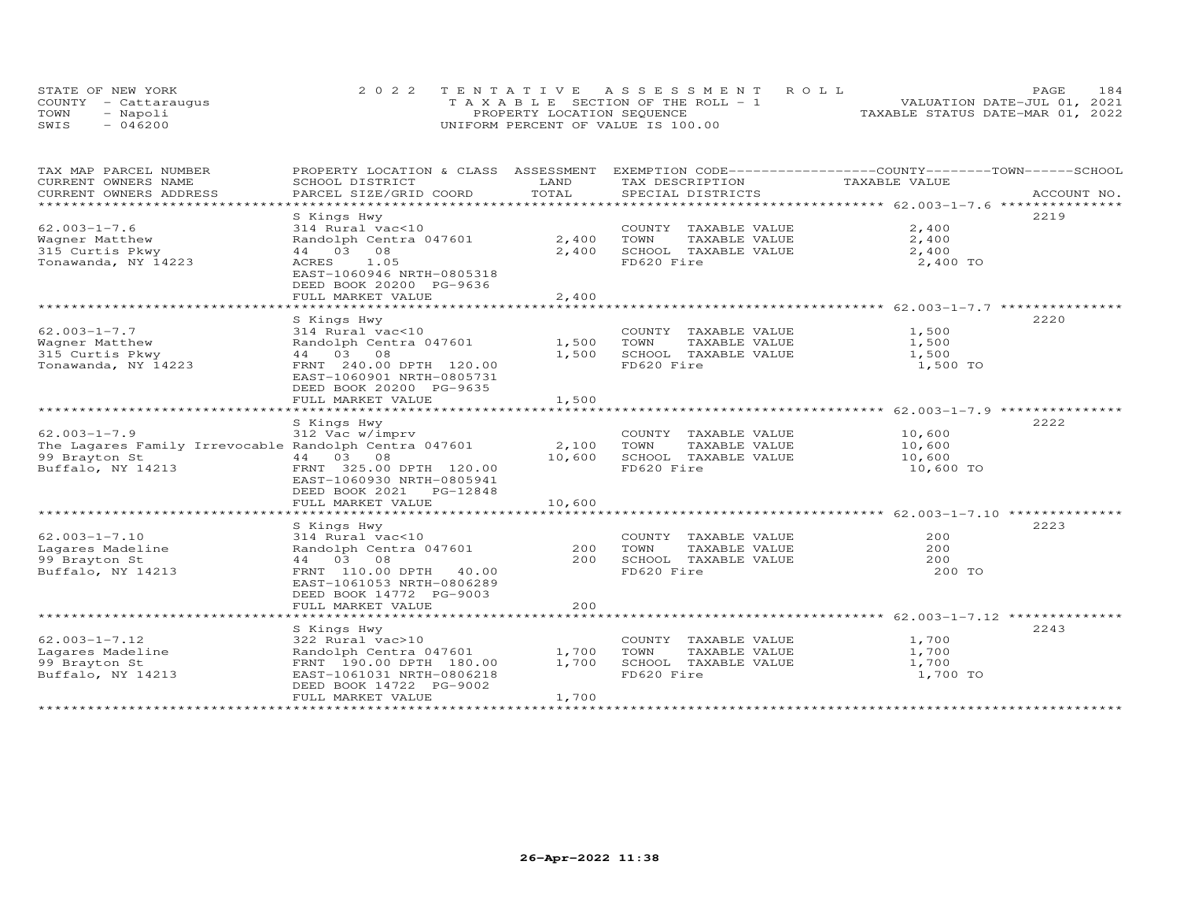STATE OF NEW YORK
COUNTY - Cattaraugus
TOWN - Napoli
SWIS - 046200

2022 TENTATIVE ASSESSMENT ROLL
TAXABLE SECTION OF THE ROLL - 1
PROPERTY LOCATION SEQUENCE
UNIFORM PERCENT OF VALUE IS 100.00

VALUATION DATE-JUL 01, 2021
TAXABLE STATUS DATE-MAR 01, 2022

| TAX MAP PARCEL NUMBER / CURRENT OWNERS NAME / CURRENT OWNERS ADDRESS | PROPERTY LOCATION & CLASS / SCHOOL DISTRICT / PARCEL SIZE/GRID COORD | ASSESSMENT LAND | ASSESSMENT TOTAL | EXEMPTION CODE / TAX DESCRIPTION / SPECIAL DISTRICTS | COUNTY / TOWN / SCHOOL TAXABLE VALUE | ACCOUNT NO. |
|---|---|---|---|---|---|---|
| 62.003-1-7.6 | S Kings Hwy | | | | | 2219 |
| 62.003-1-7.6 | 314 Rural vac<10 | | | COUNTY TAXABLE VALUE | 2,400 | |
| Wagner Matthew | Randolph Centra 047601 | 2,400 | | TOWN TAXABLE VALUE | 2,400 | |
| 315 Curtis Pkwy | 44 03 08 | | 2,400 | SCHOOL TAXABLE VALUE | 2,400 | |
| Tonawanda, NY 14223 | ACRES 1.05 | | | FD620 Fire | 2,400 TO | |
| | EAST-1060946 NRTH-0805318 | | | | | |
| | DEED BOOK 20200 PG-9636 | | | | | |
| | FULL MARKET VALUE | | 2,400 | | | |
| 62.003-1-7.7 | S Kings Hwy | | | | | 2220 |
| 62.003-1-7.7 | 314 Rural vac<10 | | | COUNTY TAXABLE VALUE | 1,500 | |
| Wagner Matthew | Randolph Centra 047601 | 1,500 | | TOWN TAXABLE VALUE | 1,500 | |
| 315 Curtis Pkwy | 44 03 08 | | 1,500 | SCHOOL TAXABLE VALUE | 1,500 | |
| Tonawanda, NY 14223 | FRNT 240.00 DPTH 120.00 | | | FD620 Fire | 1,500 TO | |
| | EAST-1060901 NRTH-0805731 | | | | | |
| | DEED BOOK 20200 PG-9635 | | | | | |
| | FULL MARKET VALUE | | 1,500 | | | |
| 62.003-1-7.9 | S Kings Hwy | | | | | 2222 |
| 62.003-1-7.9 | 312 Vac w/imprv | | | COUNTY TAXABLE VALUE | 10,600 | |
| The Lagares Family Irrevocable | Randolph Centra 047601 | 2,100 | | TOWN TAXABLE VALUE | 10,600 | |
| 99 Brayton St | 44 03 08 | | 10,600 | SCHOOL TAXABLE VALUE | 10,600 | |
| Buffalo, NY 14213 | FRNT 325.00 DPTH 120.00 | | | FD620 Fire | 10,600 TO | |
| | EAST-1060930 NRTH-0805941 | | | | | |
| | DEED BOOK 2021 PG-12848 | | | | | |
| | FULL MARKET VALUE | | 10,600 | | | |
| 62.003-1-7.10 | S Kings Hwy | | | | | 2223 |
| 62.003-1-7.10 | 314 Rural vac<10 | | | COUNTY TAXABLE VALUE | 200 | |
| Lagares Madeline | Randolph Centra 047601 | 200 | | TOWN TAXABLE VALUE | 200 | |
| 99 Brayton St | 44 03 08 | | 200 | SCHOOL TAXABLE VALUE | 200 | |
| Buffalo, NY 14213 | FRNT 110.00 DPTH 40.00 | | | FD620 Fire | 200 TO | |
| | EAST-1061053 NRTH-0806289 | | | | | |
| | DEED BOOK 14772 PG-9003 | | | | | |
| | FULL MARKET VALUE | | 200 | | | |
| 62.003-1-7.12 | S Kings Hwy | | | | | 2243 |
| 62.003-1-7.12 | 322 Rural vac>10 | | | COUNTY TAXABLE VALUE | 1,700 | |
| Lagares Madeline | Randolph Centra 047601 | 1,700 | | TOWN TAXABLE VALUE | 1,700 | |
| 99 Brayton St | FRNT 190.00 DPTH 180.00 | | 1,700 | SCHOOL TAXABLE VALUE | 1,700 | |
| Buffalo, NY 14213 | EAST-1061031 NRTH-0806218 | | | FD620 Fire | 1,700 TO | |
| | DEED BOOK 14722 PG-9002 | | | | | |
| | FULL MARKET VALUE | | 1,700 | | | |

26-Apr-2022 11:38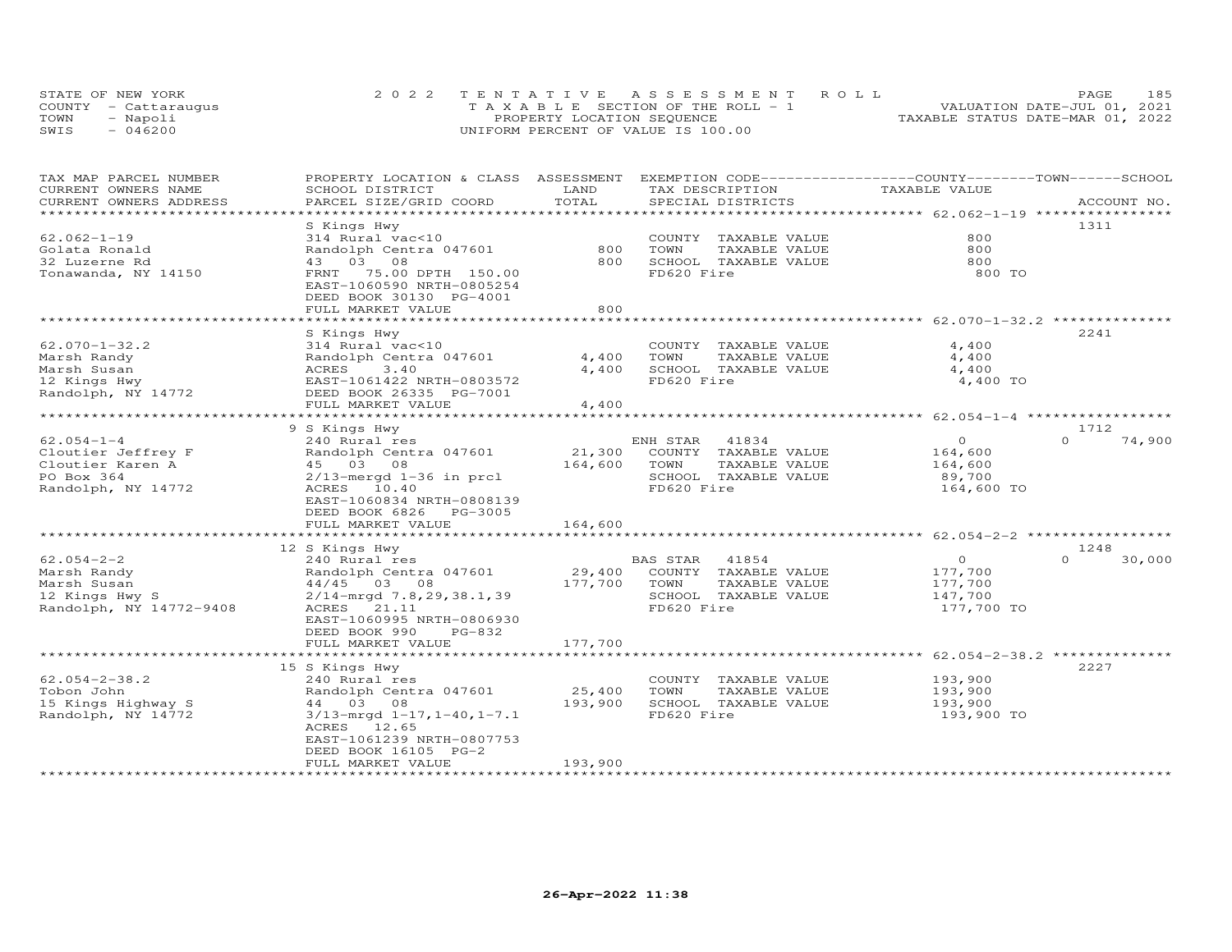STATE OF NEW YORK
COUNTY - Cattaraugus
TOWN - Napoli
SWIS - 046200

2022 TENTATIVE ASSESSMENT ROLL
TAXABLE SECTION OF THE ROLL - 1
PROPERTY LOCATION SEQUENCE
UNIFORM PERCENT OF VALUE IS 100.00

VALUATION DATE-JUL 01, 2021
TAXABLE STATUS DATE-MAR 01, 2022

| TAX MAP PARCEL NUMBER / CURRENT OWNERS NAME / CURRENT OWNERS ADDRESS | PROPERTY LOCATION & CLASS / SCHOOL DISTRICT / PARCEL SIZE/GRID COORD | ASSESSMENT LAND | TOTAL | EXEMPTION CODE / TAX DESCRIPTION / SPECIAL DISTRICTS | COUNTY / TOWN / SCHOOL TAXABLE VALUE | ACCOUNT NO. |
|---|---|---|---|---|---|---|
| 62.062-1-19 | S Kings Hwy | | | | | 1311 |
| 62.062-1-19 | 314 Rural vac<10 | | | COUNTY TAXABLE VALUE | 800 | |
| Golata Ronald | Randolph Centra 047601 | 800 | | TOWN TAXABLE VALUE | 800 | |
| 32 Luzerne Rd | 43 03 08 | | 800 | SCHOOL TAXABLE VALUE | 800 | |
| Tonawanda, NY 14150 | FRNT 75.00 DPTH 150.00 | | | FD620 Fire | 800 TO | |
| | EAST-1060590 NRTH-0805254 | | | | | |
| | DEED BOOK 30130 PG-4001 | | | | | |
| | FULL MARKET VALUE | | 800 | | | |
| 62.070-1-32.2 | S Kings Hwy | | | | | 2241 |
| 62.070-1-32.2 | 314 Rural vac<10 | | | COUNTY TAXABLE VALUE | 4,400 | |
| Marsh Randy | Randolph Centra 047601 | 4,400 | | TOWN TAXABLE VALUE | 4,400 | |
| Marsh Susan | ACRES 3.40 | | 4,400 | SCHOOL TAXABLE VALUE | 4,400 | |
| 12 Kings Hwy | EAST-1061422 NRTH-0803572 | | | FD620 Fire | 4,400 TO | |
| Randolph, NY 14772 | DEED BOOK 26335 PG-7001 | | | | | |
| | FULL MARKET VALUE | | 4,400 | | | |
| 62.054-1-4 | 9 S Kings Hwy | | | | | 1712 |
| 62.054-1-4 | 240 Rural res | | | ENH STAR 41834 | 0 / 0 / 74,900 | |
| Cloutier Jeffrey F | Randolph Centra 047601 | 21,300 | | COUNTY TAXABLE VALUE | 164,600 | |
| Cloutier Karen A | 45 03 08 | | 164,600 | TOWN TAXABLE VALUE | 164,600 | |
| PO Box 364 | 2/13-mergd 1-36 in prcl | | | SCHOOL TAXABLE VALUE | 89,700 | |
| Randolph, NY 14772 | ACRES 10.40 | | | FD620 Fire | 164,600 TO | |
| | EAST-1060834 NRTH-0808139 | | | | | |
| | DEED BOOK 6826 PG-3005 | | | | | |
| | FULL MARKET VALUE | | 164,600 | | | |
| 62.054-2-2 | 12 S Kings Hwy | | | | | 1248 |
| 62.054-2-2 | 240 Rural res | | | BAS STAR 41854 | 0 / 0 / 30,000 | |
| Marsh Randy | Randolph Centra 047601 | 29,400 | | COUNTY TAXABLE VALUE | 177,700 | |
| Marsh Susan | 44/45 03 08 | | 177,700 | TOWN TAXABLE VALUE | 177,700 | |
| 12 Kings Hwy S | 2/14-mrgd 7.8,29,38.1,39 | | | SCHOOL TAXABLE VALUE | 147,700 | |
| Randolph, NY 14772-9408 | ACRES 21.11 | | | FD620 Fire | 177,700 TO | |
| | EAST-1060995 NRTH-0806930 | | | | | |
| | DEED BOOK 990 PG-832 | | | | | |
| | FULL MARKET VALUE | | 177,700 | | | |
| 62.054-2-38.2 | 15 S Kings Hwy | | | | | 2227 |
| 62.054-2-38.2 | 240 Rural res | | | COUNTY TAXABLE VALUE | 193,900 | |
| Tobon John | Randolph Centra 047601 | 25,400 | | TOWN TAXABLE VALUE | 193,900 | |
| 15 Kings Highway S | 44 03 08 | | 193,900 | SCHOOL TAXABLE VALUE | 193,900 | |
| Randolph, NY 14772 | 3/13-mrgd 1-17,1-40,1-7.1 | | | FD620 Fire | 193,900 TO | |
| | ACRES 12.65 | | | | | |
| | EAST-1061239 NRTH-0807753 | | | | | |
| | DEED BOOK 16105 PG-2 | | | | | |
| | FULL MARKET VALUE | | 193,900 | | | |

26-Apr-2022 11:38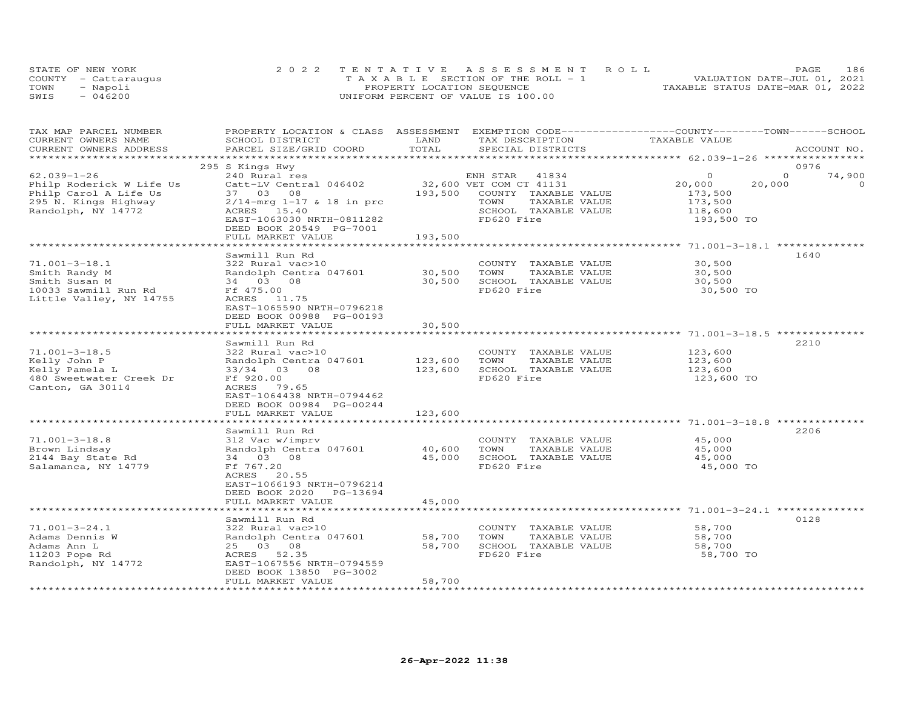STATE OF NEW YORK
COUNTY - Cattaraugus
TOWN - Napoli
SWIS - 046200

2022 TENTATIVE ASSESSMENT ROLL
TAXABLE SECTION OF THE ROLL - 1
PROPERTY LOCATION SEQUENCE
UNIFORM PERCENT OF VALUE IS 100.00

VALUATION DATE-JUL 01, 2021
TAXABLE STATUS DATE-MAR 01, 2022

| TAX MAP PARCEL NUMBER / CURRENT OWNERS NAME / CURRENT OWNERS ADDRESS | PROPERTY LOCATION & CLASS / SCHOOL DISTRICT / PARCEL SIZE/GRID COORD | ASSESSMENT LAND / TOTAL | EXEMPTION CODE / TAX DESCRIPTION / SPECIAL DISTRICTS | COUNTY / TOWN / SCHOOL TAXABLE VALUE | ACCOUNT NO. |
|---|---|---|---|---|---|
| **62.039-1-26** | 295 S Kings Hwy | | | | 0976 |
| 62.039-1-26 | 240 Rural res | | ENH STAR 41834 | 0 / 0 / 74,900 | |
| Philp Roderick W Life Us | Catt-LV Central 046402 | 32,600 | VET COM CT 41131 | 20,000 / 20,000 / 0 | |
| Philp Carol A Life Us | 37 03 08 | 193,500 | COUNTY TAXABLE VALUE | 173,500 | |
| 295 N. Kings Highway | 2/14-mrg 1-17 & 18 in prc | | TOWN TAXABLE VALUE | 173,500 | |
| Randolph, NY 14772 | ACRES 15.40 | | SCHOOL TAXABLE VALUE | 118,600 | |
| | EAST-1063030 NRTH-0811282 | | FD620 Fire | 193,500 TO | |
| | DEED BOOK 20549 PG-7001 | | | | |
| | FULL MARKET VALUE | 193,500 | | | |
| **71.001-3-18.1** | Sawmill Run Rd | | | | 1640 |
| 71.001-3-18.1 | 322 Rural vac>10 | | COUNTY TAXABLE VALUE | 30,500 | |
| Smith Randy M | Randolph Centra 047601 | 30,500 | TOWN TAXABLE VALUE | 30,500 | |
| Smith Susan M | 34 03 08 | 30,500 | SCHOOL TAXABLE VALUE | 30,500 | |
| 10033 Sawmill Run Rd | Ff 475.00 | | FD620 Fire | 30,500 TO | |
| Little Valley, NY 14755 | ACRES 11.75 | | | | |
| | EAST-1065590 NRTH-0796218 | | | | |
| | DEED BOOK 00988 PG-00193 | | | | |
| | FULL MARKET VALUE | 30,500 | | | |
| **71.001-3-18.5** | Sawmill Run Rd | | | | 2210 |
| 71.001-3-18.5 | 322 Rural vac>10 | | COUNTY TAXABLE VALUE | 123,600 | |
| Kelly John P | Randolph Centra 047601 | 123,600 | TOWN TAXABLE VALUE | 123,600 | |
| Kelly Pamela L | 33/34 03 08 | 123,600 | SCHOOL TAXABLE VALUE | 123,600 | |
| 480 Sweetwater Creek Dr | Ff 920.00 | | FD620 Fire | 123,600 TO | |
| Canton, GA 30114 | ACRES 79.65 | | | | |
| | EAST-1064438 NRTH-0794462 | | | | |
| | DEED BOOK 00984 PG-00244 | | | | |
| | FULL MARKET VALUE | 123,600 | | | |
| **71.001-3-18.8** | Sawmill Run Rd | | | | 2206 |
| 71.001-3-18.8 | 312 Vac w/imprv | | COUNTY TAXABLE VALUE | 45,000 | |
| Brown Lindsay | Randolph Centra 047601 | 40,600 | TOWN TAXABLE VALUE | 45,000 | |
| 2144 Bay State Rd | 34 03 08 | 45,000 | SCHOOL TAXABLE VALUE | 45,000 | |
| Salamanca, NY 14779 | Ff 767.20 | | FD620 Fire | 45,000 TO | |
| | ACRES 20.55 | | | | |
| | EAST-1066193 NRTH-0796214 | | | | |
| | DEED BOOK 2020 PG-13694 | | | | |
| | FULL MARKET VALUE | 45,000 | | | |
| **71.001-3-24.1** | Sawmill Run Rd | | | | 0128 |
| 71.001-3-24.1 | 322 Rural vac>10 | | COUNTY TAXABLE VALUE | 58,700 | |
| Adams Dennis W | Randolph Centra 047601 | 58,700 | TOWN TAXABLE VALUE | 58,700 | |
| Adams Ann L | 25 03 08 | 58,700 | SCHOOL TAXABLE VALUE | 58,700 | |
| 11203 Pope Rd | ACRES 52.35 | | FD620 Fire | 58,700 TO | |
| Randolph, NY 14772 | EAST-1067556 NRTH-0794559 | | | | |
| | DEED BOOK 13850 PG-3002 | | | | |
| | FULL MARKET VALUE | 58,700 | | | |

26-Apr-2022 11:38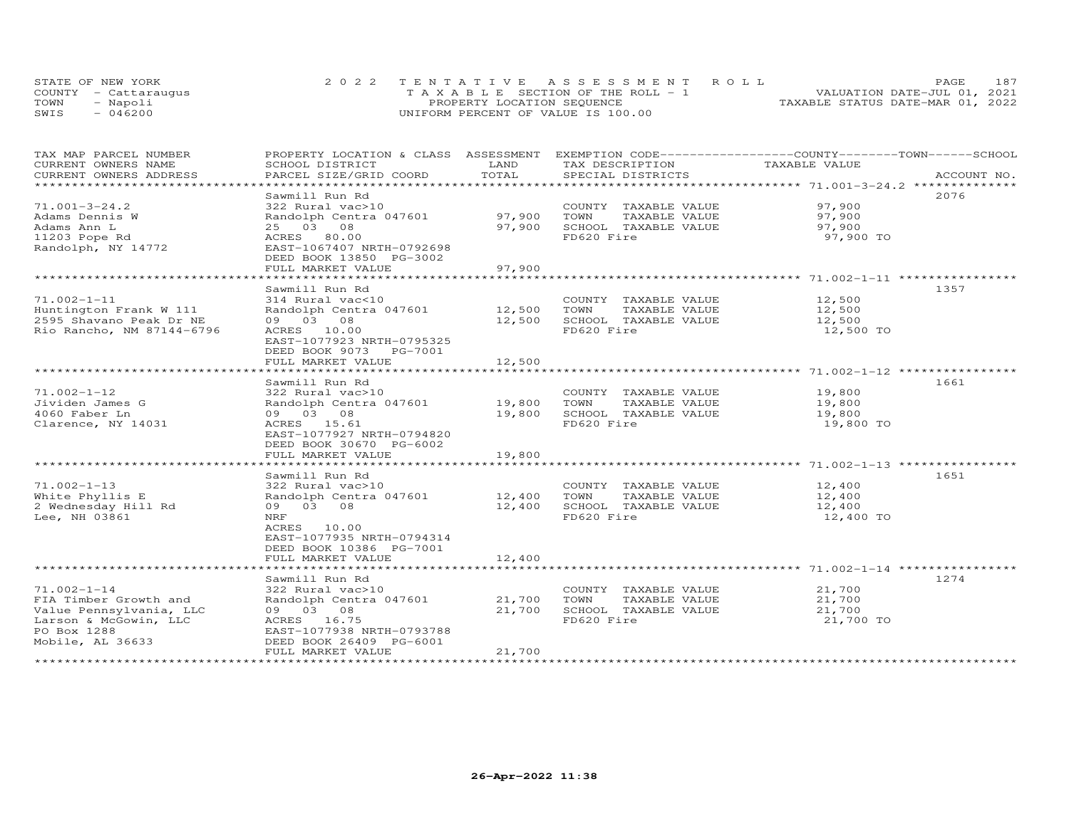STATE OF NEW YORK
COUNTY - Cattaraugus
TOWN - Napoli
SWIS - 046200

2022 TENTATIVE ASSESSMENT ROLL
TAXABLE SECTION OF THE ROLL - 1
PROPERTY LOCATION SEQUENCE
UNIFORM PERCENT OF VALUE IS 100.00

VALUATION DATE-JUL 01, 2021
TAXABLE STATUS DATE-MAR 01, 2022

| TAX MAP PARCEL NUMBER / CURRENT OWNERS NAME / CURRENT OWNERS ADDRESS | PROPERTY LOCATION & CLASS / SCHOOL DISTRICT / PARCEL SIZE/GRID COORD | ASSESSMENT LAND | TOTAL | EXEMPTION CODE / TAX DESCRIPTION / SPECIAL DISTRICTS | COUNTY--------TOWN------SCHOOL TAXABLE VALUE | ACCOUNT NO. |
|---|---|---|---|---|---|---|
| 71.001-3-24.2 | Sawmill Run Rd | | | | | 2076 |
| | 322 Rural vac>10 | | | COUNTY TAXABLE VALUE | 97,900 | |
| Adams Dennis W | Randolph Centra 047601 | 97,900 | | TOWN TAXABLE VALUE | 97,900 | |
| Adams Ann L | 25 03 08 | | 97,900 | SCHOOL TAXABLE VALUE | 97,900 | |
| 11203 Pope Rd | ACRES 80.00 | | | FD620 Fire | 97,900 TO | |
| Randolph, NY 14772 | EAST-1067407 NRTH-0792698 | | | | | |
| | DEED BOOK 13850 PG-3002 | | | | | |
| | FULL MARKET VALUE | | 97,900 | | | |
| 71.002-1-11 | Sawmill Run Rd | | | | | 1357 |
| | 314 Rural vac<10 | | | COUNTY TAXABLE VALUE | 12,500 | |
| Huntington Frank W 111 | Randolph Centra 047601 | 12,500 | | TOWN TAXABLE VALUE | 12,500 | |
| 2595 Shavano Peak Dr NE | 09 03 08 | | 12,500 | SCHOOL TAXABLE VALUE | 12,500 | |
| Rio Rancho, NM 87144-6796 | ACRES 10.00 | | | FD620 Fire | 12,500 TO | |
| | EAST-1077923 NRTH-0795325 | | | | | |
| | DEED BOOK 9073 PG-7001 | | | | | |
| | FULL MARKET VALUE | | 12,500 | | | |
| 71.002-1-12 | Sawmill Run Rd | | | | | 1661 |
| | 322 Rural vac>10 | | | COUNTY TAXABLE VALUE | 19,800 | |
| Jividen James G | Randolph Centra 047601 | 19,800 | | TOWN TAXABLE VALUE | 19,800 | |
| 4060 Faber Ln | 09 03 08 | | 19,800 | SCHOOL TAXABLE VALUE | 19,800 | |
| Clarence, NY 14031 | ACRES 15.61 | | | FD620 Fire | 19,800 TO | |
| | EAST-1077927 NRTH-0794820 | | | | | |
| | DEED BOOK 30670 PG-6002 | | | | | |
| | FULL MARKET VALUE | | 19,800 | | | |
| 71.002-1-13 | Sawmill Run Rd | | | | | 1651 |
| | 322 Rural vac>10 | | | COUNTY TAXABLE VALUE | 12,400 | |
| White Phyllis E | Randolph Centra 047601 | 12,400 | | TOWN TAXABLE VALUE | 12,400 | |
| 2 Wednesday Hill Rd | 09 03 08 | | 12,400 | SCHOOL TAXABLE VALUE | 12,400 | |
| Lee, NH 03861 | NRF | | | FD620 Fire | 12,400 TO | |
| | ACRES 10.00 | | | | | |
| | EAST-1077935 NRTH-0794314 | | | | | |
| | DEED BOOK 10386 PG-7001 | | | | | |
| | FULL MARKET VALUE | | 12,400 | | | |
| 71.002-1-14 | Sawmill Run Rd | | | | | 1274 |
| | 322 Rural vac>10 | | | COUNTY TAXABLE VALUE | 21,700 | |
| FIA Timber Growth and | Randolph Centra 047601 | 21,700 | | TOWN TAXABLE VALUE | 21,700 | |
| Value Pennsylvania, LLC | 09 03 08 | | 21,700 | SCHOOL TAXABLE VALUE | 21,700 | |
| Larson & McGowin, LLC | ACRES 16.75 | | | FD620 Fire | 21,700 TO | |
| PO Box 1288 | EAST-1077938 NRTH-0793788 | | | | | |
| Mobile, AL 36633 | DEED BOOK 26409 PG-6001 | | | | | |
| | FULL MARKET VALUE | | 21,700 | | | |

26-Apr-2022 11:38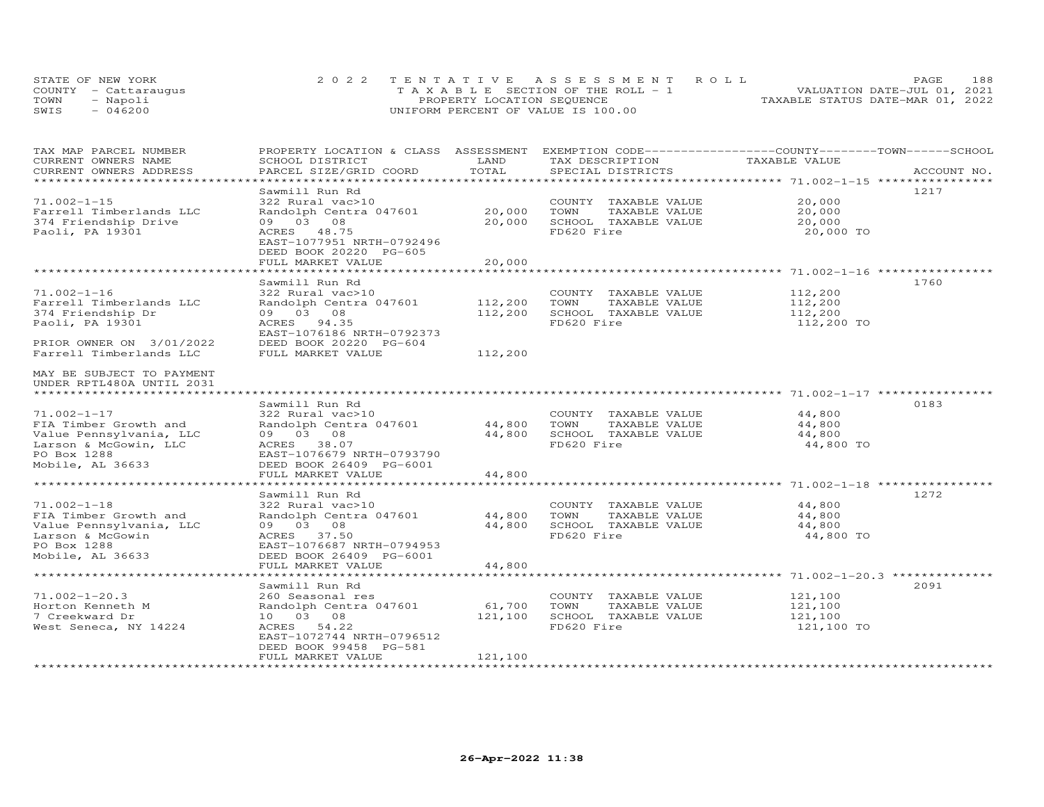STATE OF NEW YORK
COUNTY - Cattaraugus
TOWN - Napoli
SWIS - 046200

2022 TENTATIVE ASSESSMENT ROLL
TAXABLE SECTION OF THE ROLL - 1
PROPERTY LOCATION SEQUENCE
UNIFORM PERCENT OF VALUE IS 100.00

VALUATION DATE-JUL 01, 2021
TAXABLE STATUS DATE-MAR 01, 2022

| TAX MAP PARCEL NUMBER / CURRENT OWNERS NAME / CURRENT OWNERS ADDRESS | PROPERTY LOCATION & CLASS / SCHOOL DISTRICT / PARCEL SIZE/GRID COORD | ASSESSMENT LAND | TOTAL | EXEMPTION CODE / TAX DESCRIPTION / SPECIAL DISTRICTS | TAXABLE VALUE (COUNTY / TOWN / SCHOOL) | ACCOUNT NO. |
|---|---|---|---|---|---|---|
| 71.002-1-15 | Sawmill Run Rd | | | | | 1217 |
| Farrell Timberlands LLC | 322 Rural vac>10 | | | COUNTY TAXABLE VALUE | 20,000 | |
| 374 Friendship Drive | Randolph Centra 047601 | 20,000 | | TOWN TAXABLE VALUE | 20,000 | |
| Paoli, PA 19301 | 09 03 08 | | 20,000 | SCHOOL TAXABLE VALUE | 20,000 | |
| | ACRES 48.75 | | | FD620 Fire | 20,000 TO | |
| | EAST-1077951 NRTH-0792496 | | | | | |
| | DEED BOOK 20220 PG-605 | | | | | |
| | FULL MARKET VALUE | | 20,000 | | | |
| 71.002-1-16 | Sawmill Run Rd | | | | | 1760 |
| Farrell Timberlands LLC | 322 Rural vac>10 | | | COUNTY TAXABLE VALUE | 112,200 | |
| 374 Friendship Dr | Randolph Centra 047601 | 112,200 | | TOWN TAXABLE VALUE | 112,200 | |
| Paoli, PA 19301 | 09 03 08 | | 112,200 | SCHOOL TAXABLE VALUE | 112,200 | |
| | ACRES 94.35 | | | FD620 Fire | 112,200 TO | |
| | EAST-1076186 NRTH-0792373 | | | | | |
| PRIOR OWNER ON 3/01/2022 | DEED BOOK 20220 PG-604 | | | | | |
| Farrell Timberlands LLC | FULL MARKET VALUE | | 112,200 | | | |
| MAY BE SUBJECT TO PAYMENT UNDER RPTL480A UNTIL 2031 | | | | | | |
| 71.002-1-17 | Sawmill Run Rd | | | | | 0183 |
| FIA Timber Growth and | 322 Rural vac>10 | | | COUNTY TAXABLE VALUE | 44,800 | |
| Value Pennsylvania, LLC | Randolph Centra 047601 | 44,800 | | TOWN TAXABLE VALUE | 44,800 | |
| Larson & McGowin, LLC | 09 03 08 | | 44,800 | SCHOOL TAXABLE VALUE | 44,800 | |
| PO Box 1288 | ACRES 38.07 | | | FD620 Fire | 44,800 TO | |
| Mobile, AL 36633 | EAST-1076679 NRTH-0793790 | | | | | |
| | DEED BOOK 26409 PG-6001 | | | | | |
| | FULL MARKET VALUE | | 44,800 | | | |
| 71.002-1-18 | Sawmill Run Rd | | | | | 1272 |
| FIA Timber Growth and | 322 Rural vac>10 | | | COUNTY TAXABLE VALUE | 44,800 | |
| Value Pennsylvania, LLC | Randolph Centra 047601 | 44,800 | | TOWN TAXABLE VALUE | 44,800 | |
| Larson & McGowin | 09 03 08 | | 44,800 | SCHOOL TAXABLE VALUE | 44,800 | |
| PO Box 1288 | ACRES 37.50 | | | FD620 Fire | 44,800 TO | |
| Mobile, AL 36633 | EAST-1076687 NRTH-0794953 | | | | | |
| | DEED BOOK 26409 PG-6001 | | | | | |
| | FULL MARKET VALUE | | 44,800 | | | |
| 71.002-1-20.3 | Sawmill Run Rd | | | | | 2091 |
| Horton Kenneth M | 260 Seasonal res | | | COUNTY TAXABLE VALUE | 121,100 | |
| 7 Creekward Dr | Randolph Centra 047601 | 61,700 | | TOWN TAXABLE VALUE | 121,100 | |
| West Seneca, NY 14224 | 10 03 08 | | 121,100 | SCHOOL TAXABLE VALUE | 121,100 | |
| | ACRES 54.22 | | | FD620 Fire | 121,100 TO | |
| | EAST-1072744 NRTH-0796512 | | | | | |
| | DEED BOOK 99458 PG-581 | | | | | |
| | FULL MARKET VALUE | | 121,100 | | | |

26-Apr-2022 11:38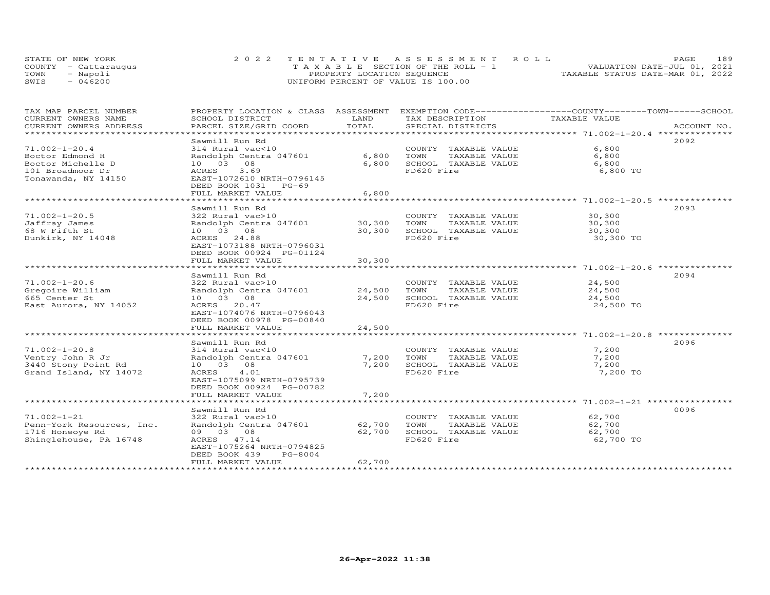STATE OF NEW YORK
COUNTY - Cattaraugus
TOWN - Napoli
SWIS - 046200

2022 TENTATIVE ASSESSMENT ROLL
TAXABLE SECTION OF THE ROLL - 1
PROPERTY LOCATION SEQUENCE
UNIFORM PERCENT OF VALUE IS 100.00

VALUATION DATE-JUL 01, 2021
TAXABLE STATUS DATE-MAR 01, 2022

| TAX MAP PARCEL NUMBER / CURRENT OWNERS NAME / CURRENT OWNERS ADDRESS | PROPERTY LOCATION & CLASS / SCHOOL DISTRICT / PARCEL SIZE/GRID COORD | ASSESSMENT LAND | TOTAL | EXEMPTION CODE / TAX DESCRIPTION / SPECIAL DISTRICTS | COUNTY--------TOWN------SCHOOL TAXABLE VALUE | ACCOUNT NO. |
|---|---|---|---|---|---|---|
| 71.002-1-20.4 | Sawmill Run Rd | | | | | 2092 |
| Boctor Edmond H | 314 Rural vac<10 | | | COUNTY TAXABLE VALUE | 6,800 | |
| Boctor Michelle D | Randolph Centra 047601 | 6,800 | | TOWN TAXABLE VALUE | 6,800 | |
| 101 Broadmoor Dr | 10 03 08 | | 6,800 | SCHOOL TAXABLE VALUE | 6,800 | |
| Tonawanda, NY 14150 | ACRES 3.69 | | | FD620 Fire | 6,800 TO | |
| | EAST-1072610 NRTH-0796145 | | | | | |
| | DEED BOOK 1031 PG-69 | | | | | |
| | FULL MARKET VALUE | | 6,800 | | | |
| 71.002-1-20.5 | Sawmill Run Rd | | | | | 2093 |
| Jaffray James | 322 Rural vac>10 | | | COUNTY TAXABLE VALUE | 30,300 | |
| 68 W Fifth St | Randolph Centra 047601 | 30,300 | | TOWN TAXABLE VALUE | 30,300 | |
| Dunkirk, NY 14048 | 10 03 08 | | 30,300 | SCHOOL TAXABLE VALUE | 30,300 | |
| | ACRES 24.88 | | | FD620 Fire | 30,300 TO | |
| | EAST-1073188 NRTH-0796031 | | | | | |
| | DEED BOOK 00924 PG-01124 | | | | | |
| | FULL MARKET VALUE | | 30,300 | | | |
| 71.002-1-20.6 | Sawmill Run Rd | | | | | 2094 |
| Gregoire William | 322 Rural vac>10 | | | COUNTY TAXABLE VALUE | 24,500 | |
| 665 Center St | Randolph Centra 047601 | 24,500 | | TOWN TAXABLE VALUE | 24,500 | |
| East Aurora, NY 14052 | 10 03 08 | | 24,500 | SCHOOL TAXABLE VALUE | 24,500 | |
| | ACRES 20.47 | | | FD620 Fire | 24,500 TO | |
| | EAST-1074076 NRTH-0796043 | | | | | |
| | DEED BOOK 00978 PG-00840 | | | | | |
| | FULL MARKET VALUE | | 24,500 | | | |
| 71.002-1-20.8 | Sawmill Run Rd | | | | | 2096 |
| Ventry John R Jr | 314 Rural vac<10 | | | COUNTY TAXABLE VALUE | 7,200 | |
| 3440 Stony Point Rd | Randolph Centra 047601 | 7,200 | | TOWN TAXABLE VALUE | 7,200 | |
| Grand Island, NY 14072 | 10 03 08 | | 7,200 | SCHOOL TAXABLE VALUE | 7,200 | |
| | ACRES 4.01 | | | FD620 Fire | 7,200 TO | |
| | EAST-1075099 NRTH-0795739 | | | | | |
| | DEED BOOK 00924 PG-00782 | | | | | |
| | FULL MARKET VALUE | | 7,200 | | | |
| 71.002-1-21 | Sawmill Run Rd | | | | | 0096 |
| Penn-York Resources, Inc. | 322 Rural vac>10 | | | COUNTY TAXABLE VALUE | 62,700 | |
| 1716 Honeoye Rd | Randolph Centra 047601 | 62,700 | | TOWN TAXABLE VALUE | 62,700 | |
| Shinglehouse, PA 16748 | 09 03 08 | | 62,700 | SCHOOL TAXABLE VALUE | 62,700 | |
| | ACRES 47.14 | | | FD620 Fire | 62,700 TO | |
| | EAST-1075264 NRTH-0794825 | | | | | |
| | DEED BOOK 439 PG-8004 | | | | | |
| | FULL MARKET VALUE | | 62,700 | | | |

26-Apr-2022 11:38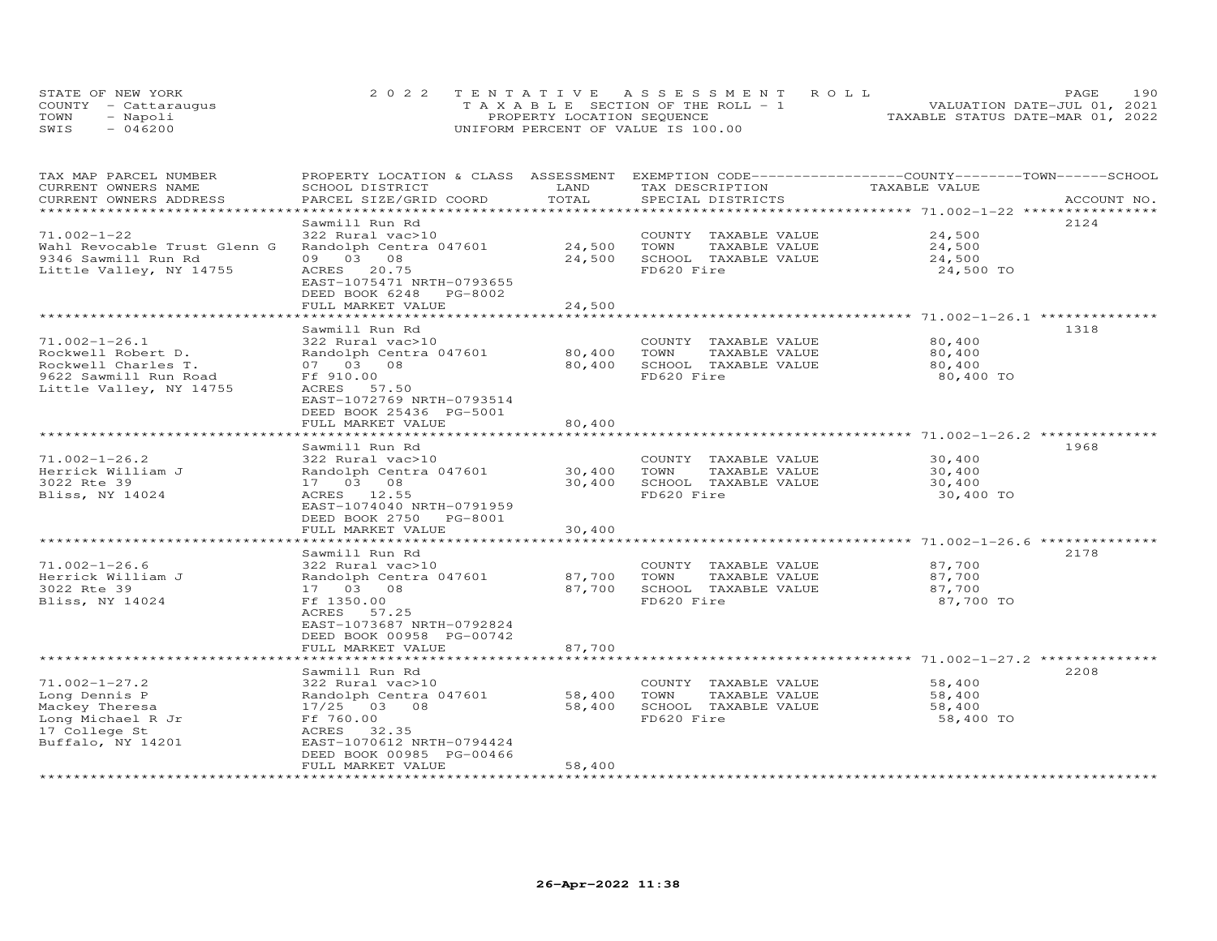STATE OF NEW YORK
COUNTY - Cattaraugus
TOWN - Napoli
SWIS - 046200

2022 TENTATIVE ASSESSMENT ROLL
TAXABLE SECTION OF THE ROLL - 1
PROPERTY LOCATION SEQUENCE
UNIFORM PERCENT OF VALUE IS 100.00

VALUATION DATE-JUL 01, 2021
TAXABLE STATUS DATE-MAR 01, 2022

| TAX MAP PARCEL NUMBER / CURRENT OWNERS NAME / CURRENT OWNERS ADDRESS | PROPERTY LOCATION & CLASS / SCHOOL DISTRICT / PARCEL SIZE/GRID COORD | ASSESSMENT LAND | TOTAL | EXEMPTION CODE / TAX DESCRIPTION / SPECIAL DISTRICTS | COUNTY--------TOWN------SCHOOL TAXABLE VALUE | ACCOUNT NO. |
|---|---|---|---|---|---|---|
| 71.002-1-22 | Sawmill Run Rd | | | | | 2124 |
| | 322 Rural vac>10 | | | COUNTY TAXABLE VALUE | 24,500 | |
| Wahl Revocable Trust Glenn G | Randolph Centra 047601 | 24,500 | | TOWN TAXABLE VALUE | 24,500 | |
| 9346 Sawmill Run Rd | 09 03 08 | | 24,500 | SCHOOL TAXABLE VALUE | 24,500 | |
| Little Valley, NY 14755 | ACRES 20.75 | | | FD620 Fire | 24,500 TO | |
| | EAST-1075471 NRTH-0793655 | | | | | |
| | DEED BOOK 6248 PG-8002 | | | | | |
| | FULL MARKET VALUE | | 24,500 | | | |
| 71.002-1-26.1 | Sawmill Run Rd | | | | | 1318 |
| | 322 Rural vac>10 | | | COUNTY TAXABLE VALUE | 80,400 | |
| Rockwell Robert D. | Randolph Centra 047601 | 80,400 | | TOWN TAXABLE VALUE | 80,400 | |
| Rockwell Charles T. | 07 03 08 | | 80,400 | SCHOOL TAXABLE VALUE | 80,400 | |
| 9622 Sawmill Run Road | Ff 910.00 | | | FD620 Fire | 80,400 TO | |
| Little Valley, NY 14755 | ACRES 57.50 | | | | | |
| | EAST-1072769 NRTH-0793514 | | | | | |
| | DEED BOOK 25436 PG-5001 | | | | | |
| | FULL MARKET VALUE | | 80,400 | | | |
| 71.002-1-26.2 | Sawmill Run Rd | | | | | 1968 |
| | 322 Rural vac>10 | | | COUNTY TAXABLE VALUE | 30,400 | |
| Herrick William J | Randolph Centra 047601 | 30,400 | | TOWN TAXABLE VALUE | 30,400 | |
| 3022 Rte 39 | 17 03 08 | | 30,400 | SCHOOL TAXABLE VALUE | 30,400 | |
| Bliss, NY 14024 | ACRES 12.55 | | | FD620 Fire | 30,400 TO | |
| | EAST-1074040 NRTH-0791959 | | | | | |
| | DEED BOOK 2750 PG-8001 | | | | | |
| | FULL MARKET VALUE | | 30,400 | | | |
| 71.002-1-26.6 | Sawmill Run Rd | | | | | 2178 |
| | 322 Rural vac>10 | | | COUNTY TAXABLE VALUE | 87,700 | |
| Herrick William J | Randolph Centra 047601 | 87,700 | | TOWN TAXABLE VALUE | 87,700 | |
| 3022 Rte 39 | 17 03 08 | | 87,700 | SCHOOL TAXABLE VALUE | 87,700 | |
| Bliss, NY 14024 | Ff 1350.00 | | | FD620 Fire | 87,700 TO | |
| | ACRES 57.25 | | | | | |
| | EAST-1073687 NRTH-0792824 | | | | | |
| | DEED BOOK 00958 PG-00742 | | | | | |
| | FULL MARKET VALUE | | 87,700 | | | |
| 71.002-1-27.2 | Sawmill Run Rd | | | | | 2208 |
| | 322 Rural vac>10 | | | COUNTY TAXABLE VALUE | 58,400 | |
| Long Dennis P | Randolph Centra 047601 | 58,400 | | TOWN TAXABLE VALUE | 58,400 | |
| Mackey Theresa | 17/25 03 08 | | 58,400 | SCHOOL TAXABLE VALUE | 58,400 | |
| Long Michael R Jr | Ff 760.00 | | | FD620 Fire | 58,400 TO | |
| 17 College St | ACRES 32.35 | | | | | |
| Buffalo, NY 14201 | EAST-1070612 NRTH-0794424 | | | | | |
| | DEED BOOK 00985 PG-00466 | | | | | |
| | FULL MARKET VALUE | | 58,400 | | | |

26-Apr-2022 11:38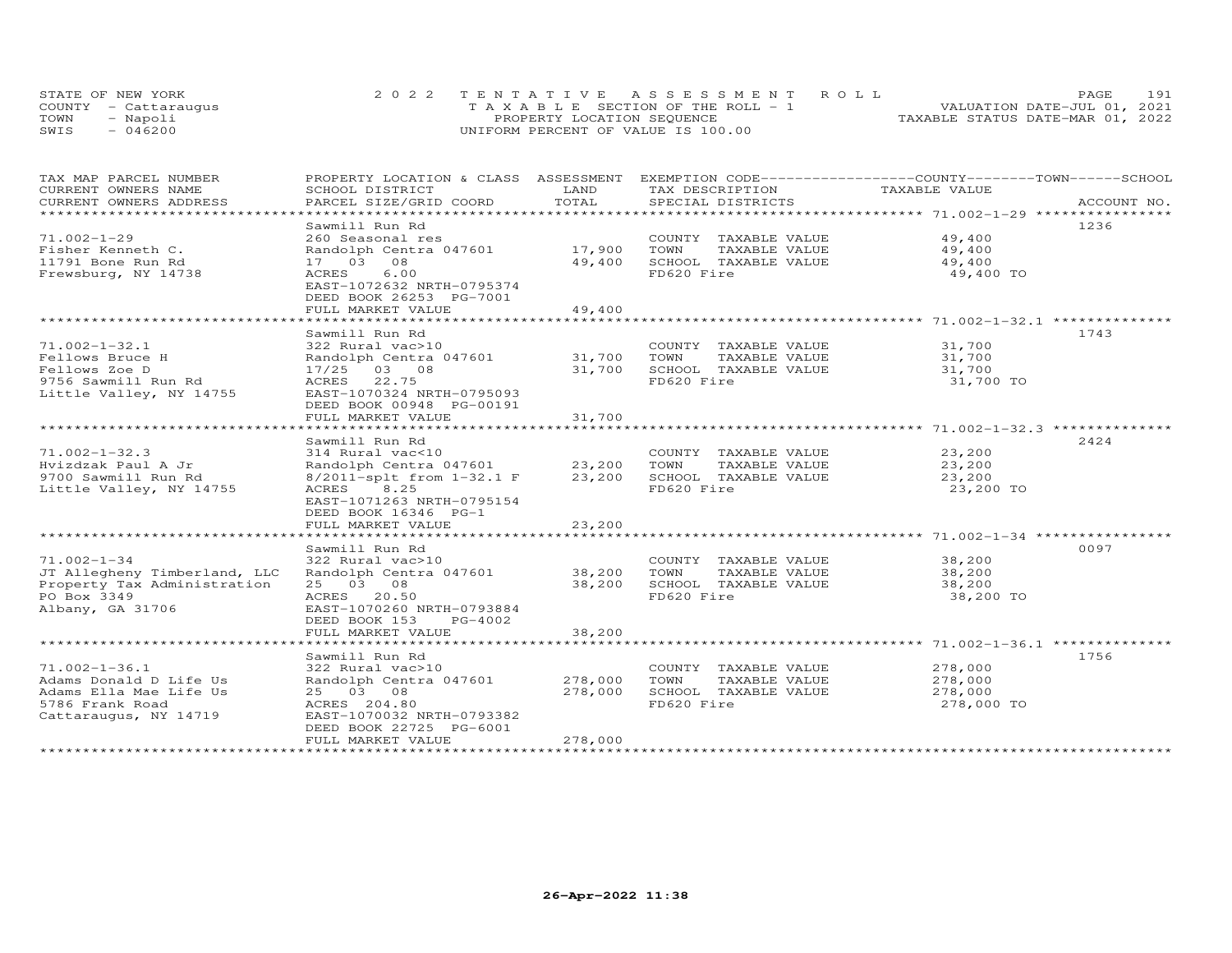STATE OF NEW YORK
COUNTY - Cattaraugus
TOWN - Napoli
SWIS - 046200

2022 TENTATIVE ASSESSMENT ROLL
TAXABLE SECTION OF THE ROLL - 1
PROPERTY LOCATION SEQUENCE
UNIFORM PERCENT OF VALUE IS 100.00

VALUATION DATE-JUL 01, 2021
TAXABLE STATUS DATE-MAR 01, 2022

| TAX MAP PARCEL NUMBER / CURRENT OWNERS NAME / CURRENT OWNERS ADDRESS | PROPERTY LOCATION & CLASS / SCHOOL DISTRICT / PARCEL SIZE/GRID COORD | ASSESSMENT LAND / TOTAL | EXEMPTION CODE / TAX DESCRIPTION / SPECIAL DISTRICTS | COUNTY / TOWN / SCHOOL TAXABLE VALUE | ACCOUNT NO. |
|---|---|---|---|---|---|
| 71.002-1-29 | Sawmill Run Rd | | | | 1236 |
| Fisher Kenneth C. | 260 Seasonal res | | COUNTY TAXABLE VALUE | 49,400 | |
| 11791 Bone Run Rd | Randolph Centra 047601 | 17,900 | TOWN TAXABLE VALUE | 49,400 | |
| Frewsburg, NY 14738 | 17 03 08 | 49,400 | SCHOOL TAXABLE VALUE | 49,400 | |
| | ACRES 6.00 | | FD620 Fire | 49,400 TO | |
| | EAST-1072632 NRTH-0795374 | | | | |
| | DEED BOOK 26253 PG-7001 | | | | |
| | FULL MARKET VALUE | 49,400 | | | |
| 71.002-1-32.1 | Sawmill Run Rd | | | | 1743 |
| Fellows Bruce H | 322 Rural vac>10 | | COUNTY TAXABLE VALUE | 31,700 | |
| Fellows Zoe D | Randolph Centra 047601 | 31,700 | TOWN TAXABLE VALUE | 31,700 | |
| 9756 Sawmill Run Rd | 17/25 03 08 | 31,700 | SCHOOL TAXABLE VALUE | 31,700 | |
| Little Valley, NY 14755 | ACRES 22.75 | | FD620 Fire | 31,700 TO | |
| | EAST-1070324 NRTH-0795093 | | | | |
| | DEED BOOK 00948 PG-00191 | | | | |
| | FULL MARKET VALUE | 31,700 | | | |
| 71.002-1-32.3 | Sawmill Run Rd | | | | 2424 |
| Hvizdzak Paul A Jr | 314 Rural vac<10 | | COUNTY TAXABLE VALUE | 23,200 | |
| 9700 Sawmill Run Rd | Randolph Centra 047601 | 23,200 | TOWN TAXABLE VALUE | 23,200 | |
| Little Valley, NY 14755 | 8/2011-splt from 1-32.1 F | 23,200 | SCHOOL TAXABLE VALUE | 23,200 | |
| | ACRES 8.25 | | FD620 Fire | 23,200 TO | |
| | EAST-1071263 NRTH-0795154 | | | | |
| | DEED BOOK 16346 PG-1 | | | | |
| | FULL MARKET VALUE | 23,200 | | | |
| 71.002-1-34 | Sawmill Run Rd | | | | 0097 |
| JT Allegheny Timberland, LLC | 322 Rural vac>10 | | COUNTY TAXABLE VALUE | 38,200 | |
| Property Tax Administration | Randolph Centra 047601 | 38,200 | TOWN TAXABLE VALUE | 38,200 | |
| PO Box 3349 | 25 03 08 | 38,200 | SCHOOL TAXABLE VALUE | 38,200 | |
| Albany, GA 31706 | ACRES 20.50 | | FD620 Fire | 38,200 TO | |
| | EAST-1070260 NRTH-0793884 | | | | |
| | DEED BOOK 153 PG-4002 | | | | |
| | FULL MARKET VALUE | 38,200 | | | |
| 71.002-1-36.1 | Sawmill Run Rd | | | | 1756 |
| Adams Donald D Life Us | 322 Rural vac>10 | | COUNTY TAXABLE VALUE | 278,000 | |
| Adams Ella Mae Life Us | Randolph Centra 047601 | 278,000 | TOWN TAXABLE VALUE | 278,000 | |
| 5786 Frank Road | 25 03 08 | 278,000 | SCHOOL TAXABLE VALUE | 278,000 | |
| Cattaraugus, NY 14719 | ACRES 204.80 | | FD620 Fire | 278,000 TO | |
| | EAST-1070032 NRTH-0793382 | | | | |
| | DEED BOOK 22725 PG-6001 | | | | |
| | FULL MARKET VALUE | 278,000 | | | |

26-Apr-2022 11:38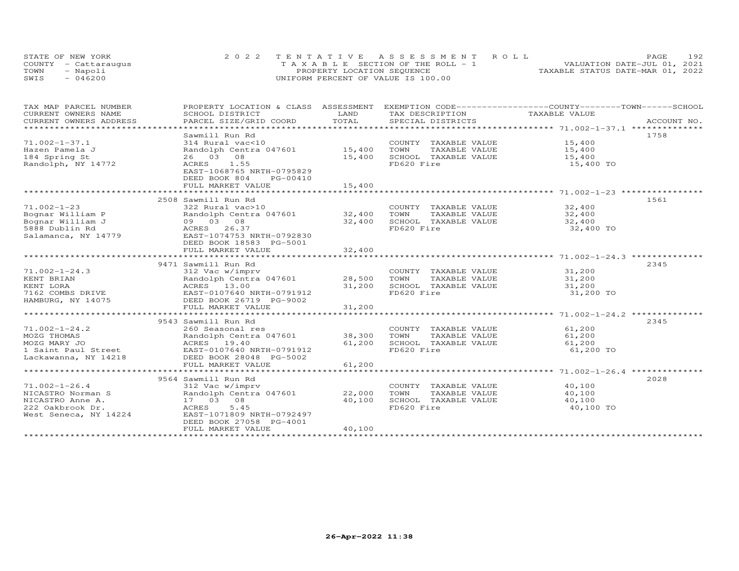STATE OF NEW YORK
COUNTY - Cattaraugus
TOWN - Napoli
SWIS - 046200

2022 TENTATIVE ASSESSMENT ROLL
TAXABLE SECTION OF THE ROLL - 1
PROPERTY LOCATION SEQUENCE
UNIFORM PERCENT OF VALUE IS 100.00

VALUATION DATE-JUL 01, 2021
TAXABLE STATUS DATE-MAR 01, 2022

| TAX MAP PARCEL NUMBER / CURRENT OWNERS NAME / CURRENT OWNERS ADDRESS | PROPERTY LOCATION & CLASS / SCHOOL DISTRICT / PARCEL SIZE/GRID COORD | ASSESSMENT LAND | TOTAL | EXEMPTION CODE / TAX DESCRIPTION / SPECIAL DISTRICTS | COUNTY--TOWN--SCHOOL TAXABLE VALUE | ACCOUNT NO. |
|---|---|---|---|---|---|---|
| 71.002-1-37.1 | Sawmill Run Rd | | | | | 1758 |
| | 314 Rural vac<10 | | | COUNTY TAXABLE VALUE | 15,400 | |
| Hazen Pamela J | Randolph Centra 047601 | 15,400 | | TOWN TAXABLE VALUE | 15,400 | |
| 184 Spring St | 26 03 08 | | 15,400 | SCHOOL TAXABLE VALUE | 15,400 | |
| Randolph, NY 14772 | ACRES 1.55 | | | FD620 Fire | 15,400 TO | |
| | EAST-1068765 NRTH-0795829 | | | | | |
| | DEED BOOK 804 PG-00410 | | | | | |
| | FULL MARKET VALUE | | 15,400 | | | |
| 71.002-1-23 | 2508 Sawmill Run Rd | | | | | 1561 |
| | 322 Rural vac>10 | | | COUNTY TAXABLE VALUE | 32,400 | |
| Bognar William P | Randolph Centra 047601 | 32,400 | | TOWN TAXABLE VALUE | 32,400 | |
| Bognar William J | 09 03 08 | | 32,400 | SCHOOL TAXABLE VALUE | 32,400 | |
| 5888 Dublin Rd | ACRES 26.37 | | | FD620 Fire | 32,400 TO | |
| Salamanca, NY 14779 | EAST-1074753 NRTH-0792830 | | | | | |
| | DEED BOOK 18583 PG-5001 | | | | | |
| | FULL MARKET VALUE | | 32,400 | | | |
| 71.002-1-24.3 | 9471 Sawmill Run Rd | | | | | 2345 |
| | 312 Vac w/imprv | | | COUNTY TAXABLE VALUE | 31,200 | |
| KENT BRIAN | Randolph Centra 047601 | 28,500 | | TOWN TAXABLE VALUE | 31,200 | |
| KENT LORA | ACRES 13.00 | | 31,200 | SCHOOL TAXABLE VALUE | 31,200 | |
| 7162 COMBS DRIVE | EAST-0107640 NRTH-0791912 | | | FD620 Fire | 31,200 TO | |
| HAMBURG, NY 14075 | DEED BOOK 26719 PG-9002 | | | | | |
| | FULL MARKET VALUE | | 31,200 | | | |
| 71.002-1-24.2 | 9543 Sawmill Run Rd | | | | | 2345 |
| | 260 Seasonal res | | | COUNTY TAXABLE VALUE | 61,200 | |
| MOZG THOMAS | Randolph Centra 047601 | 38,300 | | TOWN TAXABLE VALUE | 61,200 | |
| MOZG MARY JO | ACRES 19.40 | | 61,200 | SCHOOL TAXABLE VALUE | 61,200 | |
| 1 Saint Paul Street | EAST-0107640 NRTH-0791912 | | | FD620 Fire | 61,200 TO | |
| Lackawanna, NY 14218 | DEED BOOK 28048 PG-5002 | | | | | |
| | FULL MARKET VALUE | | 61,200 | | | |
| 71.002-1-26.4 | 9564 Sawmill Run Rd | | | | | 2028 |
| | 312 Vac w/imprv | | | COUNTY TAXABLE VALUE | 40,100 | |
| NICASTRO Norman S | Randolph Centra 047601 | 22,000 | | TOWN TAXABLE VALUE | 40,100 | |
| NICASTRO Anne A. | 17 03 08 | | 40,100 | SCHOOL TAXABLE VALUE | 40,100 | |
| 222 Oakbrook Dr. | ACRES 5.45 | | | FD620 Fire | 40,100 TO | |
| West Seneca, NY 14224 | EAST-1071809 NRTH-0792497 | | | | | |
| | DEED BOOK 27058 PG-4001 | | | | | |
| | FULL MARKET VALUE | | 40,100 | | | |

26-Apr-2022 11:38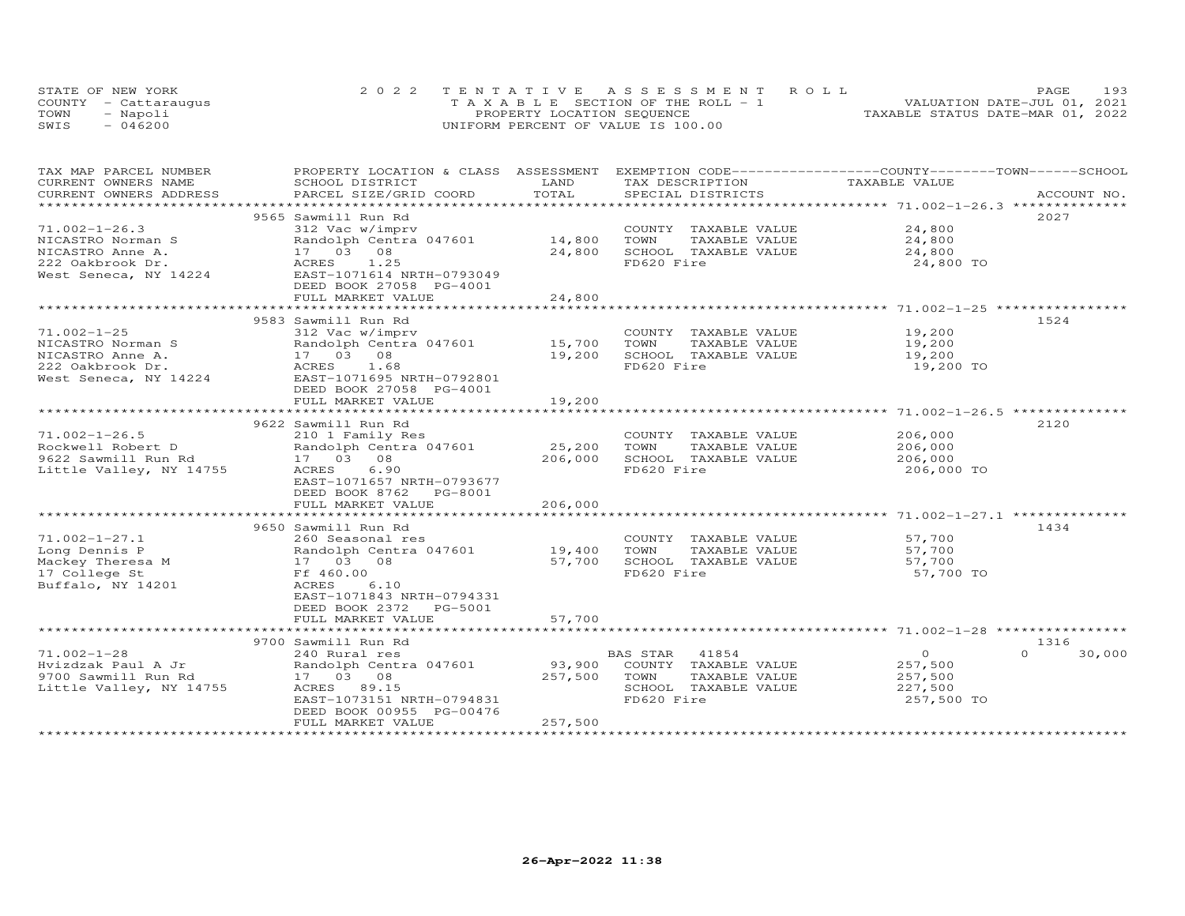STATE OF NEW YORK
COUNTY - Cattaraugus
TOWN - Napoli
SWIS - 046200

2022 TENTATIVE ASSESSMENT ROLL
TAXABLE SECTION OF THE ROLL - 1
PROPERTY LOCATION SEQUENCE
UNIFORM PERCENT OF VALUE IS 100.00

VALUATION DATE-JUL 01, 2021
TAXABLE STATUS DATE-MAR 01, 2022

| TAX MAP PARCEL NUMBER / CURRENT OWNERS NAME / CURRENT OWNERS ADDRESS | PROPERTY LOCATION & CLASS / SCHOOL DISTRICT / PARCEL SIZE/GRID COORD | ASSESSMENT LAND | TOTAL | EXEMPTION CODE / TAX DESCRIPTION / SPECIAL DISTRICTS | COUNTY / TOWN TAXABLE VALUE | SCHOOL | ACCOUNT NO. |
|---|---|---|---|---|---|---|---|
| 71.002-1-26.3 | 9565 Sawmill Run Rd | | | | | | 2027 |
| NICASTRO Norman S | 312 Vac w/imprv | | | COUNTY TAXABLE VALUE | 24,800 | | |
| NICASTRO Anne A. | Randolph Centra 047601 | 14,800 | | TOWN TAXABLE VALUE | 24,800 | | |
| 222 Oakbrook Dr. | 17 03 08 | | 24,800 | SCHOOL TAXABLE VALUE | 24,800 | | |
| West Seneca, NY 14224 | ACRES 1.25 | | | FD620 Fire | 24,800 TO | | |
| | EAST-1071614 NRTH-0793049 | | | | | | |
| | DEED BOOK 27058 PG-4001 | | | | | | |
| | FULL MARKET VALUE | | 24,800 | | | | |
| 71.002-1-25 | 9583 Sawmill Run Rd | | | | | | 1524 |
| NICASTRO Norman S | 312 Vac w/imprv | | | COUNTY TAXABLE VALUE | 19,200 | | |
| NICASTRO Anne A. | Randolph Centra 047601 | 15,700 | | TOWN TAXABLE VALUE | 19,200 | | |
| 222 Oakbrook Dr. | 17 03 08 | | 19,200 | SCHOOL TAXABLE VALUE | 19,200 | | |
| West Seneca, NY 14224 | ACRES 1.68 | | | FD620 Fire | 19,200 TO | | |
| | EAST-1071695 NRTH-0792801 | | | | | | |
| | DEED BOOK 27058 PG-4001 | | | | | | |
| | FULL MARKET VALUE | | 19,200 | | | | |
| 71.002-1-26.5 | 9622 Sawmill Run Rd | | | | | | 2120 |
| Rockwell Robert D | 210 1 Family Res | | | COUNTY TAXABLE VALUE | 206,000 | | |
| 9622 Sawmill Run Rd | Randolph Centra 047601 | 25,200 | | TOWN TAXABLE VALUE | 206,000 | | |
| Little Valley, NY 14755 | 17 03 08 | | 206,000 | SCHOOL TAXABLE VALUE | 206,000 | | |
| | ACRES 6.90 | | | FD620 Fire | 206,000 TO | | |
| | EAST-1071657 NRTH-0793677 | | | | | | |
| | DEED BOOK 8762 PG-8001 | | | | | | |
| | FULL MARKET VALUE | | 206,000 | | | | |
| 71.002-1-27.1 | 9650 Sawmill Run Rd | | | | | | 1434 |
| Long Dennis P | 260 Seasonal res | | | COUNTY TAXABLE VALUE | 57,700 | | |
| Mackey Theresa M | Randolph Centra 047601 | 19,400 | | TOWN TAXABLE VALUE | 57,700 | | |
| 17 College St | 17 03 08 | | 57,700 | SCHOOL TAXABLE VALUE | 57,700 | | |
| Buffalo, NY 14201 | Ff 460.00 | | | FD620 Fire | 57,700 TO | | |
| | ACRES 6.10 | | | | | | |
| | EAST-1071843 NRTH-0794331 | | | | | | |
| | DEED BOOK 2372 PG-5001 | | | | | | |
| | FULL MARKET VALUE | | 57,700 | | | | |
| 71.002-1-28 | 9700 Sawmill Run Rd | | | | | | 1316 |
| Hvizdzak Paul A Jr | 240 Rural res | | | BAS STAR 41854 | 0 | 0 | 30,000 |
| 9700 Sawmill Run Rd | Randolph Centra 047601 | 93,900 | | COUNTY TAXABLE VALUE | 257,500 | | |
| Little Valley, NY 14755 | 17 03 08 | | 257,500 | TOWN TAXABLE VALUE | 257,500 | | |
| | ACRES 89.15 | | | SCHOOL TAXABLE VALUE | 227,500 | | |
| | EAST-1073151 NRTH-0794831 | | | FD620 Fire | 257,500 TO | | |
| | DEED BOOK 00955 PG-00476 | | | | | | |
| | FULL MARKET VALUE | | 257,500 | | | | |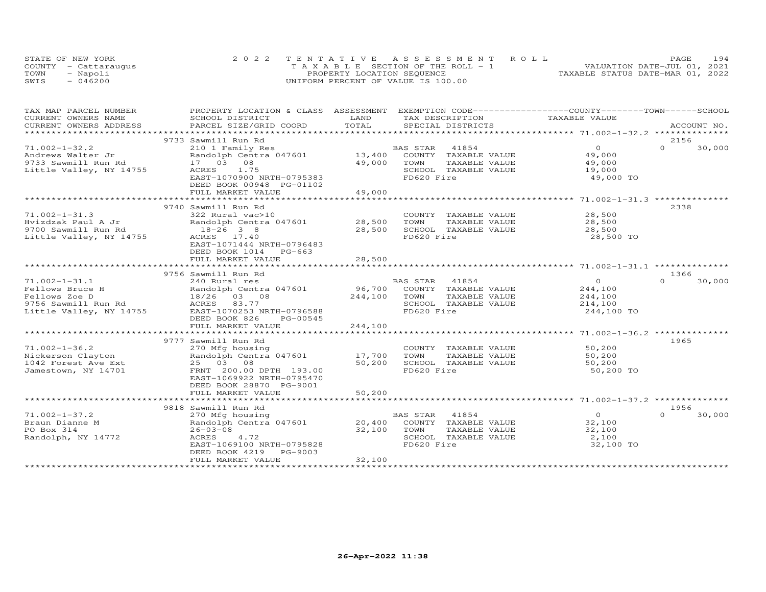STATE OF NEW YORK — 2022 TENTATIVE ASSESSMENT ROLL — VALUATION DATE-JUL 01, 2021
COUNTY - Cattaraugus — TAXABLE SECTION OF THE ROLL - 1 — TAXABLE STATUS DATE-MAR 01, 2022
TOWN - Napoli — PROPERTY LOCATION SEQUENCE
SWIS - 046200 — UNIFORM PERCENT OF VALUE IS 100.00

| TAX MAP PARCEL NUMBER / CURRENT OWNERS NAME / CURRENT OWNERS ADDRESS | PROPERTY LOCATION & CLASS / SCHOOL DISTRICT / PARCEL SIZE/GRID COORD | ASSESSMENT LAND | TOTAL | EXEMPTION CODE / TAX DESCRIPTION / SPECIAL DISTRICTS | COUNTY TAXABLE VALUE | TOWN | SCHOOL / ACCOUNT NO. |
|---|---|---|---|---|---|---|---|
| 71.002-1-32.2 | 9733 Sawmill Run Rd | | | | | | 2156 |
| Andrews Walter Jr | 210 1 Family Res | | | BAS STAR 41854 | 0 | 0 | 30,000 |
| 9733 Sawmill Run Rd | Randolph Centra 047601 | 13,400 | | COUNTY TAXABLE VALUE | 49,000 | | |
| Little Valley, NY 14755 | 17 03 08 | | 49,000 | TOWN TAXABLE VALUE | 49,000 | | |
| | ACRES 1.75 | | | SCHOOL TAXABLE VALUE | 19,000 | | |
| | EAST-1070900 NRTH-0795383 | | | FD620 Fire | 49,000 TO | | |
| | DEED BOOK 00948 PG-01102 | | | | | | |
| | FULL MARKET VALUE | | 49,000 | | | | |
| 71.002-1-31.3 | 9740 Sawmill Run Rd | | | | | | 2338 |
| Hvizdzak Paul A Jr | 322 Rural vac>10 | | | COUNTY TAXABLE VALUE | 28,500 | | |
| 9700 Sawmill Run Rd | Randolph Centra 047601 | 28,500 | | TOWN TAXABLE VALUE | 28,500 | | |
| Little Valley, NY 14755 | 18-26 3 8 | | 28,500 | SCHOOL TAXABLE VALUE | 28,500 | | |
| | ACRES 17.40 | | | FD620 Fire | 28,500 TO | | |
| | EAST-1071444 NRTH-0796483 | | | | | | |
| | DEED BOOK 1014 PG-663 | | | | | | |
| | FULL MARKET VALUE | | 28,500 | | | | |
| 71.002-1-31.1 | 9756 Sawmill Run Rd | | | | | | 1366 |
| Fellows Bruce H | 240 Rural res | | | BAS STAR 41854 | 0 | 0 | 30,000 |
| Fellows Zoe D | Randolph Centra 047601 | 96,700 | | COUNTY TAXABLE VALUE | 244,100 | | |
| 9756 Sawmill Run Rd | 18/26 03 08 | | 244,100 | TOWN TAXABLE VALUE | 244,100 | | |
| Little Valley, NY 14755 | ACRES 83.77 | | | SCHOOL TAXABLE VALUE | 214,100 | | |
| | EAST-1070253 NRTH-0796588 | | | FD620 Fire | 244,100 TO | | |
| | DEED BOOK 826 PG-00545 | | | | | | |
| | FULL MARKET VALUE | | 244,100 | | | | |
| 71.002-1-36.2 | 9777 Sawmill Run Rd | | | | | | 1965 |
| Nickerson Clayton | 270 Mfg housing | | | COUNTY TAXABLE VALUE | 50,200 | | |
| 1042 Forest Ave Ext | Randolph Centra 047601 | 17,700 | | TOWN TAXABLE VALUE | 50,200 | | |
| Jamestown, NY 14701 | 25 03 08 | | 50,200 | SCHOOL TAXABLE VALUE | 50,200 | | |
| | FRNT 200.00 DPTH 193.00 | | | FD620 Fire | 50,200 TO | | |
| | EAST-1069922 NRTH-0795470 | | | | | | |
| | DEED BOOK 28870 PG-9001 | | | | | | |
| | FULL MARKET VALUE | | 50,200 | | | | |
| 71.002-1-37.2 | 9818 Sawmill Run Rd | | | | | | 1956 |
| Braun Dianne M | 270 Mfg housing | | | BAS STAR 41854 | 0 | 0 | 30,000 |
| PO Box 314 | Randolph Centra 047601 | 20,400 | | COUNTY TAXABLE VALUE | 32,100 | | |
| Randolph, NY 14772 | 26-03-08 | | 32,100 | TOWN TAXABLE VALUE | 32,100 | | |
| | ACRES 4.72 | | | SCHOOL TAXABLE VALUE | 2,100 | | |
| | EAST-1069100 NRTH-0795828 | | | FD620 Fire | 32,100 TO | | |
| | DEED BOOK 4219 PG-9003 | | | | | | |
| | FULL MARKET VALUE | | 32,100 | | | | |

26-Apr-2022 11:38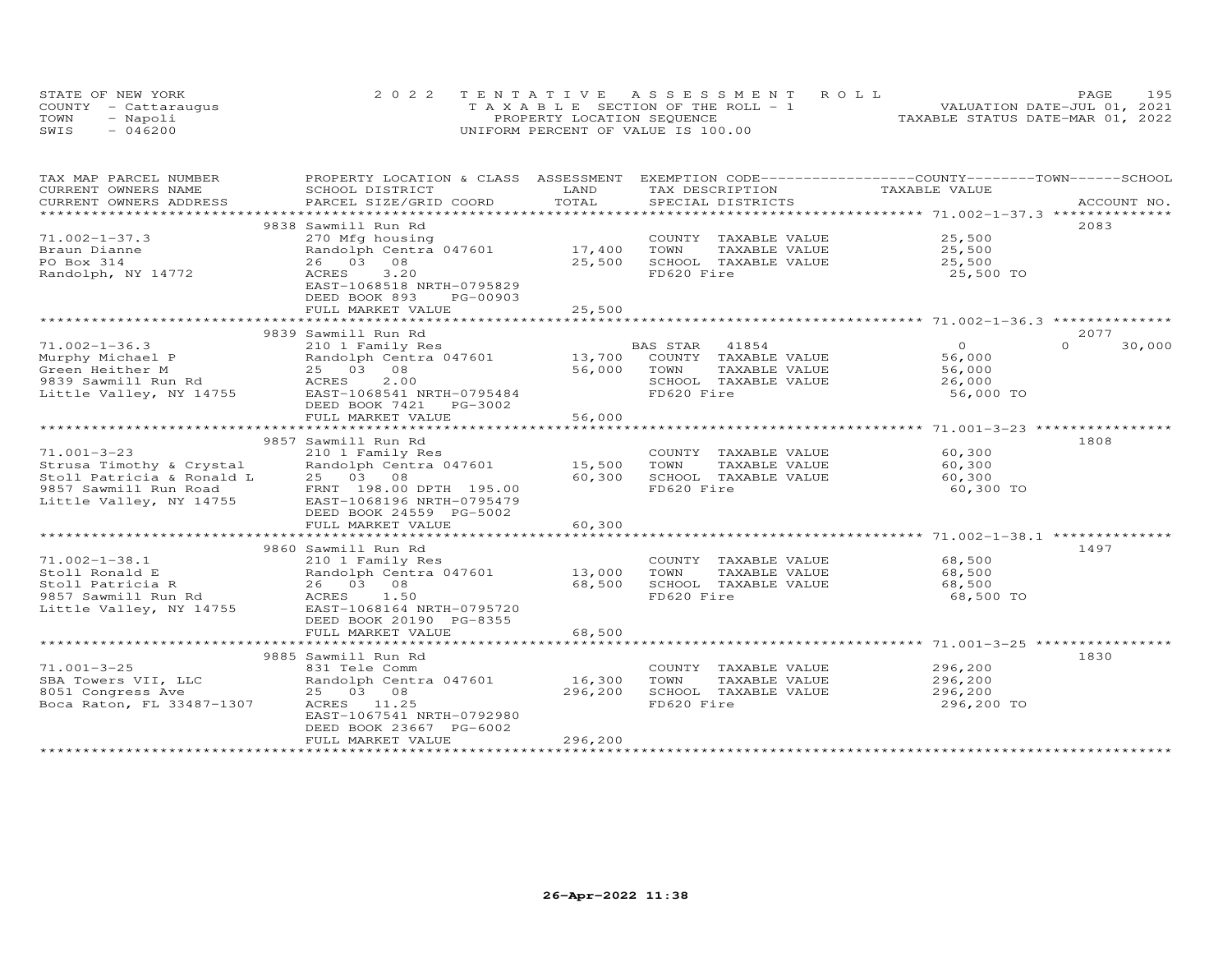STATE OF NEW YORK
COUNTY - Cattaraugus
TOWN - Napoli
SWIS - 046200

2022 TENTATIVE ASSESSMENT ROLL
TAXABLE SECTION OF THE ROLL - 1
PROPERTY LOCATION SEQUENCE
UNIFORM PERCENT OF VALUE IS 100.00

VALUATION DATE-JUL 01, 2021
TAXABLE STATUS DATE-MAR 01, 2022

| TAX MAP PARCEL NUMBER / CURRENT OWNERS NAME / CURRENT OWNERS ADDRESS | PROPERTY LOCATION & CLASS / SCHOOL DISTRICT / PARCEL SIZE/GRID COORD | ASSESSMENT LAND | TOTAL | EXEMPTION CODE / TAX DESCRIPTION / SPECIAL DISTRICTS | COUNTY / TOWN / SCHOOL TAXABLE VALUE | ACCOUNT NO. |
|---|---|---|---|---|---|---|
| | 9838 Sawmill Run Rd | | | | | 2083 |
| 71.002-1-37.3 | 270 Mfg housing | | | COUNTY TAXABLE VALUE | 25,500 | |
| Braun Dianne | Randolph Centra 047601 | 17,400 | | TOWN TAXABLE VALUE | 25,500 | |
| PO Box 314 | 26 03 08 | | 25,500 | SCHOOL TAXABLE VALUE | 25,500 | |
| Randolph, NY 14772 | ACRES 3.20 | | | FD620 Fire | 25,500 TO | |
| | EAST-1068518 NRTH-0795829 | | | | | |
| | DEED BOOK 893 PG-00903 | | | | | |
| | FULL MARKET VALUE | | 25,500 | | | |
| | 9839 Sawmill Run Rd | | | | | 2077 |
| 71.002-1-36.3 | 210 1 Family Res | | | BAS STAR 41854 | 0 0 30,000 | |
| Murphy Michael P | Randolph Centra 047601 | 13,700 | | COUNTY TAXABLE VALUE | 56,000 | |
| Green Heither M | 25 03 08 | | 56,000 | TOWN TAXABLE VALUE | 56,000 | |
| 9839 Sawmill Run Rd | ACRES 2.00 | | | SCHOOL TAXABLE VALUE | 26,000 | |
| Little Valley, NY 14755 | EAST-1068541 NRTH-0795484 | | | FD620 Fire | 56,000 TO | |
| | DEED BOOK 7421 PG-3002 | | | | | |
| | FULL MARKET VALUE | | 56,000 | | | |
| | 9857 Sawmill Run Rd | | | | | 1808 |
| 71.001-3-23 | 210 1 Family Res | | | COUNTY TAXABLE VALUE | 60,300 | |
| Strusa Timothy & Crystal | Randolph Centra 047601 | 15,500 | | TOWN TAXABLE VALUE | 60,300 | |
| Stoll Patricia & Ronald L | 25 03 08 | | 60,300 | SCHOOL TAXABLE VALUE | 60,300 | |
| 9857 Sawmill Run Road | FRNT 198.00 DPTH 195.00 | | | FD620 Fire | 60,300 TO | |
| Little Valley, NY 14755 | EAST-1068196 NRTH-0795479 | | | | | |
| | DEED BOOK 24559 PG-5002 | | | | | |
| | FULL MARKET VALUE | | 60,300 | | | |
| | 9860 Sawmill Run Rd | | | | | 1497 |
| 71.002-1-38.1 | 210 1 Family Res | | | COUNTY TAXABLE VALUE | 68,500 | |
| Stoll Ronald E | Randolph Centra 047601 | 13,000 | | TOWN TAXABLE VALUE | 68,500 | |
| Stoll Patricia R | 26 03 08 | | 68,500 | SCHOOL TAXABLE VALUE | 68,500 | |
| 9857 Sawmill Run Rd | ACRES 1.50 | | | FD620 Fire | 68,500 TO | |
| Little Valley, NY 14755 | EAST-1068164 NRTH-0795720 | | | | | |
| | DEED BOOK 20190 PG-8355 | | | | | |
| | FULL MARKET VALUE | | 68,500 | | | |
| | 9885 Sawmill Run Rd | | | | | 1830 |
| 71.001-3-25 | 831 Tele Comm | | | COUNTY TAXABLE VALUE | 296,200 | |
| SBA Towers VII, LLC | Randolph Centra 047601 | 16,300 | | TOWN TAXABLE VALUE | 296,200 | |
| 8051 Congress Ave | 25 03 08 | | 296,200 | SCHOOL TAXABLE VALUE | 296,200 | |
| Boca Raton, FL 33487-1307 | ACRES 11.25 | | | FD620 Fire | 296,200 TO | |
| | EAST-1067541 NRTH-0792980 | | | | | |
| | DEED BOOK 23667 PG-6002 | | | | | |
| | FULL MARKET VALUE | | 296,200 | | | |

26-Apr-2022 11:38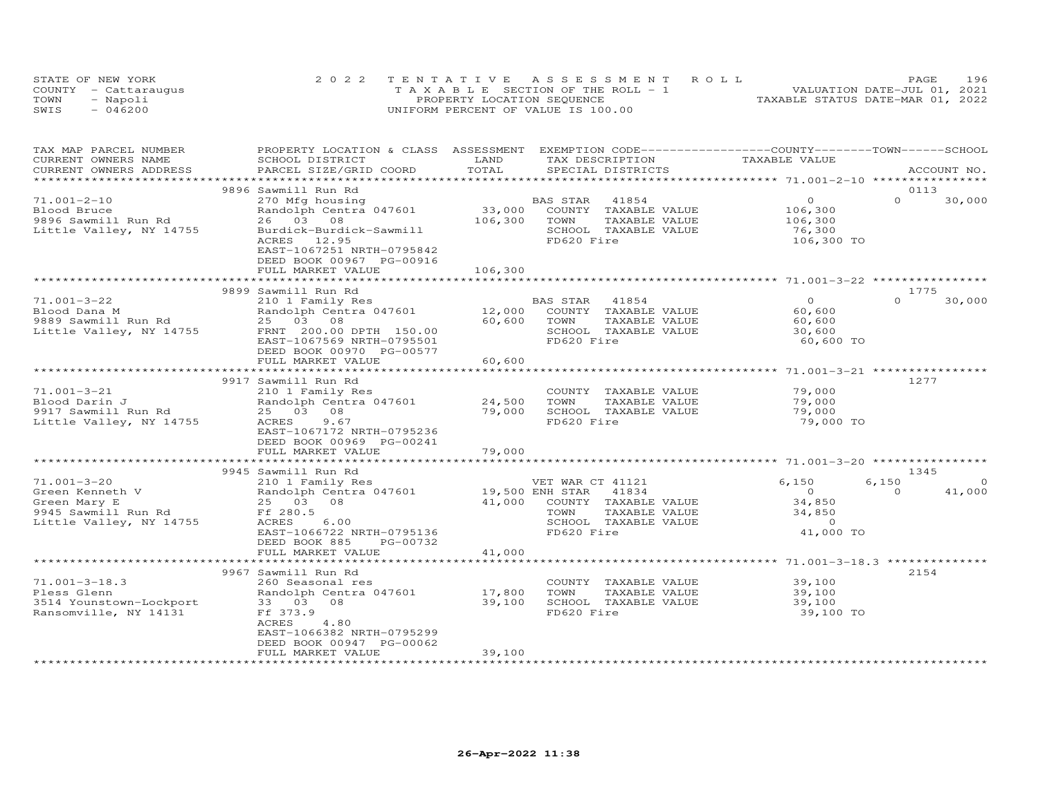STATE OF NEW YORK
COUNTY - Cattaraugus
TOWN - Napoli
SWIS - 046200

2022 TENTATIVE ASSESSMENT ROLL
TAXABLE SECTION OF THE ROLL - 1
PROPERTY LOCATION SEQUENCE
UNIFORM PERCENT OF VALUE IS 100.00

VALUATION DATE-JUL 01, 2021
TAXABLE STATUS DATE-MAR 01, 2022

| TAX MAP PARCEL NUMBER / CURRENT OWNERS NAME / CURRENT OWNERS ADDRESS | PROPERTY LOCATION & CLASS / SCHOOL DISTRICT / PARCEL SIZE/GRID COORD | ASSESSMENT LAND | TOTAL | EXEMPTION CODE / TAX DESCRIPTION / SPECIAL DISTRICTS | COUNTY TAXABLE VALUE | TOWN | SCHOOL | ACCOUNT NO. |
|---|---|---|---|---|---|---|---|---|
| 71.001-2-10 | 9896 Sawmill Run Rd | | | | | | | 0113 |
| Blood Bruce | 270 Mfg housing | | | BAS STAR 41854 | 0 | 0 | 30,000 | |
| 9896 Sawmill Run Rd | Randolph Centra 047601 | 33,000 | | COUNTY TAXABLE VALUE | 106,300 | | | |
| Little Valley, NY 14755 | 26 03 08 | | 106,300 | TOWN TAXABLE VALUE | 106,300 | | | |
| | Burdick-Burdick-Sawmill | | | SCHOOL TAXABLE VALUE | 76,300 | | | |
| | ACRES 12.95 | | | FD620 Fire | 106,300 TO | | | |
| | EAST-1067251 NRTH-0795842 | | | | | | | |
| | DEED BOOK 00967 PG-00916 | | | | | | | |
| | FULL MARKET VALUE | | 106,300 | | | | | |
| 71.001-3-22 | 9899 Sawmill Run Rd | | | | | | | 1775 |
| Blood Dana M | 210 1 Family Res | | | BAS STAR 41854 | 0 | 0 | 30,000 | |
| 9889 Sawmill Run Rd | Randolph Centra 047601 | 12,000 | | COUNTY TAXABLE VALUE | 60,600 | | | |
| Little Valley, NY 14755 | 25 03 08 | | 60,600 | TOWN TAXABLE VALUE | 60,600 | | | |
| | FRNT 200.00 DPTH 150.00 | | | SCHOOL TAXABLE VALUE | 30,600 | | | |
| | EAST-1067569 NRTH-0795501 | | | FD620 Fire | 60,600 TO | | | |
| | DEED BOOK 00970 PG-00577 | | | | | | | |
| | FULL MARKET VALUE | | 60,600 | | | | | |
| 71.001-3-21 | 9917 Sawmill Run Rd | | | | | | | 1277 |
| Blood Darin J | 210 1 Family Res | | | COUNTY TAXABLE VALUE | 79,000 | | | |
| 9917 Sawmill Run Rd | Randolph Centra 047601 | 24,500 | | TOWN TAXABLE VALUE | 79,000 | | | |
| Little Valley, NY 14755 | 25 03 08 | | 79,000 | SCHOOL TAXABLE VALUE | 79,000 | | | |
| | ACRES 9.67 | | | FD620 Fire | 79,000 TO | | | |
| | EAST-1067172 NRTH-0795236 | | | | | | | |
| | DEED BOOK 00969 PG-00241 | | | | | | | |
| | FULL MARKET VALUE | | 79,000 | | | | | |
| 71.001-3-20 | 9945 Sawmill Run Rd | | | | | | | 1345 |
| Green Kenneth V | 210 1 Family Res | | | VET WAR CT 41121 | 6,150 | 6,150 | 0 | |
| Green Mary E | Randolph Centra 047601 | 19,500 | | ENH STAR 41834 | 0 | 0 | 41,000 | |
| 9945 Sawmill Run Rd | 25 03 08 | | 41,000 | COUNTY TAXABLE VALUE | 34,850 | | | |
| Little Valley, NY 14755 | Ff 280.5 | | | TOWN TAXABLE VALUE | 34,850 | | | |
| | ACRES 6.00 | | | SCHOOL TAXABLE VALUE | 0 | | | |
| | EAST-1066722 NRTH-0795136 | | | FD620 Fire | 41,000 TO | | | |
| | DEED BOOK 885 PG-00732 | | | | | | | |
| | FULL MARKET VALUE | | 41,000 | | | | | |
| 71.001-3-18.3 | 9967 Sawmill Run Rd | | | | | | | 2154 |
| Pless Glenn | 260 Seasonal res | | | COUNTY TAXABLE VALUE | 39,100 | | | |
| 3514 Younstown-Lockport | Randolph Centra 047601 | 17,800 | | TOWN TAXABLE VALUE | 39,100 | | | |
| Ransomville, NY 14131 | 33 03 08 | | 39,100 | SCHOOL TAXABLE VALUE | 39,100 | | | |
| | Ff 373.9 | | | FD620 Fire | 39,100 TO | | | |
| | ACRES 4.80 | | | | | | | |
| | EAST-1066382 NRTH-0795299 | | | | | | | |
| | DEED BOOK 00947 PG-00062 | | | | | | | |
| | FULL MARKET VALUE | | 39,100 | | | | | |

26-Apr-2022 11:38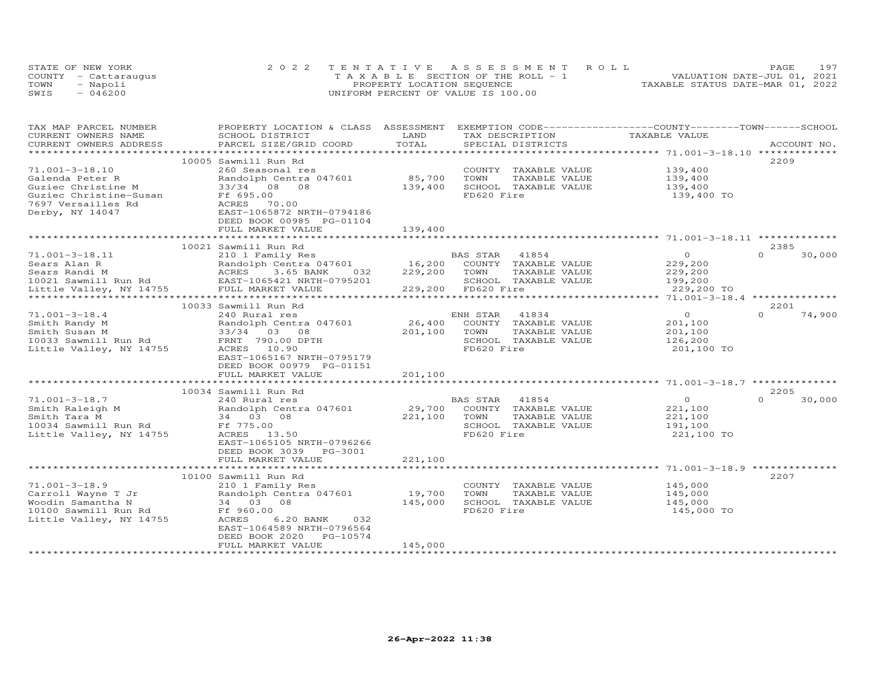STATE OF NEW YORK
COUNTY - Cattaraugus
TOWN - Napoli
SWIS - 046200

2 0 2 2 T E N T A T I V E A S S E S S M E N T R O L L
T A X A B L E SECTION OF THE ROLL - 1
PROPERTY LOCATION SEQUENCE
UNIFORM PERCENT OF VALUE IS 100.00

VALUATION DATE-JUL 01, 2021
TAXABLE STATUS DATE-MAR 01, 2022

| TAX MAP PARCEL NUMBER / CURRENT OWNERS NAME / CURRENT OWNERS ADDRESS | PROPERTY LOCATION & CLASS / SCHOOL DISTRICT / PARCEL SIZE/GRID COORD | ASSESSMENT LAND / TOTAL | EXEMPTION CODE / TAX DESCRIPTION / SPECIAL DISTRICTS | COUNTY / TOWN / SCHOOL TAXABLE VALUE | ACCOUNT NO. |
|---|---|---|---|---|---|
| 71.001-3-18.10 | 10005 Sawmill Run Rd | | | | 2209 |
| 71.001-3-18.10 | 260 Seasonal res | | COUNTY TAXABLE VALUE | 139,400 | |
| Galenda Peter R | Randolph Centra 047601 | 85,700 | TOWN TAXABLE VALUE | 139,400 | |
| Guziec Christine M | 33/34 08 08 | 139,400 | SCHOOL TAXABLE VALUE | 139,400 | |
| Guziec Christine-Susan | Ff 695.00 | | FD620 Fire | 139,400 TO | |
| 7697 Versailles Rd | ACRES 70.00 | | | | |
| Derby, NY 14047 | EAST-1065872 NRTH-0794186 | | | | |
| | DEED BOOK 00985 PG-01104 | | | | |
| | FULL MARKET VALUE | 139,400 | | | |
| 71.001-3-18.11 | 10021 Sawmill Run Rd | | | | 2385 |
| 71.001-3-18.11 | 210 1 Family Res | | BAS STAR 41854 | 0 / 0 / 30,000 | |
| Sears Alan R | Randolph Centra 047601 | 16,200 | COUNTY TAXABLE VALUE | 229,200 | |
| Sears Randi M | ACRES 3.65 BANK 032 | 229,200 | TOWN TAXABLE VALUE | 229,200 | |
| 10021 Sawmill Run Rd | EAST-1065421 NRTH-0795201 | | SCHOOL TAXABLE VALUE | 199,200 | |
| Little Valley, NY 14755 | FULL MARKET VALUE | 229,200 | FD620 Fire | 229,200 TO | |
| 71.001-3-18.4 | 10033 Sawmill Run Rd | | | | 2201 |
| 71.001-3-18.4 | 240 Rural res | | ENH STAR 41834 | 0 / 0 / 74,900 | |
| Smith Randy M | Randolph Centra 047601 | 26,400 | COUNTY TAXABLE VALUE | 201,100 | |
| Smith Susan M | 33/34 03 08 | 201,100 | TOWN TAXABLE VALUE | 201,100 | |
| 10033 Sawmill Run Rd | FRNT 790.00 DPTH | | SCHOOL TAXABLE VALUE | 126,200 | |
| Little Valley, NY 14755 | ACRES 10.90 | | FD620 Fire | 201,100 TO | |
| | EAST-1065167 NRTH-0795179 | | | | |
| | DEED BOOK 00979 PG-01151 | | | | |
| | FULL MARKET VALUE | 201,100 | | | |
| 71.001-3-18.7 | 10034 Sawmill Run Rd | | | | 2205 |
| 71.001-3-18.7 | 240 Rural res | | BAS STAR 41854 | 0 / 0 / 30,000 | |
| Smith Raleigh M | Randolph Centra 047601 | 29,700 | COUNTY TAXABLE VALUE | 221,100 | |
| Smith Tara M | 34 03 08 | 221,100 | TOWN TAXABLE VALUE | 221,100 | |
| 10034 Sawmill Run Rd | Ff 775.00 | | SCHOOL TAXABLE VALUE | 191,100 | |
| Little Valley, NY 14755 | ACRES 13.50 | | FD620 Fire | 221,100 TO | |
| | EAST-1065105 NRTH-0796266 | | | | |
| | DEED BOOK 3039 PG-3001 | | | | |
| | FULL MARKET VALUE | 221,100 | | | |
| 71.001-3-18.9 | 10100 Sawmill Run Rd | | | | 2207 |
| 71.001-3-18.9 | 210 1 Family Res | | COUNTY TAXABLE VALUE | 145,000 | |
| Carroll Wayne T Jr | Randolph Centra 047601 | 19,700 | TOWN TAXABLE VALUE | 145,000 | |
| Woodin Samantha N | 34 03 08 | 145,000 | SCHOOL TAXABLE VALUE | 145,000 | |
| 10100 Sawmill Run Rd | Ff 960.00 | | FD620 Fire | 145,000 TO | |
| Little Valley, NY 14755 | ACRES 6.20 BANK 032 | | | | |
| | EAST-1064589 NRTH-0796564 | | | | |
| | DEED BOOK 2020 PG-10574 | | | | |
| | FULL MARKET VALUE | 145,000 | | | |

26-Apr-2022 11:38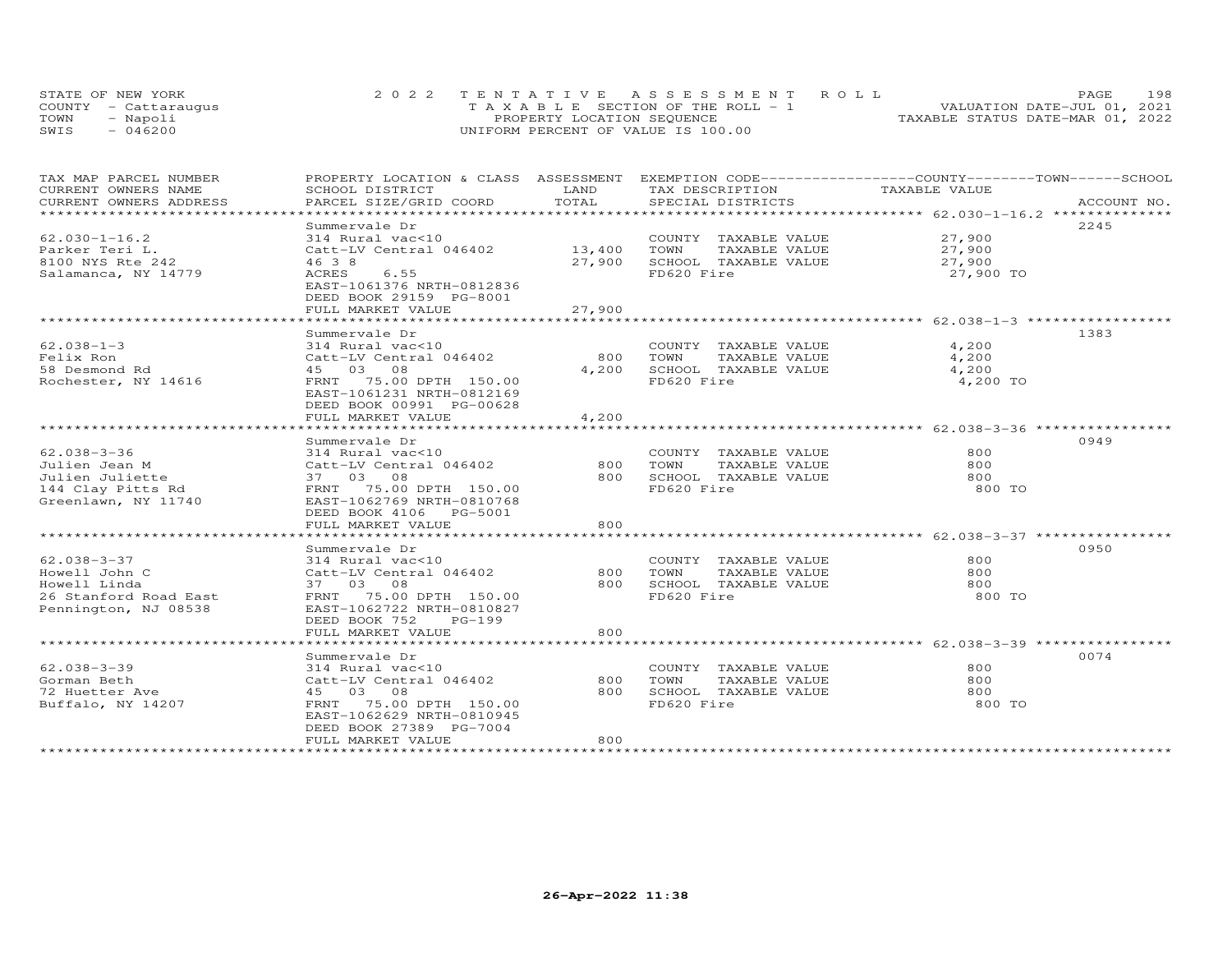STATE OF NEW YORK
COUNTY - Cattaraugus
TOWN - Napoli
SWIS - 046200

2022 TENTATIVE ASSESSMENT ROLL
TAXABLE SECTION OF THE ROLL - 1
PROPERTY LOCATION SEQUENCE
UNIFORM PERCENT OF VALUE IS 100.00

VALUATION DATE-JUL 01, 2021
TAXABLE STATUS DATE-MAR 01, 2022

| TAX MAP PARCEL NUMBER / CURRENT OWNERS NAME / CURRENT OWNERS ADDRESS | PROPERTY LOCATION & CLASS / SCHOOL DISTRICT / PARCEL SIZE/GRID COORD | ASSESSMENT LAND / TOTAL | EXEMPTION CODE / TAX DESCRIPTION / SPECIAL DISTRICTS | COUNTY / TOWN / SCHOOL TAXABLE VALUE | ACCOUNT NO. |
|---|---|---|---|---|---|
| 62.030-1-16.2 | Summervale Dr | | | | 2245 |
| 62.030-1-16.2 | 314 Rural vac<10 | | COUNTY TAXABLE VALUE | 27,900 | |
| Parker Teri L. | Catt-LV Central 046402 | 13,400 | TOWN TAXABLE VALUE | 27,900 | |
| 8100 NYS Rte 242 | 46 3 8 | 27,900 | SCHOOL TAXABLE VALUE | 27,900 | |
| Salamanca, NY 14779 | ACRES 6.55 | | FD620 Fire | 27,900 TO | |
| | EAST-1061376 NRTH-0812836 | | | | |
| | DEED BOOK 29159 PG-8001 | | | | |
| | FULL MARKET VALUE | 27,900 | | | |
| 62.038-1-3 | Summervale Dr | | | | 1383 |
| 62.038-1-3 | 314 Rural vac<10 | | COUNTY TAXABLE VALUE | 4,200 | |
| Felix Ron | Catt-LV Central 046402 | 800 | TOWN TAXABLE VALUE | 4,200 | |
| 58 Desmond Rd | 45 03 08 | 4,200 | SCHOOL TAXABLE VALUE | 4,200 | |
| Rochester, NY 14616 | FRNT 75.00 DPTH 150.00 | | FD620 Fire | 4,200 TO | |
| | EAST-1061231 NRTH-0812169 | | | | |
| | DEED BOOK 00991 PG-00628 | | | | |
| | FULL MARKET VALUE | 4,200 | | | |
| 62.038-3-36 | Summervale Dr | | | | 0949 |
| 62.038-3-36 | 314 Rural vac<10 | | COUNTY TAXABLE VALUE | 800 | |
| Julien Jean M | Catt-LV Central 046402 | 800 | TOWN TAXABLE VALUE | 800 | |
| Julien Juliette | 37 03 08 | 800 | SCHOOL TAXABLE VALUE | 800 | |
| 144 Clay Pitts Rd | FRNT 75.00 DPTH 150.00 | | FD620 Fire | 800 TO | |
| Greenlawn, NY 11740 | EAST-1062769 NRTH-0810768 | | | | |
| | DEED BOOK 4106 PG-5001 | | | | |
| | FULL MARKET VALUE | 800 | | | |
| 62.038-3-37 | Summervale Dr | | | | 0950 |
| 62.038-3-37 | 314 Rural vac<10 | | COUNTY TAXABLE VALUE | 800 | |
| Howell John C | Catt-LV Central 046402 | 800 | TOWN TAXABLE VALUE | 800 | |
| Howell Linda | 37 03 08 | 800 | SCHOOL TAXABLE VALUE | 800 | |
| 26 Stanford Road East | FRNT 75.00 DPTH 150.00 | | FD620 Fire | 800 TO | |
| Pennington, NJ 08538 | EAST-1062722 NRTH-0810827 | | | | |
| | DEED BOOK 752 PG-199 | | | | |
| | FULL MARKET VALUE | 800 | | | |
| 62.038-3-39 | Summervale Dr | | | | 0074 |
| 62.038-3-39 | 314 Rural vac<10 | | COUNTY TAXABLE VALUE | 800 | |
| Gorman Beth | Catt-LV Central 046402 | 800 | TOWN TAXABLE VALUE | 800 | |
| 72 Huetter Ave | 45 03 08 | 800 | SCHOOL TAXABLE VALUE | 800 | |
| Buffalo, NY 14207 | FRNT 75.00 DPTH 150.00 | | FD620 Fire | 800 TO | |
| | EAST-1062629 NRTH-0810945 | | | | |
| | DEED BOOK 27389 PG-7004 | | | | |
| | FULL MARKET VALUE | 800 | | | |

26-Apr-2022 11:38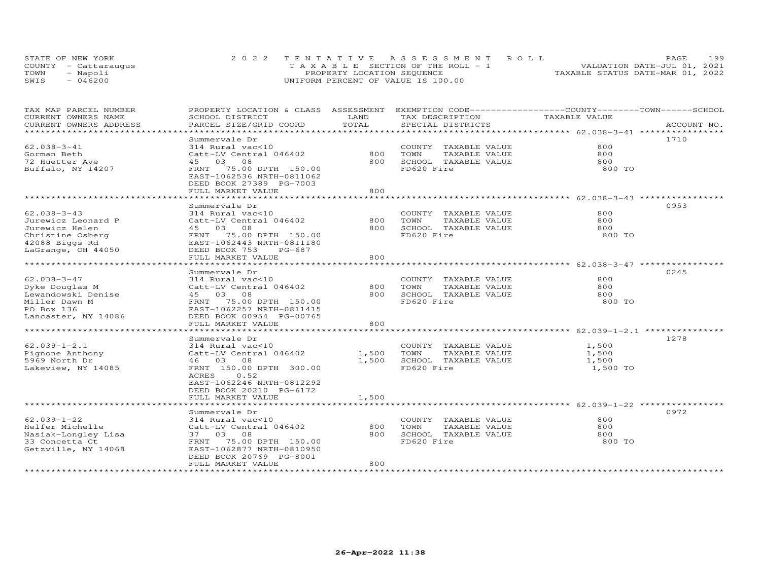STATE OF NEW YORK | COUNTY - Cattaraugus | TOWN - Napoli | SWIS - 046200

2022 TENTATIVE ASSESSMENT ROLL
TAXABLE SECTION OF THE ROLL - 1
PROPERTY LOCATION SEQUENCE
UNIFORM PERCENT OF VALUE IS 100.00

VALUATION DATE-JUL 01, 2021
TAXABLE STATUS DATE-MAR 01, 2022

| TAX MAP PARCEL NUMBER / CURRENT OWNERS NAME / CURRENT OWNERS ADDRESS | PROPERTY LOCATION & CLASS / SCHOOL DISTRICT / PARCEL SIZE/GRID COORD | ASSESSMENT LAND / TOTAL | EXEMPTION CODE / TAX DESCRIPTION / SPECIAL DISTRICTS | COUNTY / TOWN / SCHOOL TAXABLE VALUE | ACCOUNT NO. |
|---|---|---|---|---|---|
| **62.038-3-41** | Summervale Dr | | | | 1710 |
| 62.038-3-41 | 314 Rural vac<10 | | COUNTY TAXABLE VALUE | 800 | |
| Gorman Beth | Catt-LV Central 046402 | 800 | TOWN TAXABLE VALUE | 800 | |
| 72 Huetter Ave | 45 03 08 | 800 | SCHOOL TAXABLE VALUE | 800 | |
| Buffalo, NY 14207 | FRNT 75.00 DPTH 150.00 | | FD620 Fire | 800 TO | |
| | EAST-1062536 NRTH-0811062 | | | | |
| | DEED BOOK 27389 PG-7003 | | | | |
| | FULL MARKET VALUE | 800 | | | |
| **62.038-3-43** | Summervale Dr | | | | 0953 |
| 62.038-3-43 | 314 Rural vac<10 | | COUNTY TAXABLE VALUE | 800 | |
| Jurewicz Leonard P | Catt-LV Central 046402 | 800 | TOWN TAXABLE VALUE | 800 | |
| Jurewicz Helen | 45 03 08 | 800 | SCHOOL TAXABLE VALUE | 800 | |
| Christine Osberg | FRNT 75.00 DPTH 150.00 | | FD620 Fire | 800 TO | |
| 42088 Biggs Rd | EAST-1062443 NRTH-0811180 | | | | |
| LaGrange, OH 44050 | DEED BOOK 753 PG-687 | | | | |
| | FULL MARKET VALUE | 800 | | | |
| **62.038-3-47** | Summervale Dr | | | | 0245 |
| 62.038-3-47 | 314 Rural vac<10 | | COUNTY TAXABLE VALUE | 800 | |
| Dyke Douglas M | Catt-LV Central 046402 | 800 | TOWN TAXABLE VALUE | 800 | |
| Lewandowski Denise | 45 03 08 | 800 | SCHOOL TAXABLE VALUE | 800 | |
| Miller Dawn M | FRNT 75.00 DPTH 150.00 | | FD620 Fire | 800 TO | |
| PO Box 136 | EAST-1062257 NRTH-0811415 | | | | |
| Lancaster, NY 14086 | DEED BOOK 00954 PG-00765 | | | | |
| | FULL MARKET VALUE | 800 | | | |
| **62.039-1-2.1** | Summervale Dr | | | | 1278 |
| 62.039-1-2.1 | 314 Rural vac<10 | | COUNTY TAXABLE VALUE | 1,500 | |
| Pignone Anthony | Catt-LV Central 046402 | 1,500 | TOWN TAXABLE VALUE | 1,500 | |
| 5969 North Dr | 46 03 08 | 1,500 | SCHOOL TAXABLE VALUE | 1,500 | |
| Lakeview, NY 14085 | FRNT 150.00 DPTH 300.00 | | FD620 Fire | 1,500 TO | |
| | ACRES 0.52 | | | | |
| | EAST-1062246 NRTH-0812292 | | | | |
| | DEED BOOK 20210 PG-6172 | | | | |
| | FULL MARKET VALUE | 1,500 | | | |
| **62.039-1-22** | Summervale Dr | | | | 0972 |
| 62.039-1-22 | 314 Rural vac<10 | | COUNTY TAXABLE VALUE | 800 | |
| Helfer Michelle | Catt-LV Central 046402 | 800 | TOWN TAXABLE VALUE | 800 | |
| Nasiak-Longley Lisa | 37 03 08 | 800 | SCHOOL TAXABLE VALUE | 800 | |
| 33 Concetta Ct | FRNT 75.00 DPTH 150.00 | | FD620 Fire | 800 TO | |
| Getzville, NY 14068 | EAST-1062877 NRTH-0810950 | | | | |
| | DEED BOOK 20769 PG-8001 | | | | |
| | FULL MARKET VALUE | 800 | | | |

26-Apr-2022 11:38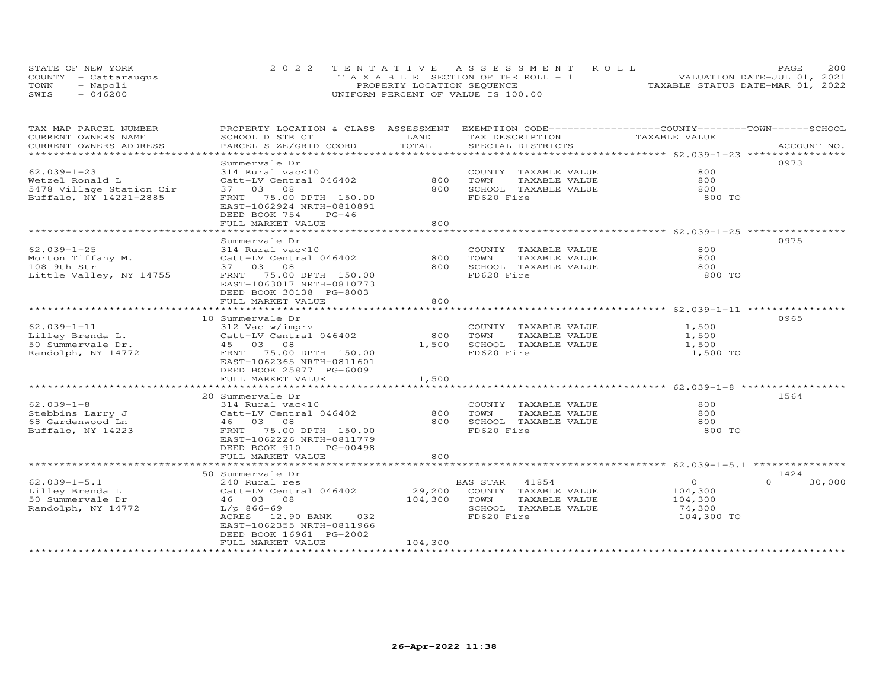STATE OF NEW YORK
COUNTY - Cattaraugus
TOWN - Napoli
SWIS - 046200

2022 TENTATIVE ASSESSMENT ROLL
TAXABLE SECTION OF THE ROLL - 1
PROPERTY LOCATION SEQUENCE
UNIFORM PERCENT OF VALUE IS 100.00

VALUATION DATE-JUL 01, 2021
TAXABLE STATUS DATE-MAR 01, 2022

| TAX MAP PARCEL NUMBER / CURRENT OWNERS NAME / CURRENT OWNERS ADDRESS | PROPERTY LOCATION & CLASS / SCHOOL DISTRICT / PARCEL SIZE/GRID COORD | ASSESSMENT LAND / TOTAL | EXEMPTION CODE / TAX DESCRIPTION / SPECIAL DISTRICTS | COUNTY / TOWN / SCHOOL TAXABLE VALUE | ACCOUNT NO. |
|---|---|---|---|---|---|
| 62.039-1-23 | Summervale Dr | | | | 0973 |
| 62.039-1-23 | 314 Rural vac<10 | | COUNTY TAXABLE VALUE | 800 | |
| Wetzel Ronald L | Catt-LV Central 046402 | 800 | TOWN TAXABLE VALUE | 800 | |
| 5478 Village Station Cir | 37 03 08 | 800 | SCHOOL TAXABLE VALUE | 800 | |
| Buffalo, NY 14221-2885 | FRNT 75.00 DPTH 150.00 | | FD620 Fire | 800 TO | |
| | EAST-1062924 NRTH-0810891 | | | | |
| | DEED BOOK 754 PG-46 | | | | |
| | FULL MARKET VALUE | 800 | | | |
| 62.039-1-25 | Summervale Dr | | | | 0975 |
| 62.039-1-25 | 314 Rural vac<10 | | COUNTY TAXABLE VALUE | 800 | |
| Morton Tiffany M. | Catt-LV Central 046402 | 800 | TOWN TAXABLE VALUE | 800 | |
| 108 9th Str | 37 03 08 | 800 | SCHOOL TAXABLE VALUE | 800 | |
| Little Valley, NY 14755 | FRNT 75.00 DPTH 150.00 | | FD620 Fire | 800 TO | |
| | EAST-1063017 NRTH-0810773 | | | | |
| | DEED BOOK 30138 PG-8003 | | | | |
| | FULL MARKET VALUE | 800 | | | |
| 62.039-1-11 | 10 Summervale Dr | | | | 0965 |
| 62.039-1-11 | 312 Vac w/imprv | | COUNTY TAXABLE VALUE | 1,500 | |
| Lilley Brenda L. | Catt-LV Central 046402 | 800 | TOWN TAXABLE VALUE | 1,500 | |
| 50 Summervale Dr. | 45 03 08 | 1,500 | SCHOOL TAXABLE VALUE | 1,500 | |
| Randolph, NY 14772 | FRNT 75.00 DPTH 150.00 | | FD620 Fire | 1,500 TO | |
| | EAST-1062365 NRTH-0811601 | | | | |
| | DEED BOOK 25877 PG-6009 | | | | |
| | FULL MARKET VALUE | 1,500 | | | |
| 62.039-1-8 | 20 Summervale Dr | | | | 1564 |
| 62.039-1-8 | 314 Rural vac<10 | | COUNTY TAXABLE VALUE | 800 | |
| Stebbins Larry J | Catt-LV Central 046402 | 800 | TOWN TAXABLE VALUE | 800 | |
| 68 Gardenwood Ln | 46 03 08 | 800 | SCHOOL TAXABLE VALUE | 800 | |
| Buffalo, NY 14223 | FRNT 75.00 DPTH 150.00 | | FD620 Fire | 800 TO | |
| | EAST-1062226 NRTH-0811779 | | | | |
| | DEED BOOK 910 PG-00498 | | | | |
| | FULL MARKET VALUE | 800 | | | |
| 62.039-1-5.1 | 50 Summervale Dr | | | | 1424 |
| 62.039-1-5.1 | 240 Rural res | | BAS STAR 41854 | 0 | 0 30,000 |
| Lilley Brenda L | Catt-LV Central 046402 | 29,200 | COUNTY TAXABLE VALUE | 104,300 | |
| 50 Summervale Dr | 46 03 08 | 104,300 | TOWN TAXABLE VALUE | 104,300 | |
| Randolph, NY 14772 | L/p 866-69 | | SCHOOL TAXABLE VALUE | 74,300 | |
| | ACRES 12.90 BANK 032 | | FD620 Fire | 104,300 TO | |
| | EAST-1062355 NRTH-0811966 | | | | |
| | DEED BOOK 16961 PG-2002 | | | | |
| | FULL MARKET VALUE | 104,300 | | | |

26-Apr-2022 11:38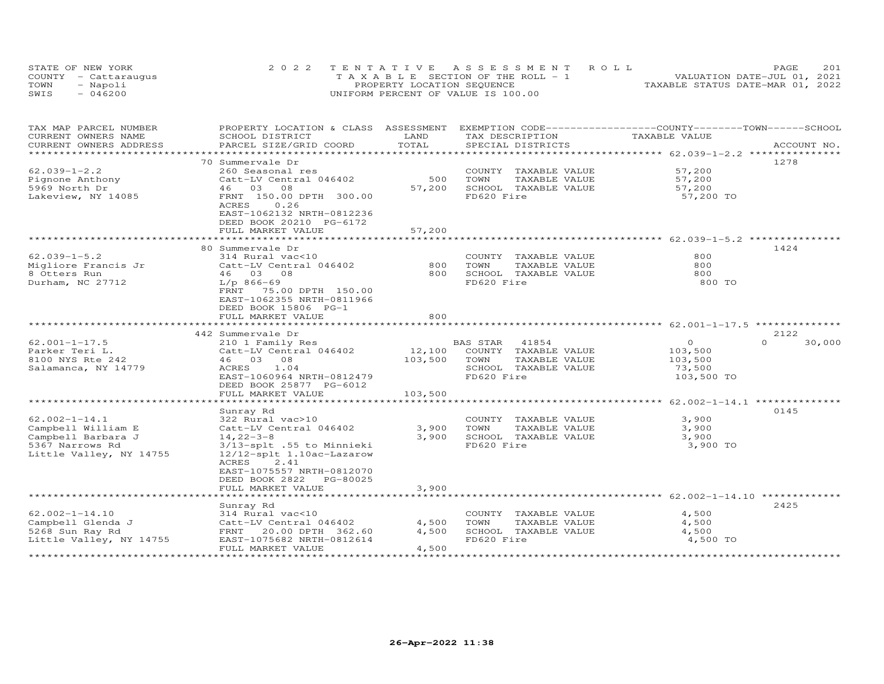STATE OF NEW YORK
COUNTY - Cattaraugus
TOWN - Napoli
SWIS - 046200

2022 TENTATIVE ASSESSMENT ROLL
TAXABLE SECTION OF THE ROLL - 1
PROPERTY LOCATION SEQUENCE
UNIFORM PERCENT OF VALUE IS 100.00

VALUATION DATE-JUL 01, 2021
TAXABLE STATUS DATE-MAR 01, 2022

| TAX MAP PARCEL NUMBER / CURRENT OWNERS NAME / CURRENT OWNERS ADDRESS | PROPERTY LOCATION & CLASS / SCHOOL DISTRICT / PARCEL SIZE/GRID COORD | ASSESSMENT LAND | TOTAL | EXEMPTION CODE / TAX DESCRIPTION / SPECIAL DISTRICTS | COUNTY TAXABLE VALUE | TOWN | SCHOOL | ACCOUNT NO. |
|---|---|---|---|---|---|---|---|---|
| 62.039-1-2.2 | 70 Summervale Dr | | | | | | | 1278 |
| | 260 Seasonal res | | | COUNTY TAXABLE VALUE | 57,200 | | | |
| Pignone Anthony | Catt-LV Central 046402 | 500 | | TOWN TAXABLE VALUE | 57,200 | | | |
| 5969 North Dr | 46 03 08 | | 57,200 | SCHOOL TAXABLE VALUE | 57,200 | | | |
| Lakeview, NY 14085 | FRNT 150.00 DPTH 300.00 | | | FD620 Fire | 57,200 TO | | | |
| | ACRES 0.26 | | | | | | | |
| | EAST-1062132 NRTH-0812236 | | | | | | | |
| | DEED BOOK 20210 PG-6172 | | | | | | | |
| | FULL MARKET VALUE | | 57,200 | | | | | |
| 62.039-1-5.2 | 80 Summervale Dr | | | | | | | 1424 |
| | 314 Rural vac<10 | | | COUNTY TAXABLE VALUE | 800 | | | |
| Migliore Francis Jr | Catt-LV Central 046402 | 800 | | TOWN TAXABLE VALUE | 800 | | | |
| 8 Otters Run | 46 03 08 | | 800 | SCHOOL TAXABLE VALUE | 800 | | | |
| Durham, NC 27712 | L/p 866-69 | | | FD620 Fire | 800 TO | | | |
| | FRNT 75.00 DPTH 150.00 | | | | | | | |
| | EAST-1062355 NRTH-0811966 | | | | | | | |
| | DEED BOOK 15806 PG-1 | | | | | | | |
| | FULL MARKET VALUE | | 800 | | | | | |
| 62.001-1-17.5 | 442 Summervale Dr | | | | | | | 2122 |
| | 210 1 Family Res | | | BAS STAR 41854 | 0 | | 0 | 30,000 |
| Parker Teri L. | Catt-LV Central 046402 | 12,100 | | COUNTY TAXABLE VALUE | 103,500 | | | |
| 8100 NYS Rte 242 | 46 03 08 | | 103,500 | TOWN TAXABLE VALUE | 103,500 | | | |
| Salamanca, NY 14779 | ACRES 1.04 | | | SCHOOL TAXABLE VALUE | 73,500 | | | |
| | EAST-1060964 NRTH-0812479 | | | FD620 Fire | 103,500 TO | | | |
| | DEED BOOK 25877 PG-6012 | | | | | | | |
| | FULL MARKET VALUE | | 103,500 | | | | | |
| 62.002-1-14.1 | Sunray Rd | | | | | | | 0145 |
| | 322 Rural vac>10 | | | COUNTY TAXABLE VALUE | 3,900 | | | |
| Campbell William E | Catt-LV Central 046402 | 3,900 | | TOWN TAXABLE VALUE | 3,900 | | | |
| Campbell Barbara J | 14,22-3-8 | | 3,900 | SCHOOL TAXABLE VALUE | 3,900 | | | |
| 5367 Narrows Rd | 3/13-splt .55 to Minnieki | | | FD620 Fire | 3,900 TO | | | |
| Little Valley, NY 14755 | 12/12-splt 1.10ac-Lazarow | | | | | | | |
| | ACRES 2.41 | | | | | | | |
| | EAST-1075557 NRTH-0812070 | | | | | | | |
| | DEED BOOK 2822 PG-80025 | | | | | | | |
| | FULL MARKET VALUE | | 3,900 | | | | | |
| 62.002-1-14.10 | Sunray Rd | | | | | | | 2425 |
| | 314 Rural vac<10 | | | COUNTY TAXABLE VALUE | 4,500 | | | |
| Campbell Glenda J | Catt-LV Central 046402 | 4,500 | | TOWN TAXABLE VALUE | 4,500 | | | |
| 5268 Sun Ray Rd | FRNT 20.00 DPTH 362.60 | | 4,500 | SCHOOL TAXABLE VALUE | 4,500 | | | |
| Little Valley, NY 14755 | EAST-1075682 NRTH-0812614 | | | FD620 Fire | 4,500 TO | | | |
| | FULL MARKET VALUE | | 4,500 | | | | | |

26-Apr-2022 11:38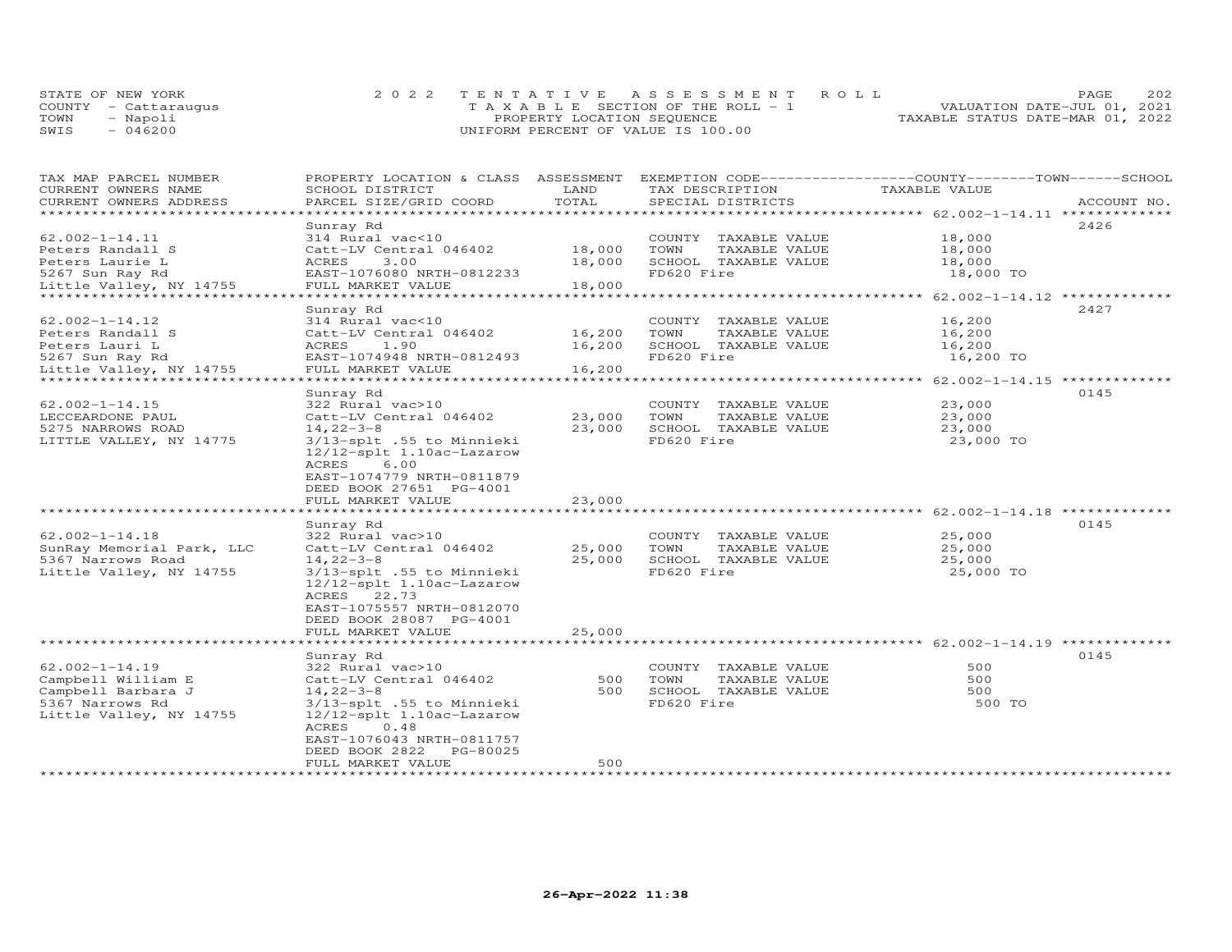STATE OF NEW YORK
COUNTY - Cattaraugus
TOWN - Napoli
SWIS - 046200

2022 TENTATIVE ASSESSMENT ROLL
TAXABLE SECTION OF THE ROLL - 1
PROPERTY LOCATION SEQUENCE
UNIFORM PERCENT OF VALUE IS 100.00

VALUATION DATE-JUL 01, 2021
TAXABLE STATUS DATE-MAR 01, 2022

| TAX MAP PARCEL NUMBER / CURRENT OWNERS NAME / CURRENT OWNERS ADDRESS | PROPERTY LOCATION & CLASS / SCHOOL DISTRICT / PARCEL SIZE/GRID COORD | ASSESSMENT LAND | TOTAL | EXEMPTION CODE / TAX DESCRIPTION / SPECIAL DISTRICTS | TAXABLE VALUE | ACCOUNT NO. |
|---|---|---|---|---|---|---|
| 62.002-1-14.11 | Sunray Rd | | | | | 2426 |
| 62.002-1-14.11 | 314 Rural vac<10 | | | COUNTY TAXABLE VALUE | 18,000 | |
| Peters Randall S | Catt-LV Central 046402 | 18,000 | | TOWN TAXABLE VALUE | 18,000 | |
| Peters Laurie L | ACRES 3.00 | | 18,000 | SCHOOL TAXABLE VALUE | 18,000 | |
| 5267 Sun Ray Rd | EAST-1076080 NRTH-0812233 | | | FD620 Fire | 18,000 TO | |
| Little Valley, NY 14755 | FULL MARKET VALUE | | 18,000 | | | |
| 62.002-1-14.12 | Sunray Rd | | | | | 2427 |
| 62.002-1-14.12 | 314 Rural vac<10 | | | COUNTY TAXABLE VALUE | 16,200 | |
| Peters Randall S | Catt-LV Central 046402 | 16,200 | | TOWN TAXABLE VALUE | 16,200 | |
| Peters Lauri L | ACRES 1.90 | | 16,200 | SCHOOL TAXABLE VALUE | 16,200 | |
| 5267 Sun Ray Rd | EAST-1074948 NRTH-0812493 | | | FD620 Fire | 16,200 TO | |
| Little Valley, NY 14755 | FULL MARKET VALUE | | 16,200 | | | |
| 62.002-1-14.15 | Sunray Rd | | | | | 0145 |
| 62.002-1-14.15 | 322 Rural vac>10 | | | COUNTY TAXABLE VALUE | 23,000 | |
| LECCEARDONE PAUL | Catt-LV Central 046402 | 23,000 | | TOWN TAXABLE VALUE | 23,000 | |
| 5275 NARROWS ROAD | 14,22-3-8 | | 23,000 | SCHOOL TAXABLE VALUE | 23,000 | |
| LITTLE VALLEY, NY 14775 | 3/13-splt .55 to Minnieki | | | FD620 Fire | 23,000 TO | |
| | 12/12-splt 1.10ac-Lazarow | | | | | |
| | ACRES 6.00 | | | | | |
| | EAST-1074779 NRTH-0811879 | | | | | |
| | DEED BOOK 27651 PG-4001 | | | | | |
| | FULL MARKET VALUE | | 23,000 | | | |
| 62.002-1-14.18 | Sunray Rd | | | | | 0145 |
| 62.002-1-14.18 | 322 Rural vac>10 | | | COUNTY TAXABLE VALUE | 25,000 | |
| SunRay Memorial Park, LLC | Catt-LV Central 046402 | 25,000 | | TOWN TAXABLE VALUE | 25,000 | |
| 5367 Narrows Road | 14,22-3-8 | | 25,000 | SCHOOL TAXABLE VALUE | 25,000 | |
| Little Valley, NY 14755 | 3/13-splt .55 to Minnieki | | | FD620 Fire | 25,000 TO | |
| | 12/12-splt 1.10ac-Lazarow | | | | | |
| | ACRES 22.73 | | | | | |
| | EAST-1075557 NRTH-0812070 | | | | | |
| | DEED BOOK 28087 PG-4001 | | | | | |
| | FULL MARKET VALUE | | 25,000 | | | |
| 62.002-1-14.19 | Sunray Rd | | | | | 0145 |
| 62.002-1-14.19 | 322 Rural vac>10 | | | COUNTY TAXABLE VALUE | 500 | |
| Campbell William E | Catt-LV Central 046402 | 500 | | TOWN TAXABLE VALUE | 500 | |
| Campbell Barbara J | 14,22-3-8 | | 500 | SCHOOL TAXABLE VALUE | 500 | |
| 5367 Narrows Rd | 3/13-splt .55 to Minnieki | | | FD620 Fire | 500 TO | |
| Little Valley, NY 14755 | 12/12-splt 1.10ac-Lazarow | | | | | |
| | ACRES 0.48 | | | | | |
| | EAST-1076043 NRTH-0811757 | | | | | |
| | DEED BOOK 2822 PG-80025 | | | | | |
| | FULL MARKET VALUE | | 500 | | | |

26-Apr-2022 11:38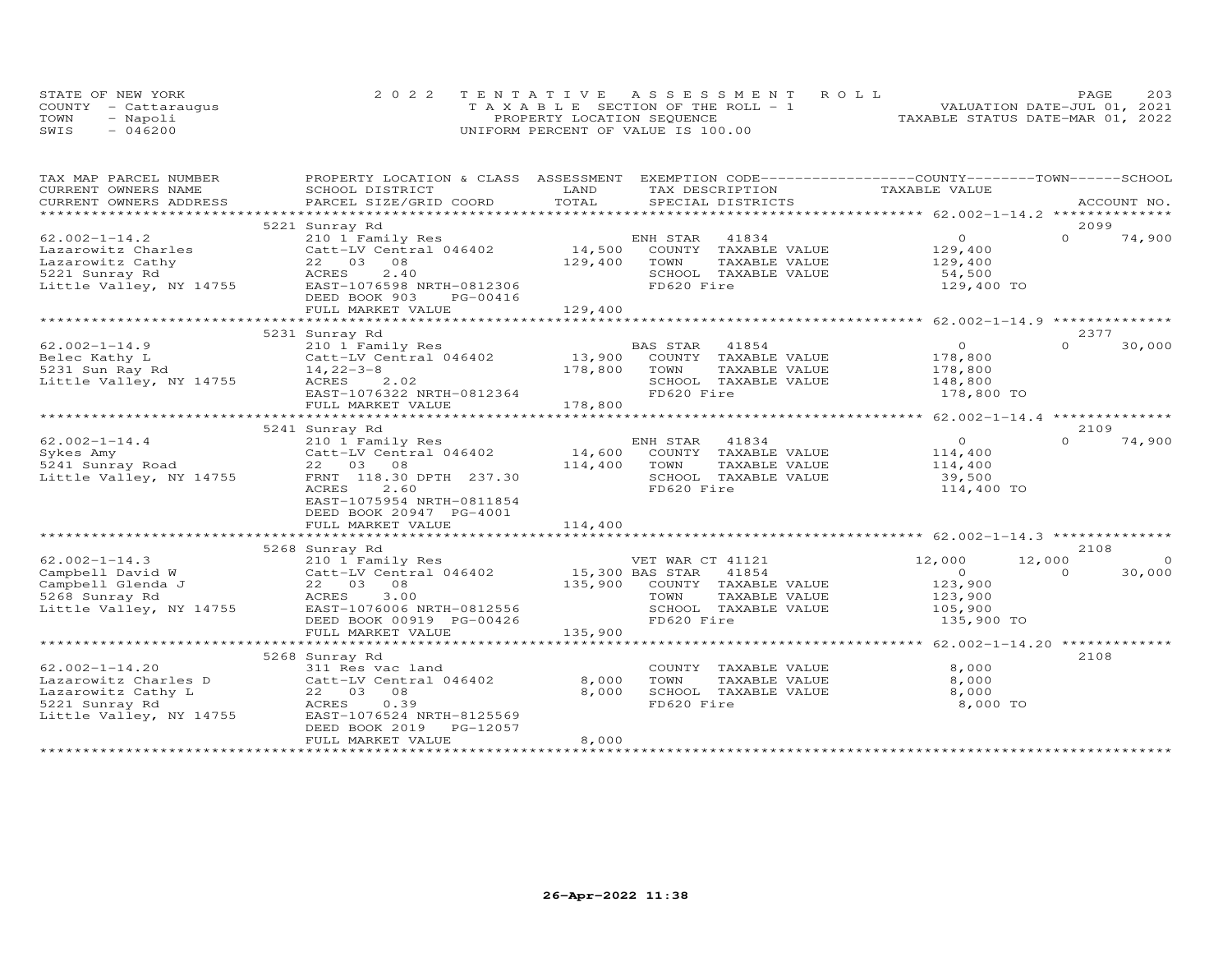STATE OF NEW YORK — 2022 TENTATIVE ASSESSMENT ROLL
COUNTY - Cattaraugus — TAXABLE SECTION OF THE ROLL - 1 — VALUATION DATE-JUL 01, 2021
TOWN - Napoli — PROPERTY LOCATION SEQUENCE — TAXABLE STATUS DATE-MAR 01, 2022
SWIS - 046200 — UNIFORM PERCENT OF VALUE IS 100.00

| TAX MAP PARCEL NUMBER / CURRENT OWNERS NAME / CURRENT OWNERS ADDRESS | PROPERTY LOCATION & CLASS / SCHOOL DISTRICT / PARCEL SIZE/GRID COORD | ASSESSMENT LAND / TOTAL | EXEMPTION CODE / TAX DESCRIPTION / SPECIAL DISTRICTS | COUNTY TAXABLE VALUE | TOWN | SCHOOL | ACCOUNT NO. |
|---|---|---|---|---|---|---|---|
| 62.002-1-14.2 | 5221 Sunray Rd | | | | | | 2099 |
| 62.002-1-14.2 | 210 1 Family Res | | ENH STAR 41834 | 0 | 0 | 74,900 | |
| Lazarowitz Charles | Catt-LV Central 046402 | 14,500 | COUNTY TAXABLE VALUE | 129,400 | | | |
| Lazarowitz Cathy | 22 03 08 | 129,400 | TOWN TAXABLE VALUE | 129,400 | | | |
| 5221 Sunray Rd | ACRES 2.40 | | SCHOOL TAXABLE VALUE | 54,500 | | | |
| Little Valley, NY 14755 | EAST-1076598 NRTH-0812306 | | FD620 Fire | 129,400 TO | | | |
| | DEED BOOK 903 PG-00416 | | | | | | |
| | FULL MARKET VALUE | 129,400 | | | | | |
| 62.002-1-14.9 | 5231 Sunray Rd | | | | | | 2377 |
| 62.002-1-14.9 | 210 1 Family Res | | BAS STAR 41854 | 0 | 0 | 30,000 | |
| Belec Kathy L | Catt-LV Central 046402 | 13,900 | COUNTY TAXABLE VALUE | 178,800 | | | |
| 5231 Sun Ray Rd | 14,22-3-8 | 178,800 | TOWN TAXABLE VALUE | 178,800 | | | |
| Little Valley, NY 14755 | ACRES 2.02 | | SCHOOL TAXABLE VALUE | 148,800 | | | |
| | EAST-1076322 NRTH-0812364 | | FD620 Fire | 178,800 TO | | | |
| | FULL MARKET VALUE | 178,800 | | | | | |
| 62.002-1-14.4 | 5241 Sunray Rd | | | | | | 2109 |
| 62.002-1-14.4 | 210 1 Family Res | | ENH STAR 41834 | 0 | 0 | 74,900 | |
| Sykes Amy | Catt-LV Central 046402 | 14,600 | COUNTY TAXABLE VALUE | 114,400 | | | |
| 5241 Sunray Road | 22 03 08 | 114,400 | TOWN TAXABLE VALUE | 114,400 | | | |
| Little Valley, NY 14755 | FRNT 118.30 DPTH 237.30 | | SCHOOL TAXABLE VALUE | 39,500 | | | |
| | ACRES 2.60 | | FD620 Fire | 114,400 TO | | | |
| | EAST-1075954 NRTH-0811854 | | | | | | |
| | DEED BOOK 20947 PG-4001 | | | | | | |
| | FULL MARKET VALUE | 114,400 | | | | | |
| 62.002-1-14.3 | 5268 Sunray Rd | | | | | | 2108 |
| 62.002-1-14.3 | 210 1 Family Res | | VET WAR CT 41121 | 12,000 | 12,000 | 0 | |
| Campbell David W | Catt-LV Central 046402 | 15,300 | BAS STAR 41854 | 0 | 0 | 30,000 | |
| Campbell Glenda J | 22 03 08 | 135,900 | COUNTY TAXABLE VALUE | 123,900 | | | |
| 5268 Sunray Rd | ACRES 3.00 | | TOWN TAXABLE VALUE | 123,900 | | | |
| Little Valley, NY 14755 | EAST-1076006 NRTH-0812556 | | SCHOOL TAXABLE VALUE | 105,900 | | | |
| | DEED BOOK 00919 PG-00426 | | FD620 Fire | 135,900 TO | | | |
| | FULL MARKET VALUE | 135,900 | | | | | |
| 62.002-1-14.20 | 5268 Sunray Rd | | | | | | 2108 |
| 62.002-1-14.20 | 311 Res vac land | | COUNTY TAXABLE VALUE | 8,000 | | | |
| Lazarowitz Charles D | Catt-LV Central 046402 | 8,000 | TOWN TAXABLE VALUE | 8,000 | | | |
| Lazarowitz Cathy L | 22 03 08 | 8,000 | SCHOOL TAXABLE VALUE | 8,000 | | | |
| 5221 Sunray Rd | ACRES 0.39 | | FD620 Fire | 8,000 TO | | | |
| Little Valley, NY 14755 | EAST-1076524 NRTH-8125569 | | | | | | |
| | DEED BOOK 2019 PG-12057 | | | | | | |
| | FULL MARKET VALUE | 8,000 | | | | | |

26-Apr-2022 11:38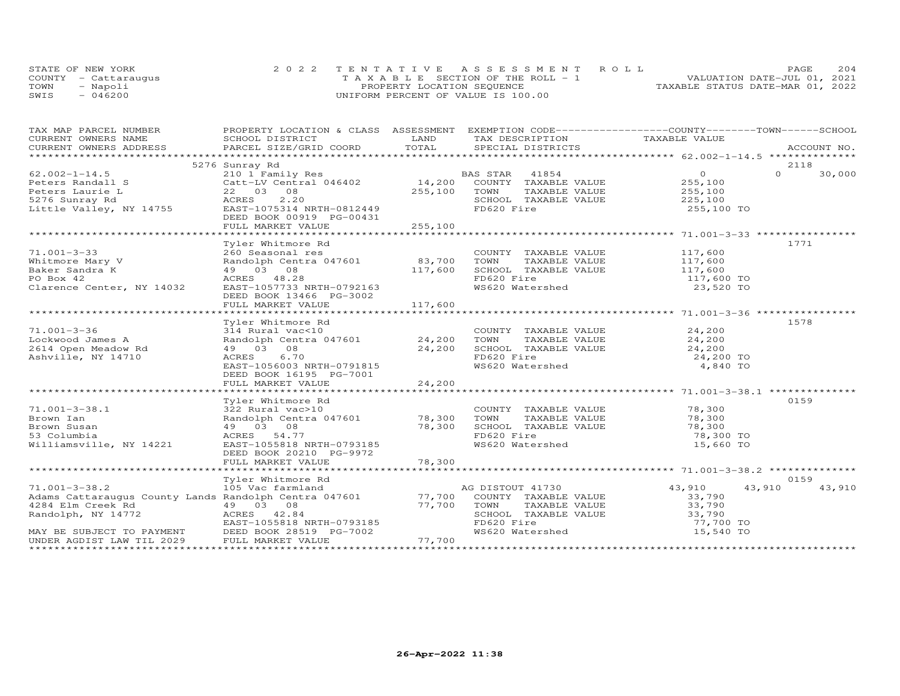STATE OF NEW YORK
COUNTY - Cattaraugus
TOWN - Napoli
SWIS - 046200

2022 TENTATIVE ASSESSMENT ROLL
TAXABLE SECTION OF THE ROLL - 1
PROPERTY LOCATION SEQUENCE
UNIFORM PERCENT OF VALUE IS 100.00

VALUATION DATE-JUL 01, 2021
TAXABLE STATUS DATE-MAR 01, 2022

| TAX MAP PARCEL NUMBER / CURRENT OWNERS NAME / CURRENT OWNERS ADDRESS | PROPERTY LOCATION & CLASS / SCHOOL DISTRICT / PARCEL SIZE/GRID COORD | ASSESSMENT LAND / TOTAL | EXEMPTION CODE / TAX DESCRIPTION / SPECIAL DISTRICTS | COUNTY TAXABLE VALUE | TOWN | SCHOOL / ACCOUNT NO. |
|---|---|---|---|---|---|---|
| **62.002-1-14.5** | 5276 Sunray Rd | | | | | 2118 |
| 62.002-1-14.5 | 210 1 Family Res | | BAS STAR 41854 | 0 | 0 | 30,000 |
| Peters Randall S | Catt-LV Central 046402 | 14,200 | COUNTY TAXABLE VALUE | 255,100 | | |
| Peters Laurie L | 22 03 08 | 255,100 | TOWN TAXABLE VALUE | 255,100 | | |
| 5276 Sunray Rd | ACRES 2.20 | | SCHOOL TAXABLE VALUE | 225,100 | | |
| Little Valley, NY 14755 | EAST-1075314 NRTH-0812449 | | FD620 Fire | 255,100 TO | | |
| | DEED BOOK 00919 PG-00431 | | | | | |
| | FULL MARKET VALUE | 255,100 | | | | |
| **71.001-3-33** | Tyler Whitmore Rd | | | | | 1771 |
| 71.001-3-33 | 260 Seasonal res | | COUNTY TAXABLE VALUE | 117,600 | | |
| Whitmore Mary V | Randolph Centra 047601 | 83,700 | TOWN TAXABLE VALUE | 117,600 | | |
| Baker Sandra K | 49 03 08 | 117,600 | SCHOOL TAXABLE VALUE | 117,600 | | |
| PO Box 42 | ACRES 48.28 | | FD620 Fire | 117,600 TO | | |
| Clarence Center, NY 14032 | EAST-1057733 NRTH-0792163 | | WS620 Watershed | 23,520 TO | | |
| | DEED BOOK 13466 PG-3002 | | | | | |
| | FULL MARKET VALUE | 117,600 | | | | |
| **71.001-3-36** | Tyler Whitmore Rd | | | | | 1578 |
| 71.001-3-36 | 314 Rural vac<10 | | COUNTY TAXABLE VALUE | 24,200 | | |
| Lockwood James A | Randolph Centra 047601 | 24,200 | TOWN TAXABLE VALUE | 24,200 | | |
| 2614 Open Meadow Rd | 49 03 08 | 24,200 | SCHOOL TAXABLE VALUE | 24,200 | | |
| Ashville, NY 14710 | ACRES 6.70 | | FD620 Fire | 24,200 TO | | |
| | EAST-1056003 NRTH-0791815 | | WS620 Watershed | 4,840 TO | | |
| | DEED BOOK 16195 PG-7001 | | | | | |
| | FULL MARKET VALUE | 24,200 | | | | |
| **71.001-3-38.1** | Tyler Whitmore Rd | | | | | 0159 |
| 71.001-3-38.1 | 322 Rural vac>10 | | COUNTY TAXABLE VALUE | 78,300 | | |
| Brown Ian | Randolph Centra 047601 | 78,300 | TOWN TAXABLE VALUE | 78,300 | | |
| Brown Susan | 49 03 08 | 78,300 | SCHOOL TAXABLE VALUE | 78,300 | | |
| 53 Columbia | ACRES 54.77 | | FD620 Fire | 78,300 TO | | |
| Williamsville, NY 14221 | EAST-1055818 NRTH-0793185 | | WS620 Watershed | 15,660 TO | | |
| | DEED BOOK 20210 PG-9972 | | | | | |
| | FULL MARKET VALUE | 78,300 | | | | |
| **71.001-3-38.2** | Tyler Whitmore Rd | | | | | 0159 |
| 71.001-3-38.2 | 105 Vac farmland | | AG DISTOUT 41730 | 43,910 | 43,910 | 43,910 |
| Adams Cattaraugus County Lands | Randolph Centra 047601 | 77,700 | COUNTY TAXABLE VALUE | 33,790 | | |
| 4284 Elm Creek Rd | 49 03 08 | 77,700 | TOWN TAXABLE VALUE | 33,790 | | |
| Randolph, NY 14772 | ACRES 42.84 | | SCHOOL TAXABLE VALUE | 33,790 | | |
| | EAST-1055818 NRTH-0793185 | | FD620 Fire | 77,700 TO | | |
| MAY BE SUBJECT TO PAYMENT | DEED BOOK 28519 PG-7002 | | WS620 Watershed | 15,540 TO | | |
| UNDER AGDIST LAW TIL 2029 | FULL MARKET VALUE | 77,700 | | | | |

26-Apr-2022 11:38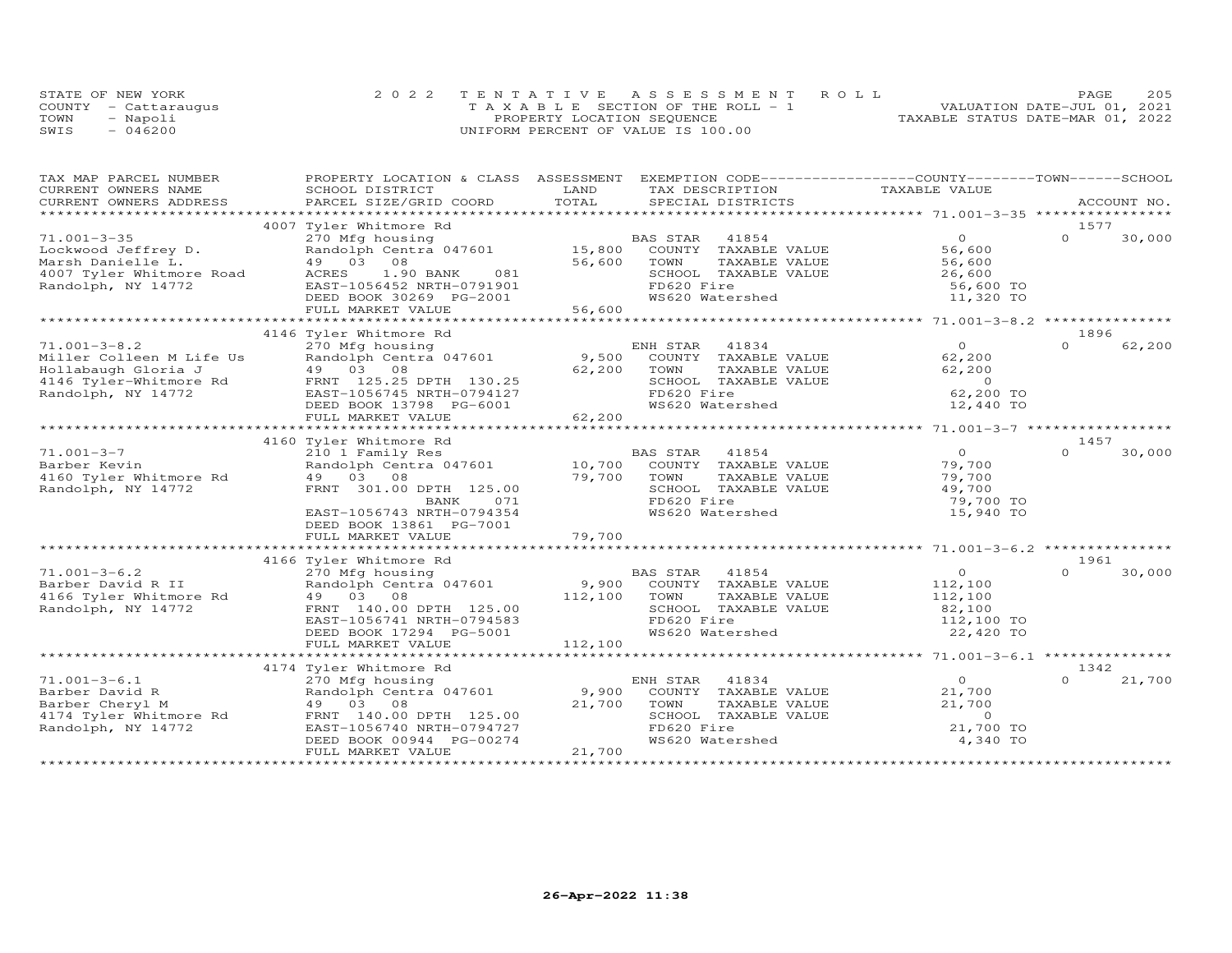STATE OF NEW YORK
COUNTY - Cattaraugus
TOWN - Napoli
SWIS - 046200

2022 TENTATIVE ASSESSMENT ROLL
TAXABLE SECTION OF THE ROLL - 1
PROPERTY LOCATION SEQUENCE
UNIFORM PERCENT OF VALUE IS 100.00

VALUATION DATE-JUL 01, 2021
TAXABLE STATUS DATE-MAR 01, 2022

| TAX MAP PARCEL NUMBER / CURRENT OWNERS NAME / CURRENT OWNERS ADDRESS | PROPERTY LOCATION & CLASS / SCHOOL DISTRICT / PARCEL SIZE/GRID COORD | ASSESSMENT LAND / TOTAL | EXEMPTION CODE / TAX DESCRIPTION / SPECIAL DISTRICTS | COUNTY / TOWN / SCHOOL TAXABLE VALUE | ACCOUNT NO. |
|---|---|---|---|---|---|
| **71.001-3-35** | 4007 Tyler Whitmore Rd | | | | 1577 |
| 71.001-3-35 | 270 Mfg housing | | BAS STAR 41854 | 0 | 0 30,000 |
| Lockwood Jeffrey D. | Randolph Centra 047601 | 15,800 | COUNTY TAXABLE VALUE | 56,600 | |
| Marsh Danielle L. | 49 03 08 | 56,600 | TOWN TAXABLE VALUE | 56,600 | |
| 4007 Tyler Whitmore Road | ACRES 1.90 BANK 081 | | SCHOOL TAXABLE VALUE | 26,600 | |
| Randolph, NY 14772 | EAST-1056452 NRTH-0791901 | | FD620 Fire | 56,600 TO | |
| | DEED BOOK 30269 PG-2001 | | WS620 Watershed | 11,320 TO | |
| | FULL MARKET VALUE | 56,600 | | | |
| **71.001-3-8.2** | 4146 Tyler Whitmore Rd | | | | 1896 |
| 71.001-3-8.2 | 270 Mfg housing | | ENH STAR 41834 | 0 | 0 62,200 |
| Miller Colleen M Life Us | Randolph Centra 047601 | 9,500 | COUNTY TAXABLE VALUE | 62,200 | |
| Hollabaugh Gloria J | 49 03 08 | 62,200 | TOWN TAXABLE VALUE | 62,200 | |
| 4146 Tyler-Whitmore Rd | FRNT 125.25 DPTH 130.25 | | SCHOOL TAXABLE VALUE | 0 | |
| Randolph, NY 14772 | EAST-1056745 NRTH-0794127 | | FD620 Fire | 62,200 TO | |
| | DEED BOOK 13798 PG-6001 | | WS620 Watershed | 12,440 TO | |
| | FULL MARKET VALUE | 62,200 | | | |
| **71.001-3-7** | 4160 Tyler Whitmore Rd | | | | 1457 |
| 71.001-3-7 | 210 1 Family Res | | BAS STAR 41854 | 0 | 0 30,000 |
| Barber Kevin | Randolph Centra 047601 | 10,700 | COUNTY TAXABLE VALUE | 79,700 | |
| 4160 Tyler Whitmore Rd | 49 03 08 | 79,700 | TOWN TAXABLE VALUE | 79,700 | |
| Randolph, NY 14772 | FRNT 301.00 DPTH 125.00 | | SCHOOL TAXABLE VALUE | 49,700 | |
| | BANK 071 | | FD620 Fire | 79,700 TO | |
| | EAST-1056743 NRTH-0794354 | | WS620 Watershed | 15,940 TO | |
| | DEED BOOK 13861 PG-7001 | | | | |
| | FULL MARKET VALUE | 79,700 | | | |
| **71.001-3-6.2** | 4166 Tyler Whitmore Rd | | | | 1961 |
| 71.001-3-6.2 | 270 Mfg housing | | BAS STAR 41854 | 0 | 0 30,000 |
| Barber David R II | Randolph Centra 047601 | 9,900 | COUNTY TAXABLE VALUE | 112,100 | |
| 4166 Tyler Whitmore Rd | 49 03 08 | 112,100 | TOWN TAXABLE VALUE | 112,100 | |
| Randolph, NY 14772 | FRNT 140.00 DPTH 125.00 | | SCHOOL TAXABLE VALUE | 82,100 | |
| | EAST-1056741 NRTH-0794583 | | FD620 Fire | 112,100 TO | |
| | DEED BOOK 17294 PG-5001 | | WS620 Watershed | 22,420 TO | |
| | FULL MARKET VALUE | 112,100 | | | |
| **71.001-3-6.1** | 4174 Tyler Whitmore Rd | | | | 1342 |
| 71.001-3-6.1 | 270 Mfg housing | | ENH STAR 41834 | 0 | 0 21,700 |
| Barber David R | Randolph Centra 047601 | 9,900 | COUNTY TAXABLE VALUE | 21,700 | |
| Barber Cheryl M | 49 03 08 | 21,700 | TOWN TAXABLE VALUE | 21,700 | |
| 4174 Tyler Whitmore Rd | FRNT 140.00 DPTH 125.00 | | SCHOOL TAXABLE VALUE | 0 | |
| Randolph, NY 14772 | EAST-1056740 NRTH-0794727 | | FD620 Fire | 21,700 TO | |
| | DEED BOOK 00944 PG-00274 | | WS620 Watershed | 4,340 TO | |
| | FULL MARKET VALUE | 21,700 | | | |

26-Apr-2022 11:38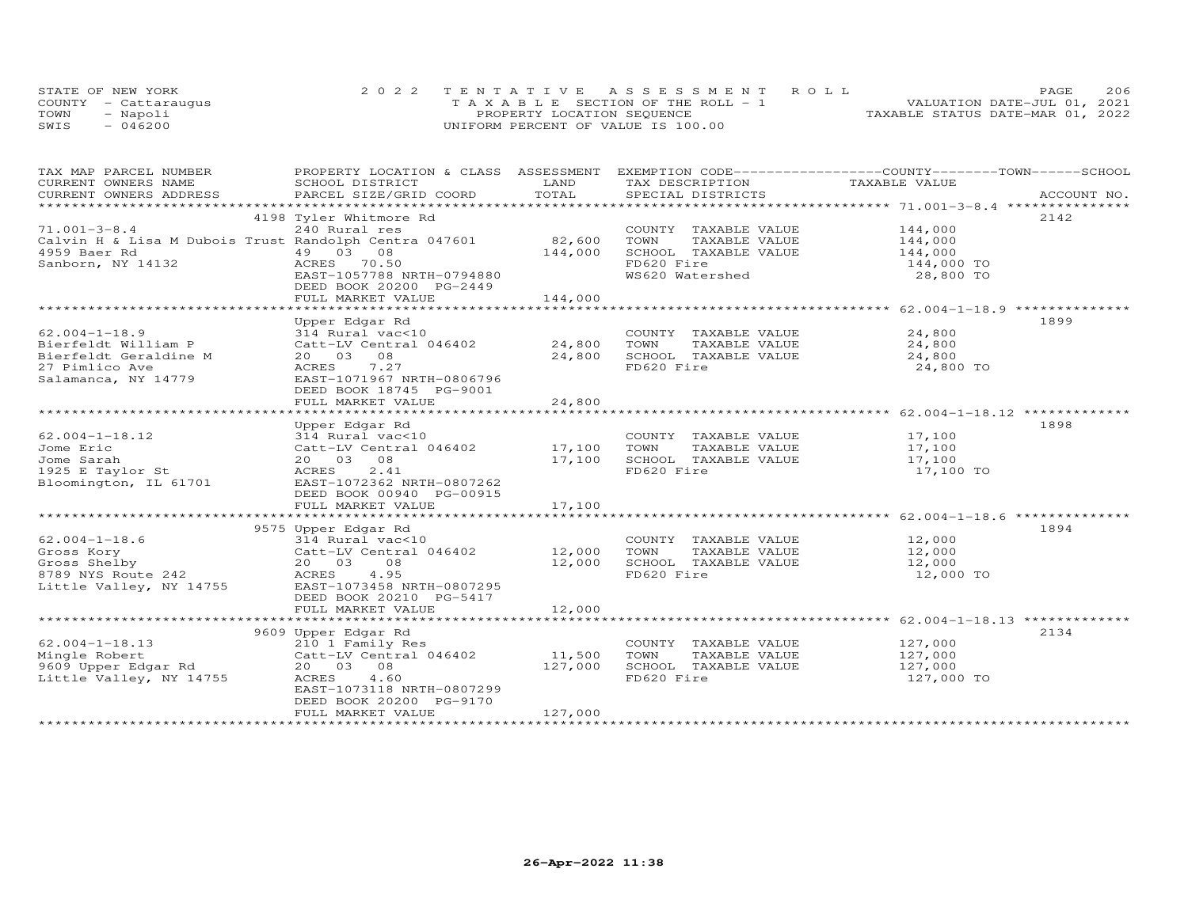STATE OF NEW YORK
COUNTY - Cattaraugus
TOWN - Napoli
SWIS - 046200

2022 TENTATIVE ASSESSMENT ROLL
TAXABLE SECTION OF THE ROLL - 1
PROPERTY LOCATION SEQUENCE
UNIFORM PERCENT OF VALUE IS 100.00

VALUATION DATE-JUL 01, 2021
TAXABLE STATUS DATE-MAR 01, 2022

| TAX MAP PARCEL NUMBER / CURRENT OWNERS NAME / CURRENT OWNERS ADDRESS | PROPERTY LOCATION & CLASS / SCHOOL DISTRICT / PARCEL SIZE/GRID COORD | ASSESSMENT LAND / TOTAL | EXEMPTION CODE / TAX DESCRIPTION / SPECIAL DISTRICTS | TAXABLE VALUE | ACCOUNT NO. |
|---|---|---|---|---|---|
| 71.001-3-8.4 | 4198 Tyler Whitmore Rd | | | | 2142 |
| 71.001-3-8.4 | 240 Rural res | | COUNTY TAXABLE VALUE | 144,000 | |
| Calvin H & Lisa M Dubois Trust | Randolph Centra 047601 | 82,600 | TOWN TAXABLE VALUE | 144,000 | |
| 4959 Baer Rd | 49 03 08 | 144,000 | SCHOOL TAXABLE VALUE | 144,000 | |
| Sanborn, NY 14132 | ACRES 70.50 | | FD620 Fire | 144,000 TO | |
| | EAST-1057788 NRTH-0794880 | | WS620 Watershed | 28,800 TO | |
| | DEED BOOK 20200 PG-2449 | | | | |
| | FULL MARKET VALUE | 144,000 | | | |
| 62.004-1-18.9 | Upper Edgar Rd | | | | 1899 |
| 62.004-1-18.9 | 314 Rural vac<10 | | COUNTY TAXABLE VALUE | 24,800 | |
| Bierfeldt William P | Catt-LV Central 046402 | 24,800 | TOWN TAXABLE VALUE | 24,800 | |
| Bierfeldt Geraldine M | 20 03 08 | 24,800 | SCHOOL TAXABLE VALUE | 24,800 | |
| 27 Pimlico Ave | ACRES 7.27 | | FD620 Fire | 24,800 TO | |
| Salamanca, NY 14779 | EAST-1071967 NRTH-0806796 | | | | |
| | DEED BOOK 18745 PG-9001 | | | | |
| | FULL MARKET VALUE | 24,800 | | | |
| 62.004-1-18.12 | Upper Edgar Rd | | | | 1898 |
| 62.004-1-18.12 | 314 Rural vac<10 | | COUNTY TAXABLE VALUE | 17,100 | |
| Jome Eric | Catt-LV Central 046402 | 17,100 | TOWN TAXABLE VALUE | 17,100 | |
| Jome Sarah | 20 03 08 | 17,100 | SCHOOL TAXABLE VALUE | 17,100 | |
| 1925 E Taylor St | ACRES 2.41 | | FD620 Fire | 17,100 TO | |
| Bloomington, IL 61701 | EAST-1072362 NRTH-0807262 | | | | |
| | DEED BOOK 00940 PG-00915 | | | | |
| | FULL MARKET VALUE | 17,100 | | | |
| 62.004-1-18.6 | 9575 Upper Edgar Rd | | | | 1894 |
| 62.004-1-18.6 | 314 Rural vac<10 | | COUNTY TAXABLE VALUE | 12,000 | |
| Gross Kory | Catt-LV Central 046402 | 12,000 | TOWN TAXABLE VALUE | 12,000 | |
| Gross Shelby | 20 03 08 | 12,000 | SCHOOL TAXABLE VALUE | 12,000 | |
| 8789 NYS Route 242 | ACRES 4.95 | | FD620 Fire | 12,000 TO | |
| Little Valley, NY 14755 | EAST-1073458 NRTH-0807295 | | | | |
| | DEED BOOK 20210 PG-5417 | | | | |
| | FULL MARKET VALUE | 12,000 | | | |
| 62.004-1-18.13 | 9609 Upper Edgar Rd | | | | 2134 |
| 62.004-1-18.13 | 210 1 Family Res | | COUNTY TAXABLE VALUE | 127,000 | |
| Mingle Robert | Catt-LV Central 046402 | 11,500 | TOWN TAXABLE VALUE | 127,000 | |
| 9609 Upper Edgar Rd | 20 03 08 | 127,000 | SCHOOL TAXABLE VALUE | 127,000 | |
| Little Valley, NY 14755 | ACRES 4.60 | | FD620 Fire | 127,000 TO | |
| | EAST-1073118 NRTH-0807299 | | | | |
| | DEED BOOK 20200 PG-9170 | | | | |
| | FULL MARKET VALUE | 127,000 | | | |

26-Apr-2022 11:38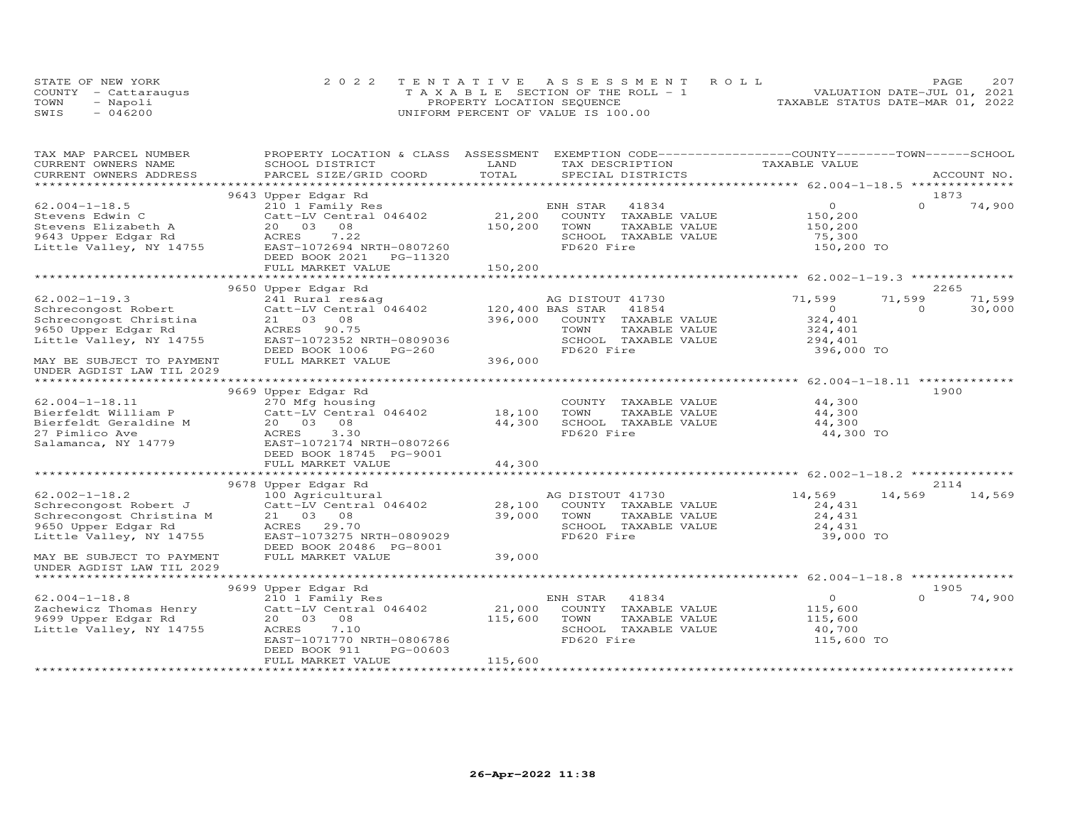STATE OF NEW YORK
COUNTY - Cattaraugus
TOWN - Napoli
SWIS - 046200

2022 TENTATIVE ASSESSMENT ROLL
TAXABLE SECTION OF THE ROLL - 1
PROPERTY LOCATION SEQUENCE
UNIFORM PERCENT OF VALUE IS 100.00

VALUATION DATE-JUL 01, 2021
TAXABLE STATUS DATE-MAR 01, 2022

| TAX MAP PARCEL NUMBER / CURRENT OWNERS NAME / CURRENT OWNERS ADDRESS | PROPERTY LOCATION & CLASS / SCHOOL DISTRICT / PARCEL SIZE/GRID COORD | ASSESSMENT LAND | TOTAL | EXEMPTION CODE / TAX DESCRIPTION / SPECIAL DISTRICTS | COUNTY TAXABLE VALUE | TOWN | SCHOOL | ACCOUNT NO. |
|---|---|---|---|---|---|---|---|---|
| | 9643 Upper Edgar Rd | | | | | | | 1873 |
| 62.004-1-18.5 | 210 1 Family Res | | | ENH STAR 41834 | 0 | 0 | 74,900 | |
| Stevens Edwin C | Catt-LV Central 046402 | 21,200 | | COUNTY TAXABLE VALUE | 150,200 | | | |
| Stevens Elizabeth A | 20 03 08 | | 150,200 | TOWN TAXABLE VALUE | 150,200 | | | |
| 9643 Upper Edgar Rd | ACRES 7.22 | | | SCHOOL TAXABLE VALUE | 75,300 | | | |
| Little Valley, NY 14755 | EAST-1072694 NRTH-0807260 | | | FD620 Fire | 150,200 TO | | | |
| | DEED BOOK 2021 PG-11320 | | | | | | | |
| | FULL MARKET VALUE | | 150,200 | | | | | |
| | 9650 Upper Edgar Rd | | | | | | | 2265 |
| 62.002-1-19.3 | 241 Rural res&ag | | | AG DISTOUT 41730 | 71,599 | 71,599 | 71,599 | |
| Schrecongost Robert | Catt-LV Central 046402 | 120,400 | | BAS STAR 41854 | 0 | 0 | 30,000 | |
| Schrecongost Christina | 21 03 08 | | 396,000 | COUNTY TAXABLE VALUE | 324,401 | | | |
| 9650 Upper Edgar Rd | ACRES 90.75 | | | TOWN TAXABLE VALUE | 324,401 | | | |
| Little Valley, NY 14755 | EAST-1072352 NRTH-0809036 | | | SCHOOL TAXABLE VALUE | 294,401 | | | |
| | DEED BOOK 1006 PG-260 | | | FD620 Fire | 396,000 TO | | | |
| MAY BE SUBJECT TO PAYMENT | FULL MARKET VALUE | | 396,000 | | | | | |
| UNDER AGDIST LAW TIL 2029 | | | | | | | | |
| | 9669 Upper Edgar Rd | | | | | | | 1900 |
| 62.004-1-18.11 | 270 Mfg housing | | | COUNTY TAXABLE VALUE | 44,300 | | | |
| Bierfeldt William P | Catt-LV Central 046402 | 18,100 | | TOWN TAXABLE VALUE | 44,300 | | | |
| Bierfeldt Geraldine M | 20 03 08 | | 44,300 | SCHOOL TAXABLE VALUE | 44,300 | | | |
| 27 Pimlico Ave | ACRES 3.30 | | | FD620 Fire | 44,300 TO | | | |
| Salamanca, NY 14779 | EAST-1072174 NRTH-0807266 | | | | | | | |
| | DEED BOOK 18745 PG-9001 | | | | | | | |
| | FULL MARKET VALUE | | 44,300 | | | | | |
| | 9678 Upper Edgar Rd | | | | | | | 2114 |
| 62.002-1-18.2 | 100 Agricultural | | | AG DISTOUT 41730 | 14,569 | 14,569 | 14,569 | |
| Schrecongost Robert J | Catt-LV Central 046402 | 28,100 | | COUNTY TAXABLE VALUE | 24,431 | | | |
| Schrecongost Christina M | 21 03 08 | | 39,000 | TOWN TAXABLE VALUE | 24,431 | | | |
| 9650 Upper Edgar Rd | ACRES 29.70 | | | SCHOOL TAXABLE VALUE | 24,431 | | | |
| Little Valley, NY 14755 | EAST-1073275 NRTH-0809029 | | | FD620 Fire | 39,000 TO | | | |
| | DEED BOOK 20486 PG-8001 | | | | | | | |
| MAY BE SUBJECT TO PAYMENT | FULL MARKET VALUE | | 39,000 | | | | | |
| UNDER AGDIST LAW TIL 2029 | | | | | | | | |
| | 9699 Upper Edgar Rd | | | | | | | 1905 |
| 62.004-1-18.8 | 210 1 Family Res | | | ENH STAR 41834 | 0 | 0 | 74,900 | |
| Zachewicz Thomas Henry | Catt-LV Central 046402 | 21,000 | | COUNTY TAXABLE VALUE | 115,600 | | | |
| 9699 Upper Edgar Rd | 20 03 08 | | 115,600 | TOWN TAXABLE VALUE | 115,600 | | | |
| Little Valley, NY 14755 | ACRES 7.10 | | | SCHOOL TAXABLE VALUE | 40,700 | | | |
| | EAST-1071770 NRTH-0806786 | | | FD620 Fire | 115,600 TO | | | |
| | DEED BOOK 911 PG-00603 | | | | | | | |
| | FULL MARKET VALUE | | 115,600 | | | | | |

26-Apr-2022 11:38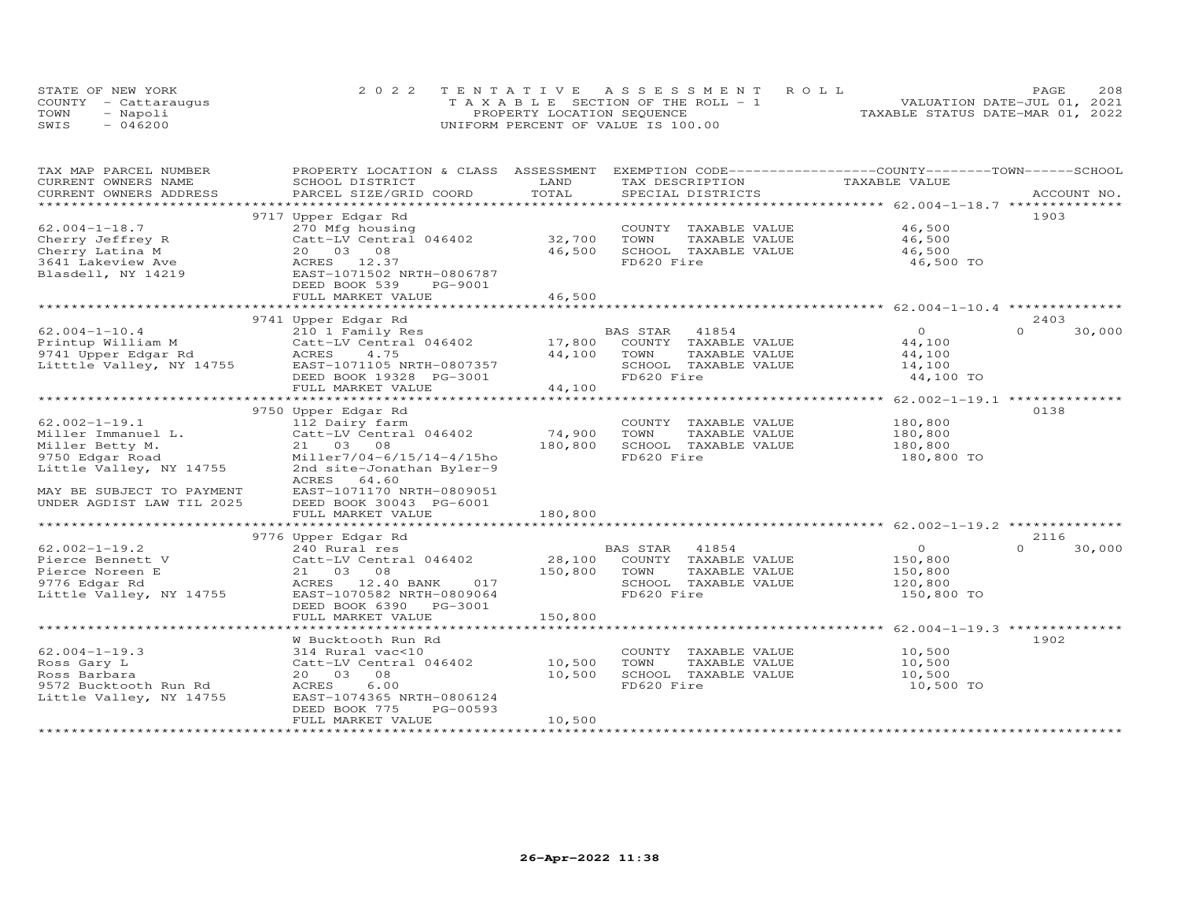STATE OF NEW YORK
COUNTY - Cattaraugus
TOWN - Napoli
SWIS - 046200

2022 TENTATIVE ASSESSMENT ROLL
TAXABLE SECTION OF THE ROLL - 1
PROPERTY LOCATION SEQUENCE
UNIFORM PERCENT OF VALUE IS 100.00

VALUATION DATE-JUL 01, 2021
TAXABLE STATUS DATE-MAR 01, 2022

| TAX MAP PARCEL NUMBER / CURRENT OWNERS NAME / CURRENT OWNERS ADDRESS | PROPERTY LOCATION & CLASS / SCHOOL DISTRICT / PARCEL SIZE/GRID COORD | ASSESSMENT LAND | TOTAL | EXEMPTION CODE / TAX DESCRIPTION / SPECIAL DISTRICTS | COUNTY / TOWN TAXABLE VALUE | SCHOOL | ACCOUNT NO. |
|---|---|---|---|---|---|---|---|
| | 9717 Upper Edgar Rd | | | | | | 1903 |
| 62.004-1-18.7 | 270 Mfg housing | | | COUNTY TAXABLE VALUE | 46,500 | | |
| Cherry Jeffrey R | Catt-LV Central 046402 | 32,700 | | TOWN TAXABLE VALUE | 46,500 | | |
| Cherry Latina M | 20 03 08 | | 46,500 | SCHOOL TAXABLE VALUE | 46,500 | | |
| 3641 Lakeview Ave | ACRES 12.37 | | | FD620 Fire | 46,500 TO | | |
| Blasdell, NY 14219 | EAST-1071502 NRTH-0806787 | | | | | | |
| | DEED BOOK 539 PG-9001 | | | | | | |
| | FULL MARKET VALUE | | 46,500 | | | | |
| | 9741 Upper Edgar Rd | | | | | | 2403 |
| 62.004-1-10.4 | 210 1 Family Res | | | BAS STAR 41854 | 0 | 0 | 30,000 |
| Printup William M | Catt-LV Central 046402 | 17,800 | | COUNTY TAXABLE VALUE | 44,100 | | |
| 9741 Upper Edgar Rd | ACRES 4.75 | | 44,100 | TOWN TAXABLE VALUE | 44,100 | | |
| Litttle Valley, NY 14755 | EAST-1071105 NRTH-0807357 | | | SCHOOL TAXABLE VALUE | 14,100 | | |
| | DEED BOOK 19328 PG-3001 | | | FD620 Fire | 44,100 TO | | |
| | FULL MARKET VALUE | | 44,100 | | | | |
| | 9750 Upper Edgar Rd | | | | | | 0138 |
| 62.002-1-19.1 | 112 Dairy farm | | | COUNTY TAXABLE VALUE | 180,800 | | |
| Miller Immanuel L. | Catt-LV Central 046402 | 74,900 | | TOWN TAXABLE VALUE | 180,800 | | |
| Miller Betty M. | 21 03 08 | | 180,800 | SCHOOL TAXABLE VALUE | 180,800 | | |
| 9750 Edgar Road | Miller7/04-6/15/14-4/15ho | | | FD620 Fire | 180,800 TO | | |
| Little Valley, NY 14755 | 2nd site-Jonathan Byler-9 | | | | | | |
| | ACRES 64.60 | | | | | | |
| MAY BE SUBJECT TO PAYMENT | EAST-1071170 NRTH-0809051 | | | | | | |
| UNDER AGDIST LAW TIL 2025 | DEED BOOK 30043 PG-6001 | | | | | | |
| | FULL MARKET VALUE | | 180,800 | | | | |
| | 9776 Upper Edgar Rd | | | | | | 2116 |
| 62.002-1-19.2 | 240 Rural res | | | BAS STAR 41854 | 0 | 0 | 30,000 |
| Pierce Bennett V | Catt-LV Central 046402 | 28,100 | | COUNTY TAXABLE VALUE | 150,800 | | |
| Pierce Noreen E | 21 03 08 | | 150,800 | TOWN TAXABLE VALUE | 150,800 | | |
| 9776 Edgar Rd | ACRES 12.40 BANK 017 | | | SCHOOL TAXABLE VALUE | 120,800 | | |
| Little Valley, NY 14755 | EAST-1070582 NRTH-0809064 | | | FD620 Fire | 150,800 TO | | |
| | DEED BOOK 6390 PG-3001 | | | | | | |
| | FULL MARKET VALUE | | 150,800 | | | | |
| | W Bucktooth Run Rd | | | | | | 1902 |
| 62.004-1-19.3 | 314 Rural vac<10 | | | COUNTY TAXABLE VALUE | 10,500 | | |
| Ross Gary L | Catt-LV Central 046402 | 10,500 | | TOWN TAXABLE VALUE | 10,500 | | |
| Ross Barbara | 20 03 08 | | 10,500 | SCHOOL TAXABLE VALUE | 10,500 | | |
| 9572 Bucktooth Run Rd | ACRES 6.00 | | | FD620 Fire | 10,500 TO | | |
| Little Valley, NY 14755 | EAST-1074365 NRTH-0806124 | | | | | | |
| | DEED BOOK 775 PG-00593 | | | | | | |
| | FULL MARKET VALUE | | 10,500 | | | | |

26-Apr-2022 11:38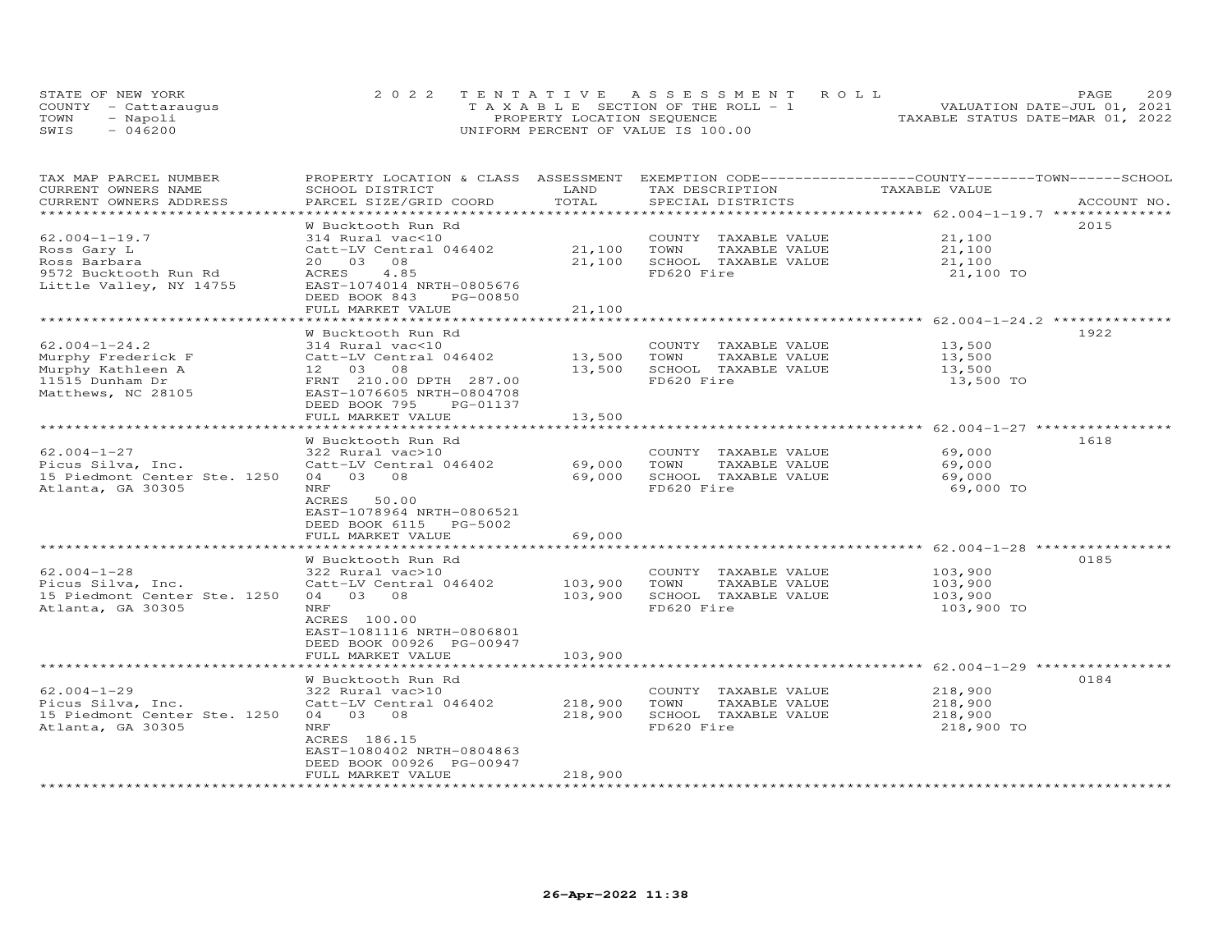STATE OF NEW YORK | 2022 TENTATIVE ASSESSMENT ROLL | VALUATION DATE-JUL 01, 2021
COUNTY - Cattaraugus | TAXABLE SECTION OF THE ROLL - 1 | TAXABLE STATUS DATE-MAR 01, 2022
TOWN - Napoli | PROPERTY LOCATION SEQUENCE
SWIS - 046200 | UNIFORM PERCENT OF VALUE IS 100.00

| TAX MAP PARCEL NUMBER / CURRENT OWNERS NAME / CURRENT OWNERS ADDRESS | PROPERTY LOCATION & CLASS / SCHOOL DISTRICT / PARCEL SIZE/GRID COORD | ASSESSMENT LAND | TOTAL | EXEMPTION CODE / TAX DESCRIPTION / SPECIAL DISTRICTS | COUNTY--------TOWN------SCHOOL TAXABLE VALUE | ACCOUNT NO. |
|---|---|---|---|---|---|---|
| 62.004-1-19.7 | W Bucktooth Run Rd | | | | | 2015 |
| 62.004-1-19.7 | 314 Rural vac<10 | | | COUNTY TAXABLE VALUE | 21,100 | |
| Ross Gary L | Catt-LV Central 046402 | 21,100 | | TOWN TAXABLE VALUE | 21,100 | |
| Ross Barbara | 20 03 08 | | 21,100 | SCHOOL TAXABLE VALUE | 21,100 | |
| 9572 Bucktooth Run Rd | ACRES 4.85 | | | FD620 Fire | 21,100 TO | |
| Little Valley, NY 14755 | EAST-1074014 NRTH-0805676 | | | | | |
| | DEED BOOK 843 PG-00850 | | | | | |
| | FULL MARKET VALUE | | 21,100 | | | |
| 62.004-1-24.2 | W Bucktooth Run Rd | | | | | 1922 |
| 62.004-1-24.2 | 314 Rural vac<10 | | | COUNTY TAXABLE VALUE | 13,500 | |
| Murphy Frederick F | Catt-LV Central 046402 | 13,500 | | TOWN TAXABLE VALUE | 13,500 | |
| Murphy Kathleen A | 12 03 08 | | 13,500 | SCHOOL TAXABLE VALUE | 13,500 | |
| 11515 Dunham Dr | FRNT 210.00 DPTH 287.00 | | | FD620 Fire | 13,500 TO | |
| Matthews, NC 28105 | EAST-1076605 NRTH-0804708 | | | | | |
| | DEED BOOK 795 PG-01137 | | | | | |
| | FULL MARKET VALUE | | 13,500 | | | |
| 62.004-1-27 | W Bucktooth Run Rd | | | | | 1618 |
| 62.004-1-27 | 322 Rural vac>10 | | | COUNTY TAXABLE VALUE | 69,000 | |
| Picus Silva, Inc. | Catt-LV Central 046402 | 69,000 | | TOWN TAXABLE VALUE | 69,000 | |
| 15 Piedmont Center Ste. 1250 | 04 03 08 | | 69,000 | SCHOOL TAXABLE VALUE | 69,000 | |
| Atlanta, GA 30305 | NRF | | | FD620 Fire | 69,000 TO | |
| | ACRES 50.00 | | | | | |
| | EAST-1078964 NRTH-0806521 | | | | | |
| | DEED BOOK 6115 PG-5002 | | | | | |
| | FULL MARKET VALUE | | 69,000 | | | |
| 62.004-1-28 | W Bucktooth Run Rd | | | | | 0185 |
| 62.004-1-28 | 322 Rural vac>10 | | | COUNTY TAXABLE VALUE | 103,900 | |
| Picus Silva, Inc. | Catt-LV Central 046402 | 103,900 | | TOWN TAXABLE VALUE | 103,900 | |
| 15 Piedmont Center Ste. 1250 | 04 03 08 | | 103,900 | SCHOOL TAXABLE VALUE | 103,900 | |
| Atlanta, GA 30305 | NRF | | | FD620 Fire | 103,900 TO | |
| | ACRES 100.00 | | | | | |
| | EAST-1081116 NRTH-0806801 | | | | | |
| | DEED BOOK 00926 PG-00947 | | | | | |
| | FULL MARKET VALUE | | 103,900 | | | |
| 62.004-1-29 | W Bucktooth Run Rd | | | | | 0184 |
| 62.004-1-29 | 322 Rural vac>10 | | | COUNTY TAXABLE VALUE | 218,900 | |
| Picus Silva, Inc. | Catt-LV Central 046402 | 218,900 | | TOWN TAXABLE VALUE | 218,900 | |
| 15 Piedmont Center Ste. 1250 | 04 03 08 | | 218,900 | SCHOOL TAXABLE VALUE | 218,900 | |
| Atlanta, GA 30305 | NRF | | | FD620 Fire | 218,900 TO | |
| | ACRES 186.15 | | | | | |
| | EAST-1080402 NRTH-0804863 | | | | | |
| | DEED BOOK 00926 PG-00947 | | | | | |
| | FULL MARKET VALUE | | 218,900 | | | |

26-Apr-2022 11:38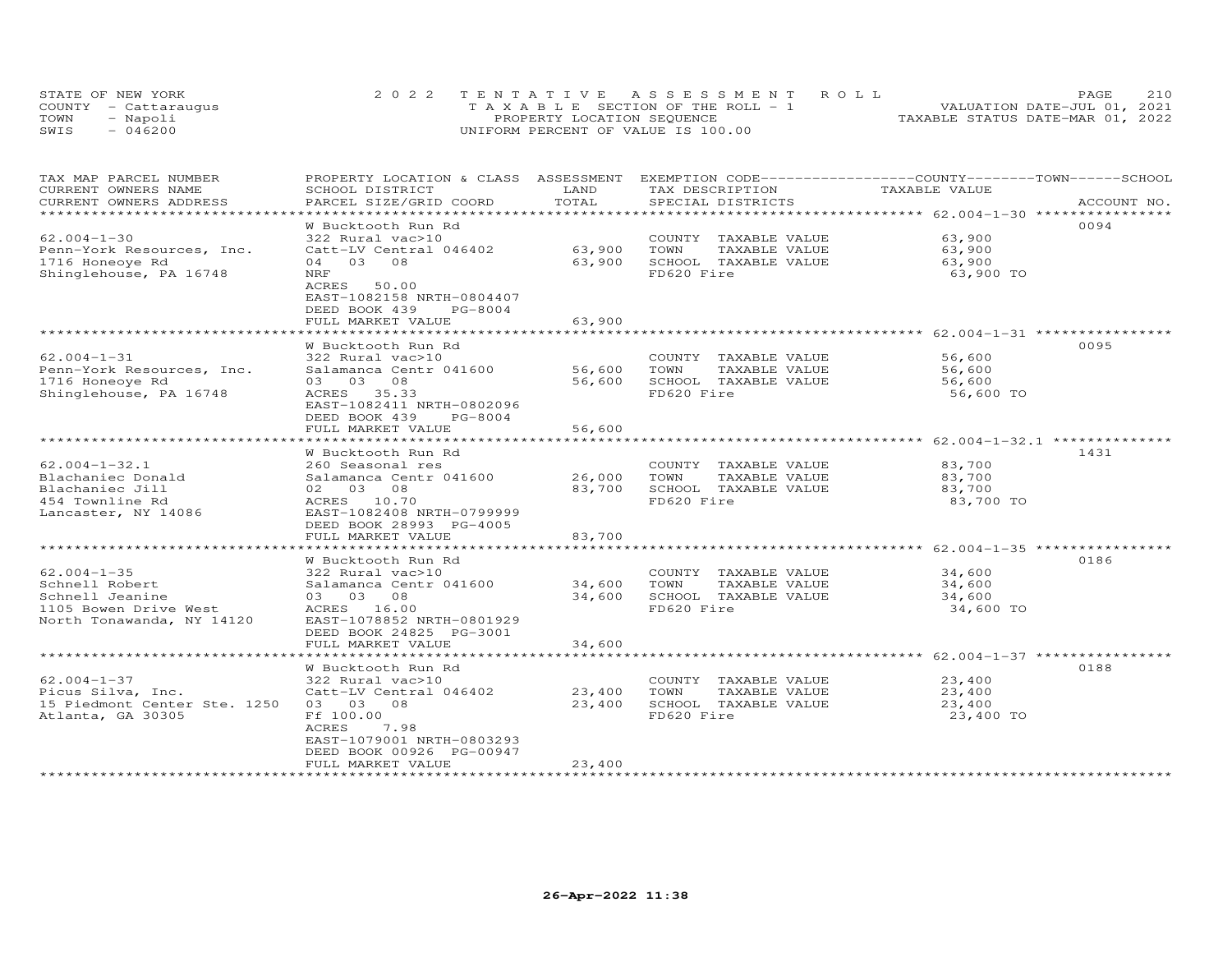STATE OF NEW YORK
COUNTY - Cattaraugus
TOWN - Napoli
SWIS - 046200

2022 TENTATIVE ASSESSMENT ROLL
TAXABLE SECTION OF THE ROLL - 1
PROPERTY LOCATION SEQUENCE
UNIFORM PERCENT OF VALUE IS 100.00

VALUATION DATE-JUL 01, 2021
TAXABLE STATUS DATE-MAR 01, 2022

| TAX MAP PARCEL NUMBER / CURRENT OWNERS NAME / CURRENT OWNERS ADDRESS | PROPERTY LOCATION & CLASS / SCHOOL DISTRICT / PARCEL SIZE/GRID COORD | ASSESSMENT LAND | TOTAL | EXEMPTION CODE / TAX DESCRIPTION / SPECIAL DISTRICTS | COUNTY--------TOWN------SCHOOL TAXABLE VALUE | ACCOUNT NO. |
|---|---|---|---|---|---|---|
| 62.004-1-30 | W Bucktooth Run Rd | | | | | 0094 |
| | 322 Rural vac>10 | | | COUNTY TAXABLE VALUE | 63,900 | |
| Penn-York Resources, Inc. | Catt-LV Central 046402 | 63,900 | | TOWN TAXABLE VALUE | 63,900 | |
| 1716 Honeoye Rd | 04 03 08 | | 63,900 | SCHOOL TAXABLE VALUE | 63,900 | |
| Shinglehouse, PA 16748 | NRF | | | FD620 Fire | 63,900 TO | |
| | ACRES 50.00 | | | | | |
| | EAST-1082158 NRTH-0804407 | | | | | |
| | DEED BOOK 439 PG-8004 | | | | | |
| | FULL MARKET VALUE | | 63,900 | | | |
| 62.004-1-31 | W Bucktooth Run Rd | | | | | 0095 |
| | 322 Rural vac>10 | | | COUNTY TAXABLE VALUE | 56,600 | |
| Penn-York Resources, Inc. | Salamanca Centr 041600 | 56,600 | | TOWN TAXABLE VALUE | 56,600 | |
| 1716 Honeoye Rd | 03 03 08 | | 56,600 | SCHOOL TAXABLE VALUE | 56,600 | |
| Shinglehouse, PA 16748 | ACRES 35.33 | | | FD620 Fire | 56,600 TO | |
| | EAST-1082411 NRTH-0802096 | | | | | |
| | DEED BOOK 439 PG-8004 | | | | | |
| | FULL MARKET VALUE | | 56,600 | | | |
| 62.004-1-32.1 | W Bucktooth Run Rd | | | | | 1431 |
| | 260 Seasonal res | | | COUNTY TAXABLE VALUE | 83,700 | |
| Blachaniec Donald | Salamanca Centr 041600 | 26,000 | | TOWN TAXABLE VALUE | 83,700 | |
| Blachaniec Jill | 02 03 08 | | 83,700 | SCHOOL TAXABLE VALUE | 83,700 | |
| 454 Townline Rd | ACRES 10.70 | | | FD620 Fire | 83,700 TO | |
| Lancaster, NY 14086 | EAST-1082408 NRTH-0799999 | | | | | |
| | DEED BOOK 28993 PG-4005 | | | | | |
| | FULL MARKET VALUE | | 83,700 | | | |
| 62.004-1-35 | W Bucktooth Run Rd | | | | | 0186 |
| | 322 Rural vac>10 | | | COUNTY TAXABLE VALUE | 34,600 | |
| Schnell Robert | Salamanca Centr 041600 | 34,600 | | TOWN TAXABLE VALUE | 34,600 | |
| Schnell Jeanine | 03 03 08 | | 34,600 | SCHOOL TAXABLE VALUE | 34,600 | |
| 1105 Bowen Drive West | ACRES 16.00 | | | FD620 Fire | 34,600 TO | |
| North Tonawanda, NY 14120 | EAST-1078852 NRTH-0801929 | | | | | |
| | DEED BOOK 24825 PG-3001 | | | | | |
| | FULL MARKET VALUE | | 34,600 | | | |
| 62.004-1-37 | W Bucktooth Run Rd | | | | | 0188 |
| | 322 Rural vac>10 | | | COUNTY TAXABLE VALUE | 23,400 | |
| Picus Silva, Inc. | Catt-LV Central 046402 | 23,400 | | TOWN TAXABLE VALUE | 23,400 | |
| 15 Piedmont Center Ste. 1250 | 03 03 08 | | 23,400 | SCHOOL TAXABLE VALUE | 23,400 | |
| Atlanta, GA 30305 | Ff 100.00 | | | FD620 Fire | 23,400 TO | |
| | ACRES 7.98 | | | | | |
| | EAST-1079001 NRTH-0803293 | | | | | |
| | DEED BOOK 00926 PG-00947 | | | | | |
| | FULL MARKET VALUE | | 23,400 | | | |

26-Apr-2022 11:38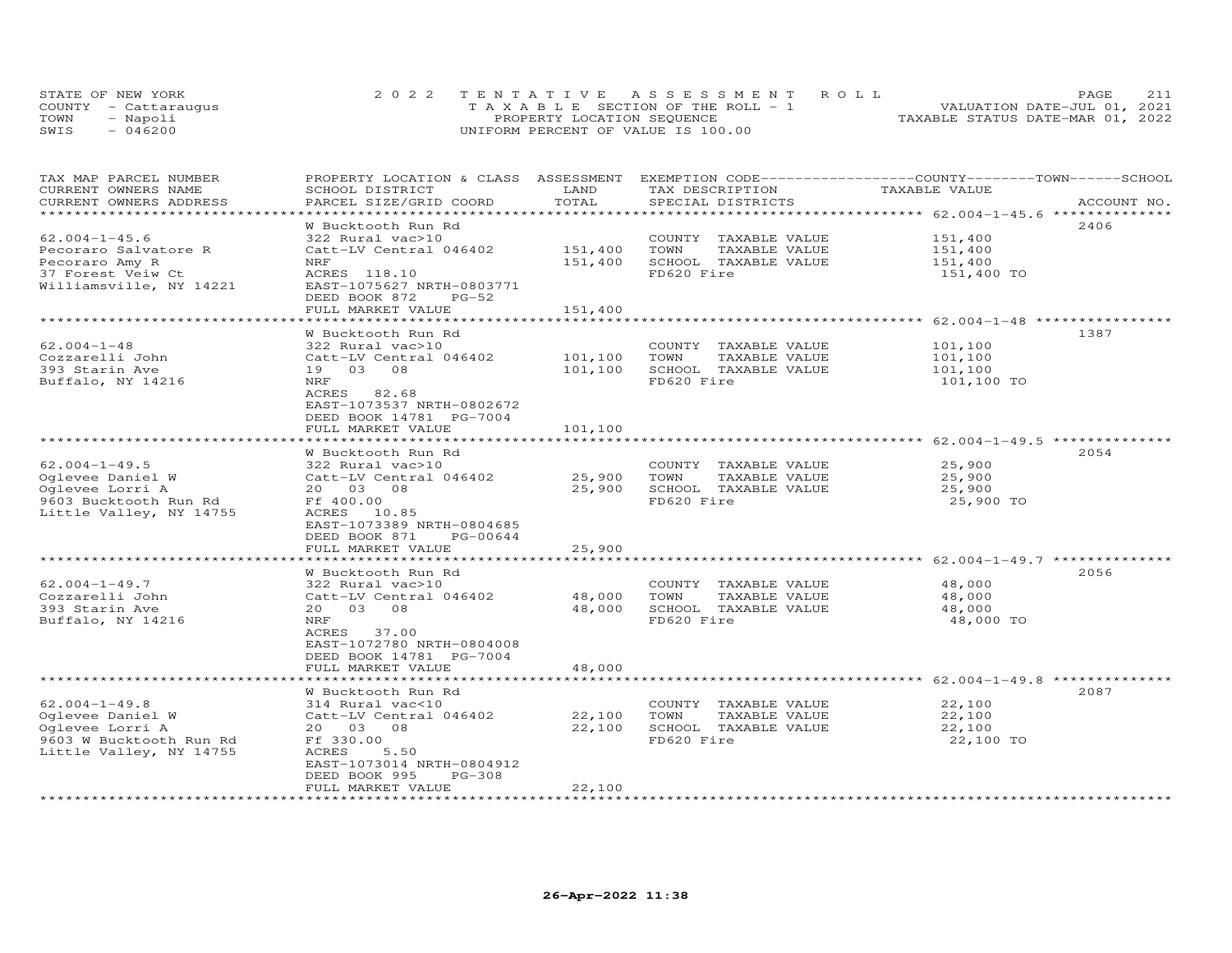STATE OF NEW YORK — COUNTY - Cattaraugus — TOWN - Napoli — SWIS - 046200

2022 TENTATIVE ASSESSMENT ROLL
TAXABLE SECTION OF THE ROLL - 1
PROPERTY LOCATION SEQUENCE
UNIFORM PERCENT OF VALUE IS 100.00

VALUATION DATE-JUL 01, 2021
TAXABLE STATUS DATE-MAR 01, 2022

| TAX MAP PARCEL NUMBER / CURRENT OWNERS NAME / CURRENT OWNERS ADDRESS | PROPERTY LOCATION & CLASS / SCHOOL DISTRICT / PARCEL SIZE/GRID COORD | ASSESSMENT LAND | TOTAL | EXEMPTION CODE / TAX DESCRIPTION / SPECIAL DISTRICTS | COUNTY--------TOWN------SCHOOL TAXABLE VALUE | ACCOUNT NO. |
|---|---|---|---|---|---|---|
| 62.004-1-45.6 | W Bucktooth Run Rd | | | | | 2406 |
| Pecoraro Salvatore R | 322 Rural vac>10 | | | COUNTY TAXABLE VALUE | 151,400 | |
| Pecoraro Amy R | Catt-LV Central 046402 | 151,400 | | TOWN TAXABLE VALUE | 151,400 | |
| 37 Forest Veiw Ct | NRF | | 151,400 | SCHOOL TAXABLE VALUE | 151,400 | |
| Williamsville, NY 14221 | ACRES 118.10 | | | FD620 Fire | 151,400 TO | |
| | EAST-1075627 NRTH-0803771 | | | | | |
| | DEED BOOK 872 PG-52 | | | | | |
| | FULL MARKET VALUE | | 151,400 | | | |
| 62.004-1-48 | W Bucktooth Run Rd | | | | | 1387 |
| Cozzarelli John | 322 Rural vac>10 | | | COUNTY TAXABLE VALUE | 101,100 | |
| 393 Starin Ave | Catt-LV Central 046402 | 101,100 | | TOWN TAXABLE VALUE | 101,100 | |
| Buffalo, NY 14216 | 19 03 08 | | 101,100 | SCHOOL TAXABLE VALUE | 101,100 | |
| | NRF | | | FD620 Fire | 101,100 TO | |
| | ACRES 82.68 | | | | | |
| | EAST-1073537 NRTH-0802672 | | | | | |
| | DEED BOOK 14781 PG-7004 | | | | | |
| | FULL MARKET VALUE | | 101,100 | | | |
| 62.004-1-49.5 | W Bucktooth Run Rd | | | | | 2054 |
| Oglevee Daniel W | 322 Rural vac>10 | | | COUNTY TAXABLE VALUE | 25,900 | |
| Oglevee Lorri A | Catt-LV Central 046402 | 25,900 | | TOWN TAXABLE VALUE | 25,900 | |
| 9603 Bucktooth Run Rd | 20 03 08 | | 25,900 | SCHOOL TAXABLE VALUE | 25,900 | |
| Little Valley, NY 14755 | Ff 400.00 | | | FD620 Fire | 25,900 TO | |
| | ACRES 10.85 | | | | | |
| | EAST-1073389 NRTH-0804685 | | | | | |
| | DEED BOOK 871 PG-00644 | | | | | |
| | FULL MARKET VALUE | | 25,900 | | | |
| 62.004-1-49.7 | W Bucktooth Run Rd | | | | | 2056 |
| Cozzarelli John | 322 Rural vac>10 | | | COUNTY TAXABLE VALUE | 48,000 | |
| 393 Starin Ave | Catt-LV Central 046402 | 48,000 | | TOWN TAXABLE VALUE | 48,000 | |
| Buffalo, NY 14216 | 20 03 08 | | 48,000 | SCHOOL TAXABLE VALUE | 48,000 | |
| | NRF | | | FD620 Fire | 48,000 TO | |
| | ACRES 37.00 | | | | | |
| | EAST-1072780 NRTH-0804008 | | | | | |
| | DEED BOOK 14781 PG-7004 | | | | | |
| | FULL MARKET VALUE | | 48,000 | | | |
| 62.004-1-49.8 | W Bucktooth Run Rd | | | | | 2087 |
| Oglevee Daniel W | 314 Rural vac<10 | | | COUNTY TAXABLE VALUE | 22,100 | |
| Oglevee Lorri A | Catt-LV Central 046402 | 22,100 | | TOWN TAXABLE VALUE | 22,100 | |
| 9603 W Bucktooth Run Rd | 20 03 08 | | 22,100 | SCHOOL TAXABLE VALUE | 22,100 | |
| Little Valley, NY 14755 | Ff 330.00 | | | FD620 Fire | 22,100 TO | |
| | ACRES 5.50 | | | | | |
| | EAST-1073014 NRTH-0804912 | | | | | |
| | DEED BOOK 995 PG-308 | | | | | |
| | FULL MARKET VALUE | | 22,100 | | | |

26-Apr-2022 11:38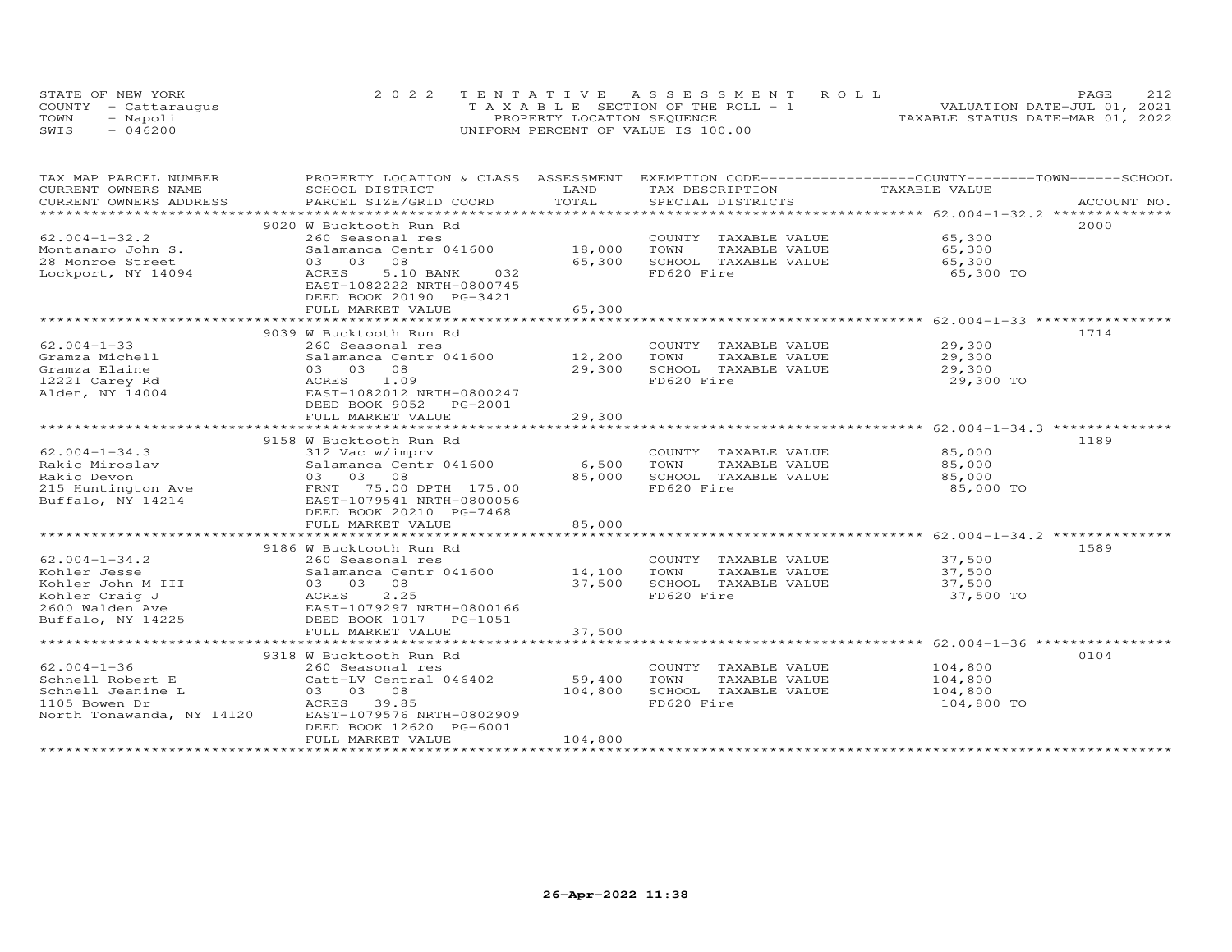STATE OF NEW YORK
COUNTY - Cattaraugus
TOWN - Napoli
SWIS - 046200

2022 TENTATIVE ASSESSMENT ROLL
TAXABLE SECTION OF THE ROLL - 1
PROPERTY LOCATION SEQUENCE
UNIFORM PERCENT OF VALUE IS 100.00

VALUATION DATE-JUL 01, 2021
TAXABLE STATUS DATE-MAR 01, 2022

| TAX MAP PARCEL NUMBER / CURRENT OWNERS NAME / CURRENT OWNERS ADDRESS | PROPERTY LOCATION & CLASS / SCHOOL DISTRICT / PARCEL SIZE/GRID COORD | ASSESSMENT LAND / TOTAL | EXEMPTION CODE / TAX DESCRIPTION / SPECIAL DISTRICTS | COUNTY / TOWN / SCHOOL TAXABLE VALUE | ACCOUNT NO. |
|---|---|---|---|---|---|
| 62.004-1-32.2 | 9020 W Bucktooth Run Rd | | | | 2000 |
| Montanaro John S. | 260 Seasonal res | | COUNTY TAXABLE VALUE | 65,300 | |
| 28 Monroe Street | Salamanca Centr 041600 | 18,000 | TOWN TAXABLE VALUE | 65,300 | |
| Lockport, NY 14094 | 03 03 08 | 65,300 | SCHOOL TAXABLE VALUE | 65,300 | |
| | ACRES 5.10 BANK 032 | | FD620 Fire | 65,300 TO | |
| | EAST-1082222 NRTH-0800745 | | | | |
| | DEED BOOK 20190 PG-3421 | | | | |
| | FULL MARKET VALUE | 65,300 | | | |
| 62.004-1-33 | 9039 W Bucktooth Run Rd | | | | 1714 |
| Gramza Michell | 260 Seasonal res | | COUNTY TAXABLE VALUE | 29,300 | |
| Gramza Elaine | Salamanca Centr 041600 | 12,200 | TOWN TAXABLE VALUE | 29,300 | |
| 12221 Carey Rd | 03 03 08 | 29,300 | SCHOOL TAXABLE VALUE | 29,300 | |
| Alden, NY 14004 | ACRES 1.09 | | FD620 Fire | 29,300 TO | |
| | EAST-1082012 NRTH-0800247 | | | | |
| | DEED BOOK 9052 PG-2001 | | | | |
| | FULL MARKET VALUE | 29,300 | | | |
| 62.004-1-34.3 | 9158 W Bucktooth Run Rd | | | | 1189 |
| Rakic Miroslav | 312 Vac w/imprv | | COUNTY TAXABLE VALUE | 85,000 | |
| Rakic Devon | Salamanca Centr 041600 | 6,500 | TOWN TAXABLE VALUE | 85,000 | |
| 215 Huntington Ave | 03 03 08 | 85,000 | SCHOOL TAXABLE VALUE | 85,000 | |
| Buffalo, NY 14214 | FRNT 75.00 DPTH 175.00 | | FD620 Fire | 85,000 TO | |
| | EAST-1079541 NRTH-0800056 | | | | |
| | DEED BOOK 20210 PG-7468 | | | | |
| | FULL MARKET VALUE | 85,000 | | | |
| 62.004-1-34.2 | 9186 W Bucktooth Run Rd | | | | 1589 |
| Kohler Jesse | 260 Seasonal res | | COUNTY TAXABLE VALUE | 37,500 | |
| Kohler John M III | Salamanca Centr 041600 | 14,100 | TOWN TAXABLE VALUE | 37,500 | |
| Kohler Craig J | 03 03 08 | 37,500 | SCHOOL TAXABLE VALUE | 37,500 | |
| 2600 Walden Ave | ACRES 2.25 | | FD620 Fire | 37,500 TO | |
| Buffalo, NY 14225 | EAST-1079297 NRTH-0800166 | | | | |
| | DEED BOOK 1017 PG-1051 | | | | |
| | FULL MARKET VALUE | 37,500 | | | |
| 62.004-1-36 | 9318 W Bucktooth Run Rd | | | | 0104 |
| Schnell Robert E | 260 Seasonal res | | COUNTY TAXABLE VALUE | 104,800 | |
| Schnell Jeanine L | Catt-LV Central 046402 | 59,400 | TOWN TAXABLE VALUE | 104,800 | |
| 1105 Bowen Dr | 03 03 08 | 104,800 | SCHOOL TAXABLE VALUE | 104,800 | |
| North Tonawanda, NY 14120 | ACRES 39.85 | | FD620 Fire | 104,800 TO | |
| | EAST-1079576 NRTH-0802909 | | | | |
| | DEED BOOK 12620 PG-6001 | | | | |
| | FULL MARKET VALUE | 104,800 | | | |

26-Apr-2022 11:38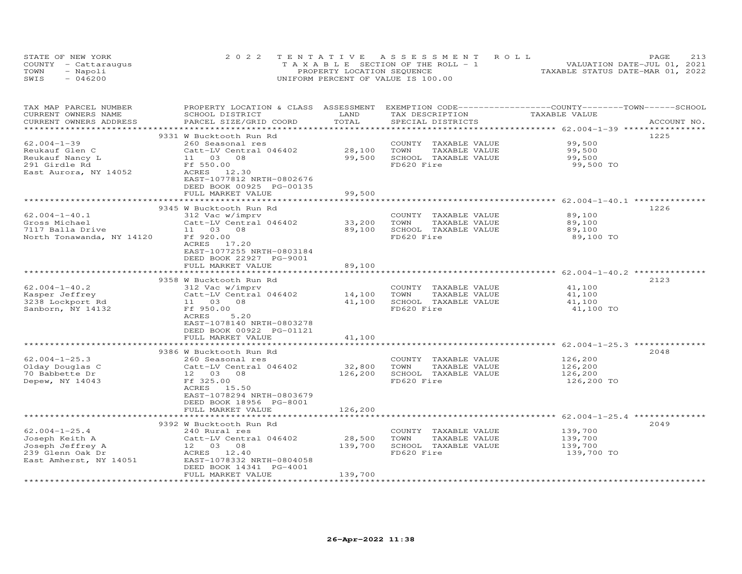STATE OF NEW YORK — 2022 TENTATIVE ASSESSMENT ROLL — VALUATION DATE-JUL 01, 2021
COUNTY - Cattaraugus — TAXABLE SECTION OF THE ROLL - 1 — TAXABLE STATUS DATE-MAR 01, 2022
TOWN - Napoli — PROPERTY LOCATION SEQUENCE
SWIS - 046200 — UNIFORM PERCENT OF VALUE IS 100.00

| TAX MAP PARCEL NUMBER / CURRENT OWNERS NAME / CURRENT OWNERS ADDRESS | PROPERTY LOCATION & CLASS / SCHOOL DISTRICT / PARCEL SIZE/GRID COORD | ASSESSMENT LAND | TOTAL | EXEMPTION CODE / TAX DESCRIPTION / SPECIAL DISTRICTS | TAXABLE VALUE (COUNTY / TOWN / SCHOOL) | ACCOUNT NO. |
|---|---|---|---|---|---|---|
| **62.004-1-39** | 9331 W Bucktooth Run Rd | | | | | 1225 |
| Reukauf Glen C | 260 Seasonal res | | | COUNTY TAXABLE VALUE | 99,500 | |
| Reukauf Nancy L | Catt-LV Central 046402 | 28,100 | | TOWN TAXABLE VALUE | 99,500 | |
| 291 Girdle Rd | 11 03 08 | | 99,500 | SCHOOL TAXABLE VALUE | 99,500 | |
| East Aurora, NY 14052 | Ff 550.00 | | | FD620 Fire | 99,500 TO | |
| | ACRES 12.30 | | | | | |
| | EAST-1077812 NRTH-0802676 | | | | | |
| | DEED BOOK 00925 PG-00135 | | | | | |
| | FULL MARKET VALUE | | 99,500 | | | |
| **62.004-1-40.1** | 9345 W Bucktooth Run Rd | | | | | 1226 |
| Gross Michael | 312 Vac w/imprv | | | COUNTY TAXABLE VALUE | 89,100 | |
| 7117 Balla Drive | Catt-LV Central 046402 | 33,200 | | TOWN TAXABLE VALUE | 89,100 | |
| North Tonawanda, NY 14120 | 11 03 08 | | 89,100 | SCHOOL TAXABLE VALUE | 89,100 | |
| | Ff 920.00 | | | FD620 Fire | 89,100 TO | |
| | ACRES 17.20 | | | | | |
| | EAST-1077255 NRTH-0803184 | | | | | |
| | DEED BOOK 22927 PG-9001 | | | | | |
| | FULL MARKET VALUE | | 89,100 | | | |
| **62.004-1-40.2** | 9358 W Bucktooth Run Rd | | | | | 2123 |
| Kasper Jeffrey | 312 Vac w/imprv | | | COUNTY TAXABLE VALUE | 41,100 | |
| 3238 Lockport Rd | Catt-LV Central 046402 | 14,100 | | TOWN TAXABLE VALUE | 41,100 | |
| Sanborn, NY 14132 | 11 03 08 | | 41,100 | SCHOOL TAXABLE VALUE | 41,100 | |
| | Ff 950.00 | | | FD620 Fire | 41,100 TO | |
| | ACRES 5.20 | | | | | |
| | EAST-1078140 NRTH-0803278 | | | | | |
| | DEED BOOK 00922 PG-01121 | | | | | |
| | FULL MARKET VALUE | | 41,100 | | | |
| **62.004-1-25.3** | 9386 W Bucktooth Run Rd | | | | | 2048 |
| Olday Douglas C | 260 Seasonal res | | | COUNTY TAXABLE VALUE | 126,200 | |
| 70 Babbette Dr | Catt-LV Central 046402 | 32,800 | | TOWN TAXABLE VALUE | 126,200 | |
| Depew, NY 14043 | 12 03 08 | | 126,200 | SCHOOL TAXABLE VALUE | 126,200 | |
| | Ff 325.00 | | | FD620 Fire | 126,200 TO | |
| | ACRES 15.50 | | | | | |
| | EAST-1078294 NRTH-0803679 | | | | | |
| | DEED BOOK 18956 PG-8001 | | | | | |
| | FULL MARKET VALUE | | 126,200 | | | |
| **62.004-1-25.4** | 9392 W Bucktooth Run Rd | | | | | 2049 |
| Joseph Keith A | 240 Rural res | | | COUNTY TAXABLE VALUE | 139,700 | |
| Joseph Jeffrey A | Catt-LV Central 046402 | 28,500 | | TOWN TAXABLE VALUE | 139,700 | |
| 239 Glenn Oak Dr | 12 03 08 | | 139,700 | SCHOOL TAXABLE VALUE | 139,700 | |
| East Amherst, NY 14051 | ACRES 12.40 | | | FD620 Fire | 139,700 TO | |
| | EAST-1078332 NRTH-0804058 | | | | | |
| | DEED BOOK 14341 PG-4001 | | | | | |
| | FULL MARKET VALUE | | 139,700 | | | |

26-Apr-2022 11:38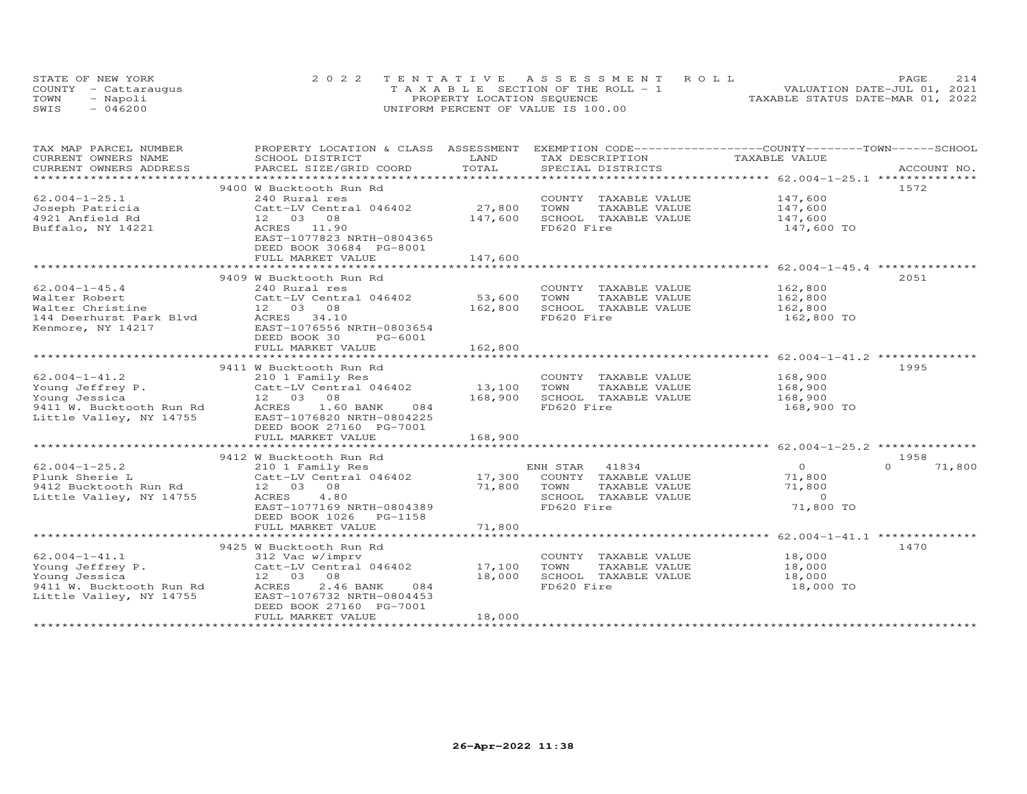STATE OF NEW YORK
COUNTY - Cattaraugus
TOWN - Napoli
SWIS - 046200

2022 TENTATIVE ASSESSMENT ROLL
TAXABLE SECTION OF THE ROLL - 1
PROPERTY LOCATION SEQUENCE
UNIFORM PERCENT OF VALUE IS 100.00

VALUATION DATE-JUL 01, 2021
TAXABLE STATUS DATE-MAR 01, 2022

| TAX MAP PARCEL NUMBER / CURRENT OWNERS NAME / CURRENT OWNERS ADDRESS | PROPERTY LOCATION & CLASS / SCHOOL DISTRICT / PARCEL SIZE/GRID COORD | ASSESSMENT LAND / TOTAL | EXEMPTION CODE / TAX DESCRIPTION / SPECIAL DISTRICTS | COUNTY / TOWN / SCHOOL TAXABLE VALUE | ACCOUNT NO. |
|---|---|---|---|---|---|
| 62.004-1-25.1 | 9400 W Bucktooth Run Rd | | | | 1572 |
| Joseph Patricia | 240 Rural res | | COUNTY TAXABLE VALUE | 147,600 | |
| 4921 Anfield Rd | Catt-LV Central 046402 | 27,800 | TOWN TAXABLE VALUE | 147,600 | |
| Buffalo, NY 14221 | 12 03 08 | 147,600 | SCHOOL TAXABLE VALUE | 147,600 | |
| | ACRES 11.90 | | FD620 Fire | 147,600 TO | |
| | EAST-1077823 NRTH-0804365 | | | | |
| | DEED BOOK 30684 PG-8001 | | | | |
| | FULL MARKET VALUE | 147,600 | | | |
| 62.004-1-45.4 | 9409 W Bucktooth Run Rd | | | | 2051 |
| Walter Robert | 240 Rural res | | COUNTY TAXABLE VALUE | 162,800 | |
| Walter Christine | Catt-LV Central 046402 | 53,600 | TOWN TAXABLE VALUE | 162,800 | |
| 144 Deerhurst Park Blvd | 12 03 08 | 162,800 | SCHOOL TAXABLE VALUE | 162,800 | |
| Kenmore, NY 14217 | ACRES 34.10 | | FD620 Fire | 162,800 TO | |
| | EAST-1076556 NRTH-0803654 | | | | |
| | DEED BOOK 30 PG-6001 | | | | |
| | FULL MARKET VALUE | 162,800 | | | |
| 62.004-1-41.2 | 9411 W Bucktooth Run Rd | | | | 1995 |
| Young Jeffrey P. | 210 1 Family Res | | COUNTY TAXABLE VALUE | 168,900 | |
| Young Jessica | Catt-LV Central 046402 | 13,100 | TOWN TAXABLE VALUE | 168,900 | |
| 9411 W. Bucktooth Run Rd | 12 03 08 | 168,900 | SCHOOL TAXABLE VALUE | 168,900 | |
| Little Valley, NY 14755 | ACRES 1.60 BANK 084 | | FD620 Fire | 168,900 TO | |
| | EAST-1076820 NRTH-0804225 | | | | |
| | DEED BOOK 27160 PG-7001 | | | | |
| | FULL MARKET VALUE | 168,900 | | | |
| 62.004-1-25.2 | 9412 W Bucktooth Run Rd | | | | 1958 |
| Plunk Sherie L | 210 1 Family Res | | ENH STAR 41834 | 0 / 0 / 71,800 | |
| 9412 Bucktooth Run Rd | Catt-LV Central 046402 | 17,300 | COUNTY TAXABLE VALUE | 71,800 | |
| Little Valley, NY 14755 | 12 03 08 | 71,800 | TOWN TAXABLE VALUE | 71,800 | |
| | ACRES 4.80 | | SCHOOL TAXABLE VALUE | 0 | |
| | EAST-1077169 NRTH-0804389 | | FD620 Fire | 71,800 TO | |
| | DEED BOOK 1026 PG-1158 | | | | |
| | FULL MARKET VALUE | 71,800 | | | |
| 62.004-1-41.1 | 9425 W Bucktooth Run Rd | | | | 1470 |
| Young Jeffrey P. | 312 Vac w/imprv | | COUNTY TAXABLE VALUE | 18,000 | |
| Young Jessica | Catt-LV Central 046402 | 17,100 | TOWN TAXABLE VALUE | 18,000 | |
| 9411 W. Bucktooth Run Rd | 12 03 08 | 18,000 | SCHOOL TAXABLE VALUE | 18,000 | |
| Little Valley, NY 14755 | ACRES 2.46 BANK 084 | | FD620 Fire | 18,000 TO | |
| | EAST-1076732 NRTH-0804453 | | | | |
| | DEED BOOK 27160 PG-7001 | | | | |
| | FULL MARKET VALUE | 18,000 | | | |

26-Apr-2022 11:38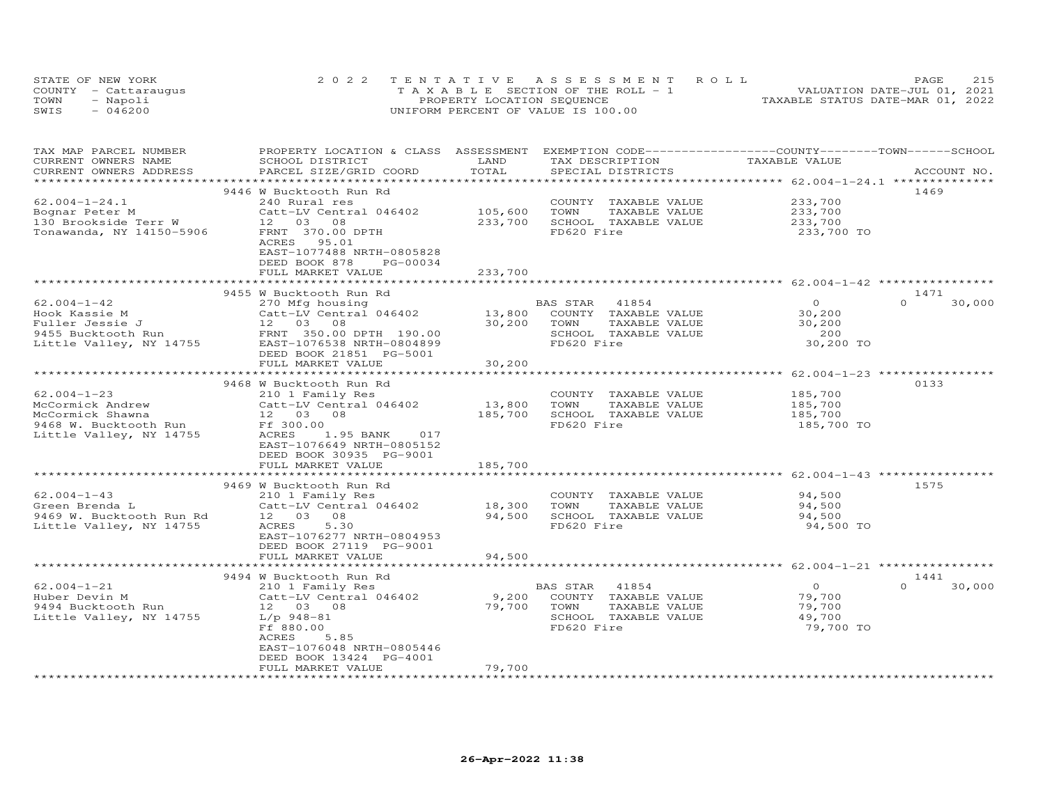STATE OF NEW YORK
COUNTY - Cattaraugus
TOWN - Napoli
SWIS - 046200

2022 TENTATIVE ASSESSMENT ROLL
TAXABLE SECTION OF THE ROLL - 1
PROPERTY LOCATION SEQUENCE
UNIFORM PERCENT OF VALUE IS 100.00

VALUATION DATE-JUL 01, 2021
TAXABLE STATUS DATE-MAR 01, 2022

| TAX MAP PARCEL NUMBER / CURRENT OWNERS NAME / CURRENT OWNERS ADDRESS | PROPERTY LOCATION & CLASS / SCHOOL DISTRICT / PARCEL SIZE/GRID COORD | ASSESSMENT LAND | TOTAL | EXEMPTION CODE / TAX DESCRIPTION / SPECIAL DISTRICTS | COUNTY TAXABLE VALUE | TOWN | SCHOOL / ACCOUNT NO. |
|---|---|---|---|---|---|---|---|
| | 9446 W Bucktooth Run Rd | | | | | | 1469 |
| 62.004-1-24.1 | 240 Rural res | | | COUNTY TAXABLE VALUE | 233,700 | | |
| Bognar Peter M | Catt-LV Central 046402 | 105,600 | | TOWN TAXABLE VALUE | 233,700 | | |
| 130 Brookside Terr W | 12 03 08 | | 233,700 | SCHOOL TAXABLE VALUE | 233,700 | | |
| Tonawanda, NY 14150-5906 | FRNT 370.00 DPTH | | | FD620 Fire | 233,700 TO | | |
| | ACRES 95.01 | | | | | | |
| | EAST-1077488 NRTH-0805828 | | | | | | |
| | DEED BOOK 878 PG-00034 | | | | | | |
| | FULL MARKET VALUE | | 233,700 | | | | |
| | 9455 W Bucktooth Run Rd | | | | | | 1471 |
| 62.004-1-42 | 270 Mfg housing | | | BAS STAR 41854 | 0 | 0 | 30,000 |
| Hook Kassie M | Catt-LV Central 046402 | 13,800 | | COUNTY TAXABLE VALUE | 30,200 | | |
| Fuller Jessie J | 12 03 08 | | 30,200 | TOWN TAXABLE VALUE | 30,200 | | |
| 9455 Bucktooth Run | FRNT 350.00 DPTH 190.00 | | | SCHOOL TAXABLE VALUE | 200 | | |
| Little Valley, NY 14755 | EAST-1076538 NRTH-0804899 | | | FD620 Fire | 30,200 TO | | |
| | DEED BOOK 21851 PG-5001 | | | | | | |
| | FULL MARKET VALUE | | 30,200 | | | | |
| | 9468 W Bucktooth Run Rd | | | | | | 0133 |
| 62.004-1-23 | 210 1 Family Res | | | COUNTY TAXABLE VALUE | 185,700 | | |
| McCormick Andrew | Catt-LV Central 046402 | 13,800 | | TOWN TAXABLE VALUE | 185,700 | | |
| McCormick Shawna | 12 03 08 | | 185,700 | SCHOOL TAXABLE VALUE | 185,700 | | |
| 9468 W. Bucktooth Run | Ff 300.00 | | | FD620 Fire | 185,700 TO | | |
| Little Valley, NY 14755 | ACRES 1.95 BANK 017 | | | | | | |
| | EAST-1076649 NRTH-0805152 | | | | | | |
| | DEED BOOK 30935 PG-9001 | | | | | | |
| | FULL MARKET VALUE | | 185,700 | | | | |
| | 9469 W Bucktooth Run Rd | | | | | | 1575 |
| 62.004-1-43 | 210 1 Family Res | | | COUNTY TAXABLE VALUE | 94,500 | | |
| Green Brenda L | Catt-LV Central 046402 | 18,300 | | TOWN TAXABLE VALUE | 94,500 | | |
| 9469 W. Bucktooth Run Rd | 12 03 08 | | 94,500 | SCHOOL TAXABLE VALUE | 94,500 | | |
| Little Valley, NY 14755 | ACRES 5.30 | | | FD620 Fire | 94,500 TO | | |
| | EAST-1076277 NRTH-0804953 | | | | | | |
| | DEED BOOK 27119 PG-9001 | | | | | | |
| | FULL MARKET VALUE | | 94,500 | | | | |
| | 9494 W Bucktooth Run Rd | | | | | | 1441 |
| 62.004-1-21 | 210 1 Family Res | | | BAS STAR 41854 | 0 | 0 | 30,000 |
| Huber Devin M | Catt-LV Central 046402 | 9,200 | | COUNTY TAXABLE VALUE | 79,700 | | |
| 9494 Bucktooth Run | 12 03 08 | | 79,700 | TOWN TAXABLE VALUE | 79,700 | | |
| Little Valley, NY 14755 | L/p 948-81 | | | SCHOOL TAXABLE VALUE | 49,700 | | |
| | Ff 880.00 | | | FD620 Fire | 79,700 TO | | |
| | ACRES 5.85 | | | | | | |
| | EAST-1076048 NRTH-0805446 | | | | | | |
| | DEED BOOK 13424 PG-4001 | | | | | | |
| | FULL MARKET VALUE | | 79,700 | | | | |

26-Apr-2022 11:38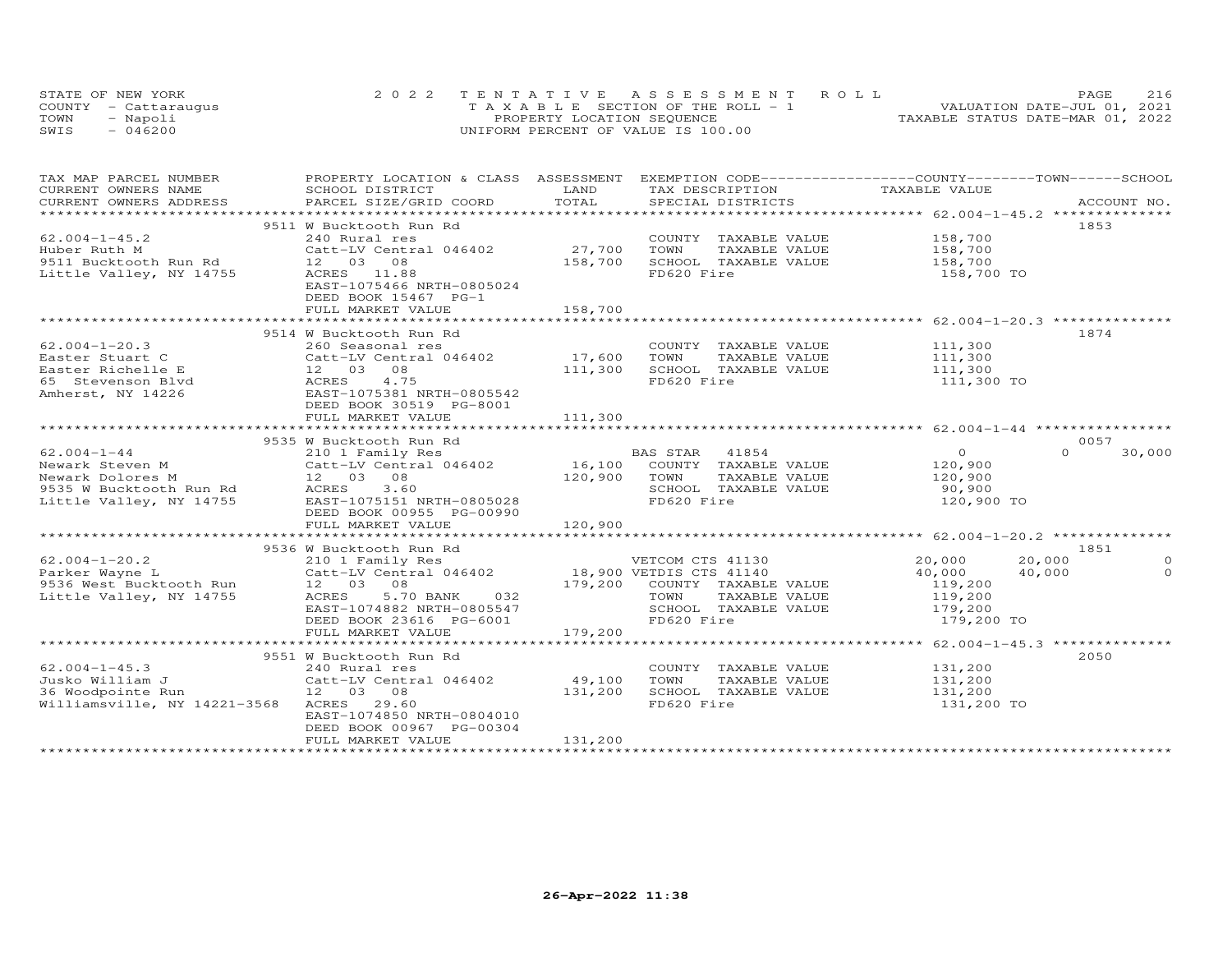STATE OF NEW YORK — 2022 TENTATIVE ASSESSMENT ROLL — VALUATION DATE-JUL 01, 2021
COUNTY - Cattaraugus — TAXABLE SECTION OF THE ROLL - 1 — TAXABLE STATUS DATE-MAR 01, 2022
TOWN - Napoli — PROPERTY LOCATION SEQUENCE
SWIS - 046200 — UNIFORM PERCENT OF VALUE IS 100.00

| TAX MAP PARCEL NUMBER / CURRENT OWNERS NAME / CURRENT OWNERS ADDRESS | PROPERTY LOCATION & CLASS / SCHOOL DISTRICT / PARCEL SIZE/GRID COORD | ASSESSMENT LAND / TOTAL | EXEMPTION CODE / TAX DESCRIPTION / SPECIAL DISTRICTS | COUNTY TAXABLE VALUE | TOWN | SCHOOL | ACCOUNT NO. |
|---|---|---|---|---|---|---|---|
| | 9511 W Bucktooth Run Rd | | | | | | 1853 |
| 62.004-1-45.2 | 240 Rural res | | COUNTY TAXABLE VALUE | 158,700 | | | |
| Huber Ruth M | Catt-LV Central 046402 | 27,700 | TOWN TAXABLE VALUE | 158,700 | | | |
| 9511 Bucktooth Run Rd | 12 03 08 | 158,700 | SCHOOL TAXABLE VALUE | 158,700 | | | |
| Little Valley, NY 14755 | ACRES 11.88 | | FD620 Fire | 158,700 TO | | | |
| | EAST-1075466 NRTH-0805024 | | | | | | |
| | DEED BOOK 15467 PG-1 | | | | | | |
| | FULL MARKET VALUE | 158,700 | | | | | |
| | 9514 W Bucktooth Run Rd | | | | | | 1874 |
| 62.004-1-20.3 | 260 Seasonal res | | COUNTY TAXABLE VALUE | 111,300 | | | |
| Easter Stuart C | Catt-LV Central 046402 | 17,600 | TOWN TAXABLE VALUE | 111,300 | | | |
| Easter Richelle E | 12 03 08 | 111,300 | SCHOOL TAXABLE VALUE | 111,300 | | | |
| 65 Stevenson Blvd | ACRES 4.75 | | FD620 Fire | 111,300 TO | | | |
| Amherst, NY 14226 | EAST-1075381 NRTH-0805542 | | | | | | |
| | DEED BOOK 30519 PG-8001 | | | | | | |
| | FULL MARKET VALUE | 111,300 | | | | | |
| | 9535 W Bucktooth Run Rd | | | | | | 0057 |
| 62.004-1-44 | 210 1 Family Res | | BAS STAR 41854 | 0 | 0 | 30,000 | |
| Newark Steven M | Catt-LV Central 046402 | 16,100 | COUNTY TAXABLE VALUE | 120,900 | | | |
| Newark Dolores M | 12 03 08 | 120,900 | TOWN TAXABLE VALUE | 120,900 | | | |
| 9535 W Bucktooth Run Rd | ACRES 3.60 | | SCHOOL TAXABLE VALUE | 90,900 | | | |
| Little Valley, NY 14755 | EAST-1075151 NRTH-0805028 | | FD620 Fire | 120,900 TO | | | |
| | DEED BOOK 00955 PG-00990 | | | | | | |
| | FULL MARKET VALUE | 120,900 | | | | | |
| | 9536 W Bucktooth Run Rd | | | | | | 1851 |
| 62.004-1-20.2 | 210 1 Family Res | | VETCOM CTS 41130 | 20,000 | 20,000 | 0 | |
| Parker Wayne L | Catt-LV Central 046402 | 18,900 | VETDIS CTS 41140 | 40,000 | 40,000 | 0 | |
| 9536 West Bucktooth Run | 12 03 08 | 179,200 | COUNTY TAXABLE VALUE | 119,200 | | | |
| Little Valley, NY 14755 | ACRES 5.70 BANK 032 | | TOWN TAXABLE VALUE | 119,200 | | | |
| | EAST-1074882 NRTH-0805547 | | SCHOOL TAXABLE VALUE | 179,200 | | | |
| | DEED BOOK 23616 PG-6001 | | FD620 Fire | 179,200 TO | | | |
| | FULL MARKET VALUE | 179,200 | | | | | |
| | 9551 W Bucktooth Run Rd | | | | | | 2050 |
| 62.004-1-45.3 | 240 Rural res | | COUNTY TAXABLE VALUE | 131,200 | | | |
| Jusko William J | Catt-LV Central 046402 | 49,100 | TOWN TAXABLE VALUE | 131,200 | | | |
| 36 Woodpointe Run | 12 03 08 | 131,200 | SCHOOL TAXABLE VALUE | 131,200 | | | |
| Williamsville, NY 14221-3568 | ACRES 29.60 | | FD620 Fire | 131,200 TO | | | |
| | EAST-1074850 NRTH-0804010 | | | | | | |
| | DEED BOOK 00967 PG-00304 | | | | | | |
| | FULL MARKET VALUE | 131,200 | | | | | |

26-Apr-2022 11:38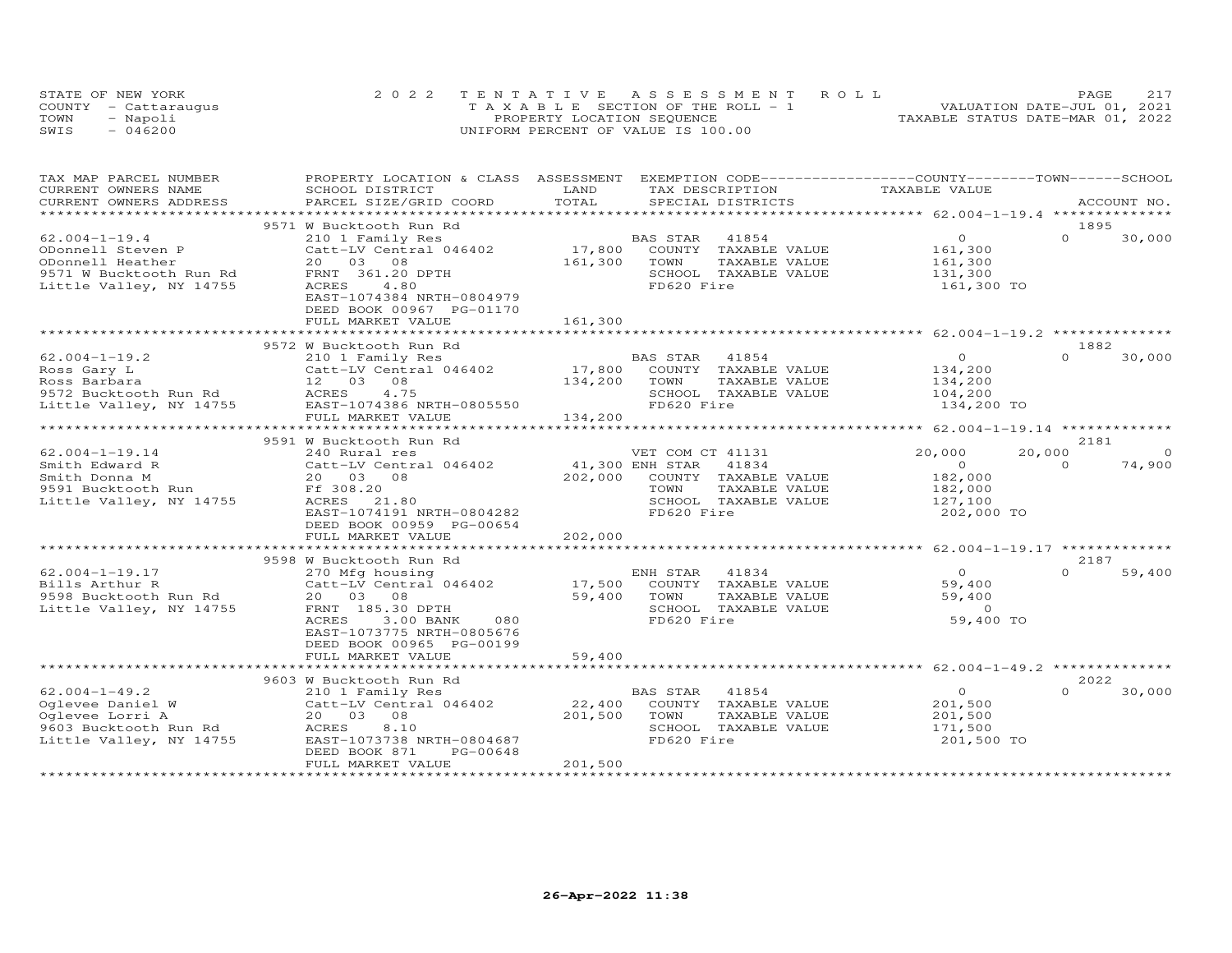STATE OF NEW YORK
COUNTY - Cattaraugus
TOWN - Napoli
SWIS - 046200

2022 TENTATIVE ASSESSMENT ROLL
TAXABLE SECTION OF THE ROLL - 1
PROPERTY LOCATION SEQUENCE
UNIFORM PERCENT OF VALUE IS 100.00

VALUATION DATE-JUL 01, 2021
TAXABLE STATUS DATE-MAR 01, 2022

| TAX MAP PARCEL NUMBER / CURRENT OWNERS NAME / CURRENT OWNERS ADDRESS | PROPERTY LOCATION & CLASS / SCHOOL DISTRICT / PARCEL SIZE/GRID COORD | ASSESSMENT LAND / TOTAL | EXEMPTION CODE / TAX DESCRIPTION / SPECIAL DISTRICTS | COUNTY TAXABLE VALUE | TOWN | SCHOOL / ACCOUNT NO. |
|---|---|---|---|---|---|---|
| **62.004-1-19.4** | 9571 W Bucktooth Run Rd | | | | | 1895 |
| 62.004-1-19.4 | 210 1 Family Res | | BAS STAR 41854 | 0 | 0 | 30,000 |
| ODonnell Steven P | Catt-LV Central 046402 | 17,800 | COUNTY TAXABLE VALUE | 161,300 | | |
| ODonnell Heather | 20 03 08 | 161,300 | TOWN TAXABLE VALUE | 161,300 | | |
| 9571 W Bucktooth Run Rd | FRNT 361.20 DPTH | | SCHOOL TAXABLE VALUE | 131,300 | | |
| Little Valley, NY 14755 | ACRES 4.80 | | FD620 Fire | 161,300 TO | | |
| | EAST-1074384 NRTH-0804979 | | | | | |
| | DEED BOOK 00967 PG-01170 | | | | | |
| | FULL MARKET VALUE | 161,300 | | | | |
| **62.004-1-19.2** | 9572 W Bucktooth Run Rd | | | | | 1882 |
| 62.004-1-19.2 | 210 1 Family Res | | BAS STAR 41854 | 0 | 0 | 30,000 |
| Ross Gary L | Catt-LV Central 046402 | 17,800 | COUNTY TAXABLE VALUE | 134,200 | | |
| Ross Barbara | 12 03 08 | 134,200 | TOWN TAXABLE VALUE | 134,200 | | |
| 9572 Bucktooth Run Rd | ACRES 4.75 | | SCHOOL TAXABLE VALUE | 104,200 | | |
| Little Valley, NY 14755 | EAST-1074386 NRTH-0805550 | | FD620 Fire | 134,200 TO | | |
| | FULL MARKET VALUE | 134,200 | | | | |
| **62.004-1-19.14** | 9591 W Bucktooth Run Rd | | | | | 2181 |
| 62.004-1-19.14 | 240 Rural res | | VET COM CT 41131 | 20,000 | 20,000 | 0 |
| Smith Edward R | Catt-LV Central 046402 | 41,300 | ENH STAR 41834 | 0 | 0 | 74,900 |
| Smith Donna M | 20 03 08 | 202,000 | COUNTY TAXABLE VALUE | 182,000 | | |
| 9591 Bucktooth Run | Ff 308.20 | | TOWN TAXABLE VALUE | 182,000 | | |
| Little Valley, NY 14755 | ACRES 21.80 | | SCHOOL TAXABLE VALUE | 127,100 | | |
| | EAST-1074191 NRTH-0804282 | | FD620 Fire | 202,000 TO | | |
| | DEED BOOK 00959 PG-00654 | | | | | |
| | FULL MARKET VALUE | 202,000 | | | | |
| **62.004-1-19.17** | 9598 W Bucktooth Run Rd | | | | | 2187 |
| 62.004-1-19.17 | 270 Mfg housing | | ENH STAR 41834 | 0 | 0 | 59,400 |
| Bills Arthur R | Catt-LV Central 046402 | 17,500 | COUNTY TAXABLE VALUE | 59,400 | | |
| 9598 Bucktooth Run Rd | 20 03 08 | 59,400 | TOWN TAXABLE VALUE | 59,400 | | |
| Little Valley, NY 14755 | FRNT 185.30 DPTH | | SCHOOL TAXABLE VALUE | 0 | | |
| | ACRES 3.00 BANK 080 | | FD620 Fire | 59,400 TO | | |
| | EAST-1073775 NRTH-0805676 | | | | | |
| | DEED BOOK 00965 PG-00199 | | | | | |
| | FULL MARKET VALUE | 59,400 | | | | |
| **62.004-1-49.2** | 9603 W Bucktooth Run Rd | | | | | 2022 |
| 62.004-1-49.2 | 210 1 Family Res | | BAS STAR 41854 | 0 | 0 | 30,000 |
| Oglevee Daniel W | Catt-LV Central 046402 | 22,400 | COUNTY TAXABLE VALUE | 201,500 | | |
| Oglevee Lorri A | 20 03 08 | 201,500 | TOWN TAXABLE VALUE | 201,500 | | |
| 9603 Bucktooth Run Rd | ACRES 8.10 | | SCHOOL TAXABLE VALUE | 171,500 | | |
| Little Valley, NY 14755 | EAST-1073738 NRTH-0804687 | | FD620 Fire | 201,500 TO | | |
| | DEED BOOK 871 PG-00648 | | | | | |
| | FULL MARKET VALUE | 201,500 | | | | |

26-Apr-2022 11:38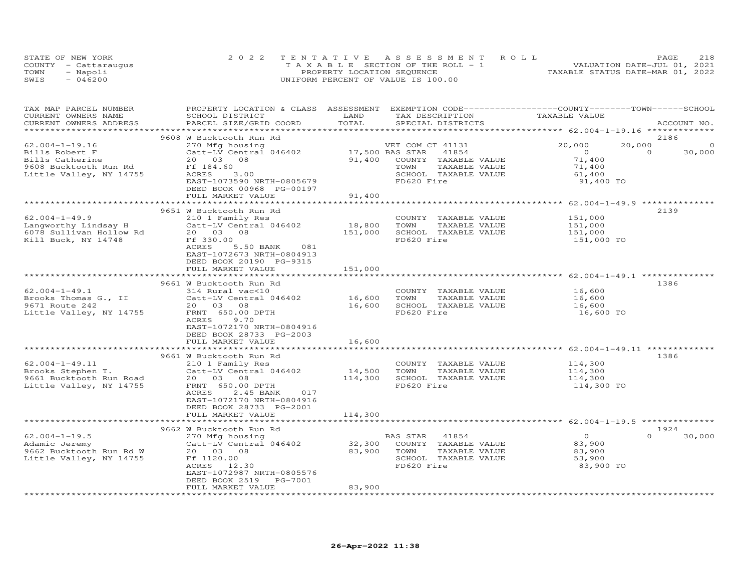STATE OF NEW YORK — COUNTY - Cattaraugus — TOWN - Napoli — SWIS - 046200

2022 TENTATIVE ASSESSMENT ROLL
TAXABLE SECTION OF THE ROLL - 1
PROPERTY LOCATION SEQUENCE
UNIFORM PERCENT OF VALUE IS 100.00

VALUATION DATE-JUL 01, 2021
TAXABLE STATUS DATE-MAR 01, 2022

| TAX MAP PARCEL NUMBER / CURRENT OWNERS NAME / CURRENT OWNERS ADDRESS | PROPERTY LOCATION & CLASS / SCHOOL DISTRICT / PARCEL SIZE/GRID COORD | ASSESSMENT LAND | TOTAL | EXEMPTION CODE / TAX DESCRIPTION / SPECIAL DISTRICTS | COUNTY TAXABLE VALUE | TOWN | SCHOOL | ACCOUNT NO. |
|---|---|---|---|---|---|---|---|---|
| | 9608 W Bucktooth Run Rd | | | | | | | 2186 |
| 62.004-1-19.16 | 270 Mfg housing | | | VET COM CT 41131 | 20,000 | 20,000 | 0 | |
| Bills Robert F | Catt-LV Central 046402 | 17,500 | | BAS STAR 41854 | 0 | 0 | 30,000 | |
| Bills Catherine | 20 03 08 | | 91,400 | COUNTY TAXABLE VALUE | 71,400 | | | |
| 9608 Bucktooth Run Rd | Ff 184.60 | | | TOWN TAXABLE VALUE | 71,400 | | | |
| Little Valley, NY 14755 | ACRES 3.00 | | | SCHOOL TAXABLE VALUE | 61,400 | | | |
| | EAST-1073590 NRTH-0805679 | | | FD620 Fire | 91,400 TO | | | |
| | DEED BOOK 00968 PG-00197 | | | | | | | |
| | FULL MARKET VALUE | | 91,400 | | | | | |
| | 9651 W Bucktooth Run Rd | | | | | | | 2139 |
| 62.004-1-49.9 | 210 1 Family Res | | | COUNTY TAXABLE VALUE | 151,000 | | | |
| Langworthy Lindsay H | Catt-LV Central 046402 | 18,800 | | TOWN TAXABLE VALUE | 151,000 | | | |
| 6078 Sullivan Hollow Rd | 20 03 08 | | 151,000 | SCHOOL TAXABLE VALUE | 151,000 | | | |
| Kill Buck, NY 14748 | Ff 330.00 | | | FD620 Fire | 151,000 TO | | | |
| | ACRES 5.50 BANK 081 | | | | | | | |
| | EAST-1072673 NRTH-0804913 | | | | | | | |
| | DEED BOOK 20190 PG-9315 | | | | | | | |
| | FULL MARKET VALUE | | 151,000 | | | | | |
| | 9661 W Bucktooth Run Rd | | | | | | | 1386 |
| 62.004-1-49.1 | 314 Rural vac<10 | | | COUNTY TAXABLE VALUE | 16,600 | | | |
| Brooks Thomas G., II | Catt-LV Central 046402 | 16,600 | | TOWN TAXABLE VALUE | 16,600 | | | |
| 9671 Route 242 | 20 03 08 | | 16,600 | SCHOOL TAXABLE VALUE | 16,600 | | | |
| Little Valley, NY 14755 | FRNT 650.00 DPTH | | | FD620 Fire | 16,600 TO | | | |
| | ACRES 9.70 | | | | | | | |
| | EAST-1072170 NRTH-0804916 | | | | | | | |
| | DEED BOOK 28733 PG-2003 | | | | | | | |
| | FULL MARKET VALUE | | 16,600 | | | | | |
| | 9661 W Bucktooth Run Rd | | | | | | | 1386 |
| 62.004-1-49.11 | 210 1 Family Res | | | COUNTY TAXABLE VALUE | 114,300 | | | |
| Brooks Stephen T. | Catt-LV Central 046402 | 14,500 | | TOWN TAXABLE VALUE | 114,300 | | | |
| 9661 Bucktooth Run Road | 20 03 08 | | 114,300 | SCHOOL TAXABLE VALUE | 114,300 | | | |
| Little Valley, NY 14755 | FRNT 650.00 DPTH | | | FD620 Fire | 114,300 TO | | | |
| | ACRES 2.45 BANK 017 | | | | | | | |
| | EAST-1072170 NRTH-0804916 | | | | | | | |
| | DEED BOOK 28733 PG-2001 | | | | | | | |
| | FULL MARKET VALUE | | 114,300 | | | | | |
| | 9662 W Bucktooth Run Rd | | | | | | | 1924 |
| 62.004-1-19.5 | 270 Mfg housing | | | BAS STAR 41854 | 0 | 0 | 30,000 | |
| Adamic Jeremy | Catt-LV Central 046402 | 32,300 | | COUNTY TAXABLE VALUE | 83,900 | | | |
| 9662 Bucktooth Run Rd W | 20 03 08 | | 83,900 | TOWN TAXABLE VALUE | 83,900 | | | |
| Little Valley, NY 14755 | Ff 1120.00 | | | SCHOOL TAXABLE VALUE | 53,900 | | | |
| | ACRES 12.30 | | | FD620 Fire | 83,900 TO | | | |
| | EAST-1072987 NRTH-0805576 | | | | | | | |
| | DEED BOOK 2519 PG-7001 | | | | | | | |
| | FULL MARKET VALUE | | 83,900 | | | | | |

26-Apr-2022 11:38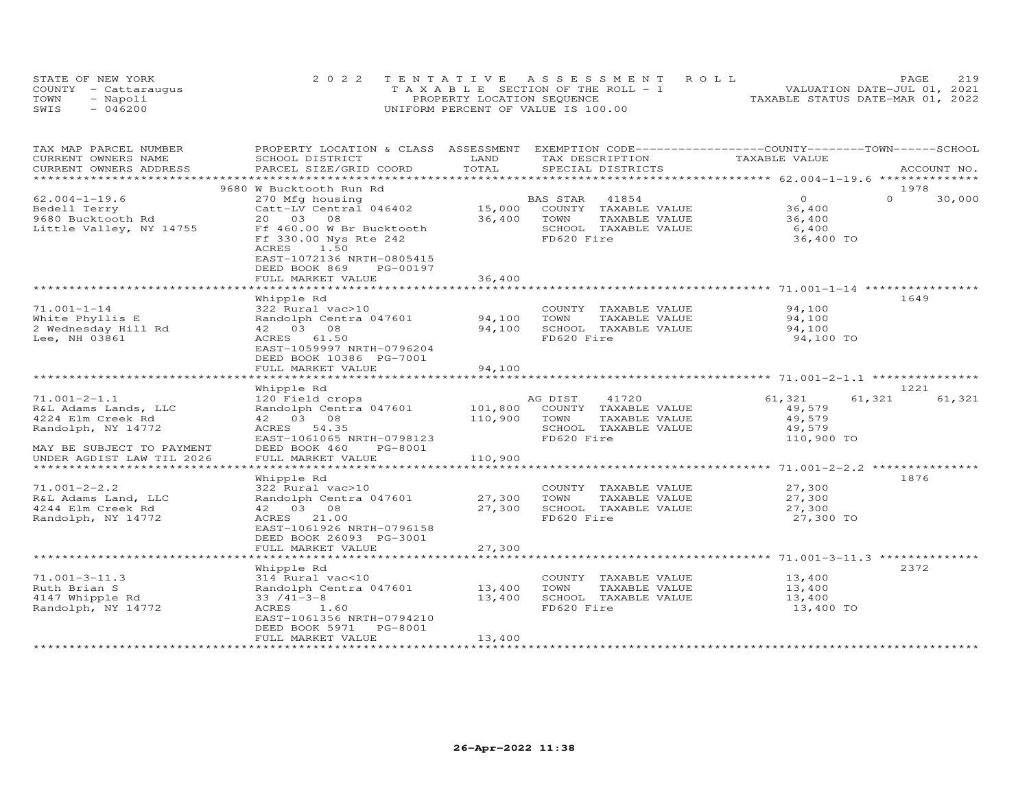STATE OF NEW YORK
COUNTY - Cattaraugus
TOWN - Napoli
SWIS - 046200

2022 TENTATIVE ASSESSMENT ROLL
TAXABLE SECTION OF THE ROLL - 1
PROPERTY LOCATION SEQUENCE
UNIFORM PERCENT OF VALUE IS 100.00

VALUATION DATE-JUL 01, 2021
TAXABLE STATUS DATE-MAR 01, 2022

| TAX MAP PARCEL NUMBER / CURRENT OWNERS NAME / CURRENT OWNERS ADDRESS | PROPERTY LOCATION & CLASS / SCHOOL DISTRICT / PARCEL SIZE/GRID COORD | ASSESSMENT LAND | TOTAL | EXEMPTION CODE / TAX DESCRIPTION / SPECIAL DISTRICTS | COUNTY TAXABLE VALUE | TOWN | SCHOOL | ACCOUNT NO. |
|---|---|---|---|---|---|---|---|---|
| **62.004-1-19.6** | 9680 W Bucktooth Run Rd | | | | | | | 1978 |
| 62.004-1-19.6 | 270 Mfg housing | | | BAS STAR 41854 | 0 | 0 | 30,000 | |
| Bedell Terry | Catt-LV Central 046402 | 15,000 | | COUNTY TAXABLE VALUE | 36,400 | | | |
| 9680 Bucktooth Rd | 20 03 08 | | 36,400 | TOWN TAXABLE VALUE | 36,400 | | | |
| Little Valley, NY 14755 | Ff 460.00 W Br Bucktooth | | | SCHOOL TAXABLE VALUE | 6,400 | | | |
| | Ff 330.00 Nys Rte 242 | | | FD620 Fire | 36,400 TO | | | |
| | ACRES 1.50 | | | | | | | |
| | EAST-1072136 NRTH-0805415 | | | | | | | |
| | DEED BOOK 869 PG-00197 | | | | | | | |
| | FULL MARKET VALUE | | 36,400 | | | | | |
| **71.001-1-14** | Whipple Rd | | | | | | | 1649 |
| 71.001-1-14 | 322 Rural vac>10 | | | COUNTY TAXABLE VALUE | 94,100 | | | |
| White Phyllis E | Randolph Centra 047601 | 94,100 | | TOWN TAXABLE VALUE | 94,100 | | | |
| 2 Wednesday Hill Rd | 42 03 08 | | 94,100 | SCHOOL TAXABLE VALUE | 94,100 | | | |
| Lee, NH 03861 | ACRES 61.50 | | | FD620 Fire | 94,100 TO | | | |
| | EAST-1059997 NRTH-0796204 | | | | | | | |
| | DEED BOOK 10386 PG-7001 | | | | | | | |
| | FULL MARKET VALUE | | 94,100 | | | | | |
| **71.001-2-1.1** | Whipple Rd | | | | | | | 1221 |
| 71.001-2-1.1 | 120 Field crops | | | AG DIST 41720 | 61,321 | 61,321 | 61,321 | |
| R&L Adams Lands, LLC | Randolph Centra 047601 | 101,800 | | COUNTY TAXABLE VALUE | 49,579 | | | |
| 4224 Elm Creek Rd | 42 03 08 | | 110,900 | TOWN TAXABLE VALUE | 49,579 | | | |
| Randolph, NY 14772 | ACRES 54.35 | | | SCHOOL TAXABLE VALUE | 49,579 | | | |
| | EAST-1061065 NRTH-0798123 | | | FD620 Fire | 110,900 TO | | | |
| MAY BE SUBJECT TO PAYMENT | DEED BOOK 460 PG-8001 | | | | | | | |
| UNDER AGDIST LAW TIL 2026 | FULL MARKET VALUE | | 110,900 | | | | | |
| **71.001-2-2.2** | Whipple Rd | | | | | | | 1876 |
| 71.001-2-2.2 | 322 Rural vac>10 | | | COUNTY TAXABLE VALUE | 27,300 | | | |
| R&L Adams Land, LLC | Randolph Centra 047601 | 27,300 | | TOWN TAXABLE VALUE | 27,300 | | | |
| 4244 Elm Creek Rd | 42 03 08 | | 27,300 | SCHOOL TAXABLE VALUE | 27,300 | | | |
| Randolph, NY 14772 | ACRES 21.00 | | | FD620 Fire | 27,300 TO | | | |
| | EAST-1061926 NRTH-0796158 | | | | | | | |
| | DEED BOOK 26093 PG-3001 | | | | | | | |
| | FULL MARKET VALUE | | 27,300 | | | | | |
| **71.001-3-11.3** | Whipple Rd | | | | | | | 2372 |
| 71.001-3-11.3 | 314 Rural vac<10 | | | COUNTY TAXABLE VALUE | 13,400 | | | |
| Ruth Brian S | Randolph Centra 047601 | 13,400 | | TOWN TAXABLE VALUE | 13,400 | | | |
| 4147 Whipple Rd | 33 /41-3-8 | | 13,400 | SCHOOL TAXABLE VALUE | 13,400 | | | |
| Randolph, NY 14772 | ACRES 1.60 | | | FD620 Fire | 13,400 TO | | | |
| | EAST-1061356 NRTH-0794210 | | | | | | | |
| | DEED BOOK 5971 PG-8001 | | | | | | | |
| | FULL MARKET VALUE | | 13,400 | | | | | |

26-Apr-2022 11:38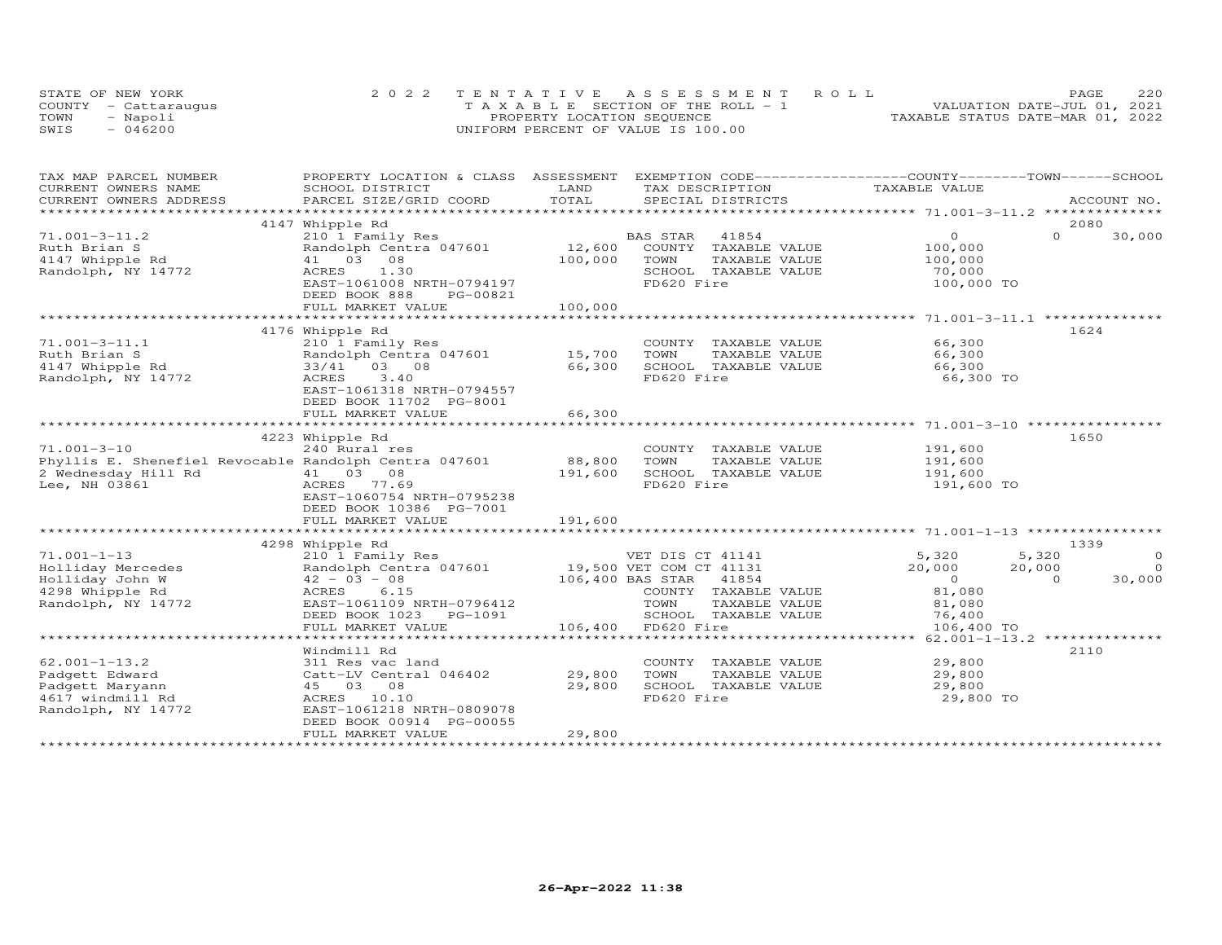STATE OF NEW YORK
COUNTY - Cattaraugus
TOWN - Napoli
SWIS - 046200

2022 TENTATIVE ASSESSMENT ROLL
TAXABLE SECTION OF THE ROLL - 1
PROPERTY LOCATION SEQUENCE
UNIFORM PERCENT OF VALUE IS 100.00

VALUATION DATE-JUL 01, 2021
TAXABLE STATUS DATE-MAR 01, 2022

| TAX MAP PARCEL NUMBER / CURRENT OWNERS NAME / CURRENT OWNERS ADDRESS | PROPERTY LOCATION & CLASS / SCHOOL DISTRICT / PARCEL SIZE/GRID COORD | ASSESSMENT LAND / TOTAL | EXEMPTION CODE / TAX DESCRIPTION / SPECIAL DISTRICTS | COUNTY TAXABLE VALUE | TOWN | SCHOOL / ACCOUNT NO. |
|---|---|---|---|---|---|---|
| | 4147 Whipple Rd | | | | | 2080 |
| 71.001-3-11.2 | 210 1 Family Res | | BAS STAR 41854 | 0 | 0 | 30,000 |
| Ruth Brian S | Randolph Centra 047601 | 12,600 | COUNTY TAXABLE VALUE | 100,000 | | |
| 4147 Whipple Rd | 41 03 08 | 100,000 | TOWN TAXABLE VALUE | 100,000 | | |
| Randolph, NY 14772 | ACRES 1.30 | | SCHOOL TAXABLE VALUE | 70,000 | | |
| | EAST-1061008 NRTH-0794197 | | FD620 Fire | 100,000 TO | | |
| | DEED BOOK 888 PG-00821 | | | | | |
| | FULL MARKET VALUE | 100,000 | | | | |
| | 4176 Whipple Rd | | | | | 1624 |
| 71.001-3-11.1 | 210 1 Family Res | | COUNTY TAXABLE VALUE | 66,300 | | |
| Ruth Brian S | Randolph Centra 047601 | 15,700 | TOWN TAXABLE VALUE | 66,300 | | |
| 4147 Whipple Rd | 33/41 03 08 | 66,300 | SCHOOL TAXABLE VALUE | 66,300 | | |
| Randolph, NY 14772 | ACRES 3.40 | | FD620 Fire | 66,300 TO | | |
| | EAST-1061318 NRTH-0794557 | | | | | |
| | DEED BOOK 11702 PG-8001 | | | | | |
| | FULL MARKET VALUE | 66,300 | | | | |
| | 4223 Whipple Rd | | | | | 1650 |
| 71.001-3-10 | 240 Rural res | | COUNTY TAXABLE VALUE | 191,600 | | |
| Phyllis E. Shenefiel Revocable | Randolph Centra 047601 | 88,800 | TOWN TAXABLE VALUE | 191,600 | | |
| 2 Wednesday Hill Rd | 41 03 08 | 191,600 | SCHOOL TAXABLE VALUE | 191,600 | | |
| Lee, NH 03861 | ACRES 77.69 | | FD620 Fire | 191,600 TO | | |
| | EAST-1060754 NRTH-0795238 | | | | | |
| | DEED BOOK 10386 PG-7001 | | | | | |
| | FULL MARKET VALUE | 191,600 | | | | |
| | 4298 Whipple Rd | | | | | 1339 |
| 71.001-1-13 | 210 1 Family Res | | VET DIS CT 41141 | 5,320 | 5,320 | 0 |
| Holliday Mercedes | Randolph Centra 047601 | 19,500 | VET COM CT 41131 | 20,000 | 20,000 | 0 |
| Holliday John W | 42 - 03 - 08 | 106,400 | BAS STAR 41854 | 0 | 0 | 30,000 |
| 4298 Whipple Rd | ACRES 6.15 | | COUNTY TAXABLE VALUE | 81,080 | | |
| Randolph, NY 14772 | EAST-1061109 NRTH-0796412 | | TOWN TAXABLE VALUE | 81,080 | | |
| | DEED BOOK 1023 PG-1091 | | SCHOOL TAXABLE VALUE | 76,400 | | |
| | FULL MARKET VALUE | 106,400 | FD620 Fire | 106,400 TO | | |
| | Windmill Rd | | | | | 2110 |
| 62.001-1-13.2 | 311 Res vac land | | COUNTY TAXABLE VALUE | 29,800 | | |
| Padgett Edward | Catt-LV Central 046402 | 29,800 | TOWN TAXABLE VALUE | 29,800 | | |
| Padgett Maryann | 45 03 08 | 29,800 | SCHOOL TAXABLE VALUE | 29,800 | | |
| 4617 windmill Rd | ACRES 10.10 | | FD620 Fire | 29,800 TO | | |
| Randolph, NY 14772 | EAST-1061218 NRTH-0809078 | | | | | |
| | DEED BOOK 00914 PG-00055 | | | | | |
| | FULL MARKET VALUE | 29,800 | | | | |

26-Apr-2022 11:38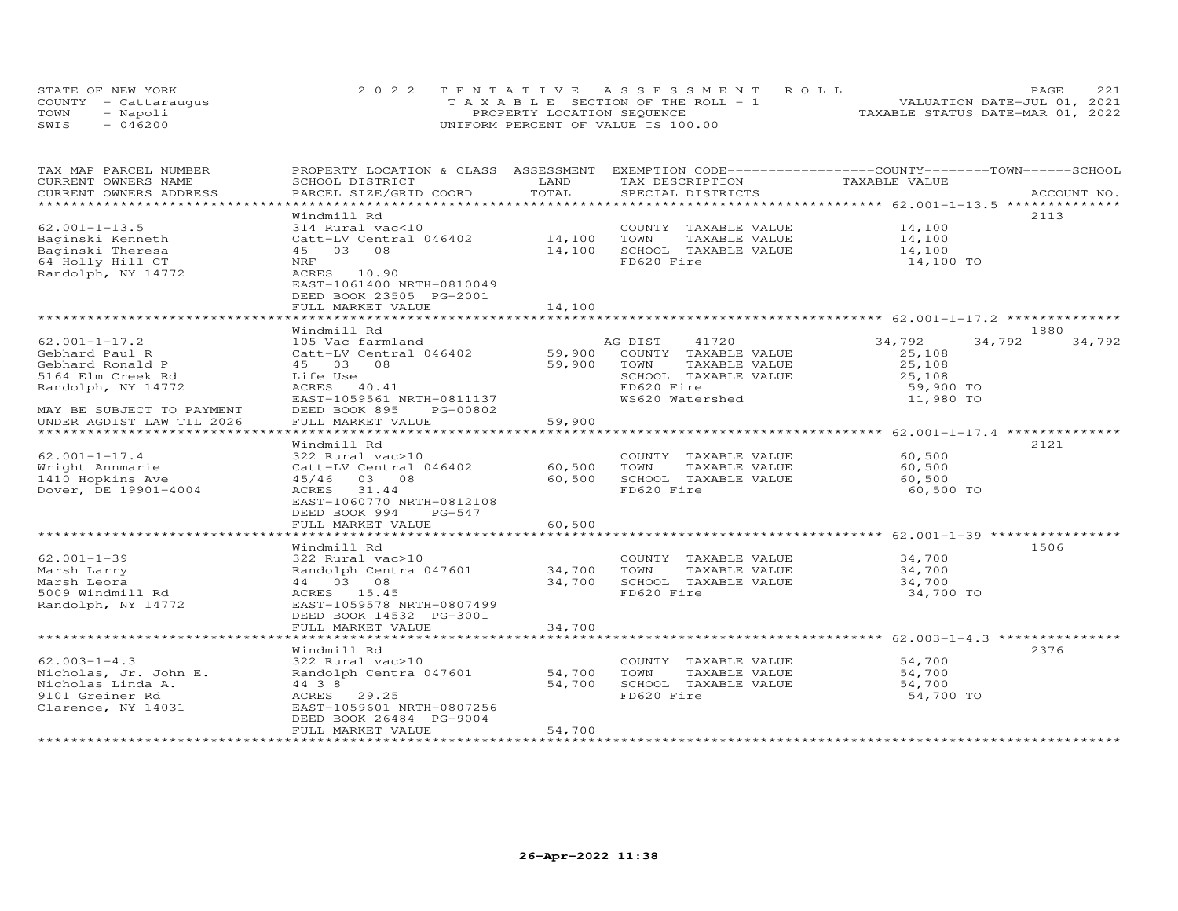STATE OF NEW YORK
COUNTY - Cattaraugus
TOWN - Napoli
SWIS - 046200

2022 TENTATIVE ASSESSMENT ROLL
TAXABLE SECTION OF THE ROLL - 1
PROPERTY LOCATION SEQUENCE
UNIFORM PERCENT OF VALUE IS 100.00

VALUATION DATE-JUL 01, 2021
TAXABLE STATUS DATE-MAR 01, 2022

| TAX MAP PARCEL NUMBER / CURRENT OWNERS NAME / CURRENT OWNERS ADDRESS | PROPERTY LOCATION & CLASS / SCHOOL DISTRICT / PARCEL SIZE/GRID COORD | ASSESSMENT LAND | TOTAL | EXEMPTION CODE / TAX DESCRIPTION / SPECIAL DISTRICTS | COUNTY | TOWN | SCHOOL / ACCOUNT NO. |
|---|---|---|---|---|---|---|---|
| 62.001-1-13.5 | Windmill Rd | | | | | | 2113 |
| Baginski Kenneth | 314 Rural vac<10 | | | COUNTY TAXABLE VALUE | 14,100 | | |
| Baginski Theresa | Catt-LV Central 046402 | 14,100 | | TOWN TAXABLE VALUE | 14,100 | | |
| 64 Holly Hill CT | 45 03 08 | | 14,100 | SCHOOL TAXABLE VALUE | 14,100 | | |
| Randolph, NY 14772 | NRF | | | FD620 Fire | 14,100 TO | | |
| | ACRES 10.90 | | | | | | |
| | EAST-1061400 NRTH-0810049 | | | | | | |
| | DEED BOOK 23505 PG-2001 | | | | | | |
| | FULL MARKET VALUE | | 14,100 | | | | |
| 62.001-1-17.2 | Windmill Rd | | | | | | 1880 |
| Gebhard Paul R | 105 Vac farmland | | | AG DIST 41720 | 34,792 | 34,792 | 34,792 |
| Gebhard Ronald P | Catt-LV Central 046402 | 59,900 | | COUNTY TAXABLE VALUE | 25,108 | | |
| 5164 Elm Creek Rd | 45 03 08 | | 59,900 | TOWN TAXABLE VALUE | 25,108 | | |
| Randolph, NY 14772 | Life Use | | | SCHOOL TAXABLE VALUE | 25,108 | | |
| | ACRES 40.41 | | | FD620 Fire | 59,900 TO | | |
| | EAST-1059561 NRTH-0811137 | | | WS620 Watershed | 11,980 TO | | |
| MAY BE SUBJECT TO PAYMENT | DEED BOOK 895 PG-00802 | | | | | | |
| UNDER AGDIST LAW TIL 2026 | FULL MARKET VALUE | | 59,900 | | | | |
| 62.001-1-17.4 | Windmill Rd | | | | | | 2121 |
| Wright Annmarie | 322 Rural vac>10 | | | COUNTY TAXABLE VALUE | 60,500 | | |
| 1410 Hopkins Ave | Catt-LV Central 046402 | 60,500 | | TOWN TAXABLE VALUE | 60,500 | | |
| Dover, DE 19901-4004 | 45/46 03 08 | | 60,500 | SCHOOL TAXABLE VALUE | 60,500 | | |
| | ACRES 31.44 | | | FD620 Fire | 60,500 TO | | |
| | EAST-1060770 NRTH-0812108 | | | | | | |
| | DEED BOOK 994 PG-547 | | | | | | |
| | FULL MARKET VALUE | | 60,500 | | | | |
| 62.001-1-39 | Windmill Rd | | | | | | 1506 |
| Marsh Larry | 322 Rural vac>10 | | | COUNTY TAXABLE VALUE | 34,700 | | |
| Marsh Leora | Randolph Centra 047601 | 34,700 | | TOWN TAXABLE VALUE | 34,700 | | |
| 5009 Windmill Rd | 44 03 08 | | 34,700 | SCHOOL TAXABLE VALUE | 34,700 | | |
| Randolph, NY 14772 | ACRES 15.45 | | | FD620 Fire | 34,700 TO | | |
| | EAST-1059578 NRTH-0807499 | | | | | | |
| | DEED BOOK 14532 PG-3001 | | | | | | |
| | FULL MARKET VALUE | | 34,700 | | | | |
| 62.003-1-4.3 | Windmill Rd | | | | | | 2376 |
| Nicholas, Jr. John E. | 322 Rural vac>10 | | | COUNTY TAXABLE VALUE | 54,700 | | |
| Nicholas Linda A. | Randolph Centra 047601 | 54,700 | | TOWN TAXABLE VALUE | 54,700 | | |
| 9101 Greiner Rd | 44 3 8 | | 54,700 | SCHOOL TAXABLE VALUE | 54,700 | | |
| Clarence, NY 14031 | ACRES 29.25 | | | FD620 Fire | 54,700 TO | | |
| | EAST-1059601 NRTH-0807256 | | | | | | |
| | DEED BOOK 26484 PG-9004 | | | | | | |
| | FULL MARKET VALUE | | 54,700 | | | | |

26-Apr-2022 11:38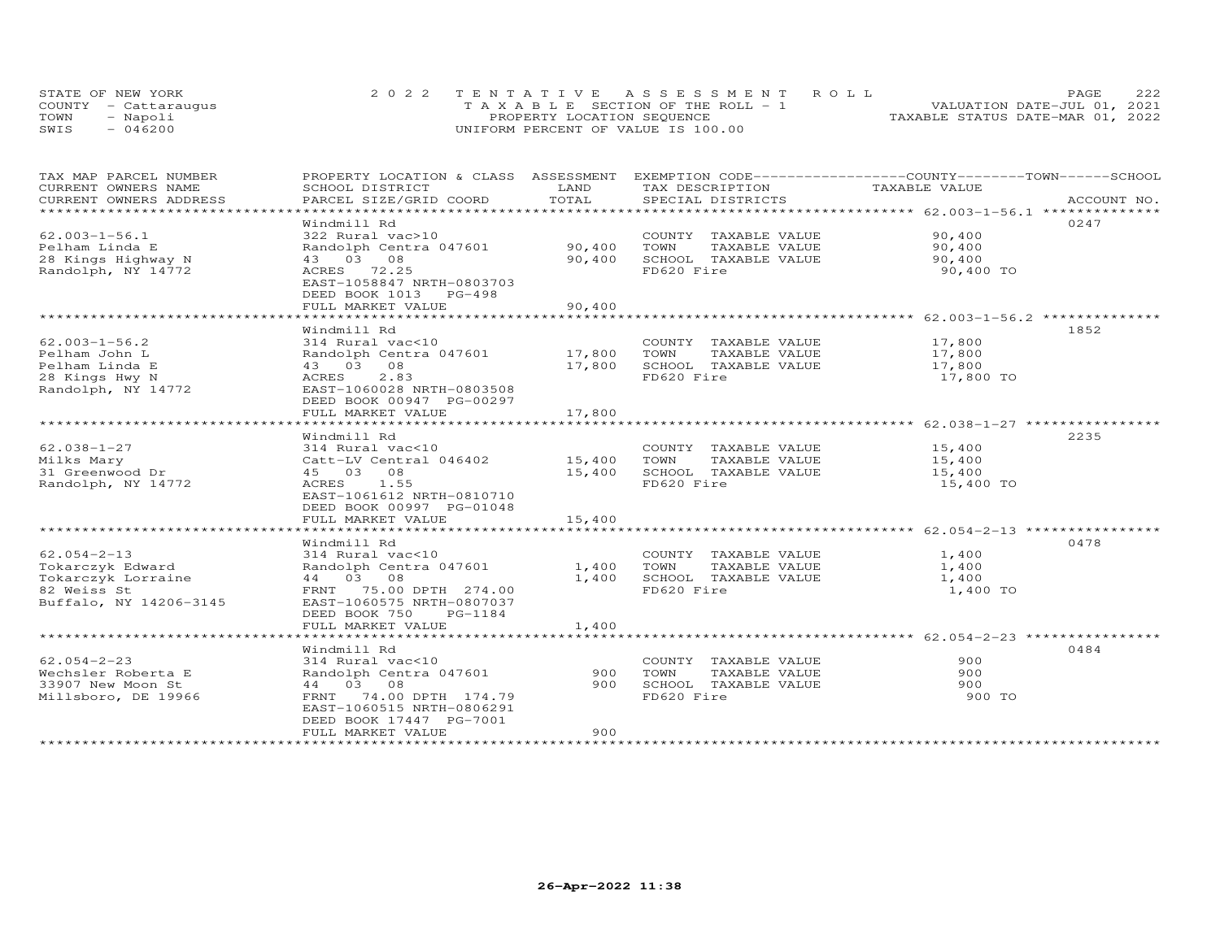STATE OF NEW YORK
COUNTY - Cattaraugus
TOWN - Napoli
SWIS - 046200

2022 TENTATIVE ASSESSMENT ROLL
TAXABLE SECTION OF THE ROLL - 1
PROPERTY LOCATION SEQUENCE
UNIFORM PERCENT OF VALUE IS 100.00

VALUATION DATE-JUL 01, 2021
TAXABLE STATUS DATE-MAR 01, 2022

| TAX MAP PARCEL NUMBER / CURRENT OWNERS NAME / CURRENT OWNERS ADDRESS | PROPERTY LOCATION & CLASS / SCHOOL DISTRICT / PARCEL SIZE/GRID COORD | ASSESSMENT LAND | TOTAL | EXEMPTION CODE / TAX DESCRIPTION / SPECIAL DISTRICTS | COUNTY--------TOWN------SCHOOL TAXABLE VALUE | ACCOUNT NO. |
|---|---|---|---|---|---|---|
| 62.003-1-56.1 | Windmill Rd | | | | | 0247 |
| Pelham Linda E | 322 Rural vac>10 | | | COUNTY TAXABLE VALUE | 90,400 | |
| 28 Kings Highway N | Randolph Centra 047601 | 90,400 | | TOWN TAXABLE VALUE | 90,400 | |
| Randolph, NY 14772 | 43 03 08 | | 90,400 | SCHOOL TAXABLE VALUE | 90,400 | |
| | ACRES 72.25 | | | FD620 Fire | 90,400 TO | |
| | EAST-1058847 NRTH-0803703 | | | | | |
| | DEED BOOK 1013 PG-498 | | | | | |
| | FULL MARKET VALUE | | 90,400 | | | |
| 62.003-1-56.2 | Windmill Rd | | | | | 1852 |
| Pelham John L | 314 Rural vac<10 | | | COUNTY TAXABLE VALUE | 17,800 | |
| Pelham Linda E | Randolph Centra 047601 | 17,800 | | TOWN TAXABLE VALUE | 17,800 | |
| 28 Kings Hwy N | 43 03 08 | | 17,800 | SCHOOL TAXABLE VALUE | 17,800 | |
| Randolph, NY 14772 | ACRES 2.83 | | | FD620 Fire | 17,800 TO | |
| | EAST-1060028 NRTH-0803508 | | | | | |
| | DEED BOOK 00947 PG-00297 | | | | | |
| | FULL MARKET VALUE | | 17,800 | | | |
| 62.038-1-27 | Windmill Rd | | | | | 2235 |
| Milks Mary | 314 Rural vac<10 | | | COUNTY TAXABLE VALUE | 15,400 | |
| 31 Greenwood Dr | Catt-LV Central 046402 | 15,400 | | TOWN TAXABLE VALUE | 15,400 | |
| Randolph, NY 14772 | 45 03 08 | | 15,400 | SCHOOL TAXABLE VALUE | 15,400 | |
| | ACRES 1.55 | | | FD620 Fire | 15,400 TO | |
| | EAST-1061612 NRTH-0810710 | | | | | |
| | DEED BOOK 00997 PG-01048 | | | | | |
| | FULL MARKET VALUE | | 15,400 | | | |
| 62.054-2-13 | Windmill Rd | | | | | 0478 |
| Tokarczyk Edward | 314 Rural vac<10 | | | COUNTY TAXABLE VALUE | 1,400 | |
| Tokarczyk Lorraine | Randolph Centra 047601 | 1,400 | | TOWN TAXABLE VALUE | 1,400 | |
| 82 Weiss St | 44 03 08 | | 1,400 | SCHOOL TAXABLE VALUE | 1,400 | |
| Buffalo, NY 14206-3145 | FRNT 75.00 DPTH 274.00 | | | FD620 Fire | 1,400 TO | |
| | EAST-1060575 NRTH-0807037 | | | | | |
| | DEED BOOK 750 PG-1184 | | | | | |
| | FULL MARKET VALUE | | 1,400 | | | |
| 62.054-2-23 | Windmill Rd | | | | | 0484 |
| Wechsler Roberta E | 314 Rural vac<10 | | | COUNTY TAXABLE VALUE | 900 | |
| 33907 New Moon St | Randolph Centra 047601 | 900 | | TOWN TAXABLE VALUE | 900 | |
| Millsboro, DE 19966 | 44 03 08 | | 900 | SCHOOL TAXABLE VALUE | 900 | |
| | FRNT 74.00 DPTH 174.79 | | | FD620 Fire | 900 TO | |
| | EAST-1060515 NRTH-0806291 | | | | | |
| | DEED BOOK 17447 PG-7001 | | | | | |
| | FULL MARKET VALUE | | 900 | | | |

26-Apr-2022 11:38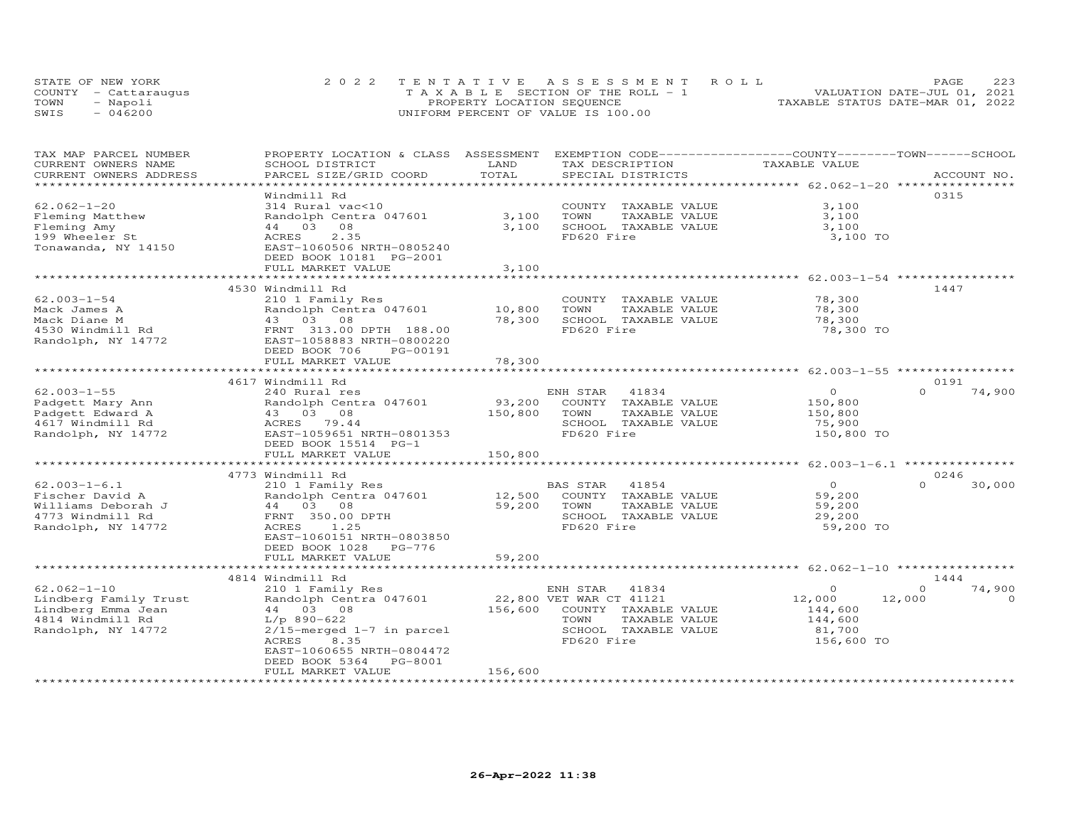STATE OF NEW YORK — 2022 TENTATIVE ASSESSMENT ROLL
COUNTY - Cattaraugus — TAXABLE SECTION OF THE ROLL - 1 — VALUATION DATE-JUL 01, 2021
TOWN - Napoli — PROPERTY LOCATION SEQUENCE — TAXABLE STATUS DATE-MAR 01, 2022
SWIS - 046200 — UNIFORM PERCENT OF VALUE IS 100.00

| TAX MAP PARCEL NUMBER / CURRENT OWNERS NAME / CURRENT OWNERS ADDRESS | PROPERTY LOCATION & CLASS / SCHOOL DISTRICT / PARCEL SIZE/GRID COORD | ASSESSMENT LAND / TOTAL | EXEMPTION CODE / TAX DESCRIPTION / SPECIAL DISTRICTS | COUNTY TAXABLE VALUE | TOWN | SCHOOL | ACCOUNT NO. |
|---|---|---|---|---|---|---|---|
| 62.062-1-20 | Windmill Rd | | | | | | 0315 |
| | 314 Rural vac<10 | | COUNTY TAXABLE VALUE | 3,100 | | | |
| Fleming Matthew | Randolph Centra 047601 | 3,100 | TOWN TAXABLE VALUE | 3,100 | | | |
| Fleming Amy | 44 03 08 | 3,100 | SCHOOL TAXABLE VALUE | 3,100 | | | |
| 199 Wheeler St | ACRES 2.35 | | FD620 Fire | 3,100 TO | | | |
| Tonawanda, NY 14150 | EAST-1060506 NRTH-0805240 | | | | | | |
| | DEED BOOK 10181 PG-2001 | | | | | | |
| | FULL MARKET VALUE | 3,100 | | | | | |
| 62.003-1-54 | 4530 Windmill Rd | | | | | | 1447 |
| | 210 1 Family Res | | COUNTY TAXABLE VALUE | 78,300 | | | |
| Mack James A | Randolph Centra 047601 | 10,800 | TOWN TAXABLE VALUE | 78,300 | | | |
| Mack Diane M | 43 03 08 | 78,300 | SCHOOL TAXABLE VALUE | 78,300 | | | |
| 4530 Windmill Rd | FRNT 313.00 DPTH 188.00 | | FD620 Fire | 78,300 TO | | | |
| Randolph, NY 14772 | EAST-1058883 NRTH-0800220 | | | | | | |
| | DEED BOOK 706 PG-00191 | | | | | | |
| | FULL MARKET VALUE | 78,300 | | | | | |
| 62.003-1-55 | 4617 Windmill Rd | | | | | | 0191 |
| | 240 Rural res | | ENH STAR 41834 | 0 | 0 | 74,900 | |
| Padgett Mary Ann | Randolph Centra 047601 | 93,200 | COUNTY TAXABLE VALUE | 150,800 | | | |
| Padgett Edward A | 43 03 08 | 150,800 | TOWN TAXABLE VALUE | 150,800 | | | |
| 4617 Windmill Rd | ACRES 79.44 | | SCHOOL TAXABLE VALUE | 75,900 | | | |
| Randolph, NY 14772 | EAST-1059651 NRTH-0801353 | | FD620 Fire | 150,800 TO | | | |
| | DEED BOOK 15514 PG-1 | | | | | | |
| | FULL MARKET VALUE | 150,800 | | | | | |
| 62.003-1-6.1 | 4773 Windmill Rd | | | | | | 0246 |
| | 210 1 Family Res | | BAS STAR 41854 | 0 | 0 | 30,000 | |
| Fischer David A | Randolph Centra 047601 | 12,500 | COUNTY TAXABLE VALUE | 59,200 | | | |
| Williams Deborah J | 44 03 08 | 59,200 | TOWN TAXABLE VALUE | 59,200 | | | |
| 4773 Windmill Rd | FRNT 350.00 DPTH | | SCHOOL TAXABLE VALUE | 29,200 | | | |
| Randolph, NY 14772 | ACRES 1.25 | | FD620 Fire | 59,200 TO | | | |
| | EAST-1060151 NRTH-0803850 | | | | | | |
| | DEED BOOK 1028 PG-776 | | | | | | |
| | FULL MARKET VALUE | 59,200 | | | | | |
| 62.062-1-10 | 4814 Windmill Rd | | | | | | 1444 |
| | 210 1 Family Res | | ENH STAR 41834 | 0 | 0 | 74,900 | |
| Lindberg Family Trust | Randolph Centra 047601 | 22,800 | VET WAR CT 41121 | 12,000 | 12,000 | 0 | |
| Lindberg Emma Jean | 44 03 08 | 156,600 | COUNTY TAXABLE VALUE | 144,600 | | | |
| 4814 Windmill Rd | L/p 890-622 | | TOWN TAXABLE VALUE | 144,600 | | | |
| Randolph, NY 14772 | 2/15-merged 1-7 in parcel | | SCHOOL TAXABLE VALUE | 81,700 | | | |
| | ACRES 8.35 | | FD620 Fire | 156,600 TO | | | |
| | EAST-1060655 NRTH-0804472 | | | | | | |
| | DEED BOOK 5364 PG-8001 | | | | | | |
| | FULL MARKET VALUE | 156,600 | | | | | |

26-Apr-2022 11:38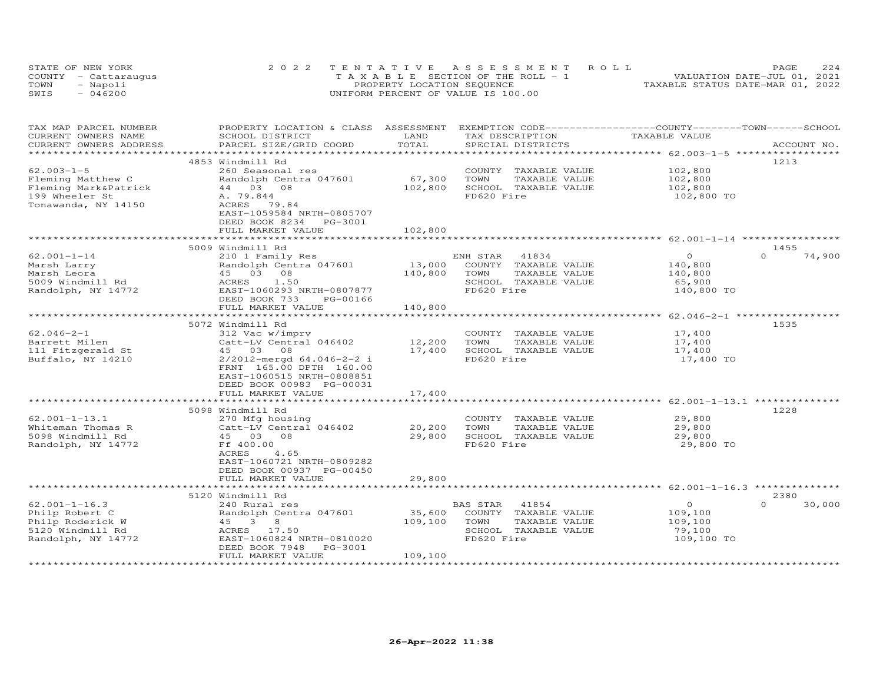STATE OF NEW YORK
COUNTY - Cattaraugus
TOWN - Napoli
SWIS - 046200

2022 TENTATIVE ASSESSMENT ROLL
TAXABLE SECTION OF THE ROLL - 1
PROPERTY LOCATION SEQUENCE
UNIFORM PERCENT OF VALUE IS 100.00

VALUATION DATE-JUL 01, 2021
TAXABLE STATUS DATE-MAR 01, 2022

| TAX MAP PARCEL NUMBER / CURRENT OWNERS NAME / CURRENT OWNERS ADDRESS | PROPERTY LOCATION & CLASS / SCHOOL DISTRICT / PARCEL SIZE/GRID COORD | ASSESSMENT LAND | TOTAL | EXEMPTION CODE / TAX DESCRIPTION / SPECIAL DISTRICTS | COUNTY / TAXABLE VALUE | TOWN | SCHOOL / ACCOUNT NO. |
|---|---|---|---|---|---|---|---|
| 62.003-1-5 | 4853 Windmill Rd | | | | | | 1213 |
| Fleming Matthew C | 260 Seasonal res | | | COUNTY TAXABLE VALUE | 102,800 | | |
| Fleming Mark&Patrick | Randolph Centra 047601 | 67,300 | | TOWN TAXABLE VALUE | 102,800 | | |
| 199 Wheeler St | 44 03 08 | | 102,800 | SCHOOL TAXABLE VALUE | 102,800 | | |
| Tonawanda, NY 14150 | A. 79.844 | | | FD620 Fire | 102,800 TO | | |
| | ACRES 79.84 | | | | | | |
| | EAST-1059584 NRTH-0805707 | | | | | | |
| | DEED BOOK 8234 PG-3001 | | | | | | |
| | FULL MARKET VALUE | | 102,800 | | | | |
| 62.001-1-14 | 5009 Windmill Rd | | | | | | 1455 |
| Marsh Larry | 210 1 Family Res | | | ENH STAR 41834 | 0 | 0 | 74,900 |
| Marsh Leora | Randolph Centra 047601 | 13,000 | | COUNTY TAXABLE VALUE | 140,800 | | |
| 5009 Windmill Rd | 45 03 08 | | 140,800 | TOWN TAXABLE VALUE | 140,800 | | |
| Randolph, NY 14772 | ACRES 1.50 | | | SCHOOL TAXABLE VALUE | 65,900 | | |
| | EAST-1060293 NRTH-0807877 | | | FD620 Fire | 140,800 TO | | |
| | DEED BOOK 733 PG-00166 | | | | | | |
| | FULL MARKET VALUE | | 140,800 | | | | |
| 62.046-2-1 | 5072 Windmill Rd | | | | | | 1535 |
| Barrett Milen | 312 Vac w/imprv | | | COUNTY TAXABLE VALUE | 17,400 | | |
| 111 Fitzgerald St | Catt-LV Central 046402 | 12,200 | | TOWN TAXABLE VALUE | 17,400 | | |
| Buffalo, NY 14210 | 45 03 08 | | 17,400 | SCHOOL TAXABLE VALUE | 17,400 | | |
| | 2/2012-mergd 64.046-2-2 i | | | FD620 Fire | 17,400 TO | | |
| | FRNT 165.00 DPTH 160.00 | | | | | | |
| | EAST-1060515 NRTH-0808851 | | | | | | |
| | DEED BOOK 00983 PG-00031 | | | | | | |
| | FULL MARKET VALUE | | 17,400 | | | | |
| 62.001-1-13.1 | 5098 Windmill Rd | | | | | | 1228 |
| Whiteman Thomas R | 270 Mfg housing | | | COUNTY TAXABLE VALUE | 29,800 | | |
| 5098 Windmill Rd | Catt-LV Central 046402 | 20,200 | | TOWN TAXABLE VALUE | 29,800 | | |
| Randolph, NY 14772 | 45 03 08 | | 29,800 | SCHOOL TAXABLE VALUE | 29,800 | | |
| | Ff 400.00 | | | FD620 Fire | 29,800 TO | | |
| | ACRES 4.65 | | | | | | |
| | EAST-1060721 NRTH-0809282 | | | | | | |
| | DEED BOOK 00937 PG-00450 | | | | | | |
| | FULL MARKET VALUE | | 29,800 | | | | |
| 62.001-1-16.3 | 5120 Windmill Rd | | | | | | 2380 |
| Philp Robert C | 240 Rural res | | | BAS STAR 41854 | 0 | 0 | 30,000 |
| Philp Roderick W | Randolph Centra 047601 | 35,600 | | COUNTY TAXABLE VALUE | 109,100 | | |
| 5120 Windmill Rd | 45 3 8 | | 109,100 | TOWN TAXABLE VALUE | 109,100 | | |
| Randolph, NY 14772 | ACRES 17.50 | | | SCHOOL TAXABLE VALUE | 79,100 | | |
| | EAST-1060824 NRTH-0810020 | | | FD620 Fire | 109,100 TO | | |
| | DEED BOOK 7948 PG-3001 | | | | | | |
| | FULL MARKET VALUE | | 109,100 | | | | |

26-Apr-2022 11:38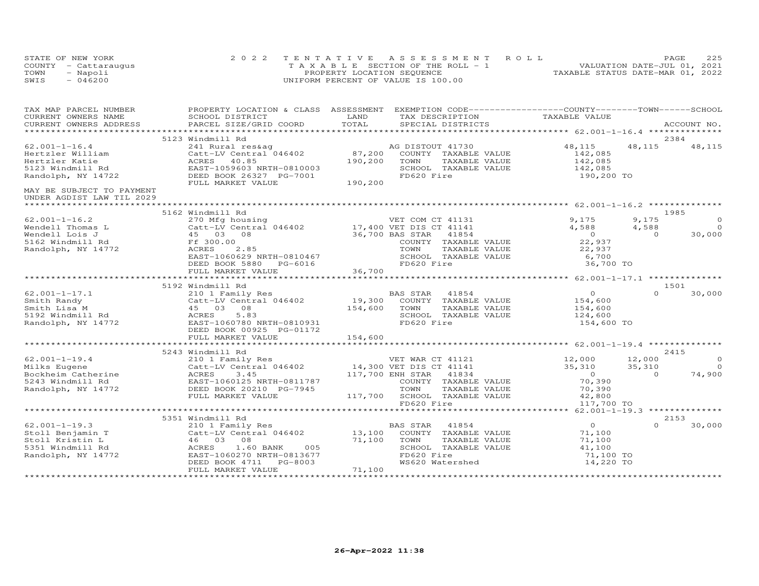STATE OF NEW YORK
COUNTY - Cattaraugus
TOWN - Napoli
SWIS - 046200

2022 TENTATIVE ASSESSMENT ROLL
TAXABLE SECTION OF THE ROLL - 1
PROPERTY LOCATION SEQUENCE
UNIFORM PERCENT OF VALUE IS 100.00

VALUATION DATE-JUL 01, 2021
TAXABLE STATUS DATE-MAR 01, 2022

| TAX MAP PARCEL NUMBER / CURRENT OWNERS NAME / CURRENT OWNERS ADDRESS | PROPERTY LOCATION & CLASS / SCHOOL DISTRICT / PARCEL SIZE/GRID COORD | ASSESSMENT LAND / TOTAL | EXEMPTION CODE / TAX DESCRIPTION / SPECIAL DISTRICTS | COUNTY TAXABLE VALUE | TOWN | SCHOOL / ACCOUNT NO. |
|---|---|---|---|---|---|---|
| **62.001-1-16.4** | 5123 Windmill Rd | | | | | 2384 |
| 62.001-1-16.4 | 241 Rural res&ag | | AG DISTOUT 41730 | 48,115 | 48,115 | 48,115 |
| Hertzler William | Catt-LV Central 046402 | 87,200 | COUNTY TAXABLE VALUE | 142,085 | | |
| Hertzler Katie | ACRES 40.85 | 190,200 | TOWN TAXABLE VALUE | 142,085 | | |
| 5123 Windmill Rd | EAST-1059603 NRTH-0810003 | | SCHOOL TAXABLE VALUE | 142,085 | | |
| Randolph, NY 14722 | DEED BOOK 26327 PG-7001 | | FD620 Fire | 190,200 TO | | |
| | FULL MARKET VALUE | 190,200 | | | | |
| MAY BE SUBJECT TO PAYMENT UNDER AGDIST LAW TIL 2029 | | | | | | |
| **62.001-1-16.2** | 5162 Windmill Rd | | | | | 1985 |
| 62.001-1-16.2 | 270 Mfg housing | | VET COM CT 41131 | 9,175 | 9,175 | 0 |
| Wendell Thomas L | Catt-LV Central 046402 | 17,400 | VET DIS CT 41141 | 4,588 | 4,588 | 0 |
| Wendell Lois J | 45 03 08 | 36,700 | BAS STAR 41854 | 0 | 0 | 30,000 |
| 5162 Windmill Rd | Ff 300.00 | | COUNTY TAXABLE VALUE | 22,937 | | |
| Randolph, NY 14772 | ACRES 2.85 | | TOWN TAXABLE VALUE | 22,937 | | |
| | EAST-1060629 NRTH-0810467 | | SCHOOL TAXABLE VALUE | 6,700 | | |
| | DEED BOOK 5880 PG-6016 | | FD620 Fire | 36,700 TO | | |
| | FULL MARKET VALUE | 36,700 | | | | |
| **62.001-1-17.1** | 5192 Windmill Rd | | | | | 1501 |
| 62.001-1-17.1 | 210 1 Family Res | | BAS STAR 41854 | 0 | 0 | 30,000 |
| Smith Randy | Catt-LV Central 046402 | 19,300 | COUNTY TAXABLE VALUE | 154,600 | | |
| Smith Lisa M | 45 03 08 | 154,600 | TOWN TAXABLE VALUE | 154,600 | | |
| 5192 Windmill Rd | ACRES 5.83 | | SCHOOL TAXABLE VALUE | 124,600 | | |
| Randolph, NY 14772 | EAST-1060780 NRTH-0810931 | | FD620 Fire | 154,600 TO | | |
| | DEED BOOK 00925 PG-01172 | | | | | |
| | FULL MARKET VALUE | 154,600 | | | | |
| **62.001-1-19.4** | 5243 Windmill Rd | | | | | 2415 |
| 62.001-1-19.4 | 210 1 Family Res | | VET WAR CT 41121 | 12,000 | 12,000 | 0 |
| Milks Eugene | Catt-LV Central 046402 | 14,300 | VET DIS CT 41141 | 35,310 | 35,310 | 0 |
| Bockheim Catherine | ACRES 3.45 | 117,700 | ENH STAR 41834 | 0 | 0 | 74,900 |
| 5243 Windmill Rd | EAST-1060125 NRTH-0811787 | | COUNTY TAXABLE VALUE | 70,390 | | |
| Randolph, NY 14772 | DEED BOOK 20210 PG-7945 | | TOWN TAXABLE VALUE | 70,390 | | |
| | FULL MARKET VALUE | 117,700 | SCHOOL TAXABLE VALUE | 42,800 | | |
| | | | FD620 Fire | 117,700 TO | | |
| **62.001-1-19.3** | 5351 Windmill Rd | | | | | 2153 |
| 62.001-1-19.3 | 210 1 Family Res | | BAS STAR 41854 | 0 | 0 | 30,000 |
| Stoll Benjamin T | Catt-LV Central 046402 | 13,100 | COUNTY TAXABLE VALUE | 71,100 | | |
| Stoll Kristin L | 46 03 08 | 71,100 | TOWN TAXABLE VALUE | 71,100 | | |
| 5351 Windmill Rd | ACRES 1.60 BANK 005 | | SCHOOL TAXABLE VALUE | 41,100 | | |
| Randolph, NY 14772 | EAST-1060270 NRTH-0813677 | | FD620 Fire | 71,100 TO | | |
| | DEED BOOK 4711 PG-8003 | | WS620 Watershed | 14,220 TO | | |
| | FULL MARKET VALUE | 71,100 | | | | |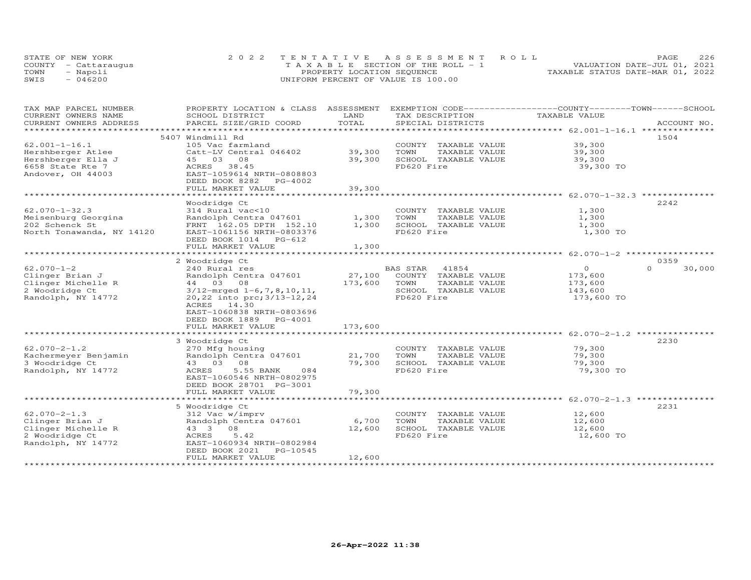STATE OF NEW YORK
COUNTY - Cattaraugus
TOWN - Napoli
SWIS - 046200

2022 TENTATIVE ASSESSMENT ROLL
TAXABLE SECTION OF THE ROLL - 1
PROPERTY LOCATION SEQUENCE
UNIFORM PERCENT OF VALUE IS 100.00

VALUATION DATE-JUL 01, 2021
TAXABLE STATUS DATE-MAR 01, 2022

| TAX MAP PARCEL NUMBER / CURRENT OWNERS NAME / CURRENT OWNERS ADDRESS | PROPERTY LOCATION & CLASS / SCHOOL DISTRICT / PARCEL SIZE/GRID COORD | ASSESSMENT LAND | TOTAL | EXEMPTION CODE / TAX DESCRIPTION / SPECIAL DISTRICTS | COUNTY TAXABLE VALUE | TOWN | SCHOOL | ACCOUNT NO. |
|---|---|---|---|---|---|---|---|---|
| | 5407 Windmill Rd | | | | | | | 1504 |
| 62.001-1-16.1 | 105 Vac farmland | | | COUNTY TAXABLE VALUE | 39,300 | | | |
| Hershberger Atlee | Catt-LV Central 046402 | 39,300 | | TOWN TAXABLE VALUE | 39,300 | | | |
| Hershberger Ella J | 45 03 08 | | 39,300 | SCHOOL TAXABLE VALUE | 39,300 | | | |
| 6658 State Rte 7 | ACRES 38.45 | | | FD620 Fire | 39,300 TO | | | |
| Andover, OH 44003 | EAST-1059614 NRTH-0808803 | | | | | | | |
| | DEED BOOK 8282 PG-4002 | | | | | | | |
| | FULL MARKET VALUE | | 39,300 | | | | | |
| | Woodridge Ct | | | | | | | 2242 |
| 62.070-1-32.3 | 314 Rural vac<10 | | | COUNTY TAXABLE VALUE | 1,300 | | | |
| Meisenburg Georgina | Randolph Centra 047601 | 1,300 | | TOWN TAXABLE VALUE | 1,300 | | | |
| 202 Schenck St | FRNT 162.05 DPTH 152.10 | | 1,300 | SCHOOL TAXABLE VALUE | 1,300 | | | |
| North Tonawanda, NY 14120 | EAST-1061156 NRTH-0803376 | | | FD620 Fire | 1,300 TO | | | |
| | DEED BOOK 1014 PG-612 | | | | | | | |
| | FULL MARKET VALUE | | 1,300 | | | | | |
| | 2 Woodridge Ct | | | | | | | 0359 |
| 62.070-1-2 | 240 Rural res | | | BAS STAR 41854 | 0 | 0 | 30,000 | |
| Clinger Brian J | Randolph Centra 047601 | 27,100 | | COUNTY TAXABLE VALUE | 173,600 | | | |
| Clinger Michelle R | 44 03 08 | | 173,600 | TOWN TAXABLE VALUE | 173,600 | | | |
| 2 Woodridge Ct | 3/12-mrged 1-6,7,8,10,11, | | | SCHOOL TAXABLE VALUE | 143,600 | | | |
| Randolph, NY 14772 | 20,22 into prc;3/13-12,24 | | | FD620 Fire | 173,600 TO | | | |
| | ACRES 14.30 | | | | | | | |
| | EAST-1060838 NRTH-0803696 | | | | | | | |
| | DEED BOOK 1889 PG-4001 | | | | | | | |
| | FULL MARKET VALUE | | 173,600 | | | | | |
| | 3 Woodridge Ct | | | | | | | 2230 |
| 62.070-2-1.2 | 270 Mfg housing | | | COUNTY TAXABLE VALUE | 79,300 | | | |
| Kachermeyer Benjamin | Randolph Centra 047601 | 21,700 | | TOWN TAXABLE VALUE | 79,300 | | | |
| 3 Woodridge Ct | 43 03 08 | | 79,300 | SCHOOL TAXABLE VALUE | 79,300 | | | |
| Randolph, NY 14772 | ACRES 5.55 BANK 084 | | | FD620 Fire | 79,300 TO | | | |
| | EAST-1060546 NRTH-0802975 | | | | | | | |
| | DEED BOOK 28701 PG-3001 | | | | | | | |
| | FULL MARKET VALUE | | 79,300 | | | | | |
| | 5 Woodridge Ct | | | | | | | 2231 |
| 62.070-2-1.3 | 312 Vac w/imprv | | | COUNTY TAXABLE VALUE | 12,600 | | | |
| Clinger Brian J | Randolph Centra 047601 | 6,700 | | TOWN TAXABLE VALUE | 12,600 | | | |
| Clinger Michelle R | 43 3 08 | | 12,600 | SCHOOL TAXABLE VALUE | 12,600 | | | |
| 2 Woodridge Ct | ACRES 5.42 | | | FD620 Fire | 12,600 TO | | | |
| Randolph, NY 14772 | EAST-1060934 NRTH-0802984 | | | | | | | |
| | DEED BOOK 2021 PG-10545 | | | | | | | |
| | FULL MARKET VALUE | | 12,600 | | | | | |

26-Apr-2022 11:38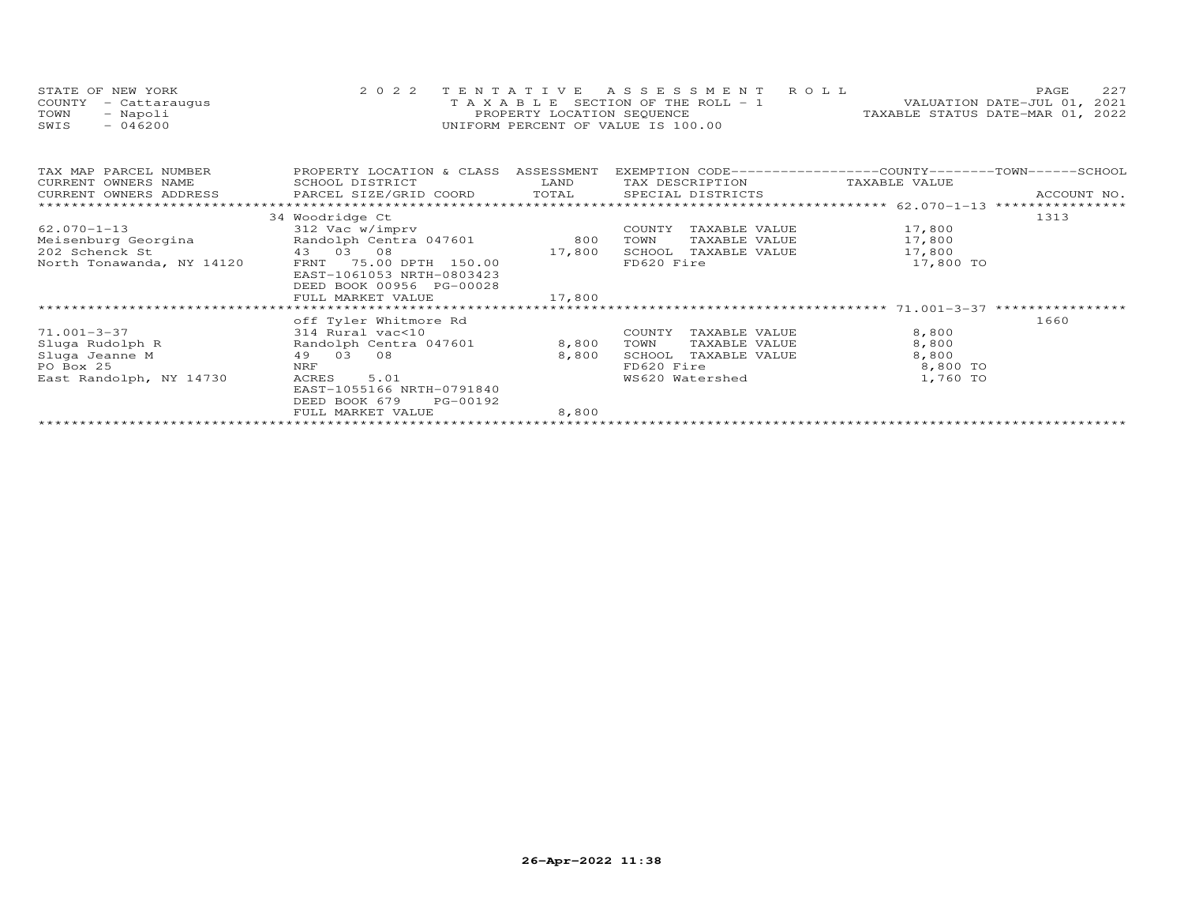STATE OF NEW YORK
COUNTY - Cattaraugus
TOWN - Napoli
SWIS - 046200

2022 TENTATIVE ASSESSMENT ROLL
TAXABLE SECTION OF THE ROLL - 1
PROPERTY LOCATION SEQUENCE
UNIFORM PERCENT OF VALUE IS 100.00

VALUATION DATE-JUL 01, 2021
TAXABLE STATUS DATE-MAR 01, 2022

| TAX MAP PARCEL NUMBER / CURRENT OWNERS NAME / CURRENT OWNERS ADDRESS | PROPERTY LOCATION & CLASS / SCHOOL DISTRICT / PARCEL SIZE/GRID COORD | ASSESSMENT LAND / TOTAL | EXEMPTION CODE / TAX DESCRIPTION / SPECIAL DISTRICTS | COUNTY / TOWN / SCHOOL TAXABLE VALUE | ACCOUNT NO. |
|---|---|---|---|---|---|
| 62.070-1-13 | 34 Woodridge Ct | | | | 1313 |
| | 312 Vac w/imprv | | COUNTY TAXABLE VALUE | 17,800 | |
| Meisenburg Georgina | Randolph Centra 047601 | 800 | TOWN TAXABLE VALUE | 17,800 | |
| 202 Schenck St | 43 03 08 | 17,800 | SCHOOL TAXABLE VALUE | 17,800 | |
| North Tonawanda, NY 14120 | FRNT 75.00 DPTH 150.00 | | FD620 Fire | 17,800 TO | |
| | EAST-1061053 NRTH-0803423 | | | | |
| | DEED BOOK 00956 PG-00028 | | | | |
| | FULL MARKET VALUE | 17,800 | | | |
| 71.001-3-37 | off Tyler Whitmore Rd | | | | 1660 |
| | 314 Rural vac<10 | | COUNTY TAXABLE VALUE | 8,800 | |
| Sluga Rudolph R | Randolph Centra 047601 | 8,800 | TOWN TAXABLE VALUE | 8,800 | |
| Sluga Jeanne M | 49 03 08 | 8,800 | SCHOOL TAXABLE VALUE | 8,800 | |
| PO Box 25 | NRF | | FD620 Fire | 8,800 TO | |
| East Randolph, NY 14730 | ACRES 5.01 | | WS620 Watershed | 1,760 TO | |
| | EAST-1055166 NRTH-0791840 | | | | |
| | DEED BOOK 679 PG-00192 | | | | |
| | FULL MARKET VALUE | 8,800 | | | |

26-Apr-2022 11:38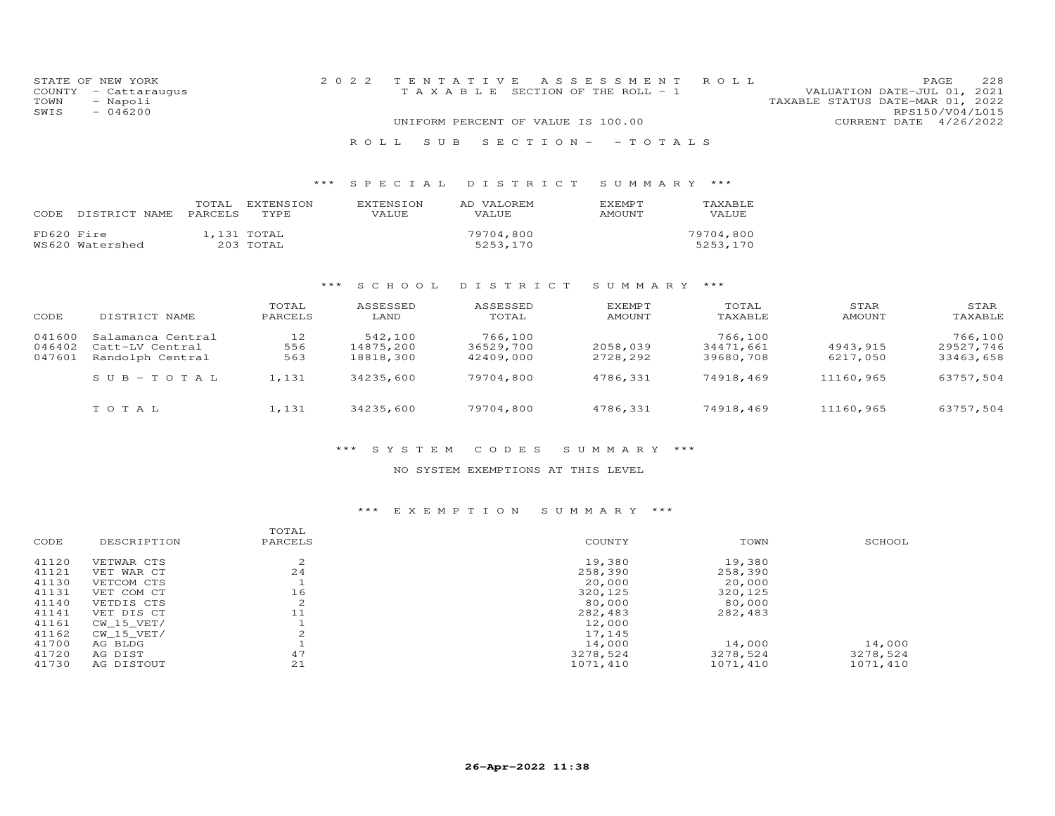STATE OF NEW YORK
COUNTY - Cattaraugus
TOWN - Napoli
SWIS - 046200

2022 TENTATIVE ASSESSMENT ROLL
TAXABLE SECTION OF THE ROLL - 1

VALUATION DATE-JUL 01, 2021
TAXABLE STATUS DATE-MAR 01, 2022
RPS150/V04/L015
CURRENT DATE 4/26/2022

UNIFORM PERCENT OF VALUE IS 100.00

ROLL SUB SECTION- - TOTALS

## *** SPECIAL DISTRICT SUMMARY ***

| CODE | DISTRICT NAME | TOTAL PARCELS | EXTENSION TYPE | EXTENSION VALUE | AD VALOREM VALUE | EXEMPT AMOUNT | TAXABLE VALUE |
|---|---|---|---|---|---|---|---|
| FD620 | Fire | 1,131 | TOTAL | | 79704,800 | | 79704,800 |
| WS620 | Watershed | 203 | TOTAL | | 5253,170 | | 5253,170 |

## *** SCHOOL DISTRICT SUMMARY ***

| CODE | DISTRICT NAME | TOTAL PARCELS | ASSESSED LAND | ASSESSED TOTAL | EXEMPT AMOUNT | TOTAL TAXABLE | STAR AMOUNT | STAR TAXABLE |
|---|---|---|---|---|---|---|---|---|
| 041600 | Salamanca Central | 12 | 542,100 | 766,100 | | 766,100 | | 766,100 |
| 046402 | Catt-LV Central | 556 | 14875,200 | 36529,700 | 2058,039 | 34471,661 | 4943,915 | 29527,746 |
| 047601 | Randolph Central | 563 | 18818,300 | 42409,000 | 2728,292 | 39680,708 | 6217,050 | 33463,658 |
| | SUB-TOTAL | 1,131 | 34235,600 | 79704,800 | 4786,331 | 74918,469 | 11160,965 | 63757,504 |
| | TOTAL | 1,131 | 34235,600 | 79704,800 | 4786,331 | 74918,469 | 11160,965 | 63757,504 |

## *** SYSTEM CODES SUMMARY ***

NO SYSTEM EXEMPTIONS AT THIS LEVEL

## *** EXEMPTION SUMMARY ***

| CODE | DESCRIPTION | TOTAL PARCELS | COUNTY | TOWN | SCHOOL |
|---|---|---|---|---|---|
| 41120 | VETWAR CTS | 2 | 19,380 | 19,380 | |
| 41121 | VET WAR CT | 24 | 258,390 | 258,390 | |
| 41130 | VETCOM CTS | 1 | 20,000 | 20,000 | |
| 41131 | VET COM CT | 16 | 320,125 | 320,125 | |
| 41140 | VETDIS CTS | 2 | 80,000 | 80,000 | |
| 41141 | VET DIS CT | 11 | 282,483 | 282,483 | |
| 41161 | CW_15_VET/ | 1 | 12,000 | | |
| 41162 | CW_15_VET/ | 2 | 17,145 | | |
| 41700 | AG BLDG | 1 | 14,000 | 14,000 | 14,000 |
| 41720 | AG DIST | 47 | 3278,524 | 3278,524 | 3278,524 |
| 41730 | AG DISTOUT | 21 | 1071,410 | 1071,410 | 1071,410 |

26-Apr-2022 11:38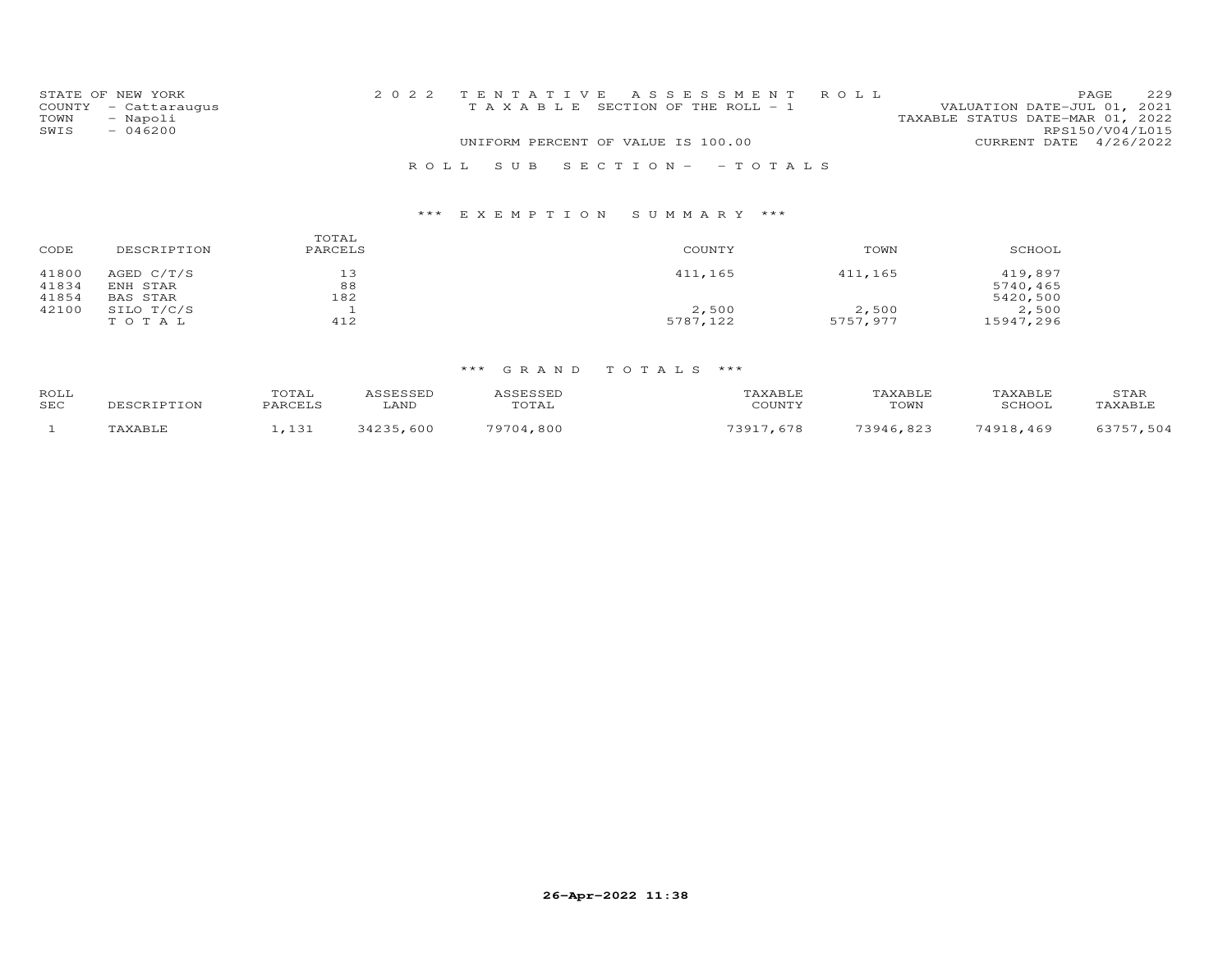STATE OF NEW YORK
COUNTY - Cattaraugus
TOWN - Napoli
SWIS - 046200

2 0 2 2 TENTATIVE ASSESSMENT ROLL
TAXABLE SECTION OF THE ROLL - 1

UNIFORM PERCENT OF VALUE IS 100.00

VALUATION DATE-JUL 01, 2021
TAXABLE STATUS DATE-MAR 01, 2022
RPS150/V04/L015
CURRENT DATE 4/26/2022

ROLL SUB SECTION- - TOTALS

### *** EXEMPTION SUMMARY ***

| CODE | DESCRIPTION | TOTAL PARCELS | COUNTY | TOWN | SCHOOL |
|---|---|---|---|---|---|
| 41800 | AGED C/T/S | 13 | 411,165 | 411,165 | 419,897 |
| 41834 | ENH STAR | 88 | | | 5740,465 |
| 41854 | BAS STAR | 182 | | | 5420,500 |
| 42100 | SILO T/C/S | 1 | 2,500 | 2,500 | 2,500 |
| | TOTAL | 412 | 5787,122 | 5757,977 | 15947,296 |

### *** GRAND TOTALS ***

| ROLL SEC | DESCRIPTION | TOTAL PARCELS | ASSESSED LAND | ASSESSED TOTAL | TAXABLE COUNTY | TAXABLE TOWN | TAXABLE SCHOOL | STAR TAXABLE |
|---|---|---|---|---|---|---|---|---|
| 1 | TAXABLE | 1,131 | 34235,600 | 79704,800 | 73917,678 | 73946,823 | 74918,469 | 63757,504 |

26-Apr-2022 11:38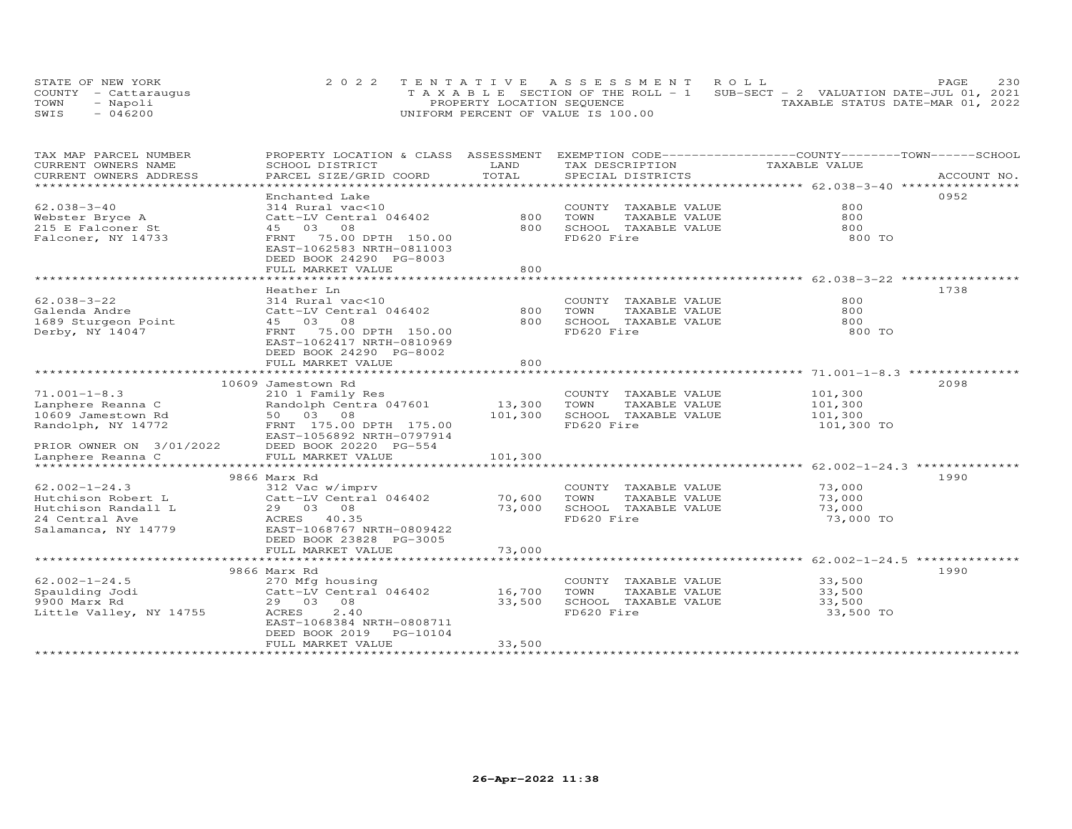STATE OF NEW YORK — 2022 TENTATIVE ASSESSMENT ROLL
COUNTY - Cattaraugus — TAXABLE SECTION OF THE ROLL - 1 — SUB-SECT - 2 VALUATION DATE-JUL 01, 2021
TOWN - Napoli — PROPERTY LOCATION SEQUENCE — TAXABLE STATUS DATE-MAR 01, 2022
SWIS - 046200 — UNIFORM PERCENT OF VALUE IS 100.00

| TAX MAP PARCEL NUMBER / CURRENT OWNERS NAME / CURRENT OWNERS ADDRESS | PROPERTY LOCATION & CLASS / SCHOOL DISTRICT / PARCEL SIZE/GRID COORD | ASSESSMENT LAND | TOTAL | EXEMPTION CODE / TAX DESCRIPTION / SPECIAL DISTRICTS | TAXABLE VALUE (COUNTY / TOWN / SCHOOL) | ACCOUNT NO. |
|---|---|---|---|---|---|---|
| 62.038-3-40 | Enchanted Lake | | | | | 0952 |
| 62.038-3-40 | 314 Rural vac<10 | | | COUNTY TAXABLE VALUE | 800 | |
| Webster Bryce A | Catt-LV Central 046402 | 800 | | TOWN TAXABLE VALUE | 800 | |
| 215 E Falconer St | 45 03 08 | | 800 | SCHOOL TAXABLE VALUE | 800 | |
| Falconer, NY 14733 | FRNT 75.00 DPTH 150.00 | | | FD620 Fire | 800 TO | |
| | EAST-1062583 NRTH-0811003 | | | | | |
| | DEED BOOK 24290 PG-8003 | | | | | |
| | FULL MARKET VALUE | | 800 | | | |
| 62.038-3-22 | Heather Ln | | | | | 1738 |
| 62.038-3-22 | 314 Rural vac<10 | | | COUNTY TAXABLE VALUE | 800 | |
| Galenda Andre | Catt-LV Central 046402 | 800 | | TOWN TAXABLE VALUE | 800 | |
| 1689 Sturgeon Point | 45 03 08 | | 800 | SCHOOL TAXABLE VALUE | 800 | |
| Derby, NY 14047 | FRNT 75.00 DPTH 150.00 | | | FD620 Fire | 800 TO | |
| | EAST-1062417 NRTH-0810969 | | | | | |
| | DEED BOOK 24290 PG-8002 | | | | | |
| | FULL MARKET VALUE | | 800 | | | |
| 71.001-1-8.3 | 10609 Jamestown Rd | | | | | 2098 |
| 71.001-1-8.3 | 210 1 Family Res | | | COUNTY TAXABLE VALUE | 101,300 | |
| Lanphere Reanna C | Randolph Centra 047601 | 13,300 | | TOWN TAXABLE VALUE | 101,300 | |
| 10609 Jamestown Rd | 50 03 08 | | 101,300 | SCHOOL TAXABLE VALUE | 101,300 | |
| Randolph, NY 14772 | FRNT 175.00 DPTH 175.00 | | | FD620 Fire | 101,300 TO | |
| | EAST-1056892 NRTH-0797914 | | | | | |
| PRIOR OWNER ON 3/01/2022 | DEED BOOK 20220 PG-554 | | | | | |
| Lanphere Reanna C | FULL MARKET VALUE | | 101,300 | | | |
| 62.002-1-24.3 | 9866 Marx Rd | | | | | 1990 |
| 62.002-1-24.3 | 312 Vac w/imprv | | | COUNTY TAXABLE VALUE | 73,000 | |
| Hutchison Robert L | Catt-LV Central 046402 | 70,600 | | TOWN TAXABLE VALUE | 73,000 | |
| Hutchison Randall L | 29 03 08 | | 73,000 | SCHOOL TAXABLE VALUE | 73,000 | |
| 24 Central Ave | ACRES 40.35 | | | FD620 Fire | 73,000 TO | |
| Salamanca, NY 14779 | EAST-1068767 NRTH-0809422 | | | | | |
| | DEED BOOK 23828 PG-3005 | | | | | |
| | FULL MARKET VALUE | | 73,000 | | | |
| 62.002-1-24.5 | 9866 Marx Rd | | | | | 1990 |
| 62.002-1-24.5 | 270 Mfg housing | | | COUNTY TAXABLE VALUE | 33,500 | |
| Spaulding Jodi | Catt-LV Central 046402 | 16,700 | | TOWN TAXABLE VALUE | 33,500 | |
| 9900 Marx Rd | 29 03 08 | | 33,500 | SCHOOL TAXABLE VALUE | 33,500 | |
| Little Valley, NY 14755 | ACRES 2.40 | | | FD620 Fire | 33,500 TO | |
| | EAST-1068384 NRTH-0808711 | | | | | |
| | DEED BOOK 2019 PG-10104 | | | | | |
| | FULL MARKET VALUE | | 33,500 | | | |

26-Apr-2022 11:38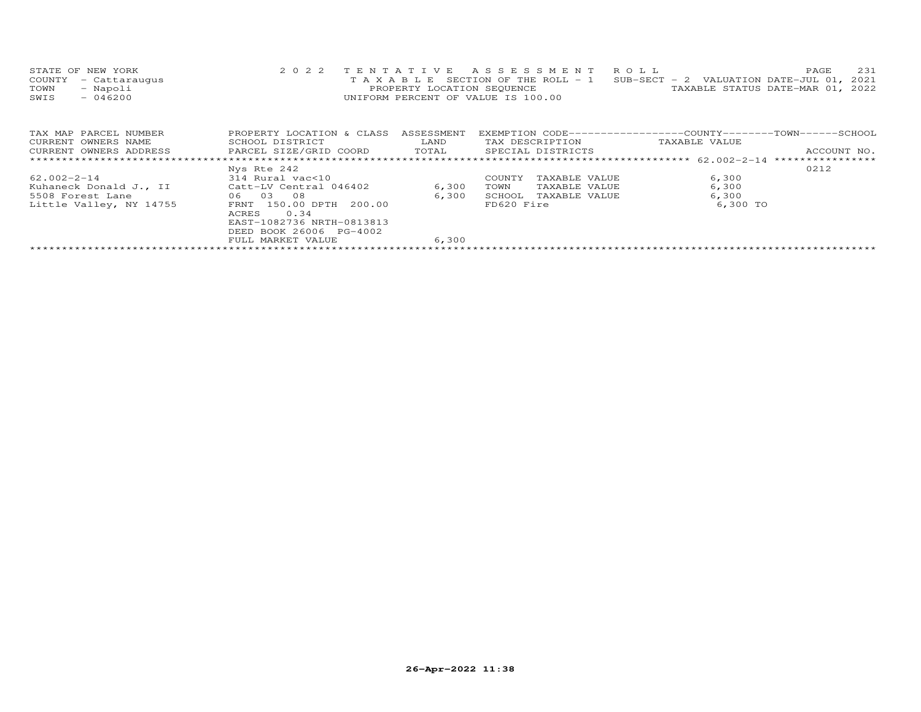STATE OF NEW YORK
COUNTY - Cattaraugus
TOWN - Napoli
SWIS - 046200

2022 TENTATIVE ASSESSMENT ROLL
TAXABLE SECTION OF THE ROLL - 1
PROPERTY LOCATION SEQUENCE
UNIFORM PERCENT OF VALUE IS 100.00

SUB-SECT - 2 VALUATION DATE-JUL 01, 2021
TAXABLE STATUS DATE-MAR 01, 2022

| TAX MAP PARCEL NUMBER<br>CURRENT OWNERS NAME<br>CURRENT OWNERS ADDRESS | PROPERTY LOCATION & CLASS<br>SCHOOL DISTRICT<br>PARCEL SIZE/GRID COORD | ASSESSMENT<br>LAND<br>TOTAL | EXEMPTION CODE-----COUNTY-----TOWN-----SCHOOL<br>TAX DESCRIPTION<br>SPECIAL DISTRICTS | TAXABLE VALUE | ACCOUNT NO. |
|---|---|---|---|---|---|
| 62.002-2-14 | Nys Rte 242 | | | | 0212 |
| 62.002-2-14 | 314 Rural vac<10 | | COUNTY TAXABLE VALUE | 6,300 | |
| Kuhaneck Donald J., II | Catt-LV Central 046402 | 6,300 | TOWN TAXABLE VALUE | 6,300 | |
| 5508 Forest Lane | 06 03 08 | 6,300 | SCHOOL TAXABLE VALUE | 6,300 | |
| Little Valley, NY 14755 | FRNT 150.00 DPTH 200.00 | | FD620 Fire | 6,300 TO | |
| | ACRES 0.34 | | | | |
| | EAST-1082736 NRTH-0813813 | | | | |
| | DEED BOOK 26006 PG-4002 | | | | |
| | FULL MARKET VALUE | 6,300 | | | |

26-Apr-2022 11:38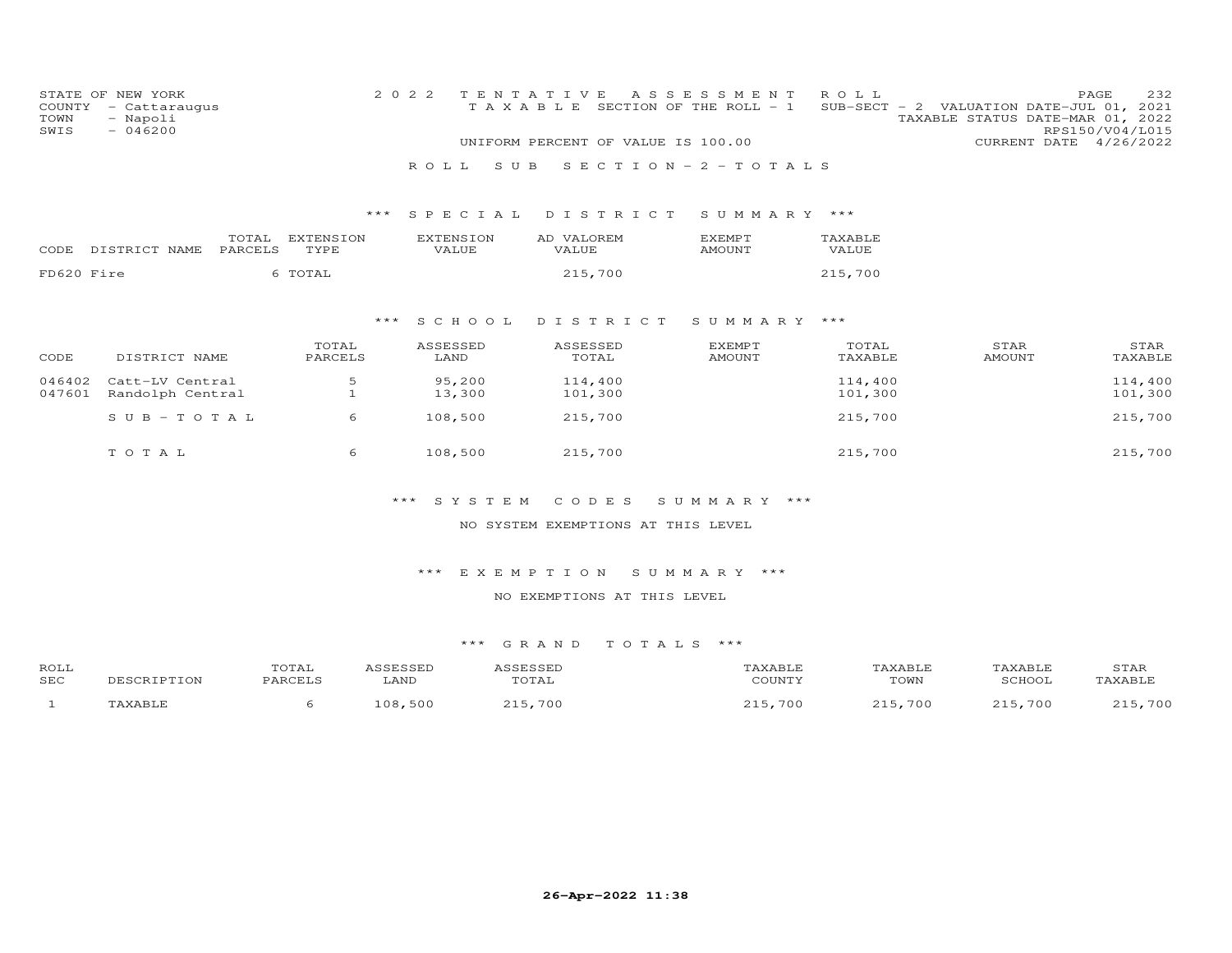STATE OF NEW YORK
COUNTY - Cattaraugus
TOWN - Napoli
SWIS - 046200

2022 TENTATIVE ASSESSMENT ROLL
TAXABLE SECTION OF THE ROLL - 1 SUB-SECT - 2 VALUATION DATE-JUL 01, 2021
TAXABLE STATUS DATE-MAR 01, 2022
RPS150/V04/L015
UNIFORM PERCENT OF VALUE IS 100.00 CURRENT DATE 4/26/2022

ROLL SUB SECTION - 2 - TOTALS

*** SPECIAL DISTRICT SUMMARY ***

| CODE | DISTRICT NAME | TOTAL PARCELS | EXTENSION TYPE | EXTENSION VALUE | AD VALOREM VALUE | EXEMPT AMOUNT | TAXABLE VALUE |
|---|---|---|---|---|---|---|---|
| FD620 | Fire | 6 | TOTAL | | 215,700 | | 215,700 |

*** SCHOOL DISTRICT SUMMARY ***

| CODE | DISTRICT NAME | TOTAL PARCELS | ASSESSED LAND | ASSESSED TOTAL | EXEMPT AMOUNT | TOTAL TAXABLE | STAR AMOUNT | STAR TAXABLE |
|---|---|---|---|---|---|---|---|---|
| 046402 | Catt-LV Central | 5 | 95,200 | 114,400 | | 114,400 | | 114,400 |
| 047601 | Randolph Central | 1 | 13,300 | 101,300 | | 101,300 | | 101,300 |
| | SUB-TOTAL | 6 | 108,500 | 215,700 | | 215,700 | | 215,700 |
| | TOTAL | 6 | 108,500 | 215,700 | | 215,700 | | 215,700 |

*** SYSTEM CODES SUMMARY ***

NO SYSTEM EXEMPTIONS AT THIS LEVEL

*** EXEMPTION SUMMARY ***

NO EXEMPTIONS AT THIS LEVEL

*** GRAND TOTALS ***

| ROLL SEC | DESCRIPTION | TOTAL PARCELS | ASSESSED LAND | ASSESSED TOTAL | TAXABLE COUNTY | TAXABLE TOWN | TAXABLE SCHOOL | STAR TAXABLE |
|---|---|---|---|---|---|---|---|---|
| 1 | TAXABLE | 6 | 108,500 | 215,700 | 215,700 | 215,700 | 215,700 | 215,700 |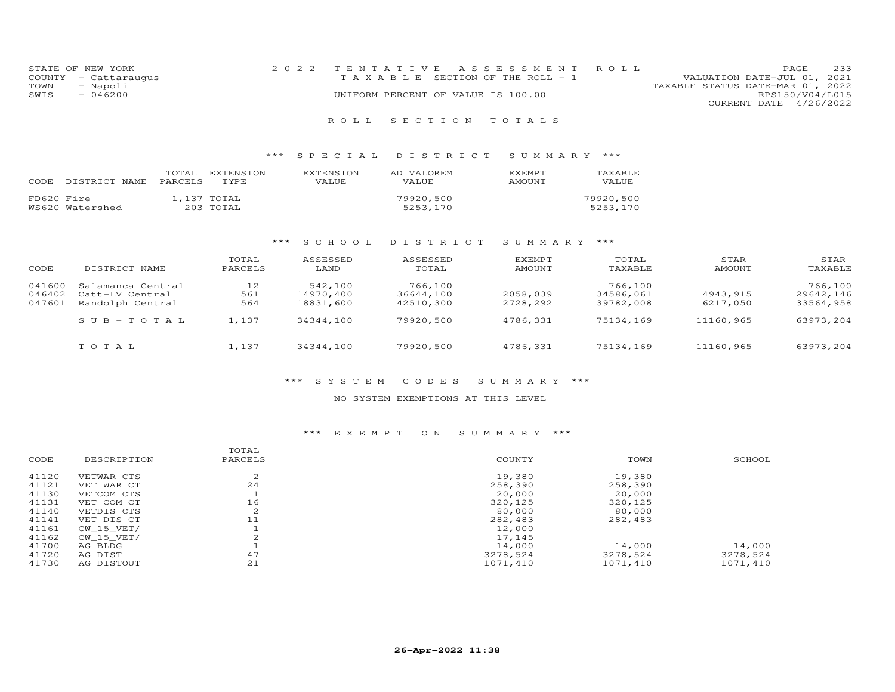STATE OF NEW YORK
COUNTY - Cattaraugus
TOWN - Napoli
SWIS - 046200

2022 TENTATIVE ASSESSMENT ROLL
TAXABLE SECTION OF THE ROLL - 1
UNIFORM PERCENT OF VALUE IS 100.00

VALUATION DATE-JUL 01, 2021
TAXABLE STATUS DATE-MAR 01, 2022
RPS150/V04/L015
CURRENT DATE 4/26/2022

## ROLL SECTION TOTALS

### *** SPECIAL DISTRICT SUMMARY ***

| CODE | DISTRICT NAME | TOTAL PARCELS | EXTENSION TYPE | EXTENSION VALUE | AD VALOREM VALUE | EXEMPT AMOUNT | TAXABLE VALUE |
|---|---|---|---|---|---|---|---|
| FD620 | Fire | 1,137 | TOTAL | | 79920,500 | | 79920,500 |
| WS620 | Watershed | 203 | TOTAL | | 5253,170 | | 5253,170 |

### *** SCHOOL DISTRICT SUMMARY ***

| CODE | DISTRICT NAME | TOTAL PARCELS | ASSESSED LAND | ASSESSED TOTAL | EXEMPT AMOUNT | TOTAL TAXABLE | STAR AMOUNT | STAR TAXABLE |
|---|---|---|---|---|---|---|---|---|
| 041600 | Salamanca Central | 12 | 542,100 | 766,100 | | 766,100 | | 766,100 |
| 046402 | Catt-LV Central | 561 | 14970,400 | 36644,100 | 2058,039 | 34586,061 | 4943,915 | 29642,146 |
| 047601 | Randolph Central | 564 | 18831,600 | 42510,300 | 2728,292 | 39782,008 | 6217,050 | 33564,958 |
| | SUB-TOTAL | 1,137 | 34344,100 | 79920,500 | 4786,331 | 75134,169 | 11160,965 | 63973,204 |
| | TOTAL | 1,137 | 34344,100 | 79920,500 | 4786,331 | 75134,169 | 11160,965 | 63973,204 |

### *** SYSTEM CODES SUMMARY ***

NO SYSTEM EXEMPTIONS AT THIS LEVEL

### *** EXEMPTION SUMMARY ***

| CODE | DESCRIPTION | TOTAL PARCELS | COUNTY | TOWN | SCHOOL |
|---|---|---|---|---|---|
| 41120 | VETWAR CTS | 2 | 19,380 | 19,380 | |
| 41121 | VET WAR CT | 24 | 258,390 | 258,390 | |
| 41130 | VETCOM CTS | 1 | 20,000 | 20,000 | |
| 41131 | VET COM CT | 16 | 320,125 | 320,125 | |
| 41140 | VETDIS CTS | 2 | 80,000 | 80,000 | |
| 41141 | VET DIS CT | 11 | 282,483 | 282,483 | |
| 41161 | CW_15_VET/ | 1 | 12,000 | | |
| 41162 | CW_15_VET/ | 2 | 17,145 | | |
| 41700 | AG BLDG | 1 | 14,000 | 14,000 | 14,000 |
| 41720 | AG DIST | 47 | 3278,524 | 3278,524 | 3278,524 |
| 41730 | AG DISTOUT | 21 | 1071,410 | 1071,410 | 1071,410 |

26-Apr-2022 11:38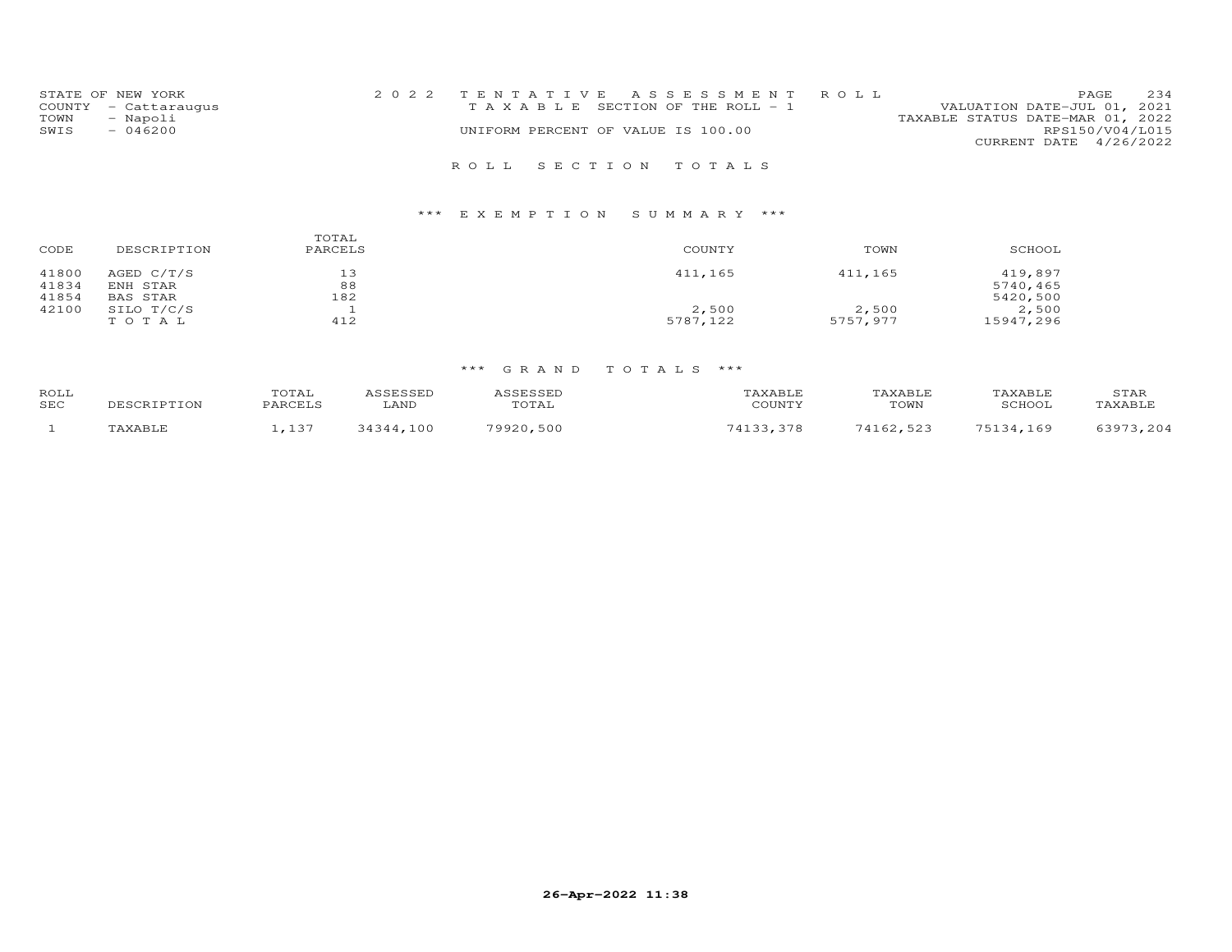STATE OF NEW YORK
COUNTY - Cattaraugus
TOWN - Napoli
SWIS - 046200

2022 TENTATIVE ASSESSMENT ROLL
TAXABLE SECTION OF THE ROLL - 1
UNIFORM PERCENT OF VALUE IS 100.00

VALUATION DATE-JUL 01, 2021
TAXABLE STATUS DATE-MAR 01, 2022
RPS150/V04/L015
CURRENT DATE 4/26/2022

## ROLL SECTION TOTALS

### *** EXEMPTION SUMMARY ***

| CODE | DESCRIPTION | TOTAL PARCELS | COUNTY | TOWN | SCHOOL |
|---|---|---|---|---|---|
| 41800 | AGED C/T/S | 13 | 411,165 | 411,165 | 419,897 |
| 41834 | ENH STAR | 88 | | | 5740,465 |
| 41854 | BAS STAR | 182 | | | 5420,500 |
| 42100 | SILO T/C/S | 1 | 2,500 | 2,500 | 2,500 |
| | TOTAL | 412 | 5787,122 | 5757,977 | 15947,296 |

### *** GRAND TOTALS ***

| ROLL SEC | DESCRIPTION | TOTAL PARCELS | ASSESSED LAND | ASSESSED TOTAL | TAXABLE COUNTY | TAXABLE TOWN | TAXABLE SCHOOL | STAR TAXABLE |
|---|---|---|---|---|---|---|---|---|
| 1 | TAXABLE | 1,137 | 34344,100 | 79920,500 | 74133,378 | 74162,523 | 75134,169 | 63973,204 |

26-Apr-2022 11:38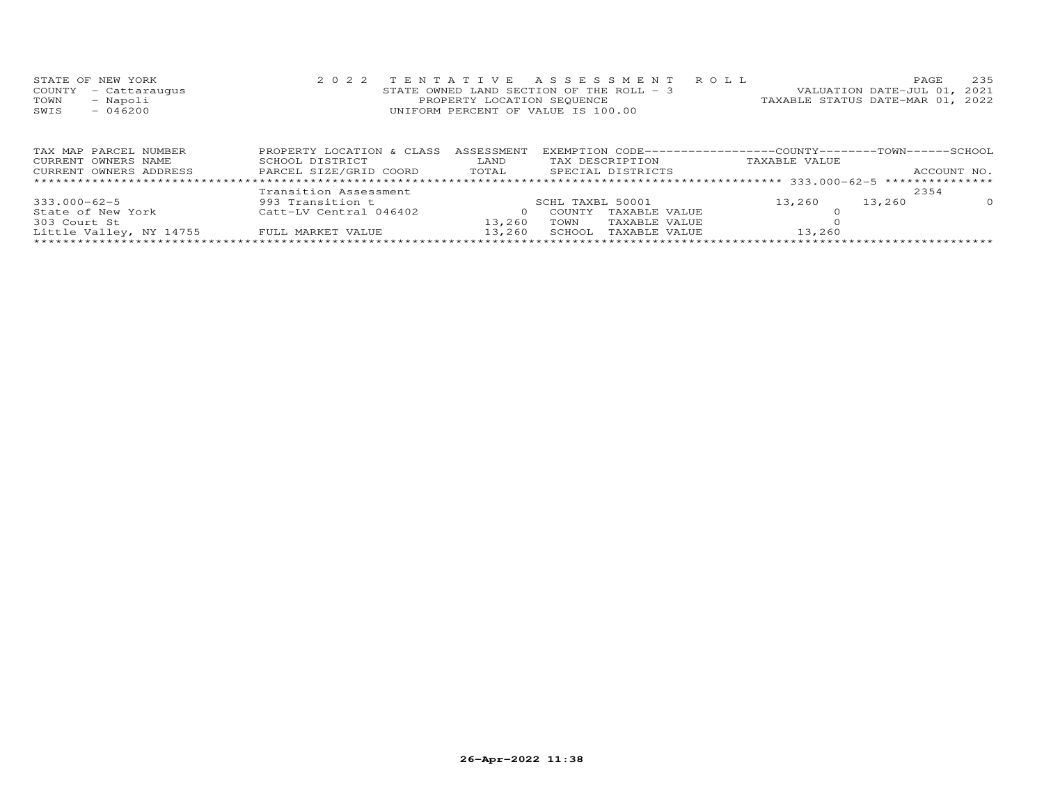STATE OF NEW YORK
COUNTY - Cattaraugus
TOWN - Napoli
SWIS - 046200

2 0 2 2 T E N T A T I V E A S S E S S M E N T R O L L
STATE OWNED LAND SECTION OF THE ROLL - 3
PROPERTY LOCATION SEQUENCE
UNIFORM PERCENT OF VALUE IS 100.00

VALUATION DATE-JUL 01, 2021
TAXABLE STATUS DATE-MAR 01, 2022

| TAX MAP PARCEL NUMBER / CURRENT OWNERS NAME / CURRENT OWNERS ADDRESS | PROPERTY LOCATION & CLASS / SCHOOL DISTRICT / PARCEL SIZE/GRID COORD | ASSESSMENT LAND / TOTAL | EXEMPTION CODE / TAX DESCRIPTION / SPECIAL DISTRICTS | COUNTY TAXABLE VALUE | TOWN | SCHOOL / ACCOUNT NO. |
|---|---|---|---|---|---|---|
| 333.000-62-5 | Transition Assessment | | | | | 2354 |
| 333.000-62-5 | 993 Transition t | | SCHL TAXBL 50001 | 13,260 | 13,260 | 0 |
| State of New York | Catt-LV Central 046402 | 0 | COUNTY TAXABLE VALUE | 0 | | |
| 303 Court St | | 13,260 | TOWN TAXABLE VALUE | 0 | | |
| Little Valley, NY 14755 | FULL MARKET VALUE | 13,260 | SCHOOL TAXABLE VALUE | 13,260 | | |

26-Apr-2022 11:38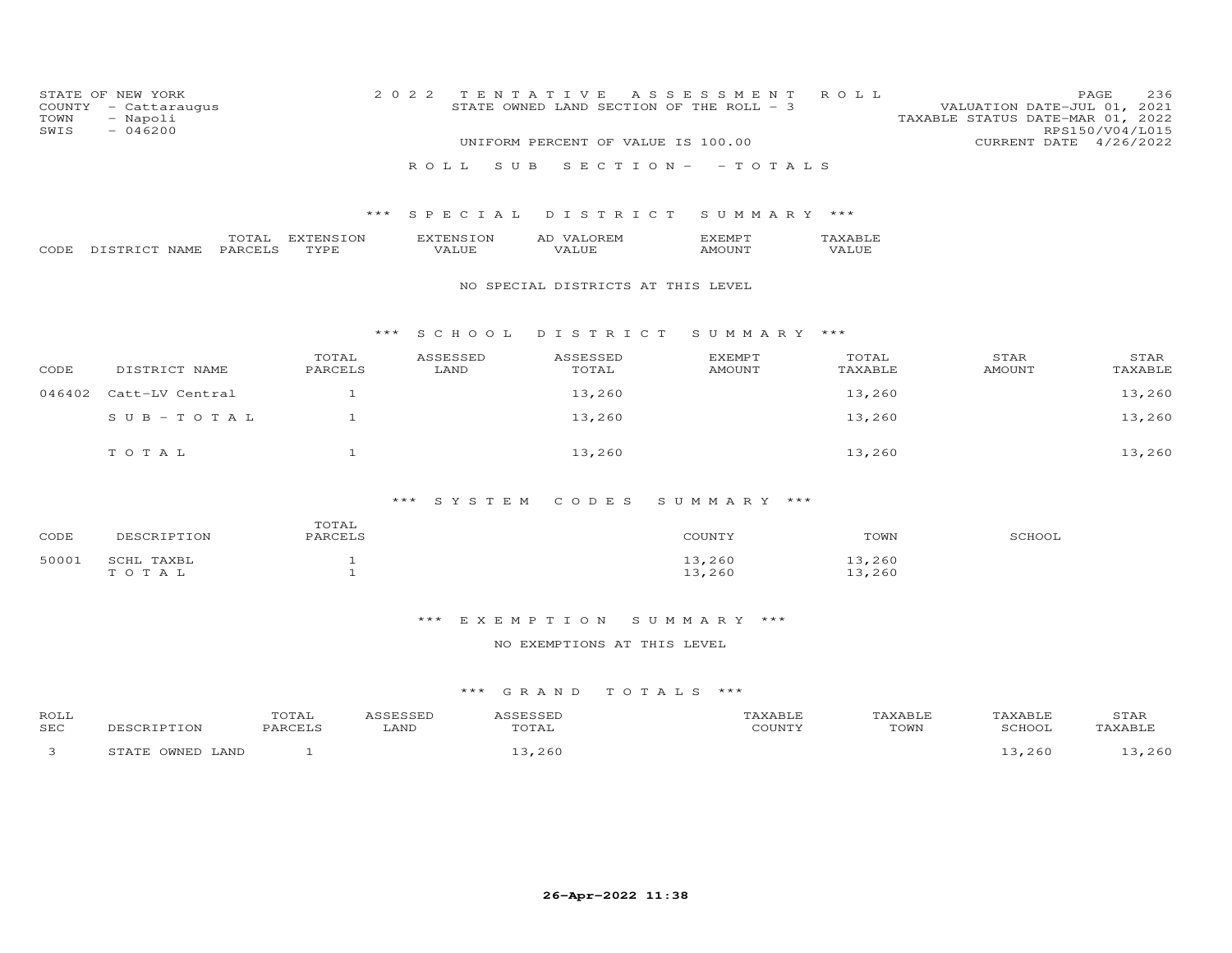STATE OF NEW YORK
COUNTY - Cattaraugus
TOWN - Napoli
SWIS - 046200

2022 TENTATIVE ASSESSMENT ROLL
STATE OWNED LAND SECTION OF THE ROLL - 3
UNIFORM PERCENT OF VALUE IS 100.00

VALUATION DATE-JUL 01, 2021
TAXABLE STATUS DATE-MAR 01, 2022
RPS150/V04/L015
CURRENT DATE 4/26/2022

## ROLL SUB SECTION - - TOTALS

### *** SPECIAL DISTRICT SUMMARY ***

| CODE | DISTRICT NAME | TOTAL PARCELS | EXTENSION TYPE | EXTENSION VALUE | AD VALOREM VALUE | EXEMPT AMOUNT | TAXABLE VALUE |
|---|---|---|---|---|---|---|---|

NO SPECIAL DISTRICTS AT THIS LEVEL

### *** SCHOOL DISTRICT SUMMARY ***

| CODE | DISTRICT NAME | TOTAL PARCELS | ASSESSED LAND | ASSESSED TOTAL | EXEMPT AMOUNT | TOTAL TAXABLE | STAR AMOUNT | STAR TAXABLE |
|---|---|---|---|---|---|---|---|---|
| 046402 | Catt-LV Central | 1 | | 13,260 | | 13,260 | | 13,260 |
| | SUB-TOTAL | 1 | | 13,260 | | 13,260 | | 13,260 |
| | TOTAL | 1 | | 13,260 | | 13,260 | | 13,260 |

### *** SYSTEM CODES SUMMARY ***

| CODE | DESCRIPTION | TOTAL PARCELS | COUNTY | TOWN | SCHOOL |
|---|---|---|---|---|---|
| 50001 | SCHL TAXBL | 1 | 13,260 | 13,260 | |
| | TOTAL | 1 | 13,260 | 13,260 | |

### *** EXEMPTION SUMMARY ***

NO EXEMPTIONS AT THIS LEVEL

### *** GRAND TOTALS ***

| ROLL SEC | DESCRIPTION | TOTAL PARCELS | ASSESSED LAND | ASSESSED TOTAL | TAXABLE COUNTY | TAXABLE TOWN | TAXABLE SCHOOL | STAR TAXABLE |
|---|---|---|---|---|---|---|---|---|
| 3 | STATE OWNED LAND | 1 | | 13,260 | | | 13,260 | 13,260 |

**26-Apr-2022 11:38**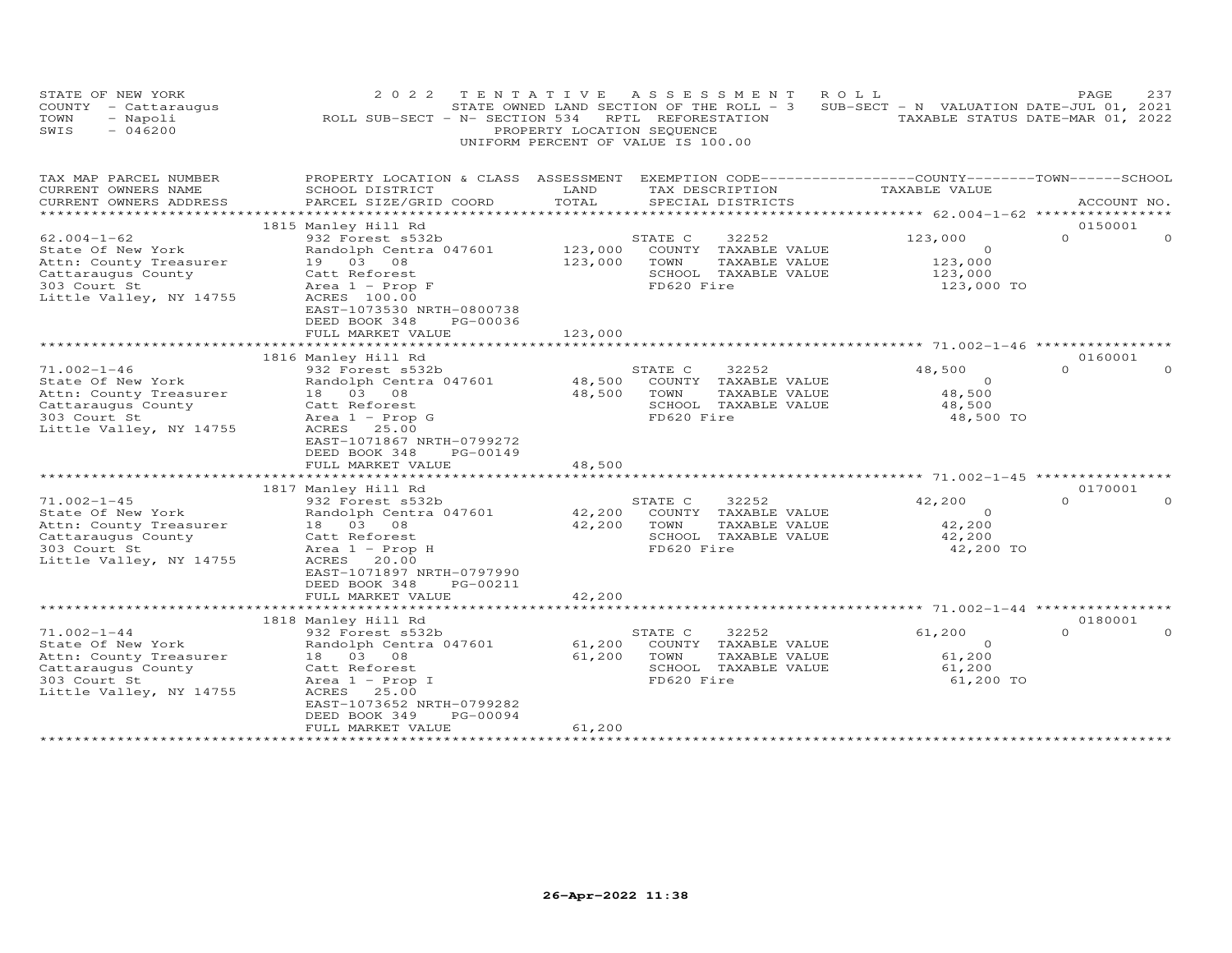STATE OF NEW YORK — 2022 TENTATIVE ASSESSMENT ROLL
COUNTY - Cattaraugus — STATE OWNED LAND SECTION OF THE ROLL - 3 — SUB-SECT - N VALUATION DATE-JUL 01, 2021
TOWN - Napoli — ROLL SUB-SECT - N- SECTION 534 RPTL REFORESTATION — TAXABLE STATUS DATE-MAR 01, 2022
SWIS - 046200 — PROPERTY LOCATION SEQUENCE
UNIFORM PERCENT OF VALUE IS 100.00

| TAX MAP PARCEL NUMBER / CURRENT OWNERS NAME / CURRENT OWNERS ADDRESS | PROPERTY LOCATION & CLASS / SCHOOL DISTRICT / PARCEL SIZE/GRID COORD | ASSESSMENT LAND / TOTAL | EXEMPTION CODE / TAX DESCRIPTION / SPECIAL DISTRICTS | COUNTY | TOWN | SCHOOL | ACCOUNT NO. |
|---|---|---|---|---|---|---|---|
| **62.004-1-62** | 1815 Manley Hill Rd | | | | | | 0150001 |
| | 932 Forest s532b | | STATE C 32252 | 123,000 | 0 | 0 | |
| State Of New York | Randolph Centra 047601 | 123,000 | COUNTY TAXABLE VALUE | 0 | | | |
| Attn: County Treasurer | 19 03 08 | 123,000 | TOWN TAXABLE VALUE | 123,000 | | | |
| Cattaraugus County | Catt Reforest | | SCHOOL TAXABLE VALUE | 123,000 | | | |
| 303 Court St | Area 1 - Prop F | | FD620 Fire | 123,000 TO | | | |
| Little Valley, NY 14755 | ACRES 100.00 | | | | | | |
| | EAST-1073530 NRTH-0800738 | | | | | | |
| | DEED BOOK 348 PG-00036 | | | | | | |
| | FULL MARKET VALUE | 123,000 | | | | | |
| **71.002-1-46** | 1816 Manley Hill Rd | | | | | | 0160001 |
| | 932 Forest s532b | | STATE C 32252 | 48,500 | 0 | 0 | |
| State Of New York | Randolph Centra 047601 | 48,500 | COUNTY TAXABLE VALUE | 0 | | | |
| Attn: County Treasurer | 18 03 08 | 48,500 | TOWN TAXABLE VALUE | 48,500 | | | |
| Cattaraugus County | Catt Reforest | | SCHOOL TAXABLE VALUE | 48,500 | | | |
| 303 Court St | Area 1 - Prop G | | FD620 Fire | 48,500 TO | | | |
| Little Valley, NY 14755 | ACRES 25.00 | | | | | | |
| | EAST-1071867 NRTH-0799272 | | | | | | |
| | DEED BOOK 348 PG-00149 | | | | | | |
| | FULL MARKET VALUE | 48,500 | | | | | |
| **71.002-1-45** | 1817 Manley Hill Rd | | | | | | 0170001 |
| | 932 Forest s532b | | STATE C 32252 | 42,200 | 0 | 0 | |
| State Of New York | Randolph Centra 047601 | 42,200 | COUNTY TAXABLE VALUE | 0 | | | |
| Attn: County Treasurer | 18 03 08 | 42,200 | TOWN TAXABLE VALUE | 42,200 | | | |
| Cattaraugus County | Catt Reforest | | SCHOOL TAXABLE VALUE | 42,200 | | | |
| 303 Court St | Area 1 - Prop H | | FD620 Fire | 42,200 TO | | | |
| Little Valley, NY 14755 | ACRES 20.00 | | | | | | |
| | EAST-1071897 NRTH-0797990 | | | | | | |
| | DEED BOOK 348 PG-00211 | | | | | | |
| | FULL MARKET VALUE | 42,200 | | | | | |
| **71.002-1-44** | 1818 Manley Hill Rd | | | | | | 0180001 |
| | 932 Forest s532b | | STATE C 32252 | 61,200 | 0 | 0 | |
| State Of New York | Randolph Centra 047601 | 61,200 | COUNTY TAXABLE VALUE | 0 | | | |
| Attn: County Treasurer | 18 03 08 | 61,200 | TOWN TAXABLE VALUE | 61,200 | | | |
| Cattaraugus County | Catt Reforest | | SCHOOL TAXABLE VALUE | 61,200 | | | |
| 303 Court St | Area 1 - Prop I | | FD620 Fire | 61,200 TO | | | |
| Little Valley, NY 14755 | ACRES 25.00 | | | | | | |
| | EAST-1073652 NRTH-0799282 | | | | | | |
| | DEED BOOK 349 PG-00094 | | | | | | |
| | FULL MARKET VALUE | 61,200 | | | | | |

26-Apr-2022 11:38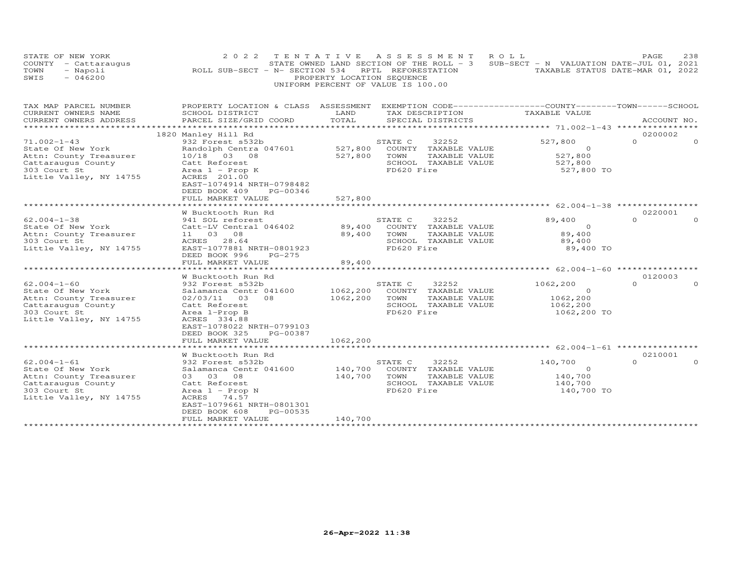STATE OF NEW YORK
COUNTY - Cattaraugus
TOWN - Napoli
SWIS - 046200

2 0 2 2 T E N T A T I V E A S S E S S M E N T R O L L
STATE OWNED LAND SECTION OF THE ROLL - 3 SUB-SECT - N VALUATION DATE-JUL 01, 2021
ROLL SUB-SECT - N- SECTION 534 RPTL REFORESTATION TAXABLE STATUS DATE-MAR 01, 2022
PROPERTY LOCATION SEQUENCE
UNIFORM PERCENT OF VALUE IS 100.00

| TAX MAP PARCEL NUMBER<br>CURRENT OWNERS NAME<br>CURRENT OWNERS ADDRESS | PROPERTY LOCATION & CLASS<br>SCHOOL DISTRICT<br>PARCEL SIZE/GRID COORD | ASSESSMENT<br>LAND<br>TOTAL | EXEMPTION CODE<br>TAX DESCRIPTION<br>SPECIAL DISTRICTS | COUNTY<br>TAXABLE VALUE | TOWN | SCHOOL<br>ACCOUNT NO. |
|---|---|---|---|---|---|---|
| 71.002-1-43<br>State Of New York<br>Attn: County Treasurer<br>Cattaraugus County<br>303 Court St<br>Little Valley, NY 14755 | 1820 Manley Hill Rd<br>932 Forest s532b<br>Randolph Centra 047601<br>10/18 03 08<br>Catt Reforest<br>Area 1 - Prop K<br>ACRES 201.00<br>EAST-1074914 NRTH-0798482<br>DEED BOOK 409 PG-00346<br>FULL MARKET VALUE | <br><br>527,800<br>527,800<br><br><br><br><br><br>527,800 | STATE C 32252<br>COUNTY TAXABLE VALUE<br>TOWN TAXABLE VALUE<br>SCHOOL TAXABLE VALUE<br>FD620 Fire | 527,800<br>0<br>527,800<br>527,800<br>527,800 TO | 0 | 0200002<br>0 |
| 62.004-1-38<br>State Of New York<br>Attn: County Treasurer<br>303 Court St<br>Little Valley, NY 14755 | W Bucktooth Run Rd<br>941 SOL reforest<br>Catt-LV Central 046402<br>11 03 08<br>ACRES 28.64<br>EAST-1077881 NRTH-0801923<br>DEED BOOK 996 PG-275<br>FULL MARKET VALUE | <br><br>89,400<br>89,400<br><br><br><br>89,400 | STATE C 32252<br>COUNTY TAXABLE VALUE<br>TOWN TAXABLE VALUE<br>SCHOOL TAXABLE VALUE<br>FD620 Fire | 89,400<br>0<br>89,400<br>89,400<br>89,400 TO | 0 | 0220001<br>0 |
| 62.004-1-60<br>State Of New York<br>Attn: County Treasurer<br>Cattaraugus County<br>303 Court St<br>Little Valley, NY 14755 | W Bucktooth Run Rd<br>932 Forest s532b<br>Salamanca Centr 041600<br>02/03/11 03 08<br>Catt Reforest<br>Area 1-Prop B<br>ACRES 334.88<br>EAST-1078022 NRTH-0799103<br>DEED BOOK 325 PG-00387<br>FULL MARKET VALUE | <br><br>1062,200<br>1062,200<br><br><br><br><br><br>1062,200 | STATE C 32252<br>COUNTY TAXABLE VALUE<br>TOWN TAXABLE VALUE<br>SCHOOL TAXABLE VALUE<br>FD620 Fire | 1062,200<br>0<br>1062,200<br>1062,200<br>1062,200 TO | 0 | 0120003<br>0 |
| 62.004-1-61<br>State Of New York<br>Attn: County Treasurer<br>Cattaraugus County<br>303 Court St<br>Little Valley, NY 14755 | W Bucktooth Run Rd<br>932 Forest s532b<br>Salamanca Centr 041600<br>03 03 08<br>Catt Reforest<br>Area 1 - Prop N<br>ACRES 74.57<br>EAST-1079661 NRTH-0801301<br>DEED BOOK 608 PG-00535<br>FULL MARKET VALUE | <br><br>140,700<br>140,700<br><br><br><br><br><br>140,700 | STATE C 32252<br>COUNTY TAXABLE VALUE<br>TOWN TAXABLE VALUE<br>SCHOOL TAXABLE VALUE<br>FD620 Fire | 140,700<br>0<br>140,700<br>140,700<br>140,700 TO | 0 | 0210001<br>0 |

26-Apr-2022 11:38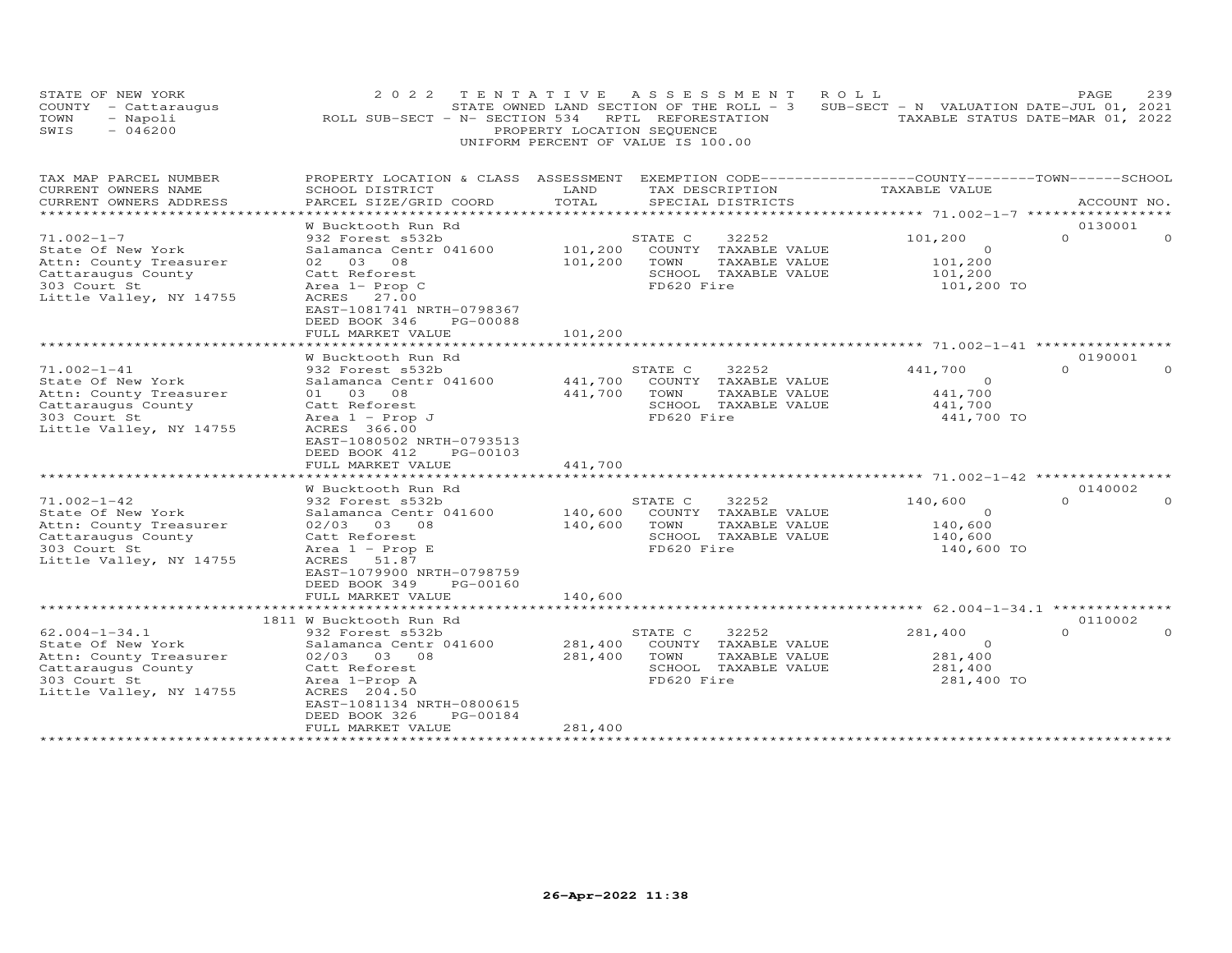STATE OF NEW YORK
COUNTY - Cattaraugus
TOWN - Napoli
SWIS - 046200

2022 TENTATIVE ASSESSMENT ROLL
STATE OWNED LAND SECTION OF THE ROLL - 3 SUB-SECT - N VALUATION DATE-JUL 01, 2021
ROLL SUB-SECT - N- SECTION 534 RPTL REFORESTATION TAXABLE STATUS DATE-MAR 01, 2022
PROPERTY LOCATION SEQUENCE
UNIFORM PERCENT OF VALUE IS 100.00

| TAX MAP PARCEL NUMBER / CURRENT OWNERS NAME / CURRENT OWNERS ADDRESS | PROPERTY LOCATION & CLASS / SCHOOL DISTRICT / PARCEL SIZE/GRID COORD | ASSESSMENT LAND / TOTAL | EXEMPTION CODE / TAX DESCRIPTION / SPECIAL DISTRICTS | COUNTY TAXABLE VALUE | TOWN | SCHOOL | ACCOUNT NO. |
|---|---|---|---|---|---|---|---|
| 71.002-1-7 | W Bucktooth Run Rd | | | | | | 0130001 |
| | 932 Forest s532b | | STATE C 32252 | 101,200 | 0 | 0 | |
| State Of New York | Salamanca Centr 041600 | 101,200 | COUNTY TAXABLE VALUE | 0 | | | |
| Attn: County Treasurer | 02 03 08 | 101,200 | TOWN TAXABLE VALUE | 101,200 | | | |
| Cattaraugus County | Catt Reforest | | SCHOOL TAXABLE VALUE | 101,200 | | | |
| 303 Court St | Area 1- Prop C | | FD620 Fire | 101,200 TO | | | |
| Little Valley, NY 14755 | ACRES 27.00 | | | | | | |
| | EAST-1081741 NRTH-0798367 | | | | | | |
| | DEED BOOK 346 PG-00088 | | | | | | |
| | FULL MARKET VALUE | 101,200 | | | | | |
| 71.002-1-41 | W Bucktooth Run Rd | | | | | | 0190001 |
| | 932 Forest s532b | | STATE C 32252 | 441,700 | 0 | 0 | |
| State Of New York | Salamanca Centr 041600 | 441,700 | COUNTY TAXABLE VALUE | 0 | | | |
| Attn: County Treasurer | 01 03 08 | 441,700 | TOWN TAXABLE VALUE | 441,700 | | | |
| Cattaraugus County | Catt Reforest | | SCHOOL TAXABLE VALUE | 441,700 | | | |
| 303 Court St | Area 1 - Prop J | | FD620 Fire | 441,700 TO | | | |
| Little Valley, NY 14755 | ACRES 366.00 | | | | | | |
| | EAST-1080502 NRTH-0793513 | | | | | | |
| | DEED BOOK 412 PG-00103 | | | | | | |
| | FULL MARKET VALUE | 441,700 | | | | | |
| 71.002-1-42 | W Bucktooth Run Rd | | | | | | 0140002 |
| | 932 Forest s532b | | STATE C 32252 | 140,600 | 0 | 0 | |
| State Of New York | Salamanca Centr 041600 | 140,600 | COUNTY TAXABLE VALUE | 0 | | | |
| Attn: County Treasurer | 02/03 03 08 | 140,600 | TOWN TAXABLE VALUE | 140,600 | | | |
| Cattaraugus County | Catt Reforest | | SCHOOL TAXABLE VALUE | 140,600 | | | |
| 303 Court St | Area 1 - Prop E | | FD620 Fire | 140,600 TO | | | |
| Little Valley, NY 14755 | ACRES 51.87 | | | | | | |
| | EAST-1079900 NRTH-0798759 | | | | | | |
| | DEED BOOK 349 PG-00160 | | | | | | |
| | FULL MARKET VALUE | 140,600 | | | | | |
| 62.004-1-34.1 | 1811 W Bucktooth Run Rd | | | | | | 0110002 |
| | 932 Forest s532b | | STATE C 32252 | 281,400 | 0 | 0 | |
| State Of New York | Salamanca Centr 041600 | 281,400 | COUNTY TAXABLE VALUE | 0 | | | |
| Attn: County Treasurer | 02/03 03 08 | 281,400 | TOWN TAXABLE VALUE | 281,400 | | | |
| Cattaraugus County | Catt Reforest | | SCHOOL TAXABLE VALUE | 281,400 | | | |
| 303 Court St | Area 1-Prop A | | FD620 Fire | 281,400 TO | | | |
| Little Valley, NY 14755 | ACRES 204.50 | | | | | | |
| | EAST-1081134 NRTH-0800615 | | | | | | |
| | DEED BOOK 326 PG-00184 | | | | | | |
| | FULL MARKET VALUE | 281,400 | | | | | |

26-Apr-2022 11:38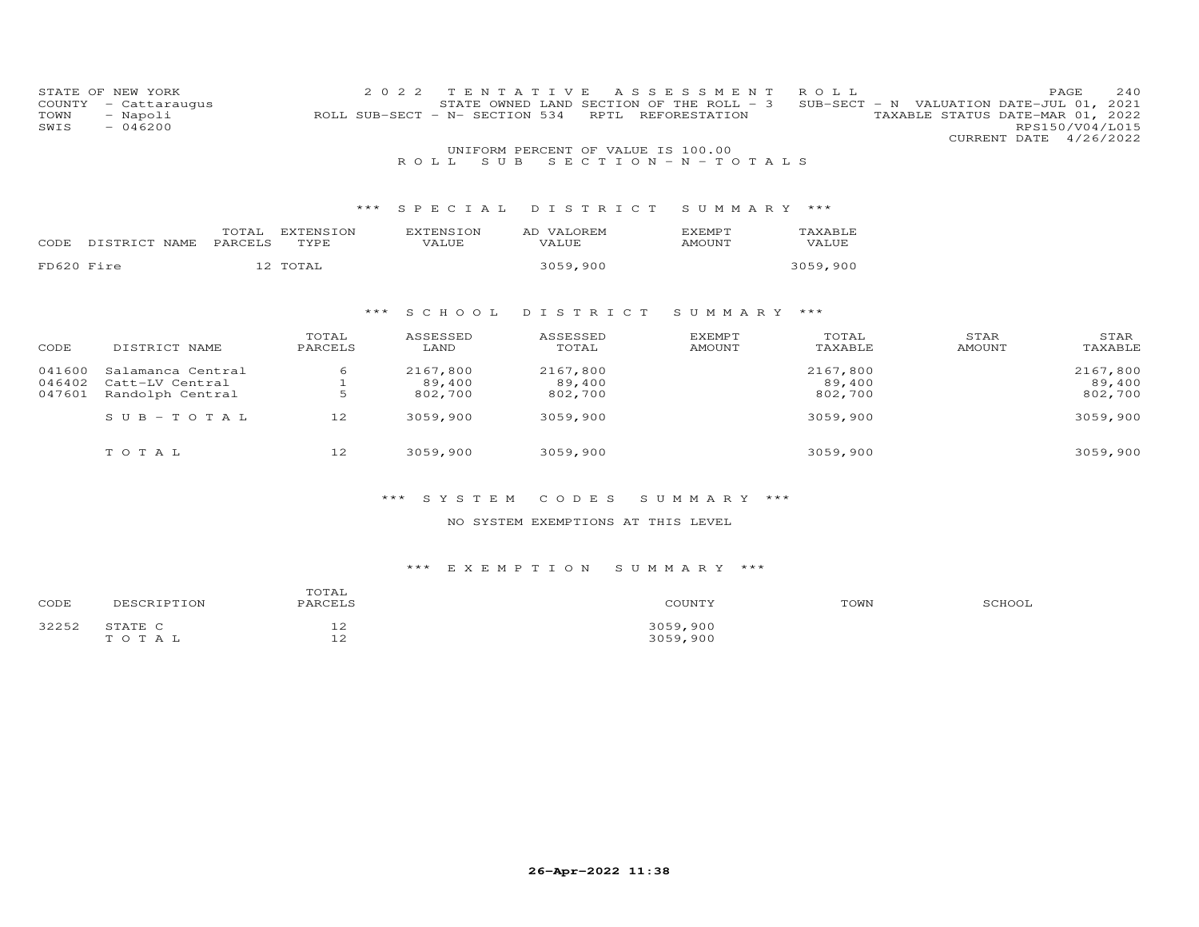STATE OF NEW YORK
COUNTY - Cattaraugus
TOWN - Napoli
SWIS - 046200

2 0 2 2 T E N T A T I V E A S S E S S M E N T R O L L
STATE OWNED LAND SECTION OF THE ROLL - 3 SUB-SECT - N VALUATION DATE-JUL 01, 2021
ROLL SUB-SECT - N- SECTION 534 RPTL REFORESTATION TAXABLE STATUS DATE-MAR 01, 2022
RPS150/V04/L015
CURRENT DATE 4/26/2022

UNIFORM PERCENT OF VALUE IS 100.00

R O L L S U B S E C T I O N - N - T O T A L S

### *** S P E C I A L D I S T R I C T S U M M A R Y ***

| CODE | DISTRICT NAME | TOTAL PARCELS | EXTENSION TYPE | EXTENSION VALUE | AD VALOREM VALUE | EXEMPT AMOUNT | TAXABLE VALUE |
|---|---|---|---|---|---|---|---|
| FD620 | Fire | 12 | TOTAL | | 3059,900 | | 3059,900 |

### *** S C H O O L D I S T R I C T S U M M A R Y ***

| CODE | DISTRICT NAME | TOTAL PARCELS | ASSESSED LAND | ASSESSED TOTAL | EXEMPT AMOUNT | TOTAL TAXABLE | STAR AMOUNT | STAR TAXABLE |
|---|---|---|---|---|---|---|---|---|
| 041600 | Salamanca Central | 6 | 2167,800 | 2167,800 | | 2167,800 | | 2167,800 |
| 046402 | Catt-LV Central | 1 | 89,400 | 89,400 | | 89,400 | | 89,400 |
| 047601 | Randolph Central | 5 | 802,700 | 802,700 | | 802,700 | | 802,700 |
| | S U B - T O T A L | 12 | 3059,900 | 3059,900 | | 3059,900 | | 3059,900 |
| | T O T A L | 12 | 3059,900 | 3059,900 | | 3059,900 | | 3059,900 |

### *** S Y S T E M C O D E S S U M M A R Y ***

NO SYSTEM EXEMPTIONS AT THIS LEVEL

### *** E X E M P T I O N S U M M A R Y ***

| CODE | DESCRIPTION | TOTAL PARCELS | COUNTY | TOWN | SCHOOL |
|---|---|---|---|---|---|
| 32252 | STATE C | 12 | 3059,900 | | |
| | T O T A L | 12 | 3059,900 | | |

26-Apr-2022 11:38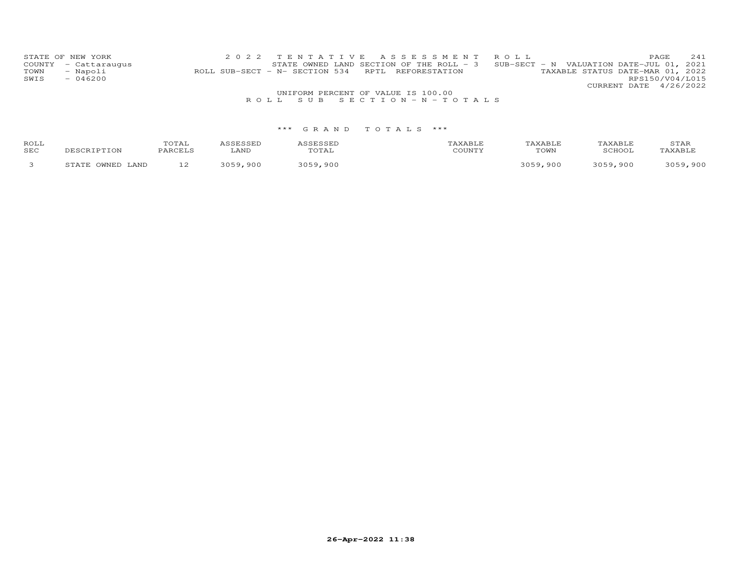STATE OF NEW YORK
COUNTY - Cattaraugus
TOWN - Napoli
SWIS - 046200

2 0 2 2 T E N T A T I V E A S S E S S M E N T R O L L
STATE OWNED LAND SECTION OF THE ROLL - 3 SUB-SECT - N VALUATION DATE-JUL 01, 2021
ROLL SUB-SECT - N- SECTION 534 RPTL REFORESTATION TAXABLE STATUS DATE-MAR 01, 2022
RPS150/V04/L015
CURRENT DATE 4/26/2022

UNIFORM PERCENT OF VALUE IS 100.00

R O L L S U B S E C T I O N - N - T O T A L S

\*\*\* G R A N D T O T A L S \*\*\*

| ROLL SEC | DESCRIPTION | TOTAL PARCELS | ASSESSED LAND | ASSESSED TOTAL | TAXABLE COUNTY | TAXABLE TOWN | TAXABLE SCHOOL | STAR TAXABLE |
|---|---|---|---|---|---|---|---|---|
| 3 | STATE OWNED LAND | 12 | 3059,900 | 3059,900 | | 3059,900 | 3059,900 | 3059,900 |

26-Apr-2022 11:38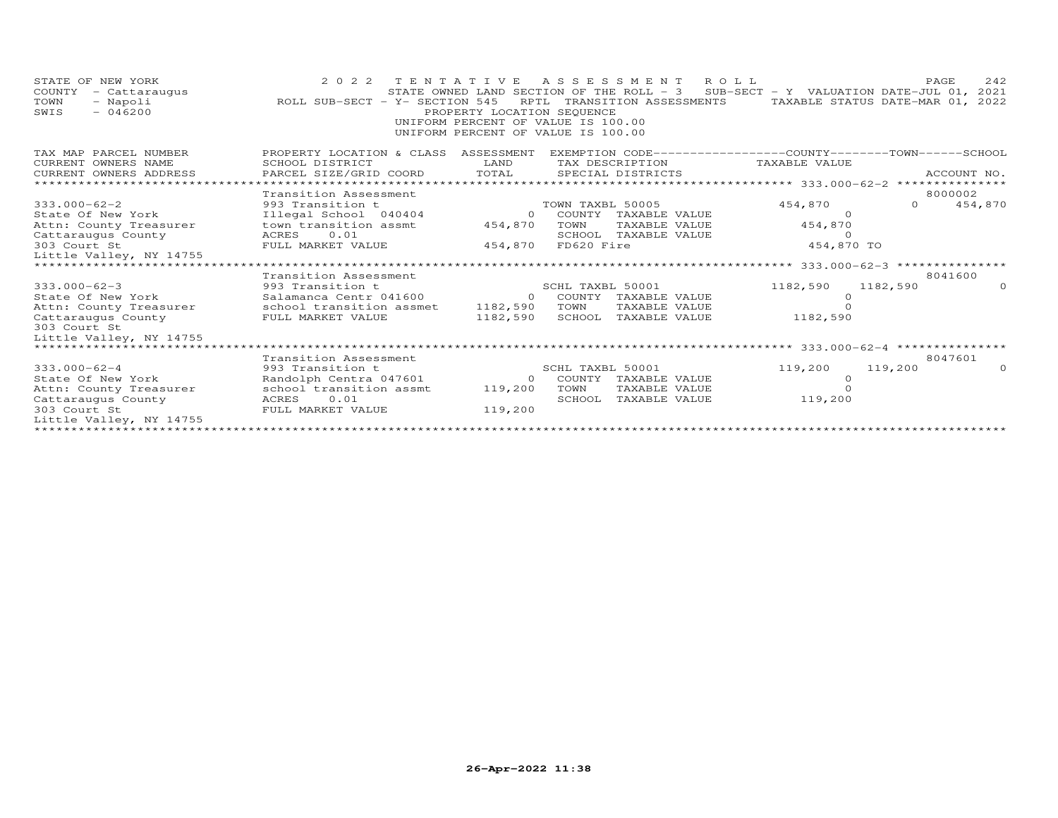STATE OF NEW YORK — 2022 TENTATIVE ASSESSMENT ROLL
COUNTY - Cattaraugus — STATE OWNED LAND SECTION OF THE ROLL - 3 SUB-SECT - Y VALUATION DATE-JUL 01, 2021
TOWN - Napoli — ROLL SUB-SECT - Y- SECTION 545 RPTL TRANSITION ASSESSMENTS — TAXABLE STATUS DATE-MAR 01, 2022
SWIS - 046200 — PROPERTY LOCATION SEQUENCE
UNIFORM PERCENT OF VALUE IS 100.00
UNIFORM PERCENT OF VALUE IS 100.00

| TAX MAP PARCEL NUMBER / CURRENT OWNERS NAME / CURRENT OWNERS ADDRESS | PROPERTY LOCATION & CLASS / SCHOOL DISTRICT / PARCEL SIZE/GRID COORD | ASSESSMENT LAND / TOTAL | EXEMPTION CODE / TAX DESCRIPTION / SPECIAL DISTRICTS | COUNTY TAXABLE VALUE | TOWN | SCHOOL / ACCOUNT NO. |
|---|---|---|---|---|---|---|
| **333.000-62-2** | Transition Assessment | | | | | 8000002 |
| 333.000-62-2 | 993 Transition t | | TOWN TAXBL 50005 | 454,870 | 0 | 454,870 |
| State Of New York | Illegal School 040404 | 0 | COUNTY TAXABLE VALUE | 0 | | |
| Attn: County Treasurer | town transition assmt | 454,870 | TOWN TAXABLE VALUE | 454,870 | | |
| Cattaraugus County | ACRES 0.01 | | SCHOOL TAXABLE VALUE | 0 | | |
| 303 Court St | FULL MARKET VALUE | 454,870 | FD620 Fire | 454,870 TO | | |
| Little Valley, NY 14755 | | | | | | |
| **333.000-62-3** | Transition Assessment | | | | | 8041600 |
| 333.000-62-3 | 993 Transition t | | SCHL TAXBL 50001 | 1182,590 | 1182,590 | 0 |
| State Of New York | Salamanca Centr 041600 | 0 | COUNTY TAXABLE VALUE | 0 | | |
| Attn: County Treasurer | school transition assmet | 1182,590 | TOWN TAXABLE VALUE | 0 | | |
| Cattaraugus County | FULL MARKET VALUE | 1182,590 | SCHOOL TAXABLE VALUE | 1182,590 | | |
| 303 Court St | | | | | | |
| Little Valley, NY 14755 | | | | | | |
| **333.000-62-4** | Transition Assessment | | | | | 8047601 |
| 333.000-62-4 | 993 Transition t | | SCHL TAXBL 50001 | 119,200 | 119,200 | 0 |
| State Of New York | Randolph Centra 047601 | 0 | COUNTY TAXABLE VALUE | 0 | | |
| Attn: County Treasurer | school transition assmt | 119,200 | TOWN TAXABLE VALUE | 0 | | |
| Cattaraugus County | ACRES 0.01 | | SCHOOL TAXABLE VALUE | 119,200 | | |
| 303 Court St | FULL MARKET VALUE | 119,200 | | | | |
| Little Valley, NY 14755 | | | | | | |

26-Apr-2022 11:38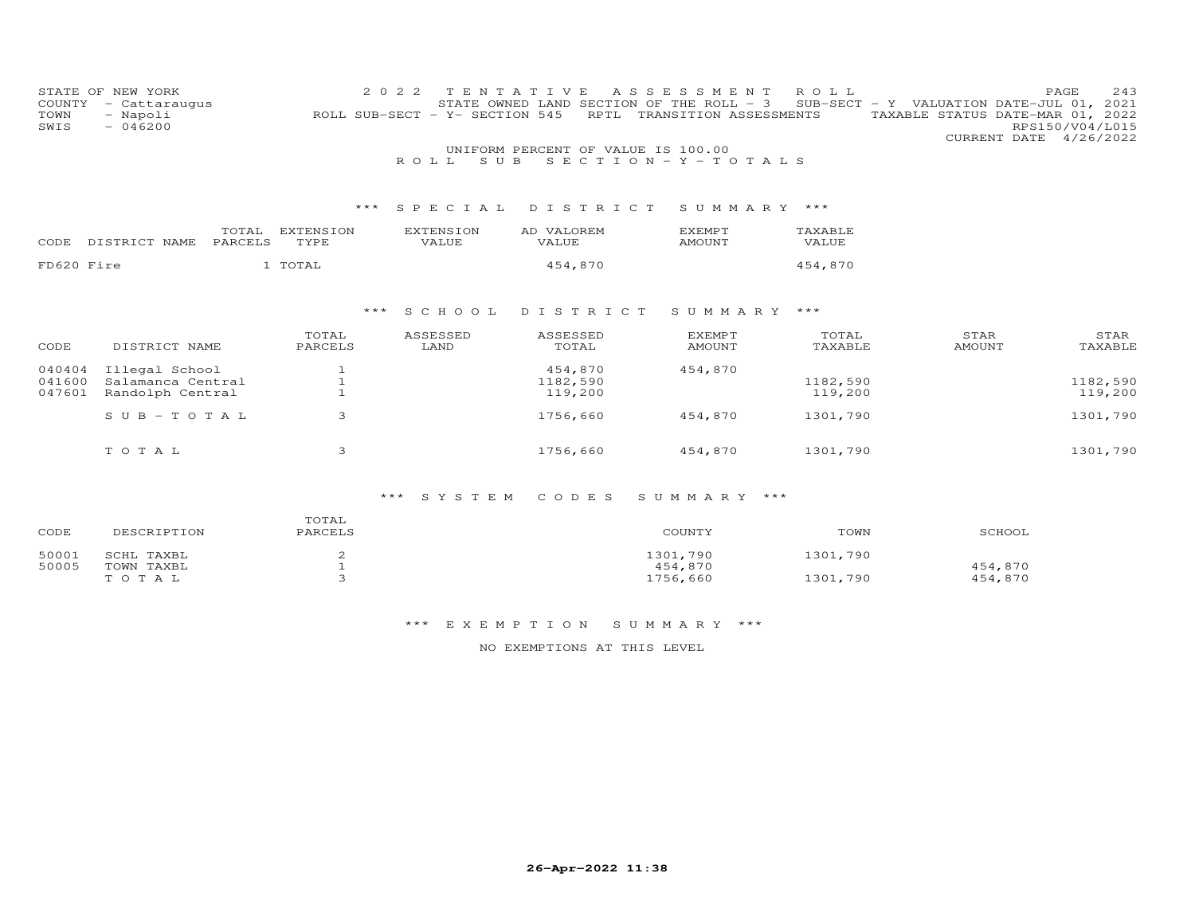STATE OF NEW YORK | 2022 TENTATIVE ASSESSMENT ROLL
COUNTY - Cattaraugus | STATE OWNED LAND SECTION OF THE ROLL - 3 SUB-SECT - Y VALUATION DATE-JUL 01, 2021
TOWN - Napoli | ROLL SUB-SECT - Y- SECTION 545 RPTL TRANSITION ASSESSMENTS TAXABLE STATUS DATE-MAR 01, 2022
SWIS - 046200 | RPS150/V04/L015
CURRENT DATE 4/26/2022

UNIFORM PERCENT OF VALUE IS 100.00

ROLL SUB SECTION - Y - TOTALS

## *** SPECIAL DISTRICT SUMMARY ***

| CODE | DISTRICT NAME | TOTAL PARCELS | EXTENSION TYPE | EXTENSION VALUE | AD VALOREM VALUE | EXEMPT AMOUNT | TAXABLE VALUE |
|---|---|---|---|---|---|---|---|
| FD620 | Fire | 1 | TOTAL | | 454,870 | | 454,870 |

## *** SCHOOL DISTRICT SUMMARY ***

| CODE | DISTRICT NAME | TOTAL PARCELS | ASSESSED LAND | ASSESSED TOTAL | EXEMPT AMOUNT | TOTAL TAXABLE | STAR AMOUNT | STAR TAXABLE |
|---|---|---|---|---|---|---|---|---|
| 040404 | Illegal School | 1 | | 454,870 | 454,870 | | | |
| 041600 | Salamanca Central | 1 | | 1182,590 | | 1182,590 | | 1182,590 |
| 047601 | Randolph Central | 1 | | 119,200 | | 119,200 | | 119,200 |
| | SUB-TOTAL | 3 | | 1756,660 | 454,870 | 1301,790 | | 1301,790 |
| | TOTAL | 3 | | 1756,660 | 454,870 | 1301,790 | | 1301,790 |

## *** SYSTEM CODES SUMMARY ***

| CODE | DESCRIPTION | TOTAL PARCELS | COUNTY | TOWN | SCHOOL |
|---|---|---|---|---|---|
| 50001 | SCHL TAXBL | 2 | 1301,790 | 1301,790 | |
| 50005 | TOWN TAXBL | 1 | 454,870 | | 454,870 |
| | TOTAL | 3 | 1756,660 | 1301,790 | 454,870 |

## *** EXEMPTION SUMMARY ***

NO EXEMPTIONS AT THIS LEVEL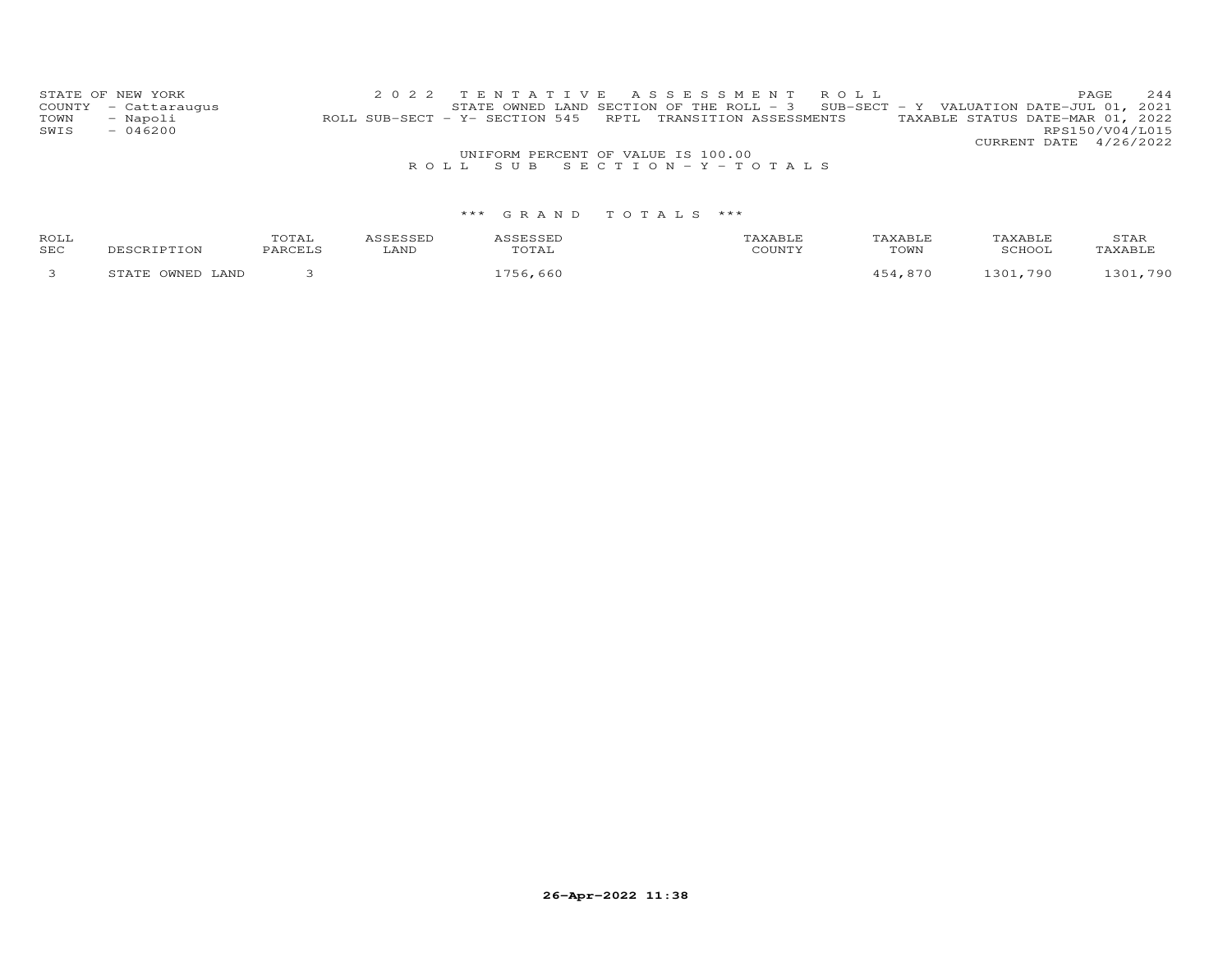UNIFORM PERCENT OF VALUE IS 100.00

ROLL SUB SECTION - Y - TOTALS

### *** GRAND TOTALS ***

| ROLL SEC | DESCRIPTION | TOTAL PARCELS | ASSESSED LAND | ASSESSED TOTAL | TAXABLE COUNTY | TAXABLE TOWN | TAXABLE SCHOOL | STAR TAXABLE |
|---|---|---|---|---|---|---|---|---|
| 3 | STATE OWNED LAND | 3 | | 1756,660 | | 454,870 | 1301,790 | 1301,790 |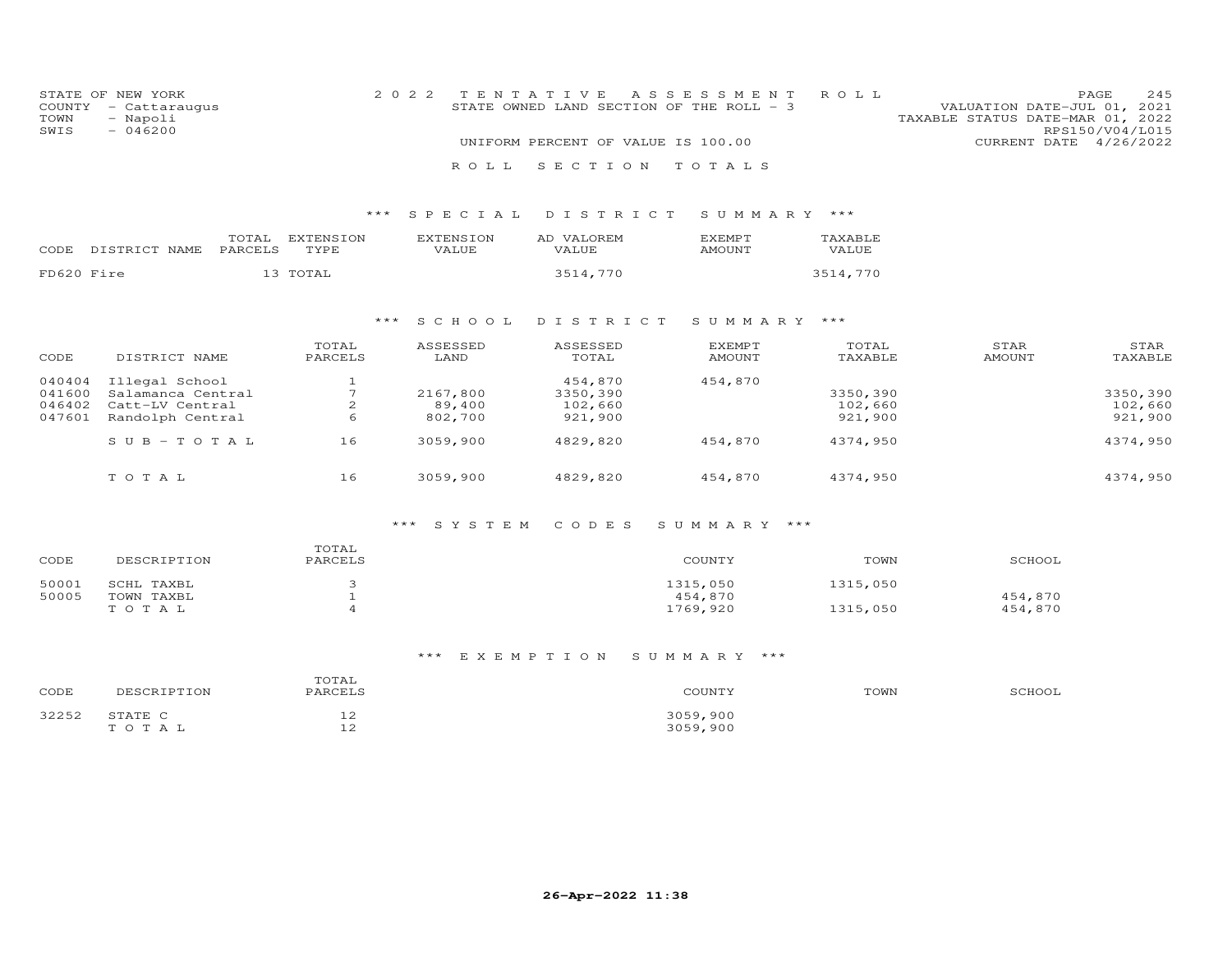STATE OF NEW YORK
COUNTY - Cattaraugus
TOWN - Napoli
SWIS - 046200

2 0 2 2 TENTATIVE ASSESSMENT ROLL
STATE OWNED LAND SECTION OF THE ROLL - 3
UNIFORM PERCENT OF VALUE IS 100.00

VALUATION DATE-JUL 01, 2021
TAXABLE STATUS DATE-MAR 01, 2022
RPS150/V04/L015
CURRENT DATE 4/26/2022

## ROLL SECTION TOTALS

### *** SPECIAL DISTRICT SUMMARY ***

| CODE | DISTRICT NAME | TOTAL PARCELS | EXTENSION TYPE | EXTENSION VALUE | AD VALOREM VALUE | EXEMPT AMOUNT | TAXABLE VALUE |
|---|---|---|---|---|---|---|---|
| FD620 | Fire | 13 | TOTAL | | 3514,770 | | 3514,770 |

### *** SCHOOL DISTRICT SUMMARY ***

| CODE | DISTRICT NAME | TOTAL PARCELS | ASSESSED LAND | ASSESSED TOTAL | EXEMPT AMOUNT | TOTAL TAXABLE | STAR AMOUNT | STAR TAXABLE |
|---|---|---|---|---|---|---|---|---|
| 040404 | Illegal School | 1 | | 454,870 | 454,870 | | | |
| 041600 | Salamanca Central | 7 | 2167,800 | 3350,390 | | 3350,390 | | 3350,390 |
| 046402 | Catt-LV Central | 2 | 89,400 | 102,660 | | 102,660 | | 102,660 |
| 047601 | Randolph Central | 6 | 802,700 | 921,900 | | 921,900 | | 921,900 |
| | SUB-TOTAL | 16 | 3059,900 | 4829,820 | 454,870 | 4374,950 | | 4374,950 |
| | TOTAL | 16 | 3059,900 | 4829,820 | 454,870 | 4374,950 | | 4374,950 |

### *** SYSTEM CODES SUMMARY ***

| CODE | DESCRIPTION | TOTAL PARCELS | COUNTY | TOWN | SCHOOL |
|---|---|---|---|---|---|
| 50001 | SCHL TAXBL | 3 | 1315,050 | 1315,050 | |
| 50005 | TOWN TAXBL | 1 | 454,870 | | 454,870 |
| | TOTAL | 4 | 1769,920 | 1315,050 | 454,870 |

### *** EXEMPTION SUMMARY ***

| CODE | DESCRIPTION | TOTAL PARCELS | COUNTY | TOWN | SCHOOL |
|---|---|---|---|---|---|
| 32252 | STATE C | 12 | 3059,900 | | |
| | TOTAL | 12 | 3059,900 | | |

26-Apr-2022 11:38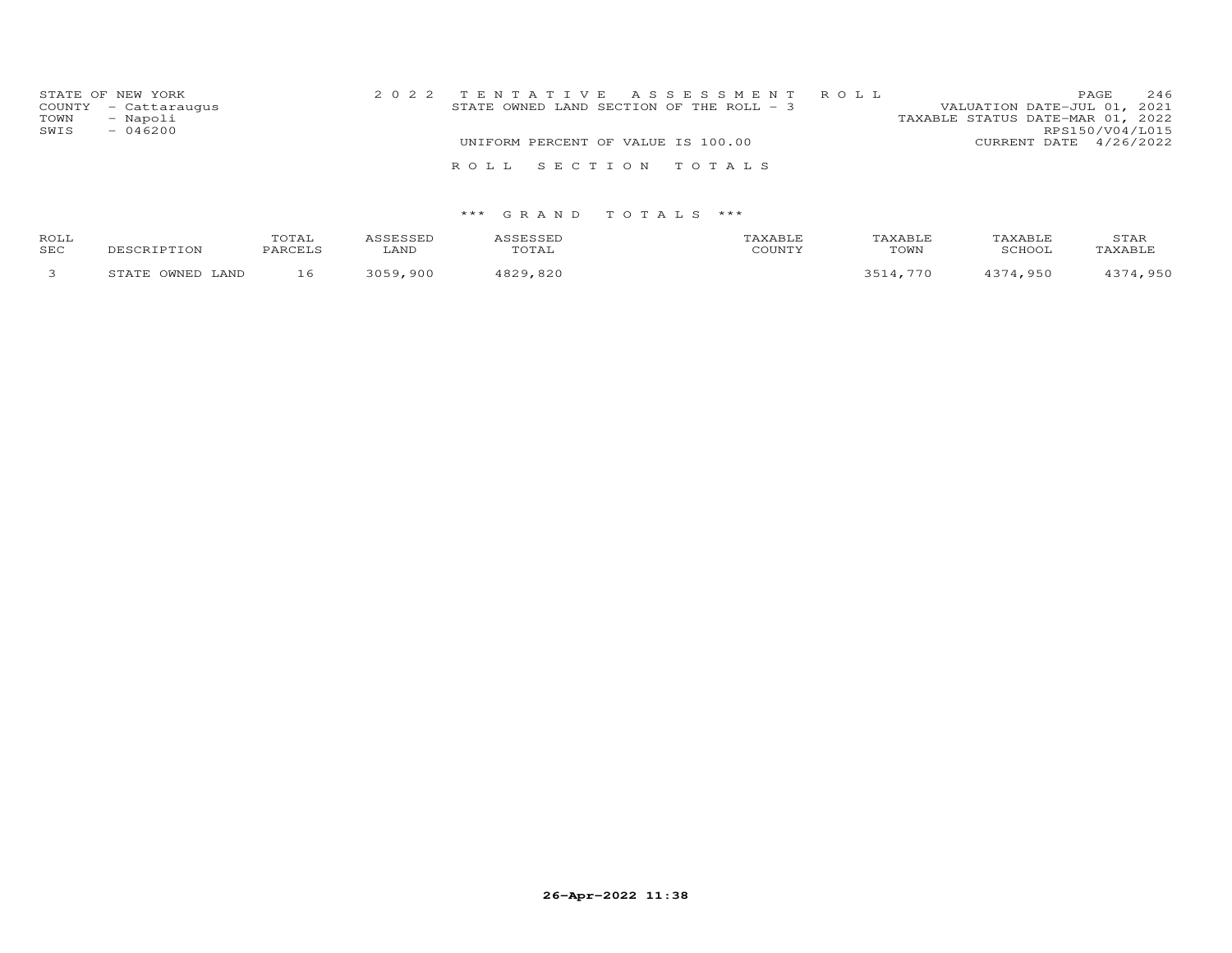STATE OF NEW YORK
COUNTY - Cattaraugus
TOWN - Napoli
SWIS - 046200

2022 TENTATIVE ASSESSMENT ROLL
STATE OWNED LAND SECTION OF THE ROLL - 3

VALUATION DATE-JUL 01, 2021
TAXABLE STATUS DATE-MAR 01, 2022
RPS150/V04/L015
CURRENT DATE 4/26/2022

UNIFORM PERCENT OF VALUE IS 100.00

ROLL SECTION TOTALS

*** GRAND TOTALS ***

| ROLL SEC | DESCRIPTION | TOTAL PARCELS | ASSESSED LAND | ASSESSED TOTAL | TAXABLE COUNTY | TAXABLE TOWN | TAXABLE SCHOOL | STAR TAXABLE |
|---|---|---|---|---|---|---|---|---|
| 3 | STATE OWNED LAND | 16 | 3059,900 | 4829,820 | | 3514,770 | 4374,950 | 4374,950 |

26-Apr-2022 11:38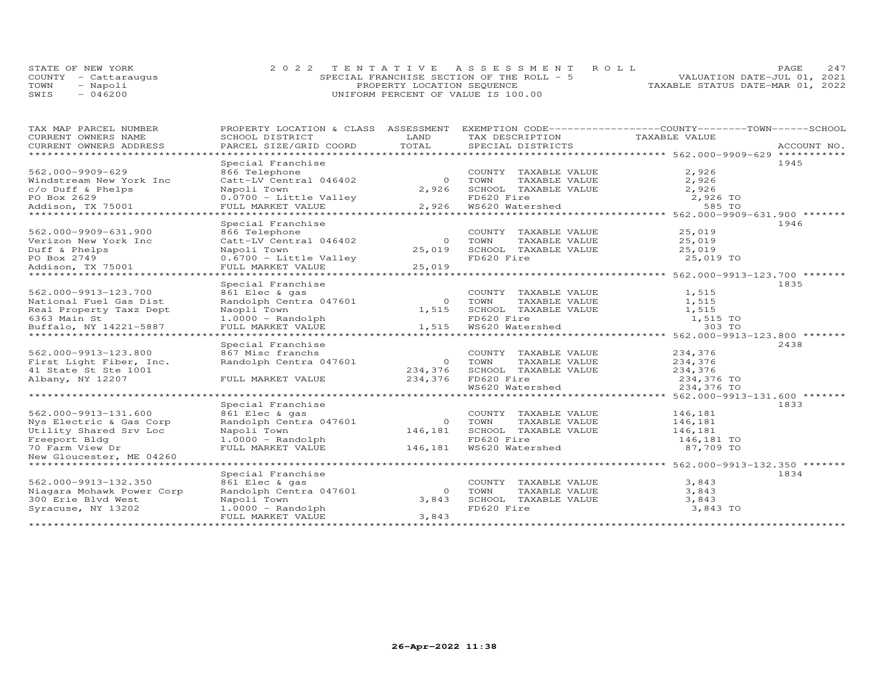STATE OF NEW YORK
COUNTY - Cattaraugus
TOWN - Napoli
SWIS - 046200

2022 TENTATIVE ASSESSMENT ROLL
SPECIAL FRANCHISE SECTION OF THE ROLL - 5
PROPERTY LOCATION SEQUENCE
UNIFORM PERCENT OF VALUE IS 100.00

VALUATION DATE-JUL 01, 2021
TAXABLE STATUS DATE-MAR 01, 2022

| TAX MAP PARCEL NUMBER / CURRENT OWNERS NAME / CURRENT OWNERS ADDRESS | PROPERTY LOCATION & CLASS / SCHOOL DISTRICT / PARCEL SIZE/GRID COORD | ASSESSMENT LAND / TOTAL | EXEMPTION CODE / TAX DESCRIPTION / SPECIAL DISTRICTS | TAXABLE VALUE | ACCOUNT NO. |
|---|---|---|---|---|---|
| 562.000-9909-629 | Special Franchise | | | | 1945 |
| 562.000-9909-629 | 866 Telephone | | COUNTY TAXABLE VALUE | 2,926 | |
| Windstream New York Inc | Catt-LV Central 046402 | 0 | TOWN TAXABLE VALUE | 2,926 | |
| c/o Duff & Phelps | Napoli Town | 2,926 | SCHOOL TAXABLE VALUE | 2,926 | |
| PO Box 2629 | 0.0700 - Little Valley | | FD620 Fire | 2,926 TO | |
| Addison, TX 75001 | FULL MARKET VALUE | 2,926 | WS620 Watershed | 585 TO | |
| 562.000-9909-631.900 | Special Franchise | | | | 1946 |
| 562.000-9909-631.900 | 866 Telephone | | COUNTY TAXABLE VALUE | 25,019 | |
| Verizon New York Inc | Catt-LV Central 046402 | 0 | TOWN TAXABLE VALUE | 25,019 | |
| Duff & Phelps | Napoli Town | 25,019 | SCHOOL TAXABLE VALUE | 25,019 | |
| PO Box 2749 | 0.6700 - Little Valley | | FD620 Fire | 25,019 TO | |
| Addison, TX 75001 | FULL MARKET VALUE | 25,019 | | | |
| 562.000-9913-123.700 | Special Franchise | | | | 1835 |
| 562.000-9913-123.700 | 861 Elec & gas | | COUNTY TAXABLE VALUE | 1,515 | |
| National Fuel Gas Dist | Randolph Centra 047601 | 0 | TOWN TAXABLE VALUE | 1,515 | |
| Real Property Taxz Dept | Naopli Town | 1,515 | SCHOOL TAXABLE VALUE | 1,515 | |
| 6363 Main St | 1.0000 - Randolph | | FD620 Fire | 1,515 TO | |
| Buffalo, NY 14221-5887 | FULL MARKET VALUE | 1,515 | WS620 Watershed | 303 TO | |
| 562.000-9913-123.800 | Special Franchise | | | | 2438 |
| 562.000-9913-123.800 | 867 Misc franchs | | COUNTY TAXABLE VALUE | 234,376 | |
| First Light Fiber, Inc. | Randolph Centra 047601 | 0 | TOWN TAXABLE VALUE | 234,376 | |
| 41 State St Ste 1001 | | 234,376 | SCHOOL TAXABLE VALUE | 234,376 | |
| Albany, NY 12207 | FULL MARKET VALUE | 234,376 | FD620 Fire | 234,376 TO | |
| | | | WS620 Watershed | 234,376 TO | |
| 562.000-9913-131.600 | Special Franchise | | | | 1833 |
| 562.000-9913-131.600 | 861 Elec & gas | | COUNTY TAXABLE VALUE | 146,181 | |
| Nys Electric & Gas Corp | Randolph Centra 047601 | 0 | TOWN TAXABLE VALUE | 146,181 | |
| Utility Shared Srv Loc | Napoli Town | 146,181 | SCHOOL TAXABLE VALUE | 146,181 | |
| Freeport Bldg | 1.0000 - Randolph | | FD620 Fire | 146,181 TO | |
| 70 Farm View Dr | FULL MARKET VALUE | 146,181 | WS620 Watershed | 87,709 TO | |
| New Gloucester, ME 04260 | | | | | |
| 562.000-9913-132.350 | Special Franchise | | | | 1834 |
| 562.000-9913-132.350 | 861 Elec & gas | | COUNTY TAXABLE VALUE | 3,843 | |
| Niagara Mohawk Power Corp | Randolph Centra 047601 | 0 | TOWN TAXABLE VALUE | 3,843 | |
| 300 Erie Blvd West | Napoli Town | 3,843 | SCHOOL TAXABLE VALUE | 3,843 | |
| Syracuse, NY 13202 | 1.0000 - Randolph | | FD620 Fire | 3,843 TO | |
| | FULL MARKET VALUE | 3,843 | | | |

26-Apr-2022 11:38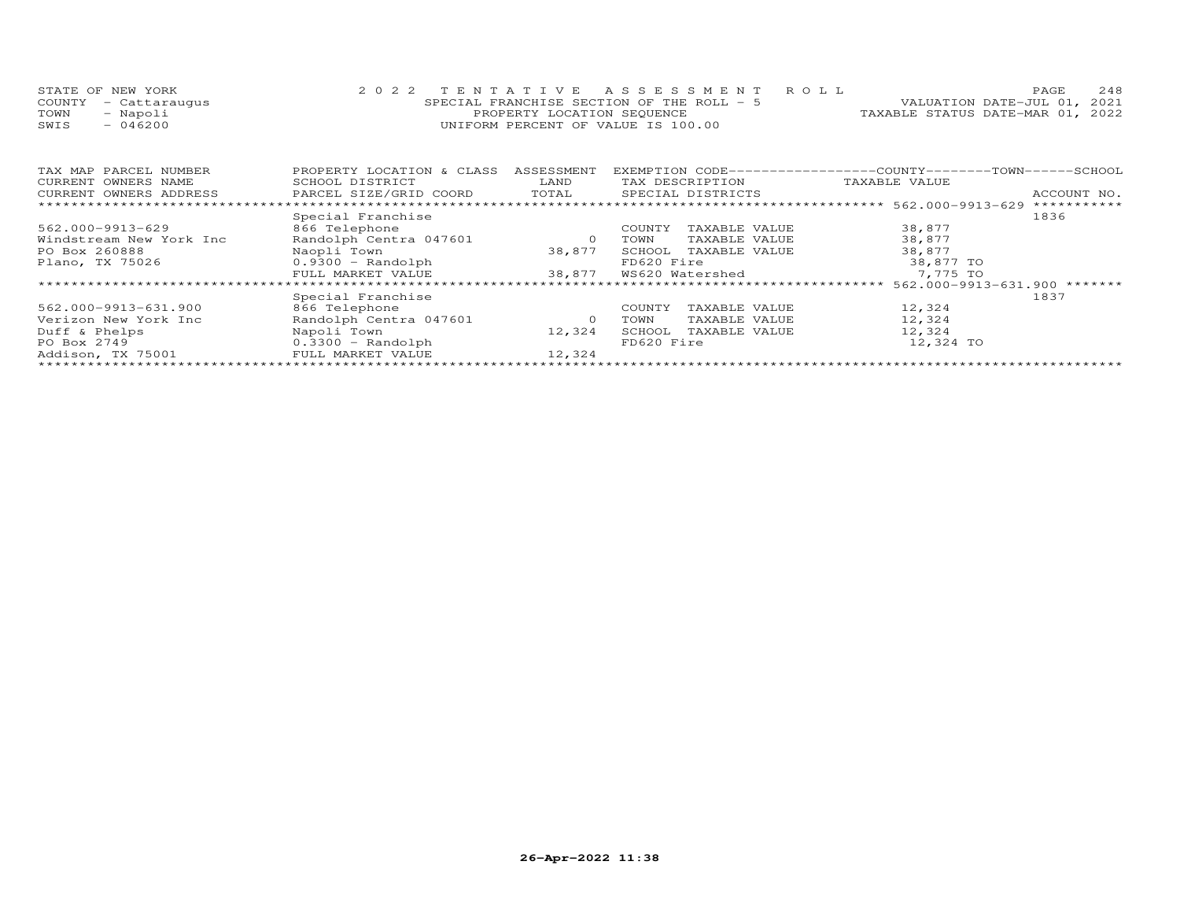STATE OF NEW YORK
COUNTY - Cattaraugus
TOWN - Napoli
SWIS - 046200

2022 TENTATIVE ASSESSMENT ROLL
SPECIAL FRANCHISE SECTION OF THE ROLL - 5
PROPERTY LOCATION SEQUENCE
UNIFORM PERCENT OF VALUE IS 100.00

VALUATION DATE-JUL 01, 2021
TAXABLE STATUS DATE-MAR 01, 2022

| TAX MAP PARCEL NUMBER / CURRENT OWNERS NAME / CURRENT OWNERS ADDRESS | PROPERTY LOCATION & CLASS / SCHOOL DISTRICT / PARCEL SIZE/GRID COORD | ASSESSMENT LAND / TOTAL | EXEMPTION CODE / TAX DESCRIPTION / SPECIAL DISTRICTS | COUNTY--------TOWN------SCHOOL TAXABLE VALUE | ACCOUNT NO. |
|---|---|---|---|---|---|
| | Special Franchise | | | 562.000-9913-629 | 1836 |
| 562.000-9913-629 | 866 Telephone | | COUNTY TAXABLE VALUE | 38,877 | |
| Windstream New York Inc | Randolph Centra 047601 | 0 | TOWN TAXABLE VALUE | 38,877 | |
| PO Box 260888 | Naopli Town | 38,877 | SCHOOL TAXABLE VALUE | 38,877 | |
| Plano, TX 75026 | 0.9300 - Randolph | | FD620 Fire | 38,877 TO | |
| | FULL MARKET VALUE | 38,877 | WS620 Watershed | 7,775 TO | |
| | Special Franchise | | | 562.000-9913-631.900 | 1837 |
| 562.000-9913-631.900 | 866 Telephone | | COUNTY TAXABLE VALUE | 12,324 | |
| Verizon New York Inc | Randolph Centra 047601 | 0 | TOWN TAXABLE VALUE | 12,324 | |
| Duff & Phelps | Napoli Town | 12,324 | SCHOOL TAXABLE VALUE | 12,324 | |
| PO Box 2749 | 0.3300 - Randolph | | FD620 Fire | 12,324 TO | |
| Addison, TX 75001 | FULL MARKET VALUE | 12,324 | | | |

26-Apr-2022 11:38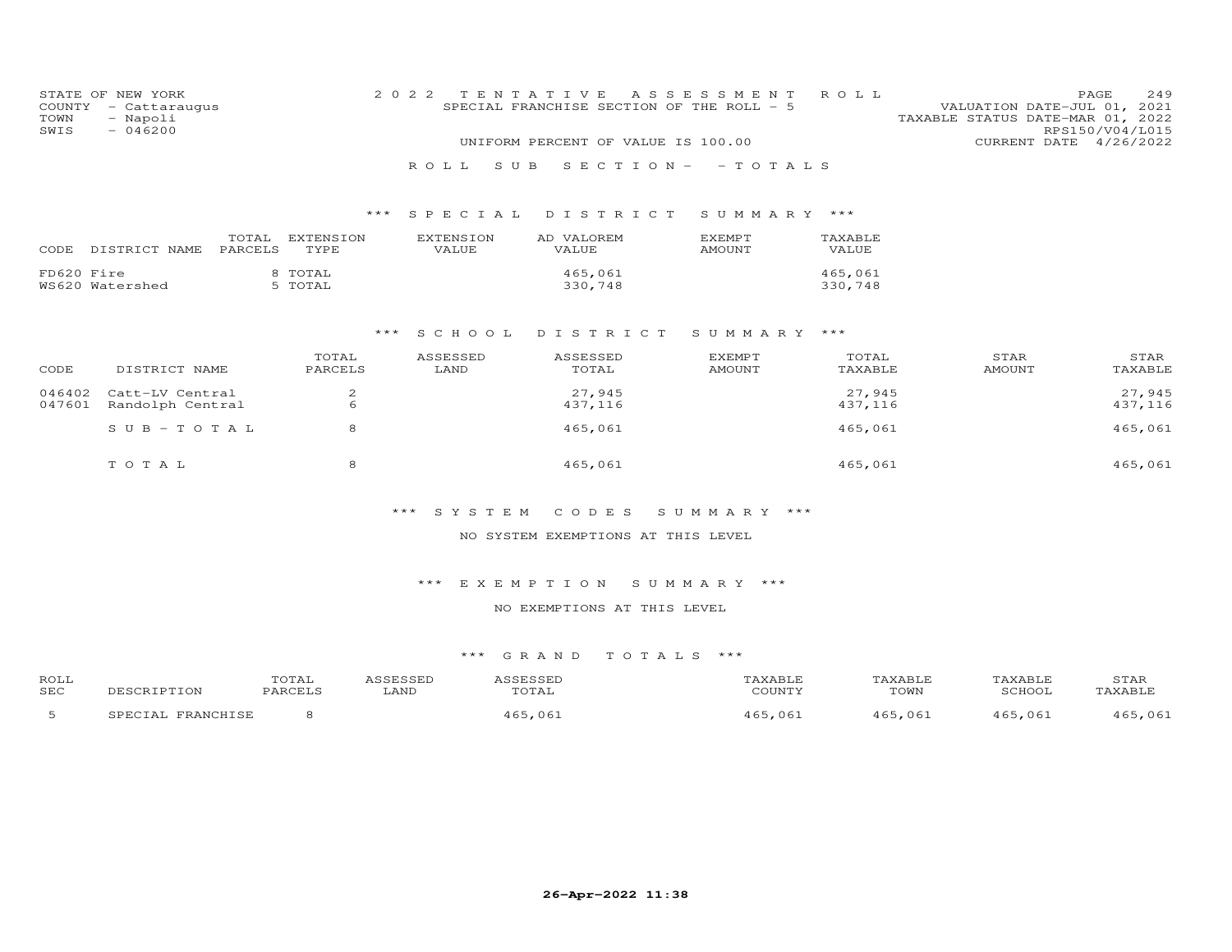STATE OF NEW YORK
COUNTY - Cattaraugus
TOWN - Napoli
SWIS - 046200

2022 TENTATIVE ASSESSMENT ROLL
SPECIAL FRANCHISE SECTION OF THE ROLL - 5
UNIFORM PERCENT OF VALUE IS 100.00

VALUATION DATE-JUL 01, 2021
TAXABLE STATUS DATE-MAR 01, 2022
RPS150/V04/L015
CURRENT DATE 4/26/2022

ROLL SUB SECTION - - TOTALS

### *** SPECIAL DISTRICT SUMMARY ***

| CODE | DISTRICT NAME | TOTAL PARCELS | EXTENSION TYPE | EXTENSION VALUE | AD VALOREM VALUE | EXEMPT AMOUNT | TAXABLE VALUE |
|---|---|---|---|---|---|---|---|
| FD620 | Fire | 8 | TOTAL | | 465,061 | | 465,061 |
| WS620 | Watershed | 5 | TOTAL | | 330,748 | | 330,748 |

### *** SCHOOL DISTRICT SUMMARY ***

| CODE | DISTRICT NAME | TOTAL PARCELS | ASSESSED LAND | ASSESSED TOTAL | EXEMPT AMOUNT | TOTAL TAXABLE | STAR AMOUNT | STAR TAXABLE |
|---|---|---|---|---|---|---|---|---|
| 046402 | Catt-LV Central | 2 | | 27,945 | | 27,945 | | 27,945 |
| 047601 | Randolph Central | 6 | | 437,116 | | 437,116 | | 437,116 |
| | SUB-TOTAL | 8 | | 465,061 | | 465,061 | | 465,061 |
| | TOTAL | 8 | | 465,061 | | 465,061 | | 465,061 |

### *** SYSTEM CODES SUMMARY ***

NO SYSTEM EXEMPTIONS AT THIS LEVEL

### *** EXEMPTION SUMMARY ***

NO EXEMPTIONS AT THIS LEVEL

### *** GRAND TOTALS ***

| ROLL SEC | DESCRIPTION | TOTAL PARCELS | ASSESSED LAND | ASSESSED TOTAL | TAXABLE COUNTY | TAXABLE TOWN | TAXABLE SCHOOL | STAR TAXABLE |
|---|---|---|---|---|---|---|---|---|
| 5 | SPECIAL FRANCHISE | 8 | | 465,061 | 465,061 | 465,061 | 465,061 | 465,061 |

26-Apr-2022 11:38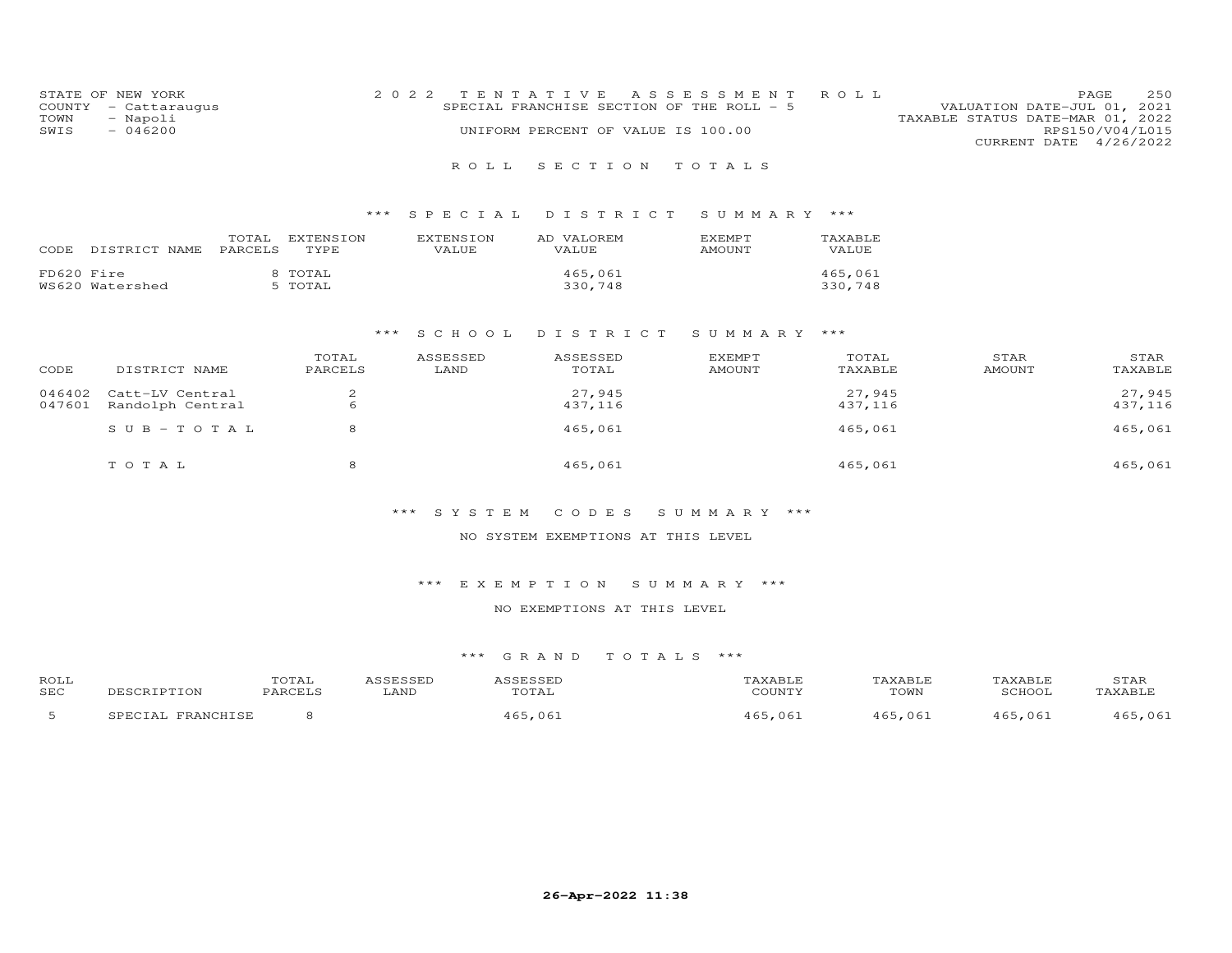STATE OF NEW YORK
COUNTY - Cattaraugus
TOWN - Napoli
SWIS - 046200

2022 TENTATIVE ASSESSMENT ROLL
SPECIAL FRANCHISE SECTION OF THE ROLL - 5
UNIFORM PERCENT OF VALUE IS 100.00

VALUATION DATE-JUL 01, 2021
TAXABLE STATUS DATE-MAR 01, 2022
RPS150/V04/L015
CURRENT DATE 4/26/2022

# ROLL SECTION TOTALS

## *** SPECIAL DISTRICT SUMMARY ***

| CODE | DISTRICT NAME | TOTAL PARCELS | EXTENSION TYPE | EXTENSION VALUE | AD VALOREM VALUE | EXEMPT AMOUNT | TAXABLE VALUE |
|---|---|---|---|---|---|---|---|
| FD620 | Fire | 8 | TOTAL | | 465,061 | | 465,061 |
| WS620 | Watershed | 5 | TOTAL | | 330,748 | | 330,748 |

## *** SCHOOL DISTRICT SUMMARY ***

| CODE | DISTRICT NAME | TOTAL PARCELS | ASSESSED LAND | ASSESSED TOTAL | EXEMPT AMOUNT | TOTAL TAXABLE | STAR AMOUNT | STAR TAXABLE |
|---|---|---|---|---|---|---|---|---|
| 046402 | Catt-LV Central | 2 | | 27,945 | | 27,945 | | 27,945 |
| 047601 | Randolph Central | 6 | | 437,116 | | 437,116 | | 437,116 |
| | SUB-TOTAL | 8 | | 465,061 | | 465,061 | | 465,061 |
| | TOTAL | 8 | | 465,061 | | 465,061 | | 465,061 |

## *** SYSTEM CODES SUMMARY ***

NO SYSTEM EXEMPTIONS AT THIS LEVEL

## *** EXEMPTION SUMMARY ***

NO EXEMPTIONS AT THIS LEVEL

## *** GRAND TOTALS ***

| ROLL SEC | DESCRIPTION | TOTAL PARCELS | ASSESSED LAND | ASSESSED TOTAL | TAXABLE COUNTY | TAXABLE TOWN | TAXABLE SCHOOL | STAR TAXABLE |
|---|---|---|---|---|---|---|---|---|
| 5 | SPECIAL FRANCHISE | 8 | | 465,061 | 465,061 | 465,061 | 465,061 | 465,061 |

**26-Apr-2022 11:38**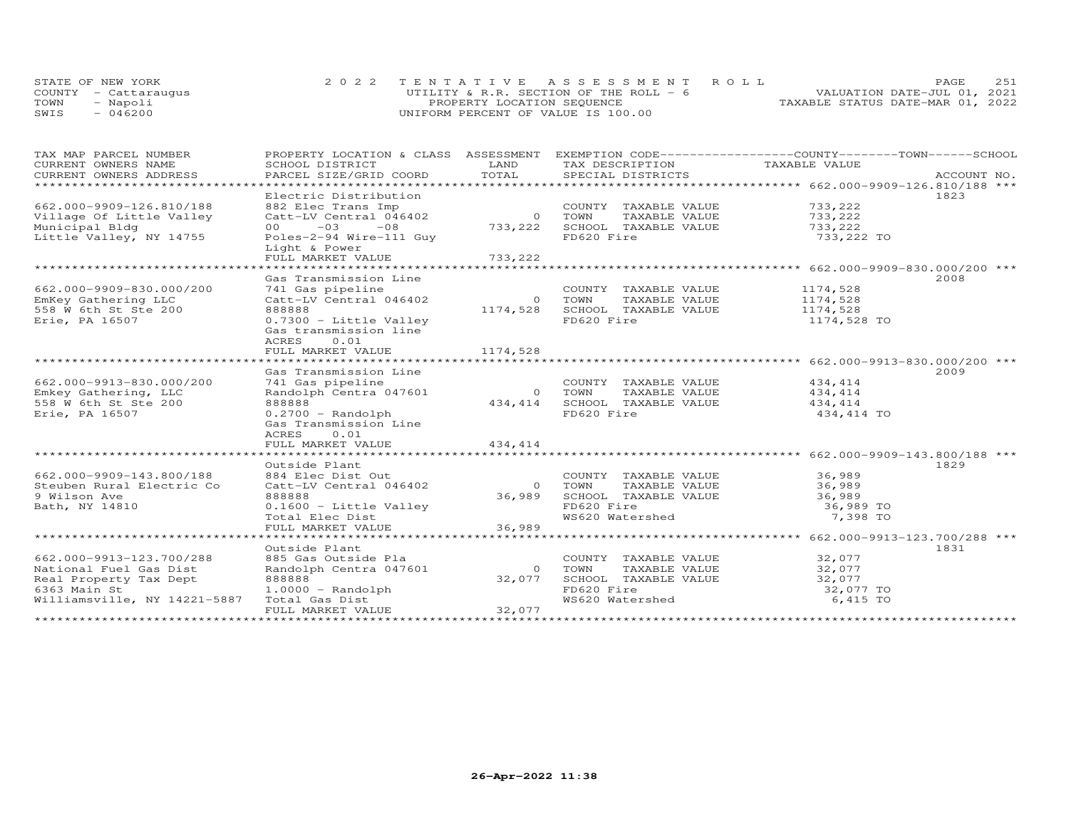STATE OF NEW YORK
COUNTY - Cattaraugus
TOWN - Napoli
SWIS - 046200

2022 TENTATIVE ASSESSMENT ROLL
UTILITY & R.R. SECTION OF THE ROLL - 6
PROPERTY LOCATION SEQUENCE
UNIFORM PERCENT OF VALUE IS 100.00

VALUATION DATE-JUL 01, 2021
TAXABLE STATUS DATE-MAR 01, 2022

| TAX MAP PARCEL NUMBER / CURRENT OWNERS NAME / CURRENT OWNERS ADDRESS | PROPERTY LOCATION & CLASS / SCHOOL DISTRICT / PARCEL SIZE/GRID COORD | ASSESSMENT LAND / TOTAL | EXEMPTION CODE / TAX DESCRIPTION / SPECIAL DISTRICTS | COUNTY / TOWN / SCHOOL TAXABLE VALUE | ACCOUNT NO. |
|---|---|---|---|---|---|
| **662.000-9909-126.810/188** | Electric Distribution | | | | 1823 |
| 662.000-9909-126.810/188 | 882 Elec Trans Imp | | COUNTY TAXABLE VALUE | 733,222 | |
| Village Of Little Valley | Catt-LV Central 046402 | 0 | TOWN TAXABLE VALUE | 733,222 | |
| Municipal Bldg | 00 -03 -08 | 733,222 | SCHOOL TAXABLE VALUE | 733,222 | |
| Little Valley, NY 14755 | Poles-2-94 Wire-111 Guy | | FD620 Fire | 733,222 TO | |
| | Light & Power | | | | |
| | FULL MARKET VALUE | 733,222 | | | |
| **662.000-9909-830.000/200** | Gas Transmission Line | | | | 2008 |
| 662.000-9909-830.000/200 | 741 Gas pipeline | | COUNTY TAXABLE VALUE | 1174,528 | |
| EmKey Gathering LLC | Catt-LV Central 046402 | 0 | TOWN TAXABLE VALUE | 1174,528 | |
| 558 W 6th St Ste 200 | 888888 | 1174,528 | SCHOOL TAXABLE VALUE | 1174,528 | |
| Erie, PA 16507 | 0.7300 - Little Valley | | FD620 Fire | 1174,528 TO | |
| | Gas transmission line | | | | |
| | ACRES 0.01 | | | | |
| | FULL MARKET VALUE | 1174,528 | | | |
| **662.000-9913-830.000/200** | Gas Transmission Line | | | | 2009 |
| 662.000-9913-830.000/200 | 741 Gas pipeline | | COUNTY TAXABLE VALUE | 434,414 | |
| Emkey Gathering, LLC | Randolph Centra 047601 | 0 | TOWN TAXABLE VALUE | 434,414 | |
| 558 W 6th St Ste 200 | 888888 | 434,414 | SCHOOL TAXABLE VALUE | 434,414 | |
| Erie, PA 16507 | 0.2700 - Randolph | | FD620 Fire | 434,414 TO | |
| | Gas Transmission Line | | | | |
| | ACRES 0.01 | | | | |
| | FULL MARKET VALUE | 434,414 | | | |
| **662.000-9909-143.800/188** | Outside Plant | | | | 1829 |
| 662.000-9909-143.800/188 | 884 Elec Dist Out | | COUNTY TAXABLE VALUE | 36,989 | |
| Steuben Rural Electric Co | Catt-LV Central 046402 | 0 | TOWN TAXABLE VALUE | 36,989 | |
| 9 Wilson Ave | 888888 | 36,989 | SCHOOL TAXABLE VALUE | 36,989 | |
| Bath, NY 14810 | 0.1600 - Little Valley | | FD620 Fire | 36,989 TO | |
| | Total Elec Dist | | WS620 Watershed | 7,398 TO | |
| | FULL MARKET VALUE | 36,989 | | | |
| **662.000-9913-123.700/288** | Outside Plant | | | | 1831 |
| 662.000-9913-123.700/288 | 885 Gas Outside Pla | | COUNTY TAXABLE VALUE | 32,077 | |
| National Fuel Gas Dist | Randolph Centra 047601 | 0 | TOWN TAXABLE VALUE | 32,077 | |
| Real Property Tax Dept | 888888 | 32,077 | SCHOOL TAXABLE VALUE | 32,077 | |
| 6363 Main St | 1.0000 - Randolph | | FD620 Fire | 32,077 TO | |
| Williamsville, NY 14221-5887 | Total Gas Dist | | WS620 Watershed | 6,415 TO | |
| | FULL MARKET VALUE | 32,077 | | | |

26-Apr-2022 11:38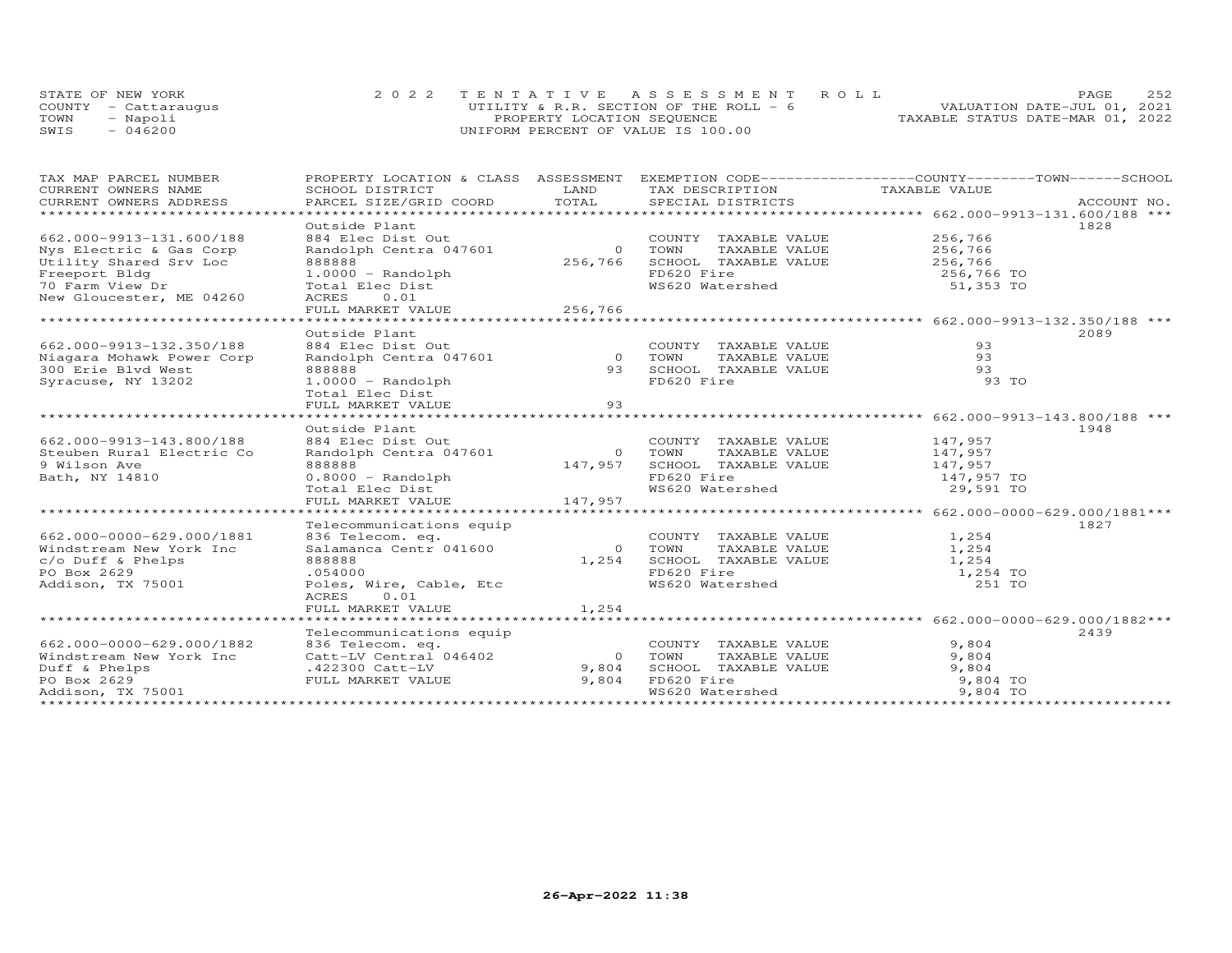STATE OF NEW YORK
COUNTY - Cattaraugus
TOWN - Napoli
SWIS - 046200

2022 TENTATIVE ASSESSMENT ROLL
UTILITY & R.R. SECTION OF THE ROLL - 6
PROPERTY LOCATION SEQUENCE
UNIFORM PERCENT OF VALUE IS 100.00

VALUATION DATE-JUL 01, 2021
TAXABLE STATUS DATE-MAR 01, 2022

| TAX MAP PARCEL NUMBER / CURRENT OWNERS NAME / CURRENT OWNERS ADDRESS | PROPERTY LOCATION & CLASS / SCHOOL DISTRICT / PARCEL SIZE/GRID COORD | ASSESSMENT LAND / TOTAL | EXEMPTION CODE / TAX DESCRIPTION / SPECIAL DISTRICTS | COUNTY / TOWN / SCHOOL TAXABLE VALUE | ACCOUNT NO. |
|---|---|---|---|---|---|
| 662.000-9913-131.600/188 | Outside Plant | | | | 1828 |
| 662.000-9913-131.600/188 | 884 Elec Dist Out | | COUNTY TAXABLE VALUE | 256,766 | |
| Nys Electric & Gas Corp | Randolph Centra 047601 | 0 | TOWN TAXABLE VALUE | 256,766 | |
| Utility Shared Srv Loc | 888888 | 256,766 | SCHOOL TAXABLE VALUE | 256,766 | |
| Freeport Bldg | 1.0000 - Randolph | | FD620 Fire | 256,766 TO | |
| 70 Farm View Dr | Total Elec Dist | | WS620 Watershed | 51,353 TO | |
| New Gloucester, ME 04260 | ACRES 0.01 | | | | |
| | FULL MARKET VALUE | 256,766 | | | |
| 662.000-9913-132.350/188 | Outside Plant | | | | 2089 |
| 662.000-9913-132.350/188 | 884 Elec Dist Out | | COUNTY TAXABLE VALUE | 93 | |
| Niagara Mohawk Power Corp | Randolph Centra 047601 | 0 | TOWN TAXABLE VALUE | 93 | |
| 300 Erie Blvd West | 888888 | 93 | SCHOOL TAXABLE VALUE | 93 | |
| Syracuse, NY 13202 | 1.0000 - Randolph | | FD620 Fire | 93 TO | |
| | Total Elec Dist | | | | |
| | FULL MARKET VALUE | 93 | | | |
| 662.000-9913-143.800/188 | Outside Plant | | | | 1948 |
| 662.000-9913-143.800/188 | 884 Elec Dist Out | | COUNTY TAXABLE VALUE | 147,957 | |
| Steuben Rural Electric Co | Randolph Centra 047601 | 0 | TOWN TAXABLE VALUE | 147,957 | |
| 9 Wilson Ave | 888888 | 147,957 | SCHOOL TAXABLE VALUE | 147,957 | |
| Bath, NY 14810 | 0.8000 - Randolph | | FD620 Fire | 147,957 TO | |
| | Total Elec Dist | | WS620 Watershed | 29,591 TO | |
| | FULL MARKET VALUE | 147,957 | | | |
| 662.000-0000-629.000/1881 | Telecommunications equip | | | | 1827 |
| 662.000-0000-629.000/1881 | 836 Telecom. eq. | | COUNTY TAXABLE VALUE | 1,254 | |
| Windstream New York Inc | Salamanca Centr 041600 | 0 | TOWN TAXABLE VALUE | 1,254 | |
| c/o Duff & Phelps | 888888 | 1,254 | SCHOOL TAXABLE VALUE | 1,254 | |
| PO Box 2629 | .054000 | | FD620 Fire | 1,254 TO | |
| Addison, TX 75001 | Poles, Wire, Cable, Etc | | WS620 Watershed | 251 TO | |
| | ACRES 0.01 | | | | |
| | FULL MARKET VALUE | 1,254 | | | |
| 662.000-0000-629.000/1882 | Telecommunications equip | | | | 2439 |
| 662.000-0000-629.000/1882 | 836 Telecom. eq. | | COUNTY TAXABLE VALUE | 9,804 | |
| Windstream New York Inc | Catt-LV Central 046402 | 0 | TOWN TAXABLE VALUE | 9,804 | |
| Duff & Phelps | .422300 Catt-LV | 9,804 | SCHOOL TAXABLE VALUE | 9,804 | |
| PO Box 2629 | FULL MARKET VALUE | 9,804 | FD620 Fire | 9,804 TO | |
| Addison, TX 75001 | | | WS620 Watershed | 9,804 TO | |

26-Apr-2022 11:38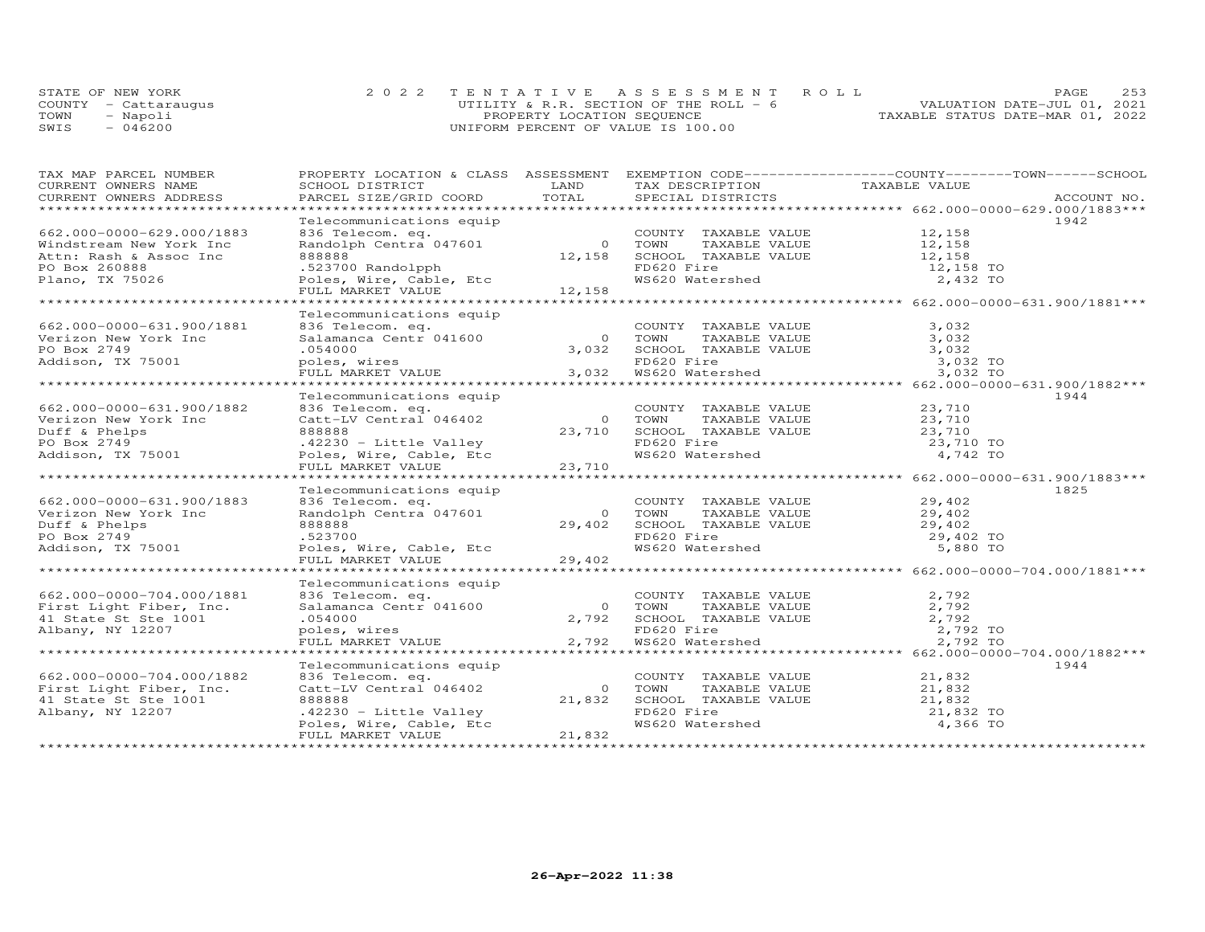STATE OF NEW YORK
COUNTY - Cattaraugus
TOWN - Napoli
SWIS - 046200

2022 TENTATIVE ASSESSMENT ROLL
UTILITY & R.R. SECTION OF THE ROLL - 6
PROPERTY LOCATION SEQUENCE
UNIFORM PERCENT OF VALUE IS 100.00

VALUATION DATE-JUL 01, 2021
TAXABLE STATUS DATE-MAR 01, 2022

| TAX MAP PARCEL NUMBER / CURRENT OWNERS NAME / CURRENT OWNERS ADDRESS | PROPERTY LOCATION & CLASS / SCHOOL DISTRICT / PARCEL SIZE/GRID COORD | ASSESSMENT LAND | TOTAL | EXEMPTION CODE / TAX DESCRIPTION / SPECIAL DISTRICTS | TAXABLE VALUE (COUNTY / TOWN / SCHOOL) | ACCOUNT NO. |
|---|---|---|---|---|---|---|
| **662.000-0000-629.000/1883** | Telecommunications equip | | | | | 1942 |
| 662.000-0000-629.000/1883 | 836 Telecom. eq. | | | COUNTY TAXABLE VALUE | 12,158 | |
| Windstream New York Inc | Randolph Centra 047601 | 0 | | TOWN TAXABLE VALUE | 12,158 | |
| Attn: Rash & Assoc Inc | 888888 | | 12,158 | SCHOOL TAXABLE VALUE | 12,158 | |
| PO Box 260888 | .523700 Randolpph | | | FD620 Fire | 12,158 TO | |
| Plano, TX 75026 | Poles, Wire, Cable, Etc | | | WS620 Watershed | 2,432 TO | |
| | FULL MARKET VALUE | | 12,158 | | | |
| **662.000-0000-631.900/1881** | Telecommunications equip | | | | | |
| 662.000-0000-631.900/1881 | 836 Telecom. eq. | | | COUNTY TAXABLE VALUE | 3,032 | |
| Verizon New York Inc | Salamanca Centr 041600 | 0 | | TOWN TAXABLE VALUE | 3,032 | |
| PO Box 2749 | .054000 | | 3,032 | SCHOOL TAXABLE VALUE | 3,032 | |
| Addison, TX 75001 | poles, wires | | | FD620 Fire | 3,032 TO | |
| | FULL MARKET VALUE | | 3,032 | WS620 Watershed | 3,032 TO | |
| **662.000-0000-631.900/1882** | Telecommunications equip | | | | | 1944 |
| 662.000-0000-631.900/1882 | 836 Telecom. eq. | | | COUNTY TAXABLE VALUE | 23,710 | |
| Verizon New York Inc | Catt-LV Central 046402 | 0 | | TOWN TAXABLE VALUE | 23,710 | |
| Duff & Phelps | 888888 | | 23,710 | SCHOOL TAXABLE VALUE | 23,710 | |
| PO Box 2749 | .42230 - Little Valley | | | FD620 Fire | 23,710 TO | |
| Addison, TX 75001 | Poles, Wire, Cable, Etc | | | WS620 Watershed | 4,742 TO | |
| | FULL MARKET VALUE | | 23,710 | | | |
| **662.000-0000-631.900/1883** | Telecommunications equip | | | | | 1825 |
| 662.000-0000-631.900/1883 | 836 Telecom. eq. | | | COUNTY TAXABLE VALUE | 29,402 | |
| Verizon New York Inc | Randolph Centra 047601 | 0 | | TOWN TAXABLE VALUE | 29,402 | |
| Duff & Phelps | 888888 | | 29,402 | SCHOOL TAXABLE VALUE | 29,402 | |
| PO Box 2749 | .523700 | | | FD620 Fire | 29,402 TO | |
| Addison, TX 75001 | Poles, Wire, Cable, Etc | | | WS620 Watershed | 5,880 TO | |
| | FULL MARKET VALUE | | 29,402 | | | |
| **662.000-0000-704.000/1881** | Telecommunications equip | | | | | |
| 662.000-0000-704.000/1881 | 836 Telecom. eq. | | | COUNTY TAXABLE VALUE | 2,792 | |
| First Light Fiber, Inc. | Salamanca Centr 041600 | 0 | | TOWN TAXABLE VALUE | 2,792 | |
| 41 State St Ste 1001 | .054000 | | 2,792 | SCHOOL TAXABLE VALUE | 2,792 | |
| Albany, NY 12207 | poles, wires | | | FD620 Fire | 2,792 TO | |
| | FULL MARKET VALUE | | 2,792 | WS620 Watershed | 2,792 TO | |
| **662.000-0000-704.000/1882** | Telecommunications equip | | | | | 1944 |
| 662.000-0000-704.000/1882 | 836 Telecom. eq. | | | COUNTY TAXABLE VALUE | 21,832 | |
| First Light Fiber, Inc. | Catt-LV Central 046402 | 0 | | TOWN TAXABLE VALUE | 21,832 | |
| 41 State St Ste 1001 | 888888 | | 21,832 | SCHOOL TAXABLE VALUE | 21,832 | |
| Albany, NY 12207 | .42230 - Little Valley | | | FD620 Fire | 21,832 TO | |
| | Poles, Wire, Cable, Etc | | | WS620 Watershed | 4,366 TO | |
| | FULL MARKET VALUE | | 21,832 | | | |

26-Apr-2022 11:38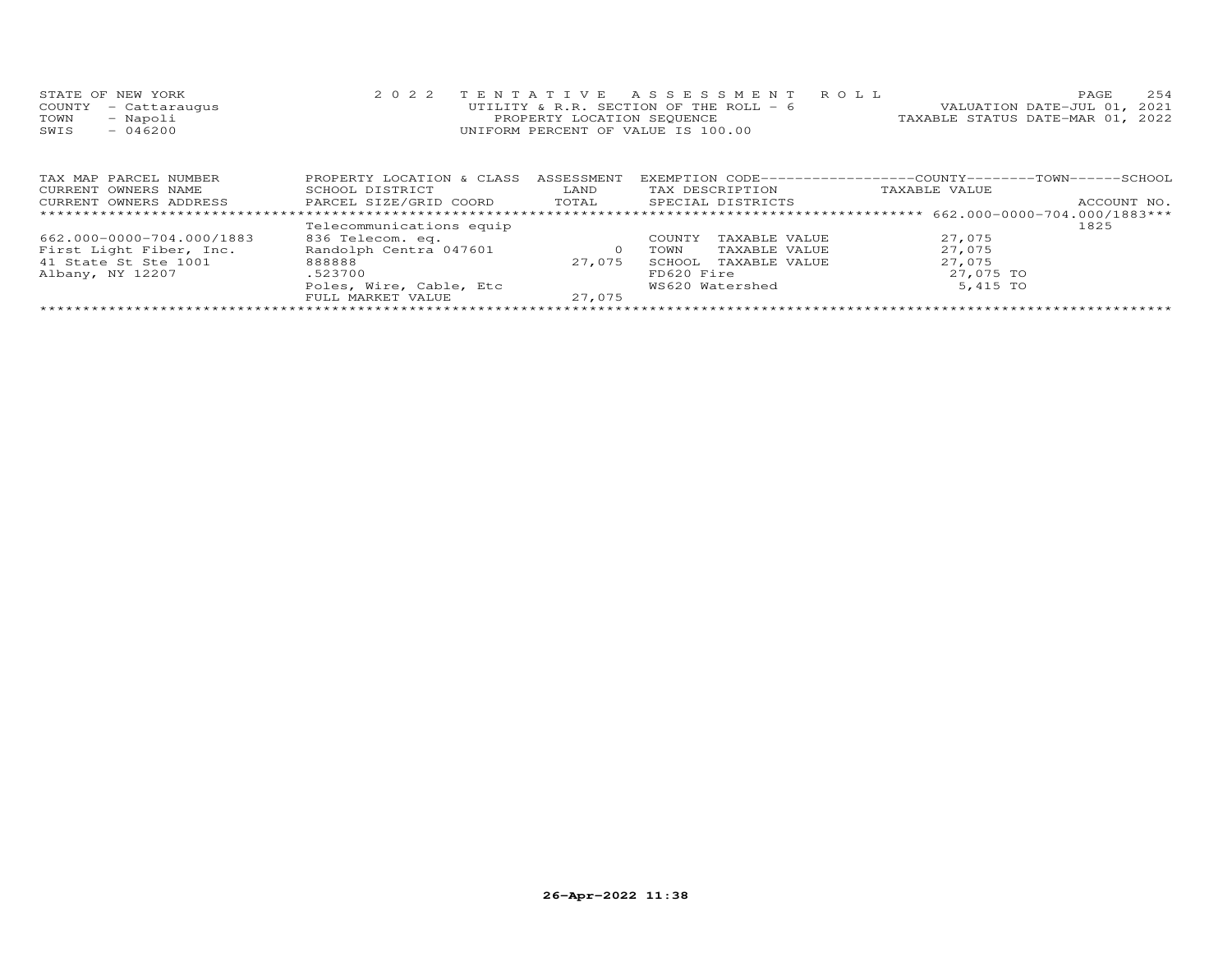STATE OF NEW YORK
COUNTY - Cattaraugus
TOWN - Napoli
SWIS - 046200

2022 TENTATIVE ASSESSMENT ROLL
UTILITY & R.R. SECTION OF THE ROLL - 6
PROPERTY LOCATION SEQUENCE
UNIFORM PERCENT OF VALUE IS 100.00

VALUATION DATE-JUL 01, 2021
TAXABLE STATUS DATE-MAR 01, 2022

| TAX MAP PARCEL NUMBER<br>CURRENT OWNERS NAME<br>CURRENT OWNERS ADDRESS | PROPERTY LOCATION & CLASS<br>SCHOOL DISTRICT<br>PARCEL SIZE/GRID COORD | ASSESSMENT<br>LAND<br>TOTAL | EXEMPTION CODE<br>TAX DESCRIPTION<br>SPECIAL DISTRICTS | COUNTY / TOWN / SCHOOL<br>TAXABLE VALUE | ACCOUNT NO. |
|---|---|---|---|---|---|
| | Telecommunications equip | | | 662.000-0000-704.000/1883 | 1825 |
| 662.000-0000-704.000/1883 | 836 Telecom. eq. | | COUNTY TAXABLE VALUE | 27,075 | |
| First Light Fiber, Inc. | Randolph Centra 047601 | 0 | TOWN TAXABLE VALUE | 27,075 | |
| 41 State St Ste 1001 | 888888 | 27,075 | SCHOOL TAXABLE VALUE | 27,075 | |
| Albany, NY 12207 | .523700 | | FD620 Fire | 27,075 TO | |
| | Poles, Wire, Cable, Etc | | WS620 Watershed | 5,415 TO | |
| | FULL MARKET VALUE | 27,075 | | | |

26-Apr-2022 11:38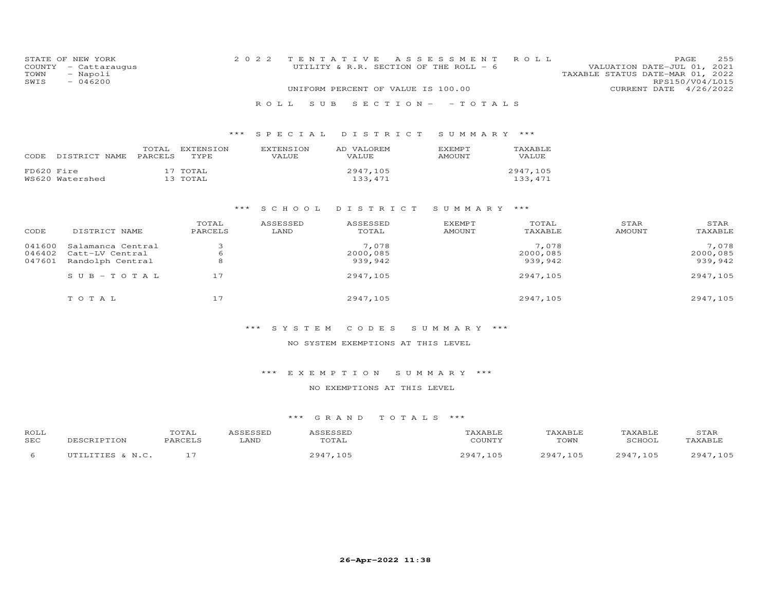STATE OF NEW YORK
COUNTY - Cattaraugus
TOWN - Napoli
SWIS - 046200

2022 TENTATIVE ASSESSMENT ROLL
UTILITY & R.R. SECTION OF THE ROLL - 6

VALUATION DATE-JUL 01, 2021
TAXABLE STATUS DATE-MAR 01, 2022
RPS150/V04/L015
CURRENT DATE 4/26/2022

UNIFORM PERCENT OF VALUE IS 100.00

ROLL SUB SECTION - - TOTALS

### *** SPECIAL DISTRICT SUMMARY ***

| CODE | DISTRICT NAME | TOTAL PARCELS | EXTENSION TYPE | EXTENSION VALUE | AD VALOREM VALUE | EXEMPT AMOUNT | TAXABLE VALUE |
|---|---|---|---|---|---|---|---|
| FD620 | Fire | 17 | TOTAL | | 2947,105 | | 2947,105 |
| WS620 | Watershed | 13 | TOTAL | | 133,471 | | 133,471 |

### *** SCHOOL DISTRICT SUMMARY ***

| CODE | DISTRICT NAME | TOTAL PARCELS | ASSESSED LAND | ASSESSED TOTAL | EXEMPT AMOUNT | TOTAL TAXABLE | STAR AMOUNT | STAR TAXABLE |
|---|---|---|---|---|---|---|---|---|
| 041600 | Salamanca Central | 3 | | 7,078 | | 7,078 | | 7,078 |
| 046402 | Catt-LV Central | 6 | | 2000,085 | | 2000,085 | | 2000,085 |
| 047601 | Randolph Central | 8 | | 939,942 | | 939,942 | | 939,942 |
| | SUB-TOTAL | 17 | | 2947,105 | | 2947,105 | | 2947,105 |
| | TOTAL | 17 | | 2947,105 | | 2947,105 | | 2947,105 |

### *** SYSTEM CODES SUMMARY ***

NO SYSTEM EXEMPTIONS AT THIS LEVEL

### *** EXEMPTION SUMMARY ***

NO EXEMPTIONS AT THIS LEVEL

### *** GRAND TOTALS ***

| ROLL SEC | DESCRIPTION | TOTAL PARCELS | ASSESSED LAND | ASSESSED TOTAL | TAXABLE COUNTY | TAXABLE TOWN | TAXABLE SCHOOL | STAR TAXABLE |
|---|---|---|---|---|---|---|---|---|
| 6 | UTILITIES & N.C. | 17 | | 2947,105 | 2947,105 | 2947,105 | 2947,105 | 2947,105 |

26-Apr-2022 11:38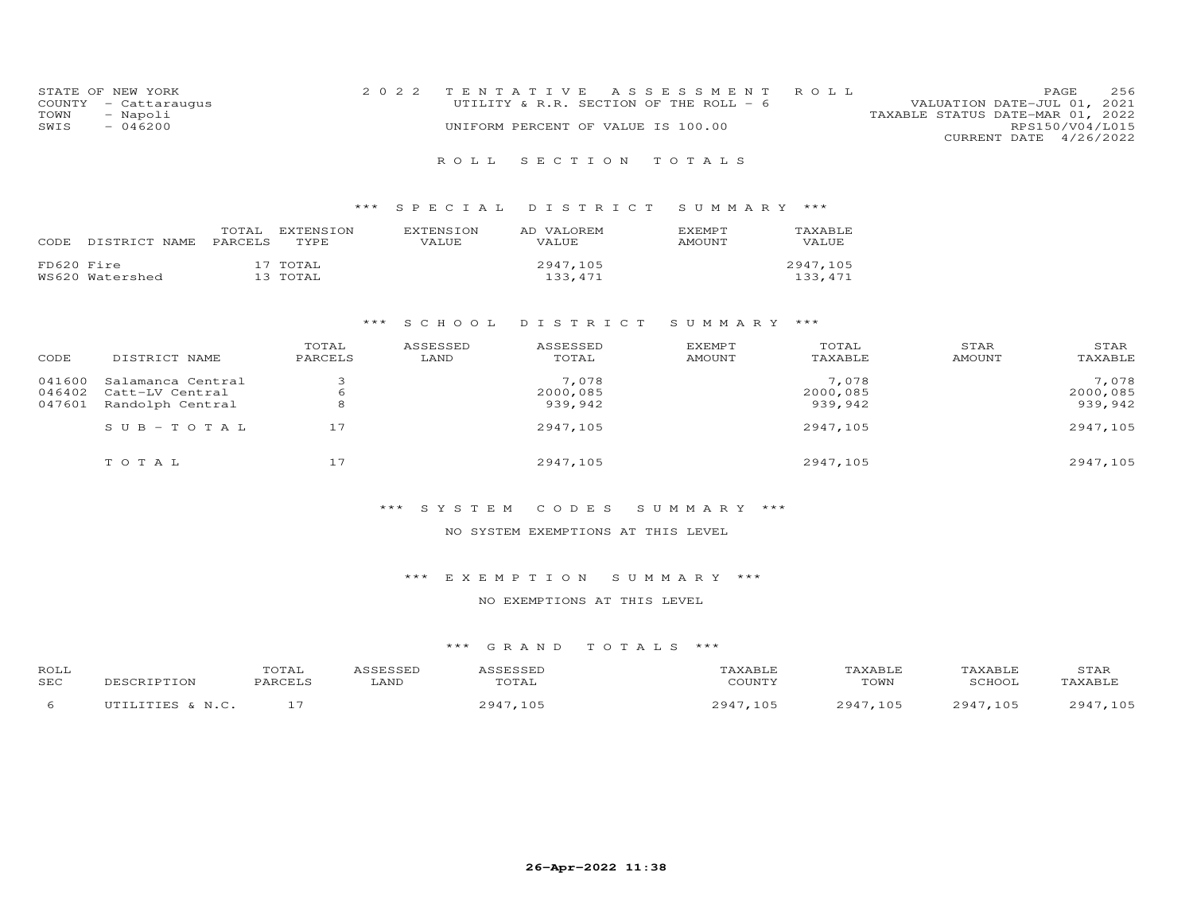STATE OF NEW YORK
COUNTY - Cattaraugus
TOWN - Napoli
SWIS - 046200

# 2022 TENTATIVE ASSESSMENT ROLL

UTILITY & R.R. SECTION OF THE ROLL - 6

UNIFORM PERCENT OF VALUE IS 100.00

VALUATION DATE-JUL 01, 2021
TAXABLE STATUS DATE-MAR 01, 2022
RPS150/V04/L015
CURRENT DATE 4/26/2022

## ROLL SECTION TOTALS

### *** SPECIAL DISTRICT SUMMARY ***

| CODE | DISTRICT NAME | TOTAL PARCELS | EXTENSION TYPE | EXTENSION VALUE | AD VALOREM VALUE | EXEMPT AMOUNT | TAXABLE VALUE |
|---|---|---|---|---|---|---|---|
| FD620 | Fire | 17 | TOTAL | | 2947,105 | | 2947,105 |
| WS620 | Watershed | 13 | TOTAL | | 133,471 | | 133,471 |

### *** SCHOOL DISTRICT SUMMARY ***

| CODE | DISTRICT NAME | TOTAL PARCELS | ASSESSED LAND | ASSESSED TOTAL | EXEMPT AMOUNT | TOTAL TAXABLE | STAR AMOUNT | STAR TAXABLE |
|---|---|---|---|---|---|---|---|---|
| 041600 | Salamanca Central | 3 | | 7,078 | | 7,078 | | 7,078 |
| 046402 | Catt-LV Central | 6 | | 2000,085 | | 2000,085 | | 2000,085 |
| 047601 | Randolph Central | 8 | | 939,942 | | 939,942 | | 939,942 |
| | SUB-TOTAL | 17 | | 2947,105 | | 2947,105 | | 2947,105 |
| | TOTAL | 17 | | 2947,105 | | 2947,105 | | 2947,105 |

### *** SYSTEM CODES SUMMARY ***

NO SYSTEM EXEMPTIONS AT THIS LEVEL

### *** EXEMPTION SUMMARY ***

NO EXEMPTIONS AT THIS LEVEL

### *** GRAND TOTALS ***

| ROLL SEC | DESCRIPTION | TOTAL PARCELS | ASSESSED LAND | ASSESSED TOTAL | TAXABLE COUNTY | TAXABLE TOWN | TAXABLE SCHOOL | STAR TAXABLE |
|---|---|---|---|---|---|---|---|---|
| 6 | UTILITIES & N.C. | 17 | | 2947,105 | 2947,105 | 2947,105 | 2947,105 | 2947,105 |

26-Apr-2022 11:38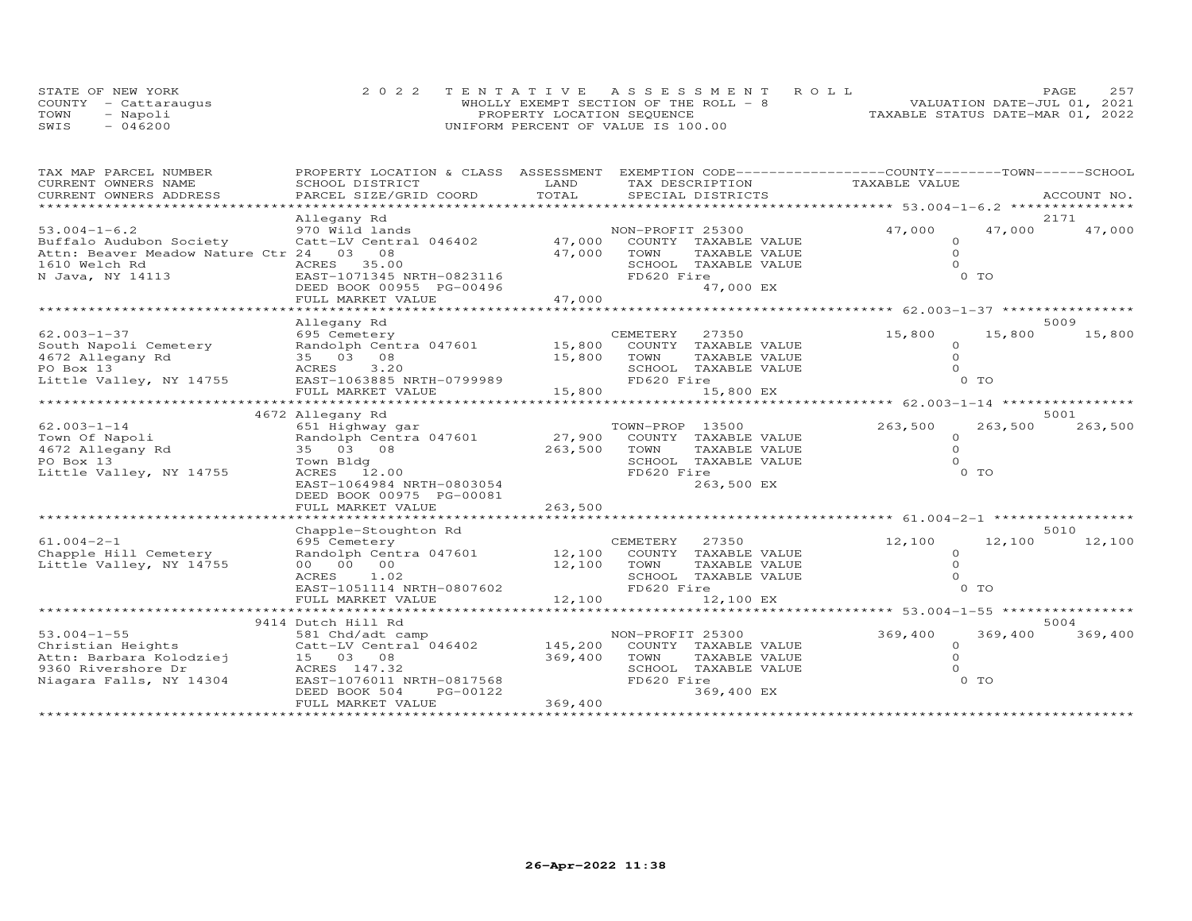STATE OF NEW YORK
COUNTY - Cattaraugus
TOWN - Napoli
SWIS - 046200

2022 TENTATIVE ASSESSMENT ROLL
WHOLLY EXEMPT SECTION OF THE ROLL - 8
PROPERTY LOCATION SEQUENCE
UNIFORM PERCENT OF VALUE IS 100.00

VALUATION DATE-JUL 01, 2021
TAXABLE STATUS DATE-MAR 01, 2022

| TAX MAP PARCEL NUMBER / CURRENT OWNERS NAME / CURRENT OWNERS ADDRESS | PROPERTY LOCATION & CLASS / SCHOOL DISTRICT / PARCEL SIZE/GRID COORD | ASSESSMENT LAND / TOTAL | EXEMPTION CODE / TAX DESCRIPTION / SPECIAL DISTRICTS | COUNTY TAXABLE VALUE | TOWN | SCHOOL / ACCOUNT NO. |
|---|---|---|---|---|---|---|
| 53.004-1-6.2 | Allegany Rd | | | | | 2171 |
| | 970 Wild lands | | NON-PROFIT 25300 | 47,000 | 47,000 | 47,000 |
| Buffalo Audubon Society | Catt-LV Central 046402 | 47,000 | COUNTY TAXABLE VALUE | 0 | | |
| Attn: Beaver Meadow Nature Ctr | 24 03 08 | 47,000 | TOWN TAXABLE VALUE | 0 | | |
| 1610 Welch Rd | ACRES 35.00 | | SCHOOL TAXABLE VALUE | 0 | | |
| N Java, NY 14113 | EAST-1071345 NRTH-0823116 | | FD620 Fire | 0 TO | | |
| | DEED BOOK 00955 PG-00496 | | 47,000 EX | | | |
| | FULL MARKET VALUE | 47,000 | | | | |
| 62.003-1-37 | Allegany Rd | | | | | 5009 |
| | 695 Cemetery | | CEMETERY 27350 | 15,800 | 15,800 | 15,800 |
| South Napoli Cemetery | Randolph Centra 047601 | 15,800 | COUNTY TAXABLE VALUE | 0 | | |
| 4672 Allegany Rd | 35 03 08 | 15,800 | TOWN TAXABLE VALUE | 0 | | |
| PO Box 13 | ACRES 3.20 | | SCHOOL TAXABLE VALUE | 0 | | |
| Little Valley, NY 14755 | EAST-1063885 NRTH-0799989 | | FD620 Fire | 0 TO | | |
| | FULL MARKET VALUE | 15,800 | 15,800 EX | | | |
| 62.003-1-14 | 4672 Allegany Rd | | | | | 5001 |
| | 651 Highway gar | | TOWN-PROP 13500 | 263,500 | 263,500 | 263,500 |
| Town Of Napoli | Randolph Centra 047601 | 27,900 | COUNTY TAXABLE VALUE | 0 | | |
| 4672 Allegany Rd | 35 03 08 | 263,500 | TOWN TAXABLE VALUE | 0 | | |
| PO Box 13 | Town Bldg | | SCHOOL TAXABLE VALUE | 0 | | |
| Little Valley, NY 14755 | ACRES 12.00 | | FD620 Fire | 0 TO | | |
| | EAST-1064984 NRTH-0803054 | | 263,500 EX | | | |
| | DEED BOOK 00975 PG-00081 | | | | | |
| | FULL MARKET VALUE | 263,500 | | | | |
| 61.004-2-1 | Chapple-Stoughton Rd | | | | | 5010 |
| | 695 Cemetery | | CEMETERY 27350 | 12,100 | 12,100 | 12,100 |
| Chapple Hill Cemetery | Randolph Centra 047601 | 12,100 | COUNTY TAXABLE VALUE | 0 | | |
| Little Valley, NY 14755 | 00 00 00 | 12,100 | TOWN TAXABLE VALUE | 0 | | |
| | ACRES 1.02 | | SCHOOL TAXABLE VALUE | 0 | | |
| | EAST-1051114 NRTH-0807602 | | FD620 Fire | 0 TO | | |
| | FULL MARKET VALUE | 12,100 | 12,100 EX | | | |
| 53.004-1-55 | 9414 Dutch Hill Rd | | | | | 5004 |
| | 581 Chd/adt camp | | NON-PROFIT 25300 | 369,400 | 369,400 | 369,400 |
| Christian Heights | Catt-LV Central 046402 | 145,200 | COUNTY TAXABLE VALUE | 0 | | |
| Attn: Barbara Kolodziej | 15 03 08 | 369,400 | TOWN TAXABLE VALUE | 0 | | |
| 9360 Rivershore Dr | ACRES 147.32 | | SCHOOL TAXABLE VALUE | 0 | | |
| Niagara Falls, NY 14304 | EAST-1076011 NRTH-0817568 | | FD620 Fire | 0 TO | | |
| | DEED BOOK 504 PG-00122 | | 369,400 EX | | | |
| | FULL MARKET VALUE | 369,400 | | | | |

26-Apr-2022 11:38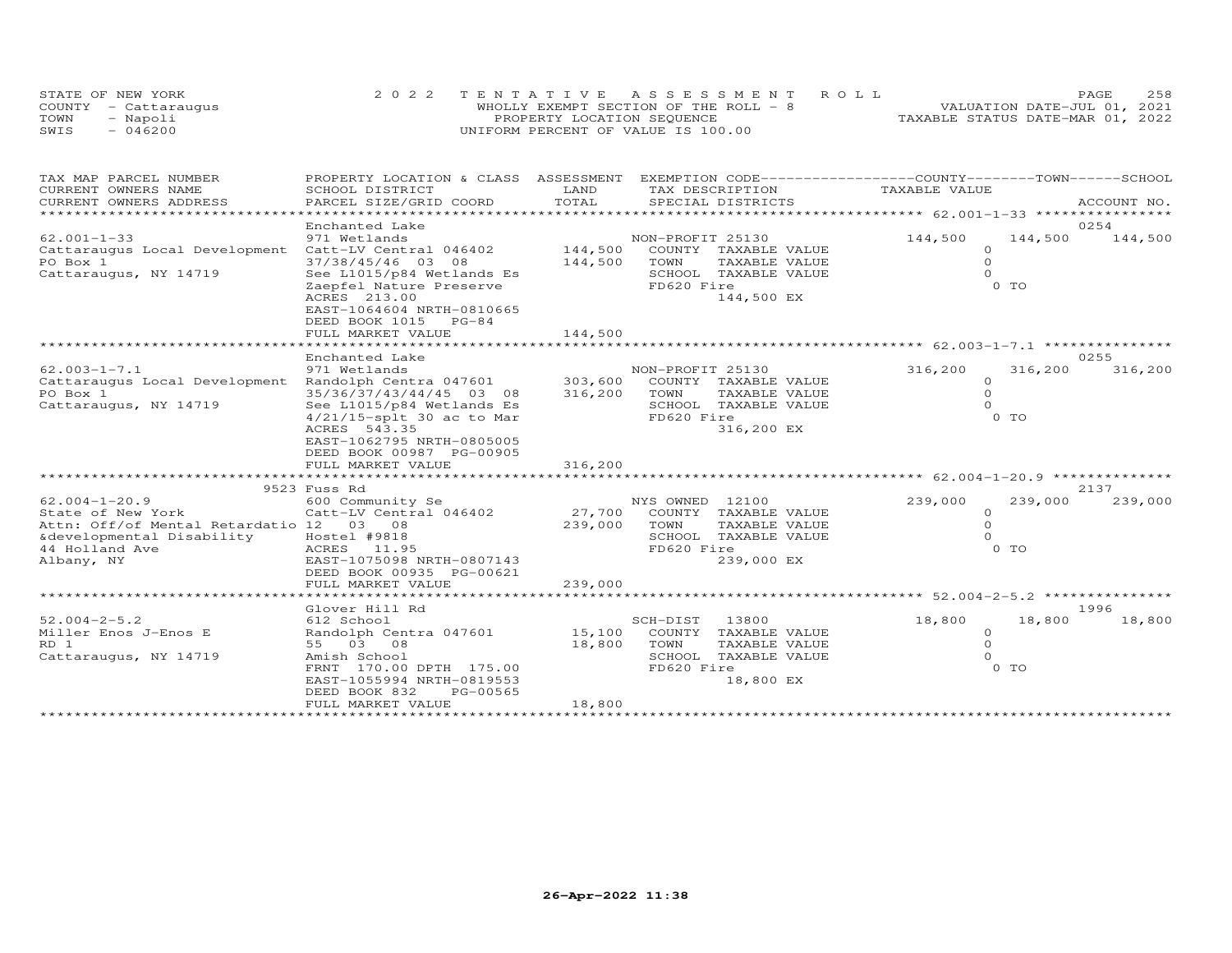STATE OF NEW YORK
COUNTY - Cattaraugus
TOWN - Napoli
SWIS - 046200

2022 TENTATIVE ASSESSMENT ROLL
WHOLLY EXEMPT SECTION OF THE ROLL - 8
PROPERTY LOCATION SEQUENCE
UNIFORM PERCENT OF VALUE IS 100.00

VALUATION DATE-JUL 01, 2021
TAXABLE STATUS DATE-MAR 01, 2022

| TAX MAP PARCEL NUMBER / CURRENT OWNERS NAME / CURRENT OWNERS ADDRESS | PROPERTY LOCATION & CLASS / SCHOOL DISTRICT / PARCEL SIZE/GRID COORD | ASSESSMENT LAND | TOTAL | EXEMPTION CODE / TAX DESCRIPTION / SPECIAL DISTRICTS | COUNTY TAXABLE VALUE | TOWN | SCHOOL / ACCOUNT NO. |
|---|---|---|---|---|---|---|---|
| | Enchanted Lake | | | | | | 0254 |
| 62.001-1-33 | 971 Wetlands | | | NON-PROFIT 25130 | 144,500 | 144,500 | 144,500 |
| Cattaraugus Local Development | Catt-LV Central 046402 | 144,500 | | COUNTY TAXABLE VALUE | 0 | | |
| PO Box 1 | 37/38/45/46 03 08 | | 144,500 | TOWN TAXABLE VALUE | 0 | | |
| Cattaraugus, NY 14719 | See L1015/p84 Wetlands Es | | | SCHOOL TAXABLE VALUE | 0 | | |
| | Zaepfel Nature Preserve | | | FD620 Fire | 0 TO | | |
| | ACRES 213.00 | | | 144,500 EX | | | |
| | EAST-1064604 NRTH-0810665 | | | | | | |
| | DEED BOOK 1015 PG-84 | | | | | | |
| | FULL MARKET VALUE | | 144,500 | | | | |
| | Enchanted Lake | | | | | | 0255 |
| 62.003-1-7.1 | 971 Wetlands | | | NON-PROFIT 25130 | 316,200 | 316,200 | 316,200 |
| Cattaraugus Local Development | Randolph Centra 047601 | 303,600 | | COUNTY TAXABLE VALUE | 0 | | |
| PO Box 1 | 35/36/37/43/44/45 03 08 | | 316,200 | TOWN TAXABLE VALUE | 0 | | |
| Cattaraugus, NY 14719 | See L1015/p84 Wetlands Es | | | SCHOOL TAXABLE VALUE | 0 | | |
| | 4/21/15-splt 30 ac to Mar | | | FD620 Fire | 0 TO | | |
| | ACRES 543.35 | | | 316,200 EX | | | |
| | EAST-1062795 NRTH-0805005 | | | | | | |
| | DEED BOOK 00987 PG-00905 | | | | | | |
| | FULL MARKET VALUE | | 316,200 | | | | |
| | 9523 Fuss Rd | | | | | | 2137 |
| 62.004-1-20.9 | 600 Community Se | | | NYS OWNED 12100 | 239,000 | 239,000 | 239,000 |
| State of New York | Catt-LV Central 046402 | 27,700 | | COUNTY TAXABLE VALUE | 0 | | |
| Attn: Off/of Mental Retardatio | 12 03 08 | | 239,000 | TOWN TAXABLE VALUE | 0 | | |
| &developmental Disability | Hostel #9818 | | | SCHOOL TAXABLE VALUE | 0 | | |
| 44 Holland Ave | ACRES 11.95 | | | FD620 Fire | 0 TO | | |
| Albany, NY | EAST-1075098 NRTH-0807143 | | | 239,000 EX | | | |
| | DEED BOOK 00935 PG-00621 | | | | | | |
| | FULL MARKET VALUE | | 239,000 | | | | |
| | Glover Hill Rd | | | | | | 1996 |
| 52.004-2-5.2 | 612 School | | | SCH-DIST 13800 | 18,800 | 18,800 | 18,800 |
| Miller Enos J-Enos E | Randolph Centra 047601 | 15,100 | | COUNTY TAXABLE VALUE | 0 | | |
| RD 1 | 55 03 08 | | 18,800 | TOWN TAXABLE VALUE | 0 | | |
| Cattaraugus, NY 14719 | Amish School | | | SCHOOL TAXABLE VALUE | 0 | | |
| | FRNT 170.00 DPTH 175.00 | | | FD620 Fire | 0 TO | | |
| | EAST-1055994 NRTH-0819553 | | | 18,800 EX | | | |
| | DEED BOOK 832 PG-00565 | | | | | | |
| | FULL MARKET VALUE | | 18,800 | | | | |

26-Apr-2022 11:38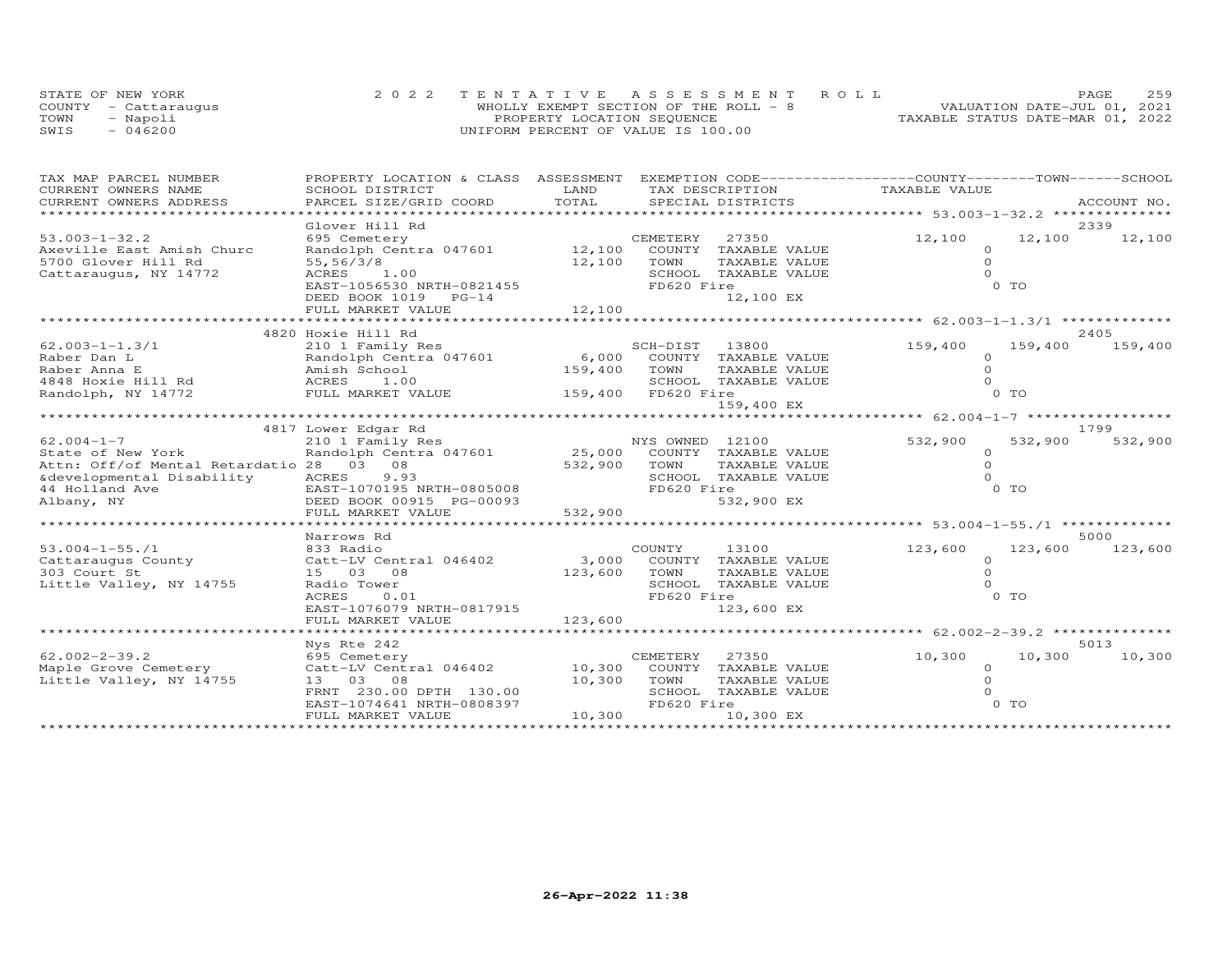STATE OF NEW YORK
COUNTY - Cattaraugus
TOWN - Napoli
SWIS - 046200

# 2022 TENTATIVE ASSESSMENT ROLL

WHOLLY EXEMPT SECTION OF THE ROLL - 8
PROPERTY LOCATION SEQUENCE
UNIFORM PERCENT OF VALUE IS 100.00

VALUATION DATE-JUL 01, 2021
TAXABLE STATUS DATE-MAR 01, 2022

| TAX MAP PARCEL NUMBER / CURRENT OWNERS NAME / CURRENT OWNERS ADDRESS | PROPERTY LOCATION & CLASS / SCHOOL DISTRICT / PARCEL SIZE/GRID COORD | ASSESSMENT LAND | TOTAL | EXEMPTION CODE / TAX DESCRIPTION / SPECIAL DISTRICTS | COUNTY TAXABLE VALUE | TOWN | SCHOOL | ACCOUNT NO. |
|---|---|---|---|---|---|---|---|---|
| 53.003-1-32.2 | Glover Hill Rd | | | | | | | 2339 |
| Axeville East Amish Churc | 695 Cemetery | | | CEMETERY 27350 | 12,100 | 12,100 | 12,100 | |
| 5700 Glover Hill Rd | Randolph Centra 047601 | 12,100 | | COUNTY TAXABLE VALUE | 0 | | | |
| Cattaraugus, NY 14772 | 55,56/3/8 | | 12,100 | TOWN TAXABLE VALUE | 0 | | | |
| | ACRES 1.00 | | | SCHOOL TAXABLE VALUE | 0 | | | |
| | EAST-1056530 NRTH-0821455 | | | FD620 Fire | 0 TO | | | |
| | DEED BOOK 1019 PG-14 | | | 12,100 EX | | | | |
| | FULL MARKET VALUE | | 12,100 | | | | | |
| 62.003-1-1.3/1 | 4820 Hoxie Hill Rd | | | | | | | 2405 |
| Raber Dan L | 210 1 Family Res | | | SCH-DIST 13800 | 159,400 | 159,400 | 159,400 | |
| Raber Anna E | Randolph Centra 047601 | 6,000 | | COUNTY TAXABLE VALUE | 0 | | | |
| 4848 Hoxie Hill Rd | Amish School | | 159,400 | TOWN TAXABLE VALUE | 0 | | | |
| Randolph, NY 14772 | ACRES 1.00 | | | SCHOOL TAXABLE VALUE | 0 | | | |
| | FULL MARKET VALUE | | 159,400 | FD620 Fire | 0 TO | | | |
| | | | | 159,400 EX | | | | |
| 62.004-1-7 | 4817 Lower Edgar Rd | | | | | | | 1799 |
| State of New York | 210 1 Family Res | | | NYS OWNED 12100 | 532,900 | 532,900 | 532,900 | |
| Attn: Off/of Mental Retardatio | Randolph Centra 047601 | 25,000 | | COUNTY TAXABLE VALUE | 0 | | | |
| &developmental Disability | 28 03 08 | | 532,900 | TOWN TAXABLE VALUE | 0 | | | |
| 44 Holland Ave | ACRES 9.93 | | | SCHOOL TAXABLE VALUE | 0 | | | |
| Albany, NY | EAST-1070195 NRTH-0805008 | | | FD620 Fire | 0 TO | | | |
| | DEED BOOK 00915 PG-00093 | | | 532,900 EX | | | | |
| | FULL MARKET VALUE | | 532,900 | | | | | |
| 53.004-1-55./1 | Narrows Rd | | | | | | | 5000 |
| Cattaraugus County | 833 Radio | | | COUNTY 13100 | 123,600 | 123,600 | 123,600 | |
| 303 Court St | Catt-LV Central 046402 | 3,000 | | COUNTY TAXABLE VALUE | 0 | | | |
| Little Valley, NY 14755 | 15 03 08 | | 123,600 | TOWN TAXABLE VALUE | 0 | | | |
| | Radio Tower | | | SCHOOL TAXABLE VALUE | 0 | | | |
| | ACRES 0.01 | | | FD620 Fire | 0 TO | | | |
| | EAST-1076079 NRTH-0817915 | | | 123,600 EX | | | | |
| | FULL MARKET VALUE | | 123,600 | | | | | |
| 62.002-2-39.2 | Nys Rte 242 | | | | | | | 5013 |
| Maple Grove Cemetery | 695 Cemetery | | | CEMETERY 27350 | 10,300 | 10,300 | 10,300 | |
| Little Valley, NY 14755 | Catt-LV Central 046402 | 10,300 | | COUNTY TAXABLE VALUE | 0 | | | |
| | 13 03 08 | | 10,300 | TOWN TAXABLE VALUE | 0 | | | |
| | FRNT 230.00 DPTH 130.00 | | | SCHOOL TAXABLE VALUE | 0 | | | |
| | EAST-1074641 NRTH-0808397 | | | FD620 Fire | 0 TO | | | |
| | FULL MARKET VALUE | | 10,300 | 10,300 EX | | | | |

26-Apr-2022 11:38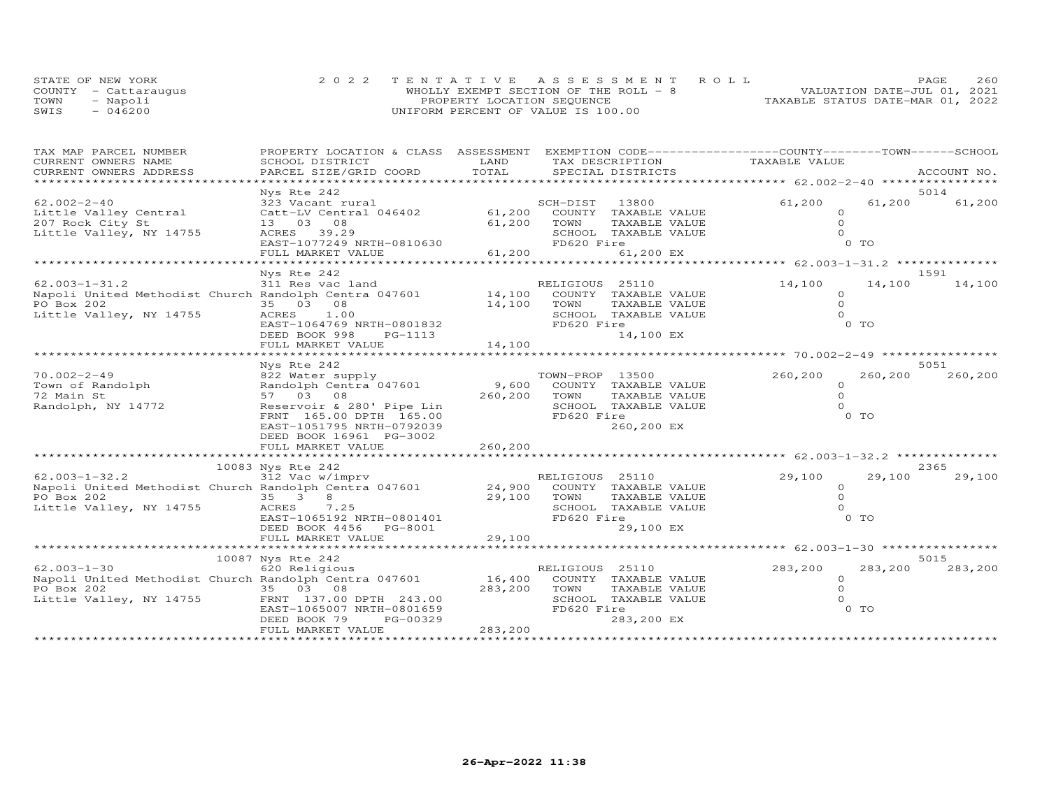STATE OF NEW YORK
COUNTY - Cattaraugus
TOWN - Napoli
SWIS - 046200

2022 TENTATIVE ASSESSMENT ROLL
WHOLLY EXEMPT SECTION OF THE ROLL - 8
PROPERTY LOCATION SEQUENCE
UNIFORM PERCENT OF VALUE IS 100.00

VALUATION DATE-JUL 01, 2021
TAXABLE STATUS DATE-MAR 01, 2022

| TAX MAP PARCEL NUMBER / CURRENT OWNERS NAME / CURRENT OWNERS ADDRESS | PROPERTY LOCATION & CLASS / SCHOOL DISTRICT / PARCEL SIZE/GRID COORD | ASSESSMENT LAND / TOTAL | EXEMPTION CODE / TAX DESCRIPTION / SPECIAL DISTRICTS | COUNTY TAXABLE VALUE | TOWN | SCHOOL / ACCOUNT NO. |
|---|---|---|---|---|---|---|
| 62.002-2-40 | Nys Rte 242 | | | | | 5014 |
| 62.002-2-40 | 323 Vacant rural | | SCH-DIST 13800 | 61,200 | 61,200 | 61,200 |
| Little Valley Central | Catt-LV Central 046402 | 61,200 | COUNTY TAXABLE VALUE | 0 | | |
| 207 Rock City St | 13 03 08 | 61,200 | TOWN TAXABLE VALUE | 0 | | |
| Little Valley, NY 14755 | ACRES 39.29 | | SCHOOL TAXABLE VALUE | 0 | | |
| | EAST-1077249 NRTH-0810630 | | FD620 Fire | 0 TO | | |
| | FULL MARKET VALUE | 61,200 | 61,200 EX | | | |
| 62.003-1-31.2 | Nys Rte 242 | | | | | 1591 |
| 62.003-1-31.2 | 311 Res vac land | | RELIGIOUS 25110 | 14,100 | 14,100 | 14,100 |
| Napoli United Methodist Church | Randolph Centra 047601 | 14,100 | COUNTY TAXABLE VALUE | 0 | | |
| PO Box 202 | 35 03 08 | 14,100 | TOWN TAXABLE VALUE | 0 | | |
| Little Valley, NY 14755 | ACRES 1.00 | | SCHOOL TAXABLE VALUE | 0 | | |
| | EAST-1064769 NRTH-0801832 | | FD620 Fire | 0 TO | | |
| | DEED BOOK 998 PG-1113 | | 14,100 EX | | | |
| | FULL MARKET VALUE | 14,100 | | | | |
| 70.002-2-49 | Nys Rte 242 | | | | | 5051 |
| 70.002-2-49 | 822 Water supply | | TOWN-PROP 13500 | 260,200 | 260,200 | 260,200 |
| Town of Randolph | Randolph Centra 047601 | 9,600 | COUNTY TAXABLE VALUE | 0 | | |
| 72 Main St | 57 03 08 | 260,200 | TOWN TAXABLE VALUE | 0 | | |
| Randolph, NY 14772 | Reservoir & 280' Pipe Lin | | SCHOOL TAXABLE VALUE | 0 | | |
| | FRNT 165.00 DPTH 165.00 | | FD620 Fire | 0 TO | | |
| | EAST-1051795 NRTH-0792039 | | 260,200 EX | | | |
| | DEED BOOK 16961 PG-3002 | | | | | |
| | FULL MARKET VALUE | 260,200 | | | | |
| 62.003-1-32.2 | 10083 Nys Rte 242 | | | | | 2365 |
| 62.003-1-32.2 | 312 Vac w/imprv | | RELIGIOUS 25110 | 29,100 | 29,100 | 29,100 |
| Napoli United Methodist Church | Randolph Centra 047601 | 24,900 | COUNTY TAXABLE VALUE | 0 | | |
| PO Box 202 | 35 3 8 | 29,100 | TOWN TAXABLE VALUE | 0 | | |
| Little Valley, NY 14755 | ACRES 7.25 | | SCHOOL TAXABLE VALUE | 0 | | |
| | EAST-1065192 NRTH-0801401 | | FD620 Fire | 0 TO | | |
| | DEED BOOK 4456 PG-8001 | | 29,100 EX | | | |
| | FULL MARKET VALUE | 29,100 | | | | |
| 62.003-1-30 | 10087 Nys Rte 242 | | | | | 5015 |
| 62.003-1-30 | 620 Religious | | RELIGIOUS 25110 | 283,200 | 283,200 | 283,200 |
| Napoli United Methodist Church | Randolph Centra 047601 | 16,400 | COUNTY TAXABLE VALUE | 0 | | |
| PO Box 202 | 35 03 08 | 283,200 | TOWN TAXABLE VALUE | 0 | | |
| Little Valley, NY 14755 | FRNT 137.00 DPTH 243.00 | | SCHOOL TAXABLE VALUE | 0 | | |
| | EAST-1065007 NRTH-0801659 | | FD620 Fire | 0 TO | | |
| | DEED BOOK 79 PG-00329 | | 283,200 EX | | | |
| | FULL MARKET VALUE | 283,200 | | | | |

26-Apr-2022 11:38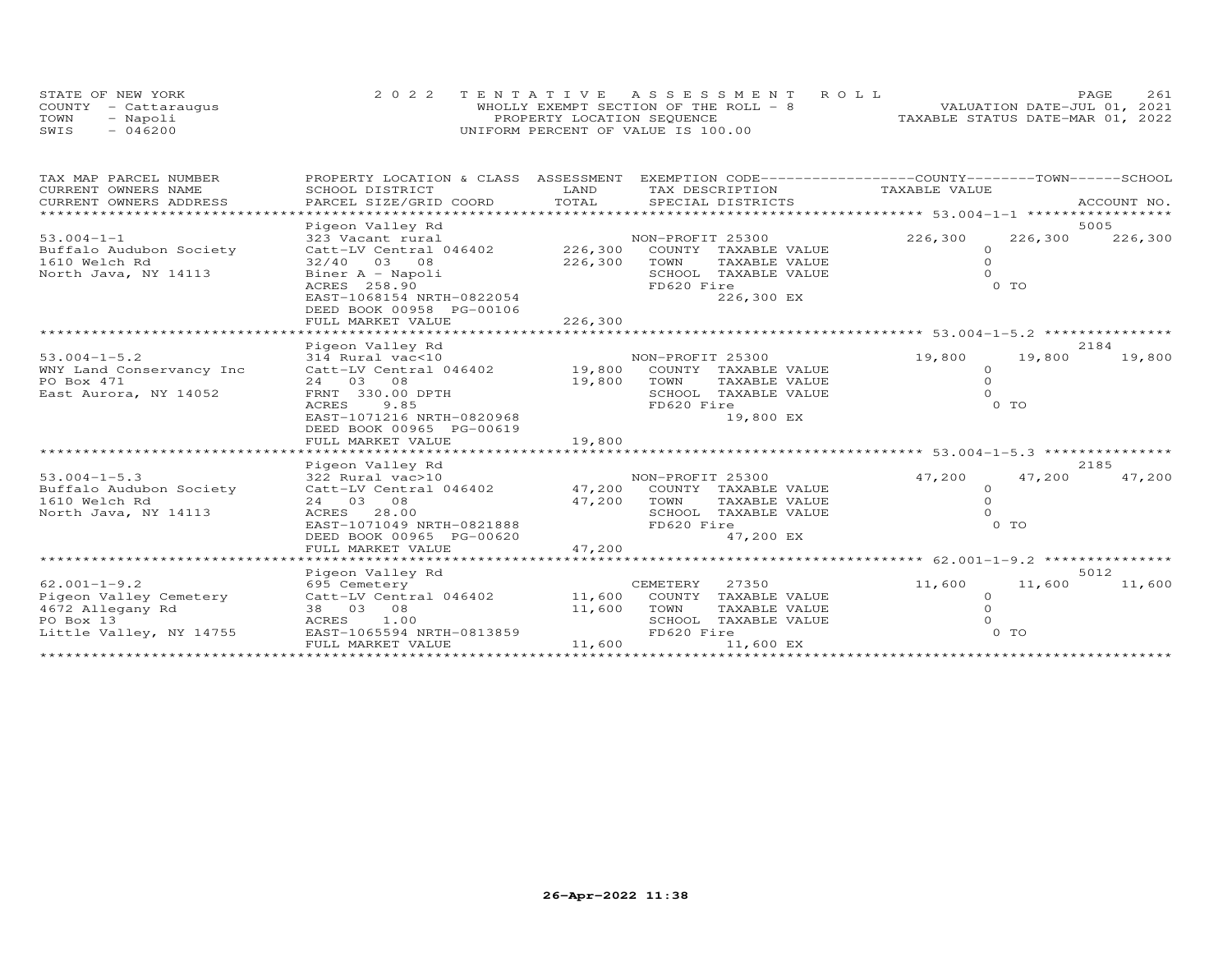STATE OF NEW YORK
COUNTY - Cattaraugus
TOWN - Napoli
SWIS - 046200

2 0 2 2 T E N T A T I V E A S S E S S M E N T R O L L
WHOLLY EXEMPT SECTION OF THE ROLL - 8
PROPERTY LOCATION SEQUENCE
UNIFORM PERCENT OF VALUE IS 100.00

VALUATION DATE-JUL 01, 2021
TAXABLE STATUS DATE-MAR 01, 2022

| TAX MAP PARCEL NUMBER<br>CURRENT OWNERS NAME<br>CURRENT OWNERS ADDRESS | PROPERTY LOCATION & CLASS<br>SCHOOL DISTRICT<br>PARCEL SIZE/GRID COORD | ASSESSMENT<br>LAND<br>TOTAL | EXEMPTION CODE-----COUNTY-----TOWN-----SCHOOL<br>TAX DESCRIPTION<br>SPECIAL DISTRICTS | TAXABLE VALUE | | ACCOUNT NO. |
|---|---|---|---|---|---|---|
| ***** 53.004-1-1 ***** | Pigeon Valley Rd | | | | | 5005 |
| 53.004-1-1 | 323 Vacant rural | | NON-PROFIT 25300 | 226,300 | 226,300 | 226,300 |
| Buffalo Audubon Society | Catt-LV Central 046402 | 226,300 | COUNTY TAXABLE VALUE | 0 | | |
| 1610 Welch Rd | 32/40 03 08 | 226,300 | TOWN TAXABLE VALUE | 0 | | |
| North Java, NY 14113 | Biner A - Napoli | | SCHOOL TAXABLE VALUE | 0 | | |
| | ACRES 258.90 | | FD620 Fire | 0 TO | | |
| | EAST-1068154 NRTH-0822054 | | 226,300 EX | | | |
| | DEED BOOK 00958 PG-00106 | | | | | |
| | FULL MARKET VALUE | 226,300 | | | | |
| ***** 53.004-1-5.2 ***** | Pigeon Valley Rd | | | | | 2184 |
| 53.004-1-5.2 | 314 Rural vac<10 | | NON-PROFIT 25300 | 19,800 | 19,800 | 19,800 |
| WNY Land Conservancy Inc | Catt-LV Central 046402 | 19,800 | COUNTY TAXABLE VALUE | 0 | | |
| PO Box 471 | 24 03 08 | 19,800 | TOWN TAXABLE VALUE | 0 | | |
| East Aurora, NY 14052 | FRNT 330.00 DPTH | | SCHOOL TAXABLE VALUE | 0 | | |
| | ACRES 9.85 | | FD620 Fire | 0 TO | | |
| | EAST-1071216 NRTH-0820968 | | 19,800 EX | | | |
| | DEED BOOK 00965 PG-00619 | | | | | |
| | FULL MARKET VALUE | 19,800 | | | | |
| ***** 53.004-1-5.3 ***** | Pigeon Valley Rd | | | | | 2185 |
| 53.004-1-5.3 | 322 Rural vac>10 | | NON-PROFIT 25300 | 47,200 | 47,200 | 47,200 |
| Buffalo Audubon Society | Catt-LV Central 046402 | 47,200 | COUNTY TAXABLE VALUE | 0 | | |
| 1610 Welch Rd | 24 03 08 | 47,200 | TOWN TAXABLE VALUE | 0 | | |
| North Java, NY 14113 | ACRES 28.00 | | SCHOOL TAXABLE VALUE | 0 | | |
| | EAST-1071049 NRTH-0821888 | | FD620 Fire | 0 TO | | |
| | DEED BOOK 00965 PG-00620 | | 47,200 EX | | | |
| | FULL MARKET VALUE | 47,200 | | | | |
| ***** 62.001-1-9.2 ***** | Pigeon Valley Rd | | | | | 5012 |
| 62.001-1-9.2 | 695 Cemetery | | CEMETERY 27350 | 11,600 | 11,600 | 11,600 |
| Pigeon Valley Cemetery | Catt-LV Central 046402 | 11,600 | COUNTY TAXABLE VALUE | 0 | | |
| 4672 Allegany Rd | 38 03 08 | 11,600 | TOWN TAXABLE VALUE | 0 | | |
| PO Box 13 | ACRES 1.00 | | SCHOOL TAXABLE VALUE | 0 | | |
| Little Valley, NY 14755 | EAST-1065594 NRTH-0813859 | | FD620 Fire | 0 TO | | |
| | FULL MARKET VALUE | 11,600 | 11,600 EX | | | |

26-Apr-2022 11:38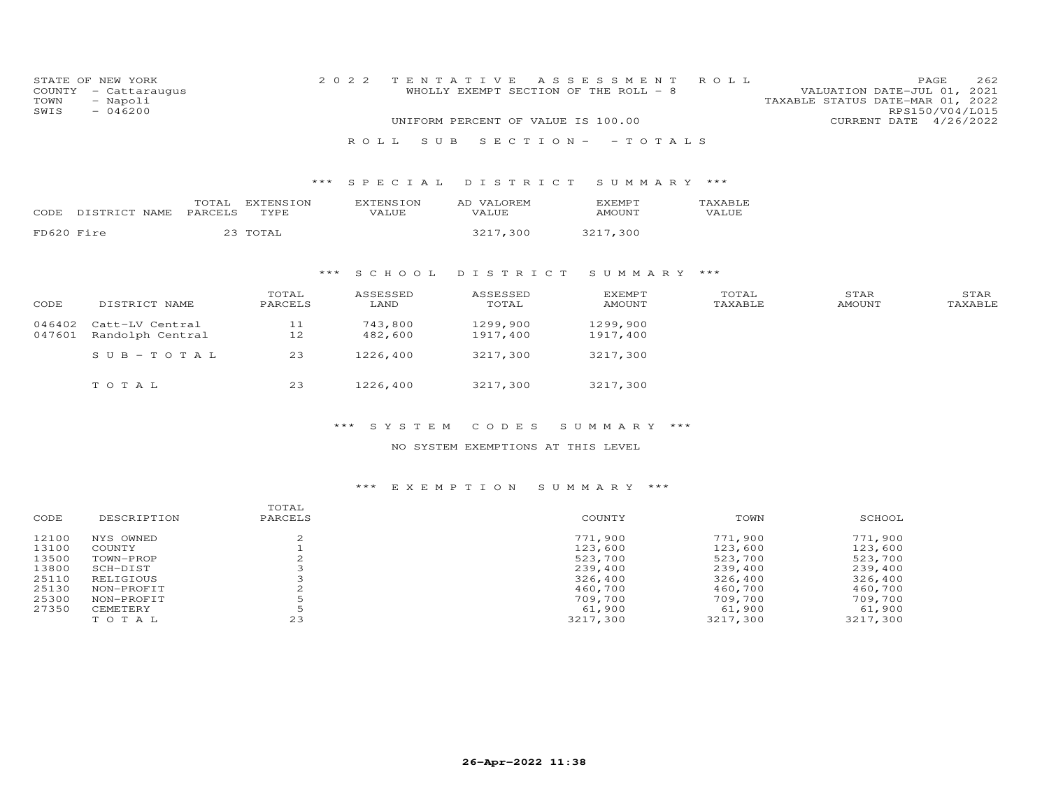STATE OF NEW YORK
COUNTY - Cattaraugus
TOWN - Napoli
SWIS - 046200

2022 TENTATIVE ASSESSMENT ROLL
WHOLLY EXEMPT SECTION OF THE ROLL - 8
UNIFORM PERCENT OF VALUE IS 100.00

VALUATION DATE-JUL 01, 2021
TAXABLE STATUS DATE-MAR 01, 2022
RPS150/V04/L015
CURRENT DATE 4/26/2022

ROLL SUB SECTION- - TOTALS

### *** SPECIAL DISTRICT SUMMARY ***

| CODE DISTRICT NAME | TOTAL PARCELS | EXTENSION TYPE | EXTENSION VALUE | AD VALOREM VALUE | EXEMPT AMOUNT | TAXABLE VALUE |
|---|---|---|---|---|---|---|
| FD620 Fire | 23 | TOTAL | | 3217,300 | 3217,300 | |

### *** SCHOOL DISTRICT SUMMARY ***

| CODE | DISTRICT NAME | TOTAL PARCELS | ASSESSED LAND | ASSESSED TOTAL | EXEMPT AMOUNT | TOTAL TAXABLE | STAR AMOUNT | STAR TAXABLE |
|---|---|---|---|---|---|---|---|---|
| 046402 | Catt-LV Central | 11 | 743,800 | 1299,900 | 1299,900 | | | |
| 047601 | Randolph Central | 12 | 482,600 | 1917,400 | 1917,400 | | | |
| | S U B - T O T A L | 23 | 1226,400 | 3217,300 | 3217,300 | | | |
| | T O T A L | 23 | 1226,400 | 3217,300 | 3217,300 | | | |

### *** SYSTEM CODES SUMMARY ***

NO SYSTEM EXEMPTIONS AT THIS LEVEL

### *** EXEMPTION SUMMARY ***

| CODE | DESCRIPTION | TOTAL PARCELS | COUNTY | TOWN | SCHOOL |
|---|---|---|---|---|---|
| 12100 | NYS OWNED | 2 | 771,900 | 771,900 | 771,900 |
| 13100 | COUNTY | 1 | 123,600 | 123,600 | 123,600 |
| 13500 | TOWN-PROP | 2 | 523,700 | 523,700 | 523,700 |
| 13800 | SCH-DIST | 3 | 239,400 | 239,400 | 239,400 |
| 25110 | RELIGIOUS | 3 | 326,400 | 326,400 | 326,400 |
| 25130 | NON-PROFIT | 2 | 460,700 | 460,700 | 460,700 |
| 25300 | NON-PROFIT | 5 | 709,700 | 709,700 | 709,700 |
| 27350 | CEMETERY | 5 | 61,900 | 61,900 | 61,900 |
| | T O T A L | 23 | 3217,300 | 3217,300 | 3217,300 |

26-Apr-2022 11:38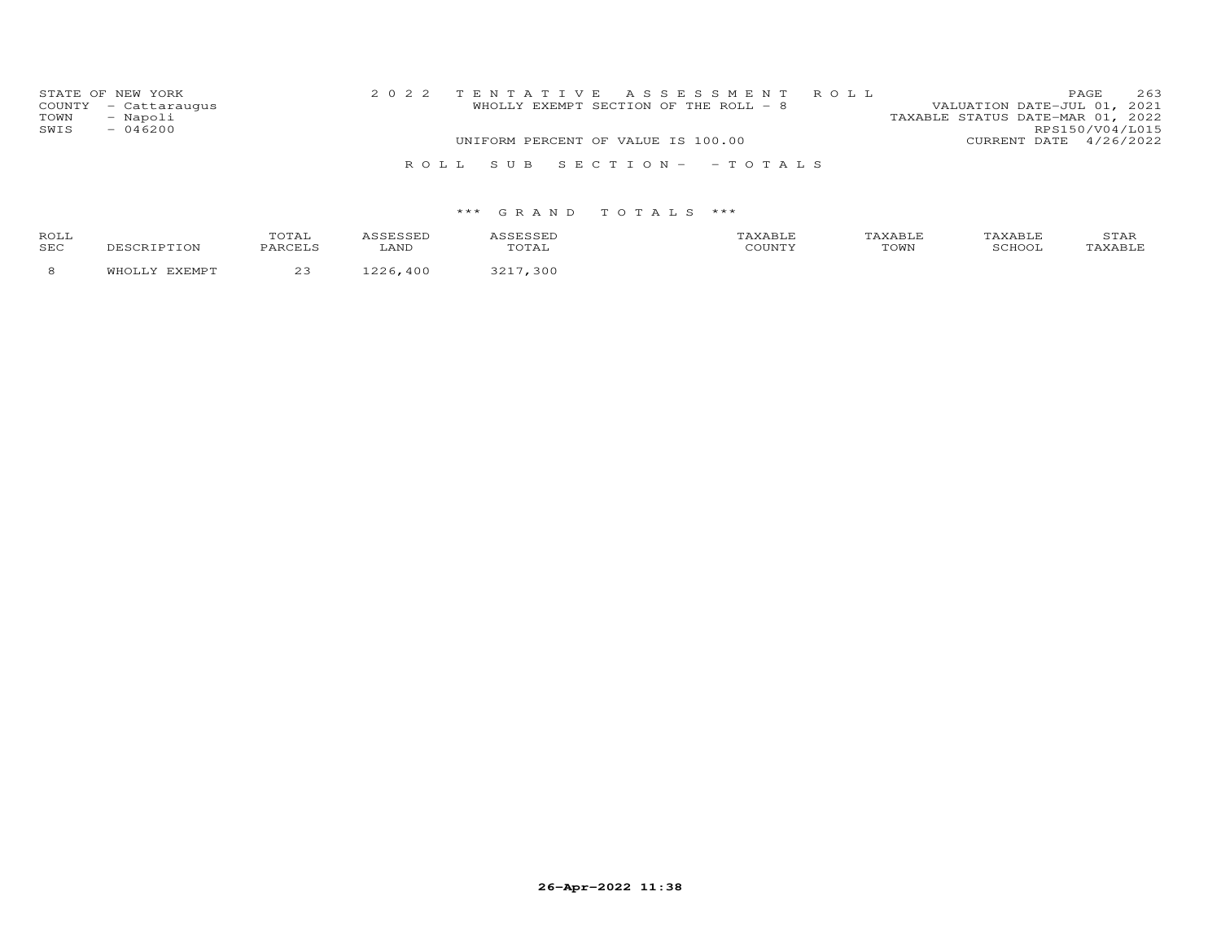STATE OF NEW YORK
COUNTY - Cattaraugus
TOWN - Napoli
SWIS - 046200

2 0 2 2 T E N T A T I V E A S S E S S M E N T R O L L
WHOLLY EXEMPT SECTION OF THE ROLL - 8
UNIFORM PERCENT OF VALUE IS 100.00

VALUATION DATE-JUL 01, 2021
TAXABLE STATUS DATE-MAR 01, 2022
RPS150/V04/L015
CURRENT DATE 4/26/2022

R O L L S U B S E C T I O N - - T O T A L S

\*\*\* G R A N D T O T A L S \*\*\*

| ROLL SEC | DESCRIPTION | TOTAL PARCELS | ASSESSED LAND | ASSESSED TOTAL | TAXABLE COUNTY | TAXABLE TOWN | TAXABLE SCHOOL | STAR TAXABLE |
|---|---|---|---|---|---|---|---|---|
| 8 | WHOLLY EXEMPT | 23 | 1226,400 | 3217,300 | | | | |

26-Apr-2022 11:38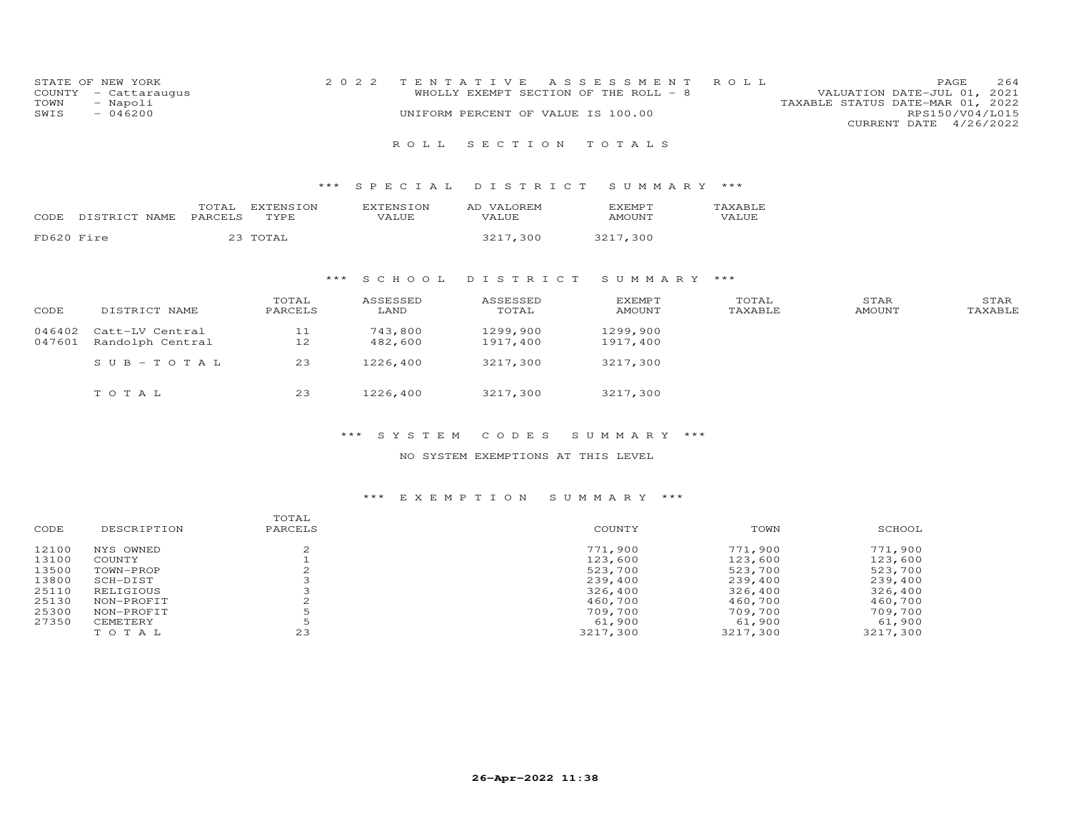STATE OF NEW YORK
COUNTY - Cattaraugus
TOWN - Napoli
SWIS - 046200

2022 TENTATIVE ASSESSMENT ROLL
WHOLLY EXEMPT SECTION OF THE ROLL - 8
UNIFORM PERCENT OF VALUE IS 100.00

VALUATION DATE-JUL 01, 2021
TAXABLE STATUS DATE-MAR 01, 2022
RPS150/V04/L015
CURRENT DATE 4/26/2022

## ROLL SECTION TOTALS

### *** SPECIAL DISTRICT SUMMARY ***

| CODE | DISTRICT NAME | TOTAL PARCELS | EXTENSION TYPE | EXTENSION VALUE | AD VALOREM VALUE | EXEMPT AMOUNT | TAXABLE VALUE |
|---|---|---|---|---|---|---|---|
| FD620 | Fire | 23 | TOTAL | | 3217,300 | 3217,300 | |

### *** SCHOOL DISTRICT SUMMARY ***

| CODE | DISTRICT NAME | TOTAL PARCELS | ASSESSED LAND | ASSESSED TOTAL | EXEMPT AMOUNT | TOTAL TAXABLE | STAR AMOUNT | STAR TAXABLE |
|---|---|---|---|---|---|---|---|---|
| 046402 | Catt-LV Central | 11 | 743,800 | 1299,900 | 1299,900 | | | |
| 047601 | Randolph Central | 12 | 482,600 | 1917,400 | 1917,400 | | | |
| | SUB-TOTAL | 23 | 1226,400 | 3217,300 | 3217,300 | | | |
| | TOTAL | 23 | 1226,400 | 3217,300 | 3217,300 | | | |

### *** SYSTEM CODES SUMMARY ***

NO SYSTEM EXEMPTIONS AT THIS LEVEL

### *** EXEMPTION SUMMARY ***

| CODE | DESCRIPTION | TOTAL PARCELS | COUNTY | TOWN | SCHOOL |
|---|---|---|---|---|---|
| 12100 | NYS OWNED | 2 | 771,900 | 771,900 | 771,900 |
| 13100 | COUNTY | 1 | 123,600 | 123,600 | 123,600 |
| 13500 | TOWN-PROP | 2 | 523,700 | 523,700 | 523,700 |
| 13800 | SCH-DIST | 3 | 239,400 | 239,400 | 239,400 |
| 25110 | RELIGIOUS | 3 | 326,400 | 326,400 | 326,400 |
| 25130 | NON-PROFIT | 2 | 460,700 | 460,700 | 460,700 |
| 25300 | NON-PROFIT | 5 | 709,700 | 709,700 | 709,700 |
| 27350 | CEMETERY | 5 | 61,900 | 61,900 | 61,900 |
| | TOTAL | 23 | 3217,300 | 3217,300 | 3217,300 |

26-Apr-2022 11:38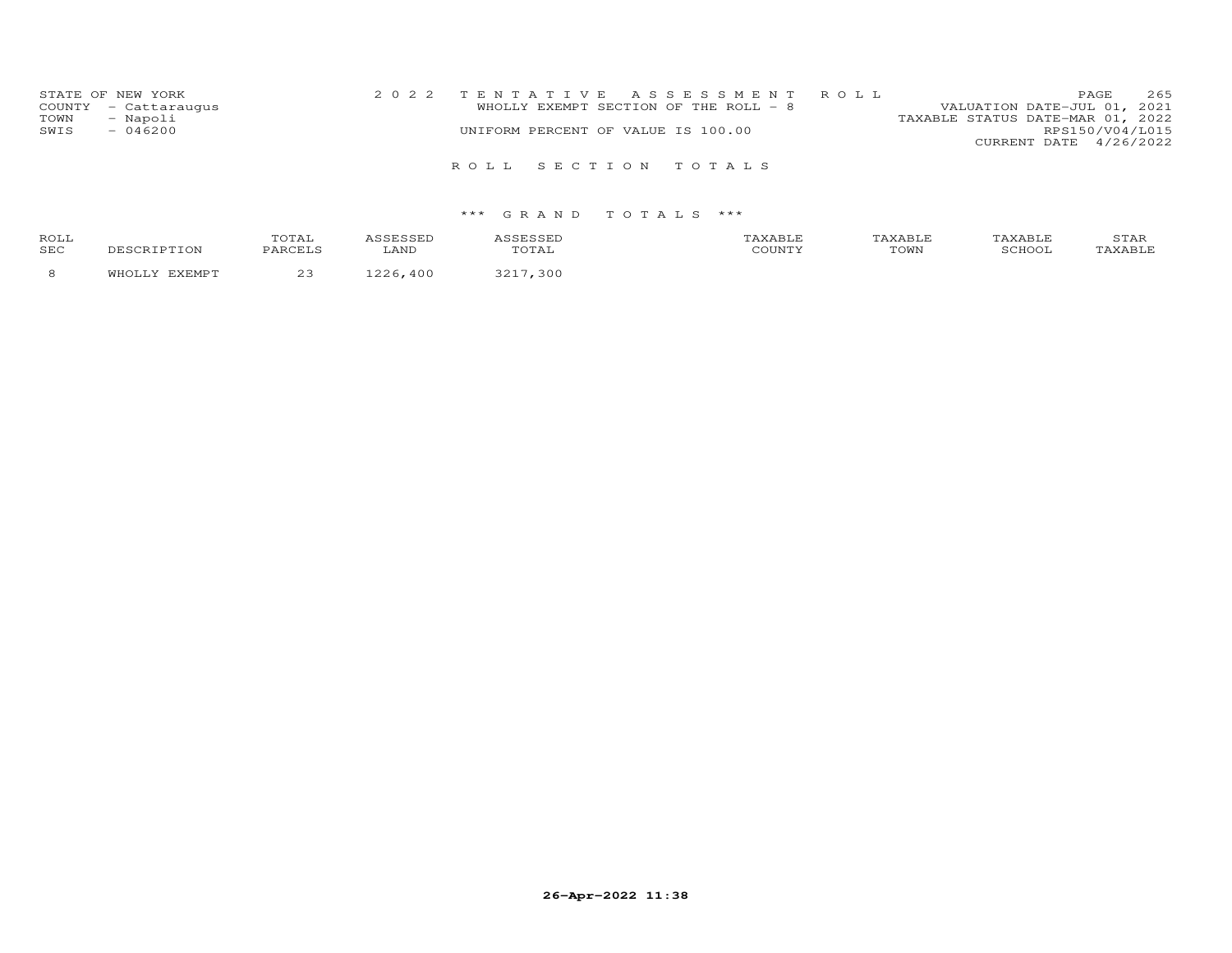STATE OF NEW YORK
COUNTY - Cattaraugus
TOWN - Napoli
SWIS - 046200

2 0 2 2 T E N T A T I V E A S S E S S M E N T R O L L
WHOLLY EXEMPT SECTION OF THE ROLL - 8
UNIFORM PERCENT OF VALUE IS 100.00

VALUATION DATE-JUL 01, 2021
TAXABLE STATUS DATE-MAR 01, 2022
RPS150/V04/L015
CURRENT DATE 4/26/2022

## R O L L S E C T I O N T O T A L S

### *** G R A N D T O T A L S ***

| ROLL SEC | DESCRIPTION | TOTAL PARCELS | ASSESSED LAND | ASSESSED TOTAL | TAXABLE COUNTY | TAXABLE TOWN | TAXABLE SCHOOL | STAR TAXABLE |
|---|---|---|---|---|---|---|---|---|
| 8 | WHOLLY EXEMPT | 23 | 1226,400 | 3217,300 | | | | |

**26-Apr-2022 11:38**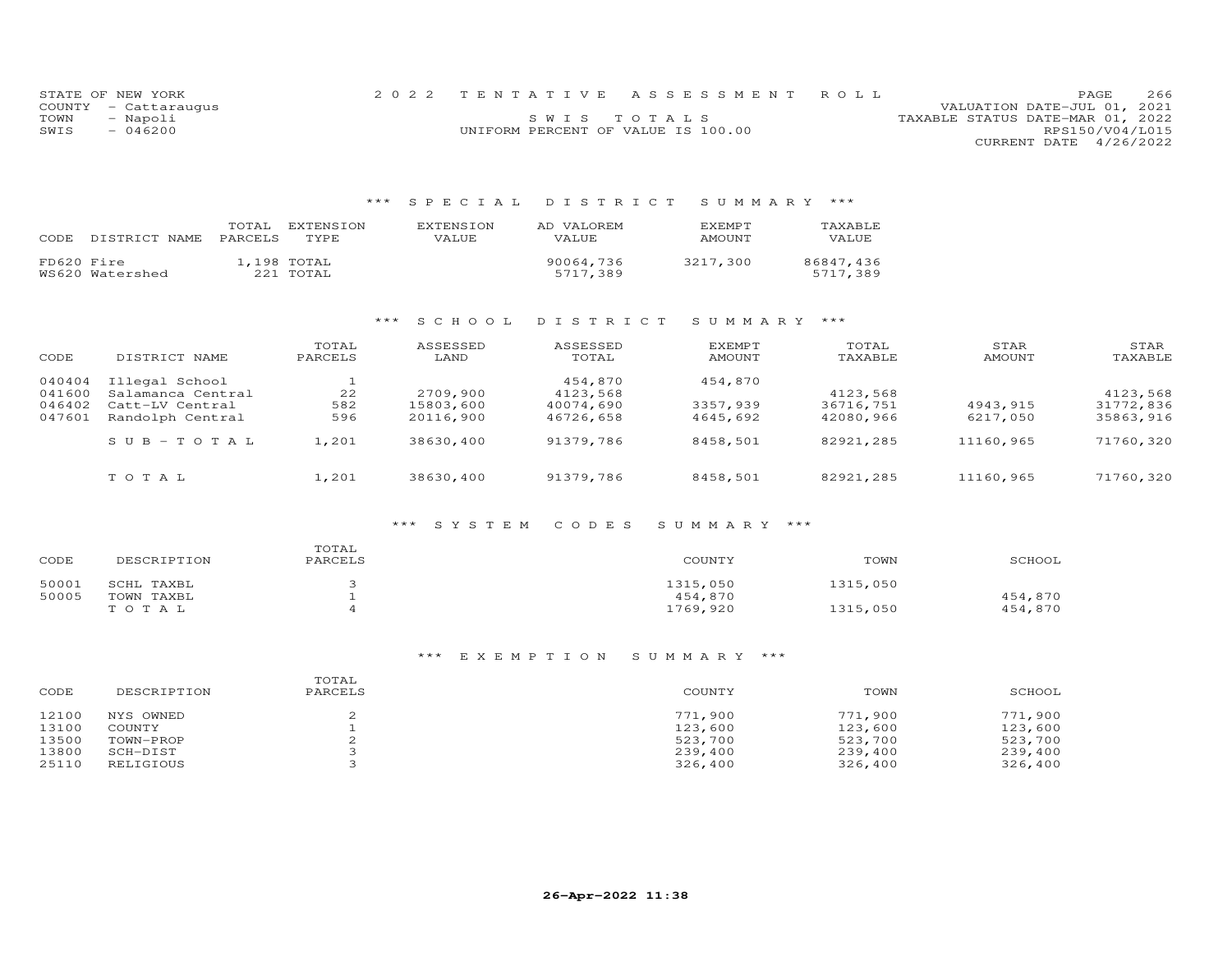STATE OF NEW YORK
COUNTY - Cattaraugus
TOWN - Napoli
SWIS - 046200

2022 TENTATIVE ASSESSMENT ROLL
SWIS TOTALS
UNIFORM PERCENT OF VALUE IS 100.00

VALUATION DATE-JUL 01, 2021
TAXABLE STATUS DATE-MAR 01, 2022
RPS150/V04/L015
CURRENT DATE 4/26/2022

### *** SPECIAL DISTRICT SUMMARY ***

| CODE | DISTRICT NAME | TOTAL PARCELS | EXTENSION TYPE | EXTENSION VALUE | AD VALOREM VALUE | EXEMPT AMOUNT | TAXABLE VALUE |
|---|---|---|---|---|---|---|---|
| FD620 | Fire | 1,198 | TOTAL | | 90064,736 | 3217,300 | 86847,436 |
| WS620 | Watershed | 221 | TOTAL | | 5717,389 | | 5717,389 |

### *** SCHOOL DISTRICT SUMMARY ***

| CODE | DISTRICT NAME | TOTAL PARCELS | ASSESSED LAND | ASSESSED TOTAL | EXEMPT AMOUNT | TOTAL TAXABLE | STAR AMOUNT | STAR TAXABLE |
|---|---|---|---|---|---|---|---|---|
| 040404 | Illegal School | 1 | | 454,870 | 454,870 | | | |
| 041600 | Salamanca Central | 22 | 2709,900 | 4123,568 | | 4123,568 | | 4123,568 |
| 046402 | Catt-LV Central | 582 | 15803,600 | 40074,690 | 3357,939 | 36716,751 | 4943,915 | 31772,836 |
| 047601 | Randolph Central | 596 | 20116,900 | 46726,658 | 4645,692 | 42080,966 | 6217,050 | 35863,916 |
| | SUB-TOTAL | 1,201 | 38630,400 | 91379,786 | 8458,501 | 82921,285 | 11160,965 | 71760,320 |
| | TOTAL | 1,201 | 38630,400 | 91379,786 | 8458,501 | 82921,285 | 11160,965 | 71760,320 |

### *** SYSTEM CODES SUMMARY ***

| CODE | DESCRIPTION | TOTAL PARCELS | COUNTY | TOWN | SCHOOL |
|---|---|---|---|---|---|
| 50001 | SCHL TAXBL | 3 | 1315,050 | 1315,050 | |
| 50005 | TOWN TAXBL | 1 | 454,870 | | 454,870 |
| | TOTAL | 4 | 1769,920 | 1315,050 | 454,870 |

### *** EXEMPTION SUMMARY ***

| CODE | DESCRIPTION | TOTAL PARCELS | COUNTY | TOWN | SCHOOL |
|---|---|---|---|---|---|
| 12100 | NYS OWNED | 2 | 771,900 | 771,900 | 771,900 |
| 13100 | COUNTY | 1 | 123,600 | 123,600 | 123,600 |
| 13500 | TOWN-PROP | 2 | 523,700 | 523,700 | 523,700 |
| 13800 | SCH-DIST | 3 | 239,400 | 239,400 | 239,400 |
| 25110 | RELIGIOUS | 3 | 326,400 | 326,400 | 326,400 |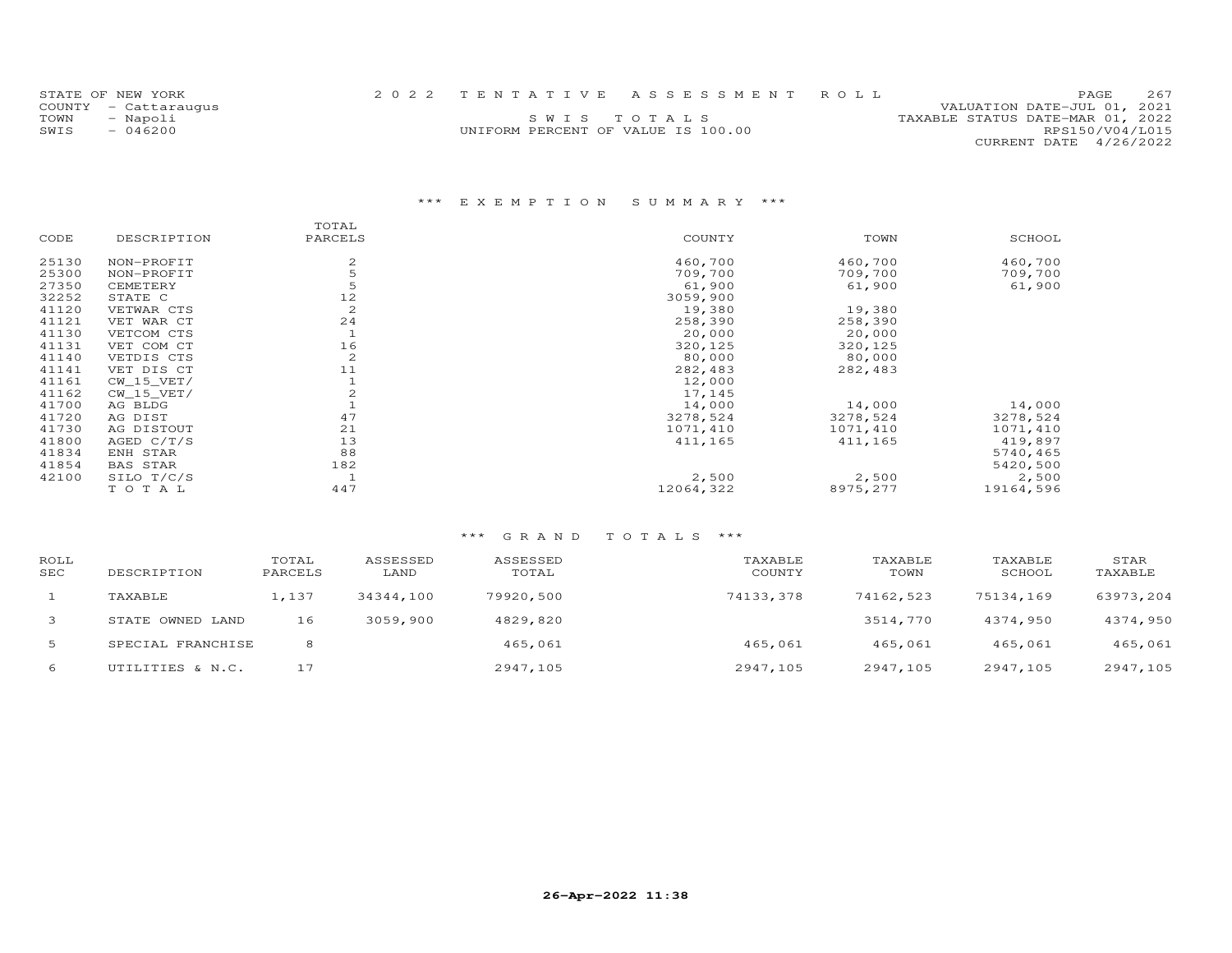STATE OF NEW YORK
COUNTY - Cattaraugus
TOWN - Napoli
SWIS - 046200

2022 TENTATIVE ASSESSMENT ROLL

SWIS TOTALS

UNIFORM PERCENT OF VALUE IS 100.00

VALUATION DATE-JUL 01, 2021
TAXABLE STATUS DATE-MAR 01, 2022
RPS150/V04/L015
CURRENT DATE 4/26/2022

## *** EXEMPTION SUMMARY ***

| CODE | DESCRIPTION | TOTAL PARCELS | COUNTY | TOWN | SCHOOL |
|---|---|---|---|---|---|
| 25130 | NON-PROFIT | 2 | 460,700 | 460,700 | 460,700 |
| 25300 | NON-PROFIT | 5 | 709,700 | 709,700 | 709,700 |
| 27350 | CEMETERY | 5 | 61,900 | 61,900 | 61,900 |
| 32252 | STATE C | 12 | 3059,900 | | |
| 41120 | VETWAR CTS | 2 | 19,380 | 19,380 | |
| 41121 | VET WAR CT | 24 | 258,390 | 258,390 | |
| 41130 | VETCOM CTS | 1 | 20,000 | 20,000 | |
| 41131 | VET COM CT | 16 | 320,125 | 320,125 | |
| 41140 | VETDIS CTS | 2 | 80,000 | 80,000 | |
| 41141 | VET DIS CT | 11 | 282,483 | 282,483 | |
| 41161 | CW_15_VET/ | 1 | 12,000 | | |
| 41162 | CW_15_VET/ | 2 | 17,145 | | |
| 41700 | AG BLDG | 1 | 14,000 | 14,000 | 14,000 |
| 41720 | AG DIST | 47 | 3278,524 | 3278,524 | 3278,524 |
| 41730 | AG DISTOUT | 21 | 1071,410 | 1071,410 | 1071,410 |
| 41800 | AGED C/T/S | 13 | 411,165 | 411,165 | 419,897 |
| 41834 | ENH STAR | 88 | | | 5740,465 |
| 41854 | BAS STAR | 182 | | | 5420,500 |
| 42100 | SILO T/C/S | 1 | 2,500 | 2,500 | 2,500 |
| | TOTAL | 447 | 12064,322 | 8975,277 | 19164,596 |

## *** GRAND TOTALS ***

| ROLL SEC | DESCRIPTION | TOTAL PARCELS | ASSESSED LAND | ASSESSED TOTAL | TAXABLE COUNTY | TAXABLE TOWN | TAXABLE SCHOOL | STAR TAXABLE |
|---|---|---|---|---|---|---|---|---|
| 1 | TAXABLE | 1,137 | 34344,100 | 79920,500 | 74133,378 | 74162,523 | 75134,169 | 63973,204 |
| 3 | STATE OWNED LAND | 16 | 3059,900 | 4829,820 | | 3514,770 | 4374,950 | 4374,950 |
| 5 | SPECIAL FRANCHISE | 8 | | 465,061 | 465,061 | 465,061 | 465,061 | 465,061 |
| 6 | UTILITIES & N.C. | 17 | | 2947,105 | 2947,105 | 2947,105 | 2947,105 | 2947,105 |

26-Apr-2022 11:38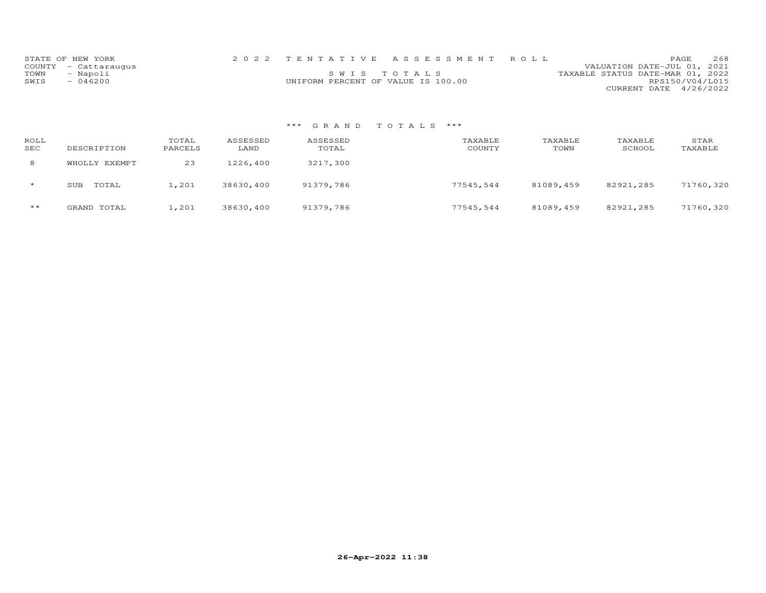STATE OF NEW YORK
COUNTY - Cattaraugus
TOWN - Napoli
SWIS - 046200

2 0 2 2 T E N T A T I V E A S S E S S M E N T R O L L

S W I S T O T A L S

UNIFORM PERCENT OF VALUE IS 100.00

VALUATION DATE-JUL 01, 2021
TAXABLE STATUS DATE-MAR 01, 2022
RPS150/V04/L015
CURRENT DATE 4/26/2022

### *** G R A N D T O T A L S ***

| ROLL SEC | DESCRIPTION | TOTAL PARCELS | ASSESSED LAND | ASSESSED TOTAL | TAXABLE COUNTY | TAXABLE TOWN | TAXABLE SCHOOL | STAR TAXABLE |
|---|---|---|---|---|---|---|---|---|
| 8 | WHOLLY EXEMPT | 23 | 1226,400 | 3217,300 | | | | |
| * | SUB TOTAL | 1,201 | 38630,400 | 91379,786 | 77545,544 | 81089,459 | 82921,285 | 71760,320 |
| ** | GRAND TOTAL | 1,201 | 38630,400 | 91379,786 | 77545,544 | 81089,459 | 82921,285 | 71760,320 |

26-Apr-2022 11:38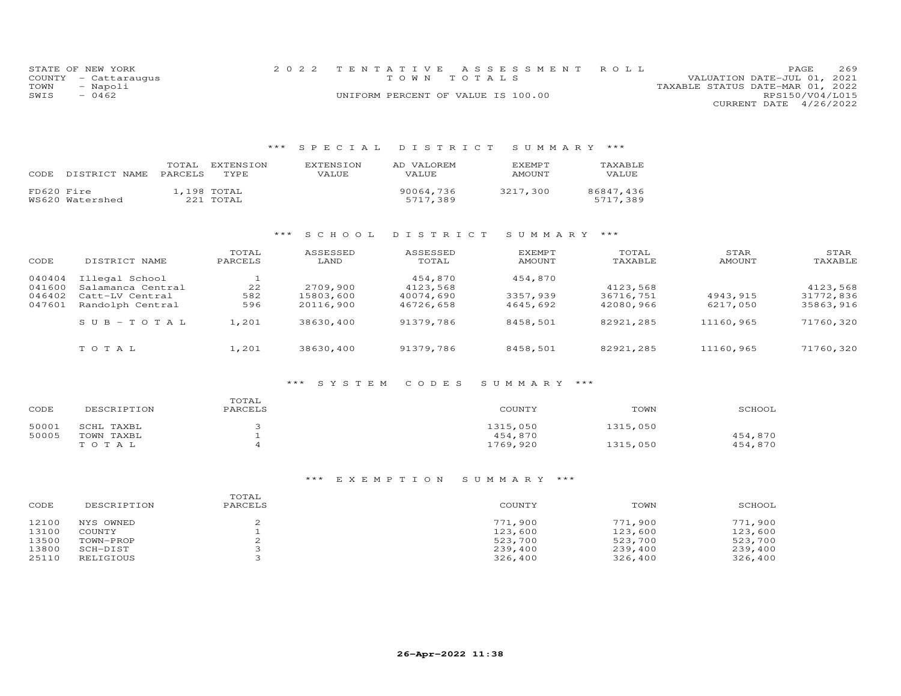STATE OF NEW YORK
COUNTY - Cattaraugus
TOWN - Napoli
SWIS - 0462

2022 TENTATIVE ASSESSMENT ROLL
TOWN TOTALS
UNIFORM PERCENT OF VALUE IS 100.00

VALUATION DATE-JUL 01, 2021
TAXABLE STATUS DATE-MAR 01, 2022
RPS150/V04/L015
CURRENT DATE 4/26/2022

## *** SPECIAL DISTRICT SUMMARY ***

| CODE DISTRICT NAME | TOTAL PARCELS | EXTENSION TYPE | EXTENSION VALUE | AD VALOREM VALUE | EXEMPT AMOUNT | TAXABLE VALUE |
|---|---|---|---|---|---|---|
| FD620 Fire | 1,198 | TOTAL | | 90064,736 | 3217,300 | 86847,436 |
| WS620 Watershed | 221 | TOTAL | | 5717,389 | | 5717,389 |

## *** SCHOOL DISTRICT SUMMARY ***

| CODE | DISTRICT NAME | TOTAL PARCELS | ASSESSED LAND | ASSESSED TOTAL | EXEMPT AMOUNT | TOTAL TAXABLE | STAR AMOUNT | STAR TAXABLE |
|---|---|---|---|---|---|---|---|---|
| 040404 | Illegal School | 1 | | 454,870 | 454,870 | | | |
| 041600 | Salamanca Central | 22 | 2709,900 | 4123,568 | | 4123,568 | | 4123,568 |
| 046402 | Catt-LV Central | 582 | 15803,600 | 40074,690 | 3357,939 | 36716,751 | 4943,915 | 31772,836 |
| 047601 | Randolph Central | 596 | 20116,900 | 46726,658 | 4645,692 | 42080,966 | 6217,050 | 35863,916 |
| | S U B - T O T A L | 1,201 | 38630,400 | 91379,786 | 8458,501 | 82921,285 | 11160,965 | 71760,320 |
| | T O T A L | 1,201 | 38630,400 | 91379,786 | 8458,501 | 82921,285 | 11160,965 | 71760,320 |

## *** SYSTEM CODES SUMMARY ***

| CODE | DESCRIPTION | TOTAL PARCELS | COUNTY | TOWN | SCHOOL |
|---|---|---|---|---|---|
| 50001 | SCHL TAXBL | 3 | 1315,050 | 1315,050 | |
| 50005 | TOWN TAXBL | 1 | 454,870 | | 454,870 |
| | T O T A L | 4 | 1769,920 | 1315,050 | 454,870 |

## *** EXEMPTION SUMMARY ***

| CODE | DESCRIPTION | TOTAL PARCELS | COUNTY | TOWN | SCHOOL |
|---|---|---|---|---|---|
| 12100 | NYS OWNED | 2 | 771,900 | 771,900 | 771,900 |
| 13100 | COUNTY | 1 | 123,600 | 123,600 | 123,600 |
| 13500 | TOWN-PROP | 2 | 523,700 | 523,700 | 523,700 |
| 13800 | SCH-DIST | 3 | 239,400 | 239,400 | 239,400 |
| 25110 | RELIGIOUS | 3 | 326,400 | 326,400 | 326,400 |

26-Apr-2022 11:38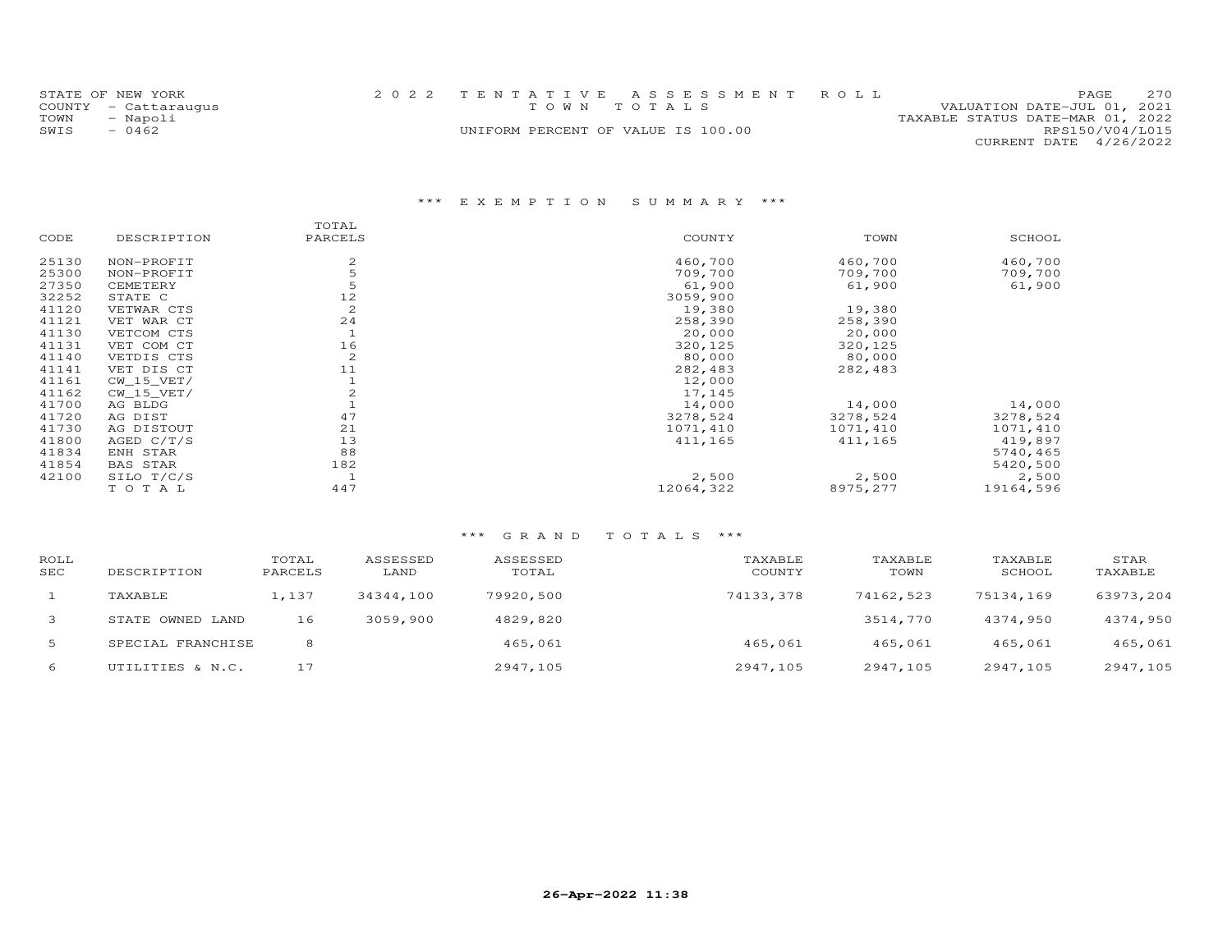STATE OF NEW YORK
COUNTY - Cattaraugus
TOWN - Napoli
SWIS - 0462

2022 TENTATIVE ASSESSMENT ROLL
TOWN TOTALS
UNIFORM PERCENT OF VALUE IS 100.00

VALUATION DATE-JUL 01, 2021
TAXABLE STATUS DATE-MAR 01, 2022
RPS150/V04/L015
CURRENT DATE 4/26/2022

## *** EXEMPTION SUMMARY ***

| CODE | DESCRIPTION | TOTAL PARCELS | COUNTY | TOWN | SCHOOL |
|---|---|---|---|---|---|
| 25130 | NON-PROFIT | 2 | 460,700 | 460,700 | 460,700 |
| 25300 | NON-PROFIT | 5 | 709,700 | 709,700 | 709,700 |
| 27350 | CEMETERY | 5 | 61,900 | 61,900 | 61,900 |
| 32252 | STATE C | 12 | 3059,900 | | |
| 41120 | VETWAR CTS | 2 | 19,380 | 19,380 | |
| 41121 | VET WAR CT | 24 | 258,390 | 258,390 | |
| 41130 | VETCOM CTS | 1 | 20,000 | 20,000 | |
| 41131 | VET COM CT | 16 | 320,125 | 320,125 | |
| 41140 | VETDIS CTS | 2 | 80,000 | 80,000 | |
| 41141 | VET DIS CT | 11 | 282,483 | 282,483 | |
| 41161 | CW_15_VET/ | 1 | 12,000 | | |
| 41162 | CW_15_VET/ | 2 | 17,145 | | |
| 41700 | AG BLDG | 1 | 14,000 | 14,000 | 14,000 |
| 41720 | AG DIST | 47 | 3278,524 | 3278,524 | 3278,524 |
| 41730 | AG DISTOUT | 21 | 1071,410 | 1071,410 | 1071,410 |
| 41800 | AGED C/T/S | 13 | 411,165 | 411,165 | 419,897 |
| 41834 | ENH STAR | 88 | | | 5740,465 |
| 41854 | BAS STAR | 182 | | | 5420,500 |
| 42100 | SILO T/C/S | 1 | 2,500 | 2,500 | 2,500 |
| | TOTAL | 447 | 12064,322 | 8975,277 | 19164,596 |

## *** GRAND TOTALS ***

| ROLL SEC | DESCRIPTION | TOTAL PARCELS | ASSESSED LAND | ASSESSED TOTAL | TAXABLE COUNTY | TAXABLE TOWN | TAXABLE SCHOOL | STAR TAXABLE |
|---|---|---|---|---|---|---|---|---|
| 1 | TAXABLE | 1,137 | 34344,100 | 79920,500 | 74133,378 | 74162,523 | 75134,169 | 63973,204 |
| 3 | STATE OWNED LAND | 16 | 3059,900 | 4829,820 | | 3514,770 | 4374,950 | 4374,950 |
| 5 | SPECIAL FRANCHISE | 8 | | 465,061 | 465,061 | 465,061 | 465,061 | 465,061 |
| 6 | UTILITIES & N.C. | 17 | | 2947,105 | 2947,105 | 2947,105 | 2947,105 | 2947,105 |

26-Apr-2022 11:38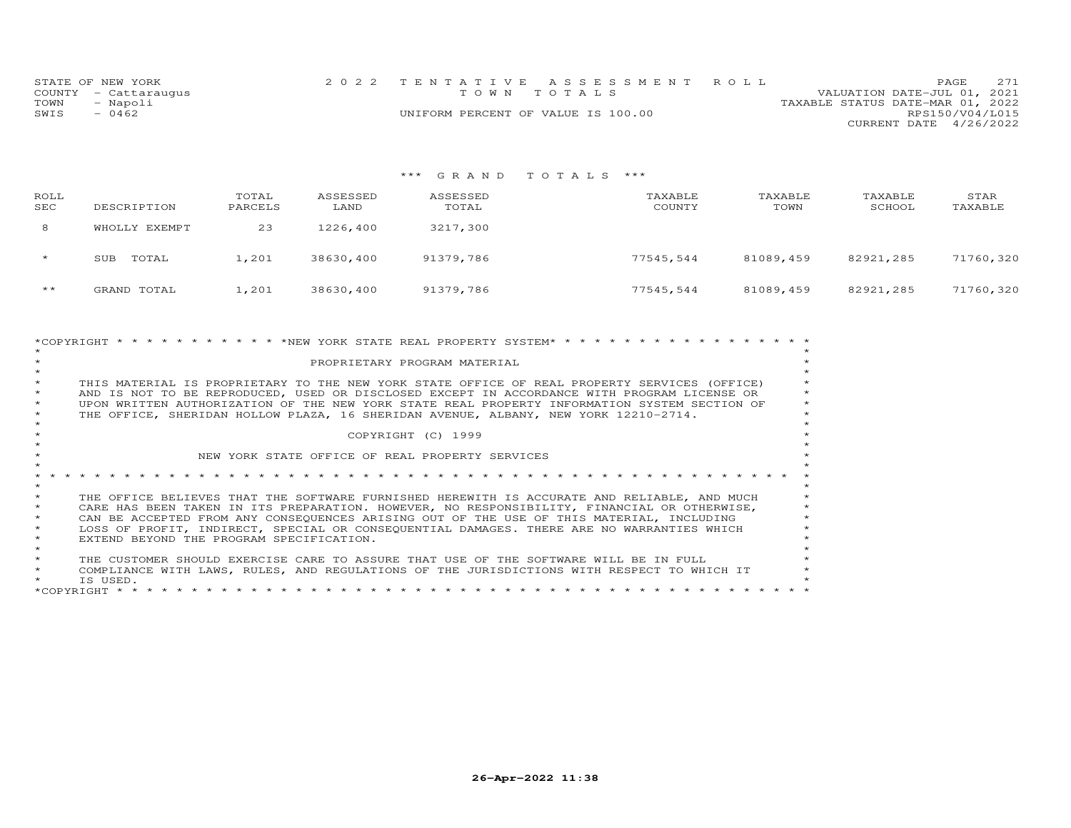STATE OF NEW YORK
COUNTY - Cattaraugus
TOWN - Napoli
SWIS - 0462

# 2022 TENTATIVE ASSESSMENT ROLL

TOWN TOTALS

UNIFORM PERCENT OF VALUE IS 100.00

VALUATION DATE-JUL 01, 2021
TAXABLE STATUS DATE-MAR 01, 2022
RPS150/V04/L015
CURRENT DATE 4/26/2022

## *** GRAND TOTALS ***

| ROLL SEC | DESCRIPTION | TOTAL PARCELS | ASSESSED LAND | ASSESSED TOTAL | TAXABLE COUNTY | TAXABLE TOWN | TAXABLE SCHOOL | STAR TAXABLE |
|---|---|---|---|---|---|---|---|---|
| 8 | WHOLLY EXEMPT | 23 | 1226,400 | 3217,300 | | | | |
| * | SUB TOTAL | 1,201 | 38630,400 | 91379,786 | 77545,544 | 81089,459 | 82921,285 | 71760,320 |
| ** | GRAND TOTAL | 1,201 | 38630,400 | 91379,786 | 77545,544 | 81089,459 | 82921,285 | 71760,320 |

*COPYRIGHT * * * * * * * * * * * *NEW YORK STATE REAL PROPERTY SYSTEM* * * * * * * * * * * * * * * * * * *

PROPRIETARY PROGRAM MATERIAL

THIS MATERIAL IS PROPRIETARY TO THE NEW YORK STATE OFFICE OF REAL PROPERTY SERVICES (OFFICE) AND IS NOT TO BE REPRODUCED, USED OR DISCLOSED EXCEPT IN ACCORDANCE WITH PROGRAM LICENSE OR UPON WRITTEN AUTHORIZATION OF THE NEW YORK STATE REAL PROPERTY INFORMATION SYSTEM SECTION OF THE OFFICE, SHERIDAN HOLLOW PLAZA, 16 SHERIDAN AVENUE, ALBANY, NEW YORK 12210-2714.

COPYRIGHT (C) 1999

NEW YORK STATE OFFICE OF REAL PROPERTY SERVICES

THE OFFICE BELIEVES THAT THE SOFTWARE FURNISHED HEREWITH IS ACCURATE AND RELIABLE, AND MUCH CARE HAS BEEN TAKEN IN ITS PREPARATION. HOWEVER, NO RESPONSIBILITY, FINANCIAL OR OTHERWISE, CAN BE ACCEPTED FROM ANY CONSEQUENCES ARISING OUT OF THE USE OF THIS MATERIAL, INCLUDING LOSS OF PROFIT, INDIRECT, SPECIAL OR CONSEQUENTIAL DAMAGES. THERE ARE NO WARRANTIES WHICH EXTEND BEYOND THE PROGRAM SPECIFICATION.

THE CUSTOMER SHOULD EXERCISE CARE TO ASSURE THAT USE OF THE SOFTWARE WILL BE IN FULL COMPLIANCE WITH LAWS, RULES, AND REGULATIONS OF THE JURISDICTIONS WITH RESPECT TO WHICH IT IS USED.

*COPYRIGHT * * * * * * * * * * * * * * * * * * * * * * * * * * * * * * * * * * * * * * * * * * *

26-Apr-2022 11:38